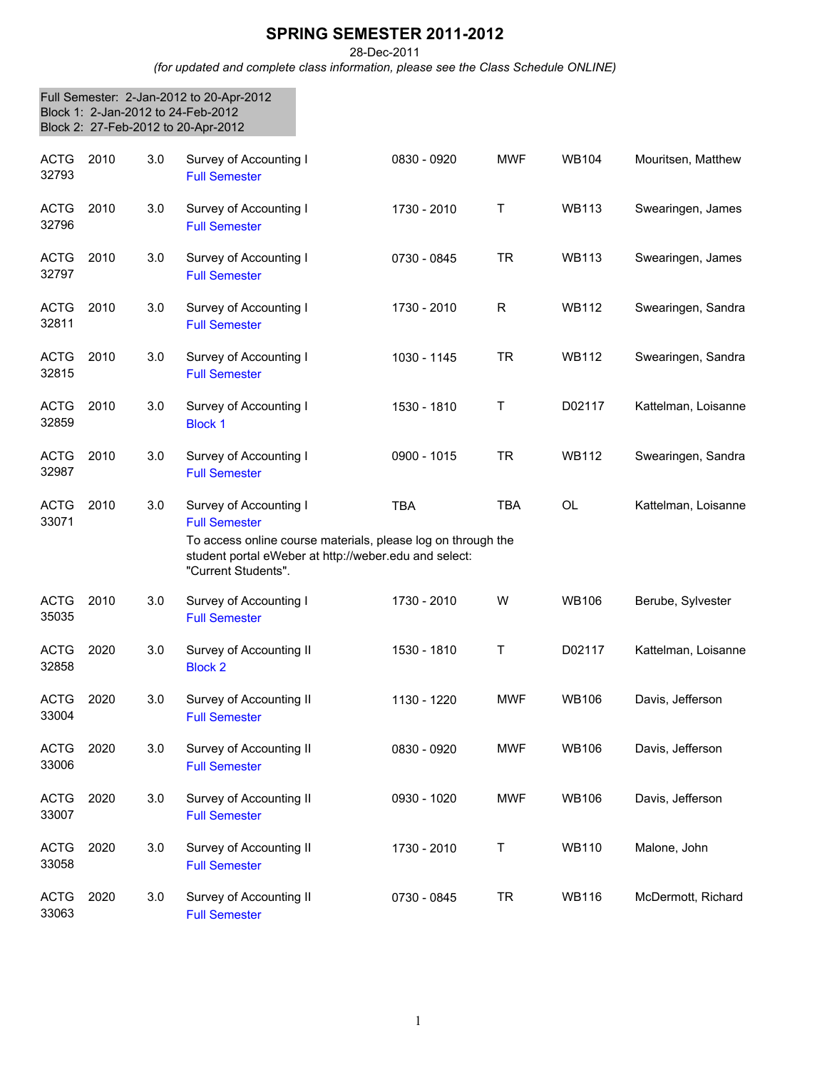# SPRING SEMESTER 2011-2012

28-Dec-2011

*(for updated and complete class information, please see the Class Schedule ONLINE)*

Full Semester: 2-Jan-2012 to 20-Apr-2012
Block 1: 2-Jan-2012 to 24-Feb-2012
Block 2: 27-Feb-2012 to 20-Apr-2012

| Subject / CRN | Course | Credits | Title | Time | Days | Room | Instructor |
|---|---|---|---|---|---|---|---|
| ACTG 32793 | 2010 | 3.0 | Survey of Accounting I<br>Full Semester | 0830 - 0920 | MWF | WB104 | Mouritsen, Matthew |
| ACTG 32796 | 2010 | 3.0 | Survey of Accounting I<br>Full Semester | 1730 - 2010 | T | WB113 | Swearingen, James |
| ACTG 32797 | 2010 | 3.0 | Survey of Accounting I<br>Full Semester | 0730 - 0845 | TR | WB113 | Swearingen, James |
| ACTG 32811 | 2010 | 3.0 | Survey of Accounting I<br>Full Semester | 1730 - 2010 | R | WB112 | Swearingen, Sandra |
| ACTG 32815 | 2010 | 3.0 | Survey of Accounting I<br>Full Semester | 1030 - 1145 | TR | WB112 | Swearingen, Sandra |
| ACTG 32859 | 2010 | 3.0 | Survey of Accounting I<br>Block 1 | 1530 - 1810 | T | D02117 | Kattelman, Loisanne |
| ACTG 32987 | 2010 | 3.0 | Survey of Accounting I<br>Full Semester | 0900 - 1015 | TR | WB112 | Swearingen, Sandra |
| ACTG 33071 | 2010 | 3.0 | Survey of Accounting I<br>Full Semester<br>To access online course materials, please log on through the student portal eWeber at http://weber.edu and select: "Current Students". | TBA | TBA | OL | Kattelman, Loisanne |
| ACTG 35035 | 2010 | 3.0 | Survey of Accounting I<br>Full Semester | 1730 - 2010 | W | WB106 | Berube, Sylvester |
| ACTG 32858 | 2020 | 3.0 | Survey of Accounting II<br>Block 2 | 1530 - 1810 | T | D02117 | Kattelman, Loisanne |
| ACTG 33004 | 2020 | 3.0 | Survey of Accounting II<br>Full Semester | 1130 - 1220 | MWF | WB106 | Davis, Jefferson |
| ACTG 33006 | 2020 | 3.0 | Survey of Accounting II<br>Full Semester | 0830 - 0920 | MWF | WB106 | Davis, Jefferson |
| ACTG 33007 | 2020 | 3.0 | Survey of Accounting II<br>Full Semester | 0930 - 1020 | MWF | WB106 | Davis, Jefferson |
| ACTG 33058 | 2020 | 3.0 | Survey of Accounting II<br>Full Semester | 1730 - 2010 | T | WB110 | Malone, John |
| ACTG 33063 | 2020 | 3.0 | Survey of Accounting II<br>Full Semester | 0730 - 0845 | TR | WB116 | McDermott, Richard |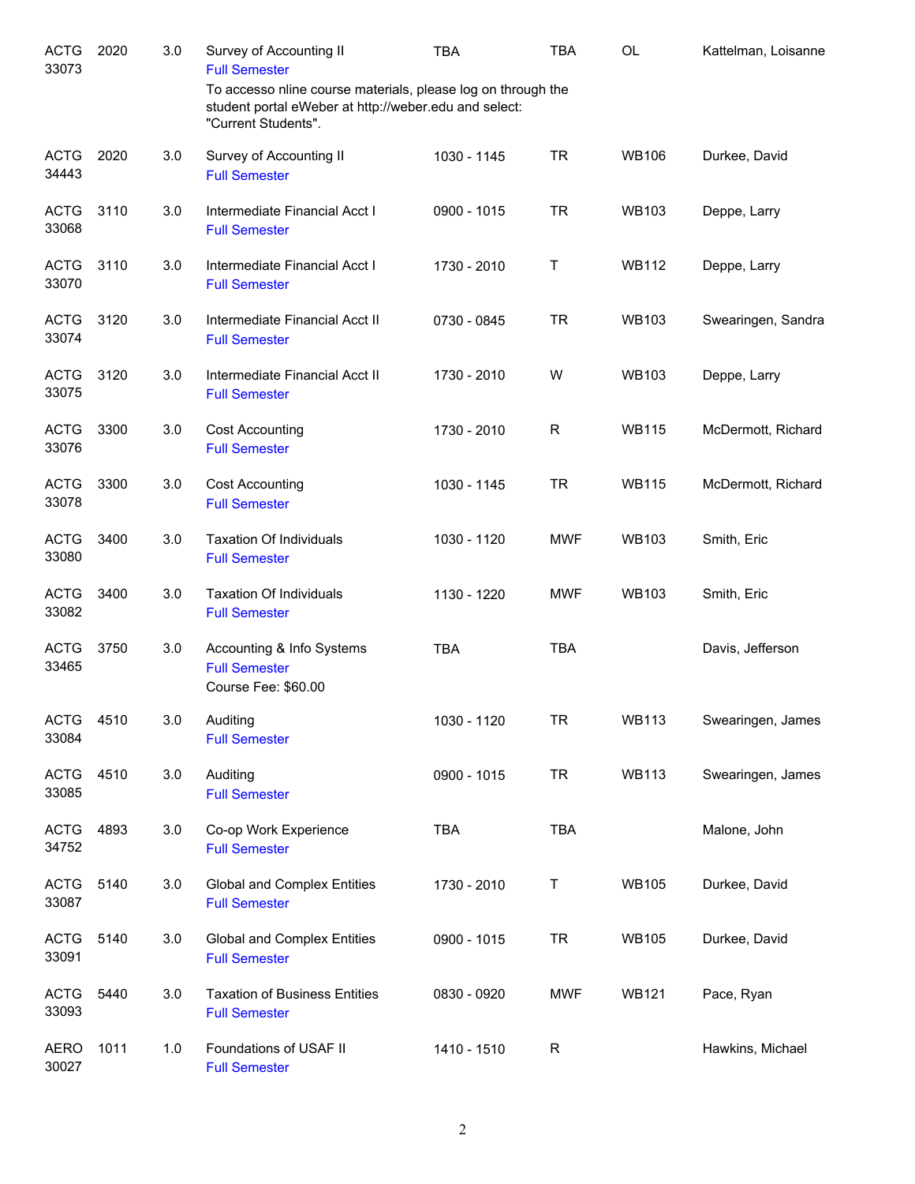| | | | | | | | |
|---|---|---|---|---|---|---|---|
| ACTG 33073 | 2020 | 3.0 | Survey of Accounting II<br>Full Semester<br>To accesso nline course materials, please log on through the student portal eWeber at http://weber.edu and select: "Current Students". | TBA | TBA | OL | Kattelman, Loisanne |
| ACTG 34443 | 2020 | 3.0 | Survey of Accounting II<br>Full Semester | 1030 - 1145 | TR | WB106 | Durkee, David |
| ACTG 33068 | 3110 | 3.0 | Intermediate Financial Acct I<br>Full Semester | 0900 - 1015 | TR | WB103 | Deppe, Larry |
| ACTG 33070 | 3110 | 3.0 | Intermediate Financial Acct I<br>Full Semester | 1730 - 2010 | T | WB112 | Deppe, Larry |
| ACTG 33074 | 3120 | 3.0 | Intermediate Financial Acct II<br>Full Semester | 0730 - 0845 | TR | WB103 | Swearingen, Sandra |
| ACTG 33075 | 3120 | 3.0 | Intermediate Financial Acct II<br>Full Semester | 1730 - 2010 | W | WB103 | Deppe, Larry |
| ACTG 33076 | 3300 | 3.0 | Cost Accounting<br>Full Semester | 1730 - 2010 | R | WB115 | McDermott, Richard |
| ACTG 33078 | 3300 | 3.0 | Cost Accounting<br>Full Semester | 1030 - 1145 | TR | WB115 | McDermott, Richard |
| ACTG 33080 | 3400 | 3.0 | Taxation Of Individuals<br>Full Semester | 1030 - 1120 | MWF | WB103 | Smith, Eric |
| ACTG 33082 | 3400 | 3.0 | Taxation Of Individuals<br>Full Semester | 1130 - 1220 | MWF | WB103 | Smith, Eric |
| ACTG 33465 | 3750 | 3.0 | Accounting & Info Systems<br>Full Semester<br>Course Fee: $60.00 | TBA | TBA | | Davis, Jefferson |
| ACTG 33084 | 4510 | 3.0 | Auditing<br>Full Semester | 1030 - 1120 | TR | WB113 | Swearingen, James |
| ACTG 33085 | 4510 | 3.0 | Auditing<br>Full Semester | 0900 - 1015 | TR | WB113 | Swearingen, James |
| ACTG 34752 | 4893 | 3.0 | Co-op Work Experience<br>Full Semester | TBA | TBA | | Malone, John |
| ACTG 33087 | 5140 | 3.0 | Global and Complex Entities<br>Full Semester | 1730 - 2010 | T | WB105 | Durkee, David |
| ACTG 33091 | 5140 | 3.0 | Global and Complex Entities<br>Full Semester | 0900 - 1015 | TR | WB105 | Durkee, David |
| ACTG 33093 | 5440 | 3.0 | Taxation of Business Entities<br>Full Semester | 0830 - 0920 | MWF | WB121 | Pace, Ryan |
| AERO 30027 | 1011 | 1.0 | Foundations of USAF II<br>Full Semester | 1410 - 1510 | R | | Hawkins, Michael |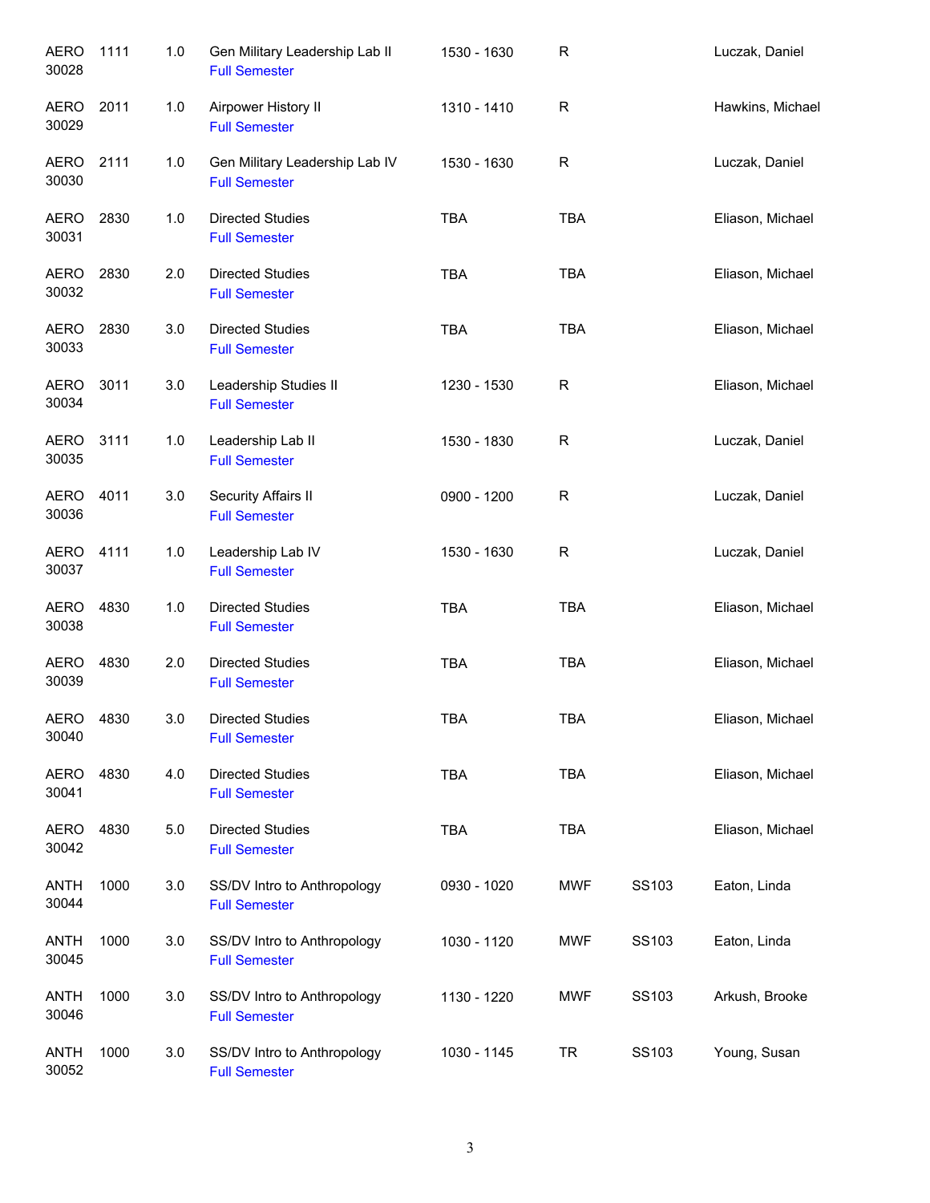| | | | | | | | |
|---|---|---|---|---|---|---|---|
| AERO 30028 | 1111 | 1.0 | Gen Military Leadership Lab II<br>Full Semester | 1530 - 1630 | R | | Luczak, Daniel |
| AERO 30029 | 2011 | 1.0 | Airpower History II<br>Full Semester | 1310 - 1410 | R | | Hawkins, Michael |
| AERO 30030 | 2111 | 1.0 | Gen Military Leadership Lab IV<br>Full Semester | 1530 - 1630 | R | | Luczak, Daniel |
| AERO 30031 | 2830 | 1.0 | Directed Studies<br>Full Semester | TBA | TBA | | Eliason, Michael |
| AERO 30032 | 2830 | 2.0 | Directed Studies<br>Full Semester | TBA | TBA | | Eliason, Michael |
| AERO 30033 | 2830 | 3.0 | Directed Studies<br>Full Semester | TBA | TBA | | Eliason, Michael |
| AERO 30034 | 3011 | 3.0 | Leadership Studies II<br>Full Semester | 1230 - 1530 | R | | Eliason, Michael |
| AERO 30035 | 3111 | 1.0 | Leadership Lab II<br>Full Semester | 1530 - 1830 | R | | Luczak, Daniel |
| AERO 30036 | 4011 | 3.0 | Security Affairs II<br>Full Semester | 0900 - 1200 | R | | Luczak, Daniel |
| AERO 30037 | 4111 | 1.0 | Leadership Lab IV<br>Full Semester | 1530 - 1630 | R | | Luczak, Daniel |
| AERO 30038 | 4830 | 1.0 | Directed Studies<br>Full Semester | TBA | TBA | | Eliason, Michael |
| AERO 30039 | 4830 | 2.0 | Directed Studies<br>Full Semester | TBA | TBA | | Eliason, Michael |
| AERO 30040 | 4830 | 3.0 | Directed Studies<br>Full Semester | TBA | TBA | | Eliason, Michael |
| AERO 30041 | 4830 | 4.0 | Directed Studies<br>Full Semester | TBA | TBA | | Eliason, Michael |
| AERO 30042 | 4830 | 5.0 | Directed Studies<br>Full Semester | TBA | TBA | | Eliason, Michael |
| ANTH 30044 | 1000 | 3.0 | SS/DV Intro to Anthropology<br>Full Semester | 0930 - 1020 | MWF | SS103 | Eaton, Linda |
| ANTH 30045 | 1000 | 3.0 | SS/DV Intro to Anthropology<br>Full Semester | 1030 - 1120 | MWF | SS103 | Eaton, Linda |
| ANTH 30046 | 1000 | 3.0 | SS/DV Intro to Anthropology<br>Full Semester | 1130 - 1220 | MWF | SS103 | Arkush, Brooke |
| ANTH 30052 | 1000 | 3.0 | SS/DV Intro to Anthropology<br>Full Semester | 1030 - 1145 | TR | SS103 | Young, Susan |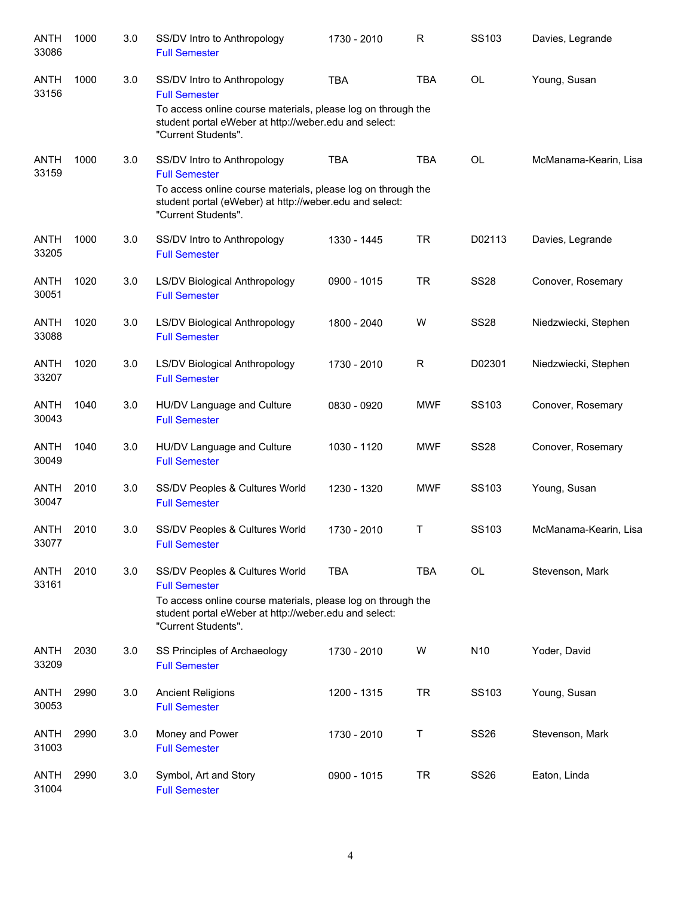| | | | | | | | |
|---|---|---|---|---|---|---|---|
| ANTH 33086 | 1000 | 3.0 | SS/DV Intro to Anthropology<br>Full Semester | 1730 - 2010 | R | SS103 | Davies, Legrande |
| ANTH 33156 | 1000 | 3.0 | SS/DV Intro to Anthropology<br>Full Semester<br>To access online course materials, please log on through the student portal eWeber at http://weber.edu and select: "Current Students". | TBA | TBA | OL | Young, Susan |
| ANTH 33159 | 1000 | 3.0 | SS/DV Intro to Anthropology<br>Full Semester<br>To access online course materials, please log on through the student portal (eWeber) at http://weber.edu and select: "Current Students". | TBA | TBA | OL | McManama-Kearin, Lisa |
| ANTH 33205 | 1000 | 3.0 | SS/DV Intro to Anthropology<br>Full Semester | 1330 - 1445 | TR | D02113 | Davies, Legrande |
| ANTH 30051 | 1020 | 3.0 | LS/DV Biological Anthropology<br>Full Semester | 0900 - 1015 | TR | SS28 | Conover, Rosemary |
| ANTH 33088 | 1020 | 3.0 | LS/DV Biological Anthropology<br>Full Semester | 1800 - 2040 | W | SS28 | Niedzwiecki, Stephen |
| ANTH 33207 | 1020 | 3.0 | LS/DV Biological Anthropology<br>Full Semester | 1730 - 2010 | R | D02301 | Niedzwiecki, Stephen |
| ANTH 30043 | 1040 | 3.0 | HU/DV Language and Culture<br>Full Semester | 0830 - 0920 | MWF | SS103 | Conover, Rosemary |
| ANTH 30049 | 1040 | 3.0 | HU/DV Language and Culture<br>Full Semester | 1030 - 1120 | MWF | SS28 | Conover, Rosemary |
| ANTH 30047 | 2010 | 3.0 | SS/DV Peoples & Cultures World<br>Full Semester | 1230 - 1320 | MWF | SS103 | Young, Susan |
| ANTH 33077 | 2010 | 3.0 | SS/DV Peoples & Cultures World<br>Full Semester | 1730 - 2010 | T | SS103 | McManama-Kearin, Lisa |
| ANTH 33161 | 2010 | 3.0 | SS/DV Peoples & Cultures World<br>Full Semester<br>To access online course materials, please log on through the student portal eWeber at http://weber.edu and select: "Current Students". | TBA | TBA | OL | Stevenson, Mark |
| ANTH 33209 | 2030 | 3.0 | SS Principles of Archaeology<br>Full Semester | 1730 - 2010 | W | N10 | Yoder, David |
| ANTH 30053 | 2990 | 3.0 | Ancient Religions<br>Full Semester | 1200 - 1315 | TR | SS103 | Young, Susan |
| ANTH 31003 | 2990 | 3.0 | Money and Power<br>Full Semester | 1730 - 2010 | T | SS26 | Stevenson, Mark |
| ANTH 31004 | 2990 | 3.0 | Symbol, Art and Story<br>Full Semester | 0900 - 1015 | TR | SS26 | Eaton, Linda |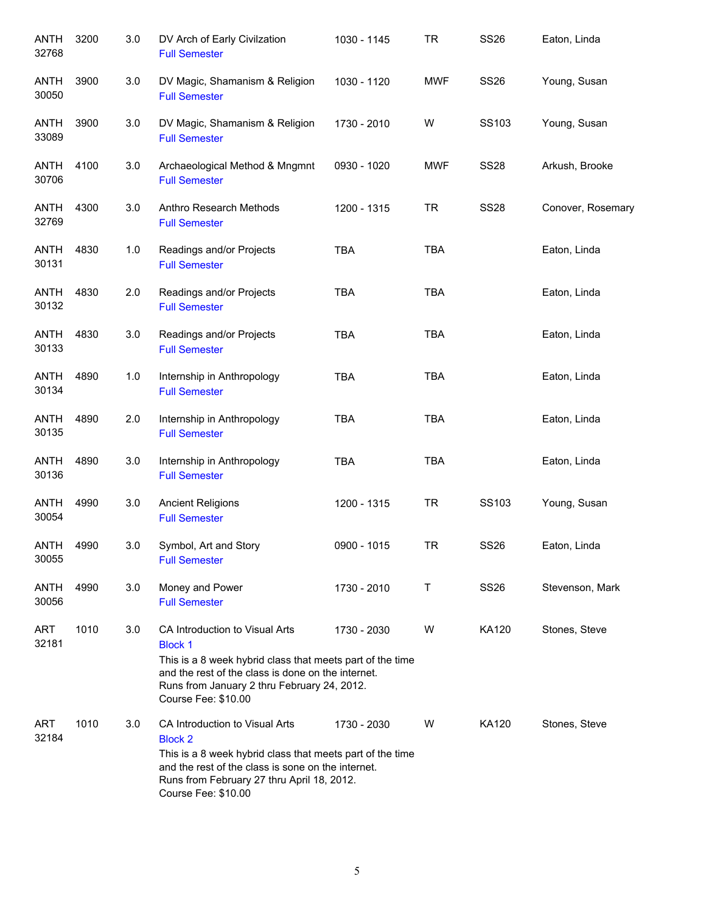| | | | | | | | |
|---|---|---|---|---|---|---|---|
| ANTH 32768 | 3200 | 3.0 | DV Arch of Early Civilzation<br>Full Semester | 1030 - 1145 | TR | SS26 | Eaton, Linda |
| ANTH 30050 | 3900 | 3.0 | DV Magic, Shamanism & Religion<br>Full Semester | 1030 - 1120 | MWF | SS26 | Young, Susan |
| ANTH 33089 | 3900 | 3.0 | DV Magic, Shamanism & Religion<br>Full Semester | 1730 - 2010 | W | SS103 | Young, Susan |
| ANTH 30706 | 4100 | 3.0 | Archaeological Method & Mngmnt<br>Full Semester | 0930 - 1020 | MWF | SS28 | Arkush, Brooke |
| ANTH 32769 | 4300 | 3.0 | Anthro Research Methods<br>Full Semester | 1200 - 1315 | TR | SS28 | Conover, Rosemary |
| ANTH 30131 | 4830 | 1.0 | Readings and/or Projects<br>Full Semester | TBA | TBA | | Eaton, Linda |
| ANTH 30132 | 4830 | 2.0 | Readings and/or Projects<br>Full Semester | TBA | TBA | | Eaton, Linda |
| ANTH 30133 | 4830 | 3.0 | Readings and/or Projects<br>Full Semester | TBA | TBA | | Eaton, Linda |
| ANTH 30134 | 4890 | 1.0 | Internship in Anthropology<br>Full Semester | TBA | TBA | | Eaton, Linda |
| ANTH 30135 | 4890 | 2.0 | Internship in Anthropology<br>Full Semester | TBA | TBA | | Eaton, Linda |
| ANTH 30136 | 4890 | 3.0 | Internship in Anthropology<br>Full Semester | TBA | TBA | | Eaton, Linda |
| ANTH 30054 | 4990 | 3.0 | Ancient Religions<br>Full Semester | 1200 - 1315 | TR | SS103 | Young, Susan |
| ANTH 30055 | 4990 | 3.0 | Symbol, Art and Story<br>Full Semester | 0900 - 1015 | TR | SS26 | Eaton, Linda |
| ANTH 30056 | 4990 | 3.0 | Money and Power<br>Full Semester | 1730 - 2010 | T | SS26 | Stevenson, Mark |
| ART 32181 | 1010 | 3.0 | CA Introduction to Visual Arts<br>Block 1<br>This is a 8 week hybrid class that meets part of the time and the rest of the class is done on the internet. Runs from January 2 thru February 24, 2012. Course Fee: $10.00 | 1730 - 2030 | W | KA120 | Stones, Steve |
| ART 32184 | 1010 | 3.0 | CA Introduction to Visual Arts<br>Block 2<br>This is a 8 week hybrid class that meets part of the time and the rest of the class is sone on the internet. Runs from February 27 thru April 18, 2012. Course Fee: $10.00 | 1730 - 2030 | W | KA120 | Stones, Steve |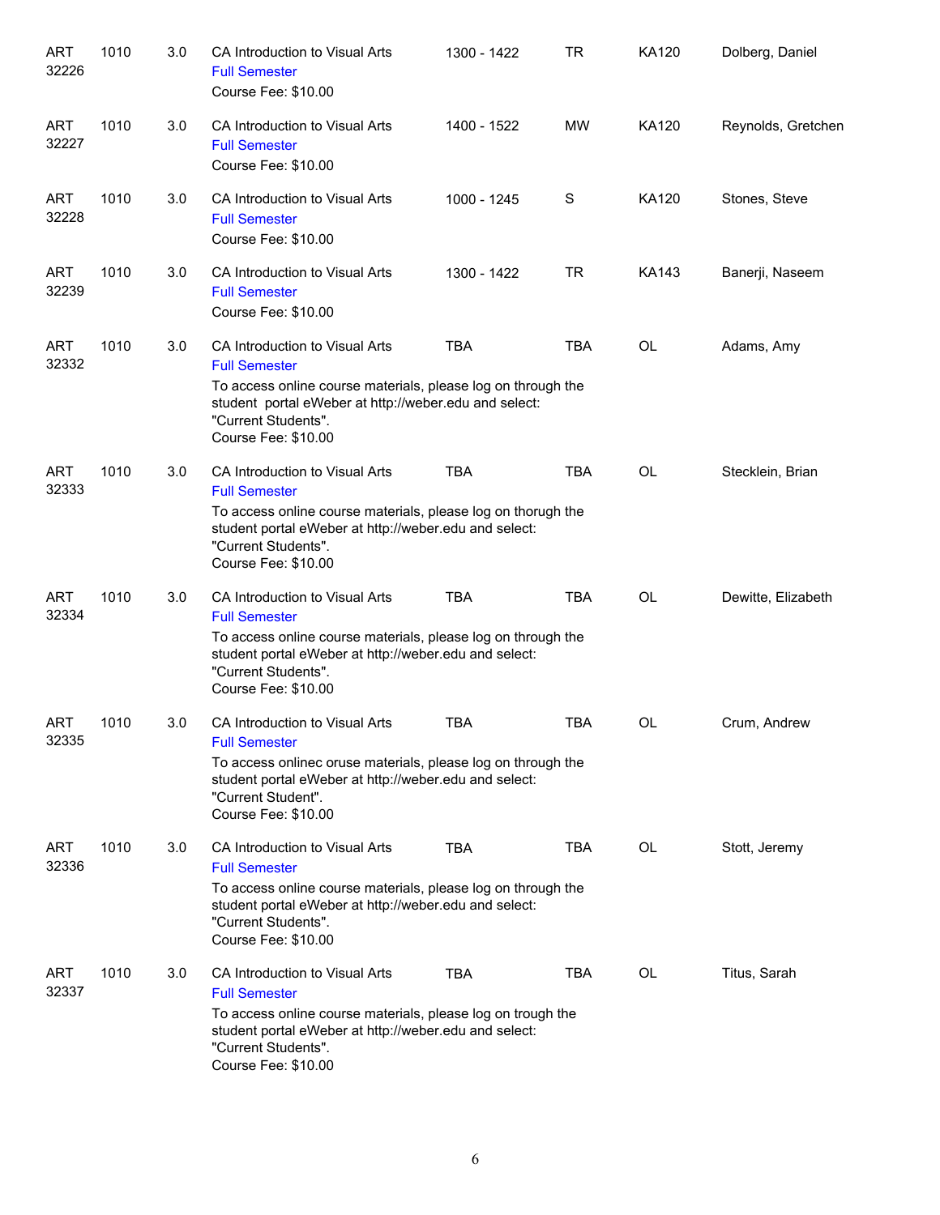| | | | | | | | |
|---|---|---|---|---|---|---|---|
| ART 32226 | 1010 | 3.0 | CA Introduction to Visual Arts<br>Full Semester<br>Course Fee: $10.00 | 1300 - 1422 | TR | KA120 | Dolberg, Daniel |
| ART 32227 | 1010 | 3.0 | CA Introduction to Visual Arts<br>Full Semester<br>Course Fee: $10.00 | 1400 - 1522 | MW | KA120 | Reynolds, Gretchen |
| ART 32228 | 1010 | 3.0 | CA Introduction to Visual Arts<br>Full Semester<br>Course Fee: $10.00 | 1000 - 1245 | S | KA120 | Stones, Steve |
| ART 32239 | 1010 | 3.0 | CA Introduction to Visual Arts<br>Full Semester<br>Course Fee: $10.00 | 1300 - 1422 | TR | KA143 | Banerji, Naseem |
| ART 32332 | 1010 | 3.0 | CA Introduction to Visual Arts<br>Full Semester<br>To access online course materials, please log on through the student  portal eWeber at http://weber.edu and select: "Current Students".<br>Course Fee: $10.00 | TBA | TBA | OL | Adams, Amy |
| ART 32333 | 1010 | 3.0 | CA Introduction to Visual Arts<br>Full Semester<br>To access online course materials, please log on thorugh the student portal eWeber at http://weber.edu and select: "Current Students".<br>Course Fee: $10.00 | TBA | TBA | OL | Stecklein, Brian |
| ART 32334 | 1010 | 3.0 | CA Introduction to Visual Arts<br>Full Semester<br>To access online course materials, please log on through the student portal eWeber at http://weber.edu and select: "Current Students".<br>Course Fee: $10.00 | TBA | TBA | OL | Dewitte, Elizabeth |
| ART 32335 | 1010 | 3.0 | CA Introduction to Visual Arts<br>Full Semester<br>To access onlinec oruse materials, please log on through the student portal eWeber at http://weber.edu and select: "Current Student".<br>Course Fee: $10.00 | TBA | TBA | OL | Crum, Andrew |
| ART 32336 | 1010 | 3.0 | CA Introduction to Visual Arts<br>Full Semester<br>To access online course materials, please log on through the student portal eWeber at http://weber.edu and select: "Current Students".<br>Course Fee: $10.00 | TBA | TBA | OL | Stott, Jeremy |
| ART 32337 | 1010 | 3.0 | CA Introduction to Visual Arts<br>Full Semester<br>To access online course materials, please log on trough the student portal eWeber at http://weber.edu and select: "Current Students".<br>Course Fee: $10.00 | TBA | TBA | OL | Titus, Sarah |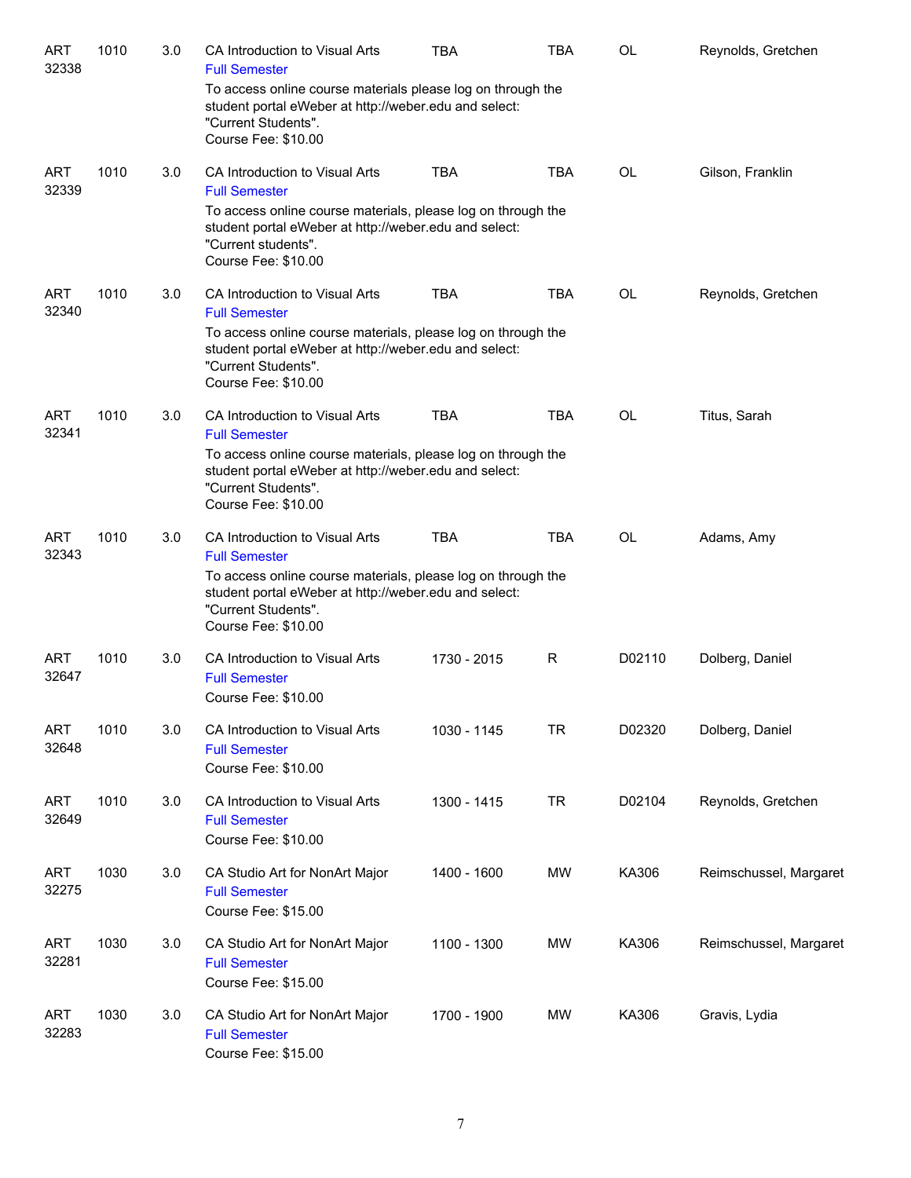| Subject | Course | Credits | Title | Time | Days | Room | Instructor |
|---|---|---|---|---|---|---|---|
| ART 32338 | 1010 | 3.0 | CA Introduction to Visual Arts<br>Full Semester<br>To access online course materials please log on through the student portal eWeber at http://weber.edu and select: "Current Students".<br>Course Fee: $10.00 | TBA | TBA | OL | Reynolds, Gretchen |
| ART 32339 | 1010 | 3.0 | CA Introduction to Visual Arts<br>Full Semester<br>To access online course materials, please log on through the student portal eWeber at http://weber.edu and select: "Current students".<br>Course Fee: $10.00 | TBA | TBA | OL | Gilson, Franklin |
| ART 32340 | 1010 | 3.0 | CA Introduction to Visual Arts<br>Full Semester<br>To access online course materials, please log on through the student portal eWeber at http://weber.edu and select: "Current Students".<br>Course Fee: $10.00 | TBA | TBA | OL | Reynolds, Gretchen |
| ART 32341 | 1010 | 3.0 | CA Introduction to Visual Arts<br>Full Semester<br>To access online course materials, please log on through the student portal eWeber at http://weber.edu and select: "Current Students".<br>Course Fee: $10.00 | TBA | TBA | OL | Titus, Sarah |
| ART 32343 | 1010 | 3.0 | CA Introduction to Visual Arts<br>Full Semester<br>To access online course materials, please log on through the student portal eWeber at http://weber.edu and select: "Current Students".<br>Course Fee: $10.00 | TBA | TBA | OL | Adams, Amy |
| ART 32647 | 1010 | 3.0 | CA Introduction to Visual Arts<br>Full Semester<br>Course Fee: $10.00 | 1730 - 2015 | R | D02110 | Dolberg, Daniel |
| ART 32648 | 1010 | 3.0 | CA Introduction to Visual Arts<br>Full Semester<br>Course Fee: $10.00 | 1030 - 1145 | TR | D02320 | Dolberg, Daniel |
| ART 32649 | 1010 | 3.0 | CA Introduction to Visual Arts<br>Full Semester<br>Course Fee: $10.00 | 1300 - 1415 | TR | D02104 | Reynolds, Gretchen |
| ART 32275 | 1030 | 3.0 | CA Studio Art for NonArt Major<br>Full Semester<br>Course Fee: $15.00 | 1400 - 1600 | MW | KA306 | Reimschussel, Margaret |
| ART 32281 | 1030 | 3.0 | CA Studio Art for NonArt Major<br>Full Semester<br>Course Fee: $15.00 | 1100 - 1300 | MW | KA306 | Reimschussel, Margaret |
| ART 32283 | 1030 | 3.0 | CA Studio Art for NonArt Major<br>Full Semester<br>Course Fee: $15.00 | 1700 - 1900 | MW | KA306 | Gravis, Lydia |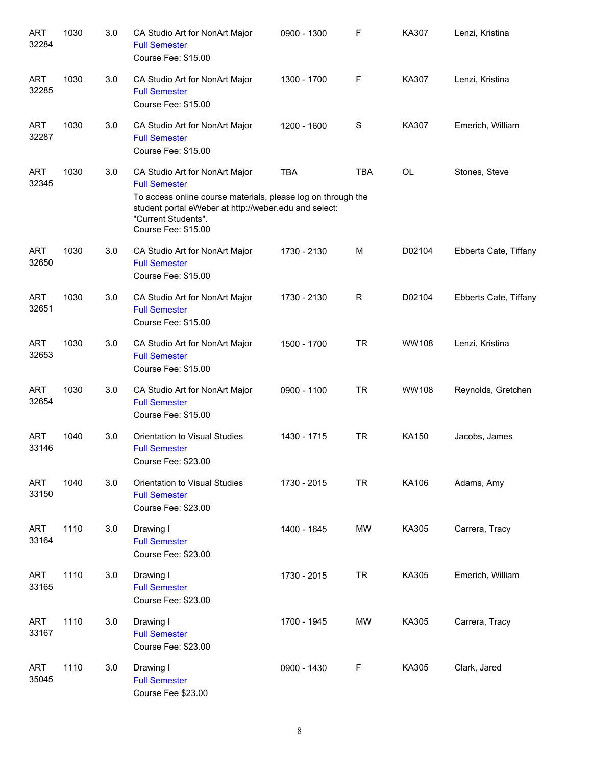| | | | | | | | |
|---|---|---|---|---|---|---|---|
| ART 32284 | 1030 | 3.0 | CA Studio Art for NonArt Major<br>Full Semester<br>Course Fee: $15.00 | 0900 - 1300 | F | KA307 | Lenzi, Kristina |
| ART 32285 | 1030 | 3.0 | CA Studio Art for NonArt Major<br>Full Semester<br>Course Fee: $15.00 | 1300 - 1700 | F | KA307 | Lenzi, Kristina |
| ART 32287 | 1030 | 3.0 | CA Studio Art for NonArt Major<br>Full Semester<br>Course Fee: $15.00 | 1200 - 1600 | S | KA307 | Emerich, William |
| ART 32345 | 1030 | 3.0 | CA Studio Art for NonArt Major<br>Full Semester<br>To access online course materials, please log on through the student portal eWeber at http://weber.edu and select: "Current Students".<br>Course Fee: $15.00 | TBA | TBA | OL | Stones, Steve |
| ART 32650 | 1030 | 3.0 | CA Studio Art for NonArt Major<br>Full Semester<br>Course Fee: $15.00 | 1730 - 2130 | M | D02104 | Ebberts Cate, Tiffany |
| ART 32651 | 1030 | 3.0 | CA Studio Art for NonArt Major<br>Full Semester<br>Course Fee: $15.00 | 1730 - 2130 | R | D02104 | Ebberts Cate, Tiffany |
| ART 32653 | 1030 | 3.0 | CA Studio Art for NonArt Major<br>Full Semester<br>Course Fee: $15.00 | 1500 - 1700 | TR | WW108 | Lenzi, Kristina |
| ART 32654 | 1030 | 3.0 | CA Studio Art for NonArt Major<br>Full Semester<br>Course Fee: $15.00 | 0900 - 1100 | TR | WW108 | Reynolds, Gretchen |
| ART 33146 | 1040 | 3.0 | Orientation to Visual Studies<br>Full Semester<br>Course Fee: $23.00 | 1430 - 1715 | TR | KA150 | Jacobs, James |
| ART 33150 | 1040 | 3.0 | Orientation to Visual Studies<br>Full Semester<br>Course Fee: $23.00 | 1730 - 2015 | TR | KA106 | Adams, Amy |
| ART 33164 | 1110 | 3.0 | Drawing I<br>Full Semester<br>Course Fee: $23.00 | 1400 - 1645 | MW | KA305 | Carrera, Tracy |
| ART 33165 | 1110 | 3.0 | Drawing I<br>Full Semester<br>Course Fee: $23.00 | 1730 - 2015 | TR | KA305 | Emerich, William |
| ART 33167 | 1110 | 3.0 | Drawing I<br>Full Semester<br>Course Fee: $23.00 | 1700 - 1945 | MW | KA305 | Carrera, Tracy |
| ART 35045 | 1110 | 3.0 | Drawing I<br>Full Semester<br>Course Fee $23.00 | 0900 - 1430 | F | KA305 | Clark, Jared |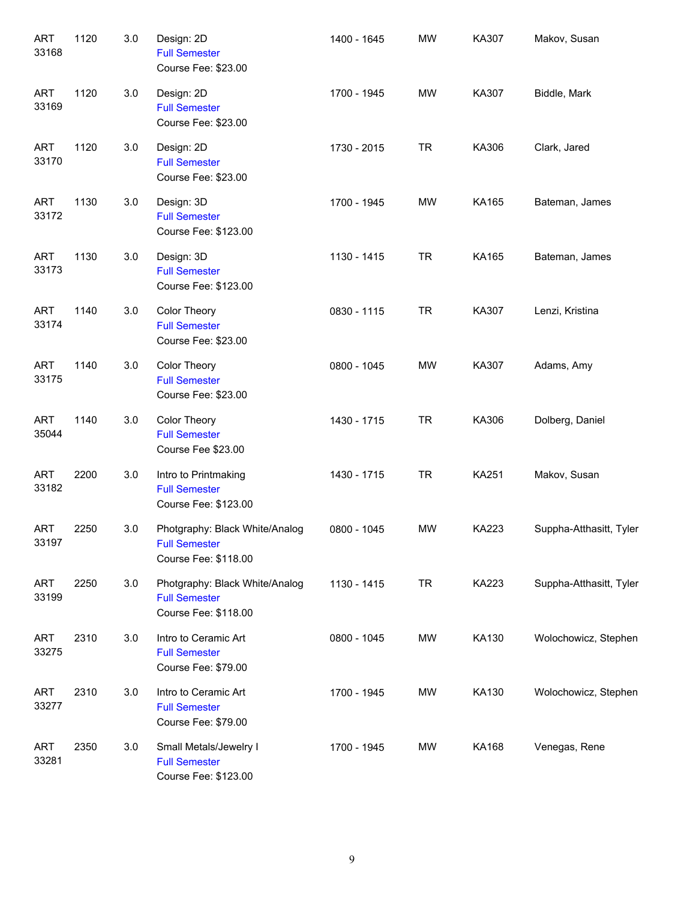| | | | | | | | |
|---|---|---|---|---|---|---|---|
| ART 33168 | 1120 | 3.0 | Design: 2D<br>Full Semester<br>Course Fee: $23.00 | 1400 - 1645 | MW | KA307 | Makov, Susan |
| ART 33169 | 1120 | 3.0 | Design: 2D<br>Full Semester<br>Course Fee: $23.00 | 1700 - 1945 | MW | KA307 | Biddle, Mark |
| ART 33170 | 1120 | 3.0 | Design: 2D<br>Full Semester<br>Course Fee: $23.00 | 1730 - 2015 | TR | KA306 | Clark, Jared |
| ART 33172 | 1130 | 3.0 | Design: 3D<br>Full Semester<br>Course Fee: $123.00 | 1700 - 1945 | MW | KA165 | Bateman, James |
| ART 33173 | 1130 | 3.0 | Design: 3D<br>Full Semester<br>Course Fee: $123.00 | 1130 - 1415 | TR | KA165 | Bateman, James |
| ART 33174 | 1140 | 3.0 | Color Theory<br>Full Semester<br>Course Fee: $23.00 | 0830 - 1115 | TR | KA307 | Lenzi, Kristina |
| ART 33175 | 1140 | 3.0 | Color Theory<br>Full Semester<br>Course Fee: $23.00 | 0800 - 1045 | MW | KA307 | Adams, Amy |
| ART 35044 | 1140 | 3.0 | Color Theory<br>Full Semester<br>Course Fee $23.00 | 1430 - 1715 | TR | KA306 | Dolberg, Daniel |
| ART 33182 | 2200 | 3.0 | Intro to Printmaking<br>Full Semester<br>Course Fee: $123.00 | 1430 - 1715 | TR | KA251 | Makov, Susan |
| ART 33197 | 2250 | 3.0 | Photgraphy: Black White/Analog<br>Full Semester<br>Course Fee: $118.00 | 0800 - 1045 | MW | KA223 | Suppha-Atthasitt, Tyler |
| ART 33199 | 2250 | 3.0 | Photgraphy: Black White/Analog<br>Full Semester<br>Course Fee: $118.00 | 1130 - 1415 | TR | KA223 | Suppha-Atthasitt, Tyler |
| ART 33275 | 2310 | 3.0 | Intro to Ceramic Art<br>Full Semester<br>Course Fee: $79.00 | 0800 - 1045 | MW | KA130 | Wolochowicz, Stephen |
| ART 33277 | 2310 | 3.0 | Intro to Ceramic Art<br>Full Semester<br>Course Fee: $79.00 | 1700 - 1945 | MW | KA130 | Wolochowicz, Stephen |
| ART 33281 | 2350 | 3.0 | Small Metals/Jewelry I<br>Full Semester<br>Course Fee: $123.00 | 1700 - 1945 | MW | KA168 | Venegas, Rene |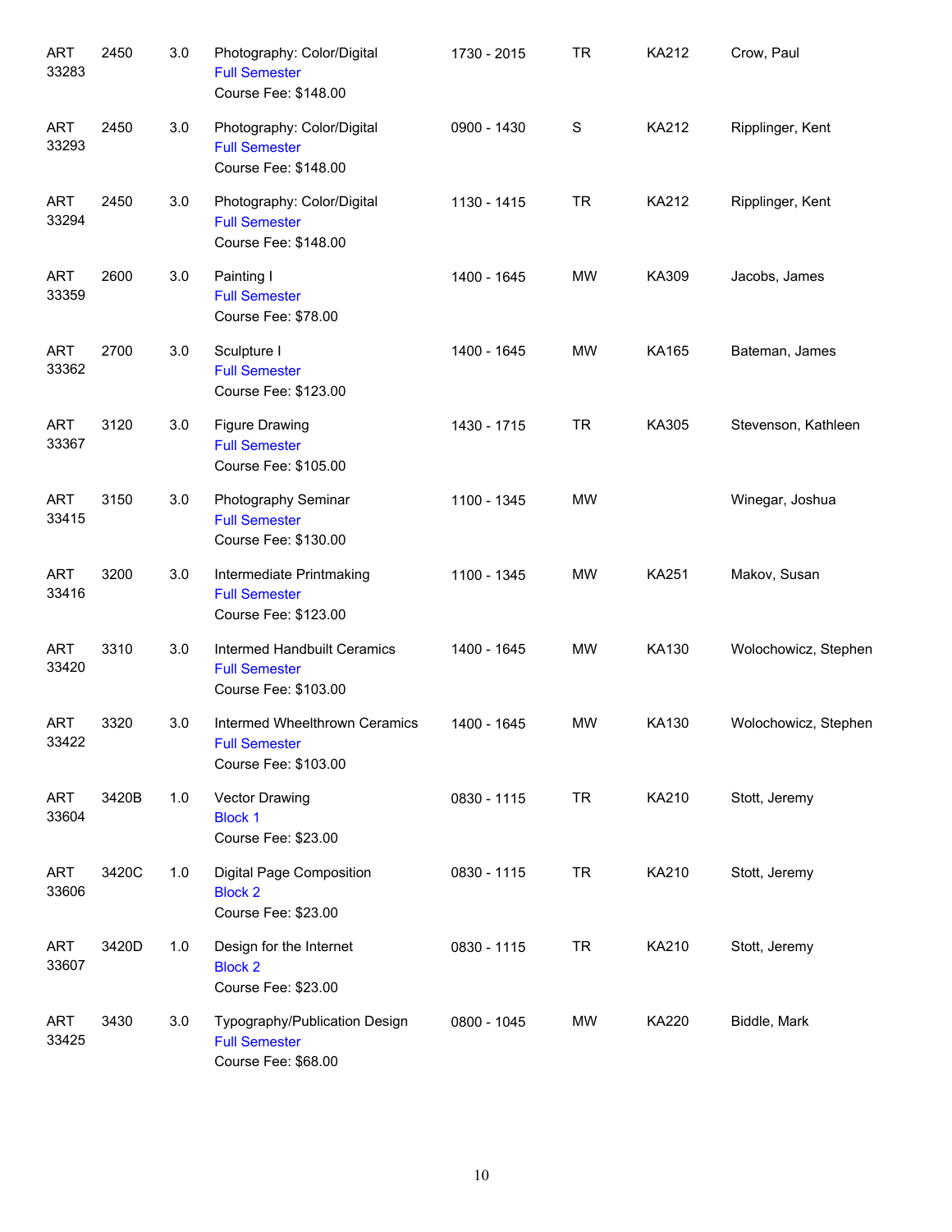| | | | | | | | |
|---|---|---|---|---|---|---|---|
| ART 33283 | 2450 | 3.0 | Photography: Color/Digital<br>Full Semester<br>Course Fee: $148.00 | 1730 - 2015 | TR | KA212 | Crow, Paul |
| ART 33293 | 2450 | 3.0 | Photography: Color/Digital<br>Full Semester<br>Course Fee: $148.00 | 0900 - 1430 | S | KA212 | Ripplinger, Kent |
| ART 33294 | 2450 | 3.0 | Photography: Color/Digital<br>Full Semester<br>Course Fee: $148.00 | 1130 - 1415 | TR | KA212 | Ripplinger, Kent |
| ART 33359 | 2600 | 3.0 | Painting I<br>Full Semester<br>Course Fee: $78.00 | 1400 - 1645 | MW | KA309 | Jacobs, James |
| ART 33362 | 2700 | 3.0 | Sculpture I<br>Full Semester<br>Course Fee: $123.00 | 1400 - 1645 | MW | KA165 | Bateman, James |
| ART 33367 | 3120 | 3.0 | Figure Drawing<br>Full Semester<br>Course Fee: $105.00 | 1430 - 1715 | TR | KA305 | Stevenson, Kathleen |
| ART 33415 | 3150 | 3.0 | Photography Seminar<br>Full Semester<br>Course Fee: $130.00 | 1100 - 1345 | MW | | Winegar, Joshua |
| ART 33416 | 3200 | 3.0 | Intermediate Printmaking<br>Full Semester<br>Course Fee: $123.00 | 1100 - 1345 | MW | KA251 | Makov, Susan |
| ART 33420 | 3310 | 3.0 | Intermed Handbuilt Ceramics<br>Full Semester<br>Course Fee: $103.00 | 1400 - 1645 | MW | KA130 | Wolochowicz, Stephen |
| ART 33422 | 3320 | 3.0 | Intermed Wheelthrown Ceramics<br>Full Semester<br>Course Fee: $103.00 | 1400 - 1645 | MW | KA130 | Wolochowicz, Stephen |
| ART 33604 | 3420B | 1.0 | Vector Drawing<br>Block 1<br>Course Fee: $23.00 | 0830 - 1115 | TR | KA210 | Stott, Jeremy |
| ART 33606 | 3420C | 1.0 | Digital Page Composition<br>Block 2<br>Course Fee: $23.00 | 0830 - 1115 | TR | KA210 | Stott, Jeremy |
| ART 33607 | 3420D | 1.0 | Design for the Internet<br>Block 2<br>Course Fee: $23.00 | 0830 - 1115 | TR | KA210 | Stott, Jeremy |
| ART 33425 | 3430 | 3.0 | Typography/Publication Design<br>Full Semester<br>Course Fee: $68.00 | 0800 - 1045 | MW | KA220 | Biddle, Mark |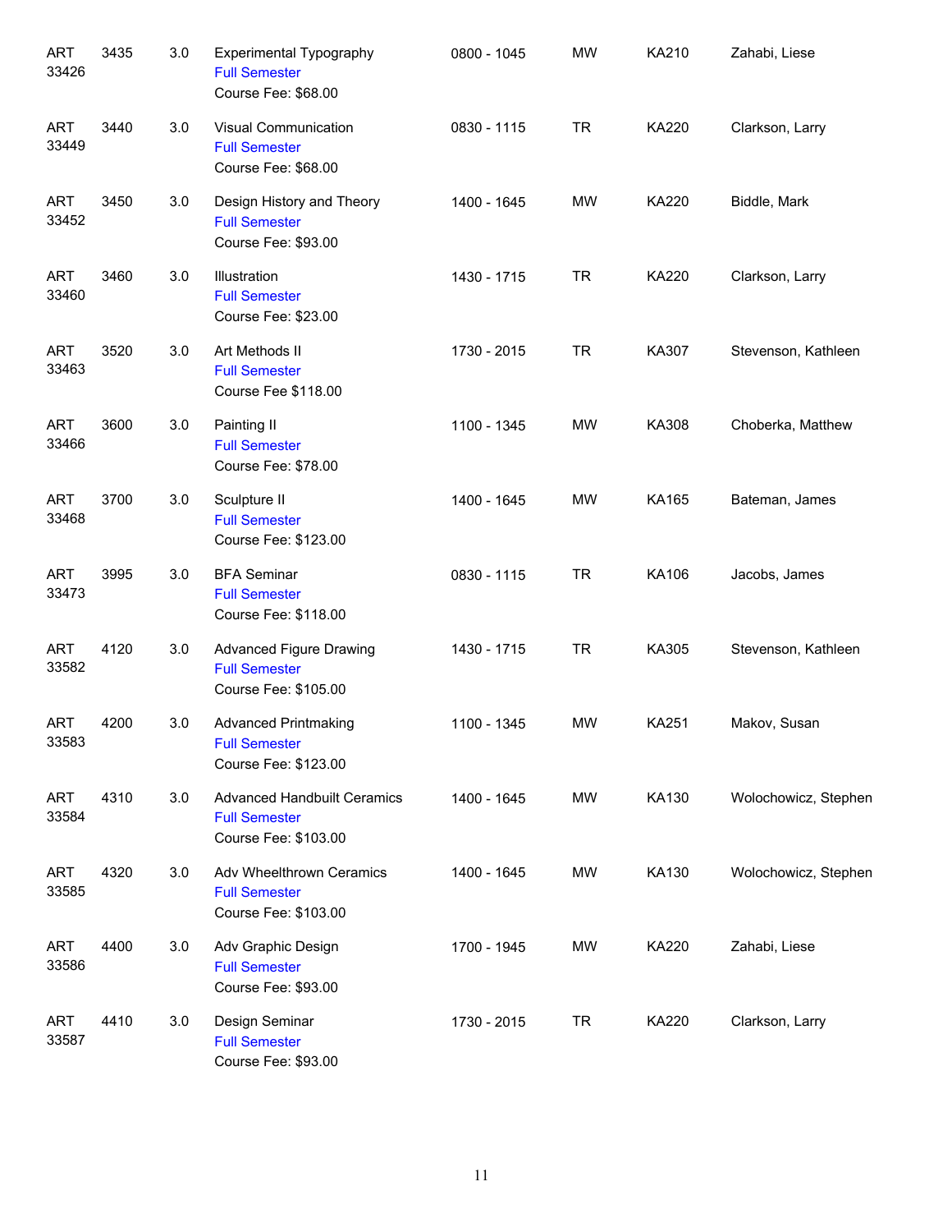| | | | | | | | |
|---|---|---|---|---|---|---|---|
| ART 33426 | 3435 | 3.0 | Experimental Typography<br>Full Semester<br>Course Fee: $68.00 | 0800 - 1045 | MW | KA210 | Zahabi, Liese |
| ART 33449 | 3440 | 3.0 | Visual Communication<br>Full Semester<br>Course Fee: $68.00 | 0830 - 1115 | TR | KA220 | Clarkson, Larry |
| ART 33452 | 3450 | 3.0 | Design History and Theory<br>Full Semester<br>Course Fee: $93.00 | 1400 - 1645 | MW | KA220 | Biddle, Mark |
| ART 33460 | 3460 | 3.0 | Illustration<br>Full Semester<br>Course Fee: $23.00 | 1430 - 1715 | TR | KA220 | Clarkson, Larry |
| ART 33463 | 3520 | 3.0 | Art Methods II<br>Full Semester<br>Course Fee $118.00 | 1730 - 2015 | TR | KA307 | Stevenson, Kathleen |
| ART 33466 | 3600 | 3.0 | Painting II<br>Full Semester<br>Course Fee: $78.00 | 1100 - 1345 | MW | KA308 | Choberka, Matthew |
| ART 33468 | 3700 | 3.0 | Sculpture II<br>Full Semester<br>Course Fee: $123.00 | 1400 - 1645 | MW | KA165 | Bateman, James |
| ART 33473 | 3995 | 3.0 | BFA Seminar<br>Full Semester<br>Course Fee: $118.00 | 0830 - 1115 | TR | KA106 | Jacobs, James |
| ART 33582 | 4120 | 3.0 | Advanced Figure Drawing<br>Full Semester<br>Course Fee: $105.00 | 1430 - 1715 | TR | KA305 | Stevenson, Kathleen |
| ART 33583 | 4200 | 3.0 | Advanced Printmaking<br>Full Semester<br>Course Fee: $123.00 | 1100 - 1345 | MW | KA251 | Makov, Susan |
| ART 33584 | 4310 | 3.0 | Advanced Handbuilt Ceramics<br>Full Semester<br>Course Fee: $103.00 | 1400 - 1645 | MW | KA130 | Wolochowicz, Stephen |
| ART 33585 | 4320 | 3.0 | Adv Wheelthrown Ceramics<br>Full Semester<br>Course Fee: $103.00 | 1400 - 1645 | MW | KA130 | Wolochowicz, Stephen |
| ART 33586 | 4400 | 3.0 | Adv Graphic Design<br>Full Semester<br>Course Fee: $93.00 | 1700 - 1945 | MW | KA220 | Zahabi, Liese |
| ART 33587 | 4410 | 3.0 | Design Seminar<br>Full Semester<br>Course Fee: $93.00 | 1730 - 2015 | TR | KA220 | Clarkson, Larry |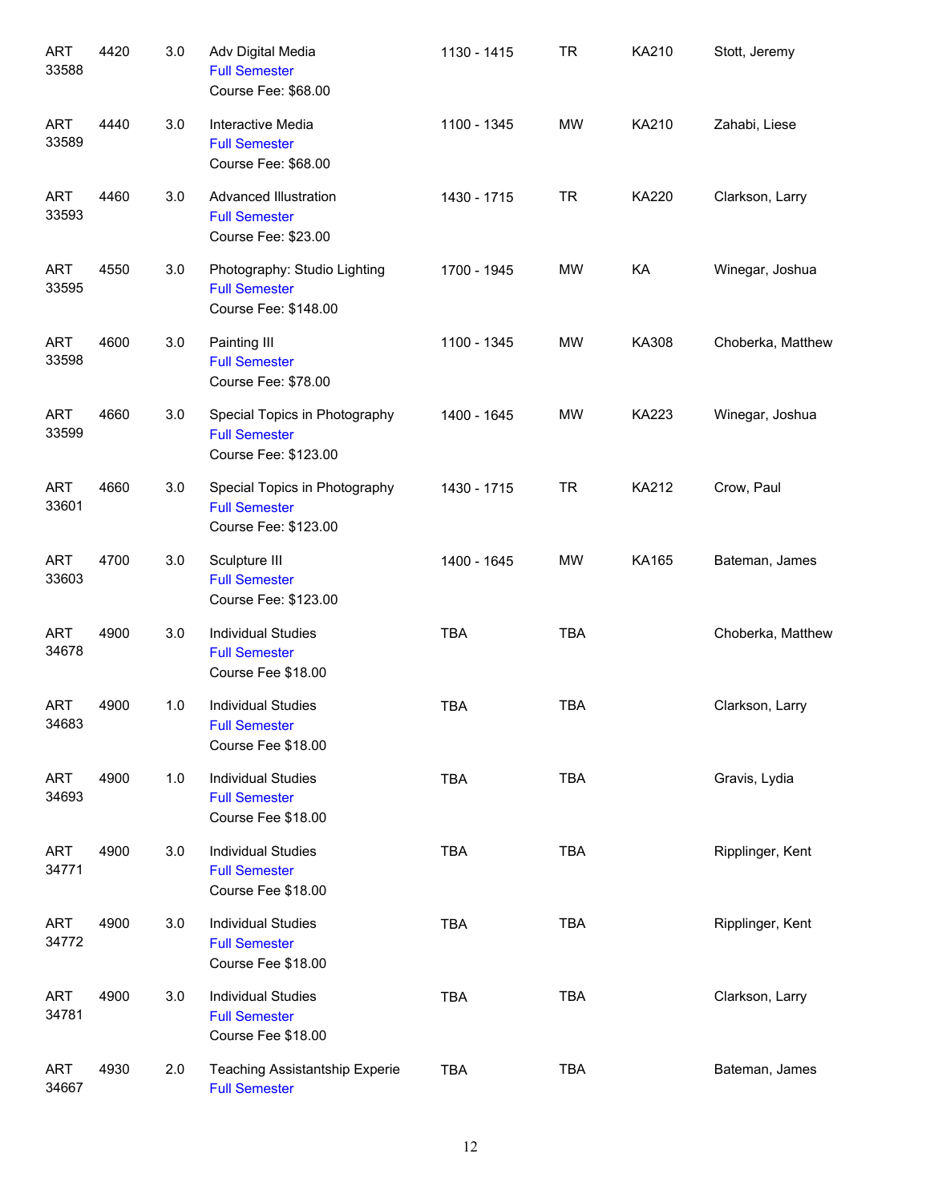| Subject / CRN | Course | Credits | Title | Time | Days | Room | Instructor |
|---|---|---|---|---|---|---|---|
| ART 33588 | 4420 | 3.0 | Adv Digital Media<br>Full Semester<br>Course Fee: $68.00 | 1130 - 1415 | TR | KA210 | Stott, Jeremy |
| ART 33589 | 4440 | 3.0 | Interactive Media<br>Full Semester<br>Course Fee: $68.00 | 1100 - 1345 | MW | KA210 | Zahabi, Liese |
| ART 33593 | 4460 | 3.0 | Advanced Illustration<br>Full Semester<br>Course Fee: $23.00 | 1430 - 1715 | TR | KA220 | Clarkson, Larry |
| ART 33595 | 4550 | 3.0 | Photography: Studio Lighting<br>Full Semester<br>Course Fee: $148.00 | 1700 - 1945 | MW | KA | Winegar, Joshua |
| ART 33598 | 4600 | 3.0 | Painting III<br>Full Semester<br>Course Fee: $78.00 | 1100 - 1345 | MW | KA308 | Choberka, Matthew |
| ART 33599 | 4660 | 3.0 | Special Topics in Photography<br>Full Semester<br>Course Fee: $123.00 | 1400 - 1645 | MW | KA223 | Winegar, Joshua |
| ART 33601 | 4660 | 3.0 | Special Topics in Photography<br>Full Semester<br>Course Fee: $123.00 | 1430 - 1715 | TR | KA212 | Crow, Paul |
| ART 33603 | 4700 | 3.0 | Sculpture III<br>Full Semester<br>Course Fee: $123.00 | 1400 - 1645 | MW | KA165 | Bateman, James |
| ART 34678 | 4900 | 3.0 | Individual Studies<br>Full Semester<br>Course Fee $18.00 | TBA | TBA | | Choberka, Matthew |
| ART 34683 | 4900 | 1.0 | Individual Studies<br>Full Semester<br>Course Fee $18.00 | TBA | TBA | | Clarkson, Larry |
| ART 34693 | 4900 | 1.0 | Individual Studies<br>Full Semester<br>Course Fee $18.00 | TBA | TBA | | Gravis, Lydia |
| ART 34771 | 4900 | 3.0 | Individual Studies<br>Full Semester<br>Course Fee $18.00 | TBA | TBA | | Ripplinger, Kent |
| ART 34772 | 4900 | 3.0 | Individual Studies<br>Full Semester<br>Course Fee $18.00 | TBA | TBA | | Ripplinger, Kent |
| ART 34781 | 4900 | 3.0 | Individual Studies<br>Full Semester<br>Course Fee $18.00 | TBA | TBA | | Clarkson, Larry |
| ART 34667 | 4930 | 2.0 | Teaching Assistantship Experie<br>Full Semester | TBA | TBA | | Bateman, James |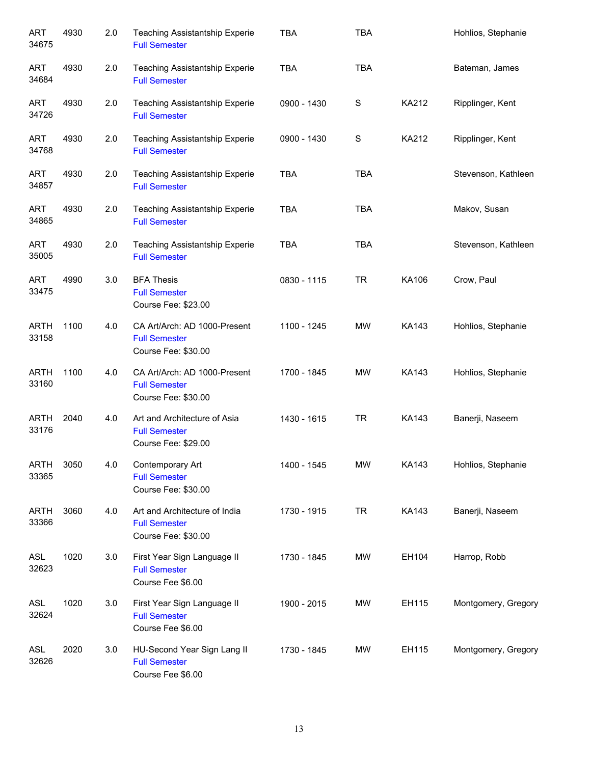| | | | | | | | |
|---|---|---|---|---|---|---|---|
| ART 34675 | 4930 | 2.0 | Teaching Assistantship Experie<br>Full Semester | TBA | TBA | | Hohlios, Stephanie |
| ART 34684 | 4930 | 2.0 | Teaching Assistantship Experie<br>Full Semester | TBA | TBA | | Bateman, James |
| ART 34726 | 4930 | 2.0 | Teaching Assistantship Experie<br>Full Semester | 0900 - 1430 | S | KA212 | Ripplinger, Kent |
| ART 34768 | 4930 | 2.0 | Teaching Assistantship Experie<br>Full Semester | 0900 - 1430 | S | KA212 | Ripplinger, Kent |
| ART 34857 | 4930 | 2.0 | Teaching Assistantship Experie<br>Full Semester | TBA | TBA | | Stevenson, Kathleen |
| ART 34865 | 4930 | 2.0 | Teaching Assistantship Experie<br>Full Semester | TBA | TBA | | Makov, Susan |
| ART 35005 | 4930 | 2.0 | Teaching Assistantship Experie<br>Full Semester | TBA | TBA | | Stevenson, Kathleen |
| ART 33475 | 4990 | 3.0 | BFA Thesis<br>Full Semester<br>Course Fee: $23.00 | 0830 - 1115 | TR | KA106 | Crow, Paul |
| ARTH 33158 | 1100 | 4.0 | CA Art/Arch: AD 1000-Present<br>Full Semester<br>Course Fee: $30.00 | 1100 - 1245 | MW | KA143 | Hohlios, Stephanie |
| ARTH 33160 | 1100 | 4.0 | CA Art/Arch: AD 1000-Present<br>Full Semester<br>Course Fee: $30.00 | 1700 - 1845 | MW | KA143 | Hohlios, Stephanie |
| ARTH 33176 | 2040 | 4.0 | Art and Architecture of Asia<br>Full Semester<br>Course Fee: $29.00 | 1430 - 1615 | TR | KA143 | Banerji, Naseem |
| ARTH 33365 | 3050 | 4.0 | Contemporary Art<br>Full Semester<br>Course Fee: $30.00 | 1400 - 1545 | MW | KA143 | Hohlios, Stephanie |
| ARTH 33366 | 3060 | 4.0 | Art and Architecture of India<br>Full Semester<br>Course Fee: $30.00 | 1730 - 1915 | TR | KA143 | Banerji, Naseem |
| ASL 32623 | 1020 | 3.0 | First Year Sign Language II<br>Full Semester<br>Course Fee $6.00 | 1730 - 1845 | MW | EH104 | Harrop, Robb |
| ASL 32624 | 1020 | 3.0 | First Year Sign Language II<br>Full Semester<br>Course Fee $6.00 | 1900 - 2015 | MW | EH115 | Montgomery, Gregory |
| ASL 32626 | 2020 | 3.0 | HU-Second Year Sign Lang II<br>Full Semester<br>Course Fee $6.00 | 1730 - 1845 | MW | EH115 | Montgomery, Gregory |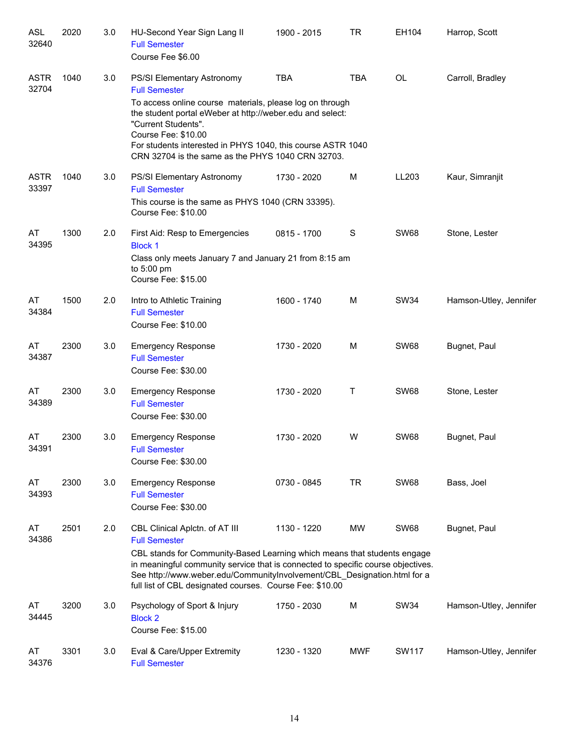| | | | | | | | |
|---|---|---|---|---|---|---|---|
| ASL 32640 | 2020 | 3.0 | HU-Second Year Sign Lang II<br>Full Semester<br>Course Fee $6.00 | 1900 - 2015 | TR | EH104 | Harrop, Scott |
| ASTR 32704 | 1040 | 3.0 | PS/SI Elementary Astronomy<br>Full Semester<br>To access online course materials, please log on through the student portal eWeber at http://weber.edu and select: "Current Students".<br>Course Fee: $10.00<br>For students interested in PHYS 1040, this course ASTR 1040 CRN 32704 is the same as the PHYS 1040 CRN 32703. | TBA | TBA | OL | Carroll, Bradley |
| ASTR 33397 | 1040 | 3.0 | PS/SI Elementary Astronomy<br>Full Semester<br>This course is the same as PHYS 1040 (CRN 33395).<br>Course Fee: $10.00 | 1730 - 2020 | M | LL203 | Kaur, Simranjit |
| AT 34395 | 1300 | 2.0 | First Aid: Resp to Emergencies<br>Block 1<br>Class only meets January 7 and January 21 from 8:15 am to 5:00 pm<br>Course Fee: $15.00 | 0815 - 1700 | S | SW68 | Stone, Lester |
| AT 34384 | 1500 | 2.0 | Intro to Athletic Training<br>Full Semester<br>Course Fee: $10.00 | 1600 - 1740 | M | SW34 | Hamson-Utley, Jennifer |
| AT 34387 | 2300 | 3.0 | Emergency Response<br>Full Semester<br>Course Fee: $30.00 | 1730 - 2020 | M | SW68 | Bugnet, Paul |
| AT 34389 | 2300 | 3.0 | Emergency Response<br>Full Semester<br>Course Fee: $30.00 | 1730 - 2020 | T | SW68 | Stone, Lester |
| AT 34391 | 2300 | 3.0 | Emergency Response<br>Full Semester<br>Course Fee: $30.00 | 1730 - 2020 | W | SW68 | Bugnet, Paul |
| AT 34393 | 2300 | 3.0 | Emergency Response<br>Full Semester<br>Course Fee: $30.00 | 0730 - 0845 | TR | SW68 | Bass, Joel |
| AT 34386 | 2501 | 2.0 | CBL Clinical Aplctn. of AT III<br>Full Semester<br>CBL stands for Community-Based Learning which means that students engage in meaningful community service that is connected to specific course objectives. See http://www.weber.edu/CommunityInvolvement/CBL_Designation.html for a full list of CBL designated courses. Course Fee: $10.00 | 1130 - 1220 | MW | SW68 | Bugnet, Paul |
| AT 34445 | 3200 | 3.0 | Psychology of Sport & Injury<br>Block 2<br>Course Fee: $15.00 | 1750 - 2030 | M | SW34 | Hamson-Utley, Jennifer |
| AT 34376 | 3301 | 3.0 | Eval & Care/Upper Extremity<br>Full Semester | 1230 - 1320 | MWF | SW117 | Hamson-Utley, Jennifer |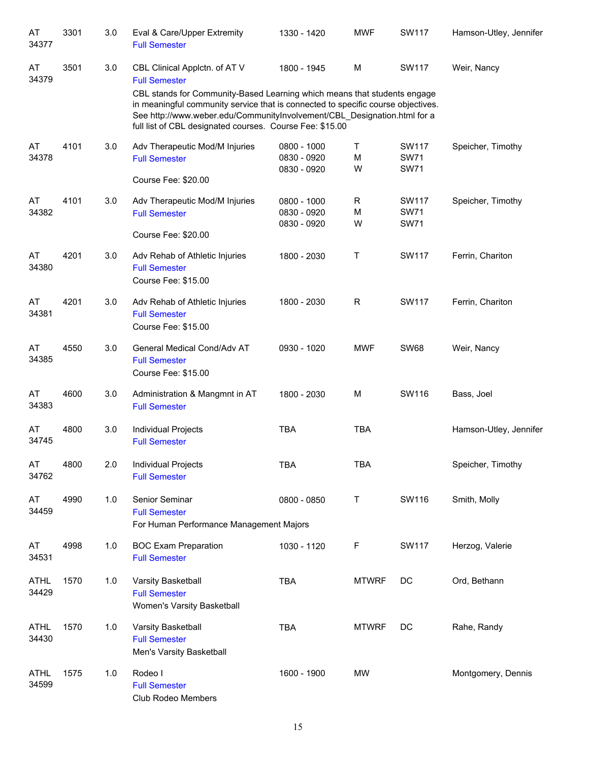| Subject / CRN | Course | Credits | Title | Time | Days | Room | Instructor |
|---|---|---|---|---|---|---|---|
| AT 34377 | 3301 | 3.0 | Eval & Care/Upper Extremity<br>Full Semester | 1330 - 1420 | MWF | SW117 | Hamson-Utley, Jennifer |
| AT 34379 | 3501 | 3.0 | CBL Clinical Applctn. of AT V<br>Full Semester<br>CBL stands for Community-Based Learning which means that students engage in meaningful community service that is connected to specific course objectives. See http://www.weber.edu/CommunityInvolvement/CBL_Designation.html for a full list of CBL designated courses. Course Fee: $15.00 | 1800 - 1945 | M | SW117 | Weir, Nancy |
| AT 34378 | 4101 | 3.0 | Adv Therapeutic Mod/M Injuries<br>Full Semester<br>Course Fee: $20.00 | 0800 - 1000<br>0830 - 0920<br>0830 - 0920 | T<br>M<br>W | SW117<br>SW71<br>SW71 | Speicher, Timothy |
| AT 34382 | 4101 | 3.0 | Adv Therapeutic Mod/M Injuries<br>Full Semester<br>Course Fee: $20.00 | 0800 - 1000<br>0830 - 0920<br>0830 - 0920 | R<br>M<br>W | SW117<br>SW71<br>SW71 | Speicher, Timothy |
| AT 34380 | 4201 | 3.0 | Adv Rehab of Athletic Injuries<br>Full Semester<br>Course Fee: $15.00 | 1800 - 2030 | T | SW117 | Ferrin, Chariton |
| AT 34381 | 4201 | 3.0 | Adv Rehab of Athletic Injuries<br>Full Semester<br>Course Fee: $15.00 | 1800 - 2030 | R | SW117 | Ferrin, Chariton |
| AT 34385 | 4550 | 3.0 | General Medical Cond/Adv AT<br>Full Semester<br>Course Fee: $15.00 | 0930 - 1020 | MWF | SW68 | Weir, Nancy |
| AT 34383 | 4600 | 3.0 | Administration & Mangmnt in AT<br>Full Semester | 1800 - 2030 | M | SW116 | Bass, Joel |
| AT 34745 | 4800 | 3.0 | Individual Projects<br>Full Semester | TBA | TBA | | Hamson-Utley, Jennifer |
| AT 34762 | 4800 | 2.0 | Individual Projects<br>Full Semester | TBA | TBA | | Speicher, Timothy |
| AT 34459 | 4990 | 1.0 | Senior Seminar<br>Full Semester<br>For Human Performance Management Majors | 0800 - 0850 | T | SW116 | Smith, Molly |
| AT 34531 | 4998 | 1.0 | BOC Exam Preparation<br>Full Semester | 1030 - 1120 | F | SW117 | Herzog, Valerie |
| ATHL 34429 | 1570 | 1.0 | Varsity Basketball<br>Full Semester<br>Women's Varsity Basketball | TBA | MTWRF | DC | Ord, Bethann |
| ATHL 34430 | 1570 | 1.0 | Varsity Basketball<br>Full Semester<br>Men's Varsity Basketball | TBA | MTWRF | DC | Rahe, Randy |
| ATHL 34599 | 1575 | 1.0 | Rodeo I<br>Full Semester<br>Club Rodeo Members | 1600 - 1900 | MW | | Montgomery, Dennis |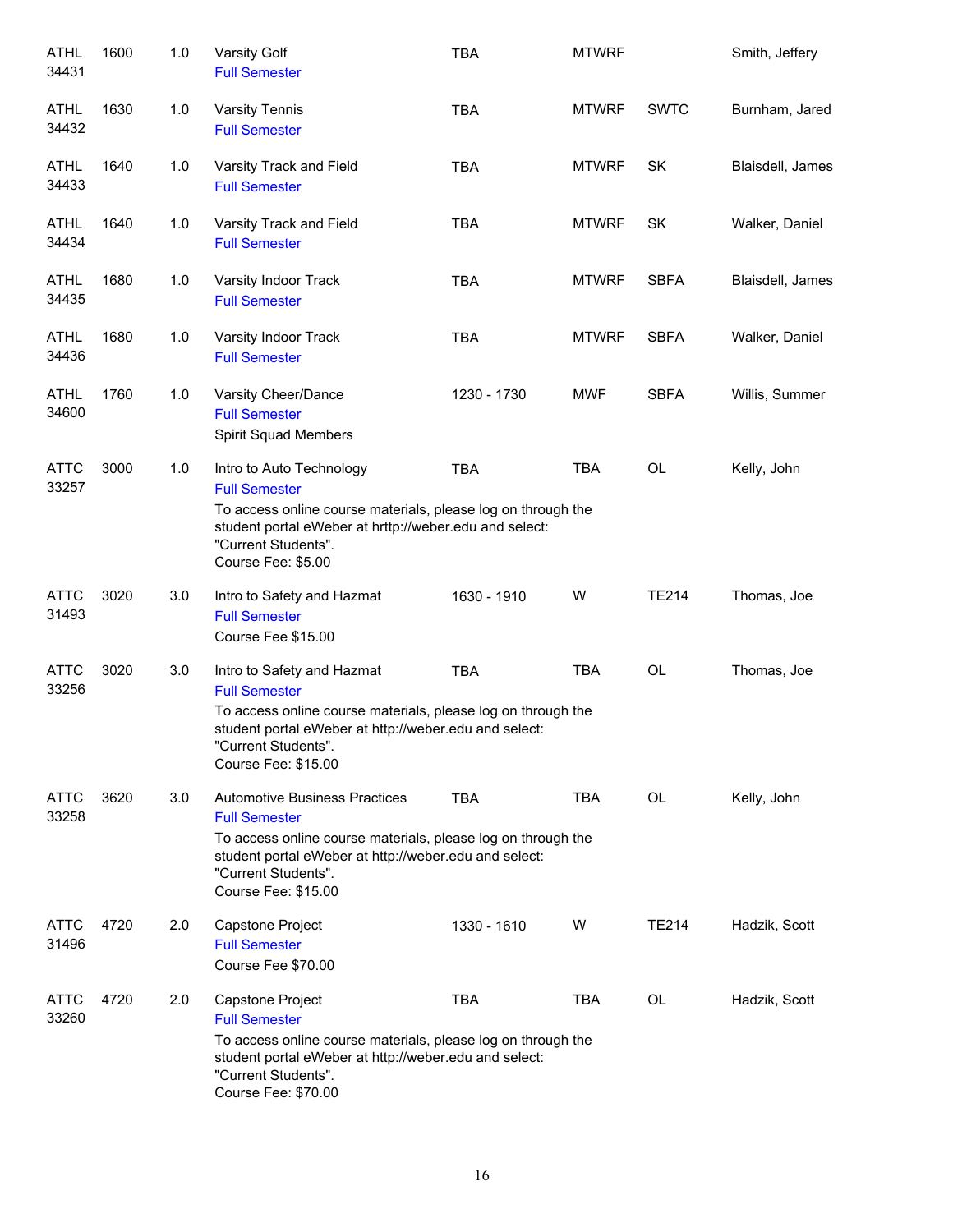| Subject / CRN | Course | Credits | Title | Time | Days | Room | Instructor |
|---|---|---|---|---|---|---|---|
| ATHL 34431 | 1600 | 1.0 | Varsity Golf<br>Full Semester | TBA | MTWRF | | Smith, Jeffery |
| ATHL 34432 | 1630 | 1.0 | Varsity Tennis<br>Full Semester | TBA | MTWRF | SWTC | Burnham, Jared |
| ATHL 34433 | 1640 | 1.0 | Varsity Track and Field<br>Full Semester | TBA | MTWRF | SK | Blaisdell, James |
| ATHL 34434 | 1640 | 1.0 | Varsity Track and Field<br>Full Semester | TBA | MTWRF | SK | Walker, Daniel |
| ATHL 34435 | 1680 | 1.0 | Varsity Indoor Track<br>Full Semester | TBA | MTWRF | SBFA | Blaisdell, James |
| ATHL 34436 | 1680 | 1.0 | Varsity Indoor Track<br>Full Semester | TBA | MTWRF | SBFA | Walker, Daniel |
| ATHL 34600 | 1760 | 1.0 | Varsity Cheer/Dance<br>Full Semester<br>Spirit Squad Members | 1230 - 1730 | MWF | SBFA | Willis, Summer |
| ATTC 33257 | 3000 | 1.0 | Intro to Auto Technology<br>Full Semester<br>To access online course materials, please log on through the student portal eWeber at hrttp://weber.edu and select: "Current Students".<br>Course Fee: $5.00 | TBA | TBA | OL | Kelly, John |
| ATTC 31493 | 3020 | 3.0 | Intro to Safety and Hazmat<br>Full Semester<br>Course Fee $15.00 | 1630 - 1910 | W | TE214 | Thomas, Joe |
| ATTC 33256 | 3020 | 3.0 | Intro to Safety and Hazmat<br>Full Semester<br>To access online course materials, please log on through the student portal eWeber at http://weber.edu and select: "Current Students".<br>Course Fee: $15.00 | TBA | TBA | OL | Thomas, Joe |
| ATTC 33258 | 3620 | 3.0 | Automotive Business Practices<br>Full Semester<br>To access online course materials, please log on through the student portal eWeber at http://weber.edu and select: "Current Students".<br>Course Fee: $15.00 | TBA | TBA | OL | Kelly, John |
| ATTC 31496 | 4720 | 2.0 | Capstone Project<br>Full Semester<br>Course Fee $70.00 | 1330 - 1610 | W | TE214 | Hadzik, Scott |
| ATTC 33260 | 4720 | 2.0 | Capstone Project<br>Full Semester<br>To access online course materials, please log on through the student portal eWeber at http://weber.edu and select: "Current Students".<br>Course Fee: $70.00 | TBA | TBA | OL | Hadzik, Scott |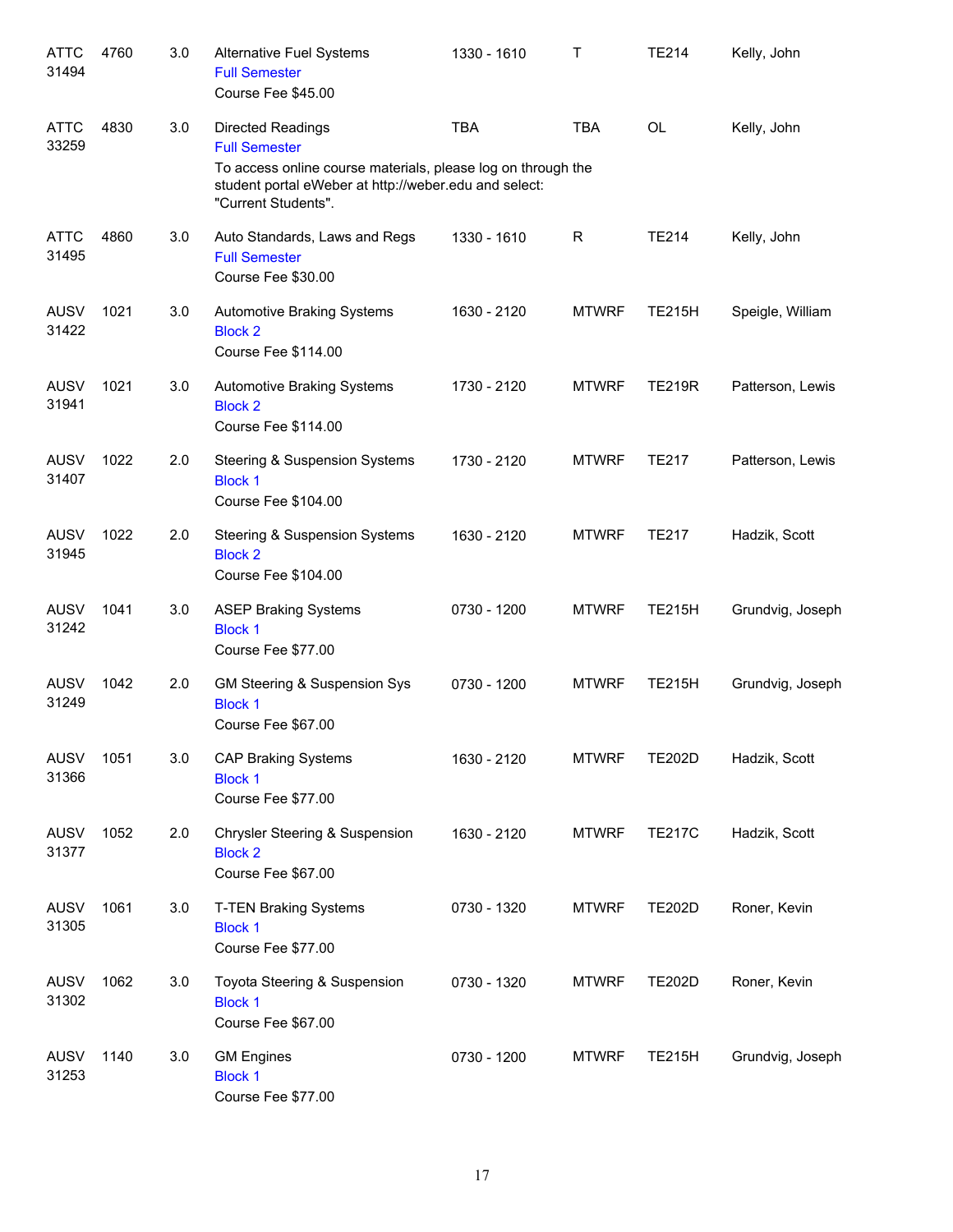| | | | | | | | |
|---|---|---|---|---|---|---|---|
| ATTC 31494 | 4760 | 3.0 | Alternative Fuel Systems<br>Full Semester<br>Course Fee $45.00 | 1330 - 1610 | T | TE214 | Kelly, John |
| ATTC 33259 | 4830 | 3.0 | Directed Readings<br>Full Semester<br>To access online course materials, please log on through the student portal eWeber at http://weber.edu and select: "Current Students". | TBA | TBA | OL | Kelly, John |
| ATTC 31495 | 4860 | 3.0 | Auto Standards, Laws and Regs<br>Full Semester<br>Course Fee $30.00 | 1330 - 1610 | R | TE214 | Kelly, John |
| AUSV 31422 | 1021 | 3.0 | Automotive Braking Systems<br>Block 2<br>Course Fee $114.00 | 1630 - 2120 | MTWRF | TE215H | Speigle, William |
| AUSV 31941 | 1021 | 3.0 | Automotive Braking Systems<br>Block 2<br>Course Fee $114.00 | 1730 - 2120 | MTWRF | TE219R | Patterson, Lewis |
| AUSV 31407 | 1022 | 2.0 | Steering & Suspension Systems<br>Block 1<br>Course Fee $104.00 | 1730 - 2120 | MTWRF | TE217 | Patterson, Lewis |
| AUSV 31945 | 1022 | 2.0 | Steering & Suspension Systems<br>Block 2<br>Course Fee $104.00 | 1630 - 2120 | MTWRF | TE217 | Hadzik, Scott |
| AUSV 31242 | 1041 | 3.0 | ASEP Braking Systems<br>Block 1<br>Course Fee $77.00 | 0730 - 1200 | MTWRF | TE215H | Grundvig, Joseph |
| AUSV 31249 | 1042 | 2.0 | GM Steering & Suspension Sys<br>Block 1<br>Course Fee $67.00 | 0730 - 1200 | MTWRF | TE215H | Grundvig, Joseph |
| AUSV 31366 | 1051 | 3.0 | CAP Braking Systems<br>Block 1<br>Course Fee $77.00 | 1630 - 2120 | MTWRF | TE202D | Hadzik, Scott |
| AUSV 31377 | 1052 | 2.0 | Chrysler Steering & Suspension<br>Block 2<br>Course Fee $67.00 | 1630 - 2120 | MTWRF | TE217C | Hadzik, Scott |
| AUSV 31305 | 1061 | 3.0 | T-TEN Braking Systems<br>Block 1<br>Course Fee $77.00 | 0730 - 1320 | MTWRF | TE202D | Roner, Kevin |
| AUSV 31302 | 1062 | 3.0 | Toyota Steering & Suspension<br>Block 1<br>Course Fee $67.00 | 0730 - 1320 | MTWRF | TE202D | Roner, Kevin |
| AUSV 31253 | 1140 | 3.0 | GM Engines<br>Block 1<br>Course Fee $77.00 | 0730 - 1200 | MTWRF | TE215H | Grundvig, Joseph |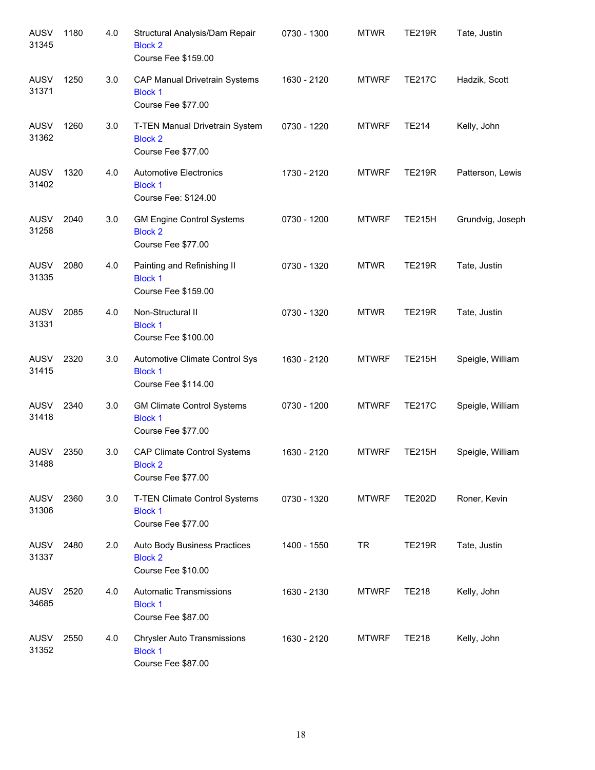| | | | | | | | |
|---|---|---|---|---|---|---|---|
| AUSV 31345 | 1180 | 4.0 | Structural Analysis/Dam Repair<br>Block 2<br>Course Fee $159.00 | 0730 - 1300 | MTWR | TE219R | Tate, Justin |
| AUSV 31371 | 1250 | 3.0 | CAP Manual Drivetrain Systems<br>Block 1<br>Course Fee $77.00 | 1630 - 2120 | MTWRF | TE217C | Hadzik, Scott |
| AUSV 31362 | 1260 | 3.0 | T-TEN Manual Drivetrain System<br>Block 2<br>Course Fee $77.00 | 0730 - 1220 | MTWRF | TE214 | Kelly, John |
| AUSV 31402 | 1320 | 4.0 | Automotive Electronics<br>Block 1<br>Course Fee: $124.00 | 1730 - 2120 | MTWRF | TE219R | Patterson, Lewis |
| AUSV 31258 | 2040 | 3.0 | GM Engine Control Systems<br>Block 2<br>Course Fee $77.00 | 0730 - 1200 | MTWRF | TE215H | Grundvig, Joseph |
| AUSV 31335 | 2080 | 4.0 | Painting and Refinishing II<br>Block 1<br>Course Fee $159.00 | 0730 - 1320 | MTWR | TE219R | Tate, Justin |
| AUSV 31331 | 2085 | 4.0 | Non-Structural II<br>Block 1<br>Course Fee $100.00 | 0730 - 1320 | MTWR | TE219R | Tate, Justin |
| AUSV 31415 | 2320 | 3.0 | Automotive Climate Control Sys<br>Block 1<br>Course Fee $114.00 | 1630 - 2120 | MTWRF | TE215H | Speigle, William |
| AUSV 31418 | 2340 | 3.0 | GM Climate Control Systems<br>Block 1<br>Course Fee $77.00 | 0730 - 1200 | MTWRF | TE217C | Speigle, William |
| AUSV 31488 | 2350 | 3.0 | CAP Climate Control Systems<br>Block 2<br>Course Fee $77.00 | 1630 - 2120 | MTWRF | TE215H | Speigle, William |
| AUSV 31306 | 2360 | 3.0 | T-TEN Climate Control Systems<br>Block 1<br>Course Fee $77.00 | 0730 - 1320 | MTWRF | TE202D | Roner, Kevin |
| AUSV 31337 | 2480 | 2.0 | Auto Body Business Practices<br>Block 2<br>Course Fee $10.00 | 1400 - 1550 | TR | TE219R | Tate, Justin |
| AUSV 34685 | 2520 | 4.0 | Automatic Transmissions<br>Block 1<br>Course Fee $87.00 | 1630 - 2130 | MTWRF | TE218 | Kelly, John |
| AUSV 31352 | 2550 | 4.0 | Chrysler Auto Transmissions<br>Block 1<br>Course Fee $87.00 | 1630 - 2120 | MTWRF | TE218 | Kelly, John |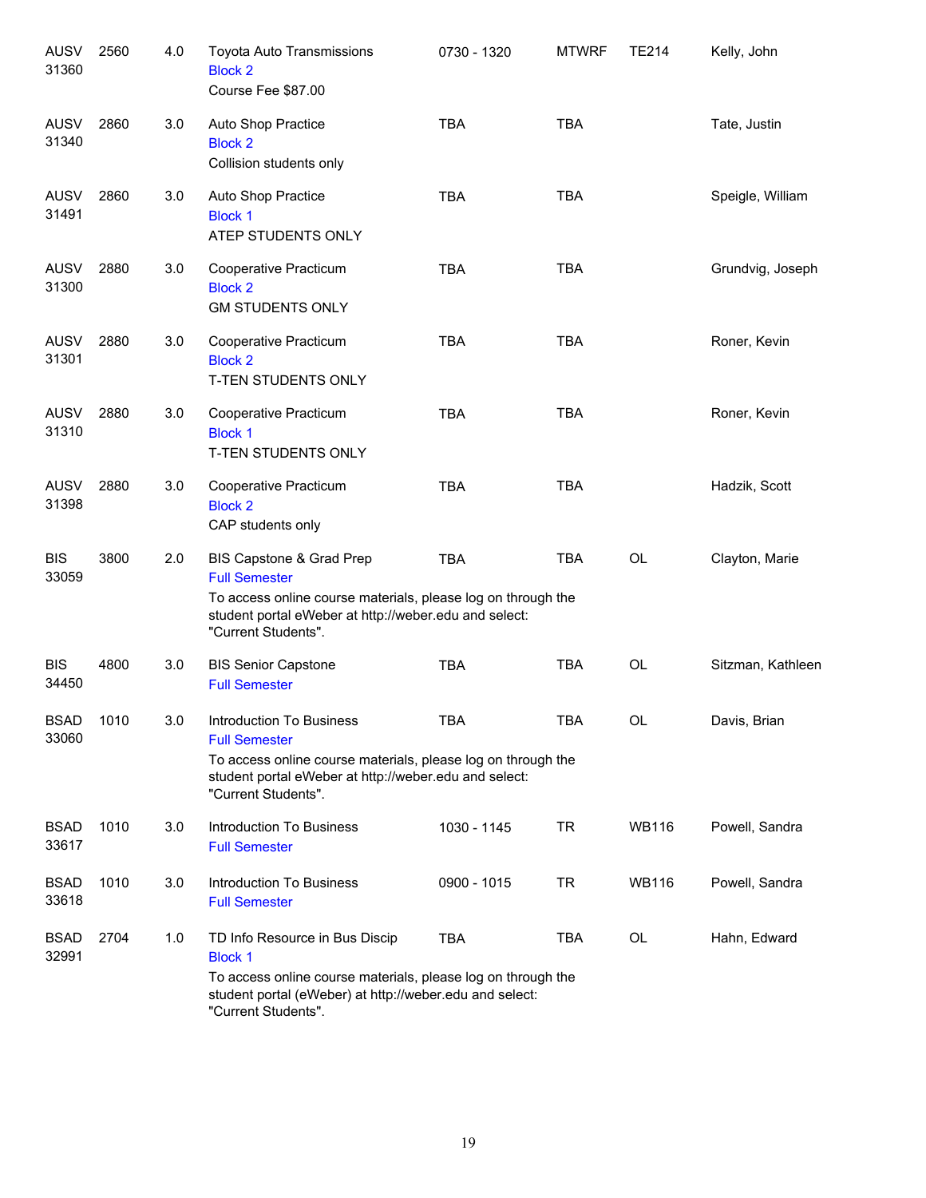| Subject / CRN | Course | Credits | Title / Notes | Time | Days | Room | Instructor |
|---|---|---|---|---|---|---|---|
| AUSV 31360 | 2560 | 4.0 | Toyota Auto Transmissions<br>Block 2<br>Course Fee $87.00 | 0730 - 1320 | MTWRF | TE214 | Kelly, John |
| AUSV 31340 | 2860 | 3.0 | Auto Shop Practice<br>Block 2<br>Collision students only | TBA | TBA | | Tate, Justin |
| AUSV 31491 | 2860 | 3.0 | Auto Shop Practice<br>Block 1<br>ATEP STUDENTS ONLY | TBA | TBA | | Speigle, William |
| AUSV 31300 | 2880 | 3.0 | Cooperative Practicum<br>Block 2<br>GM STUDENTS ONLY | TBA | TBA | | Grundvig, Joseph |
| AUSV 31301 | 2880 | 3.0 | Cooperative Practicum<br>Block 2<br>T-TEN STUDENTS ONLY | TBA | TBA | | Roner, Kevin |
| AUSV 31310 | 2880 | 3.0 | Cooperative Practicum<br>Block 1<br>T-TEN STUDENTS ONLY | TBA | TBA | | Roner, Kevin |
| AUSV 31398 | 2880 | 3.0 | Cooperative Practicum<br>Block 2<br>CAP students only | TBA | TBA | | Hadzik, Scott |
| BIS 33059 | 3800 | 2.0 | BIS Capstone & Grad Prep<br>Full Semester<br>To access online course materials, please log on through the student portal eWeber at http://weber.edu and select: "Current Students". | TBA | TBA | OL | Clayton, Marie |
| BIS 34450 | 4800 | 3.0 | BIS Senior Capstone<br>Full Semester | TBA | TBA | OL | Sitzman, Kathleen |
| BSAD 33060 | 1010 | 3.0 | Introduction To Business<br>Full Semester<br>To access online course materials, please log on through the student portal eWeber at http://weber.edu and select: "Current Students". | TBA | TBA | OL | Davis, Brian |
| BSAD 33617 | 1010 | 3.0 | Introduction To Business<br>Full Semester | 1030 - 1145 | TR | WB116 | Powell, Sandra |
| BSAD 33618 | 1010 | 3.0 | Introduction To Business<br>Full Semester | 0900 - 1015 | TR | WB116 | Powell, Sandra |
| BSAD 32991 | 2704 | 1.0 | TD Info Resource in Bus Discip<br>Block 1<br>To access online course materials, please log on through the student portal (eWeber) at http://weber.edu and select: "Current Students". | TBA | TBA | OL | Hahn, Edward |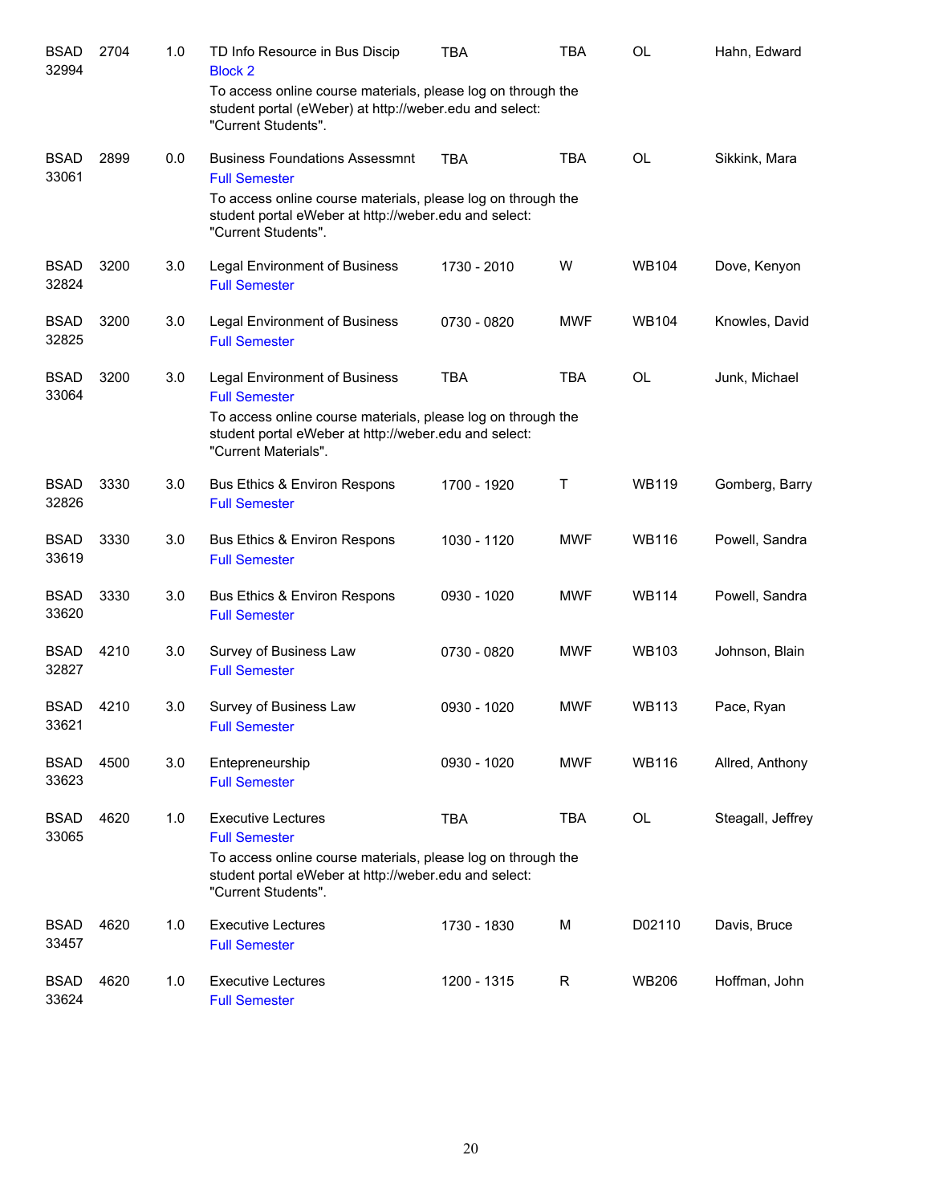| Subject / CRN | Course | Credits | Title | Time | Days | Room | Instructor |
|---|---|---|---|---|---|---|---|
| BSAD 32994 | 2704 | 1.0 | TD Info Resource in Bus Discip<br>Block 2<br>To access online course materials, please log on through the student portal (eWeber) at http://weber.edu and select: "Current Students". | TBA | TBA | OL | Hahn, Edward |
| BSAD 33061 | 2899 | 0.0 | Business Foundations Assessmnt<br>Full Semester<br>To access online course materials, please log on through the student portal eWeber at http://weber.edu and select: "Current Students". | TBA | TBA | OL | Sikkink, Mara |
| BSAD 32824 | 3200 | 3.0 | Legal Environment of Business<br>Full Semester | 1730 - 2010 | W | WB104 | Dove, Kenyon |
| BSAD 32825 | 3200 | 3.0 | Legal Environment of Business<br>Full Semester | 0730 - 0820 | MWF | WB104 | Knowles, David |
| BSAD 33064 | 3200 | 3.0 | Legal Environment of Business<br>Full Semester<br>To access online course materials, please log on through the student portal eWeber at http://weber.edu and select: "Current Materials". | TBA | TBA | OL | Junk, Michael |
| BSAD 32826 | 3330 | 3.0 | Bus Ethics & Environ Respons<br>Full Semester | 1700 - 1920 | T | WB119 | Gomberg, Barry |
| BSAD 33619 | 3330 | 3.0 | Bus Ethics & Environ Respons<br>Full Semester | 1030 - 1120 | MWF | WB116 | Powell, Sandra |
| BSAD 33620 | 3330 | 3.0 | Bus Ethics & Environ Respons<br>Full Semester | 0930 - 1020 | MWF | WB114 | Powell, Sandra |
| BSAD 32827 | 4210 | 3.0 | Survey of Business Law<br>Full Semester | 0730 - 0820 | MWF | WB103 | Johnson, Blain |
| BSAD 33621 | 4210 | 3.0 | Survey of Business Law<br>Full Semester | 0930 - 1020 | MWF | WB113 | Pace, Ryan |
| BSAD 33623 | 4500 | 3.0 | Entepreneurship<br>Full Semester | 0930 - 1020 | MWF | WB116 | Allred, Anthony |
| BSAD 33065 | 4620 | 1.0 | Executive Lectures<br>Full Semester<br>To access online course materials, please log on through the student portal eWeber at http://weber.edu and select: "Current Students". | TBA | TBA | OL | Steagall, Jeffrey |
| BSAD 33457 | 4620 | 1.0 | Executive Lectures<br>Full Semester | 1730 - 1830 | M | D02110 | Davis, Bruce |
| BSAD 33624 | 4620 | 1.0 | Executive Lectures<br>Full Semester | 1200 - 1315 | R | WB206 | Hoffman, John |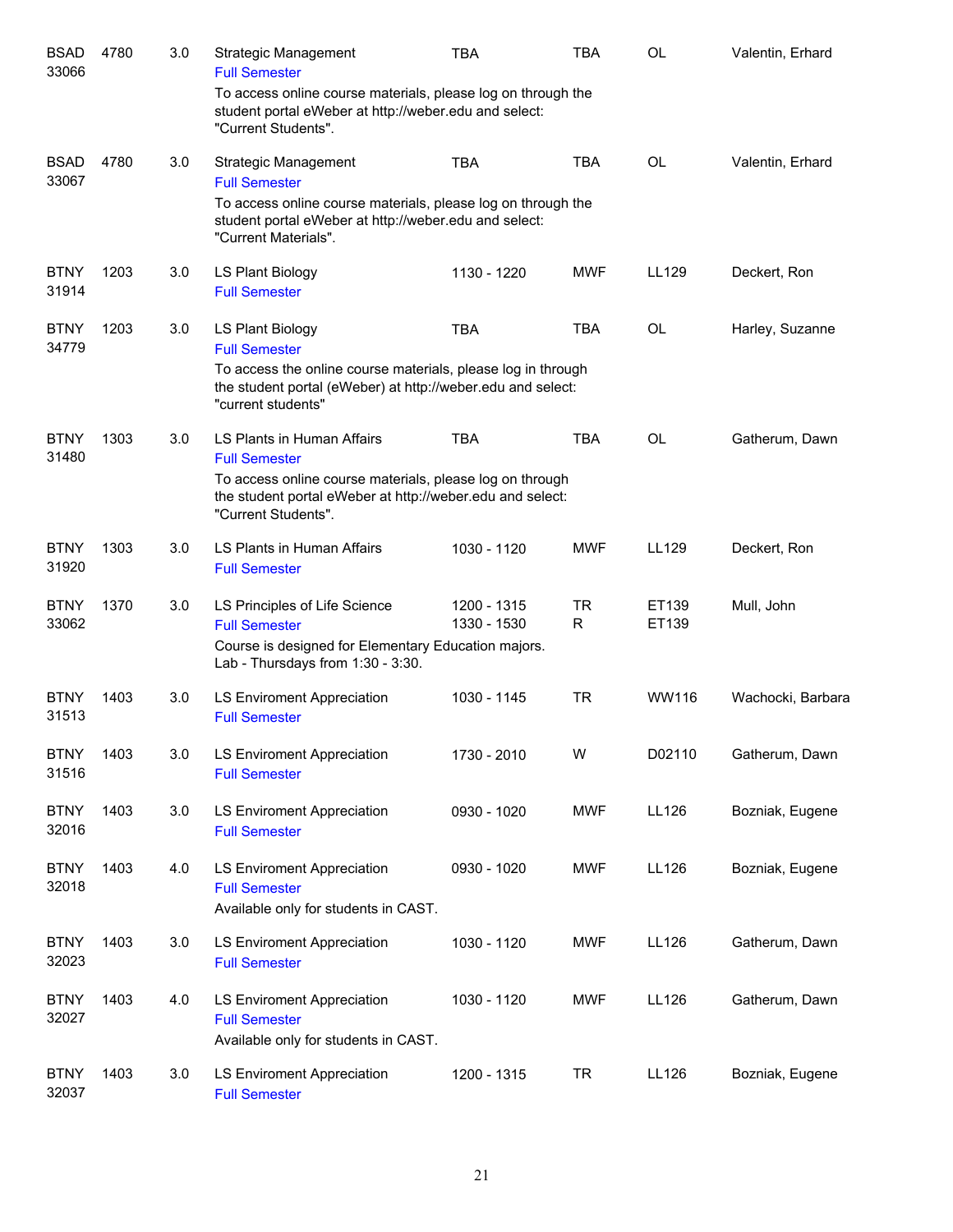| | | | | | | | |
|---|---|---|---|---|---|---|---|
| BSAD 33066 | 4780 | 3.0 | Strategic Management<br>Full Semester<br>To access online course materials, please log on through the student portal eWeber at http://weber.edu and select: "Current Students". | TBA | TBA | OL | Valentin, Erhard |
| BSAD 33067 | 4780 | 3.0 | Strategic Management<br>Full Semester<br>To access online course materials, please log on through the student portal eWeber at http://weber.edu and select: "Current Materials". | TBA | TBA | OL | Valentin, Erhard |
| BTNY 31914 | 1203 | 3.0 | LS Plant Biology<br>Full Semester | 1130 - 1220 | MWF | LL129 | Deckert, Ron |
| BTNY 34779 | 1203 | 3.0 | LS Plant Biology<br>Full Semester<br>To access the online course materials, please log in through the student portal (eWeber) at http://weber.edu and select: "current students" | TBA | TBA | OL | Harley, Suzanne |
| BTNY 31480 | 1303 | 3.0 | LS Plants in Human Affairs<br>Full Semester<br>To access online course materials, please log on through the student portal eWeber at http://weber.edu and select: "Current Students". | TBA | TBA | OL | Gatherum, Dawn |
| BTNY 31920 | 1303 | 3.0 | LS Plants in Human Affairs<br>Full Semester | 1030 - 1120 | MWF | LL129 | Deckert, Ron |
| BTNY 33062 | 1370 | 3.0 | LS Principles of Life Science<br>Full Semester<br>Course is designed for Elementary Education majors. Lab - Thursdays from 1:30 - 3:30. | 1200 - 1315<br>1330 - 1530 | TR<br>R | ET139<br>ET139 | Mull, John |
| BTNY 31513 | 1403 | 3.0 | LS Enviroment Appreciation<br>Full Semester | 1030 - 1145 | TR | WW116 | Wachocki, Barbara |
| BTNY 31516 | 1403 | 3.0 | LS Enviroment Appreciation<br>Full Semester | 1730 - 2010 | W | D02110 | Gatherum, Dawn |
| BTNY 32016 | 1403 | 3.0 | LS Enviroment Appreciation<br>Full Semester | 0930 - 1020 | MWF | LL126 | Bozniak, Eugene |
| BTNY 32018 | 1403 | 4.0 | LS Enviroment Appreciation<br>Full Semester<br>Available only for students in CAST. | 0930 - 1020 | MWF | LL126 | Bozniak, Eugene |
| BTNY 32023 | 1403 | 3.0 | LS Enviroment Appreciation<br>Full Semester | 1030 - 1120 | MWF | LL126 | Gatherum, Dawn |
| BTNY 32027 | 1403 | 4.0 | LS Enviroment Appreciation<br>Full Semester<br>Available only for students in CAST. | 1030 - 1120 | MWF | LL126 | Gatherum, Dawn |
| BTNY 32037 | 1403 | 3.0 | LS Enviroment Appreciation<br>Full Semester | 1200 - 1315 | TR | LL126 | Bozniak, Eugene |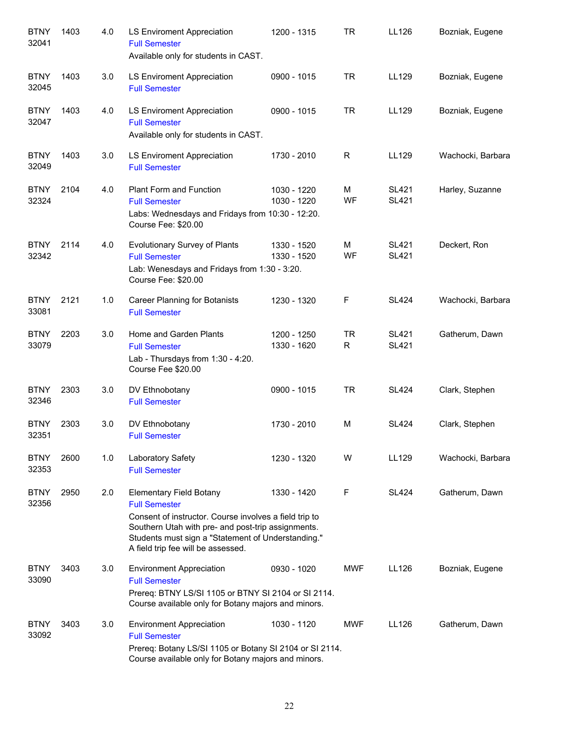| Subject / CRN | Course | Credits | Title / Notes | Time | Days | Room | Instructor |
|---|---|---|---|---|---|---|---|
| BTNY 32041 | 1403 | 4.0 | LS Enviroment Appreciation<br>Full Semester<br>Available only for students in CAST. | 1200 - 1315 | TR | LL126 | Bozniak, Eugene |
| BTNY 32045 | 1403 | 3.0 | LS Enviroment Appreciation<br>Full Semester | 0900 - 1015 | TR | LL129 | Bozniak, Eugene |
| BTNY 32047 | 1403 | 4.0 | LS Enviroment Appreciation<br>Full Semester<br>Available only for students in CAST. | 0900 - 1015 | TR | LL129 | Bozniak, Eugene |
| BTNY 32049 | 1403 | 3.0 | LS Enviroment Appreciation<br>Full Semester | 1730 - 2010 | R | LL129 | Wachocki, Barbara |
| BTNY 32324 | 2104 | 4.0 | Plant Form and Function<br>Full Semester<br>Labs: Wednesdays and Fridays from 10:30 - 12:20.<br>Course Fee: $20.00 | 1030 - 1220<br>1030 - 1220 | M<br>WF | SL421<br>SL421 | Harley, Suzanne |
| BTNY 32342 | 2114 | 4.0 | Evolutionary Survey of Plants<br>Full Semester<br>Lab: Wenesdays and Fridays from 1:30 - 3:20.<br>Course Fee: $20.00 | 1330 - 1520<br>1330 - 1520 | M<br>WF | SL421<br>SL421 | Deckert, Ron |
| BTNY 33081 | 2121 | 1.0 | Career Planning for Botanists<br>Full Semester | 1230 - 1320 | F | SL424 | Wachocki, Barbara |
| BTNY 33079 | 2203 | 3.0 | Home and Garden Plants<br>Full Semester<br>Lab - Thursdays from 1:30 - 4:20.<br>Course Fee $20.00 | 1200 - 1250<br>1330 - 1620 | TR<br>R | SL421<br>SL421 | Gatherum, Dawn |
| BTNY 32346 | 2303 | 3.0 | DV Ethnobotany<br>Full Semester | 0900 - 1015 | TR | SL424 | Clark, Stephen |
| BTNY 32351 | 2303 | 3.0 | DV Ethnobotany<br>Full Semester | 1730 - 2010 | M | SL424 | Clark, Stephen |
| BTNY 32353 | 2600 | 1.0 | Laboratory Safety<br>Full Semester | 1230 - 1320 | W | LL129 | Wachocki, Barbara |
| BTNY 32356 | 2950 | 2.0 | Elementary Field Botany<br>Full Semester<br>Consent of instructor. Course involves a field trip to Southern Utah with pre- and post-trip assignments. Students must sign a "Statement of Understanding." A field trip fee will be assessed. | 1330 - 1420 | F | SL424 | Gatherum, Dawn |
| BTNY 33090 | 3403 | 3.0 | Environment Appreciation<br>Full Semester<br>Prereq: BTNY LS/SI 1105 or BTNY SI 2104 or SI 2114.<br>Course available only for Botany majors and minors. | 0930 - 1020 | MWF | LL126 | Bozniak, Eugene |
| BTNY 33092 | 3403 | 3.0 | Environment Appreciation<br>Full Semester<br>Prereq: Botany LS/SI 1105 or Botany SI 2104 or SI 2114.<br>Course available only for Botany majors and minors. | 1030 - 1120 | MWF | LL126 | Gatherum, Dawn |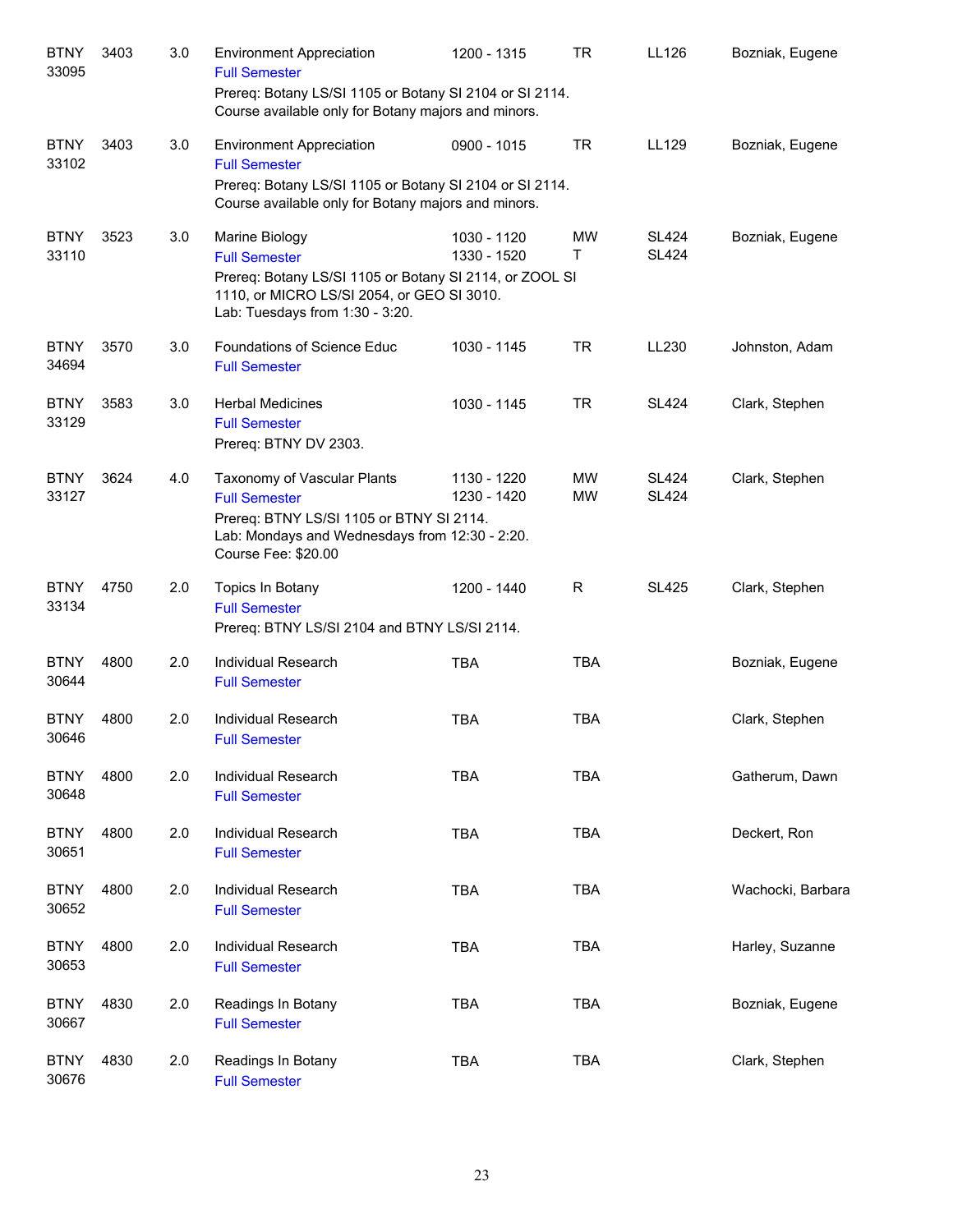| Course | Number | Credits | Title | Time | Days | Room | Instructor |
|---|---|---|---|---|---|---|---|
| BTNY 33095 | 3403 | 3.0 | Environment Appreciation<br>Full Semester<br>Prereq: Botany LS/SI 1105 or Botany SI 2104 or SI 2114. Course available only for Botany majors and minors. | 1200 - 1315 | TR | LL126 | Bozniak, Eugene |
| BTNY 33102 | 3403 | 3.0 | Environment Appreciation<br>Full Semester<br>Prereq: Botany LS/SI 1105 or Botany SI 2104 or SI 2114. Course available only for Botany majors and minors. | 0900 - 1015 | TR | LL129 | Bozniak, Eugene |
| BTNY 33110 | 3523 | 3.0 | Marine Biology<br>Full Semester<br>Prereq: Botany LS/SI 1105 or Botany SI 2114, or ZOOL SI 1110, or MICRO LS/SI 2054, or GEO SI 3010.<br>Lab: Tuesdays from 1:30 - 3:20. | 1030 - 1120<br>1330 - 1520 | MW<br>T | SL424<br>SL424 | Bozniak, Eugene |
| BTNY 34694 | 3570 | 3.0 | Foundations of Science Educ<br>Full Semester | 1030 - 1145 | TR | LL230 | Johnston, Adam |
| BTNY 33129 | 3583 | 3.0 | Herbal Medicines<br>Full Semester<br>Prereq: BTNY DV 2303. | 1030 - 1145 | TR | SL424 | Clark, Stephen |
| BTNY 33127 | 3624 | 4.0 | Taxonomy of Vascular Plants<br>Full Semester<br>Prereq: BTNY LS/SI 1105 or BTNY SI 2114.<br>Lab: Mondays and Wednesdays from 12:30 - 2:20.<br>Course Fee: $20.00 | 1130 - 1220<br>1230 - 1420 | MW<br>MW | SL424<br>SL424 | Clark, Stephen |
| BTNY 33134 | 4750 | 2.0 | Topics In Botany<br>Full Semester<br>Prereq: BTNY LS/SI 2104 and BTNY LS/SI 2114. | 1200 - 1440 | R | SL425 | Clark, Stephen |
| BTNY 30644 | 4800 | 2.0 | Individual Research<br>Full Semester | TBA | TBA | | Bozniak, Eugene |
| BTNY 30646 | 4800 | 2.0 | Individual Research<br>Full Semester | TBA | TBA | | Clark, Stephen |
| BTNY 30648 | 4800 | 2.0 | Individual Research<br>Full Semester | TBA | TBA | | Gatherum, Dawn |
| BTNY 30651 | 4800 | 2.0 | Individual Research<br>Full Semester | TBA | TBA | | Deckert, Ron |
| BTNY 30652 | 4800 | 2.0 | Individual Research<br>Full Semester | TBA | TBA | | Wachocki, Barbara |
| BTNY 30653 | 4800 | 2.0 | Individual Research<br>Full Semester | TBA | TBA | | Harley, Suzanne |
| BTNY 30667 | 4830 | 2.0 | Readings In Botany<br>Full Semester | TBA | TBA | | Bozniak, Eugene |
| BTNY 30676 | 4830 | 2.0 | Readings In Botany<br>Full Semester | TBA | TBA | | Clark, Stephen |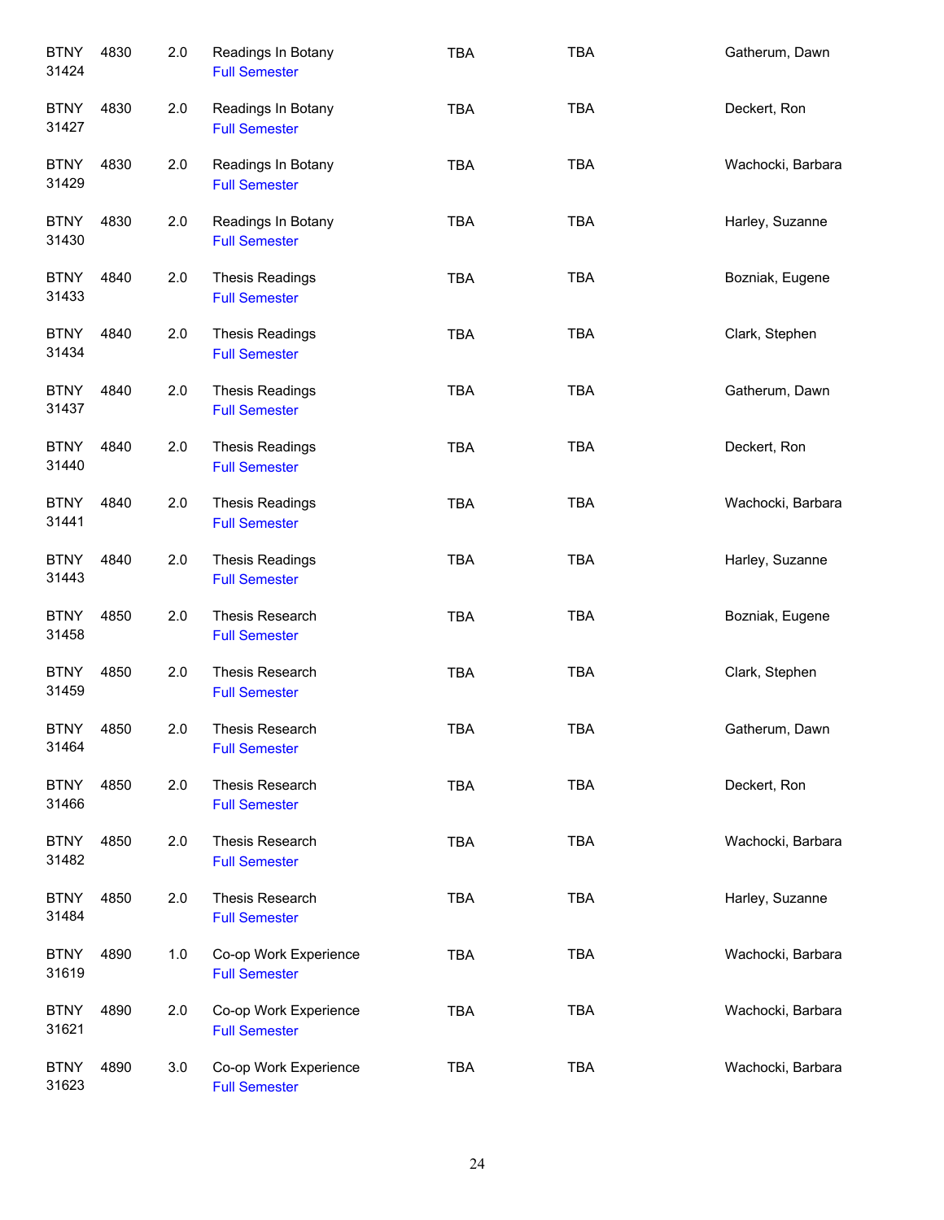| | | | | | | |
|---|---|---|---|---|---|---|
| BTNY 31424 | 4830 | 2.0 | Readings In Botany<br>Full Semester | TBA | TBA | Gatherum, Dawn |
| BTNY 31427 | 4830 | 2.0 | Readings In Botany<br>Full Semester | TBA | TBA | Deckert, Ron |
| BTNY 31429 | 4830 | 2.0 | Readings In Botany<br>Full Semester | TBA | TBA | Wachocki, Barbara |
| BTNY 31430 | 4830 | 2.0 | Readings In Botany<br>Full Semester | TBA | TBA | Harley, Suzanne |
| BTNY 31433 | 4840 | 2.0 | Thesis Readings<br>Full Semester | TBA | TBA | Bozniak, Eugene |
| BTNY 31434 | 4840 | 2.0 | Thesis Readings<br>Full Semester | TBA | TBA | Clark, Stephen |
| BTNY 31437 | 4840 | 2.0 | Thesis Readings<br>Full Semester | TBA | TBA | Gatherum, Dawn |
| BTNY 31440 | 4840 | 2.0 | Thesis Readings<br>Full Semester | TBA | TBA | Deckert, Ron |
| BTNY 31441 | 4840 | 2.0 | Thesis Readings<br>Full Semester | TBA | TBA | Wachocki, Barbara |
| BTNY 31443 | 4840 | 2.0 | Thesis Readings<br>Full Semester | TBA | TBA | Harley, Suzanne |
| BTNY 31458 | 4850 | 2.0 | Thesis Research<br>Full Semester | TBA | TBA | Bozniak, Eugene |
| BTNY 31459 | 4850 | 2.0 | Thesis Research<br>Full Semester | TBA | TBA | Clark, Stephen |
| BTNY 31464 | 4850 | 2.0 | Thesis Research<br>Full Semester | TBA | TBA | Gatherum, Dawn |
| BTNY 31466 | 4850 | 2.0 | Thesis Research<br>Full Semester | TBA | TBA | Deckert, Ron |
| BTNY 31482 | 4850 | 2.0 | Thesis Research<br>Full Semester | TBA | TBA | Wachocki, Barbara |
| BTNY 31484 | 4850 | 2.0 | Thesis Research<br>Full Semester | TBA | TBA | Harley, Suzanne |
| BTNY 31619 | 4890 | 1.0 | Co-op Work Experience<br>Full Semester | TBA | TBA | Wachocki, Barbara |
| BTNY 31621 | 4890 | 2.0 | Co-op Work Experience<br>Full Semester | TBA | TBA | Wachocki, Barbara |
| BTNY 31623 | 4890 | 3.0 | Co-op Work Experience<br>Full Semester | TBA | TBA | Wachocki, Barbara |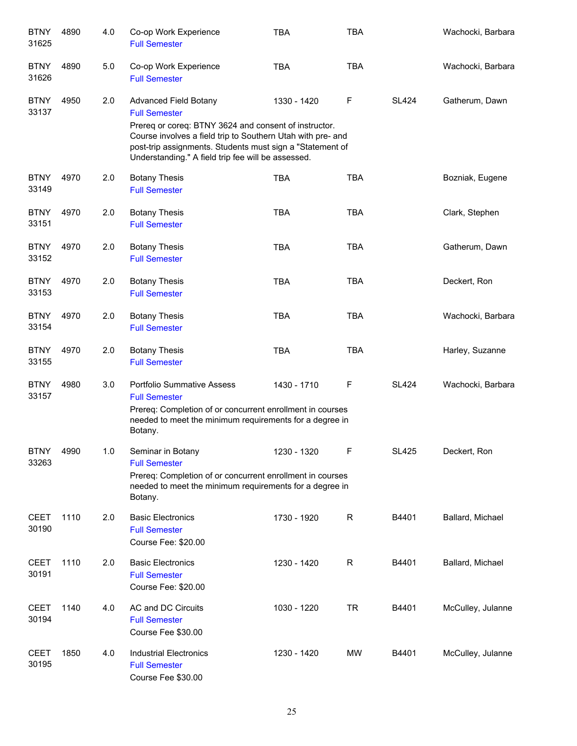| | | | | | | | |
|---|---|---|---|---|---|---|---|
| BTNY 31625 | 4890 | 4.0 | Co-op Work Experience<br>Full Semester | TBA | TBA | | Wachocki, Barbara |
| BTNY 31626 | 4890 | 5.0 | Co-op Work Experience<br>Full Semester | TBA | TBA | | Wachocki, Barbara |
| BTNY 33137 | 4950 | 2.0 | Advanced Field Botany<br>Full Semester<br>Prereq or coreq: BTNY 3624 and consent of instructor. Course involves a field trip to Southern Utah with pre- and post-trip assignments. Students must sign a "Statement of Understanding." A field trip fee will be assessed. | 1330 - 1420 | F | SL424 | Gatherum, Dawn |
| BTNY 33149 | 4970 | 2.0 | Botany Thesis<br>Full Semester | TBA | TBA | | Bozniak, Eugene |
| BTNY 33151 | 4970 | 2.0 | Botany Thesis<br>Full Semester | TBA | TBA | | Clark, Stephen |
| BTNY 33152 | 4970 | 2.0 | Botany Thesis<br>Full Semester | TBA | TBA | | Gatherum, Dawn |
| BTNY 33153 | 4970 | 2.0 | Botany Thesis<br>Full Semester | TBA | TBA | | Deckert, Ron |
| BTNY 33154 | 4970 | 2.0 | Botany Thesis<br>Full Semester | TBA | TBA | | Wachocki, Barbara |
| BTNY 33155 | 4970 | 2.0 | Botany Thesis<br>Full Semester | TBA | TBA | | Harley, Suzanne |
| BTNY 33157 | 4980 | 3.0 | Portfolio Summative Assess<br>Full Semester<br>Prereq: Completion of or concurrent enrollment in courses needed to meet the minimum requirements for a degree in Botany. | 1430 - 1710 | F | SL424 | Wachocki, Barbara |
| BTNY 33263 | 4990 | 1.0 | Seminar in Botany<br>Full Semester<br>Prereq: Completion of or concurrent enrollment in courses needed to meet the minimum requirements for a degree in Botany. | 1230 - 1320 | F | SL425 | Deckert, Ron |
| CEET 30190 | 1110 | 2.0 | Basic Electronics<br>Full Semester<br>Course Fee: $20.00 | 1730 - 1920 | R | B4401 | Ballard, Michael |
| CEET 30191 | 1110 | 2.0 | Basic Electronics<br>Full Semester<br>Course Fee: $20.00 | 1230 - 1420 | R | B4401 | Ballard, Michael |
| CEET 30194 | 1140 | 4.0 | AC and DC Circuits<br>Full Semester<br>Course Fee $30.00 | 1030 - 1220 | TR | B4401 | McCulley, Julanne |
| CEET 30195 | 1850 | 4.0 | Industrial Electronics<br>Full Semester<br>Course Fee $30.00 | 1230 - 1420 | MW | B4401 | McCulley, Julanne |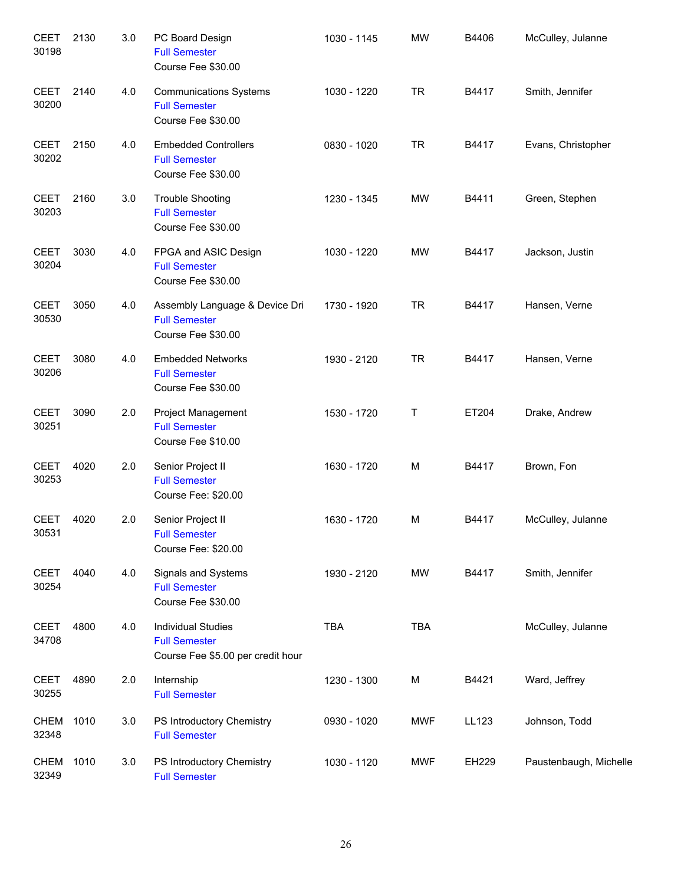| | | | | | | | |
|---|---|---|---|---|---|---|---|
| CEET 30198 | 2130 | 3.0 | PC Board Design<br>Full Semester<br>Course Fee $30.00 | 1030 - 1145 | MW | B4406 | McCulley, Julanne |
| CEET 30200 | 2140 | 4.0 | Communications Systems<br>Full Semester<br>Course Fee $30.00 | 1030 - 1220 | TR | B4417 | Smith, Jennifer |
| CEET 30202 | 2150 | 4.0 | Embedded Controllers<br>Full Semester<br>Course Fee $30.00 | 0830 - 1020 | TR | B4417 | Evans, Christopher |
| CEET 30203 | 2160 | 3.0 | Trouble Shooting<br>Full Semester<br>Course Fee $30.00 | 1230 - 1345 | MW | B4411 | Green, Stephen |
| CEET 30204 | 3030 | 4.0 | FPGA and ASIC Design<br>Full Semester<br>Course Fee $30.00 | 1030 - 1220 | MW | B4417 | Jackson, Justin |
| CEET 30530 | 3050 | 4.0 | Assembly Language & Device Dri<br>Full Semester<br>Course Fee $30.00 | 1730 - 1920 | TR | B4417 | Hansen, Verne |
| CEET 30206 | 3080 | 4.0 | Embedded Networks<br>Full Semester<br>Course Fee $30.00 | 1930 - 2120 | TR | B4417 | Hansen, Verne |
| CEET 30251 | 3090 | 2.0 | Project Management<br>Full Semester<br>Course Fee $10.00 | 1530 - 1720 | T | ET204 | Drake, Andrew |
| CEET 30253 | 4020 | 2.0 | Senior Project II<br>Full Semester<br>Course Fee: $20.00 | 1630 - 1720 | M | B4417 | Brown, Fon |
| CEET 30531 | 4020 | 2.0 | Senior Project II<br>Full Semester<br>Course Fee: $20.00 | 1630 - 1720 | M | B4417 | McCulley, Julanne |
| CEET 30254 | 4040 | 4.0 | Signals and Systems<br>Full Semester<br>Course Fee $30.00 | 1930 - 2120 | MW | B4417 | Smith, Jennifer |
| CEET 34708 | 4800 | 4.0 | Individual Studies<br>Full Semester<br>Course Fee $5.00 per credit hour | TBA | TBA | | McCulley, Julanne |
| CEET 30255 | 4890 | 2.0 | Internship<br>Full Semester | 1230 - 1300 | M | B4421 | Ward, Jeffrey |
| CHEM 32348 | 1010 | 3.0 | PS Introductory Chemistry<br>Full Semester | 0930 - 1020 | MWF | LL123 | Johnson, Todd |
| CHEM 32349 | 1010 | 3.0 | PS Introductory Chemistry<br>Full Semester | 1030 - 1120 | MWF | EH229 | Paustenbaugh, Michelle |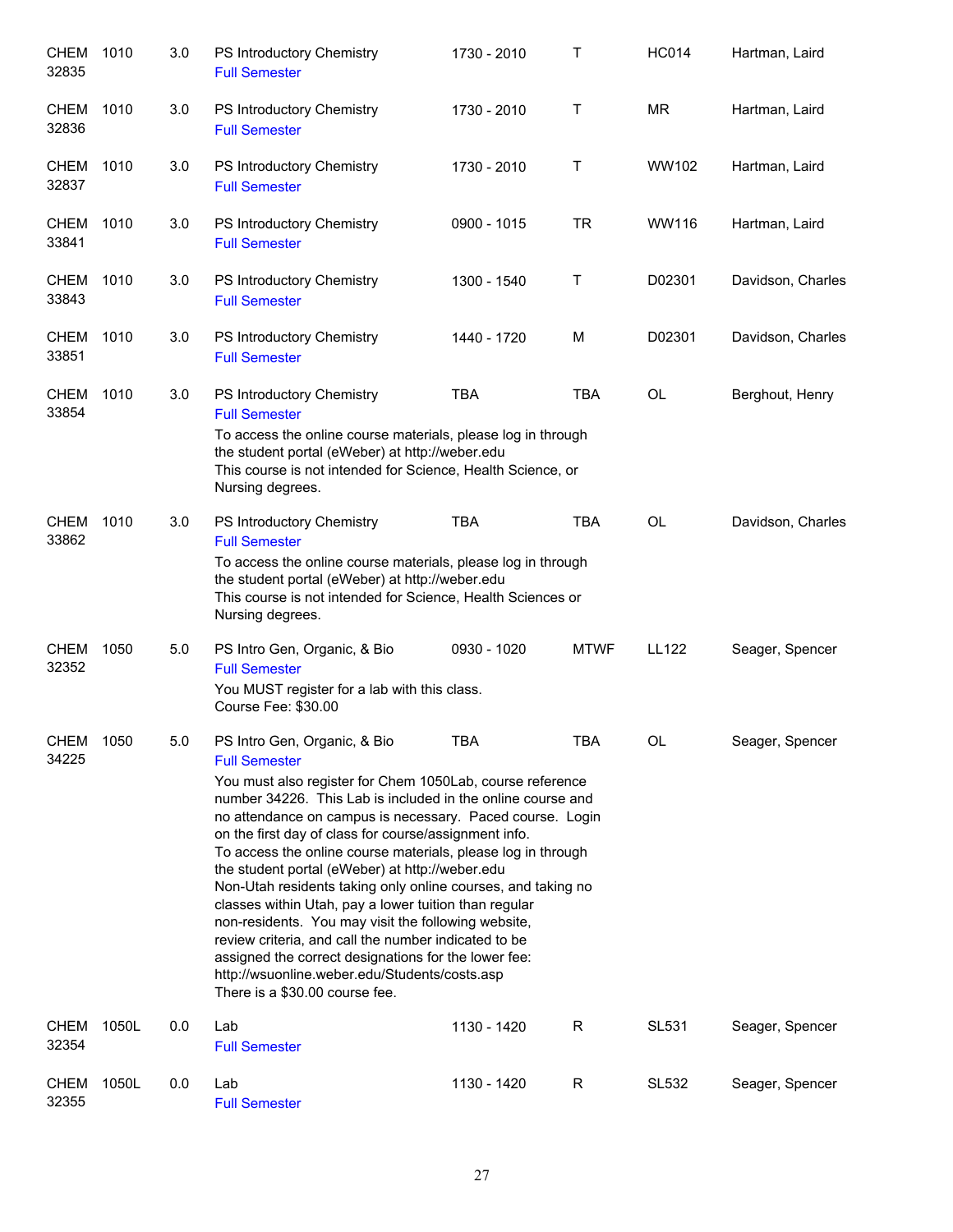| Subject / CRN | Course | Credits | Title | Time | Days | Room | Instructor |
|---|---|---|---|---|---|---|---|
| CHEM 32835 | 1010 | 3.0 | PS Introductory Chemistry<br>Full Semester | 1730 - 2010 | T | HC014 | Hartman, Laird |
| CHEM 32836 | 1010 | 3.0 | PS Introductory Chemistry<br>Full Semester | 1730 - 2010 | T | MR | Hartman, Laird |
| CHEM 32837 | 1010 | 3.0 | PS Introductory Chemistry<br>Full Semester | 1730 - 2010 | T | WW102 | Hartman, Laird |
| CHEM 33841 | 1010 | 3.0 | PS Introductory Chemistry<br>Full Semester | 0900 - 1015 | TR | WW116 | Hartman, Laird |
| CHEM 33843 | 1010 | 3.0 | PS Introductory Chemistry<br>Full Semester | 1300 - 1540 | T | D02301 | Davidson, Charles |
| CHEM 33851 | 1010 | 3.0 | PS Introductory Chemistry<br>Full Semester | 1440 - 1720 | M | D02301 | Davidson, Charles |
| CHEM 33854 | 1010 | 3.0 | PS Introductory Chemistry<br>Full Semester<br>To access the online course materials, please log in through the student portal (eWeber) at http://weber.edu<br>This course is not intended for Science, Health Science, or Nursing degrees. | TBA | TBA | OL | Berghout, Henry |
| CHEM 33862 | 1010 | 3.0 | PS Introductory Chemistry<br>Full Semester<br>To access the online course materials, please log in through the student portal (eWeber) at http://weber.edu<br>This course is not intended for Science, Health Sciences or Nursing degrees. | TBA | TBA | OL | Davidson, Charles |
| CHEM 32352 | 1050 | 5.0 | PS Intro Gen, Organic, & Bio<br>Full Semester<br>You MUST register for a lab with this class.<br>Course Fee: $30.00 | 0930 - 1020 | MTWF | LL122 | Seager, Spencer |
| CHEM 34225 | 1050 | 5.0 | PS Intro Gen, Organic, & Bio<br>Full Semester<br>You must also register for Chem 1050Lab, course reference number 34226. This Lab is included in the online course and no attendance on campus is necessary. Paced course. Login on the first day of class for course/assignment info.<br>To access the online course materials, please log in through the student portal (eWeber) at http://weber.edu<br>Non-Utah residents taking only online courses, and taking no classes within Utah, pay a lower tuition than regular non-residents. You may visit the following website, review criteria, and call the number indicated to be assigned the correct designations for the lower fee: http://wsuonline.weber.edu/Students/costs.asp<br>There is a $30.00 course fee. | TBA | TBA | OL | Seager, Spencer |
| CHEM 32354 | 1050L | 0.0 | Lab<br>Full Semester | 1130 - 1420 | R | SL531 | Seager, Spencer |
| CHEM 32355 | 1050L | 0.0 | Lab<br>Full Semester | 1130 - 1420 | R | SL532 | Seager, Spencer |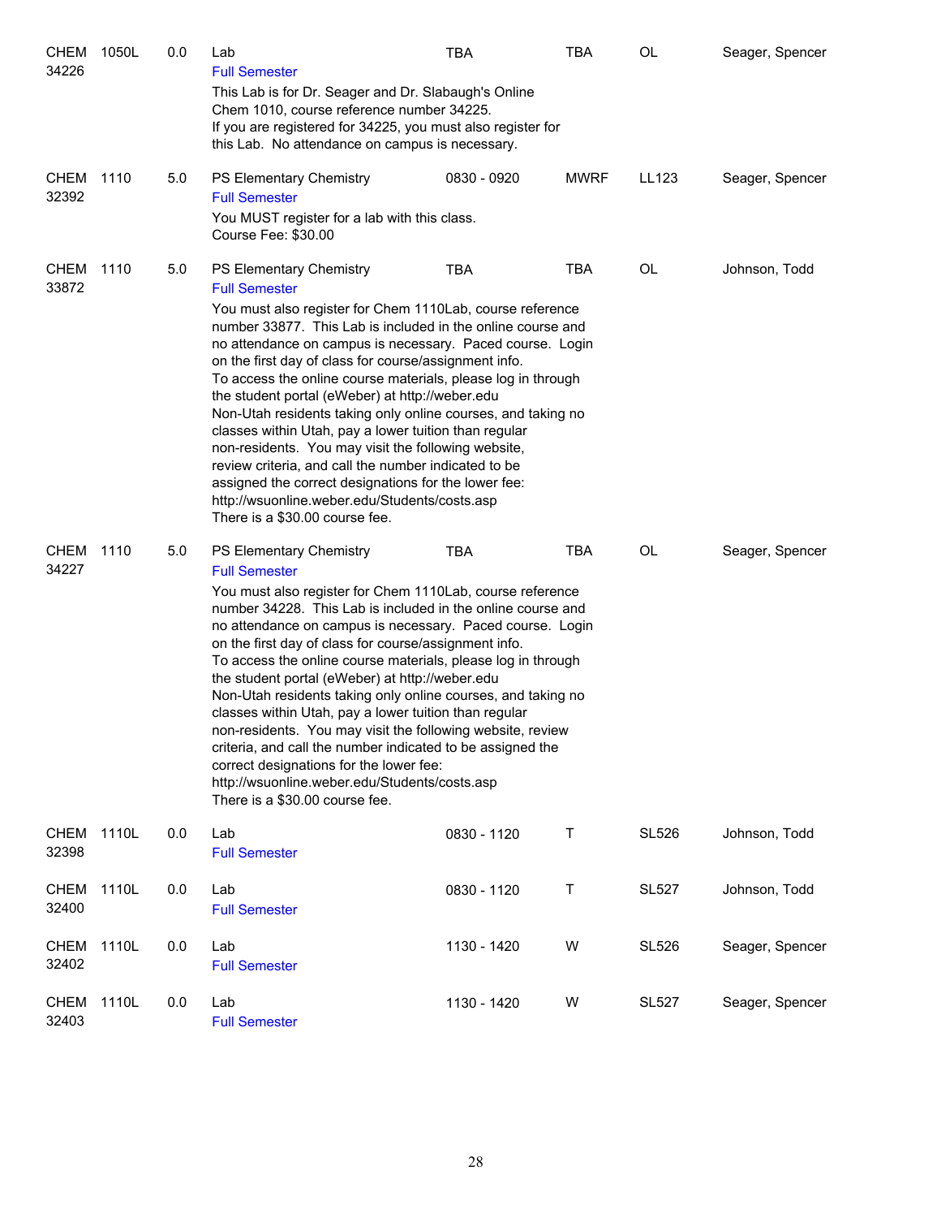| Subject / CRN | Course | Credits | Title / Notes | Time | Days | Room | Instructor |
|---|---|---|---|---|---|---|---|
| CHEM 34226 | 1050L | 0.0 | Lab<br>Full Semester<br>This Lab is for Dr. Seager and Dr. Slabaugh's Online Chem 1010, course reference number 34225. If you are registered for 34225, you must also register for this Lab. No attendance on campus is necessary. | TBA | TBA | OL | Seager, Spencer |
| CHEM 32392 | 1110 | 5.0 | PS Elementary Chemistry<br>Full Semester<br>You MUST register for a lab with this class. Course Fee: $30.00 | 0830 - 0920 | MWRF | LL123 | Seager, Spencer |
| CHEM 33872 | 1110 | 5.0 | PS Elementary Chemistry<br>Full Semester<br>You must also register for Chem 1110Lab, course reference number 33877. This Lab is included in the online course and no attendance on campus is necessary. Paced course. Login on the first day of class for course/assignment info. To access the online course materials, please log in through the student portal (eWeber) at http://weber.edu Non-Utah residents taking only online courses, and taking no classes within Utah, pay a lower tuition than regular non-residents. You may visit the following website, review criteria, and call the number indicated to be assigned the correct designations for the lower fee: http://wsuonline.weber.edu/Students/costs.asp There is a $30.00 course fee. | TBA | TBA | OL | Johnson, Todd |
| CHEM 34227 | 1110 | 5.0 | PS Elementary Chemistry<br>Full Semester<br>You must also register for Chem 1110Lab, course reference number 34228. This Lab is included in the online course and no attendance on campus is necessary. Paced course. Login on the first day of class for course/assignment info. To access the online course materials, please log in through the student portal (eWeber) at http://weber.edu Non-Utah residents taking only online courses, and taking no classes within Utah, pay a lower tuition than regular non-residents. You may visit the following website, review criteria, and call the number indicated to be assigned the correct designations for the lower fee: http://wsuonline.weber.edu/Students/costs.asp There is a $30.00 course fee. | TBA | TBA | OL | Seager, Spencer |
| CHEM 32398 | 1110L | 0.0 | Lab<br>Full Semester | 0830 - 1120 | T | SL526 | Johnson, Todd |
| CHEM 32400 | 1110L | 0.0 | Lab<br>Full Semester | 0830 - 1120 | T | SL527 | Johnson, Todd |
| CHEM 32402 | 1110L | 0.0 | Lab<br>Full Semester | 1130 - 1420 | W | SL526 | Seager, Spencer |
| CHEM 32403 | 1110L | 0.0 | Lab<br>Full Semester | 1130 - 1420 | W | SL527 | Seager, Spencer |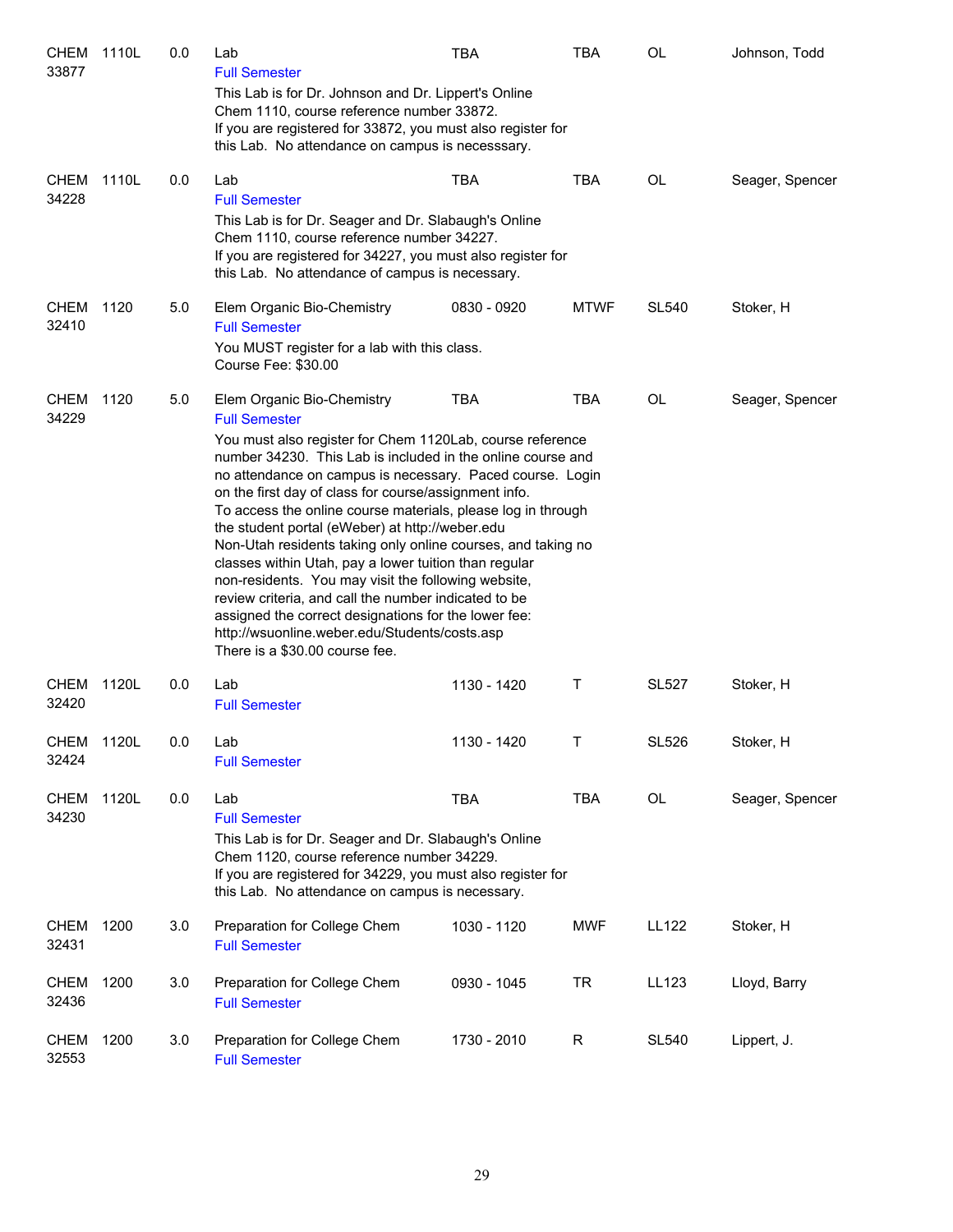| Subject/CRN | Course | Credits | Title | Time | Days | Room | Instructor |
|---|---|---|---|---|---|---|---|
| CHEM 33877 | 1110L | 0.0 | Lab<br>Full Semester<br>This Lab is for Dr. Johnson and Dr. Lippert's Online Chem 1110, course reference number 33872. If you are registered for 33872, you must also register for this Lab. No attendance on campus is necesssary. | TBA | TBA | OL | Johnson, Todd |
| CHEM 34228 | 1110L | 0.0 | Lab<br>Full Semester<br>This Lab is for Dr. Seager and Dr. Slabaugh's Online Chem 1110, course reference number 34227. If you are registered for 34227, you must also register for this Lab. No attendance of campus is necessary. | TBA | TBA | OL | Seager, Spencer |
| CHEM 32410 | 1120 | 5.0 | Elem Organic Bio-Chemistry<br>Full Semester<br>You MUST register for a lab with this class. Course Fee: $30.00 | 0830 - 0920 | MTWF | SL540 | Stoker, H |
| CHEM 34229 | 1120 | 5.0 | Elem Organic Bio-Chemistry<br>Full Semester<br>You must also register for Chem 1120Lab, course reference number 34230. This Lab is included in the online course and no attendance on campus is necessary. Paced course. Login on the first day of class for course/assignment info. To access the online course materials, please log in through the student portal (eWeber) at http://weber.edu Non-Utah residents taking only online courses, and taking no classes within Utah, pay a lower tuition than regular non-residents. You may visit the following website, review criteria, and call the number indicated to be assigned the correct designations for the lower fee: http://wsuonline.weber.edu/Students/costs.asp There is a $30.00 course fee. | TBA | TBA | OL | Seager, Spencer |
| CHEM 32420 | 1120L | 0.0 | Lab<br>Full Semester | 1130 - 1420 | T | SL527 | Stoker, H |
| CHEM 32424 | 1120L | 0.0 | Lab<br>Full Semester | 1130 - 1420 | T | SL526 | Stoker, H |
| CHEM 34230 | 1120L | 0.0 | Lab<br>Full Semester<br>This Lab is for Dr. Seager and Dr. Slabaugh's Online Chem 1120, course reference number 34229. If you are registered for 34229, you must also register for this Lab. No attendance on campus is necessary. | TBA | TBA | OL | Seager, Spencer |
| CHEM 32431 | 1200 | 3.0 | Preparation for College Chem<br>Full Semester | 1030 - 1120 | MWF | LL122 | Stoker, H |
| CHEM 32436 | 1200 | 3.0 | Preparation for College Chem<br>Full Semester | 0930 - 1045 | TR | LL123 | Lloyd, Barry |
| CHEM 32553 | 1200 | 3.0 | Preparation for College Chem<br>Full Semester | 1730 - 2010 | R | SL540 | Lippert, J. |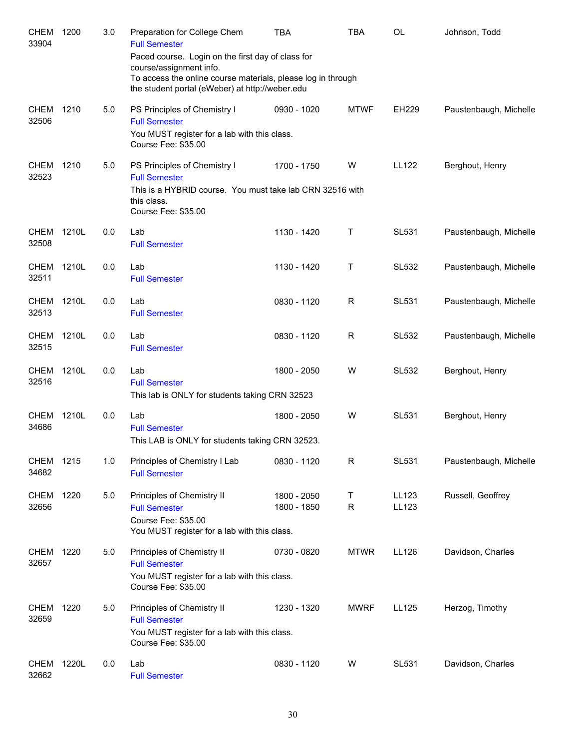| Subject / CRN | Course | Credits | Title / Notes | Time | Days | Room | Instructor |
|---|---|---|---|---|---|---|---|
| CHEM 33904 | 1200 | 3.0 | Preparation for College Chem<br>Full Semester<br>Paced course. Login on the first day of class for course/assignment info.<br>To access the online course materials, please log in through the student portal (eWeber) at http://weber.edu | TBA | TBA | OL | Johnson, Todd |
| CHEM 32506 | 1210 | 5.0 | PS Principles of Chemistry I<br>Full Semester<br>You MUST register for a lab with this class.<br>Course Fee: $35.00 | 0930 - 1020 | MTWF | EH229 | Paustenbaugh, Michelle |
| CHEM 32523 | 1210 | 5.0 | PS Principles of Chemistry I<br>Full Semester<br>This is a HYBRID course. You must take lab CRN 32516 with this class.<br>Course Fee: $35.00 | 1700 - 1750 | W | LL122 | Berghout, Henry |
| CHEM 32508 | 1210L | 0.0 | Lab<br>Full Semester | 1130 - 1420 | T | SL531 | Paustenbaugh, Michelle |
| CHEM 32511 | 1210L | 0.0 | Lab<br>Full Semester | 1130 - 1420 | T | SL532 | Paustenbaugh, Michelle |
| CHEM 32513 | 1210L | 0.0 | Lab<br>Full Semester | 0830 - 1120 | R | SL531 | Paustenbaugh, Michelle |
| CHEM 32515 | 1210L | 0.0 | Lab<br>Full Semester | 0830 - 1120 | R | SL532 | Paustenbaugh, Michelle |
| CHEM 32516 | 1210L | 0.0 | Lab<br>Full Semester<br>This lab is ONLY for students taking CRN 32523 | 1800 - 2050 | W | SL532 | Berghout, Henry |
| CHEM 34686 | 1210L | 0.0 | Lab<br>Full Semester<br>This LAB is ONLY for students taking CRN 32523. | 1800 - 2050 | W | SL531 | Berghout, Henry |
| CHEM 34682 | 1215 | 1.0 | Principles of Chemistry I Lab<br>Full Semester | 0830 - 1120 | R | SL531 | Paustenbaugh, Michelle |
| CHEM 32656 | 1220 | 5.0 | Principles of Chemistry II<br>Full Semester<br>Course Fee: $35.00<br>You MUST register for a lab with this class. | 1800 - 2050<br>1800 - 1850 | T<br>R | LL123<br>LL123 | Russell, Geoffrey |
| CHEM 32657 | 1220 | 5.0 | Principles of Chemistry II<br>Full Semester<br>You MUST register for a lab with this class.<br>Course Fee: $35.00 | 0730 - 0820 | MTWR | LL126 | Davidson, Charles |
| CHEM 32659 | 1220 | 5.0 | Principles of Chemistry II<br>Full Semester<br>You MUST register for a lab with this class.<br>Course Fee: $35.00 | 1230 - 1320 | MWRF | LL125 | Herzog, Timothy |
| CHEM 32662 | 1220L | 0.0 | Lab<br>Full Semester | 0830 - 1120 | W | SL531 | Davidson, Charles |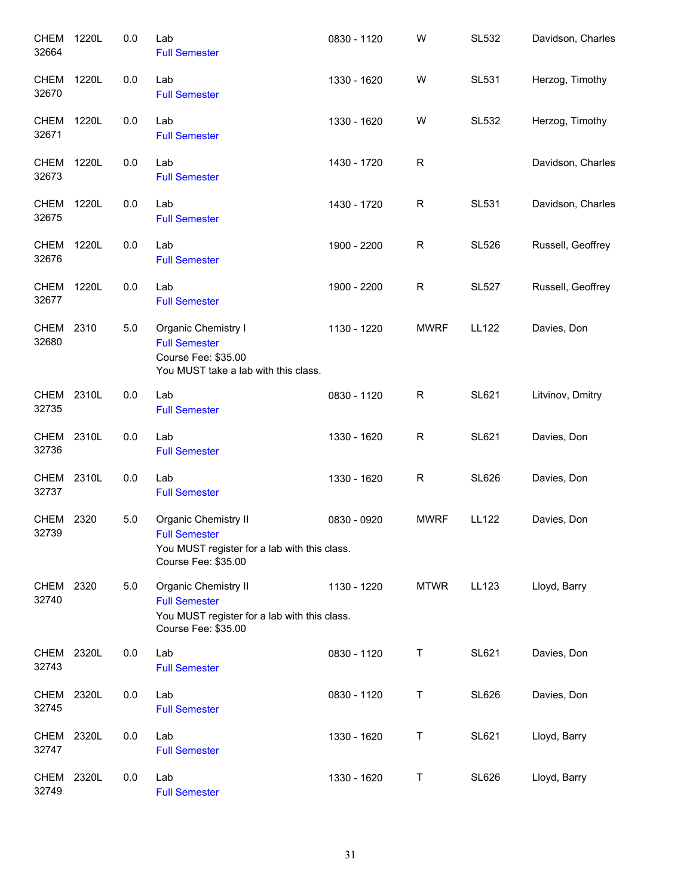| | | | | | | | |
|---|---|---|---|---|---|---|---|
| CHEM 32664 | 1220L | 0.0 | Lab<br>Full Semester | 0830 - 1120 | W | SL532 | Davidson, Charles |
| CHEM 32670 | 1220L | 0.0 | Lab<br>Full Semester | 1330 - 1620 | W | SL531 | Herzog, Timothy |
| CHEM 32671 | 1220L | 0.0 | Lab<br>Full Semester | 1330 - 1620 | W | SL532 | Herzog, Timothy |
| CHEM 32673 | 1220L | 0.0 | Lab<br>Full Semester | 1430 - 1720 | R | | Davidson, Charles |
| CHEM 32675 | 1220L | 0.0 | Lab<br>Full Semester | 1430 - 1720 | R | SL531 | Davidson, Charles |
| CHEM 32676 | 1220L | 0.0 | Lab<br>Full Semester | 1900 - 2200 | R | SL526 | Russell, Geoffrey |
| CHEM 32677 | 1220L | 0.0 | Lab<br>Full Semester | 1900 - 2200 | R | SL527 | Russell, Geoffrey |
| CHEM 32680 | 2310 | 5.0 | Organic Chemistry I<br>Full Semester<br>Course Fee: $35.00<br>You MUST take a lab with this class. | 1130 - 1220 | MWRF | LL122 | Davies, Don |
| CHEM 32735 | 2310L | 0.0 | Lab<br>Full Semester | 0830 - 1120 | R | SL621 | Litvinov, Dmitry |
| CHEM 32736 | 2310L | 0.0 | Lab<br>Full Semester | 1330 - 1620 | R | SL621 | Davies, Don |
| CHEM 32737 | 2310L | 0.0 | Lab<br>Full Semester | 1330 - 1620 | R | SL626 | Davies, Don |
| CHEM 32739 | 2320 | 5.0 | Organic Chemistry II<br>Full Semester<br>You MUST register for a lab with this class.<br>Course Fee: $35.00 | 0830 - 0920 | MWRF | LL122 | Davies, Don |
| CHEM 32740 | 2320 | 5.0 | Organic Chemistry II<br>Full Semester<br>You MUST register for a lab with this class.<br>Course Fee: $35.00 | 1130 - 1220 | MTWR | LL123 | Lloyd, Barry |
| CHEM 32743 | 2320L | 0.0 | Lab<br>Full Semester | 0830 - 1120 | T | SL621 | Davies, Don |
| CHEM 32745 | 2320L | 0.0 | Lab<br>Full Semester | 0830 - 1120 | T | SL626 | Davies, Don |
| CHEM 32747 | 2320L | 0.0 | Lab<br>Full Semester | 1330 - 1620 | T | SL621 | Lloyd, Barry |
| CHEM 32749 | 2320L | 0.0 | Lab<br>Full Semester | 1330 - 1620 | T | SL626 | Lloyd, Barry |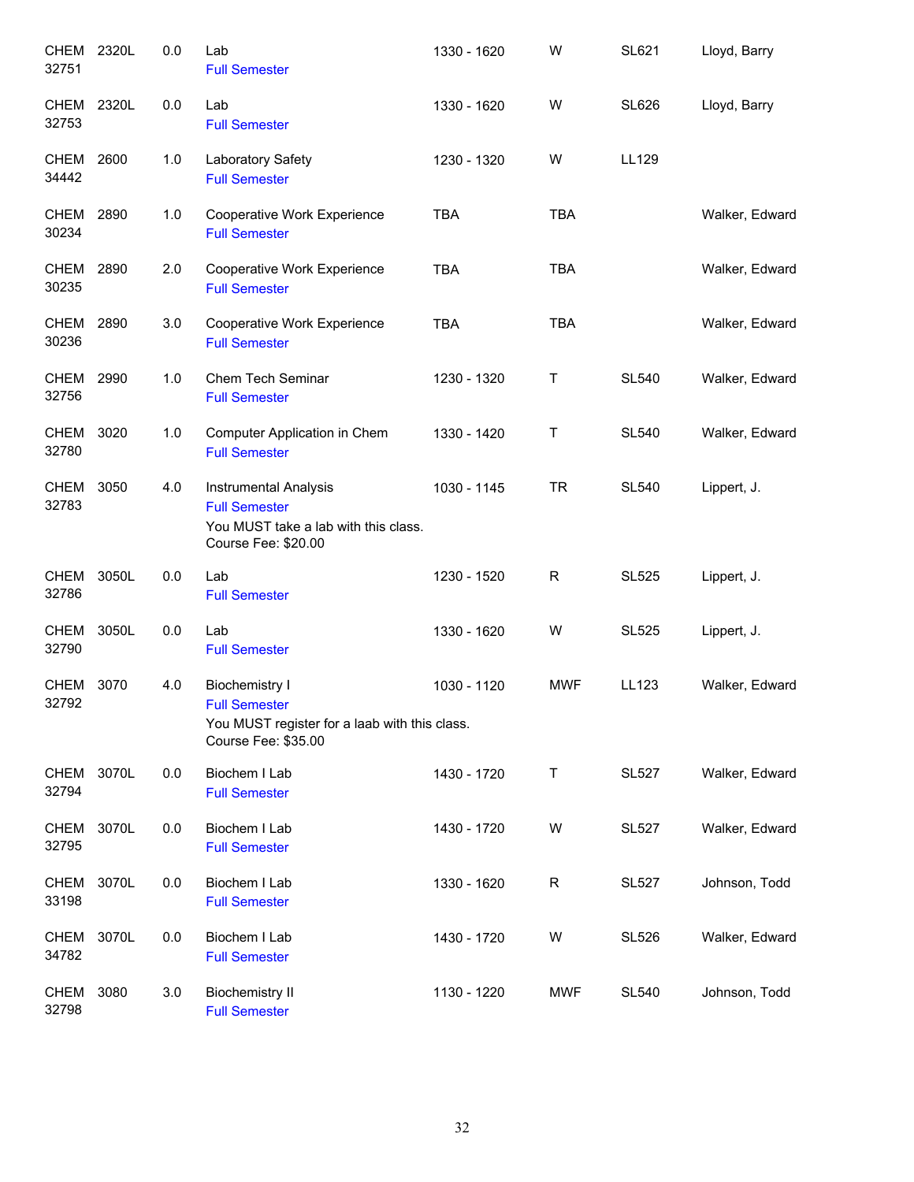| | | | | | | | |
|---|---|---|---|---|---|---|---|
| CHEM 32751 | 2320L | 0.0 | Lab<br>Full Semester | 1330 - 1620 | W | SL621 | Lloyd, Barry |
| CHEM 32753 | 2320L | 0.0 | Lab<br>Full Semester | 1330 - 1620 | W | SL626 | Lloyd, Barry |
| CHEM 34442 | 2600 | 1.0 | Laboratory Safety<br>Full Semester | 1230 - 1320 | W | LL129 | |
| CHEM 30234 | 2890 | 1.0 | Cooperative Work Experience<br>Full Semester | TBA | TBA | | Walker, Edward |
| CHEM 30235 | 2890 | 2.0 | Cooperative Work Experience<br>Full Semester | TBA | TBA | | Walker, Edward |
| CHEM 30236 | 2890 | 3.0 | Cooperative Work Experience<br>Full Semester | TBA | TBA | | Walker, Edward |
| CHEM 32756 | 2990 | 1.0 | Chem Tech Seminar<br>Full Semester | 1230 - 1320 | T | SL540 | Walker, Edward |
| CHEM 32780 | 3020 | 1.0 | Computer Application in Chem<br>Full Semester | 1330 - 1420 | T | SL540 | Walker, Edward |
| CHEM 32783 | 3050 | 4.0 | Instrumental Analysis<br>Full Semester<br>You MUST take a lab with this class.<br>Course Fee: $20.00 | 1030 - 1145 | TR | SL540 | Lippert, J. |
| CHEM 32786 | 3050L | 0.0 | Lab<br>Full Semester | 1230 - 1520 | R | SL525 | Lippert, J. |
| CHEM 32790 | 3050L | 0.0 | Lab<br>Full Semester | 1330 - 1620 | W | SL525 | Lippert, J. |
| CHEM 32792 | 3070 | 4.0 | Biochemistry I<br>Full Semester<br>You MUST register for a laab with this class.<br>Course Fee: $35.00 | 1030 - 1120 | MWF | LL123 | Walker, Edward |
| CHEM 32794 | 3070L | 0.0 | Biochem I Lab<br>Full Semester | 1430 - 1720 | T | SL527 | Walker, Edward |
| CHEM 32795 | 3070L | 0.0 | Biochem I Lab<br>Full Semester | 1430 - 1720 | W | SL527 | Walker, Edward |
| CHEM 33198 | 3070L | 0.0 | Biochem I Lab<br>Full Semester | 1330 - 1620 | R | SL527 | Johnson, Todd |
| CHEM 34782 | 3070L | 0.0 | Biochem I Lab<br>Full Semester | 1430 - 1720 | W | SL526 | Walker, Edward |
| CHEM 32798 | 3080 | 3.0 | Biochemistry II<br>Full Semester | 1130 - 1220 | MWF | SL540 | Johnson, Todd |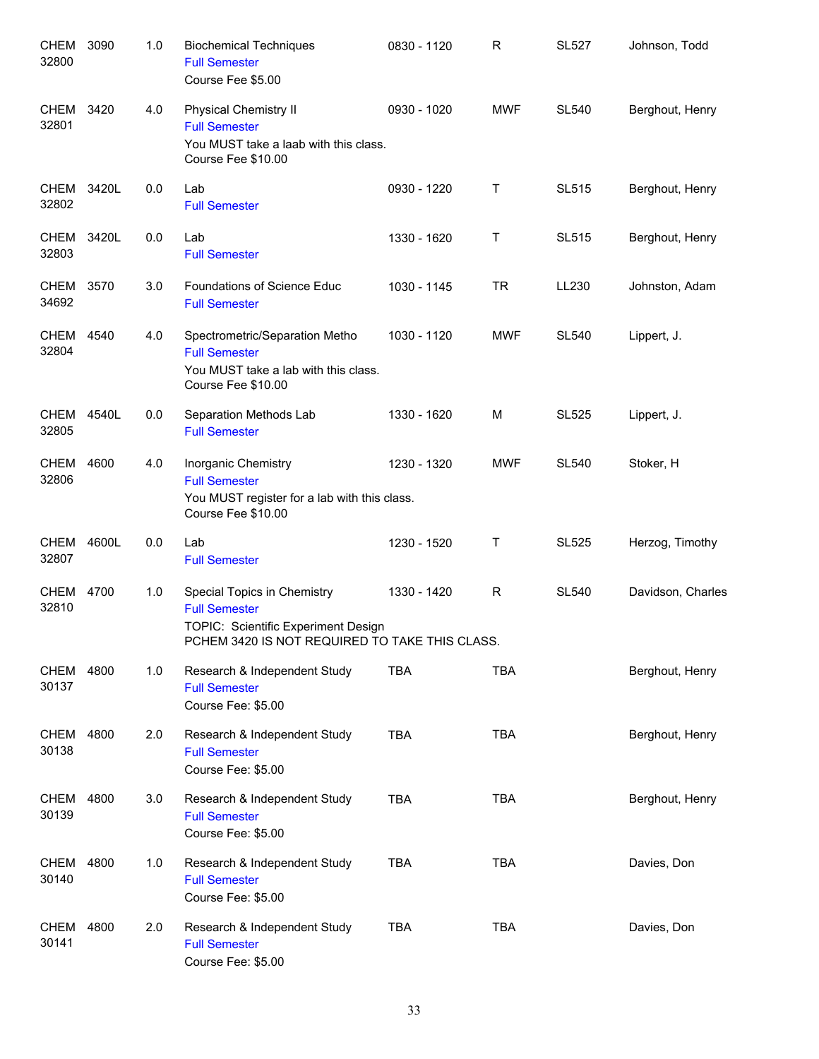| Subject / CRN | Course | Credits | Title | Time | Days | Room | Instructor |
|---|---|---|---|---|---|---|---|
| CHEM 32800 | 3090 | 1.0 | Biochemical Techniques<br>Full Semester<br>Course Fee $5.00 | 0830 - 1120 | R | SL527 | Johnson, Todd |
| CHEM 32801 | 3420 | 4.0 | Physical Chemistry II<br>Full Semester<br>You MUST take a laab with this class.<br>Course Fee $10.00 | 0930 - 1020 | MWF | SL540 | Berghout, Henry |
| CHEM 32802 | 3420L | 0.0 | Lab<br>Full Semester | 0930 - 1220 | T | SL515 | Berghout, Henry |
| CHEM 32803 | 3420L | 0.0 | Lab<br>Full Semester | 1330 - 1620 | T | SL515 | Berghout, Henry |
| CHEM 34692 | 3570 | 3.0 | Foundations of Science Educ<br>Full Semester | 1030 - 1145 | TR | LL230 | Johnston, Adam |
| CHEM 32804 | 4540 | 4.0 | Spectrometric/Separation Metho<br>Full Semester<br>You MUST take a lab with this class.<br>Course Fee $10.00 | 1030 - 1120 | MWF | SL540 | Lippert, J. |
| CHEM 32805 | 4540L | 0.0 | Separation Methods Lab<br>Full Semester | 1330 - 1620 | M | SL525 | Lippert, J. |
| CHEM 32806 | 4600 | 4.0 | Inorganic Chemistry<br>Full Semester<br>You MUST register for a lab with this class.<br>Course Fee $10.00 | 1230 - 1320 | MWF | SL540 | Stoker, H |
| CHEM 32807 | 4600L | 0.0 | Lab<br>Full Semester | 1230 - 1520 | T | SL525 | Herzog, Timothy |
| CHEM 32810 | 4700 | 1.0 | Special Topics in Chemistry<br>Full Semester<br>TOPIC: Scientific Experiment Design<br>PCHEM 3420 IS NOT REQUIRED TO TAKE THIS CLASS. | 1330 - 1420 | R | SL540 | Davidson, Charles |
| CHEM 30137 | 4800 | 1.0 | Research & Independent Study<br>Full Semester<br>Course Fee: $5.00 | TBA | TBA | | Berghout, Henry |
| CHEM 30138 | 4800 | 2.0 | Research & Independent Study<br>Full Semester<br>Course Fee: $5.00 | TBA | TBA | | Berghout, Henry |
| CHEM 30139 | 4800 | 3.0 | Research & Independent Study<br>Full Semester<br>Course Fee: $5.00 | TBA | TBA | | Berghout, Henry |
| CHEM 30140 | 4800 | 1.0 | Research & Independent Study<br>Full Semester<br>Course Fee: $5.00 | TBA | TBA | | Davies, Don |
| CHEM 30141 | 4800 | 2.0 | Research & Independent Study<br>Full Semester<br>Course Fee: $5.00 | TBA | TBA | | Davies, Don |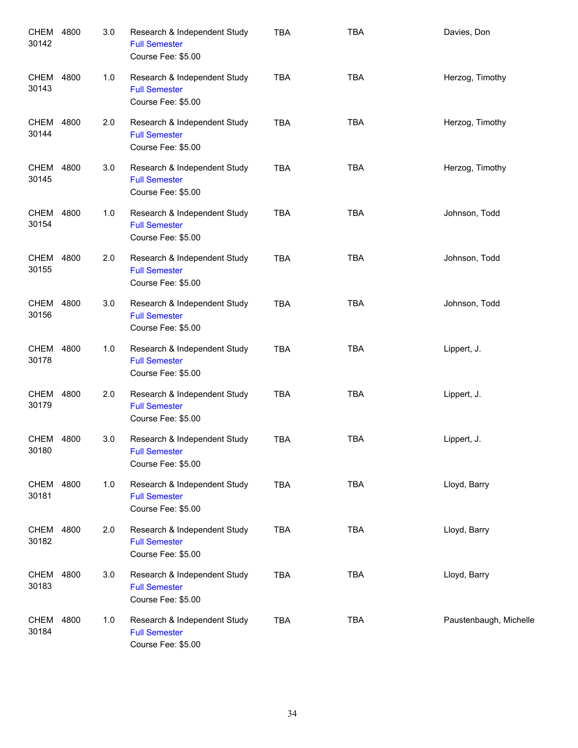| | | | | | | |
|---|---|---|---|---|---|---|
| CHEM 30142 | 4800 | 3.0 | Research & Independent Study<br>Full Semester<br>Course Fee: $5.00 | TBA | TBA | Davies, Don |
| CHEM 30143 | 4800 | 1.0 | Research & Independent Study<br>Full Semester<br>Course Fee: $5.00 | TBA | TBA | Herzog, Timothy |
| CHEM 30144 | 4800 | 2.0 | Research & Independent Study<br>Full Semester<br>Course Fee: $5.00 | TBA | TBA | Herzog, Timothy |
| CHEM 30145 | 4800 | 3.0 | Research & Independent Study<br>Full Semester<br>Course Fee: $5.00 | TBA | TBA | Herzog, Timothy |
| CHEM 30154 | 4800 | 1.0 | Research & Independent Study<br>Full Semester<br>Course Fee: $5.00 | TBA | TBA | Johnson, Todd |
| CHEM 30155 | 4800 | 2.0 | Research & Independent Study<br>Full Semester<br>Course Fee: $5.00 | TBA | TBA | Johnson, Todd |
| CHEM 30156 | 4800 | 3.0 | Research & Independent Study<br>Full Semester<br>Course Fee: $5.00 | TBA | TBA | Johnson, Todd |
| CHEM 30178 | 4800 | 1.0 | Research & Independent Study<br>Full Semester<br>Course Fee: $5.00 | TBA | TBA | Lippert, J. |
| CHEM 30179 | 4800 | 2.0 | Research & Independent Study<br>Full Semester<br>Course Fee: $5.00 | TBA | TBA | Lippert, J. |
| CHEM 30180 | 4800 | 3.0 | Research & Independent Study<br>Full Semester<br>Course Fee: $5.00 | TBA | TBA | Lippert, J. |
| CHEM 30181 | 4800 | 1.0 | Research & Independent Study<br>Full Semester<br>Course Fee: $5.00 | TBA | TBA | Lloyd, Barry |
| CHEM 30182 | 4800 | 2.0 | Research & Independent Study<br>Full Semester<br>Course Fee: $5.00 | TBA | TBA | Lloyd, Barry |
| CHEM 30183 | 4800 | 3.0 | Research & Independent Study<br>Full Semester<br>Course Fee: $5.00 | TBA | TBA | Lloyd, Barry |
| CHEM 30184 | 4800 | 1.0 | Research & Independent Study<br>Full Semester<br>Course Fee: $5.00 | TBA | TBA | Paustenbaugh, Michelle |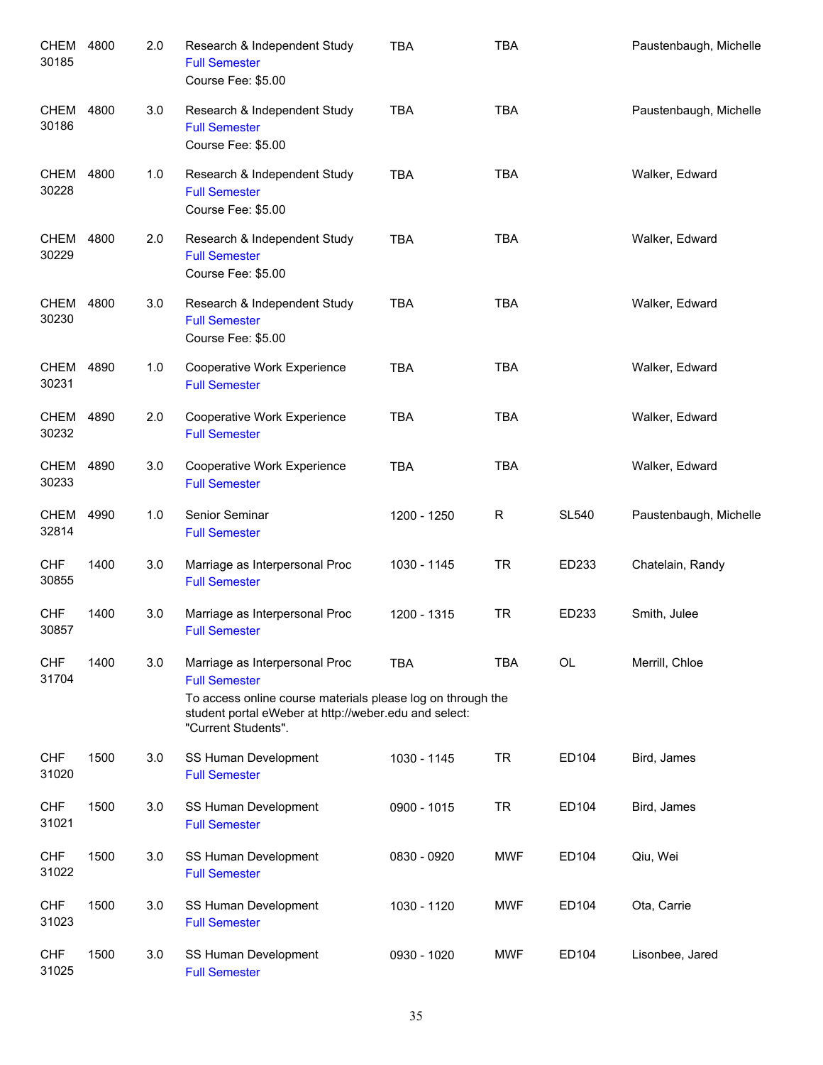| | | | | | | | |
|---|---|---|---|---|---|---|---|
| CHEM 30185 | 4800 | 2.0 | Research & Independent Study<br>Full Semester<br>Course Fee: $5.00 | TBA | TBA | | Paustenbaugh, Michelle |
| CHEM 30186 | 4800 | 3.0 | Research & Independent Study<br>Full Semester<br>Course Fee: $5.00 | TBA | TBA | | Paustenbaugh, Michelle |
| CHEM 30228 | 4800 | 1.0 | Research & Independent Study<br>Full Semester<br>Course Fee: $5.00 | TBA | TBA | | Walker, Edward |
| CHEM 30229 | 4800 | 2.0 | Research & Independent Study<br>Full Semester<br>Course Fee: $5.00 | TBA | TBA | | Walker, Edward |
| CHEM 30230 | 4800 | 3.0 | Research & Independent Study<br>Full Semester<br>Course Fee: $5.00 | TBA | TBA | | Walker, Edward |
| CHEM 30231 | 4890 | 1.0 | Cooperative Work Experience<br>Full Semester | TBA | TBA | | Walker, Edward |
| CHEM 30232 | 4890 | 2.0 | Cooperative Work Experience<br>Full Semester | TBA | TBA | | Walker, Edward |
| CHEM 30233 | 4890 | 3.0 | Cooperative Work Experience<br>Full Semester | TBA | TBA | | Walker, Edward |
| CHEM 32814 | 4990 | 1.0 | Senior Seminar<br>Full Semester | 1200 - 1250 | R | SL540 | Paustenbaugh, Michelle |
| CHF 30855 | 1400 | 3.0 | Marriage as Interpersonal Proc<br>Full Semester | 1030 - 1145 | TR | ED233 | Chatelain, Randy |
| CHF 30857 | 1400 | 3.0 | Marriage as Interpersonal Proc<br>Full Semester | 1200 - 1315 | TR | ED233 | Smith, Julee |
| CHF 31704 | 1400 | 3.0 | Marriage as Interpersonal Proc<br>Full Semester<br>To access online course materials please log on through the student portal eWeber at http://weber.edu and select: "Current Students". | TBA | TBA | OL | Merrill, Chloe |
| CHF 31020 | 1500 | 3.0 | SS Human Development<br>Full Semester | 1030 - 1145 | TR | ED104 | Bird, James |
| CHF 31021 | 1500 | 3.0 | SS Human Development<br>Full Semester | 0900 - 1015 | TR | ED104 | Bird, James |
| CHF 31022 | 1500 | 3.0 | SS Human Development<br>Full Semester | 0830 - 0920 | MWF | ED104 | Qiu, Wei |
| CHF 31023 | 1500 | 3.0 | SS Human Development<br>Full Semester | 1030 - 1120 | MWF | ED104 | Ota, Carrie |
| CHF 31025 | 1500 | 3.0 | SS Human Development<br>Full Semester | 0930 - 1020 | MWF | ED104 | Lisonbee, Jared |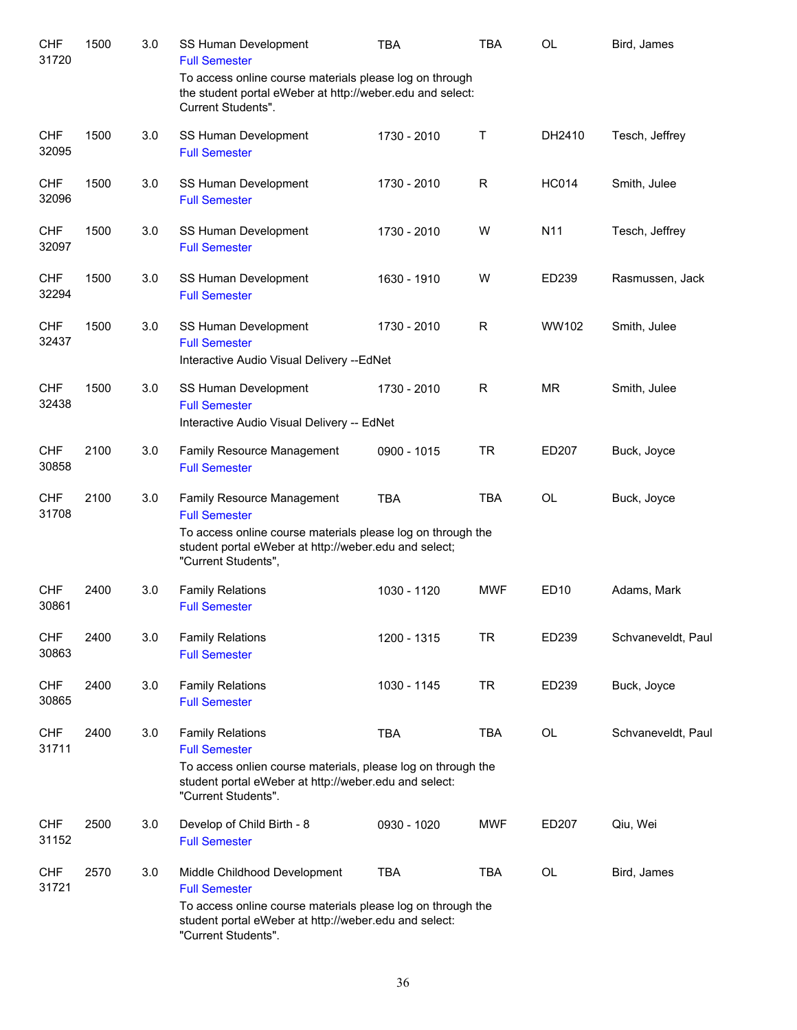| | | | | | | | |
|---|---|---|---|---|---|---|---|
| CHF 31720 | 1500 | 3.0 | SS Human Development<br>Full Semester<br>To access online course materials please log on through the student portal eWeber at http://weber.edu and select: Current Students". | TBA | TBA | OL | Bird, James |
| CHF 32095 | 1500 | 3.0 | SS Human Development<br>Full Semester | 1730 - 2010 | T | DH2410 | Tesch, Jeffrey |
| CHF 32096 | 1500 | 3.0 | SS Human Development<br>Full Semester | 1730 - 2010 | R | HC014 | Smith, Julee |
| CHF 32097 | 1500 | 3.0 | SS Human Development<br>Full Semester | 1730 - 2010 | W | N11 | Tesch, Jeffrey |
| CHF 32294 | 1500 | 3.0 | SS Human Development<br>Full Semester | 1630 - 1910 | W | ED239 | Rasmussen, Jack |
| CHF 32437 | 1500 | 3.0 | SS Human Development<br>Full Semester<br>Interactive Audio Visual Delivery --EdNet | 1730 - 2010 | R | WW102 | Smith, Julee |
| CHF 32438 | 1500 | 3.0 | SS Human Development<br>Full Semester<br>Interactive Audio Visual Delivery -- EdNet | 1730 - 2010 | R | MR | Smith, Julee |
| CHF 30858 | 2100 | 3.0 | Family Resource Management<br>Full Semester | 0900 - 1015 | TR | ED207 | Buck, Joyce |
| CHF 31708 | 2100 | 3.0 | Family Resource Management<br>Full Semester<br>To access online course materials please log on through the student portal eWeber at http://weber.edu and select; "Current Students", | TBA | TBA | OL | Buck, Joyce |
| CHF 30861 | 2400 | 3.0 | Family Relations<br>Full Semester | 1030 - 1120 | MWF | ED10 | Adams, Mark |
| CHF 30863 | 2400 | 3.0 | Family Relations<br>Full Semester | 1200 - 1315 | TR | ED239 | Schvaneveldt, Paul |
| CHF 30865 | 2400 | 3.0 | Family Relations<br>Full Semester | 1030 - 1145 | TR | ED239 | Buck, Joyce |
| CHF 31711 | 2400 | 3.0 | Family Relations<br>Full Semester<br>To access onlien course materials, please log on through the student portal eWeber at http://weber.edu and select: "Current Students". | TBA | TBA | OL | Schvaneveldt, Paul |
| CHF 31152 | 2500 | 3.0 | Develop of Child Birth - 8<br>Full Semester | 0930 - 1020 | MWF | ED207 | Qiu, Wei |
| CHF 31721 | 2570 | 3.0 | Middle Childhood Development<br>Full Semester<br>To access online course materials please log on through the student portal eWeber at http://weber.edu and select: "Current Students". | TBA | TBA | OL | Bird, James |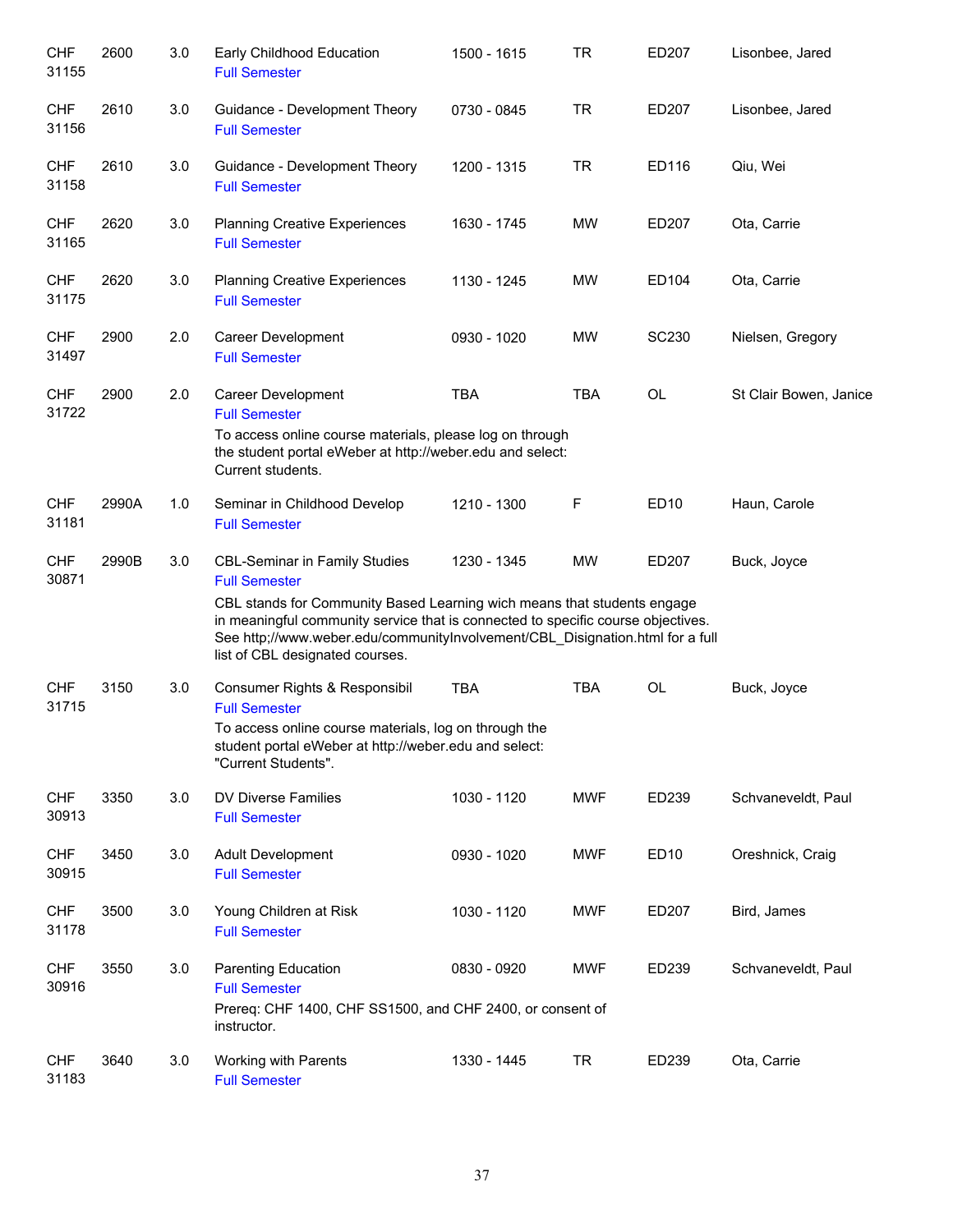| | | | | | | | |
|---|---|---|---|---|---|---|---|
| CHF 31155 | 2600 | 3.0 | Early Childhood Education<br>Full Semester | 1500 - 1615 | TR | ED207 | Lisonbee, Jared |
| CHF 31156 | 2610 | 3.0 | Guidance - Development Theory<br>Full Semester | 0730 - 0845 | TR | ED207 | Lisonbee, Jared |
| CHF 31158 | 2610 | 3.0 | Guidance - Development Theory<br>Full Semester | 1200 - 1315 | TR | ED116 | Qiu, Wei |
| CHF 31165 | 2620 | 3.0 | Planning Creative Experiences<br>Full Semester | 1630 - 1745 | MW | ED207 | Ota, Carrie |
| CHF 31175 | 2620 | 3.0 | Planning Creative Experiences<br>Full Semester | 1130 - 1245 | MW | ED104 | Ota, Carrie |
| CHF 31497 | 2900 | 2.0 | Career Development<br>Full Semester | 0930 - 1020 | MW | SC230 | Nielsen, Gregory |
| CHF 31722 | 2900 | 2.0 | Career Development<br>Full Semester<br>To access online course materials, please log on through the student portal eWeber at http://weber.edu and select: Current students. | TBA | TBA | OL | St Clair Bowen, Janice |
| CHF 31181 | 2990A | 1.0 | Seminar in Childhood Develop<br>Full Semester | 1210 - 1300 | F | ED10 | Haun, Carole |
| CHF 30871 | 2990B | 3.0 | CBL-Seminar in Family Studies<br>Full Semester<br>CBL stands for Community Based Learning wich means that students engage in meaningful community service that is connected to specific course objectives. See http;//www.weber.edu/communityInvolvement/CBL_Disignation.html for a full list of CBL designated courses. | 1230 - 1345 | MW | ED207 | Buck, Joyce |
| CHF 31715 | 3150 | 3.0 | Consumer Rights & Responsibil<br>Full Semester<br>To access online course materials, log on through the student portal eWeber at http://weber.edu and select: "Current Students". | TBA | TBA | OL | Buck, Joyce |
| CHF 30913 | 3350 | 3.0 | DV Diverse Families<br>Full Semester | 1030 - 1120 | MWF | ED239 | Schvaneveldt, Paul |
| CHF 30915 | 3450 | 3.0 | Adult Development<br>Full Semester | 0930 - 1020 | MWF | ED10 | Oreshnick, Craig |
| CHF 31178 | 3500 | 3.0 | Young Children at Risk<br>Full Semester | 1030 - 1120 | MWF | ED207 | Bird, James |
| CHF 30916 | 3550 | 3.0 | Parenting Education<br>Full Semester<br>Prereq: CHF 1400, CHF SS1500, and CHF 2400, or consent of instructor. | 0830 - 0920 | MWF | ED239 | Schvaneveldt, Paul |
| CHF 31183 | 3640 | 3.0 | Working with Parents<br>Full Semester | 1330 - 1445 | TR | ED239 | Ota, Carrie |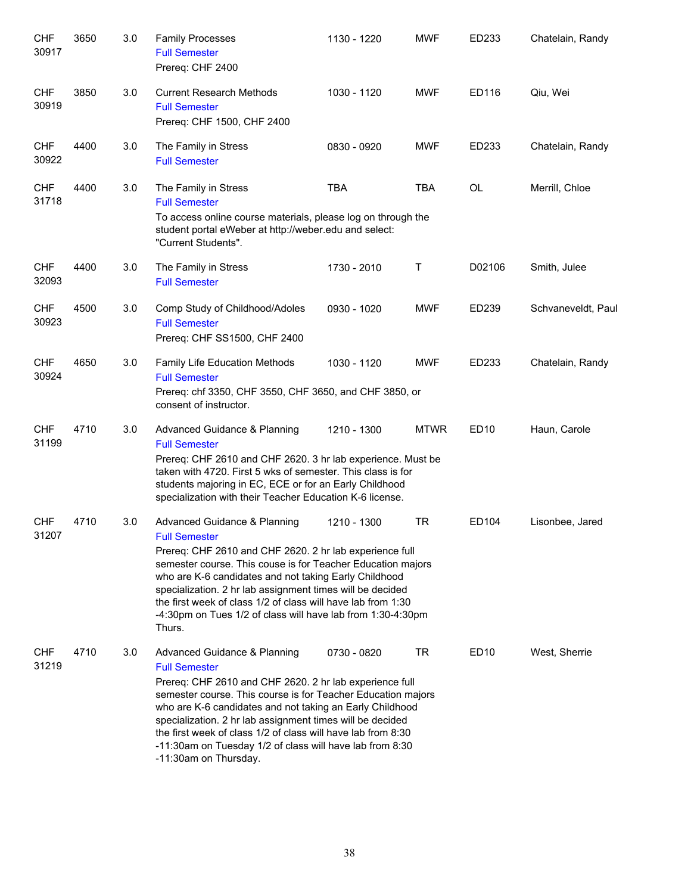| | | | | | | | |
|---|---|---|---|---|---|---|---|
| CHF 30917 | 3650 | 3.0 | Family Processes<br>Full Semester<br>Prereq: CHF 2400 | 1130 - 1220 | MWF | ED233 | Chatelain, Randy |
| CHF 30919 | 3850 | 3.0 | Current Research Methods<br>Full Semester<br>Prereq: CHF 1500, CHF 2400 | 1030 - 1120 | MWF | ED116 | Qiu, Wei |
| CHF 30922 | 4400 | 3.0 | The Family in Stress<br>Full Semester | 0830 - 0920 | MWF | ED233 | Chatelain, Randy |
| CHF 31718 | 4400 | 3.0 | The Family in Stress<br>Full Semester<br>To access online course materials, please log on through the student portal eWeber at http://weber.edu and select: "Current Students". | TBA | TBA | OL | Merrill, Chloe |
| CHF 32093 | 4400 | 3.0 | The Family in Stress<br>Full Semester | 1730 - 2010 | T | D02106 | Smith, Julee |
| CHF 30923 | 4500 | 3.0 | Comp Study of Childhood/Adoles<br>Full Semester<br>Prereq: CHF SS1500, CHF 2400 | 0930 - 1020 | MWF | ED239 | Schvaneveldt, Paul |
| CHF 30924 | 4650 | 3.0 | Family Life Education Methods<br>Full Semester<br>Prereq: chf 3350, CHF 3550, CHF 3650, and CHF 3850, or consent of instructor. | 1030 - 1120 | MWF | ED233 | Chatelain, Randy |
| CHF 31199 | 4710 | 3.0 | Advanced Guidance & Planning<br>Full Semester<br>Prereq: CHF 2610 and CHF 2620. 3 hr lab experience. Must be taken with 4720. First 5 wks of semester. This class is for students majoring in EC, ECE or for an Early Childhood specialization with their Teacher Education K-6 license. | 1210 - 1300 | MTWR | ED10 | Haun, Carole |
| CHF 31207 | 4710 | 3.0 | Advanced Guidance & Planning<br>Full Semester<br>Prereq: CHF 2610 and CHF 2620. 2 hr lab experience full semester course. This couse is for Teacher Education majors who are K-6 candidates and not taking Early Childhood specialization. 2 hr lab assignment times will be decided the first week of class 1/2 of class will have lab from 1:30 -4:30pm on Tues 1/2 of class will have lab from 1:30-4:30pm Thurs. | 1210 - 1300 | TR | ED104 | Lisonbee, Jared |
| CHF 31219 | 4710 | 3.0 | Advanced Guidance & Planning<br>Full Semester<br>Prereq: CHF 2610 and CHF 2620. 2 hr lab experience full semester course. This course is for Teacher Education majors who are K-6 candidates and not taking an Early Childhood specialization. 2 hr lab assignment times will be decided the first week of class 1/2 of class will have lab from 8:30 -11:30am on Tuesday 1/2 of class will have lab from 8:30 -11:30am on Thursday. | 0730 - 0820 | TR | ED10 | West, Sherrie |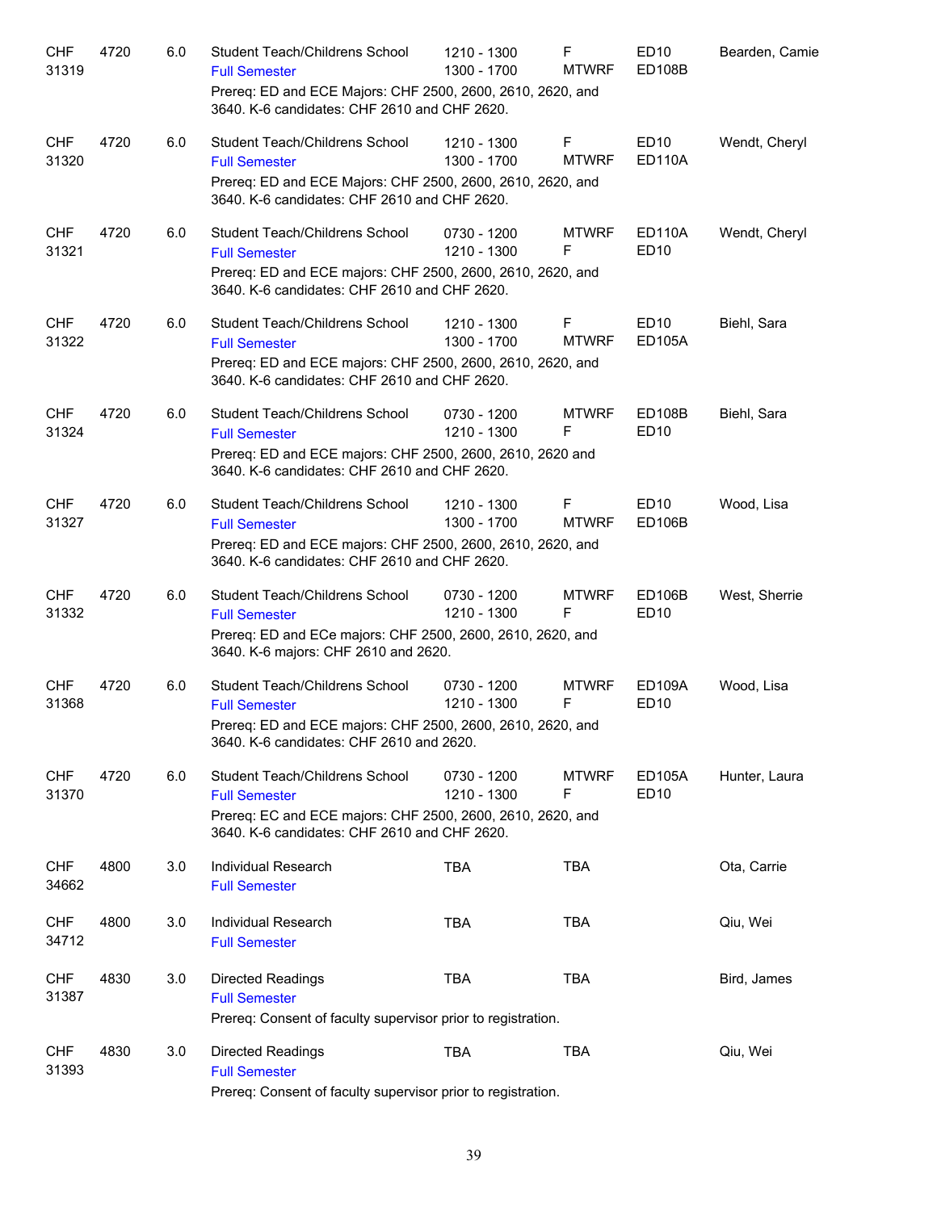| | | | | | | | |
|---|---|---|---|---|---|---|---|
| CHF 31319 | 4720 | 6.0 | Student Teach/Childrens School<br>Full Semester<br>Prereq: ED and ECE Majors: CHF 2500, 2600, 2610, 2620, and 3640. K-6 candidates: CHF 2610 and CHF 2620. | 1210 - 1300<br>1300 - 1700 | F<br>MTWRF | ED10<br>ED108B | Bearden, Camie |
| CHF 31320 | 4720 | 6.0 | Student Teach/Childrens School<br>Full Semester<br>Prereq: ED and ECE Majors: CHF 2500, 2600, 2610, 2620, and 3640. K-6 candidates: CHF 2610 and CHF 2620. | 1210 - 1300<br>1300 - 1700 | F<br>MTWRF | ED10<br>ED110A | Wendt, Cheryl |
| CHF 31321 | 4720 | 6.0 | Student Teach/Childrens School<br>Full Semester<br>Prereq: ED and ECE majors: CHF 2500, 2600, 2610, 2620, and 3640. K-6 candidates: CHF 2610 and CHF 2620. | 0730 - 1200<br>1210 - 1300 | MTWRF<br>F | ED110A<br>ED10 | Wendt, Cheryl |
| CHF 31322 | 4720 | 6.0 | Student Teach/Childrens School<br>Full Semester<br>Prereq: ED and ECE majors: CHF 2500, 2600, 2610, 2620, and 3640. K-6 candidates: CHF 2610 and CHF 2620. | 1210 - 1300<br>1300 - 1700 | F<br>MTWRF | ED10<br>ED105A | Biehl, Sara |
| CHF 31324 | 4720 | 6.0 | Student Teach/Childrens School<br>Full Semester<br>Prereq: ED and ECE majors: CHF 2500, 2600, 2610, 2620 and 3640. K-6 candidates: CHF 2610 and CHF 2620. | 0730 - 1200<br>1210 - 1300 | MTWRF<br>F | ED108B<br>ED10 | Biehl, Sara |
| CHF 31327 | 4720 | 6.0 | Student Teach/Childrens School<br>Full Semester<br>Prereq: ED and ECE majors: CHF 2500, 2600, 2610, 2620, and 3640. K-6 candidates: CHF 2610 and CHF 2620. | 1210 - 1300<br>1300 - 1700 | F<br>MTWRF | ED10<br>ED106B | Wood, Lisa |
| CHF 31332 | 4720 | 6.0 | Student Teach/Childrens School<br>Full Semester<br>Prereq: ED and ECe majors: CHF 2500, 2600, 2610, 2620, and 3640. K-6 majors: CHF 2610 and 2620. | 0730 - 1200<br>1210 - 1300 | MTWRF<br>F | ED106B<br>ED10 | West, Sherrie |
| CHF 31368 | 4720 | 6.0 | Student Teach/Childrens School<br>Full Semester<br>Prereq: ED and ECE majors: CHF 2500, 2600, 2610, 2620, and 3640. K-6 candidates: CHF 2610 and 2620. | 0730 - 1200<br>1210 - 1300 | MTWRF<br>F | ED109A<br>ED10 | Wood, Lisa |
| CHF 31370 | 4720 | 6.0 | Student Teach/Childrens School<br>Full Semester<br>Prereq: EC and ECE majors: CHF 2500, 2600, 2610, 2620, and 3640. K-6 candidates: CHF 2610 and CHF 2620. | 0730 - 1200<br>1210 - 1300 | MTWRF<br>F | ED105A<br>ED10 | Hunter, Laura |
| CHF 34662 | 4800 | 3.0 | Individual Research<br>Full Semester | TBA | TBA | | Ota, Carrie |
| CHF 34712 | 4800 | 3.0 | Individual Research<br>Full Semester | TBA | TBA | | Qiu, Wei |
| CHF 31387 | 4830 | 3.0 | Directed Readings<br>Full Semester<br>Prereq: Consent of faculty supervisor prior to registration. | TBA | TBA | | Bird, James |
| CHF 31393 | 4830 | 3.0 | Directed Readings<br>Full Semester<br>Prereq: Consent of faculty supervisor prior to registration. | TBA | TBA | | Qiu, Wei |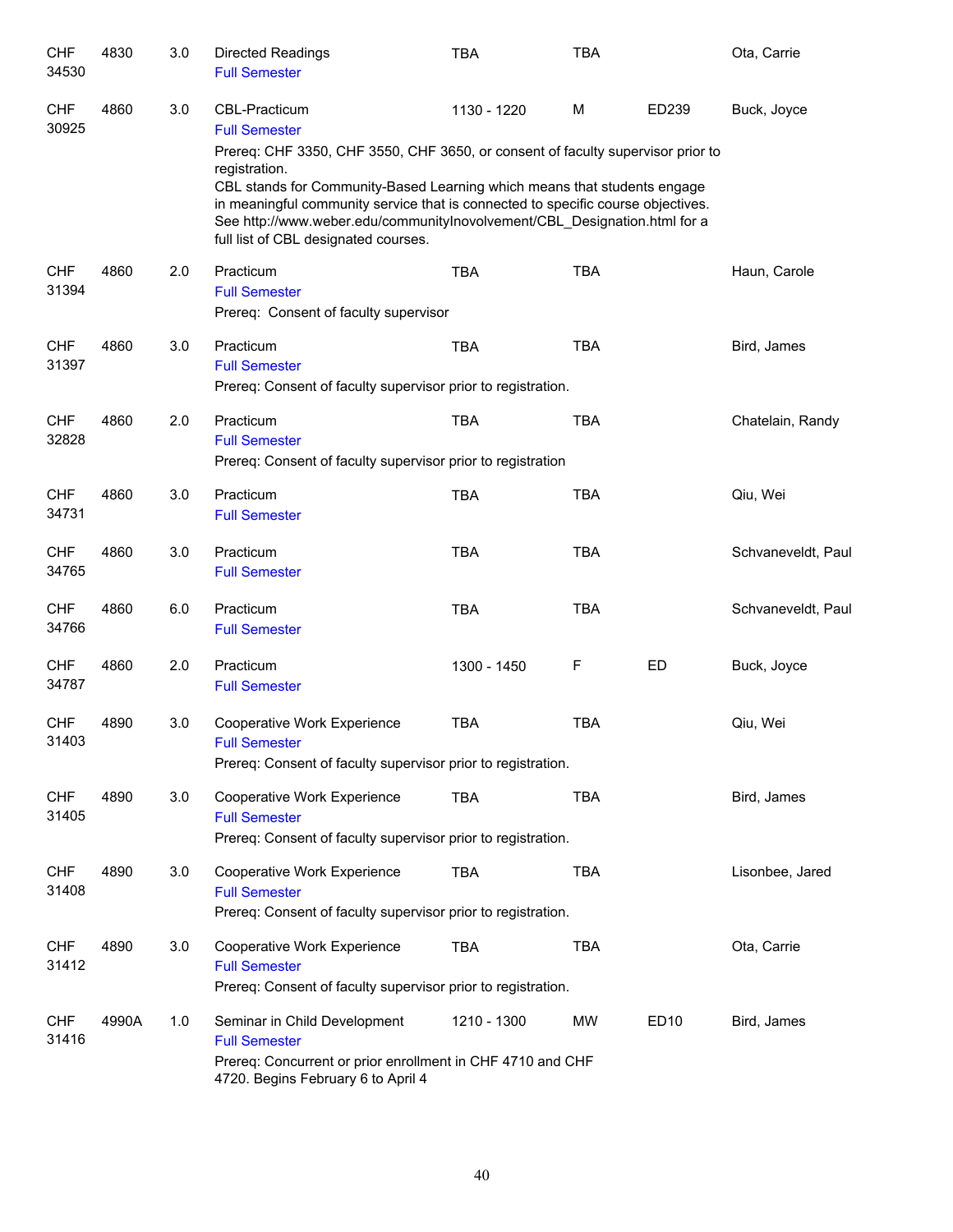| | | | | | | | |
|---|---|---|---|---|---|---|---|
| CHF 34530 | 4830 | 3.0 | Directed Readings<br>Full Semester | TBA | TBA | | Ota, Carrie |
| CHF 30925 | 4860 | 3.0 | CBL-Practicum<br>Full Semester<br>Prereq: CHF 3350, CHF 3550, CHF 3650, or consent of faculty supervisor prior to registration.<br>CBL stands for Community-Based Learning which means that students engage in meaningful community service that is connected to specific course objectives. See http://www.weber.edu/communityInovolvement/CBL_Designation.html for a full list of CBL designated courses. | 1130 - 1220 | M | ED239 | Buck, Joyce |
| CHF 31394 | 4860 | 2.0 | Practicum<br>Full Semester<br>Prereq: Consent of faculty supervisor | TBA | TBA | | Haun, Carole |
| CHF 31397 | 4860 | 3.0 | Practicum<br>Full Semester<br>Prereq: Consent of faculty supervisor prior to registration. | TBA | TBA | | Bird, James |
| CHF 32828 | 4860 | 2.0 | Practicum<br>Full Semester<br>Prereq: Consent of faculty supervisor prior to registration | TBA | TBA | | Chatelain, Randy |
| CHF 34731 | 4860 | 3.0 | Practicum<br>Full Semester | TBA | TBA | | Qiu, Wei |
| CHF 34765 | 4860 | 3.0 | Practicum<br>Full Semester | TBA | TBA | | Schvaneveldt, Paul |
| CHF 34766 | 4860 | 6.0 | Practicum<br>Full Semester | TBA | TBA | | Schvaneveldt, Paul |
| CHF 34787 | 4860 | 2.0 | Practicum<br>Full Semester | 1300 - 1450 | F | ED | Buck, Joyce |
| CHF 31403 | 4890 | 3.0 | Cooperative Work Experience<br>Full Semester<br>Prereq: Consent of faculty supervisor prior to registration. | TBA | TBA | | Qiu, Wei |
| CHF 31405 | 4890 | 3.0 | Cooperative Work Experience<br>Full Semester<br>Prereq: Consent of faculty supervisor prior to registration. | TBA | TBA | | Bird, James |
| CHF 31408 | 4890 | 3.0 | Cooperative Work Experience<br>Full Semester<br>Prereq: Consent of faculty supervisor prior to registration. | TBA | TBA | | Lisonbee, Jared |
| CHF 31412 | 4890 | 3.0 | Cooperative Work Experience<br>Full Semester<br>Prereq: Consent of faculty supervisor prior to registration. | TBA | TBA | | Ota, Carrie |
| CHF 31416 | 4990A | 1.0 | Seminar in Child Development<br>Full Semester<br>Prereq: Concurrent or prior enrollment in CHF 4710 and CHF 4720. Begins February 6 to April 4 | 1210 - 1300 | MW | ED10 | Bird, James |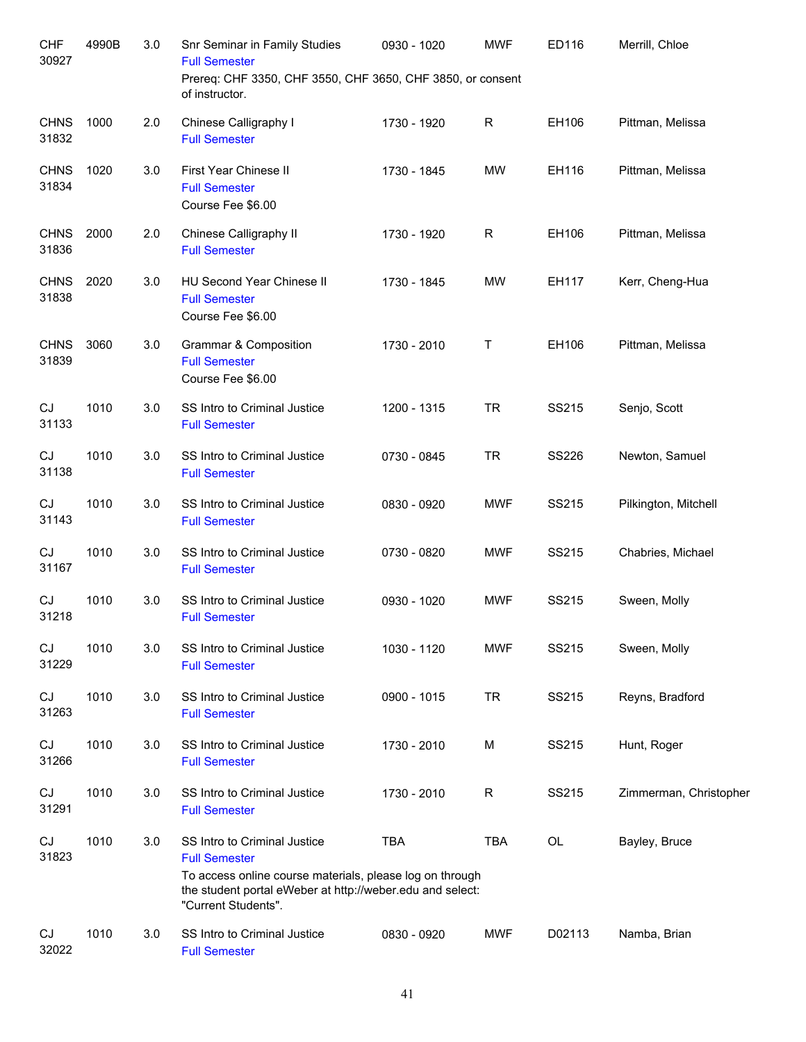| Subject / CRN | Course | Credits | Title | Time | Days | Room | Instructor |
|---|---|---|---|---|---|---|---|
| CHF 30927 | 4990B | 3.0 | Snr Seminar in Family Studies<br>Full Semester<br>Prereq: CHF 3350, CHF 3550, CHF 3650, CHF 3850, or consent of instructor. | 0930 - 1020 | MWF | ED116 | Merrill, Chloe |
| CHNS 31832 | 1000 | 2.0 | Chinese Calligraphy I<br>Full Semester | 1730 - 1920 | R | EH106 | Pittman, Melissa |
| CHNS 31834 | 1020 | 3.0 | First Year Chinese II<br>Full Semester<br>Course Fee $6.00 | 1730 - 1845 | MW | EH116 | Pittman, Melissa |
| CHNS 31836 | 2000 | 2.0 | Chinese Calligraphy II<br>Full Semester | 1730 - 1920 | R | EH106 | Pittman, Melissa |
| CHNS 31838 | 2020 | 3.0 | HU Second Year Chinese II<br>Full Semester<br>Course Fee $6.00 | 1730 - 1845 | MW | EH117 | Kerr, Cheng-Hua |
| CHNS 31839 | 3060 | 3.0 | Grammar & Composition<br>Full Semester<br>Course Fee $6.00 | 1730 - 2010 | T | EH106 | Pittman, Melissa |
| CJ 31133 | 1010 | 3.0 | SS Intro to Criminal Justice<br>Full Semester | 1200 - 1315 | TR | SS215 | Senjo, Scott |
| CJ 31138 | 1010 | 3.0 | SS Intro to Criminal Justice<br>Full Semester | 0730 - 0845 | TR | SS226 | Newton, Samuel |
| CJ 31143 | 1010 | 3.0 | SS Intro to Criminal Justice<br>Full Semester | 0830 - 0920 | MWF | SS215 | Pilkington, Mitchell |
| CJ 31167 | 1010 | 3.0 | SS Intro to Criminal Justice<br>Full Semester | 0730 - 0820 | MWF | SS215 | Chabries, Michael |
| CJ 31218 | 1010 | 3.0 | SS Intro to Criminal Justice<br>Full Semester | 0930 - 1020 | MWF | SS215 | Sween, Molly |
| CJ 31229 | 1010 | 3.0 | SS Intro to Criminal Justice<br>Full Semester | 1030 - 1120 | MWF | SS215 | Sween, Molly |
| CJ 31263 | 1010 | 3.0 | SS Intro to Criminal Justice<br>Full Semester | 0900 - 1015 | TR | SS215 | Reyns, Bradford |
| CJ 31266 | 1010 | 3.0 | SS Intro to Criminal Justice<br>Full Semester | 1730 - 2010 | M | SS215 | Hunt, Roger |
| CJ 31291 | 1010 | 3.0 | SS Intro to Criminal Justice<br>Full Semester | 1730 - 2010 | R | SS215 | Zimmerman, Christopher |
| CJ 31823 | 1010 | 3.0 | SS Intro to Criminal Justice<br>Full Semester<br>To access online course materials, please log on through the student portal eWeber at http://weber.edu and select: "Current Students". | TBA | TBA | OL | Bayley, Bruce |
| CJ 32022 | 1010 | 3.0 | SS Intro to Criminal Justice<br>Full Semester | 0830 - 0920 | MWF | D02113 | Namba, Brian |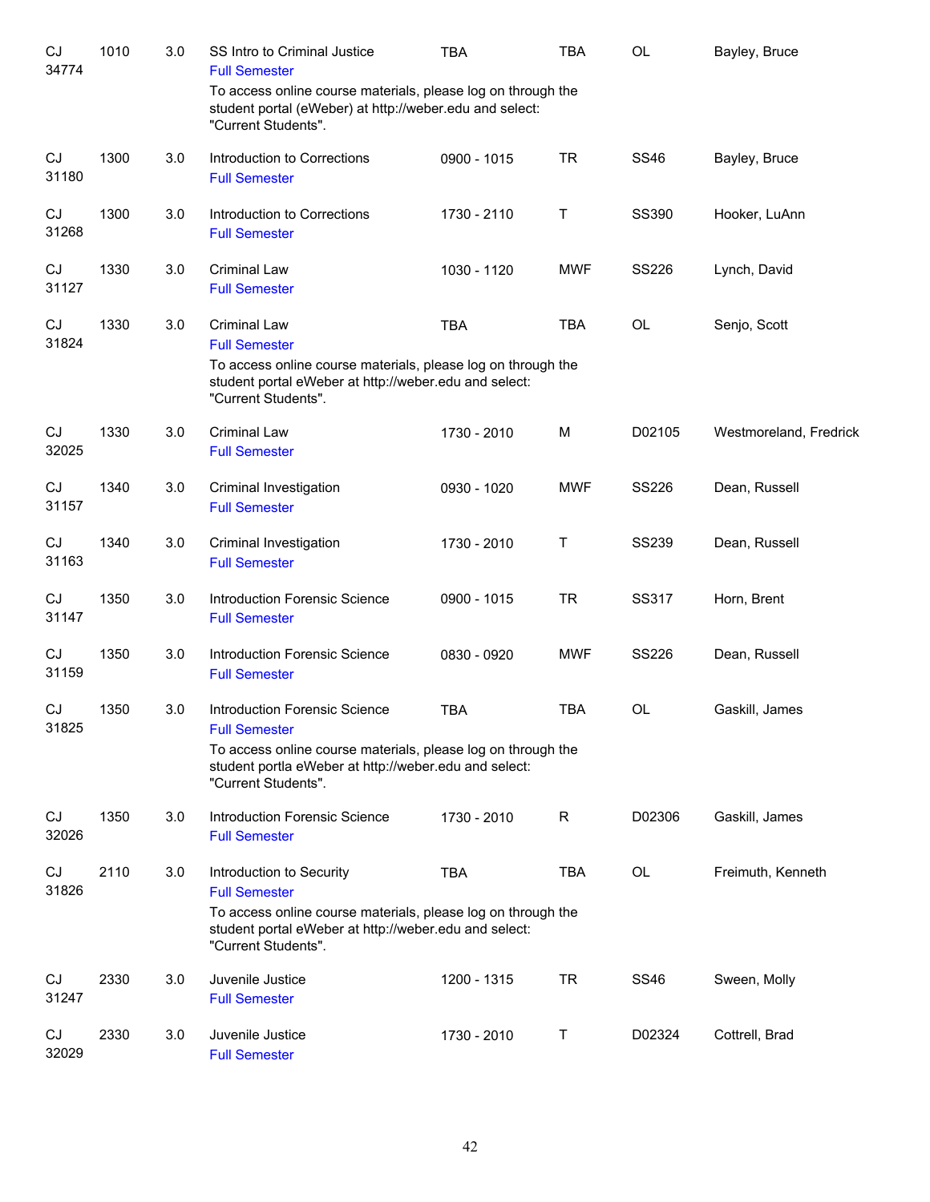| | | | | | | | |
|---|---|---|---|---|---|---|---|
| CJ 34774 | 1010 | 3.0 | SS Intro to Criminal Justice<br>Full Semester<br>To access online course materials, please log on through the student portal (eWeber) at http://weber.edu and select: "Current Students". | TBA | TBA | OL | Bayley, Bruce |
| CJ 31180 | 1300 | 3.0 | Introduction to Corrections<br>Full Semester | 0900 - 1015 | TR | SS46 | Bayley, Bruce |
| CJ 31268 | 1300 | 3.0 | Introduction to Corrections<br>Full Semester | 1730 - 2110 | T | SS390 | Hooker, LuAnn |
| CJ 31127 | 1330 | 3.0 | Criminal Law<br>Full Semester | 1030 - 1120 | MWF | SS226 | Lynch, David |
| CJ 31824 | 1330 | 3.0 | Criminal Law<br>Full Semester<br>To access online course materials, please log on through the student portal eWeber at http://weber.edu and select: "Current Students". | TBA | TBA | OL | Senjo, Scott |
| CJ 32025 | 1330 | 3.0 | Criminal Law<br>Full Semester | 1730 - 2010 | M | D02105 | Westmoreland, Fredrick |
| CJ 31157 | 1340 | 3.0 | Criminal Investigation<br>Full Semester | 0930 - 1020 | MWF | SS226 | Dean, Russell |
| CJ 31163 | 1340 | 3.0 | Criminal Investigation<br>Full Semester | 1730 - 2010 | T | SS239 | Dean, Russell |
| CJ 31147 | 1350 | 3.0 | Introduction Forensic Science<br>Full Semester | 0900 - 1015 | TR | SS317 | Horn, Brent |
| CJ 31159 | 1350 | 3.0 | Introduction Forensic Science<br>Full Semester | 0830 - 0920 | MWF | SS226 | Dean, Russell |
| CJ 31825 | 1350 | 3.0 | Introduction Forensic Science<br>Full Semester<br>To access online course materials, please log on through the student portla eWeber at http://weber.edu and select: "Current Students". | TBA | TBA | OL | Gaskill, James |
| CJ 32026 | 1350 | 3.0 | Introduction Forensic Science<br>Full Semester | 1730 - 2010 | R | D02306 | Gaskill, James |
| CJ 31826 | 2110 | 3.0 | Introduction to Security<br>Full Semester<br>To access online course materials, please log on through the student portal eWeber at http://weber.edu and select: "Current Students". | TBA | TBA | OL | Freimuth, Kenneth |
| CJ 31247 | 2330 | 3.0 | Juvenile Justice<br>Full Semester | 1200 - 1315 | TR | SS46 | Sween, Molly |
| CJ 32029 | 2330 | 3.0 | Juvenile Justice<br>Full Semester | 1730 - 2010 | T | D02324 | Cottrell, Brad |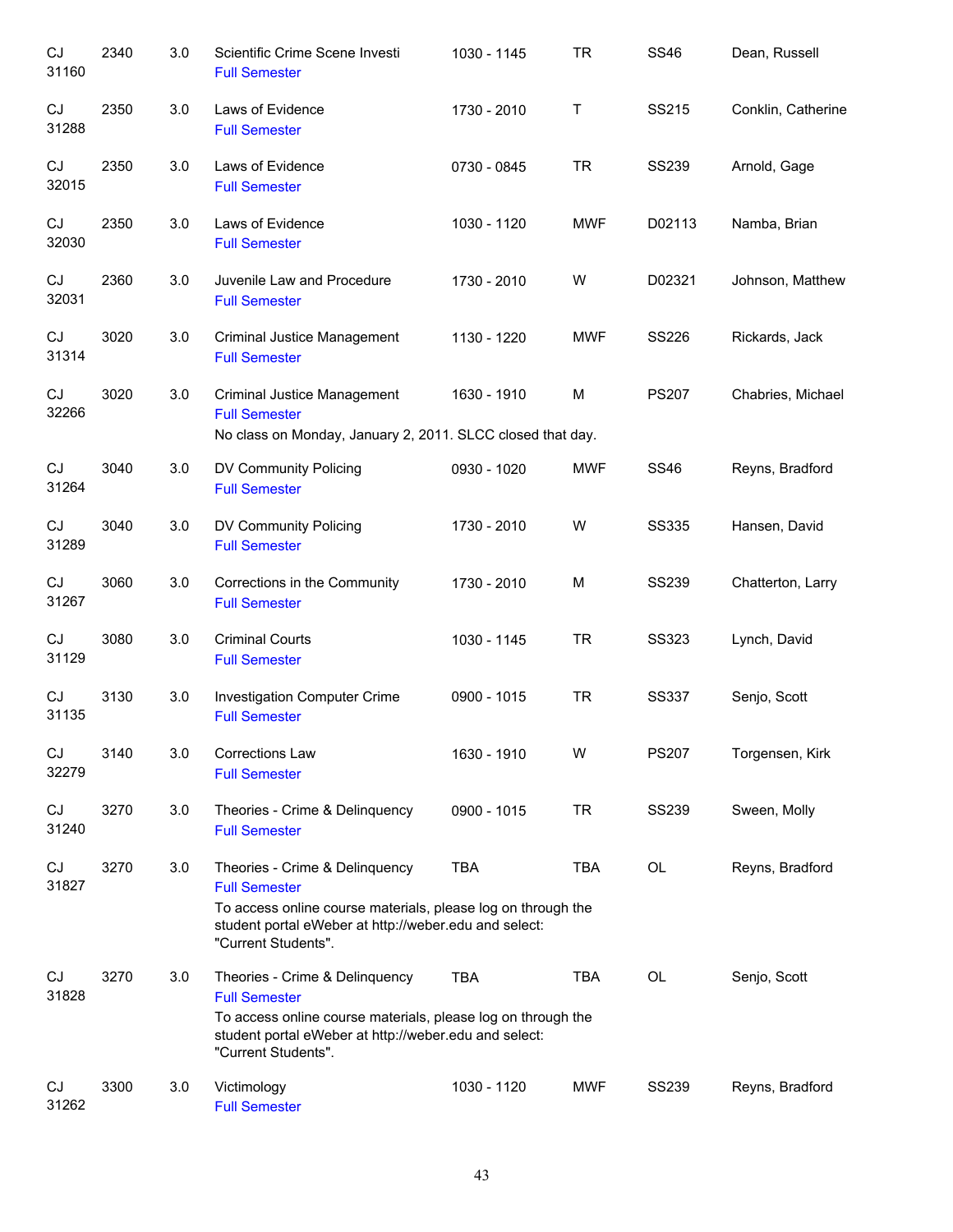| Subject / CRN | Course | Credits | Title | Time | Days | Room | Instructor |
|---|---|---|---|---|---|---|---|
| CJ 31160 | 2340 | 3.0 | Scientific Crime Scene Investi<br>Full Semester | 1030 - 1145 | TR | SS46 | Dean, Russell |
| CJ 31288 | 2350 | 3.0 | Laws of Evidence<br>Full Semester | 1730 - 2010 | T | SS215 | Conklin, Catherine |
| CJ 32015 | 2350 | 3.0 | Laws of Evidence<br>Full Semester | 0730 - 0845 | TR | SS239 | Arnold, Gage |
| CJ 32030 | 2350 | 3.0 | Laws of Evidence<br>Full Semester | 1030 - 1120 | MWF | D02113 | Namba, Brian |
| CJ 32031 | 2360 | 3.0 | Juvenile Law and Procedure<br>Full Semester | 1730 - 2010 | W | D02321 | Johnson, Matthew |
| CJ 31314 | 3020 | 3.0 | Criminal Justice Management<br>Full Semester | 1130 - 1220 | MWF | SS226 | Rickards, Jack |
| CJ 32266 | 3020 | 3.0 | Criminal Justice Management<br>Full Semester<br>No class on Monday, January 2, 2011. SLCC closed that day. | 1630 - 1910 | M | PS207 | Chabries, Michael |
| CJ 31264 | 3040 | 3.0 | DV Community Policing<br>Full Semester | 0930 - 1020 | MWF | SS46 | Reyns, Bradford |
| CJ 31289 | 3040 | 3.0 | DV Community Policing<br>Full Semester | 1730 - 2010 | W | SS335 | Hansen, David |
| CJ 31267 | 3060 | 3.0 | Corrections in the Community<br>Full Semester | 1730 - 2010 | M | SS239 | Chatterton, Larry |
| CJ 31129 | 3080 | 3.0 | Criminal Courts<br>Full Semester | 1030 - 1145 | TR | SS323 | Lynch, David |
| CJ 31135 | 3130 | 3.0 | Investigation Computer Crime<br>Full Semester | 0900 - 1015 | TR | SS337 | Senjo, Scott |
| CJ 32279 | 3140 | 3.0 | Corrections Law<br>Full Semester | 1630 - 1910 | W | PS207 | Torgensen, Kirk |
| CJ 31240 | 3270 | 3.0 | Theories - Crime & Delinquency<br>Full Semester | 0900 - 1015 | TR | SS239 | Sween, Molly |
| CJ 31827 | 3270 | 3.0 | Theories - Crime & Delinquency<br>Full Semester<br>To access online course materials, please log on through the student portal eWeber at http://weber.edu and select: "Current Students". | TBA | TBA | OL | Reyns, Bradford |
| CJ 31828 | 3270 | 3.0 | Theories - Crime & Delinquency<br>Full Semester<br>To access online course materials, please log on through the student portal eWeber at http://weber.edu and select: "Current Students". | TBA | TBA | OL | Senjo, Scott |
| CJ 31262 | 3300 | 3.0 | Victimology<br>Full Semester | 1030 - 1120 | MWF | SS239 | Reyns, Bradford |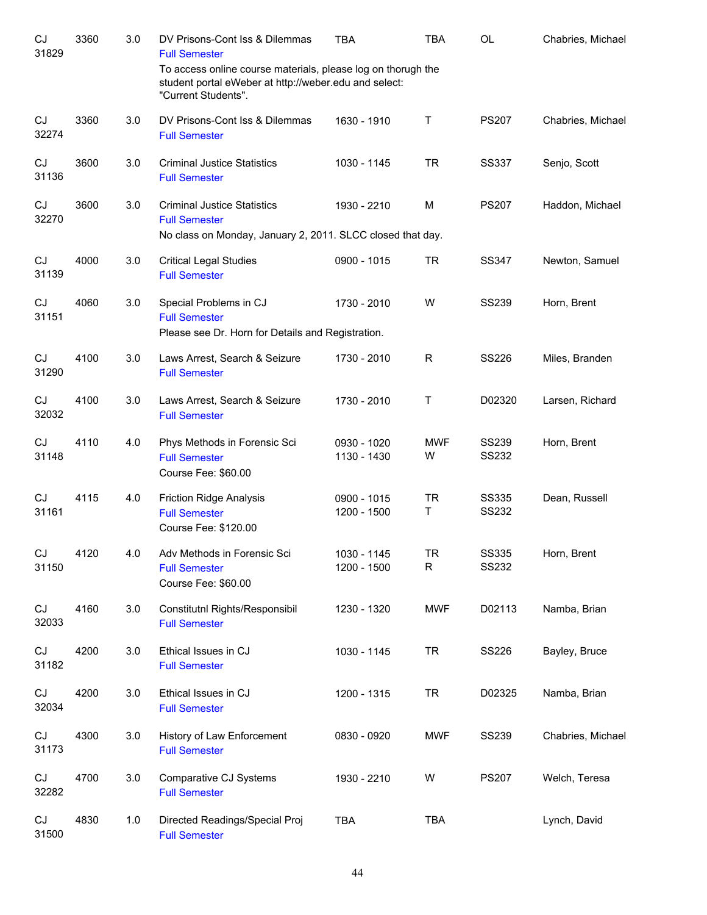| | | | | | | | |
|---|---|---|---|---|---|---|---|
| CJ 31829 | 3360 | 3.0 | DV Prisons-Cont Iss & Dilemmas<br>Full Semester<br>To access online course materials, please log on thorugh the student portal eWeber at http://weber.edu and select: "Current Students". | TBA | TBA | OL | Chabries, Michael |
| CJ 32274 | 3360 | 3.0 | DV Prisons-Cont Iss & Dilemmas<br>Full Semester | 1630 - 1910 | T | PS207 | Chabries, Michael |
| CJ 31136 | 3600 | 3.0 | Criminal Justice Statistics<br>Full Semester | 1030 - 1145 | TR | SS337 | Senjo, Scott |
| CJ 32270 | 3600 | 3.0 | Criminal Justice Statistics<br>Full Semester<br>No class on Monday, January 2, 2011. SLCC closed that day. | 1930 - 2210 | M | PS207 | Haddon, Michael |
| CJ 31139 | 4000 | 3.0 | Critical Legal Studies<br>Full Semester | 0900 - 1015 | TR | SS347 | Newton, Samuel |
| CJ 31151 | 4060 | 3.0 | Special Problems in CJ<br>Full Semester<br>Please see Dr. Horn for Details and Registration. | 1730 - 2010 | W | SS239 | Horn, Brent |
| CJ 31290 | 4100 | 3.0 | Laws Arrest, Search & Seizure<br>Full Semester | 1730 - 2010 | R | SS226 | Miles, Branden |
| CJ 32032 | 4100 | 3.0 | Laws Arrest, Search & Seizure<br>Full Semester | 1730 - 2010 | T | D02320 | Larsen, Richard |
| CJ 31148 | 4110 | 4.0 | Phys Methods in Forensic Sci<br>Full Semester<br>Course Fee: $60.00 | 0930 - 1020<br>1130 - 1430 | MWF<br>W | SS239<br>SS232 | Horn, Brent |
| CJ 31161 | 4115 | 4.0 | Friction Ridge Analysis<br>Full Semester<br>Course Fee: $120.00 | 0900 - 1015<br>1200 - 1500 | TR<br>T | SS335<br>SS232 | Dean, Russell |
| CJ 31150 | 4120 | 4.0 | Adv Methods in Forensic Sci<br>Full Semester<br>Course Fee: $60.00 | 1030 - 1145<br>1200 - 1500 | TR<br>R | SS335<br>SS232 | Horn, Brent |
| CJ 32033 | 4160 | 3.0 | Constitutnl Rights/Responsibil<br>Full Semester | 1230 - 1320 | MWF | D02113 | Namba, Brian |
| CJ 31182 | 4200 | 3.0 | Ethical Issues in CJ<br>Full Semester | 1030 - 1145 | TR | SS226 | Bayley, Bruce |
| CJ 32034 | 4200 | 3.0 | Ethical Issues in CJ<br>Full Semester | 1200 - 1315 | TR | D02325 | Namba, Brian |
| CJ 31173 | 4300 | 3.0 | History of Law Enforcement<br>Full Semester | 0830 - 0920 | MWF | SS239 | Chabries, Michael |
| CJ 32282 | 4700 | 3.0 | Comparative CJ Systems<br>Full Semester | 1930 - 2210 | W | PS207 | Welch, Teresa |
| CJ 31500 | 4830 | 1.0 | Directed Readings/Special Proj<br>Full Semester | TBA | TBA | | Lynch, David |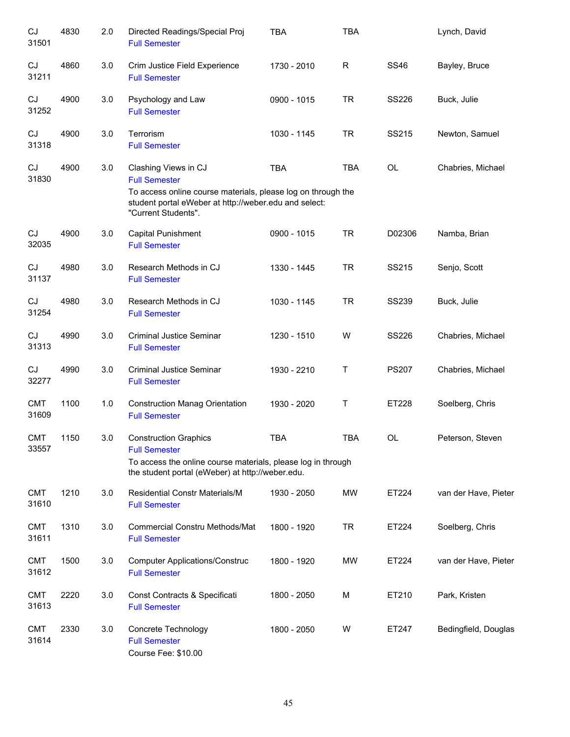| | | | | | | | |
|---|---|---|---|---|---|---|---|
| CJ 31501 | 4830 | 2.0 | Directed Readings/Special Proj<br>Full Semester | TBA | TBA | | Lynch, David |
| CJ 31211 | 4860 | 3.0 | Crim Justice Field Experience<br>Full Semester | 1730 - 2010 | R | SS46 | Bayley, Bruce |
| CJ 31252 | 4900 | 3.0 | Psychology and Law<br>Full Semester | 0900 - 1015 | TR | SS226 | Buck, Julie |
| CJ 31318 | 4900 | 3.0 | Terrorism<br>Full Semester | 1030 - 1145 | TR | SS215 | Newton, Samuel |
| CJ 31830 | 4900 | 3.0 | Clashing Views in CJ<br>Full Semester<br>To access online course materials, please log on through the student portal eWeber at http://weber.edu and select: "Current Students". | TBA | TBA | OL | Chabries, Michael |
| CJ 32035 | 4900 | 3.0 | Capital Punishment<br>Full Semester | 0900 - 1015 | TR | D02306 | Namba, Brian |
| CJ 31137 | 4980 | 3.0 | Research Methods in CJ<br>Full Semester | 1330 - 1445 | TR | SS215 | Senjo, Scott |
| CJ 31254 | 4980 | 3.0 | Research Methods in CJ<br>Full Semester | 1030 - 1145 | TR | SS239 | Buck, Julie |
| CJ 31313 | 4990 | 3.0 | Criminal Justice Seminar<br>Full Semester | 1230 - 1510 | W | SS226 | Chabries, Michael |
| CJ 32277 | 4990 | 3.0 | Criminal Justice Seminar<br>Full Semester | 1930 - 2210 | T | PS207 | Chabries, Michael |
| CMT 31609 | 1100 | 1.0 | Construction Manag Orientation<br>Full Semester | 1930 - 2020 | T | ET228 | Soelberg, Chris |
| CMT 33557 | 1150 | 3.0 | Construction Graphics<br>Full Semester<br>To access the online course materials, please log in through the student portal (eWeber) at http://weber.edu. | TBA | TBA | OL | Peterson, Steven |
| CMT 31610 | 1210 | 3.0 | Residential Constr Materials/M<br>Full Semester | 1930 - 2050 | MW | ET224 | van der Have, Pieter |
| CMT 31611 | 1310 | 3.0 | Commercial Constru Methods/Mat<br>Full Semester | 1800 - 1920 | TR | ET224 | Soelberg, Chris |
| CMT 31612 | 1500 | 3.0 | Computer Applications/Construc<br>Full Semester | 1800 - 1920 | MW | ET224 | van der Have, Pieter |
| CMT 31613 | 2220 | 3.0 | Const Contracts & Specificati<br>Full Semester | 1800 - 2050 | M | ET210 | Park, Kristen |
| CMT 31614 | 2330 | 3.0 | Concrete Technology<br>Full Semester<br>Course Fee: $10.00 | 1800 - 2050 | W | ET247 | Bedingfield, Douglas |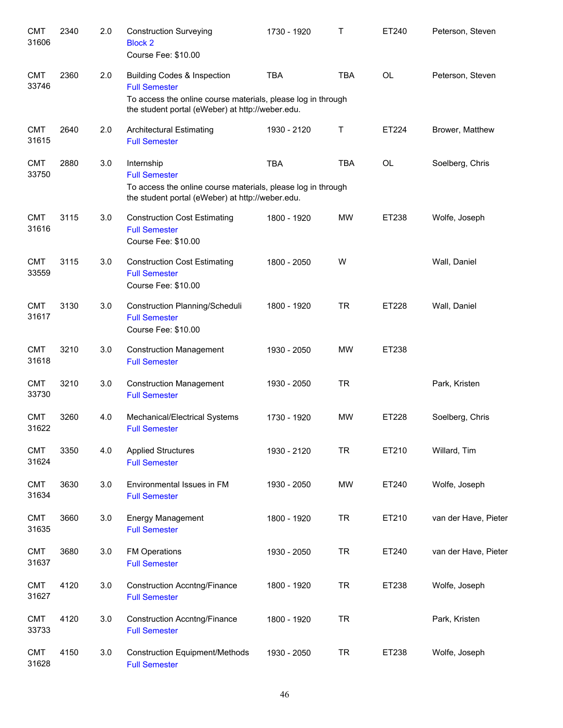| Subject / CRN | Course | Credits | Title | Time | Days | Room | Instructor |
|---|---|---|---|---|---|---|---|
| CMT 31606 | 2340 | 2.0 | Construction Surveying<br>Block 2<br>Course Fee: $10.00 | 1730 - 1920 | T | ET240 | Peterson, Steven |
| CMT 33746 | 2360 | 2.0 | Building Codes & Inspection<br>Full Semester<br>To access the online course materials, please log in through the student portal (eWeber) at http://weber.edu. | TBA | TBA | OL | Peterson, Steven |
| CMT 31615 | 2640 | 2.0 | Architectural Estimating<br>Full Semester | 1930 - 2120 | T | ET224 | Brower, Matthew |
| CMT 33750 | 2880 | 3.0 | Internship<br>Full Semester<br>To access the online course materials, please log in through the student portal (eWeber) at http://weber.edu. | TBA | TBA | OL | Soelberg, Chris |
| CMT 31616 | 3115 | 3.0 | Construction Cost Estimating<br>Full Semester<br>Course Fee: $10.00 | 1800 - 1920 | MW | ET238 | Wolfe, Joseph |
| CMT 33559 | 3115 | 3.0 | Construction Cost Estimating<br>Full Semester<br>Course Fee: $10.00 | 1800 - 2050 | W | | Wall, Daniel |
| CMT 31617 | 3130 | 3.0 | Construction Planning/Scheduli<br>Full Semester<br>Course Fee: $10.00 | 1800 - 1920 | TR | ET228 | Wall, Daniel |
| CMT 31618 | 3210 | 3.0 | Construction Management<br>Full Semester | 1930 - 2050 | MW | ET238 | |
| CMT 33730 | 3210 | 3.0 | Construction Management<br>Full Semester | 1930 - 2050 | TR | | Park, Kristen |
| CMT 31622 | 3260 | 4.0 | Mechanical/Electrical Systems<br>Full Semester | 1730 - 1920 | MW | ET228 | Soelberg, Chris |
| CMT 31624 | 3350 | 4.0 | Applied Structures<br>Full Semester | 1930 - 2120 | TR | ET210 | Willard, Tim |
| CMT 31634 | 3630 | 3.0 | Environmental Issues in FM<br>Full Semester | 1930 - 2050 | MW | ET240 | Wolfe, Joseph |
| CMT 31635 | 3660 | 3.0 | Energy Management<br>Full Semester | 1800 - 1920 | TR | ET210 | van der Have, Pieter |
| CMT 31637 | 3680 | 3.0 | FM Operations<br>Full Semester | 1930 - 2050 | TR | ET240 | van der Have, Pieter |
| CMT 31627 | 4120 | 3.0 | Construction Accntng/Finance<br>Full Semester | 1800 - 1920 | TR | ET238 | Wolfe, Joseph |
| CMT 33733 | 4120 | 3.0 | Construction Accntng/Finance<br>Full Semester | 1800 - 1920 | TR | | Park, Kristen |
| CMT 31628 | 4150 | 3.0 | Construction Equipment/Methods<br>Full Semester | 1930 - 2050 | TR | ET238 | Wolfe, Joseph |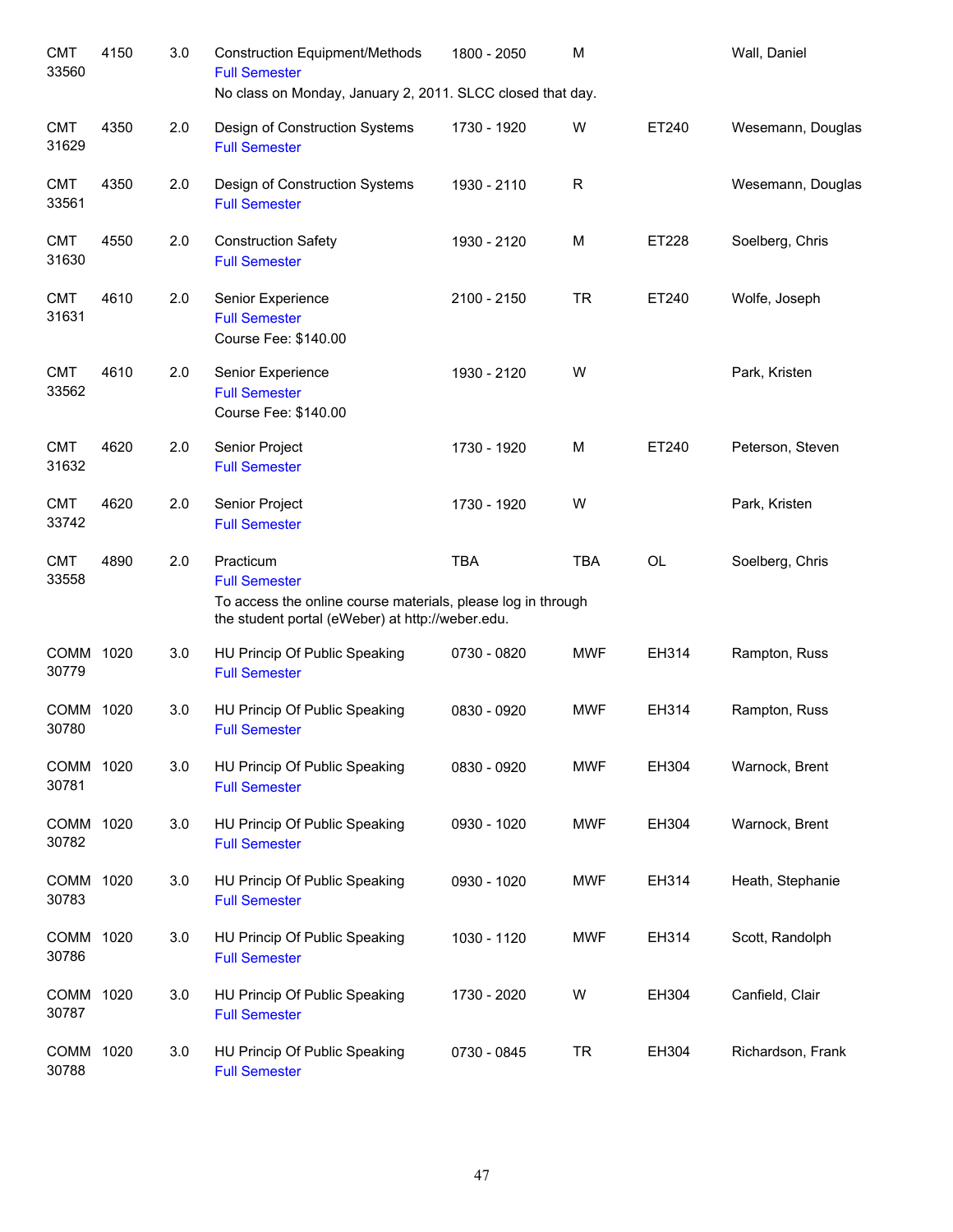| Course | Number | Credits | Title | Time | Days | Room | Instructor |
|---|---|---|---|---|---|---|---|
| CMT 33560 | 4150 | 3.0 | Construction Equipment/Methods<br>Full Semester<br>No class on Monday, January 2, 2011. SLCC closed that day. | 1800 - 2050 | M | | Wall, Daniel |
| CMT 31629 | 4350 | 2.0 | Design of Construction Systems<br>Full Semester | 1730 - 1920 | W | ET240 | Wesemann, Douglas |
| CMT 33561 | 4350 | 2.0 | Design of Construction Systems<br>Full Semester | 1930 - 2110 | R | | Wesemann, Douglas |
| CMT 31630 | 4550 | 2.0 | Construction Safety<br>Full Semester | 1930 - 2120 | M | ET228 | Soelberg, Chris |
| CMT 31631 | 4610 | 2.0 | Senior Experience<br>Full Semester<br>Course Fee: $140.00 | 2100 - 2150 | TR | ET240 | Wolfe, Joseph |
| CMT 33562 | 4610 | 2.0 | Senior Experience<br>Full Semester<br>Course Fee: $140.00 | 1930 - 2120 | W | | Park, Kristen |
| CMT 31632 | 4620 | 2.0 | Senior Project<br>Full Semester | 1730 - 1920 | M | ET240 | Peterson, Steven |
| CMT 33742 | 4620 | 2.0 | Senior Project<br>Full Semester | 1730 - 1920 | W | | Park, Kristen |
| CMT 33558 | 4890 | 2.0 | Practicum<br>Full Semester<br>To access the online course materials, please log in through the student portal (eWeber) at http://weber.edu. | TBA | TBA | OL | Soelberg, Chris |
| COMM 30779 | 1020 | 3.0 | HU Princip Of Public Speaking<br>Full Semester | 0730 - 0820 | MWF | EH314 | Rampton, Russ |
| COMM 30780 | 1020 | 3.0 | HU Princip Of Public Speaking<br>Full Semester | 0830 - 0920 | MWF | EH314 | Rampton, Russ |
| COMM 30781 | 1020 | 3.0 | HU Princip Of Public Speaking<br>Full Semester | 0830 - 0920 | MWF | EH304 | Warnock, Brent |
| COMM 30782 | 1020 | 3.0 | HU Princip Of Public Speaking<br>Full Semester | 0930 - 1020 | MWF | EH304 | Warnock, Brent |
| COMM 30783 | 1020 | 3.0 | HU Princip Of Public Speaking<br>Full Semester | 0930 - 1020 | MWF | EH314 | Heath, Stephanie |
| COMM 30786 | 1020 | 3.0 | HU Princip Of Public Speaking<br>Full Semester | 1030 - 1120 | MWF | EH314 | Scott, Randolph |
| COMM 30787 | 1020 | 3.0 | HU Princip Of Public Speaking<br>Full Semester | 1730 - 2020 | W | EH304 | Canfield, Clair |
| COMM 30788 | 1020 | 3.0 | HU Princip Of Public Speaking<br>Full Semester | 0730 - 0845 | TR | EH304 | Richardson, Frank |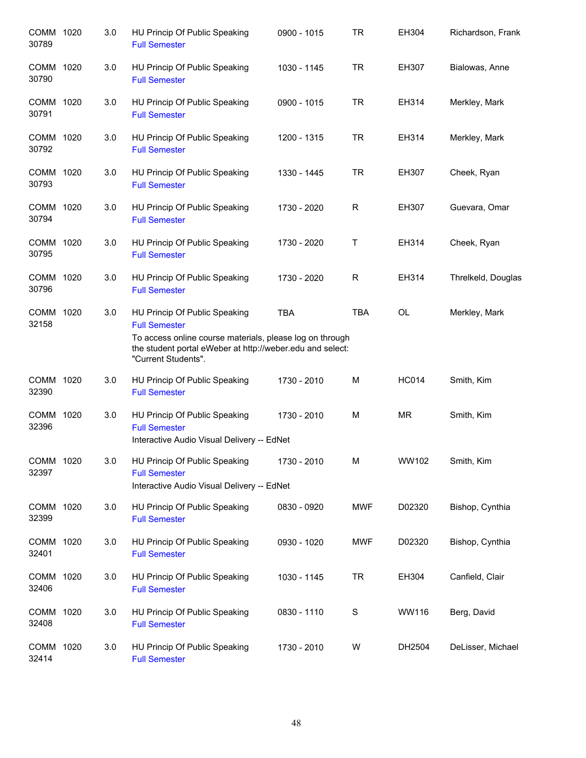| | | | | | | | |
|---|---|---|---|---|---|---|---|
| COMM 30789 | 1020 | 3.0 | HU Princip Of Public Speaking<br>Full Semester | 0900 - 1015 | TR | EH304 | Richardson, Frank |
| COMM 30790 | 1020 | 3.0 | HU Princip Of Public Speaking<br>Full Semester | 1030 - 1145 | TR | EH307 | Bialowas, Anne |
| COMM 30791 | 1020 | 3.0 | HU Princip Of Public Speaking<br>Full Semester | 0900 - 1015 | TR | EH314 | Merkley, Mark |
| COMM 30792 | 1020 | 3.0 | HU Princip Of Public Speaking<br>Full Semester | 1200 - 1315 | TR | EH314 | Merkley, Mark |
| COMM 30793 | 1020 | 3.0 | HU Princip Of Public Speaking<br>Full Semester | 1330 - 1445 | TR | EH307 | Cheek, Ryan |
| COMM 30794 | 1020 | 3.0 | HU Princip Of Public Speaking<br>Full Semester | 1730 - 2020 | R | EH307 | Guevara, Omar |
| COMM 30795 | 1020 | 3.0 | HU Princip Of Public Speaking<br>Full Semester | 1730 - 2020 | T | EH314 | Cheek, Ryan |
| COMM 30796 | 1020 | 3.0 | HU Princip Of Public Speaking<br>Full Semester | 1730 - 2020 | R | EH314 | Threlkeld, Douglas |
| COMM 32158 | 1020 | 3.0 | HU Princip Of Public Speaking<br>Full Semester<br>To access online course materials, please log on through the student portal eWeber at http://weber.edu and select: "Current Students". | TBA | TBA | OL | Merkley, Mark |
| COMM 32390 | 1020 | 3.0 | HU Princip Of Public Speaking<br>Full Semester | 1730 - 2010 | M | HC014 | Smith, Kim |
| COMM 32396 | 1020 | 3.0 | HU Princip Of Public Speaking<br>Full Semester<br>Interactive Audio Visual Delivery -- EdNet | 1730 - 2010 | M | MR | Smith, Kim |
| COMM 32397 | 1020 | 3.0 | HU Princip Of Public Speaking<br>Full Semester<br>Interactive Audio Visual Delivery -- EdNet | 1730 - 2010 | M | WW102 | Smith, Kim |
| COMM 32399 | 1020 | 3.0 | HU Princip Of Public Speaking<br>Full Semester | 0830 - 0920 | MWF | D02320 | Bishop, Cynthia |
| COMM 32401 | 1020 | 3.0 | HU Princip Of Public Speaking<br>Full Semester | 0930 - 1020 | MWF | D02320 | Bishop, Cynthia |
| COMM 32406 | 1020 | 3.0 | HU Princip Of Public Speaking<br>Full Semester | 1030 - 1145 | TR | EH304 | Canfield, Clair |
| COMM 32408 | 1020 | 3.0 | HU Princip Of Public Speaking<br>Full Semester | 0830 - 1110 | S | WW116 | Berg, David |
| COMM 32414 | 1020 | 3.0 | HU Princip Of Public Speaking<br>Full Semester | 1730 - 2010 | W | DH2504 | DeLisser, Michael |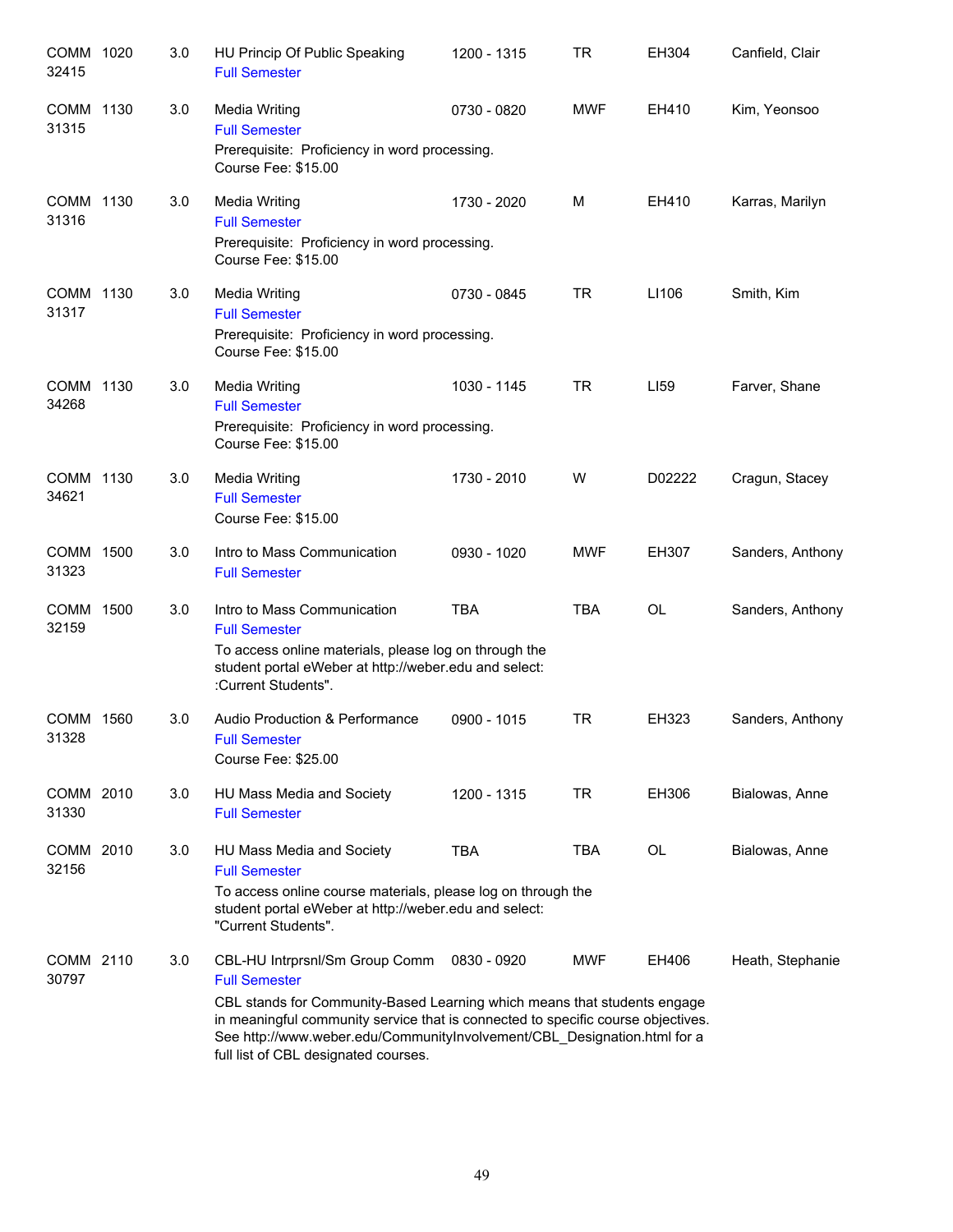| Course | | Credits | Title | Time | Days | Room | Instructor |
|---|---|---|---|---|---|---|---|
| COMM 32415 | 1020 | 3.0 | HU Princip Of Public Speaking<br>Full Semester | 1200 - 1315 | TR | EH304 | Canfield, Clair |
| COMM 31315 | 1130 | 3.0 | Media Writing<br>Full Semester<br>Prerequisite: Proficiency in word processing.<br>Course Fee: $15.00 | 0730 - 0820 | MWF | EH410 | Kim, Yeonsoo |
| COMM 31316 | 1130 | 3.0 | Media Writing<br>Full Semester<br>Prerequisite: Proficiency in word processing.<br>Course Fee: $15.00 | 1730 - 2020 | M | EH410 | Karras, Marilyn |
| COMM 31317 | 1130 | 3.0 | Media Writing<br>Full Semester<br>Prerequisite: Proficiency in word processing.<br>Course Fee: $15.00 | 0730 - 0845 | TR | LI106 | Smith, Kim |
| COMM 34268 | 1130 | 3.0 | Media Writing<br>Full Semester<br>Prerequisite: Proficiency in word processing.<br>Course Fee: $15.00 | 1030 - 1145 | TR | LI59 | Farver, Shane |
| COMM 34621 | 1130 | 3.0 | Media Writing<br>Full Semester<br>Course Fee: $15.00 | 1730 - 2010 | W | D02222 | Cragun, Stacey |
| COMM 31323 | 1500 | 3.0 | Intro to Mass Communication<br>Full Semester | 0930 - 1020 | MWF | EH307 | Sanders, Anthony |
| COMM 32159 | 1500 | 3.0 | Intro to Mass Communication<br>Full Semester<br>To access online materials, please log on through the student portal eWeber at http://weber.edu and select: :Current Students". | TBA | TBA | OL | Sanders, Anthony |
| COMM 31328 | 1560 | 3.0 | Audio Production & Performance<br>Full Semester<br>Course Fee: $25.00 | 0900 - 1015 | TR | EH323 | Sanders, Anthony |
| COMM 31330 | 2010 | 3.0 | HU Mass Media and Society<br>Full Semester | 1200 - 1315 | TR | EH306 | Bialowas, Anne |
| COMM 32156 | 2010 | 3.0 | HU Mass Media and Society<br>Full Semester<br>To access online course materials, please log on through the student portal eWeber at http://weber.edu and select: "Current Students". | TBA | TBA | OL | Bialowas, Anne |
| COMM 30797 | 2110 | 3.0 | CBL-HU Intrprsnl/Sm Group Comm<br>Full Semester<br>CBL stands for Community-Based Learning which means that students engage in meaningful community service that is connected to specific course objectives. See http://www.weber.edu/CommunityInvolvement/CBL_Designation.html for a full list of CBL designated courses. | 0830 - 0920 | MWF | EH406 | Heath, Stephanie |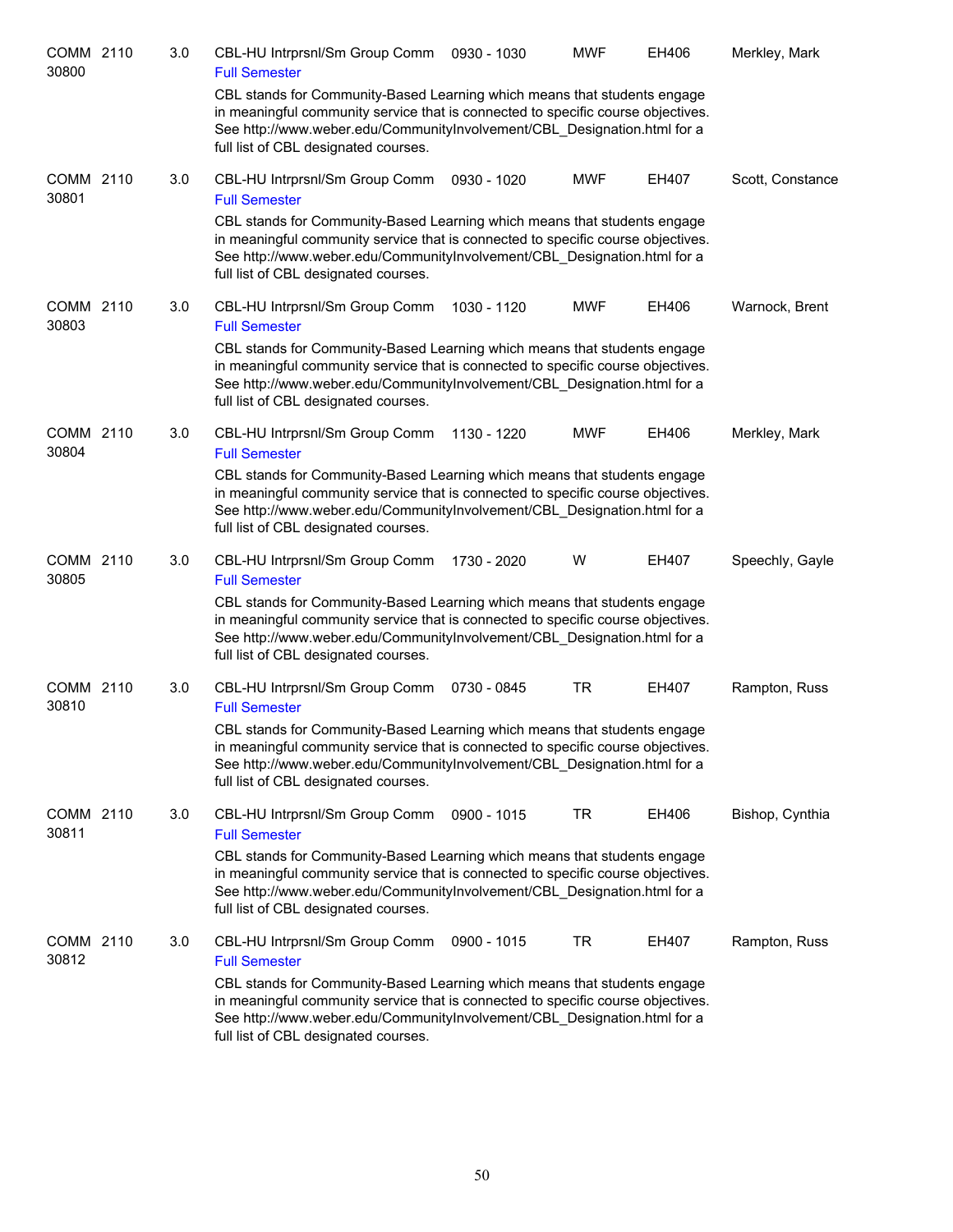COMM 2110 30800 | 3.0 | CBL-HU Intrprsnl/Sm Group Comm | 0930 - 1030 | MWF | EH406 | Merkley, Mark

Full Semester

CBL stands for Community-Based Learning which means that students engage in meaningful community service that is connected to specific course objectives. See http://www.weber.edu/CommunityInvolvement/CBL_Designation.html for a full list of CBL designated courses.

COMM 2110 30801 | 3.0 | CBL-HU Intrprsnl/Sm Group Comm | 0930 - 1020 | MWF | EH407 | Scott, Constance

Full Semester

CBL stands for Community-Based Learning which means that students engage in meaningful community service that is connected to specific course objectives. See http://www.weber.edu/CommunityInvolvement/CBL_Designation.html for a full list of CBL designated courses.

COMM 2110 30803 | 3.0 | CBL-HU Intrprsnl/Sm Group Comm | 1030 - 1120 | MWF | EH406 | Warnock, Brent

Full Semester

CBL stands for Community-Based Learning which means that students engage in meaningful community service that is connected to specific course objectives. See http://www.weber.edu/CommunityInvolvement/CBL_Designation.html for a full list of CBL designated courses.

COMM 2110 30804 | 3.0 | CBL-HU Intrprsnl/Sm Group Comm | 1130 - 1220 | MWF | EH406 | Merkley, Mark

Full Semester

CBL stands for Community-Based Learning which means that students engage in meaningful community service that is connected to specific course objectives. See http://www.weber.edu/CommunityInvolvement/CBL_Designation.html for a full list of CBL designated courses.

COMM 2110 30805 | 3.0 | CBL-HU Intrprsnl/Sm Group Comm | 1730 - 2020 | W | EH407 | Speechly, Gayle

Full Semester

CBL stands for Community-Based Learning which means that students engage in meaningful community service that is connected to specific course objectives. See http://www.weber.edu/CommunityInvolvement/CBL_Designation.html for a full list of CBL designated courses.

COMM 2110 30810 | 3.0 | CBL-HU Intrprsnl/Sm Group Comm | 0730 - 0845 | TR | EH407 | Rampton, Russ

Full Semester

CBL stands for Community-Based Learning which means that students engage in meaningful community service that is connected to specific course objectives. See http://www.weber.edu/CommunityInvolvement/CBL_Designation.html for a full list of CBL designated courses.

COMM 2110 30811 | 3.0 | CBL-HU Intrprsnl/Sm Group Comm | 0900 - 1015 | TR | EH406 | Bishop, Cynthia

Full Semester

CBL stands for Community-Based Learning which means that students engage in meaningful community service that is connected to specific course objectives. See http://www.weber.edu/CommunityInvolvement/CBL_Designation.html for a full list of CBL designated courses.

COMM 2110 30812 | 3.0 | CBL-HU Intrprsnl/Sm Group Comm | 0900 - 1015 | TR | EH407 | Rampton, Russ

Full Semester

CBL stands for Community-Based Learning which means that students engage in meaningful community service that is connected to specific course objectives. See http://www.weber.edu/CommunityInvolvement/CBL_Designation.html for a full list of CBL designated courses.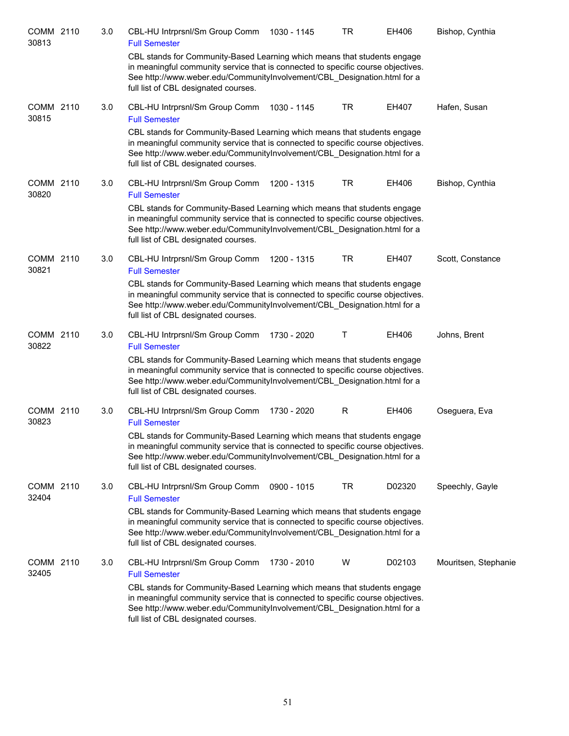COMM 2110 30813 | 3.0 | CBL-HU Intrprsnl/Sm Group Comm | 1030 - 1145 | TR | EH406 | Bishop, Cynthia

Full Semester

CBL stands for Community-Based Learning which means that students engage in meaningful community service that is connected to specific course objectives. See http://www.weber.edu/CommunityInvolvement/CBL_Designation.html for a full list of CBL designated courses.

COMM 2110 30815 | 3.0 | CBL-HU Intrprsnl/Sm Group Comm | 1030 - 1145 | TR | EH407 | Hafen, Susan

Full Semester

CBL stands for Community-Based Learning which means that students engage in meaningful community service that is connected to specific course objectives. See http://www.weber.edu/CommunityInvolvement/CBL_Designation.html for a full list of CBL designated courses.

COMM 2110 30820 | 3.0 | CBL-HU Intrprsnl/Sm Group Comm | 1200 - 1315 | TR | EH406 | Bishop, Cynthia

Full Semester

CBL stands for Community-Based Learning which means that students engage in meaningful community service that is connected to specific course objectives. See http://www.weber.edu/CommunityInvolvement/CBL_Designation.html for a full list of CBL designated courses.

COMM 2110 30821 | 3.0 | CBL-HU Intrprsnl/Sm Group Comm | 1200 - 1315 | TR | EH407 | Scott, Constance

Full Semester

CBL stands for Community-Based Learning which means that students engage in meaningful community service that is connected to specific course objectives. See http://www.weber.edu/CommunityInvolvement/CBL_Designation.html for a full list of CBL designated courses.

COMM 2110 30822 | 3.0 | CBL-HU Intrprsnl/Sm Group Comm | 1730 - 2020 | T | EH406 | Johns, Brent

Full Semester

CBL stands for Community-Based Learning which means that students engage in meaningful community service that is connected to specific course objectives. See http://www.weber.edu/CommunityInvolvement/CBL_Designation.html for a full list of CBL designated courses.

COMM 2110 30823 | 3.0 | CBL-HU Intrprsnl/Sm Group Comm | 1730 - 2020 | R | EH406 | Oseguera, Eva

Full Semester

CBL stands for Community-Based Learning which means that students engage in meaningful community service that is connected to specific course objectives. See http://www.weber.edu/CommunityInvolvement/CBL_Designation.html for a full list of CBL designated courses.

COMM 2110 32404 | 3.0 | CBL-HU Intrprsnl/Sm Group Comm | 0900 - 1015 | TR | D02320 | Speechly, Gayle

Full Semester

CBL stands for Community-Based Learning which means that students engage in meaningful community service that is connected to specific course objectives. See http://www.weber.edu/CommunityInvolvement/CBL_Designation.html for a full list of CBL designated courses.

COMM 2110 32405 | 3.0 | CBL-HU Intrprsnl/Sm Group Comm | 1730 - 2010 | W | D02103 | Mouritsen, Stephanie

Full Semester

CBL stands for Community-Based Learning which means that students engage in meaningful community service that is connected to specific course objectives. See http://www.weber.edu/CommunityInvolvement/CBL_Designation.html for a full list of CBL designated courses.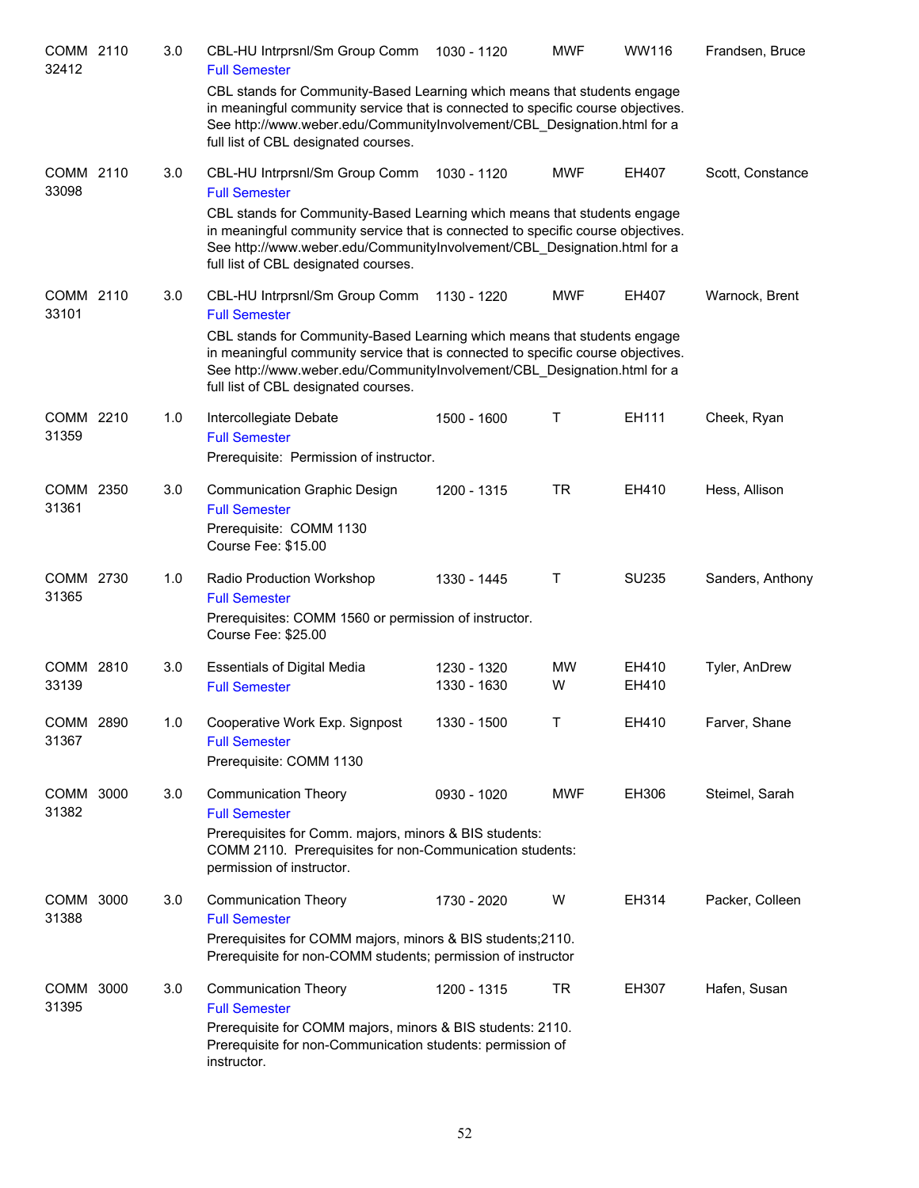| Course | Number | Credits | Title | Time | Days | Room | Instructor |
|---|---|---|---|---|---|---|---|
| COMM 32412 | 2110 | 3.0 | CBL-HU Intrprsnl/Sm Group Comm<br>Full Semester<br>CBL stands for Community-Based Learning which means that students engage in meaningful community service that is connected to specific course objectives. See http://www.weber.edu/CommunityInvolvement/CBL_Designation.html for a full list of CBL designated courses. | 1030 - 1120 | MWF | WW116 | Frandsen, Bruce |
| COMM 33098 | 2110 | 3.0 | CBL-HU Intrprsnl/Sm Group Comm<br>Full Semester<br>CBL stands for Community-Based Learning which means that students engage in meaningful community service that is connected to specific course objectives. See http://www.weber.edu/CommunityInvolvement/CBL_Designation.html for a full list of CBL designated courses. | 1030 - 1120 | MWF | EH407 | Scott, Constance |
| COMM 33101 | 2110 | 3.0 | CBL-HU Intrprsnl/Sm Group Comm<br>Full Semester<br>CBL stands for Community-Based Learning which means that students engage in meaningful community service that is connected to specific course objectives. See http://www.weber.edu/CommunityInvolvement/CBL_Designation.html for a full list of CBL designated courses. | 1130 - 1220 | MWF | EH407 | Warnock, Brent |
| COMM 31359 | 2210 | 1.0 | Intercollegiate Debate<br>Full Semester<br>Prerequisite: Permission of instructor. | 1500 - 1600 | T | EH111 | Cheek, Ryan |
| COMM 31361 | 2350 | 3.0 | Communication Graphic Design<br>Full Semester<br>Prerequisite: COMM 1130<br>Course Fee: $15.00 | 1200 - 1315 | TR | EH410 | Hess, Allison |
| COMM 31365 | 2730 | 1.0 | Radio Production Workshop<br>Full Semester<br>Prerequisites: COMM 1560 or permission of instructor.<br>Course Fee: $25.00 | 1330 - 1445 | T | SU235 | Sanders, Anthony |
| COMM 33139 | 2810 | 3.0 | Essentials of Digital Media<br>Full Semester | 1230 - 1320<br>1330 - 1630 | MW<br>W | EH410<br>EH410 | Tyler, AnDrew |
| COMM 31367 | 2890 | 1.0 | Cooperative Work Exp. Signpost<br>Full Semester<br>Prerequisite: COMM 1130 | 1330 - 1500 | T | EH410 | Farver, Shane |
| COMM 31382 | 3000 | 3.0 | Communication Theory<br>Full Semester<br>Prerequisites for Comm. majors, minors & BIS students: COMM 2110. Prerequisites for non-Communication students: permission of instructor. | 0930 - 1020 | MWF | EH306 | Steimel, Sarah |
| COMM 31388 | 3000 | 3.0 | Communication Theory<br>Full Semester<br>Prerequisites for COMM majors, minors & BIS students;2110. Prerequisite for non-COMM students; permission of instructor | 1730 - 2020 | W | EH314 | Packer, Colleen |
| COMM 31395 | 3000 | 3.0 | Communication Theory<br>Full Semester<br>Prerequisite for COMM majors, minors & BIS students: 2110. Prerequisite for non-Communication students: permission of instructor. | 1200 - 1315 | TR | EH307 | Hafen, Susan |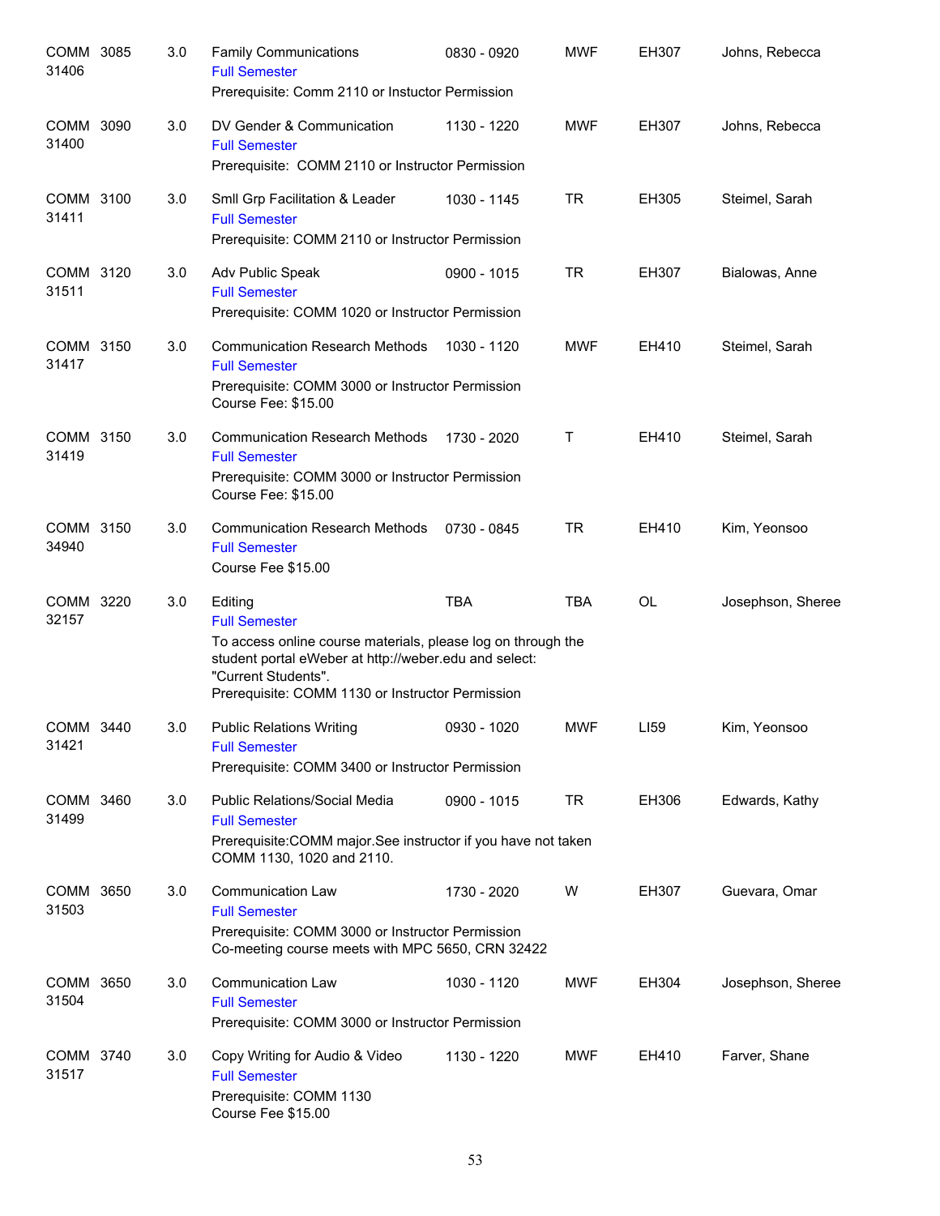| Course | CRN | Credits | Title / Notes | Time | Days | Room | Instructor |
|---|---|---|---|---|---|---|---|
| COMM 3085 | 31406 | 3.0 | Family Communications<br>Full Semester<br>Prerequisite: Comm 2110 or Instuctor Permission | 0830 - 0920 | MWF | EH307 | Johns, Rebecca |
| COMM 3090 | 31400 | 3.0 | DV Gender & Communication<br>Full Semester<br>Prerequisite: COMM 2110 or Instructor Permission | 1130 - 1220 | MWF | EH307 | Johns, Rebecca |
| COMM 3100 | 31411 | 3.0 | Smll Grp Facilitation & Leader<br>Full Semester<br>Prerequisite: COMM 2110 or Instructor Permission | 1030 - 1145 | TR | EH305 | Steimel, Sarah |
| COMM 3120 | 31511 | 3.0 | Adv Public Speak<br>Full Semester<br>Prerequisite: COMM 1020 or Instructor Permission | 0900 - 1015 | TR | EH307 | Bialowas, Anne |
| COMM 3150 | 31417 | 3.0 | Communication Research Methods<br>Full Semester<br>Prerequisite: COMM 3000 or Instructor Permission<br>Course Fee: $15.00 | 1030 - 1120 | MWF | EH410 | Steimel, Sarah |
| COMM 3150 | 31419 | 3.0 | Communication Research Methods<br>Full Semester<br>Prerequisite: COMM 3000 or Instructor Permission<br>Course Fee: $15.00 | 1730 - 2020 | T | EH410 | Steimel, Sarah |
| COMM 3150 | 34940 | 3.0 | Communication Research Methods<br>Full Semester<br>Course Fee $15.00 | 0730 - 0845 | TR | EH410 | Kim, Yeonsoo |
| COMM 3220 | 32157 | 3.0 | Editing<br>Full Semester<br>To access online course materials, please log on through the student portal eWeber at http://weber.edu and select: "Current Students".<br>Prerequisite: COMM 1130 or Instructor Permission | TBA | TBA | OL | Josephson, Sheree |
| COMM 3440 | 31421 | 3.0 | Public Relations Writing<br>Full Semester<br>Prerequisite: COMM 3400 or Instructor Permission | 0930 - 1020 | MWF | LI59 | Kim, Yeonsoo |
| COMM 3460 | 31499 | 3.0 | Public Relations/Social Media<br>Full Semester<br>Prerequisite:COMM major.See instructor if you have not taken COMM 1130, 1020 and 2110. | 0900 - 1015 | TR | EH306 | Edwards, Kathy |
| COMM 3650 | 31503 | 3.0 | Communication Law<br>Full Semester<br>Prerequisite: COMM 3000 or Instructor Permission<br>Co-meeting course meets with MPC 5650, CRN 32422 | 1730 - 2020 | W | EH307 | Guevara, Omar |
| COMM 3650 | 31504 | 3.0 | Communication Law<br>Full Semester<br>Prerequisite: COMM 3000 or Instructor Permission | 1030 - 1120 | MWF | EH304 | Josephson, Sheree |
| COMM 3740 | 31517 | 3.0 | Copy Writing for Audio & Video<br>Full Semester<br>Prerequisite: COMM 1130<br>Course Fee $15.00 | 1130 - 1220 | MWF | EH410 | Farver, Shane |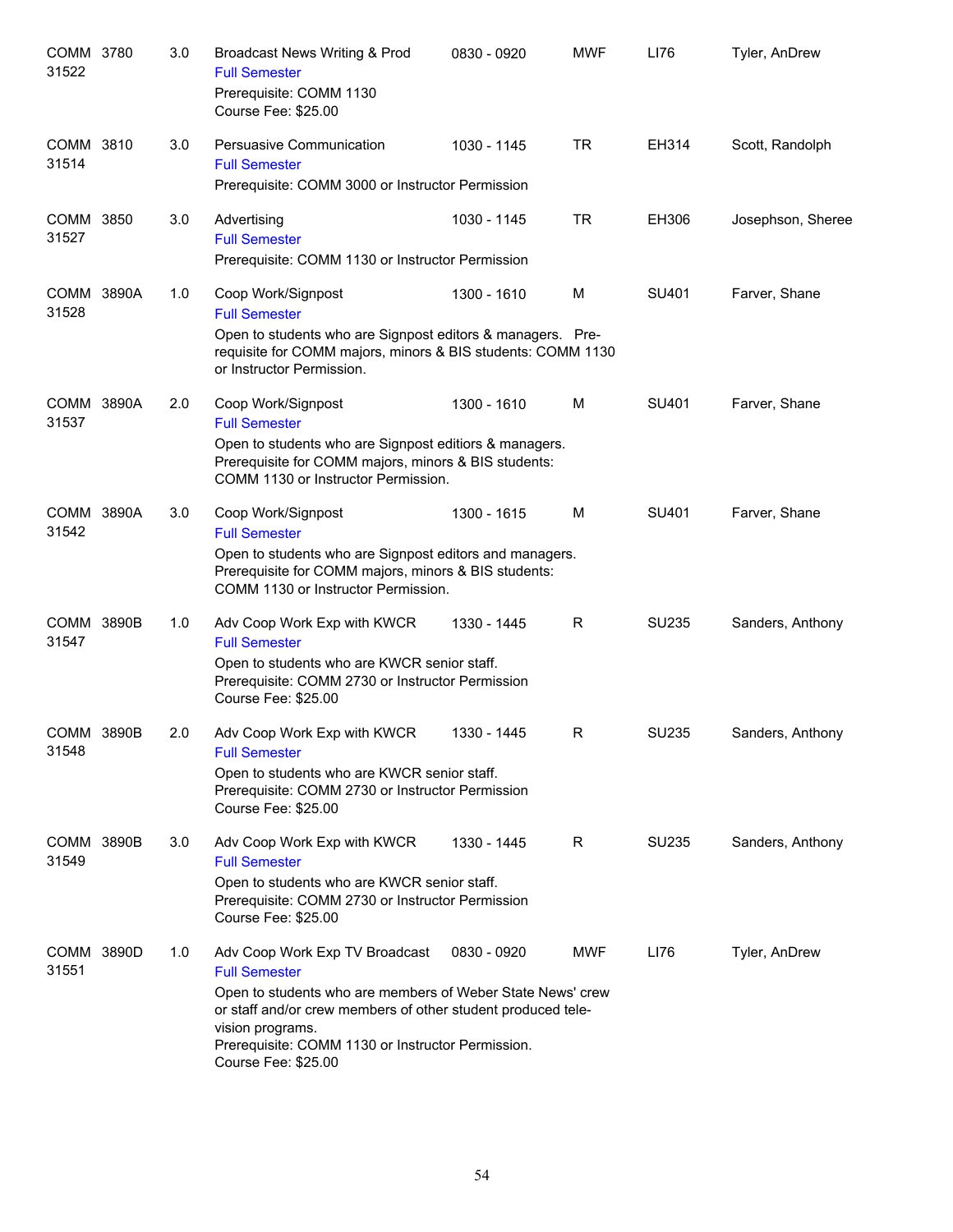| Course | Number | Credits | Title / Notes | Time | Days | Room | Instructor |
|---|---|---|---|---|---|---|---|
| COMM 31522 | 3780 | 3.0 | Broadcast News Writing & Prod<br>Full Semester<br>Prerequisite: COMM 1130<br>Course Fee: $25.00 | 0830 - 0920 | MWF | LI76 | Tyler, AnDrew |
| COMM 31514 | 3810 | 3.0 | Persuasive Communication<br>Full Semester<br>Prerequisite: COMM 3000 or Instructor Permission | 1030 - 1145 | TR | EH314 | Scott, Randolph |
| COMM 31527 | 3850 | 3.0 | Advertising<br>Full Semester<br>Prerequisite: COMM 1130 or Instructor Permission | 1030 - 1145 | TR | EH306 | Josephson, Sheree |
| COMM 31528 | 3890A | 1.0 | Coop Work/Signpost<br>Full Semester<br>Open to students who are Signpost editors & managers. Prerequisite for COMM majors, minors & BIS students: COMM 1130 or Instructor Permission. | 1300 - 1610 | M | SU401 | Farver, Shane |
| COMM 31537 | 3890A | 2.0 | Coop Work/Signpost<br>Full Semester<br>Open to students who are Signpost editiors & managers. Prerequisite for COMM majors, minors & BIS students: COMM 1130 or Instructor Permission. | 1300 - 1610 | M | SU401 | Farver, Shane |
| COMM 31542 | 3890A | 3.0 | Coop Work/Signpost<br>Full Semester<br>Open to students who are Signpost editors and managers. Prerequisite for COMM majors, minors & BIS students: COMM 1130 or Instructor Permission. | 1300 - 1615 | M | SU401 | Farver, Shane |
| COMM 31547 | 3890B | 1.0 | Adv Coop Work Exp with KWCR<br>Full Semester<br>Open to students who are KWCR senior staff.<br>Prerequisite: COMM 2730 or Instructor Permission<br>Course Fee: $25.00 | 1330 - 1445 | R | SU235 | Sanders, Anthony |
| COMM 31548 | 3890B | 2.0 | Adv Coop Work Exp with KWCR<br>Full Semester<br>Open to students who are KWCR senior staff.<br>Prerequisite: COMM 2730 or Instructor Permission<br>Course Fee: $25.00 | 1330 - 1445 | R | SU235 | Sanders, Anthony |
| COMM 31549 | 3890B | 3.0 | Adv Coop Work Exp with KWCR<br>Full Semester<br>Open to students who are KWCR senior staff.<br>Prerequisite: COMM 2730 or Instructor Permission<br>Course Fee: $25.00 | 1330 - 1445 | R | SU235 | Sanders, Anthony |
| COMM 31551 | 3890D | 1.0 | Adv Coop Work Exp TV Broadcast<br>Full Semester<br>Open to students who are members of Weber State News' crew or staff and/or crew members of other student produced television programs.<br>Prerequisite: COMM 1130 or Instructor Permission.<br>Course Fee: $25.00 | 0830 - 0920 | MWF | LI76 | Tyler, AnDrew |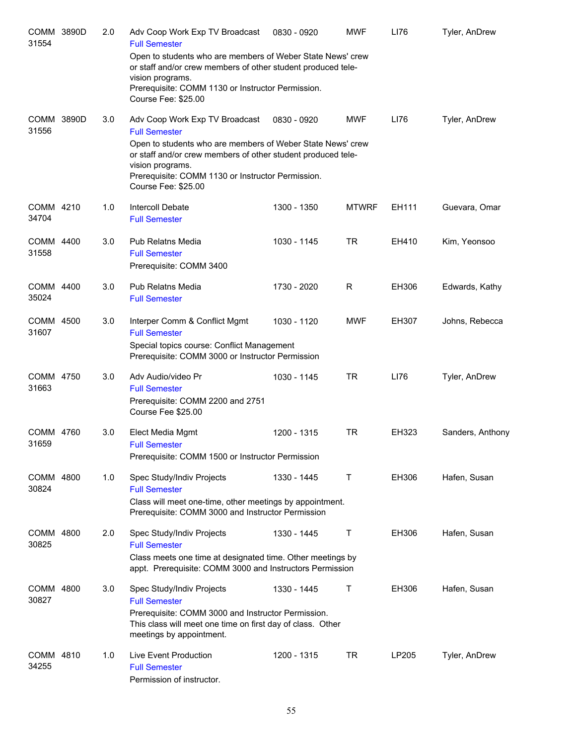| Course | Number | Credits | Title | Time | Days | Room | Instructor |
|---|---|---|---|---|---|---|---|
| COMM 31554 | 3890D | 2.0 | Adv Coop Work Exp TV Broadcast<br>Full Semester<br>Open to students who are members of Weber State News' crew or staff and/or crew members of other student produced television programs.<br>Prerequisite: COMM 1130 or Instructor Permission.<br>Course Fee: $25.00 | 0830 - 0920 | MWF | LI76 | Tyler, AnDrew |
| COMM 31556 | 3890D | 3.0 | Adv Coop Work Exp TV Broadcast<br>Full Semester<br>Open to students who are members of Weber State News' crew or staff and/or crew members of other student produced television programs.<br>Prerequisite: COMM 1130 or Instructor Permission.<br>Course Fee: $25.00 | 0830 - 0920 | MWF | LI76 | Tyler, AnDrew |
| COMM 34704 | 4210 | 1.0 | Intercoll Debate<br>Full Semester | 1300 - 1350 | MTWRF | EH111 | Guevara, Omar |
| COMM 31558 | 4400 | 3.0 | Pub Relatns Media<br>Full Semester<br>Prerequisite: COMM 3400 | 1030 - 1145 | TR | EH410 | Kim, Yeonsoo |
| COMM 35024 | 4400 | 3.0 | Pub Relatns Media<br>Full Semester | 1730 - 2020 | R | EH306 | Edwards, Kathy |
| COMM 31607 | 4500 | 3.0 | Interper Comm & Conflict Mgmt<br>Full Semester<br>Special topics course: Conflict Management<br>Prerequisite: COMM 3000 or Instructor Permission | 1030 - 1120 | MWF | EH307 | Johns, Rebecca |
| COMM 31663 | 4750 | 3.0 | Adv Audio/video Pr<br>Full Semester<br>Prerequisite: COMM 2200 and 2751<br>Course Fee $25.00 | 1030 - 1145 | TR | LI76 | Tyler, AnDrew |
| COMM 31659 | 4760 | 3.0 | Elect Media Mgmt<br>Full Semester<br>Prerequisite: COMM 1500 or Instructor Permission | 1200 - 1315 | TR | EH323 | Sanders, Anthony |
| COMM 30824 | 4800 | 1.0 | Spec Study/Indiv Projects<br>Full Semester<br>Class will meet one-time, other meetings by appointment.<br>Prerequisite: COMM 3000 and Instructor Permission | 1330 - 1445 | T | EH306 | Hafen, Susan |
| COMM 30825 | 4800 | 2.0 | Spec Study/Indiv Projects<br>Full Semester<br>Class meets one time at designated time. Other meetings by appt. Prerequisite: COMM 3000 and Instructors Permission | 1330 - 1445 | T | EH306 | Hafen, Susan |
| COMM 30827 | 4800 | 3.0 | Spec Study/Indiv Projects<br>Full Semester<br>Prerequisite: COMM 3000 and Instructor Permission.<br>This class will meet one time on first day of class. Other meetings by appointment. | 1330 - 1445 | T | EH306 | Hafen, Susan |
| COMM 34255 | 4810 | 1.0 | Live Event Production<br>Full Semester<br>Permission of instructor. | 1200 - 1315 | TR | LP205 | Tyler, AnDrew |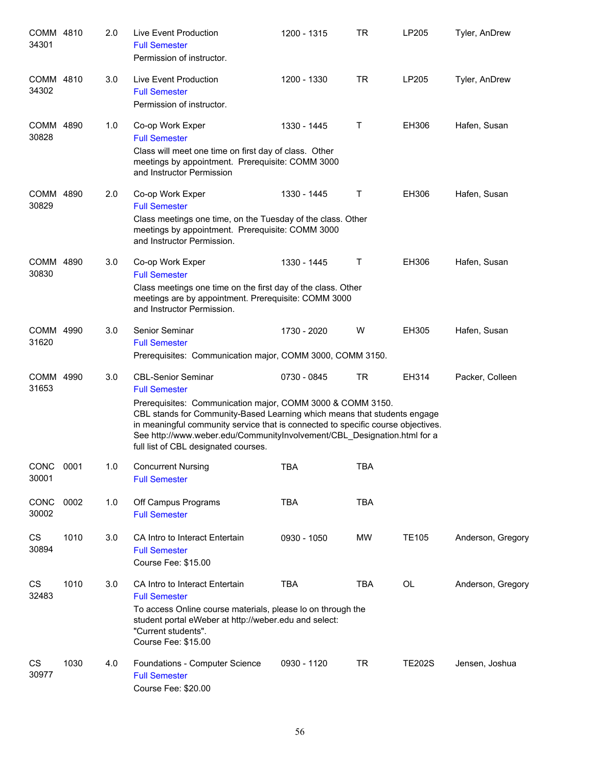| Course | | Credits | Title | Time | Days | Room | Instructor |
|---|---|---|---|---|---|---|---|
| COMM 34301 | 4810 | 2.0 | Live Event Production<br>Full Semester<br>Permission of instructor. | 1200 - 1315 | TR | LP205 | Tyler, AnDrew |
| COMM 34302 | 4810 | 3.0 | Live Event Production<br>Full Semester<br>Permission of instructor. | 1200 - 1330 | TR | LP205 | Tyler, AnDrew |
| COMM 30828 | 4890 | 1.0 | Co-op Work Exper<br>Full Semester<br>Class will meet one time on first day of class. Other meetings by appointment. Prerequisite: COMM 3000 and Instructor Permission | 1330 - 1445 | T | EH306 | Hafen, Susan |
| COMM 30829 | 4890 | 2.0 | Co-op Work Exper<br>Full Semester<br>Class meetings one time, on the Tuesday of the class. Other meetings by appointment. Prerequisite: COMM 3000 and Instructor Permission. | 1330 - 1445 | T | EH306 | Hafen, Susan |
| COMM 30830 | 4890 | 3.0 | Co-op Work Exper<br>Full Semester<br>Class meetings one time on the first day of the class. Other meetings are by appointment. Prerequisite: COMM 3000 and Instructor Permission. | 1330 - 1445 | T | EH306 | Hafen, Susan |
| COMM 31620 | 4990 | 3.0 | Senior Seminar<br>Full Semester<br>Prerequisites: Communication major, COMM 3000, COMM 3150. | 1730 - 2020 | W | EH305 | Hafen, Susan |
| COMM 31653 | 4990 | 3.0 | CBL-Senior Seminar<br>Full Semester<br>Prerequisites: Communication major, COMM 3000 & COMM 3150. CBL stands for Community-Based Learning which means that students engage in meaningful community service that is connected to specific course objectives. See http://www.weber.edu/CommunityInvolvement/CBL_Designation.html for a full list of CBL designated courses. | 0730 - 0845 | TR | EH314 | Packer, Colleen |
| CONC 30001 | 0001 | 1.0 | Concurrent Nursing<br>Full Semester | TBA | TBA | | |
| CONC 30002 | 0002 | 1.0 | Off Campus Programs<br>Full Semester | TBA | TBA | | |
| CS 30894 | 1010 | 3.0 | CA Intro to Interact Entertain<br>Full Semester<br>Course Fee: $15.00 | 0930 - 1050 | MW | TE105 | Anderson, Gregory |
| CS 32483 | 1010 | 3.0 | CA Intro to Interact Entertain<br>Full Semester<br>To access Online course materials, please lo on through the student portal eWeber at http://weber.edu and select: "Current students".<br>Course Fee: $15.00 | TBA | TBA | OL | Anderson, Gregory |
| CS 30977 | 1030 | 4.0 | Foundations - Computer Science<br>Full Semester<br>Course Fee: $20.00 | 0930 - 1120 | TR | TE202S | Jensen, Joshua |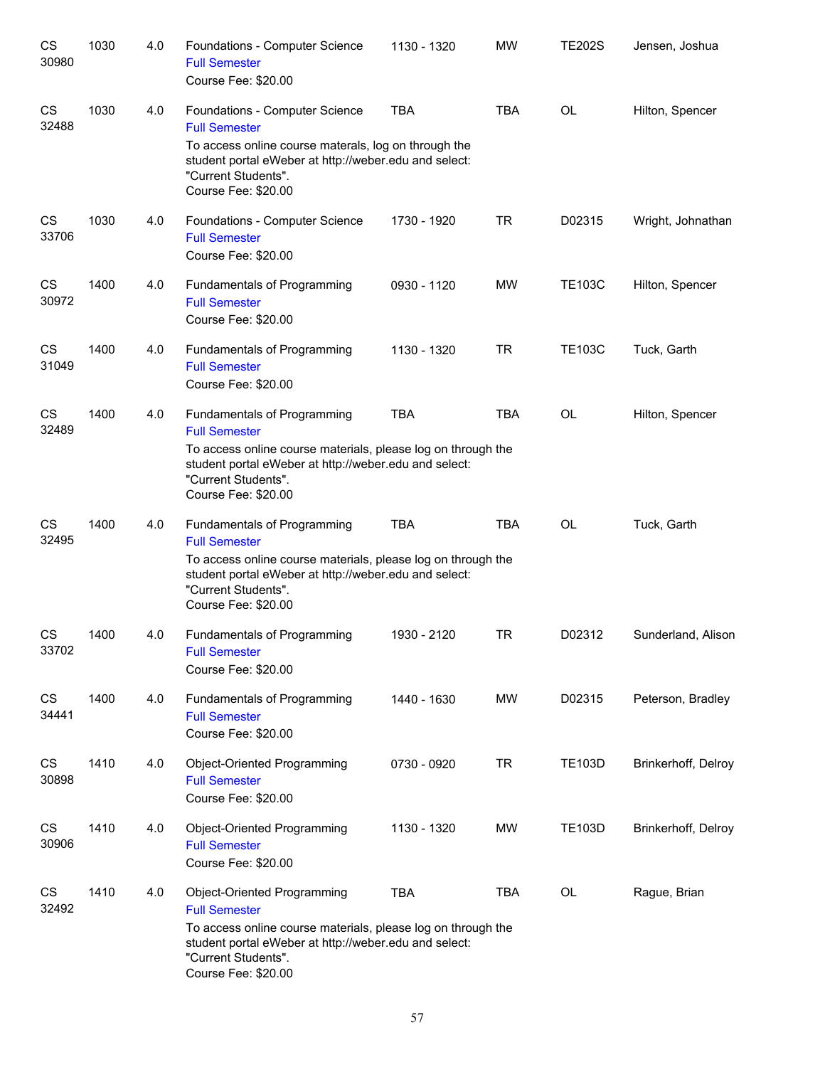| | | | | | | | |
|---|---|---|---|---|---|---|---|
| CS 30980 | 1030 | 4.0 | Foundations - Computer Science<br>Full Semester<br>Course Fee: $20.00 | 1130 - 1320 | MW | TE202S | Jensen, Joshua |
| CS 32488 | 1030 | 4.0 | Foundations - Computer Science<br>Full Semester<br>To access online course materals, log on through the student portal eWeber at http://weber.edu and select: "Current Students".<br>Course Fee: $20.00 | TBA | TBA | OL | Hilton, Spencer |
| CS 33706 | 1030 | 4.0 | Foundations - Computer Science<br>Full Semester<br>Course Fee: $20.00 | 1730 - 1920 | TR | D02315 | Wright, Johnathan |
| CS 30972 | 1400 | 4.0 | Fundamentals of Programming<br>Full Semester<br>Course Fee: $20.00 | 0930 - 1120 | MW | TE103C | Hilton, Spencer |
| CS 31049 | 1400 | 4.0 | Fundamentals of Programming<br>Full Semester<br>Course Fee: $20.00 | 1130 - 1320 | TR | TE103C | Tuck, Garth |
| CS 32489 | 1400 | 4.0 | Fundamentals of Programming<br>Full Semester<br>To access online course materials, please log on through the student portal eWeber at http://weber.edu and select: "Current Students".<br>Course Fee: $20.00 | TBA | TBA | OL | Hilton, Spencer |
| CS 32495 | 1400 | 4.0 | Fundamentals of Programming<br>Full Semester<br>To access online course materials, please log on through the student portal eWeber at http://weber.edu and select: "Current Students".<br>Course Fee: $20.00 | TBA | TBA | OL | Tuck, Garth |
| CS 33702 | 1400 | 4.0 | Fundamentals of Programming<br>Full Semester<br>Course Fee: $20.00 | 1930 - 2120 | TR | D02312 | Sunderland, Alison |
| CS 34441 | 1400 | 4.0 | Fundamentals of Programming<br>Full Semester<br>Course Fee: $20.00 | 1440 - 1630 | MW | D02315 | Peterson, Bradley |
| CS 30898 | 1410 | 4.0 | Object-Oriented Programming<br>Full Semester<br>Course Fee: $20.00 | 0730 - 0920 | TR | TE103D | Brinkerhoff, Delroy |
| CS 30906 | 1410 | 4.0 | Object-Oriented Programming<br>Full Semester<br>Course Fee: $20.00 | 1130 - 1320 | MW | TE103D | Brinkerhoff, Delroy |
| CS 32492 | 1410 | 4.0 | Object-Oriented Programming<br>Full Semester<br>To access online course materials, please log on through the student portal eWeber at http://weber.edu and select: "Current Students".<br>Course Fee: $20.00 | TBA | TBA | OL | Rague, Brian |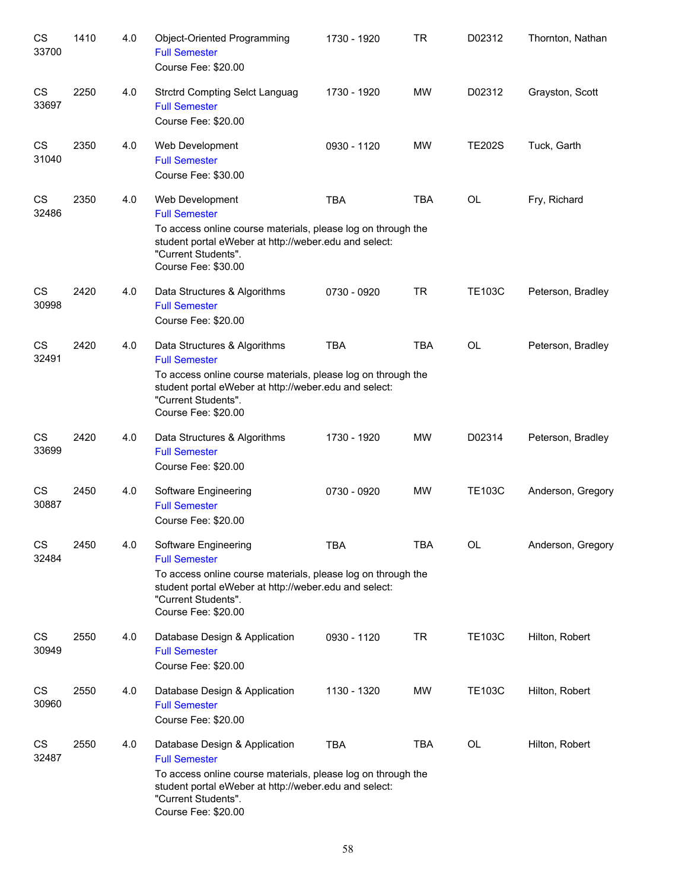| | | | | | | | |
|---|---|---|---|---|---|---|---|
| CS 33700 | 1410 | 4.0 | Object-Oriented Programming<br>Full Semester<br>Course Fee: $20.00 | 1730 - 1920 | TR | D02312 | Thornton, Nathan |
| CS 33697 | 2250 | 4.0 | Strctrd Compting Selct Languag<br>Full Semester<br>Course Fee: $20.00 | 1730 - 1920 | MW | D02312 | Grayston, Scott |
| CS 31040 | 2350 | 4.0 | Web Development<br>Full Semester<br>Course Fee: $30.00 | 0930 - 1120 | MW | TE202S | Tuck, Garth |
| CS 32486 | 2350 | 4.0 | Web Development<br>Full Semester<br>To access online course materials, please log on through the student portal eWeber at http://weber.edu and select: "Current Students".<br>Course Fee: $30.00 | TBA | TBA | OL | Fry, Richard |
| CS 30998 | 2420 | 4.0 | Data Structures & Algorithms<br>Full Semester<br>Course Fee: $20.00 | 0730 - 0920 | TR | TE103C | Peterson, Bradley |
| CS 32491 | 2420 | 4.0 | Data Structures & Algorithms<br>Full Semester<br>To access online course materials, please log on through the student portal eWeber at http://weber.edu and select: "Current Students".<br>Course Fee: $20.00 | TBA | TBA | OL | Peterson, Bradley |
| CS 33699 | 2420 | 4.0 | Data Structures & Algorithms<br>Full Semester<br>Course Fee: $20.00 | 1730 - 1920 | MW | D02314 | Peterson, Bradley |
| CS 30887 | 2450 | 4.0 | Software Engineering<br>Full Semester<br>Course Fee: $20.00 | 0730 - 0920 | MW | TE103C | Anderson, Gregory |
| CS 32484 | 2450 | 4.0 | Software Engineering<br>Full Semester<br>To access online course materials, please log on through the student portal eWeber at http://weber.edu and select: "Current Students".<br>Course Fee: $20.00 | TBA | TBA | OL | Anderson, Gregory |
| CS 30949 | 2550 | 4.0 | Database Design & Application<br>Full Semester<br>Course Fee: $20.00 | 0930 - 1120 | TR | TE103C | Hilton, Robert |
| CS 30960 | 2550 | 4.0 | Database Design & Application<br>Full Semester<br>Course Fee: $20.00 | 1130 - 1320 | MW | TE103C | Hilton, Robert |
| CS 32487 | 2550 | 4.0 | Database Design & Application<br>Full Semester<br>To access online course materials, please log on through the student portal eWeber at http://weber.edu and select: "Current Students".<br>Course Fee: $20.00 | TBA | TBA | OL | Hilton, Robert |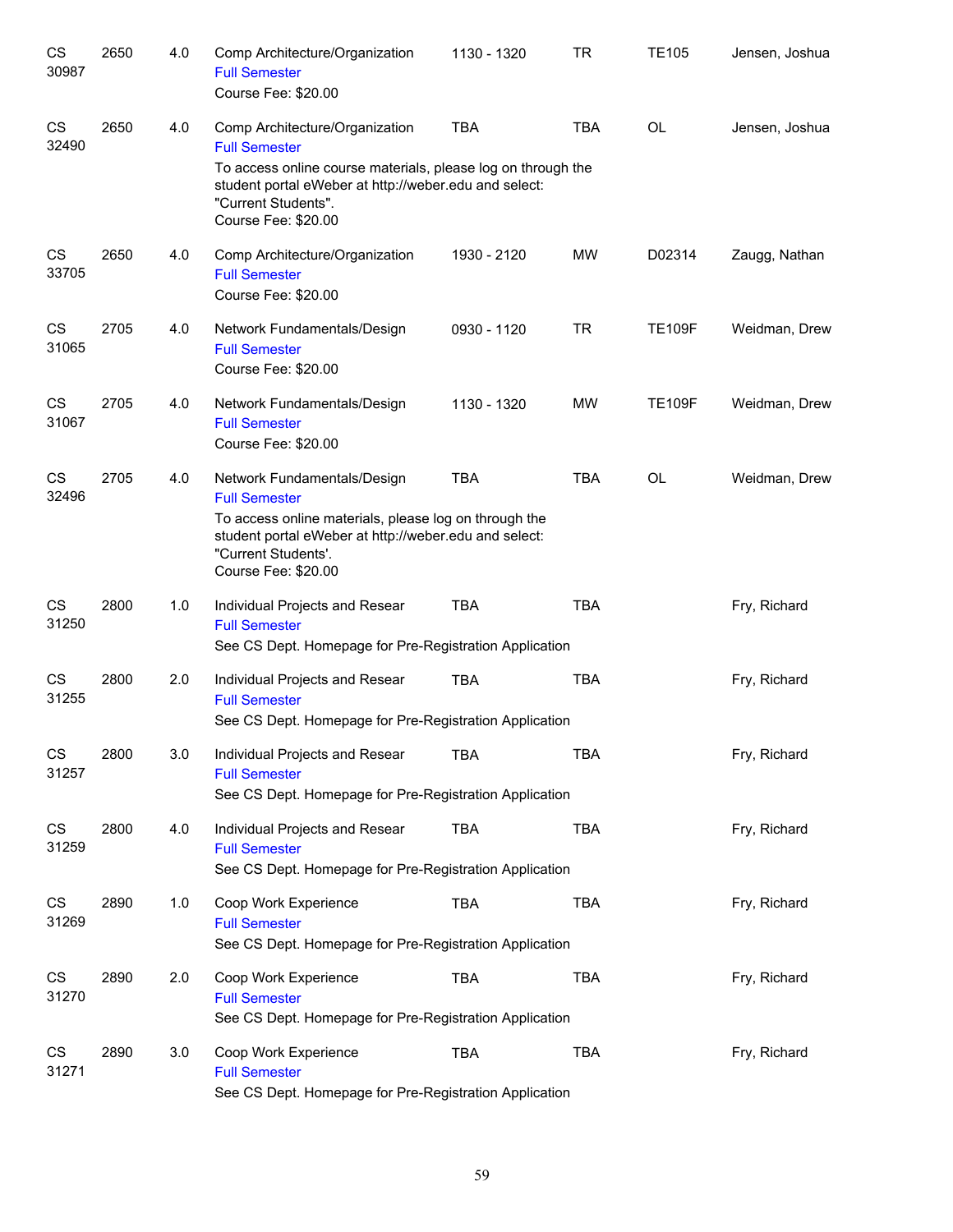| Subject / CRN | Course | Credits | Title | Time | Days | Room | Instructor |
|---|---|---|---|---|---|---|---|
| CS 30987 | 2650 | 4.0 | Comp Architecture/Organization<br>Full Semester<br>Course Fee: $20.00 | 1130 - 1320 | TR | TE105 | Jensen, Joshua |
| CS 32490 | 2650 | 4.0 | Comp Architecture/Organization<br>Full Semester<br>To access online course materials, please log on through the student portal eWeber at http://weber.edu and select: "Current Students".<br>Course Fee: $20.00 | TBA | TBA | OL | Jensen, Joshua |
| CS 33705 | 2650 | 4.0 | Comp Architecture/Organization<br>Full Semester<br>Course Fee: $20.00 | 1930 - 2120 | MW | D02314 | Zaugg, Nathan |
| CS 31065 | 2705 | 4.0 | Network Fundamentals/Design<br>Full Semester<br>Course Fee: $20.00 | 0930 - 1120 | TR | TE109F | Weidman, Drew |
| CS 31067 | 2705 | 4.0 | Network Fundamentals/Design<br>Full Semester<br>Course Fee: $20.00 | 1130 - 1320 | MW | TE109F | Weidman, Drew |
| CS 32496 | 2705 | 4.0 | Network Fundamentals/Design<br>Full Semester<br>To access online materials, please log on through the student portal eWeber at http://weber.edu and select: "Current Students'.<br>Course Fee: $20.00 | TBA | TBA | OL | Weidman, Drew |
| CS 31250 | 2800 | 1.0 | Individual Projects and Resear<br>Full Semester<br>See CS Dept. Homepage for Pre-Registration Application | TBA | TBA | | Fry, Richard |
| CS 31255 | 2800 | 2.0 | Individual Projects and Resear<br>Full Semester<br>See CS Dept. Homepage for Pre-Registration Application | TBA | TBA | | Fry, Richard |
| CS 31257 | 2800 | 3.0 | Individual Projects and Resear<br>Full Semester<br>See CS Dept. Homepage for Pre-Registration Application | TBA | TBA | | Fry, Richard |
| CS 31259 | 2800 | 4.0 | Individual Projects and Resear<br>Full Semester<br>See CS Dept. Homepage for Pre-Registration Application | TBA | TBA | | Fry, Richard |
| CS 31269 | 2890 | 1.0 | Coop Work Experience<br>Full Semester<br>See CS Dept. Homepage for Pre-Registration Application | TBA | TBA | | Fry, Richard |
| CS 31270 | 2890 | 2.0 | Coop Work Experience<br>Full Semester<br>See CS Dept. Homepage for Pre-Registration Application | TBA | TBA | | Fry, Richard |
| CS 31271 | 2890 | 3.0 | Coop Work Experience<br>Full Semester<br>See CS Dept. Homepage for Pre-Registration Application | TBA | TBA | | Fry, Richard |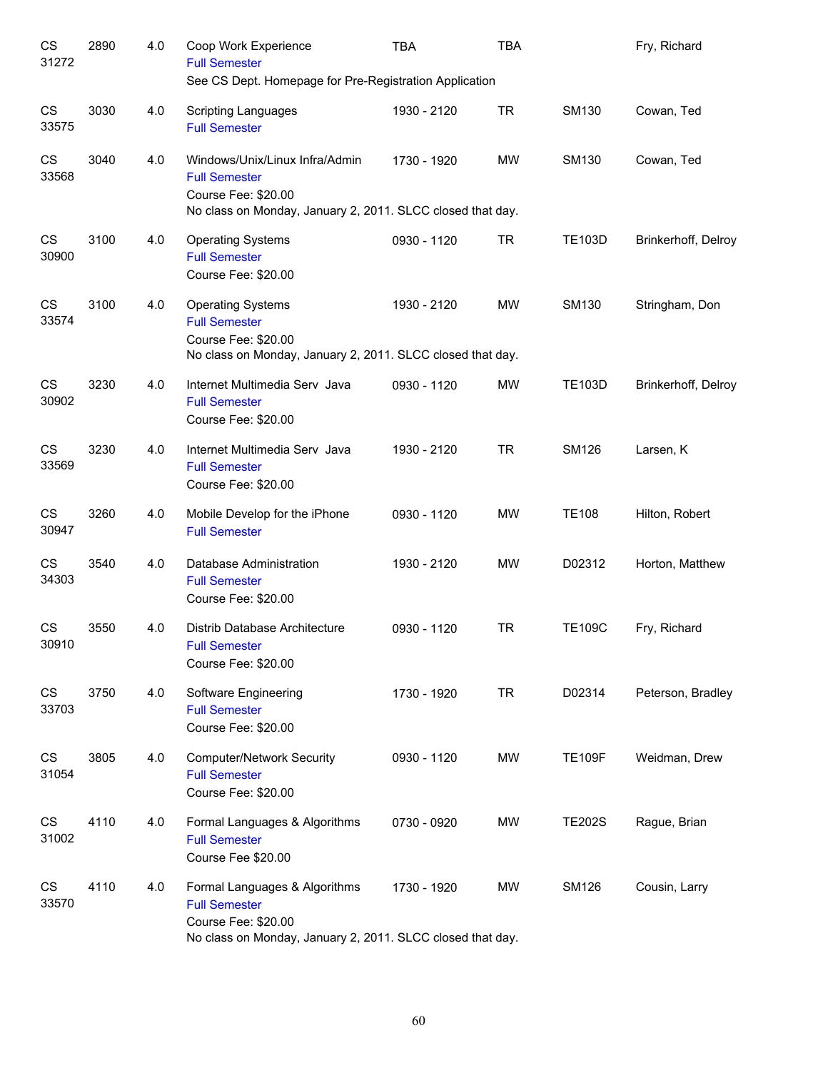| | | | | | | | |
|---|---|---|---|---|---|---|---|
| CS 31272 | 2890 | 4.0 | Coop Work Experience<br>Full Semester<br>See CS Dept. Homepage for Pre-Registration Application | TBA | TBA | | Fry, Richard |
| CS 33575 | 3030 | 4.0 | Scripting Languages<br>Full Semester | 1930 - 2120 | TR | SM130 | Cowan, Ted |
| CS 33568 | 3040 | 4.0 | Windows/Unix/Linux Infra/Admin<br>Full Semester<br>Course Fee: $20.00<br>No class on Monday, January 2, 2011. SLCC closed that day. | 1730 - 1920 | MW | SM130 | Cowan, Ted |
| CS 30900 | 3100 | 4.0 | Operating Systems<br>Full Semester<br>Course Fee: $20.00 | 0930 - 1120 | TR | TE103D | Brinkerhoff, Delroy |
| CS 33574 | 3100 | 4.0 | Operating Systems<br>Full Semester<br>Course Fee: $20.00<br>No class on Monday, January 2, 2011. SLCC closed that day. | 1930 - 2120 | MW | SM130 | Stringham, Don |
| CS 30902 | 3230 | 4.0 | Internet Multimedia Serv Java<br>Full Semester<br>Course Fee: $20.00 | 0930 - 1120 | MW | TE103D | Brinkerhoff, Delroy |
| CS 33569 | 3230 | 4.0 | Internet Multimedia Serv Java<br>Full Semester<br>Course Fee: $20.00 | 1930 - 2120 | TR | SM126 | Larsen, K |
| CS 30947 | 3260 | 4.0 | Mobile Develop for the iPhone<br>Full Semester | 0930 - 1120 | MW | TE108 | Hilton, Robert |
| CS 34303 | 3540 | 4.0 | Database Administration<br>Full Semester<br>Course Fee: $20.00 | 1930 - 2120 | MW | D02312 | Horton, Matthew |
| CS 30910 | 3550 | 4.0 | Distrib Database Architecture<br>Full Semester<br>Course Fee: $20.00 | 0930 - 1120 | TR | TE109C | Fry, Richard |
| CS 33703 | 3750 | 4.0 | Software Engineering<br>Full Semester<br>Course Fee: $20.00 | 1730 - 1920 | TR | D02314 | Peterson, Bradley |
| CS 31054 | 3805 | 4.0 | Computer/Network Security<br>Full Semester<br>Course Fee: $20.00 | 0930 - 1120 | MW | TE109F | Weidman, Drew |
| CS 31002 | 4110 | 4.0 | Formal Languages & Algorithms<br>Full Semester<br>Course Fee $20.00 | 0730 - 0920 | MW | TE202S | Rague, Brian |
| CS 33570 | 4110 | 4.0 | Formal Languages & Algorithms<br>Full Semester<br>Course Fee: $20.00<br>No class on Monday, January 2, 2011. SLCC closed that day. | 1730 - 1920 | MW | SM126 | Cousin, Larry |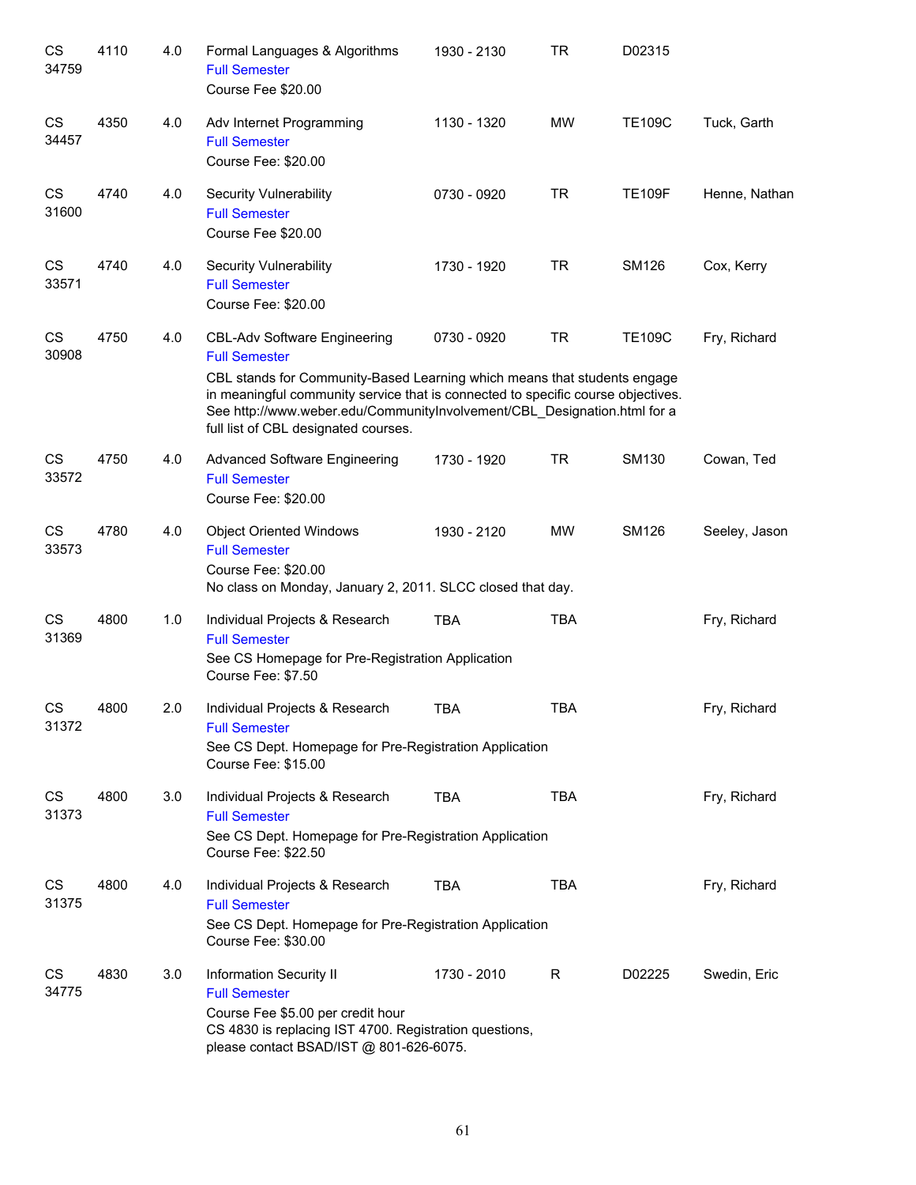| Subject / CRN | Course | Credits | Title / Notes | Time | Days | Room | Instructor |
|---|---|---|---|---|---|---|---|
| CS 34759 | 4110 | 4.0 | Formal Languages & Algorithms<br>Full Semester<br>Course Fee $20.00 | 1930 - 2130 | TR | D02315 | |
| CS 34457 | 4350 | 4.0 | Adv Internet Programming<br>Full Semester<br>Course Fee: $20.00 | 1130 - 1320 | MW | TE109C | Tuck, Garth |
| CS 31600 | 4740 | 4.0 | Security Vulnerability<br>Full Semester<br>Course Fee $20.00 | 0730 - 0920 | TR | TE109F | Henne, Nathan |
| CS 33571 | 4740 | 4.0 | Security Vulnerability<br>Full Semester<br>Course Fee: $20.00 | 1730 - 1920 | TR | SM126 | Cox, Kerry |
| CS 30908 | 4750 | 4.0 | CBL-Adv Software Engineering<br>Full Semester<br>CBL stands for Community-Based Learning which means that students engage in meaningful community service that is connected to specific course objectives. See http://www.weber.edu/CommunityInvolvement/CBL_Designation.html for a full list of CBL designated courses. | 0730 - 0920 | TR | TE109C | Fry, Richard |
| CS 33572 | 4750 | 4.0 | Advanced Software Engineering<br>Full Semester<br>Course Fee: $20.00 | 1730 - 1920 | TR | SM130 | Cowan, Ted |
| CS 33573 | 4780 | 4.0 | Object Oriented Windows<br>Full Semester<br>Course Fee: $20.00<br>No class on Monday, January 2, 2011. SLCC closed that day. | 1930 - 2120 | MW | SM126 | Seeley, Jason |
| CS 31369 | 4800 | 1.0 | Individual Projects & Research<br>Full Semester<br>See CS Homepage for Pre-Registration Application<br>Course Fee: $7.50 | TBA | TBA | | Fry, Richard |
| CS 31372 | 4800 | 2.0 | Individual Projects & Research<br>Full Semester<br>See CS Dept. Homepage for Pre-Registration Application<br>Course Fee: $15.00 | TBA | TBA | | Fry, Richard |
| CS 31373 | 4800 | 3.0 | Individual Projects & Research<br>Full Semester<br>See CS Dept. Homepage for Pre-Registration Application<br>Course Fee: $22.50 | TBA | TBA | | Fry, Richard |
| CS 31375 | 4800 | 4.0 | Individual Projects & Research<br>Full Semester<br>See CS Dept. Homepage for Pre-Registration Application<br>Course Fee: $30.00 | TBA | TBA | | Fry, Richard |
| CS 34775 | 4830 | 3.0 | Information Security II<br>Full Semester<br>Course Fee $5.00 per credit hour<br>CS 4830 is replacing IST 4700. Registration questions, please contact BSAD/IST @ 801-626-6075. | 1730 - 2010 | R | D02225 | Swedin, Eric |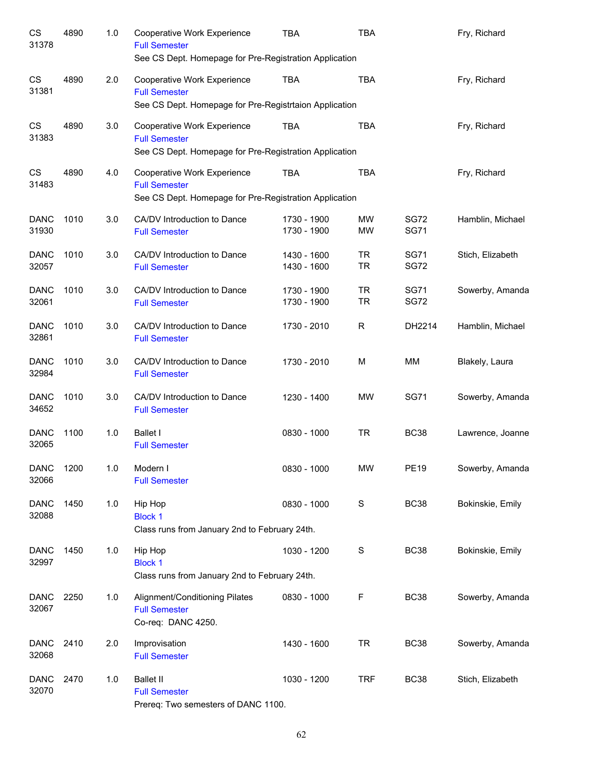| Subject / CRN | Course | Credits | Title | Time | Days | Room | Instructor |
|---|---|---|---|---|---|---|---|
| CS 31378 | 4890 | 1.0 | Cooperative Work Experience<br>Full Semester<br>See CS Dept. Homepage for Pre-Registration Application | TBA | TBA | | Fry, Richard |
| CS 31381 | 4890 | 2.0 | Cooperative Work Experience<br>Full Semester<br>See CS Dept. Homepage for Pre-Registrtaion Application | TBA | TBA | | Fry, Richard |
| CS 31383 | 4890 | 3.0 | Cooperative Work Experience<br>Full Semester<br>See CS Dept. Homepage for Pre-Registration Application | TBA | TBA | | Fry, Richard |
| CS 31483 | 4890 | 4.0 | Cooperative Work Experience<br>Full Semester<br>See CS Dept. Homepage for Pre-Registration Application | TBA | TBA | | Fry, Richard |
| DANC 31930 | 1010 | 3.0 | CA/DV Introduction to Dance<br>Full Semester | 1730 - 1900<br>1730 - 1900 | MW<br>MW | SG72<br>SG71 | Hamblin, Michael |
| DANC 32057 | 1010 | 3.0 | CA/DV Introduction to Dance<br>Full Semester | 1430 - 1600<br>1430 - 1600 | TR<br>TR | SG71<br>SG72 | Stich, Elizabeth |
| DANC 32061 | 1010 | 3.0 | CA/DV Introduction to Dance<br>Full Semester | 1730 - 1900<br>1730 - 1900 | TR<br>TR | SG71<br>SG72 | Sowerby, Amanda |
| DANC 32861 | 1010 | 3.0 | CA/DV Introduction to Dance<br>Full Semester | 1730 - 2010 | R | DH2214 | Hamblin, Michael |
| DANC 32984 | 1010 | 3.0 | CA/DV Introduction to Dance<br>Full Semester | 1730 - 2010 | M | MM | Blakely, Laura |
| DANC 34652 | 1010 | 3.0 | CA/DV Introduction to Dance<br>Full Semester | 1230 - 1400 | MW | SG71 | Sowerby, Amanda |
| DANC 32065 | 1100 | 1.0 | Ballet I<br>Full Semester | 0830 - 1000 | TR | BC38 | Lawrence, Joanne |
| DANC 32066 | 1200 | 1.0 | Modern I<br>Full Semester | 0830 - 1000 | MW | PE19 | Sowerby, Amanda |
| DANC 32088 | 1450 | 1.0 | Hip Hop<br>Block 1<br>Class runs from January 2nd to February 24th. | 0830 - 1000 | S | BC38 | Bokinskie, Emily |
| DANC 32997 | 1450 | 1.0 | Hip Hop<br>Block 1<br>Class runs from January 2nd to February 24th. | 1030 - 1200 | S | BC38 | Bokinskie, Emily |
| DANC 32067 | 2250 | 1.0 | Alignment/Conditioning Pilates<br>Full Semester<br>Co-req: DANC 4250. | 0830 - 1000 | F | BC38 | Sowerby, Amanda |
| DANC 32068 | 2410 | 2.0 | Improvisation<br>Full Semester | 1430 - 1600 | TR | BC38 | Sowerby, Amanda |
| DANC 32070 | 2470 | 1.0 | Ballet II<br>Full Semester<br>Prereq: Two semesters of DANC 1100. | 1030 - 1200 | TRF | BC38 | Stich, Elizabeth |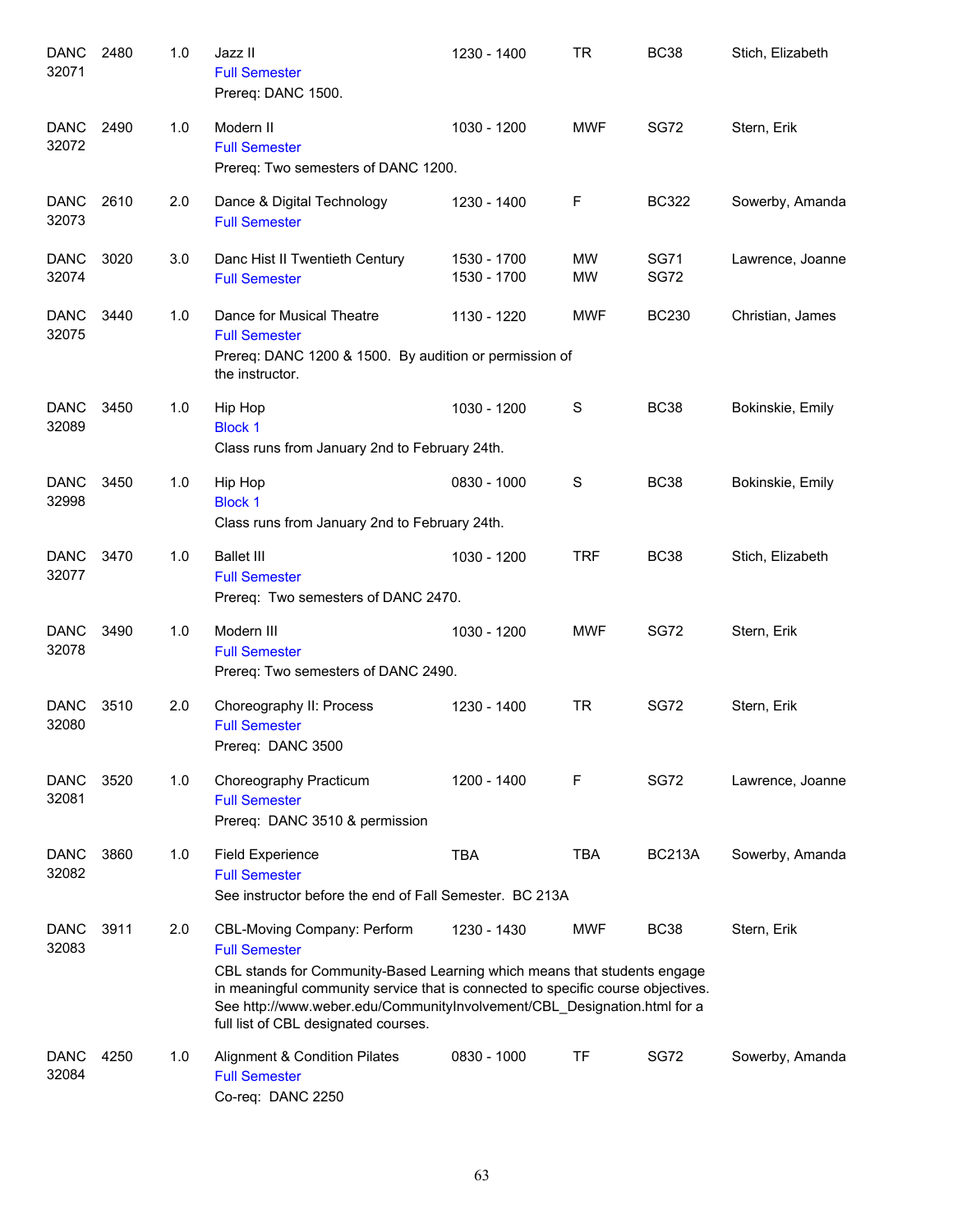| Subject / CRN | Course | Credits | Title / Session / Notes | Time | Days | Room | Instructor |
|---|---|---|---|---|---|---|---|
| DANC 32071 | 2480 | 1.0 | Jazz II<br>Full Semester<br>Prereq: DANC 1500. | 1230 - 1400 | TR | BC38 | Stich, Elizabeth |
| DANC 32072 | 2490 | 1.0 | Modern II<br>Full Semester<br>Prereq: Two semesters of DANC 1200. | 1030 - 1200 | MWF | SG72 | Stern, Erik |
| DANC 32073 | 2610 | 2.0 | Dance & Digital Technology<br>Full Semester | 1230 - 1400 | F | BC322 | Sowerby, Amanda |
| DANC 32074 | 3020 | 3.0 | Danc Hist II Twentieth Century<br>Full Semester | 1530 - 1700<br>1530 - 1700 | MW<br>MW | SG71<br>SG72 | Lawrence, Joanne |
| DANC 32075 | 3440 | 1.0 | Dance for Musical Theatre<br>Full Semester<br>Prereq: DANC 1200 & 1500. By audition or permission of the instructor. | 1130 - 1220 | MWF | BC230 | Christian, James |
| DANC 32089 | 3450 | 1.0 | Hip Hop<br>Block 1<br>Class runs from January 2nd to February 24th. | 1030 - 1200 | S | BC38 | Bokinskie, Emily |
| DANC 32998 | 3450 | 1.0 | Hip Hop<br>Block 1<br>Class runs from January 2nd to February 24th. | 0830 - 1000 | S | BC38 | Bokinskie, Emily |
| DANC 32077 | 3470 | 1.0 | Ballet III<br>Full Semester<br>Prereq: Two semesters of DANC 2470. | 1030 - 1200 | TRF | BC38 | Stich, Elizabeth |
| DANC 32078 | 3490 | 1.0 | Modern III<br>Full Semester<br>Prereq: Two semesters of DANC 2490. | 1030 - 1200 | MWF | SG72 | Stern, Erik |
| DANC 32080 | 3510 | 2.0 | Choreography II: Process<br>Full Semester<br>Prereq: DANC 3500 | 1230 - 1400 | TR | SG72 | Stern, Erik |
| DANC 32081 | 3520 | 1.0 | Choreography Practicum<br>Full Semester<br>Prereq: DANC 3510 & permission | 1200 - 1400 | F | SG72 | Lawrence, Joanne |
| DANC 32082 | 3860 | 1.0 | Field Experience<br>Full Semester<br>See instructor before the end of Fall Semester. BC 213A | TBA | TBA | BC213A | Sowerby, Amanda |
| DANC 32083 | 3911 | 2.0 | CBL-Moving Company: Perform<br>Full Semester<br>CBL stands for Community-Based Learning which means that students engage in meaningful community service that is connected to specific course objectives. See http://www.weber.edu/CommunityInvolvement/CBL_Designation.html for a full list of CBL designated courses. | 1230 - 1430 | MWF | BC38 | Stern, Erik |
| DANC 32084 | 4250 | 1.0 | Alignment & Condition Pilates<br>Full Semester<br>Co-req: DANC 2250 | 0830 - 1000 | TF | SG72 | Sowerby, Amanda |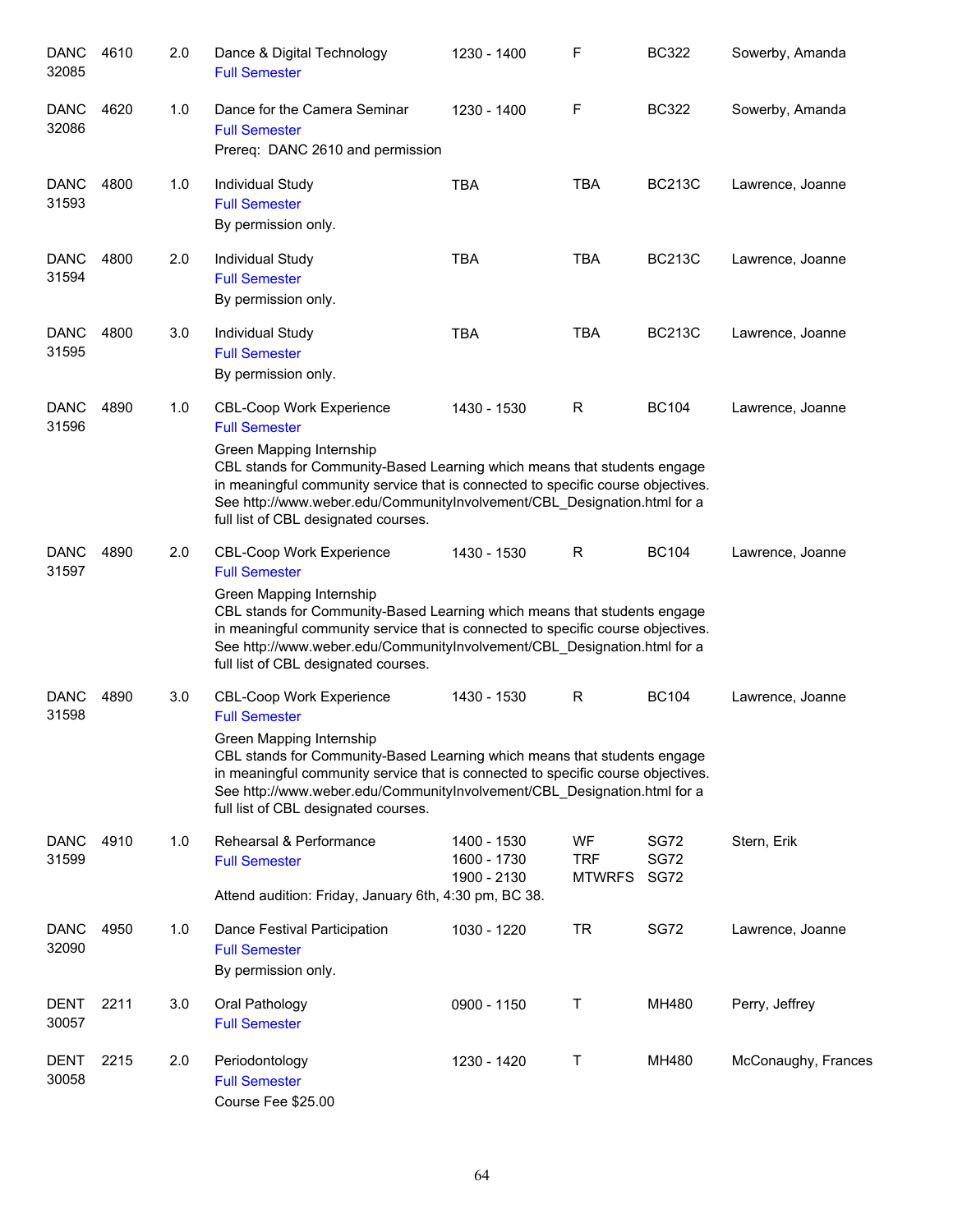| Subject / CRN | Course | Credits | Title | Time | Days | Room | Instructor |
|---|---|---|---|---|---|---|---|
| DANC 32085 | 4610 | 2.0 | Dance & Digital Technology<br>Full Semester | 1230 - 1400 | F | BC322 | Sowerby, Amanda |
| DANC 32086 | 4620 | 1.0 | Dance for the Camera Seminar<br>Full Semester<br>Prereq: DANC 2610 and permission | 1230 - 1400 | F | BC322 | Sowerby, Amanda |
| DANC 31593 | 4800 | 1.0 | Individual Study<br>Full Semester<br>By permission only. | TBA | TBA | BC213C | Lawrence, Joanne |
| DANC 31594 | 4800 | 2.0 | Individual Study<br>Full Semester<br>By permission only. | TBA | TBA | BC213C | Lawrence, Joanne |
| DANC 31595 | 4800 | 3.0 | Individual Study<br>Full Semester<br>By permission only. | TBA | TBA | BC213C | Lawrence, Joanne |
| DANC 31596 | 4890 | 1.0 | CBL-Coop Work Experience<br>Full Semester<br>Green Mapping Internship<br>CBL stands for Community-Based Learning which means that students engage in meaningful community service that is connected to specific course objectives. See http://www.weber.edu/CommunityInvolvement/CBL_Designation.html for a full list of CBL designated courses. | 1430 - 1530 | R | BC104 | Lawrence, Joanne |
| DANC 31597 | 4890 | 2.0 | CBL-Coop Work Experience<br>Full Semester<br>Green Mapping Internship<br>CBL stands for Community-Based Learning which means that students engage in meaningful community service that is connected to specific course objectives. See http://www.weber.edu/CommunityInvolvement/CBL_Designation.html for a full list of CBL designated courses. | 1430 - 1530 | R | BC104 | Lawrence, Joanne |
| DANC 31598 | 4890 | 3.0 | CBL-Coop Work Experience<br>Full Semester<br>Green Mapping Internship<br>CBL stands for Community-Based Learning which means that students engage in meaningful community service that is connected to specific course objectives. See http://www.weber.edu/CommunityInvolvement/CBL_Designation.html for a full list of CBL designated courses. | 1430 - 1530 | R | BC104 | Lawrence, Joanne |
| DANC 31599 | 4910 | 1.0 | Rehearsal & Performance<br>Full Semester<br>Attend audition: Friday, January 6th, 4:30 pm, BC 38. | 1400 - 1530<br>1600 - 1730<br>1900 - 2130 | WF<br>TRF<br>MTWRFS | SG72<br>SG72<br>SG72 | Stern, Erik |
| DANC 32090 | 4950 | 1.0 | Dance Festival Participation<br>Full Semester<br>By permission only. | 1030 - 1220 | TR | SG72 | Lawrence, Joanne |
| DENT 30057 | 2211 | 3.0 | Oral Pathology<br>Full Semester | 0900 - 1150 | T | MH480 | Perry, Jeffrey |
| DENT 30058 | 2215 | 2.0 | Periodontology<br>Full Semester<br>Course Fee $25.00 | 1230 - 1420 | T | MH480 | McConaughy, Frances |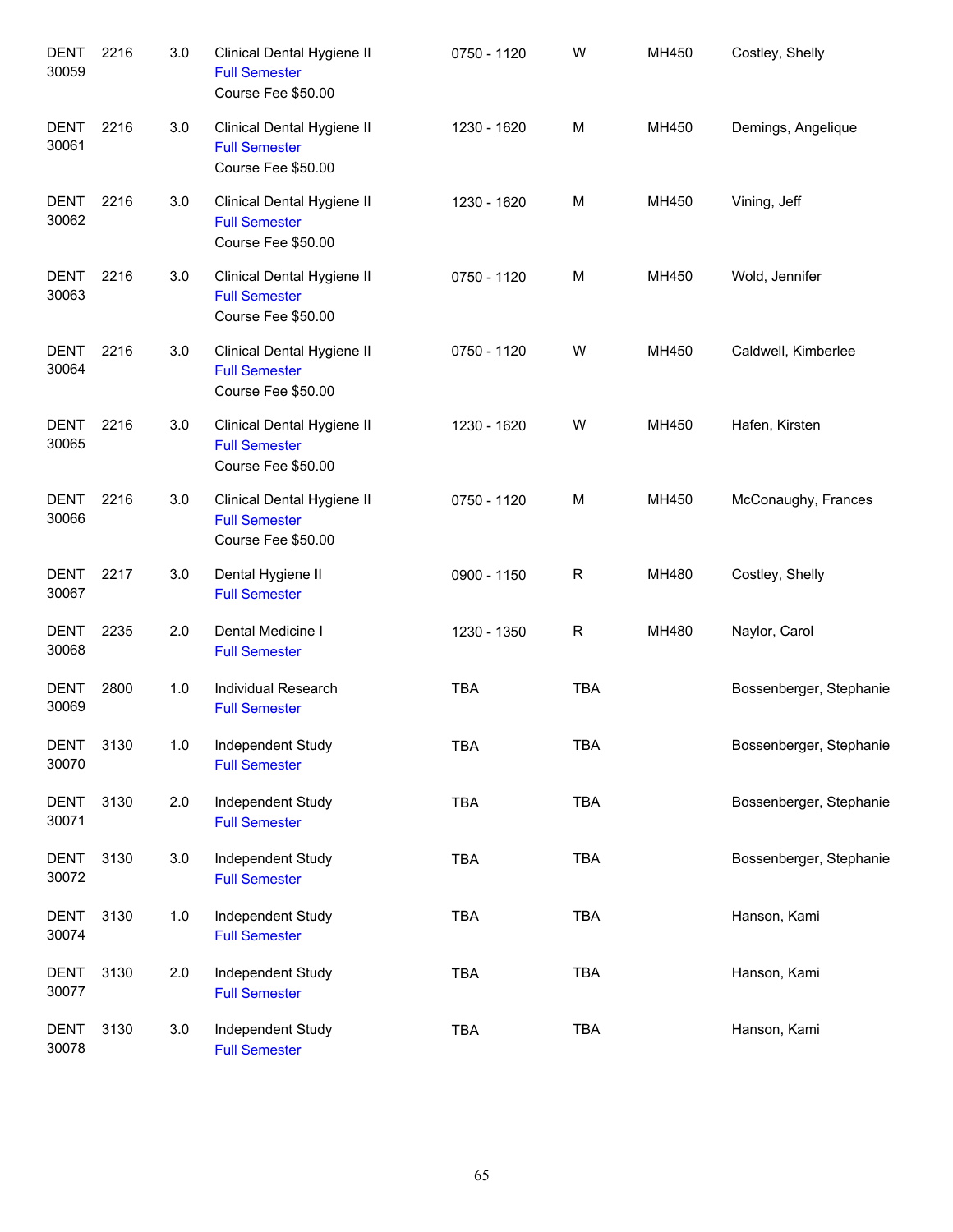| | | | | | | | |
|---|---|---|---|---|---|---|---|
| DENT 30059 | 2216 | 3.0 | Clinical Dental Hygiene II<br>Full Semester<br>Course Fee $50.00 | 0750 - 1120 | W | MH450 | Costley, Shelly |
| DENT 30061 | 2216 | 3.0 | Clinical Dental Hygiene II<br>Full Semester<br>Course Fee $50.00 | 1230 - 1620 | M | MH450 | Demings, Angelique |
| DENT 30062 | 2216 | 3.0 | Clinical Dental Hygiene II<br>Full Semester<br>Course Fee $50.00 | 1230 - 1620 | M | MH450 | Vining, Jeff |
| DENT 30063 | 2216 | 3.0 | Clinical Dental Hygiene II<br>Full Semester<br>Course Fee $50.00 | 0750 - 1120 | M | MH450 | Wold, Jennifer |
| DENT 30064 | 2216 | 3.0 | Clinical Dental Hygiene II<br>Full Semester<br>Course Fee $50.00 | 0750 - 1120 | W | MH450 | Caldwell, Kimberlee |
| DENT 30065 | 2216 | 3.0 | Clinical Dental Hygiene II<br>Full Semester<br>Course Fee $50.00 | 1230 - 1620 | W | MH450 | Hafen, Kirsten |
| DENT 30066 | 2216 | 3.0 | Clinical Dental Hygiene II<br>Full Semester<br>Course Fee $50.00 | 0750 - 1120 | M | MH450 | McConaughy, Frances |
| DENT 30067 | 2217 | 3.0 | Dental Hygiene II<br>Full Semester | 0900 - 1150 | R | MH480 | Costley, Shelly |
| DENT 30068 | 2235 | 2.0 | Dental Medicine I<br>Full Semester | 1230 - 1350 | R | MH480 | Naylor, Carol |
| DENT 30069 | 2800 | 1.0 | Individual Research<br>Full Semester | TBA | TBA | | Bossenberger, Stephanie |
| DENT 30070 | 3130 | 1.0 | Independent Study<br>Full Semester | TBA | TBA | | Bossenberger, Stephanie |
| DENT 30071 | 3130 | 2.0 | Independent Study<br>Full Semester | TBA | TBA | | Bossenberger, Stephanie |
| DENT 30072 | 3130 | 3.0 | Independent Study<br>Full Semester | TBA | TBA | | Bossenberger, Stephanie |
| DENT 30074 | 3130 | 1.0 | Independent Study<br>Full Semester | TBA | TBA | | Hanson, Kami |
| DENT 30077 | 3130 | 2.0 | Independent Study<br>Full Semester | TBA | TBA | | Hanson, Kami |
| DENT 30078 | 3130 | 3.0 | Independent Study<br>Full Semester | TBA | TBA | | Hanson, Kami |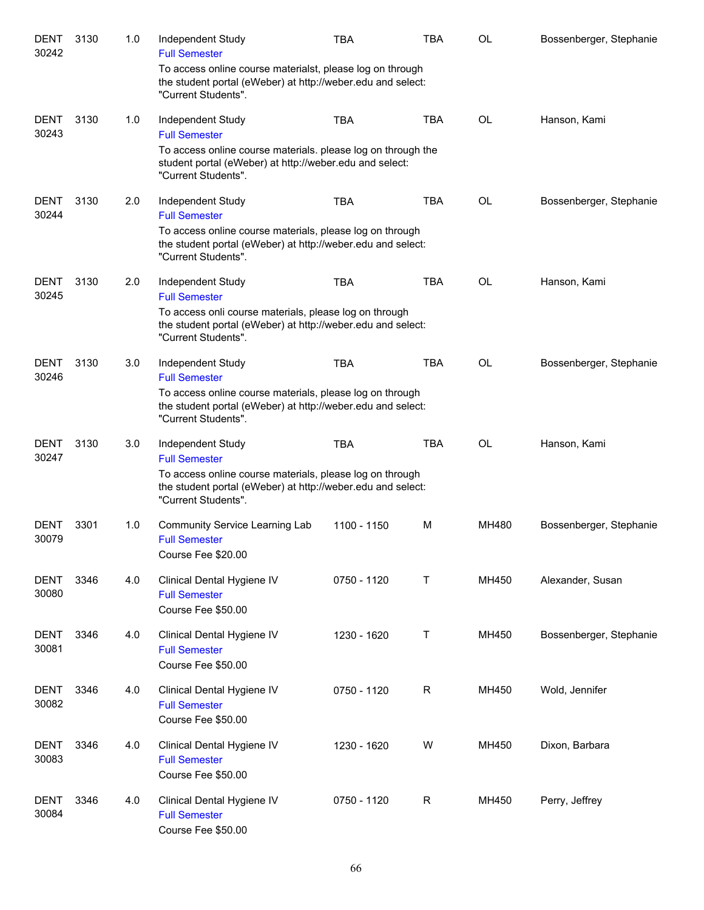| | | | | | | | |
|---|---|---|---|---|---|---|---|
| DENT 30242 | 3130 | 1.0 | Independent Study<br>Full Semester<br>To access online course materialst, please log on through the student portal (eWeber) at http://weber.edu and select: "Current Students". | TBA | TBA | OL | Bossenberger, Stephanie |
| DENT 30243 | 3130 | 1.0 | Independent Study<br>Full Semester<br>To access online course materials. please log on through the student portal (eWeber) at http://weber.edu and select: "Current Students". | TBA | TBA | OL | Hanson, Kami |
| DENT 30244 | 3130 | 2.0 | Independent Study<br>Full Semester<br>To access online course materials, please log on through the student portal (eWeber) at http://weber.edu and select: "Current Students". | TBA | TBA | OL | Bossenberger, Stephanie |
| DENT 30245 | 3130 | 2.0 | Independent Study<br>Full Semester<br>To access onli course materials, please log on through the student portal (eWeber) at http://weber.edu and select: "Current Students". | TBA | TBA | OL | Hanson, Kami |
| DENT 30246 | 3130 | 3.0 | Independent Study<br>Full Semester<br>To access online course materials, please log on through the student portal (eWeber) at http://weber.edu and select: "Current Students". | TBA | TBA | OL | Bossenberger, Stephanie |
| DENT 30247 | 3130 | 3.0 | Independent Study<br>Full Semester<br>To access online course materials, please log on through the student portal (eWeber) at http://weber.edu and select: "Current Students". | TBA | TBA | OL | Hanson, Kami |
| DENT 30079 | 3301 | 1.0 | Community Service Learning Lab<br>Full Semester<br>Course Fee $20.00 | 1100 - 1150 | M | MH480 | Bossenberger, Stephanie |
| DENT 30080 | 3346 | 4.0 | Clinical Dental Hygiene IV<br>Full Semester<br>Course Fee $50.00 | 0750 - 1120 | T | MH450 | Alexander, Susan |
| DENT 30081 | 3346 | 4.0 | Clinical Dental Hygiene IV<br>Full Semester<br>Course Fee $50.00 | 1230 - 1620 | T | MH450 | Bossenberger, Stephanie |
| DENT 30082 | 3346 | 4.0 | Clinical Dental Hygiene IV<br>Full Semester<br>Course Fee $50.00 | 0750 - 1120 | R | MH450 | Wold, Jennifer |
| DENT 30083 | 3346 | 4.0 | Clinical Dental Hygiene IV<br>Full Semester<br>Course Fee $50.00 | 1230 - 1620 | W | MH450 | Dixon, Barbara |
| DENT 30084 | 3346 | 4.0 | Clinical Dental Hygiene IV<br>Full Semester<br>Course Fee $50.00 | 0750 - 1120 | R | MH450 | Perry, Jeffrey |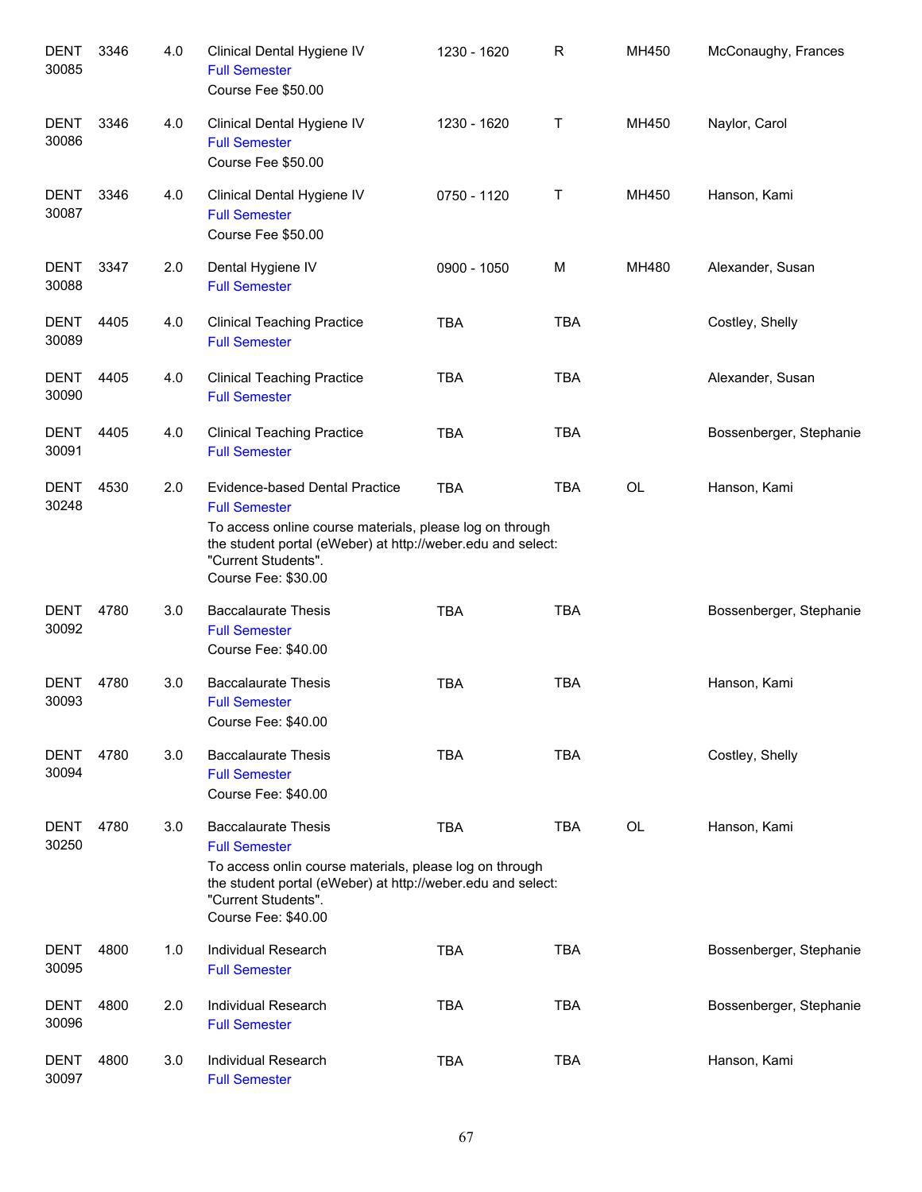| | | | | | | | |
|---|---|---|---|---|---|---|---|
| DENT 30085 | 3346 | 4.0 | Clinical Dental Hygiene IV<br>Full Semester<br>Course Fee $50.00 | 1230 - 1620 | R | MH450 | McConaughy, Frances |
| DENT 30086 | 3346 | 4.0 | Clinical Dental Hygiene IV<br>Full Semester<br>Course Fee $50.00 | 1230 - 1620 | T | MH450 | Naylor, Carol |
| DENT 30087 | 3346 | 4.0 | Clinical Dental Hygiene IV<br>Full Semester<br>Course Fee $50.00 | 0750 - 1120 | T | MH450 | Hanson, Kami |
| DENT 30088 | 3347 | 2.0 | Dental Hygiene IV<br>Full Semester | 0900 - 1050 | M | MH480 | Alexander, Susan |
| DENT 30089 | 4405 | 4.0 | Clinical Teaching Practice<br>Full Semester | TBA | TBA | | Costley, Shelly |
| DENT 30090 | 4405 | 4.0 | Clinical Teaching Practice<br>Full Semester | TBA | TBA | | Alexander, Susan |
| DENT 30091 | 4405 | 4.0 | Clinical Teaching Practice<br>Full Semester | TBA | TBA | | Bossenberger, Stephanie |
| DENT 30248 | 4530 | 2.0 | Evidence-based Dental Practice<br>Full Semester<br>To access online course materials, please log on through the student portal (eWeber) at http://weber.edu and select: "Current Students".<br>Course Fee: $30.00 | TBA | TBA | OL | Hanson, Kami |
| DENT 30092 | 4780 | 3.0 | Baccalaurate Thesis<br>Full Semester<br>Course Fee: $40.00 | TBA | TBA | | Bossenberger, Stephanie |
| DENT 30093 | 4780 | 3.0 | Baccalaurate Thesis<br>Full Semester<br>Course Fee: $40.00 | TBA | TBA | | Hanson, Kami |
| DENT 30094 | 4780 | 3.0 | Baccalaurate Thesis<br>Full Semester<br>Course Fee: $40.00 | TBA | TBA | | Costley, Shelly |
| DENT 30250 | 4780 | 3.0 | Baccalaurate Thesis<br>Full Semester<br>To access onlin course materials, please log on through the student portal (eWeber) at http://weber.edu and select: "Current Students".<br>Course Fee: $40.00 | TBA | TBA | OL | Hanson, Kami |
| DENT 30095 | 4800 | 1.0 | Individual Research<br>Full Semester | TBA | TBA | | Bossenberger, Stephanie |
| DENT 30096 | 4800 | 2.0 | Individual Research<br>Full Semester | TBA | TBA | | Bossenberger, Stephanie |
| DENT 30097 | 4800 | 3.0 | Individual Research<br>Full Semester | TBA | TBA | | Hanson, Kami |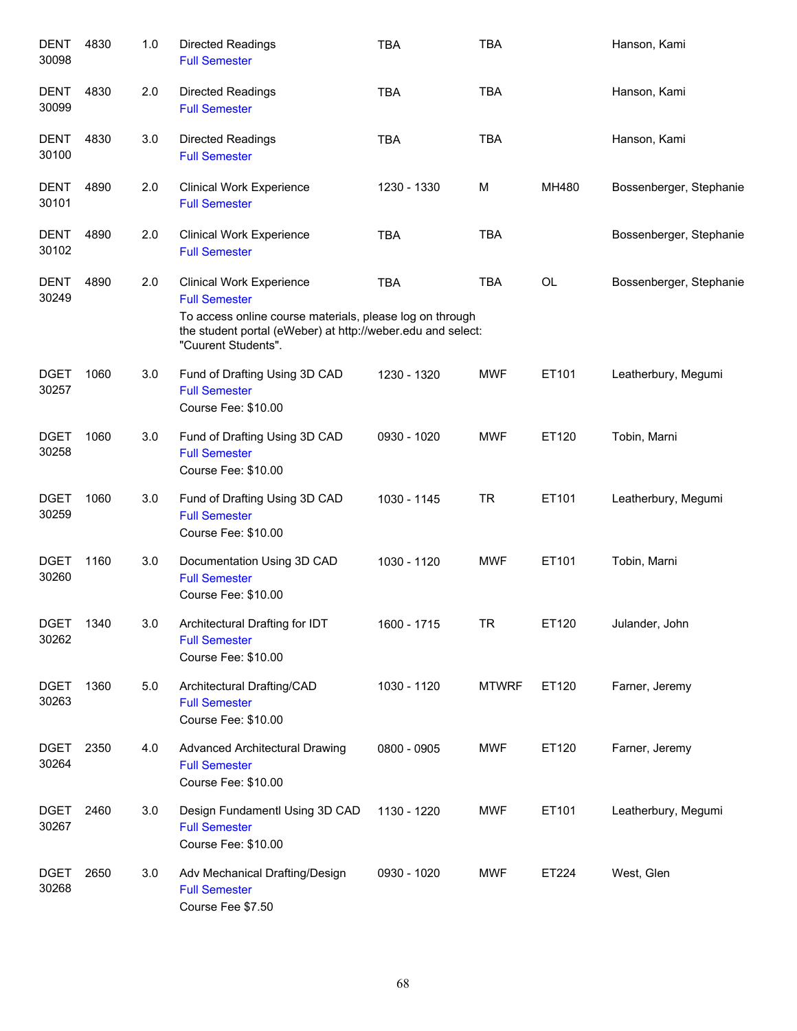| Subject / CRN | Course | Credits | Title | Time | Days | Room | Instructor |
|---|---|---|---|---|---|---|---|
| DENT 30098 | 4830 | 1.0 | Directed Readings<br>Full Semester | TBA | TBA | | Hanson, Kami |
| DENT 30099 | 4830 | 2.0 | Directed Readings<br>Full Semester | TBA | TBA | | Hanson, Kami |
| DENT 30100 | 4830 | 3.0 | Directed Readings<br>Full Semester | TBA | TBA | | Hanson, Kami |
| DENT 30101 | 4890 | 2.0 | Clinical Work Experience<br>Full Semester | 1230 - 1330 | M | MH480 | Bossenberger, Stephanie |
| DENT 30102 | 4890 | 2.0 | Clinical Work Experience<br>Full Semester | TBA | TBA | | Bossenberger, Stephanie |
| DENT 30249 | 4890 | 2.0 | Clinical Work Experience<br>Full Semester<br>To access online course materials, please log on through the student portal (eWeber) at http://weber.edu and select: "Cuurent Students". | TBA | TBA | OL | Bossenberger, Stephanie |
| DGET 30257 | 1060 | 3.0 | Fund of Drafting Using 3D CAD<br>Full Semester<br>Course Fee: $10.00 | 1230 - 1320 | MWF | ET101 | Leatherbury, Megumi |
| DGET 30258 | 1060 | 3.0 | Fund of Drafting Using 3D CAD<br>Full Semester<br>Course Fee: $10.00 | 0930 - 1020 | MWF | ET120 | Tobin, Marni |
| DGET 30259 | 1060 | 3.0 | Fund of Drafting Using 3D CAD<br>Full Semester<br>Course Fee: $10.00 | 1030 - 1145 | TR | ET101 | Leatherbury, Megumi |
| DGET 30260 | 1160 | 3.0 | Documentation Using 3D CAD<br>Full Semester<br>Course Fee: $10.00 | 1030 - 1120 | MWF | ET101 | Tobin, Marni |
| DGET 30262 | 1340 | 3.0 | Architectural Drafting for IDT<br>Full Semester<br>Course Fee: $10.00 | 1600 - 1715 | TR | ET120 | Julander, John |
| DGET 30263 | 1360 | 5.0 | Architectural Drafting/CAD<br>Full Semester<br>Course Fee: $10.00 | 1030 - 1120 | MTWRF | ET120 | Farner, Jeremy |
| DGET 30264 | 2350 | 4.0 | Advanced Architectural Drawing<br>Full Semester<br>Course Fee: $10.00 | 0800 - 0905 | MWF | ET120 | Farner, Jeremy |
| DGET 30267 | 2460 | 3.0 | Design Fundamentl Using 3D CAD<br>Full Semester<br>Course Fee: $10.00 | 1130 - 1220 | MWF | ET101 | Leatherbury, Megumi |
| DGET 30268 | 2650 | 3.0 | Adv Mechanical Drafting/Design<br>Full Semester<br>Course Fee $7.50 | 0930 - 1020 | MWF | ET224 | West, Glen |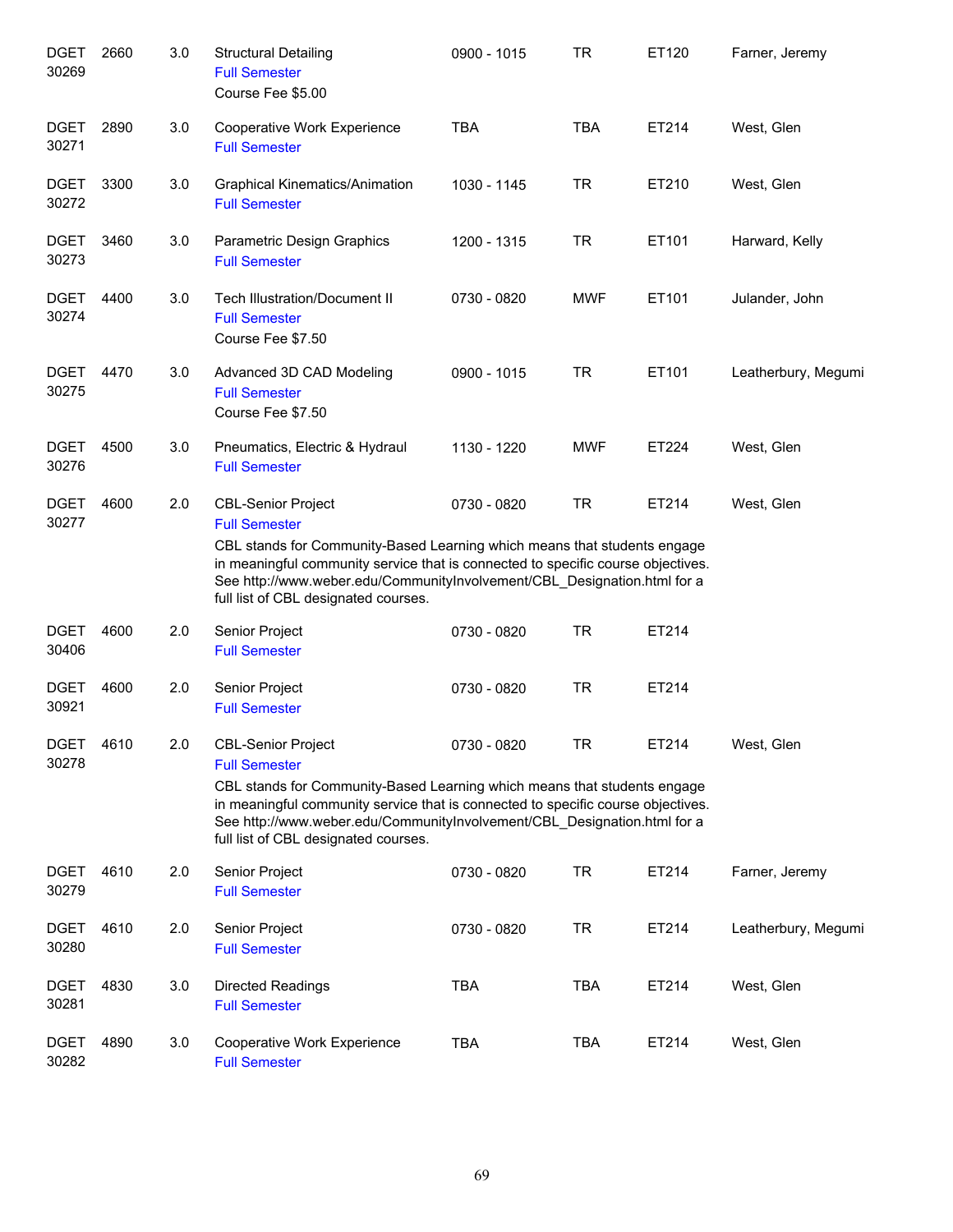| | | | | | | | |
|---|---|---|---|---|---|---|---|
| DGET 30269 | 2660 | 3.0 | Structural Detailing<br>Full Semester<br>Course Fee $5.00 | 0900 - 1015 | TR | ET120 | Farner, Jeremy |
| DGET 30271 | 2890 | 3.0 | Cooperative Work Experience<br>Full Semester | TBA | TBA | ET214 | West, Glen |
| DGET 30272 | 3300 | 3.0 | Graphical Kinematics/Animation<br>Full Semester | 1030 - 1145 | TR | ET210 | West, Glen |
| DGET 30273 | 3460 | 3.0 | Parametric Design Graphics<br>Full Semester | 1200 - 1315 | TR | ET101 | Harward, Kelly |
| DGET 30274 | 4400 | 3.0 | Tech Illustration/Document II<br>Full Semester<br>Course Fee $7.50 | 0730 - 0820 | MWF | ET101 | Julander, John |
| DGET 30275 | 4470 | 3.0 | Advanced 3D CAD Modeling<br>Full Semester<br>Course Fee $7.50 | 0900 - 1015 | TR | ET101 | Leatherbury, Megumi |
| DGET 30276 | 4500 | 3.0 | Pneumatics, Electric & Hydraul<br>Full Semester | 1130 - 1220 | MWF | ET224 | West, Glen |
| DGET 30277 | 4600 | 2.0 | CBL-Senior Project<br>Full Semester<br>CBL stands for Community-Based Learning which means that students engage in meaningful community service that is connected to specific course objectives. See http://www.weber.edu/CommunityInvolvement/CBL_Designation.html for a full list of CBL designated courses. | 0730 - 0820 | TR | ET214 | West, Glen |
| DGET 30406 | 4600 | 2.0 | Senior Project<br>Full Semester | 0730 - 0820 | TR | ET214 | |
| DGET 30921 | 4600 | 2.0 | Senior Project<br>Full Semester | 0730 - 0820 | TR | ET214 | |
| DGET 30278 | 4610 | 2.0 | CBL-Senior Project<br>Full Semester<br>CBL stands for Community-Based Learning which means that students engage in meaningful community service that is connected to specific course objectives. See http://www.weber.edu/CommunityInvolvement/CBL_Designation.html for a full list of CBL designated courses. | 0730 - 0820 | TR | ET214 | West, Glen |
| DGET 30279 | 4610 | 2.0 | Senior Project<br>Full Semester | 0730 - 0820 | TR | ET214 | Farner, Jeremy |
| DGET 30280 | 4610 | 2.0 | Senior Project<br>Full Semester | 0730 - 0820 | TR | ET214 | Leatherbury, Megumi |
| DGET 30281 | 4830 | 3.0 | Directed Readings<br>Full Semester | TBA | TBA | ET214 | West, Glen |
| DGET 30282 | 4890 | 3.0 | Cooperative Work Experience<br>Full Semester | TBA | TBA | ET214 | West, Glen |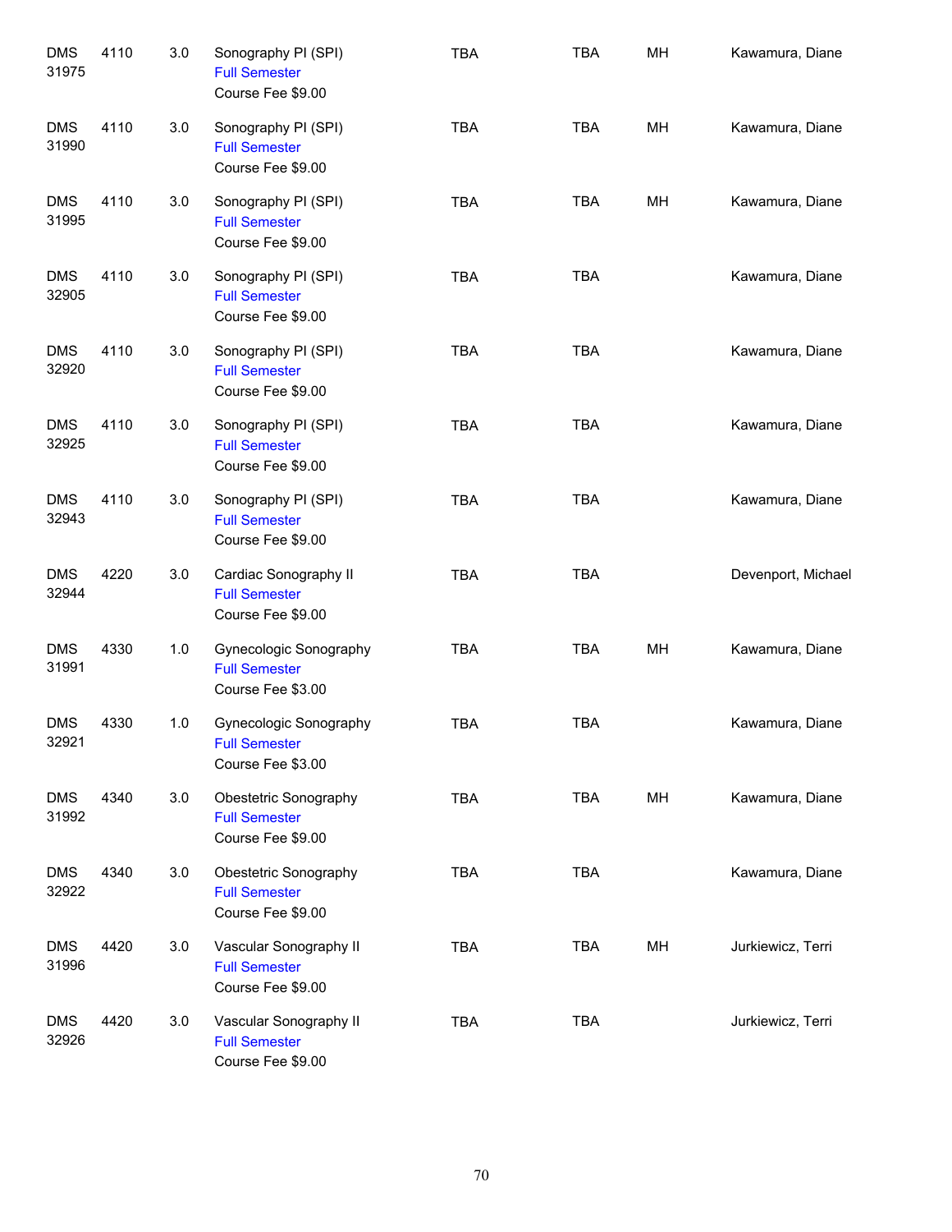| | | | | | | | |
|---|---|---|---|---|---|---|---|
| DMS 31975 | 4110 | 3.0 | Sonography PI (SPI)<br>Full Semester<br>Course Fee $9.00 | TBA | TBA | MH | Kawamura, Diane |
| DMS 31990 | 4110 | 3.0 | Sonography PI (SPI)<br>Full Semester<br>Course Fee $9.00 | TBA | TBA | MH | Kawamura, Diane |
| DMS 31995 | 4110 | 3.0 | Sonography PI (SPI)<br>Full Semester<br>Course Fee $9.00 | TBA | TBA | MH | Kawamura, Diane |
| DMS 32905 | 4110 | 3.0 | Sonography PI (SPI)<br>Full Semester<br>Course Fee $9.00 | TBA | TBA | | Kawamura, Diane |
| DMS 32920 | 4110 | 3.0 | Sonography PI (SPI)<br>Full Semester<br>Course Fee $9.00 | TBA | TBA | | Kawamura, Diane |
| DMS 32925 | 4110 | 3.0 | Sonography PI (SPI)<br>Full Semester<br>Course Fee $9.00 | TBA | TBA | | Kawamura, Diane |
| DMS 32943 | 4110 | 3.0 | Sonography PI (SPI)<br>Full Semester<br>Course Fee $9.00 | TBA | TBA | | Kawamura, Diane |
| DMS 32944 | 4220 | 3.0 | Cardiac Sonography II<br>Full Semester<br>Course Fee $9.00 | TBA | TBA | | Devenport, Michael |
| DMS 31991 | 4330 | 1.0 | Gynecologic Sonography<br>Full Semester<br>Course Fee $3.00 | TBA | TBA | MH | Kawamura, Diane |
| DMS 32921 | 4330 | 1.0 | Gynecologic Sonography<br>Full Semester<br>Course Fee $3.00 | TBA | TBA | | Kawamura, Diane |
| DMS 31992 | 4340 | 3.0 | Obestetric Sonography<br>Full Semester<br>Course Fee $9.00 | TBA | TBA | MH | Kawamura, Diane |
| DMS 32922 | 4340 | 3.0 | Obestetric Sonography<br>Full Semester<br>Course Fee $9.00 | TBA | TBA | | Kawamura, Diane |
| DMS 31996 | 4420 | 3.0 | Vascular Sonography II<br>Full Semester<br>Course Fee $9.00 | TBA | TBA | MH | Jurkiewicz, Terri |
| DMS 32926 | 4420 | 3.0 | Vascular Sonography II<br>Full Semester<br>Course Fee $9.00 | TBA | TBA | | Jurkiewicz, Terri |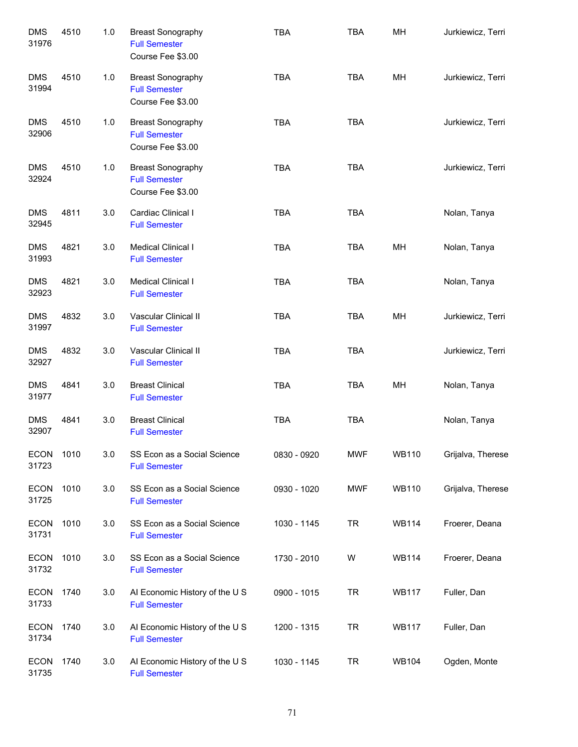| | | | | | | | |
|---|---|---|---|---|---|---|---|
| DMS 31976 | 4510 | 1.0 | Breast Sonography<br>Full Semester<br>Course Fee $3.00 | TBA | TBA | MH | Jurkiewicz, Terri |
| DMS 31994 | 4510 | 1.0 | Breast Sonography<br>Full Semester<br>Course Fee $3.00 | TBA | TBA | MH | Jurkiewicz, Terri |
| DMS 32906 | 4510 | 1.0 | Breast Sonography<br>Full Semester<br>Course Fee $3.00 | TBA | TBA | | Jurkiewicz, Terri |
| DMS 32924 | 4510 | 1.0 | Breast Sonography<br>Full Semester<br>Course Fee $3.00 | TBA | TBA | | Jurkiewicz, Terri |
| DMS 32945 | 4811 | 3.0 | Cardiac Clinical I<br>Full Semester | TBA | TBA | | Nolan, Tanya |
| DMS 31993 | 4821 | 3.0 | Medical Clinical I<br>Full Semester | TBA | TBA | MH | Nolan, Tanya |
| DMS 32923 | 4821 | 3.0 | Medical Clinical I<br>Full Semester | TBA | TBA | | Nolan, Tanya |
| DMS 31997 | 4832 | 3.0 | Vascular Clinical II<br>Full Semester | TBA | TBA | MH | Jurkiewicz, Terri |
| DMS 32927 | 4832 | 3.0 | Vascular Clinical II<br>Full Semester | TBA | TBA | | Jurkiewicz, Terri |
| DMS 31977 | 4841 | 3.0 | Breast Clinical<br>Full Semester | TBA | TBA | MH | Nolan, Tanya |
| DMS 32907 | 4841 | 3.0 | Breast Clinical<br>Full Semester | TBA | TBA | | Nolan, Tanya |
| ECON 31723 | 1010 | 3.0 | SS Econ as a Social Science<br>Full Semester | 0830 - 0920 | MWF | WB110 | Grijalva, Therese |
| ECON 31725 | 1010 | 3.0 | SS Econ as a Social Science<br>Full Semester | 0930 - 1020 | MWF | WB110 | Grijalva, Therese |
| ECON 31731 | 1010 | 3.0 | SS Econ as a Social Science<br>Full Semester | 1030 - 1145 | TR | WB114 | Froerer, Deana |
| ECON 31732 | 1010 | 3.0 | SS Econ as a Social Science<br>Full Semester | 1730 - 2010 | W | WB114 | Froerer, Deana |
| ECON 31733 | 1740 | 3.0 | AI Economic History of the U S<br>Full Semester | 0900 - 1015 | TR | WB117 | Fuller, Dan |
| ECON 31734 | 1740 | 3.0 | AI Economic History of the U S<br>Full Semester | 1200 - 1315 | TR | WB117 | Fuller, Dan |
| ECON 31735 | 1740 | 3.0 | AI Economic History of the U S<br>Full Semester | 1030 - 1145 | TR | WB104 | Ogden, Monte |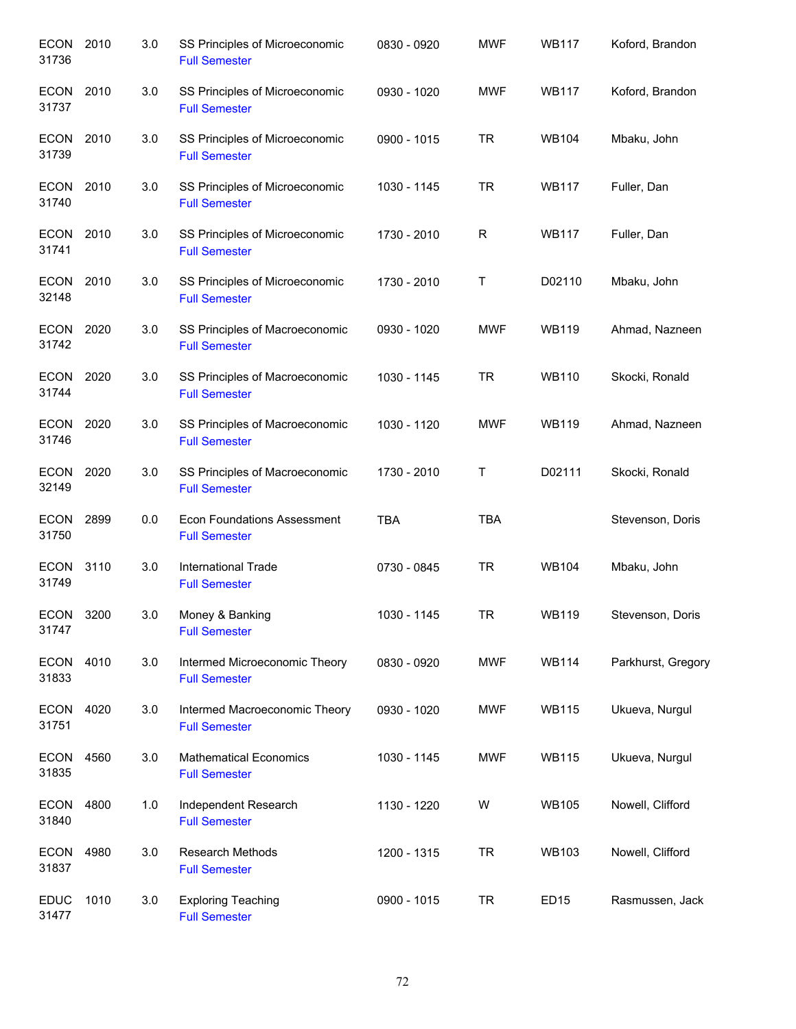| | | | | | | | |
|---|---|---|---|---|---|---|---|
| ECON 31736 | 2010 | 3.0 | SS Principles of Microeconomic<br>Full Semester | 0830 - 0920 | MWF | WB117 | Koford, Brandon |
| ECON 31737 | 2010 | 3.0 | SS Principles of Microeconomic<br>Full Semester | 0930 - 1020 | MWF | WB117 | Koford, Brandon |
| ECON 31739 | 2010 | 3.0 | SS Principles of Microeconomic<br>Full Semester | 0900 - 1015 | TR | WB104 | Mbaku, John |
| ECON 31740 | 2010 | 3.0 | SS Principles of Microeconomic<br>Full Semester | 1030 - 1145 | TR | WB117 | Fuller, Dan |
| ECON 31741 | 2010 | 3.0 | SS Principles of Microeconomic<br>Full Semester | 1730 - 2010 | R | WB117 | Fuller, Dan |
| ECON 32148 | 2010 | 3.0 | SS Principles of Microeconomic<br>Full Semester | 1730 - 2010 | T | D02110 | Mbaku, John |
| ECON 31742 | 2020 | 3.0 | SS Principles of Macroeconomic<br>Full Semester | 0930 - 1020 | MWF | WB119 | Ahmad, Nazneen |
| ECON 31744 | 2020 | 3.0 | SS Principles of Macroeconomic<br>Full Semester | 1030 - 1145 | TR | WB110 | Skocki, Ronald |
| ECON 31746 | 2020 | 3.0 | SS Principles of Macroeconomic<br>Full Semester | 1030 - 1120 | MWF | WB119 | Ahmad, Nazneen |
| ECON 32149 | 2020 | 3.0 | SS Principles of Macroeconomic<br>Full Semester | 1730 - 2010 | T | D02111 | Skocki, Ronald |
| ECON 31750 | 2899 | 0.0 | Econ Foundations Assessment<br>Full Semester | TBA | TBA | | Stevenson, Doris |
| ECON 31749 | 3110 | 3.0 | International Trade<br>Full Semester | 0730 - 0845 | TR | WB104 | Mbaku, John |
| ECON 31747 | 3200 | 3.0 | Money & Banking<br>Full Semester | 1030 - 1145 | TR | WB119 | Stevenson, Doris |
| ECON 31833 | 4010 | 3.0 | Intermed Microeconomic Theory<br>Full Semester | 0830 - 0920 | MWF | WB114 | Parkhurst, Gregory |
| ECON 31751 | 4020 | 3.0 | Intermed Macroeconomic Theory<br>Full Semester | 0930 - 1020 | MWF | WB115 | Ukueva, Nurgul |
| ECON 31835 | 4560 | 3.0 | Mathematical Economics<br>Full Semester | 1030 - 1145 | MWF | WB115 | Ukueva, Nurgul |
| ECON 31840 | 4800 | 1.0 | Independent Research<br>Full Semester | 1130 - 1220 | W | WB105 | Nowell, Clifford |
| ECON 31837 | 4980 | 3.0 | Research Methods<br>Full Semester | 1200 - 1315 | TR | WB103 | Nowell, Clifford |
| EDUC 31477 | 1010 | 3.0 | Exploring Teaching<br>Full Semester | 0900 - 1015 | TR | ED15 | Rasmussen, Jack |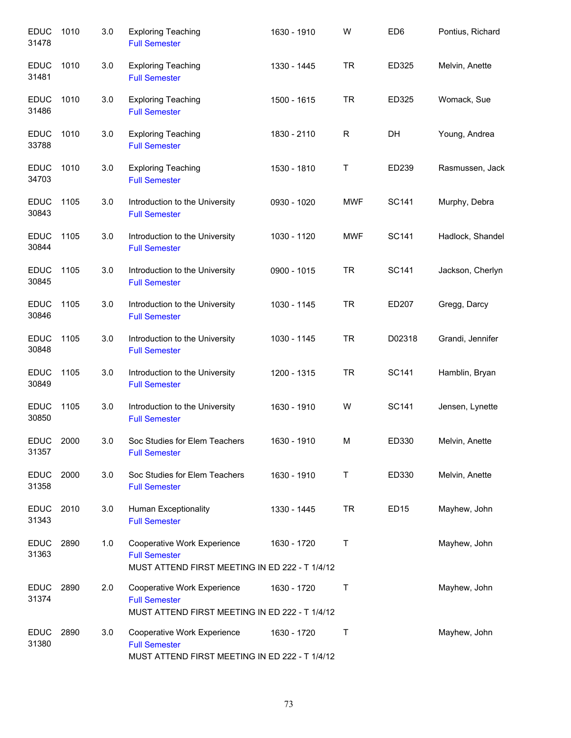| Course | | Credits | Title | Time | Days | Room | Instructor |
|---|---|---|---|---|---|---|---|
| EDUC 31478 | 1010 | 3.0 | Exploring Teaching<br>Full Semester | 1630 - 1910 | W | ED6 | Pontius, Richard |
| EDUC 31481 | 1010 | 3.0 | Exploring Teaching<br>Full Semester | 1330 - 1445 | TR | ED325 | Melvin, Anette |
| EDUC 31486 | 1010 | 3.0 | Exploring Teaching<br>Full Semester | 1500 - 1615 | TR | ED325 | Womack, Sue |
| EDUC 33788 | 1010 | 3.0 | Exploring Teaching<br>Full Semester | 1830 - 2110 | R | DH | Young, Andrea |
| EDUC 34703 | 1010 | 3.0 | Exploring Teaching<br>Full Semester | 1530 - 1810 | T | ED239 | Rasmussen, Jack |
| EDUC 30843 | 1105 | 3.0 | Introduction to the University<br>Full Semester | 0930 - 1020 | MWF | SC141 | Murphy, Debra |
| EDUC 30844 | 1105 | 3.0 | Introduction to the University<br>Full Semester | 1030 - 1120 | MWF | SC141 | Hadlock, Shandel |
| EDUC 30845 | 1105 | 3.0 | Introduction to the University<br>Full Semester | 0900 - 1015 | TR | SC141 | Jackson, Cherlyn |
| EDUC 30846 | 1105 | 3.0 | Introduction to the University<br>Full Semester | 1030 - 1145 | TR | ED207 | Gregg, Darcy |
| EDUC 30848 | 1105 | 3.0 | Introduction to the University<br>Full Semester | 1030 - 1145 | TR | D02318 | Grandi, Jennifer |
| EDUC 30849 | 1105 | 3.0 | Introduction to the University<br>Full Semester | 1200 - 1315 | TR | SC141 | Hamblin, Bryan |
| EDUC 30850 | 1105 | 3.0 | Introduction to the University<br>Full Semester | 1630 - 1910 | W | SC141 | Jensen, Lynette |
| EDUC 31357 | 2000 | 3.0 | Soc Studies for Elem Teachers<br>Full Semester | 1630 - 1910 | M | ED330 | Melvin, Anette |
| EDUC 31358 | 2000 | 3.0 | Soc Studies for Elem Teachers<br>Full Semester | 1630 - 1910 | T | ED330 | Melvin, Anette |
| EDUC 31343 | 2010 | 3.0 | Human Exceptionality<br>Full Semester | 1330 - 1445 | TR | ED15 | Mayhew, John |
| EDUC 31363 | 2890 | 1.0 | Cooperative Work Experience<br>Full Semester<br>MUST ATTEND FIRST MEETING IN ED 222 - T 1/4/12 | 1630 - 1720 | T | | Mayhew, John |
| EDUC 31374 | 2890 | 2.0 | Cooperative Work Experience<br>Full Semester<br>MUST ATTEND FIRST MEETING IN ED 222 - T 1/4/12 | 1630 - 1720 | T | | Mayhew, John |
| EDUC 31380 | 2890 | 3.0 | Cooperative Work Experience<br>Full Semester<br>MUST ATTEND FIRST MEETING IN ED 222 - T 1/4/12 | 1630 - 1720 | T | | Mayhew, John |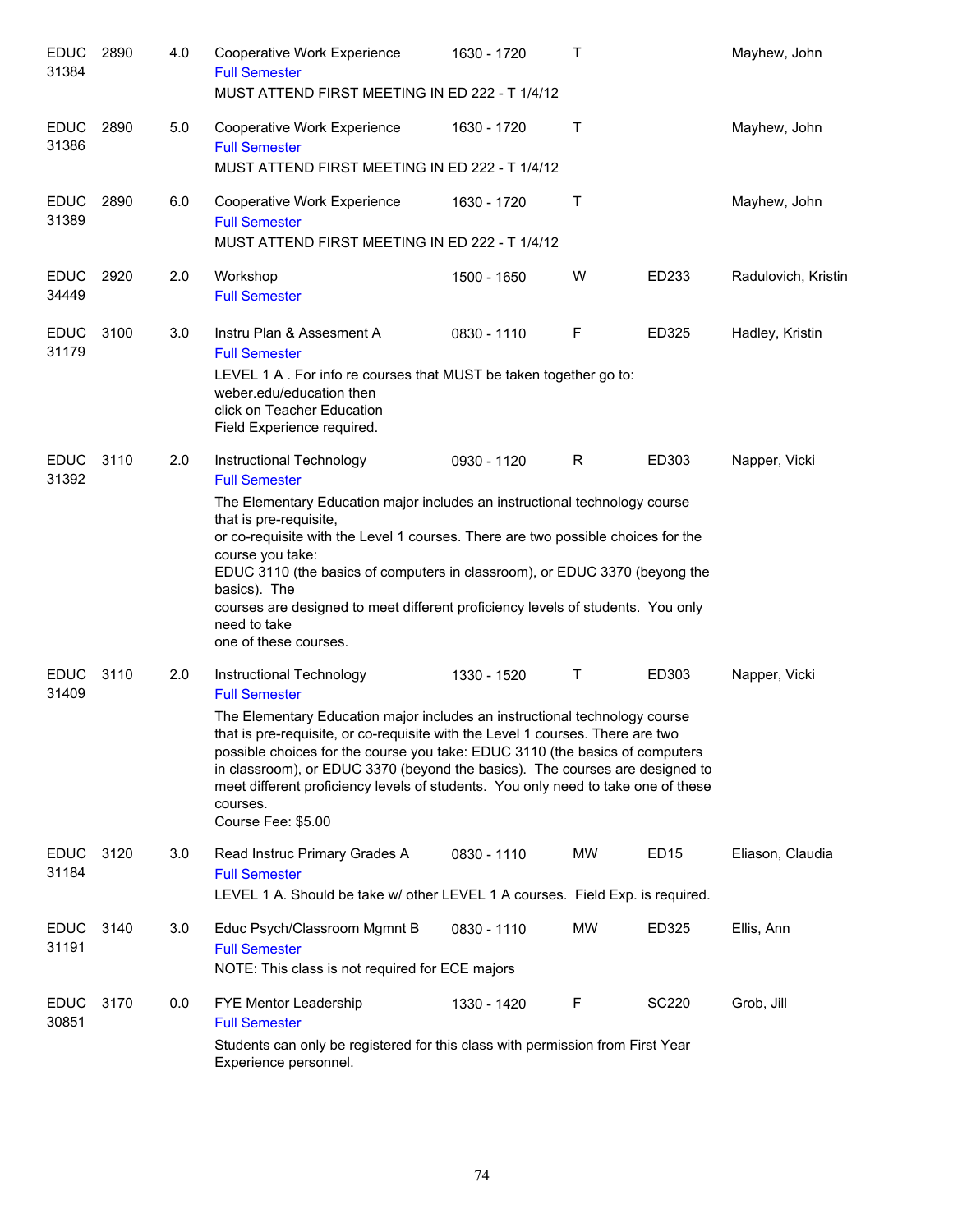| Dept/CRN | Course | Credits | Title | Time | Days | Room | Instructor |
|---|---|---|---|---|---|---|---|
| EDUC 31384 | 2890 | 4.0 | Cooperative Work Experience<br>Full Semester<br>MUST ATTEND FIRST MEETING IN ED 222 - T 1/4/12 | 1630 - 1720 | T | | Mayhew, John |
| EDUC 31386 | 2890 | 5.0 | Cooperative Work Experience<br>Full Semester<br>MUST ATTEND FIRST MEETING IN ED 222 - T 1/4/12 | 1630 - 1720 | T | | Mayhew, John |
| EDUC 31389 | 2890 | 6.0 | Cooperative Work Experience<br>Full Semester<br>MUST ATTEND FIRST MEETING IN ED 222 - T 1/4/12 | 1630 - 1720 | T | | Mayhew, John |
| EDUC 34449 | 2920 | 2.0 | Workshop<br>Full Semester | 1500 - 1650 | W | ED233 | Radulovich, Kristin |
| EDUC 31179 | 3100 | 3.0 | Instru Plan & Assesment A<br>Full Semester<br>LEVEL 1 A . For info re courses that MUST be taken together go to: weber.edu/education then click on Teacher Education Field Experience required. | 0830 - 1110 | F | ED325 | Hadley, Kristin |
| EDUC 31392 | 3110 | 2.0 | Instructional Technology<br>Full Semester<br>The Elementary Education major includes an instructional technology course that is pre-requisite, or co-requisite with the Level 1 courses. There are two possible choices for the course you take: EDUC 3110 (the basics of computers in classroom), or EDUC 3370 (beyong the basics). The courses are designed to meet different proficiency levels of students. You only need to take one of these courses. | 0930 - 1120 | R | ED303 | Napper, Vicki |
| EDUC 31409 | 3110 | 2.0 | Instructional Technology<br>Full Semester<br>The Elementary Education major includes an instructional technology course that is pre-requisite, or co-requisite with the Level 1 courses. There are two possible choices for the course you take: EDUC 3110 (the basics of computers in classroom), or EDUC 3370 (beyond the basics). The courses are designed to meet different proficiency levels of students. You only need to take one of these courses.<br>Course Fee: $5.00 | 1330 - 1520 | T | ED303 | Napper, Vicki |
| EDUC 31184 | 3120 | 3.0 | Read Instruc Primary Grades A<br>Full Semester<br>LEVEL 1 A. Should be take w/ other LEVEL 1 A courses. Field Exp. is required. | 0830 - 1110 | MW | ED15 | Eliason, Claudia |
| EDUC 31191 | 3140 | 3.0 | Educ Psych/Classroom Mgmnt B<br>Full Semester<br>NOTE: This class is not required for ECE majors | 0830 - 1110 | MW | ED325 | Ellis, Ann |
| EDUC 30851 | 3170 | 0.0 | FYE Mentor Leadership<br>Full Semester<br>Students can only be registered for this class with permission from First Year Experience personnel. | 1330 - 1420 | F | SC220 | Grob, Jill |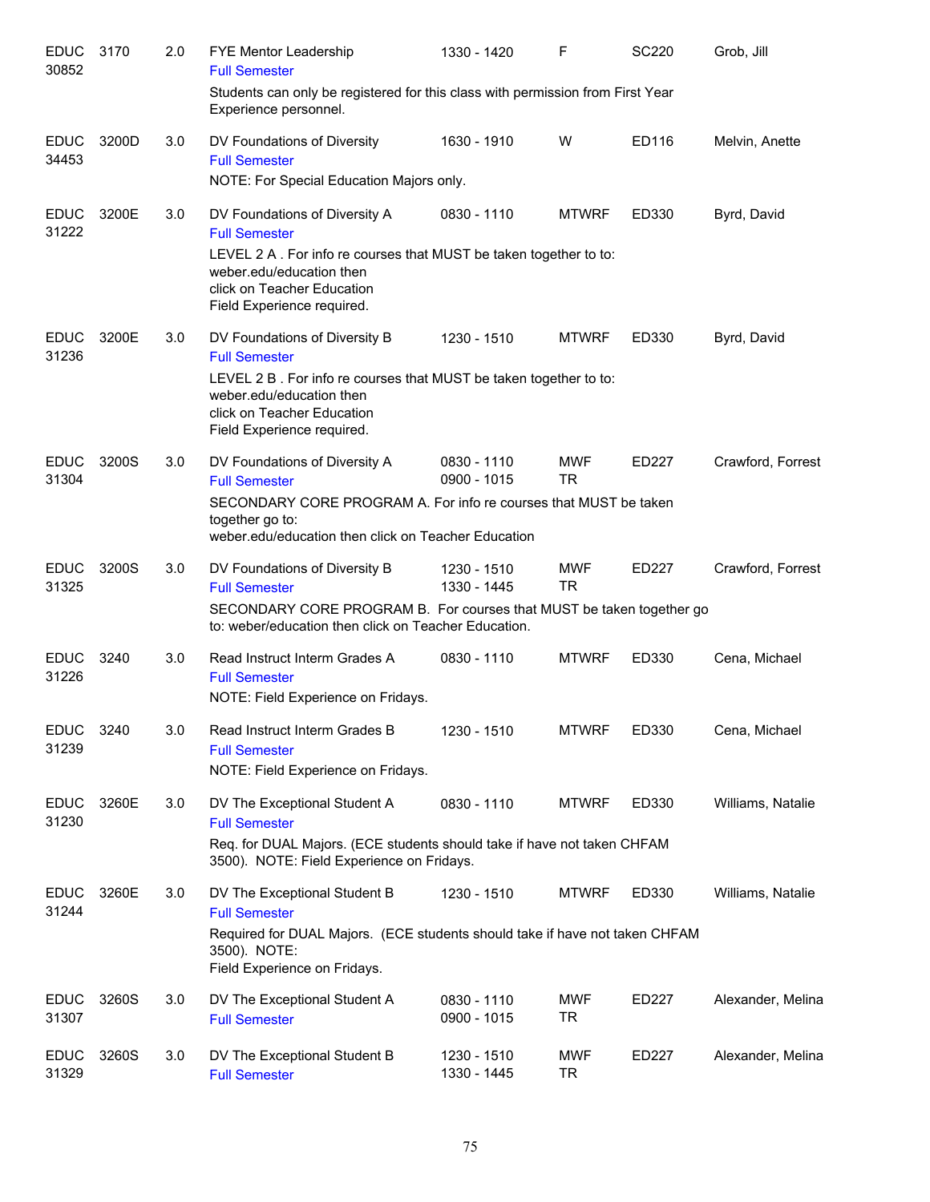| Subject / CRN | Course | Credits | Title | Time | Days | Room | Instructor |
|---|---|---|---|---|---|---|---|
| EDUC 30852 | 3170 | 2.0 | FYE Mentor Leadership<br>Full Semester<br>Students can only be registered for this class with permission from First Year Experience personnel. | 1330 - 1420 | F | SC220 | Grob, Jill |
| EDUC 34453 | 3200D | 3.0 | DV Foundations of Diversity<br>Full Semester<br>NOTE: For Special Education Majors only. | 1630 - 1910 | W | ED116 | Melvin, Anette |
| EDUC 31222 | 3200E | 3.0 | DV Foundations of Diversity A<br>Full Semester<br>LEVEL 2 A . For info re courses that MUST be taken together to to: weber.edu/education then click on Teacher Education Field Experience required. | 0830 - 1110 | MTWRF | ED330 | Byrd, David |
| EDUC 31236 | 3200E | 3.0 | DV Foundations of Diversity B<br>Full Semester<br>LEVEL 2 B . For info re courses that MUST be taken together to to: weber.edu/education then click on Teacher Education Field Experience required. | 1230 - 1510 | MTWRF | ED330 | Byrd, David |
| EDUC 31304 | 3200S | 3.0 | DV Foundations of Diversity A<br>Full Semester<br>SECONDARY CORE PROGRAM A. For info re courses that MUST be taken together go to: weber.edu/education then click on Teacher Education | 0830 - 1110<br>0900 - 1015 | MWF<br>TR | ED227 | Crawford, Forrest |
| EDUC 31325 | 3200S | 3.0 | DV Foundations of Diversity B<br>Full Semester<br>SECONDARY CORE PROGRAM B. For courses that MUST be taken together go to: weber/education then click on Teacher Education. | 1230 - 1510<br>1330 - 1445 | MWF<br>TR | ED227 | Crawford, Forrest |
| EDUC 31226 | 3240 | 3.0 | Read Instruct Interm Grades A<br>Full Semester<br>NOTE: Field Experience on Fridays. | 0830 - 1110 | MTWRF | ED330 | Cena, Michael |
| EDUC 31239 | 3240 | 3.0 | Read Instruct Interm Grades B<br>Full Semester<br>NOTE: Field Experience on Fridays. | 1230 - 1510 | MTWRF | ED330 | Cena, Michael |
| EDUC 31230 | 3260E | 3.0 | DV The Exceptional Student A<br>Full Semester<br>Req. for DUAL Majors. (ECE students should take if have not taken CHFAM 3500). NOTE: Field Experience on Fridays. | 0830 - 1110 | MTWRF | ED330 | Williams, Natalie |
| EDUC 31244 | 3260E | 3.0 | DV The Exceptional Student B<br>Full Semester<br>Required for DUAL Majors. (ECE students should take if have not taken CHFAM 3500). NOTE: Field Experience on Fridays. | 1230 - 1510 | MTWRF | ED330 | Williams, Natalie |
| EDUC 31307 | 3260S | 3.0 | DV The Exceptional Student A<br>Full Semester | 0830 - 1110<br>0900 - 1015 | MWF<br>TR | ED227 | Alexander, Melina |
| EDUC 31329 | 3260S | 3.0 | DV The Exceptional Student B<br>Full Semester | 1230 - 1510<br>1330 - 1445 | MWF<br>TR | ED227 | Alexander, Melina |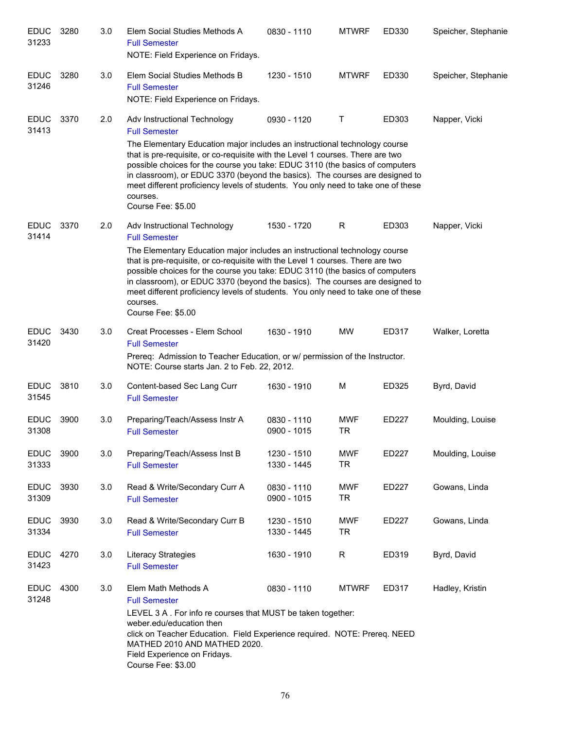| Course | | Credits | Title | Time | Days | Room | Instructor |
|---|---|---|---|---|---|---|---|
| EDUC 31233 | 3280 | 3.0 | Elem Social Studies Methods A<br>Full Semester<br>NOTE: Field Experience on Fridays. | 0830 - 1110 | MTWRF | ED330 | Speicher, Stephanie |
| EDUC 31246 | 3280 | 3.0 | Elem Social Studies Methods B<br>Full Semester<br>NOTE: Field Experience on Fridays. | 1230 - 1510 | MTWRF | ED330 | Speicher, Stephanie |
| EDUC 31413 | 3370 | 2.0 | Adv Instructional Technology<br>Full Semester<br>The Elementary Education major includes an instructional technology course that is pre-requisite, or co-requisite with the Level 1 courses. There are two possible choices for the course you take: EDUC 3110 (the basics of computers in classroom), or EDUC 3370 (beyond the basics). The courses are designed to meet different proficiency levels of students. You only need to take one of these courses.<br>Course Fee: $5.00 | 0930 - 1120 | T | ED303 | Napper, Vicki |
| EDUC 31414 | 3370 | 2.0 | Adv Instructional Technology<br>Full Semester<br>The Elementary Education major includes an instructional technology course that is pre-requisite, or co-requisite with the Level 1 courses. There are two possible choices for the course you take: EDUC 3110 (the basics of computers in classroom), or EDUC 3370 (beyond the basics). The courses are designed to meet different proficiency levels of students. You only need to take one of these courses.<br>Course Fee: $5.00 | 1530 - 1720 | R | ED303 | Napper, Vicki |
| EDUC 31420 | 3430 | 3.0 | Creat Processes - Elem School<br>Full Semester<br>Prereq: Admission to Teacher Education, or w/ permission of the Instructor.<br>NOTE: Course starts Jan. 2 to Feb. 22, 2012. | 1630 - 1910 | MW | ED317 | Walker, Loretta |
| EDUC 31545 | 3810 | 3.0 | Content-based Sec Lang Curr<br>Full Semester | 1630 - 1910 | M | ED325 | Byrd, David |
| EDUC 31308 | 3900 | 3.0 | Preparing/Teach/Assess Instr A<br>Full Semester | 0830 - 1110<br>0900 - 1015 | MWF<br>TR | ED227 | Moulding, Louise |
| EDUC 31333 | 3900 | 3.0 | Preparing/Teach/Assess Inst B<br>Full Semester | 1230 - 1510<br>1330 - 1445 | MWF<br>TR | ED227 | Moulding, Louise |
| EDUC 31309 | 3930 | 3.0 | Read & Write/Secondary Curr A<br>Full Semester | 0830 - 1110<br>0900 - 1015 | MWF<br>TR | ED227 | Gowans, Linda |
| EDUC 31334 | 3930 | 3.0 | Read & Write/Secondary Curr B<br>Full Semester | 1230 - 1510<br>1330 - 1445 | MWF<br>TR | ED227 | Gowans, Linda |
| EDUC 31423 | 4270 | 3.0 | Literacy Strategies<br>Full Semester | 1630 - 1910 | R | ED319 | Byrd, David |
| EDUC 31248 | 4300 | 3.0 | Elem Math Methods A<br>Full Semester<br>LEVEL 3 A . For info re courses that MUST be taken together: weber.edu/education then click on Teacher Education. Field Experience required. NOTE: Prereq. NEED MATHED 2010 AND MATHED 2020.<br>Field Experience on Fridays.<br>Course Fee: $3.00 | 0830 - 1110 | MTWRF | ED317 | Hadley, Kristin |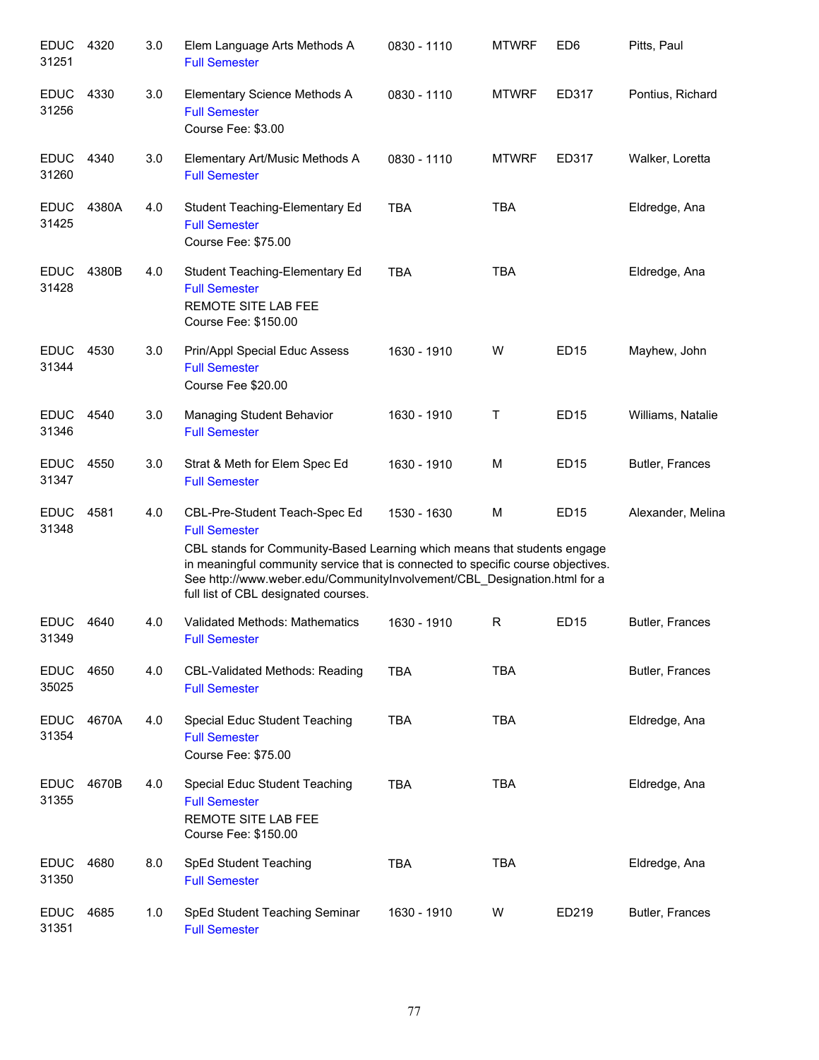| Subject / CRN | Course | Credits | Title | Time | Days | Room | Instructor |
|---|---|---|---|---|---|---|---|
| EDUC 31251 | 4320 | 3.0 | Elem Language Arts Methods A<br>Full Semester | 0830 - 1110 | MTWRF | ED6 | Pitts, Paul |
| EDUC 31256 | 4330 | 3.0 | Elementary Science Methods A<br>Full Semester<br>Course Fee: $3.00 | 0830 - 1110 | MTWRF | ED317 | Pontius, Richard |
| EDUC 31260 | 4340 | 3.0 | Elementary Art/Music Methods A<br>Full Semester | 0830 - 1110 | MTWRF | ED317 | Walker, Loretta |
| EDUC 31425 | 4380A | 4.0 | Student Teaching-Elementary Ed<br>Full Semester<br>Course Fee: $75.00 | TBA | TBA | | Eldredge, Ana |
| EDUC 31428 | 4380B | 4.0 | Student Teaching-Elementary Ed<br>Full Semester<br>REMOTE SITE LAB FEE<br>Course Fee: $150.00 | TBA | TBA | | Eldredge, Ana |
| EDUC 31344 | 4530 | 3.0 | Prin/Appl Special Educ Assess<br>Full Semester<br>Course Fee $20.00 | 1630 - 1910 | W | ED15 | Mayhew, John |
| EDUC 31346 | 4540 | 3.0 | Managing Student Behavior<br>Full Semester | 1630 - 1910 | T | ED15 | Williams, Natalie |
| EDUC 31347 | 4550 | 3.0 | Strat & Meth for Elem Spec Ed<br>Full Semester | 1630 - 1910 | M | ED15 | Butler, Frances |
| EDUC 31348 | 4581 | 4.0 | CBL-Pre-Student Teach-Spec Ed<br>Full Semester<br>CBL stands for Community-Based Learning which means that students engage in meaningful community service that is connected to specific course objectives. See http://www.weber.edu/CommunityInvolvement/CBL_Designation.html for a full list of CBL designated courses. | 1530 - 1630 | M | ED15 | Alexander, Melina |
| EDUC 31349 | 4640 | 4.0 | Validated Methods: Mathematics<br>Full Semester | 1630 - 1910 | R | ED15 | Butler, Frances |
| EDUC 35025 | 4650 | 4.0 | CBL-Validated Methods: Reading<br>Full Semester | TBA | TBA | | Butler, Frances |
| EDUC 31354 | 4670A | 4.0 | Special Educ Student Teaching<br>Full Semester<br>Course Fee: $75.00 | TBA | TBA | | Eldredge, Ana |
| EDUC 31355 | 4670B | 4.0 | Special Educ Student Teaching<br>Full Semester<br>REMOTE SITE LAB FEE<br>Course Fee: $150.00 | TBA | TBA | | Eldredge, Ana |
| EDUC 31350 | 4680 | 8.0 | SpEd Student Teaching<br>Full Semester | TBA | TBA | | Eldredge, Ana |
| EDUC 31351 | 4685 | 1.0 | SpEd Student Teaching Seminar<br>Full Semester | 1630 - 1910 | W | ED219 | Butler, Frances |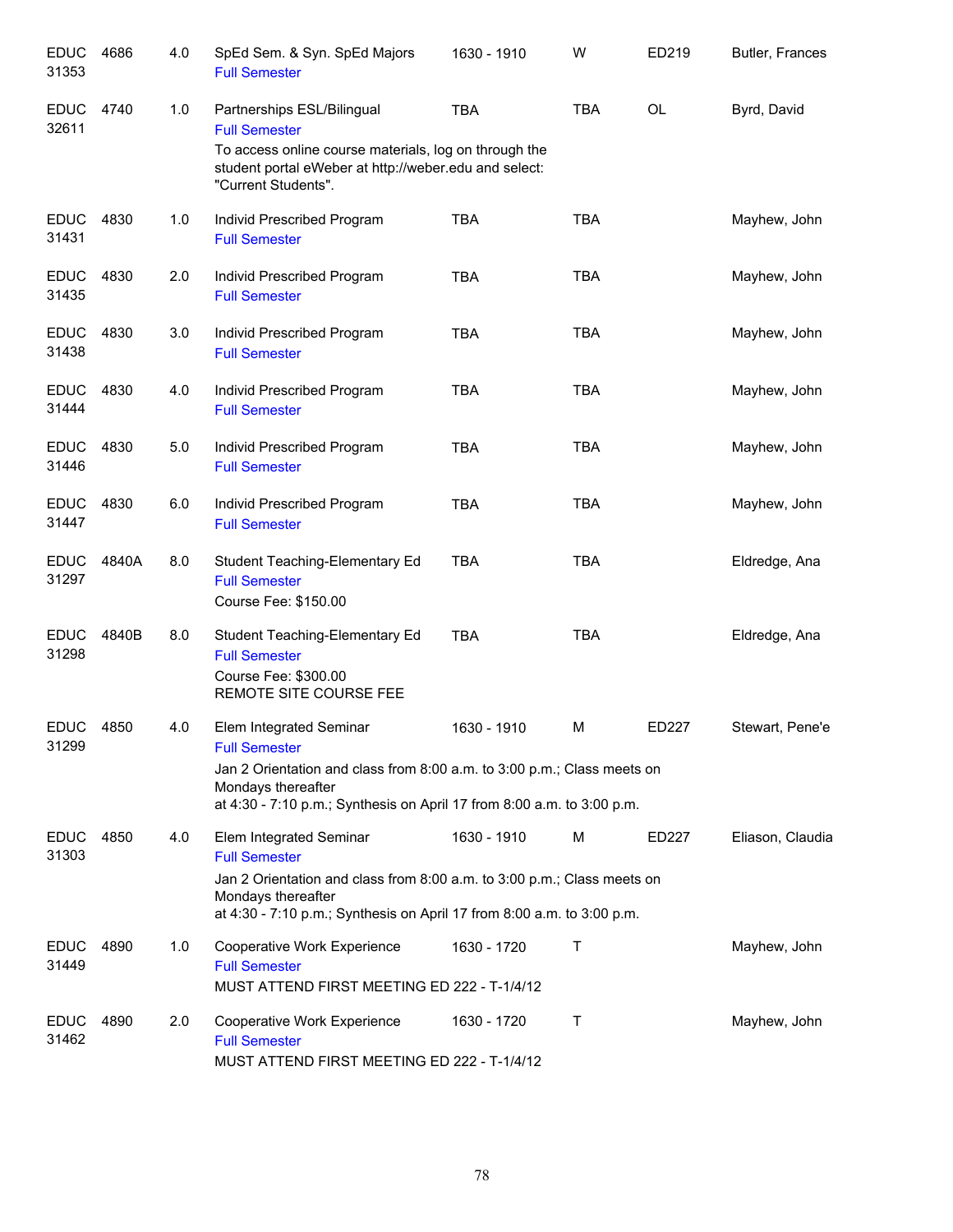| Subject / CRN | Course | Credits | Title | Time | Days | Room | Instructor |
|---|---|---|---|---|---|---|---|
| EDUC 31353 | 4686 | 4.0 | SpEd Sem. & Syn. SpEd Majors<br>Full Semester | 1630 - 1910 | W | ED219 | Butler, Frances |
| EDUC 32611 | 4740 | 1.0 | Partnerships ESL/Bilingual<br>Full Semester<br>To access online course materials, log on through the student portal eWeber at http://weber.edu and select: "Current Students". | TBA | TBA | OL | Byrd, David |
| EDUC 31431 | 4830 | 1.0 | Individ Prescribed Program<br>Full Semester | TBA | TBA | | Mayhew, John |
| EDUC 31435 | 4830 | 2.0 | Individ Prescribed Program<br>Full Semester | TBA | TBA | | Mayhew, John |
| EDUC 31438 | 4830 | 3.0 | Individ Prescribed Program<br>Full Semester | TBA | TBA | | Mayhew, John |
| EDUC 31444 | 4830 | 4.0 | Individ Prescribed Program<br>Full Semester | TBA | TBA | | Mayhew, John |
| EDUC 31446 | 4830 | 5.0 | Individ Prescribed Program<br>Full Semester | TBA | TBA | | Mayhew, John |
| EDUC 31447 | 4830 | 6.0 | Individ Prescribed Program<br>Full Semester | TBA | TBA | | Mayhew, John |
| EDUC 31297 | 4840A | 8.0 | Student Teaching-Elementary Ed<br>Full Semester<br>Course Fee: $150.00 | TBA | TBA | | Eldredge, Ana |
| EDUC 31298 | 4840B | 8.0 | Student Teaching-Elementary Ed<br>Full Semester<br>Course Fee: $300.00<br>REMOTE SITE COURSE FEE | TBA | TBA | | Eldredge, Ana |
| EDUC 31299 | 4850 | 4.0 | Elem Integrated Seminar<br>Full Semester<br>Jan 2 Orientation and class from 8:00 a.m. to 3:00 p.m.; Class meets on Mondays thereafter at 4:30 - 7:10 p.m.; Synthesis on April 17 from 8:00 a.m. to 3:00 p.m. | 1630 - 1910 | M | ED227 | Stewart, Pene'e |
| EDUC 31303 | 4850 | 4.0 | Elem Integrated Seminar<br>Full Semester<br>Jan 2 Orientation and class from 8:00 a.m. to 3:00 p.m.; Class meets on Mondays thereafter at 4:30 - 7:10 p.m.; Synthesis on April 17 from 8:00 a.m. to 3:00 p.m. | 1630 - 1910 | M | ED227 | Eliason, Claudia |
| EDUC 31449 | 4890 | 1.0 | Cooperative Work Experience<br>Full Semester<br>MUST ATTEND FIRST MEETING ED 222 - T-1/4/12 | 1630 - 1720 | T | | Mayhew, John |
| EDUC 31462 | 4890 | 2.0 | Cooperative Work Experience<br>Full Semester<br>MUST ATTEND FIRST MEETING ED 222 - T-1/4/12 | 1630 - 1720 | T | | Mayhew, John |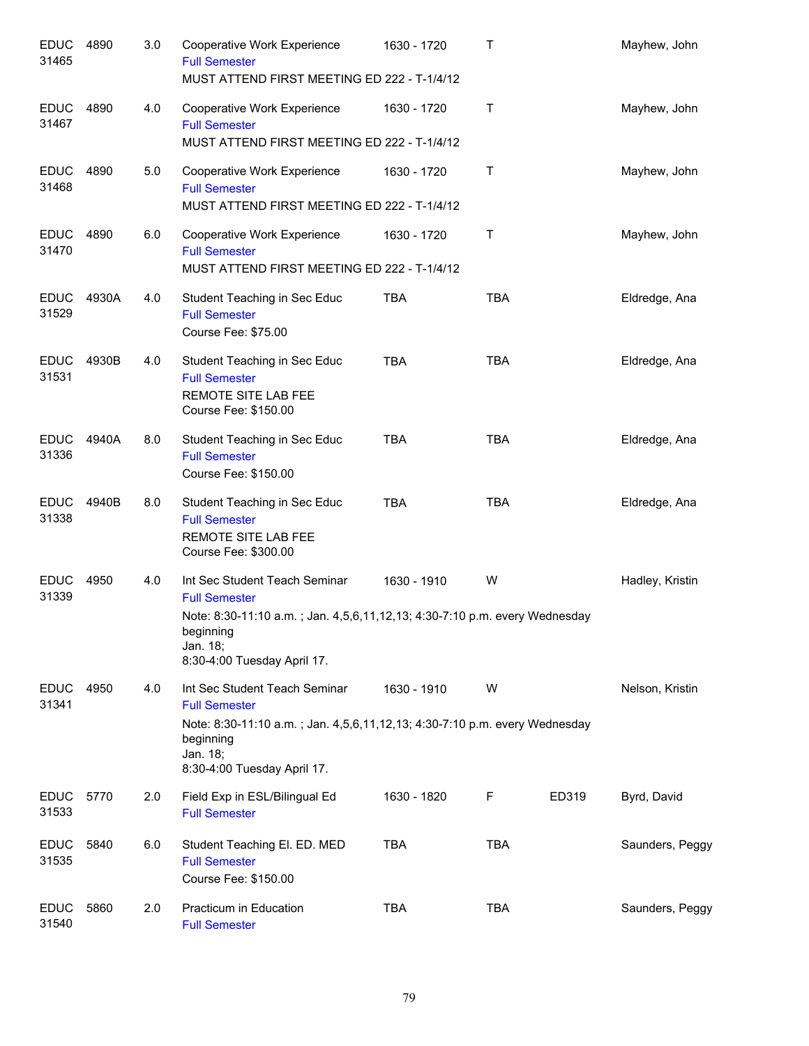| Dept/CRN | Course | Credits | Title | Time | Days | Room | Instructor |
|---|---|---|---|---|---|---|---|
| EDUC 31465 | 4890 | 3.0 | Cooperative Work Experience<br>Full Semester<br>MUST ATTEND FIRST MEETING ED 222 - T-1/4/12 | 1630 - 1720 | T | | Mayhew, John |
| EDUC 31467 | 4890 | 4.0 | Cooperative Work Experience<br>Full Semester<br>MUST ATTEND FIRST MEETING ED 222 - T-1/4/12 | 1630 - 1720 | T | | Mayhew, John |
| EDUC 31468 | 4890 | 5.0 | Cooperative Work Experience<br>Full Semester<br>MUST ATTEND FIRST MEETING ED 222 - T-1/4/12 | 1630 - 1720 | T | | Mayhew, John |
| EDUC 31470 | 4890 | 6.0 | Cooperative Work Experience<br>Full Semester<br>MUST ATTEND FIRST MEETING ED 222 - T-1/4/12 | 1630 - 1720 | T | | Mayhew, John |
| EDUC 31529 | 4930A | 4.0 | Student Teaching in Sec Educ<br>Full Semester<br>Course Fee: $75.00 | TBA | TBA | | Eldredge, Ana |
| EDUC 31531 | 4930B | 4.0 | Student Teaching in Sec Educ<br>Full Semester<br>REMOTE SITE LAB FEE<br>Course Fee: $150.00 | TBA | TBA | | Eldredge, Ana |
| EDUC 31336 | 4940A | 8.0 | Student Teaching in Sec Educ<br>Full Semester<br>Course Fee: $150.00 | TBA | TBA | | Eldredge, Ana |
| EDUC 31338 | 4940B | 8.0 | Student Teaching in Sec Educ<br>Full Semester<br>REMOTE SITE LAB FEE<br>Course Fee: $300.00 | TBA | TBA | | Eldredge, Ana |
| EDUC 31339 | 4950 | 4.0 | Int Sec Student Teach Seminar<br>Full Semester<br>Note: 8:30-11:10 a.m. ; Jan. 4,5,6,11,12,13; 4:30-7:10 p.m. every Wednesday beginning<br>Jan. 18;<br>8:30-4:00 Tuesday April 17. | 1630 - 1910 | W | | Hadley, Kristin |
| EDUC 31341 | 4950 | 4.0 | Int Sec Student Teach Seminar<br>Full Semester<br>Note: 8:30-11:10 a.m. ; Jan. 4,5,6,11,12,13; 4:30-7:10 p.m. every Wednesday beginning<br>Jan. 18;<br>8:30-4:00 Tuesday April 17. | 1630 - 1910 | W | | Nelson, Kristin |
| EDUC 31533 | 5770 | 2.0 | Field Exp in ESL/Bilingual Ed<br>Full Semester | 1630 - 1820 | F | ED319 | Byrd, David |
| EDUC 31535 | 5840 | 6.0 | Student Teaching El. ED. MED<br>Full Semester<br>Course Fee: $150.00 | TBA | TBA | | Saunders, Peggy |
| EDUC 31540 | 5860 | 2.0 | Practicum in Education<br>Full Semester | TBA | TBA | | Saunders, Peggy |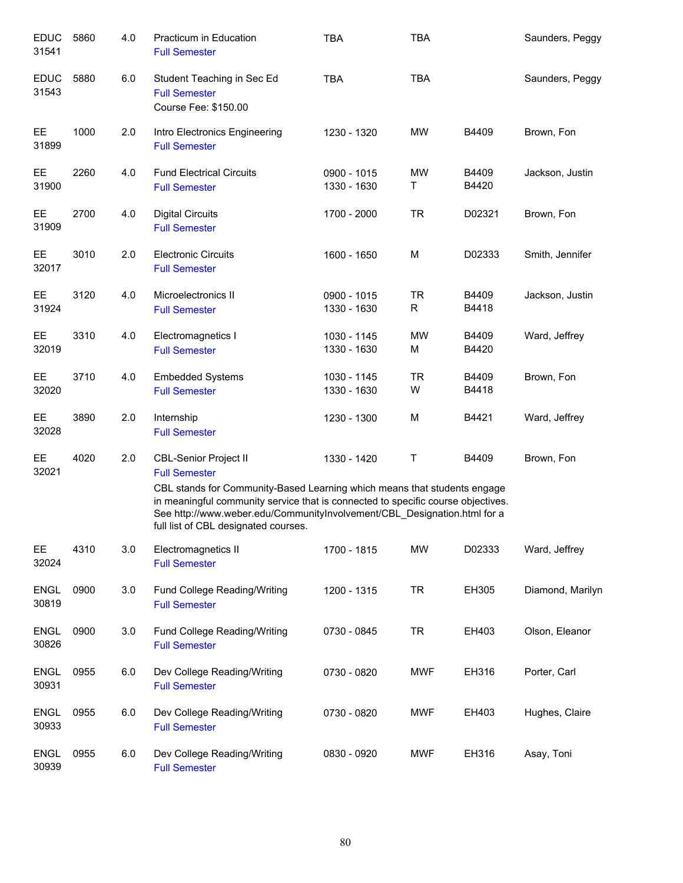| Subject / CRN | Course | Credits | Title | Time | Days | Room | Instructor |
|---|---|---|---|---|---|---|---|
| EDUC 31541 | 5860 | 4.0 | Practicum in Education<br>Full Semester | TBA | TBA | | Saunders, Peggy |
| EDUC 31543 | 5880 | 6.0 | Student Teaching in Sec Ed<br>Full Semester<br>Course Fee: $150.00 | TBA | TBA | | Saunders, Peggy |
| EE 31899 | 1000 | 2.0 | Intro Electronics Engineering<br>Full Semester | 1230 - 1320 | MW | B4409 | Brown, Fon |
| EE 31900 | 2260 | 4.0 | Fund Electrical Circuits<br>Full Semester | 0900 - 1015<br>1330 - 1630 | MW<br>T | B4409<br>B4420 | Jackson, Justin |
| EE 31909 | 2700 | 4.0 | Digital Circuits<br>Full Semester | 1700 - 2000 | TR | D02321 | Brown, Fon |
| EE 32017 | 3010 | 2.0 | Electronic Circuits<br>Full Semester | 1600 - 1650 | M | D02333 | Smith, Jennifer |
| EE 31924 | 3120 | 4.0 | Microelectronics II<br>Full Semester | 0900 - 1015<br>1330 - 1630 | TR<br>R | B4409<br>B4418 | Jackson, Justin |
| EE 32019 | 3310 | 4.0 | Electromagnetics I<br>Full Semester | 1030 - 1145<br>1330 - 1630 | MW<br>M | B4409<br>B4420 | Ward, Jeffrey |
| EE 32020 | 3710 | 4.0 | Embedded Systems<br>Full Semester | 1030 - 1145<br>1330 - 1630 | TR<br>W | B4409<br>B4418 | Brown, Fon |
| EE 32028 | 3890 | 2.0 | Internship<br>Full Semester | 1230 - 1300 | M | B4421 | Ward, Jeffrey |
| EE 32021 | 4020 | 2.0 | CBL-Senior Project II<br>Full Semester<br>CBL stands for Community-Based Learning which means that students engage in meaningful community service that is connected to specific course objectives. See http://www.weber.edu/CommunityInvolvement/CBL_Designation.html for a full list of CBL designated courses. | 1330 - 1420 | T | B4409 | Brown, Fon |
| EE 32024 | 4310 | 3.0 | Electromagnetics II<br>Full Semester | 1700 - 1815 | MW | D02333 | Ward, Jeffrey |
| ENGL 30819 | 0900 | 3.0 | Fund College Reading/Writing<br>Full Semester | 1200 - 1315 | TR | EH305 | Diamond, Marilyn |
| ENGL 30826 | 0900 | 3.0 | Fund College Reading/Writing<br>Full Semester | 0730 - 0845 | TR | EH403 | Olson, Eleanor |
| ENGL 30931 | 0955 | 6.0 | Dev College Reading/Writing<br>Full Semester | 0730 - 0820 | MWF | EH316 | Porter, Carl |
| ENGL 30933 | 0955 | 6.0 | Dev College Reading/Writing<br>Full Semester | 0730 - 0820 | MWF | EH403 | Hughes, Claire |
| ENGL 30939 | 0955 | 6.0 | Dev College Reading/Writing<br>Full Semester | 0830 - 0920 | MWF | EH316 | Asay, Toni |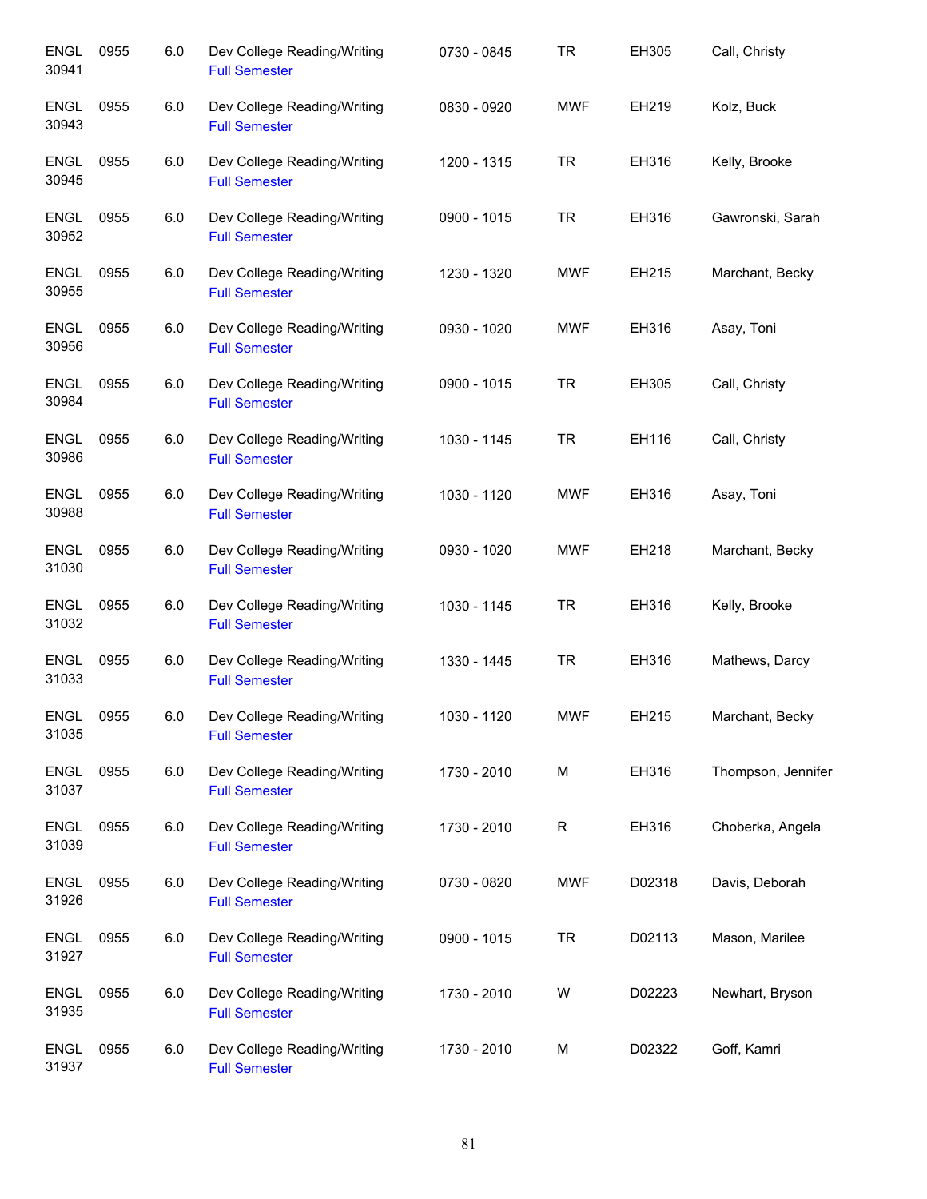| | | | | | | | |
|---|---|---|---|---|---|---|---|
| ENGL 30941 | 0955 | 6.0 | Dev College Reading/Writing<br>Full Semester | 0730 - 0845 | TR | EH305 | Call, Christy |
| ENGL 30943 | 0955 | 6.0 | Dev College Reading/Writing<br>Full Semester | 0830 - 0920 | MWF | EH219 | Kolz, Buck |
| ENGL 30945 | 0955 | 6.0 | Dev College Reading/Writing<br>Full Semester | 1200 - 1315 | TR | EH316 | Kelly, Brooke |
| ENGL 30952 | 0955 | 6.0 | Dev College Reading/Writing<br>Full Semester | 0900 - 1015 | TR | EH316 | Gawronski, Sarah |
| ENGL 30955 | 0955 | 6.0 | Dev College Reading/Writing<br>Full Semester | 1230 - 1320 | MWF | EH215 | Marchant, Becky |
| ENGL 30956 | 0955 | 6.0 | Dev College Reading/Writing<br>Full Semester | 0930 - 1020 | MWF | EH316 | Asay, Toni |
| ENGL 30984 | 0955 | 6.0 | Dev College Reading/Writing<br>Full Semester | 0900 - 1015 | TR | EH305 | Call, Christy |
| ENGL 30986 | 0955 | 6.0 | Dev College Reading/Writing<br>Full Semester | 1030 - 1145 | TR | EH116 | Call, Christy |
| ENGL 30988 | 0955 | 6.0 | Dev College Reading/Writing<br>Full Semester | 1030 - 1120 | MWF | EH316 | Asay, Toni |
| ENGL 31030 | 0955 | 6.0 | Dev College Reading/Writing<br>Full Semester | 0930 - 1020 | MWF | EH218 | Marchant, Becky |
| ENGL 31032 | 0955 | 6.0 | Dev College Reading/Writing<br>Full Semester | 1030 - 1145 | TR | EH316 | Kelly, Brooke |
| ENGL 31033 | 0955 | 6.0 | Dev College Reading/Writing<br>Full Semester | 1330 - 1445 | TR | EH316 | Mathews, Darcy |
| ENGL 31035 | 0955 | 6.0 | Dev College Reading/Writing<br>Full Semester | 1030 - 1120 | MWF | EH215 | Marchant, Becky |
| ENGL 31037 | 0955 | 6.0 | Dev College Reading/Writing<br>Full Semester | 1730 - 2010 | M | EH316 | Thompson, Jennifer |
| ENGL 31039 | 0955 | 6.0 | Dev College Reading/Writing<br>Full Semester | 1730 - 2010 | R | EH316 | Choberka, Angela |
| ENGL 31926 | 0955 | 6.0 | Dev College Reading/Writing<br>Full Semester | 0730 - 0820 | MWF | D02318 | Davis, Deborah |
| ENGL 31927 | 0955 | 6.0 | Dev College Reading/Writing<br>Full Semester | 0900 - 1015 | TR | D02113 | Mason, Marilee |
| ENGL 31935 | 0955 | 6.0 | Dev College Reading/Writing<br>Full Semester | 1730 - 2010 | W | D02223 | Newhart, Bryson |
| ENGL 31937 | 0955 | 6.0 | Dev College Reading/Writing<br>Full Semester | 1730 - 2010 | M | D02322 | Goff, Kamri |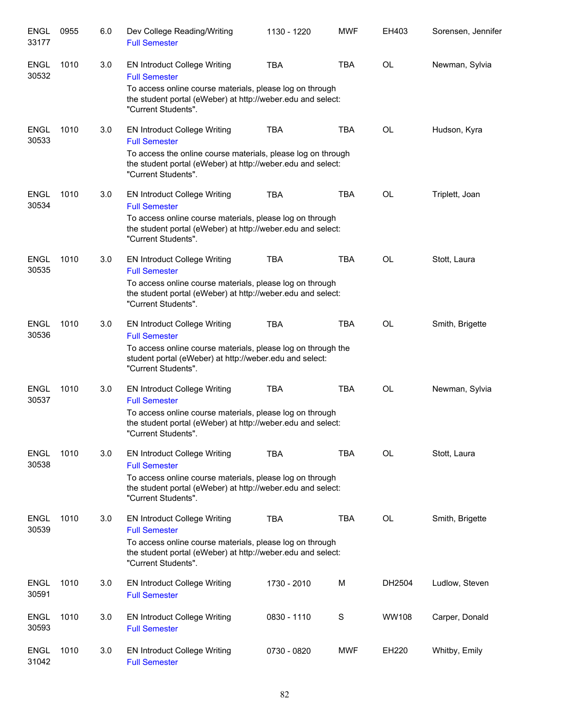| | | | | | | | |
|---|---|---|---|---|---|---|---|
| ENGL 33177 | 0955 | 6.0 | Dev College Reading/Writing<br>Full Semester | 1130 - 1220 | MWF | EH403 | Sorensen, Jennifer |
| ENGL 30532 | 1010 | 3.0 | EN Introduct College Writing<br>Full Semester<br>To access online course materials, please log on through the student portal (eWeber) at http://weber.edu and select: "Current Students". | TBA | TBA | OL | Newman, Sylvia |
| ENGL 30533 | 1010 | 3.0 | EN Introduct College Writing<br>Full Semester<br>To access the online course materials, please log on through the student portal (eWeber) at http://weber.edu and select: "Current Students". | TBA | TBA | OL | Hudson, Kyra |
| ENGL 30534 | 1010 | 3.0 | EN Introduct College Writing<br>Full Semester<br>To access online course materials, please log on through the student portal (eWeber) at http://weber.edu and select: "Current Students". | TBA | TBA | OL | Triplett, Joan |
| ENGL 30535 | 1010 | 3.0 | EN Introduct College Writing<br>Full Semester<br>To access online course materials, please log on through the student portal (eWeber) at http://weber.edu and select: "Current Students". | TBA | TBA | OL | Stott, Laura |
| ENGL 30536 | 1010 | 3.0 | EN Introduct College Writing<br>Full Semester<br>To access online course materials, please log on through the student portal (eWeber) at http://weber.edu and select: "Current Students". | TBA | TBA | OL | Smith, Brigette |
| ENGL 30537 | 1010 | 3.0 | EN Introduct College Writing<br>Full Semester<br>To access online course materials, please log on through the student portal (eWeber) at http://weber.edu and select: "Current Students". | TBA | TBA | OL | Newman, Sylvia |
| ENGL 30538 | 1010 | 3.0 | EN Introduct College Writing<br>Full Semester<br>To access online course materials, please log on through the student portal (eWeber) at http://weber.edu and select: "Current Students". | TBA | TBA | OL | Stott, Laura |
| ENGL 30539 | 1010 | 3.0 | EN Introduct College Writing<br>Full Semester<br>To access online course materials, please log on through the student portal (eWeber) at http://weber.edu and select: "Current Students". | TBA | TBA | OL | Smith, Brigette |
| ENGL 30591 | 1010 | 3.0 | EN Introduct College Writing<br>Full Semester | 1730 - 2010 | M | DH2504 | Ludlow, Steven |
| ENGL 30593 | 1010 | 3.0 | EN Introduct College Writing<br>Full Semester | 0830 - 1110 | S | WW108 | Carper, Donald |
| ENGL 31042 | 1010 | 3.0 | EN Introduct College Writing<br>Full Semester | 0730 - 0820 | MWF | EH220 | Whitby, Emily |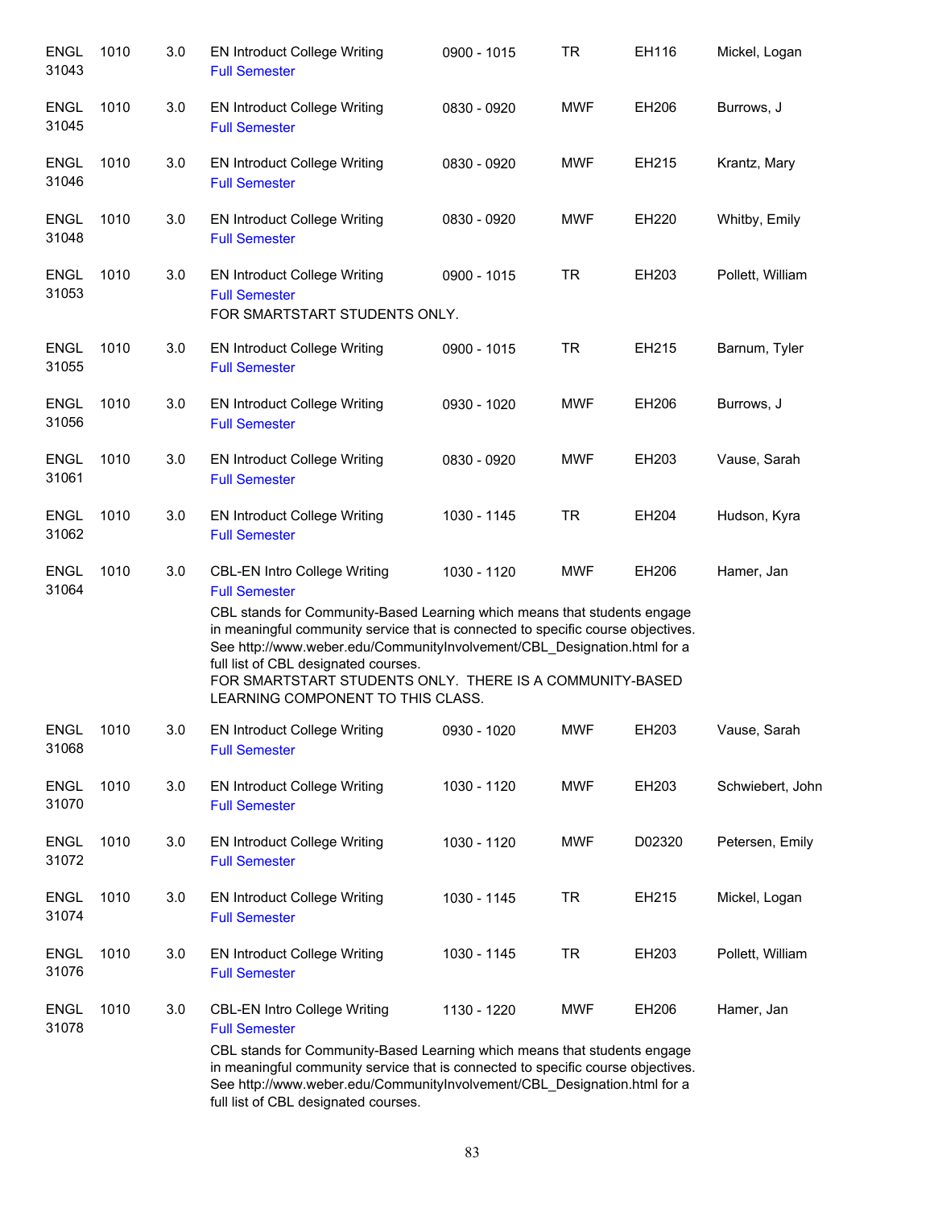| | | | | | | | |
|---|---|---|---|---|---|---|---|
| ENGL 31043 | 1010 | 3.0 | EN Introduct College Writing<br>Full Semester | 0900 - 1015 | TR | EH116 | Mickel, Logan |
| ENGL 31045 | 1010 | 3.0 | EN Introduct College Writing<br>Full Semester | 0830 - 0920 | MWF | EH206 | Burrows, J |
| ENGL 31046 | 1010 | 3.0 | EN Introduct College Writing<br>Full Semester | 0830 - 0920 | MWF | EH215 | Krantz, Mary |
| ENGL 31048 | 1010 | 3.0 | EN Introduct College Writing<br>Full Semester | 0830 - 0920 | MWF | EH220 | Whitby, Emily |
| ENGL 31053 | 1010 | 3.0 | EN Introduct College Writing<br>Full Semester<br>FOR SMARTSTART STUDENTS ONLY. | 0900 - 1015 | TR | EH203 | Pollett, William |
| ENGL 31055 | 1010 | 3.0 | EN Introduct College Writing<br>Full Semester | 0900 - 1015 | TR | EH215 | Barnum, Tyler |
| ENGL 31056 | 1010 | 3.0 | EN Introduct College Writing<br>Full Semester | 0930 - 1020 | MWF | EH206 | Burrows, J |
| ENGL 31061 | 1010 | 3.0 | EN Introduct College Writing<br>Full Semester | 0830 - 0920 | MWF | EH203 | Vause, Sarah |
| ENGL 31062 | 1010 | 3.0 | EN Introduct College Writing<br>Full Semester | 1030 - 1145 | TR | EH204 | Hudson, Kyra |
| ENGL 31064 | 1010 | 3.0 | CBL-EN Intro College Writing<br>Full Semester<br>CBL stands for Community-Based Learning which means that students engage in meaningful community service that is connected to specific course objectives. See http://www.weber.edu/CommunityInvolvement/CBL_Designation.html for a full list of CBL designated courses.<br>FOR SMARTSTART STUDENTS ONLY. THERE IS A COMMUNITY-BASED LEARNING COMPONENT TO THIS CLASS. | 1030 - 1120 | MWF | EH206 | Hamer, Jan |
| ENGL 31068 | 1010 | 3.0 | EN Introduct College Writing<br>Full Semester | 0930 - 1020 | MWF | EH203 | Vause, Sarah |
| ENGL 31070 | 1010 | 3.0 | EN Introduct College Writing<br>Full Semester | 1030 - 1120 | MWF | EH203 | Schwiebert, John |
| ENGL 31072 | 1010 | 3.0 | EN Introduct College Writing<br>Full Semester | 1030 - 1120 | MWF | D02320 | Petersen, Emily |
| ENGL 31074 | 1010 | 3.0 | EN Introduct College Writing<br>Full Semester | 1030 - 1145 | TR | EH215 | Mickel, Logan |
| ENGL 31076 | 1010 | 3.0 | EN Introduct College Writing<br>Full Semester | 1030 - 1145 | TR | EH203 | Pollett, William |
| ENGL 31078 | 1010 | 3.0 | CBL-EN Intro College Writing<br>Full Semester<br>CBL stands for Community-Based Learning which means that students engage in meaningful community service that is connected to specific course objectives. See http://www.weber.edu/CommunityInvolvement/CBL_Designation.html for a full list of CBL designated courses. | 1130 - 1220 | MWF | EH206 | Hamer, Jan |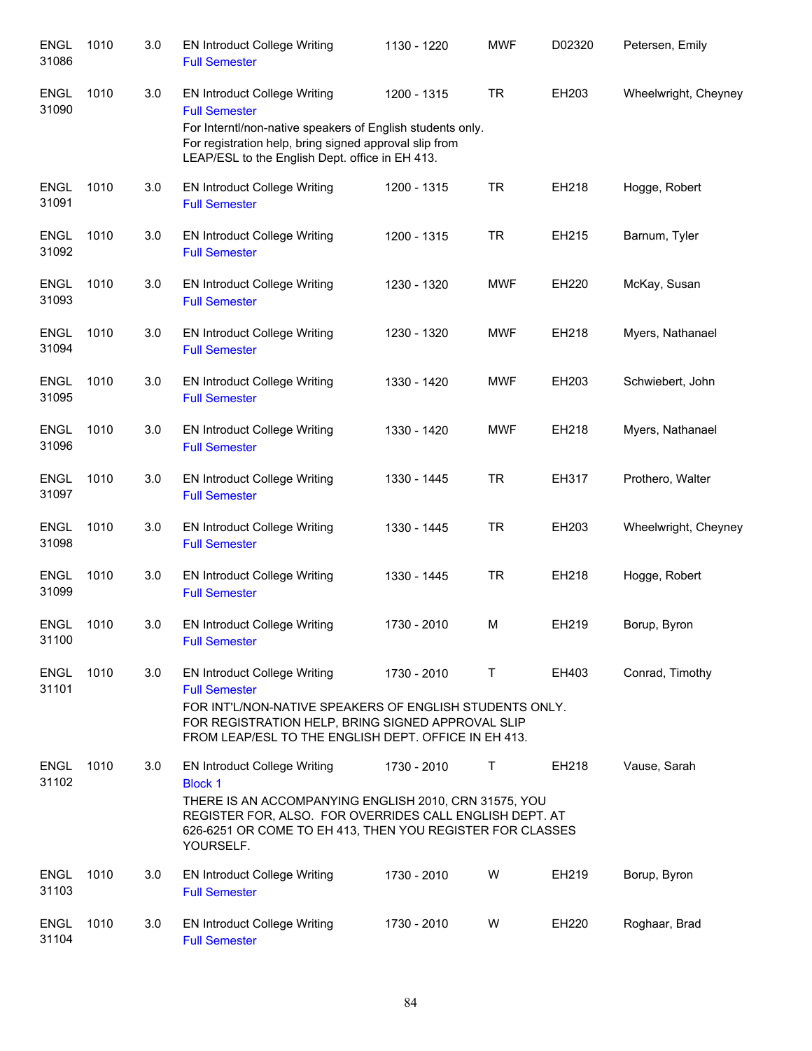| Course | Number | Credits | Title | Time | Days | Room | Instructor |
|---|---|---|---|---|---|---|---|
| ENGL 31086 | 1010 | 3.0 | EN Introduct College Writing<br>Full Semester | 1130 - 1220 | MWF | D02320 | Petersen, Emily |
| ENGL 31090 | 1010 | 3.0 | EN Introduct College Writing<br>Full Semester<br>For Interntl/non-native speakers of English students only. For registration help, bring signed approval slip from LEAP/ESL to the English Dept. office in EH 413. | 1200 - 1315 | TR | EH203 | Wheelwright, Cheyney |
| ENGL 31091 | 1010 | 3.0 | EN Introduct College Writing<br>Full Semester | 1200 - 1315 | TR | EH218 | Hogge, Robert |
| ENGL 31092 | 1010 | 3.0 | EN Introduct College Writing<br>Full Semester | 1200 - 1315 | TR | EH215 | Barnum, Tyler |
| ENGL 31093 | 1010 | 3.0 | EN Introduct College Writing<br>Full Semester | 1230 - 1320 | MWF | EH220 | McKay, Susan |
| ENGL 31094 | 1010 | 3.0 | EN Introduct College Writing<br>Full Semester | 1230 - 1320 | MWF | EH218 | Myers, Nathanael |
| ENGL 31095 | 1010 | 3.0 | EN Introduct College Writing<br>Full Semester | 1330 - 1420 | MWF | EH203 | Schwiebert, John |
| ENGL 31096 | 1010 | 3.0 | EN Introduct College Writing<br>Full Semester | 1330 - 1420 | MWF | EH218 | Myers, Nathanael |
| ENGL 31097 | 1010 | 3.0 | EN Introduct College Writing<br>Full Semester | 1330 - 1445 | TR | EH317 | Prothero, Walter |
| ENGL 31098 | 1010 | 3.0 | EN Introduct College Writing<br>Full Semester | 1330 - 1445 | TR | EH203 | Wheelwright, Cheyney |
| ENGL 31099 | 1010 | 3.0 | EN Introduct College Writing<br>Full Semester | 1330 - 1445 | TR | EH218 | Hogge, Robert |
| ENGL 31100 | 1010 | 3.0 | EN Introduct College Writing<br>Full Semester | 1730 - 2010 | M | EH219 | Borup, Byron |
| ENGL 31101 | 1010 | 3.0 | EN Introduct College Writing<br>Full Semester<br>FOR INT'L/NON-NATIVE SPEAKERS OF ENGLISH STUDENTS ONLY. FOR REGISTRATION HELP, BRING SIGNED APPROVAL SLIP FROM LEAP/ESL TO THE ENGLISH DEPT. OFFICE IN EH 413. | 1730 - 2010 | T | EH403 | Conrad, Timothy |
| ENGL 31102 | 1010 | 3.0 | EN Introduct College Writing<br>Block 1<br>THERE IS AN ACCOMPANYING ENGLISH 2010, CRN 31575, YOU REGISTER FOR, ALSO. FOR OVERRIDES CALL ENGLISH DEPT. AT 626-6251 OR COME TO EH 413, THEN YOU REGISTER FOR CLASSES YOURSELF. | 1730 - 2010 | T | EH218 | Vause, Sarah |
| ENGL 31103 | 1010 | 3.0 | EN Introduct College Writing<br>Full Semester | 1730 - 2010 | W | EH219 | Borup, Byron |
| ENGL 31104 | 1010 | 3.0 | EN Introduct College Writing<br>Full Semester | 1730 - 2010 | W | EH220 | Roghaar, Brad |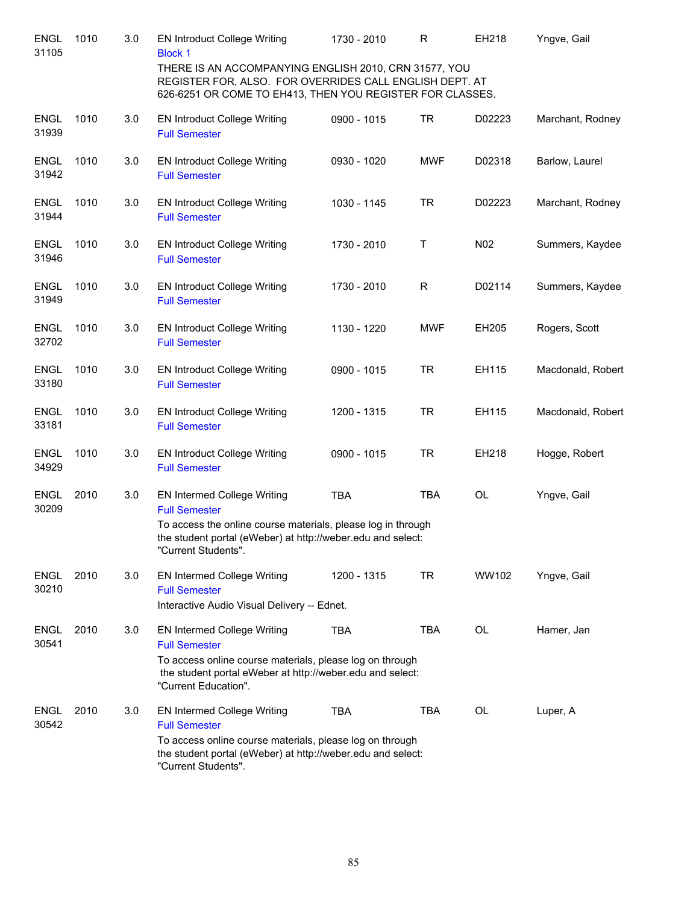| Subject / CRN | Course | Credits | Title | Time | Days | Room | Instructor |
|---|---|---|---|---|---|---|---|
| ENGL 31105 | 1010 | 3.0 | EN Introduct College Writing<br>Block 1<br>THERE IS AN ACCOMPANYING ENGLISH 2010, CRN 31577, YOU REGISTER FOR, ALSO. FOR OVERRIDES CALL ENGLISH DEPT. AT 626-6251 OR COME TO EH413, THEN YOU REGISTER FOR CLASSES. | 1730 - 2010 | R | EH218 | Yngve, Gail |
| ENGL 31939 | 1010 | 3.0 | EN Introduct College Writing<br>Full Semester | 0900 - 1015 | TR | D02223 | Marchant, Rodney |
| ENGL 31942 | 1010 | 3.0 | EN Introduct College Writing<br>Full Semester | 0930 - 1020 | MWF | D02318 | Barlow, Laurel |
| ENGL 31944 | 1010 | 3.0 | EN Introduct College Writing<br>Full Semester | 1030 - 1145 | TR | D02223 | Marchant, Rodney |
| ENGL 31946 | 1010 | 3.0 | EN Introduct College Writing<br>Full Semester | 1730 - 2010 | T | N02 | Summers, Kaydee |
| ENGL 31949 | 1010 | 3.0 | EN Introduct College Writing<br>Full Semester | 1730 - 2010 | R | D02114 | Summers, Kaydee |
| ENGL 32702 | 1010 | 3.0 | EN Introduct College Writing<br>Full Semester | 1130 - 1220 | MWF | EH205 | Rogers, Scott |
| ENGL 33180 | 1010 | 3.0 | EN Introduct College Writing<br>Full Semester | 0900 - 1015 | TR | EH115 | Macdonald, Robert |
| ENGL 33181 | 1010 | 3.0 | EN Introduct College Writing<br>Full Semester | 1200 - 1315 | TR | EH115 | Macdonald, Robert |
| ENGL 34929 | 1010 | 3.0 | EN Introduct College Writing<br>Full Semester | 0900 - 1015 | TR | EH218 | Hogge, Robert |
| ENGL 30209 | 2010 | 3.0 | EN Intermed College Writing<br>Full Semester<br>To access the online course materials, please log in through the student portal (eWeber) at http://weber.edu and select: "Current Students". | TBA | TBA | OL | Yngve, Gail |
| ENGL 30210 | 2010 | 3.0 | EN Intermed College Writing<br>Full Semester<br>Interactive Audio Visual Delivery -- Ednet. | 1200 - 1315 | TR | WW102 | Yngve, Gail |
| ENGL 30541 | 2010 | 3.0 | EN Intermed College Writing<br>Full Semester<br>To access online course materials, please log on through the student portal eWeber at http://weber.edu and select: "Current Education". | TBA | TBA | OL | Hamer, Jan |
| ENGL 30542 | 2010 | 3.0 | EN Intermed College Writing<br>Full Semester<br>To access online course materials, please log on through the student portal (eWeber) at http://weber.edu and select: "Current Students". | TBA | TBA | OL | Luper, A |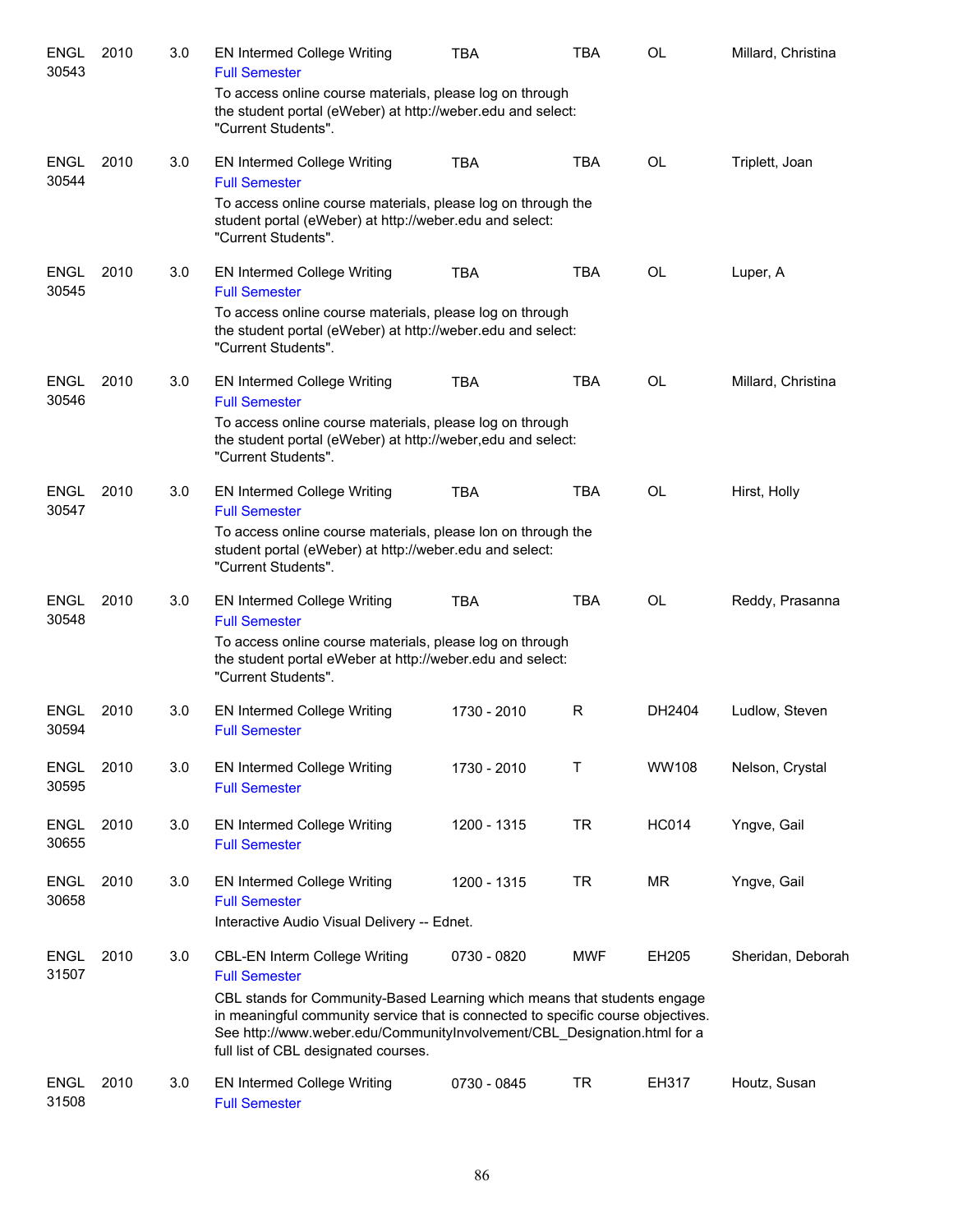| | | | | | | | |
|---|---|---|---|---|---|---|---|
| ENGL 30543 | 2010 | 3.0 | EN Intermed College Writing<br>Full Semester<br>To access online course materials, please log on through the student portal (eWeber) at http://weber.edu and select: "Current Students". | TBA | TBA | OL | Millard, Christina |
| ENGL 30544 | 2010 | 3.0 | EN Intermed College Writing<br>Full Semester<br>To access online course materials, please log on through the student portal (eWeber) at http://weber.edu and select: "Current Students". | TBA | TBA | OL | Triplett, Joan |
| ENGL 30545 | 2010 | 3.0 | EN Intermed College Writing<br>Full Semester<br>To access online course materials, please log on through the student portal (eWeber) at http://weber.edu and select: "Current Students". | TBA | TBA | OL | Luper, A |
| ENGL 30546 | 2010 | 3.0 | EN Intermed College Writing<br>Full Semester<br>To access online course materials, please log on through the student portal (eWeber) at http://weber,edu and select: "Current Students". | TBA | TBA | OL | Millard, Christina |
| ENGL 30547 | 2010 | 3.0 | EN Intermed College Writing<br>Full Semester<br>To access online course materials, please lon on through the student portal (eWeber) at http://weber.edu and select: "Current Students". | TBA | TBA | OL | Hirst, Holly |
| ENGL 30548 | 2010 | 3.0 | EN Intermed College Writing<br>Full Semester<br>To access online course materials, please log on through the student portal eWeber at http://weber.edu and select: "Current Students". | TBA | TBA | OL | Reddy, Prasanna |
| ENGL 30594 | 2010 | 3.0 | EN Intermed College Writing<br>Full Semester | 1730 - 2010 | R | DH2404 | Ludlow, Steven |
| ENGL 30595 | 2010 | 3.0 | EN Intermed College Writing<br>Full Semester | 1730 - 2010 | T | WW108 | Nelson, Crystal |
| ENGL 30655 | 2010 | 3.0 | EN Intermed College Writing<br>Full Semester | 1200 - 1315 | TR | HC014 | Yngve, Gail |
| ENGL 30658 | 2010 | 3.0 | EN Intermed College Writing<br>Full Semester<br>Interactive Audio Visual Delivery -- Ednet. | 1200 - 1315 | TR | MR | Yngve, Gail |
| ENGL 31507 | 2010 | 3.0 | CBL-EN Interm College Writing<br>Full Semester<br>CBL stands for Community-Based Learning which means that students engage in meaningful community service that is connected to specific course objectives. See http://www.weber.edu/CommunityInvolvement/CBL_Designation.html for a full list of CBL designated courses. | 0730 - 0820 | MWF | EH205 | Sheridan, Deborah |
| ENGL 31508 | 2010 | 3.0 | EN Intermed College Writing<br>Full Semester | 0730 - 0845 | TR | EH317 | Houtz, Susan |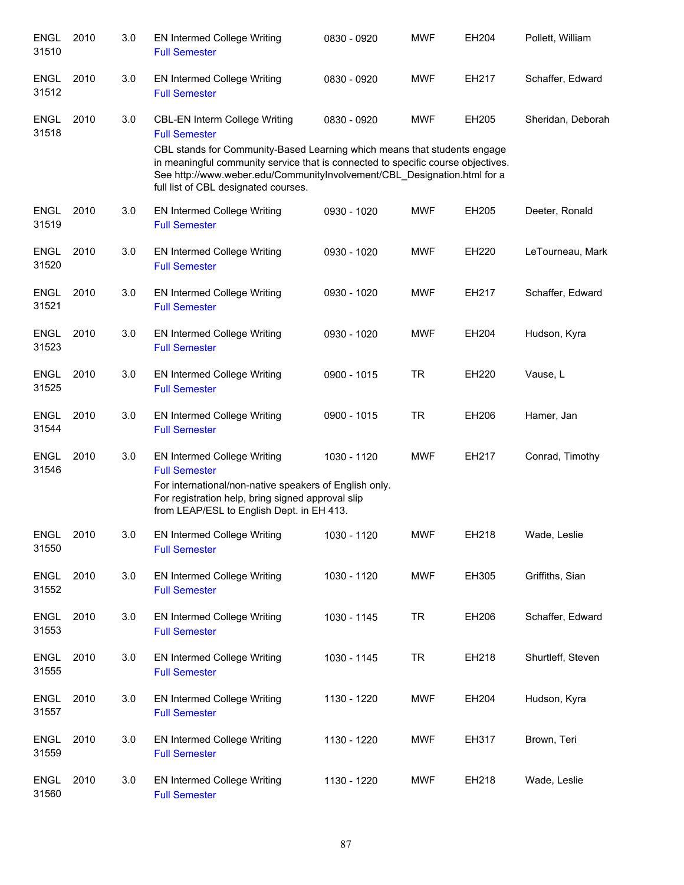| | | | | | | | |
|---|---|---|---|---|---|---|---|
| ENGL 31510 | 2010 | 3.0 | EN Intermed College Writing<br>Full Semester | 0830 - 0920 | MWF | EH204 | Pollett, William |
| ENGL 31512 | 2010 | 3.0 | EN Intermed College Writing<br>Full Semester | 0830 - 0920 | MWF | EH217 | Schaffer, Edward |
| ENGL 31518 | 2010 | 3.0 | CBL-EN Interm College Writing<br>Full Semester<br>CBL stands for Community-Based Learning which means that students engage in meaningful community service that is connected to specific course objectives. See http://www.weber.edu/CommunityInvolvement/CBL_Designation.html for a full list of CBL designated courses. | 0830 - 0920 | MWF | EH205 | Sheridan, Deborah |
| ENGL 31519 | 2010 | 3.0 | EN Intermed College Writing<br>Full Semester | 0930 - 1020 | MWF | EH205 | Deeter, Ronald |
| ENGL 31520 | 2010 | 3.0 | EN Intermed College Writing<br>Full Semester | 0930 - 1020 | MWF | EH220 | LeTourneau, Mark |
| ENGL 31521 | 2010 | 3.0 | EN Intermed College Writing<br>Full Semester | 0930 - 1020 | MWF | EH217 | Schaffer, Edward |
| ENGL 31523 | 2010 | 3.0 | EN Intermed College Writing<br>Full Semester | 0930 - 1020 | MWF | EH204 | Hudson, Kyra |
| ENGL 31525 | 2010 | 3.0 | EN Intermed College Writing<br>Full Semester | 0900 - 1015 | TR | EH220 | Vause, L |
| ENGL 31544 | 2010 | 3.0 | EN Intermed College Writing<br>Full Semester | 0900 - 1015 | TR | EH206 | Hamer, Jan |
| ENGL 31546 | 2010 | 3.0 | EN Intermed College Writing<br>Full Semester<br>For international/non-native speakers of English only. For registration help, bring signed approval slip from LEAP/ESL to English Dept. in EH 413. | 1030 - 1120 | MWF | EH217 | Conrad, Timothy |
| ENGL 31550 | 2010 | 3.0 | EN Intermed College Writing<br>Full Semester | 1030 - 1120 | MWF | EH218 | Wade, Leslie |
| ENGL 31552 | 2010 | 3.0 | EN Intermed College Writing<br>Full Semester | 1030 - 1120 | MWF | EH305 | Griffiths, Sian |
| ENGL 31553 | 2010 | 3.0 | EN Intermed College Writing<br>Full Semester | 1030 - 1145 | TR | EH206 | Schaffer, Edward |
| ENGL 31555 | 2010 | 3.0 | EN Intermed College Writing<br>Full Semester | 1030 - 1145 | TR | EH218 | Shurtleff, Steven |
| ENGL 31557 | 2010 | 3.0 | EN Intermed College Writing<br>Full Semester | 1130 - 1220 | MWF | EH204 | Hudson, Kyra |
| ENGL 31559 | 2010 | 3.0 | EN Intermed College Writing<br>Full Semester | 1130 - 1220 | MWF | EH317 | Brown, Teri |
| ENGL 31560 | 2010 | 3.0 | EN Intermed College Writing<br>Full Semester | 1130 - 1220 | MWF | EH218 | Wade, Leslie |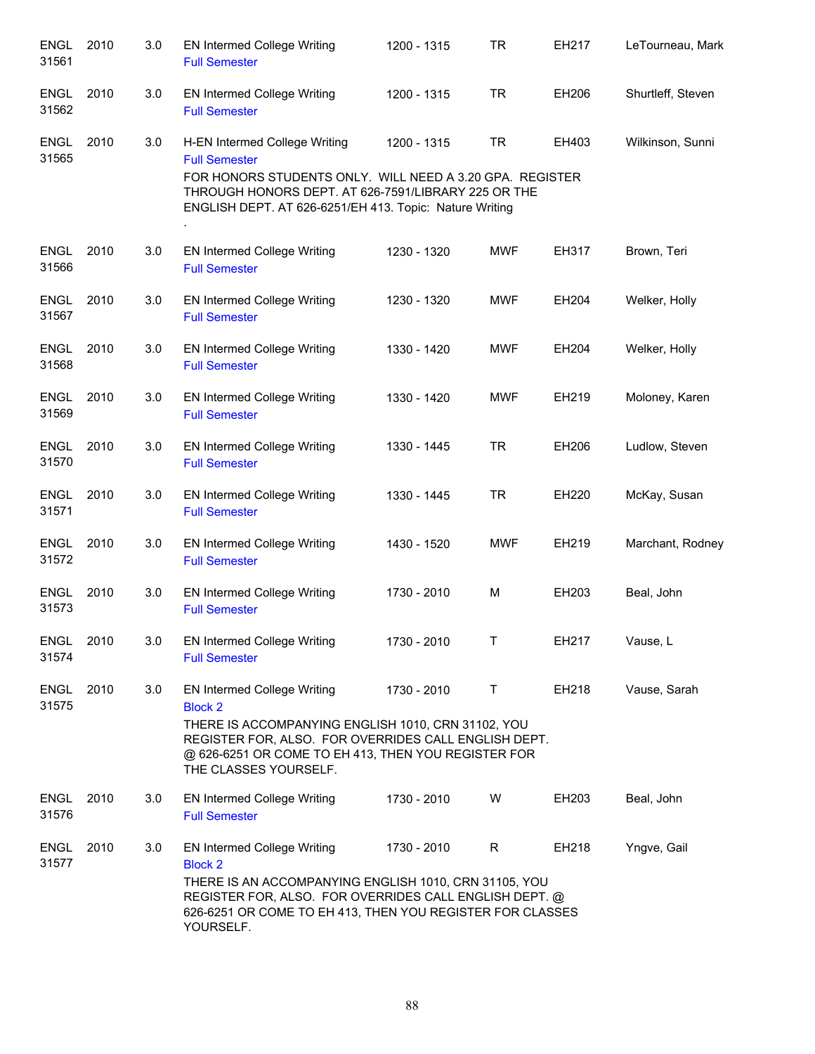| Subject/CRN | Course | Credits | Title | Time | Days | Room | Instructor |
|---|---|---|---|---|---|---|---|
| ENGL 31561 | 2010 | 3.0 | EN Intermed College Writing<br>Full Semester | 1200 - 1315 | TR | EH217 | LeTourneau, Mark |
| ENGL 31562 | 2010 | 3.0 | EN Intermed College Writing<br>Full Semester | 1200 - 1315 | TR | EH206 | Shurtleff, Steven |
| ENGL 31565 | 2010 | 3.0 | H-EN Intermed College Writing<br>Full Semester<br>FOR HONORS STUDENTS ONLY. WILL NEED A 3.20 GPA. REGISTER THROUGH HONORS DEPT. AT 626-7591/LIBRARY 225 OR THE ENGLISH DEPT. AT 626-6251/EH 413. Topic: Nature Writing<br>. | 1200 - 1315 | TR | EH403 | Wilkinson, Sunni |
| ENGL 31566 | 2010 | 3.0 | EN Intermed College Writing<br>Full Semester | 1230 - 1320 | MWF | EH317 | Brown, Teri |
| ENGL 31567 | 2010 | 3.0 | EN Intermed College Writing<br>Full Semester | 1230 - 1320 | MWF | EH204 | Welker, Holly |
| ENGL 31568 | 2010 | 3.0 | EN Intermed College Writing<br>Full Semester | 1330 - 1420 | MWF | EH204 | Welker, Holly |
| ENGL 31569 | 2010 | 3.0 | EN Intermed College Writing<br>Full Semester | 1330 - 1420 | MWF | EH219 | Moloney, Karen |
| ENGL 31570 | 2010 | 3.0 | EN Intermed College Writing<br>Full Semester | 1330 - 1445 | TR | EH206 | Ludlow, Steven |
| ENGL 31571 | 2010 | 3.0 | EN Intermed College Writing<br>Full Semester | 1330 - 1445 | TR | EH220 | McKay, Susan |
| ENGL 31572 | 2010 | 3.0 | EN Intermed College Writing<br>Full Semester | 1430 - 1520 | MWF | EH219 | Marchant, Rodney |
| ENGL 31573 | 2010 | 3.0 | EN Intermed College Writing<br>Full Semester | 1730 - 2010 | M | EH203 | Beal, John |
| ENGL 31574 | 2010 | 3.0 | EN Intermed College Writing<br>Full Semester | 1730 - 2010 | T | EH217 | Vause, L |
| ENGL 31575 | 2010 | 3.0 | EN Intermed College Writing<br>Block 2<br>THERE IS ACCOMPANYING ENGLISH 1010, CRN 31102, YOU REGISTER FOR, ALSO. FOR OVERRIDES CALL ENGLISH DEPT. @ 626-6251 OR COME TO EH 413, THEN YOU REGISTER FOR THE CLASSES YOURSELF. | 1730 - 2010 | T | EH218 | Vause, Sarah |
| ENGL 31576 | 2010 | 3.0 | EN Intermed College Writing<br>Full Semester | 1730 - 2010 | W | EH203 | Beal, John |
| ENGL 31577 | 2010 | 3.0 | EN Intermed College Writing<br>Block 2<br>THERE IS AN ACCOMPANYING ENGLISH 1010, CRN 31105, YOU REGISTER FOR, ALSO. FOR OVERRIDES CALL ENGLISH DEPT. @ 626-6251 OR COME TO EH 413, THEN YOU REGISTER FOR CLASSES YOURSELF. | 1730 - 2010 | R | EH218 | Yngve, Gail |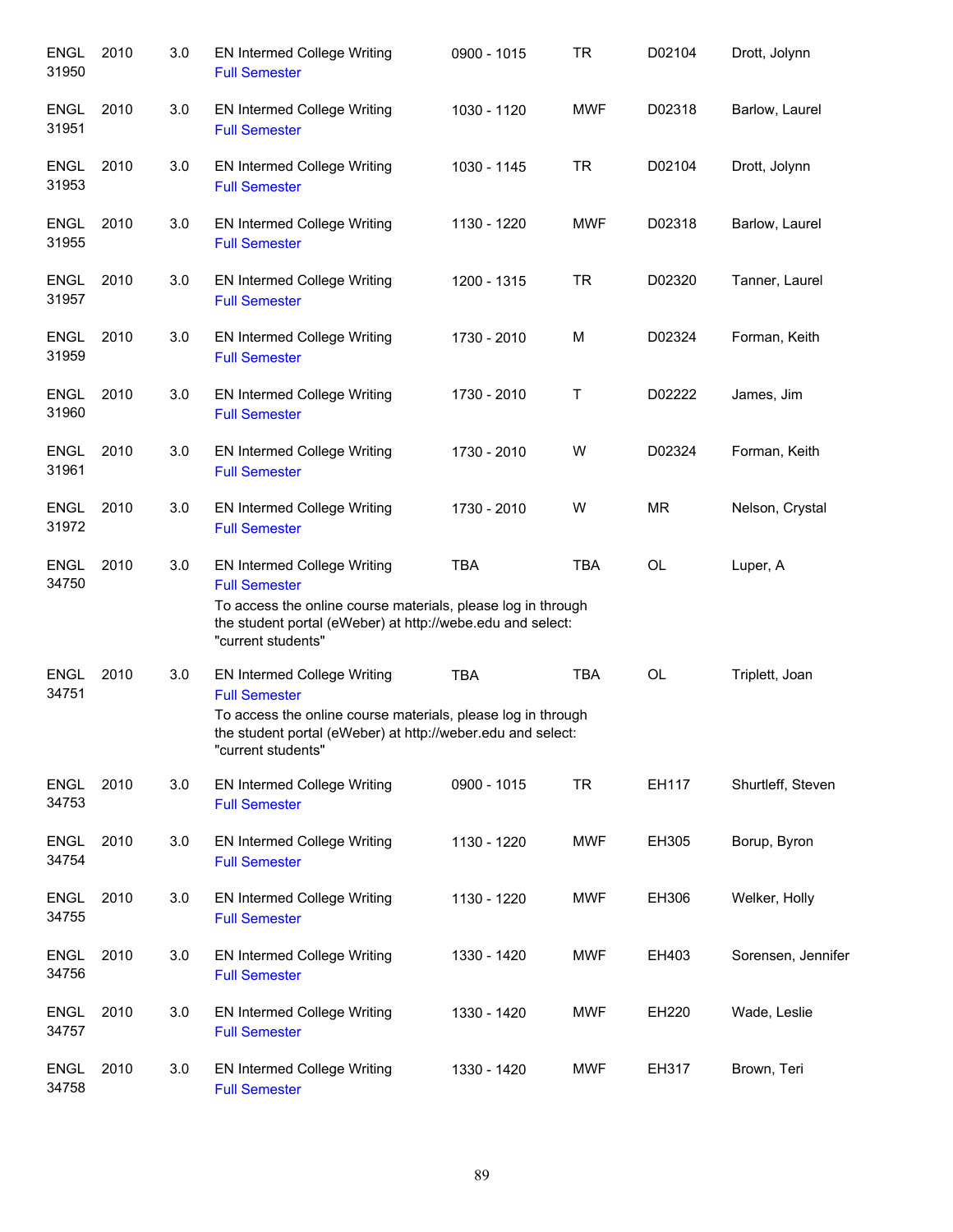| | | | | | | | |
|---|---|---|---|---|---|---|---|
| ENGL 31950 | 2010 | 3.0 | EN Intermed College Writing<br>Full Semester | 0900 - 1015 | TR | D02104 | Drott, Jolynn |
| ENGL 31951 | 2010 | 3.0 | EN Intermed College Writing<br>Full Semester | 1030 - 1120 | MWF | D02318 | Barlow, Laurel |
| ENGL 31953 | 2010 | 3.0 | EN Intermed College Writing<br>Full Semester | 1030 - 1145 | TR | D02104 | Drott, Jolynn |
| ENGL 31955 | 2010 | 3.0 | EN Intermed College Writing<br>Full Semester | 1130 - 1220 | MWF | D02318 | Barlow, Laurel |
| ENGL 31957 | 2010 | 3.0 | EN Intermed College Writing<br>Full Semester | 1200 - 1315 | TR | D02320 | Tanner, Laurel |
| ENGL 31959 | 2010 | 3.0 | EN Intermed College Writing<br>Full Semester | 1730 - 2010 | M | D02324 | Forman, Keith |
| ENGL 31960 | 2010 | 3.0 | EN Intermed College Writing<br>Full Semester | 1730 - 2010 | T | D02222 | James, Jim |
| ENGL 31961 | 2010 | 3.0 | EN Intermed College Writing<br>Full Semester | 1730 - 2010 | W | D02324 | Forman, Keith |
| ENGL 31972 | 2010 | 3.0 | EN Intermed College Writing<br>Full Semester | 1730 - 2010 | W | MR | Nelson, Crystal |
| ENGL 34750 | 2010 | 3.0 | EN Intermed College Writing<br>Full Semester<br>To access the online course materials, please log in through the student portal (eWeber) at http://webe.edu and select: "current students" | TBA | TBA | OL | Luper, A |
| ENGL 34751 | 2010 | 3.0 | EN Intermed College Writing<br>Full Semester<br>To access the online course materials, please log in through the student portal (eWeber) at http://weber.edu and select: "current students" | TBA | TBA | OL | Triplett, Joan |
| ENGL 34753 | 2010 | 3.0 | EN Intermed College Writing<br>Full Semester | 0900 - 1015 | TR | EH117 | Shurtleff, Steven |
| ENGL 34754 | 2010 | 3.0 | EN Intermed College Writing<br>Full Semester | 1130 - 1220 | MWF | EH305 | Borup, Byron |
| ENGL 34755 | 2010 | 3.0 | EN Intermed College Writing<br>Full Semester | 1130 - 1220 | MWF | EH306 | Welker, Holly |
| ENGL 34756 | 2010 | 3.0 | EN Intermed College Writing<br>Full Semester | 1330 - 1420 | MWF | EH403 | Sorensen, Jennifer |
| ENGL 34757 | 2010 | 3.0 | EN Intermed College Writing<br>Full Semester | 1330 - 1420 | MWF | EH220 | Wade, Leslie |
| ENGL 34758 | 2010 | 3.0 | EN Intermed College Writing<br>Full Semester | 1330 - 1420 | MWF | EH317 | Brown, Teri |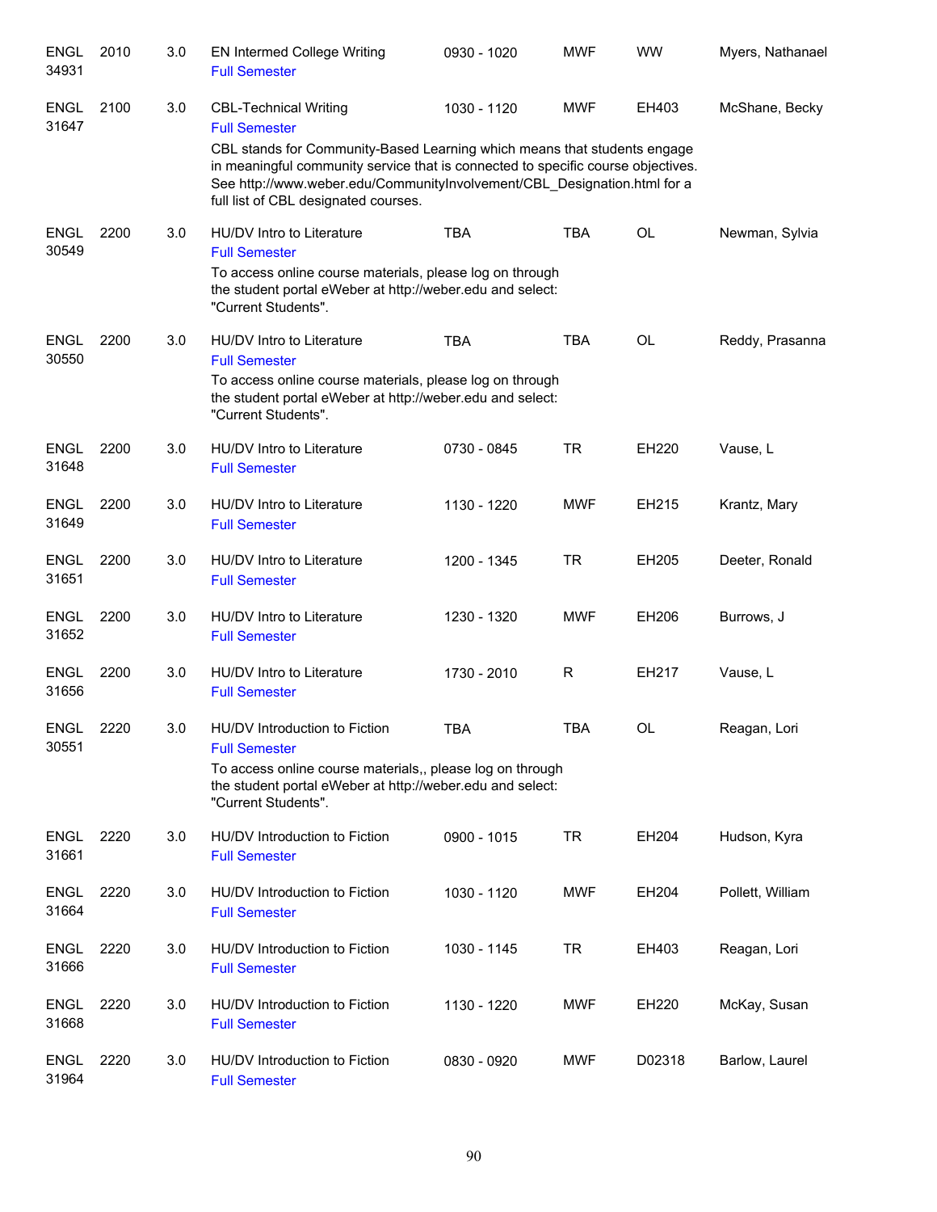| Course | Number | Credits | Title | Time | Days | Room | Instructor |
|---|---|---|---|---|---|---|---|
| ENGL 34931 | 2010 | 3.0 | EN Intermed College Writing<br>Full Semester | 0930 - 1020 | MWF | WW | Myers, Nathanael |
| ENGL 31647 | 2100 | 3.0 | CBL-Technical Writing<br>Full Semester<br>CBL stands for Community-Based Learning which means that students engage in meaningful community service that is connected to specific course objectives. See http://www.weber.edu/CommunityInvolvement/CBL_Designation.html for a full list of CBL designated courses. | 1030 - 1120 | MWF | EH403 | McShane, Becky |
| ENGL 30549 | 2200 | 3.0 | HU/DV Intro to Literature<br>Full Semester<br>To access online course materials, please log on through the student portal eWeber at http://weber.edu and select: "Current Students". | TBA | TBA | OL | Newman, Sylvia |
| ENGL 30550 | 2200 | 3.0 | HU/DV Intro to Literature<br>Full Semester<br>To access online course materials, please log on through the student portal eWeber at http://weber.edu and select: "Current Students". | TBA | TBA | OL | Reddy, Prasanna |
| ENGL 31648 | 2200 | 3.0 | HU/DV Intro to Literature<br>Full Semester | 0730 - 0845 | TR | EH220 | Vause, L |
| ENGL 31649 | 2200 | 3.0 | HU/DV Intro to Literature<br>Full Semester | 1130 - 1220 | MWF | EH215 | Krantz, Mary |
| ENGL 31651 | 2200 | 3.0 | HU/DV Intro to Literature<br>Full Semester | 1200 - 1345 | TR | EH205 | Deeter, Ronald |
| ENGL 31652 | 2200 | 3.0 | HU/DV Intro to Literature<br>Full Semester | 1230 - 1320 | MWF | EH206 | Burrows, J |
| ENGL 31656 | 2200 | 3.0 | HU/DV Intro to Literature<br>Full Semester | 1730 - 2010 | R | EH217 | Vause, L |
| ENGL 30551 | 2220 | 3.0 | HU/DV Introduction to Fiction<br>Full Semester<br>To access online course materials,, please log on through the student portal eWeber at http://weber.edu and select: "Current Students". | TBA | TBA | OL | Reagan, Lori |
| ENGL 31661 | 2220 | 3.0 | HU/DV Introduction to Fiction<br>Full Semester | 0900 - 1015 | TR | EH204 | Hudson, Kyra |
| ENGL 31664 | 2220 | 3.0 | HU/DV Introduction to Fiction<br>Full Semester | 1030 - 1120 | MWF | EH204 | Pollett, William |
| ENGL 31666 | 2220 | 3.0 | HU/DV Introduction to Fiction<br>Full Semester | 1030 - 1145 | TR | EH403 | Reagan, Lori |
| ENGL 31668 | 2220 | 3.0 | HU/DV Introduction to Fiction<br>Full Semester | 1130 - 1220 | MWF | EH220 | McKay, Susan |
| ENGL 31964 | 2220 | 3.0 | HU/DV Introduction to Fiction<br>Full Semester | 0830 - 0920 | MWF | D02318 | Barlow, Laurel |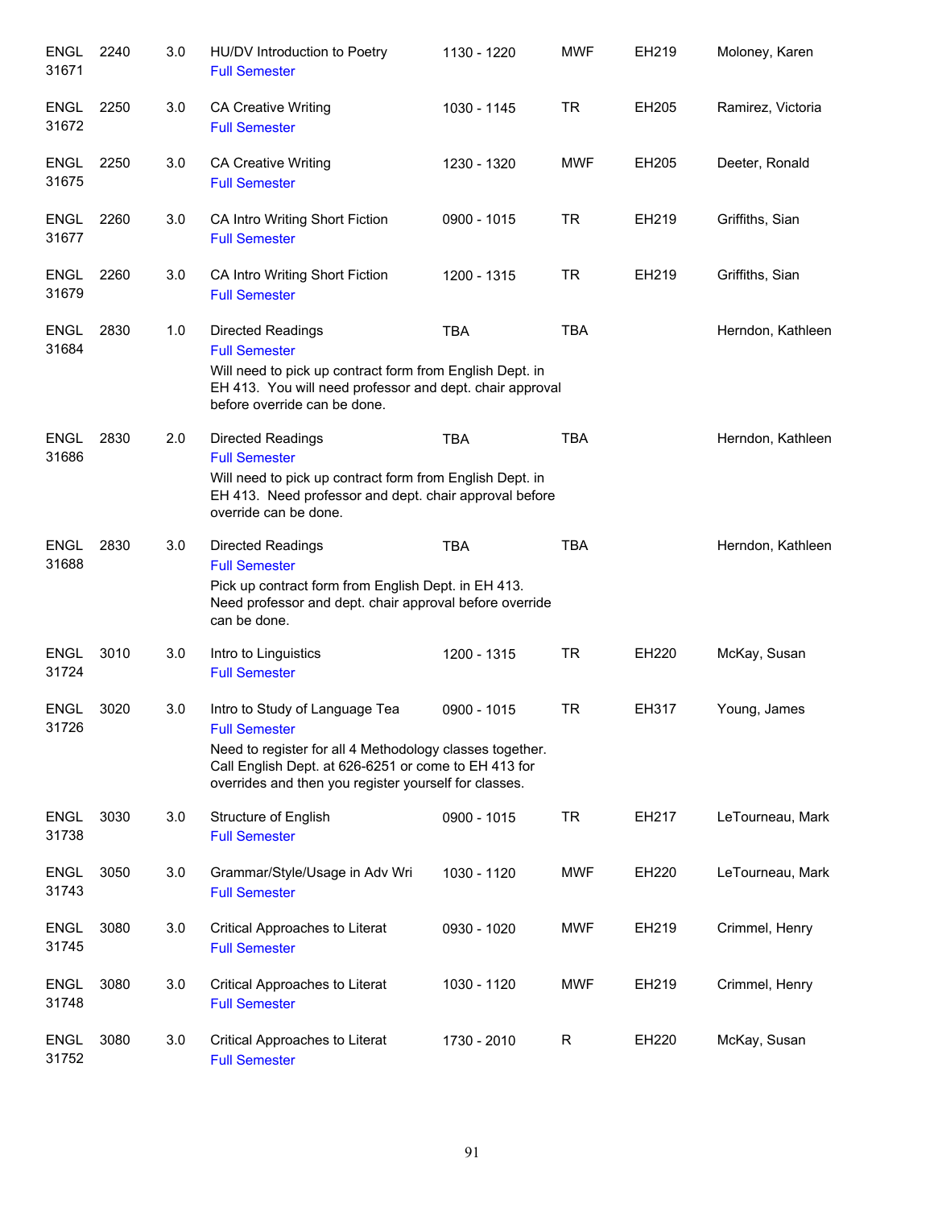| | | | | | | | |
|---|---|---|---|---|---|---|---|
| ENGL 31671 | 2240 | 3.0 | HU/DV Introduction to Poetry<br>Full Semester | 1130 - 1220 | MWF | EH219 | Moloney, Karen |
| ENGL 31672 | 2250 | 3.0 | CA Creative Writing<br>Full Semester | 1030 - 1145 | TR | EH205 | Ramirez, Victoria |
| ENGL 31675 | 2250 | 3.0 | CA Creative Writing<br>Full Semester | 1230 - 1320 | MWF | EH205 | Deeter, Ronald |
| ENGL 31677 | 2260 | 3.0 | CA Intro Writing Short Fiction<br>Full Semester | 0900 - 1015 | TR | EH219 | Griffiths, Sian |
| ENGL 31679 | 2260 | 3.0 | CA Intro Writing Short Fiction<br>Full Semester | 1200 - 1315 | TR | EH219 | Griffiths, Sian |
| ENGL 31684 | 2830 | 1.0 | Directed Readings<br>Full Semester<br>Will need to pick up contract form from English Dept. in EH 413. You will need professor and dept. chair approval before override can be done. | TBA | TBA | | Herndon, Kathleen |
| ENGL 31686 | 2830 | 2.0 | Directed Readings<br>Full Semester<br>Will need to pick up contract form from English Dept. in EH 413. Need professor and dept. chair approval before override can be done. | TBA | TBA | | Herndon, Kathleen |
| ENGL 31688 | 2830 | 3.0 | Directed Readings<br>Full Semester<br>Pick up contract form from English Dept. in EH 413. Need professor and dept. chair approval before override can be done. | TBA | TBA | | Herndon, Kathleen |
| ENGL 31724 | 3010 | 3.0 | Intro to Linguistics<br>Full Semester | 1200 - 1315 | TR | EH220 | McKay, Susan |
| ENGL 31726 | 3020 | 3.0 | Intro to Study of Language Tea<br>Full Semester<br>Need to register for all 4 Methodology classes together. Call English Dept. at 626-6251 or come to EH 413 for overrides and then you register yourself for classes. | 0900 - 1015 | TR | EH317 | Young, James |
| ENGL 31738 | 3030 | 3.0 | Structure of English<br>Full Semester | 0900 - 1015 | TR | EH217 | LeTourneau, Mark |
| ENGL 31743 | 3050 | 3.0 | Grammar/Style/Usage in Adv Wri<br>Full Semester | 1030 - 1120 | MWF | EH220 | LeTourneau, Mark |
| ENGL 31745 | 3080 | 3.0 | Critical Approaches to Literat<br>Full Semester | 0930 - 1020 | MWF | EH219 | Crimmel, Henry |
| ENGL 31748 | 3080 | 3.0 | Critical Approaches to Literat<br>Full Semester | 1030 - 1120 | MWF | EH219 | Crimmel, Henry |
| ENGL 31752 | 3080 | 3.0 | Critical Approaches to Literat<br>Full Semester | 1730 - 2010 | R | EH220 | McKay, Susan |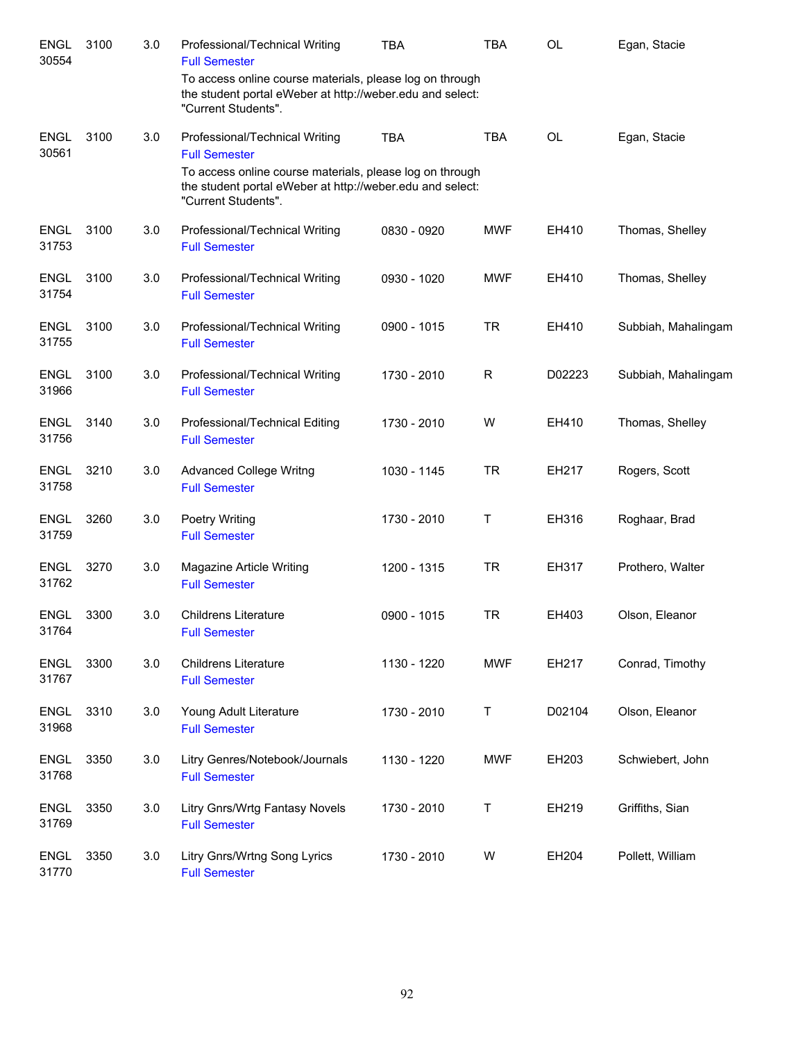| | | | | | | | |
|---|---|---|---|---|---|---|---|
| ENGL 30554 | 3100 | 3.0 | Professional/Technical Writing<br>Full Semester<br>To access online course materials, please log on through the student portal eWeber at http://weber.edu and select: "Current Students". | TBA | TBA | OL | Egan, Stacie |
| ENGL 30561 | 3100 | 3.0 | Professional/Technical Writing<br>Full Semester<br>To access online course materials, please log on through the student portal eWeber at http://weber.edu and select: "Current Students". | TBA | TBA | OL | Egan, Stacie |
| ENGL 31753 | 3100 | 3.0 | Professional/Technical Writing<br>Full Semester | 0830 - 0920 | MWF | EH410 | Thomas, Shelley |
| ENGL 31754 | 3100 | 3.0 | Professional/Technical Writing<br>Full Semester | 0930 - 1020 | MWF | EH410 | Thomas, Shelley |
| ENGL 31755 | 3100 | 3.0 | Professional/Technical Writing<br>Full Semester | 0900 - 1015 | TR | EH410 | Subbiah, Mahalingam |
| ENGL 31966 | 3100 | 3.0 | Professional/Technical Writing<br>Full Semester | 1730 - 2010 | R | D02223 | Subbiah, Mahalingam |
| ENGL 31756 | 3140 | 3.0 | Professional/Technical Editing<br>Full Semester | 1730 - 2010 | W | EH410 | Thomas, Shelley |
| ENGL 31758 | 3210 | 3.0 | Advanced College Writng<br>Full Semester | 1030 - 1145 | TR | EH217 | Rogers, Scott |
| ENGL 31759 | 3260 | 3.0 | Poetry Writing<br>Full Semester | 1730 - 2010 | T | EH316 | Roghaar, Brad |
| ENGL 31762 | 3270 | 3.0 | Magazine Article Writing<br>Full Semester | 1200 - 1315 | TR | EH317 | Prothero, Walter |
| ENGL 31764 | 3300 | 3.0 | Childrens Literature<br>Full Semester | 0900 - 1015 | TR | EH403 | Olson, Eleanor |
| ENGL 31767 | 3300 | 3.0 | Childrens Literature<br>Full Semester | 1130 - 1220 | MWF | EH217 | Conrad, Timothy |
| ENGL 31968 | 3310 | 3.0 | Young Adult Literature<br>Full Semester | 1730 - 2010 | T | D02104 | Olson, Eleanor |
| ENGL 31768 | 3350 | 3.0 | Litry Genres/Notebook/Journals<br>Full Semester | 1130 - 1220 | MWF | EH203 | Schwiebert, John |
| ENGL 31769 | 3350 | 3.0 | Litry Gnrs/Wrtg Fantasy Novels<br>Full Semester | 1730 - 2010 | T | EH219 | Griffiths, Sian |
| ENGL 31770 | 3350 | 3.0 | Litry Gnrs/Wrtng Song Lyrics<br>Full Semester | 1730 - 2010 | W | EH204 | Pollett, William |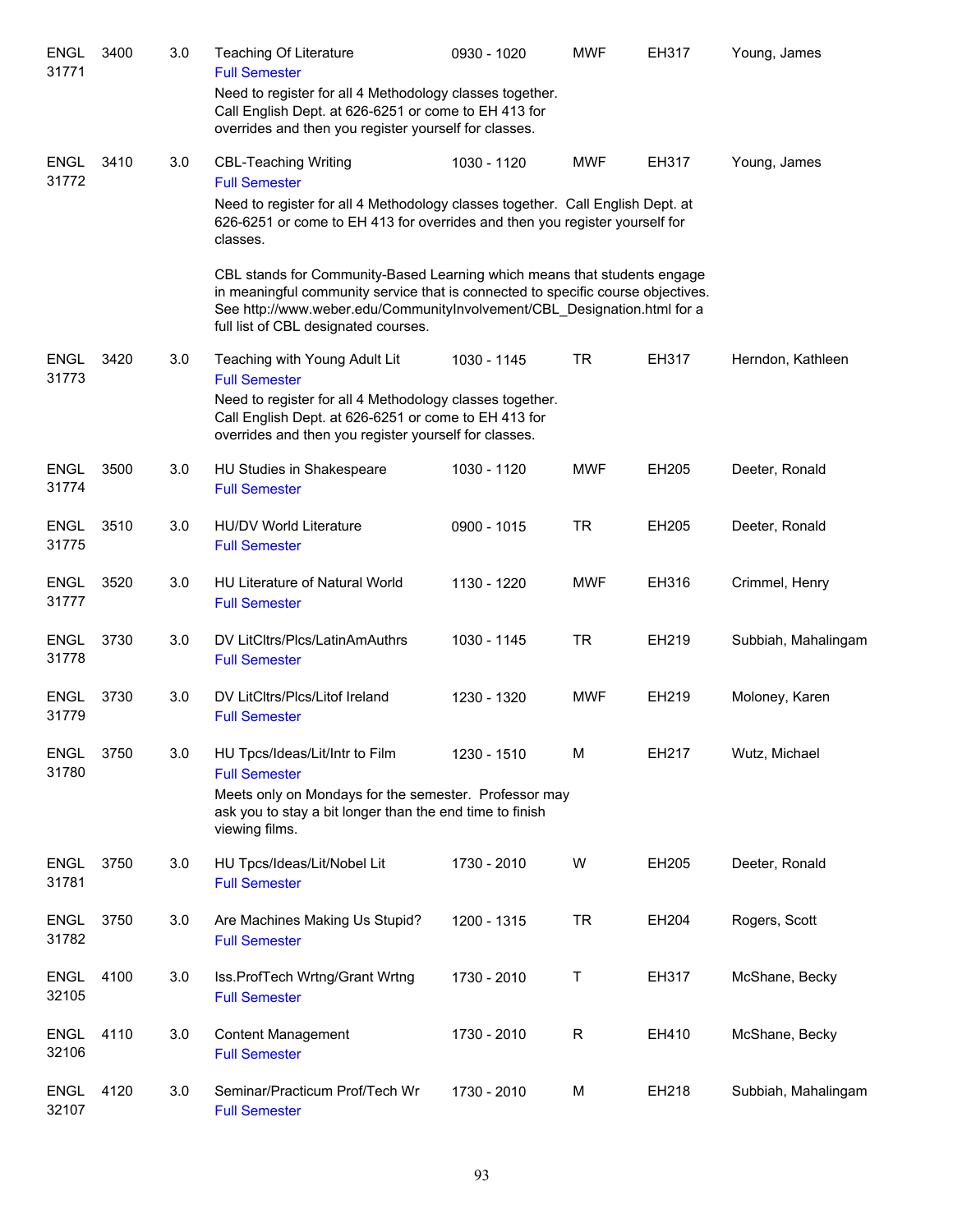| | | | | | | | |
|---|---|---|---|---|---|---|---|
| ENGL 31771 | 3400 | 3.0 | Teaching Of Literature<br>Full Semester<br>Need to register for all 4 Methodology classes together. Call English Dept. at 626-6251 or come to EH 413 for overrides and then you register yourself for classes. | 0930 - 1020 | MWF | EH317 | Young, James |
| ENGL 31772 | 3410 | 3.0 | CBL-Teaching Writing<br>Full Semester<br>Need to register for all 4 Methodology classes together. Call English Dept. at 626-6251 or come to EH 413 for overrides and then you register yourself for classes.<br><br>CBL stands for Community-Based Learning which means that students engage in meaningful community service that is connected to specific course objectives. See http://www.weber.edu/CommunityInvolvement/CBL_Designation.html for a full list of CBL designated courses. | 1030 - 1120 | MWF | EH317 | Young, James |
| ENGL 31773 | 3420 | 3.0 | Teaching with Young Adult Lit<br>Full Semester<br>Need to register for all 4 Methodology classes together. Call English Dept. at 626-6251 or come to EH 413 for overrides and then you register yourself for classes. | 1030 - 1145 | TR | EH317 | Herndon, Kathleen |
| ENGL 31774 | 3500 | 3.0 | HU Studies in Shakespeare<br>Full Semester | 1030 - 1120 | MWF | EH205 | Deeter, Ronald |
| ENGL 31775 | 3510 | 3.0 | HU/DV World Literature<br>Full Semester | 0900 - 1015 | TR | EH205 | Deeter, Ronald |
| ENGL 31777 | 3520 | 3.0 | HU Literature of Natural World<br>Full Semester | 1130 - 1220 | MWF | EH316 | Crimmel, Henry |
| ENGL 31778 | 3730 | 3.0 | DV LitCltrs/Plcs/LatinAmAuthrs<br>Full Semester | 1030 - 1145 | TR | EH219 | Subbiah, Mahalingam |
| ENGL 31779 | 3730 | 3.0 | DV LitCltrs/Plcs/Litof Ireland<br>Full Semester | 1230 - 1320 | MWF | EH219 | Moloney, Karen |
| ENGL 31780 | 3750 | 3.0 | HU Tpcs/Ideas/Lit/Intr to Film<br>Full Semester<br>Meets only on Mondays for the semester. Professor may ask you to stay a bit longer than the end time to finish viewing films. | 1230 - 1510 | M | EH217 | Wutz, Michael |
| ENGL 31781 | 3750 | 3.0 | HU Tpcs/Ideas/Lit/Nobel Lit<br>Full Semester | 1730 - 2010 | W | EH205 | Deeter, Ronald |
| ENGL 31782 | 3750 | 3.0 | Are Machines Making Us Stupid?<br>Full Semester | 1200 - 1315 | TR | EH204 | Rogers, Scott |
| ENGL 32105 | 4100 | 3.0 | Iss.ProfTech Wrtng/Grant Wrtng<br>Full Semester | 1730 - 2010 | T | EH317 | McShane, Becky |
| ENGL 32106 | 4110 | 3.0 | Content Management<br>Full Semester | 1730 - 2010 | R | EH410 | McShane, Becky |
| ENGL 32107 | 4120 | 3.0 | Seminar/Practicum Prof/Tech Wr<br>Full Semester | 1730 - 2010 | M | EH218 | Subbiah, Mahalingam |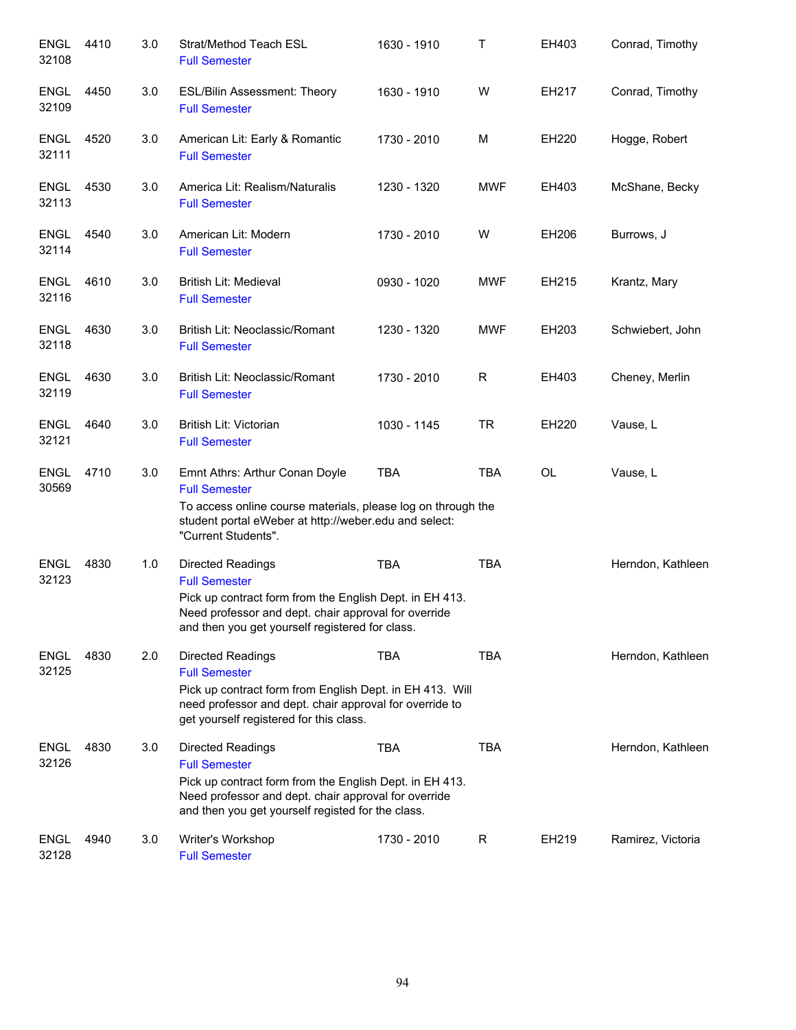| Course | | Credits | Title | Time | Days | Room | Instructor |
|---|---|---|---|---|---|---|---|
| ENGL 32108 | 4410 | 3.0 | Strat/Method Teach ESL<br>Full Semester | 1630 - 1910 | T | EH403 | Conrad, Timothy |
| ENGL 32109 | 4450 | 3.0 | ESL/Bilin Assessment: Theory<br>Full Semester | 1630 - 1910 | W | EH217 | Conrad, Timothy |
| ENGL 32111 | 4520 | 3.0 | American Lit: Early & Romantic<br>Full Semester | 1730 - 2010 | M | EH220 | Hogge, Robert |
| ENGL 32113 | 4530 | 3.0 | America Lit: Realism/Naturalis<br>Full Semester | 1230 - 1320 | MWF | EH403 | McShane, Becky |
| ENGL 32114 | 4540 | 3.0 | American Lit: Modern<br>Full Semester | 1730 - 2010 | W | EH206 | Burrows, J |
| ENGL 32116 | 4610 | 3.0 | British Lit: Medieval<br>Full Semester | 0930 - 1020 | MWF | EH215 | Krantz, Mary |
| ENGL 32118 | 4630 | 3.0 | British Lit: Neoclassic/Romant<br>Full Semester | 1230 - 1320 | MWF | EH203 | Schwiebert, John |
| ENGL 32119 | 4630 | 3.0 | British Lit: Neoclassic/Romant<br>Full Semester | 1730 - 2010 | R | EH403 | Cheney, Merlin |
| ENGL 32121 | 4640 | 3.0 | British Lit: Victorian<br>Full Semester | 1030 - 1145 | TR | EH220 | Vause, L |
| ENGL 30569 | 4710 | 3.0 | Emnt Athrs: Arthur Conan Doyle<br>Full Semester<br>To access online course materials, please log on through the student portal eWeber at http://weber.edu and select: "Current Students". | TBA | TBA | OL | Vause, L |
| ENGL 32123 | 4830 | 1.0 | Directed Readings<br>Full Semester<br>Pick up contract form from the English Dept. in EH 413. Need professor and dept. chair approval for override and then you get yourself registered for class. | TBA | TBA | | Herndon, Kathleen |
| ENGL 32125 | 4830 | 2.0 | Directed Readings<br>Full Semester<br>Pick up contract form from English Dept. in EH 413. Will need professor and dept. chair approval for override to get yourself registered for this class. | TBA | TBA | | Herndon, Kathleen |
| ENGL 32126 | 4830 | 3.0 | Directed Readings<br>Full Semester<br>Pick up contract form from the English Dept. in EH 413. Need professor and dept. chair approval for override and then you get yourself registed for the class. | TBA | TBA | | Herndon, Kathleen |
| ENGL 32128 | 4940 | 3.0 | Writer's Workshop<br>Full Semester | 1730 - 2010 | R | EH219 | Ramirez, Victoria |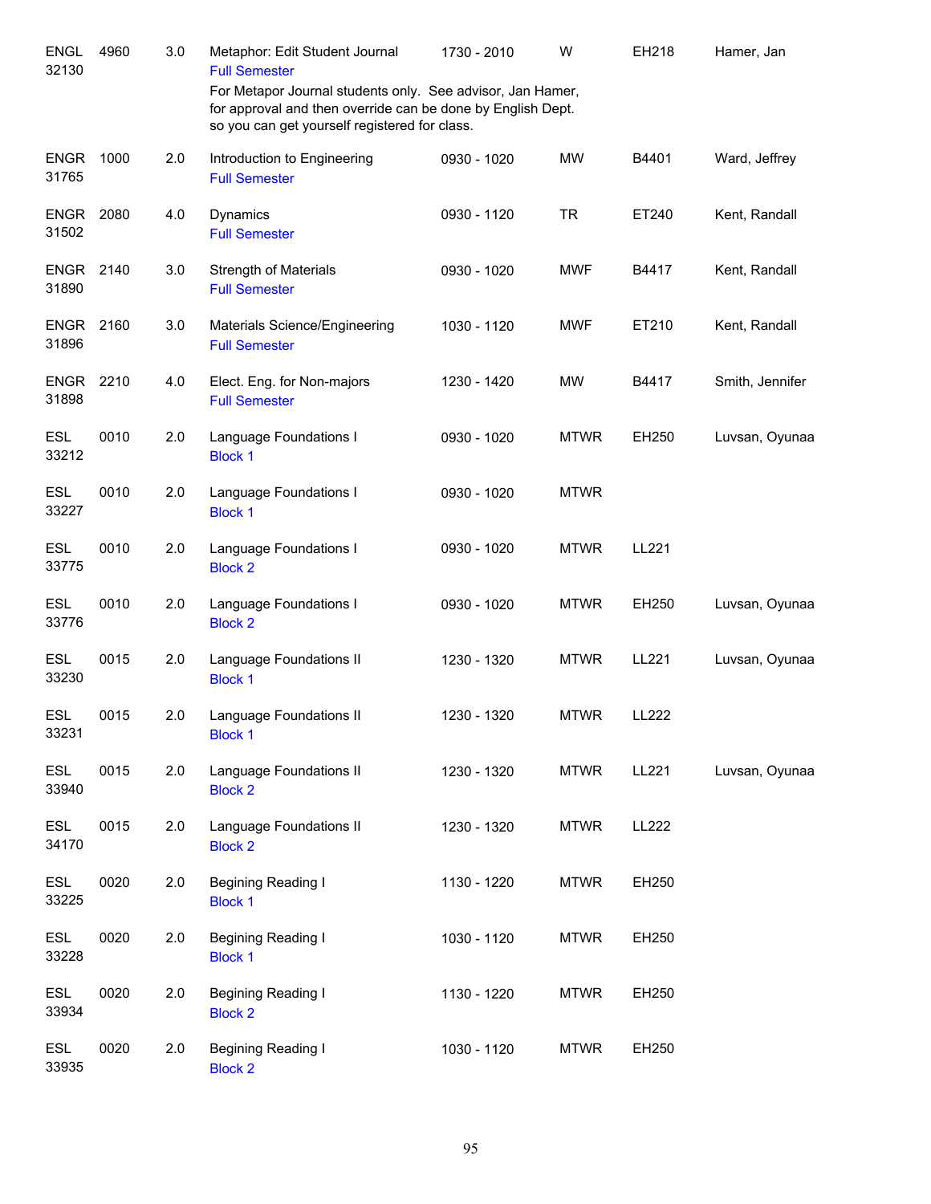| Subject / CRN | Course | Credits | Title | Time | Days | Room | Instructor |
|---|---|---|---|---|---|---|---|
| ENGL 32130 | 4960 | 3.0 | Metaphor: Edit Student Journal<br>Full Semester<br>For Metapor Journal students only. See advisor, Jan Hamer, for approval and then override can be done by English Dept. so you can get yourself registered for class. | 1730 - 2010 | W | EH218 | Hamer, Jan |
| ENGR 31765 | 1000 | 2.0 | Introduction to Engineering<br>Full Semester | 0930 - 1020 | MW | B4401 | Ward, Jeffrey |
| ENGR 31502 | 2080 | 4.0 | Dynamics<br>Full Semester | 0930 - 1120 | TR | ET240 | Kent, Randall |
| ENGR 31890 | 2140 | 3.0 | Strength of Materials<br>Full Semester | 0930 - 1020 | MWF | B4417 | Kent, Randall |
| ENGR 31896 | 2160 | 3.0 | Materials Science/Engineering<br>Full Semester | 1030 - 1120 | MWF | ET210 | Kent, Randall |
| ENGR 31898 | 2210 | 4.0 | Elect. Eng. for Non-majors<br>Full Semester | 1230 - 1420 | MW | B4417 | Smith, Jennifer |
| ESL 33212 | 0010 | 2.0 | Language Foundations I<br>Block 1 | 0930 - 1020 | MTWR | EH250 | Luvsan, Oyunaa |
| ESL 33227 | 0010 | 2.0 | Language Foundations I<br>Block 1 | 0930 - 1020 | MTWR | | |
| ESL 33775 | 0010 | 2.0 | Language Foundations I<br>Block 2 | 0930 - 1020 | MTWR | LL221 | |
| ESL 33776 | 0010 | 2.0 | Language Foundations I<br>Block 2 | 0930 - 1020 | MTWR | EH250 | Luvsan, Oyunaa |
| ESL 33230 | 0015 | 2.0 | Language Foundations II<br>Block 1 | 1230 - 1320 | MTWR | LL221 | Luvsan, Oyunaa |
| ESL 33231 | 0015 | 2.0 | Language Foundations II<br>Block 1 | 1230 - 1320 | MTWR | LL222 | |
| ESL 33940 | 0015 | 2.0 | Language Foundations II<br>Block 2 | 1230 - 1320 | MTWR | LL221 | Luvsan, Oyunaa |
| ESL 34170 | 0015 | 2.0 | Language Foundations II<br>Block 2 | 1230 - 1320 | MTWR | LL222 | |
| ESL 33225 | 0020 | 2.0 | Begining Reading I<br>Block 1 | 1130 - 1220 | MTWR | EH250 | |
| ESL 33228 | 0020 | 2.0 | Begining Reading I<br>Block 1 | 1030 - 1120 | MTWR | EH250 | |
| ESL 33934 | 0020 | 2.0 | Begining Reading I<br>Block 2 | 1130 - 1220 | MTWR | EH250 | |
| ESL 33935 | 0020 | 2.0 | Begining Reading I<br>Block 2 | 1030 - 1120 | MTWR | EH250 | |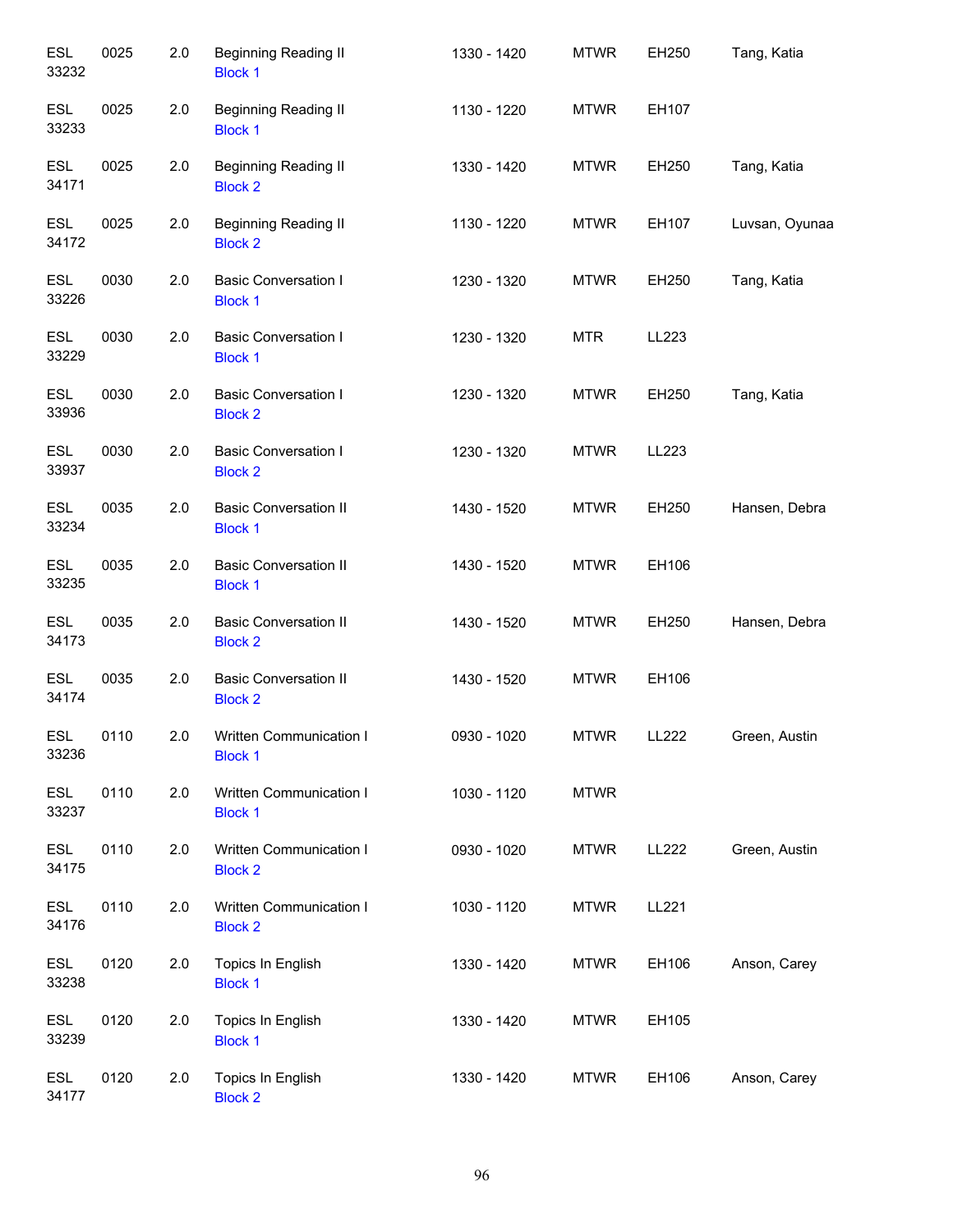| | | | | | | | |
|---|---|---|---|---|---|---|---|
| ESL 33232 | 0025 | 2.0 | Beginning Reading II<br>Block 1 | 1330 - 1420 | MTWR | EH250 | Tang, Katia |
| ESL 33233 | 0025 | 2.0 | Beginning Reading II<br>Block 1 | 1130 - 1220 | MTWR | EH107 | |
| ESL 34171 | 0025 | 2.0 | Beginning Reading II<br>Block 2 | 1330 - 1420 | MTWR | EH250 | Tang, Katia |
| ESL 34172 | 0025 | 2.0 | Beginning Reading II<br>Block 2 | 1130 - 1220 | MTWR | EH107 | Luvsan, Oyunaa |
| ESL 33226 | 0030 | 2.0 | Basic Conversation I<br>Block 1 | 1230 - 1320 | MTWR | EH250 | Tang, Katia |
| ESL 33229 | 0030 | 2.0 | Basic Conversation I<br>Block 1 | 1230 - 1320 | MTR | LL223 | |
| ESL 33936 | 0030 | 2.0 | Basic Conversation I<br>Block 2 | 1230 - 1320 | MTWR | EH250 | Tang, Katia |
| ESL 33937 | 0030 | 2.0 | Basic Conversation I<br>Block 2 | 1230 - 1320 | MTWR | LL223 | |
| ESL 33234 | 0035 | 2.0 | Basic Conversation II<br>Block 1 | 1430 - 1520 | MTWR | EH250 | Hansen, Debra |
| ESL 33235 | 0035 | 2.0 | Basic Conversation II<br>Block 1 | 1430 - 1520 | MTWR | EH106 | |
| ESL 34173 | 0035 | 2.0 | Basic Conversation II<br>Block 2 | 1430 - 1520 | MTWR | EH250 | Hansen, Debra |
| ESL 34174 | 0035 | 2.0 | Basic Conversation II<br>Block 2 | 1430 - 1520 | MTWR | EH106 | |
| ESL 33236 | 0110 | 2.0 | Written Communication I<br>Block 1 | 0930 - 1020 | MTWR | LL222 | Green, Austin |
| ESL 33237 | 0110 | 2.0 | Written Communication I<br>Block 1 | 1030 - 1120 | MTWR | | |
| ESL 34175 | 0110 | 2.0 | Written Communication I<br>Block 2 | 0930 - 1020 | MTWR | LL222 | Green, Austin |
| ESL 34176 | 0110 | 2.0 | Written Communication I<br>Block 2 | 1030 - 1120 | MTWR | LL221 | |
| ESL 33238 | 0120 | 2.0 | Topics In English<br>Block 1 | 1330 - 1420 | MTWR | EH106 | Anson, Carey |
| ESL 33239 | 0120 | 2.0 | Topics In English<br>Block 1 | 1330 - 1420 | MTWR | EH105 | |
| ESL 34177 | 0120 | 2.0 | Topics In English<br>Block 2 | 1330 - 1420 | MTWR | EH106 | Anson, Carey |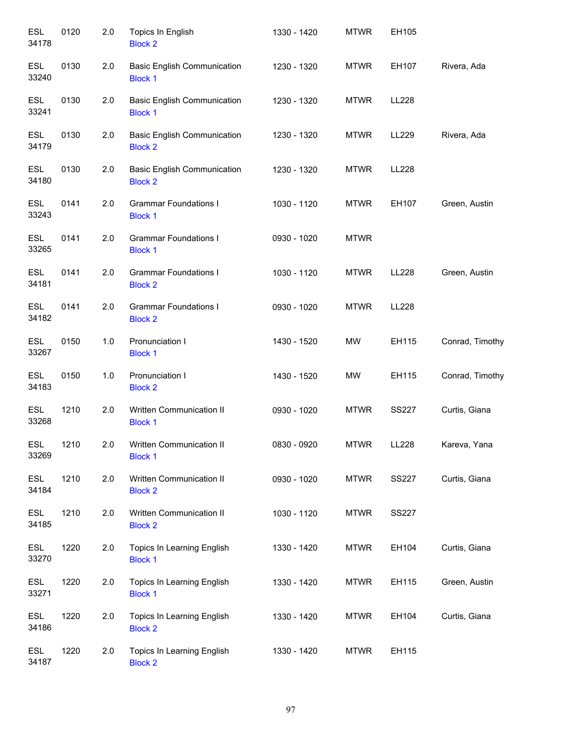| | | | | | | | |
|---|---|---|---|---|---|---|---|
| ESL 34178 | 0120 | 2.0 | Topics In English Block 2 | 1330 - 1420 | MTWR | EH105 | |
| ESL 33240 | 0130 | 2.0 | Basic English Communication Block 1 | 1230 - 1320 | MTWR | EH107 | Rivera, Ada |
| ESL 33241 | 0130 | 2.0 | Basic English Communication Block 1 | 1230 - 1320 | MTWR | LL228 | |
| ESL 34179 | 0130 | 2.0 | Basic English Communication Block 2 | 1230 - 1320 | MTWR | LL229 | Rivera, Ada |
| ESL 34180 | 0130 | 2.0 | Basic English Communication Block 2 | 1230 - 1320 | MTWR | LL228 | |
| ESL 33243 | 0141 | 2.0 | Grammar Foundations I Block 1 | 1030 - 1120 | MTWR | EH107 | Green, Austin |
| ESL 33265 | 0141 | 2.0 | Grammar Foundations I Block 1 | 0930 - 1020 | MTWR | | |
| ESL 34181 | 0141 | 2.0 | Grammar Foundations I Block 2 | 1030 - 1120 | MTWR | LL228 | Green, Austin |
| ESL 34182 | 0141 | 2.0 | Grammar Foundations I Block 2 | 0930 - 1020 | MTWR | LL228 | |
| ESL 33267 | 0150 | 1.0 | Pronunciation I Block 1 | 1430 - 1520 | MW | EH115 | Conrad, Timothy |
| ESL 34183 | 0150 | 1.0 | Pronunciation I Block 2 | 1430 - 1520 | MW | EH115 | Conrad, Timothy |
| ESL 33268 | 1210 | 2.0 | Written Communication II Block 1 | 0930 - 1020 | MTWR | SS227 | Curtis, Giana |
| ESL 33269 | 1210 | 2.0 | Written Communication II Block 1 | 0830 - 0920 | MTWR | LL228 | Kareva, Yana |
| ESL 34184 | 1210 | 2.0 | Written Communication II Block 2 | 0930 - 1020 | MTWR | SS227 | Curtis, Giana |
| ESL 34185 | 1210 | 2.0 | Written Communication II Block 2 | 1030 - 1120 | MTWR | SS227 | |
| ESL 33270 | 1220 | 2.0 | Topics In Learning English Block 1 | 1330 - 1420 | MTWR | EH104 | Curtis, Giana |
| ESL 33271 | 1220 | 2.0 | Topics In Learning English Block 1 | 1330 - 1420 | MTWR | EH115 | Green, Austin |
| ESL 34186 | 1220 | 2.0 | Topics In Learning English Block 2 | 1330 - 1420 | MTWR | EH104 | Curtis, Giana |
| ESL 34187 | 1220 | 2.0 | Topics In Learning English Block 2 | 1330 - 1420 | MTWR | EH115 | |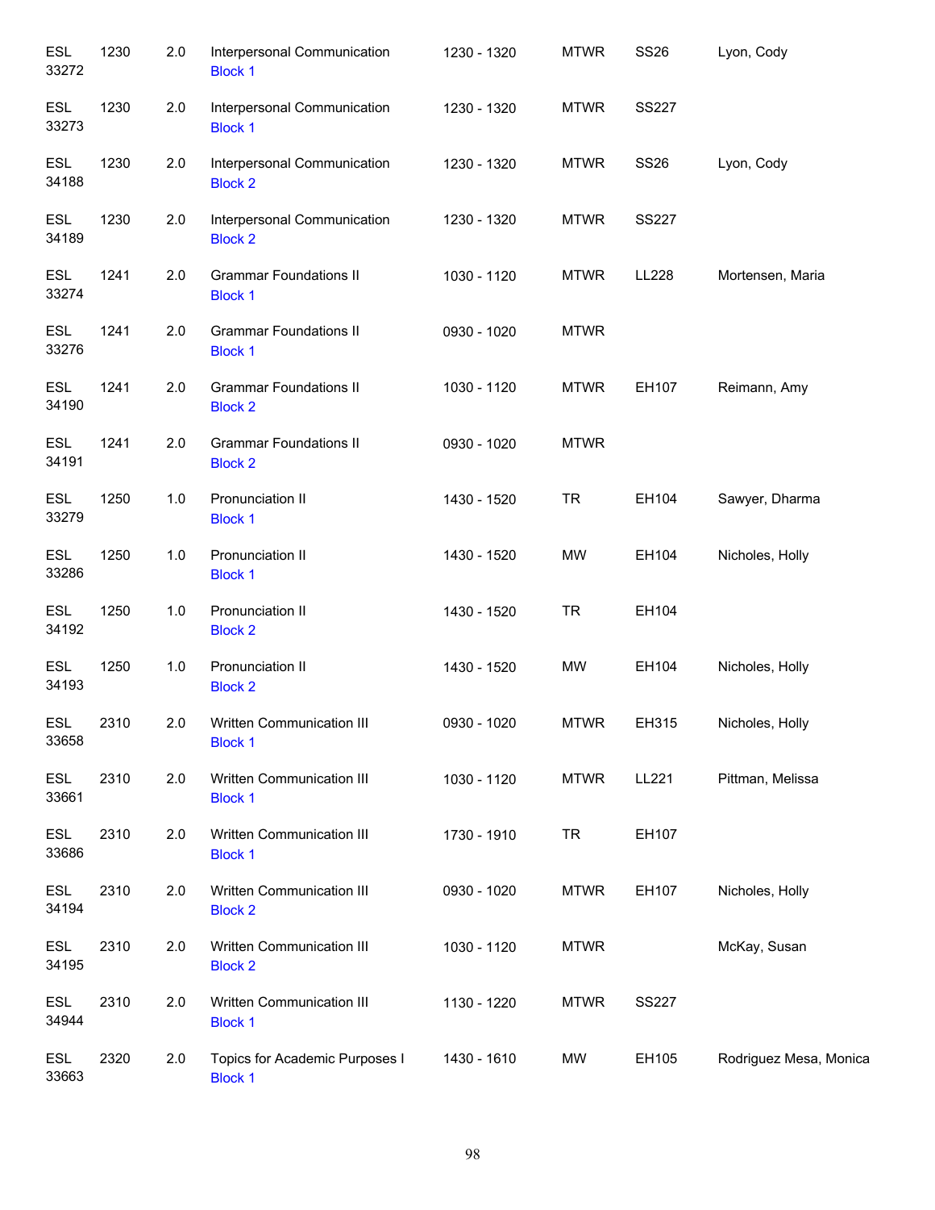| | | | | | | | |
|---|---|---|---|---|---|---|---|
| ESL 33272 | 1230 | 2.0 | Interpersonal Communication Block 1 | 1230 - 1320 | MTWR | SS26 | Lyon, Cody |
| ESL 33273 | 1230 | 2.0 | Interpersonal Communication Block 1 | 1230 - 1320 | MTWR | SS227 | |
| ESL 34188 | 1230 | 2.0 | Interpersonal Communication Block 2 | 1230 - 1320 | MTWR | SS26 | Lyon, Cody |
| ESL 34189 | 1230 | 2.0 | Interpersonal Communication Block 2 | 1230 - 1320 | MTWR | SS227 | |
| ESL 33274 | 1241 | 2.0 | Grammar Foundations II Block 1 | 1030 - 1120 | MTWR | LL228 | Mortensen, Maria |
| ESL 33276 | 1241 | 2.0 | Grammar Foundations II Block 1 | 0930 - 1020 | MTWR | | |
| ESL 34190 | 1241 | 2.0 | Grammar Foundations II Block 2 | 1030 - 1120 | MTWR | EH107 | Reimann, Amy |
| ESL 34191 | 1241 | 2.0 | Grammar Foundations II Block 2 | 0930 - 1020 | MTWR | | |
| ESL 33279 | 1250 | 1.0 | Pronunciation II Block 1 | 1430 - 1520 | TR | EH104 | Sawyer, Dharma |
| ESL 33286 | 1250 | 1.0 | Pronunciation II Block 1 | 1430 - 1520 | MW | EH104 | Nicholes, Holly |
| ESL 34192 | 1250 | 1.0 | Pronunciation II Block 2 | 1430 - 1520 | TR | EH104 | |
| ESL 34193 | 1250 | 1.0 | Pronunciation II Block 2 | 1430 - 1520 | MW | EH104 | Nicholes, Holly |
| ESL 33658 | 2310 | 2.0 | Written Communication III Block 1 | 0930 - 1020 | MTWR | EH315 | Nicholes, Holly |
| ESL 33661 | 2310 | 2.0 | Written Communication III Block 1 | 1030 - 1120 | MTWR | LL221 | Pittman, Melissa |
| ESL 33686 | 2310 | 2.0 | Written Communication III Block 1 | 1730 - 1910 | TR | EH107 | |
| ESL 34194 | 2310 | 2.0 | Written Communication III Block 2 | 0930 - 1020 | MTWR | EH107 | Nicholes, Holly |
| ESL 34195 | 2310 | 2.0 | Written Communication III Block 2 | 1030 - 1120 | MTWR | | McKay, Susan |
| ESL 34944 | 2310 | 2.0 | Written Communication III Block 1 | 1130 - 1220 | MTWR | SS227 | |
| ESL 33663 | 2320 | 2.0 | Topics for Academic Purposes I Block 1 | 1430 - 1610 | MW | EH105 | Rodriguez Mesa, Monica |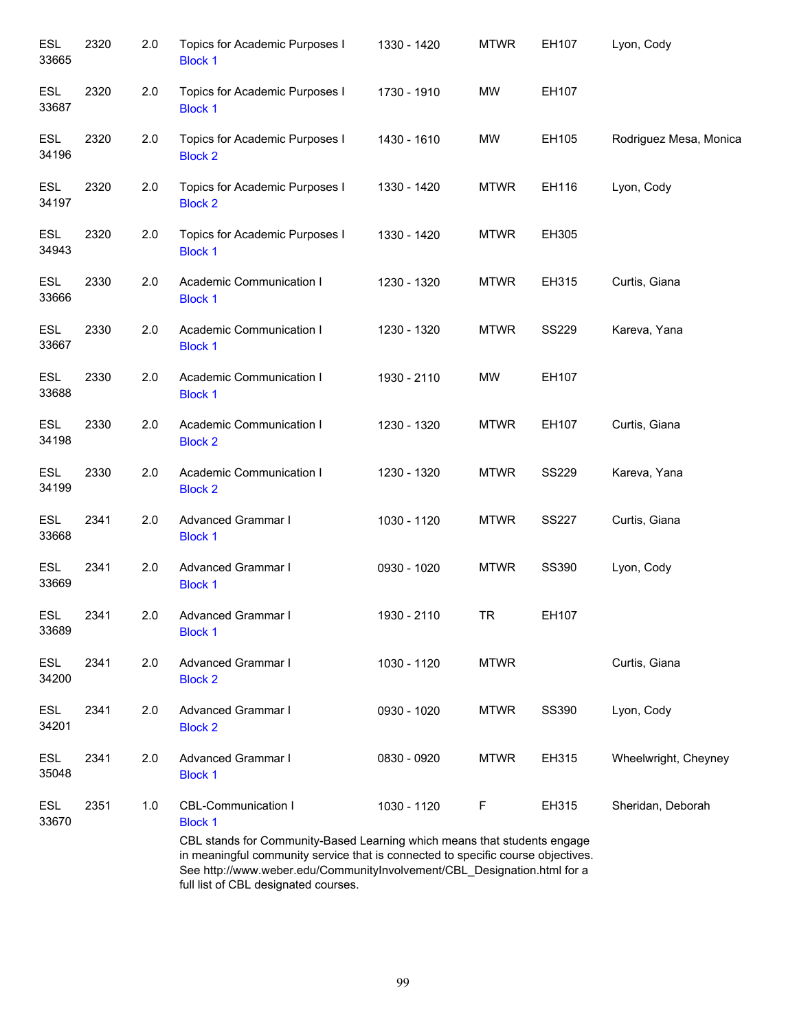| | | | | | | | |
|---|---|---|---|---|---|---|---|
| ESL 33665 | 2320 | 2.0 | Topics for Academic Purposes I Block 1 | 1330 - 1420 | MTWR | EH107 | Lyon, Cody |
| ESL 33687 | 2320 | 2.0 | Topics for Academic Purposes I Block 1 | 1730 - 1910 | MW | EH107 | |
| ESL 34196 | 2320 | 2.0 | Topics for Academic Purposes I Block 2 | 1430 - 1610 | MW | EH105 | Rodriguez Mesa, Monica |
| ESL 34197 | 2320 | 2.0 | Topics for Academic Purposes I Block 2 | 1330 - 1420 | MTWR | EH116 | Lyon, Cody |
| ESL 34943 | 2320 | 2.0 | Topics for Academic Purposes I Block 1 | 1330 - 1420 | MTWR | EH305 | |
| ESL 33666 | 2330 | 2.0 | Academic Communication I Block 1 | 1230 - 1320 | MTWR | EH315 | Curtis, Giana |
| ESL 33667 | 2330 | 2.0 | Academic Communication I Block 1 | 1230 - 1320 | MTWR | SS229 | Kareva, Yana |
| ESL 33688 | 2330 | 2.0 | Academic Communication I Block 1 | 1930 - 2110 | MW | EH107 | |
| ESL 34198 | 2330 | 2.0 | Academic Communication I Block 2 | 1230 - 1320 | MTWR | EH107 | Curtis, Giana |
| ESL 34199 | 2330 | 2.0 | Academic Communication I Block 2 | 1230 - 1320 | MTWR | SS229 | Kareva, Yana |
| ESL 33668 | 2341 | 2.0 | Advanced Grammar I Block 1 | 1030 - 1120 | MTWR | SS227 | Curtis, Giana |
| ESL 33669 | 2341 | 2.0 | Advanced Grammar I Block 1 | 0930 - 1020 | MTWR | SS390 | Lyon, Cody |
| ESL 33689 | 2341 | 2.0 | Advanced Grammar I Block 1 | 1930 - 2110 | TR | EH107 | |
| ESL 34200 | 2341 | 2.0 | Advanced Grammar I Block 2 | 1030 - 1120 | MTWR | | Curtis, Giana |
| ESL 34201 | 2341 | 2.0 | Advanced Grammar I Block 2 | 0930 - 1020 | MTWR | SS390 | Lyon, Cody |
| ESL 35048 | 2341 | 2.0 | Advanced Grammar I Block 1 | 0830 - 0920 | MTWR | EH315 | Wheelwright, Cheyney |
| ESL 33670 | 2351 | 1.0 | CBL-Communication I Block 1 | 1030 - 1120 | F | EH315 | Sheridan, Deborah |

CBL stands for Community-Based Learning which means that students engage in meaningful community service that is connected to specific course objectives. See http://www.weber.edu/CommunityInvolvement/CBL_Designation.html for a full list of CBL designated courses.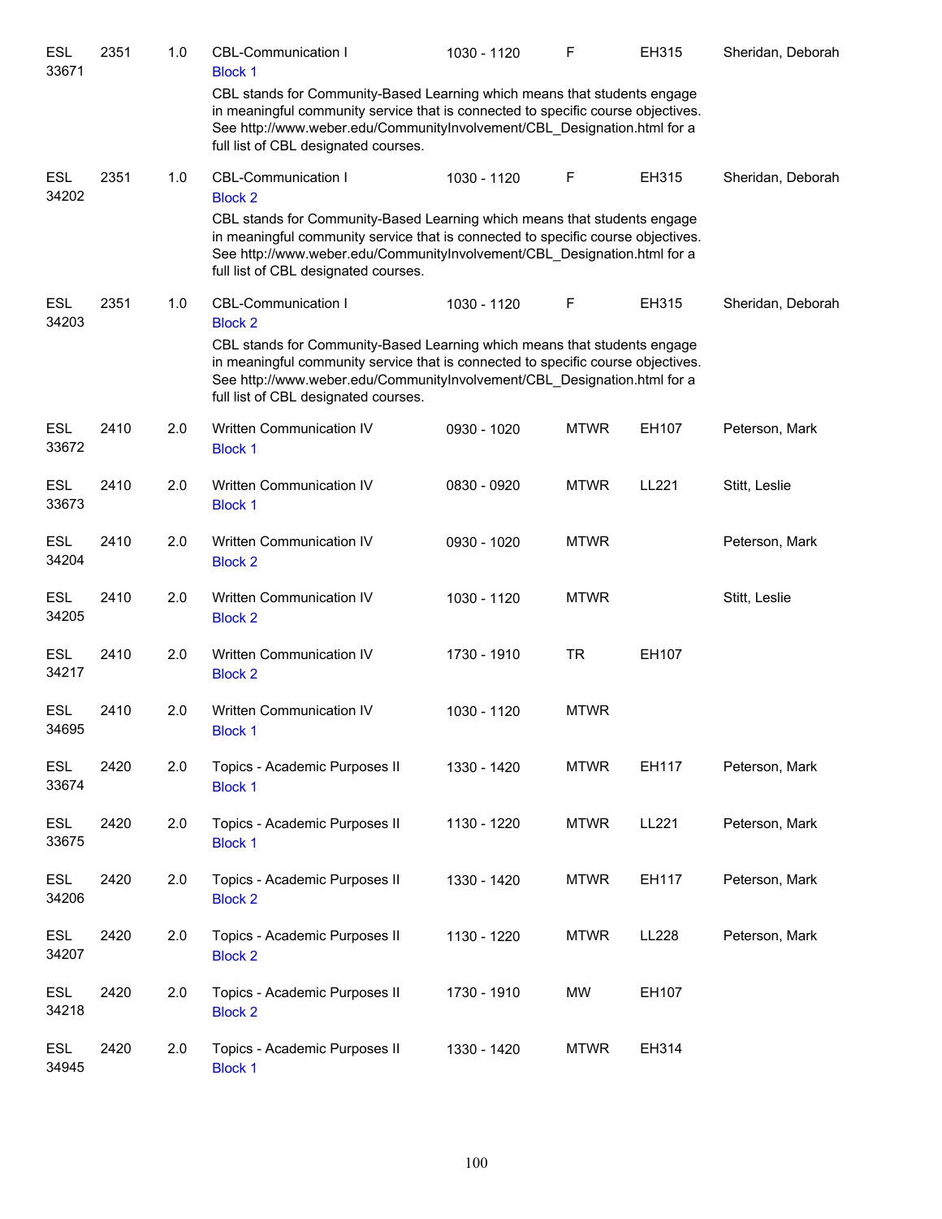| Subject / CRN | Course | Credits | Title | Time | Days | Room | Instructor |
|---|---|---|---|---|---|---|---|
| ESL 33671 | 2351 | 1.0 | CBL-Communication I<br>Block 1<br>CBL stands for Community-Based Learning which means that students engage in meaningful community service that is connected to specific course objectives. See http://www.weber.edu/CommunityInvolvement/CBL_Designation.html for a full list of CBL designated courses. | 1030 - 1120 | F | EH315 | Sheridan, Deborah |
| ESL 34202 | 2351 | 1.0 | CBL-Communication I<br>Block 2<br>CBL stands for Community-Based Learning which means that students engage in meaningful community service that is connected to specific course objectives. See http://www.weber.edu/CommunityInvolvement/CBL_Designation.html for a full list of CBL designated courses. | 1030 - 1120 | F | EH315 | Sheridan, Deborah |
| ESL 34203 | 2351 | 1.0 | CBL-Communication I<br>Block 2<br>CBL stands for Community-Based Learning which means that students engage in meaningful community service that is connected to specific course objectives. See http://www.weber.edu/CommunityInvolvement/CBL_Designation.html for a full list of CBL designated courses. | 1030 - 1120 | F | EH315 | Sheridan, Deborah |
| ESL 33672 | 2410 | 2.0 | Written Communication IV<br>Block 1 | 0930 - 1020 | MTWR | EH107 | Peterson, Mark |
| ESL 33673 | 2410 | 2.0 | Written Communication IV<br>Block 1 | 0830 - 0920 | MTWR | LL221 | Stitt, Leslie |
| ESL 34204 | 2410 | 2.0 | Written Communication IV<br>Block 2 | 0930 - 1020 | MTWR | | Peterson, Mark |
| ESL 34205 | 2410 | 2.0 | Written Communication IV<br>Block 2 | 1030 - 1120 | MTWR | | Stitt, Leslie |
| ESL 34217 | 2410 | 2.0 | Written Communication IV<br>Block 2 | 1730 - 1910 | TR | EH107 | |
| ESL 34695 | 2410 | 2.0 | Written Communication IV<br>Block 1 | 1030 - 1120 | MTWR | | |
| ESL 33674 | 2420 | 2.0 | Topics - Academic Purposes II<br>Block 1 | 1330 - 1420 | MTWR | EH117 | Peterson, Mark |
| ESL 33675 | 2420 | 2.0 | Topics - Academic Purposes II<br>Block 1 | 1130 - 1220 | MTWR | LL221 | Peterson, Mark |
| ESL 34206 | 2420 | 2.0 | Topics - Academic Purposes II<br>Block 2 | 1330 - 1420 | MTWR | EH117 | Peterson, Mark |
| ESL 34207 | 2420 | 2.0 | Topics - Academic Purposes II<br>Block 2 | 1130 - 1220 | MTWR | LL228 | Peterson, Mark |
| ESL 34218 | 2420 | 2.0 | Topics - Academic Purposes II<br>Block 2 | 1730 - 1910 | MW | EH107 | |
| ESL 34945 | 2420 | 2.0 | Topics - Academic Purposes II<br>Block 1 | 1330 - 1420 | MTWR | EH314 | |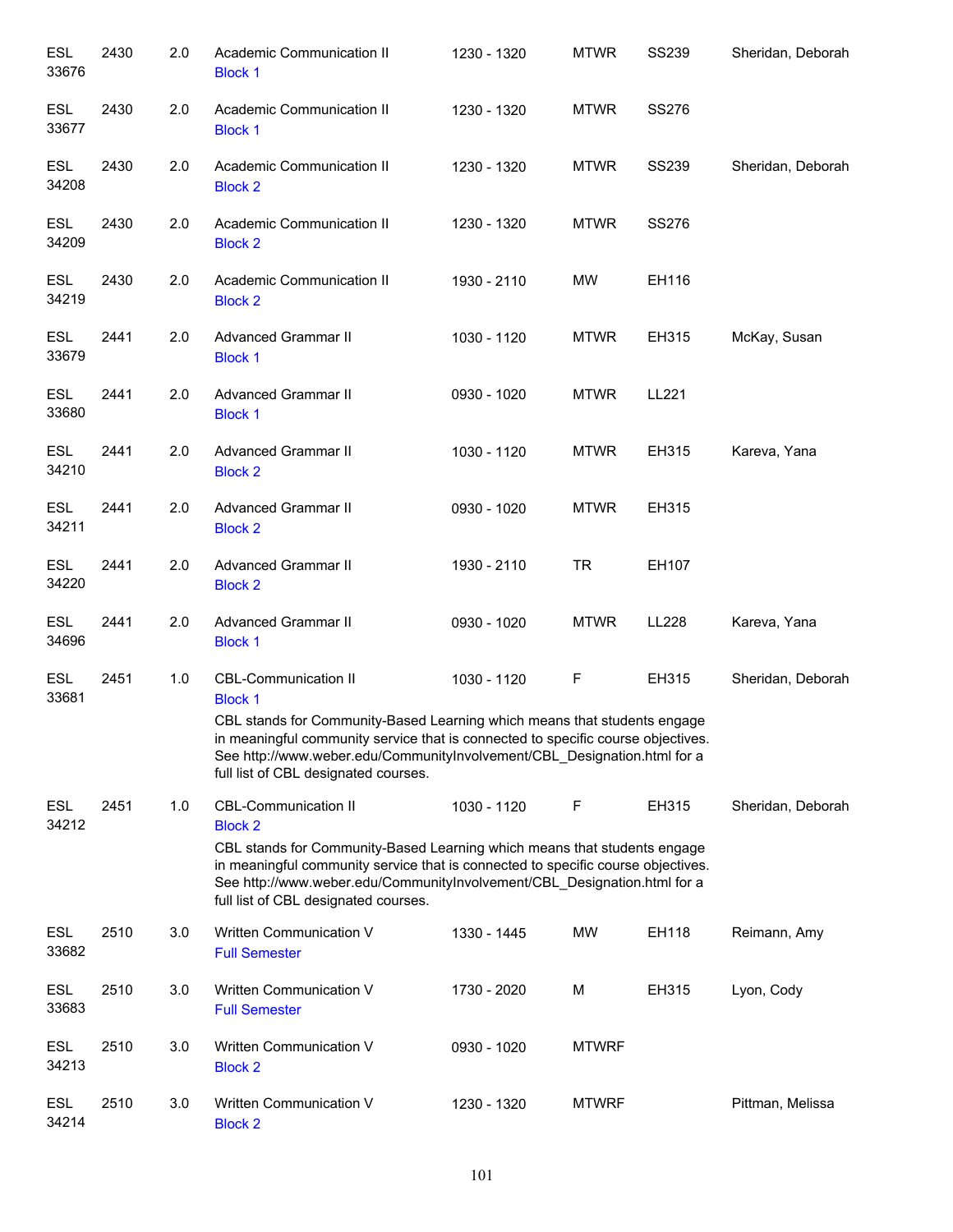| | | | | | | | |
|---|---|---|---|---|---|---|---|
| ESL 33676 | 2430 | 2.0 | Academic Communication II<br>Block 1 | 1230 - 1320 | MTWR | SS239 | Sheridan, Deborah |
| ESL 33677 | 2430 | 2.0 | Academic Communication II<br>Block 1 | 1230 - 1320 | MTWR | SS276 | |
| ESL 34208 | 2430 | 2.0 | Academic Communication II<br>Block 2 | 1230 - 1320 | MTWR | SS239 | Sheridan, Deborah |
| ESL 34209 | 2430 | 2.0 | Academic Communication II<br>Block 2 | 1230 - 1320 | MTWR | SS276 | |
| ESL 34219 | 2430 | 2.0 | Academic Communication II<br>Block 2 | 1930 - 2110 | MW | EH116 | |
| ESL 33679 | 2441 | 2.0 | Advanced Grammar II<br>Block 1 | 1030 - 1120 | MTWR | EH315 | McKay, Susan |
| ESL 33680 | 2441 | 2.0 | Advanced Grammar II<br>Block 1 | 0930 - 1020 | MTWR | LL221 | |
| ESL 34210 | 2441 | 2.0 | Advanced Grammar II<br>Block 2 | 1030 - 1120 | MTWR | EH315 | Kareva, Yana |
| ESL 34211 | 2441 | 2.0 | Advanced Grammar II<br>Block 2 | 0930 - 1020 | MTWR | EH315 | |
| ESL 34220 | 2441 | 2.0 | Advanced Grammar II<br>Block 2 | 1930 - 2110 | TR | EH107 | |
| ESL 34696 | 2441 | 2.0 | Advanced Grammar II<br>Block 1 | 0930 - 1020 | MTWR | LL228 | Kareva, Yana |
| ESL 33681 | 2451 | 1.0 | CBL-Communication II<br>Block 1<br>CBL stands for Community-Based Learning which means that students engage in meaningful community service that is connected to specific course objectives. See http://www.weber.edu/CommunityInvolvement/CBL_Designation.html for a full list of CBL designated courses. | 1030 - 1120 | F | EH315 | Sheridan, Deborah |
| ESL 34212 | 2451 | 1.0 | CBL-Communication II<br>Block 2<br>CBL stands for Community-Based Learning which means that students engage in meaningful community service that is connected to specific course objectives. See http://www.weber.edu/CommunityInvolvement/CBL_Designation.html for a full list of CBL designated courses. | 1030 - 1120 | F | EH315 | Sheridan, Deborah |
| ESL 33682 | 2510 | 3.0 | Written Communication V<br>Full Semester | 1330 - 1445 | MW | EH118 | Reimann, Amy |
| ESL 33683 | 2510 | 3.0 | Written Communication V<br>Full Semester | 1730 - 2020 | M | EH315 | Lyon, Cody |
| ESL 34213 | 2510 | 3.0 | Written Communication V<br>Block 2 | 0930 - 1020 | MTWRF | | |
| ESL 34214 | 2510 | 3.0 | Written Communication V<br>Block 2 | 1230 - 1320 | MTWRF | | Pittman, Melissa |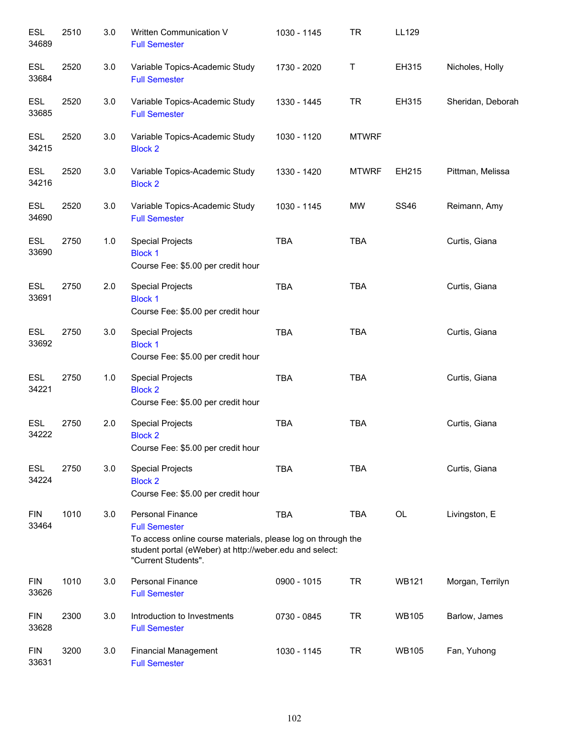| Subject/CRN | Course | Credits | Title | Time | Days | Room | Instructor |
|---|---|---|---|---|---|---|---|
| ESL 34689 | 2510 | 3.0 | Written Communication V<br>Full Semester | 1030 - 1145 | TR | LL129 | |
| ESL 33684 | 2520 | 3.0 | Variable Topics-Academic Study<br>Full Semester | 1730 - 2020 | T | EH315 | Nicholes, Holly |
| ESL 33685 | 2520 | 3.0 | Variable Topics-Academic Study<br>Full Semester | 1330 - 1445 | TR | EH315 | Sheridan, Deborah |
| ESL 34215 | 2520 | 3.0 | Variable Topics-Academic Study<br>Block 2 | 1030 - 1120 | MTWRF | | |
| ESL 34216 | 2520 | 3.0 | Variable Topics-Academic Study<br>Block 2 | 1330 - 1420 | MTWRF | EH215 | Pittman, Melissa |
| ESL 34690 | 2520 | 3.0 | Variable Topics-Academic Study<br>Full Semester | 1030 - 1145 | MW | SS46 | Reimann, Amy |
| ESL 33690 | 2750 | 1.0 | Special Projects<br>Block 1<br>Course Fee: $5.00 per credit hour | TBA | TBA | | Curtis, Giana |
| ESL 33691 | 2750 | 2.0 | Special Projects<br>Block 1<br>Course Fee: $5.00 per credit hour | TBA | TBA | | Curtis, Giana |
| ESL 33692 | 2750 | 3.0 | Special Projects<br>Block 1<br>Course Fee: $5.00 per credit hour | TBA | TBA | | Curtis, Giana |
| ESL 34221 | 2750 | 1.0 | Special Projects<br>Block 2<br>Course Fee: $5.00 per credit hour | TBA | TBA | | Curtis, Giana |
| ESL 34222 | 2750 | 2.0 | Special Projects<br>Block 2<br>Course Fee: $5.00 per credit hour | TBA | TBA | | Curtis, Giana |
| ESL 34224 | 2750 | 3.0 | Special Projects<br>Block 2<br>Course Fee: $5.00 per credit hour | TBA | TBA | | Curtis, Giana |
| FIN 33464 | 1010 | 3.0 | Personal Finance<br>Full Semester<br>To access online course materials, please log on through the student portal (eWeber) at http://weber.edu and select: "Current Students". | TBA | TBA | OL | Livingston, E |
| FIN 33626 | 1010 | 3.0 | Personal Finance<br>Full Semester | 0900 - 1015 | TR | WB121 | Morgan, Terrilyn |
| FIN 33628 | 2300 | 3.0 | Introduction to Investments<br>Full Semester | 0730 - 0845 | TR | WB105 | Barlow, James |
| FIN 33631 | 3200 | 3.0 | Financial Management<br>Full Semester | 1030 - 1145 | TR | WB105 | Fan, Yuhong |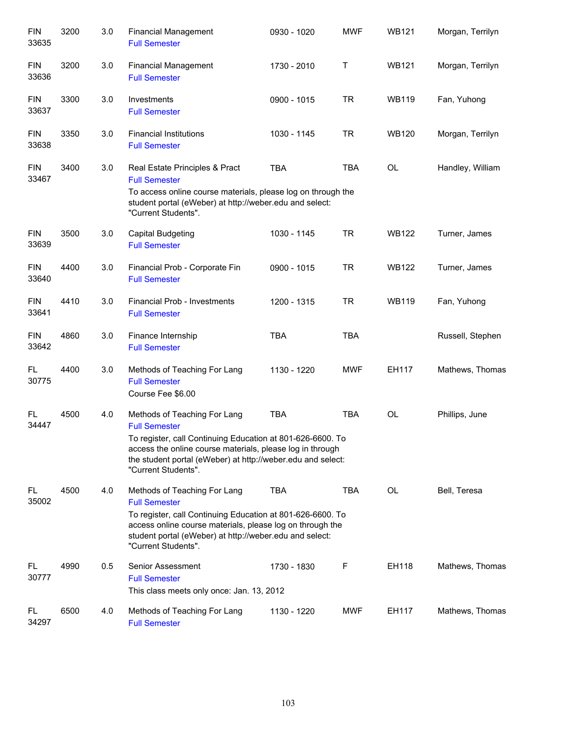| | | | | | | | |
|---|---|---|---|---|---|---|---|
| FIN 33635 | 3200 | 3.0 | Financial Management<br>Full Semester | 0930 - 1020 | MWF | WB121 | Morgan, Terrilyn |
| FIN 33636 | 3200 | 3.0 | Financial Management<br>Full Semester | 1730 - 2010 | T | WB121 | Morgan, Terrilyn |
| FIN 33637 | 3300 | 3.0 | Investments<br>Full Semester | 0900 - 1015 | TR | WB119 | Fan, Yuhong |
| FIN 33638 | 3350 | 3.0 | Financial Institutions<br>Full Semester | 1030 - 1145 | TR | WB120 | Morgan, Terrilyn |
| FIN 33467 | 3400 | 3.0 | Real Estate Principles & Pract<br>Full Semester<br>To access online course materials, please log on through the student portal (eWeber) at http://weber.edu and select: "Current Students". | TBA | TBA | OL | Handley, William |
| FIN 33639 | 3500 | 3.0 | Capital Budgeting<br>Full Semester | 1030 - 1145 | TR | WB122 | Turner, James |
| FIN 33640 | 4400 | 3.0 | Financial Prob - Corporate Fin<br>Full Semester | 0900 - 1015 | TR | WB122 | Turner, James |
| FIN 33641 | 4410 | 3.0 | Financial Prob - Investments<br>Full Semester | 1200 - 1315 | TR | WB119 | Fan, Yuhong |
| FIN 33642 | 4860 | 3.0 | Finance Internship<br>Full Semester | TBA | TBA | | Russell, Stephen |
| FL 30775 | 4400 | 3.0 | Methods of Teaching For Lang<br>Full Semester<br>Course Fee $6.00 | 1130 - 1220 | MWF | EH117 | Mathews, Thomas |
| FL 34447 | 4500 | 4.0 | Methods of Teaching For Lang<br>Full Semester<br>To register, call Continuing Education at 801-626-6600. To access the online course materials, please log in through the student portal (eWeber) at http://weber.edu and select: "Current Students". | TBA | TBA | OL | Phillips, June |
| FL 35002 | 4500 | 4.0 | Methods of Teaching For Lang<br>Full Semester<br>To register, call Continuing Education at 801-626-6600. To access online course materials, please log on through the student portal (eWeber) at http://weber.edu and select: "Current Students". | TBA | TBA | OL | Bell, Teresa |
| FL 30777 | 4990 | 0.5 | Senior Assessment<br>Full Semester<br>This class meets only once: Jan. 13, 2012 | 1730 - 1830 | F | EH118 | Mathews, Thomas |
| FL 34297 | 6500 | 4.0 | Methods of Teaching For Lang<br>Full Semester | 1130 - 1220 | MWF | EH117 | Mathews, Thomas |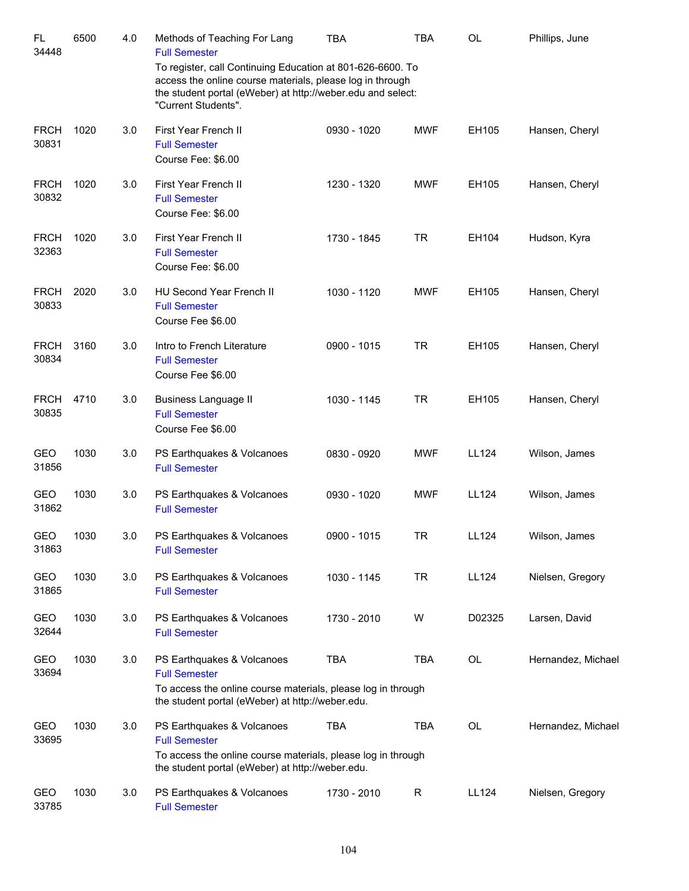| | | | | | | | |
|---|---|---|---|---|---|---|---|
| FL 34448 | 6500 | 4.0 | Methods of Teaching For Lang<br>Full Semester<br>To register, call Continuing Education at 801-626-6600. To access the online course materials, please log in through the student portal (eWeber) at http://weber.edu and select: "Current Students". | TBA | TBA | OL | Phillips, June |
| FRCH 30831 | 1020 | 3.0 | First Year French II<br>Full Semester<br>Course Fee: $6.00 | 0930 - 1020 | MWF | EH105 | Hansen, Cheryl |
| FRCH 30832 | 1020 | 3.0 | First Year French II<br>Full Semester<br>Course Fee: $6.00 | 1230 - 1320 | MWF | EH105 | Hansen, Cheryl |
| FRCH 32363 | 1020 | 3.0 | First Year French II<br>Full Semester<br>Course Fee: $6.00 | 1730 - 1845 | TR | EH104 | Hudson, Kyra |
| FRCH 30833 | 2020 | 3.0 | HU Second Year French II<br>Full Semester<br>Course Fee $6.00 | 1030 - 1120 | MWF | EH105 | Hansen, Cheryl |
| FRCH 30834 | 3160 | 3.0 | Intro to French Literature<br>Full Semester<br>Course Fee $6.00 | 0900 - 1015 | TR | EH105 | Hansen, Cheryl |
| FRCH 30835 | 4710 | 3.0 | Business Language II<br>Full Semester<br>Course Fee $6.00 | 1030 - 1145 | TR | EH105 | Hansen, Cheryl |
| GEO 31856 | 1030 | 3.0 | PS Earthquakes & Volcanoes<br>Full Semester | 0830 - 0920 | MWF | LL124 | Wilson, James |
| GEO 31862 | 1030 | 3.0 | PS Earthquakes & Volcanoes<br>Full Semester | 0930 - 1020 | MWF | LL124 | Wilson, James |
| GEO 31863 | 1030 | 3.0 | PS Earthquakes & Volcanoes<br>Full Semester | 0900 - 1015 | TR | LL124 | Wilson, James |
| GEO 31865 | 1030 | 3.0 | PS Earthquakes & Volcanoes<br>Full Semester | 1030 - 1145 | TR | LL124 | Nielsen, Gregory |
| GEO 32644 | 1030 | 3.0 | PS Earthquakes & Volcanoes<br>Full Semester | 1730 - 2010 | W | D02325 | Larsen, David |
| GEO 33694 | 1030 | 3.0 | PS Earthquakes & Volcanoes<br>Full Semester<br>To access the online course materials, please log in through the student portal (eWeber) at http://weber.edu. | TBA | TBA | OL | Hernandez, Michael |
| GEO 33695 | 1030 | 3.0 | PS Earthquakes & Volcanoes<br>Full Semester<br>To access the online course materials, please log in through the student portal (eWeber) at http://weber.edu. | TBA | TBA | OL | Hernandez, Michael |
| GEO 33785 | 1030 | 3.0 | PS Earthquakes & Volcanoes<br>Full Semester | 1730 - 2010 | R | LL124 | Nielsen, Gregory |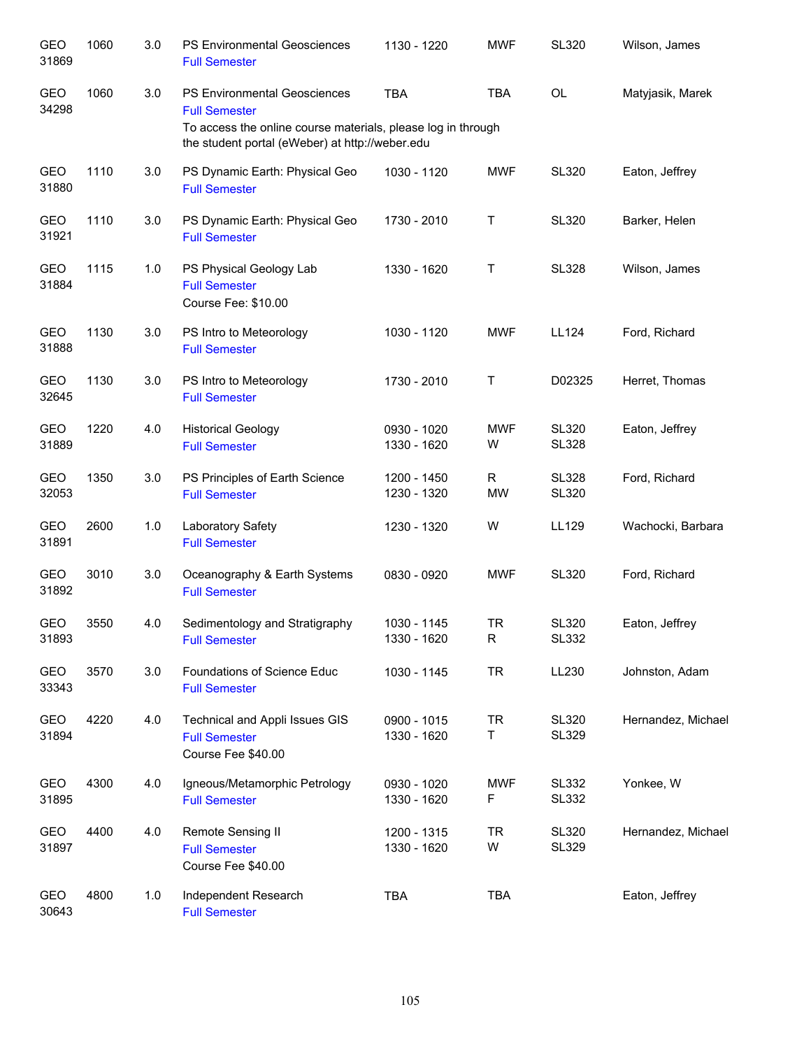| Course | Number | Credits | Title | Time | Days | Room | Instructor |
|---|---|---|---|---|---|---|---|
| GEO 31869 | 1060 | 3.0 | PS Environmental Geosciences<br>Full Semester | 1130 - 1220 | MWF | SL320 | Wilson, James |
| GEO 34298 | 1060 | 3.0 | PS Environmental Geosciences<br>Full Semester<br>To access the online course materials, please log in through the student portal (eWeber) at http://weber.edu | TBA | TBA | OL | Matyjasik, Marek |
| GEO 31880 | 1110 | 3.0 | PS Dynamic Earth: Physical Geo<br>Full Semester | 1030 - 1120 | MWF | SL320 | Eaton, Jeffrey |
| GEO 31921 | 1110 | 3.0 | PS Dynamic Earth: Physical Geo<br>Full Semester | 1730 - 2010 | T | SL320 | Barker, Helen |
| GEO 31884 | 1115 | 1.0 | PS Physical Geology Lab<br>Full Semester<br>Course Fee: $10.00 | 1330 - 1620 | T | SL328 | Wilson, James |
| GEO 31888 | 1130 | 3.0 | PS Intro to Meteorology<br>Full Semester | 1030 - 1120 | MWF | LL124 | Ford, Richard |
| GEO 32645 | 1130 | 3.0 | PS Intro to Meteorology<br>Full Semester | 1730 - 2010 | T | D02325 | Herret, Thomas |
| GEO 31889 | 1220 | 4.0 | Historical Geology<br>Full Semester | 0930 - 1020<br>1330 - 1620 | MWF<br>W | SL320<br>SL328 | Eaton, Jeffrey |
| GEO 32053 | 1350 | 3.0 | PS Principles of Earth Science<br>Full Semester | 1200 - 1450<br>1230 - 1320 | R<br>MW | SL328<br>SL320 | Ford, Richard |
| GEO 31891 | 2600 | 1.0 | Laboratory Safety<br>Full Semester | 1230 - 1320 | W | LL129 | Wachocki, Barbara |
| GEO 31892 | 3010 | 3.0 | Oceanography & Earth Systems<br>Full Semester | 0830 - 0920 | MWF | SL320 | Ford, Richard |
| GEO 31893 | 3550 | 4.0 | Sedimentology and Stratigraphy<br>Full Semester | 1030 - 1145<br>1330 - 1620 | TR<br>R | SL320<br>SL332 | Eaton, Jeffrey |
| GEO 33343 | 3570 | 3.0 | Foundations of Science Educ<br>Full Semester | 1030 - 1145 | TR | LL230 | Johnston, Adam |
| GEO 31894 | 4220 | 4.0 | Technical and Appli Issues GIS<br>Full Semester<br>Course Fee $40.00 | 0900 - 1015<br>1330 - 1620 | TR<br>T | SL320<br>SL329 | Hernandez, Michael |
| GEO 31895 | 4300 | 4.0 | Igneous/Metamorphic Petrology<br>Full Semester | 0930 - 1020<br>1330 - 1620 | MWF<br>F | SL332<br>SL332 | Yonkee, W |
| GEO 31897 | 4400 | 4.0 | Remote Sensing II<br>Full Semester<br>Course Fee $40.00 | 1200 - 1315<br>1330 - 1620 | TR<br>W | SL320<br>SL329 | Hernandez, Michael |
| GEO 30643 | 4800 | 1.0 | Independent Research<br>Full Semester | TBA | TBA | | Eaton, Jeffrey |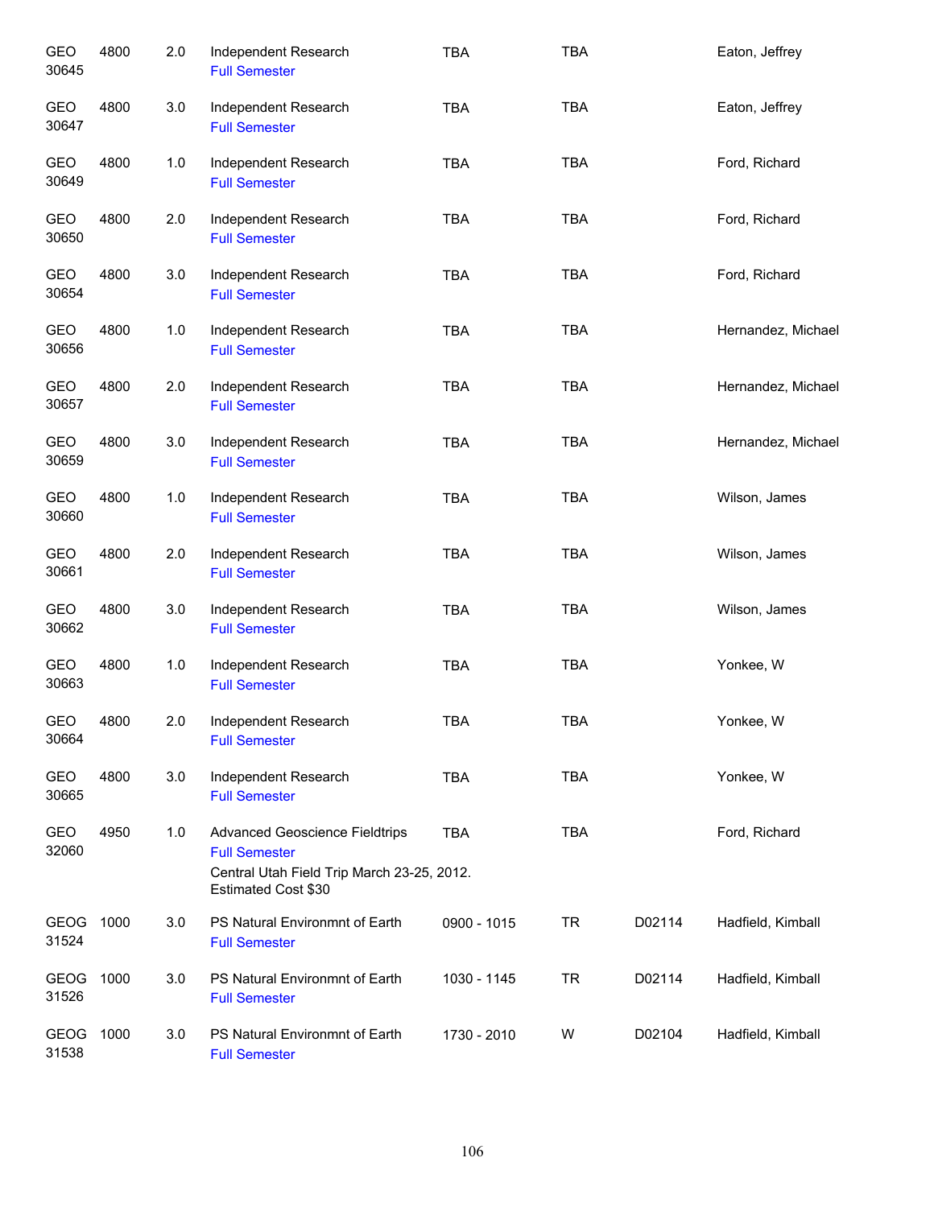| | | | | | | | |
|---|---|---|---|---|---|---|---|
| GEO 30645 | 4800 | 2.0 | Independent Research<br>Full Semester | TBA | TBA | | Eaton, Jeffrey |
| GEO 30647 | 4800 | 3.0 | Independent Research<br>Full Semester | TBA | TBA | | Eaton, Jeffrey |
| GEO 30649 | 4800 | 1.0 | Independent Research<br>Full Semester | TBA | TBA | | Ford, Richard |
| GEO 30650 | 4800 | 2.0 | Independent Research<br>Full Semester | TBA | TBA | | Ford, Richard |
| GEO 30654 | 4800 | 3.0 | Independent Research<br>Full Semester | TBA | TBA | | Ford, Richard |
| GEO 30656 | 4800 | 1.0 | Independent Research<br>Full Semester | TBA | TBA | | Hernandez, Michael |
| GEO 30657 | 4800 | 2.0 | Independent Research<br>Full Semester | TBA | TBA | | Hernandez, Michael |
| GEO 30659 | 4800 | 3.0 | Independent Research<br>Full Semester | TBA | TBA | | Hernandez, Michael |
| GEO 30660 | 4800 | 1.0 | Independent Research<br>Full Semester | TBA | TBA | | Wilson, James |
| GEO 30661 | 4800 | 2.0 | Independent Research<br>Full Semester | TBA | TBA | | Wilson, James |
| GEO 30662 | 4800 | 3.0 | Independent Research<br>Full Semester | TBA | TBA | | Wilson, James |
| GEO 30663 | 4800 | 1.0 | Independent Research<br>Full Semester | TBA | TBA | | Yonkee, W |
| GEO 30664 | 4800 | 2.0 | Independent Research<br>Full Semester | TBA | TBA | | Yonkee, W |
| GEO 30665 | 4800 | 3.0 | Independent Research<br>Full Semester | TBA | TBA | | Yonkee, W |
| GEO 32060 | 4950 | 1.0 | Advanced Geoscience Fieldtrips<br>Full Semester<br>Central Utah Field Trip March 23-25, 2012. Estimated Cost $30 | TBA | TBA | | Ford, Richard |
| GEOG 31524 | 1000 | 3.0 | PS Natural Environmnt of Earth<br>Full Semester | 0900 - 1015 | TR | D02114 | Hadfield, Kimball |
| GEOG 31526 | 1000 | 3.0 | PS Natural Environmnt of Earth<br>Full Semester | 1030 - 1145 | TR | D02114 | Hadfield, Kimball |
| GEOG 31538 | 1000 | 3.0 | PS Natural Environmnt of Earth<br>Full Semester | 1730 - 2010 | W | D02104 | Hadfield, Kimball |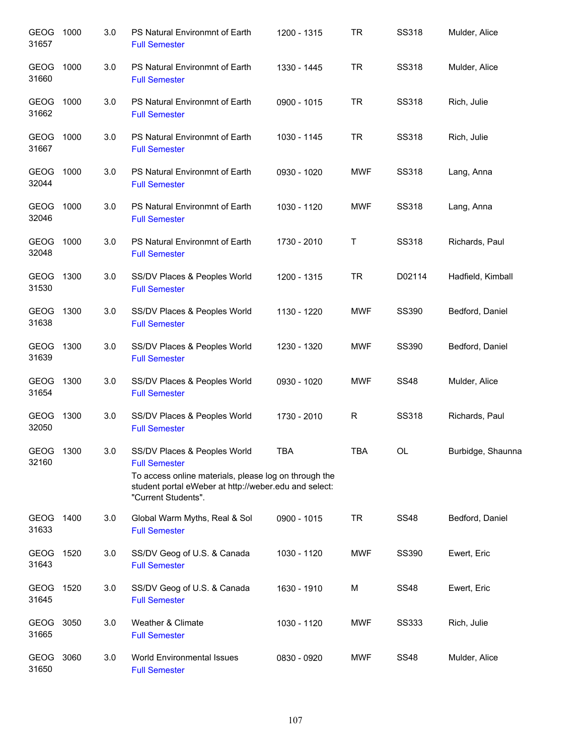| | | | | | | | |
|---|---|---|---|---|---|---|---|
| GEOG 31657 | 1000 | 3.0 | PS Natural Environmnt of Earth<br>Full Semester | 1200 - 1315 | TR | SS318 | Mulder, Alice |
| GEOG 31660 | 1000 | 3.0 | PS Natural Environmnt of Earth<br>Full Semester | 1330 - 1445 | TR | SS318 | Mulder, Alice |
| GEOG 31662 | 1000 | 3.0 | PS Natural Environmnt of Earth<br>Full Semester | 0900 - 1015 | TR | SS318 | Rich, Julie |
| GEOG 31667 | 1000 | 3.0 | PS Natural Environmnt of Earth<br>Full Semester | 1030 - 1145 | TR | SS318 | Rich, Julie |
| GEOG 32044 | 1000 | 3.0 | PS Natural Environmnt of Earth<br>Full Semester | 0930 - 1020 | MWF | SS318 | Lang, Anna |
| GEOG 32046 | 1000 | 3.0 | PS Natural Environmnt of Earth<br>Full Semester | 1030 - 1120 | MWF | SS318 | Lang, Anna |
| GEOG 32048 | 1000 | 3.0 | PS Natural Environmnt of Earth<br>Full Semester | 1730 - 2010 | T | SS318 | Richards, Paul |
| GEOG 31530 | 1300 | 3.0 | SS/DV Places & Peoples World<br>Full Semester | 1200 - 1315 | TR | D02114 | Hadfield, Kimball |
| GEOG 31638 | 1300 | 3.0 | SS/DV Places & Peoples World<br>Full Semester | 1130 - 1220 | MWF | SS390 | Bedford, Daniel |
| GEOG 31639 | 1300 | 3.0 | SS/DV Places & Peoples World<br>Full Semester | 1230 - 1320 | MWF | SS390 | Bedford, Daniel |
| GEOG 31654 | 1300 | 3.0 | SS/DV Places & Peoples World<br>Full Semester | 0930 - 1020 | MWF | SS48 | Mulder, Alice |
| GEOG 32050 | 1300 | 3.0 | SS/DV Places & Peoples World<br>Full Semester | 1730 - 2010 | R | SS318 | Richards, Paul |
| GEOG 32160 | 1300 | 3.0 | SS/DV Places & Peoples World<br>Full Semester<br>To access online materials, please log on through the student portal eWeber at http://weber.edu and select: "Current Students". | TBA | TBA | OL | Burbidge, Shaunna |
| GEOG 31633 | 1400 | 3.0 | Global Warm Myths, Real & Sol<br>Full Semester | 0900 - 1015 | TR | SS48 | Bedford, Daniel |
| GEOG 31643 | 1520 | 3.0 | SS/DV Geog of U.S. & Canada<br>Full Semester | 1030 - 1120 | MWF | SS390 | Ewert, Eric |
| GEOG 31645 | 1520 | 3.0 | SS/DV Geog of U.S. & Canada<br>Full Semester | 1630 - 1910 | M | SS48 | Ewert, Eric |
| GEOG 31665 | 3050 | 3.0 | Weather & Climate<br>Full Semester | 1030 - 1120 | MWF | SS333 | Rich, Julie |
| GEOG 31650 | 3060 | 3.0 | World Environmental Issues<br>Full Semester | 0830 - 0920 | MWF | SS48 | Mulder, Alice |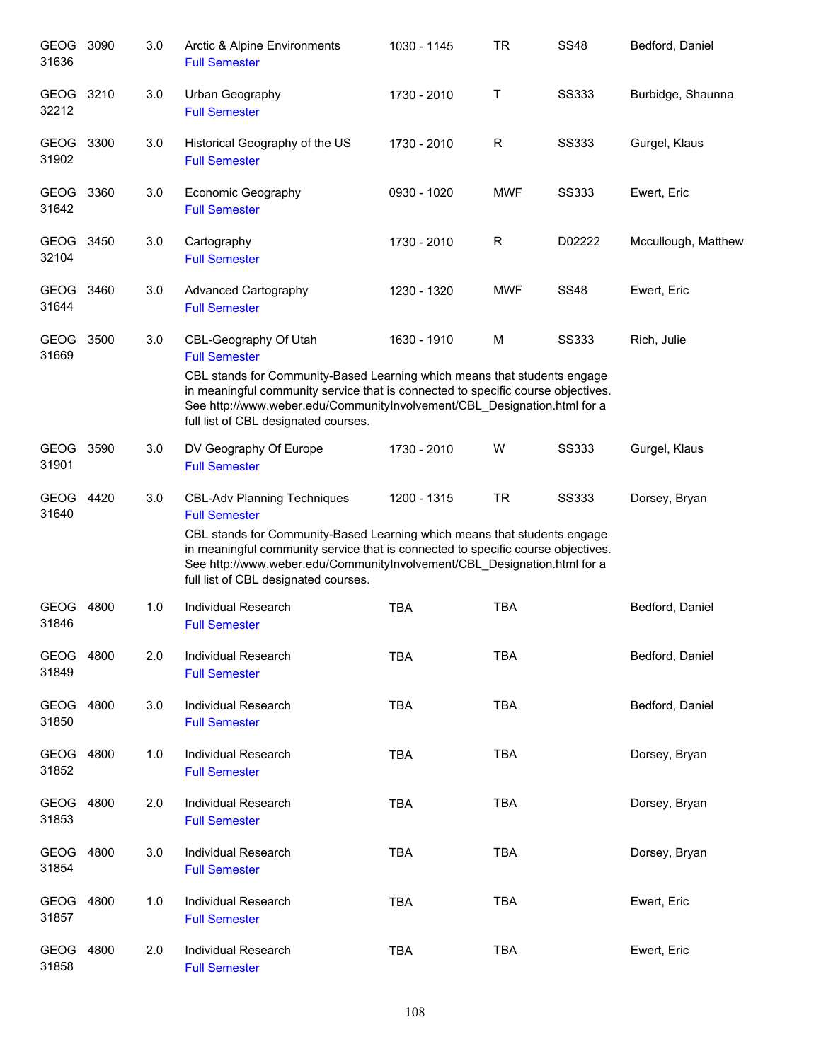| | | | | | | | |
|---|---|---|---|---|---|---|---|
| GEOG 31636 | 3090 | 3.0 | Arctic & Alpine Environments<br>Full Semester | 1030 - 1145 | TR | SS48 | Bedford, Daniel |
| GEOG 32212 | 3210 | 3.0 | Urban Geography<br>Full Semester | 1730 - 2010 | T | SS333 | Burbidge, Shaunna |
| GEOG 31902 | 3300 | 3.0 | Historical Geography of the US<br>Full Semester | 1730 - 2010 | R | SS333 | Gurgel, Klaus |
| GEOG 31642 | 3360 | 3.0 | Economic Geography<br>Full Semester | 0930 - 1020 | MWF | SS333 | Ewert, Eric |
| GEOG 32104 | 3450 | 3.0 | Cartography<br>Full Semester | 1730 - 2010 | R | D02222 | Mccullough, Matthew |
| GEOG 31644 | 3460 | 3.0 | Advanced Cartography<br>Full Semester | 1230 - 1320 | MWF | SS48 | Ewert, Eric |
| GEOG 31669 | 3500 | 3.0 | CBL-Geography Of Utah<br>Full Semester<br>CBL stands for Community-Based Learning which means that students engage in meaningful community service that is connected to specific course objectives. See http://www.weber.edu/CommunityInvolvement/CBL_Designation.html for a full list of CBL designated courses. | 1630 - 1910 | M | SS333 | Rich, Julie |
| GEOG 31901 | 3590 | 3.0 | DV Geography Of Europe<br>Full Semester | 1730 - 2010 | W | SS333 | Gurgel, Klaus |
| GEOG 31640 | 4420 | 3.0 | CBL-Adv Planning Techniques<br>Full Semester<br>CBL stands for Community-Based Learning which means that students engage in meaningful community service that is connected to specific course objectives. See http://www.weber.edu/CommunityInvolvement/CBL_Designation.html for a full list of CBL designated courses. | 1200 - 1315 | TR | SS333 | Dorsey, Bryan |
| GEOG 31846 | 4800 | 1.0 | Individual Research<br>Full Semester | TBA | TBA | | Bedford, Daniel |
| GEOG 31849 | 4800 | 2.0 | Individual Research<br>Full Semester | TBA | TBA | | Bedford, Daniel |
| GEOG 31850 | 4800 | 3.0 | Individual Research<br>Full Semester | TBA | TBA | | Bedford, Daniel |
| GEOG 31852 | 4800 | 1.0 | Individual Research<br>Full Semester | TBA | TBA | | Dorsey, Bryan |
| GEOG 31853 | 4800 | 2.0 | Individual Research<br>Full Semester | TBA | TBA | | Dorsey, Bryan |
| GEOG 31854 | 4800 | 3.0 | Individual Research<br>Full Semester | TBA | TBA | | Dorsey, Bryan |
| GEOG 31857 | 4800 | 1.0 | Individual Research<br>Full Semester | TBA | TBA | | Ewert, Eric |
| GEOG 31858 | 4800 | 2.0 | Individual Research<br>Full Semester | TBA | TBA | | Ewert, Eric |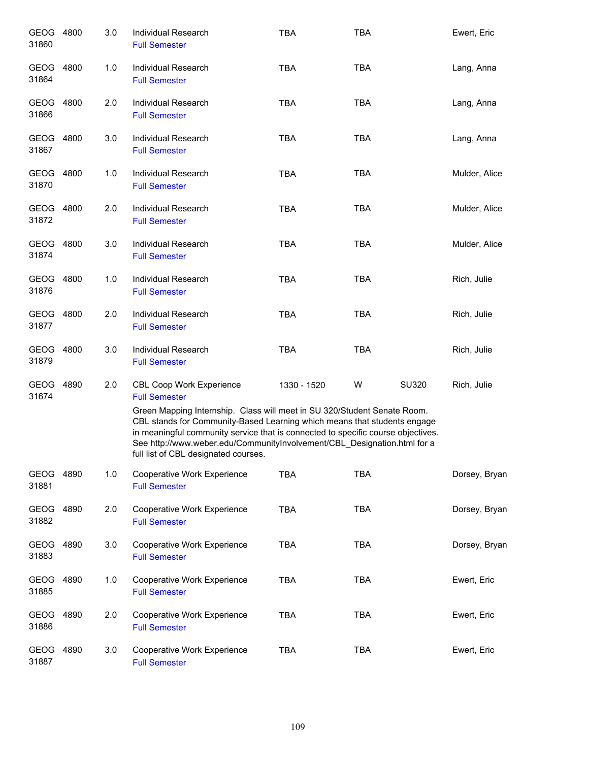| Subject | Course | Credits | Title | Time | Days | Room | Instructor |
|---|---|---|---|---|---|---|---|
| GEOG 31860 | 4800 | 3.0 | Individual Research<br>Full Semester | TBA | TBA | | Ewert, Eric |
| GEOG 31864 | 4800 | 1.0 | Individual Research<br>Full Semester | TBA | TBA | | Lang, Anna |
| GEOG 31866 | 4800 | 2.0 | Individual Research<br>Full Semester | TBA | TBA | | Lang, Anna |
| GEOG 31867 | 4800 | 3.0 | Individual Research<br>Full Semester | TBA | TBA | | Lang, Anna |
| GEOG 31870 | 4800 | 1.0 | Individual Research<br>Full Semester | TBA | TBA | | Mulder, Alice |
| GEOG 31872 | 4800 | 2.0 | Individual Research<br>Full Semester | TBA | TBA | | Mulder, Alice |
| GEOG 31874 | 4800 | 3.0 | Individual Research<br>Full Semester | TBA | TBA | | Mulder, Alice |
| GEOG 31876 | 4800 | 1.0 | Individual Research<br>Full Semester | TBA | TBA | | Rich, Julie |
| GEOG 31877 | 4800 | 2.0 | Individual Research<br>Full Semester | TBA | TBA | | Rich, Julie |
| GEOG 31879 | 4800 | 3.0 | Individual Research<br>Full Semester | TBA | TBA | | Rich, Julie |
| GEOG 31674 | 4890 | 2.0 | CBL Coop Work Experience<br>Full Semester<br>Green Mapping Internship. Class will meet in SU 320/Student Senate Room. CBL stands for Community-Based Learning which means that students engage in meaningful community service that is connected to specific course objectives. See http://www.weber.edu/CommunityInvolvement/CBL_Designation.html for a full list of CBL designated courses. | 1330 - 1520 | W | SU320 | Rich, Julie |
| GEOG 31881 | 4890 | 1.0 | Cooperative Work Experience<br>Full Semester | TBA | TBA | | Dorsey, Bryan |
| GEOG 31882 | 4890 | 2.0 | Cooperative Work Experience<br>Full Semester | TBA | TBA | | Dorsey, Bryan |
| GEOG 31883 | 4890 | 3.0 | Cooperative Work Experience<br>Full Semester | TBA | TBA | | Dorsey, Bryan |
| GEOG 31885 | 4890 | 1.0 | Cooperative Work Experience<br>Full Semester | TBA | TBA | | Ewert, Eric |
| GEOG 31886 | 4890 | 2.0 | Cooperative Work Experience<br>Full Semester | TBA | TBA | | Ewert, Eric |
| GEOG 31887 | 4890 | 3.0 | Cooperative Work Experience<br>Full Semester | TBA | TBA | | Ewert, Eric |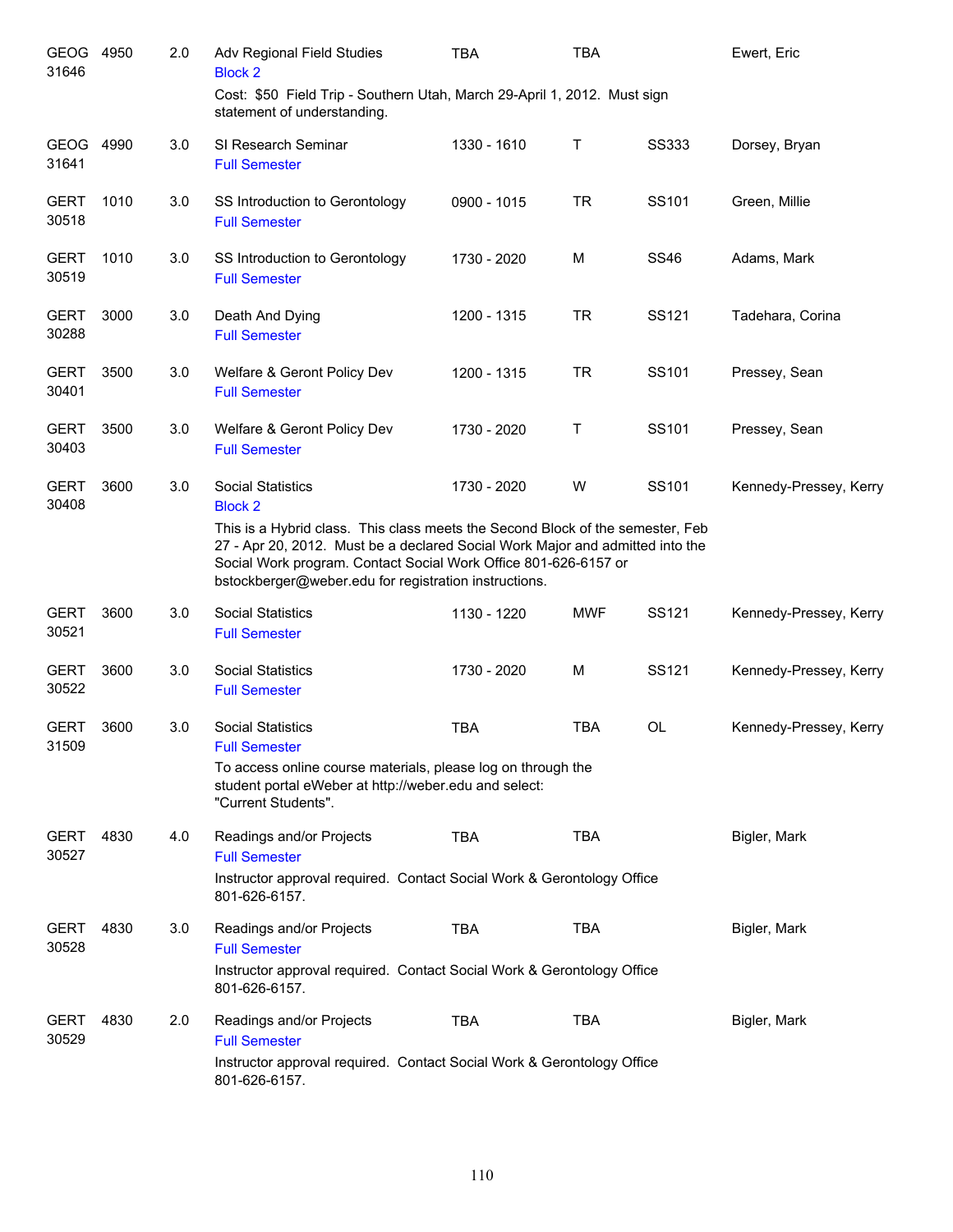| Course | Number | Credits | Title | Time | Days | Room | Instructor |
|---|---|---|---|---|---|---|---|
| GEOG 31646 | 4950 | 2.0 | Adv Regional Field Studies<br>Block 2<br>Cost: $50 Field Trip - Southern Utah, March 29-April 1, 2012. Must sign statement of understanding. | TBA | TBA | | Ewert, Eric |
| GEOG 31641 | 4990 | 3.0 | SI Research Seminar<br>Full Semester | 1330 - 1610 | T | SS333 | Dorsey, Bryan |
| GERT 30518 | 1010 | 3.0 | SS Introduction to Gerontology<br>Full Semester | 0900 - 1015 | TR | SS101 | Green, Millie |
| GERT 30519 | 1010 | 3.0 | SS Introduction to Gerontology<br>Full Semester | 1730 - 2020 | M | SS46 | Adams, Mark |
| GERT 30288 | 3000 | 3.0 | Death And Dying<br>Full Semester | 1200 - 1315 | TR | SS121 | Tadehara, Corina |
| GERT 30401 | 3500 | 3.0 | Welfare & Geront Policy Dev<br>Full Semester | 1200 - 1315 | TR | SS101 | Pressey, Sean |
| GERT 30403 | 3500 | 3.0 | Welfare & Geront Policy Dev<br>Full Semester | 1730 - 2020 | T | SS101 | Pressey, Sean |
| GERT 30408 | 3600 | 3.0 | Social Statistics<br>Block 2<br>This is a Hybrid class. This class meets the Second Block of the semester, Feb 27 - Apr 20, 2012. Must be a declared Social Work Major and admitted into the Social Work program. Contact Social Work Office 801-626-6157 or bstockberger@weber.edu for registration instructions. | 1730 - 2020 | W | SS101 | Kennedy-Pressey, Kerry |
| GERT 30521 | 3600 | 3.0 | Social Statistics<br>Full Semester | 1130 - 1220 | MWF | SS121 | Kennedy-Pressey, Kerry |
| GERT 30522 | 3600 | 3.0 | Social Statistics<br>Full Semester | 1730 - 2020 | M | SS121 | Kennedy-Pressey, Kerry |
| GERT 31509 | 3600 | 3.0 | Social Statistics<br>Full Semester<br>To access online course materials, please log on through the student portal eWeber at http://weber.edu and select: "Current Students". | TBA | TBA | OL | Kennedy-Pressey, Kerry |
| GERT 30527 | 4830 | 4.0 | Readings and/or Projects<br>Full Semester<br>Instructor approval required. Contact Social Work & Gerontology Office 801-626-6157. | TBA | TBA | | Bigler, Mark |
| GERT 30528 | 4830 | 3.0 | Readings and/or Projects<br>Full Semester<br>Instructor approval required. Contact Social Work & Gerontology Office 801-626-6157. | TBA | TBA | | Bigler, Mark |
| GERT 30529 | 4830 | 2.0 | Readings and/or Projects<br>Full Semester<br>Instructor approval required. Contact Social Work & Gerontology Office 801-626-6157. | TBA | TBA | | Bigler, Mark |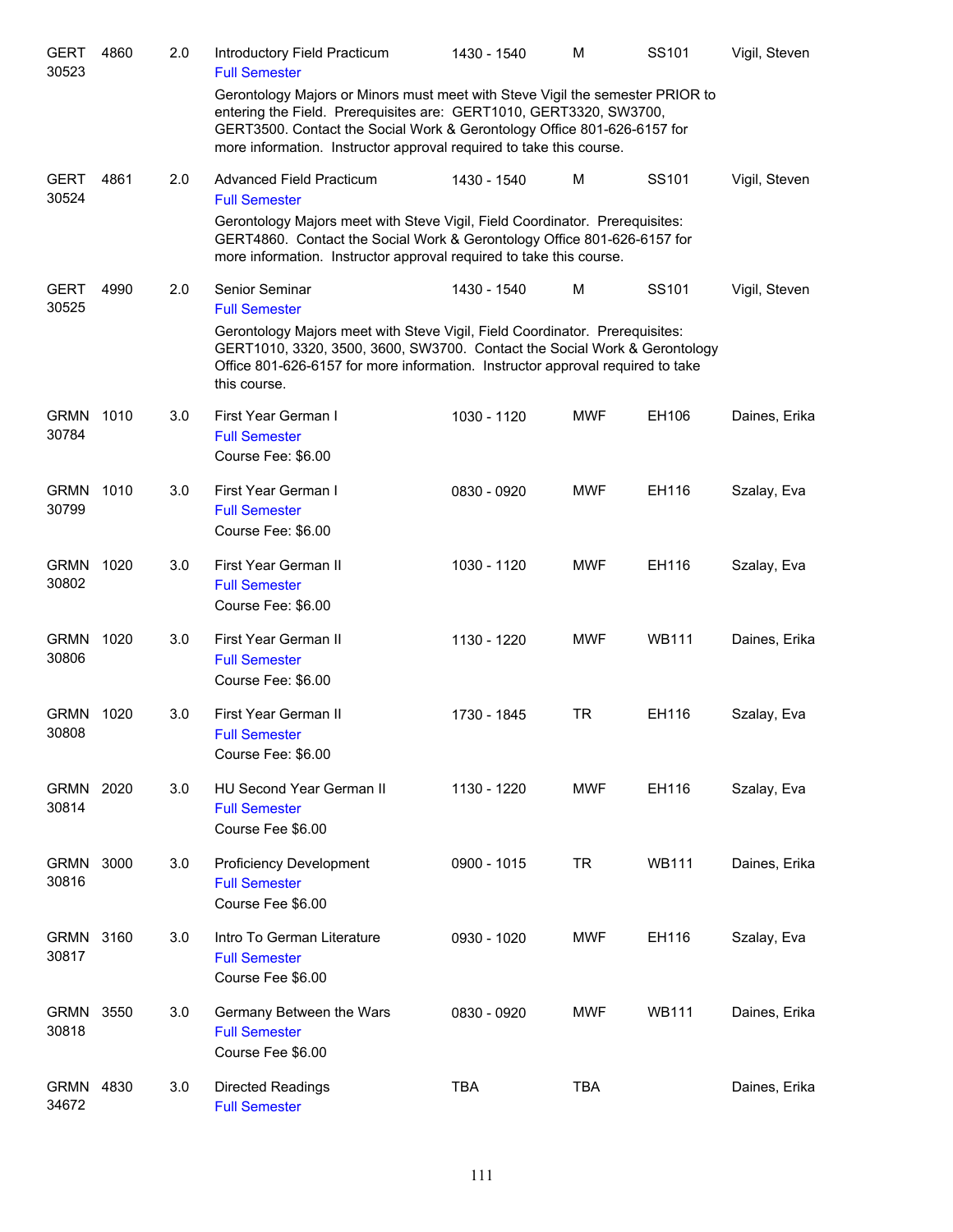| Subject / CRN | Course | Credits | Title | Time | Days | Room | Instructor |
|---|---|---|---|---|---|---|---|
| GERT 30523 | 4860 | 2.0 | Introductory Field Practicum<br>Full Semester<br>Gerontology Majors or Minors must meet with Steve Vigil the semester PRIOR to entering the Field. Prerequisites are: GERT1010, GERT3320, SW3700, GERT3500. Contact the Social Work & Gerontology Office 801-626-6157 for more information. Instructor approval required to take this course. | 1430 - 1540 | M | SS101 | Vigil, Steven |
| GERT 30524 | 4861 | 2.0 | Advanced Field Practicum<br>Full Semester<br>Gerontology Majors meet with Steve Vigil, Field Coordinator. Prerequisites: GERT4860. Contact the Social Work & Gerontology Office 801-626-6157 for more information. Instructor approval required to take this course. | 1430 - 1540 | M | SS101 | Vigil, Steven |
| GERT 30525 | 4990 | 2.0 | Senior Seminar<br>Full Semester<br>Gerontology Majors meet with Steve Vigil, Field Coordinator. Prerequisites: GERT1010, 3320, 3500, 3600, SW3700. Contact the Social Work & Gerontology Office 801-626-6157 for more information. Instructor approval required to take this course. | 1430 - 1540 | M | SS101 | Vigil, Steven |
| GRMN 30784 | 1010 | 3.0 | First Year German I<br>Full Semester<br>Course Fee: $6.00 | 1030 - 1120 | MWF | EH106 | Daines, Erika |
| GRMN 30799 | 1010 | 3.0 | First Year German I<br>Full Semester<br>Course Fee: $6.00 | 0830 - 0920 | MWF | EH116 | Szalay, Eva |
| GRMN 30802 | 1020 | 3.0 | First Year German II<br>Full Semester<br>Course Fee: $6.00 | 1030 - 1120 | MWF | EH116 | Szalay, Eva |
| GRMN 30806 | 1020 | 3.0 | First Year German II<br>Full Semester<br>Course Fee: $6.00 | 1130 - 1220 | MWF | WB111 | Daines, Erika |
| GRMN 30808 | 1020 | 3.0 | First Year German II<br>Full Semester<br>Course Fee: $6.00 | 1730 - 1845 | TR | EH116 | Szalay, Eva |
| GRMN 30814 | 2020 | 3.0 | HU Second Year German II<br>Full Semester<br>Course Fee $6.00 | 1130 - 1220 | MWF | EH116 | Szalay, Eva |
| GRMN 30816 | 3000 | 3.0 | Proficiency Development<br>Full Semester<br>Course Fee $6.00 | 0900 - 1015 | TR | WB111 | Daines, Erika |
| GRMN 30817 | 3160 | 3.0 | Intro To German Literature<br>Full Semester<br>Course Fee $6.00 | 0930 - 1020 | MWF | EH116 | Szalay, Eva |
| GRMN 30818 | 3550 | 3.0 | Germany Between the Wars<br>Full Semester<br>Course Fee $6.00 | 0830 - 0920 | MWF | WB111 | Daines, Erika |
| GRMN 34672 | 4830 | 3.0 | Directed Readings<br>Full Semester | TBA | TBA | | Daines, Erika |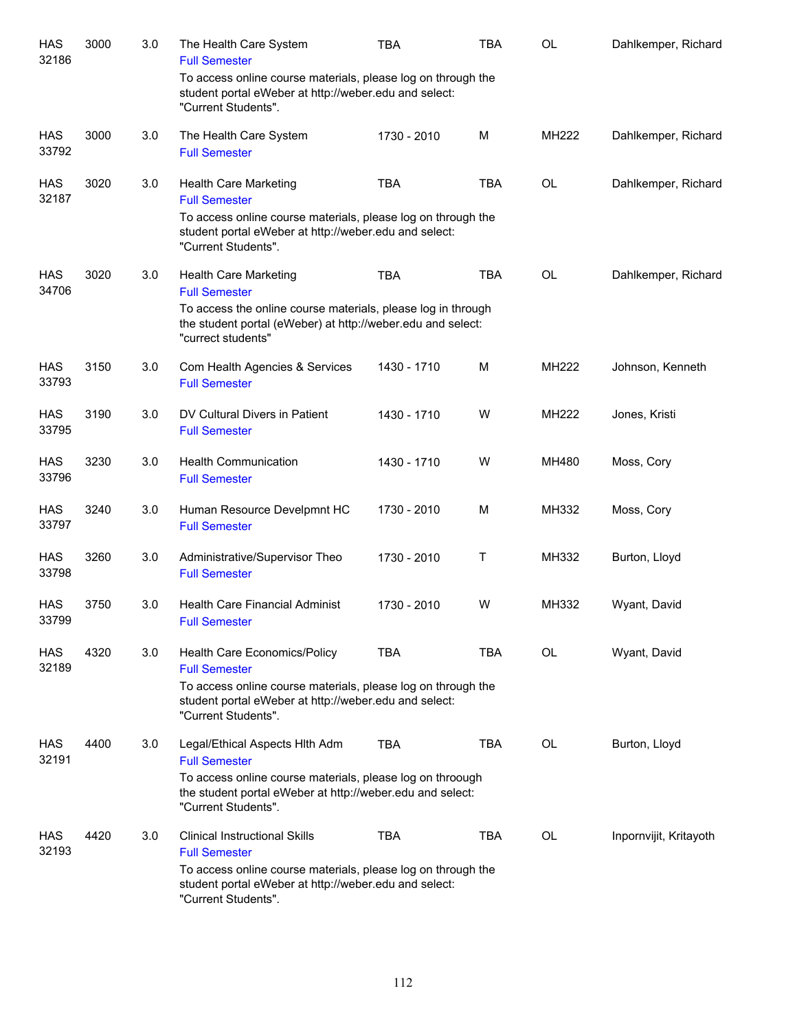| | | | | | | | |
|---|---|---|---|---|---|---|---|
| HAS 32186 | 3000 | 3.0 | The Health Care System<br>Full Semester<br>To access online course materials, please log on through the student portal eWeber at http://weber.edu and select: "Current Students". | TBA | TBA | OL | Dahlkemper, Richard |
| HAS 33792 | 3000 | 3.0 | The Health Care System<br>Full Semester | 1730 - 2010 | M | MH222 | Dahlkemper, Richard |
| HAS 32187 | 3020 | 3.0 | Health Care Marketing<br>Full Semester<br>To access online course materials, please log on through the student portal eWeber at http://weber.edu and select: "Current Students". | TBA | TBA | OL | Dahlkemper, Richard |
| HAS 34706 | 3020 | 3.0 | Health Care Marketing<br>Full Semester<br>To access the online course materials, please log in through the student portal (eWeber) at http://weber.edu and select: "currect students" | TBA | TBA | OL | Dahlkemper, Richard |
| HAS 33793 | 3150 | 3.0 | Com Health Agencies & Services<br>Full Semester | 1430 - 1710 | M | MH222 | Johnson, Kenneth |
| HAS 33795 | 3190 | 3.0 | DV Cultural Divers in Patient<br>Full Semester | 1430 - 1710 | W | MH222 | Jones, Kristi |
| HAS 33796 | 3230 | 3.0 | Health Communication<br>Full Semester | 1430 - 1710 | W | MH480 | Moss, Cory |
| HAS 33797 | 3240 | 3.0 | Human Resource Develpmnt HC<br>Full Semester | 1730 - 2010 | M | MH332 | Moss, Cory |
| HAS 33798 | 3260 | 3.0 | Administrative/Supervisor Theo<br>Full Semester | 1730 - 2010 | T | MH332 | Burton, Lloyd |
| HAS 33799 | 3750 | 3.0 | Health Care Financial Administ<br>Full Semester | 1730 - 2010 | W | MH332 | Wyant, David |
| HAS 32189 | 4320 | 3.0 | Health Care Economics/Policy<br>Full Semester<br>To access online course materials, please log on through the student portal eWeber at http://weber.edu and select: "Current Students". | TBA | TBA | OL | Wyant, David |
| HAS 32191 | 4400 | 3.0 | Legal/Ethical Aspects Hlth Adm<br>Full Semester<br>To access online course materials, please log on throough the student portal eWeber at http://weber.edu and select: "Current Students". | TBA | TBA | OL | Burton, Lloyd |
| HAS 32193 | 4420 | 3.0 | Clinical Instructional Skills<br>Full Semester<br>To access online course materials, please log on through the student portal eWeber at http://weber.edu and select: "Current Students". | TBA | TBA | OL | Inpornvijit, Kritayoth |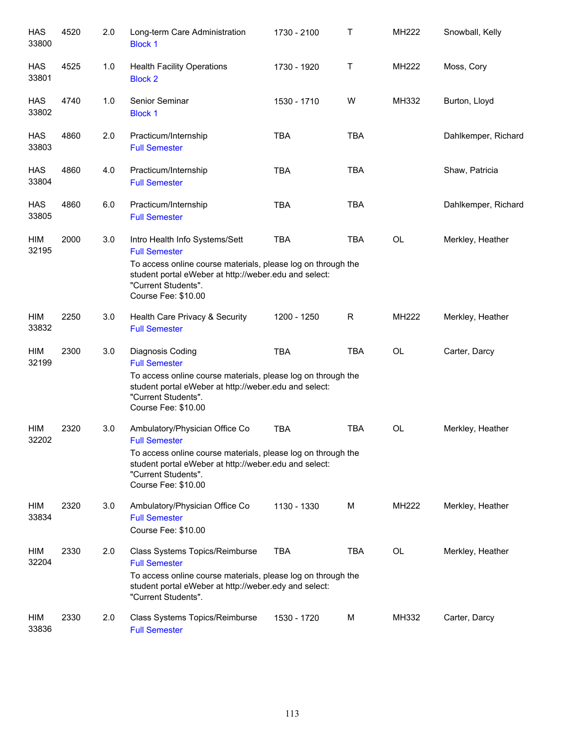| Subject / CRN | Course | Credits | Title | Time | Days | Room | Instructor |
|---|---|---|---|---|---|---|---|
| HAS 33800 | 4520 | 2.0 | Long-term Care Administration<br>Block 1 | 1730 - 2100 | T | MH222 | Snowball, Kelly |
| HAS 33801 | 4525 | 1.0 | Health Facility Operations<br>Block 2 | 1730 - 1920 | T | MH222 | Moss, Cory |
| HAS 33802 | 4740 | 1.0 | Senior Seminar<br>Block 1 | 1530 - 1710 | W | MH332 | Burton, Lloyd |
| HAS 33803 | 4860 | 2.0 | Practicum/Internship<br>Full Semester | TBA | TBA | | Dahlkemper, Richard |
| HAS 33804 | 4860 | 4.0 | Practicum/Internship<br>Full Semester | TBA | TBA | | Shaw, Patricia |
| HAS 33805 | 4860 | 6.0 | Practicum/Internship<br>Full Semester | TBA | TBA | | Dahlkemper, Richard |
| HIM 32195 | 2000 | 3.0 | Intro Health Info Systems/Sett<br>Full Semester<br>To access online course materials, please log on through the student portal eWeber at http://weber.edu and select: "Current Students".<br>Course Fee: $10.00 | TBA | TBA | OL | Merkley, Heather |
| HIM 33832 | 2250 | 3.0 | Health Care Privacy & Security<br>Full Semester | 1200 - 1250 | R | MH222 | Merkley, Heather |
| HIM 32199 | 2300 | 3.0 | Diagnosis Coding<br>Full Semester<br>To access online course materials, please log on through the student portal eWeber at http://weber.edu and select: "Current Students".<br>Course Fee: $10.00 | TBA | TBA | OL | Carter, Darcy |
| HIM 32202 | 2320 | 3.0 | Ambulatory/Physician Office Co<br>Full Semester<br>To access online course materials, please log on through the student portal eWeber at http://weber.edu and select: "Current Students".<br>Course Fee: $10.00 | TBA | TBA | OL | Merkley, Heather |
| HIM 33834 | 2320 | 3.0 | Ambulatory/Physician Office Co<br>Full Semester<br>Course Fee: $10.00 | 1130 - 1330 | M | MH222 | Merkley, Heather |
| HIM 32204 | 2330 | 2.0 | Class Systems Topics/Reimburse<br>Full Semester<br>To access online course materials, please log on through the student portal eWeber at http://weber.edy and select: "Current Students". | TBA | TBA | OL | Merkley, Heather |
| HIM 33836 | 2330 | 2.0 | Class Systems Topics/Reimburse<br>Full Semester | 1530 - 1720 | M | MH332 | Carter, Darcy |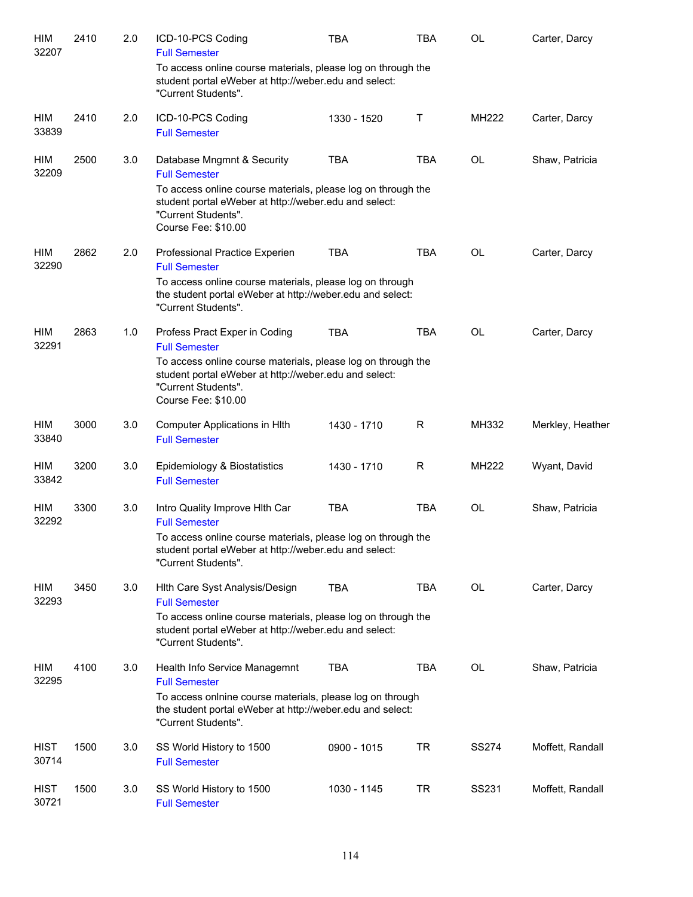| | | | | | | | |
|---|---|---|---|---|---|---|---|
| HIM 32207 | 2410 | 2.0 | ICD-10-PCS Coding<br>Full Semester<br>To access online course materials, please log on through the student portal eWeber at http://weber.edu and select: "Current Students". | TBA | TBA | OL | Carter, Darcy |
| HIM 33839 | 2410 | 2.0 | ICD-10-PCS Coding<br>Full Semester | 1330 - 1520 | T | MH222 | Carter, Darcy |
| HIM 32209 | 2500 | 3.0 | Database Mngmnt & Security<br>Full Semester<br>To access online course materials, please log on through the student portal eWeber at http://weber.edu and select: "Current Students".<br>Course Fee: $10.00 | TBA | TBA | OL | Shaw, Patricia |
| HIM 32290 | 2862 | 2.0 | Professional Practice Experien<br>Full Semester<br>To access online course materials, please log on through the student portal eWeber at http://weber.edu and select: "Current Students". | TBA | TBA | OL | Carter, Darcy |
| HIM 32291 | 2863 | 1.0 | Profess Pract Exper in Coding<br>Full Semester<br>To access online course materials, please log on through the student portal eWeber at http://weber.edu and select: "Current Students".<br>Course Fee: $10.00 | TBA | TBA | OL | Carter, Darcy |
| HIM 33840 | 3000 | 3.0 | Computer Applications in Hlth<br>Full Semester | 1430 - 1710 | R | MH332 | Merkley, Heather |
| HIM 33842 | 3200 | 3.0 | Epidemiology & Biostatistics<br>Full Semester | 1430 - 1710 | R | MH222 | Wyant, David |
| HIM 32292 | 3300 | 3.0 | Intro Quality Improve Hlth Car<br>Full Semester<br>To access online course materials, please log on through the student portal eWeber at http://weber.edu and select: "Current Students". | TBA | TBA | OL | Shaw, Patricia |
| HIM 32293 | 3450 | 3.0 | Hlth Care Syst Analysis/Design<br>Full Semester<br>To access online course materials, please log on through the student portal eWeber at http://weber.edu and select: "Current Students". | TBA | TBA | OL | Carter, Darcy |
| HIM 32295 | 4100 | 3.0 | Health Info Service Managemnt<br>Full Semester<br>To access onlnine course materials, please log on through the student portal eWeber at http://weber.edu and select: "Current Students". | TBA | TBA | OL | Shaw, Patricia |
| HIST 30714 | 1500 | 3.0 | SS World History to 1500<br>Full Semester | 0900 - 1015 | TR | SS274 | Moffett, Randall |
| HIST 30721 | 1500 | 3.0 | SS World History to 1500<br>Full Semester | 1030 - 1145 | TR | SS231 | Moffett, Randall |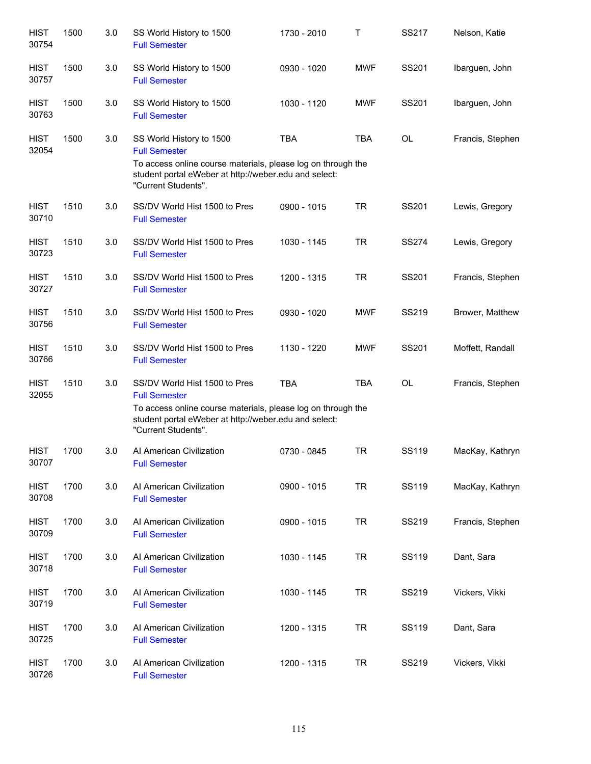| | | | | | | | |
|---|---|---|---|---|---|---|---|
| HIST 30754 | 1500 | 3.0 | SS World History to 1500<br>Full Semester | 1730 - 2010 | T | SS217 | Nelson, Katie |
| HIST 30757 | 1500 | 3.0 | SS World History to 1500<br>Full Semester | 0930 - 1020 | MWF | SS201 | Ibarguen, John |
| HIST 30763 | 1500 | 3.0 | SS World History to 1500<br>Full Semester | 1030 - 1120 | MWF | SS201 | Ibarguen, John |
| HIST 32054 | 1500 | 3.0 | SS World History to 1500<br>Full Semester<br>To access online course materials, please log on through the student portal eWeber at http://weber.edu and select: "Current Students". | TBA | TBA | OL | Francis, Stephen |
| HIST 30710 | 1510 | 3.0 | SS/DV World Hist 1500 to Pres<br>Full Semester | 0900 - 1015 | TR | SS201 | Lewis, Gregory |
| HIST 30723 | 1510 | 3.0 | SS/DV World Hist 1500 to Pres<br>Full Semester | 1030 - 1145 | TR | SS274 | Lewis, Gregory |
| HIST 30727 | 1510 | 3.0 | SS/DV World Hist 1500 to Pres<br>Full Semester | 1200 - 1315 | TR | SS201 | Francis, Stephen |
| HIST 30756 | 1510 | 3.0 | SS/DV World Hist 1500 to Pres<br>Full Semester | 0930 - 1020 | MWF | SS219 | Brower, Matthew |
| HIST 30766 | 1510 | 3.0 | SS/DV World Hist 1500 to Pres<br>Full Semester | 1130 - 1220 | MWF | SS201 | Moffett, Randall |
| HIST 32055 | 1510 | 3.0 | SS/DV World Hist 1500 to Pres<br>Full Semester<br>To access online course materials, please log on through the student portal eWeber at http://weber.edu and select: "Current Students". | TBA | TBA | OL | Francis, Stephen |
| HIST 30707 | 1700 | 3.0 | AI American Civilization<br>Full Semester | 0730 - 0845 | TR | SS119 | MacKay, Kathryn |
| HIST 30708 | 1700 | 3.0 | AI American Civilization<br>Full Semester | 0900 - 1015 | TR | SS119 | MacKay, Kathryn |
| HIST 30709 | 1700 | 3.0 | AI American Civilization<br>Full Semester | 0900 - 1015 | TR | SS219 | Francis, Stephen |
| HIST 30718 | 1700 | 3.0 | AI American Civilization<br>Full Semester | 1030 - 1145 | TR | SS119 | Dant, Sara |
| HIST 30719 | 1700 | 3.0 | AI American Civilization<br>Full Semester | 1030 - 1145 | TR | SS219 | Vickers, Vikki |
| HIST 30725 | 1700 | 3.0 | AI American Civilization<br>Full Semester | 1200 - 1315 | TR | SS119 | Dant, Sara |
| HIST 30726 | 1700 | 3.0 | AI American Civilization<br>Full Semester | 1200 - 1315 | TR | SS219 | Vickers, Vikki |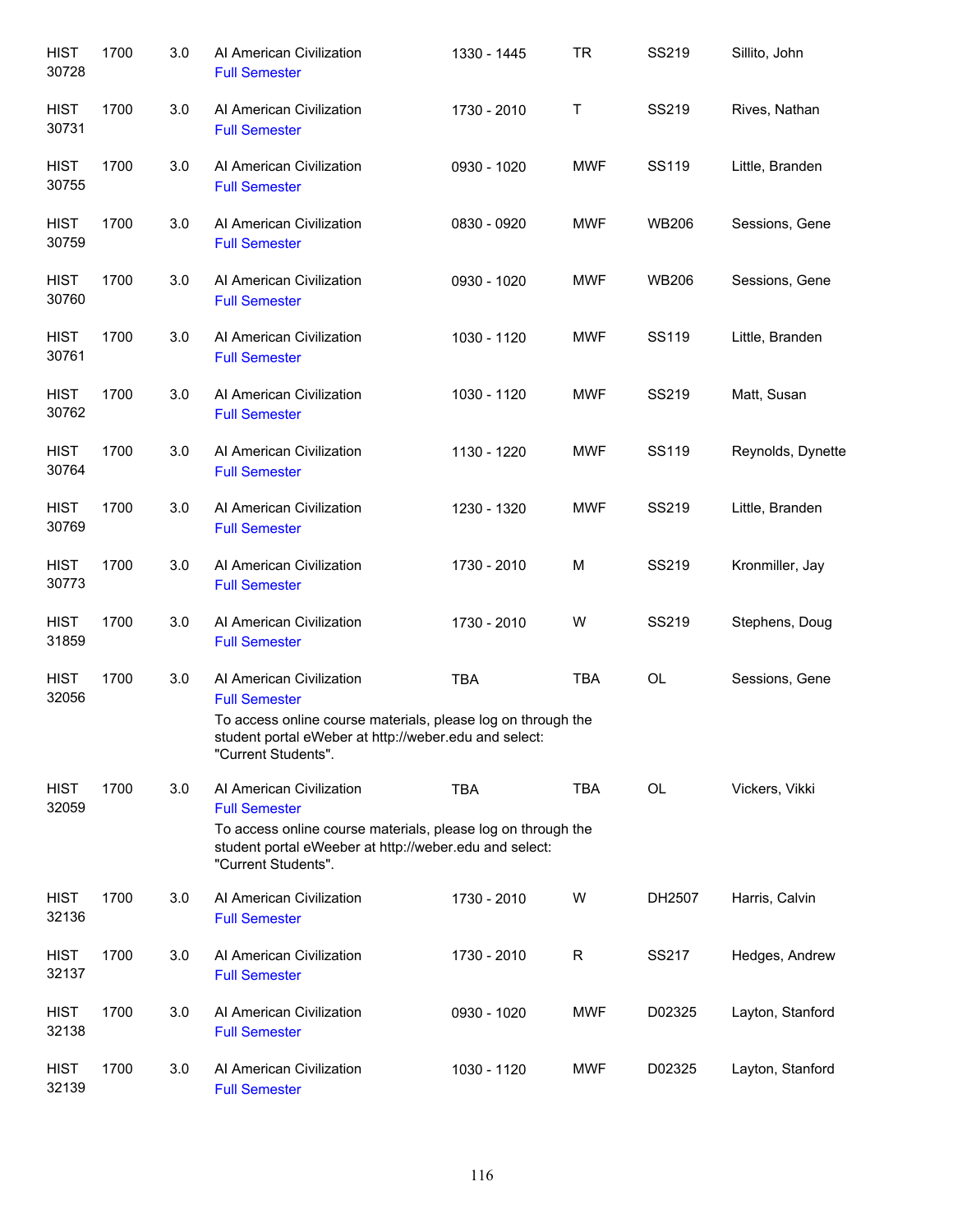| | | | | | | | |
|---|---|---|---|---|---|---|---|
| HIST 30728 | 1700 | 3.0 | AI American Civilization<br>Full Semester | 1330 - 1445 | TR | SS219 | Sillito, John |
| HIST 30731 | 1700 | 3.0 | AI American Civilization<br>Full Semester | 1730 - 2010 | T | SS219 | Rives, Nathan |
| HIST 30755 | 1700 | 3.0 | AI American Civilization<br>Full Semester | 0930 - 1020 | MWF | SS119 | Little, Branden |
| HIST 30759 | 1700 | 3.0 | AI American Civilization<br>Full Semester | 0830 - 0920 | MWF | WB206 | Sessions, Gene |
| HIST 30760 | 1700 | 3.0 | AI American Civilization<br>Full Semester | 0930 - 1020 | MWF | WB206 | Sessions, Gene |
| HIST 30761 | 1700 | 3.0 | AI American Civilization<br>Full Semester | 1030 - 1120 | MWF | SS119 | Little, Branden |
| HIST 30762 | 1700 | 3.0 | AI American Civilization<br>Full Semester | 1030 - 1120 | MWF | SS219 | Matt, Susan |
| HIST 30764 | 1700 | 3.0 | AI American Civilization<br>Full Semester | 1130 - 1220 | MWF | SS119 | Reynolds, Dynette |
| HIST 30769 | 1700 | 3.0 | AI American Civilization<br>Full Semester | 1230 - 1320 | MWF | SS219 | Little, Branden |
| HIST 30773 | 1700 | 3.0 | AI American Civilization<br>Full Semester | 1730 - 2010 | M | SS219 | Kronmiller, Jay |
| HIST 31859 | 1700 | 3.0 | AI American Civilization<br>Full Semester | 1730 - 2010 | W | SS219 | Stephens, Doug |
| HIST 32056 | 1700 | 3.0 | AI American Civilization<br>Full Semester<br>To access online course materials, please log on through the student portal eWeber at http://weber.edu and select: "Current Students". | TBA | TBA | OL | Sessions, Gene |
| HIST 32059 | 1700 | 3.0 | AI American Civilization<br>Full Semester<br>To access online course materials, please log on through the student portal eWeeber at http://weber.edu and select: "Current Students". | TBA | TBA | OL | Vickers, Vikki |
| HIST 32136 | 1700 | 3.0 | AI American Civilization<br>Full Semester | 1730 - 2010 | W | DH2507 | Harris, Calvin |
| HIST 32137 | 1700 | 3.0 | AI American Civilization<br>Full Semester | 1730 - 2010 | R | SS217 | Hedges, Andrew |
| HIST 32138 | 1700 | 3.0 | AI American Civilization<br>Full Semester | 0930 - 1020 | MWF | D02325 | Layton, Stanford |
| HIST 32139 | 1700 | 3.0 | AI American Civilization<br>Full Semester | 1030 - 1120 | MWF | D02325 | Layton, Stanford |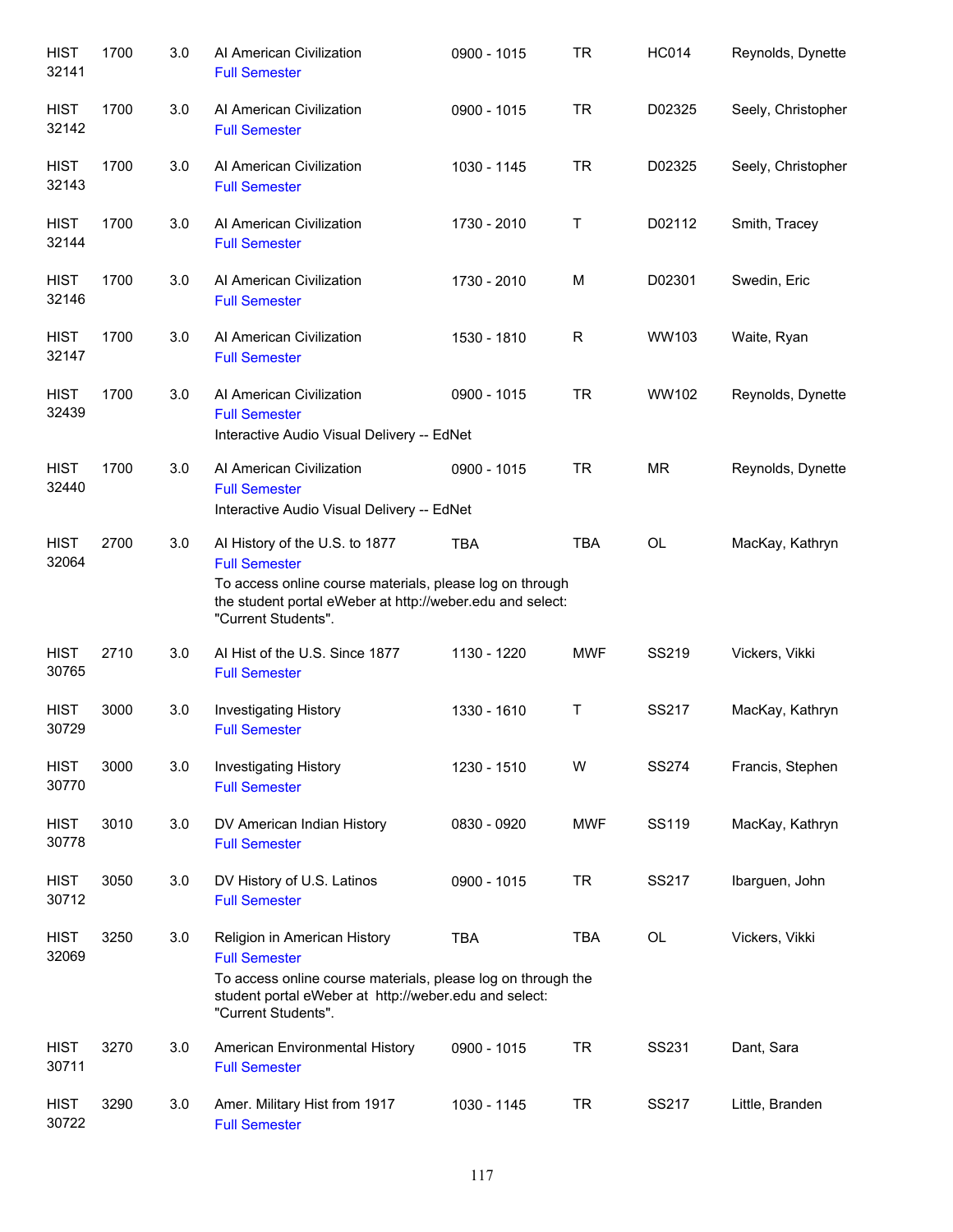| | | | | | | | |
|---|---|---|---|---|---|---|---|
| HIST 32141 | 1700 | 3.0 | AI American Civilization<br>Full Semester | 0900 - 1015 | TR | HC014 | Reynolds, Dynette |
| HIST 32142 | 1700 | 3.0 | AI American Civilization<br>Full Semester | 0900 - 1015 | TR | D02325 | Seely, Christopher |
| HIST 32143 | 1700 | 3.0 | AI American Civilization<br>Full Semester | 1030 - 1145 | TR | D02325 | Seely, Christopher |
| HIST 32144 | 1700 | 3.0 | AI American Civilization<br>Full Semester | 1730 - 2010 | T | D02112 | Smith, Tracey |
| HIST 32146 | 1700 | 3.0 | AI American Civilization<br>Full Semester | 1730 - 2010 | M | D02301 | Swedin, Eric |
| HIST 32147 | 1700 | 3.0 | AI American Civilization<br>Full Semester | 1530 - 1810 | R | WW103 | Waite, Ryan |
| HIST 32439 | 1700 | 3.0 | AI American Civilization<br>Full Semester<br>Interactive Audio Visual Delivery -- EdNet | 0900 - 1015 | TR | WW102 | Reynolds, Dynette |
| HIST 32440 | 1700 | 3.0 | AI American Civilization<br>Full Semester<br>Interactive Audio Visual Delivery -- EdNet | 0900 - 1015 | TR | MR | Reynolds, Dynette |
| HIST 32064 | 2700 | 3.0 | AI History of the U.S. to 1877<br>Full Semester<br>To access online course materials, please log on through the student portal eWeber at http://weber.edu and select: "Current Students". | TBA | TBA | OL | MacKay, Kathryn |
| HIST 30765 | 2710 | 3.0 | AI Hist of the U.S. Since 1877<br>Full Semester | 1130 - 1220 | MWF | SS219 | Vickers, Vikki |
| HIST 30729 | 3000 | 3.0 | Investigating History<br>Full Semester | 1330 - 1610 | T | SS217 | MacKay, Kathryn |
| HIST 30770 | 3000 | 3.0 | Investigating History<br>Full Semester | 1230 - 1510 | W | SS274 | Francis, Stephen |
| HIST 30778 | 3010 | 3.0 | DV American Indian History<br>Full Semester | 0830 - 0920 | MWF | SS119 | MacKay, Kathryn |
| HIST 30712 | 3050 | 3.0 | DV History of U.S. Latinos<br>Full Semester | 0900 - 1015 | TR | SS217 | Ibarguen, John |
| HIST 32069 | 3250 | 3.0 | Religion in American History<br>Full Semester<br>To access online course materials, please log on through the student portal eWeber at http://weber.edu and select: "Current Students". | TBA | TBA | OL | Vickers, Vikki |
| HIST 30711 | 3270 | 3.0 | American Environmental History<br>Full Semester | 0900 - 1015 | TR | SS231 | Dant, Sara |
| HIST 30722 | 3290 | 3.0 | Amer. Military Hist from 1917<br>Full Semester | 1030 - 1145 | TR | SS217 | Little, Branden |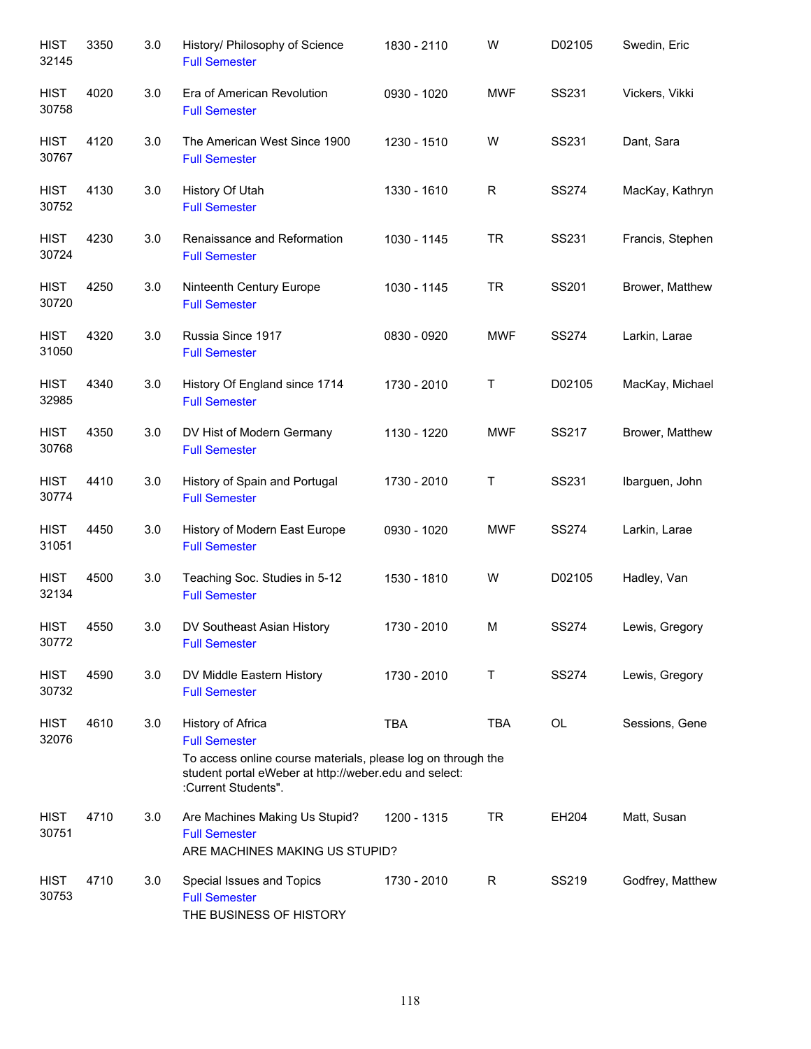| | | | | | | | |
|---|---|---|---|---|---|---|---|
| HIST 32145 | 3350 | 3.0 | History/ Philosophy of Science<br>Full Semester | 1830 - 2110 | W | D02105 | Swedin, Eric |
| HIST 30758 | 4020 | 3.0 | Era of American Revolution<br>Full Semester | 0930 - 1020 | MWF | SS231 | Vickers, Vikki |
| HIST 30767 | 4120 | 3.0 | The American West Since 1900<br>Full Semester | 1230 - 1510 | W | SS231 | Dant, Sara |
| HIST 30752 | 4130 | 3.0 | History Of Utah<br>Full Semester | 1330 - 1610 | R | SS274 | MacKay, Kathryn |
| HIST 30724 | 4230 | 3.0 | Renaissance and Reformation<br>Full Semester | 1030 - 1145 | TR | SS231 | Francis, Stephen |
| HIST 30720 | 4250 | 3.0 | Ninteenth Century Europe<br>Full Semester | 1030 - 1145 | TR | SS201 | Brower, Matthew |
| HIST 31050 | 4320 | 3.0 | Russia Since 1917<br>Full Semester | 0830 - 0920 | MWF | SS274 | Larkin, Larae |
| HIST 32985 | 4340 | 3.0 | History Of England since 1714<br>Full Semester | 1730 - 2010 | T | D02105 | MacKay, Michael |
| HIST 30768 | 4350 | 3.0 | DV Hist of Modern Germany<br>Full Semester | 1130 - 1220 | MWF | SS217 | Brower, Matthew |
| HIST 30774 | 4410 | 3.0 | History of Spain and Portugal<br>Full Semester | 1730 - 2010 | T | SS231 | Ibarguen, John |
| HIST 31051 | 4450 | 3.0 | History of Modern East Europe<br>Full Semester | 0930 - 1020 | MWF | SS274 | Larkin, Larae |
| HIST 32134 | 4500 | 3.0 | Teaching Soc. Studies in 5-12<br>Full Semester | 1530 - 1810 | W | D02105 | Hadley, Van |
| HIST 30772 | 4550 | 3.0 | DV Southeast Asian History<br>Full Semester | 1730 - 2010 | M | SS274 | Lewis, Gregory |
| HIST 30732 | 4590 | 3.0 | DV Middle Eastern History<br>Full Semester | 1730 - 2010 | T | SS274 | Lewis, Gregory |
| HIST 32076 | 4610 | 3.0 | History of Africa<br>Full Semester<br>To access online course materials, please log on through the student portal eWeber at http://weber.edu and select: :Current Students". | TBA | TBA | OL | Sessions, Gene |
| HIST 30751 | 4710 | 3.0 | Are Machines Making Us Stupid?<br>Full Semester<br>ARE MACHINES MAKING US STUPID? | 1200 - 1315 | TR | EH204 | Matt, Susan |
| HIST 30753 | 4710 | 3.0 | Special Issues and Topics<br>Full Semester<br>THE BUSINESS OF HISTORY | 1730 - 2010 | R | SS219 | Godfrey, Matthew |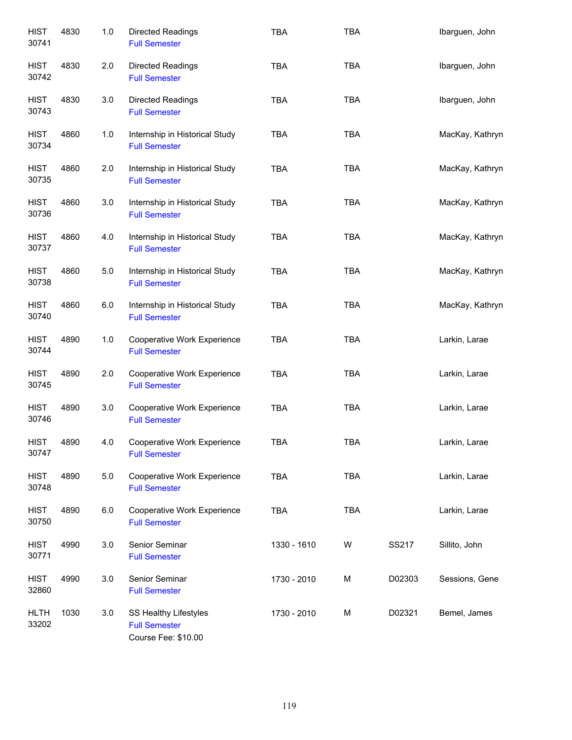| | | | | | | | |
|---|---|---|---|---|---|---|---|
| HIST 30741 | 4830 | 1.0 | Directed Readings<br>Full Semester | TBA | TBA | | Ibarguen, John |
| HIST 30742 | 4830 | 2.0 | Directed Readings<br>Full Semester | TBA | TBA | | Ibarguen, John |
| HIST 30743 | 4830 | 3.0 | Directed Readings<br>Full Semester | TBA | TBA | | Ibarguen, John |
| HIST 30734 | 4860 | 1.0 | Internship in Historical Study<br>Full Semester | TBA | TBA | | MacKay, Kathryn |
| HIST 30735 | 4860 | 2.0 | Internship in Historical Study<br>Full Semester | TBA | TBA | | MacKay, Kathryn |
| HIST 30736 | 4860 | 3.0 | Internship in Historical Study<br>Full Semester | TBA | TBA | | MacKay, Kathryn |
| HIST 30737 | 4860 | 4.0 | Internship in Historical Study<br>Full Semester | TBA | TBA | | MacKay, Kathryn |
| HIST 30738 | 4860 | 5.0 | Internship in Historical Study<br>Full Semester | TBA | TBA | | MacKay, Kathryn |
| HIST 30740 | 4860 | 6.0 | Internship in Historical Study<br>Full Semester | TBA | TBA | | MacKay, Kathryn |
| HIST 30744 | 4890 | 1.0 | Cooperative Work Experience<br>Full Semester | TBA | TBA | | Larkin, Larae |
| HIST 30745 | 4890 | 2.0 | Cooperative Work Experience<br>Full Semester | TBA | TBA | | Larkin, Larae |
| HIST 30746 | 4890 | 3.0 | Cooperative Work Experience<br>Full Semester | TBA | TBA | | Larkin, Larae |
| HIST 30747 | 4890 | 4.0 | Cooperative Work Experience<br>Full Semester | TBA | TBA | | Larkin, Larae |
| HIST 30748 | 4890 | 5.0 | Cooperative Work Experience<br>Full Semester | TBA | TBA | | Larkin, Larae |
| HIST 30750 | 4890 | 6.0 | Cooperative Work Experience<br>Full Semester | TBA | TBA | | Larkin, Larae |
| HIST 30771 | 4990 | 3.0 | Senior Seminar<br>Full Semester | 1330 - 1610 | W | SS217 | Sillito, John |
| HIST 32860 | 4990 | 3.0 | Senior Seminar<br>Full Semester | 1730 - 2010 | M | D02303 | Sessions, Gene |
| HLTH 33202 | 1030 | 3.0 | SS Healthy Lifestyles<br>Full Semester<br>Course Fee: $10.00 | 1730 - 2010 | M | D02321 | Bemel, James |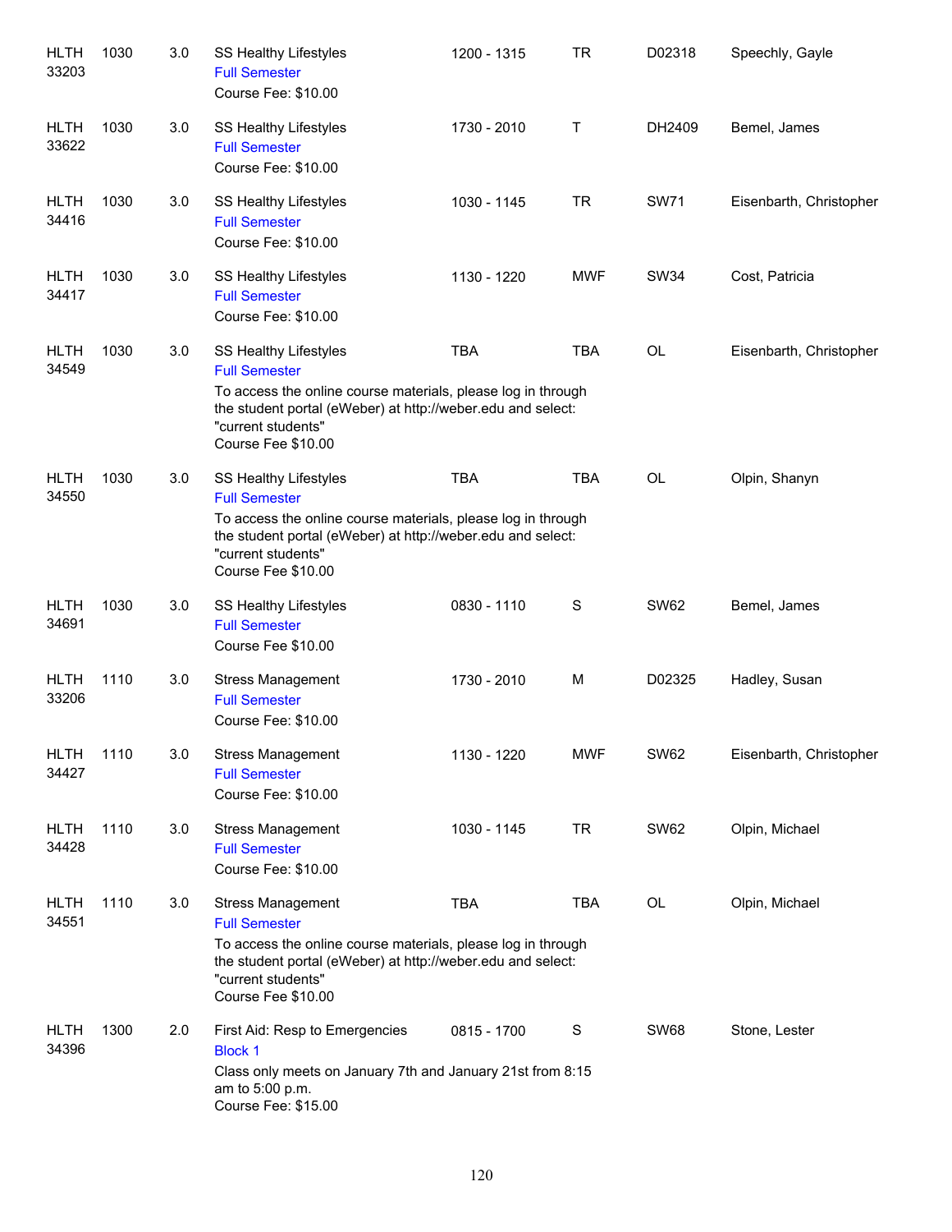| | | | | | | | |
|---|---|---|---|---|---|---|---|
| HLTH 33203 | 1030 | 3.0 | SS Healthy Lifestyles<br>Full Semester<br>Course Fee: $10.00 | 1200 - 1315 | TR | D02318 | Speechly, Gayle |
| HLTH 33622 | 1030 | 3.0 | SS Healthy Lifestyles<br>Full Semester<br>Course Fee: $10.00 | 1730 - 2010 | T | DH2409 | Bemel, James |
| HLTH 34416 | 1030 | 3.0 | SS Healthy Lifestyles<br>Full Semester<br>Course Fee: $10.00 | 1030 - 1145 | TR | SW71 | Eisenbarth, Christopher |
| HLTH 34417 | 1030 | 3.0 | SS Healthy Lifestyles<br>Full Semester<br>Course Fee: $10.00 | 1130 - 1220 | MWF | SW34 | Cost, Patricia |
| HLTH 34549 | 1030 | 3.0 | SS Healthy Lifestyles<br>Full Semester<br>To access the online course materials, please log in through the student portal (eWeber) at http://weber.edu and select: "current students"<br>Course Fee $10.00 | TBA | TBA | OL | Eisenbarth, Christopher |
| HLTH 34550 | 1030 | 3.0 | SS Healthy Lifestyles<br>Full Semester<br>To access the online course materials, please log in through the student portal (eWeber) at http://weber.edu and select: "current students"<br>Course Fee $10.00 | TBA | TBA | OL | Olpin, Shanyn |
| HLTH 34691 | 1030 | 3.0 | SS Healthy Lifestyles<br>Full Semester<br>Course Fee $10.00 | 0830 - 1110 | S | SW62 | Bemel, James |
| HLTH 33206 | 1110 | 3.0 | Stress Management<br>Full Semester<br>Course Fee: $10.00 | 1730 - 2010 | M | D02325 | Hadley, Susan |
| HLTH 34427 | 1110 | 3.0 | Stress Management<br>Full Semester<br>Course Fee: $10.00 | 1130 - 1220 | MWF | SW62 | Eisenbarth, Christopher |
| HLTH 34428 | 1110 | 3.0 | Stress Management<br>Full Semester<br>Course Fee: $10.00 | 1030 - 1145 | TR | SW62 | Olpin, Michael |
| HLTH 34551 | 1110 | 3.0 | Stress Management<br>Full Semester<br>To access the online course materials, please log in through the student portal (eWeber) at http://weber.edu and select: "current students"<br>Course Fee $10.00 | TBA | TBA | OL | Olpin, Michael |
| HLTH 34396 | 1300 | 2.0 | First Aid: Resp to Emergencies<br>Block 1<br>Class only meets on January 7th and January 21st from 8:15 am to 5:00 p.m.<br>Course Fee: $15.00 | 0815 - 1700 | S | SW68 | Stone, Lester |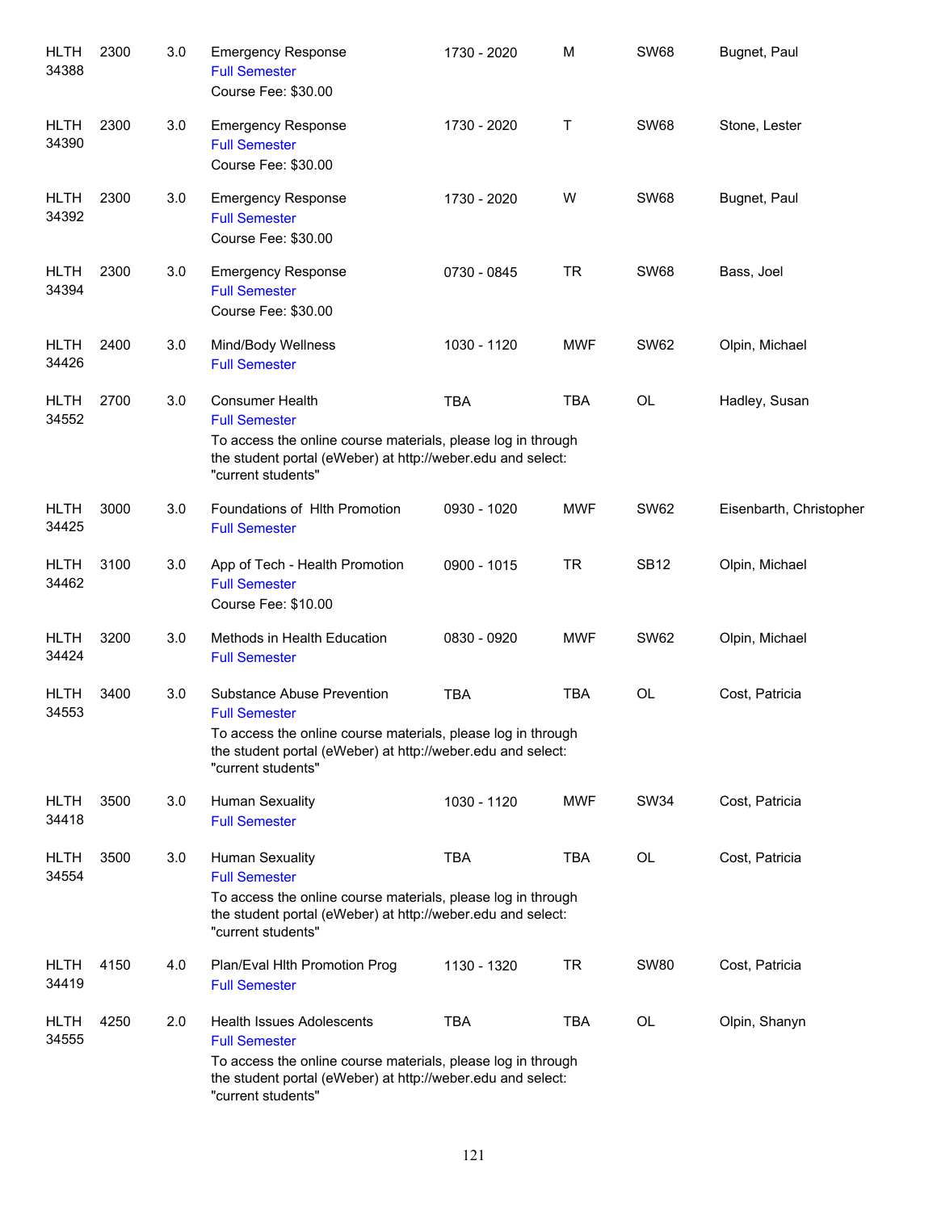| | | | | | | | |
|---|---|---|---|---|---|---|---|
| HLTH 34388 | 2300 | 3.0 | Emergency Response<br>Full Semester<br>Course Fee: $30.00 | 1730 - 2020 | M | SW68 | Bugnet, Paul |
| HLTH 34390 | 2300 | 3.0 | Emergency Response<br>Full Semester<br>Course Fee: $30.00 | 1730 - 2020 | T | SW68 | Stone, Lester |
| HLTH 34392 | 2300 | 3.0 | Emergency Response<br>Full Semester<br>Course Fee: $30.00 | 1730 - 2020 | W | SW68 | Bugnet, Paul |
| HLTH 34394 | 2300 | 3.0 | Emergency Response<br>Full Semester<br>Course Fee: $30.00 | 0730 - 0845 | TR | SW68 | Bass, Joel |
| HLTH 34426 | 2400 | 3.0 | Mind/Body Wellness<br>Full Semester | 1030 - 1120 | MWF | SW62 | Olpin, Michael |
| HLTH 34552 | 2700 | 3.0 | Consumer Health<br>Full Semester<br>To access the online course materials, please log in through the student portal (eWeber) at http://weber.edu and select: "current students" | TBA | TBA | OL | Hadley, Susan |
| HLTH 34425 | 3000 | 3.0 | Foundations of Hlth Promotion<br>Full Semester | 0930 - 1020 | MWF | SW62 | Eisenbarth, Christopher |
| HLTH 34462 | 3100 | 3.0 | App of Tech - Health Promotion<br>Full Semester<br>Course Fee: $10.00 | 0900 - 1015 | TR | SB12 | Olpin, Michael |
| HLTH 34424 | 3200 | 3.0 | Methods in Health Education<br>Full Semester | 0830 - 0920 | MWF | SW62 | Olpin, Michael |
| HLTH 34553 | 3400 | 3.0 | Substance Abuse Prevention<br>Full Semester<br>To access the online course materials, please log in through the student portal (eWeber) at http://weber.edu and select: "current students" | TBA | TBA | OL | Cost, Patricia |
| HLTH 34418 | 3500 | 3.0 | Human Sexuality<br>Full Semester | 1030 - 1120 | MWF | SW34 | Cost, Patricia |
| HLTH 34554 | 3500 | 3.0 | Human Sexuality<br>Full Semester<br>To access the online course materials, please log in through the student portal (eWeber) at http://weber.edu and select: "current students" | TBA | TBA | OL | Cost, Patricia |
| HLTH 34419 | 4150 | 4.0 | Plan/Eval Hlth Promotion Prog<br>Full Semester | 1130 - 1320 | TR | SW80 | Cost, Patricia |
| HLTH 34555 | 4250 | 2.0 | Health Issues Adolescents<br>Full Semester<br>To access the online course materials, please log in through the student portal (eWeber) at http://weber.edu and select: "current students" | TBA | TBA | OL | Olpin, Shanyn |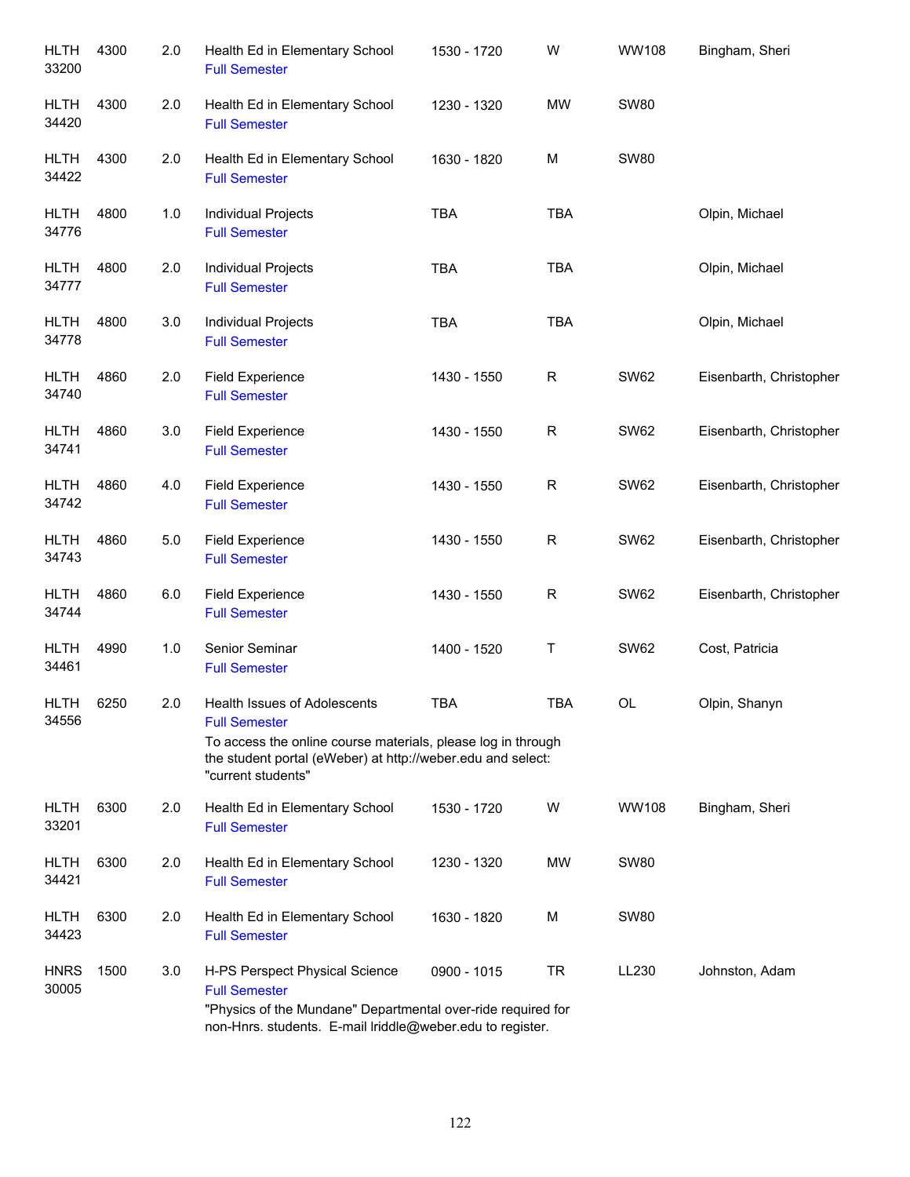| | | | | | | | |
|---|---|---|---|---|---|---|---|
| HLTH 33200 | 4300 | 2.0 | Health Ed in Elementary School<br>Full Semester | 1530 - 1720 | W | WW108 | Bingham, Sheri |
| HLTH 34420 | 4300 | 2.0 | Health Ed in Elementary School<br>Full Semester | 1230 - 1320 | MW | SW80 | |
| HLTH 34422 | 4300 | 2.0 | Health Ed in Elementary School<br>Full Semester | 1630 - 1820 | M | SW80 | |
| HLTH 34776 | 4800 | 1.0 | Individual Projects<br>Full Semester | TBA | TBA | | Olpin, Michael |
| HLTH 34777 | 4800 | 2.0 | Individual Projects<br>Full Semester | TBA | TBA | | Olpin, Michael |
| HLTH 34778 | 4800 | 3.0 | Individual Projects<br>Full Semester | TBA | TBA | | Olpin, Michael |
| HLTH 34740 | 4860 | 2.0 | Field Experience<br>Full Semester | 1430 - 1550 | R | SW62 | Eisenbarth, Christopher |
| HLTH 34741 | 4860 | 3.0 | Field Experience<br>Full Semester | 1430 - 1550 | R | SW62 | Eisenbarth, Christopher |
| HLTH 34742 | 4860 | 4.0 | Field Experience<br>Full Semester | 1430 - 1550 | R | SW62 | Eisenbarth, Christopher |
| HLTH 34743 | 4860 | 5.0 | Field Experience<br>Full Semester | 1430 - 1550 | R | SW62 | Eisenbarth, Christopher |
| HLTH 34744 | 4860 | 6.0 | Field Experience<br>Full Semester | 1430 - 1550 | R | SW62 | Eisenbarth, Christopher |
| HLTH 34461 | 4990 | 1.0 | Senior Seminar<br>Full Semester | 1400 - 1520 | T | SW62 | Cost, Patricia |
| HLTH 34556 | 6250 | 2.0 | Health Issues of Adolescents<br>Full Semester<br>To access the online course materials, please log in through the student portal (eWeber) at http://weber.edu and select: "current students" | TBA | TBA | OL | Olpin, Shanyn |
| HLTH 33201 | 6300 | 2.0 | Health Ed in Elementary School<br>Full Semester | 1530 - 1720 | W | WW108 | Bingham, Sheri |
| HLTH 34421 | 6300 | 2.0 | Health Ed in Elementary School<br>Full Semester | 1230 - 1320 | MW | SW80 | |
| HLTH 34423 | 6300 | 2.0 | Health Ed in Elementary School<br>Full Semester | 1630 - 1820 | M | SW80 | |
| HNRS 30005 | 1500 | 3.0 | H-PS Perspect Physical Science<br>Full Semester<br>"Physics of the Mundane" Departmental over-ride required for non-Hnrs. students. E-mail lriddle@weber.edu to register. | 0900 - 1015 | TR | LL230 | Johnston, Adam |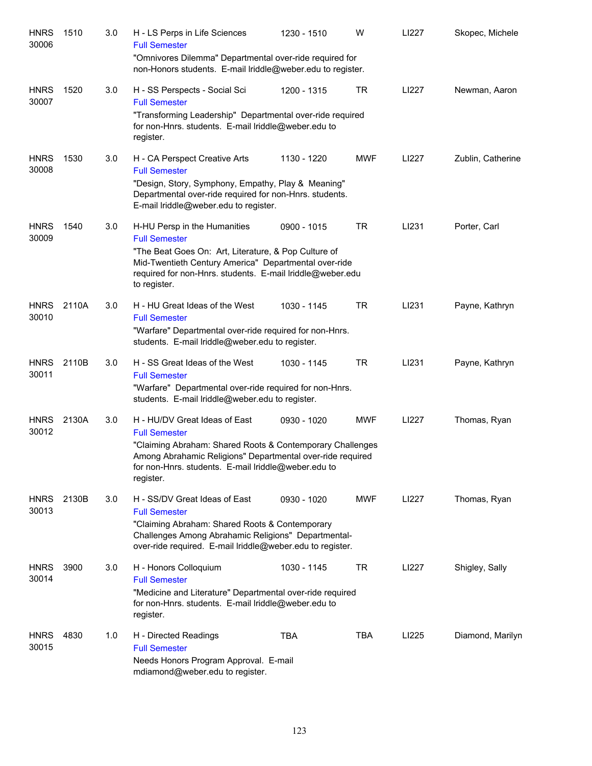| Subject/CRN | Course | Credits | Title | Time | Days | Room | Instructor |
|---|---|---|---|---|---|---|---|
| HNRS 30006 | 1510 | 3.0 | H - LS Perps in Life Sciences<br>Full Semester<br>"Omnivores Dilemma" Departmental over-ride required for non-Honors students. E-mail lriddle@weber.edu to register. | 1230 - 1510 | W | LI227 | Skopec, Michele |
| HNRS 30007 | 1520 | 3.0 | H - SS Perspects - Social Sci<br>Full Semester<br>"Transforming Leadership" Departmental over-ride required for non-Hnrs. students. E-mail lriddle@weber.edu to register. | 1200 - 1315 | TR | LI227 | Newman, Aaron |
| HNRS 30008 | 1530 | 3.0 | H - CA Perspect Creative Arts<br>Full Semester<br>"Design, Story, Symphony, Empathy, Play & Meaning" Departmental over-ride required for non-Hnrs. students. E-mail lriddle@weber.edu to register. | 1130 - 1220 | MWF | LI227 | Zublin, Catherine |
| HNRS 30009 | 1540 | 3.0 | H-HU Persp in the Humanities<br>Full Semester<br>"The Beat Goes On: Art, Literature, & Pop Culture of Mid-Twentieth Century America" Departmental over-ride required for non-Hnrs. students. E-mail lriddle@weber.edu to register. | 0900 - 1015 | TR | LI231 | Porter, Carl |
| HNRS 30010 | 2110A | 3.0 | H - HU Great Ideas of the West<br>Full Semester<br>"Warfare" Departmental over-ride required for non-Hnrs. students. E-mail lriddle@weber.edu to register. | 1030 - 1145 | TR | LI231 | Payne, Kathryn |
| HNRS 30011 | 2110B | 3.0 | H - SS Great Ideas of the West<br>Full Semester<br>"Warfare" Departmental over-ride required for non-Hnrs. students. E-mail lriddle@weber.edu to register. | 1030 - 1145 | TR | LI231 | Payne, Kathryn |
| HNRS 30012 | 2130A | 3.0 | H - HU/DV Great Ideas of East<br>Full Semester<br>"Claiming Abraham: Shared Roots & Contemporary Challenges Among Abrahamic Religions" Departmental over-ride required for non-Hnrs. students. E-mail lriddle@weber.edu to register. | 0930 - 1020 | MWF | LI227 | Thomas, Ryan |
| HNRS 30013 | 2130B | 3.0 | H - SS/DV Great Ideas of East<br>Full Semester<br>"Claiming Abraham: Shared Roots & Contemporary Challenges Among Abrahamic Religions" Departmental-over-ride required. E-mail lriddle@weber.edu to register. | 0930 - 1020 | MWF | LI227 | Thomas, Ryan |
| HNRS 30014 | 3900 | 3.0 | H - Honors Colloquium<br>Full Semester<br>"Medicine and Literature" Departmental over-ride required for non-Hnrs. students. E-mail lriddle@weber.edu to register. | 1030 - 1145 | TR | LI227 | Shigley, Sally |
| HNRS 30015 | 4830 | 1.0 | H - Directed Readings<br>Full Semester<br>Needs Honors Program Approval. E-mail mdiamond@weber.edu to register. | TBA | TBA | LI225 | Diamond, Marilyn |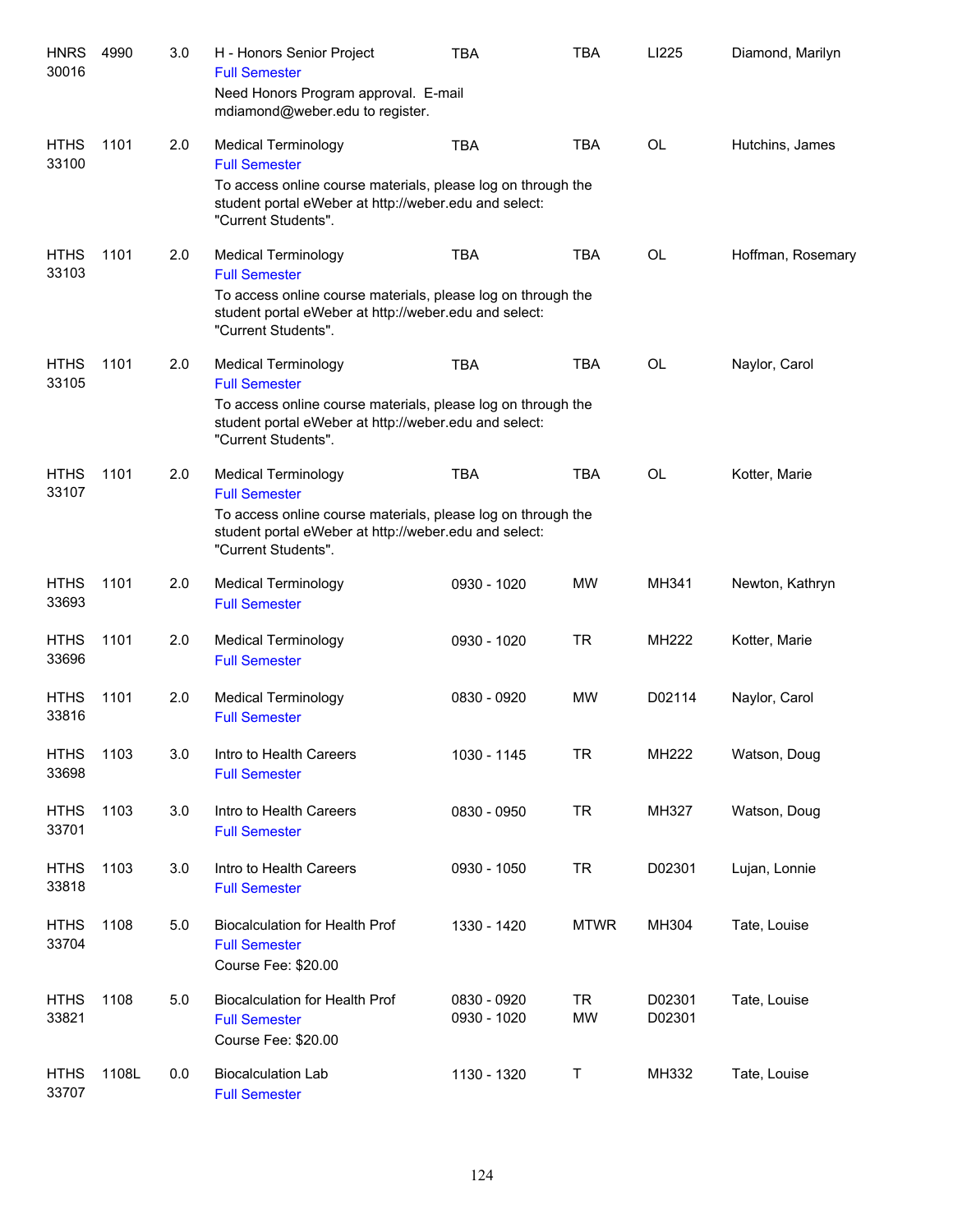| Subject / CRN | Course | Credits | Title | Time | Days | Room | Instructor |
|---|---|---|---|---|---|---|---|
| HNRS 30016 | 4990 | 3.0 | H - Honors Senior Project<br>Full Semester<br>Need Honors Program approval. E-mail mdiamond@weber.edu to register. | TBA | TBA | LI225 | Diamond, Marilyn |
| HTHS 33100 | 1101 | 2.0 | Medical Terminology<br>Full Semester<br>To access online course materials, please log on through the student portal eWeber at http://weber.edu and select: "Current Students". | TBA | TBA | OL | Hutchins, James |
| HTHS 33103 | 1101 | 2.0 | Medical Terminology<br>Full Semester<br>To access online course materials, please log on through the student portal eWeber at http://weber.edu and select: "Current Students". | TBA | TBA | OL | Hoffman, Rosemary |
| HTHS 33105 | 1101 | 2.0 | Medical Terminology<br>Full Semester<br>To access online course materials, please log on through the student portal eWeber at http://weber.edu and select: "Current Students". | TBA | TBA | OL | Naylor, Carol |
| HTHS 33107 | 1101 | 2.0 | Medical Terminology<br>Full Semester<br>To access online course materials, please log on through the student portal eWeber at http://weber.edu and select: "Current Students". | TBA | TBA | OL | Kotter, Marie |
| HTHS 33693 | 1101 | 2.0 | Medical Terminology<br>Full Semester | 0930 - 1020 | MW | MH341 | Newton, Kathryn |
| HTHS 33696 | 1101 | 2.0 | Medical Terminology<br>Full Semester | 0930 - 1020 | TR | MH222 | Kotter, Marie |
| HTHS 33816 | 1101 | 2.0 | Medical Terminology<br>Full Semester | 0830 - 0920 | MW | D02114 | Naylor, Carol |
| HTHS 33698 | 1103 | 3.0 | Intro to Health Careers<br>Full Semester | 1030 - 1145 | TR | MH222 | Watson, Doug |
| HTHS 33701 | 1103 | 3.0 | Intro to Health Careers<br>Full Semester | 0830 - 0950 | TR | MH327 | Watson, Doug |
| HTHS 33818 | 1103 | 3.0 | Intro to Health Careers<br>Full Semester | 0930 - 1050 | TR | D02301 | Lujan, Lonnie |
| HTHS 33704 | 1108 | 5.0 | Biocalculation for Health Prof<br>Full Semester<br>Course Fee: $20.00 | 1330 - 1420 | MTWR | MH304 | Tate, Louise |
| HTHS 33821 | 1108 | 5.0 | Biocalculation for Health Prof<br>Full Semester<br>Course Fee: $20.00 | 0830 - 0920<br>0930 - 1020 | TR<br>MW | D02301<br>D02301 | Tate, Louise |
| HTHS 33707 | 1108L | 0.0 | Biocalculation Lab<br>Full Semester | 1130 - 1320 | T | MH332 | Tate, Louise |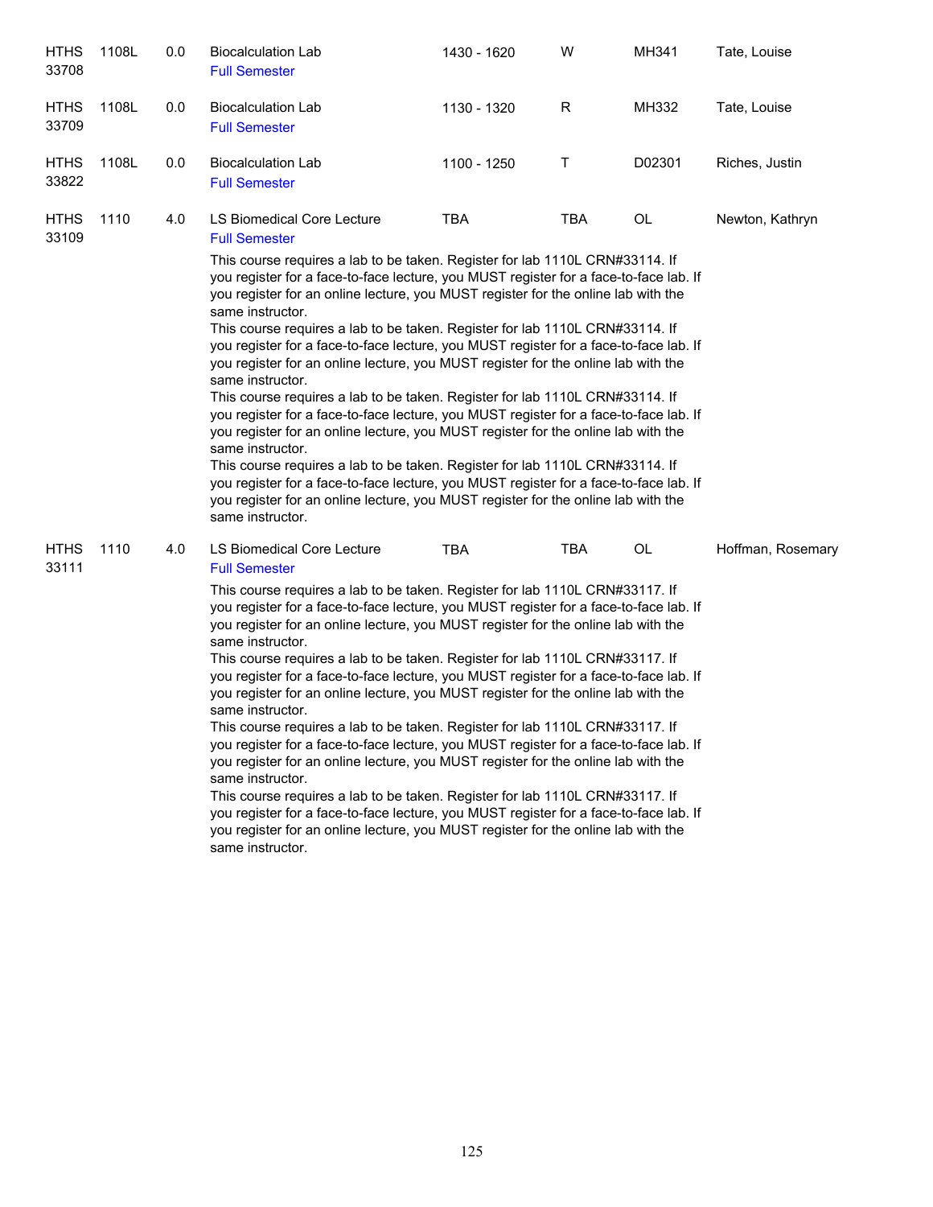| | | | | | | | |
|---|---|---|---|---|---|---|---|
| HTHS 33708 | 1108L | 0.0 | Biocalculation Lab<br>Full Semester | 1430 - 1620 | W | MH341 | Tate, Louise |
| HTHS 33709 | 1108L | 0.0 | Biocalculation Lab<br>Full Semester | 1130 - 1320 | R | MH332 | Tate, Louise |
| HTHS 33822 | 1108L | 0.0 | Biocalculation Lab<br>Full Semester | 1100 - 1250 | T | D02301 | Riches, Justin |
| HTHS 33109 | 1110 | 4.0 | LS Biomedical Core Lecture<br>Full Semester | TBA | TBA | OL | Newton, Kathryn |

This course requires a lab to be taken. Register for lab 1110L CRN#33114. If you register for a face-to-face lecture, you MUST register for a face-to-face lab. If you register for an online lecture, you MUST register for the online lab with the same instructor.
This course requires a lab to be taken. Register for lab 1110L CRN#33114. If you register for a face-to-face lecture, you MUST register for a face-to-face lab. If you register for an online lecture, you MUST register for the online lab with the same instructor.
This course requires a lab to be taken. Register for lab 1110L CRN#33114. If you register for a face-to-face lecture, you MUST register for a face-to-face lab. If you register for an online lecture, you MUST register for the online lab with the same instructor.
This course requires a lab to be taken. Register for lab 1110L CRN#33114. If you register for a face-to-face lecture, you MUST register for a face-to-face lab. If you register for an online lecture, you MUST register for the online lab with the same instructor.

| | | | | | | | |
|---|---|---|---|---|---|---|---|
| HTHS 33111 | 1110 | 4.0 | LS Biomedical Core Lecture<br>Full Semester | TBA | TBA | OL | Hoffman, Rosemary |

This course requires a lab to be taken. Register for lab 1110L CRN#33117. If you register for a face-to-face lecture, you MUST register for a face-to-face lab. If you register for an online lecture, you MUST register for the online lab with the same instructor.
This course requires a lab to be taken. Register for lab 1110L CRN#33117. If you register for a face-to-face lecture, you MUST register for a face-to-face lab. If you register for an online lecture, you MUST register for the online lab with the same instructor.
This course requires a lab to be taken. Register for lab 1110L CRN#33117. If you register for a face-to-face lecture, you MUST register for a face-to-face lab. If you register for an online lecture, you MUST register for the online lab with the same instructor.
This course requires a lab to be taken. Register for lab 1110L CRN#33117. If you register for a face-to-face lecture, you MUST register for a face-to-face lab. If you register for an online lecture, you MUST register for the online lab with the same instructor.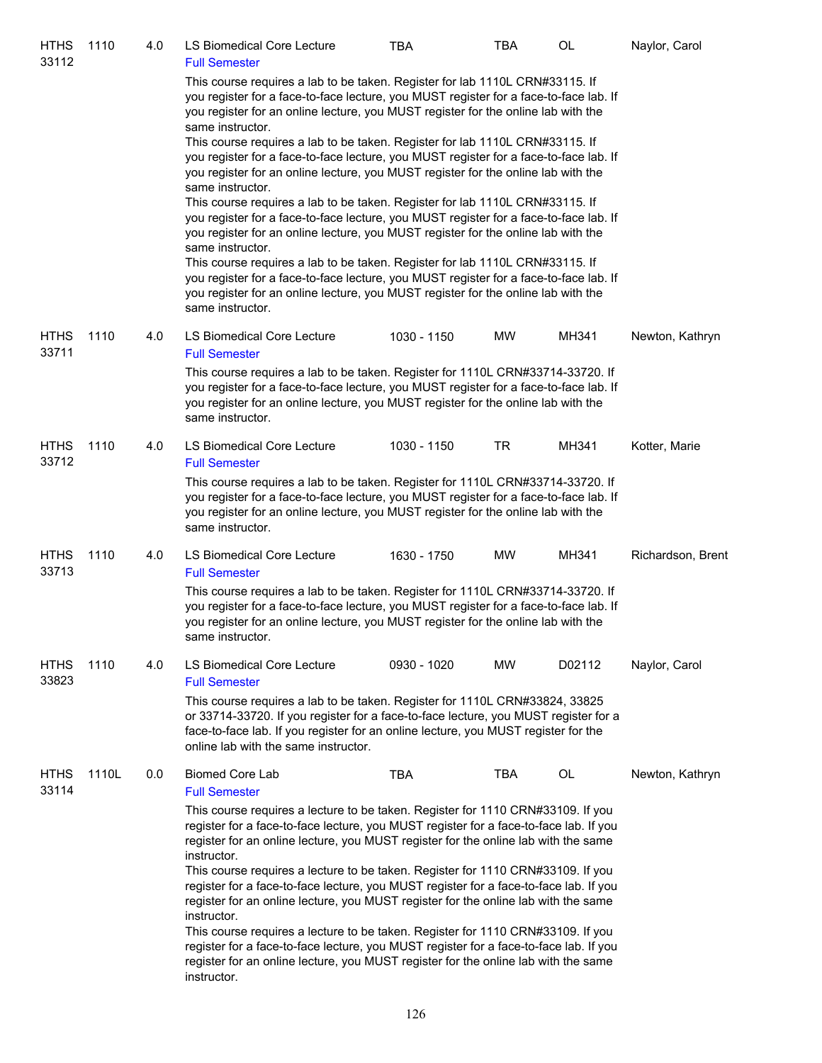| | | | | | | | |
|---|---|---|---|---|---|---|---|
| HTHS 33112 | 1110 | 4.0 | LS Biomedical Core Lecture<br>Full Semester | TBA | TBA | OL | Naylor, Carol |

This course requires a lab to be taken. Register for lab 1110L CRN#33115. If you register for a face-to-face lecture, you MUST register for a face-to-face lab. If you register for an online lecture, you MUST register for the online lab with the same instructor.
This course requires a lab to be taken. Register for lab 1110L CRN#33115. If you register for a face-to-face lecture, you MUST register for a face-to-face lab. If you register for an online lecture, you MUST register for the online lab with the same instructor.
This course requires a lab to be taken. Register for lab 1110L CRN#33115. If you register for a face-to-face lecture, you MUST register for a face-to-face lab. If you register for an online lecture, you MUST register for the online lab with the same instructor.
This course requires a lab to be taken. Register for lab 1110L CRN#33115. If you register for a face-to-face lecture, you MUST register for a face-to-face lab. If you register for an online lecture, you MUST register for the online lab with the same instructor.

| | | | | | | | |
|---|---|---|---|---|---|---|---|
| HTHS 33711 | 1110 | 4.0 | LS Biomedical Core Lecture<br>Full Semester | 1030 - 1150 | MW | MH341 | Newton, Kathryn |

This course requires a lab to be taken. Register for 1110L CRN#33714-33720. If you register for a face-to-face lecture, you MUST register for a face-to-face lab. If you register for an online lecture, you MUST register for the online lab with the same instructor.

| | | | | | | | |
|---|---|---|---|---|---|---|---|
| HTHS 33712 | 1110 | 4.0 | LS Biomedical Core Lecture<br>Full Semester | 1030 - 1150 | TR | MH341 | Kotter, Marie |

This course requires a lab to be taken. Register for 1110L CRN#33714-33720. If you register for a face-to-face lecture, you MUST register for a face-to-face lab. If you register for an online lecture, you MUST register for the online lab with the same instructor.

| | | | | | | | |
|---|---|---|---|---|---|---|---|
| HTHS 33713 | 1110 | 4.0 | LS Biomedical Core Lecture<br>Full Semester | 1630 - 1750 | MW | MH341 | Richardson, Brent |

This course requires a lab to be taken. Register for 1110L CRN#33714-33720. If you register for a face-to-face lecture, you MUST register for a face-to-face lab. If you register for an online lecture, you MUST register for the online lab with the same instructor.

| | | | | | | | |
|---|---|---|---|---|---|---|---|
| HTHS 33823 | 1110 | 4.0 | LS Biomedical Core Lecture<br>Full Semester | 0930 - 1020 | MW | D02112 | Naylor, Carol |

This course requires a lab to be taken. Register for 1110L CRN#33824, 33825 or 33714-33720. If you register for a face-to-face lecture, you MUST register for a face-to-face lab. If you register for an online lecture, you MUST register for the online lab with the same instructor.

| | | | | | | | |
|---|---|---|---|---|---|---|---|
| HTHS 33114 | 1110L | 0.0 | Biomed Core Lab<br>Full Semester | TBA | TBA | OL | Newton, Kathryn |

This course requires a lecture to be taken. Register for 1110 CRN#33109. If you register for a face-to-face lecture, you MUST register for a face-to-face lab. If you register for an online lecture, you MUST register for the online lab with the same instructor.
This course requires a lecture to be taken. Register for 1110 CRN#33109. If you register for a face-to-face lecture, you MUST register for a face-to-face lab. If you register for an online lecture, you MUST register for the online lab with the same instructor.
This course requires a lecture to be taken. Register for 1110 CRN#33109. If you register for a face-to-face lecture, you MUST register for a face-to-face lab. If you register for an online lecture, you MUST register for the online lab with the same instructor.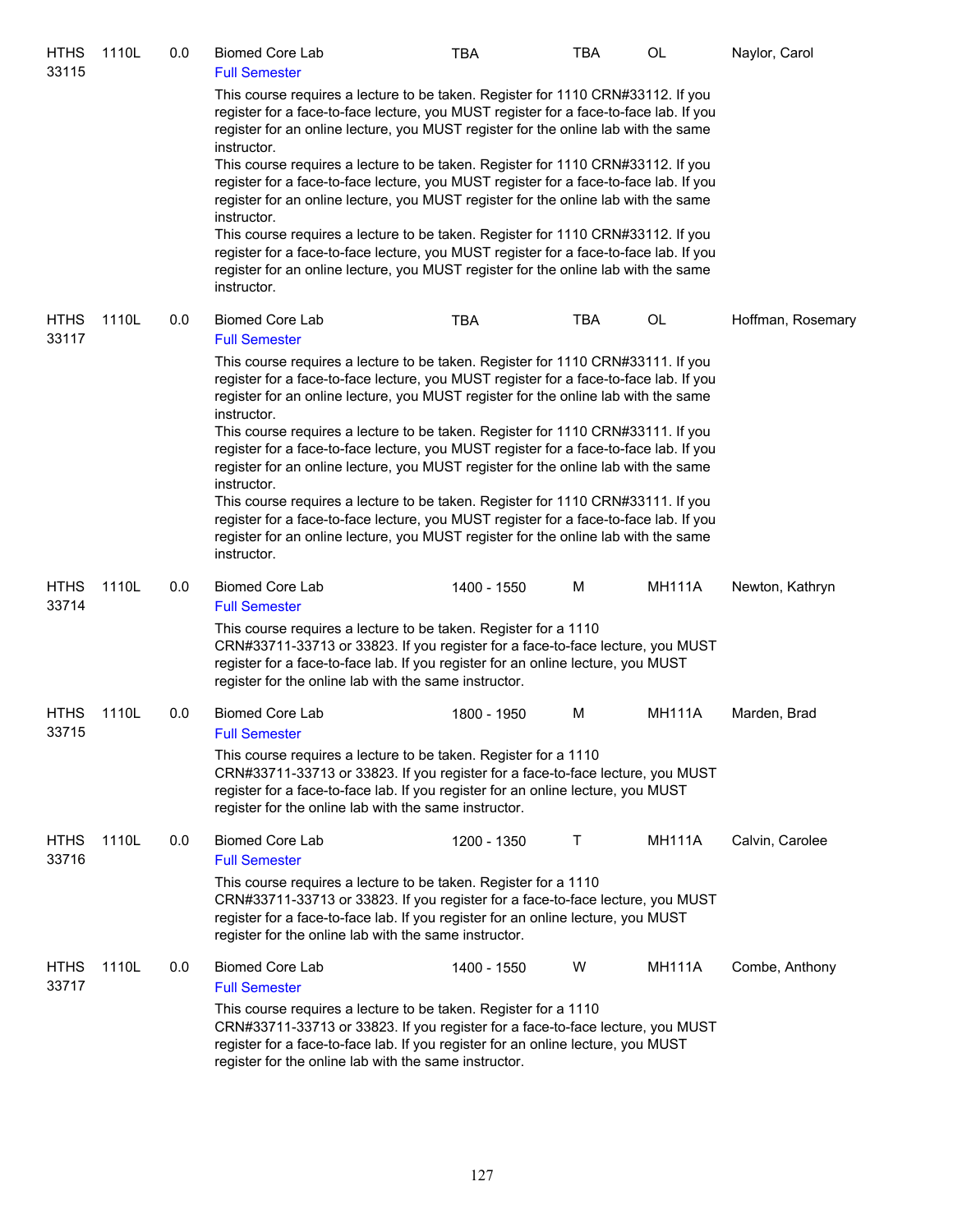| | | | | | | | |
|---|---|---|---|---|---|---|---|
| HTHS 33115 | 1110L | 0.0 | Biomed Core Lab<br>Full Semester | TBA | TBA | OL | Naylor, Carol |

This course requires a lecture to be taken. Register for 1110 CRN#33112. If you register for a face-to-face lecture, you MUST register for a face-to-face lab. If you register for an online lecture, you MUST register for the online lab with the same instructor.
This course requires a lecture to be taken. Register for 1110 CRN#33112. If you register for a face-to-face lecture, you MUST register for a face-to-face lab. If you register for an online lecture, you MUST register for the online lab with the same instructor.
This course requires a lecture to be taken. Register for 1110 CRN#33112. If you register for a face-to-face lecture, you MUST register for a face-to-face lab. If you register for an online lecture, you MUST register for the online lab with the same instructor.

| | | | | | | | |
|---|---|---|---|---|---|---|---|
| HTHS 33117 | 1110L | 0.0 | Biomed Core Lab<br>Full Semester | TBA | TBA | OL | Hoffman, Rosemary |

This course requires a lecture to be taken. Register for 1110 CRN#33111. If you register for a face-to-face lecture, you MUST register for a face-to-face lab. If you register for an online lecture, you MUST register for the online lab with the same instructor.
This course requires a lecture to be taken. Register for 1110 CRN#33111. If you register for a face-to-face lecture, you MUST register for a face-to-face lab. If you register for an online lecture, you MUST register for the online lab with the same instructor.
This course requires a lecture to be taken. Register for 1110 CRN#33111. If you register for a face-to-face lecture, you MUST register for a face-to-face lab. If you register for an online lecture, you MUST register for the online lab with the same instructor.

| | | | | | | | |
|---|---|---|---|---|---|---|---|
| HTHS 33714 | 1110L | 0.0 | Biomed Core Lab<br>Full Semester | 1400 - 1550 | M | MH111A | Newton, Kathryn |

This course requires a lecture to be taken. Register for a 1110 CRN#33711-33713 or 33823. If you register for a face-to-face lecture, you MUST register for a face-to-face lab. If you register for an online lecture, you MUST register for the online lab with the same instructor.

| | | | | | | | |
|---|---|---|---|---|---|---|---|
| HTHS 33715 | 1110L | 0.0 | Biomed Core Lab<br>Full Semester | 1800 - 1950 | M | MH111A | Marden, Brad |

This course requires a lecture to be taken. Register for a 1110 CRN#33711-33713 or 33823. If you register for a face-to-face lecture, you MUST register for a face-to-face lab. If you register for an online lecture, you MUST register for the online lab with the same instructor.

| | | | | | | | |
|---|---|---|---|---|---|---|---|
| HTHS 33716 | 1110L | 0.0 | Biomed Core Lab<br>Full Semester | 1200 - 1350 | T | MH111A | Calvin, Carolee |

This course requires a lecture to be taken. Register for a 1110 CRN#33711-33713 or 33823. If you register for a face-to-face lecture, you MUST register for a face-to-face lab. If you register for an online lecture, you MUST register for the online lab with the same instructor.

| | | | | | | | |
|---|---|---|---|---|---|---|---|
| HTHS 33717 | 1110L | 0.0 | Biomed Core Lab<br>Full Semester | 1400 - 1550 | W | MH111A | Combe, Anthony |

This course requires a lecture to be taken. Register for a 1110 CRN#33711-33713 or 33823. If you register for a face-to-face lecture, you MUST register for a face-to-face lab. If you register for an online lecture, you MUST register for the online lab with the same instructor.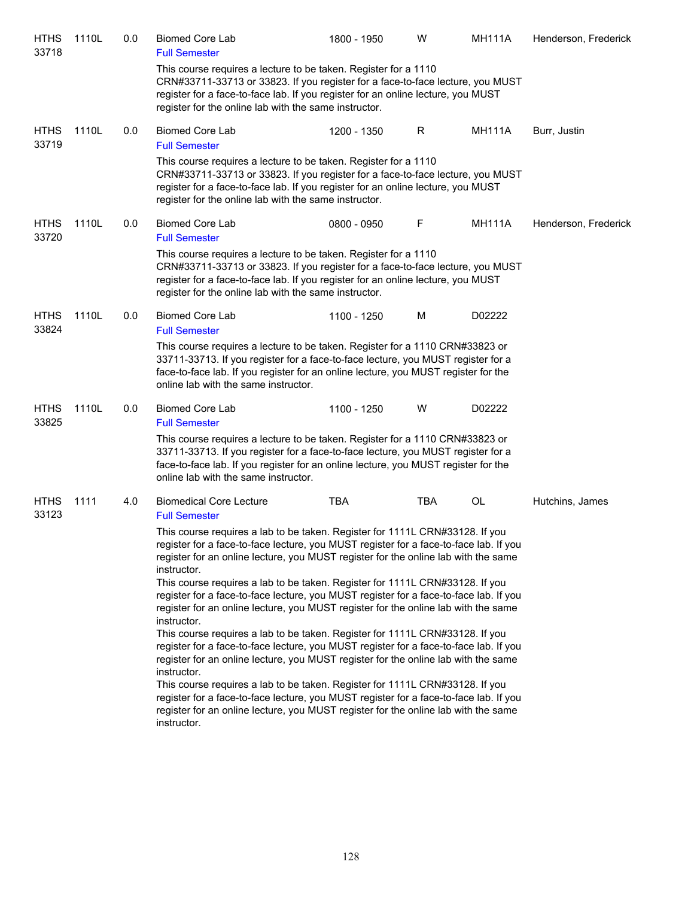| | | | | | | | |
|---|---|---|---|---|---|---|---|
| HTHS 33718 | 1110L | 0.0 | Biomed Core Lab<br>Full Semester | 1800 - 1950 | W | MH111A | Henderson, Frederick |
| | | | This course requires a lecture to be taken. Register for a 1110 CRN#33711-33713 or 33823. If you register for a face-to-face lecture, you MUST register for a face-to-face lab. If you register for an online lecture, you MUST register for the online lab with the same instructor. | | | | |
| HTHS 33719 | 1110L | 0.0 | Biomed Core Lab<br>Full Semester | 1200 - 1350 | R | MH111A | Burr, Justin |
| | | | This course requires a lecture to be taken. Register for a 1110 CRN#33711-33713 or 33823. If you register for a face-to-face lecture, you MUST register for a face-to-face lab. If you register for an online lecture, you MUST register for the online lab with the same instructor. | | | | |
| HTHS 33720 | 1110L | 0.0 | Biomed Core Lab<br>Full Semester | 0800 - 0950 | F | MH111A | Henderson, Frederick |
| | | | This course requires a lecture to be taken. Register for a 1110 CRN#33711-33713 or 33823. If you register for a face-to-face lecture, you MUST register for a face-to-face lab. If you register for an online lecture, you MUST register for the online lab with the same instructor. | | | | |
| HTHS 33824 | 1110L | 0.0 | Biomed Core Lab<br>Full Semester | 1100 - 1250 | M | D02222 | |
| | | | This course requires a lecture to be taken. Register for a 1110 CRN#33823 or 33711-33713. If you register for a face-to-face lecture, you MUST register for a face-to-face lab. If you register for an online lecture, you MUST register for the online lab with the same instructor. | | | | |
| HTHS 33825 | 1110L | 0.0 | Biomed Core Lab<br>Full Semester | 1100 - 1250 | W | D02222 | |
| | | | This course requires a lecture to be taken. Register for a 1110 CRN#33823 or 33711-33713. If you register for a face-to-face lecture, you MUST register for a face-to-face lab. If you register for an online lecture, you MUST register for the online lab with the same instructor. | | | | |
| HTHS 33123 | 1111 | 4.0 | Biomedical Core Lecture<br>Full Semester | TBA | TBA | OL | Hutchins, James |
| | | | This course requires a lab to be taken. Register for 1111L CRN#33128. If you register for a face-to-face lecture, you MUST register for a face-to-face lab. If you register for an online lecture, you MUST register for the online lab with the same instructor.<br>This course requires a lab to be taken. Register for 1111L CRN#33128. If you register for a face-to-face lecture, you MUST register for a face-to-face lab. If you register for an online lecture, you MUST register for the online lab with the same instructor.<br>This course requires a lab to be taken. Register for 1111L CRN#33128. If you register for a face-to-face lecture, you MUST register for a face-to-face lab. If you register for an online lecture, you MUST register for the online lab with the same instructor.<br>This course requires a lab to be taken. Register for 1111L CRN#33128. If you register for a face-to-face lecture, you MUST register for a face-to-face lab. If you register for an online lecture, you MUST register for the online lab with the same instructor. | | | | |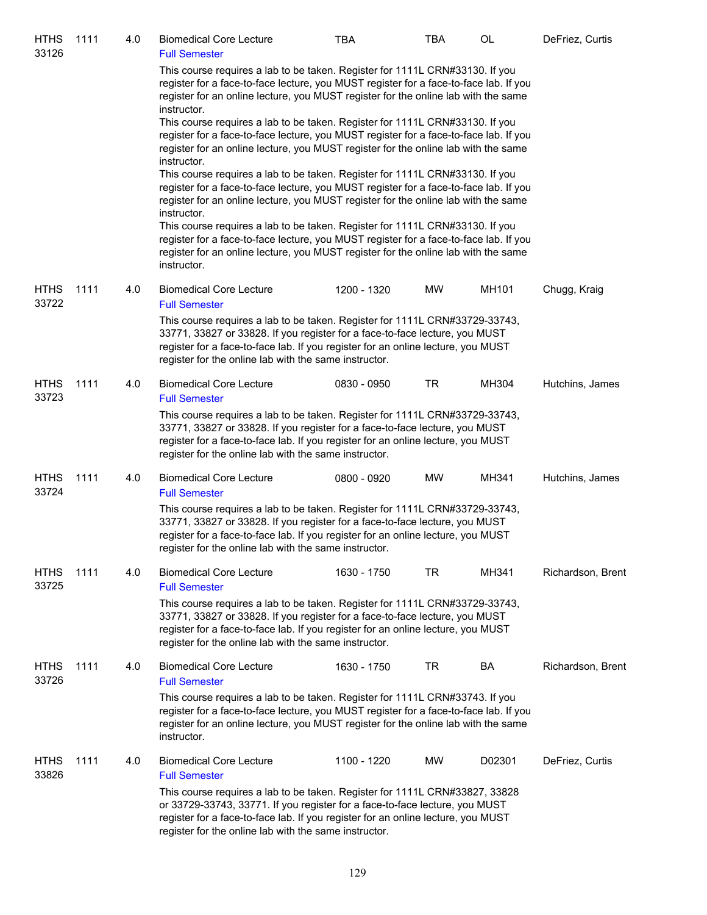| Subject / CRN | Course | Credits | Title | Time | Days | Room | Instructor |
|---|---|---|---|---|---|---|---|
| HTHS 33126 | 1111 | 4.0 | Biomedical Core Lecture<br>Full Semester | TBA | TBA | OL | DeFriez, Curtis |

This course requires a lab to be taken. Register for 1111L CRN#33130. If you register for a face-to-face lecture, you MUST register for a face-to-face lab. If you register for an online lecture, you MUST register for the online lab with the same instructor.
This course requires a lab to be taken. Register for 1111L CRN#33130. If you register for a face-to-face lecture, you MUST register for a face-to-face lab. If you register for an online lecture, you MUST register for the online lab with the same instructor.
This course requires a lab to be taken. Register for 1111L CRN#33130. If you register for a face-to-face lecture, you MUST register for a face-to-face lab. If you register for an online lecture, you MUST register for the online lab with the same instructor.
This course requires a lab to be taken. Register for 1111L CRN#33130. If you register for a face-to-face lecture, you MUST register for a face-to-face lab. If you register for an online lecture, you MUST register for the online lab with the same instructor.

| Subject / CRN | Course | Credits | Title | Time | Days | Room | Instructor |
|---|---|---|---|---|---|---|---|
| HTHS 33722 | 1111 | 4.0 | Biomedical Core Lecture<br>Full Semester | 1200 - 1320 | MW | MH101 | Chugg, Kraig |

This course requires a lab to be taken. Register for 1111L CRN#33729-33743, 33771, 33827 or 33828. If you register for a face-to-face lecture, you MUST register for a face-to-face lab. If you register for an online lecture, you MUST register for the online lab with the same instructor.

| Subject / CRN | Course | Credits | Title | Time | Days | Room | Instructor |
|---|---|---|---|---|---|---|---|
| HTHS 33723 | 1111 | 4.0 | Biomedical Core Lecture<br>Full Semester | 0830 - 0950 | TR | MH304 | Hutchins, James |

This course requires a lab to be taken. Register for 1111L CRN#33729-33743, 33771, 33827 or 33828. If you register for a face-to-face lecture, you MUST register for a face-to-face lab. If you register for an online lecture, you MUST register for the online lab with the same instructor.

| Subject / CRN | Course | Credits | Title | Time | Days | Room | Instructor |
|---|---|---|---|---|---|---|---|
| HTHS 33724 | 1111 | 4.0 | Biomedical Core Lecture<br>Full Semester | 0800 - 0920 | MW | MH341 | Hutchins, James |

This course requires a lab to be taken. Register for 1111L CRN#33729-33743, 33771, 33827 or 33828. If you register for a face-to-face lecture, you MUST register for a face-to-face lab. If you register for an online lecture, you MUST register for the online lab with the same instructor.

| Subject / CRN | Course | Credits | Title | Time | Days | Room | Instructor |
|---|---|---|---|---|---|---|---|
| HTHS 33725 | 1111 | 4.0 | Biomedical Core Lecture<br>Full Semester | 1630 - 1750 | TR | MH341 | Richardson, Brent |

This course requires a lab to be taken. Register for 1111L CRN#33729-33743, 33771, 33827 or 33828. If you register for a face-to-face lecture, you MUST register for a face-to-face lab. If you register for an online lecture, you MUST register for the online lab with the same instructor.

| Subject / CRN | Course | Credits | Title | Time | Days | Room | Instructor |
|---|---|---|---|---|---|---|---|
| HTHS 33726 | 1111 | 4.0 | Biomedical Core Lecture<br>Full Semester | 1630 - 1750 | TR | BA | Richardson, Brent |

This course requires a lab to be taken. Register for 1111L CRN#33743. If you register for a face-to-face lecture, you MUST register for a face-to-face lab. If you register for an online lecture, you MUST register for the online lab with the same instructor.

| Subject / CRN | Course | Credits | Title | Time | Days | Room | Instructor |
|---|---|---|---|---|---|---|---|
| HTHS 33826 | 1111 | 4.0 | Biomedical Core Lecture<br>Full Semester | 1100 - 1220 | MW | D02301 | DeFriez, Curtis |

This course requires a lab to be taken. Register for 1111L CRN#33827, 33828 or 33729-33743, 33771. If you register for a face-to-face lecture, you MUST register for a face-to-face lab. If you register for an online lecture, you MUST register for the online lab with the same instructor.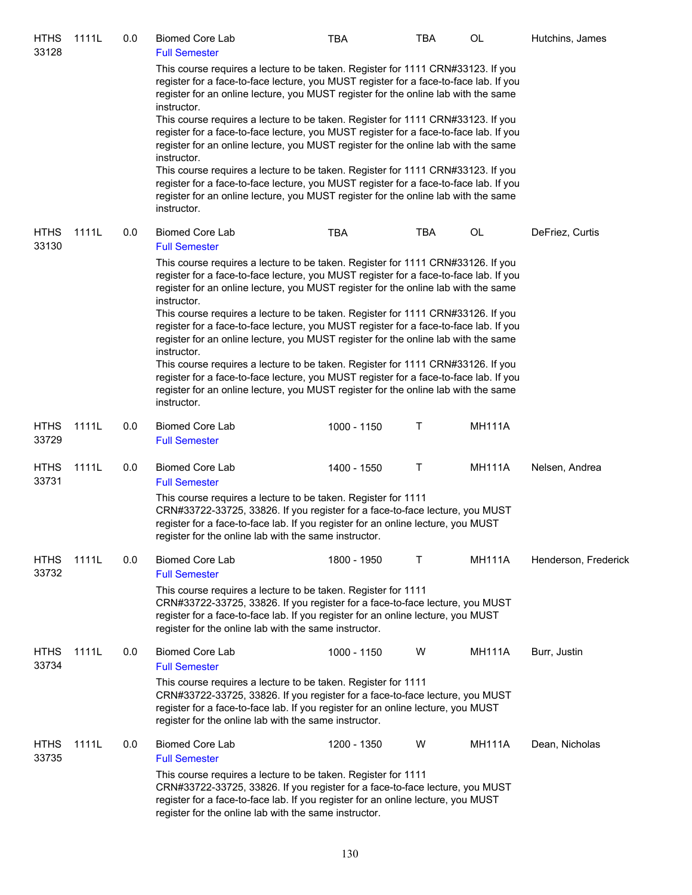| | | | | | | | |
|---|---|---|---|---|---|---|---|
| HTHS 33128 | 1111L | 0.0 | Biomed Core Lab<br>Full Semester | TBA | TBA | OL | Hutchins, James |

This course requires a lecture to be taken. Register for 1111 CRN#33123. If you register for a face-to-face lecture, you MUST register for a face-to-face lab. If you register for an online lecture, you MUST register for the online lab with the same instructor.
This course requires a lecture to be taken. Register for 1111 CRN#33123. If you register for a face-to-face lecture, you MUST register for a face-to-face lab. If you register for an online lecture, you MUST register for the online lab with the same instructor.
This course requires a lecture to be taken. Register for 1111 CRN#33123. If you register for a face-to-face lecture, you MUST register for a face-to-face lab. If you register for an online lecture, you MUST register for the online lab with the same instructor.

| | | | | | | | |
|---|---|---|---|---|---|---|---|
| HTHS 33130 | 1111L | 0.0 | Biomed Core Lab<br>Full Semester | TBA | TBA | OL | DeFriez, Curtis |

This course requires a lecture to be taken. Register for 1111 CRN#33126. If you register for a face-to-face lecture, you MUST register for a face-to-face lab. If you register for an online lecture, you MUST register for the online lab with the same instructor.
This course requires a lecture to be taken. Register for 1111 CRN#33126. If you register for a face-to-face lecture, you MUST register for a face-to-face lab. If you register for an online lecture, you MUST register for the online lab with the same instructor.
This course requires a lecture to be taken. Register for 1111 CRN#33126. If you register for a face-to-face lecture, you MUST register for a face-to-face lab. If you register for an online lecture, you MUST register for the online lab with the same instructor.

| | | | | | | | |
|---|---|---|---|---|---|---|---|
| HTHS 33729 | 1111L | 0.0 | Biomed Core Lab<br>Full Semester | 1000 - 1150 | T | MH111A | |
| HTHS 33731 | 1111L | 0.0 | Biomed Core Lab<br>Full Semester | 1400 - 1550 | T | MH111A | Nelsen, Andrea |

This course requires a lecture to be taken. Register for 1111 CRN#33722-33725, 33826. If you register for a face-to-face lecture, you MUST register for a face-to-face lab. If you register for an online lecture, you MUST register for the online lab with the same instructor.

| | | | | | | | |
|---|---|---|---|---|---|---|---|
| HTHS 33732 | 1111L | 0.0 | Biomed Core Lab<br>Full Semester | 1800 - 1950 | T | MH111A | Henderson, Frederick |

This course requires a lecture to be taken. Register for 1111 CRN#33722-33725, 33826. If you register for a face-to-face lecture, you MUST register for a face-to-face lab. If you register for an online lecture, you MUST register for the online lab with the same instructor.

| | | | | | | | |
|---|---|---|---|---|---|---|---|
| HTHS 33734 | 1111L | 0.0 | Biomed Core Lab<br>Full Semester | 1000 - 1150 | W | MH111A | Burr, Justin |

This course requires a lecture to be taken. Register for 1111 CRN#33722-33725, 33826. If you register for a face-to-face lecture, you MUST register for a face-to-face lab. If you register for an online lecture, you MUST register for the online lab with the same instructor.

| | | | | | | | |
|---|---|---|---|---|---|---|---|
| HTHS 33735 | 1111L | 0.0 | Biomed Core Lab<br>Full Semester | 1200 - 1350 | W | MH111A | Dean, Nicholas |

This course requires a lecture to be taken. Register for 1111 CRN#33722-33725, 33826. If you register for a face-to-face lecture, you MUST register for a face-to-face lab. If you register for an online lecture, you MUST register for the online lab with the same instructor.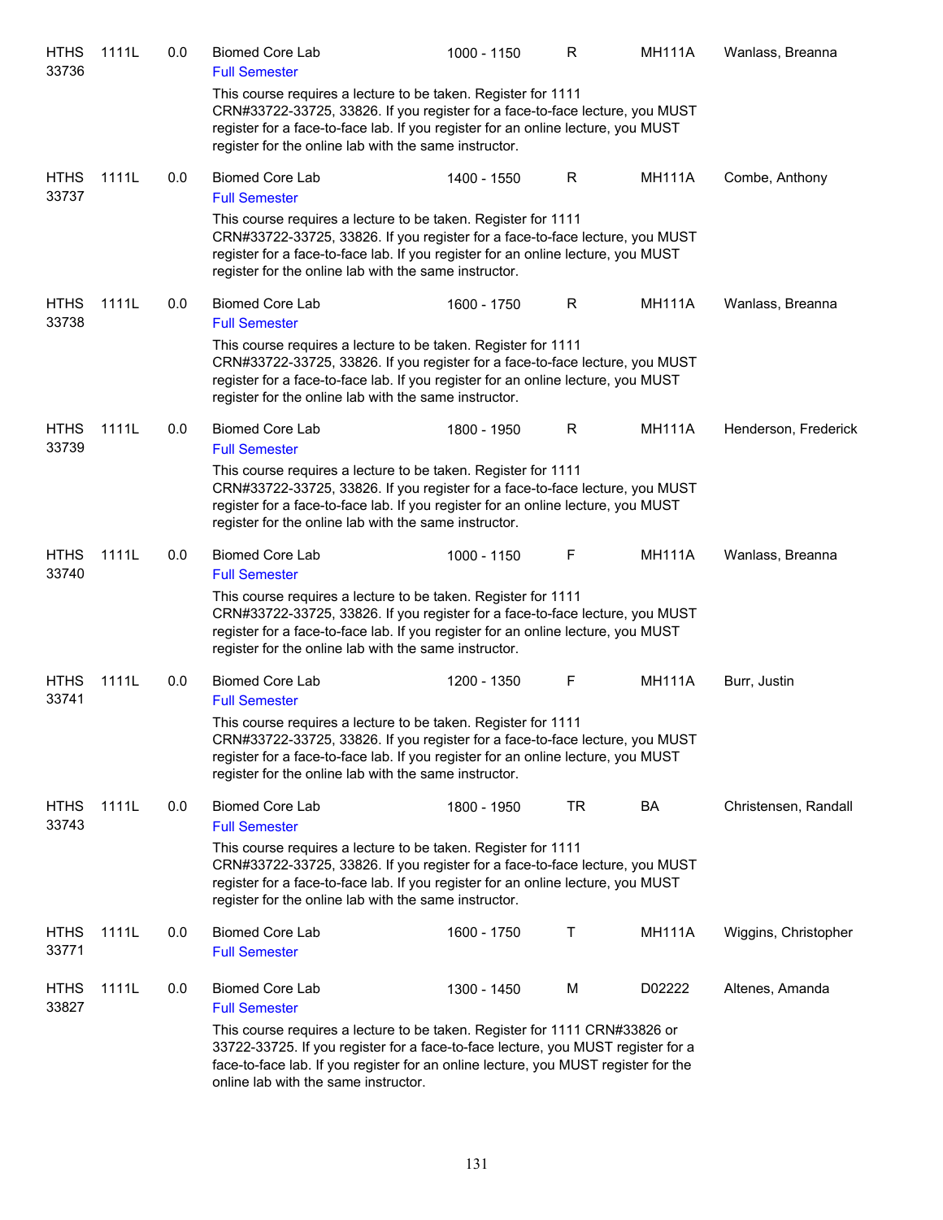| Subject / CRN | Course | Credits | Title | Time | Days | Room | Instructor |
|---|---|---|---|---|---|---|---|
| HTHS 33736 | 1111L | 0.0 | Biomed Core Lab<br>Full Semester<br>This course requires a lecture to be taken. Register for 1111 CRN#33722-33725, 33826. If you register for a face-to-face lecture, you MUST register for a face-to-face lab. If you register for an online lecture, you MUST register for the online lab with the same instructor. | 1000 - 1150 | R | MH111A | Wanlass, Breanna |
| HTHS 33737 | 1111L | 0.0 | Biomed Core Lab<br>Full Semester<br>This course requires a lecture to be taken. Register for 1111 CRN#33722-33725, 33826. If you register for a face-to-face lecture, you MUST register for a face-to-face lab. If you register for an online lecture, you MUST register for the online lab with the same instructor. | 1400 - 1550 | R | MH111A | Combe, Anthony |
| HTHS 33738 | 1111L | 0.0 | Biomed Core Lab<br>Full Semester<br>This course requires a lecture to be taken. Register for 1111 CRN#33722-33725, 33826. If you register for a face-to-face lecture, you MUST register for a face-to-face lab. If you register for an online lecture, you MUST register for the online lab with the same instructor. | 1600 - 1750 | R | MH111A | Wanlass, Breanna |
| HTHS 33739 | 1111L | 0.0 | Biomed Core Lab<br>Full Semester<br>This course requires a lecture to be taken. Register for 1111 CRN#33722-33725, 33826. If you register for a face-to-face lecture, you MUST register for a face-to-face lab. If you register for an online lecture, you MUST register for the online lab with the same instructor. | 1800 - 1950 | R | MH111A | Henderson, Frederick |
| HTHS 33740 | 1111L | 0.0 | Biomed Core Lab<br>Full Semester<br>This course requires a lecture to be taken. Register for 1111 CRN#33722-33725, 33826. If you register for a face-to-face lecture, you MUST register for a face-to-face lab. If you register for an online lecture, you MUST register for the online lab with the same instructor. | 1000 - 1150 | F | MH111A | Wanlass, Breanna |
| HTHS 33741 | 1111L | 0.0 | Biomed Core Lab<br>Full Semester<br>This course requires a lecture to be taken. Register for 1111 CRN#33722-33725, 33826. If you register for a face-to-face lecture, you MUST register for a face-to-face lab. If you register for an online lecture, you MUST register for the online lab with the same instructor. | 1200 - 1350 | F | MH111A | Burr, Justin |
| HTHS 33743 | 1111L | 0.0 | Biomed Core Lab<br>Full Semester<br>This course requires a lecture to be taken. Register for 1111 CRN#33722-33725, 33826. If you register for a face-to-face lecture, you MUST register for a face-to-face lab. If you register for an online lecture, you MUST register for the online lab with the same instructor. | 1800 - 1950 | TR | BA | Christensen, Randall |
| HTHS 33771 | 1111L | 0.0 | Biomed Core Lab<br>Full Semester | 1600 - 1750 | T | MH111A | Wiggins, Christopher |
| HTHS 33827 | 1111L | 0.0 | Biomed Core Lab<br>Full Semester<br>This course requires a lecture to be taken. Register for 1111 CRN#33826 or 33722-33725. If you register for a face-to-face lecture, you MUST register for a face-to-face lab. If you register for an online lecture, you MUST register for the online lab with the same instructor. | 1300 - 1450 | M | D02222 | Altenes, Amanda |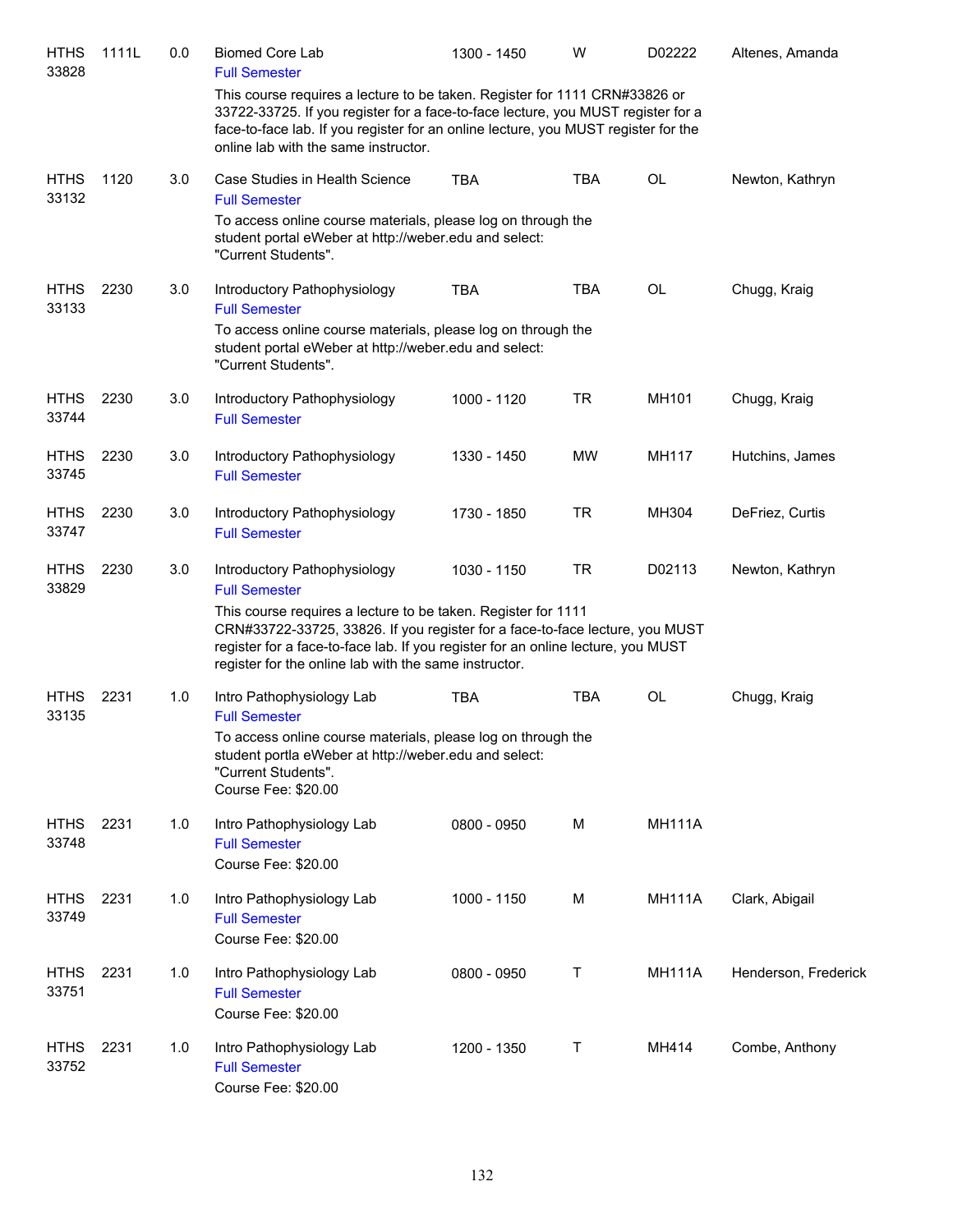| Course | Number | Credits | Title | Time | Days | Room | Instructor |
|---|---|---|---|---|---|---|---|
| HTHS 33828 | 1111L | 0.0 | Biomed Core Lab<br>Full Semester<br>This course requires a lecture to be taken. Register for 1111 CRN#33826 or 33722-33725. If you register for a face-to-face lecture, you MUST register for a face-to-face lab. If you register for an online lecture, you MUST register for the online lab with the same instructor. | 1300 - 1450 | W | D02222 | Altenes, Amanda |
| HTHS 33132 | 1120 | 3.0 | Case Studies in Health Science<br>Full Semester<br>To access online course materials, please log on through the student portal eWeber at http://weber.edu and select: "Current Students". | TBA | TBA | OL | Newton, Kathryn |
| HTHS 33133 | 2230 | 3.0 | Introductory Pathophysiology<br>Full Semester<br>To access online course materials, please log on through the student portal eWeber at http://weber.edu and select: "Current Students". | TBA | TBA | OL | Chugg, Kraig |
| HTHS 33744 | 2230 | 3.0 | Introductory Pathophysiology<br>Full Semester | 1000 - 1120 | TR | MH101 | Chugg, Kraig |
| HTHS 33745 | 2230 | 3.0 | Introductory Pathophysiology<br>Full Semester | 1330 - 1450 | MW | MH117 | Hutchins, James |
| HTHS 33747 | 2230 | 3.0 | Introductory Pathophysiology<br>Full Semester | 1730 - 1850 | TR | MH304 | DeFriez, Curtis |
| HTHS 33829 | 2230 | 3.0 | Introductory Pathophysiology<br>Full Semester<br>This course requires a lecture to be taken. Register for 1111 CRN#33722-33725, 33826. If you register for a face-to-face lecture, you MUST register for a face-to-face lab. If you register for an online lecture, you MUST register for the online lab with the same instructor. | 1030 - 1150 | TR | D02113 | Newton, Kathryn |
| HTHS 33135 | 2231 | 1.0 | Intro Pathophysiology Lab<br>Full Semester<br>To access online course materials, please log on through the student portla eWeber at http://weber.edu and select: "Current Students".<br>Course Fee: $20.00 | TBA | TBA | OL | Chugg, Kraig |
| HTHS 33748 | 2231 | 1.0 | Intro Pathophysiology Lab<br>Full Semester<br>Course Fee: $20.00 | 0800 - 0950 | M | MH111A | |
| HTHS 33749 | 2231 | 1.0 | Intro Pathophysiology Lab<br>Full Semester<br>Course Fee: $20.00 | 1000 - 1150 | M | MH111A | Clark, Abigail |
| HTHS 33751 | 2231 | 1.0 | Intro Pathophysiology Lab<br>Full Semester<br>Course Fee: $20.00 | 0800 - 0950 | T | MH111A | Henderson, Frederick |
| HTHS 33752 | 2231 | 1.0 | Intro Pathophysiology Lab<br>Full Semester<br>Course Fee: $20.00 | 1200 - 1350 | T | MH414 | Combe, Anthony |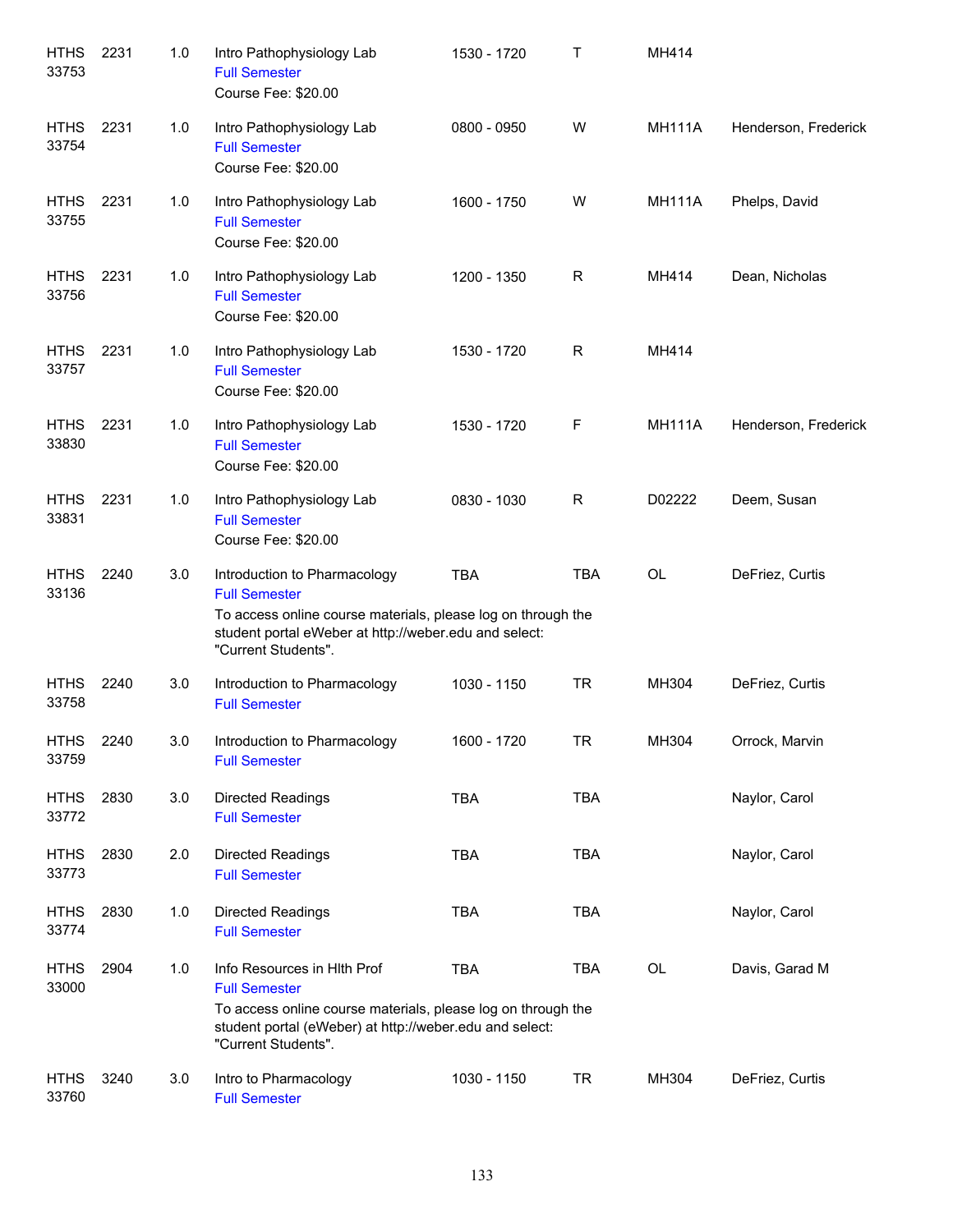| | | | | | | | |
|---|---|---|---|---|---|---|---|
| HTHS 33753 | 2231 | 1.0 | Intro Pathophysiology Lab<br>Full Semester<br>Course Fee: $20.00 | 1530 - 1720 | T | MH414 | |
| HTHS 33754 | 2231 | 1.0 | Intro Pathophysiology Lab<br>Full Semester<br>Course Fee: $20.00 | 0800 - 0950 | W | MH111A | Henderson, Frederick |
| HTHS 33755 | 2231 | 1.0 | Intro Pathophysiology Lab<br>Full Semester<br>Course Fee: $20.00 | 1600 - 1750 | W | MH111A | Phelps, David |
| HTHS 33756 | 2231 | 1.0 | Intro Pathophysiology Lab<br>Full Semester<br>Course Fee: $20.00 | 1200 - 1350 | R | MH414 | Dean, Nicholas |
| HTHS 33757 | 2231 | 1.0 | Intro Pathophysiology Lab<br>Full Semester<br>Course Fee: $20.00 | 1530 - 1720 | R | MH414 | |
| HTHS 33830 | 2231 | 1.0 | Intro Pathophysiology Lab<br>Full Semester<br>Course Fee: $20.00 | 1530 - 1720 | F | MH111A | Henderson, Frederick |
| HTHS 33831 | 2231 | 1.0 | Intro Pathophysiology Lab<br>Full Semester<br>Course Fee: $20.00 | 0830 - 1030 | R | D02222 | Deem, Susan |
| HTHS 33136 | 2240 | 3.0 | Introduction to Pharmacology<br>Full Semester<br>To access online course materials, please log on through the student portal eWeber at http://weber.edu and select: "Current Students". | TBA | TBA | OL | DeFriez, Curtis |
| HTHS 33758 | 2240 | 3.0 | Introduction to Pharmacology<br>Full Semester | 1030 - 1150 | TR | MH304 | DeFriez, Curtis |
| HTHS 33759 | 2240 | 3.0 | Introduction to Pharmacology<br>Full Semester | 1600 - 1720 | TR | MH304 | Orrock, Marvin |
| HTHS 33772 | 2830 | 3.0 | Directed Readings<br>Full Semester | TBA | TBA | | Naylor, Carol |
| HTHS 33773 | 2830 | 2.0 | Directed Readings<br>Full Semester | TBA | TBA | | Naylor, Carol |
| HTHS 33774 | 2830 | 1.0 | Directed Readings<br>Full Semester | TBA | TBA | | Naylor, Carol |
| HTHS 33000 | 2904 | 1.0 | Info Resources in Hlth Prof<br>Full Semester<br>To access online course materials, please log on through the student portal (eWeber) at http://weber.edu and select: "Current Students". | TBA | TBA | OL | Davis, Garad M |
| HTHS 33760 | 3240 | 3.0 | Intro to Pharmacology<br>Full Semester | 1030 - 1150 | TR | MH304 | DeFriez, Curtis |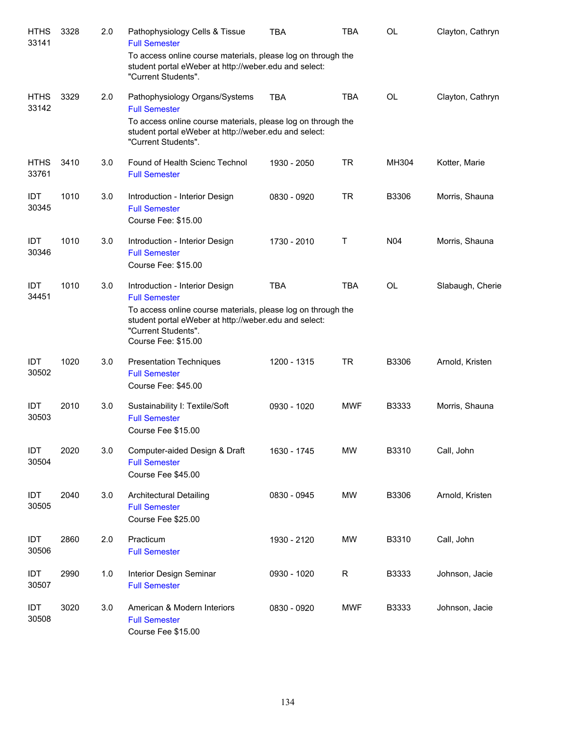| | | | | | | | |
|---|---|---|---|---|---|---|---|
| HTHS 33141 | 3328 | 2.0 | Pathophysiology Cells & Tissue<br>Full Semester<br>To access online course materials, please log on through the student portal eWeber at http://weber.edu and select: "Current Students". | TBA | TBA | OL | Clayton, Cathryn |
| HTHS 33142 | 3329 | 2.0 | Pathophysiology Organs/Systems<br>Full Semester<br>To access online course materials, please log on through the student portal eWeber at http://weber.edu and select: "Current Students". | TBA | TBA | OL | Clayton, Cathryn |
| HTHS 33761 | 3410 | 3.0 | Found of Health Scienc Technol<br>Full Semester | 1930 - 2050 | TR | MH304 | Kotter, Marie |
| IDT 30345 | 1010 | 3.0 | Introduction - Interior Design<br>Full Semester<br>Course Fee: $15.00 | 0830 - 0920 | TR | B3306 | Morris, Shauna |
| IDT 30346 | 1010 | 3.0 | Introduction - Interior Design<br>Full Semester<br>Course Fee: $15.00 | 1730 - 2010 | T | N04 | Morris, Shauna |
| IDT 34451 | 1010 | 3.0 | Introduction - Interior Design<br>Full Semester<br>To access online course materials, please log on through the student portal eWeber at http://weber.edu and select: "Current Students".<br>Course Fee: $15.00 | TBA | TBA | OL | Slabaugh, Cherie |
| IDT 30502 | 1020 | 3.0 | Presentation Techniques<br>Full Semester<br>Course Fee: $45.00 | 1200 - 1315 | TR | B3306 | Arnold, Kristen |
| IDT 30503 | 2010 | 3.0 | Sustainability I: Textile/Soft<br>Full Semester<br>Course Fee $15.00 | 0930 - 1020 | MWF | B3333 | Morris, Shauna |
| IDT 30504 | 2020 | 3.0 | Computer-aided Design & Draft<br>Full Semester<br>Course Fee $45.00 | 1630 - 1745 | MW | B3310 | Call, John |
| IDT 30505 | 2040 | 3.0 | Architectural Detailing<br>Full Semester<br>Course Fee $25.00 | 0830 - 0945 | MW | B3306 | Arnold, Kristen |
| IDT 30506 | 2860 | 2.0 | Practicum<br>Full Semester | 1930 - 2120 | MW | B3310 | Call, John |
| IDT 30507 | 2990 | 1.0 | Interior Design Seminar<br>Full Semester | 0930 - 1020 | R | B3333 | Johnson, Jacie |
| IDT 30508 | 3020 | 3.0 | American & Modern Interiors<br>Full Semester<br>Course Fee $15.00 | 0830 - 0920 | MWF | B3333 | Johnson, Jacie |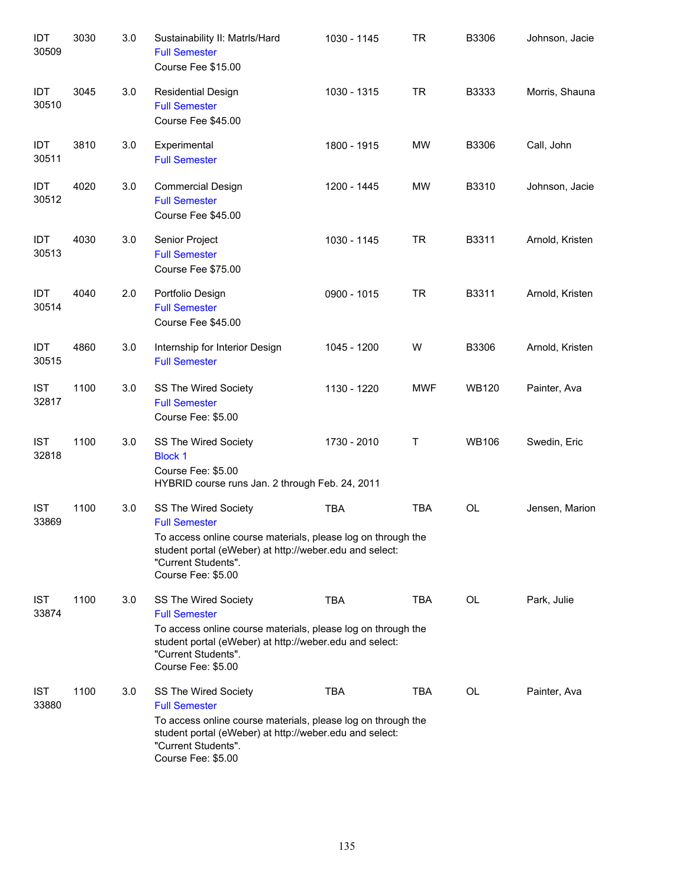| | | | | | | | |
|---|---|---|---|---|---|---|---|
| IDT 30509 | 3030 | 3.0 | Sustainability II: Matrls/Hard<br>Full Semester<br>Course Fee $15.00 | 1030 - 1145 | TR | B3306 | Johnson, Jacie |
| IDT 30510 | 3045 | 3.0 | Residential Design<br>Full Semester<br>Course Fee $45.00 | 1030 - 1315 | TR | B3333 | Morris, Shauna |
| IDT 30511 | 3810 | 3.0 | Experimental<br>Full Semester | 1800 - 1915 | MW | B3306 | Call, John |
| IDT 30512 | 4020 | 3.0 | Commercial Design<br>Full Semester<br>Course Fee $45.00 | 1200 - 1445 | MW | B3310 | Johnson, Jacie |
| IDT 30513 | 4030 | 3.0 | Senior Project<br>Full Semester<br>Course Fee $75.00 | 1030 - 1145 | TR | B3311 | Arnold, Kristen |
| IDT 30514 | 4040 | 2.0 | Portfolio Design<br>Full Semester<br>Course Fee $45.00 | 0900 - 1015 | TR | B3311 | Arnold, Kristen |
| IDT 30515 | 4860 | 3.0 | Internship for Interior Design<br>Full Semester | 1045 - 1200 | W | B3306 | Arnold, Kristen |
| IST 32817 | 1100 | 3.0 | SS The Wired Society<br>Full Semester<br>Course Fee: $5.00 | 1130 - 1220 | MWF | WB120 | Painter, Ava |
| IST 32818 | 1100 | 3.0 | SS The Wired Society<br>Block 1<br>Course Fee: $5.00<br>HYBRID course runs Jan. 2 through Feb. 24, 2011 | 1730 - 2010 | T | WB106 | Swedin, Eric |
| IST 33869 | 1100 | 3.0 | SS The Wired Society<br>Full Semester<br>To access online course materials, please log on through the student portal (eWeber) at http://weber.edu and select: "Current Students".<br>Course Fee: $5.00 | TBA | TBA | OL | Jensen, Marion |
| IST 33874 | 1100 | 3.0 | SS The Wired Society<br>Full Semester<br>To access online course materials, please log on through the student portal (eWeber) at http://weber.edu and select: "Current Students".<br>Course Fee: $5.00 | TBA | TBA | OL | Park, Julie |
| IST 33880 | 1100 | 3.0 | SS The Wired Society<br>Full Semester<br>To access online course materials, please log on through the student portal (eWeber) at http://weber.edu and select: "Current Students".<br>Course Fee: $5.00 | TBA | TBA | OL | Painter, Ava |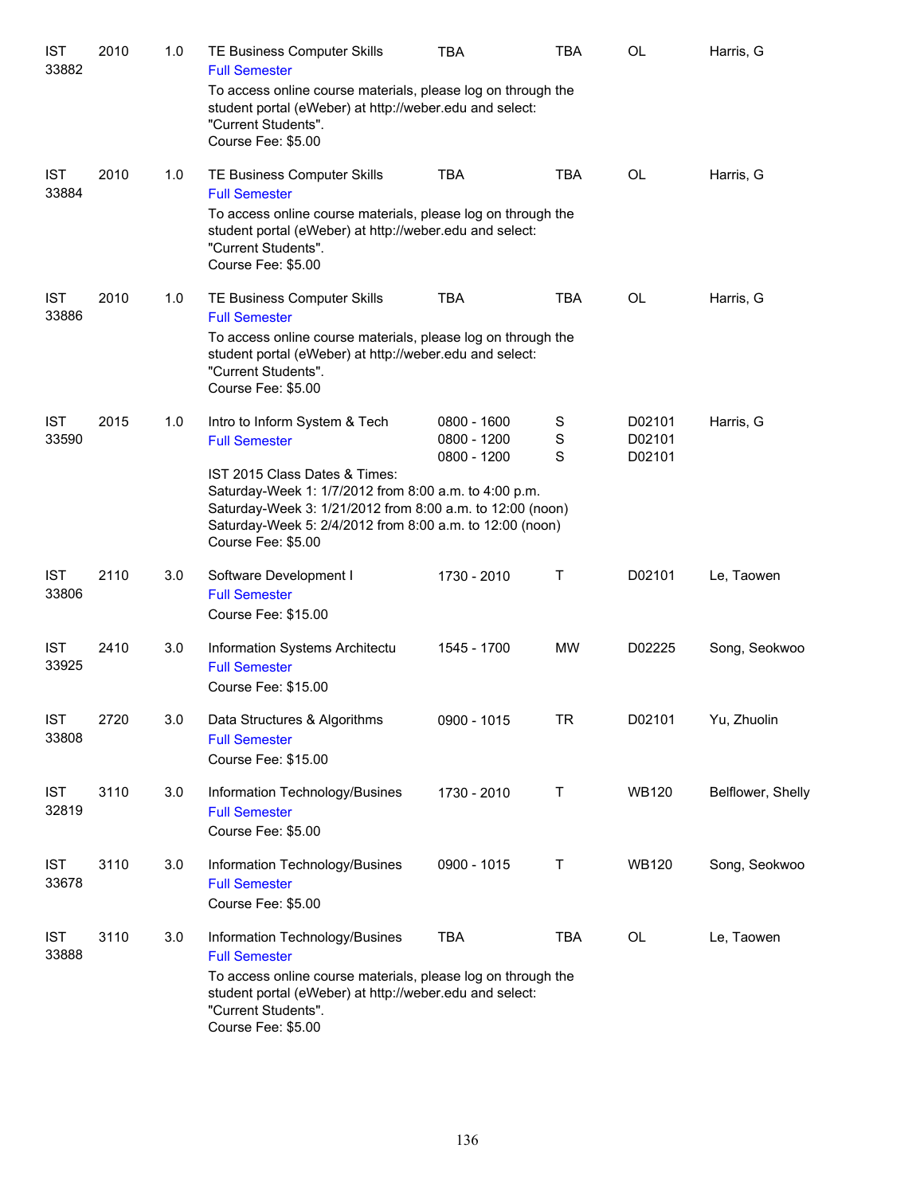| | | | | | | | |
|---|---|---|---|---|---|---|---|
| IST 33882 | 2010 | 1.0 | TE Business Computer Skills<br>Full Semester<br>To access online course materials, please log on through the student portal (eWeber) at http://weber.edu and select: "Current Students".<br>Course Fee: $5.00 | TBA | TBA | OL | Harris, G |
| IST 33884 | 2010 | 1.0 | TE Business Computer Skills<br>Full Semester<br>To access online course materials, please log on through the student portal (eWeber) at http://weber.edu and select: "Current Students".<br>Course Fee: $5.00 | TBA | TBA | OL | Harris, G |
| IST 33886 | 2010 | 1.0 | TE Business Computer Skills<br>Full Semester<br>To access online course materials, please log on through the student portal (eWeber) at http://weber.edu and select: "Current Students".<br>Course Fee: $5.00 | TBA | TBA | OL | Harris, G |
| IST 33590 | 2015 | 1.0 | Intro to Inform System & Tech<br>Full Semester<br>IST 2015 Class Dates & Times:<br>Saturday-Week 1: 1/7/2012 from 8:00 a.m. to 4:00 p.m.<br>Saturday-Week 3: 1/21/2012 from 8:00 a.m. to 12:00 (noon)<br>Saturday-Week 5: 2/4/2012 from 8:00 a.m. to 12:00 (noon)<br>Course Fee: $5.00 | 0800 - 1600<br>0800 - 1200<br>0800 - 1200 | S<br>S<br>S | D02101<br>D02101<br>D02101 | Harris, G |
| IST 33806 | 2110 | 3.0 | Software Development I<br>Full Semester<br>Course Fee: $15.00 | 1730 - 2010 | T | D02101 | Le, Taowen |
| IST 33925 | 2410 | 3.0 | Information Systems Architectu<br>Full Semester<br>Course Fee: $15.00 | 1545 - 1700 | MW | D02225 | Song, Seokwoo |
| IST 33808 | 2720 | 3.0 | Data Structures & Algorithms<br>Full Semester<br>Course Fee: $15.00 | 0900 - 1015 | TR | D02101 | Yu, Zhuolin |
| IST 32819 | 3110 | 3.0 | Information Technology/Busines<br>Full Semester<br>Course Fee: $5.00 | 1730 - 2010 | T | WB120 | Belflower, Shelly |
| IST 33678 | 3110 | 3.0 | Information Technology/Busines<br>Full Semester<br>Course Fee: $5.00 | 0900 - 1015 | T | WB120 | Song, Seokwoo |
| IST 33888 | 3110 | 3.0 | Information Technology/Busines<br>Full Semester<br>To access online course materials, please log on through the student portal (eWeber) at http://weber.edu and select: "Current Students".<br>Course Fee: $5.00 | TBA | TBA | OL | Le, Taowen |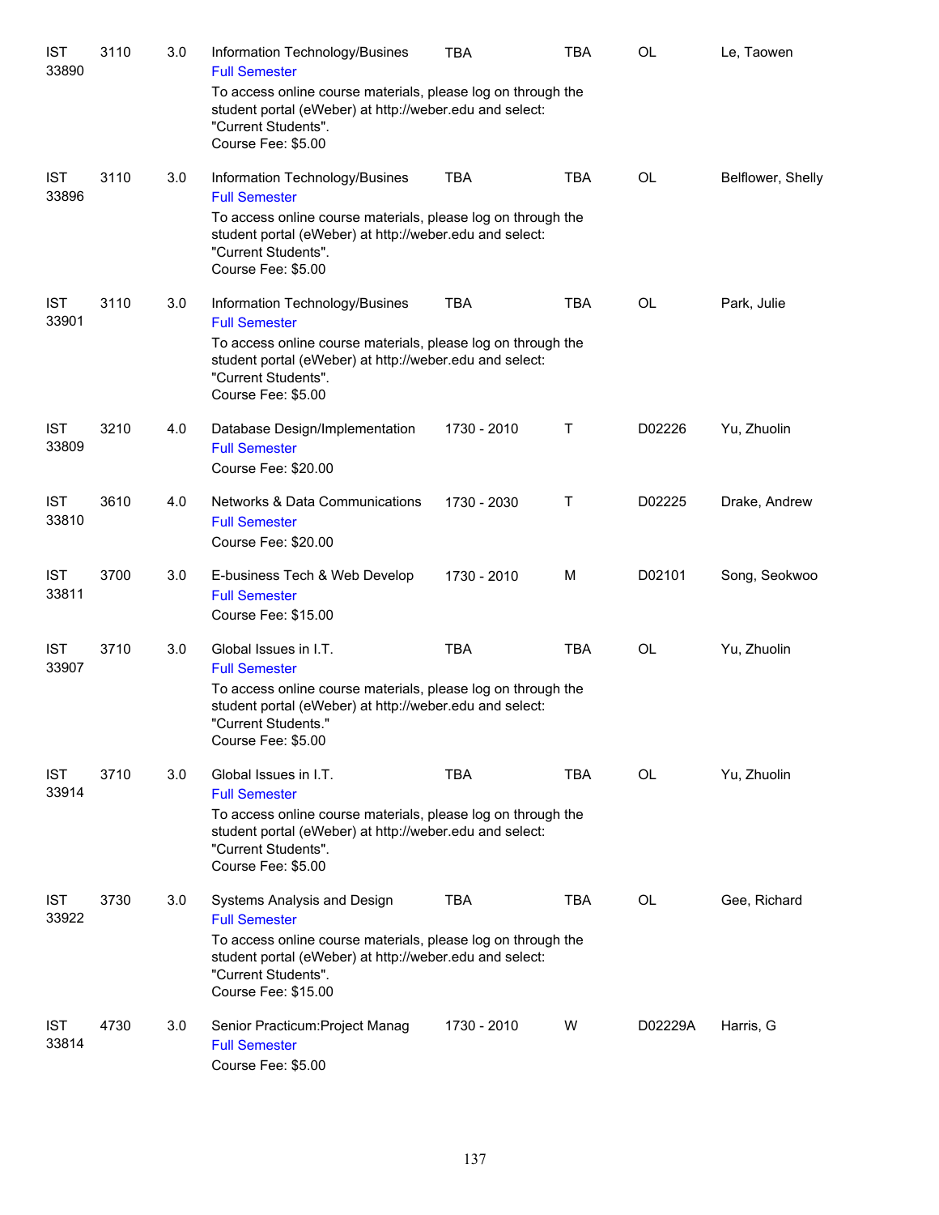| | | | | | | | |
|---|---|---|---|---|---|---|---|
| IST 33890 | 3110 | 3.0 | Information Technology/Busines<br>Full Semester<br>To access online course materials, please log on through the student portal (eWeber) at http://weber.edu and select: "Current Students".<br>Course Fee: $5.00 | TBA | TBA | OL | Le, Taowen |
| IST 33896 | 3110 | 3.0 | Information Technology/Busines<br>Full Semester<br>To access online course materials, please log on through the student portal (eWeber) at http://weber.edu and select: "Current Students".<br>Course Fee: $5.00 | TBA | TBA | OL | Belflower, Shelly |
| IST 33901 | 3110 | 3.0 | Information Technology/Busines<br>Full Semester<br>To access online course materials, please log on through the student portal (eWeber) at http://weber.edu and select: "Current Students".<br>Course Fee: $5.00 | TBA | TBA | OL | Park, Julie |
| IST 33809 | 3210 | 4.0 | Database Design/Implementation<br>Full Semester<br>Course Fee: $20.00 | 1730 - 2010 | T | D02226 | Yu, Zhuolin |
| IST 33810 | 3610 | 4.0 | Networks & Data Communications<br>Full Semester<br>Course Fee: $20.00 | 1730 - 2030 | T | D02225 | Drake, Andrew |
| IST 33811 | 3700 | 3.0 | E-business Tech & Web Develop<br>Full Semester<br>Course Fee: $15.00 | 1730 - 2010 | M | D02101 | Song, Seokwoo |
| IST 33907 | 3710 | 3.0 | Global Issues in I.T.<br>Full Semester<br>To access online course materials, please log on through the student portal (eWeber) at http://weber.edu and select: "Current Students."<br>Course Fee: $5.00 | TBA | TBA | OL | Yu, Zhuolin |
| IST 33914 | 3710 | 3.0 | Global Issues in I.T.<br>Full Semester<br>To access online course materials, please log on through the student portal (eWeber) at http://weber.edu and select: "Current Students".<br>Course Fee: $5.00 | TBA | TBA | OL | Yu, Zhuolin |
| IST 33922 | 3730 | 3.0 | Systems Analysis and Design<br>Full Semester<br>To access online course materials, please log on through the student portal (eWeber) at http://weber.edu and select: "Current Students".<br>Course Fee: $15.00 | TBA | TBA | OL | Gee, Richard |
| IST 33814 | 4730 | 3.0 | Senior Practicum:Project Manag<br>Full Semester<br>Course Fee: $5.00 | 1730 - 2010 | W | D02229A | Harris, G |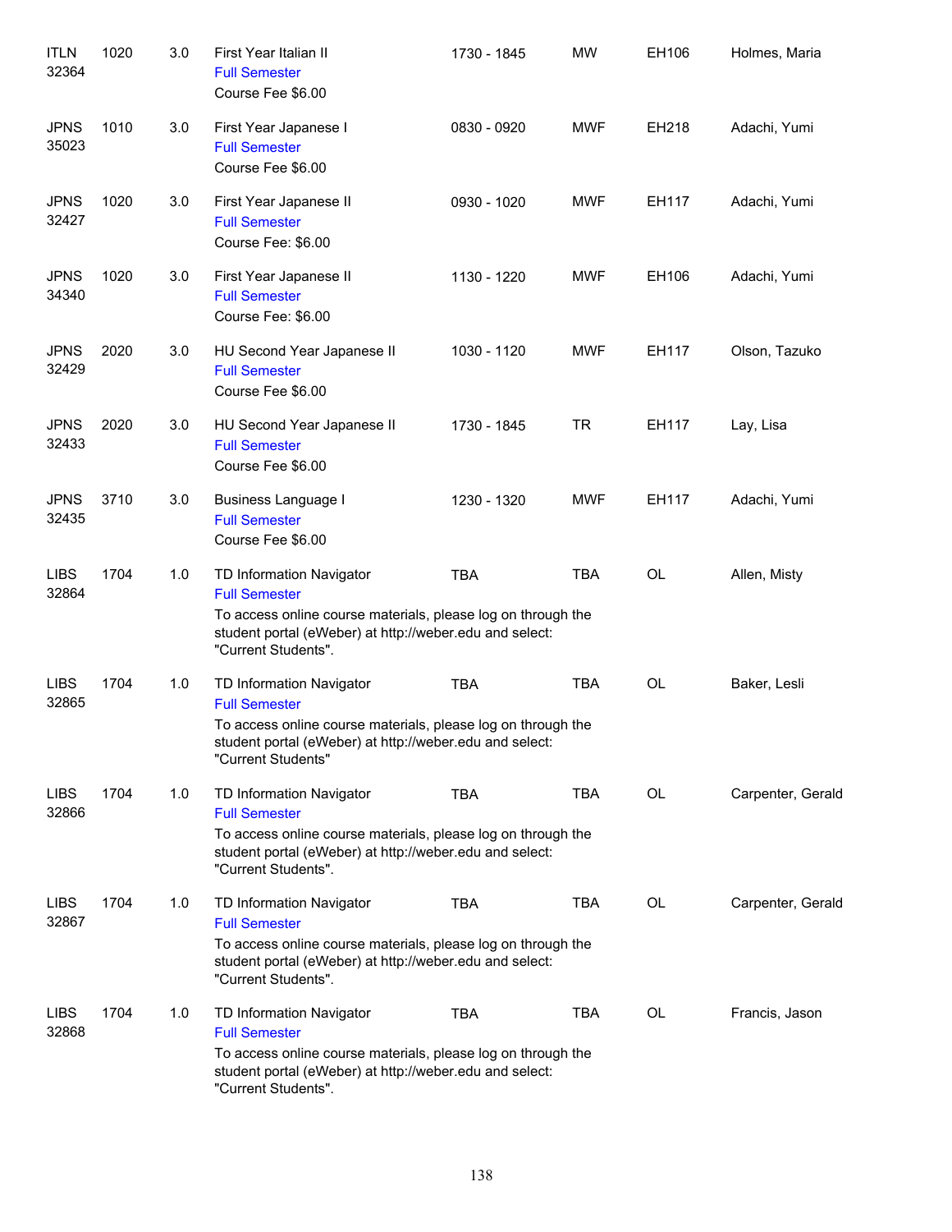| | | | | | | | |
|---|---|---|---|---|---|---|---|
| ITLN 32364 | 1020 | 3.0 | First Year Italian II<br>Full Semester<br>Course Fee $6.00 | 1730 - 1845 | MW | EH106 | Holmes, Maria |
| JPNS 35023 | 1010 | 3.0 | First Year Japanese I<br>Full Semester<br>Course Fee $6.00 | 0830 - 0920 | MWF | EH218 | Adachi, Yumi |
| JPNS 32427 | 1020 | 3.0 | First Year Japanese II<br>Full Semester<br>Course Fee: $6.00 | 0930 - 1020 | MWF | EH117 | Adachi, Yumi |
| JPNS 34340 | 1020 | 3.0 | First Year Japanese II<br>Full Semester<br>Course Fee: $6.00 | 1130 - 1220 | MWF | EH106 | Adachi, Yumi |
| JPNS 32429 | 2020 | 3.0 | HU Second Year Japanese II<br>Full Semester<br>Course Fee $6.00 | 1030 - 1120 | MWF | EH117 | Olson, Tazuko |
| JPNS 32433 | 2020 | 3.0 | HU Second Year Japanese II<br>Full Semester<br>Course Fee $6.00 | 1730 - 1845 | TR | EH117 | Lay, Lisa |
| JPNS 32435 | 3710 | 3.0 | Business Language I<br>Full Semester<br>Course Fee $6.00 | 1230 - 1320 | MWF | EH117 | Adachi, Yumi |
| LIBS 32864 | 1704 | 1.0 | TD Information Navigator<br>Full Semester<br>To access online course materials, please log on through the student portal (eWeber) at http://weber.edu and select: "Current Students". | TBA | TBA | OL | Allen, Misty |
| LIBS 32865 | 1704 | 1.0 | TD Information Navigator<br>Full Semester<br>To access online course materials, please log on through the student portal (eWeber) at http://weber.edu and select: "Current Students" | TBA | TBA | OL | Baker, Lesli |
| LIBS 32866 | 1704 | 1.0 | TD Information Navigator<br>Full Semester<br>To access online course materials, please log on through the student portal (eWeber) at http://weber.edu and select: "Current Students". | TBA | TBA | OL | Carpenter, Gerald |
| LIBS 32867 | 1704 | 1.0 | TD Information Navigator<br>Full Semester<br>To access online course materials, please log on through the student portal (eWeber) at http://weber.edu and select: "Current Students". | TBA | TBA | OL | Carpenter, Gerald |
| LIBS 32868 | 1704 | 1.0 | TD Information Navigator<br>Full Semester<br>To access online course materials, please log on through the student portal (eWeber) at http://weber.edu and select: "Current Students". | TBA | TBA | OL | Francis, Jason |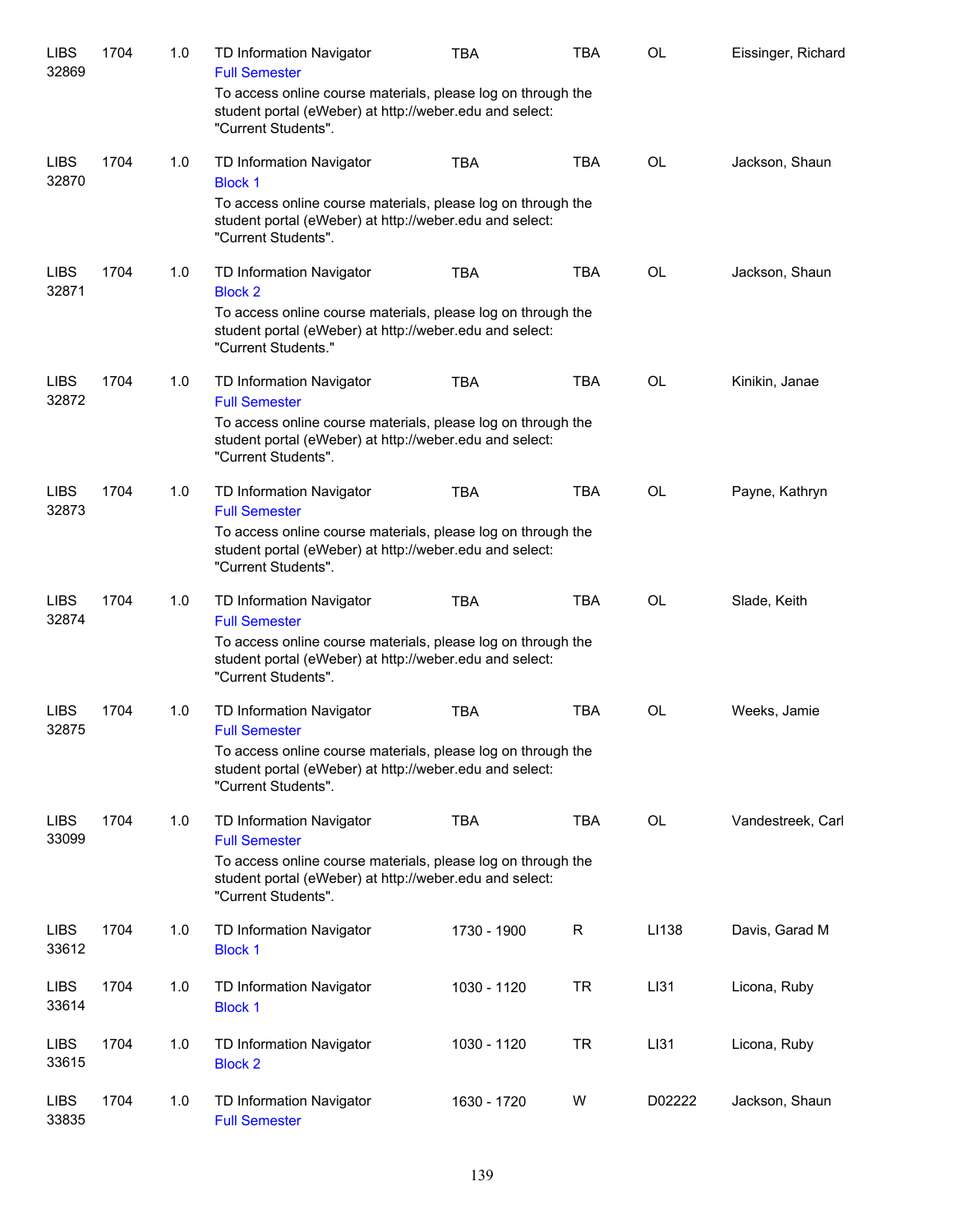| | | | | | | | |
|---|---|---|---|---|---|---|---|
| LIBS 32869 | 1704 | 1.0 | TD Information Navigator<br>Full Semester<br>To access online course materials, please log on through the student portal (eWeber) at http://weber.edu and select: "Current Students". | TBA | TBA | OL | Eissinger, Richard |
| LIBS 32870 | 1704 | 1.0 | TD Information Navigator<br>Block 1<br>To access online course materials, please log on through the student portal (eWeber) at http://weber.edu and select: "Current Students". | TBA | TBA | OL | Jackson, Shaun |
| LIBS 32871 | 1704 | 1.0 | TD Information Navigator<br>Block 2<br>To access online course materials, please log on through the student portal (eWeber) at http://weber.edu and select: "Current Students." | TBA | TBA | OL | Jackson, Shaun |
| LIBS 32872 | 1704 | 1.0 | TD Information Navigator<br>Full Semester<br>To access online course materials, please log on through the student portal (eWeber) at http://weber.edu and select: "Current Students". | TBA | TBA | OL | Kinikin, Janae |
| LIBS 32873 | 1704 | 1.0 | TD Information Navigator<br>Full Semester<br>To access online course materials, please log on through the student portal (eWeber) at http://weber.edu and select: "Current Students". | TBA | TBA | OL | Payne, Kathryn |
| LIBS 32874 | 1704 | 1.0 | TD Information Navigator<br>Full Semester<br>To access online course materials, please log on through the student portal (eWeber) at http://weber.edu and select: "Current Students". | TBA | TBA | OL | Slade, Keith |
| LIBS 32875 | 1704 | 1.0 | TD Information Navigator<br>Full Semester<br>To access online course materials, please log on through the student portal (eWeber) at http://weber.edu and select: "Current Students". | TBA | TBA | OL | Weeks, Jamie |
| LIBS 33099 | 1704 | 1.0 | TD Information Navigator<br>Full Semester<br>To access online course materials, please log on through the student portal (eWeber) at http://weber.edu and select: "Current Students". | TBA | TBA | OL | Vandestreek, Carl |
| LIBS 33612 | 1704 | 1.0 | TD Information Navigator<br>Block 1 | 1730 - 1900 | R | LI138 | Davis, Garad M |
| LIBS 33614 | 1704 | 1.0 | TD Information Navigator<br>Block 1 | 1030 - 1120 | TR | LI31 | Licona, Ruby |
| LIBS 33615 | 1704 | 1.0 | TD Information Navigator<br>Block 2 | 1030 - 1120 | TR | LI31 | Licona, Ruby |
| LIBS 33835 | 1704 | 1.0 | TD Information Navigator<br>Full Semester | 1630 - 1720 | W | D02222 | Jackson, Shaun |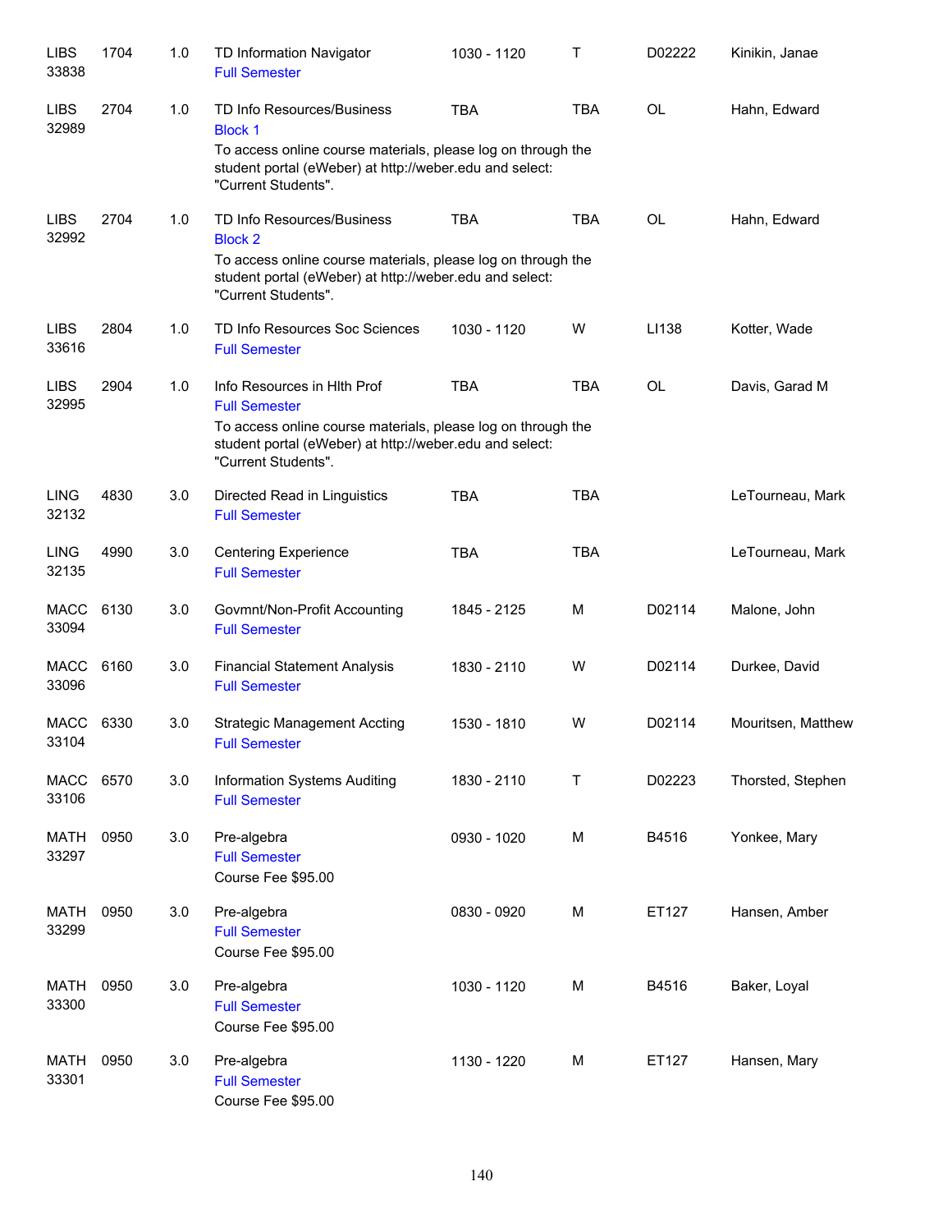| Subject / CRN | Course | Credits | Title | Time | Days | Room | Instructor |
|---|---|---|---|---|---|---|---|
| LIBS 33838 | 1704 | 1.0 | TD Information Navigator<br>Full Semester | 1030 - 1120 | T | D02222 | Kinikin, Janae |
| LIBS 32989 | 2704 | 1.0 | TD Info Resources/Business<br>Block 1<br>To access online course materials, please log on through the student portal (eWeber) at http://weber.edu and select: "Current Students". | TBA | TBA | OL | Hahn, Edward |
| LIBS 32992 | 2704 | 1.0 | TD Info Resources/Business<br>Block 2<br>To access online course materials, please log on through the student portal (eWeber) at http://weber.edu and select: "Current Students". | TBA | TBA | OL | Hahn, Edward |
| LIBS 33616 | 2804 | 1.0 | TD Info Resources Soc Sciences<br>Full Semester | 1030 - 1120 | W | LI138 | Kotter, Wade |
| LIBS 32995 | 2904 | 1.0 | Info Resources in Hlth Prof<br>Full Semester<br>To access online course materials, please log on through the student portal (eWeber) at http://weber.edu and select: "Current Students". | TBA | TBA | OL | Davis, Garad M |
| LING 32132 | 4830 | 3.0 | Directed Read in Linguistics<br>Full Semester | TBA | TBA | | LeTourneau, Mark |
| LING 32135 | 4990 | 3.0 | Centering Experience<br>Full Semester | TBA | TBA | | LeTourneau, Mark |
| MACC 33094 | 6130 | 3.0 | Govmnt/Non-Profit Accounting<br>Full Semester | 1845 - 2125 | M | D02114 | Malone, John |
| MACC 33096 | 6160 | 3.0 | Financial Statement Analysis<br>Full Semester | 1830 - 2110 | W | D02114 | Durkee, David |
| MACC 33104 | 6330 | 3.0 | Strategic Management Accting<br>Full Semester | 1530 - 1810 | W | D02114 | Mouritsen, Matthew |
| MACC 33106 | 6570 | 3.0 | Information Systems Auditing<br>Full Semester | 1830 - 2110 | T | D02223 | Thorsted, Stephen |
| MATH 33297 | 0950 | 3.0 | Pre-algebra<br>Full Semester<br>Course Fee $95.00 | 0930 - 1020 | M | B4516 | Yonkee, Mary |
| MATH 33299 | 0950 | 3.0 | Pre-algebra<br>Full Semester<br>Course Fee $95.00 | 0830 - 0920 | M | ET127 | Hansen, Amber |
| MATH 33300 | 0950 | 3.0 | Pre-algebra<br>Full Semester<br>Course Fee $95.00 | 1030 - 1120 | M | B4516 | Baker, Loyal |
| MATH 33301 | 0950 | 3.0 | Pre-algebra<br>Full Semester<br>Course Fee $95.00 | 1130 - 1220 | M | ET127 | Hansen, Mary |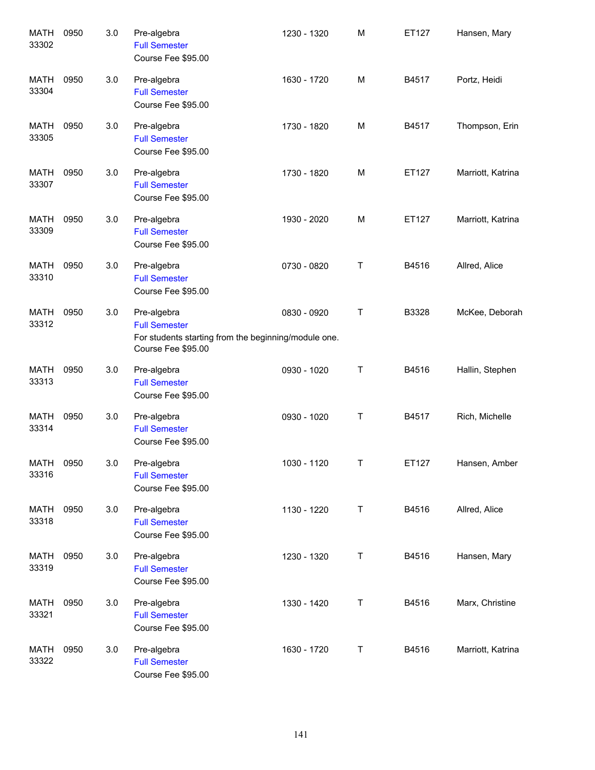| | | | | | | | |
|---|---|---|---|---|---|---|---|
| MATH 33302 | 0950 | 3.0 | Pre-algebra<br>Full Semester<br>Course Fee $95.00 | 1230 - 1320 | M | ET127 | Hansen, Mary |
| MATH 33304 | 0950 | 3.0 | Pre-algebra<br>Full Semester<br>Course Fee $95.00 | 1630 - 1720 | M | B4517 | Portz, Heidi |
| MATH 33305 | 0950 | 3.0 | Pre-algebra<br>Full Semester<br>Course Fee $95.00 | 1730 - 1820 | M | B4517 | Thompson, Erin |
| MATH 33307 | 0950 | 3.0 | Pre-algebra<br>Full Semester<br>Course Fee $95.00 | 1730 - 1820 | M | ET127 | Marriott, Katrina |
| MATH 33309 | 0950 | 3.0 | Pre-algebra<br>Full Semester<br>Course Fee $95.00 | 1930 - 2020 | M | ET127 | Marriott, Katrina |
| MATH 33310 | 0950 | 3.0 | Pre-algebra<br>Full Semester<br>Course Fee $95.00 | 0730 - 0820 | T | B4516 | Allred, Alice |
| MATH 33312 | 0950 | 3.0 | Pre-algebra<br>Full Semester<br>For students starting from the beginning/module one.<br>Course Fee $95.00 | 0830 - 0920 | T | B3328 | McKee, Deborah |
| MATH 33313 | 0950 | 3.0 | Pre-algebra<br>Full Semester<br>Course Fee $95.00 | 0930 - 1020 | T | B4516 | Hallin, Stephen |
| MATH 33314 | 0950 | 3.0 | Pre-algebra<br>Full Semester<br>Course Fee $95.00 | 0930 - 1020 | T | B4517 | Rich, Michelle |
| MATH 33316 | 0950 | 3.0 | Pre-algebra<br>Full Semester<br>Course Fee $95.00 | 1030 - 1120 | T | ET127 | Hansen, Amber |
| MATH 33318 | 0950 | 3.0 | Pre-algebra<br>Full Semester<br>Course Fee $95.00 | 1130 - 1220 | T | B4516 | Allred, Alice |
| MATH 33319 | 0950 | 3.0 | Pre-algebra<br>Full Semester<br>Course Fee $95.00 | 1230 - 1320 | T | B4516 | Hansen, Mary |
| MATH 33321 | 0950 | 3.0 | Pre-algebra<br>Full Semester<br>Course Fee $95.00 | 1330 - 1420 | T | B4516 | Marx, Christine |
| MATH 33322 | 0950 | 3.0 | Pre-algebra<br>Full Semester<br>Course Fee $95.00 | 1630 - 1720 | T | B4516 | Marriott, Katrina |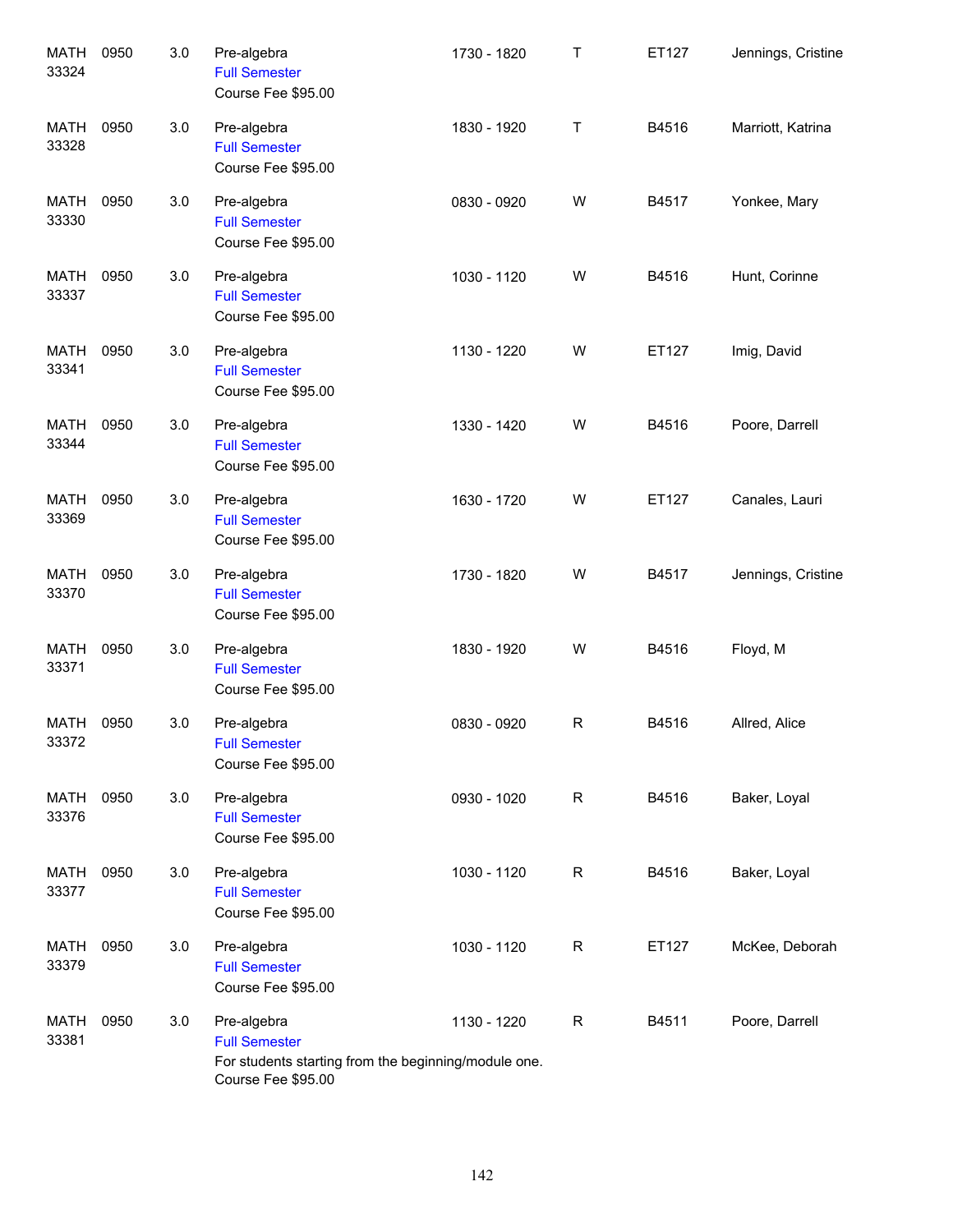| | | | | | | | |
|---|---|---|---|---|---|---|---|
| MATH 33324 | 0950 | 3.0 | Pre-algebra<br>Full Semester<br>Course Fee $95.00 | 1730 - 1820 | T | ET127 | Jennings, Cristine |
| MATH 33328 | 0950 | 3.0 | Pre-algebra<br>Full Semester<br>Course Fee $95.00 | 1830 - 1920 | T | B4516 | Marriott, Katrina |
| MATH 33330 | 0950 | 3.0 | Pre-algebra<br>Full Semester<br>Course Fee $95.00 | 0830 - 0920 | W | B4517 | Yonkee, Mary |
| MATH 33337 | 0950 | 3.0 | Pre-algebra<br>Full Semester<br>Course Fee $95.00 | 1030 - 1120 | W | B4516 | Hunt, Corinne |
| MATH 33341 | 0950 | 3.0 | Pre-algebra<br>Full Semester<br>Course Fee $95.00 | 1130 - 1220 | W | ET127 | Imig, David |
| MATH 33344 | 0950 | 3.0 | Pre-algebra<br>Full Semester<br>Course Fee $95.00 | 1330 - 1420 | W | B4516 | Poore, Darrell |
| MATH 33369 | 0950 | 3.0 | Pre-algebra<br>Full Semester<br>Course Fee $95.00 | 1630 - 1720 | W | ET127 | Canales, Lauri |
| MATH 33370 | 0950 | 3.0 | Pre-algebra<br>Full Semester<br>Course Fee $95.00 | 1730 - 1820 | W | B4517 | Jennings, Cristine |
| MATH 33371 | 0950 | 3.0 | Pre-algebra<br>Full Semester<br>Course Fee $95.00 | 1830 - 1920 | W | B4516 | Floyd, M |
| MATH 33372 | 0950 | 3.0 | Pre-algebra<br>Full Semester<br>Course Fee $95.00 | 0830 - 0920 | R | B4516 | Allred, Alice |
| MATH 33376 | 0950 | 3.0 | Pre-algebra<br>Full Semester<br>Course Fee $95.00 | 0930 - 1020 | R | B4516 | Baker, Loyal |
| MATH 33377 | 0950 | 3.0 | Pre-algebra<br>Full Semester<br>Course Fee $95.00 | 1030 - 1120 | R | B4516 | Baker, Loyal |
| MATH 33379 | 0950 | 3.0 | Pre-algebra<br>Full Semester<br>Course Fee $95.00 | 1030 - 1120 | R | ET127 | McKee, Deborah |
| MATH 33381 | 0950 | 3.0 | Pre-algebra<br>Full Semester<br>For students starting from the beginning/module one.<br>Course Fee $95.00 | 1130 - 1220 | R | B4511 | Poore, Darrell |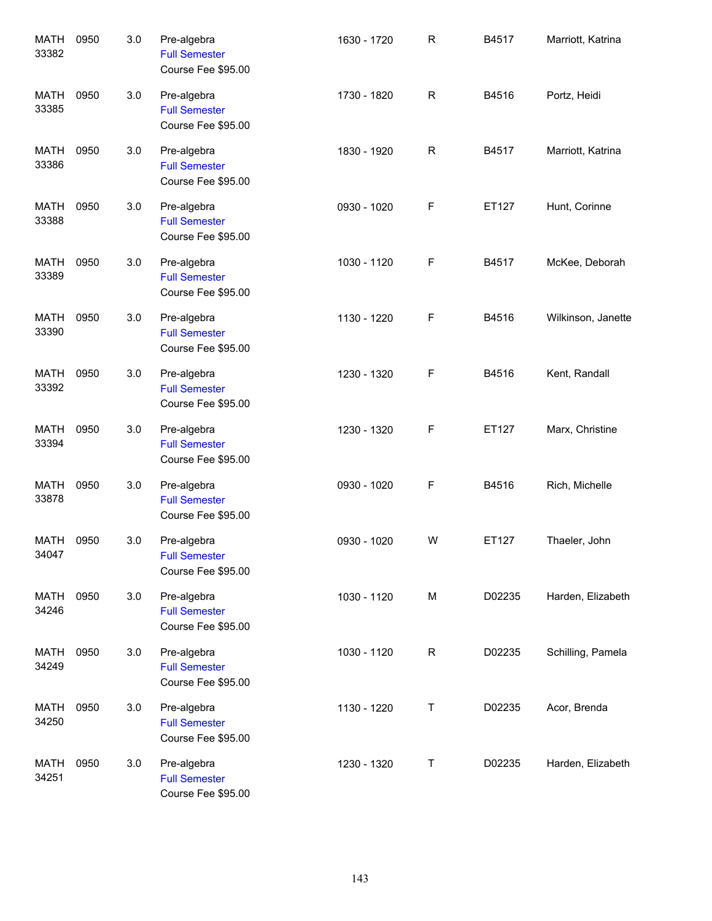| | | | | | | | |
|---|---|---|---|---|---|---|---|
| MATH 33382 | 0950 | 3.0 | Pre-algebra<br>Full Semester<br>Course Fee $95.00 | 1630 - 1720 | R | B4517 | Marriott, Katrina |
| MATH 33385 | 0950 | 3.0 | Pre-algebra<br>Full Semester<br>Course Fee $95.00 | 1730 - 1820 | R | B4516 | Portz, Heidi |
| MATH 33386 | 0950 | 3.0 | Pre-algebra<br>Full Semester<br>Course Fee $95.00 | 1830 - 1920 | R | B4517 | Marriott, Katrina |
| MATH 33388 | 0950 | 3.0 | Pre-algebra<br>Full Semester<br>Course Fee $95.00 | 0930 - 1020 | F | ET127 | Hunt, Corinne |
| MATH 33389 | 0950 | 3.0 | Pre-algebra<br>Full Semester<br>Course Fee $95.00 | 1030 - 1120 | F | B4517 | McKee, Deborah |
| MATH 33390 | 0950 | 3.0 | Pre-algebra<br>Full Semester<br>Course Fee $95.00 | 1130 - 1220 | F | B4516 | Wilkinson, Janette |
| MATH 33392 | 0950 | 3.0 | Pre-algebra<br>Full Semester<br>Course Fee $95.00 | 1230 - 1320 | F | B4516 | Kent, Randall |
| MATH 33394 | 0950 | 3.0 | Pre-algebra<br>Full Semester<br>Course Fee $95.00 | 1230 - 1320 | F | ET127 | Marx, Christine |
| MATH 33878 | 0950 | 3.0 | Pre-algebra<br>Full Semester<br>Course Fee $95.00 | 0930 - 1020 | F | B4516 | Rich, Michelle |
| MATH 34047 | 0950 | 3.0 | Pre-algebra<br>Full Semester<br>Course Fee $95.00 | 0930 - 1020 | W | ET127 | Thaeler, John |
| MATH 34246 | 0950 | 3.0 | Pre-algebra<br>Full Semester<br>Course Fee $95.00 | 1030 - 1120 | M | D02235 | Harden, Elizabeth |
| MATH 34249 | 0950 | 3.0 | Pre-algebra<br>Full Semester<br>Course Fee $95.00 | 1030 - 1120 | R | D02235 | Schilling, Pamela |
| MATH 34250 | 0950 | 3.0 | Pre-algebra<br>Full Semester<br>Course Fee $95.00 | 1130 - 1220 | T | D02235 | Acor, Brenda |
| MATH 34251 | 0950 | 3.0 | Pre-algebra<br>Full Semester<br>Course Fee $95.00 | 1230 - 1320 | T | D02235 | Harden, Elizabeth |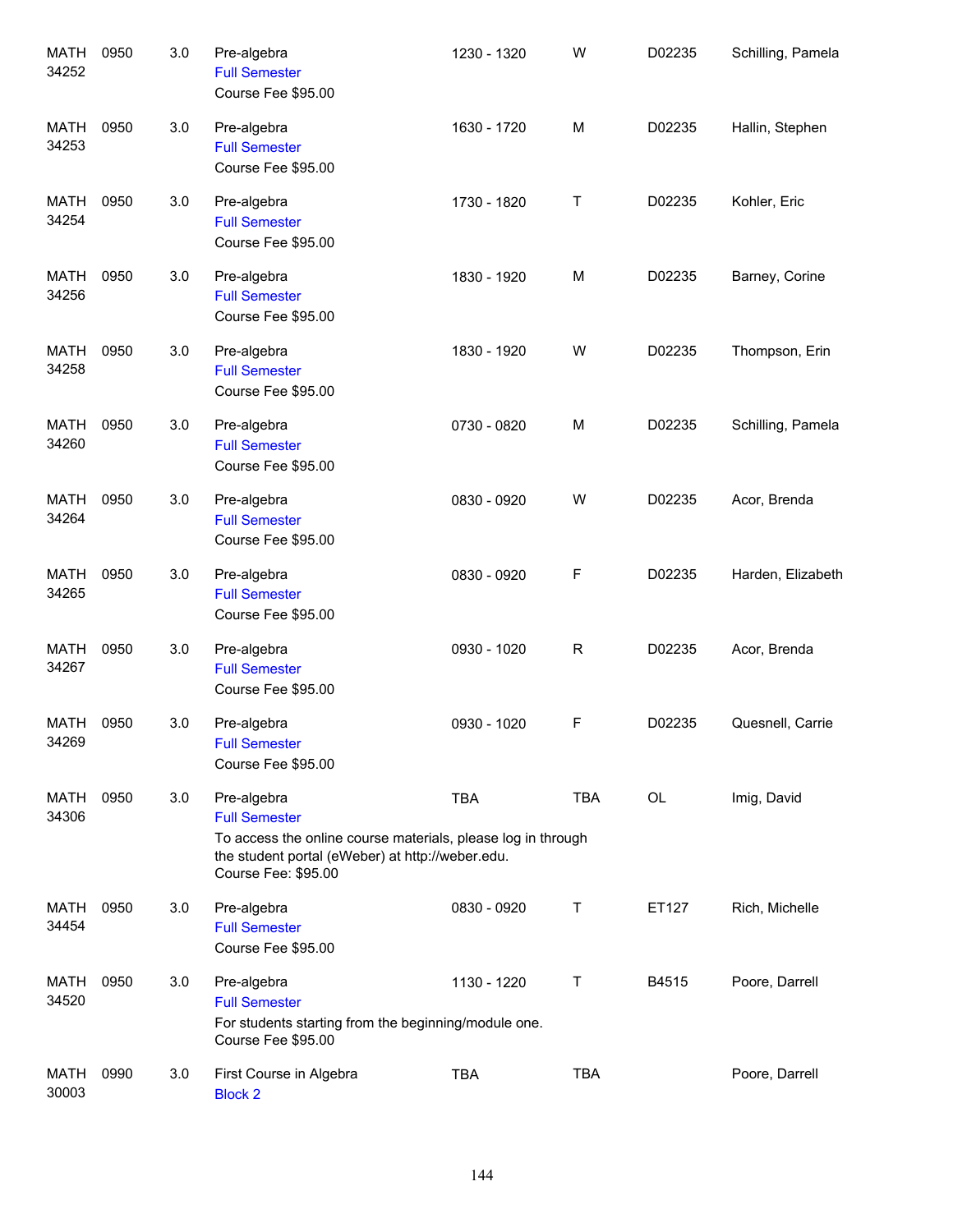| | | | | | | | |
|---|---|---|---|---|---|---|---|
| MATH 34252 | 0950 | 3.0 | Pre-algebra<br>Full Semester<br>Course Fee $95.00 | 1230 - 1320 | W | D02235 | Schilling, Pamela |
| MATH 34253 | 0950 | 3.0 | Pre-algebra<br>Full Semester<br>Course Fee $95.00 | 1630 - 1720 | M | D02235 | Hallin, Stephen |
| MATH 34254 | 0950 | 3.0 | Pre-algebra<br>Full Semester<br>Course Fee $95.00 | 1730 - 1820 | T | D02235 | Kohler, Eric |
| MATH 34256 | 0950 | 3.0 | Pre-algebra<br>Full Semester<br>Course Fee $95.00 | 1830 - 1920 | M | D02235 | Barney, Corine |
| MATH 34258 | 0950 | 3.0 | Pre-algebra<br>Full Semester<br>Course Fee $95.00 | 1830 - 1920 | W | D02235 | Thompson, Erin |
| MATH 34260 | 0950 | 3.0 | Pre-algebra<br>Full Semester<br>Course Fee $95.00 | 0730 - 0820 | M | D02235 | Schilling, Pamela |
| MATH 34264 | 0950 | 3.0 | Pre-algebra<br>Full Semester<br>Course Fee $95.00 | 0830 - 0920 | W | D02235 | Acor, Brenda |
| MATH 34265 | 0950 | 3.0 | Pre-algebra<br>Full Semester<br>Course Fee $95.00 | 0830 - 0920 | F | D02235 | Harden, Elizabeth |
| MATH 34267 | 0950 | 3.0 | Pre-algebra<br>Full Semester<br>Course Fee $95.00 | 0930 - 1020 | R | D02235 | Acor, Brenda |
| MATH 34269 | 0950 | 3.0 | Pre-algebra<br>Full Semester<br>Course Fee $95.00 | 0930 - 1020 | F | D02235 | Quesnell, Carrie |
| MATH 34306 | 0950 | 3.0 | Pre-algebra<br>Full Semester<br>To access the online course materials, please log in through the student portal (eWeber) at http://weber.edu.<br>Course Fee: $95.00 | TBA | TBA | OL | Imig, David |
| MATH 34454 | 0950 | 3.0 | Pre-algebra<br>Full Semester<br>Course Fee $95.00 | 0830 - 0920 | T | ET127 | Rich, Michelle |
| MATH 34520 | 0950 | 3.0 | Pre-algebra<br>Full Semester<br>For students starting from the beginning/module one.<br>Course Fee $95.00 | 1130 - 1220 | T | B4515 | Poore, Darrell |
| MATH 30003 | 0990 | 3.0 | First Course in Algebra<br>Block 2 | TBA | TBA | | Poore, Darrell |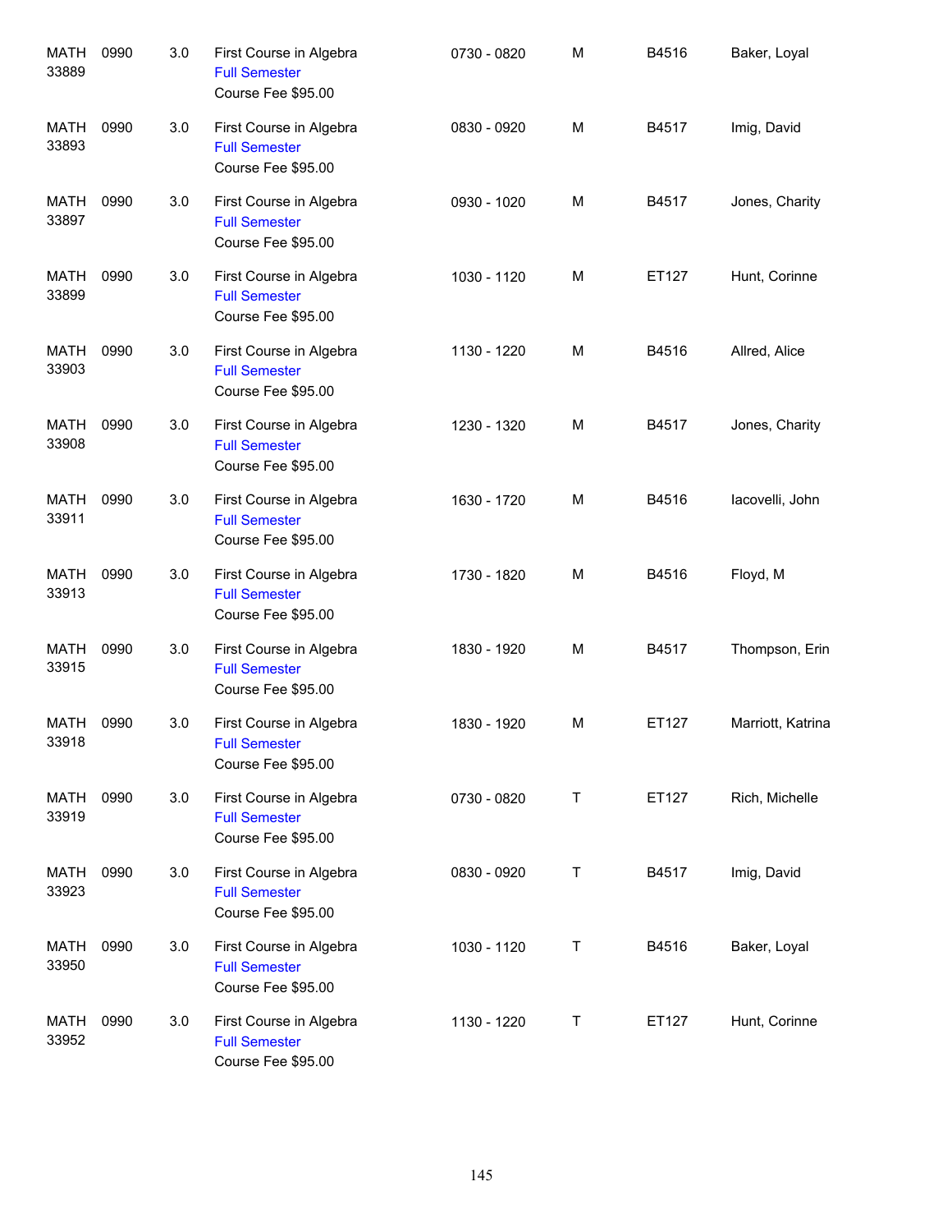| | | | | | | | |
|---|---|---|---|---|---|---|---|
| MATH 33889 | 0990 | 3.0 | First Course in Algebra<br>Full Semester<br>Course Fee $95.00 | 0730 - 0820 | M | B4516 | Baker, Loyal |
| MATH 33893 | 0990 | 3.0 | First Course in Algebra<br>Full Semester<br>Course Fee $95.00 | 0830 - 0920 | M | B4517 | Imig, David |
| MATH 33897 | 0990 | 3.0 | First Course in Algebra<br>Full Semester<br>Course Fee $95.00 | 0930 - 1020 | M | B4517 | Jones, Charity |
| MATH 33899 | 0990 | 3.0 | First Course in Algebra<br>Full Semester<br>Course Fee $95.00 | 1030 - 1120 | M | ET127 | Hunt, Corinne |
| MATH 33903 | 0990 | 3.0 | First Course in Algebra<br>Full Semester<br>Course Fee $95.00 | 1130 - 1220 | M | B4516 | Allred, Alice |
| MATH 33908 | 0990 | 3.0 | First Course in Algebra<br>Full Semester<br>Course Fee $95.00 | 1230 - 1320 | M | B4517 | Jones, Charity |
| MATH 33911 | 0990 | 3.0 | First Course in Algebra<br>Full Semester<br>Course Fee $95.00 | 1630 - 1720 | M | B4516 | Iacovelli, John |
| MATH 33913 | 0990 | 3.0 | First Course in Algebra<br>Full Semester<br>Course Fee $95.00 | 1730 - 1820 | M | B4516 | Floyd, M |
| MATH 33915 | 0990 | 3.0 | First Course in Algebra<br>Full Semester<br>Course Fee $95.00 | 1830 - 1920 | M | B4517 | Thompson, Erin |
| MATH 33918 | 0990 | 3.0 | First Course in Algebra<br>Full Semester<br>Course Fee $95.00 | 1830 - 1920 | M | ET127 | Marriott, Katrina |
| MATH 33919 | 0990 | 3.0 | First Course in Algebra<br>Full Semester<br>Course Fee $95.00 | 0730 - 0820 | T | ET127 | Rich, Michelle |
| MATH 33923 | 0990 | 3.0 | First Course in Algebra<br>Full Semester<br>Course Fee $95.00 | 0830 - 0920 | T | B4517 | Imig, David |
| MATH 33950 | 0990 | 3.0 | First Course in Algebra<br>Full Semester<br>Course Fee $95.00 | 1030 - 1120 | T | B4516 | Baker, Loyal |
| MATH 33952 | 0990 | 3.0 | First Course in Algebra<br>Full Semester<br>Course Fee $95.00 | 1130 - 1220 | T | ET127 | Hunt, Corinne |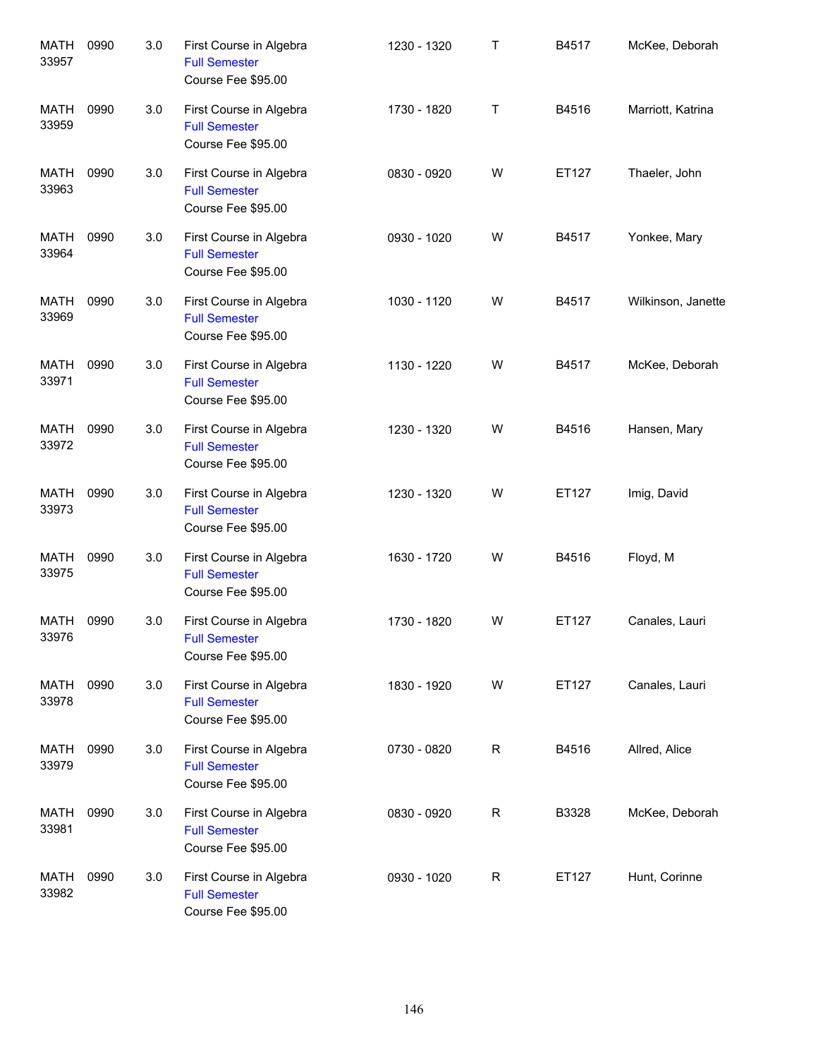| | | | | | | | |
|---|---|---|---|---|---|---|---|
| MATH 33957 | 0990 | 3.0 | First Course in Algebra<br>Full Semester<br>Course Fee $95.00 | 1230 - 1320 | T | B4517 | McKee, Deborah |
| MATH 33959 | 0990 | 3.0 | First Course in Algebra<br>Full Semester<br>Course Fee $95.00 | 1730 - 1820 | T | B4516 | Marriott, Katrina |
| MATH 33963 | 0990 | 3.0 | First Course in Algebra<br>Full Semester<br>Course Fee $95.00 | 0830 - 0920 | W | ET127 | Thaeler, John |
| MATH 33964 | 0990 | 3.0 | First Course in Algebra<br>Full Semester<br>Course Fee $95.00 | 0930 - 1020 | W | B4517 | Yonkee, Mary |
| MATH 33969 | 0990 | 3.0 | First Course in Algebra<br>Full Semester<br>Course Fee $95.00 | 1030 - 1120 | W | B4517 | Wilkinson, Janette |
| MATH 33971 | 0990 | 3.0 | First Course in Algebra<br>Full Semester<br>Course Fee $95.00 | 1130 - 1220 | W | B4517 | McKee, Deborah |
| MATH 33972 | 0990 | 3.0 | First Course in Algebra<br>Full Semester<br>Course Fee $95.00 | 1230 - 1320 | W | B4516 | Hansen, Mary |
| MATH 33973 | 0990 | 3.0 | First Course in Algebra<br>Full Semester<br>Course Fee $95.00 | 1230 - 1320 | W | ET127 | Imig, David |
| MATH 33975 | 0990 | 3.0 | First Course in Algebra<br>Full Semester<br>Course Fee $95.00 | 1630 - 1720 | W | B4516 | Floyd, M |
| MATH 33976 | 0990 | 3.0 | First Course in Algebra<br>Full Semester<br>Course Fee $95.00 | 1730 - 1820 | W | ET127 | Canales, Lauri |
| MATH 33978 | 0990 | 3.0 | First Course in Algebra<br>Full Semester<br>Course Fee $95.00 | 1830 - 1920 | W | ET127 | Canales, Lauri |
| MATH 33979 | 0990 | 3.0 | First Course in Algebra<br>Full Semester<br>Course Fee $95.00 | 0730 - 0820 | R | B4516 | Allred, Alice |
| MATH 33981 | 0990 | 3.0 | First Course in Algebra<br>Full Semester<br>Course Fee $95.00 | 0830 - 0920 | R | B3328 | McKee, Deborah |
| MATH 33982 | 0990 | 3.0 | First Course in Algebra<br>Full Semester<br>Course Fee $95.00 | 0930 - 1020 | R | ET127 | Hunt, Corinne |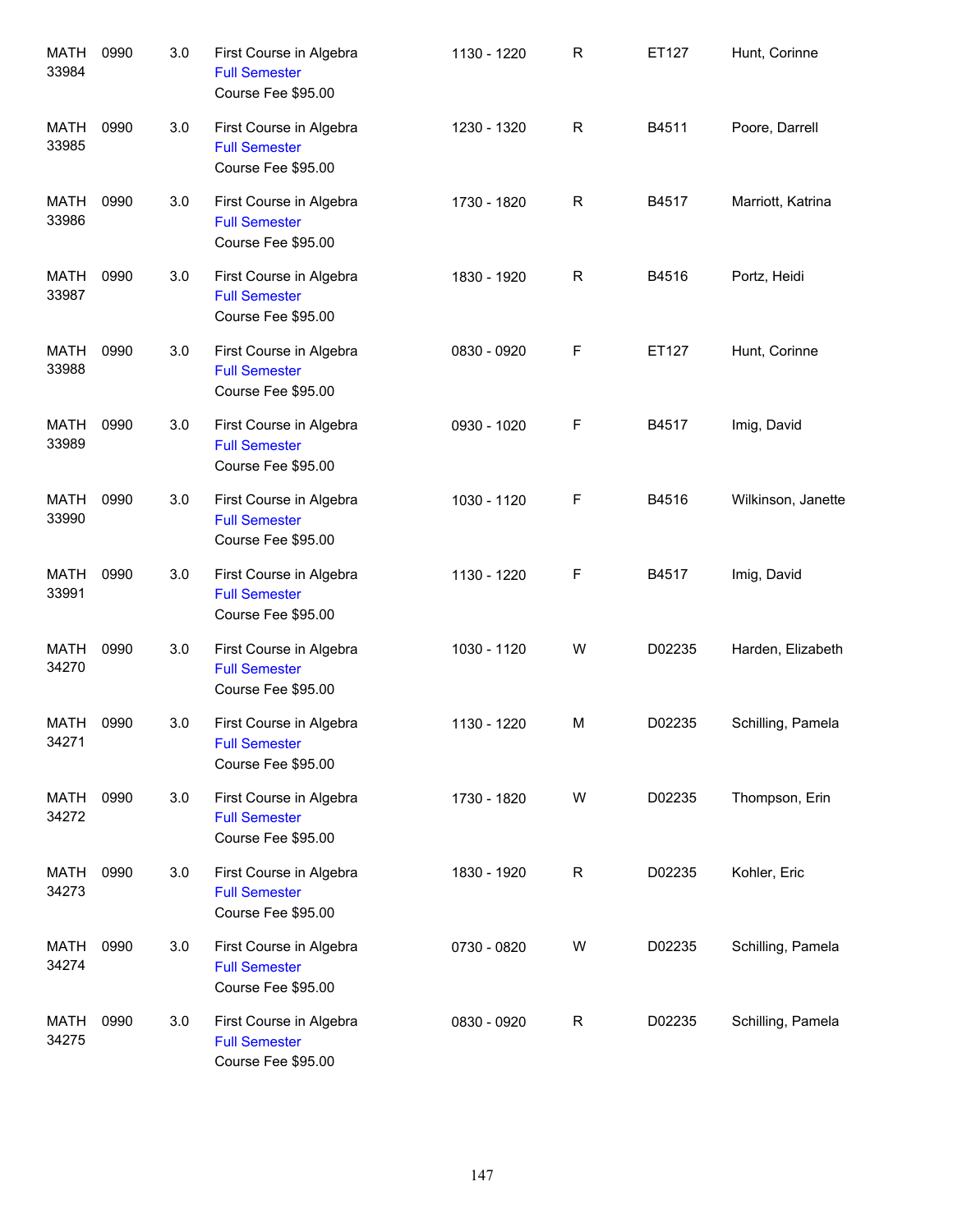| | | | | | | | |
|---|---|---|---|---|---|---|---|
| MATH 33984 | 0990 | 3.0 | First Course in Algebra<br>Full Semester<br>Course Fee $95.00 | 1130 - 1220 | R | ET127 | Hunt, Corinne |
| MATH 33985 | 0990 | 3.0 | First Course in Algebra<br>Full Semester<br>Course Fee $95.00 | 1230 - 1320 | R | B4511 | Poore, Darrell |
| MATH 33986 | 0990 | 3.0 | First Course in Algebra<br>Full Semester<br>Course Fee $95.00 | 1730 - 1820 | R | B4517 | Marriott, Katrina |
| MATH 33987 | 0990 | 3.0 | First Course in Algebra<br>Full Semester<br>Course Fee $95.00 | 1830 - 1920 | R | B4516 | Portz, Heidi |
| MATH 33988 | 0990 | 3.0 | First Course in Algebra<br>Full Semester<br>Course Fee $95.00 | 0830 - 0920 | F | ET127 | Hunt, Corinne |
| MATH 33989 | 0990 | 3.0 | First Course in Algebra<br>Full Semester<br>Course Fee $95.00 | 0930 - 1020 | F | B4517 | Imig, David |
| MATH 33990 | 0990 | 3.0 | First Course in Algebra<br>Full Semester<br>Course Fee $95.00 | 1030 - 1120 | F | B4516 | Wilkinson, Janette |
| MATH 33991 | 0990 | 3.0 | First Course in Algebra<br>Full Semester<br>Course Fee $95.00 | 1130 - 1220 | F | B4517 | Imig, David |
| MATH 34270 | 0990 | 3.0 | First Course in Algebra<br>Full Semester<br>Course Fee $95.00 | 1030 - 1120 | W | D02235 | Harden, Elizabeth |
| MATH 34271 | 0990 | 3.0 | First Course in Algebra<br>Full Semester<br>Course Fee $95.00 | 1130 - 1220 | M | D02235 | Schilling, Pamela |
| MATH 34272 | 0990 | 3.0 | First Course in Algebra<br>Full Semester<br>Course Fee $95.00 | 1730 - 1820 | W | D02235 | Thompson, Erin |
| MATH 34273 | 0990 | 3.0 | First Course in Algebra<br>Full Semester<br>Course Fee $95.00 | 1830 - 1920 | R | D02235 | Kohler, Eric |
| MATH 34274 | 0990 | 3.0 | First Course in Algebra<br>Full Semester<br>Course Fee $95.00 | 0730 - 0820 | W | D02235 | Schilling, Pamela |
| MATH 34275 | 0990 | 3.0 | First Course in Algebra<br>Full Semester<br>Course Fee $95.00 | 0830 - 0920 | R | D02235 | Schilling, Pamela |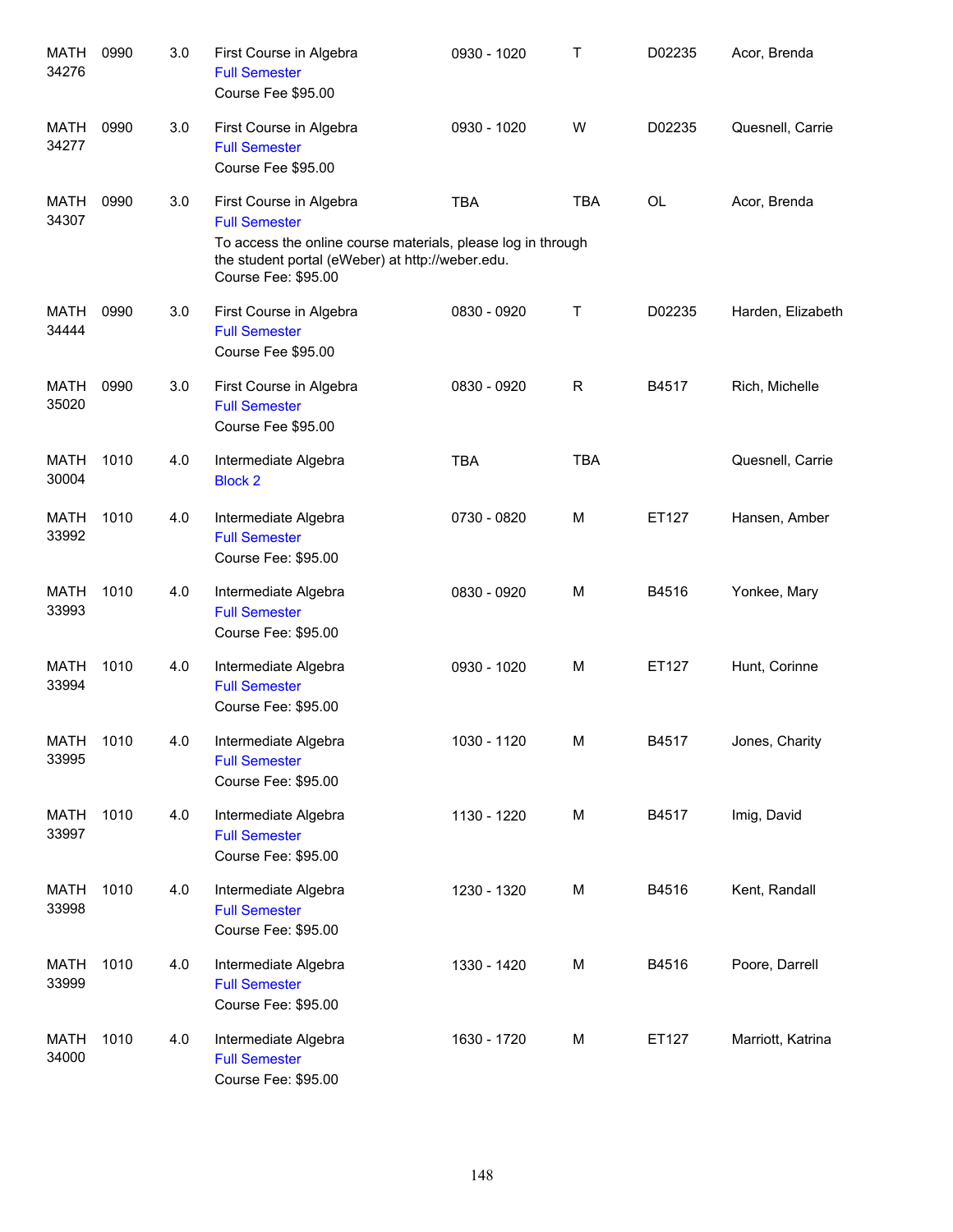| | | | | | | | |
|---|---|---|---|---|---|---|---|
| MATH 34276 | 0990 | 3.0 | First Course in Algebra<br>Full Semester<br>Course Fee $95.00 | 0930 - 1020 | T | D02235 | Acor, Brenda |
| MATH 34277 | 0990 | 3.0 | First Course in Algebra<br>Full Semester<br>Course Fee $95.00 | 0930 - 1020 | W | D02235 | Quesnell, Carrie |
| MATH 34307 | 0990 | 3.0 | First Course in Algebra<br>Full Semester<br>To access the online course materials, please log in through the student portal (eWeber) at http://weber.edu.<br>Course Fee: $95.00 | TBA | TBA | OL | Acor, Brenda |
| MATH 34444 | 0990 | 3.0 | First Course in Algebra<br>Full Semester<br>Course Fee $95.00 | 0830 - 0920 | T | D02235 | Harden, Elizabeth |
| MATH 35020 | 0990 | 3.0 | First Course in Algebra<br>Full Semester<br>Course Fee $95.00 | 0830 - 0920 | R | B4517 | Rich, Michelle |
| MATH 30004 | 1010 | 4.0 | Intermediate Algebra<br>Block 2 | TBA | TBA | | Quesnell, Carrie |
| MATH 33992 | 1010 | 4.0 | Intermediate Algebra<br>Full Semester<br>Course Fee: $95.00 | 0730 - 0820 | M | ET127 | Hansen, Amber |
| MATH 33993 | 1010 | 4.0 | Intermediate Algebra<br>Full Semester<br>Course Fee: $95.00 | 0830 - 0920 | M | B4516 | Yonkee, Mary |
| MATH 33994 | 1010 | 4.0 | Intermediate Algebra<br>Full Semester<br>Course Fee: $95.00 | 0930 - 1020 | M | ET127 | Hunt, Corinne |
| MATH 33995 | 1010 | 4.0 | Intermediate Algebra<br>Full Semester<br>Course Fee: $95.00 | 1030 - 1120 | M | B4517 | Jones, Charity |
| MATH 33997 | 1010 | 4.0 | Intermediate Algebra<br>Full Semester<br>Course Fee: $95.00 | 1130 - 1220 | M | B4517 | Imig, David |
| MATH 33998 | 1010 | 4.0 | Intermediate Algebra<br>Full Semester<br>Course Fee: $95.00 | 1230 - 1320 | M | B4516 | Kent, Randall |
| MATH 33999 | 1010 | 4.0 | Intermediate Algebra<br>Full Semester<br>Course Fee: $95.00 | 1330 - 1420 | M | B4516 | Poore, Darrell |
| MATH 34000 | 1010 | 4.0 | Intermediate Algebra<br>Full Semester<br>Course Fee: $95.00 | 1630 - 1720 | M | ET127 | Marriott, Katrina |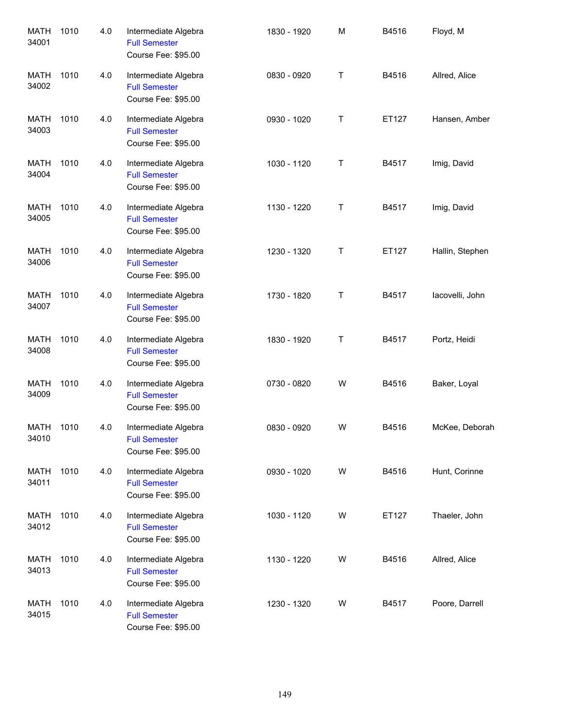| | | | | | | | |
|---|---|---|---|---|---|---|---|
| MATH 34001 | 1010 | 4.0 | Intermediate Algebra<br>Full Semester<br>Course Fee: $95.00 | 1830 - 1920 | M | B4516 | Floyd, M |
| MATH 34002 | 1010 | 4.0 | Intermediate Algebra<br>Full Semester<br>Course Fee: $95.00 | 0830 - 0920 | T | B4516 | Allred, Alice |
| MATH 34003 | 1010 | 4.0 | Intermediate Algebra<br>Full Semester<br>Course Fee: $95.00 | 0930 - 1020 | T | ET127 | Hansen, Amber |
| MATH 34004 | 1010 | 4.0 | Intermediate Algebra<br>Full Semester<br>Course Fee: $95.00 | 1030 - 1120 | T | B4517 | Imig, David |
| MATH 34005 | 1010 | 4.0 | Intermediate Algebra<br>Full Semester<br>Course Fee: $95.00 | 1130 - 1220 | T | B4517 | Imig, David |
| MATH 34006 | 1010 | 4.0 | Intermediate Algebra<br>Full Semester<br>Course Fee: $95.00 | 1230 - 1320 | T | ET127 | Hallin, Stephen |
| MATH 34007 | 1010 | 4.0 | Intermediate Algebra<br>Full Semester<br>Course Fee: $95.00 | 1730 - 1820 | T | B4517 | Iacovelli, John |
| MATH 34008 | 1010 | 4.0 | Intermediate Algebra<br>Full Semester<br>Course Fee: $95.00 | 1830 - 1920 | T | B4517 | Portz, Heidi |
| MATH 34009 | 1010 | 4.0 | Intermediate Algebra<br>Full Semester<br>Course Fee: $95.00 | 0730 - 0820 | W | B4516 | Baker, Loyal |
| MATH 34010 | 1010 | 4.0 | Intermediate Algebra<br>Full Semester<br>Course Fee: $95.00 | 0830 - 0920 | W | B4516 | McKee, Deborah |
| MATH 34011 | 1010 | 4.0 | Intermediate Algebra<br>Full Semester<br>Course Fee: $95.00 | 0930 - 1020 | W | B4516 | Hunt, Corinne |
| MATH 34012 | 1010 | 4.0 | Intermediate Algebra<br>Full Semester<br>Course Fee: $95.00 | 1030 - 1120 | W | ET127 | Thaeler, John |
| MATH 34013 | 1010 | 4.0 | Intermediate Algebra<br>Full Semester<br>Course Fee: $95.00 | 1130 - 1220 | W | B4516 | Allred, Alice |
| MATH 34015 | 1010 | 4.0 | Intermediate Algebra<br>Full Semester<br>Course Fee: $95.00 | 1230 - 1320 | W | B4517 | Poore, Darrell |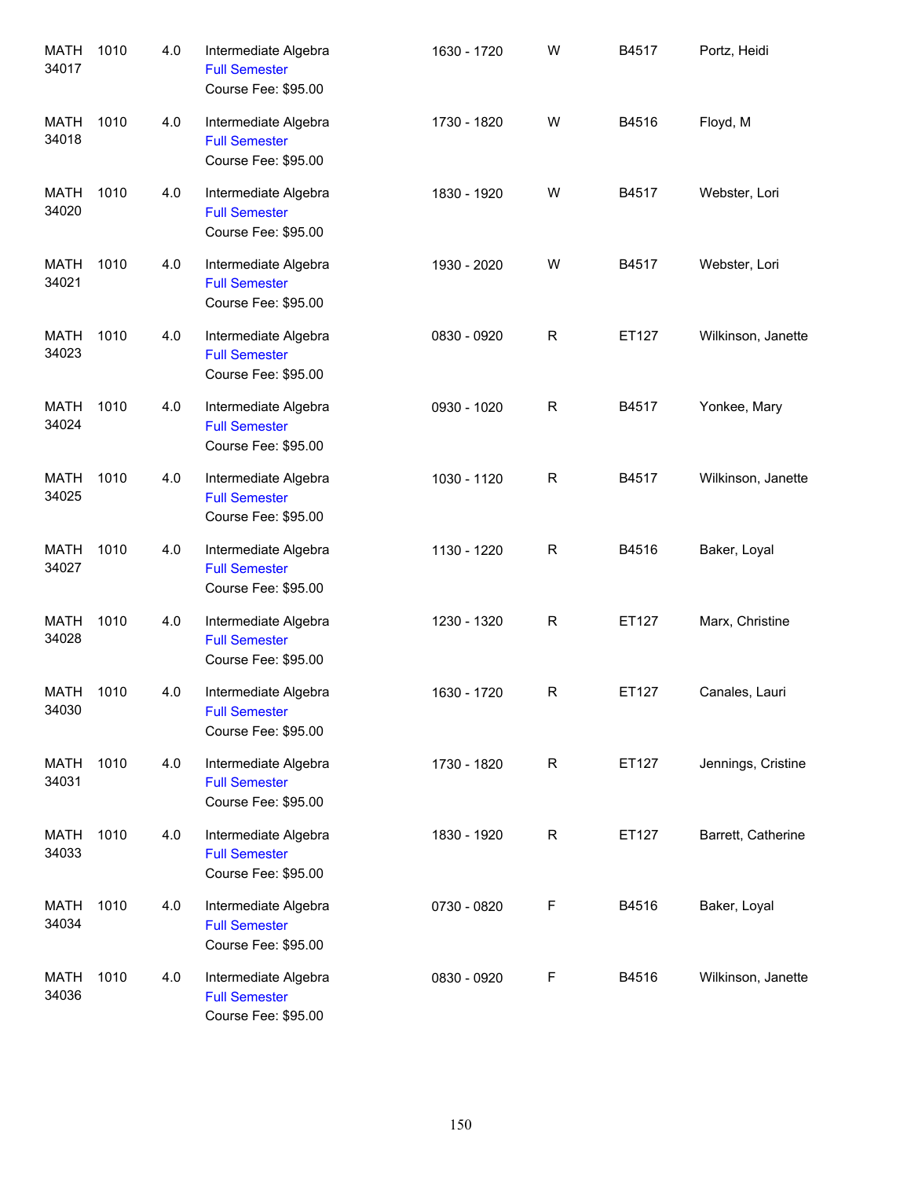| | | | | | | | |
|---|---|---|---|---|---|---|---|
| MATH 34017 | 1010 | 4.0 | Intermediate Algebra<br>Full Semester<br>Course Fee: $95.00 | 1630 - 1720 | W | B4517 | Portz, Heidi |
| MATH 34018 | 1010 | 4.0 | Intermediate Algebra<br>Full Semester<br>Course Fee: $95.00 | 1730 - 1820 | W | B4516 | Floyd, M |
| MATH 34020 | 1010 | 4.0 | Intermediate Algebra<br>Full Semester<br>Course Fee: $95.00 | 1830 - 1920 | W | B4517 | Webster, Lori |
| MATH 34021 | 1010 | 4.0 | Intermediate Algebra<br>Full Semester<br>Course Fee: $95.00 | 1930 - 2020 | W | B4517 | Webster, Lori |
| MATH 34023 | 1010 | 4.0 | Intermediate Algebra<br>Full Semester<br>Course Fee: $95.00 | 0830 - 0920 | R | ET127 | Wilkinson, Janette |
| MATH 34024 | 1010 | 4.0 | Intermediate Algebra<br>Full Semester<br>Course Fee: $95.00 | 0930 - 1020 | R | B4517 | Yonkee, Mary |
| MATH 34025 | 1010 | 4.0 | Intermediate Algebra<br>Full Semester<br>Course Fee: $95.00 | 1030 - 1120 | R | B4517 | Wilkinson, Janette |
| MATH 34027 | 1010 | 4.0 | Intermediate Algebra<br>Full Semester<br>Course Fee: $95.00 | 1130 - 1220 | R | B4516 | Baker, Loyal |
| MATH 34028 | 1010 | 4.0 | Intermediate Algebra<br>Full Semester<br>Course Fee: $95.00 | 1230 - 1320 | R | ET127 | Marx, Christine |
| MATH 34030 | 1010 | 4.0 | Intermediate Algebra<br>Full Semester<br>Course Fee: $95.00 | 1630 - 1720 | R | ET127 | Canales, Lauri |
| MATH 34031 | 1010 | 4.0 | Intermediate Algebra<br>Full Semester<br>Course Fee: $95.00 | 1730 - 1820 | R | ET127 | Jennings, Cristine |
| MATH 34033 | 1010 | 4.0 | Intermediate Algebra<br>Full Semester<br>Course Fee: $95.00 | 1830 - 1920 | R | ET127 | Barrett, Catherine |
| MATH 34034 | 1010 | 4.0 | Intermediate Algebra<br>Full Semester<br>Course Fee: $95.00 | 0730 - 0820 | F | B4516 | Baker, Loyal |
| MATH 34036 | 1010 | 4.0 | Intermediate Algebra<br>Full Semester<br>Course Fee: $95.00 | 0830 - 0920 | F | B4516 | Wilkinson, Janette |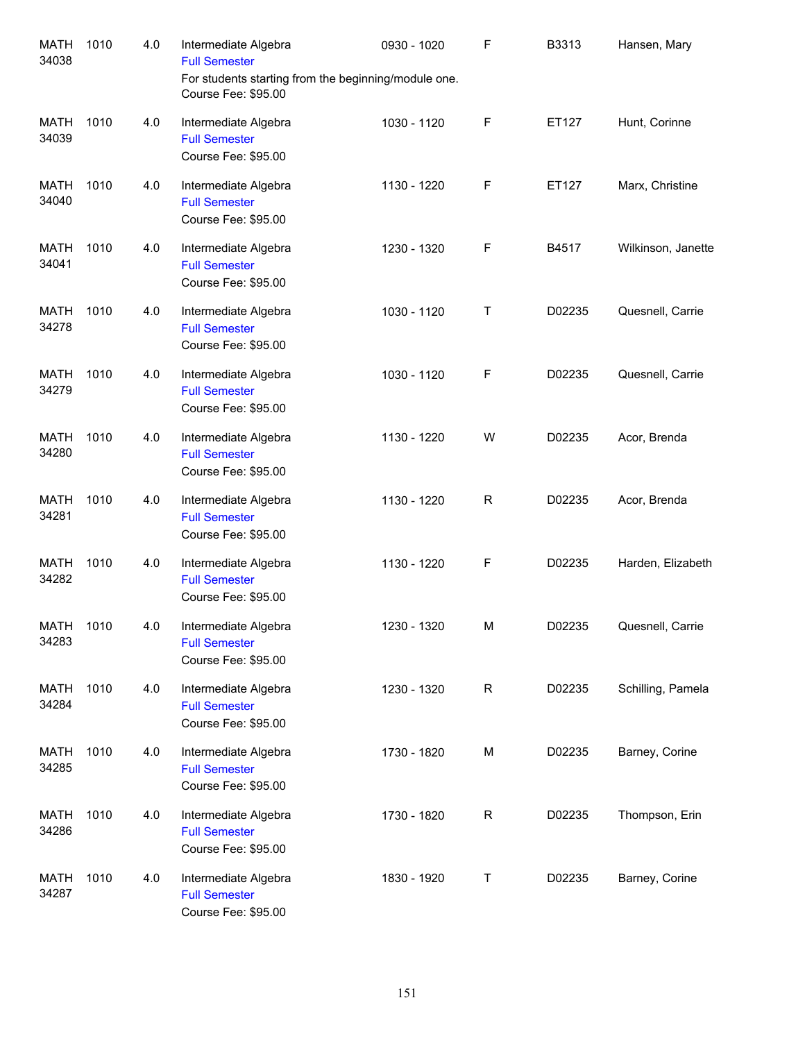| | | | | | | | |
|---|---|---|---|---|---|---|---|
| MATH 34038 | 1010 | 4.0 | Intermediate Algebra<br>Full Semester<br>For students starting from the beginning/module one.<br>Course Fee: $95.00 | 0930 - 1020 | F | B3313 | Hansen, Mary |
| MATH 34039 | 1010 | 4.0 | Intermediate Algebra<br>Full Semester<br>Course Fee: $95.00 | 1030 - 1120 | F | ET127 | Hunt, Corinne |
| MATH 34040 | 1010 | 4.0 | Intermediate Algebra<br>Full Semester<br>Course Fee: $95.00 | 1130 - 1220 | F | ET127 | Marx, Christine |
| MATH 34041 | 1010 | 4.0 | Intermediate Algebra<br>Full Semester<br>Course Fee: $95.00 | 1230 - 1320 | F | B4517 | Wilkinson, Janette |
| MATH 34278 | 1010 | 4.0 | Intermediate Algebra<br>Full Semester<br>Course Fee: $95.00 | 1030 - 1120 | T | D02235 | Quesnell, Carrie |
| MATH 34279 | 1010 | 4.0 | Intermediate Algebra<br>Full Semester<br>Course Fee: $95.00 | 1030 - 1120 | F | D02235 | Quesnell, Carrie |
| MATH 34280 | 1010 | 4.0 | Intermediate Algebra<br>Full Semester<br>Course Fee: $95.00 | 1130 - 1220 | W | D02235 | Acor, Brenda |
| MATH 34281 | 1010 | 4.0 | Intermediate Algebra<br>Full Semester<br>Course Fee: $95.00 | 1130 - 1220 | R | D02235 | Acor, Brenda |
| MATH 34282 | 1010 | 4.0 | Intermediate Algebra<br>Full Semester<br>Course Fee: $95.00 | 1130 - 1220 | F | D02235 | Harden, Elizabeth |
| MATH 34283 | 1010 | 4.0 | Intermediate Algebra<br>Full Semester<br>Course Fee: $95.00 | 1230 - 1320 | M | D02235 | Quesnell, Carrie |
| MATH 34284 | 1010 | 4.0 | Intermediate Algebra<br>Full Semester<br>Course Fee: $95.00 | 1230 - 1320 | R | D02235 | Schilling, Pamela |
| MATH 34285 | 1010 | 4.0 | Intermediate Algebra<br>Full Semester<br>Course Fee: $95.00 | 1730 - 1820 | M | D02235 | Barney, Corine |
| MATH 34286 | 1010 | 4.0 | Intermediate Algebra<br>Full Semester<br>Course Fee: $95.00 | 1730 - 1820 | R | D02235 | Thompson, Erin |
| MATH 34287 | 1010 | 4.0 | Intermediate Algebra<br>Full Semester<br>Course Fee: $95.00 | 1830 - 1920 | T | D02235 | Barney, Corine |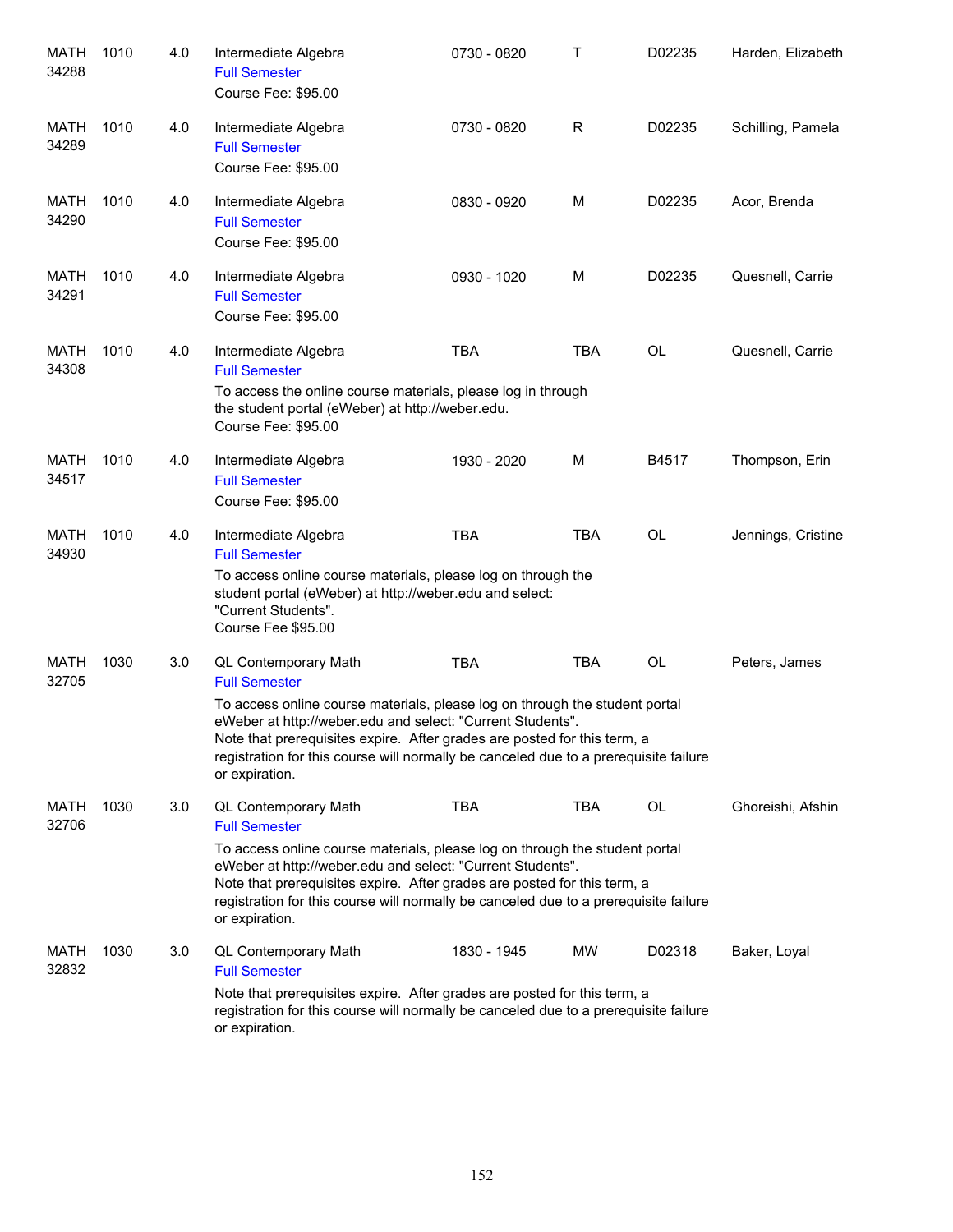| | | | | | | | |
|---|---|---|---|---|---|---|---|
| MATH 34288 | 1010 | 4.0 | Intermediate Algebra<br>Full Semester<br>Course Fee: $95.00 | 0730 - 0820 | T | D02235 | Harden, Elizabeth |
| MATH 34289 | 1010 | 4.0 | Intermediate Algebra<br>Full Semester<br>Course Fee: $95.00 | 0730 - 0820 | R | D02235 | Schilling, Pamela |
| MATH 34290 | 1010 | 4.0 | Intermediate Algebra<br>Full Semester<br>Course Fee: $95.00 | 0830 - 0920 | M | D02235 | Acor, Brenda |
| MATH 34291 | 1010 | 4.0 | Intermediate Algebra<br>Full Semester<br>Course Fee: $95.00 | 0930 - 1020 | M | D02235 | Quesnell, Carrie |
| MATH 34308 | 1010 | 4.0 | Intermediate Algebra<br>Full Semester<br>To access the online course materials, please log in through the student portal (eWeber) at http://weber.edu.<br>Course Fee: $95.00 | TBA | TBA | OL | Quesnell, Carrie |
| MATH 34517 | 1010 | 4.0 | Intermediate Algebra<br>Full Semester<br>Course Fee: $95.00 | 1930 - 2020 | M | B4517 | Thompson, Erin |
| MATH 34930 | 1010 | 4.0 | Intermediate Algebra<br>Full Semester<br>To access online course materials, please log on through the student portal (eWeber) at http://weber.edu and select: "Current Students".<br>Course Fee $95.00 | TBA | TBA | OL | Jennings, Cristine |
| MATH 32705 | 1030 | 3.0 | QL Contemporary Math<br>Full Semester<br>To access online course materials, please log on through the student portal eWeber at http://weber.edu and select: "Current Students".<br>Note that prerequisites expire. After grades are posted for this term, a registration for this course will normally be canceled due to a prerequisite failure or expiration. | TBA | TBA | OL | Peters, James |
| MATH 32706 | 1030 | 3.0 | QL Contemporary Math<br>Full Semester<br>To access online course materials, please log on through the student portal eWeber at http://weber.edu and select: "Current Students".<br>Note that prerequisites expire. After grades are posted for this term, a registration for this course will normally be canceled due to a prerequisite failure or expiration. | TBA | TBA | OL | Ghoreishi, Afshin |
| MATH 32832 | 1030 | 3.0 | QL Contemporary Math<br>Full Semester<br>Note that prerequisites expire. After grades are posted for this term, a registration for this course will normally be canceled due to a prerequisite failure or expiration. | 1830 - 1945 | MW | D02318 | Baker, Loyal |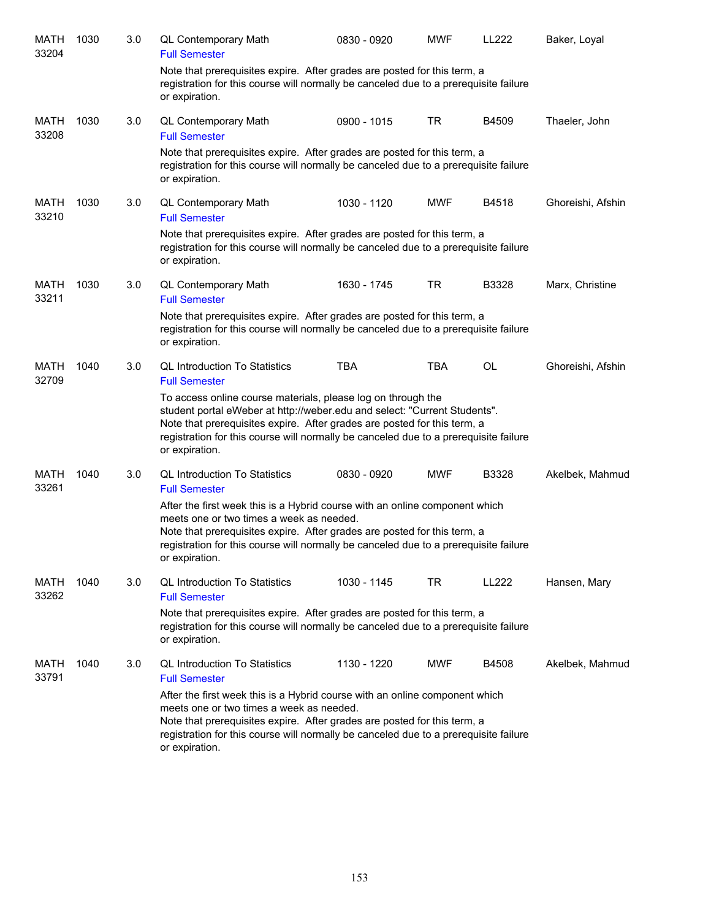| | | | | | | | |
|---|---|---|---|---|---|---|---|
| MATH 33204 | 1030 | 3.0 | QL Contemporary Math<br>Full Semester<br>Note that prerequisites expire. After grades are posted for this term, a registration for this course will normally be canceled due to a prerequisite failure or expiration. | 0830 - 0920 | MWF | LL222 | Baker, Loyal |
| MATH 33208 | 1030 | 3.0 | QL Contemporary Math<br>Full Semester<br>Note that prerequisites expire. After grades are posted for this term, a registration for this course will normally be canceled due to a prerequisite failure or expiration. | 0900 - 1015 | TR | B4509 | Thaeler, John |
| MATH 33210 | 1030 | 3.0 | QL Contemporary Math<br>Full Semester<br>Note that prerequisites expire. After grades are posted for this term, a registration for this course will normally be canceled due to a prerequisite failure or expiration. | 1030 - 1120 | MWF | B4518 | Ghoreishi, Afshin |
| MATH 33211 | 1030 | 3.0 | QL Contemporary Math<br>Full Semester<br>Note that prerequisites expire. After grades are posted for this term, a registration for this course will normally be canceled due to a prerequisite failure or expiration. | 1630 - 1745 | TR | B3328 | Marx, Christine |
| MATH 32709 | 1040 | 3.0 | QL Introduction To Statistics<br>Full Semester<br>To access online course materials, please log on through the student portal eWeber at http://weber.edu and select: "Current Students". Note that prerequisites expire. After grades are posted for this term, a registration for this course will normally be canceled due to a prerequisite failure or expiration. | TBA | TBA | OL | Ghoreishi, Afshin |
| MATH 33261 | 1040 | 3.0 | QL Introduction To Statistics<br>Full Semester<br>After the first week this is a Hybrid course with an online component which meets one or two times a week as needed. Note that prerequisites expire. After grades are posted for this term, a registration for this course will normally be canceled due to a prerequisite failure or expiration. | 0830 - 0920 | MWF | B3328 | Akelbek, Mahmud |
| MATH 33262 | 1040 | 3.0 | QL Introduction To Statistics<br>Full Semester<br>Note that prerequisites expire. After grades are posted for this term, a registration for this course will normally be canceled due to a prerequisite failure or expiration. | 1030 - 1145 | TR | LL222 | Hansen, Mary |
| MATH 33791 | 1040 | 3.0 | QL Introduction To Statistics<br>Full Semester<br>After the first week this is a Hybrid course with an online component which meets one or two times a week as needed. Note that prerequisites expire. After grades are posted for this term, a registration for this course will normally be canceled due to a prerequisite failure or expiration. | 1130 - 1220 | MWF | B4508 | Akelbek, Mahmud |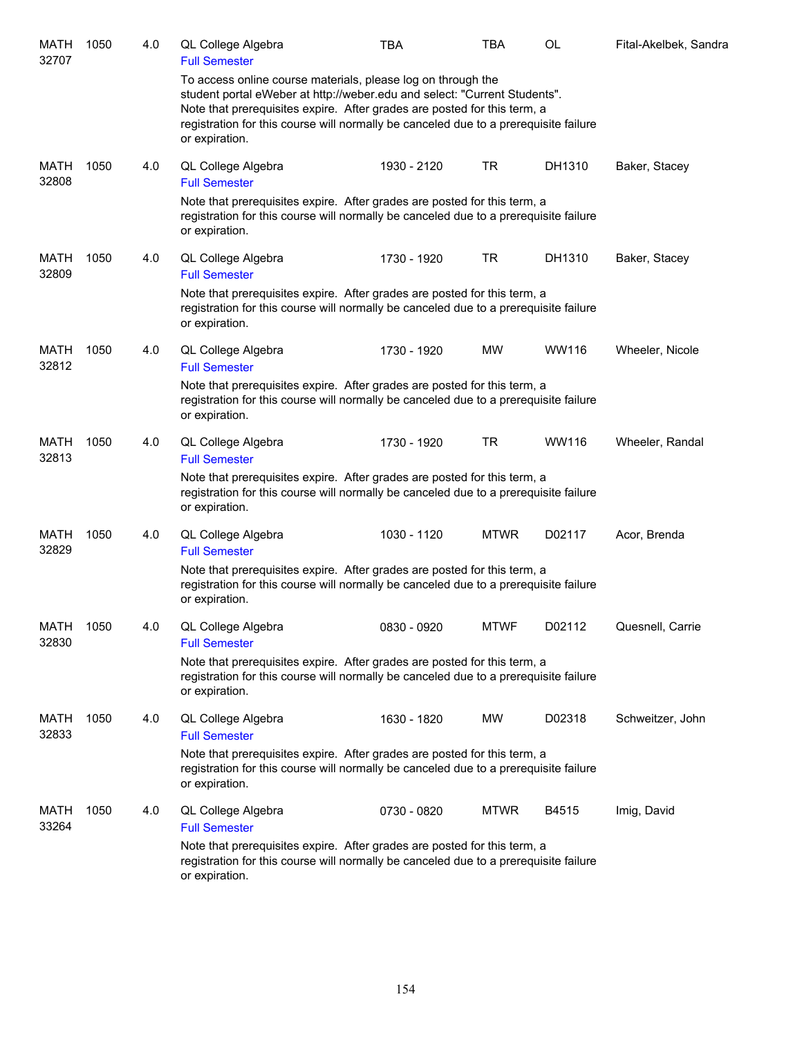| | | | | | | | |
|---|---|---|---|---|---|---|---|
| MATH 32707 | 1050 | 4.0 | QL College Algebra<br>Full Semester | TBA | TBA | OL | Fital-Akelbek, Sandra |
| | | | To access online course materials, please log on through the student portal eWeber at http://weber.edu and select: "Current Students". Note that prerequisites expire. After grades are posted for this term, a registration for this course will normally be canceled due to a prerequisite failure or expiration. | | | | |
| MATH 32808 | 1050 | 4.0 | QL College Algebra<br>Full Semester | 1930 - 2120 | TR | DH1310 | Baker, Stacey |
| | | | Note that prerequisites expire. After grades are posted for this term, a registration for this course will normally be canceled due to a prerequisite failure or expiration. | | | | |
| MATH 32809 | 1050 | 4.0 | QL College Algebra<br>Full Semester | 1730 - 1920 | TR | DH1310 | Baker, Stacey |
| | | | Note that prerequisites expire. After grades are posted for this term, a registration for this course will normally be canceled due to a prerequisite failure or expiration. | | | | |
| MATH 32812 | 1050 | 4.0 | QL College Algebra<br>Full Semester | 1730 - 1920 | MW | WW116 | Wheeler, Nicole |
| | | | Note that prerequisites expire. After grades are posted for this term, a registration for this course will normally be canceled due to a prerequisite failure or expiration. | | | | |
| MATH 32813 | 1050 | 4.0 | QL College Algebra<br>Full Semester | 1730 - 1920 | TR | WW116 | Wheeler, Randal |
| | | | Note that prerequisites expire. After grades are posted for this term, a registration for this course will normally be canceled due to a prerequisite failure or expiration. | | | | |
| MATH 32829 | 1050 | 4.0 | QL College Algebra<br>Full Semester | 1030 - 1120 | MTWR | D02117 | Acor, Brenda |
| | | | Note that prerequisites expire. After grades are posted for this term, a registration for this course will normally be canceled due to a prerequisite failure or expiration. | | | | |
| MATH 32830 | 1050 | 4.0 | QL College Algebra<br>Full Semester | 0830 - 0920 | MTWF | D02112 | Quesnell, Carrie |
| | | | Note that prerequisites expire. After grades are posted for this term, a registration for this course will normally be canceled due to a prerequisite failure or expiration. | | | | |
| MATH 32833 | 1050 | 4.0 | QL College Algebra<br>Full Semester | 1630 - 1820 | MW | D02318 | Schweitzer, John |
| | | | Note that prerequisites expire. After grades are posted for this term, a registration for this course will normally be canceled due to a prerequisite failure or expiration. | | | | |
| MATH 33264 | 1050 | 4.0 | QL College Algebra<br>Full Semester | 0730 - 0820 | MTWR | B4515 | Imig, David |
| | | | Note that prerequisites expire. After grades are posted for this term, a registration for this course will normally be canceled due to a prerequisite failure or expiration. | | | | |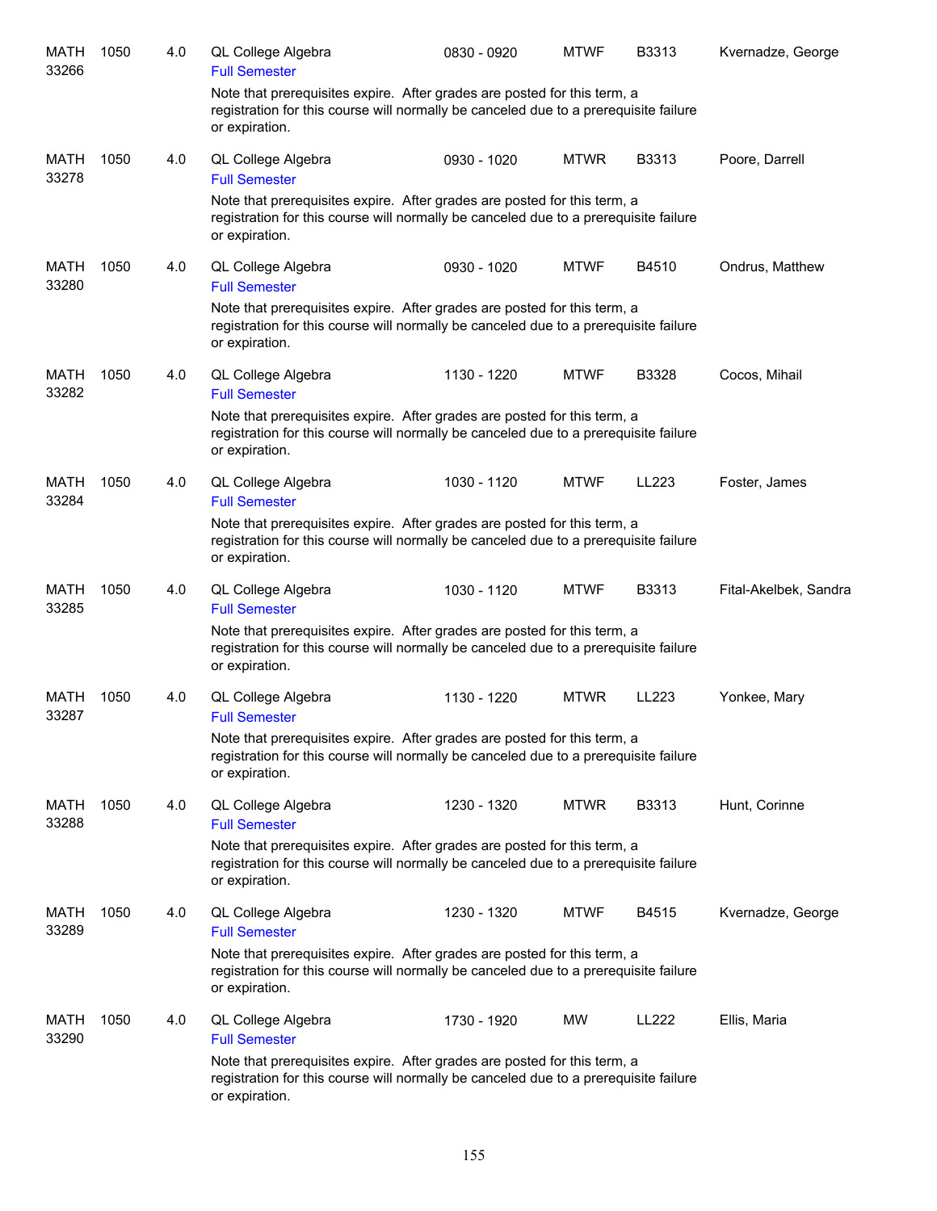MATH 33266 | 1050 | 4.0 | QL College Algebra | 0830 - 0920 | MTWF | B3313 | Kvernadze, George

Full Semester

Note that prerequisites expire. After grades are posted for this term, a registration for this course will normally be canceled due to a prerequisite failure or expiration.

MATH 33278 | 1050 | 4.0 | QL College Algebra | 0930 - 1020 | MTWR | B3313 | Poore, Darrell

Full Semester

Note that prerequisites expire. After grades are posted for this term, a registration for this course will normally be canceled due to a prerequisite failure or expiration.

MATH 33280 | 1050 | 4.0 | QL College Algebra | 0930 - 1020 | MTWF | B4510 | Ondrus, Matthew

Full Semester

Note that prerequisites expire. After grades are posted for this term, a registration for this course will normally be canceled due to a prerequisite failure or expiration.

MATH 33282 | 1050 | 4.0 | QL College Algebra | 1130 - 1220 | MTWF | B3328 | Cocos, Mihail

Full Semester

Note that prerequisites expire. After grades are posted for this term, a registration for this course will normally be canceled due to a prerequisite failure or expiration.

MATH 33284 | 1050 | 4.0 | QL College Algebra | 1030 - 1120 | MTWF | LL223 | Foster, James

Full Semester

Note that prerequisites expire. After grades are posted for this term, a registration for this course will normally be canceled due to a prerequisite failure or expiration.

MATH 33285 | 1050 | 4.0 | QL College Algebra | 1030 - 1120 | MTWF | B3313 | Fital-Akelbek, Sandra

Full Semester

Note that prerequisites expire. After grades are posted for this term, a registration for this course will normally be canceled due to a prerequisite failure or expiration.

MATH 33287 | 1050 | 4.0 | QL College Algebra | 1130 - 1220 | MTWR | LL223 | Yonkee, Mary

Full Semester

Note that prerequisites expire. After grades are posted for this term, a registration for this course will normally be canceled due to a prerequisite failure or expiration.

MATH 33288 | 1050 | 4.0 | QL College Algebra | 1230 - 1320 | MTWR | B3313 | Hunt, Corinne

Full Semester

Note that prerequisites expire. After grades are posted for this term, a registration for this course will normally be canceled due to a prerequisite failure or expiration.

MATH 33289 | 1050 | 4.0 | QL College Algebra | 1230 - 1320 | MTWF | B4515 | Kvernadze, George

Full Semester

Note that prerequisites expire. After grades are posted for this term, a registration for this course will normally be canceled due to a prerequisite failure or expiration.

MATH 33290 | 1050 | 4.0 | QL College Algebra | 1730 - 1920 | MW | LL222 | Ellis, Maria

Full Semester

Note that prerequisites expire. After grades are posted for this term, a registration for this course will normally be canceled due to a prerequisite failure or expiration.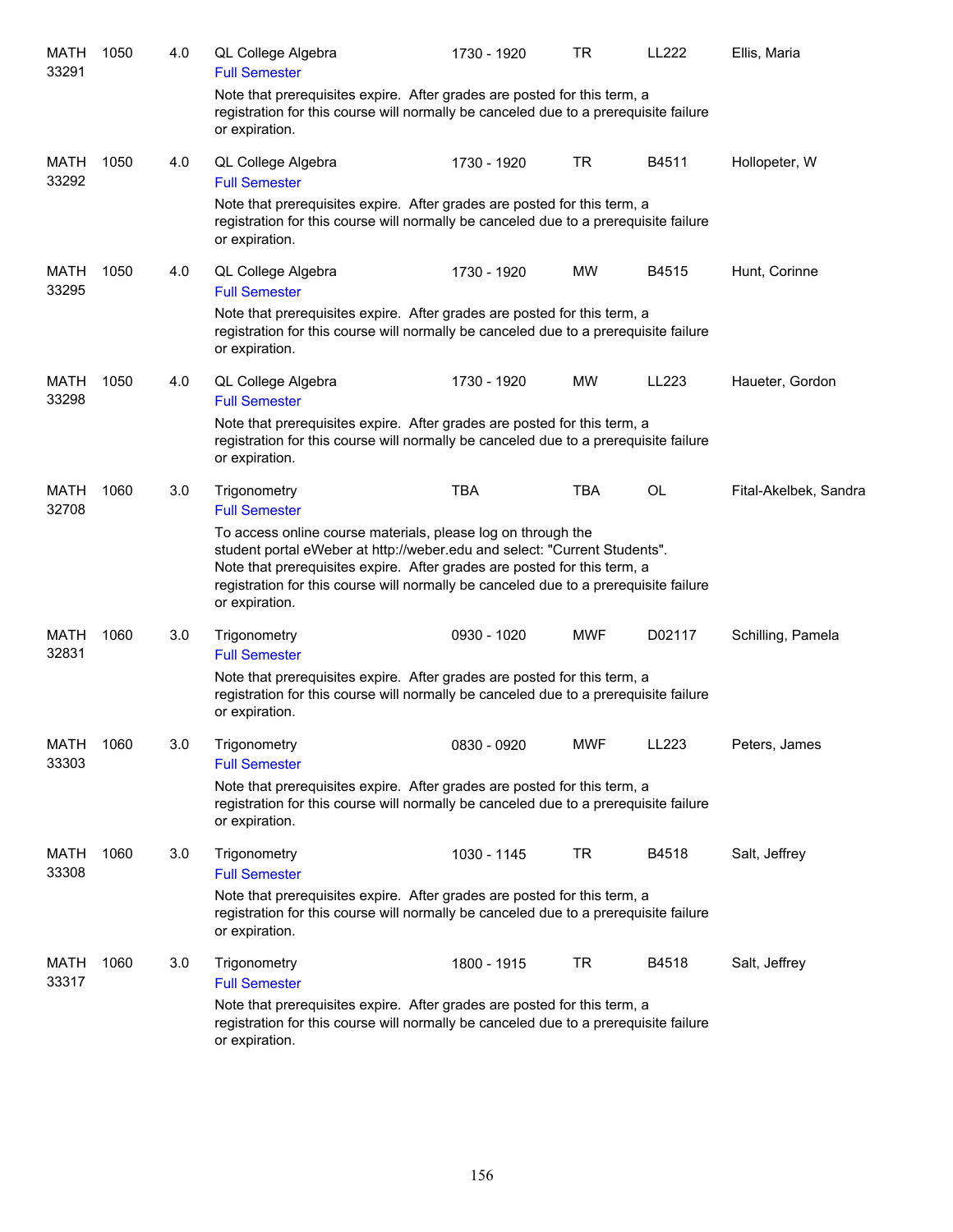MATH 33291 | 1050 | 4.0 | QL College Algebra | 1730 - 1920 | TR | LL222 | Ellis, Maria

Full Semester

Note that prerequisites expire. After grades are posted for this term, a registration for this course will normally be canceled due to a prerequisite failure or expiration.

MATH 33292 | 1050 | 4.0 | QL College Algebra | 1730 - 1920 | TR | B4511 | Hollopeter, W

Full Semester

Note that prerequisites expire. After grades are posted for this term, a registration for this course will normally be canceled due to a prerequisite failure or expiration.

MATH 33295 | 1050 | 4.0 | QL College Algebra | 1730 - 1920 | MW | B4515 | Hunt, Corinne

Full Semester

Note that prerequisites expire. After grades are posted for this term, a registration for this course will normally be canceled due to a prerequisite failure or expiration.

MATH 33298 | 1050 | 4.0 | QL College Algebra | 1730 - 1920 | MW | LL223 | Haueter, Gordon

Full Semester

Note that prerequisites expire. After grades are posted for this term, a registration for this course will normally be canceled due to a prerequisite failure or expiration.

MATH 32708 | 1060 | 3.0 | Trigonometry | TBA | TBA | OL | Fital-Akelbek, Sandra

Full Semester

To access online course materials, please log on through the student portal eWeber at http://weber.edu and select: "Current Students". Note that prerequisites expire. After grades are posted for this term, a registration for this course will normally be canceled due to a prerequisite failure or expiration.

MATH 32831 | 1060 | 3.0 | Trigonometry | 0930 - 1020 | MWF | D02117 | Schilling, Pamela

Full Semester

Note that prerequisites expire. After grades are posted for this term, a registration for this course will normally be canceled due to a prerequisite failure or expiration.

MATH 33303 | 1060 | 3.0 | Trigonometry | 0830 - 0920 | MWF | LL223 | Peters, James

Full Semester

Note that prerequisites expire. After grades are posted for this term, a registration for this course will normally be canceled due to a prerequisite failure or expiration.

MATH 33308 | 1060 | 3.0 | Trigonometry | 1030 - 1145 | TR | B4518 | Salt, Jeffrey

Full Semester

Note that prerequisites expire. After grades are posted for this term, a registration for this course will normally be canceled due to a prerequisite failure or expiration.

MATH 33317 | 1060 | 3.0 | Trigonometry | 1800 - 1915 | TR | B4518 | Salt, Jeffrey

Full Semester

Note that prerequisites expire. After grades are posted for this term, a registration for this course will normally be canceled due to a prerequisite failure or expiration.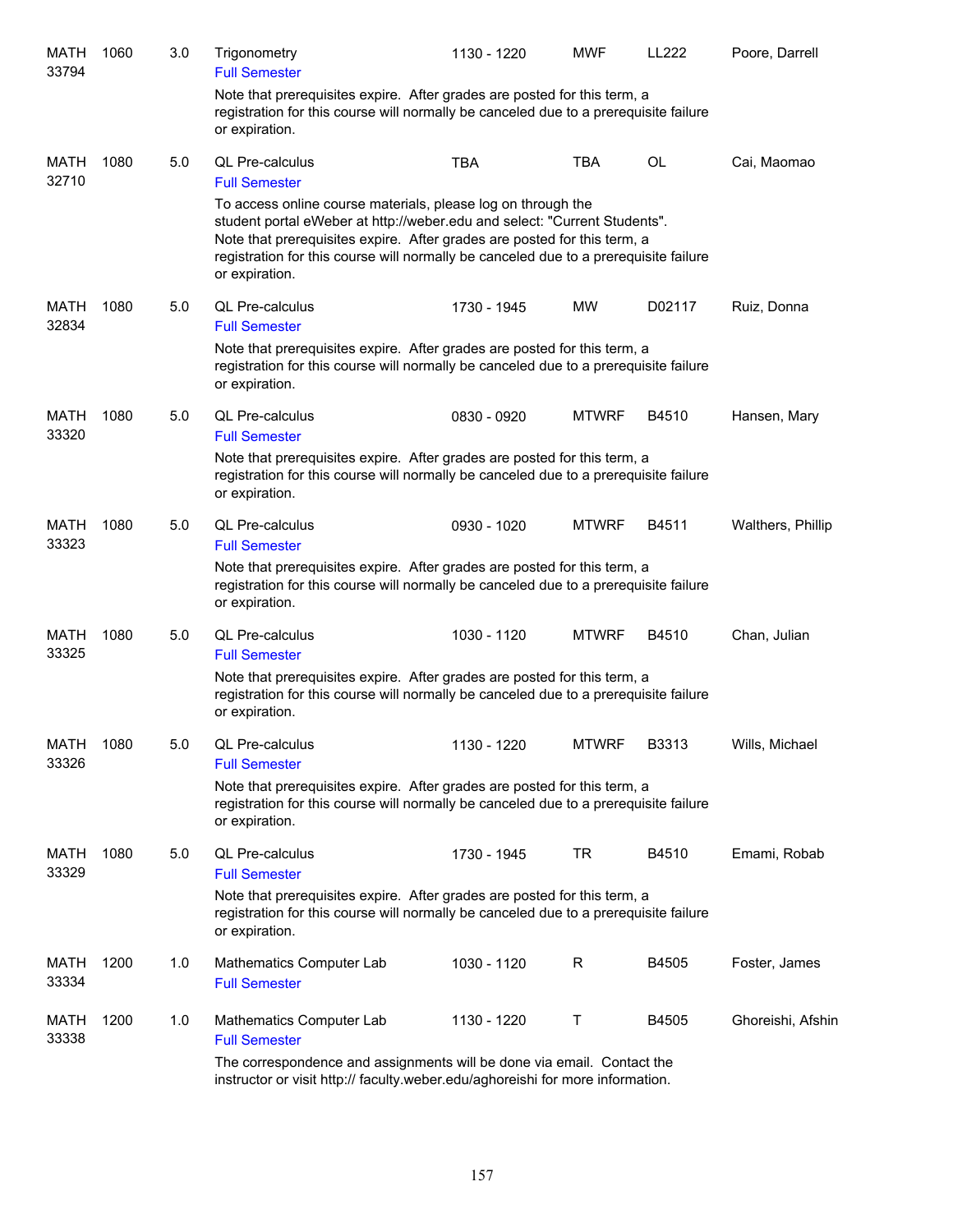| | | | | | | | |
|---|---|---|---|---|---|---|---|
| MATH 33794 | 1060 | 3.0 | Trigonometry<br>Full Semester<br>Note that prerequisites expire. After grades are posted for this term, a registration for this course will normally be canceled due to a prerequisite failure or expiration. | 1130 - 1220 | MWF | LL222 | Poore, Darrell |
| MATH 32710 | 1080 | 5.0 | QL Pre-calculus<br>Full Semester<br>To access online course materials, please log on through the student portal eWeber at http://weber.edu and select: "Current Students". Note that prerequisites expire. After grades are posted for this term, a registration for this course will normally be canceled due to a prerequisite failure or expiration. | TBA | TBA | OL | Cai, Maomao |
| MATH 32834 | 1080 | 5.0 | QL Pre-calculus<br>Full Semester<br>Note that prerequisites expire. After grades are posted for this term, a registration for this course will normally be canceled due to a prerequisite failure or expiration. | 1730 - 1945 | MW | D02117 | Ruiz, Donna |
| MATH 33320 | 1080 | 5.0 | QL Pre-calculus<br>Full Semester<br>Note that prerequisites expire. After grades are posted for this term, a registration for this course will normally be canceled due to a prerequisite failure or expiration. | 0830 - 0920 | MTWRF | B4510 | Hansen, Mary |
| MATH 33323 | 1080 | 5.0 | QL Pre-calculus<br>Full Semester<br>Note that prerequisites expire. After grades are posted for this term, a registration for this course will normally be canceled due to a prerequisite failure or expiration. | 0930 - 1020 | MTWRF | B4511 | Walthers, Phillip |
| MATH 33325 | 1080 | 5.0 | QL Pre-calculus<br>Full Semester<br>Note that prerequisites expire. After grades are posted for this term, a registration for this course will normally be canceled due to a prerequisite failure or expiration. | 1030 - 1120 | MTWRF | B4510 | Chan, Julian |
| MATH 33326 | 1080 | 5.0 | QL Pre-calculus<br>Full Semester<br>Note that prerequisites expire. After grades are posted for this term, a registration for this course will normally be canceled due to a prerequisite failure or expiration. | 1130 - 1220 | MTWRF | B3313 | Wills, Michael |
| MATH 33329 | 1080 | 5.0 | QL Pre-calculus<br>Full Semester<br>Note that prerequisites expire. After grades are posted for this term, a registration for this course will normally be canceled due to a prerequisite failure or expiration. | 1730 - 1945 | TR | B4510 | Emami, Robab |
| MATH 33334 | 1200 | 1.0 | Mathematics Computer Lab<br>Full Semester | 1030 - 1120 | R | B4505 | Foster, James |
| MATH 33338 | 1200 | 1.0 | Mathematics Computer Lab<br>Full Semester<br>The correspondence and assignments will be done via email. Contact the instructor or visit http:// faculty.weber.edu/aghoreishi for more information. | 1130 - 1220 | T | B4505 | Ghoreishi, Afshin |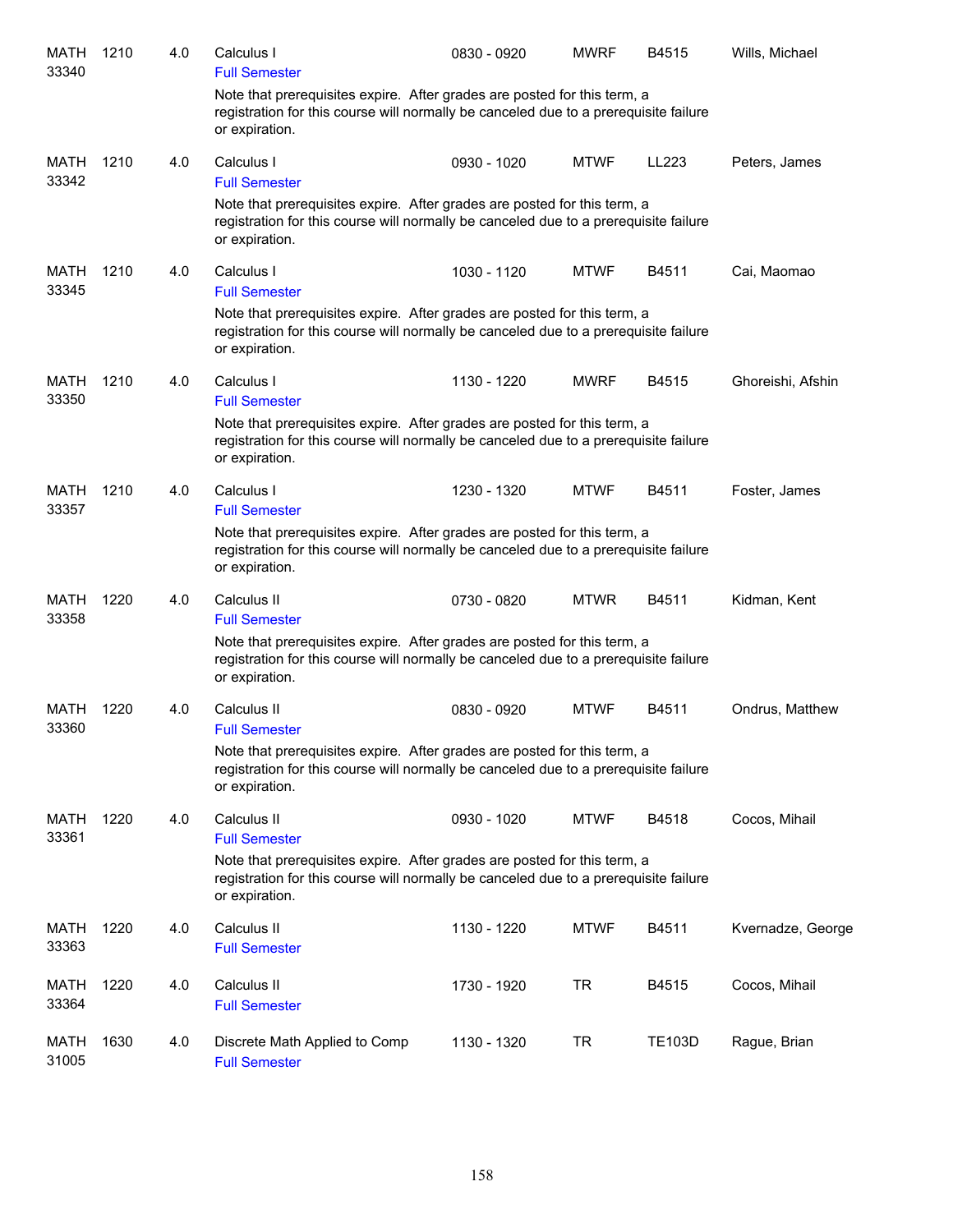| | | | | | | | |
|---|---|---|---|---|---|---|---|
| MATH 33340 | 1210 | 4.0 | Calculus I<br>Full Semester<br>Note that prerequisites expire. After grades are posted for this term, a registration for this course will normally be canceled due to a prerequisite failure or expiration. | 0830 - 0920 | MWRF | B4515 | Wills, Michael |
| MATH 33342 | 1210 | 4.0 | Calculus I<br>Full Semester<br>Note that prerequisites expire. After grades are posted for this term, a registration for this course will normally be canceled due to a prerequisite failure or expiration. | 0930 - 1020 | MTWF | LL223 | Peters, James |
| MATH 33345 | 1210 | 4.0 | Calculus I<br>Full Semester<br>Note that prerequisites expire. After grades are posted for this term, a registration for this course will normally be canceled due to a prerequisite failure or expiration. | 1030 - 1120 | MTWF | B4511 | Cai, Maomao |
| MATH 33350 | 1210 | 4.0 | Calculus I<br>Full Semester<br>Note that prerequisites expire. After grades are posted for this term, a registration for this course will normally be canceled due to a prerequisite failure or expiration. | 1130 - 1220 | MWRF | B4515 | Ghoreishi, Afshin |
| MATH 33357 | 1210 | 4.0 | Calculus I<br>Full Semester<br>Note that prerequisites expire. After grades are posted for this term, a registration for this course will normally be canceled due to a prerequisite failure or expiration. | 1230 - 1320 | MTWF | B4511 | Foster, James |
| MATH 33358 | 1220 | 4.0 | Calculus II<br>Full Semester<br>Note that prerequisites expire. After grades are posted for this term, a registration for this course will normally be canceled due to a prerequisite failure or expiration. | 0730 - 0820 | MTWR | B4511 | Kidman, Kent |
| MATH 33360 | 1220 | 4.0 | Calculus II<br>Full Semester<br>Note that prerequisites expire. After grades are posted for this term, a registration for this course will normally be canceled due to a prerequisite failure or expiration. | 0830 - 0920 | MTWF | B4511 | Ondrus, Matthew |
| MATH 33361 | 1220 | 4.0 | Calculus II<br>Full Semester<br>Note that prerequisites expire. After grades are posted for this term, a registration for this course will normally be canceled due to a prerequisite failure or expiration. | 0930 - 1020 | MTWF | B4518 | Cocos, Mihail |
| MATH 33363 | 1220 | 4.0 | Calculus II<br>Full Semester | 1130 - 1220 | MTWF | B4511 | Kvernadze, George |
| MATH 33364 | 1220 | 4.0 | Calculus II<br>Full Semester | 1730 - 1920 | TR | B4515 | Cocos, Mihail |
| MATH 31005 | 1630 | 4.0 | Discrete Math Applied to Comp<br>Full Semester | 1130 - 1320 | TR | TE103D | Rague, Brian |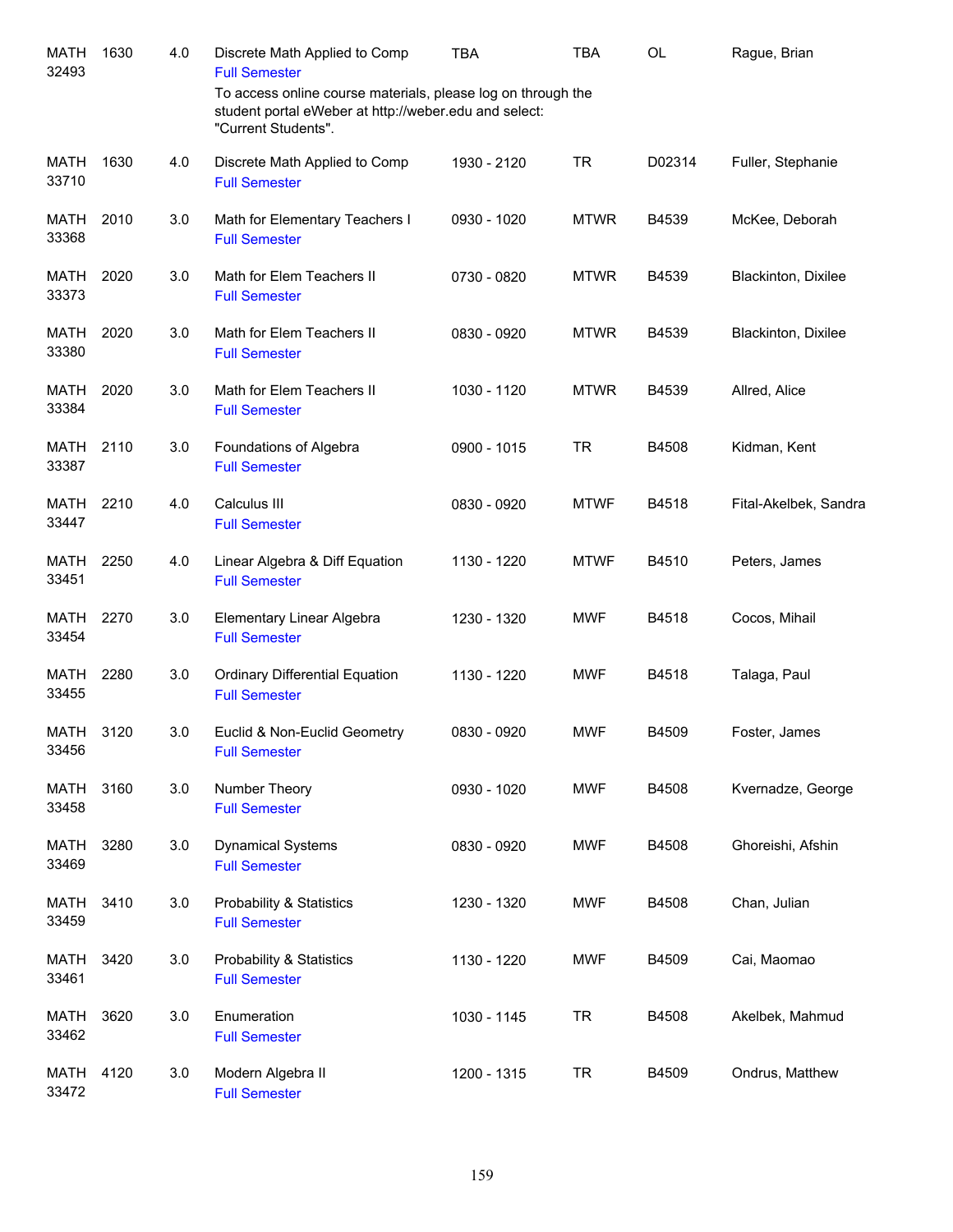| | | | | | | | |
|---|---|---|---|---|---|---|---|
| MATH 32493 | 1630 | 4.0 | Discrete Math Applied to Comp<br>Full Semester<br>To access online course materials, please log on through the student portal eWeber at http://weber.edu and select: "Current Students". | TBA | TBA | OL | Rague, Brian |
| MATH 33710 | 1630 | 4.0 | Discrete Math Applied to Comp<br>Full Semester | 1930 - 2120 | TR | D02314 | Fuller, Stephanie |
| MATH 33368 | 2010 | 3.0 | Math for Elementary Teachers I<br>Full Semester | 0930 - 1020 | MTWR | B4539 | McKee, Deborah |
| MATH 33373 | 2020 | 3.0 | Math for Elem Teachers II<br>Full Semester | 0730 - 0820 | MTWR | B4539 | Blackinton, Dixilee |
| MATH 33380 | 2020 | 3.0 | Math for Elem Teachers II<br>Full Semester | 0830 - 0920 | MTWR | B4539 | Blackinton, Dixilee |
| MATH 33384 | 2020 | 3.0 | Math for Elem Teachers II<br>Full Semester | 1030 - 1120 | MTWR | B4539 | Allred, Alice |
| MATH 33387 | 2110 | 3.0 | Foundations of Algebra<br>Full Semester | 0900 - 1015 | TR | B4508 | Kidman, Kent |
| MATH 33447 | 2210 | 4.0 | Calculus III<br>Full Semester | 0830 - 0920 | MTWF | B4518 | Fital-Akelbek, Sandra |
| MATH 33451 | 2250 | 4.0 | Linear Algebra & Diff Equation<br>Full Semester | 1130 - 1220 | MTWF | B4510 | Peters, James |
| MATH 33454 | 2270 | 3.0 | Elementary Linear Algebra<br>Full Semester | 1230 - 1320 | MWF | B4518 | Cocos, Mihail |
| MATH 33455 | 2280 | 3.0 | Ordinary Differential Equation<br>Full Semester | 1130 - 1220 | MWF | B4518 | Talaga, Paul |
| MATH 33456 | 3120 | 3.0 | Euclid & Non-Euclid Geometry<br>Full Semester | 0830 - 0920 | MWF | B4509 | Foster, James |
| MATH 33458 | 3160 | 3.0 | Number Theory<br>Full Semester | 0930 - 1020 | MWF | B4508 | Kvernadze, George |
| MATH 33469 | 3280 | 3.0 | Dynamical Systems<br>Full Semester | 0830 - 0920 | MWF | B4508 | Ghoreishi, Afshin |
| MATH 33459 | 3410 | 3.0 | Probability & Statistics<br>Full Semester | 1230 - 1320 | MWF | B4508 | Chan, Julian |
| MATH 33461 | 3420 | 3.0 | Probability & Statistics<br>Full Semester | 1130 - 1220 | MWF | B4509 | Cai, Maomao |
| MATH 33462 | 3620 | 3.0 | Enumeration<br>Full Semester | 1030 - 1145 | TR | B4508 | Akelbek, Mahmud |
| MATH 33472 | 4120 | 3.0 | Modern Algebra II<br>Full Semester | 1200 - 1315 | TR | B4509 | Ondrus, Matthew |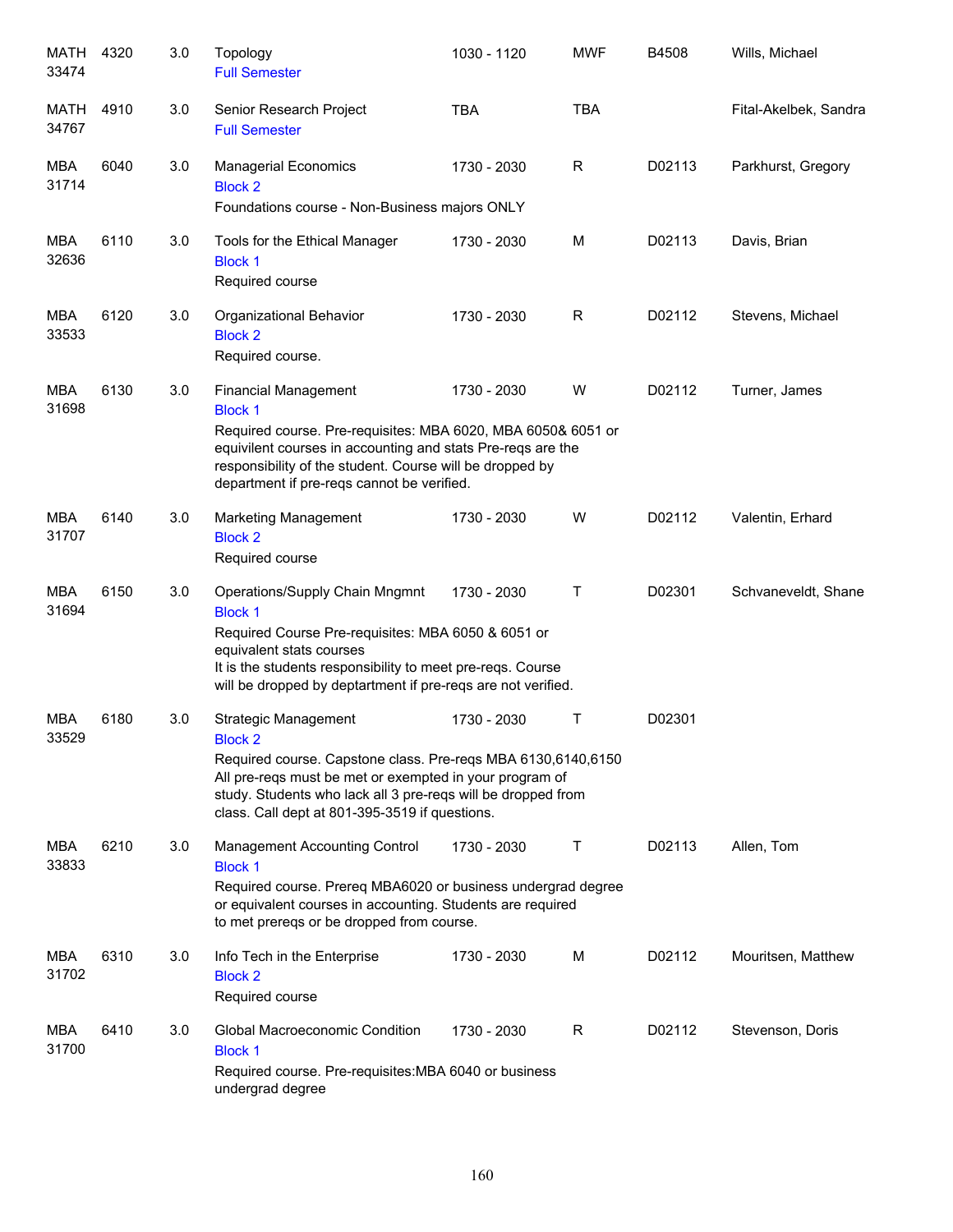| Subject/CRN | Course | Credits | Title | Time | Days | Room | Instructor |
|---|---|---|---|---|---|---|---|
| MATH 33474 | 4320 | 3.0 | Topology<br>Full Semester | 1030 - 1120 | MWF | B4508 | Wills, Michael |
| MATH 34767 | 4910 | 3.0 | Senior Research Project<br>Full Semester | TBA | TBA | | Fital-Akelbek, Sandra |
| MBA 31714 | 6040 | 3.0 | Managerial Economics<br>Block 2<br>Foundations course - Non-Business majors ONLY | 1730 - 2030 | R | D02113 | Parkhurst, Gregory |
| MBA 32636 | 6110 | 3.0 | Tools for the Ethical Manager<br>Block 1<br>Required course | 1730 - 2030 | M | D02113 | Davis, Brian |
| MBA 33533 | 6120 | 3.0 | Organizational Behavior<br>Block 2<br>Required course. | 1730 - 2030 | R | D02112 | Stevens, Michael |
| MBA 31698 | 6130 | 3.0 | Financial Management<br>Block 1<br>Required course. Pre-requisites: MBA 6020, MBA 6050& 6051 or equivilent courses in accounting and stats Pre-reqs are the responsibility of the student. Course will be dropped by department if pre-reqs cannot be verified. | 1730 - 2030 | W | D02112 | Turner, James |
| MBA 31707 | 6140 | 3.0 | Marketing Management<br>Block 2<br>Required course | 1730 - 2030 | W | D02112 | Valentin, Erhard |
| MBA 31694 | 6150 | 3.0 | Operations/Supply Chain Mngmnt<br>Block 1<br>Required Course Pre-requisites: MBA 6050 & 6051 or equivalent stats courses<br>It is the students responsibility to meet pre-reqs. Course will be dropped by deptartment if pre-reqs are not verified. | 1730 - 2030 | T | D02301 | Schvaneveldt, Shane |
| MBA 33529 | 6180 | 3.0 | Strategic Management<br>Block 2<br>Required course. Capstone class. Pre-reqs MBA 6130,6140,6150 All pre-reqs must be met or exempted in your program of study. Students who lack all 3 pre-reqs will be dropped from class. Call dept at 801-395-3519 if questions. | 1730 - 2030 | T | D02301 | |
| MBA 33833 | 6210 | 3.0 | Management Accounting Control<br>Block 1<br>Required course. Prereq MBA6020 or business undergrad degree or equivalent courses in accounting. Students are required to met prereqs or be dropped from course. | 1730 - 2030 | T | D02113 | Allen, Tom |
| MBA 31702 | 6310 | 3.0 | Info Tech in the Enterprise<br>Block 2<br>Required course | 1730 - 2030 | M | D02112 | Mouritsen, Matthew |
| MBA 31700 | 6410 | 3.0 | Global Macroeconomic Condition<br>Block 1<br>Required course. Pre-requisites:MBA 6040 or business undergrad degree | 1730 - 2030 | R | D02112 | Stevenson, Doris |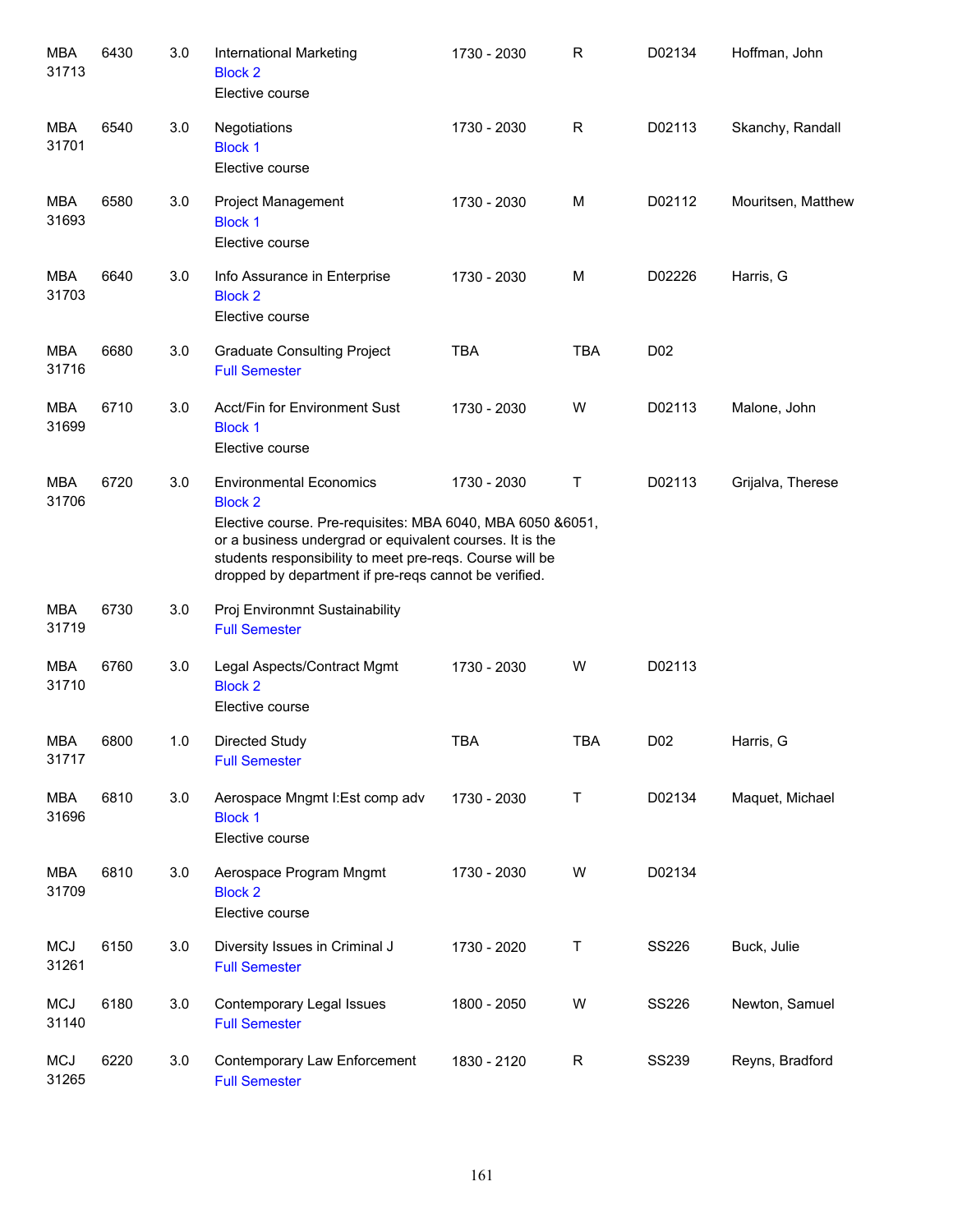| | | | | | | | |
|---|---|---|---|---|---|---|---|
| MBA 31713 | 6430 | 3.0 | International Marketing<br>Block 2<br>Elective course | 1730 - 2030 | R | D02134 | Hoffman, John |
| MBA 31701 | 6540 | 3.0 | Negotiations<br>Block 1<br>Elective course | 1730 - 2030 | R | D02113 | Skanchy, Randall |
| MBA 31693 | 6580 | 3.0 | Project Management<br>Block 1<br>Elective course | 1730 - 2030 | M | D02112 | Mouritsen, Matthew |
| MBA 31703 | 6640 | 3.0 | Info Assurance in Enterprise<br>Block 2<br>Elective course | 1730 - 2030 | M | D02226 | Harris, G |
| MBA 31716 | 6680 | 3.0 | Graduate Consulting Project<br>Full Semester | TBA | TBA | D02 | |
| MBA 31699 | 6710 | 3.0 | Acct/Fin for Environment Sust<br>Block 1<br>Elective course | 1730 - 2030 | W | D02113 | Malone, John |
| MBA 31706 | 6720 | 3.0 | Environmental Economics<br>Block 2<br>Elective course. Pre-requisites: MBA 6040, MBA 6050 &6051, or a business undergrad or equivalent courses. It is the students responsibility to meet pre-reqs. Course will be dropped by department if pre-reqs cannot be verified. | 1730 - 2030 | T | D02113 | Grijalva, Therese |
| MBA 31719 | 6730 | 3.0 | Proj Environmnt Sustainability<br>Full Semester | | | | |
| MBA 31710 | 6760 | 3.0 | Legal Aspects/Contract Mgmt<br>Block 2<br>Elective course | 1730 - 2030 | W | D02113 | |
| MBA 31717 | 6800 | 1.0 | Directed Study<br>Full Semester | TBA | TBA | D02 | Harris, G |
| MBA 31696 | 6810 | 3.0 | Aerospace Mngmt I:Est comp adv<br>Block 1<br>Elective course | 1730 - 2030 | T | D02134 | Maquet, Michael |
| MBA 31709 | 6810 | 3.0 | Aerospace Program Mngmt<br>Block 2<br>Elective course | 1730 - 2030 | W | D02134 | |
| MCJ 31261 | 6150 | 3.0 | Diversity Issues in Criminal J<br>Full Semester | 1730 - 2020 | T | SS226 | Buck, Julie |
| MCJ 31140 | 6180 | 3.0 | Contemporary Legal Issues<br>Full Semester | 1800 - 2050 | W | SS226 | Newton, Samuel |
| MCJ 31265 | 6220 | 3.0 | Contemporary Law Enforcement<br>Full Semester | 1830 - 2120 | R | SS239 | Reyns, Bradford |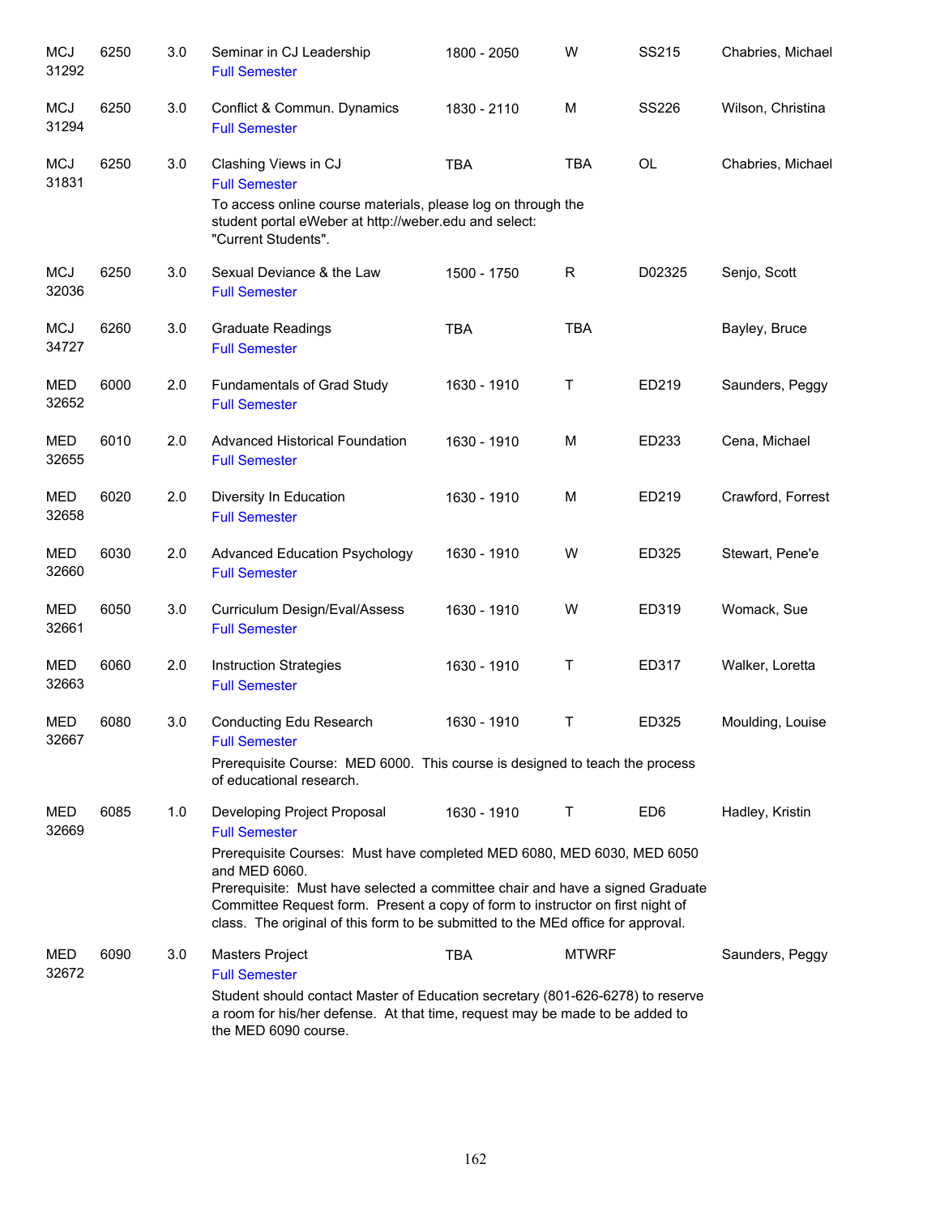| Subject / CRN | Course | Credits | Title | Time | Days | Room | Instructor |
|---|---|---|---|---|---|---|---|
| MCJ 31292 | 6250 | 3.0 | Seminar in CJ Leadership<br>Full Semester | 1800 - 2050 | W | SS215 | Chabries, Michael |
| MCJ 31294 | 6250 | 3.0 | Conflict & Commun. Dynamics<br>Full Semester | 1830 - 2110 | M | SS226 | Wilson, Christina |
| MCJ 31831 | 6250 | 3.0 | Clashing Views in CJ<br>Full Semester<br>To access online course materials, please log on through the student portal eWeber at http://weber.edu and select: "Current Students". | TBA | TBA | OL | Chabries, Michael |
| MCJ 32036 | 6250 | 3.0 | Sexual Deviance & the Law<br>Full Semester | 1500 - 1750 | R | D02325 | Senjo, Scott |
| MCJ 34727 | 6260 | 3.0 | Graduate Readings<br>Full Semester | TBA | TBA | | Bayley, Bruce |
| MED 32652 | 6000 | 2.0 | Fundamentals of Grad Study<br>Full Semester | 1630 - 1910 | T | ED219 | Saunders, Peggy |
| MED 32655 | 6010 | 2.0 | Advanced Historical Foundation<br>Full Semester | 1630 - 1910 | M | ED233 | Cena, Michael |
| MED 32658 | 6020 | 2.0 | Diversity In Education<br>Full Semester | 1630 - 1910 | M | ED219 | Crawford, Forrest |
| MED 32660 | 6030 | 2.0 | Advanced Education Psychology<br>Full Semester | 1630 - 1910 | W | ED325 | Stewart, Pene'e |
| MED 32661 | 6050 | 3.0 | Curriculum Design/Eval/Assess<br>Full Semester | 1630 - 1910 | W | ED319 | Womack, Sue |
| MED 32663 | 6060 | 2.0 | Instruction Strategies<br>Full Semester | 1630 - 1910 | T | ED317 | Walker, Loretta |
| MED 32667 | 6080 | 3.0 | Conducting Edu Research<br>Full Semester<br>Prerequisite Course: MED 6000. This course is designed to teach the process of educational research. | 1630 - 1910 | T | ED325 | Moulding, Louise |
| MED 32669 | 6085 | 1.0 | Developing Project Proposal<br>Full Semester<br>Prerequisite Courses: Must have completed MED 6080, MED 6030, MED 6050 and MED 6060.<br>Prerequisite: Must have selected a committee chair and have a signed Graduate Committee Request form. Present a copy of form to instructor on first night of class. The original of this form to be submitted to the MEd office for approval. | 1630 - 1910 | T | ED6 | Hadley, Kristin |
| MED 32672 | 6090 | 3.0 | Masters Project<br>Full Semester<br>Student should contact Master of Education secretary (801-626-6278) to reserve a room for his/her defense. At that time, request may be made to be added to the MED 6090 course. | TBA | MTWRF | | Saunders, Peggy |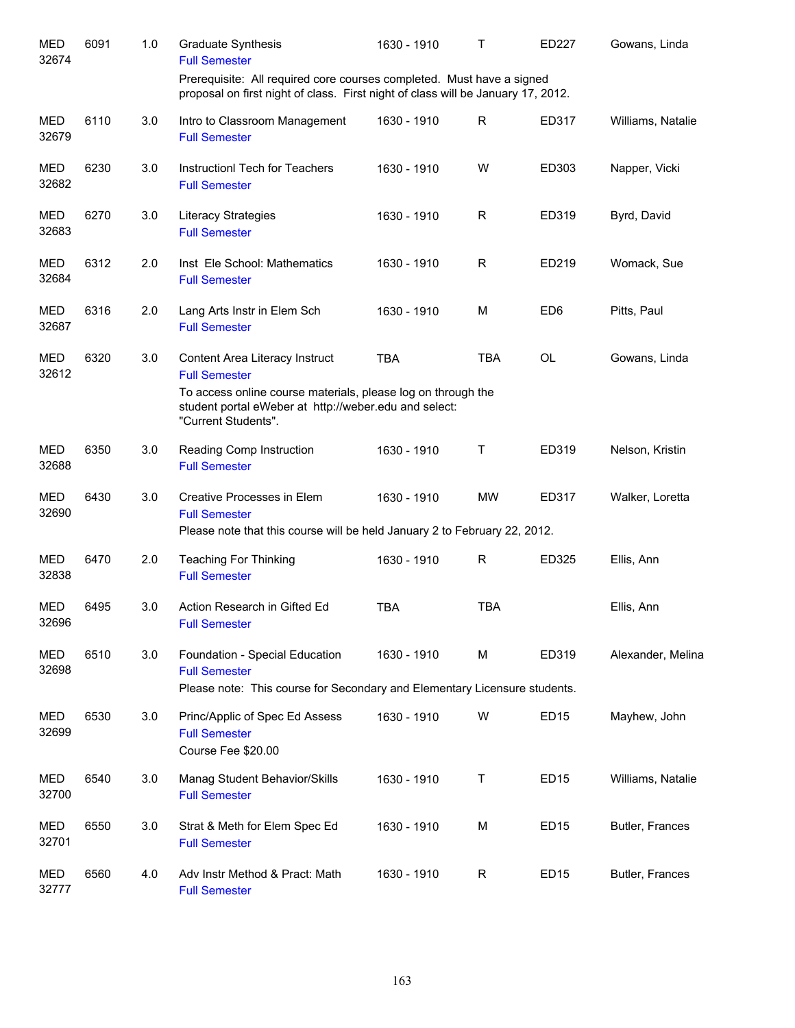| Subject/CRN | Course | Credits | Title | Time | Days | Room | Instructor |
|---|---|---|---|---|---|---|---|
| MED 32674 | 6091 | 1.0 | Graduate Synthesis<br>Full Semester<br>Prerequisite: All required core courses completed. Must have a signed proposal on first night of class. First night of class will be January 17, 2012. | 1630 - 1910 | T | ED227 | Gowans, Linda |
| MED 32679 | 6110 | 3.0 | Intro to Classroom Management<br>Full Semester | 1630 - 1910 | R | ED317 | Williams, Natalie |
| MED 32682 | 6230 | 3.0 | Instructionl Tech for Teachers<br>Full Semester | 1630 - 1910 | W | ED303 | Napper, Vicki |
| MED 32683 | 6270 | 3.0 | Literacy Strategies<br>Full Semester | 1630 - 1910 | R | ED319 | Byrd, David |
| MED 32684 | 6312 | 2.0 | Inst Ele School: Mathematics<br>Full Semester | 1630 - 1910 | R | ED219 | Womack, Sue |
| MED 32687 | 6316 | 2.0 | Lang Arts Instr in Elem Sch<br>Full Semester | 1630 - 1910 | M | ED6 | Pitts, Paul |
| MED 32612 | 6320 | 3.0 | Content Area Literacy Instruct<br>Full Semester<br>To access online course materials, please log on through the student portal eWeber at http://weber.edu and select: "Current Students". | TBA | TBA | OL | Gowans, Linda |
| MED 32688 | 6350 | 3.0 | Reading Comp Instruction<br>Full Semester | 1630 - 1910 | T | ED319 | Nelson, Kristin |
| MED 32690 | 6430 | 3.0 | Creative Processes in Elem<br>Full Semester<br>Please note that this course will be held January 2 to February 22, 2012. | 1630 - 1910 | MW | ED317 | Walker, Loretta |
| MED 32838 | 6470 | 2.0 | Teaching For Thinking<br>Full Semester | 1630 - 1910 | R | ED325 | Ellis, Ann |
| MED 32696 | 6495 | 3.0 | Action Research in Gifted Ed<br>Full Semester | TBA | TBA | | Ellis, Ann |
| MED 32698 | 6510 | 3.0 | Foundation - Special Education<br>Full Semester<br>Please note: This course for Secondary and Elementary Licensure students. | 1630 - 1910 | M | ED319 | Alexander, Melina |
| MED 32699 | 6530 | 3.0 | Princ/Applic of Spec Ed Assess<br>Full Semester<br>Course Fee $20.00 | 1630 - 1910 | W | ED15 | Mayhew, John |
| MED 32700 | 6540 | 3.0 | Manag Student Behavior/Skills<br>Full Semester | 1630 - 1910 | T | ED15 | Williams, Natalie |
| MED 32701 | 6550 | 3.0 | Strat & Meth for Elem Spec Ed<br>Full Semester | 1630 - 1910 | M | ED15 | Butler, Frances |
| MED 32777 | 6560 | 4.0 | Adv Instr Method & Pract: Math<br>Full Semester | 1630 - 1910 | R | ED15 | Butler, Frances |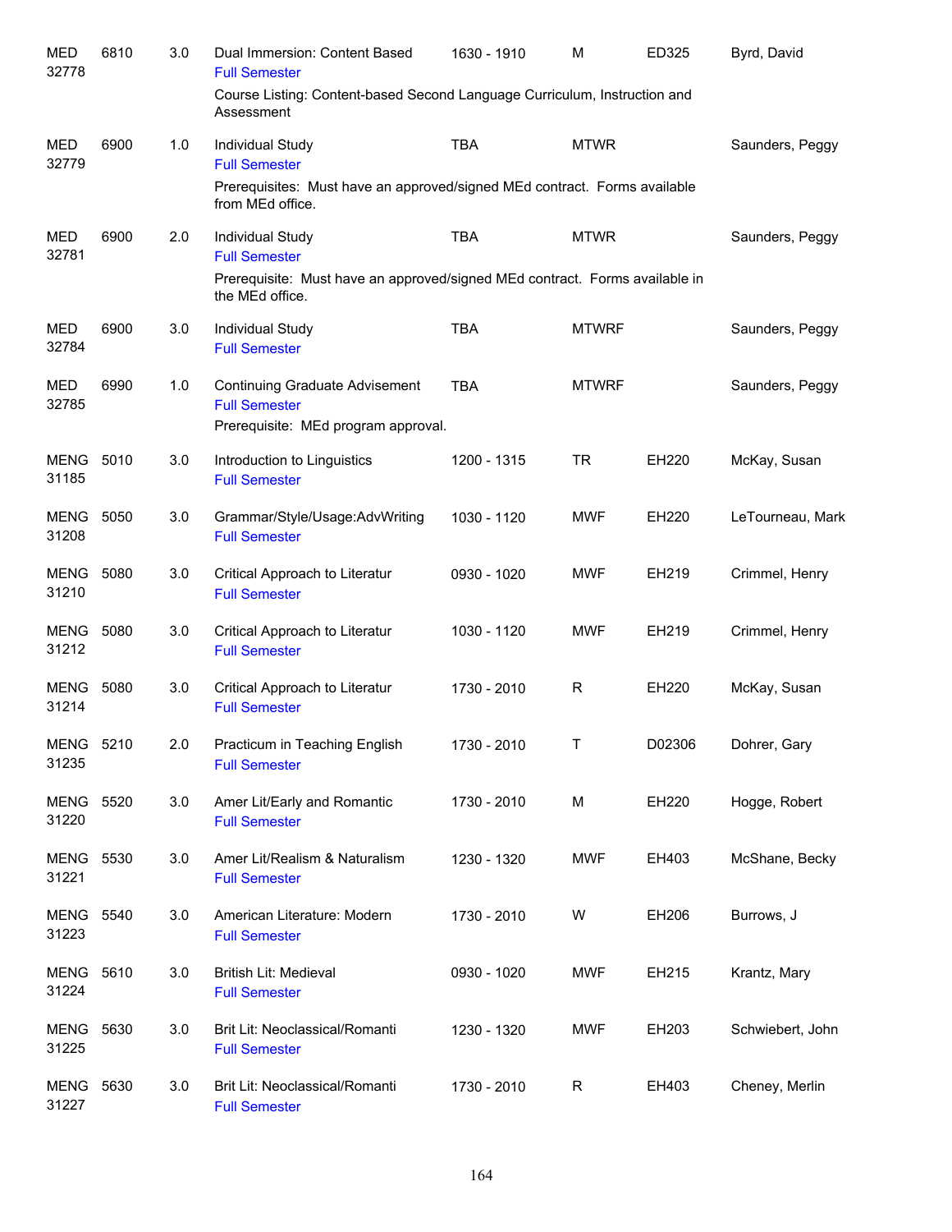| Subject | Course | Credits | Title | Time | Days | Room | Instructor |
|---|---|---|---|---|---|---|---|
| MED 32778 | 6810 | 3.0 | Dual Immersion: Content Based<br>Full Semester<br>Course Listing: Content-based Second Language Curriculum, Instruction and Assessment | 1630 - 1910 | M | ED325 | Byrd, David |
| MED 32779 | 6900 | 1.0 | Individual Study<br>Full Semester<br>Prerequisites: Must have an approved/signed MEd contract. Forms available from MEd office. | TBA | MTWR | | Saunders, Peggy |
| MED 32781 | 6900 | 2.0 | Individual Study<br>Full Semester<br>Prerequisite: Must have an approved/signed MEd contract. Forms available in the MEd office. | TBA | MTWR | | Saunders, Peggy |
| MED 32784 | 6900 | 3.0 | Individual Study<br>Full Semester | TBA | MTWRF | | Saunders, Peggy |
| MED 32785 | 6990 | 1.0 | Continuing Graduate Advisement<br>Full Semester<br>Prerequisite: MEd program approval. | TBA | MTWRF | | Saunders, Peggy |
| MENG 31185 | 5010 | 3.0 | Introduction to Linguistics<br>Full Semester | 1200 - 1315 | TR | EH220 | McKay, Susan |
| MENG 31208 | 5050 | 3.0 | Grammar/Style/Usage:AdvWriting<br>Full Semester | 1030 - 1120 | MWF | EH220 | LeTourneau, Mark |
| MENG 31210 | 5080 | 3.0 | Critical Approach to Literatur<br>Full Semester | 0930 - 1020 | MWF | EH219 | Crimmel, Henry |
| MENG 31212 | 5080 | 3.0 | Critical Approach to Literatur<br>Full Semester | 1030 - 1120 | MWF | EH219 | Crimmel, Henry |
| MENG 31214 | 5080 | 3.0 | Critical Approach to Literatur<br>Full Semester | 1730 - 2010 | R | EH220 | McKay, Susan |
| MENG 31235 | 5210 | 2.0 | Practicum in Teaching English<br>Full Semester | 1730 - 2010 | T | D02306 | Dohrer, Gary |
| MENG 31220 | 5520 | 3.0 | Amer Lit/Early and Romantic<br>Full Semester | 1730 - 2010 | M | EH220 | Hogge, Robert |
| MENG 31221 | 5530 | 3.0 | Amer Lit/Realism & Naturalism<br>Full Semester | 1230 - 1320 | MWF | EH403 | McShane, Becky |
| MENG 31223 | 5540 | 3.0 | American Literature: Modern<br>Full Semester | 1730 - 2010 | W | EH206 | Burrows, J |
| MENG 31224 | 5610 | 3.0 | British Lit: Medieval<br>Full Semester | 0930 - 1020 | MWF | EH215 | Krantz, Mary |
| MENG 31225 | 5630 | 3.0 | Brit Lit: Neoclassical/Romanti<br>Full Semester | 1230 - 1320 | MWF | EH203 | Schwiebert, John |
| MENG 31227 | 5630 | 3.0 | Brit Lit: Neoclassical/Romanti<br>Full Semester | 1730 - 2010 | R | EH403 | Cheney, Merlin |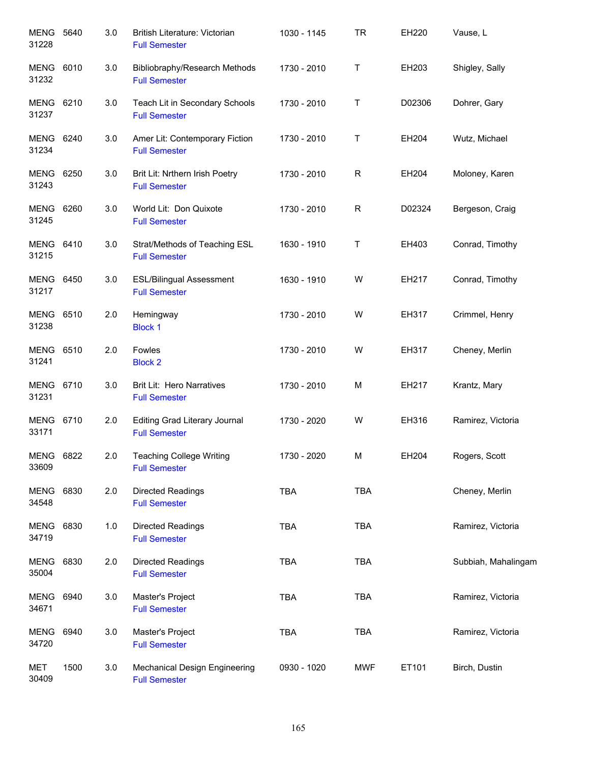| | | | | | | | |
|---|---|---|---|---|---|---|---|
| MENG 31228 | 5640 | 3.0 | British Literature: Victorian<br>Full Semester | 1030 - 1145 | TR | EH220 | Vause, L |
| MENG 31232 | 6010 | 3.0 | Bibliobraphy/Research Methods<br>Full Semester | 1730 - 2010 | T | EH203 | Shigley, Sally |
| MENG 31237 | 6210 | 3.0 | Teach Lit in Secondary Schools<br>Full Semester | 1730 - 2010 | T | D02306 | Dohrer, Gary |
| MENG 31234 | 6240 | 3.0 | Amer Lit: Contemporary Fiction<br>Full Semester | 1730 - 2010 | T | EH204 | Wutz, Michael |
| MENG 31243 | 6250 | 3.0 | Brit Lit: Nrthern Irish Poetry<br>Full Semester | 1730 - 2010 | R | EH204 | Moloney, Karen |
| MENG 31245 | 6260 | 3.0 | World Lit: Don Quixote<br>Full Semester | 1730 - 2010 | R | D02324 | Bergeson, Craig |
| MENG 31215 | 6410 | 3.0 | Strat/Methods of Teaching ESL<br>Full Semester | 1630 - 1910 | T | EH403 | Conrad, Timothy |
| MENG 31217 | 6450 | 3.0 | ESL/Bilingual Assessment<br>Full Semester | 1630 - 1910 | W | EH217 | Conrad, Timothy |
| MENG 31238 | 6510 | 2.0 | Hemingway<br>Block 1 | 1730 - 2010 | W | EH317 | Crimmel, Henry |
| MENG 31241 | 6510 | 2.0 | Fowles<br>Block 2 | 1730 - 2010 | W | EH317 | Cheney, Merlin |
| MENG 31231 | 6710 | 3.0 | Brit Lit: Hero Narratives<br>Full Semester | 1730 - 2010 | M | EH217 | Krantz, Mary |
| MENG 33171 | 6710 | 2.0 | Editing Grad Literary Journal<br>Full Semester | 1730 - 2020 | W | EH316 | Ramirez, Victoria |
| MENG 33609 | 6822 | 2.0 | Teaching College Writing<br>Full Semester | 1730 - 2020 | M | EH204 | Rogers, Scott |
| MENG 34548 | 6830 | 2.0 | Directed Readings<br>Full Semester | TBA | TBA | | Cheney, Merlin |
| MENG 34719 | 6830 | 1.0 | Directed Readings<br>Full Semester | TBA | TBA | | Ramirez, Victoria |
| MENG 35004 | 6830 | 2.0 | Directed Readings<br>Full Semester | TBA | TBA | | Subbiah, Mahalingam |
| MENG 34671 | 6940 | 3.0 | Master's Project<br>Full Semester | TBA | TBA | | Ramirez, Victoria |
| MENG 34720 | 6940 | 3.0 | Master's Project<br>Full Semester | TBA | TBA | | Ramirez, Victoria |
| MET 30409 | 1500 | 3.0 | Mechanical Design Engineering<br>Full Semester | 0930 - 1020 | MWF | ET101 | Birch, Dustin |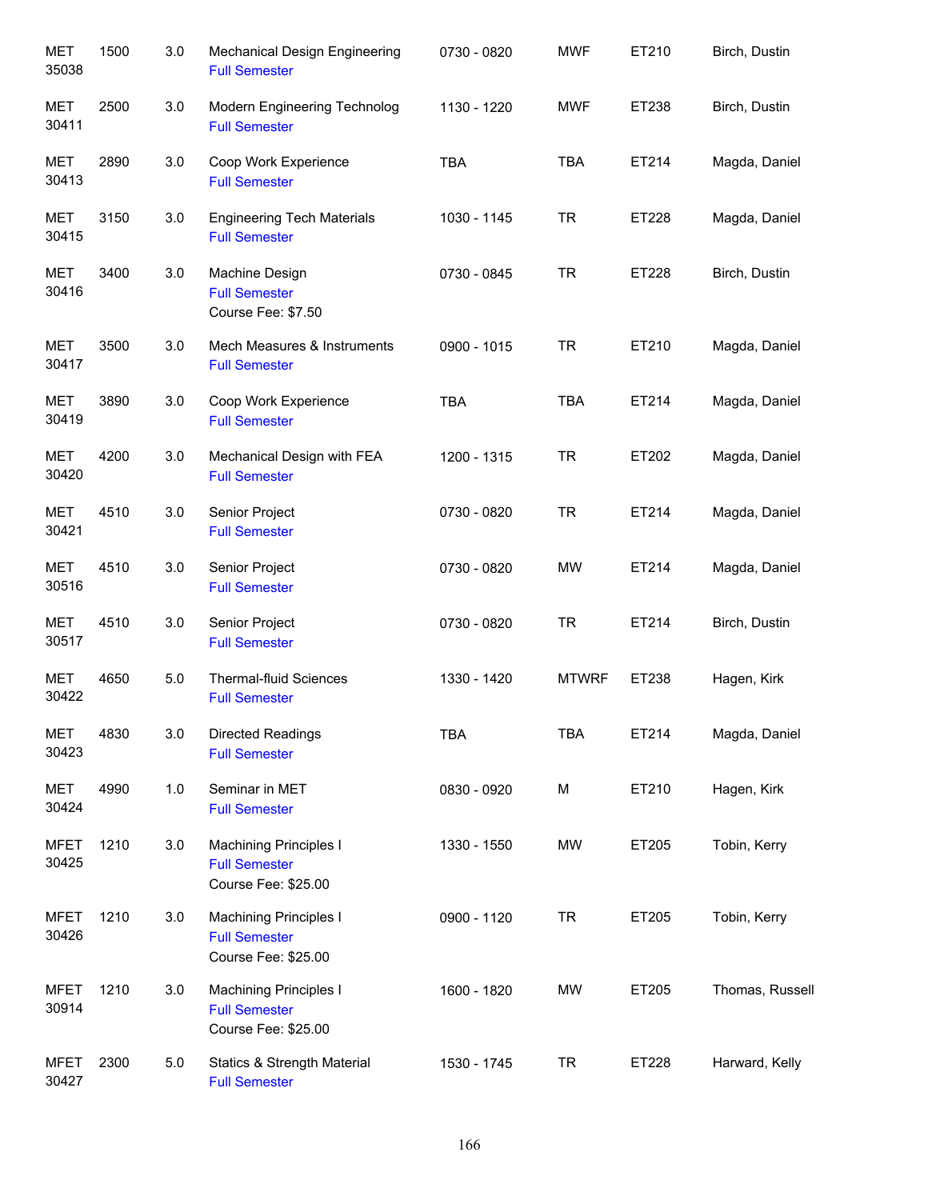| | | | | | | | |
|---|---|---|---|---|---|---|---|
| MET 35038 | 1500 | 3.0 | Mechanical Design Engineering<br>Full Semester | 0730 - 0820 | MWF | ET210 | Birch, Dustin |
| MET 30411 | 2500 | 3.0 | Modern Engineering Technolog<br>Full Semester | 1130 - 1220 | MWF | ET238 | Birch, Dustin |
| MET 30413 | 2890 | 3.0 | Coop Work Experience<br>Full Semester | TBA | TBA | ET214 | Magda, Daniel |
| MET 30415 | 3150 | 3.0 | Engineering Tech Materials<br>Full Semester | 1030 - 1145 | TR | ET228 | Magda, Daniel |
| MET 30416 | 3400 | 3.0 | Machine Design<br>Full Semester<br>Course Fee: $7.50 | 0730 - 0845 | TR | ET228 | Birch, Dustin |
| MET 30417 | 3500 | 3.0 | Mech Measures & Instruments<br>Full Semester | 0900 - 1015 | TR | ET210 | Magda, Daniel |
| MET 30419 | 3890 | 3.0 | Coop Work Experience<br>Full Semester | TBA | TBA | ET214 | Magda, Daniel |
| MET 30420 | 4200 | 3.0 | Mechanical Design with FEA<br>Full Semester | 1200 - 1315 | TR | ET202 | Magda, Daniel |
| MET 30421 | 4510 | 3.0 | Senior Project<br>Full Semester | 0730 - 0820 | TR | ET214 | Magda, Daniel |
| MET 30516 | 4510 | 3.0 | Senior Project<br>Full Semester | 0730 - 0820 | MW | ET214 | Magda, Daniel |
| MET 30517 | 4510 | 3.0 | Senior Project<br>Full Semester | 0730 - 0820 | TR | ET214 | Birch, Dustin |
| MET 30422 | 4650 | 5.0 | Thermal-fluid Sciences<br>Full Semester | 1330 - 1420 | MTWRF | ET238 | Hagen, Kirk |
| MET 30423 | 4830 | 3.0 | Directed Readings<br>Full Semester | TBA | TBA | ET214 | Magda, Daniel |
| MET 30424 | 4990 | 1.0 | Seminar in MET<br>Full Semester | 0830 - 0920 | M | ET210 | Hagen, Kirk |
| MFET 30425 | 1210 | 3.0 | Machining Principles I<br>Full Semester<br>Course Fee: $25.00 | 1330 - 1550 | MW | ET205 | Tobin, Kerry |
| MFET 30426 | 1210 | 3.0 | Machining Principles I<br>Full Semester<br>Course Fee: $25.00 | 0900 - 1120 | TR | ET205 | Tobin, Kerry |
| MFET 30914 | 1210 | 3.0 | Machining Principles I<br>Full Semester<br>Course Fee: $25.00 | 1600 - 1820 | MW | ET205 | Thomas, Russell |
| MFET 30427 | 2300 | 5.0 | Statics & Strength Material<br>Full Semester | 1530 - 1745 | TR | ET228 | Harward, Kelly |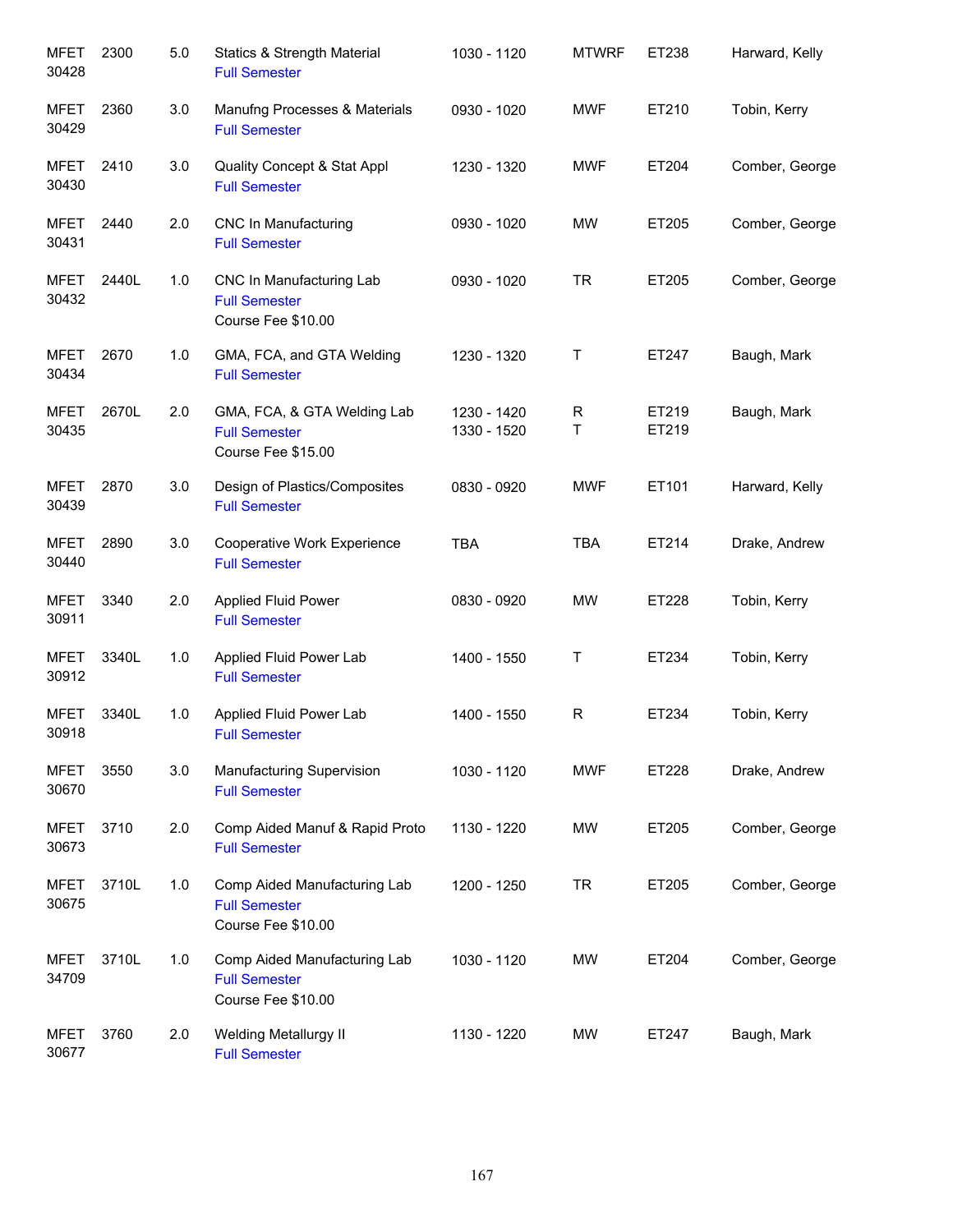| | | | | | | | |
|---|---|---|---|---|---|---|---|
| MFET 30428 | 2300 | 5.0 | Statics & Strength Material<br>Full Semester | 1030 - 1120 | MTWRF | ET238 | Harward, Kelly |
| MFET 30429 | 2360 | 3.0 | Manufng Processes & Materials<br>Full Semester | 0930 - 1020 | MWF | ET210 | Tobin, Kerry |
| MFET 30430 | 2410 | 3.0 | Quality Concept & Stat Appl<br>Full Semester | 1230 - 1320 | MWF | ET204 | Comber, George |
| MFET 30431 | 2440 | 2.0 | CNC In Manufacturing<br>Full Semester | 0930 - 1020 | MW | ET205 | Comber, George |
| MFET 30432 | 2440L | 1.0 | CNC In Manufacturing Lab<br>Full Semester<br>Course Fee $10.00 | 0930 - 1020 | TR | ET205 | Comber, George |
| MFET 30434 | 2670 | 1.0 | GMA, FCA, and GTA Welding<br>Full Semester | 1230 - 1320 | T | ET247 | Baugh, Mark |
| MFET 30435 | 2670L | 2.0 | GMA, FCA, & GTA Welding Lab<br>Full Semester<br>Course Fee $15.00 | 1230 - 1420<br>1330 - 1520 | R<br>T | ET219<br>ET219 | Baugh, Mark |
| MFET 30439 | 2870 | 3.0 | Design of Plastics/Composites<br>Full Semester | 0830 - 0920 | MWF | ET101 | Harward, Kelly |
| MFET 30440 | 2890 | 3.0 | Cooperative Work Experience<br>Full Semester | TBA | TBA | ET214 | Drake, Andrew |
| MFET 30911 | 3340 | 2.0 | Applied Fluid Power<br>Full Semester | 0830 - 0920 | MW | ET228 | Tobin, Kerry |
| MFET 30912 | 3340L | 1.0 | Applied Fluid Power Lab<br>Full Semester | 1400 - 1550 | T | ET234 | Tobin, Kerry |
| MFET 30918 | 3340L | 1.0 | Applied Fluid Power Lab<br>Full Semester | 1400 - 1550 | R | ET234 | Tobin, Kerry |
| MFET 30670 | 3550 | 3.0 | Manufacturing Supervision<br>Full Semester | 1030 - 1120 | MWF | ET228 | Drake, Andrew |
| MFET 30673 | 3710 | 2.0 | Comp Aided Manuf & Rapid Proto<br>Full Semester | 1130 - 1220 | MW | ET205 | Comber, George |
| MFET 30675 | 3710L | 1.0 | Comp Aided Manufacturing Lab<br>Full Semester<br>Course Fee $10.00 | 1200 - 1250 | TR | ET205 | Comber, George |
| MFET 34709 | 3710L | 1.0 | Comp Aided Manufacturing Lab<br>Full Semester<br>Course Fee $10.00 | 1030 - 1120 | MW | ET204 | Comber, George |
| MFET 30677 | 3760 | 2.0 | Welding Metallurgy II<br>Full Semester | 1130 - 1220 | MW | ET247 | Baugh, Mark |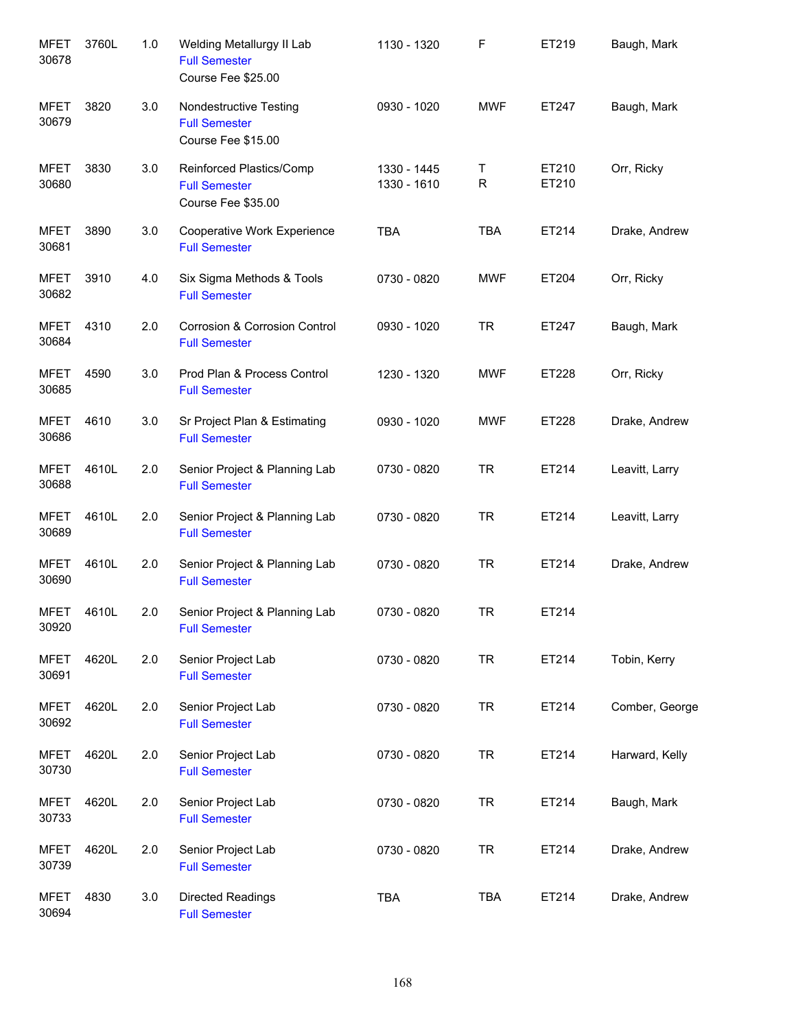| | | | | | | | |
|---|---|---|---|---|---|---|---|
| MFET 30678 | 3760L | 1.0 | Welding Metallurgy II Lab<br>Full Semester<br>Course Fee $25.00 | 1130 - 1320 | F | ET219 | Baugh, Mark |
| MFET 30679 | 3820 | 3.0 | Nondestructive Testing<br>Full Semester<br>Course Fee $15.00 | 0930 - 1020 | MWF | ET247 | Baugh, Mark |
| MFET 30680 | 3830 | 3.0 | Reinforced Plastics/Comp<br>Full Semester<br>Course Fee $35.00 | 1330 - 1445<br>1330 - 1610 | T<br>R | ET210<br>ET210 | Orr, Ricky |
| MFET 30681 | 3890 | 3.0 | Cooperative Work Experience<br>Full Semester | TBA | TBA | ET214 | Drake, Andrew |
| MFET 30682 | 3910 | 4.0 | Six Sigma Methods & Tools<br>Full Semester | 0730 - 0820 | MWF | ET204 | Orr, Ricky |
| MFET 30684 | 4310 | 2.0 | Corrosion & Corrosion Control<br>Full Semester | 0930 - 1020 | TR | ET247 | Baugh, Mark |
| MFET 30685 | 4590 | 3.0 | Prod Plan & Process Control<br>Full Semester | 1230 - 1320 | MWF | ET228 | Orr, Ricky |
| MFET 30686 | 4610 | 3.0 | Sr Project Plan & Estimating<br>Full Semester | 0930 - 1020 | MWF | ET228 | Drake, Andrew |
| MFET 30688 | 4610L | 2.0 | Senior Project & Planning Lab<br>Full Semester | 0730 - 0820 | TR | ET214 | Leavitt, Larry |
| MFET 30689 | 4610L | 2.0 | Senior Project & Planning Lab<br>Full Semester | 0730 - 0820 | TR | ET214 | Leavitt, Larry |
| MFET 30690 | 4610L | 2.0 | Senior Project & Planning Lab<br>Full Semester | 0730 - 0820 | TR | ET214 | Drake, Andrew |
| MFET 30920 | 4610L | 2.0 | Senior Project & Planning Lab<br>Full Semester | 0730 - 0820 | TR | ET214 | |
| MFET 30691 | 4620L | 2.0 | Senior Project Lab<br>Full Semester | 0730 - 0820 | TR | ET214 | Tobin, Kerry |
| MFET 30692 | 4620L | 2.0 | Senior Project Lab<br>Full Semester | 0730 - 0820 | TR | ET214 | Comber, George |
| MFET 30730 | 4620L | 2.0 | Senior Project Lab<br>Full Semester | 0730 - 0820 | TR | ET214 | Harward, Kelly |
| MFET 30733 | 4620L | 2.0 | Senior Project Lab<br>Full Semester | 0730 - 0820 | TR | ET214 | Baugh, Mark |
| MFET 30739 | 4620L | 2.0 | Senior Project Lab<br>Full Semester | 0730 - 0820 | TR | ET214 | Drake, Andrew |
| MFET 30694 | 4830 | 3.0 | Directed Readings<br>Full Semester | TBA | TBA | ET214 | Drake, Andrew |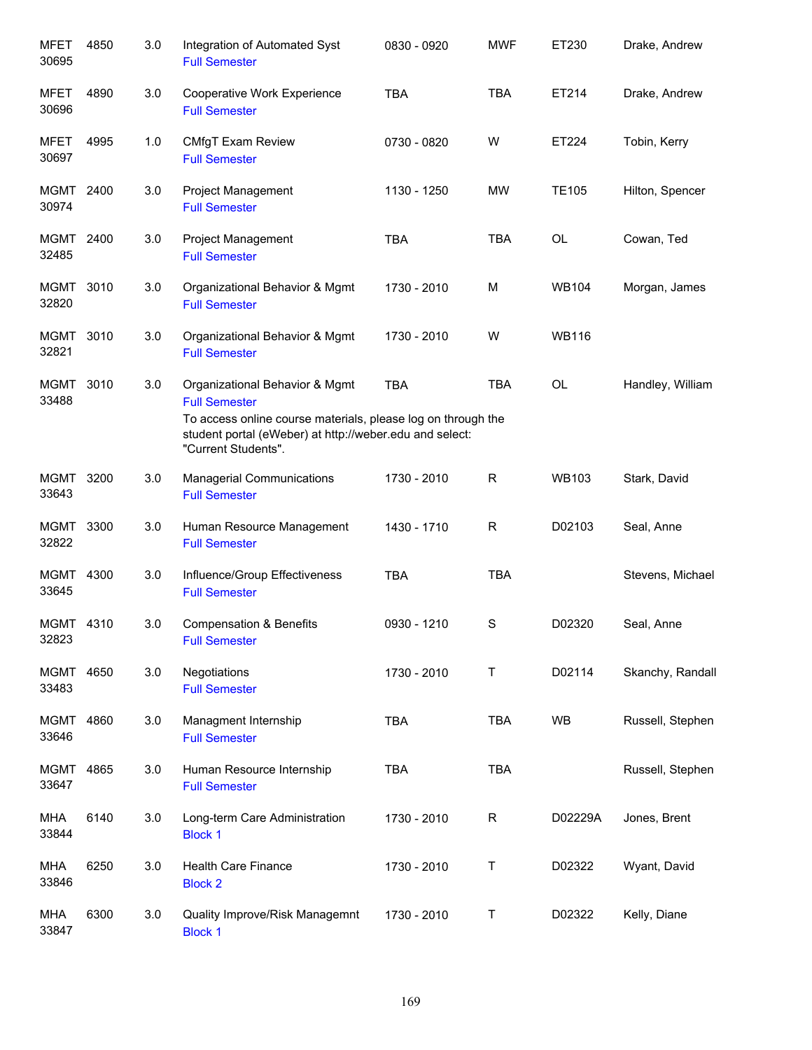| Subject / CRN | Course | Credits | Title | Time | Days | Room | Instructor |
|---|---|---|---|---|---|---|---|
| MFET 30695 | 4850 | 3.0 | Integration of Automated Syst<br>Full Semester | 0830 - 0920 | MWF | ET230 | Drake, Andrew |
| MFET 30696 | 4890 | 3.0 | Cooperative Work Experience<br>Full Semester | TBA | TBA | ET214 | Drake, Andrew |
| MFET 30697 | 4995 | 1.0 | CMfgT Exam Review<br>Full Semester | 0730 - 0820 | W | ET224 | Tobin, Kerry |
| MGMT 30974 | 2400 | 3.0 | Project Management<br>Full Semester | 1130 - 1250 | MW | TE105 | Hilton, Spencer |
| MGMT 32485 | 2400 | 3.0 | Project Management<br>Full Semester | TBA | TBA | OL | Cowan, Ted |
| MGMT 32820 | 3010 | 3.0 | Organizational Behavior & Mgmt<br>Full Semester | 1730 - 2010 | M | WB104 | Morgan, James |
| MGMT 32821 | 3010 | 3.0 | Organizational Behavior & Mgmt<br>Full Semester | 1730 - 2010 | W | WB116 | |
| MGMT 33488 | 3010 | 3.0 | Organizational Behavior & Mgmt<br>Full Semester<br>To access online course materials, please log on through the student portal (eWeber) at http://weber.edu and select: "Current Students". | TBA | TBA | OL | Handley, William |
| MGMT 33643 | 3200 | 3.0 | Managerial Communications<br>Full Semester | 1730 - 2010 | R | WB103 | Stark, David |
| MGMT 32822 | 3300 | 3.0 | Human Resource Management<br>Full Semester | 1430 - 1710 | R | D02103 | Seal, Anne |
| MGMT 33645 | 4300 | 3.0 | Influence/Group Effectiveness<br>Full Semester | TBA | TBA | | Stevens, Michael |
| MGMT 32823 | 4310 | 3.0 | Compensation & Benefits<br>Full Semester | 0930 - 1210 | S | D02320 | Seal, Anne |
| MGMT 33483 | 4650 | 3.0 | Negotiations<br>Full Semester | 1730 - 2010 | T | D02114 | Skanchy, Randall |
| MGMT 33646 | 4860 | 3.0 | Managment Internship<br>Full Semester | TBA | TBA | WB | Russell, Stephen |
| MGMT 33647 | 4865 | 3.0 | Human Resource Internship<br>Full Semester | TBA | TBA | | Russell, Stephen |
| MHA 33844 | 6140 | 3.0 | Long-term Care Administration<br>Block 1 | 1730 - 2010 | R | D02229A | Jones, Brent |
| MHA 33846 | 6250 | 3.0 | Health Care Finance<br>Block 2 | 1730 - 2010 | T | D02322 | Wyant, David |
| MHA 33847 | 6300 | 3.0 | Quality Improve/Risk Managemnt<br>Block 1 | 1730 - 2010 | T | D02322 | Kelly, Diane |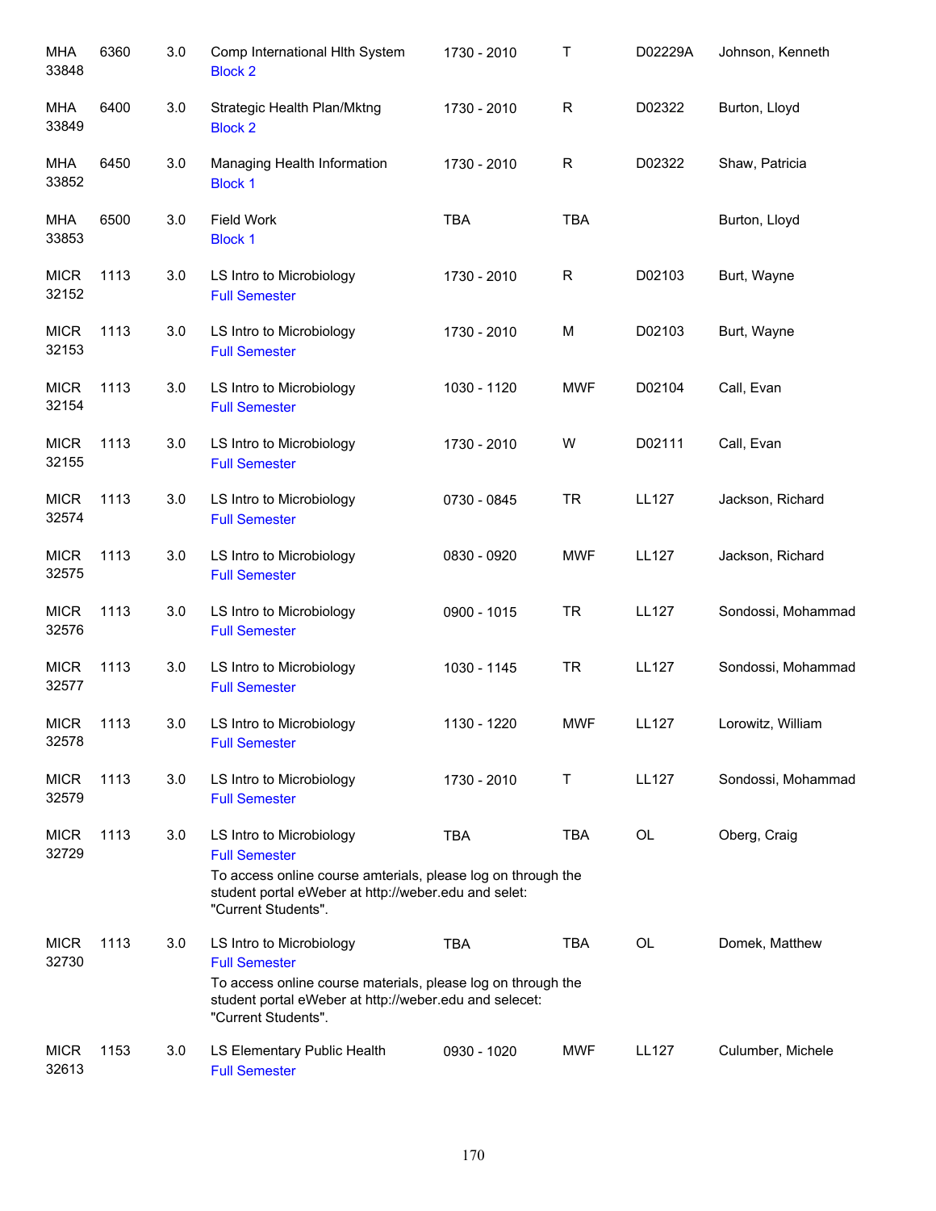| | | | | | | | |
|---|---|---|---|---|---|---|---|
| MHA 33848 | 6360 | 3.0 | Comp International Hlth System<br>Block 2 | 1730 - 2010 | T | D02229A | Johnson, Kenneth |
| MHA 33849 | 6400 | 3.0 | Strategic Health Plan/Mktng<br>Block 2 | 1730 - 2010 | R | D02322 | Burton, Lloyd |
| MHA 33852 | 6450 | 3.0 | Managing Health Information<br>Block 1 | 1730 - 2010 | R | D02322 | Shaw, Patricia |
| MHA 33853 | 6500 | 3.0 | Field Work<br>Block 1 | TBA | TBA | | Burton, Lloyd |
| MICR 32152 | 1113 | 3.0 | LS Intro to Microbiology<br>Full Semester | 1730 - 2010 | R | D02103 | Burt, Wayne |
| MICR 32153 | 1113 | 3.0 | LS Intro to Microbiology<br>Full Semester | 1730 - 2010 | M | D02103 | Burt, Wayne |
| MICR 32154 | 1113 | 3.0 | LS Intro to Microbiology<br>Full Semester | 1030 - 1120 | MWF | D02104 | Call, Evan |
| MICR 32155 | 1113 | 3.0 | LS Intro to Microbiology<br>Full Semester | 1730 - 2010 | W | D02111 | Call, Evan |
| MICR 32574 | 1113 | 3.0 | LS Intro to Microbiology<br>Full Semester | 0730 - 0845 | TR | LL127 | Jackson, Richard |
| MICR 32575 | 1113 | 3.0 | LS Intro to Microbiology<br>Full Semester | 0830 - 0920 | MWF | LL127 | Jackson, Richard |
| MICR 32576 | 1113 | 3.0 | LS Intro to Microbiology<br>Full Semester | 0900 - 1015 | TR | LL127 | Sondossi, Mohammad |
| MICR 32577 | 1113 | 3.0 | LS Intro to Microbiology<br>Full Semester | 1030 - 1145 | TR | LL127 | Sondossi, Mohammad |
| MICR 32578 | 1113 | 3.0 | LS Intro to Microbiology<br>Full Semester | 1130 - 1220 | MWF | LL127 | Lorowitz, William |
| MICR 32579 | 1113 | 3.0 | LS Intro to Microbiology<br>Full Semester | 1730 - 2010 | T | LL127 | Sondossi, Mohammad |
| MICR 32729 | 1113 | 3.0 | LS Intro to Microbiology<br>Full Semester<br>To access online course amterials, please log on through the student portal eWeber at http://weber.edu and selet: "Current Students". | TBA | TBA | OL | Oberg, Craig |
| MICR 32730 | 1113 | 3.0 | LS Intro to Microbiology<br>Full Semester<br>To access online course materials, please log on through the student portal eWeber at http://weber.edu and selecet: "Current Students". | TBA | TBA | OL | Domek, Matthew |
| MICR 32613 | 1153 | 3.0 | LS Elementary Public Health<br>Full Semester | 0930 - 1020 | MWF | LL127 | Culumber, Michele |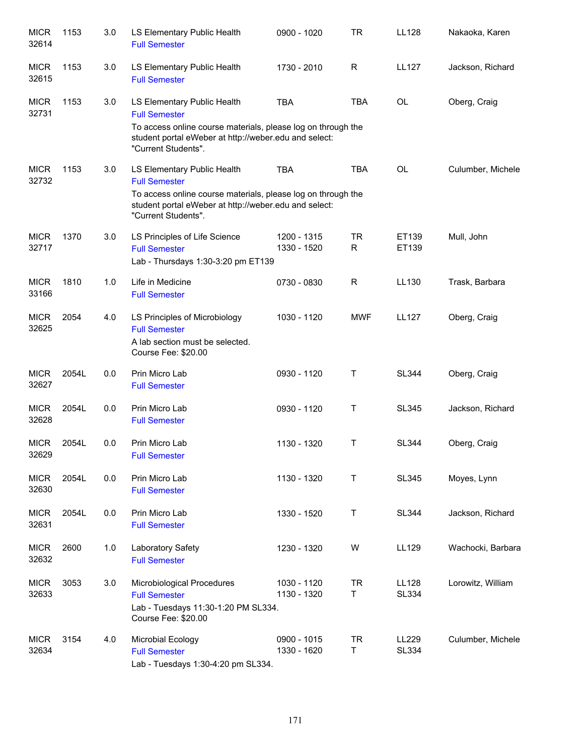| Subject/CRN | Course | Credits | Title | Time | Days | Room | Instructor |
|---|---|---|---|---|---|---|---|
| MICR 32614 | 1153 | 3.0 | LS Elementary Public Health<br>Full Semester | 0900 - 1020 | TR | LL128 | Nakaoka, Karen |
| MICR 32615 | 1153 | 3.0 | LS Elementary Public Health<br>Full Semester | 1730 - 2010 | R | LL127 | Jackson, Richard |
| MICR 32731 | 1153 | 3.0 | LS Elementary Public Health<br>Full Semester<br>To access online course materials, please log on through the student portal eWeber at http://weber.edu and select: "Current Students". | TBA | TBA | OL | Oberg, Craig |
| MICR 32732 | 1153 | 3.0 | LS Elementary Public Health<br>Full Semester<br>To access online course materials, please log on through the student portal eWeber at http://weber.edu and select: "Current Students". | TBA | TBA | OL | Culumber, Michele |
| MICR 32717 | 1370 | 3.0 | LS Principles of Life Science<br>Full Semester<br>Lab - Thursdays 1:30-3:20 pm ET139 | 1200 - 1315<br>1330 - 1520 | TR<br>R | ET139<br>ET139 | Mull, John |
| MICR 33166 | 1810 | 1.0 | Life in Medicine<br>Full Semester | 0730 - 0830 | R | LL130 | Trask, Barbara |
| MICR 32625 | 2054 | 4.0 | LS Principles of Microbiology<br>Full Semester<br>A lab section must be selected.<br>Course Fee: $20.00 | 1030 - 1120 | MWF | LL127 | Oberg, Craig |
| MICR 32627 | 2054L | 0.0 | Prin Micro Lab<br>Full Semester | 0930 - 1120 | T | SL344 | Oberg, Craig |
| MICR 32628 | 2054L | 0.0 | Prin Micro Lab<br>Full Semester | 0930 - 1120 | T | SL345 | Jackson, Richard |
| MICR 32629 | 2054L | 0.0 | Prin Micro Lab<br>Full Semester | 1130 - 1320 | T | SL344 | Oberg, Craig |
| MICR 32630 | 2054L | 0.0 | Prin Micro Lab<br>Full Semester | 1130 - 1320 | T | SL345 | Moyes, Lynn |
| MICR 32631 | 2054L | 0.0 | Prin Micro Lab<br>Full Semester | 1330 - 1520 | T | SL344 | Jackson, Richard |
| MICR 32632 | 2600 | 1.0 | Laboratory Safety<br>Full Semester | 1230 - 1320 | W | LL129 | Wachocki, Barbara |
| MICR 32633 | 3053 | 3.0 | Microbiological Procedures<br>Full Semester<br>Lab - Tuesdays 11:30-1:20 PM SL334.<br>Course Fee: $20.00 | 1030 - 1120<br>1130 - 1320 | TR<br>T | LL128<br>SL334 | Lorowitz, William |
| MICR 32634 | 3154 | 4.0 | Microbial Ecology<br>Full Semester<br>Lab - Tuesdays 1:30-4:20 pm SL334. | 0900 - 1015<br>1330 - 1620 | TR<br>T | LL229<br>SL334 | Culumber, Michele |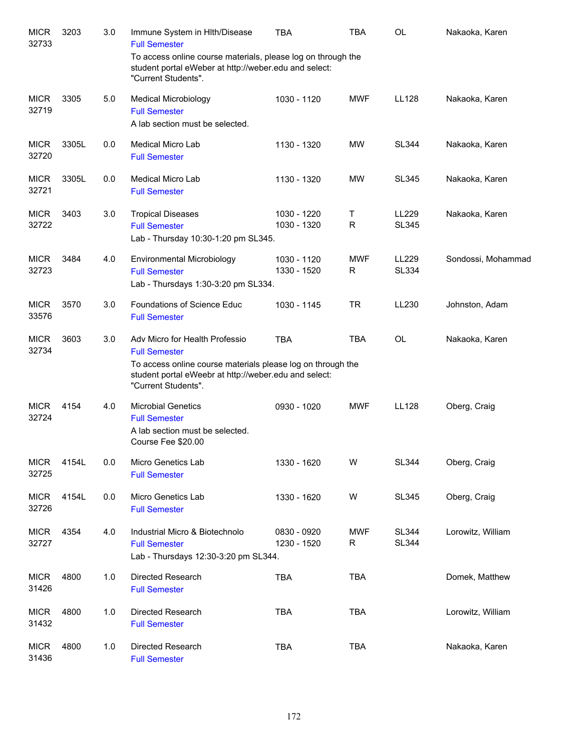| Subject / CRN | Course | Credits | Title | Time | Days | Room | Instructor |
|---|---|---|---|---|---|---|---|
| MICR 32733 | 3203 | 3.0 | Immune System in Hlth/Disease<br>Full Semester<br>To access online course materials, please log on through the student portal eWeber at http://weber.edu and select: "Current Students". | TBA | TBA | OL | Nakaoka, Karen |
| MICR 32719 | 3305 | 5.0 | Medical Microbiology<br>Full Semester<br>A lab section must be selected. | 1030 - 1120 | MWF | LL128 | Nakaoka, Karen |
| MICR 32720 | 3305L | 0.0 | Medical Micro Lab<br>Full Semester | 1130 - 1320 | MW | SL344 | Nakaoka, Karen |
| MICR 32721 | 3305L | 0.0 | Medical Micro Lab<br>Full Semester | 1130 - 1320 | MW | SL345 | Nakaoka, Karen |
| MICR 32722 | 3403 | 3.0 | Tropical Diseases<br>Full Semester<br>Lab - Thursday 10:30-1:20 pm SL345. | 1030 - 1220<br>1030 - 1320 | T<br>R | LL229<br>SL345 | Nakaoka, Karen |
| MICR 32723 | 3484 | 4.0 | Environmental Microbiology<br>Full Semester<br>Lab - Thursdays 1:30-3:20 pm SL334. | 1030 - 1120<br>1330 - 1520 | MWF<br>R | LL229<br>SL334 | Sondossi, Mohammad |
| MICR 33576 | 3570 | 3.0 | Foundations of Science Educ<br>Full Semester | 1030 - 1145 | TR | LL230 | Johnston, Adam |
| MICR 32734 | 3603 | 3.0 | Adv Micro for Health Professio<br>Full Semester<br>To access online course materials please log on through the student portal eWeebr at http://weber.edu and select: "Current Students". | TBA | TBA | OL | Nakaoka, Karen |
| MICR 32724 | 4154 | 4.0 | Microbial Genetics<br>Full Semester<br>A lab section must be selected.<br>Course Fee $20.00 | 0930 - 1020 | MWF | LL128 | Oberg, Craig |
| MICR 32725 | 4154L | 0.0 | Micro Genetics Lab<br>Full Semester | 1330 - 1620 | W | SL344 | Oberg, Craig |
| MICR 32726 | 4154L | 0.0 | Micro Genetics Lab<br>Full Semester | 1330 - 1620 | W | SL345 | Oberg, Craig |
| MICR 32727 | 4354 | 4.0 | Industrial Micro & Biotechnolo<br>Full Semester<br>Lab - Thursdays 12:30-3:20 pm SL344. | 0830 - 0920<br>1230 - 1520 | MWF<br>R | SL344<br>SL344 | Lorowitz, William |
| MICR 31426 | 4800 | 1.0 | Directed Research<br>Full Semester | TBA | TBA | | Domek, Matthew |
| MICR 31432 | 4800 | 1.0 | Directed Research<br>Full Semester | TBA | TBA | | Lorowitz, William |
| MICR 31436 | 4800 | 1.0 | Directed Research<br>Full Semester | TBA | TBA | | Nakaoka, Karen |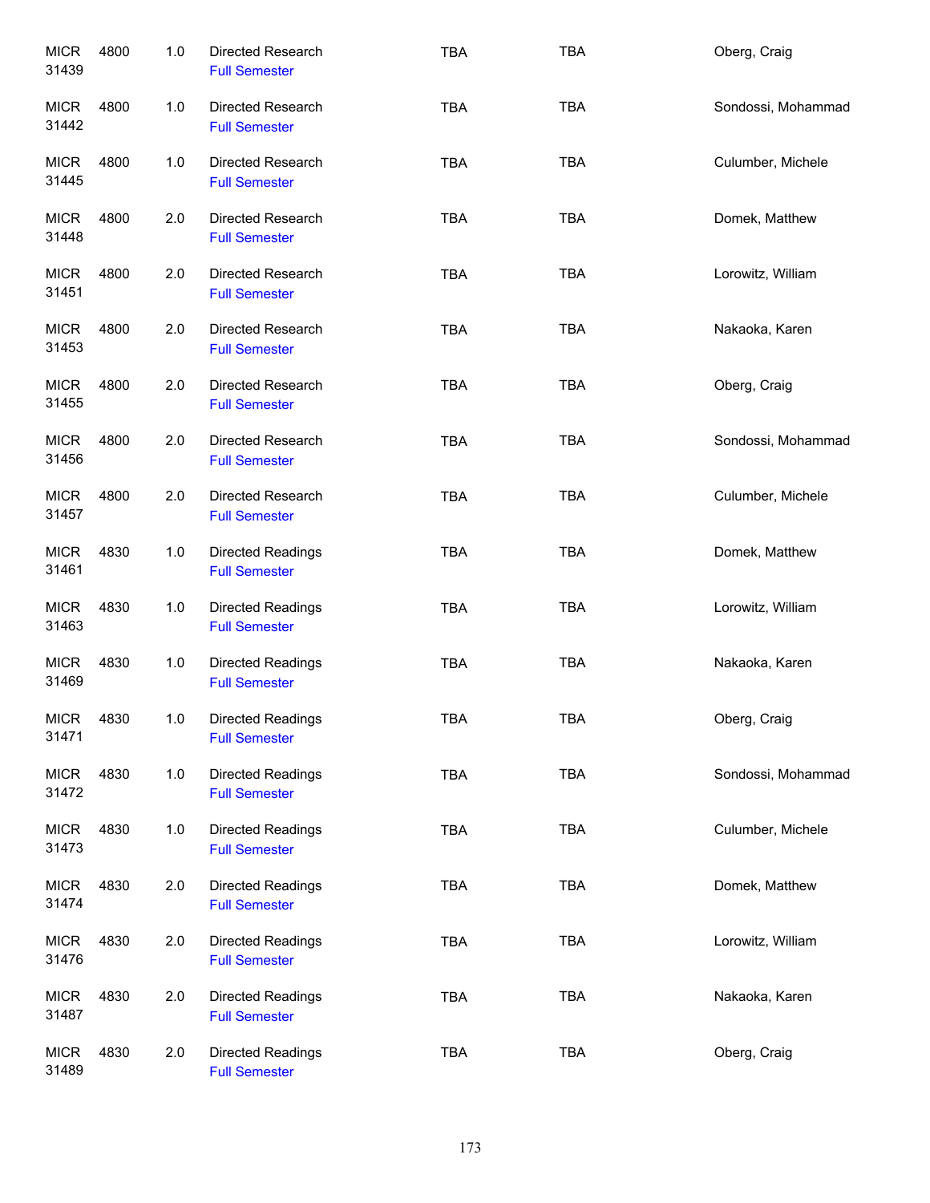| | | | | | | |
|---|---|---|---|---|---|---|
| MICR 31439 | 4800 | 1.0 | Directed Research<br>Full Semester | TBA | TBA | Oberg, Craig |
| MICR 31442 | 4800 | 1.0 | Directed Research<br>Full Semester | TBA | TBA | Sondossi, Mohammad |
| MICR 31445 | 4800 | 1.0 | Directed Research<br>Full Semester | TBA | TBA | Culumber, Michele |
| MICR 31448 | 4800 | 2.0 | Directed Research<br>Full Semester | TBA | TBA | Domek, Matthew |
| MICR 31451 | 4800 | 2.0 | Directed Research<br>Full Semester | TBA | TBA | Lorowitz, William |
| MICR 31453 | 4800 | 2.0 | Directed Research<br>Full Semester | TBA | TBA | Nakaoka, Karen |
| MICR 31455 | 4800 | 2.0 | Directed Research<br>Full Semester | TBA | TBA | Oberg, Craig |
| MICR 31456 | 4800 | 2.0 | Directed Research<br>Full Semester | TBA | TBA | Sondossi, Mohammad |
| MICR 31457 | 4800 | 2.0 | Directed Research<br>Full Semester | TBA | TBA | Culumber, Michele |
| MICR 31461 | 4830 | 1.0 | Directed Readings<br>Full Semester | TBA | TBA | Domek, Matthew |
| MICR 31463 | 4830 | 1.0 | Directed Readings<br>Full Semester | TBA | TBA | Lorowitz, William |
| MICR 31469 | 4830 | 1.0 | Directed Readings<br>Full Semester | TBA | TBA | Nakaoka, Karen |
| MICR 31471 | 4830 | 1.0 | Directed Readings<br>Full Semester | TBA | TBA | Oberg, Craig |
| MICR 31472 | 4830 | 1.0 | Directed Readings<br>Full Semester | TBA | TBA | Sondossi, Mohammad |
| MICR 31473 | 4830 | 1.0 | Directed Readings<br>Full Semester | TBA | TBA | Culumber, Michele |
| MICR 31474 | 4830 | 2.0 | Directed Readings<br>Full Semester | TBA | TBA | Domek, Matthew |
| MICR 31476 | 4830 | 2.0 | Directed Readings<br>Full Semester | TBA | TBA | Lorowitz, William |
| MICR 31487 | 4830 | 2.0 | Directed Readings<br>Full Semester | TBA | TBA | Nakaoka, Karen |
| MICR 31489 | 4830 | 2.0 | Directed Readings<br>Full Semester | TBA | TBA | Oberg, Craig |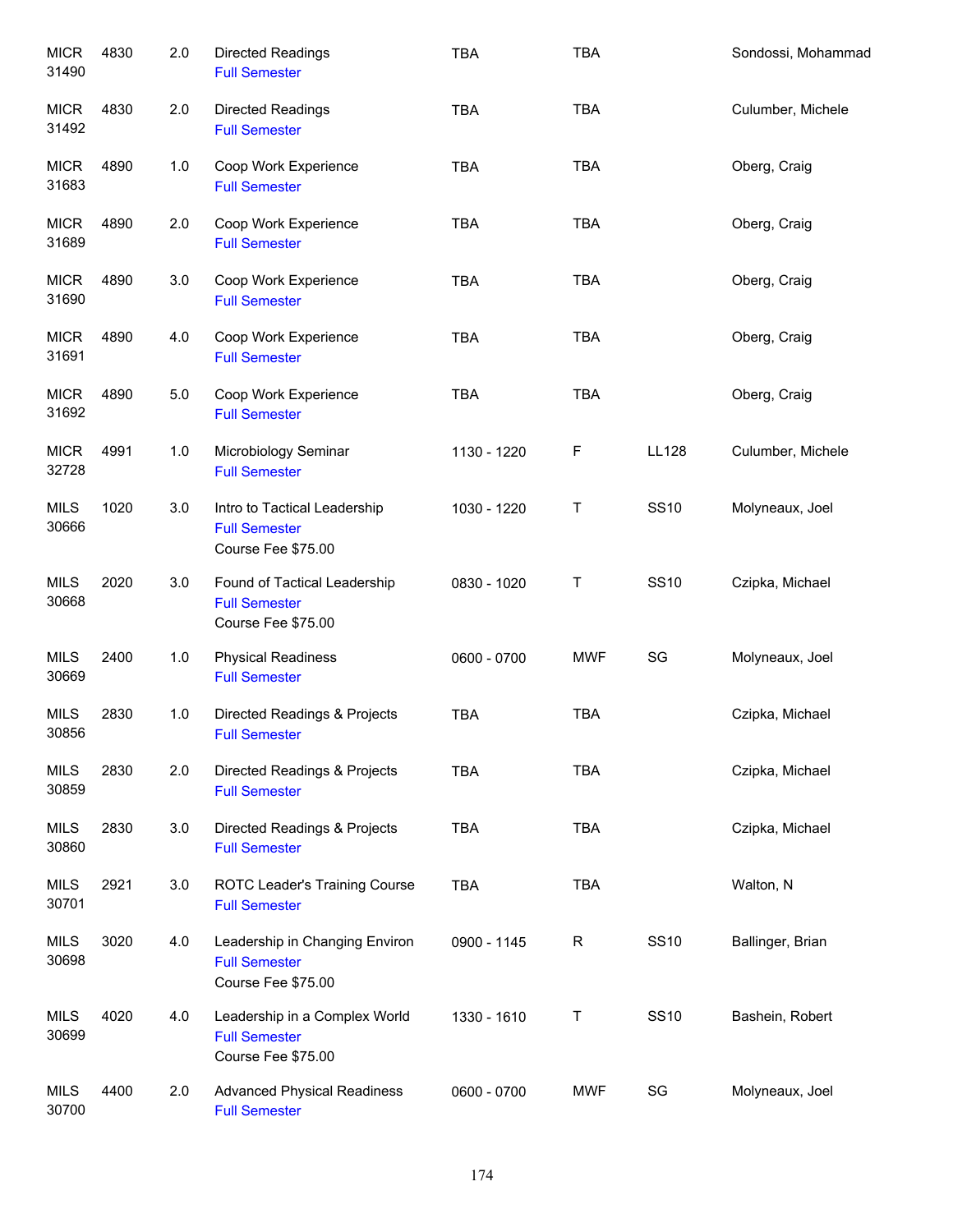| | | | | | | | |
|---|---|---|---|---|---|---|---|
| MICR 31490 | 4830 | 2.0 | Directed Readings<br>Full Semester | TBA | TBA | | Sondossi, Mohammad |
| MICR 31492 | 4830 | 2.0 | Directed Readings<br>Full Semester | TBA | TBA | | Culumber, Michele |
| MICR 31683 | 4890 | 1.0 | Coop Work Experience<br>Full Semester | TBA | TBA | | Oberg, Craig |
| MICR 31689 | 4890 | 2.0 | Coop Work Experience<br>Full Semester | TBA | TBA | | Oberg, Craig |
| MICR 31690 | 4890 | 3.0 | Coop Work Experience<br>Full Semester | TBA | TBA | | Oberg, Craig |
| MICR 31691 | 4890 | 4.0 | Coop Work Experience<br>Full Semester | TBA | TBA | | Oberg, Craig |
| MICR 31692 | 4890 | 5.0 | Coop Work Experience<br>Full Semester | TBA | TBA | | Oberg, Craig |
| MICR 32728 | 4991 | 1.0 | Microbiology Seminar<br>Full Semester | 1130 - 1220 | F | LL128 | Culumber, Michele |
| MILS 30666 | 1020 | 3.0 | Intro to Tactical Leadership<br>Full Semester<br>Course Fee $75.00 | 1030 - 1220 | T | SS10 | Molyneaux, Joel |
| MILS 30668 | 2020 | 3.0 | Found of Tactical Leadership<br>Full Semester<br>Course Fee $75.00 | 0830 - 1020 | T | SS10 | Czipka, Michael |
| MILS 30669 | 2400 | 1.0 | Physical Readiness<br>Full Semester | 0600 - 0700 | MWF | SG | Molyneaux, Joel |
| MILS 30856 | 2830 | 1.0 | Directed Readings & Projects<br>Full Semester | TBA | TBA | | Czipka, Michael |
| MILS 30859 | 2830 | 2.0 | Directed Readings & Projects<br>Full Semester | TBA | TBA | | Czipka, Michael |
| MILS 30860 | 2830 | 3.0 | Directed Readings & Projects<br>Full Semester | TBA | TBA | | Czipka, Michael |
| MILS 30701 | 2921 | 3.0 | ROTC Leader's Training Course<br>Full Semester | TBA | TBA | | Walton, N |
| MILS 30698 | 3020 | 4.0 | Leadership in Changing Environ<br>Full Semester<br>Course Fee $75.00 | 0900 - 1145 | R | SS10 | Ballinger, Brian |
| MILS 30699 | 4020 | 4.0 | Leadership in a Complex World<br>Full Semester<br>Course Fee $75.00 | 1330 - 1610 | T | SS10 | Bashein, Robert |
| MILS 30700 | 4400 | 2.0 | Advanced Physical Readiness<br>Full Semester | 0600 - 0700 | MWF | SG | Molyneaux, Joel |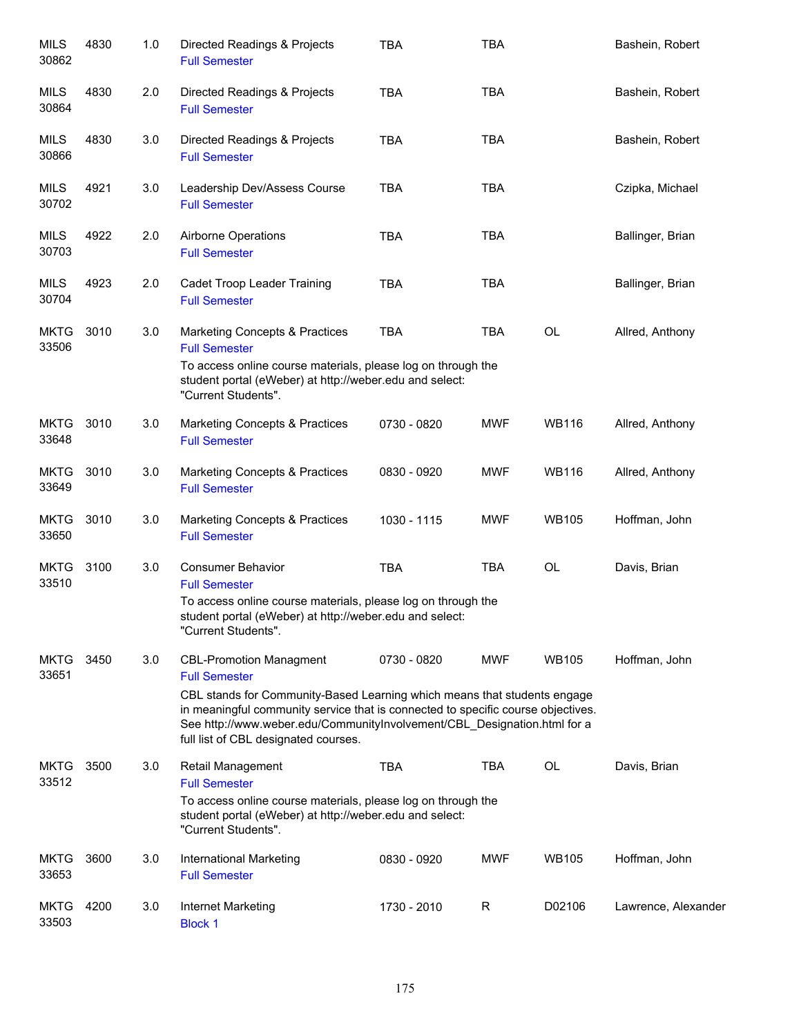| Subject/CRN | Course | Credits | Title | Time | Days | Room | Instructor |
|---|---|---|---|---|---|---|---|
| MILS 30862 | 4830 | 1.0 | Directed Readings & Projects<br>Full Semester | TBA | TBA | | Bashein, Robert |
| MILS 30864 | 4830 | 2.0 | Directed Readings & Projects<br>Full Semester | TBA | TBA | | Bashein, Robert |
| MILS 30866 | 4830 | 3.0 | Directed Readings & Projects<br>Full Semester | TBA | TBA | | Bashein, Robert |
| MILS 30702 | 4921 | 3.0 | Leadership Dev/Assess Course<br>Full Semester | TBA | TBA | | Czipka, Michael |
| MILS 30703 | 4922 | 2.0 | Airborne Operations<br>Full Semester | TBA | TBA | | Ballinger, Brian |
| MILS 30704 | 4923 | 2.0 | Cadet Troop Leader Training<br>Full Semester | TBA | TBA | | Ballinger, Brian |
| MKTG 33506 | 3010 | 3.0 | Marketing Concepts & Practices<br>Full Semester<br>To access online course materials, please log on through the student portal (eWeber) at http://weber.edu and select: "Current Students". | TBA | TBA | OL | Allred, Anthony |
| MKTG 33648 | 3010 | 3.0 | Marketing Concepts & Practices<br>Full Semester | 0730 - 0820 | MWF | WB116 | Allred, Anthony |
| MKTG 33649 | 3010 | 3.0 | Marketing Concepts & Practices<br>Full Semester | 0830 - 0920 | MWF | WB116 | Allred, Anthony |
| MKTG 33650 | 3010 | 3.0 | Marketing Concepts & Practices<br>Full Semester | 1030 - 1115 | MWF | WB105 | Hoffman, John |
| MKTG 33510 | 3100 | 3.0 | Consumer Behavior<br>Full Semester<br>To access online course materials, please log on through the student portal (eWeber) at http://weber.edu and select: "Current Students". | TBA | TBA | OL | Davis, Brian |
| MKTG 33651 | 3450 | 3.0 | CBL-Promotion Managment<br>Full Semester<br>CBL stands for Community-Based Learning which means that students engage in meaningful community service that is connected to specific course objectives. See http://www.weber.edu/CommunityInvolvement/CBL_Designation.html for a full list of CBL designated courses. | 0730 - 0820 | MWF | WB105 | Hoffman, John |
| MKTG 33512 | 3500 | 3.0 | Retail Management<br>Full Semester<br>To access online course materials, please log on through the student portal (eWeber) at http://weber.edu and select: "Current Students". | TBA | TBA | OL | Davis, Brian |
| MKTG 33653 | 3600 | 3.0 | International Marketing<br>Full Semester | 0830 - 0920 | MWF | WB105 | Hoffman, John |
| MKTG 33503 | 4200 | 3.0 | Internet Marketing<br>Block 1 | 1730 - 2010 | R | D02106 | Lawrence, Alexander |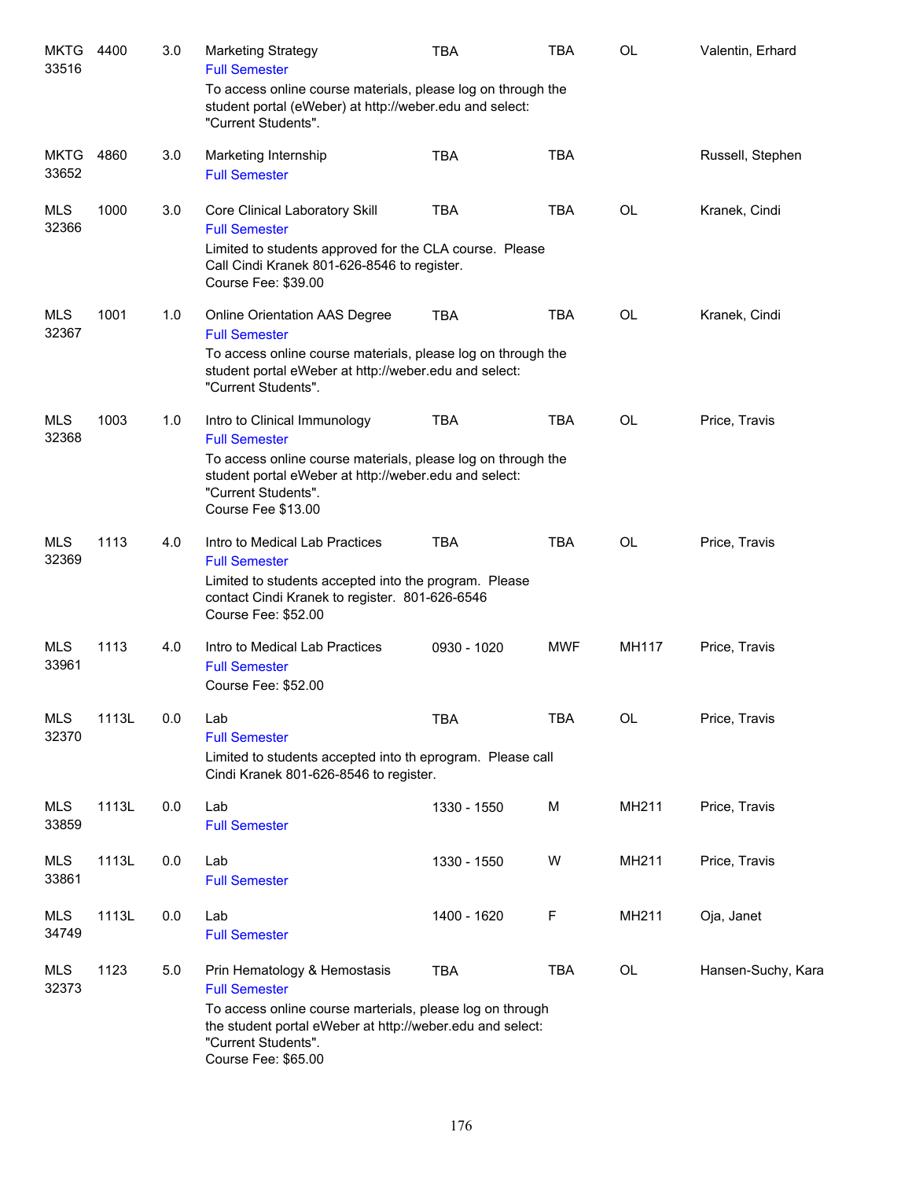| | | | | | | | |
|---|---|---|---|---|---|---|---|
| MKTG 33516 | 4400 | 3.0 | Marketing Strategy<br>Full Semester<br>To access online course materials, please log on through the student portal (eWeber) at http://weber.edu and select: "Current Students". | TBA | TBA | OL | Valentin, Erhard |
| MKTG 33652 | 4860 | 3.0 | Marketing Internship<br>Full Semester | TBA | TBA | | Russell, Stephen |
| MLS 32366 | 1000 | 3.0 | Core Clinical Laboratory Skill<br>Full Semester<br>Limited to students approved for the CLA course. Please Call Cindi Kranek 801-626-8546 to register.<br>Course Fee: $39.00 | TBA | TBA | OL | Kranek, Cindi |
| MLS 32367 | 1001 | 1.0 | Online Orientation AAS Degree<br>Full Semester<br>To access online course materials, please log on through the student portal eWeber at http://weber.edu and select: "Current Students". | TBA | TBA | OL | Kranek, Cindi |
| MLS 32368 | 1003 | 1.0 | Intro to Clinical Immunology<br>Full Semester<br>To access online course materials, please log on through the student portal eWeber at http://weber.edu and select: "Current Students".<br>Course Fee $13.00 | TBA | TBA | OL | Price, Travis |
| MLS 32369 | 1113 | 4.0 | Intro to Medical Lab Practices<br>Full Semester<br>Limited to students accepted into the program. Please contact Cindi Kranek to register. 801-626-6546<br>Course Fee: $52.00 | TBA | TBA | OL | Price, Travis |
| MLS 33961 | 1113 | 4.0 | Intro to Medical Lab Practices<br>Full Semester<br>Course Fee: $52.00 | 0930 - 1020 | MWF | MH117 | Price, Travis |
| MLS 32370 | 1113L | 0.0 | Lab<br>Full Semester<br>Limited to students accepted into th eprogram. Please call Cindi Kranek 801-626-8546 to register. | TBA | TBA | OL | Price, Travis |
| MLS 33859 | 1113L | 0.0 | Lab<br>Full Semester | 1330 - 1550 | M | MH211 | Price, Travis |
| MLS 33861 | 1113L | 0.0 | Lab<br>Full Semester | 1330 - 1550 | W | MH211 | Price, Travis |
| MLS 34749 | 1113L | 0.0 | Lab<br>Full Semester | 1400 - 1620 | F | MH211 | Oja, Janet |
| MLS 32373 | 1123 | 5.0 | Prin Hematology & Hemostasis<br>Full Semester<br>To access online course marterials, please log on through the student portal eWeber at http://weber.edu and select: "Current Students".<br>Course Fee: $65.00 | TBA | TBA | OL | Hansen-Suchy, Kara |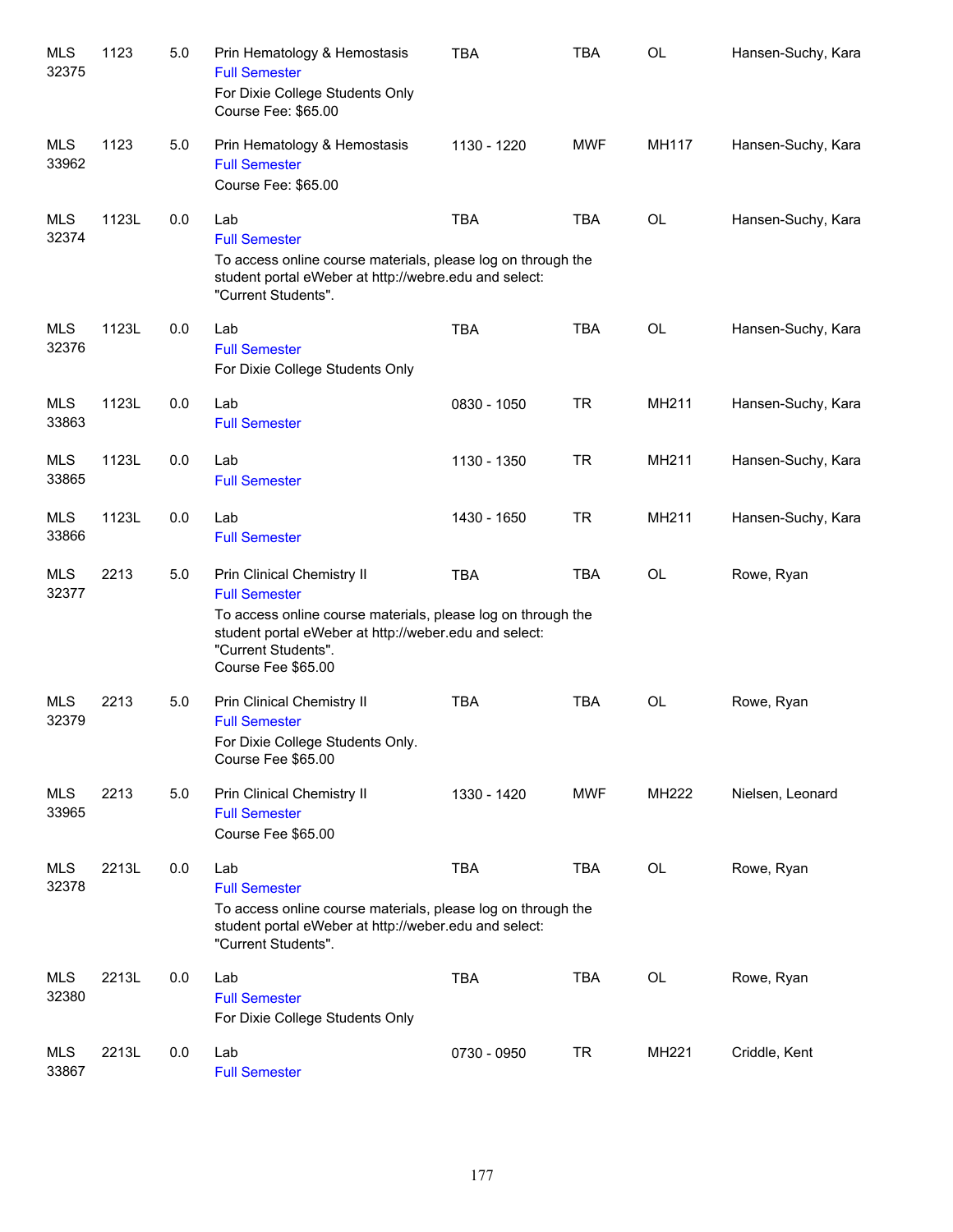| | | | | | | | |
|---|---|---|---|---|---|---|---|
| MLS 32375 | 1123 | 5.0 | Prin Hematology & Hemostasis<br>Full Semester<br>For Dixie College Students Only<br>Course Fee: $65.00 | TBA | TBA | OL | Hansen-Suchy, Kara |
| MLS 33962 | 1123 | 5.0 | Prin Hematology & Hemostasis<br>Full Semester<br>Course Fee: $65.00 | 1130 - 1220 | MWF | MH117 | Hansen-Suchy, Kara |
| MLS 32374 | 1123L | 0.0 | Lab<br>Full Semester<br>To access online course materials, please log on through the student portal eWeber at http://webre.edu and select: "Current Students". | TBA | TBA | OL | Hansen-Suchy, Kara |
| MLS 32376 | 1123L | 0.0 | Lab<br>Full Semester<br>For Dixie College Students Only | TBA | TBA | OL | Hansen-Suchy, Kara |
| MLS 33863 | 1123L | 0.0 | Lab<br>Full Semester | 0830 - 1050 | TR | MH211 | Hansen-Suchy, Kara |
| MLS 33865 | 1123L | 0.0 | Lab<br>Full Semester | 1130 - 1350 | TR | MH211 | Hansen-Suchy, Kara |
| MLS 33866 | 1123L | 0.0 | Lab<br>Full Semester | 1430 - 1650 | TR | MH211 | Hansen-Suchy, Kara |
| MLS 32377 | 2213 | 5.0 | Prin Clinical Chemistry II<br>Full Semester<br>To access online course materials, please log on through the student portal eWeber at http://weber.edu and select: "Current Students".<br>Course Fee $65.00 | TBA | TBA | OL | Rowe, Ryan |
| MLS 32379 | 2213 | 5.0 | Prin Clinical Chemistry II<br>Full Semester<br>For Dixie College Students Only.<br>Course Fee $65.00 | TBA | TBA | OL | Rowe, Ryan |
| MLS 33965 | 2213 | 5.0 | Prin Clinical Chemistry II<br>Full Semester<br>Course Fee $65.00 | 1330 - 1420 | MWF | MH222 | Nielsen, Leonard |
| MLS 32378 | 2213L | 0.0 | Lab<br>Full Semester<br>To access online course materials, please log on through the student portal eWeber at http://weber.edu and select: "Current Students". | TBA | TBA | OL | Rowe, Ryan |
| MLS 32380 | 2213L | 0.0 | Lab<br>Full Semester<br>For Dixie College Students Only | TBA | TBA | OL | Rowe, Ryan |
| MLS 33867 | 2213L | 0.0 | Lab<br>Full Semester | 0730 - 0950 | TR | MH221 | Criddle, Kent |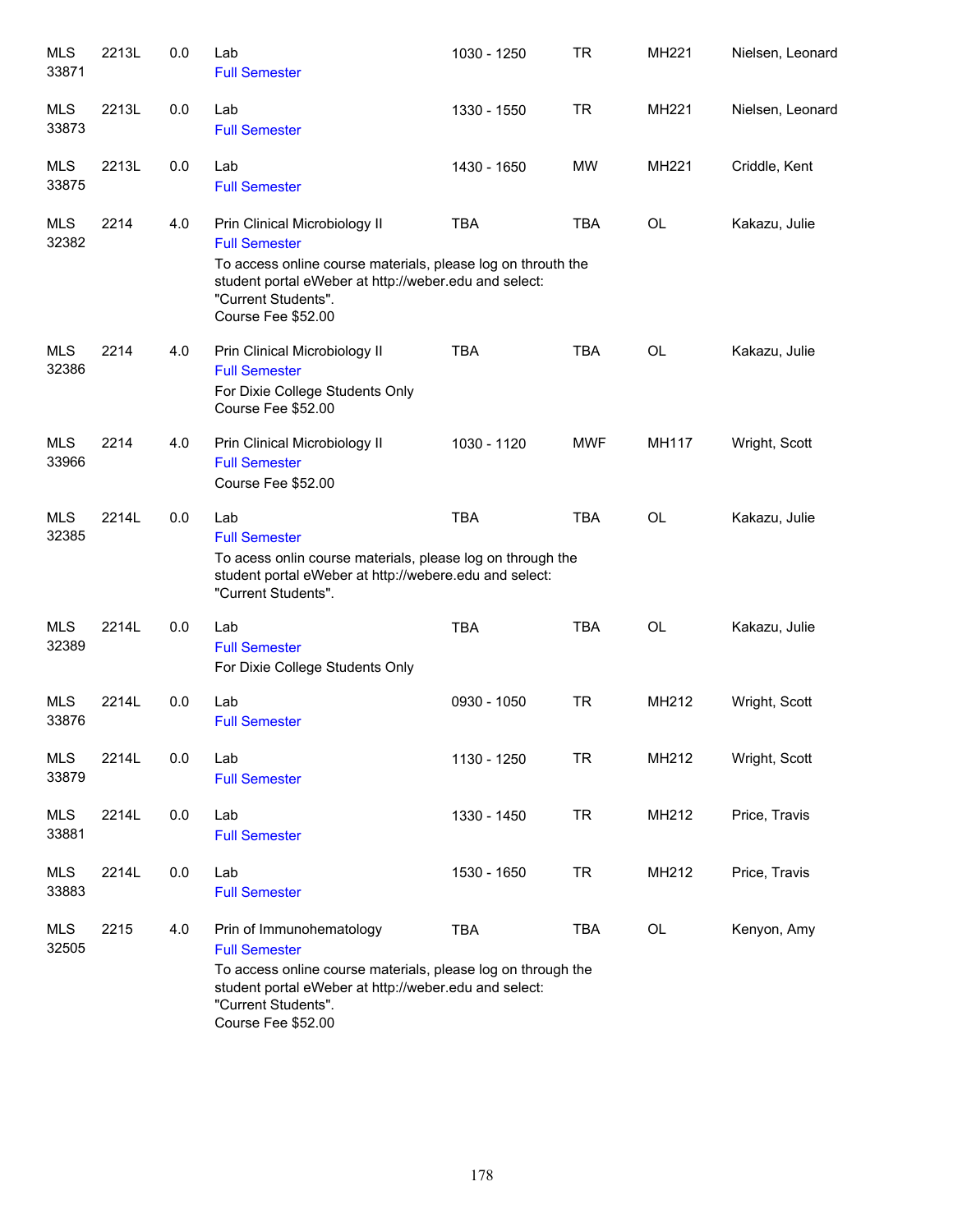| Course | | Credits | Title | Time | Days | Room | Instructor |
|---|---|---|---|---|---|---|---|
| MLS 33871 | 2213L | 0.0 | Lab<br>Full Semester | 1030 - 1250 | TR | MH221 | Nielsen, Leonard |
| MLS 33873 | 2213L | 0.0 | Lab<br>Full Semester | 1330 - 1550 | TR | MH221 | Nielsen, Leonard |
| MLS 33875 | 2213L | 0.0 | Lab<br>Full Semester | 1430 - 1650 | MW | MH221 | Criddle, Kent |
| MLS 32382 | 2214 | 4.0 | Prin Clinical Microbiology II<br>Full Semester<br>To access online course materials, please log on throuth the student portal eWeber at http://weber.edu and select: "Current Students".<br>Course Fee $52.00 | TBA | TBA | OL | Kakazu, Julie |
| MLS 32386 | 2214 | 4.0 | Prin Clinical Microbiology II<br>Full Semester<br>For Dixie College Students Only<br>Course Fee $52.00 | TBA | TBA | OL | Kakazu, Julie |
| MLS 33966 | 2214 | 4.0 | Prin Clinical Microbiology II<br>Full Semester<br>Course Fee $52.00 | 1030 - 1120 | MWF | MH117 | Wright, Scott |
| MLS 32385 | 2214L | 0.0 | Lab<br>Full Semester<br>To acess onlin course materials, please log on through the student portal eWeber at http://webere.edu and select: "Current Students". | TBA | TBA | OL | Kakazu, Julie |
| MLS 32389 | 2214L | 0.0 | Lab<br>Full Semester<br>For Dixie College Students Only | TBA | TBA | OL | Kakazu, Julie |
| MLS 33876 | 2214L | 0.0 | Lab<br>Full Semester | 0930 - 1050 | TR | MH212 | Wright, Scott |
| MLS 33879 | 2214L | 0.0 | Lab<br>Full Semester | 1130 - 1250 | TR | MH212 | Wright, Scott |
| MLS 33881 | 2214L | 0.0 | Lab<br>Full Semester | 1330 - 1450 | TR | MH212 | Price, Travis |
| MLS 33883 | 2214L | 0.0 | Lab<br>Full Semester | 1530 - 1650 | TR | MH212 | Price, Travis |
| MLS 32505 | 2215 | 4.0 | Prin of Immunohematology<br>Full Semester<br>To access online course materials, please log on through the student portal eWeber at http://weber.edu and select: "Current Students".<br>Course Fee $52.00 | TBA | TBA | OL | Kenyon, Amy |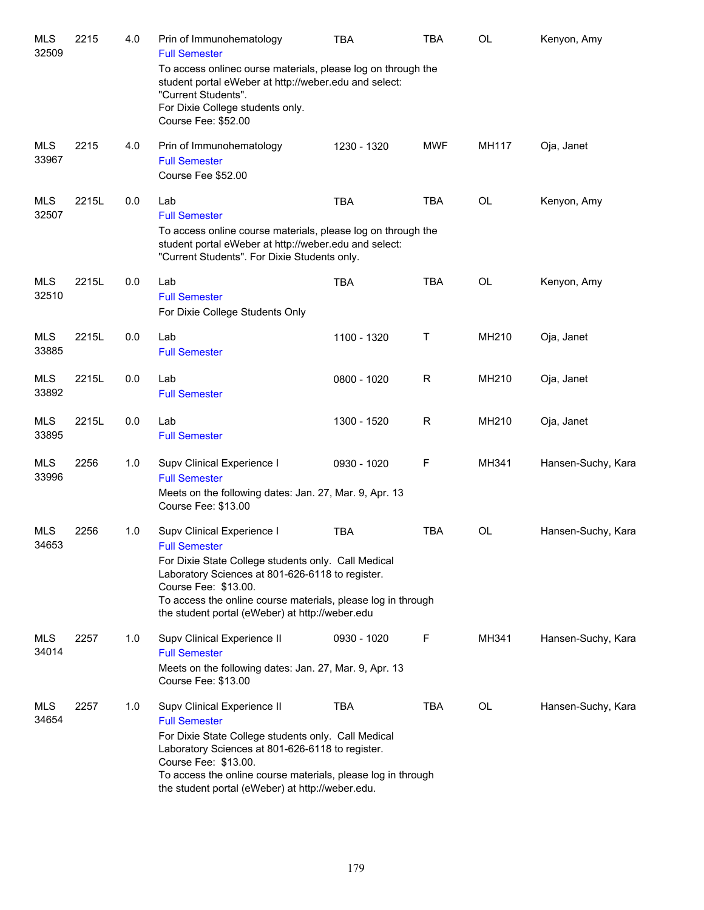| Dept / CRN | Course | Credits | Title / Notes | Time | Days | Room | Instructor |
|---|---|---|---|---|---|---|---|
| MLS 32509 | 2215 | 4.0 | Prin of Immunohematology<br>Full Semester<br>To access onlinec ourse materials, please log on through the student portal eWeber at http://weber.edu and select: "Current Students".<br>For Dixie College students only.<br>Course Fee: $52.00 | TBA | TBA | OL | Kenyon, Amy |
| MLS 33967 | 2215 | 4.0 | Prin of Immunohematology<br>Full Semester<br>Course Fee $52.00 | 1230 - 1320 | MWF | MH117 | Oja, Janet |
| MLS 32507 | 2215L | 0.0 | Lab<br>Full Semester<br>To access online course materials, please log on through the student portal eWeber at http://weber.edu and select: "Current Students". For Dixie Students only. | TBA | TBA | OL | Kenyon, Amy |
| MLS 32510 | 2215L | 0.0 | Lab<br>Full Semester<br>For Dixie College Students Only | TBA | TBA | OL | Kenyon, Amy |
| MLS 33885 | 2215L | 0.0 | Lab<br>Full Semester | 1100 - 1320 | T | MH210 | Oja, Janet |
| MLS 33892 | 2215L | 0.0 | Lab<br>Full Semester | 0800 - 1020 | R | MH210 | Oja, Janet |
| MLS 33895 | 2215L | 0.0 | Lab<br>Full Semester | 1300 - 1520 | R | MH210 | Oja, Janet |
| MLS 33996 | 2256 | 1.0 | Supv Clinical Experience I<br>Full Semester<br>Meets on the following dates: Jan. 27, Mar. 9, Apr. 13<br>Course Fee: $13.00 | 0930 - 1020 | F | MH341 | Hansen-Suchy, Kara |
| MLS 34653 | 2256 | 1.0 | Supv Clinical Experience I<br>Full Semester<br>For Dixie State College students only. Call Medical Laboratory Sciences at 801-626-6118 to register.<br>Course Fee: $13.00.<br>To access the online course materials, please log in through the student portal (eWeber) at http://weber.edu | TBA | TBA | OL | Hansen-Suchy, Kara |
| MLS 34014 | 2257 | 1.0 | Supv Clinical Experience II<br>Full Semester<br>Meets on the following dates: Jan. 27, Mar. 9, Apr. 13<br>Course Fee: $13.00 | 0930 - 1020 | F | MH341 | Hansen-Suchy, Kara |
| MLS 34654 | 2257 | 1.0 | Supv Clinical Experience II<br>Full Semester<br>For Dixie State College students only. Call Medical Laboratory Sciences at 801-626-6118 to register.<br>Course Fee: $13.00.<br>To access the online course materials, please log in through the student portal (eWeber) at http://weber.edu. | TBA | TBA | OL | Hansen-Suchy, Kara |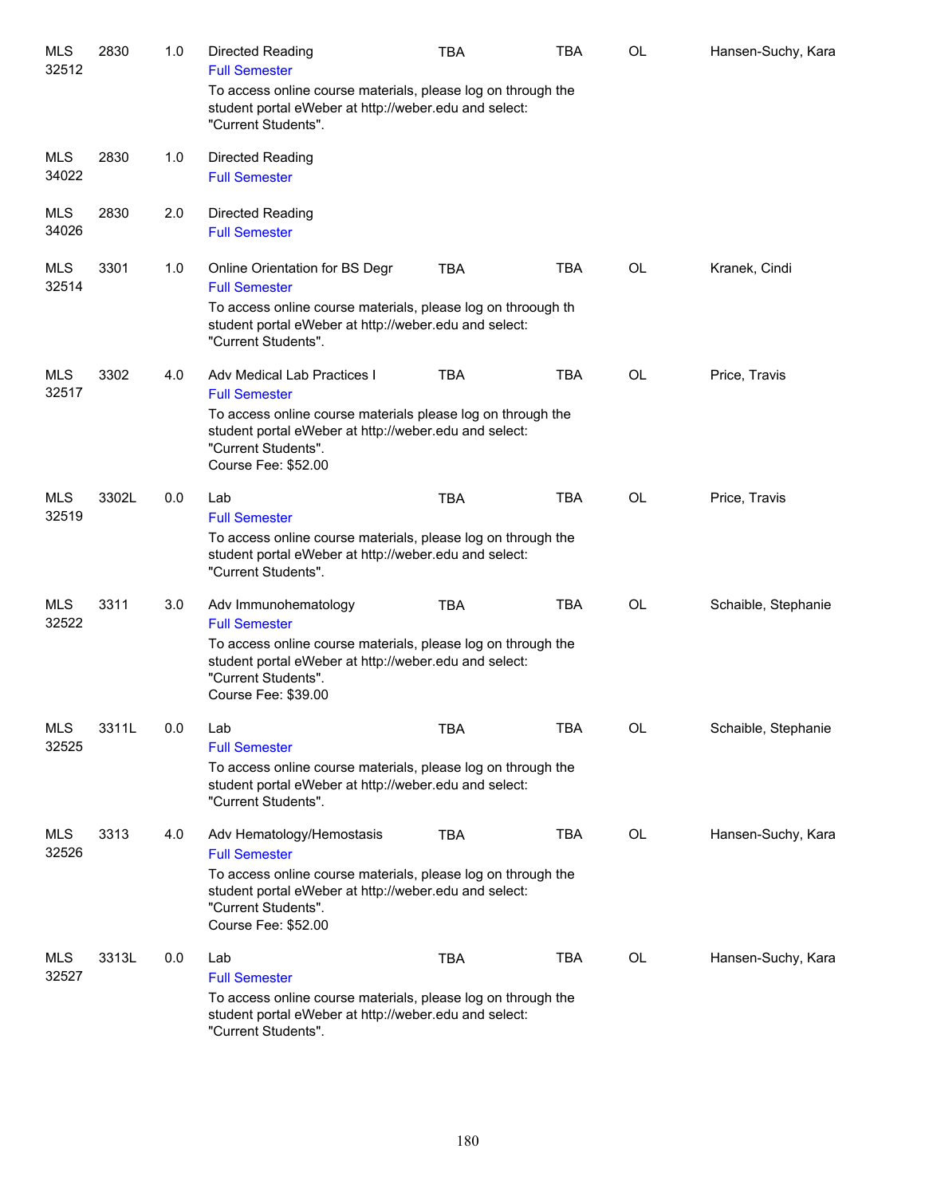| | | | | | | | |
|---|---|---|---|---|---|---|---|
| MLS 32512 | 2830 | 1.0 | Directed Reading<br>Full Semester<br>To access online course materials, please log on through the student portal eWeber at http://weber.edu and select: "Current Students". | TBA | TBA | OL | Hansen-Suchy, Kara |
| MLS 34022 | 2830 | 1.0 | Directed Reading<br>Full Semester | | | | |
| MLS 34026 | 2830 | 2.0 | Directed Reading<br>Full Semester | | | | |
| MLS 32514 | 3301 | 1.0 | Online Orientation for BS Degr<br>Full Semester<br>To access online course materials, please log on throough th student portal eWeber at http://weber.edu and select: "Current Students". | TBA | TBA | OL | Kranek, Cindi |
| MLS 32517 | 3302 | 4.0 | Adv Medical Lab Practices I<br>Full Semester<br>To access online course materials please log on through the student portal eWeber at http://weber.edu and select: "Current Students".<br>Course Fee: $52.00 | TBA | TBA | OL | Price, Travis |
| MLS 32519 | 3302L | 0.0 | Lab<br>Full Semester<br>To access online course materials, please log on through the student portal eWeber at http://weber.edu and select: "Current Students". | TBA | TBA | OL | Price, Travis |
| MLS 32522 | 3311 | 3.0 | Adv Immunohematology<br>Full Semester<br>To access online course materials, please log on through the student portal eWeber at http://weber.edu and select: "Current Students".<br>Course Fee: $39.00 | TBA | TBA | OL | Schaible, Stephanie |
| MLS 32525 | 3311L | 0.0 | Lab<br>Full Semester<br>To access online course materials, please log on through the student portal eWeber at http://weber.edu and select: "Current Students". | TBA | TBA | OL | Schaible, Stephanie |
| MLS 32526 | 3313 | 4.0 | Adv Hematology/Hemostasis<br>Full Semester<br>To access online course materials, please log on through the student portal eWeber at http://weber.edu and select: "Current Students".<br>Course Fee: $52.00 | TBA | TBA | OL | Hansen-Suchy, Kara |
| MLS 32527 | 3313L | 0.0 | Lab<br>Full Semester<br>To access online course materials, please log on through the student portal eWeber at http://weber.edu and select: "Current Students". | TBA | TBA | OL | Hansen-Suchy, Kara |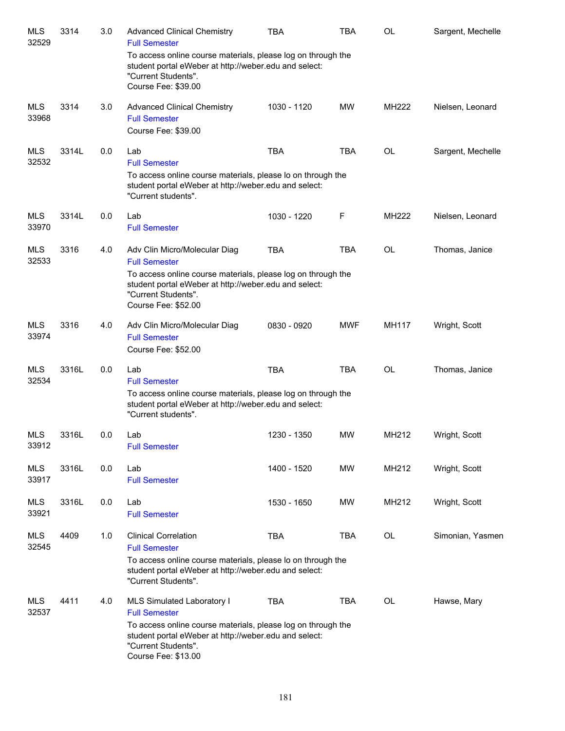| | | | | | | | |
|---|---|---|---|---|---|---|---|
| MLS 32529 | 3314 | 3.0 | Advanced Clinical Chemistry<br>Full Semester<br>To access online course materials, please log on through the student portal eWeber at http://weber.edu and select: "Current Students".<br>Course Fee: $39.00 | TBA | TBA | OL | Sargent, Mechelle |
| MLS 33968 | 3314 | 3.0 | Advanced Clinical Chemistry<br>Full Semester<br>Course Fee: $39.00 | 1030 - 1120 | MW | MH222 | Nielsen, Leonard |
| MLS 32532 | 3314L | 0.0 | Lab<br>Full Semester<br>To access online course materials, please lo on through the student portal eWeber at http://weber.edu and select: "Current students". | TBA | TBA | OL | Sargent, Mechelle |
| MLS 33970 | 3314L | 0.0 | Lab<br>Full Semester | 1030 - 1220 | F | MH222 | Nielsen, Leonard |
| MLS 32533 | 3316 | 4.0 | Adv Clin Micro/Molecular Diag<br>Full Semester<br>To access online course materials, please log on through the student portal eWeber at http://weber.edu and select: "Current Students".<br>Course Fee: $52.00 | TBA | TBA | OL | Thomas, Janice |
| MLS 33974 | 3316 | 4.0 | Adv Clin Micro/Molecular Diag<br>Full Semester<br>Course Fee: $52.00 | 0830 - 0920 | MWF | MH117 | Wright, Scott |
| MLS 32534 | 3316L | 0.0 | Lab<br>Full Semester<br>To access online course materials, please log on through the student portal eWeber at http://weber.edu and select: "Current students". | TBA | TBA | OL | Thomas, Janice |
| MLS 33912 | 3316L | 0.0 | Lab<br>Full Semester | 1230 - 1350 | MW | MH212 | Wright, Scott |
| MLS 33917 | 3316L | 0.0 | Lab<br>Full Semester | 1400 - 1520 | MW | MH212 | Wright, Scott |
| MLS 33921 | 3316L | 0.0 | Lab<br>Full Semester | 1530 - 1650 | MW | MH212 | Wright, Scott |
| MLS 32545 | 4409 | 1.0 | Clinical Correlation<br>Full Semester<br>To access online course materials, please lo on through the student portal eWeber at http://weber.edu and select: "Current Students". | TBA | TBA | OL | Simonian, Yasmen |
| MLS 32537 | 4411 | 4.0 | MLS Simulated Laboratory I<br>Full Semester<br>To access online course materials, please log on through the student portal eWeber at http://weber.edu and select: "Current Students".<br>Course Fee: $13.00 | TBA | TBA | OL | Hawse, Mary |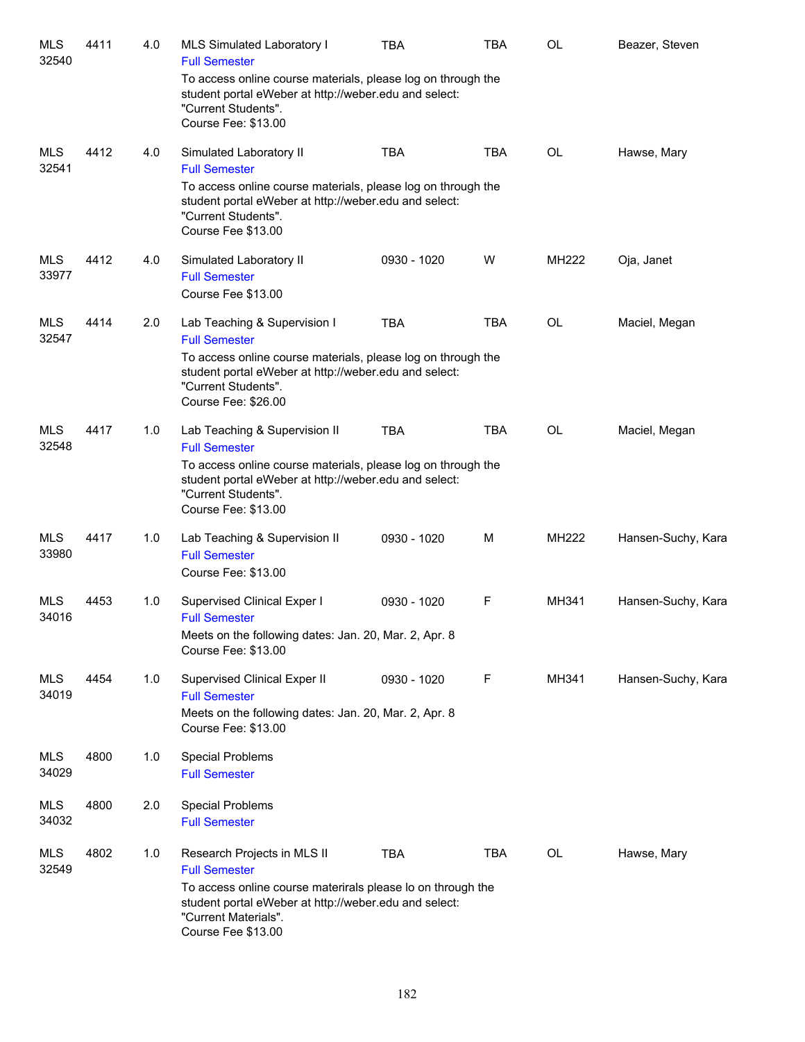| | | | | | | | |
|---|---|---|---|---|---|---|---|
| MLS 32540 | 4411 | 4.0 | MLS Simulated Laboratory I<br>Full Semester<br>To access online course materials, please log on through the student portal eWeber at http://weber.edu and select: "Current Students".<br>Course Fee: $13.00 | TBA | TBA | OL | Beazer, Steven |
| MLS 32541 | 4412 | 4.0 | Simulated Laboratory II<br>Full Semester<br>To access online course materials, please log on through the student portal eWeber at http://weber.edu and select: "Current Students".<br>Course Fee $13.00 | TBA | TBA | OL | Hawse, Mary |
| MLS 33977 | 4412 | 4.0 | Simulated Laboratory II<br>Full Semester<br>Course Fee $13.00 | 0930 - 1020 | W | MH222 | Oja, Janet |
| MLS 32547 | 4414 | 2.0 | Lab Teaching & Supervision I<br>Full Semester<br>To access online course materials, please log on through the student portal eWeber at http://weber.edu and select: "Current Students".<br>Course Fee: $26.00 | TBA | TBA | OL | Maciel, Megan |
| MLS 32548 | 4417 | 1.0 | Lab Teaching & Supervision II<br>Full Semester<br>To access online course materials, please log on through the student portal eWeber at http://weber.edu and select: "Current Students".<br>Course Fee: $13.00 | TBA | TBA | OL | Maciel, Megan |
| MLS 33980 | 4417 | 1.0 | Lab Teaching & Supervision II<br>Full Semester<br>Course Fee: $13.00 | 0930 - 1020 | M | MH222 | Hansen-Suchy, Kara |
| MLS 34016 | 4453 | 1.0 | Supervised Clinical Exper I<br>Full Semester<br>Meets on the following dates: Jan. 20, Mar. 2, Apr. 8<br>Course Fee: $13.00 | 0930 - 1020 | F | MH341 | Hansen-Suchy, Kara |
| MLS 34019 | 4454 | 1.0 | Supervised Clinical Exper II<br>Full Semester<br>Meets on the following dates: Jan. 20, Mar. 2, Apr. 8<br>Course Fee: $13.00 | 0930 - 1020 | F | MH341 | Hansen-Suchy, Kara |
| MLS 34029 | 4800 | 1.0 | Special Problems<br>Full Semester | | | | |
| MLS 34032 | 4800 | 2.0 | Special Problems<br>Full Semester | | | | |
| MLS 32549 | 4802 | 1.0 | Research Projects in MLS II<br>Full Semester<br>To access online course materirals please lo on through the student portal eWeber at http://weber.edu and select: "Current Materials".<br>Course Fee $13.00 | TBA | TBA | OL | Hawse, Mary |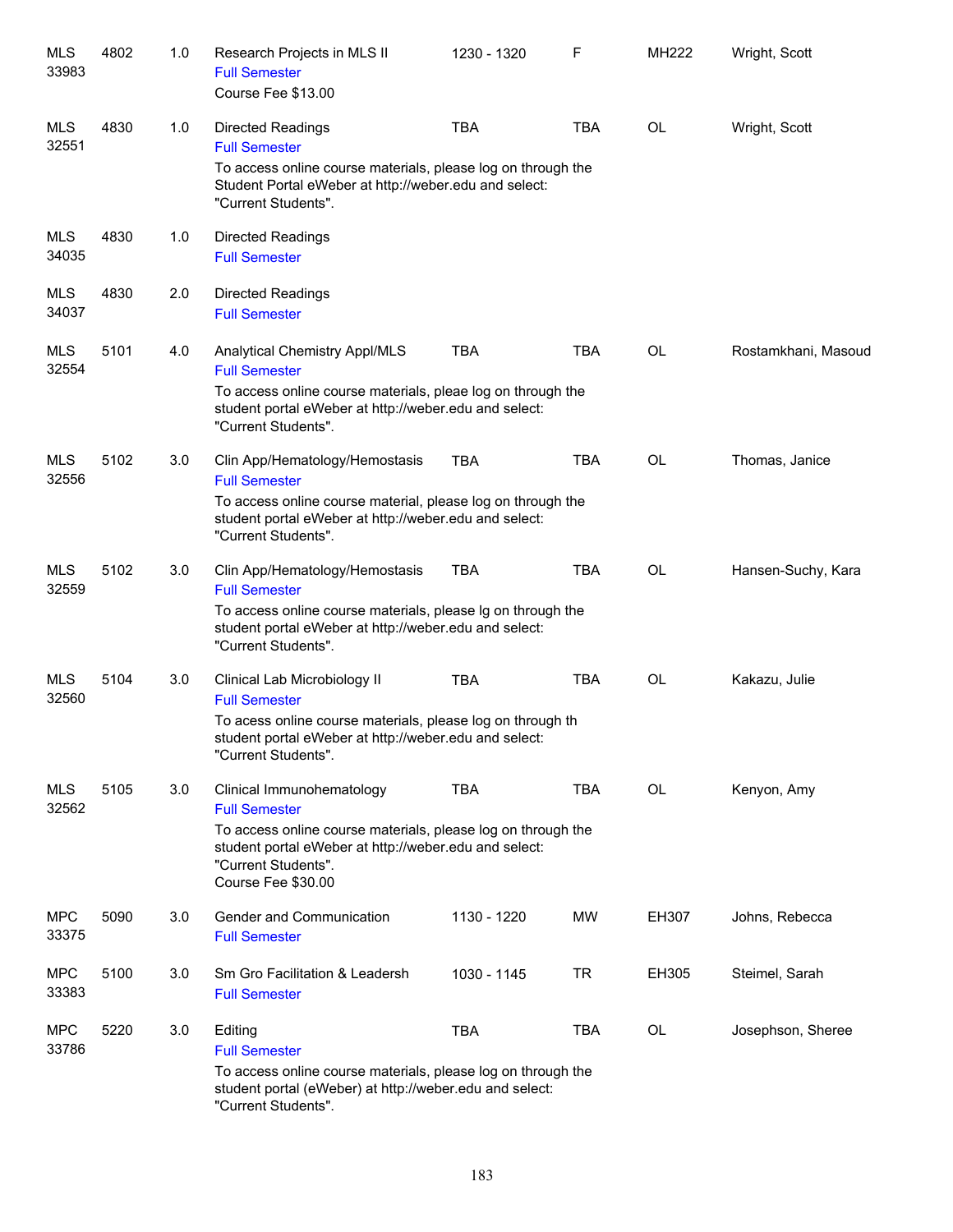| | | | | | | | |
|---|---|---|---|---|---|---|---|
| MLS 33983 | 4802 | 1.0 | Research Projects in MLS II<br>Full Semester<br>Course Fee $13.00 | 1230 - 1320 | F | MH222 | Wright, Scott |
| MLS 32551 | 4830 | 1.0 | Directed Readings<br>Full Semester<br>To access online course materials, please log on through the Student Portal eWeber at http://weber.edu and select: "Current Students". | TBA | TBA | OL | Wright, Scott |
| MLS 34035 | 4830 | 1.0 | Directed Readings<br>Full Semester | | | | |
| MLS 34037 | 4830 | 2.0 | Directed Readings<br>Full Semester | | | | |
| MLS 32554 | 5101 | 4.0 | Analytical Chemistry Appl/MLS<br>Full Semester<br>To access online course materials, pleae log on through the student portal eWeber at http://weber.edu and select: "Current Students". | TBA | TBA | OL | Rostamkhani, Masoud |
| MLS 32556 | 5102 | 3.0 | Clin App/Hematology/Hemostasis<br>Full Semester<br>To access online course material, please log on through the student portal eWeber at http://weber.edu and select: "Current Students". | TBA | TBA | OL | Thomas, Janice |
| MLS 32559 | 5102 | 3.0 | Clin App/Hematology/Hemostasis<br>Full Semester<br>To access online course materials, please lg on through the student portal eWeber at http://weber.edu and select: "Current Students". | TBA | TBA | OL | Hansen-Suchy, Kara |
| MLS 32560 | 5104 | 3.0 | Clinical Lab Microbiology II<br>Full Semester<br>To acess online course materials, please log on through th student portal eWeber at http://weber.edu and select: "Current Students". | TBA | TBA | OL | Kakazu, Julie |
| MLS 32562 | 5105 | 3.0 | Clinical Immunohematology<br>Full Semester<br>To access online course materials, please log on through the student portal eWeber at http://weber.edu and select: "Current Students".<br>Course Fee $30.00 | TBA | TBA | OL | Kenyon, Amy |
| MPC 33375 | 5090 | 3.0 | Gender and Communication<br>Full Semester | 1130 - 1220 | MW | EH307 | Johns, Rebecca |
| MPC 33383 | 5100 | 3.0 | Sm Gro Facilitation & Leadersh<br>Full Semester | 1030 - 1145 | TR | EH305 | Steimel, Sarah |
| MPC 33786 | 5220 | 3.0 | Editing<br>Full Semester<br>To access online course materials, please log on through the student portal (eWeber) at http://weber.edu and select: "Current Students". | TBA | TBA | OL | Josephson, Sheree |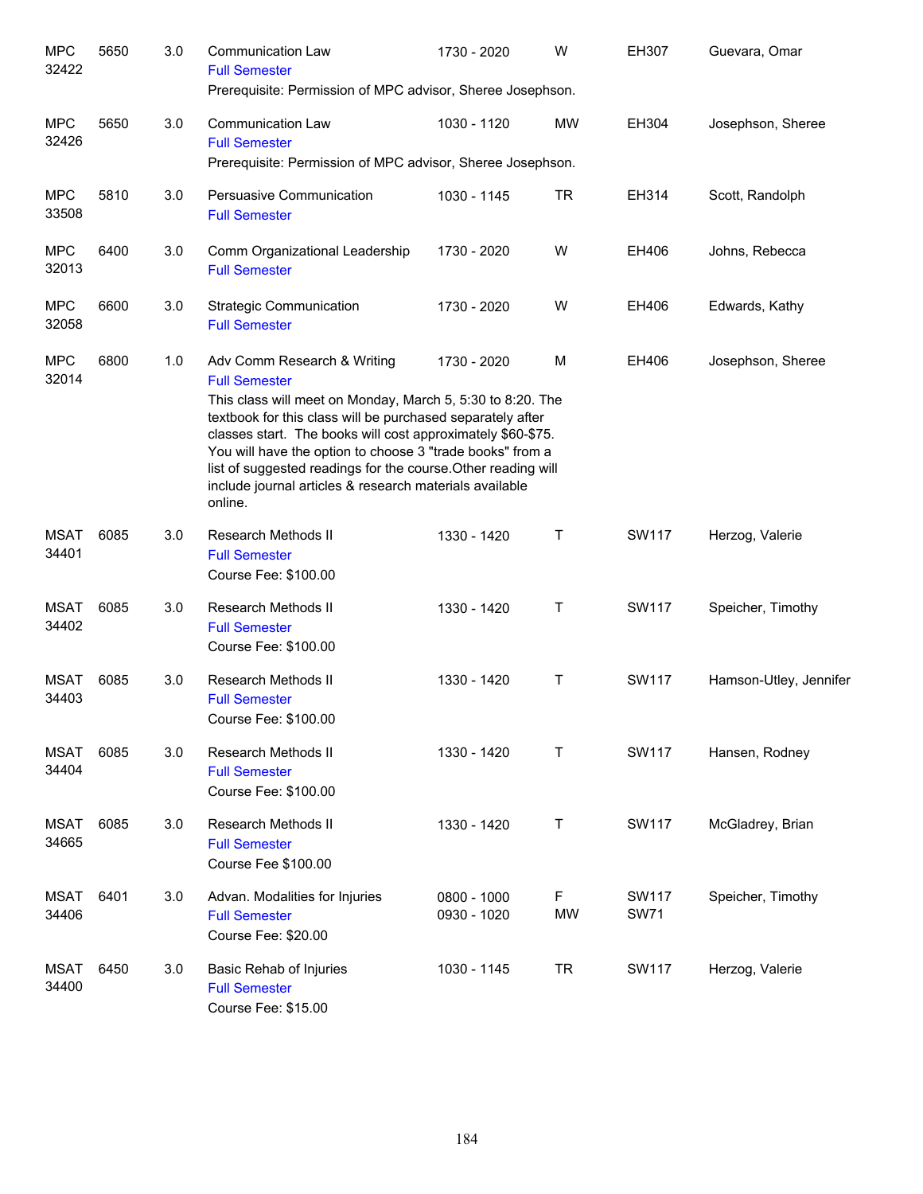| Subject / CRN | Course | Credits | Title / Notes | Time | Days | Room | Instructor |
|---|---|---|---|---|---|---|---|
| MPC 32422 | 5650 | 3.0 | Communication Law<br>Full Semester<br>Prerequisite: Permission of MPC advisor, Sheree Josephson. | 1730 - 2020 | W | EH307 | Guevara, Omar |
| MPC 32426 | 5650 | 3.0 | Communication Law<br>Full Semester<br>Prerequisite: Permission of MPC advisor, Sheree Josephson. | 1030 - 1120 | MW | EH304 | Josephson, Sheree |
| MPC 33508 | 5810 | 3.0 | Persuasive Communication<br>Full Semester | 1030 - 1145 | TR | EH314 | Scott, Randolph |
| MPC 32013 | 6400 | 3.0 | Comm Organizational Leadership<br>Full Semester | 1730 - 2020 | W | EH406 | Johns, Rebecca |
| MPC 32058 | 6600 | 3.0 | Strategic Communication<br>Full Semester | 1730 - 2020 | W | EH406 | Edwards, Kathy |
| MPC 32014 | 6800 | 1.0 | Adv Comm Research & Writing<br>Full Semester<br>This class will meet on Monday, March 5, 5:30 to 8:20. The textbook for this class will be purchased separately after classes start. The books will cost approximately $60-$75. You will have the option to choose 3 "trade books" from a list of suggested readings for the course.Other reading will include journal articles & research materials available online. | 1730 - 2020 | M | EH406 | Josephson, Sheree |
| MSAT 34401 | 6085 | 3.0 | Research Methods II<br>Full Semester<br>Course Fee: $100.00 | 1330 - 1420 | T | SW117 | Herzog, Valerie |
| MSAT 34402 | 6085 | 3.0 | Research Methods II<br>Full Semester<br>Course Fee: $100.00 | 1330 - 1420 | T | SW117 | Speicher, Timothy |
| MSAT 34403 | 6085 | 3.0 | Research Methods II<br>Full Semester<br>Course Fee: $100.00 | 1330 - 1420 | T | SW117 | Hamson-Utley, Jennifer |
| MSAT 34404 | 6085 | 3.0 | Research Methods II<br>Full Semester<br>Course Fee: $100.00 | 1330 - 1420 | T | SW117 | Hansen, Rodney |
| MSAT 34665 | 6085 | 3.0 | Research Methods II<br>Full Semester<br>Course Fee $100.00 | 1330 - 1420 | T | SW117 | McGladrey, Brian |
| MSAT 34406 | 6401 | 3.0 | Advan. Modalities for Injuries<br>Full Semester<br>Course Fee: $20.00 | 0800 - 1000<br>0930 - 1020 | F<br>MW | SW117<br>SW71 | Speicher, Timothy |
| MSAT 34400 | 6450 | 3.0 | Basic Rehab of Injuries<br>Full Semester<br>Course Fee: $15.00 | 1030 - 1145 | TR | SW117 | Herzog, Valerie |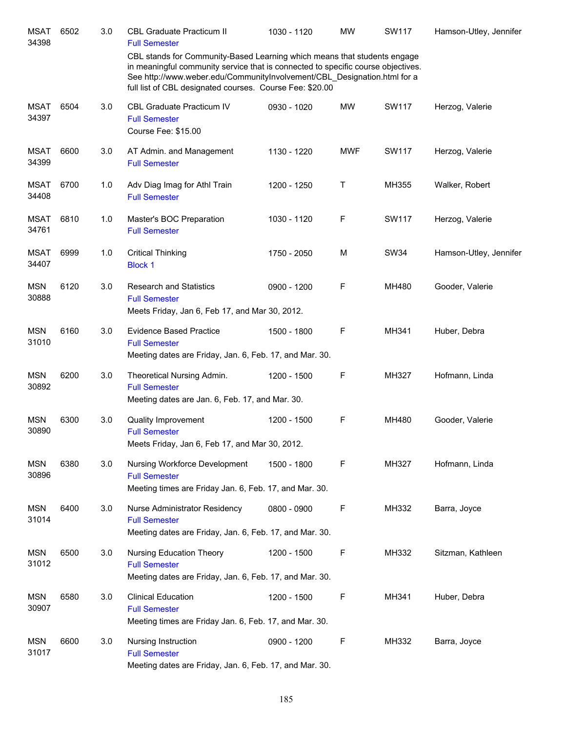| Subject / CRN | Course | Credits | Title | Time | Days | Room | Instructor |
|---|---|---|---|---|---|---|---|
| MSAT 34398 | 6502 | 3.0 | CBL Graduate Practicum II<br>Full Semester<br>CBL stands for Community-Based Learning which means that students engage in meaningful community service that is connected to specific course objectives. See http://www.weber.edu/CommunityInvolvement/CBL_Designation.html for a full list of CBL designated courses. Course Fee: $20.00 | 1030 - 1120 | MW | SW117 | Hamson-Utley, Jennifer |
| MSAT 34397 | 6504 | 3.0 | CBL Graduate Practicum IV<br>Full Semester<br>Course Fee: $15.00 | 0930 - 1020 | MW | SW117 | Herzog, Valerie |
| MSAT 34399 | 6600 | 3.0 | AT Admin. and Management<br>Full Semester | 1130 - 1220 | MWF | SW117 | Herzog, Valerie |
| MSAT 34408 | 6700 | 1.0 | Adv Diag Imag for Athl Train<br>Full Semester | 1200 - 1250 | T | MH355 | Walker, Robert |
| MSAT 34761 | 6810 | 1.0 | Master's BOC Preparation<br>Full Semester | 1030 - 1120 | F | SW117 | Herzog, Valerie |
| MSAT 34407 | 6999 | 1.0 | Critical Thinking<br>Block 1 | 1750 - 2050 | M | SW34 | Hamson-Utley, Jennifer |
| MSN 30888 | 6120 | 3.0 | Research and Statistics<br>Full Semester<br>Meets Friday, Jan 6, Feb 17, and Mar 30, 2012. | 0900 - 1200 | F | MH480 | Gooder, Valerie |
| MSN 31010 | 6160 | 3.0 | Evidence Based Practice<br>Full Semester<br>Meeting dates are Friday, Jan. 6, Feb. 17, and Mar. 30. | 1500 - 1800 | F | MH341 | Huber, Debra |
| MSN 30892 | 6200 | 3.0 | Theoretical Nursing Admin.<br>Full Semester<br>Meeting dates are Jan. 6, Feb. 17, and Mar. 30. | 1200 - 1500 | F | MH327 | Hofmann, Linda |
| MSN 30890 | 6300 | 3.0 | Quality Improvement<br>Full Semester<br>Meets Friday, Jan 6, Feb 17, and Mar 30, 2012. | 1200 - 1500 | F | MH480 | Gooder, Valerie |
| MSN 30896 | 6380 | 3.0 | Nursing Workforce Development<br>Full Semester<br>Meeting times are Friday Jan. 6, Feb. 17, and Mar. 30. | 1500 - 1800 | F | MH327 | Hofmann, Linda |
| MSN 31014 | 6400 | 3.0 | Nurse Administrator Residency<br>Full Semester<br>Meeting dates are Friday, Jan. 6, Feb. 17, and Mar. 30. | 0800 - 0900 | F | MH332 | Barra, Joyce |
| MSN 31012 | 6500 | 3.0 | Nursing Education Theory<br>Full Semester<br>Meeting dates are Friday, Jan. 6, Feb. 17, and Mar. 30. | 1200 - 1500 | F | MH332 | Sitzman, Kathleen |
| MSN 30907 | 6580 | 3.0 | Clinical Education<br>Full Semester<br>Meeting times are Friday Jan. 6, Feb. 17, and Mar. 30. | 1200 - 1500 | F | MH341 | Huber, Debra |
| MSN 31017 | 6600 | 3.0 | Nursing Instruction<br>Full Semester<br>Meeting dates are Friday, Jan. 6, Feb. 17, and Mar. 30. | 0900 - 1200 | F | MH332 | Barra, Joyce |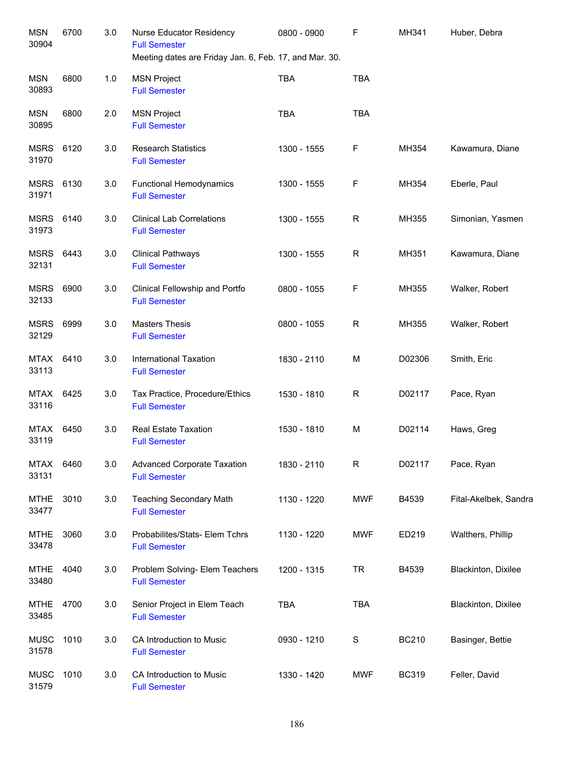| | | | | | | | |
|---|---|---|---|---|---|---|---|
| MSN 30904 | 6700 | 3.0 | Nurse Educator Residency<br>Full Semester<br>Meeting dates are Friday Jan. 6, Feb. 17, and Mar. 30. | 0800 - 0900 | F | MH341 | Huber, Debra |
| MSN 30893 | 6800 | 1.0 | MSN Project<br>Full Semester | TBA | TBA | | |
| MSN 30895 | 6800 | 2.0 | MSN Project<br>Full Semester | TBA | TBA | | |
| MSRS 31970 | 6120 | 3.0 | Research Statistics<br>Full Semester | 1300 - 1555 | F | MH354 | Kawamura, Diane |
| MSRS 31971 | 6130 | 3.0 | Functional Hemodynamics<br>Full Semester | 1300 - 1555 | F | MH354 | Eberle, Paul |
| MSRS 31973 | 6140 | 3.0 | Clinical Lab Correlations<br>Full Semester | 1300 - 1555 | R | MH355 | Simonian, Yasmen |
| MSRS 32131 | 6443 | 3.0 | Clinical Pathways<br>Full Semester | 1300 - 1555 | R | MH351 | Kawamura, Diane |
| MSRS 32133 | 6900 | 3.0 | Clinical Fellowship and Portfo<br>Full Semester | 0800 - 1055 | F | MH355 | Walker, Robert |
| MSRS 32129 | 6999 | 3.0 | Masters Thesis<br>Full Semester | 0800 - 1055 | R | MH355 | Walker, Robert |
| MTAX 33113 | 6410 | 3.0 | International Taxation<br>Full Semester | 1830 - 2110 | M | D02306 | Smith, Eric |
| MTAX 33116 | 6425 | 3.0 | Tax Practice, Procedure/Ethics<br>Full Semester | 1530 - 1810 | R | D02117 | Pace, Ryan |
| MTAX 33119 | 6450 | 3.0 | Real Estate Taxation<br>Full Semester | 1530 - 1810 | M | D02114 | Haws, Greg |
| MTAX 33131 | 6460 | 3.0 | Advanced Corporate Taxation<br>Full Semester | 1830 - 2110 | R | D02117 | Pace, Ryan |
| MTHE 33477 | 3010 | 3.0 | Teaching Secondary Math<br>Full Semester | 1130 - 1220 | MWF | B4539 | Fital-Akelbek, Sandra |
| MTHE 33478 | 3060 | 3.0 | Probabilites/Stats- Elem Tchrs<br>Full Semester | 1130 - 1220 | MWF | ED219 | Walthers, Phillip |
| MTHE 33480 | 4040 | 3.0 | Problem Solving- Elem Teachers<br>Full Semester | 1200 - 1315 | TR | B4539 | Blackinton, Dixilee |
| MTHE 33485 | 4700 | 3.0 | Senior Project in Elem Teach<br>Full Semester | TBA | TBA | | Blackinton, Dixilee |
| MUSC 31578 | 1010 | 3.0 | CA Introduction to Music<br>Full Semester | 0930 - 1210 | S | BC210 | Basinger, Bettie |
| MUSC 31579 | 1010 | 3.0 | CA Introduction to Music<br>Full Semester | 1330 - 1420 | MWF | BC319 | Feller, David |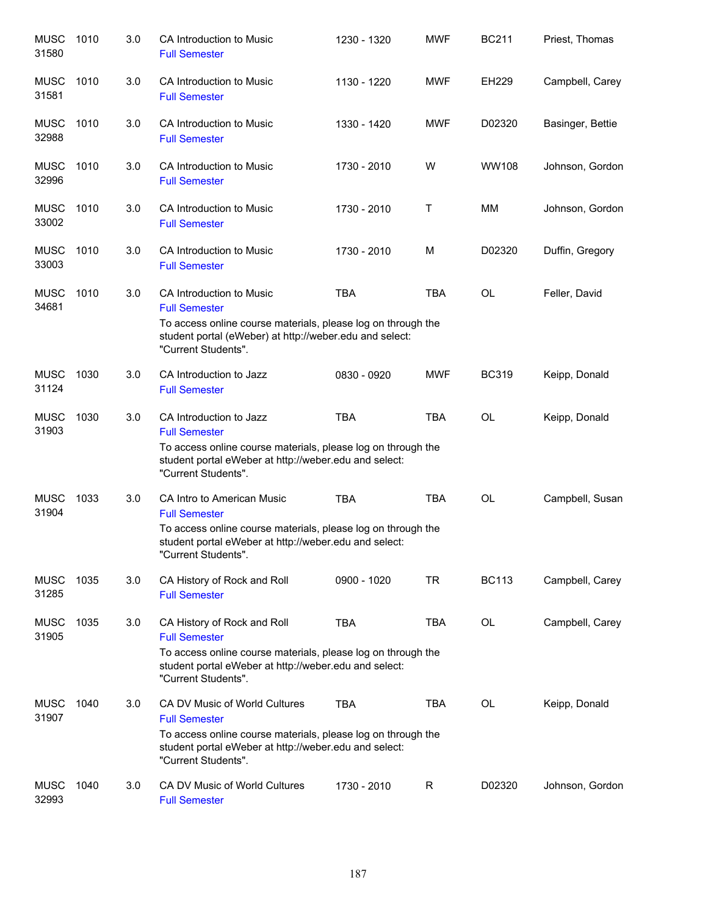| | | | | | | | |
|---|---|---|---|---|---|---|---|
| MUSC 31580 | 1010 | 3.0 | CA Introduction to Music<br>Full Semester | 1230 - 1320 | MWF | BC211 | Priest, Thomas |
| MUSC 31581 | 1010 | 3.0 | CA Introduction to Music<br>Full Semester | 1130 - 1220 | MWF | EH229 | Campbell, Carey |
| MUSC 32988 | 1010 | 3.0 | CA Introduction to Music<br>Full Semester | 1330 - 1420 | MWF | D02320 | Basinger, Bettie |
| MUSC 32996 | 1010 | 3.0 | CA Introduction to Music<br>Full Semester | 1730 - 2010 | W | WW108 | Johnson, Gordon |
| MUSC 33002 | 1010 | 3.0 | CA Introduction to Music<br>Full Semester | 1730 - 2010 | T | MM | Johnson, Gordon |
| MUSC 33003 | 1010 | 3.0 | CA Introduction to Music<br>Full Semester | 1730 - 2010 | M | D02320 | Duffin, Gregory |
| MUSC 34681 | 1010 | 3.0 | CA Introduction to Music<br>Full Semester<br>To access online course materials, please log on through the student portal (eWeber) at http://weber.edu and select: "Current Students". | TBA | TBA | OL | Feller, David |
| MUSC 31124 | 1030 | 3.0 | CA Introduction to Jazz<br>Full Semester | 0830 - 0920 | MWF | BC319 | Keipp, Donald |
| MUSC 31903 | 1030 | 3.0 | CA Introduction to Jazz<br>Full Semester<br>To access online course materials, please log on through the student portal eWeber at http://weber.edu and select: "Current Students". | TBA | TBA | OL | Keipp, Donald |
| MUSC 31904 | 1033 | 3.0 | CA Intro to American Music<br>Full Semester<br>To access online course materials, please log on through the student portal eWeber at http://weber.edu and select: "Current Students". | TBA | TBA | OL | Campbell, Susan |
| MUSC 31285 | 1035 | 3.0 | CA History of Rock and Roll<br>Full Semester | 0900 - 1020 | TR | BC113 | Campbell, Carey |
| MUSC 31905 | 1035 | 3.0 | CA History of Rock and Roll<br>Full Semester<br>To access online course materials, please log on through the student portal eWeber at http://weber.edu and select: "Current Students". | TBA | TBA | OL | Campbell, Carey |
| MUSC 31907 | 1040 | 3.0 | CA DV Music of World Cultures<br>Full Semester<br>To access online course materials, please log on through the student portal eWeber at http://weber.edu and select: "Current Students". | TBA | TBA | OL | Keipp, Donald |
| MUSC 32993 | 1040 | 3.0 | CA DV Music of World Cultures<br>Full Semester | 1730 - 2010 | R | D02320 | Johnson, Gordon |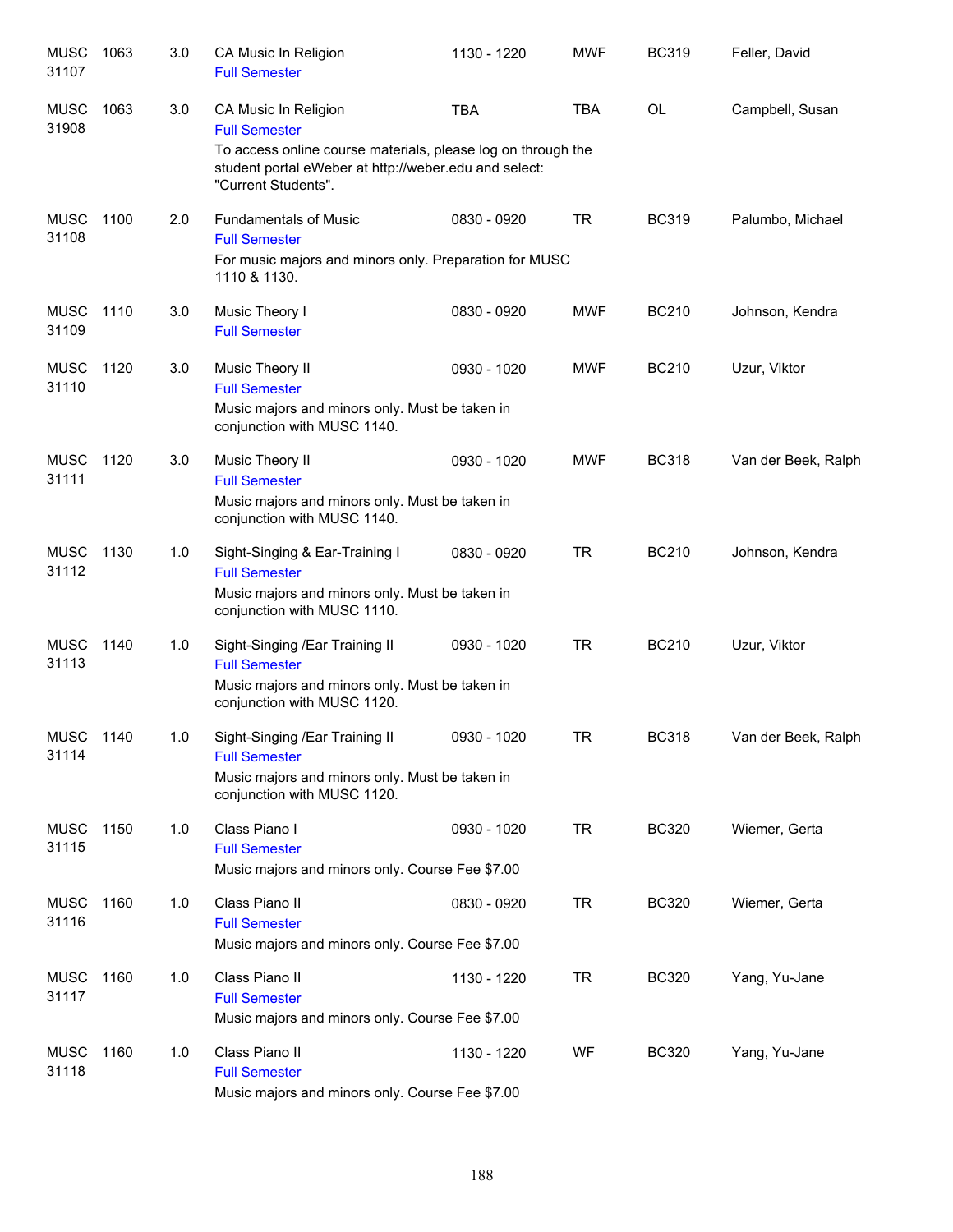| | | | | | | | |
|---|---|---|---|---|---|---|---|
| MUSC 31107 | 1063 | 3.0 | CA Music In Religion<br>Full Semester | 1130 - 1220 | MWF | BC319 | Feller, David |
| MUSC 31908 | 1063 | 3.0 | CA Music In Religion<br>Full Semester<br>To access online course materials, please log on through the student portal eWeber at http://weber.edu and select: "Current Students". | TBA | TBA | OL | Campbell, Susan |
| MUSC 31108 | 1100 | 2.0 | Fundamentals of Music<br>Full Semester<br>For music majors and minors only. Preparation for MUSC 1110 & 1130. | 0830 - 0920 | TR | BC319 | Palumbo, Michael |
| MUSC 31109 | 1110 | 3.0 | Music Theory I<br>Full Semester | 0830 - 0920 | MWF | BC210 | Johnson, Kendra |
| MUSC 31110 | 1120 | 3.0 | Music Theory II<br>Full Semester<br>Music majors and minors only. Must be taken in conjunction with MUSC 1140. | 0930 - 1020 | MWF | BC210 | Uzur, Viktor |
| MUSC 31111 | 1120 | 3.0 | Music Theory II<br>Full Semester<br>Music majors and minors only. Must be taken in conjunction with MUSC 1140. | 0930 - 1020 | MWF | BC318 | Van der Beek, Ralph |
| MUSC 31112 | 1130 | 1.0 | Sight-Singing & Ear-Training I<br>Full Semester<br>Music majors and minors only. Must be taken in conjunction with MUSC 1110. | 0830 - 0920 | TR | BC210 | Johnson, Kendra |
| MUSC 31113 | 1140 | 1.0 | Sight-Singing /Ear Training II<br>Full Semester<br>Music majors and minors only. Must be taken in conjunction with MUSC 1120. | 0930 - 1020 | TR | BC210 | Uzur, Viktor |
| MUSC 31114 | 1140 | 1.0 | Sight-Singing /Ear Training II<br>Full Semester<br>Music majors and minors only. Must be taken in conjunction with MUSC 1120. | 0930 - 1020 | TR | BC318 | Van der Beek, Ralph |
| MUSC 31115 | 1150 | 1.0 | Class Piano I<br>Full Semester<br>Music majors and minors only. Course Fee $7.00 | 0930 - 1020 | TR | BC320 | Wiemer, Gerta |
| MUSC 31116 | 1160 | 1.0 | Class Piano II<br>Full Semester<br>Music majors and minors only. Course Fee $7.00 | 0830 - 0920 | TR | BC320 | Wiemer, Gerta |
| MUSC 31117 | 1160 | 1.0 | Class Piano II<br>Full Semester<br>Music majors and minors only. Course Fee $7.00 | 1130 - 1220 | TR | BC320 | Yang, Yu-Jane |
| MUSC 31118 | 1160 | 1.0 | Class Piano II<br>Full Semester<br>Music majors and minors only. Course Fee $7.00 | 1130 - 1220 | WF | BC320 | Yang, Yu-Jane |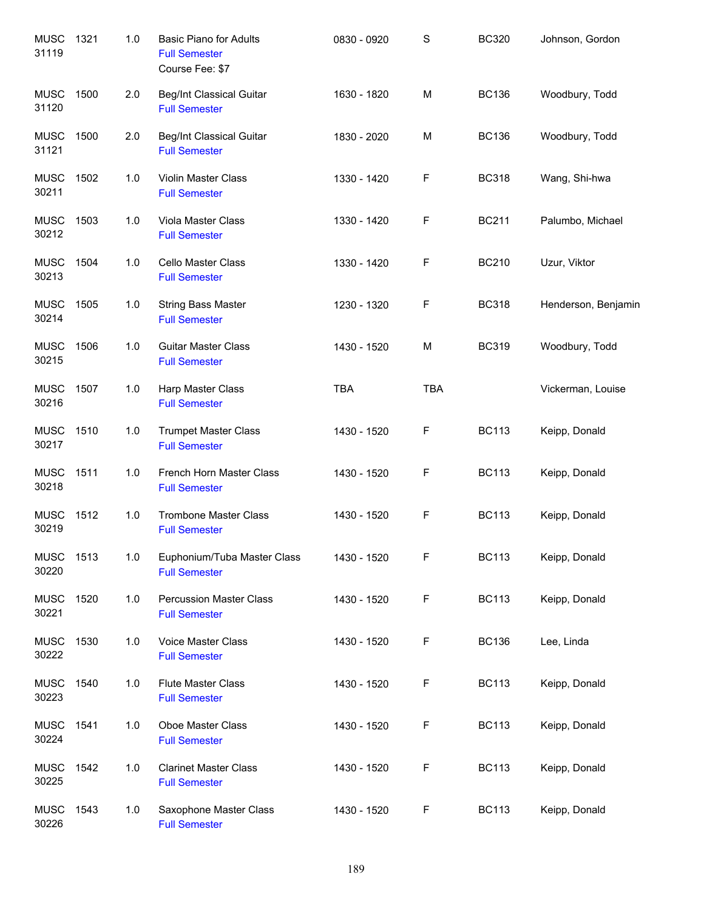| | | | | | | | |
|---|---|---|---|---|---|---|---|
| MUSC 31119 | 1321 | 1.0 | Basic Piano for Adults<br>Full Semester<br>Course Fee: $7 | 0830 - 0920 | S | BC320 | Johnson, Gordon |
| MUSC 31120 | 1500 | 2.0 | Beg/Int Classical Guitar<br>Full Semester | 1630 - 1820 | M | BC136 | Woodbury, Todd |
| MUSC 31121 | 1500 | 2.0 | Beg/Int Classical Guitar<br>Full Semester | 1830 - 2020 | M | BC136 | Woodbury, Todd |
| MUSC 30211 | 1502 | 1.0 | Violin Master Class<br>Full Semester | 1330 - 1420 | F | BC318 | Wang, Shi-hwa |
| MUSC 30212 | 1503 | 1.0 | Viola Master Class<br>Full Semester | 1330 - 1420 | F | BC211 | Palumbo, Michael |
| MUSC 30213 | 1504 | 1.0 | Cello Master Class<br>Full Semester | 1330 - 1420 | F | BC210 | Uzur, Viktor |
| MUSC 30214 | 1505 | 1.0 | String Bass Master<br>Full Semester | 1230 - 1320 | F | BC318 | Henderson, Benjamin |
| MUSC 30215 | 1506 | 1.0 | Guitar Master Class<br>Full Semester | 1430 - 1520 | M | BC319 | Woodbury, Todd |
| MUSC 30216 | 1507 | 1.0 | Harp Master Class<br>Full Semester | TBA | TBA | | Vickerman, Louise |
| MUSC 30217 | 1510 | 1.0 | Trumpet Master Class<br>Full Semester | 1430 - 1520 | F | BC113 | Keipp, Donald |
| MUSC 30218 | 1511 | 1.0 | French Horn Master Class<br>Full Semester | 1430 - 1520 | F | BC113 | Keipp, Donald |
| MUSC 30219 | 1512 | 1.0 | Trombone Master Class<br>Full Semester | 1430 - 1520 | F | BC113 | Keipp, Donald |
| MUSC 30220 | 1513 | 1.0 | Euphonium/Tuba Master Class<br>Full Semester | 1430 - 1520 | F | BC113 | Keipp, Donald |
| MUSC 30221 | 1520 | 1.0 | Percussion Master Class<br>Full Semester | 1430 - 1520 | F | BC113 | Keipp, Donald |
| MUSC 30222 | 1530 | 1.0 | Voice Master Class<br>Full Semester | 1430 - 1520 | F | BC136 | Lee, Linda |
| MUSC 30223 | 1540 | 1.0 | Flute Master Class<br>Full Semester | 1430 - 1520 | F | BC113 | Keipp, Donald |
| MUSC 30224 | 1541 | 1.0 | Oboe Master Class<br>Full Semester | 1430 - 1520 | F | BC113 | Keipp, Donald |
| MUSC 30225 | 1542 | 1.0 | Clarinet Master Class<br>Full Semester | 1430 - 1520 | F | BC113 | Keipp, Donald |
| MUSC 30226 | 1543 | 1.0 | Saxophone Master Class<br>Full Semester | 1430 - 1520 | F | BC113 | Keipp, Donald |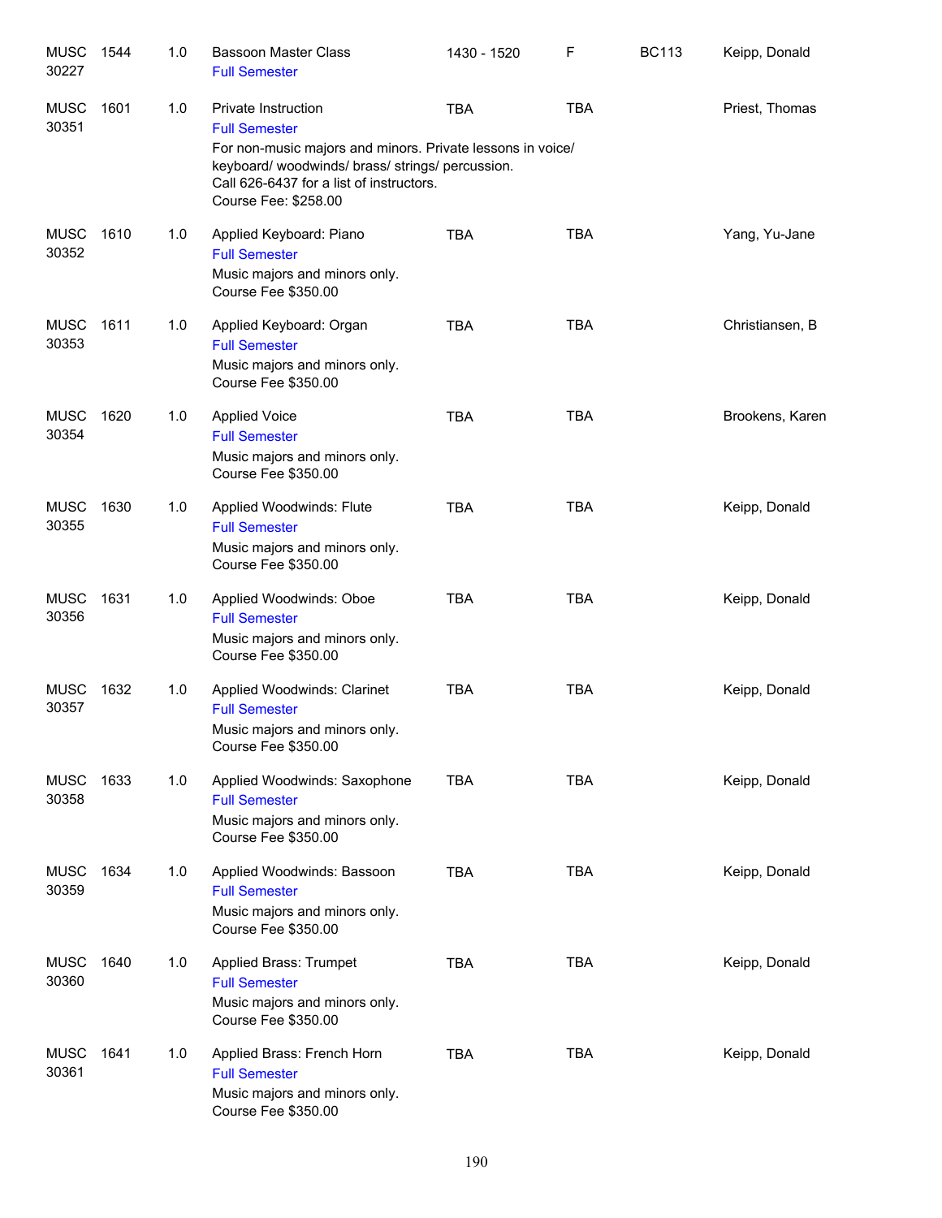| Subject / CRN | Course | Credits | Title / Notes | Time | Days | Room | Instructor |
|---|---|---|---|---|---|---|---|
| MUSC 30227 | 1544 | 1.0 | Bassoon Master Class<br>Full Semester | 1430 - 1520 | F | BC113 | Keipp, Donald |
| MUSC 30351 | 1601 | 1.0 | Private Instruction<br>Full Semester<br>For non-music majors and minors. Private lessons in voice/ keyboard/ woodwinds/ brass/ strings/ percussion.<br>Call 626-6437 for a list of instructors.<br>Course Fee: $258.00 | TBA | TBA | | Priest, Thomas |
| MUSC 30352 | 1610 | 1.0 | Applied Keyboard: Piano<br>Full Semester<br>Music majors and minors only.<br>Course Fee $350.00 | TBA | TBA | | Yang, Yu-Jane |
| MUSC 30353 | 1611 | 1.0 | Applied Keyboard: Organ<br>Full Semester<br>Music majors and minors only.<br>Course Fee $350.00 | TBA | TBA | | Christiansen, B |
| MUSC 30354 | 1620 | 1.0 | Applied Voice<br>Full Semester<br>Music majors and minors only.<br>Course Fee $350.00 | TBA | TBA | | Brookens, Karen |
| MUSC 30355 | 1630 | 1.0 | Applied Woodwinds: Flute<br>Full Semester<br>Music majors and minors only.<br>Course Fee $350.00 | TBA | TBA | | Keipp, Donald |
| MUSC 30356 | 1631 | 1.0 | Applied Woodwinds: Oboe<br>Full Semester<br>Music majors and minors only.<br>Course Fee $350.00 | TBA | TBA | | Keipp, Donald |
| MUSC 30357 | 1632 | 1.0 | Applied Woodwinds: Clarinet<br>Full Semester<br>Music majors and minors only.<br>Course Fee $350.00 | TBA | TBA | | Keipp, Donald |
| MUSC 30358 | 1633 | 1.0 | Applied Woodwinds: Saxophone<br>Full Semester<br>Music majors and minors only.<br>Course Fee $350.00 | TBA | TBA | | Keipp, Donald |
| MUSC 30359 | 1634 | 1.0 | Applied Woodwinds: Bassoon<br>Full Semester<br>Music majors and minors only.<br>Course Fee $350.00 | TBA | TBA | | Keipp, Donald |
| MUSC 30360 | 1640 | 1.0 | Applied Brass: Trumpet<br>Full Semester<br>Music majors and minors only.<br>Course Fee $350.00 | TBA | TBA | | Keipp, Donald |
| MUSC 30361 | 1641 | 1.0 | Applied Brass: French Horn<br>Full Semester<br>Music majors and minors only.<br>Course Fee $350.00 | TBA | TBA | | Keipp, Donald |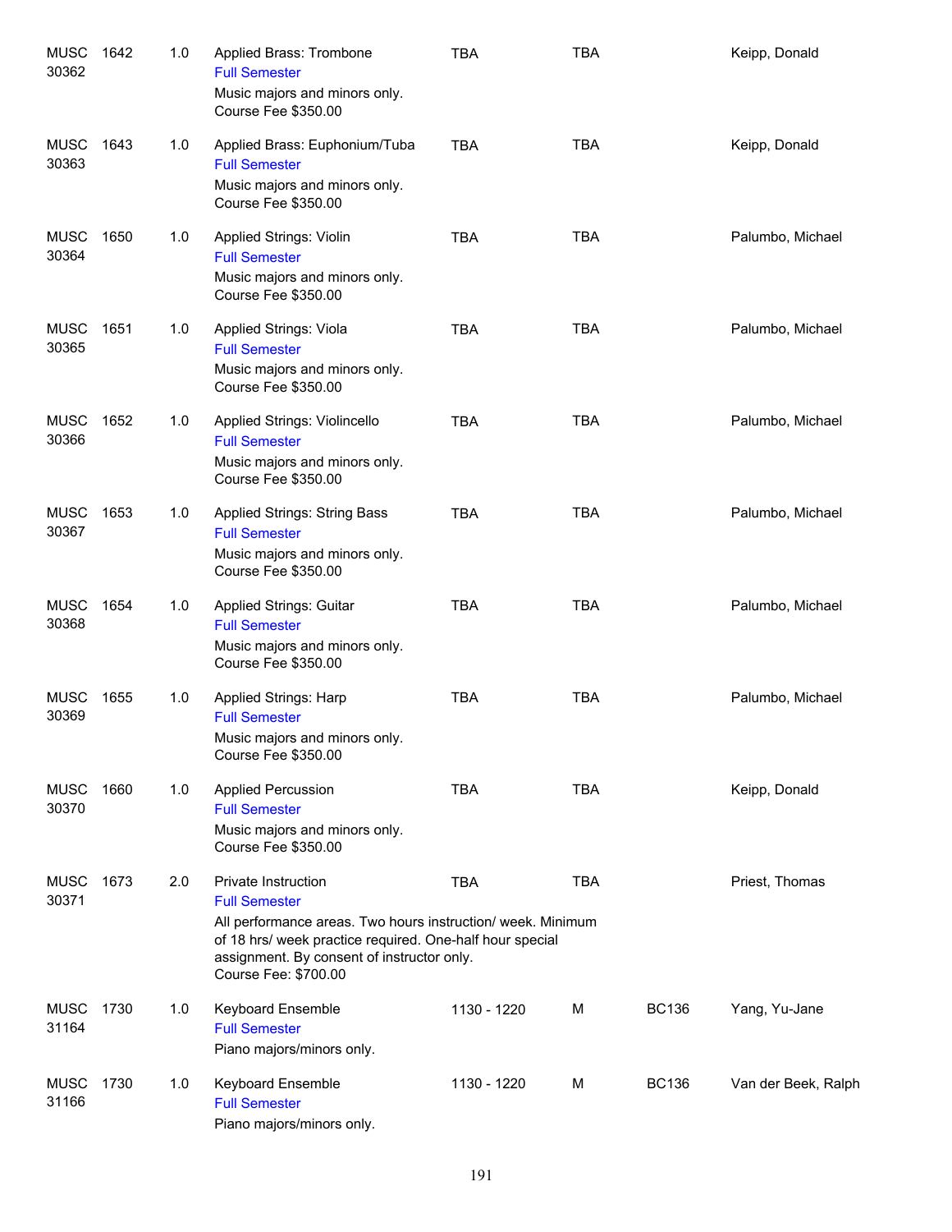| | | | | | | | |
|---|---|---|---|---|---|---|---|
| MUSC 30362 | 1642 | 1.0 | Applied Brass: Trombone<br>Full Semester<br>Music majors and minors only.<br>Course Fee $350.00 | TBA | TBA | | Keipp, Donald |
| MUSC 30363 | 1643 | 1.0 | Applied Brass: Euphonium/Tuba<br>Full Semester<br>Music majors and minors only.<br>Course Fee $350.00 | TBA | TBA | | Keipp, Donald |
| MUSC 30364 | 1650 | 1.0 | Applied Strings: Violin<br>Full Semester<br>Music majors and minors only.<br>Course Fee $350.00 | TBA | TBA | | Palumbo, Michael |
| MUSC 30365 | 1651 | 1.0 | Applied Strings: Viola<br>Full Semester<br>Music majors and minors only.<br>Course Fee $350.00 | TBA | TBA | | Palumbo, Michael |
| MUSC 30366 | 1652 | 1.0 | Applied Strings: Violincello<br>Full Semester<br>Music majors and minors only.<br>Course Fee $350.00 | TBA | TBA | | Palumbo, Michael |
| MUSC 30367 | 1653 | 1.0 | Applied Strings: String Bass<br>Full Semester<br>Music majors and minors only.<br>Course Fee $350.00 | TBA | TBA | | Palumbo, Michael |
| MUSC 30368 | 1654 | 1.0 | Applied Strings: Guitar<br>Full Semester<br>Music majors and minors only.<br>Course Fee $350.00 | TBA | TBA | | Palumbo, Michael |
| MUSC 30369 | 1655 | 1.0 | Applied Strings: Harp<br>Full Semester<br>Music majors and minors only.<br>Course Fee $350.00 | TBA | TBA | | Palumbo, Michael |
| MUSC 30370 | 1660 | 1.0 | Applied Percussion<br>Full Semester<br>Music majors and minors only.<br>Course Fee $350.00 | TBA | TBA | | Keipp, Donald |
| MUSC 30371 | 1673 | 2.0 | Private Instruction<br>Full Semester<br>All performance areas. Two hours instruction/ week. Minimum of 18 hrs/ week practice required. One-half hour special assignment. By consent of instructor only.<br>Course Fee: $700.00 | TBA | TBA | | Priest, Thomas |
| MUSC 31164 | 1730 | 1.0 | Keyboard Ensemble<br>Full Semester<br>Piano majors/minors only. | 1130 - 1220 | M | BC136 | Yang, Yu-Jane |
| MUSC 31166 | 1730 | 1.0 | Keyboard Ensemble<br>Full Semester<br>Piano majors/minors only. | 1130 - 1220 | M | BC136 | Van der Beek, Ralph |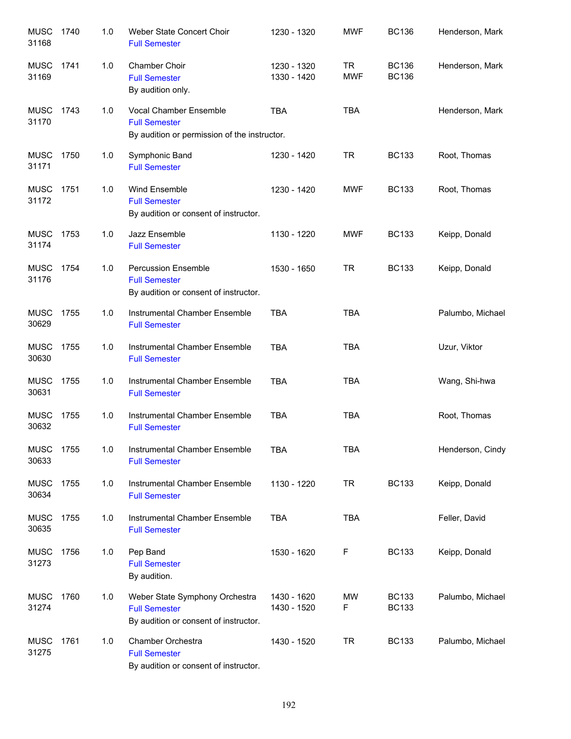| Subject / CRN | Course | Credits | Title | Time | Days | Room | Instructor |
|---|---|---|---|---|---|---|---|
| MUSC 31168 | 1740 | 1.0 | Weber State Concert Choir<br>Full Semester | 1230 - 1320 | MWF | BC136 | Henderson, Mark |
| MUSC 31169 | 1741 | 1.0 | Chamber Choir<br>Full Semester<br>By audition only. | 1230 - 1320<br>1330 - 1420 | TR<br>MWF | BC136<br>BC136 | Henderson, Mark |
| MUSC 31170 | 1743 | 1.0 | Vocal Chamber Ensemble<br>Full Semester<br>By audition or permission of the instructor. | TBA | TBA | | Henderson, Mark |
| MUSC 31171 | 1750 | 1.0 | Symphonic Band<br>Full Semester | 1230 - 1420 | TR | BC133 | Root, Thomas |
| MUSC 31172 | 1751 | 1.0 | Wind Ensemble<br>Full Semester<br>By audition or consent of instructor. | 1230 - 1420 | MWF | BC133 | Root, Thomas |
| MUSC 31174 | 1753 | 1.0 | Jazz Ensemble<br>Full Semester | 1130 - 1220 | MWF | BC133 | Keipp, Donald |
| MUSC 31176 | 1754 | 1.0 | Percussion Ensemble<br>Full Semester<br>By audition or consent of instructor. | 1530 - 1650 | TR | BC133 | Keipp, Donald |
| MUSC 30629 | 1755 | 1.0 | Instrumental Chamber Ensemble<br>Full Semester | TBA | TBA | | Palumbo, Michael |
| MUSC 30630 | 1755 | 1.0 | Instrumental Chamber Ensemble<br>Full Semester | TBA | TBA | | Uzur, Viktor |
| MUSC 30631 | 1755 | 1.0 | Instrumental Chamber Ensemble<br>Full Semester | TBA | TBA | | Wang, Shi-hwa |
| MUSC 30632 | 1755 | 1.0 | Instrumental Chamber Ensemble<br>Full Semester | TBA | TBA | | Root, Thomas |
| MUSC 30633 | 1755 | 1.0 | Instrumental Chamber Ensemble<br>Full Semester | TBA | TBA | | Henderson, Cindy |
| MUSC 30634 | 1755 | 1.0 | Instrumental Chamber Ensemble<br>Full Semester | 1130 - 1220 | TR | BC133 | Keipp, Donald |
| MUSC 30635 | 1755 | 1.0 | Instrumental Chamber Ensemble<br>Full Semester | TBA | TBA | | Feller, David |
| MUSC 31273 | 1756 | 1.0 | Pep Band<br>Full Semester<br>By audition. | 1530 - 1620 | F | BC133 | Keipp, Donald |
| MUSC 31274 | 1760 | 1.0 | Weber State Symphony Orchestra<br>Full Semester<br>By audition or consent of instructor. | 1430 - 1620<br>1430 - 1520 | MW<br>F | BC133<br>BC133 | Palumbo, Michael |
| MUSC 31275 | 1761 | 1.0 | Chamber Orchestra<br>Full Semester<br>By audition or consent of instructor. | 1430 - 1520 | TR | BC133 | Palumbo, Michael |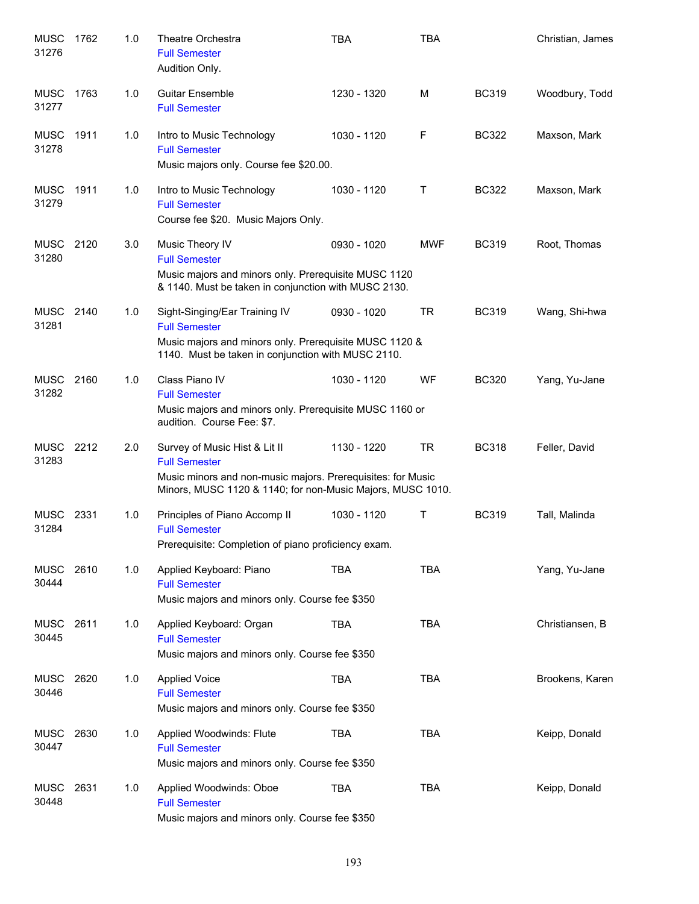| Subject/CRN | Course | Credits | Title | Time | Days | Room | Instructor |
|---|---|---|---|---|---|---|---|
| MUSC 31276 | 1762 | 1.0 | Theatre Orchestra<br>Full Semester<br>Audition Only. | TBA | TBA | | Christian, James |
| MUSC 31277 | 1763 | 1.0 | Guitar Ensemble<br>Full Semester | 1230 - 1320 | M | BC319 | Woodbury, Todd |
| MUSC 31278 | 1911 | 1.0 | Intro to Music Technology<br>Full Semester<br>Music majors only. Course fee $20.00. | 1030 - 1120 | F | BC322 | Maxson, Mark |
| MUSC 31279 | 1911 | 1.0 | Intro to Music Technology<br>Full Semester<br>Course fee $20. Music Majors Only. | 1030 - 1120 | T | BC322 | Maxson, Mark |
| MUSC 31280 | 2120 | 3.0 | Music Theory IV<br>Full Semester<br>Music majors and minors only. Prerequisite MUSC 1120 & 1140. Must be taken in conjunction with MUSC 2130. | 0930 - 1020 | MWF | BC319 | Root, Thomas |
| MUSC 31281 | 2140 | 1.0 | Sight-Singing/Ear Training IV<br>Full Semester<br>Music majors and minors only. Prerequisite MUSC 1120 & 1140. Must be taken in conjunction with MUSC 2110. | 0930 - 1020 | TR | BC319 | Wang, Shi-hwa |
| MUSC 31282 | 2160 | 1.0 | Class Piano IV<br>Full Semester<br>Music majors and minors only. Prerequisite MUSC 1160 or audition. Course Fee: $7. | 1030 - 1120 | WF | BC320 | Yang, Yu-Jane |
| MUSC 31283 | 2212 | 2.0 | Survey of Music Hist & Lit II<br>Full Semester<br>Music minors and non-music majors. Prerequisites: for Music Minors, MUSC 1120 & 1140; for non-Music Majors, MUSC 1010. | 1130 - 1220 | TR | BC318 | Feller, David |
| MUSC 31284 | 2331 | 1.0 | Principles of Piano Accomp II<br>Full Semester<br>Prerequisite: Completion of piano proficiency exam. | 1030 - 1120 | T | BC319 | Tall, Malinda |
| MUSC 30444 | 2610 | 1.0 | Applied Keyboard: Piano<br>Full Semester<br>Music majors and minors only. Course fee $350 | TBA | TBA | | Yang, Yu-Jane |
| MUSC 30445 | 2611 | 1.0 | Applied Keyboard: Organ<br>Full Semester<br>Music majors and minors only. Course fee $350 | TBA | TBA | | Christiansen, B |
| MUSC 30446 | 2620 | 1.0 | Applied Voice<br>Full Semester<br>Music majors and minors only. Course fee $350 | TBA | TBA | | Brookens, Karen |
| MUSC 30447 | 2630 | 1.0 | Applied Woodwinds: Flute<br>Full Semester<br>Music majors and minors only. Course fee $350 | TBA | TBA | | Keipp, Donald |
| MUSC 30448 | 2631 | 1.0 | Applied Woodwinds: Oboe<br>Full Semester<br>Music majors and minors only. Course fee $350 | TBA | TBA | | Keipp, Donald |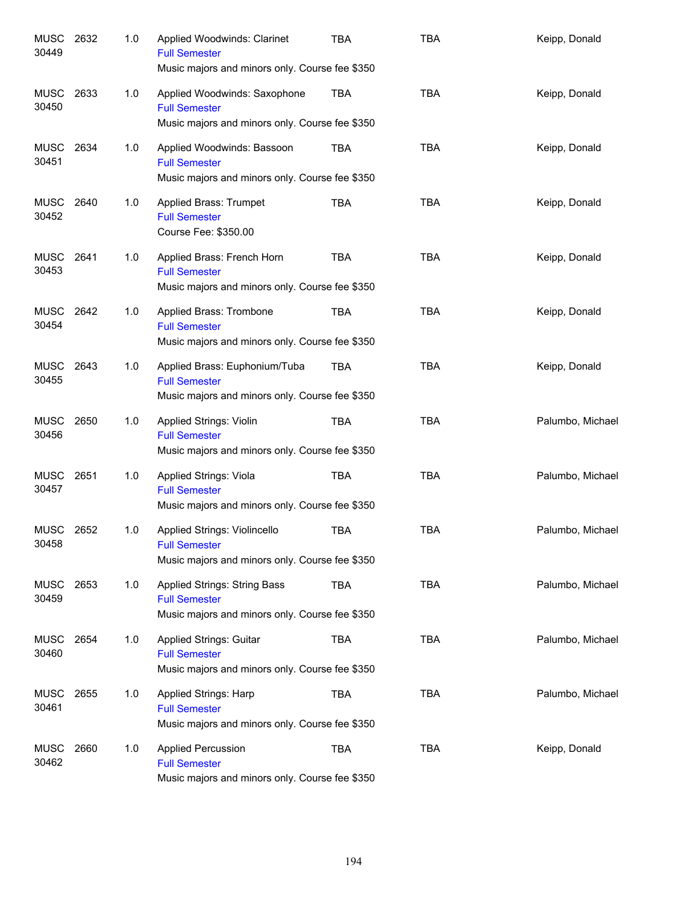| | | | | | | |
|---|---|---|---|---|---|---|
| MUSC 30449 | 2632 | 1.0 | Applied Woodwinds: Clarinet<br>Full Semester<br>Music majors and minors only. Course fee $350 | TBA | TBA | Keipp, Donald |
| MUSC 30450 | 2633 | 1.0 | Applied Woodwinds: Saxophone<br>Full Semester<br>Music majors and minors only. Course fee $350 | TBA | TBA | Keipp, Donald |
| MUSC 30451 | 2634 | 1.0 | Applied Woodwinds: Bassoon<br>Full Semester<br>Music majors and minors only. Course fee $350 | TBA | TBA | Keipp, Donald |
| MUSC 30452 | 2640 | 1.0 | Applied Brass: Trumpet<br>Full Semester<br>Course Fee: $350.00 | TBA | TBA | Keipp, Donald |
| MUSC 30453 | 2641 | 1.0 | Applied Brass: French Horn<br>Full Semester<br>Music majors and minors only. Course fee $350 | TBA | TBA | Keipp, Donald |
| MUSC 30454 | 2642 | 1.0 | Applied Brass: Trombone<br>Full Semester<br>Music majors and minors only. Course fee $350 | TBA | TBA | Keipp, Donald |
| MUSC 30455 | 2643 | 1.0 | Applied Brass: Euphonium/Tuba<br>Full Semester<br>Music majors and minors only. Course fee $350 | TBA | TBA | Keipp, Donald |
| MUSC 30456 | 2650 | 1.0 | Applied Strings: Violin<br>Full Semester<br>Music majors and minors only. Course fee $350 | TBA | TBA | Palumbo, Michael |
| MUSC 30457 | 2651 | 1.0 | Applied Strings: Viola<br>Full Semester<br>Music majors and minors only. Course fee $350 | TBA | TBA | Palumbo, Michael |
| MUSC 30458 | 2652 | 1.0 | Applied Strings: Violincello<br>Full Semester<br>Music majors and minors only. Course fee $350 | TBA | TBA | Palumbo, Michael |
| MUSC 30459 | 2653 | 1.0 | Applied Strings: String Bass<br>Full Semester<br>Music majors and minors only. Course fee $350 | TBA | TBA | Palumbo, Michael |
| MUSC 30460 | 2654 | 1.0 | Applied Strings: Guitar<br>Full Semester<br>Music majors and minors only. Course fee $350 | TBA | TBA | Palumbo, Michael |
| MUSC 30461 | 2655 | 1.0 | Applied Strings: Harp<br>Full Semester<br>Music majors and minors only. Course fee $350 | TBA | TBA | Palumbo, Michael |
| MUSC 30462 | 2660 | 1.0 | Applied Percussion<br>Full Semester<br>Music majors and minors only. Course fee $350 | TBA | TBA | Keipp, Donald |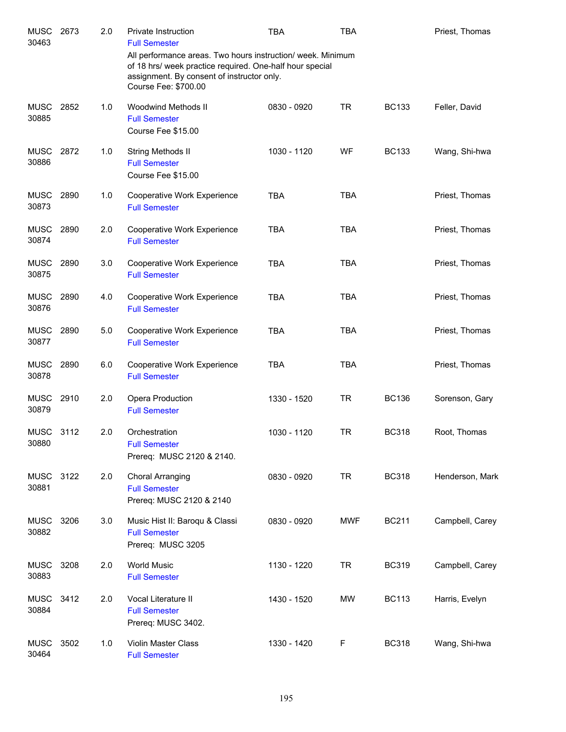| Subject | Course | Credits | Title | Time | Days | Room | Instructor |
|---|---|---|---|---|---|---|---|
| MUSC 30463 | 2673 | 2.0 | Private Instruction<br>Full Semester<br>All performance areas. Two hours instruction/ week. Minimum of 18 hrs/ week practice required. One-half hour special assignment. By consent of instructor only.<br>Course Fee: $700.00 | TBA | TBA | | Priest, Thomas |
| MUSC 30885 | 2852 | 1.0 | Woodwind Methods II<br>Full Semester<br>Course Fee $15.00 | 0830 - 0920 | TR | BC133 | Feller, David |
| MUSC 30886 | 2872 | 1.0 | String Methods II<br>Full Semester<br>Course Fee $15.00 | 1030 - 1120 | WF | BC133 | Wang, Shi-hwa |
| MUSC 30873 | 2890 | 1.0 | Cooperative Work Experience<br>Full Semester | TBA | TBA | | Priest, Thomas |
| MUSC 30874 | 2890 | 2.0 | Cooperative Work Experience<br>Full Semester | TBA | TBA | | Priest, Thomas |
| MUSC 30875 | 2890 | 3.0 | Cooperative Work Experience<br>Full Semester | TBA | TBA | | Priest, Thomas |
| MUSC 30876 | 2890 | 4.0 | Cooperative Work Experience<br>Full Semester | TBA | TBA | | Priest, Thomas |
| MUSC 30877 | 2890 | 5.0 | Cooperative Work Experience<br>Full Semester | TBA | TBA | | Priest, Thomas |
| MUSC 30878 | 2890 | 6.0 | Cooperative Work Experience<br>Full Semester | TBA | TBA | | Priest, Thomas |
| MUSC 30879 | 2910 | 2.0 | Opera Production<br>Full Semester | 1330 - 1520 | TR | BC136 | Sorenson, Gary |
| MUSC 30880 | 3112 | 2.0 | Orchestration<br>Full Semester<br>Prereq: MUSC 2120 & 2140. | 1030 - 1120 | TR | BC318 | Root, Thomas |
| MUSC 30881 | 3122 | 2.0 | Choral Arranging<br>Full Semester<br>Prereq: MUSC 2120 & 2140 | 0830 - 0920 | TR | BC318 | Henderson, Mark |
| MUSC 30882 | 3206 | 3.0 | Music Hist II: Baroqu & Classi<br>Full Semester<br>Prereq: MUSC 3205 | 0830 - 0920 | MWF | BC211 | Campbell, Carey |
| MUSC 30883 | 3208 | 2.0 | World Music<br>Full Semester | 1130 - 1220 | TR | BC319 | Campbell, Carey |
| MUSC 30884 | 3412 | 2.0 | Vocal Literature II<br>Full Semester<br>Prereq: MUSC 3402. | 1430 - 1520 | MW | BC113 | Harris, Evelyn |
| MUSC 30464 | 3502 | 1.0 | Violin Master Class<br>Full Semester | 1330 - 1420 | F | BC318 | Wang, Shi-hwa |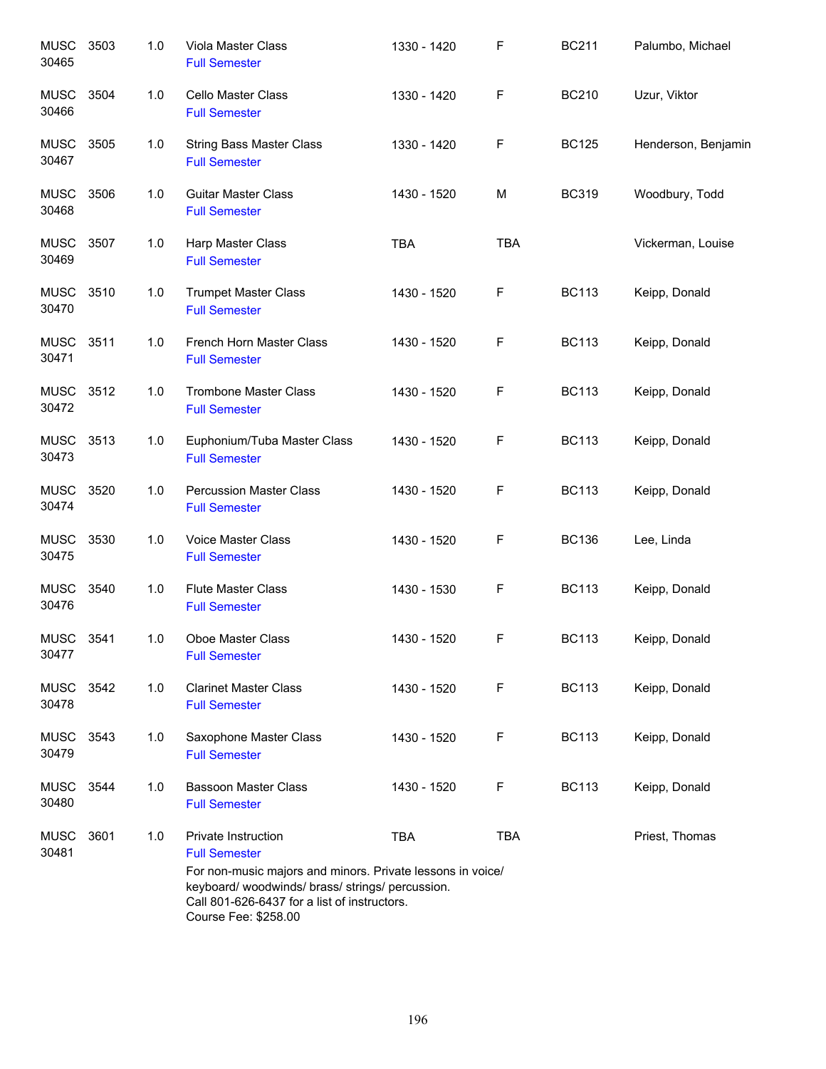| | | | | | | | |
|---|---|---|---|---|---|---|---|
| MUSC 30465 | 3503 | 1.0 | Viola Master Class<br>Full Semester | 1330 - 1420 | F | BC211 | Palumbo, Michael |
| MUSC 30466 | 3504 | 1.0 | Cello Master Class<br>Full Semester | 1330 - 1420 | F | BC210 | Uzur, Viktor |
| MUSC 30467 | 3505 | 1.0 | String Bass Master Class<br>Full Semester | 1330 - 1420 | F | BC125 | Henderson, Benjamin |
| MUSC 30468 | 3506 | 1.0 | Guitar Master Class<br>Full Semester | 1430 - 1520 | M | BC319 | Woodbury, Todd |
| MUSC 30469 | 3507 | 1.0 | Harp Master Class<br>Full Semester | TBA | TBA | | Vickerman, Louise |
| MUSC 30470 | 3510 | 1.0 | Trumpet Master Class<br>Full Semester | 1430 - 1520 | F | BC113 | Keipp, Donald |
| MUSC 30471 | 3511 | 1.0 | French Horn Master Class<br>Full Semester | 1430 - 1520 | F | BC113 | Keipp, Donald |
| MUSC 30472 | 3512 | 1.0 | Trombone Master Class<br>Full Semester | 1430 - 1520 | F | BC113 | Keipp, Donald |
| MUSC 30473 | 3513 | 1.0 | Euphonium/Tuba Master Class<br>Full Semester | 1430 - 1520 | F | BC113 | Keipp, Donald |
| MUSC 30474 | 3520 | 1.0 | Percussion Master Class<br>Full Semester | 1430 - 1520 | F | BC113 | Keipp, Donald |
| MUSC 30475 | 3530 | 1.0 | Voice Master Class<br>Full Semester | 1430 - 1520 | F | BC136 | Lee, Linda |
| MUSC 30476 | 3540 | 1.0 | Flute Master Class<br>Full Semester | 1430 - 1530 | F | BC113 | Keipp, Donald |
| MUSC 30477 | 3541 | 1.0 | Oboe Master Class<br>Full Semester | 1430 - 1520 | F | BC113 | Keipp, Donald |
| MUSC 30478 | 3542 | 1.0 | Clarinet Master Class<br>Full Semester | 1430 - 1520 | F | BC113 | Keipp, Donald |
| MUSC 30479 | 3543 | 1.0 | Saxophone Master Class<br>Full Semester | 1430 - 1520 | F | BC113 | Keipp, Donald |
| MUSC 30480 | 3544 | 1.0 | Bassoon Master Class<br>Full Semester | 1430 - 1520 | F | BC113 | Keipp, Donald |
| MUSC 30481 | 3601 | 1.0 | Private Instruction<br>Full Semester<br>For non-music majors and minors. Private lessons in voice/ keyboard/ woodwinds/ brass/ strings/ percussion.<br>Call 801-626-6437 for a list of instructors.<br>Course Fee: $258.00 | TBA | TBA | | Priest, Thomas |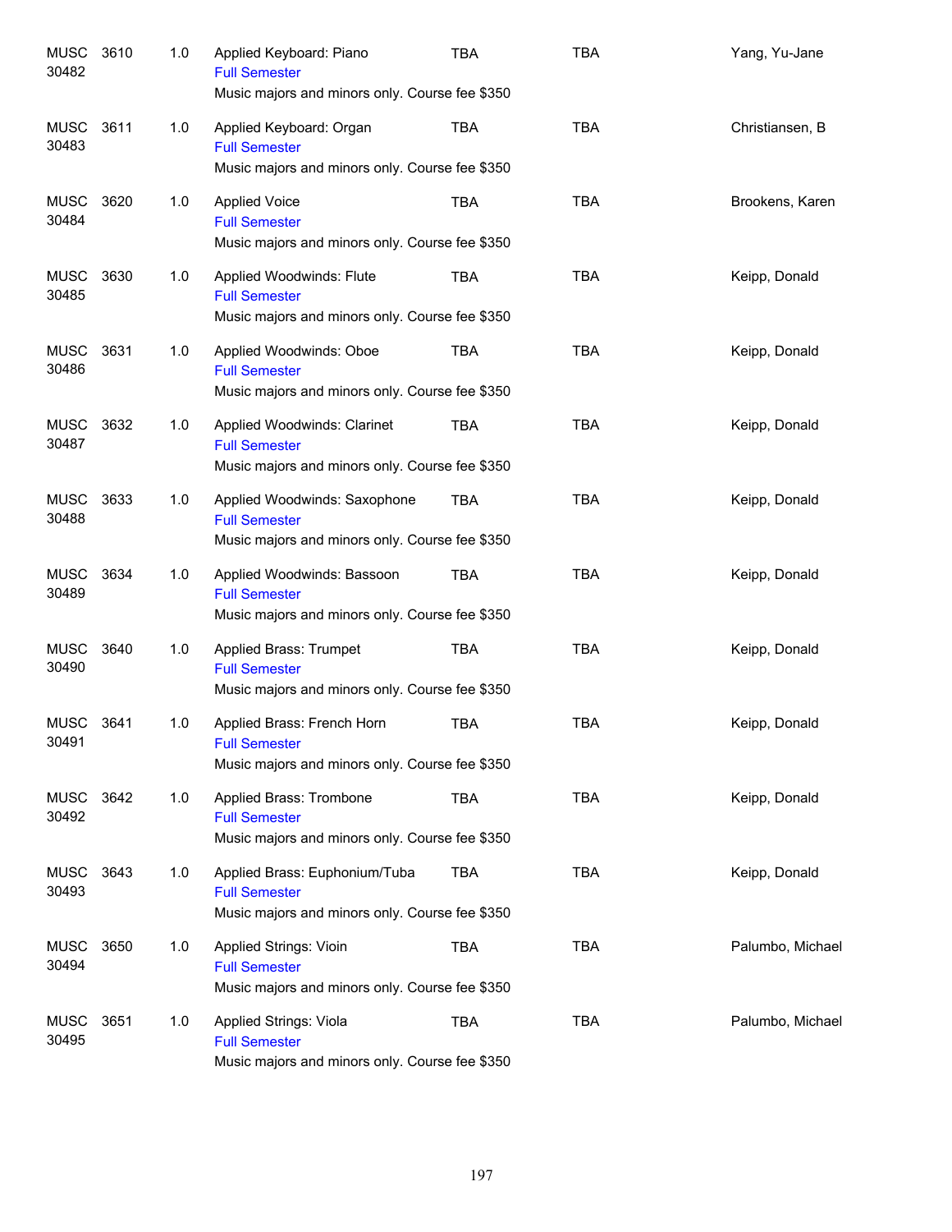| | | | | | | |
|---|---|---|---|---|---|---|
| MUSC 30482 | 3610 | 1.0 | Applied Keyboard: Piano<br>Full Semester<br>Music majors and minors only. Course fee $350 | TBA | TBA | Yang, Yu-Jane |
| MUSC 30483 | 3611 | 1.0 | Applied Keyboard: Organ<br>Full Semester<br>Music majors and minors only. Course fee $350 | TBA | TBA | Christiansen, B |
| MUSC 30484 | 3620 | 1.0 | Applied Voice<br>Full Semester<br>Music majors and minors only. Course fee $350 | TBA | TBA | Brookens, Karen |
| MUSC 30485 | 3630 | 1.0 | Applied Woodwinds: Flute<br>Full Semester<br>Music majors and minors only. Course fee $350 | TBA | TBA | Keipp, Donald |
| MUSC 30486 | 3631 | 1.0 | Applied Woodwinds: Oboe<br>Full Semester<br>Music majors and minors only. Course fee $350 | TBA | TBA | Keipp, Donald |
| MUSC 30487 | 3632 | 1.0 | Applied Woodwinds: Clarinet<br>Full Semester<br>Music majors and minors only. Course fee $350 | TBA | TBA | Keipp, Donald |
| MUSC 30488 | 3633 | 1.0 | Applied Woodwinds: Saxophone<br>Full Semester<br>Music majors and minors only. Course fee $350 | TBA | TBA | Keipp, Donald |
| MUSC 30489 | 3634 | 1.0 | Applied Woodwinds: Bassoon<br>Full Semester<br>Music majors and minors only. Course fee $350 | TBA | TBA | Keipp, Donald |
| MUSC 30490 | 3640 | 1.0 | Applied Brass: Trumpet<br>Full Semester<br>Music majors and minors only. Course fee $350 | TBA | TBA | Keipp, Donald |
| MUSC 30491 | 3641 | 1.0 | Applied Brass: French Horn<br>Full Semester<br>Music majors and minors only. Course fee $350 | TBA | TBA | Keipp, Donald |
| MUSC 30492 | 3642 | 1.0 | Applied Brass: Trombone<br>Full Semester<br>Music majors and minors only. Course fee $350 | TBA | TBA | Keipp, Donald |
| MUSC 30493 | 3643 | 1.0 | Applied Brass: Euphonium/Tuba<br>Full Semester<br>Music majors and minors only. Course fee $350 | TBA | TBA | Keipp, Donald |
| MUSC 30494 | 3650 | 1.0 | Applied Strings: Vioin<br>Full Semester<br>Music majors and minors only. Course fee $350 | TBA | TBA | Palumbo, Michael |
| MUSC 30495 | 3651 | 1.0 | Applied Strings: Viola<br>Full Semester<br>Music majors and minors only. Course fee $350 | TBA | TBA | Palumbo, Michael |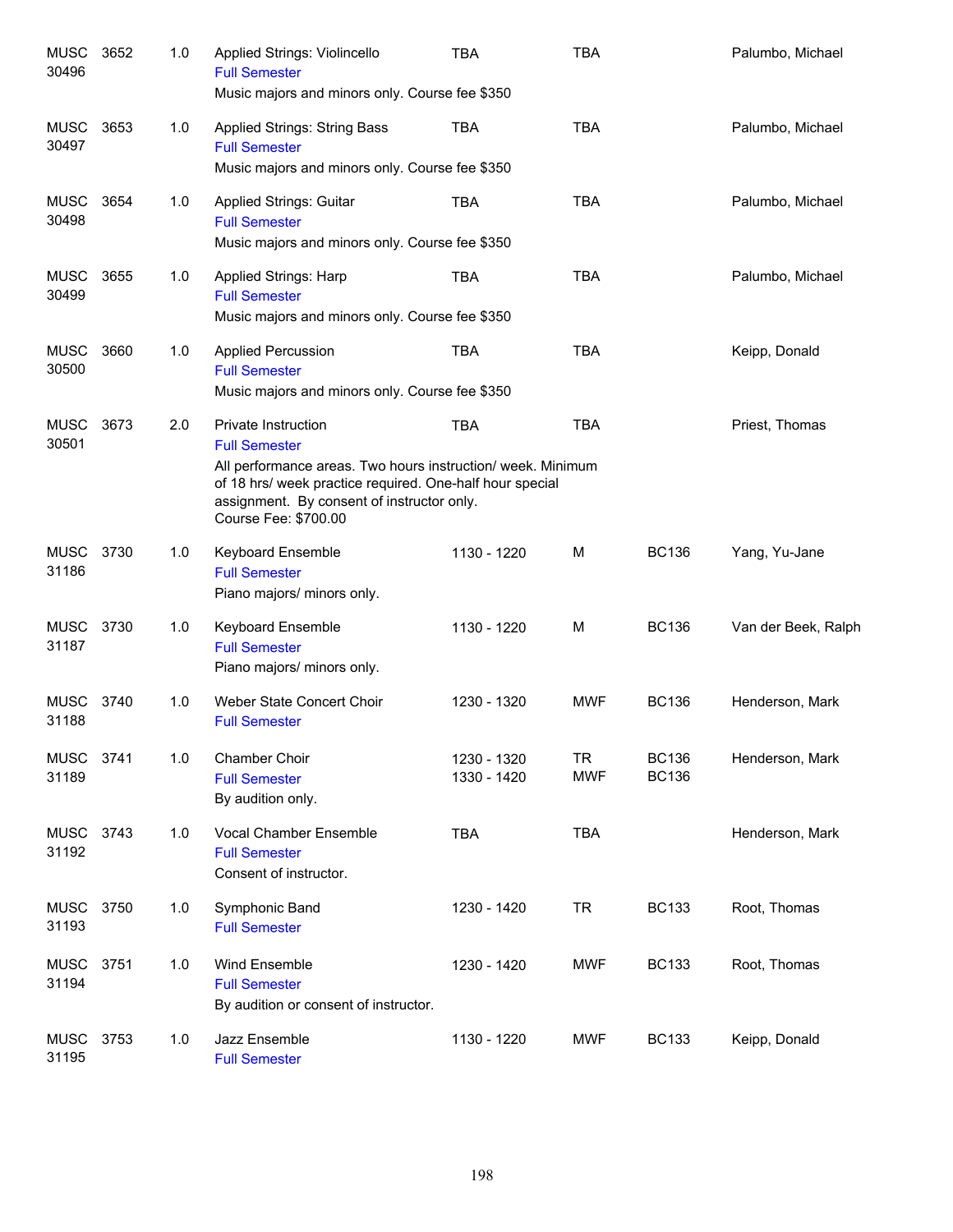| Course | | Credits | Title | Time | Days | Room | Instructor |
|---|---|---|---|---|---|---|---|
| MUSC 30496 | 3652 | 1.0 | Applied Strings: Violincello<br>Full Semester<br>Music majors and minors only. Course fee $350 | TBA | TBA | | Palumbo, Michael |
| MUSC 30497 | 3653 | 1.0 | Applied Strings: String Bass<br>Full Semester<br>Music majors and minors only. Course fee $350 | TBA | TBA | | Palumbo, Michael |
| MUSC 30498 | 3654 | 1.0 | Applied Strings: Guitar<br>Full Semester<br>Music majors and minors only. Course fee $350 | TBA | TBA | | Palumbo, Michael |
| MUSC 30499 | 3655 | 1.0 | Applied Strings: Harp<br>Full Semester<br>Music majors and minors only. Course fee $350 | TBA | TBA | | Palumbo, Michael |
| MUSC 30500 | 3660 | 1.0 | Applied Percussion<br>Full Semester<br>Music majors and minors only. Course fee $350 | TBA | TBA | | Keipp, Donald |
| MUSC 30501 | 3673 | 2.0 | Private Instruction<br>Full Semester<br>All performance areas. Two hours instruction/ week. Minimum of 18 hrs/ week practice required. One-half hour special assignment. By consent of instructor only.<br>Course Fee: $700.00 | TBA | TBA | | Priest, Thomas |
| MUSC 31186 | 3730 | 1.0 | Keyboard Ensemble<br>Full Semester<br>Piano majors/ minors only. | 1130 - 1220 | M | BC136 | Yang, Yu-Jane |
| MUSC 31187 | 3730 | 1.0 | Keyboard Ensemble<br>Full Semester<br>Piano majors/ minors only. | 1130 - 1220 | M | BC136 | Van der Beek, Ralph |
| MUSC 31188 | 3740 | 1.0 | Weber State Concert Choir<br>Full Semester | 1230 - 1320 | MWF | BC136 | Henderson, Mark |
| MUSC 31189 | 3741 | 1.0 | Chamber Choir<br>Full Semester<br>By audition only. | 1230 - 1320<br>1330 - 1420 | TR<br>MWF | BC136<br>BC136 | Henderson, Mark |
| MUSC 31192 | 3743 | 1.0 | Vocal Chamber Ensemble<br>Full Semester<br>Consent of instructor. | TBA | TBA | | Henderson, Mark |
| MUSC 31193 | 3750 | 1.0 | Symphonic Band<br>Full Semester | 1230 - 1420 | TR | BC133 | Root, Thomas |
| MUSC 31194 | 3751 | 1.0 | Wind Ensemble<br>Full Semester<br>By audition or consent of instructor. | 1230 - 1420 | MWF | BC133 | Root, Thomas |
| MUSC 31195 | 3753 | 1.0 | Jazz Ensemble<br>Full Semester | 1130 - 1220 | MWF | BC133 | Keipp, Donald |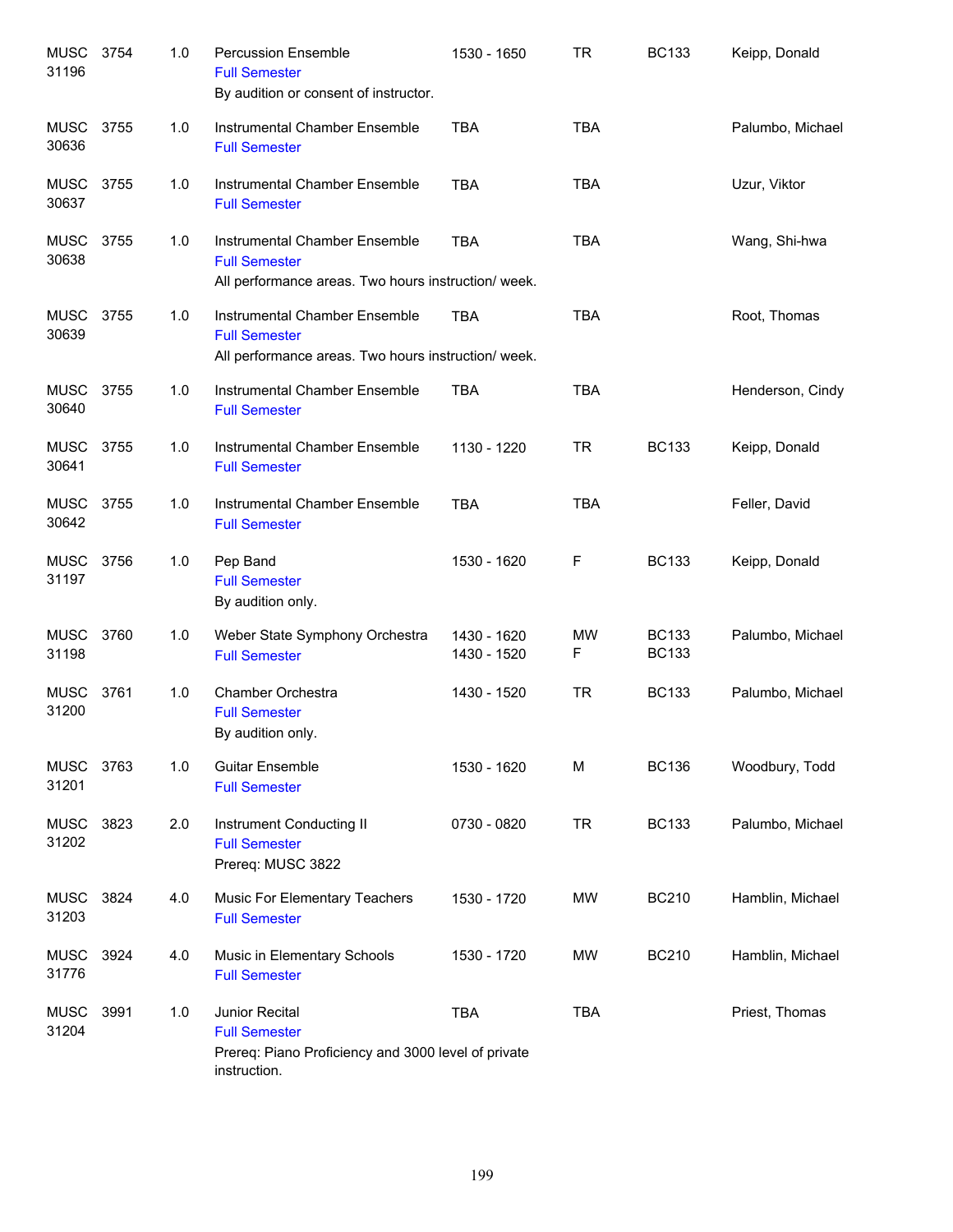| | | | | | | | |
|---|---|---|---|---|---|---|---|
| MUSC 31196 | 3754 | 1.0 | Percussion Ensemble<br>Full Semester<br>By audition or consent of instructor. | 1530 - 1650 | TR | BC133 | Keipp, Donald |
| MUSC 30636 | 3755 | 1.0 | Instrumental Chamber Ensemble<br>Full Semester | TBA | TBA | | Palumbo, Michael |
| MUSC 30637 | 3755 | 1.0 | Instrumental Chamber Ensemble<br>Full Semester | TBA | TBA | | Uzur, Viktor |
| MUSC 30638 | 3755 | 1.0 | Instrumental Chamber Ensemble<br>Full Semester<br>All performance areas. Two hours instruction/ week. | TBA | TBA | | Wang, Shi-hwa |
| MUSC 30639 | 3755 | 1.0 | Instrumental Chamber Ensemble<br>Full Semester<br>All performance areas. Two hours instruction/ week. | TBA | TBA | | Root, Thomas |
| MUSC 30640 | 3755 | 1.0 | Instrumental Chamber Ensemble<br>Full Semester | TBA | TBA | | Henderson, Cindy |
| MUSC 30641 | 3755 | 1.0 | Instrumental Chamber Ensemble<br>Full Semester | 1130 - 1220 | TR | BC133 | Keipp, Donald |
| MUSC 30642 | 3755 | 1.0 | Instrumental Chamber Ensemble<br>Full Semester | TBA | TBA | | Feller, David |
| MUSC 31197 | 3756 | 1.0 | Pep Band<br>Full Semester<br>By audition only. | 1530 - 1620 | F | BC133 | Keipp, Donald |
| MUSC 31198 | 3760 | 1.0 | Weber State Symphony Orchestra<br>Full Semester | 1430 - 1620<br>1430 - 1520 | MW<br>F | BC133<br>BC133 | Palumbo, Michael |
| MUSC 31200 | 3761 | 1.0 | Chamber Orchestra<br>Full Semester<br>By audition only. | 1430 - 1520 | TR | BC133 | Palumbo, Michael |
| MUSC 31201 | 3763 | 1.0 | Guitar Ensemble<br>Full Semester | 1530 - 1620 | M | BC136 | Woodbury, Todd |
| MUSC 31202 | 3823 | 2.0 | Instrument Conducting II<br>Full Semester<br>Prereq: MUSC 3822 | 0730 - 0820 | TR | BC133 | Palumbo, Michael |
| MUSC 31203 | 3824 | 4.0 | Music For Elementary Teachers<br>Full Semester | 1530 - 1720 | MW | BC210 | Hamblin, Michael |
| MUSC 31776 | 3924 | 4.0 | Music in Elementary Schools<br>Full Semester | 1530 - 1720 | MW | BC210 | Hamblin, Michael |
| MUSC 31204 | 3991 | 1.0 | Junior Recital<br>Full Semester<br>Prereq: Piano Proficiency and 3000 level of private instruction. | TBA | TBA | | Priest, Thomas |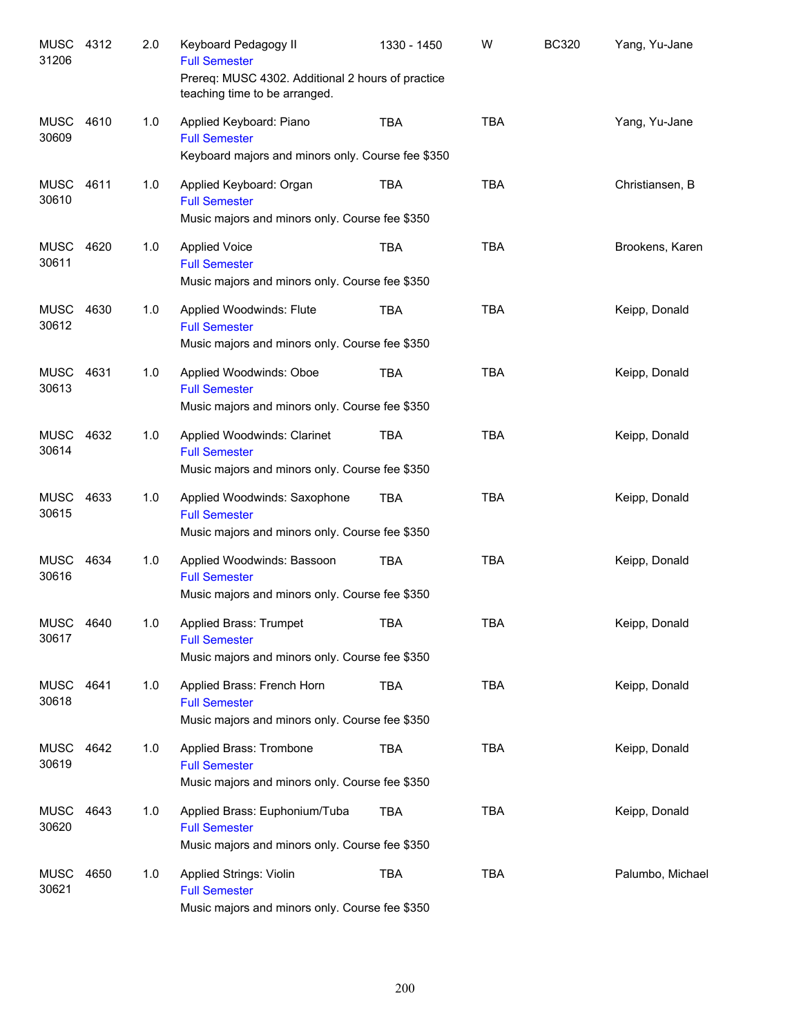| Subject/CRN | Course | Credits | Title | Time | Days | Room | Instructor |
|---|---|---|---|---|---|---|---|
| MUSC 31206 | 4312 | 2.0 | Keyboard Pedagogy II<br>Full Semester<br>Prereq: MUSC 4302. Additional 2 hours of practice teaching time to be arranged. | 1330 - 1450 | W | BC320 | Yang, Yu-Jane |
| MUSC 30609 | 4610 | 1.0 | Applied Keyboard: Piano<br>Full Semester<br>Keyboard majors and minors only. Course fee $350 | TBA | TBA | | Yang, Yu-Jane |
| MUSC 30610 | 4611 | 1.0 | Applied Keyboard: Organ<br>Full Semester<br>Music majors and minors only. Course fee $350 | TBA | TBA | | Christiansen, B |
| MUSC 30611 | 4620 | 1.0 | Applied Voice<br>Full Semester<br>Music majors and minors only. Course fee $350 | TBA | TBA | | Brookens, Karen |
| MUSC 30612 | 4630 | 1.0 | Applied Woodwinds: Flute<br>Full Semester<br>Music majors and minors only. Course fee $350 | TBA | TBA | | Keipp, Donald |
| MUSC 30613 | 4631 | 1.0 | Applied Woodwinds: Oboe<br>Full Semester<br>Music majors and minors only. Course fee $350 | TBA | TBA | | Keipp, Donald |
| MUSC 30614 | 4632 | 1.0 | Applied Woodwinds: Clarinet<br>Full Semester<br>Music majors and minors only. Course fee $350 | TBA | TBA | | Keipp, Donald |
| MUSC 30615 | 4633 | 1.0 | Applied Woodwinds: Saxophone<br>Full Semester<br>Music majors and minors only. Course fee $350 | TBA | TBA | | Keipp, Donald |
| MUSC 30616 | 4634 | 1.0 | Applied Woodwinds: Bassoon<br>Full Semester<br>Music majors and minors only. Course fee $350 | TBA | TBA | | Keipp, Donald |
| MUSC 30617 | 4640 | 1.0 | Applied Brass: Trumpet<br>Full Semester<br>Music majors and minors only. Course fee $350 | TBA | TBA | | Keipp, Donald |
| MUSC 30618 | 4641 | 1.0 | Applied Brass: French Horn<br>Full Semester<br>Music majors and minors only. Course fee $350 | TBA | TBA | | Keipp, Donald |
| MUSC 30619 | 4642 | 1.0 | Applied Brass: Trombone<br>Full Semester<br>Music majors and minors only. Course fee $350 | TBA | TBA | | Keipp, Donald |
| MUSC 30620 | 4643 | 1.0 | Applied Brass: Euphonium/Tuba<br>Full Semester<br>Music majors and minors only. Course fee $350 | TBA | TBA | | Keipp, Donald |
| MUSC 30621 | 4650 | 1.0 | Applied Strings: Violin<br>Full Semester<br>Music majors and minors only. Course fee $350 | TBA | TBA | | Palumbo, Michael |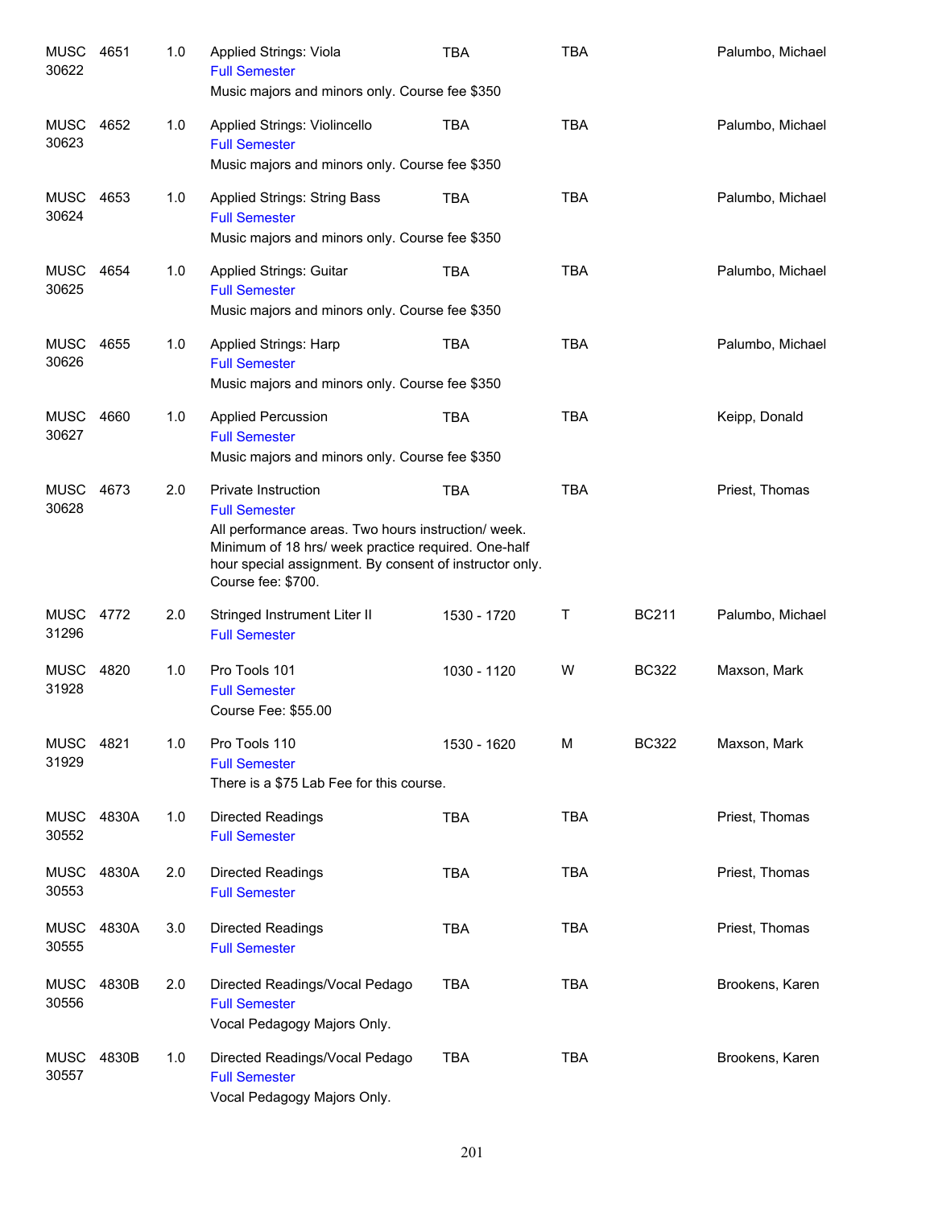| | | | | | | | |
|---|---|---|---|---|---|---|---|
| MUSC 30622 | 4651 | 1.0 | Applied Strings: Viola<br>Full Semester<br>Music majors and minors only. Course fee $350 | TBA | TBA | | Palumbo, Michael |
| MUSC 30623 | 4652 | 1.0 | Applied Strings: Violincello<br>Full Semester<br>Music majors and minors only. Course fee $350 | TBA | TBA | | Palumbo, Michael |
| MUSC 30624 | 4653 | 1.0 | Applied Strings: String Bass<br>Full Semester<br>Music majors and minors only. Course fee $350 | TBA | TBA | | Palumbo, Michael |
| MUSC 30625 | 4654 | 1.0 | Applied Strings: Guitar<br>Full Semester<br>Music majors and minors only. Course fee $350 | TBA | TBA | | Palumbo, Michael |
| MUSC 30626 | 4655 | 1.0 | Applied Strings: Harp<br>Full Semester<br>Music majors and minors only. Course fee $350 | TBA | TBA | | Palumbo, Michael |
| MUSC 30627 | 4660 | 1.0 | Applied Percussion<br>Full Semester<br>Music majors and minors only. Course fee $350 | TBA | TBA | | Keipp, Donald |
| MUSC 30628 | 4673 | 2.0 | Private Instruction<br>Full Semester<br>All performance areas. Two hours instruction/ week. Minimum of 18 hrs/ week practice required. One-half hour special assignment. By consent of instructor only. Course fee: $700. | TBA | TBA | | Priest, Thomas |
| MUSC 31296 | 4772 | 2.0 | Stringed Instrument Liter II<br>Full Semester | 1530 - 1720 | T | BC211 | Palumbo, Michael |
| MUSC 31928 | 4820 | 1.0 | Pro Tools 101<br>Full Semester<br>Course Fee: $55.00 | 1030 - 1120 | W | BC322 | Maxson, Mark |
| MUSC 31929 | 4821 | 1.0 | Pro Tools 110<br>Full Semester<br>There is a $75 Lab Fee for this course. | 1530 - 1620 | M | BC322 | Maxson, Mark |
| MUSC 30552 | 4830A | 1.0 | Directed Readings<br>Full Semester | TBA | TBA | | Priest, Thomas |
| MUSC 30553 | 4830A | 2.0 | Directed Readings<br>Full Semester | TBA | TBA | | Priest, Thomas |
| MUSC 30555 | 4830A | 3.0 | Directed Readings<br>Full Semester | TBA | TBA | | Priest, Thomas |
| MUSC 30556 | 4830B | 2.0 | Directed Readings/Vocal Pedago<br>Full Semester<br>Vocal Pedagogy Majors Only. | TBA | TBA | | Brookens, Karen |
| MUSC 30557 | 4830B | 1.0 | Directed Readings/Vocal Pedago<br>Full Semester<br>Vocal Pedagogy Majors Only. | TBA | TBA | | Brookens, Karen |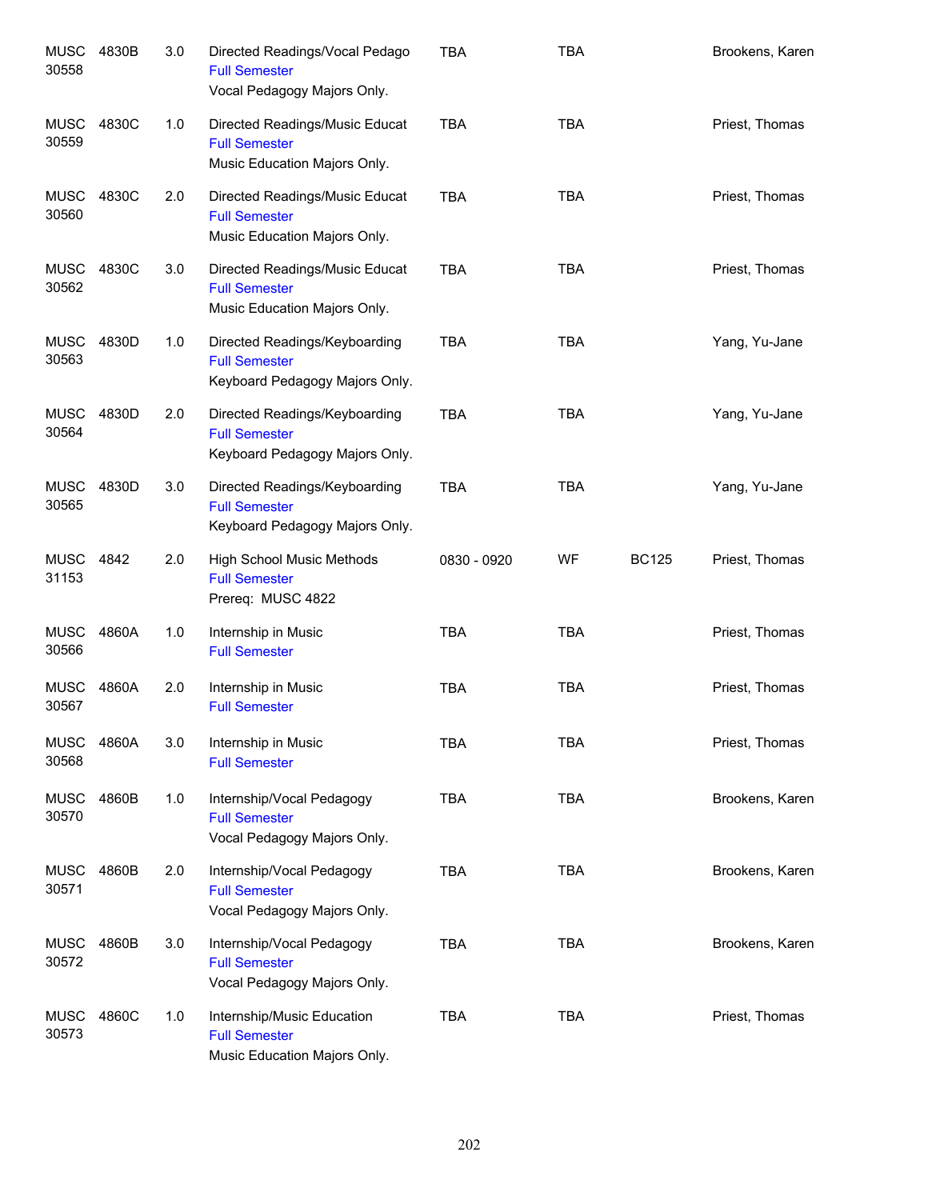| | | | | | | | |
|---|---|---|---|---|---|---|---|
| MUSC 30558 | 4830B | 3.0 | Directed Readings/Vocal Pedago<br>Full Semester<br>Vocal Pedagogy Majors Only. | TBA | TBA | | Brookens, Karen |
| MUSC 30559 | 4830C | 1.0 | Directed Readings/Music Educat<br>Full Semester<br>Music Education Majors Only. | TBA | TBA | | Priest, Thomas |
| MUSC 30560 | 4830C | 2.0 | Directed Readings/Music Educat<br>Full Semester<br>Music Education Majors Only. | TBA | TBA | | Priest, Thomas |
| MUSC 30562 | 4830C | 3.0 | Directed Readings/Music Educat<br>Full Semester<br>Music Education Majors Only. | TBA | TBA | | Priest, Thomas |
| MUSC 30563 | 4830D | 1.0 | Directed Readings/Keyboarding<br>Full Semester<br>Keyboard Pedagogy Majors Only. | TBA | TBA | | Yang, Yu-Jane |
| MUSC 30564 | 4830D | 2.0 | Directed Readings/Keyboarding<br>Full Semester<br>Keyboard Pedagogy Majors Only. | TBA | TBA | | Yang, Yu-Jane |
| MUSC 30565 | 4830D | 3.0 | Directed Readings/Keyboarding<br>Full Semester<br>Keyboard Pedagogy Majors Only. | TBA | TBA | | Yang, Yu-Jane |
| MUSC 31153 | 4842 | 2.0 | High School Music Methods<br>Full Semester<br>Prereq: MUSC 4822 | 0830 - 0920 | WF | BC125 | Priest, Thomas |
| MUSC 30566 | 4860A | 1.0 | Internship in Music<br>Full Semester | TBA | TBA | | Priest, Thomas |
| MUSC 30567 | 4860A | 2.0 | Internship in Music<br>Full Semester | TBA | TBA | | Priest, Thomas |
| MUSC 30568 | 4860A | 3.0 | Internship in Music<br>Full Semester | TBA | TBA | | Priest, Thomas |
| MUSC 30570 | 4860B | 1.0 | Internship/Vocal Pedagogy<br>Full Semester<br>Vocal Pedagogy Majors Only. | TBA | TBA | | Brookens, Karen |
| MUSC 30571 | 4860B | 2.0 | Internship/Vocal Pedagogy<br>Full Semester<br>Vocal Pedagogy Majors Only. | TBA | TBA | | Brookens, Karen |
| MUSC 30572 | 4860B | 3.0 | Internship/Vocal Pedagogy<br>Full Semester<br>Vocal Pedagogy Majors Only. | TBA | TBA | | Brookens, Karen |
| MUSC 30573 | 4860C | 1.0 | Internship/Music Education<br>Full Semester<br>Music Education Majors Only. | TBA | TBA | | Priest, Thomas |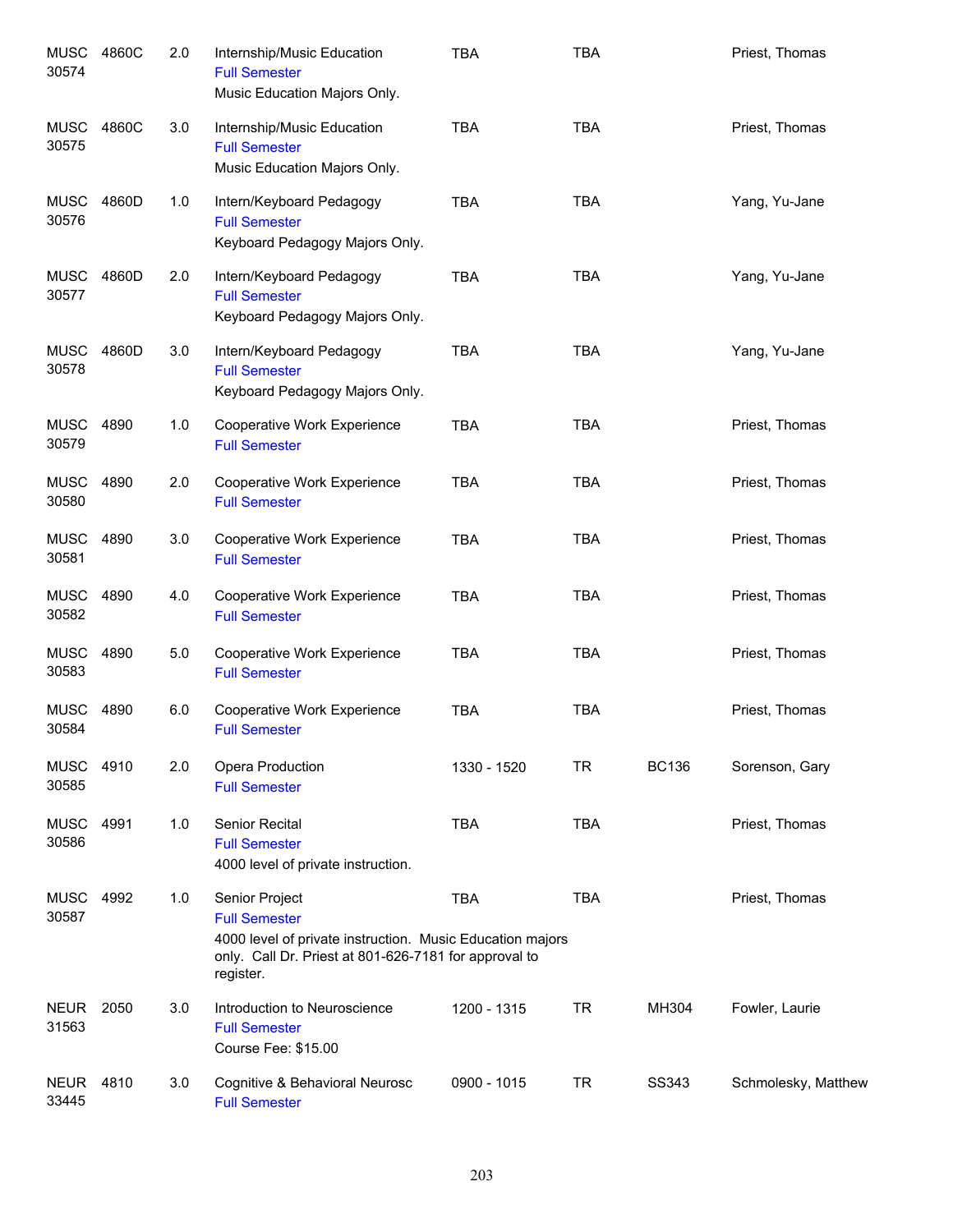| Course | Number | Credits | Title | Time | Days | Room | Instructor |
|---|---|---|---|---|---|---|---|
| MUSC 30574 | 4860C | 2.0 | Internship/Music Education<br>Full Semester<br>Music Education Majors Only. | TBA | TBA | | Priest, Thomas |
| MUSC 30575 | 4860C | 3.0 | Internship/Music Education<br>Full Semester<br>Music Education Majors Only. | TBA | TBA | | Priest, Thomas |
| MUSC 30576 | 4860D | 1.0 | Intern/Keyboard Pedagogy<br>Full Semester<br>Keyboard Pedagogy Majors Only. | TBA | TBA | | Yang, Yu-Jane |
| MUSC 30577 | 4860D | 2.0 | Intern/Keyboard Pedagogy<br>Full Semester<br>Keyboard Pedagogy Majors Only. | TBA | TBA | | Yang, Yu-Jane |
| MUSC 30578 | 4860D | 3.0 | Intern/Keyboard Pedagogy<br>Full Semester<br>Keyboard Pedagogy Majors Only. | TBA | TBA | | Yang, Yu-Jane |
| MUSC 30579 | 4890 | 1.0 | Cooperative Work Experience<br>Full Semester | TBA | TBA | | Priest, Thomas |
| MUSC 30580 | 4890 | 2.0 | Cooperative Work Experience<br>Full Semester | TBA | TBA | | Priest, Thomas |
| MUSC 30581 | 4890 | 3.0 | Cooperative Work Experience<br>Full Semester | TBA | TBA | | Priest, Thomas |
| MUSC 30582 | 4890 | 4.0 | Cooperative Work Experience<br>Full Semester | TBA | TBA | | Priest, Thomas |
| MUSC 30583 | 4890 | 5.0 | Cooperative Work Experience<br>Full Semester | TBA | TBA | | Priest, Thomas |
| MUSC 30584 | 4890 | 6.0 | Cooperative Work Experience<br>Full Semester | TBA | TBA | | Priest, Thomas |
| MUSC 30585 | 4910 | 2.0 | Opera Production<br>Full Semester | 1330 - 1520 | TR | BC136 | Sorenson, Gary |
| MUSC 30586 | 4991 | 1.0 | Senior Recital<br>Full Semester<br>4000 level of private instruction. | TBA | TBA | | Priest, Thomas |
| MUSC 30587 | 4992 | 1.0 | Senior Project<br>Full Semester<br>4000 level of private instruction. Music Education majors only. Call Dr. Priest at 801-626-7181 for approval to register. | TBA | TBA | | Priest, Thomas |
| NEUR 31563 | 2050 | 3.0 | Introduction to Neuroscience<br>Full Semester<br>Course Fee: $15.00 | 1200 - 1315 | TR | MH304 | Fowler, Laurie |
| NEUR 33445 | 4810 | 3.0 | Cognitive & Behavioral Neurosc<br>Full Semester | 0900 - 1015 | TR | SS343 | Schmolesky, Matthew |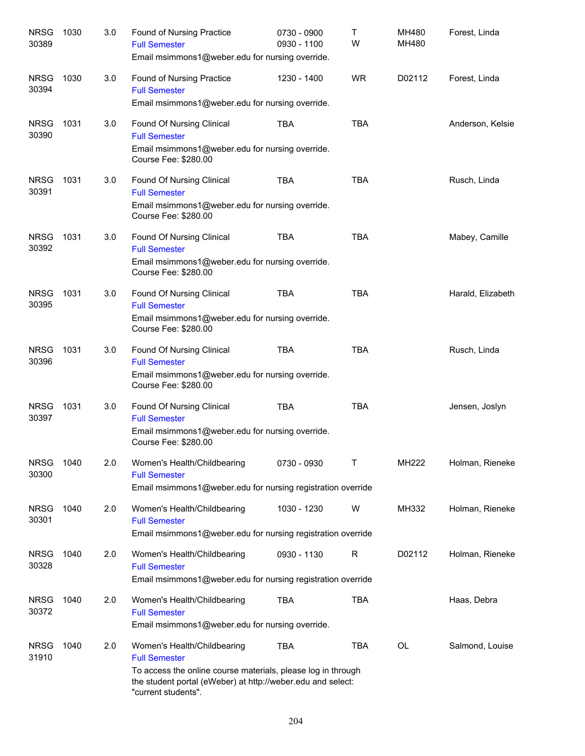| | | | | | | | |
|---|---|---|---|---|---|---|---|
| NRSG 30389 | 1030 | 3.0 | Found of Nursing Practice<br>Full Semester<br>Email msimmons1@weber.edu for nursing override. | 0730 - 0900<br>0930 - 1100 | T<br>W | MH480<br>MH480 | Forest, Linda |
| NRSG 30394 | 1030 | 3.0 | Found of Nursing Practice<br>Full Semester<br>Email msimmons1@weber.edu for nursing override. | 1230 - 1400 | WR | D02112 | Forest, Linda |
| NRSG 30390 | 1031 | 3.0 | Found Of Nursing Clinical<br>Full Semester<br>Email msimmons1@weber.edu for nursing override.<br>Course Fee: $280.00 | TBA | TBA | | Anderson, Kelsie |
| NRSG 30391 | 1031 | 3.0 | Found Of Nursing Clinical<br>Full Semester<br>Email msimmons1@weber.edu for nursing override.<br>Course Fee: $280.00 | TBA | TBA | | Rusch, Linda |
| NRSG 30392 | 1031 | 3.0 | Found Of Nursing Clinical<br>Full Semester<br>Email msimmons1@weber.edu for nursing override.<br>Course Fee: $280.00 | TBA | TBA | | Mabey, Camille |
| NRSG 30395 | 1031 | 3.0 | Found Of Nursing Clinical<br>Full Semester<br>Email msimmons1@weber.edu for nursing override.<br>Course Fee: $280.00 | TBA | TBA | | Harald, Elizabeth |
| NRSG 30396 | 1031 | 3.0 | Found Of Nursing Clinical<br>Full Semester<br>Email msimmons1@weber.edu for nursing override.<br>Course Fee: $280.00 | TBA | TBA | | Rusch, Linda |
| NRSG 30397 | 1031 | 3.0 | Found Of Nursing Clinical<br>Full Semester<br>Email msimmons1@weber.edu for nursing override.<br>Course Fee: $280.00 | TBA | TBA | | Jensen, Joslyn |
| NRSG 30300 | 1040 | 2.0 | Women's Health/Childbearing<br>Full Semester<br>Email msimmons1@weber.edu for nursing registration override | 0730 - 0930 | T | MH222 | Holman, Rieneke |
| NRSG 30301 | 1040 | 2.0 | Women's Health/Childbearing<br>Full Semester<br>Email msimmons1@weber.edu for nursing registration override | 1030 - 1230 | W | MH332 | Holman, Rieneke |
| NRSG 30328 | 1040 | 2.0 | Women's Health/Childbearing<br>Full Semester<br>Email msimmons1@weber.edu for nursing registration override | 0930 - 1130 | R | D02112 | Holman, Rieneke |
| NRSG 30372 | 1040 | 2.0 | Women's Health/Childbearing<br>Full Semester<br>Email msimmons1@weber.edu for nursing override. | TBA | TBA | | Haas, Debra |
| NRSG 31910 | 1040 | 2.0 | Women's Health/Childbearing<br>Full Semester<br>To access the online course materials, please log in through the student portal (eWeber) at http://weber.edu and select: "current students". | TBA | TBA | OL | Salmond, Louise |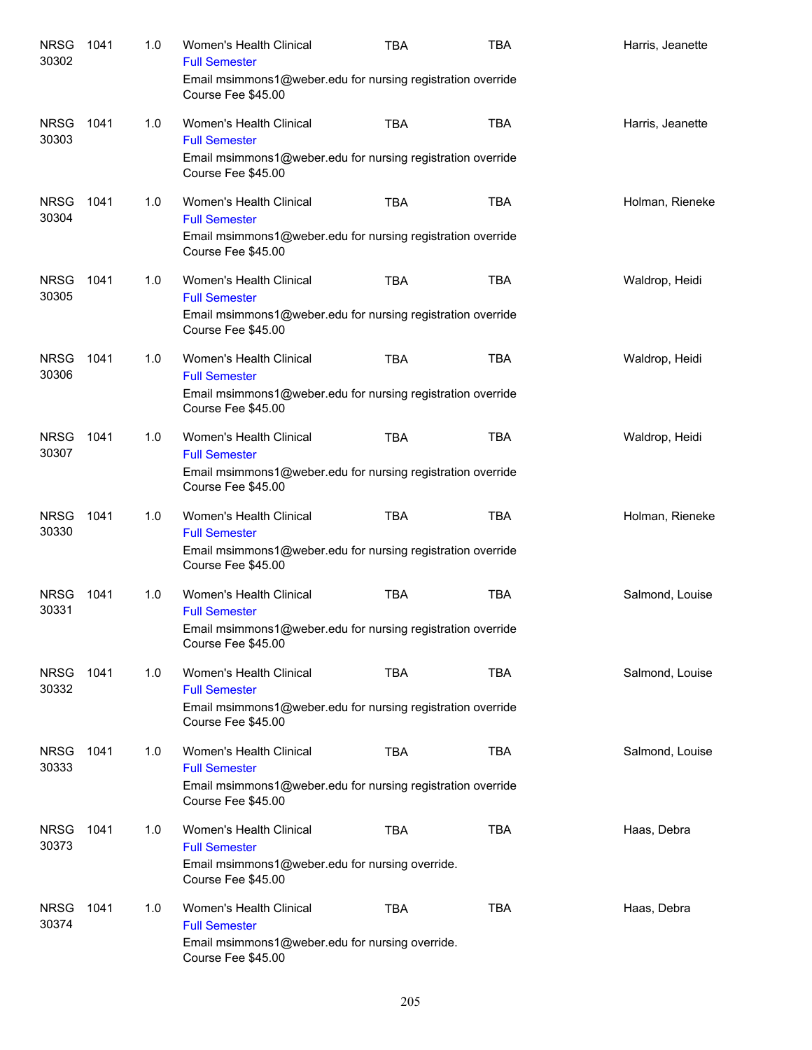| | | | | | | |
|---|---|---|---|---|---|---|
| NRSG 30302 | 1041 | 1.0 | Women's Health Clinical<br>Full Semester<br>Email msimmons1@weber.edu for nursing registration override<br>Course Fee $45.00 | TBA | TBA | Harris, Jeanette |
| NRSG 30303 | 1041 | 1.0 | Women's Health Clinical<br>Full Semester<br>Email msimmons1@weber.edu for nursing registration override<br>Course Fee $45.00 | TBA | TBA | Harris, Jeanette |
| NRSG 30304 | 1041 | 1.0 | Women's Health Clinical<br>Full Semester<br>Email msimmons1@weber.edu for nursing registration override<br>Course Fee $45.00 | TBA | TBA | Holman, Rieneke |
| NRSG 30305 | 1041 | 1.0 | Women's Health Clinical<br>Full Semester<br>Email msimmons1@weber.edu for nursing registration override<br>Course Fee $45.00 | TBA | TBA | Waldrop, Heidi |
| NRSG 30306 | 1041 | 1.0 | Women's Health Clinical<br>Full Semester<br>Email msimmons1@weber.edu for nursing registration override<br>Course Fee $45.00 | TBA | TBA | Waldrop, Heidi |
| NRSG 30307 | 1041 | 1.0 | Women's Health Clinical<br>Full Semester<br>Email msimmons1@weber.edu for nursing registration override<br>Course Fee $45.00 | TBA | TBA | Waldrop, Heidi |
| NRSG 30330 | 1041 | 1.0 | Women's Health Clinical<br>Full Semester<br>Email msimmons1@weber.edu for nursing registration override<br>Course Fee $45.00 | TBA | TBA | Holman, Rieneke |
| NRSG 30331 | 1041 | 1.0 | Women's Health Clinical<br>Full Semester<br>Email msimmons1@weber.edu for nursing registration override<br>Course Fee $45.00 | TBA | TBA | Salmond, Louise |
| NRSG 30332 | 1041 | 1.0 | Women's Health Clinical<br>Full Semester<br>Email msimmons1@weber.edu for nursing registration override<br>Course Fee $45.00 | TBA | TBA | Salmond, Louise |
| NRSG 30333 | 1041 | 1.0 | Women's Health Clinical<br>Full Semester<br>Email msimmons1@weber.edu for nursing registration override<br>Course Fee $45.00 | TBA | TBA | Salmond, Louise |
| NRSG 30373 | 1041 | 1.0 | Women's Health Clinical<br>Full Semester<br>Email msimmons1@weber.edu for nursing override.<br>Course Fee $45.00 | TBA | TBA | Haas, Debra |
| NRSG 30374 | 1041 | 1.0 | Women's Health Clinical<br>Full Semester<br>Email msimmons1@weber.edu for nursing override.<br>Course Fee $45.00 | TBA | TBA | Haas, Debra |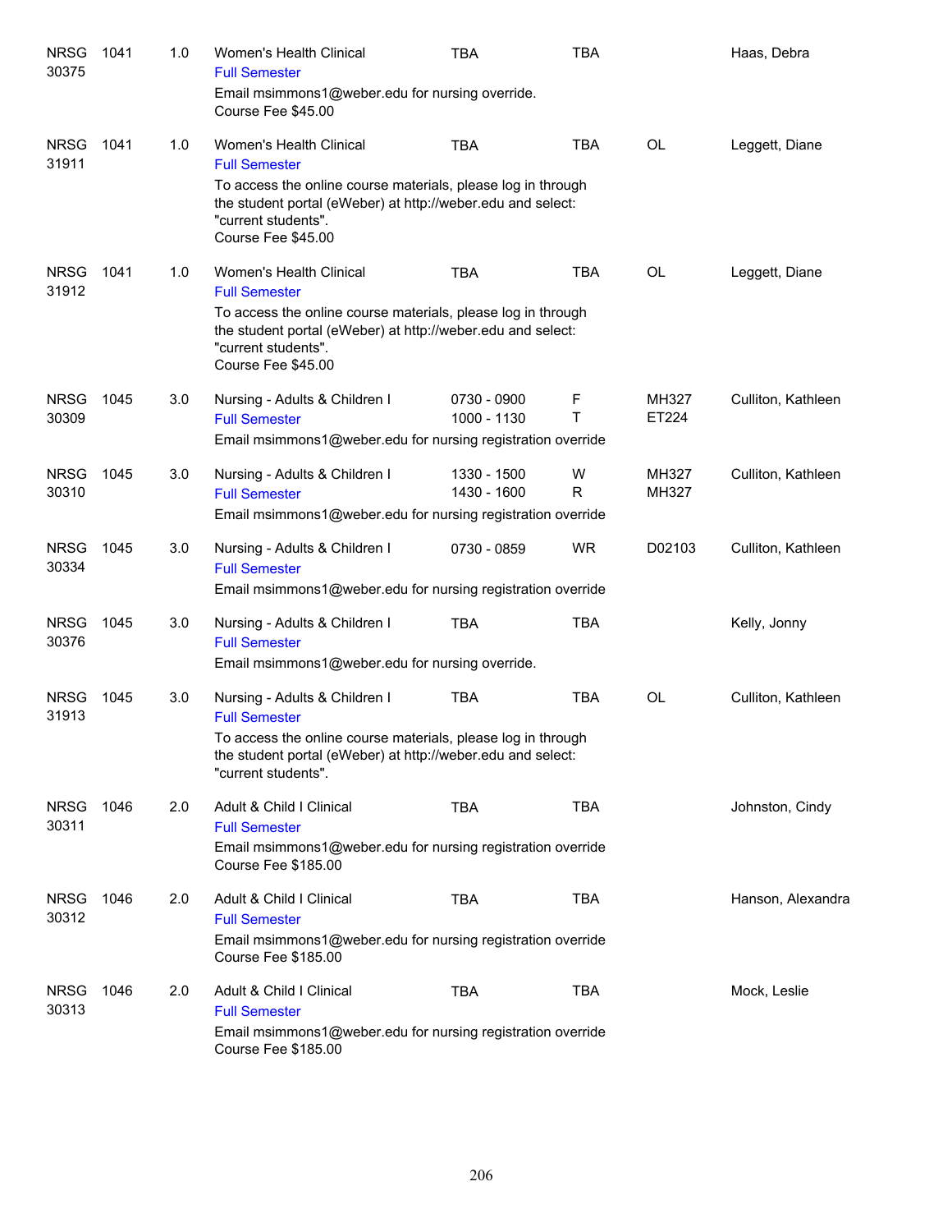| | | | | | | | |
|---|---|---|---|---|---|---|---|
| NRSG 30375 | 1041 | 1.0 | Women's Health Clinical<br>Full Semester<br>Email msimmons1@weber.edu for nursing override.<br>Course Fee $45.00 | TBA | TBA | | Haas, Debra |
| NRSG 31911 | 1041 | 1.0 | Women's Health Clinical<br>Full Semester<br>To access the online course materials, please log in through the student portal (eWeber) at http://weber.edu and select: "current students".<br>Course Fee $45.00 | TBA | TBA | OL | Leggett, Diane |
| NRSG 31912 | 1041 | 1.0 | Women's Health Clinical<br>Full Semester<br>To access the online course materials, please log in through the student portal (eWeber) at http://weber.edu and select: "current students".<br>Course Fee $45.00 | TBA | TBA | OL | Leggett, Diane |
| NRSG 30309 | 1045 | 3.0 | Nursing - Adults & Children I<br>Full Semester<br>Email msimmons1@weber.edu for nursing registration override | 0730 - 0900<br>1000 - 1130 | F<br>T | MH327<br>ET224 | Culliton, Kathleen |
| NRSG 30310 | 1045 | 3.0 | Nursing - Adults & Children I<br>Full Semester<br>Email msimmons1@weber.edu for nursing registration override | 1330 - 1500<br>1430 - 1600 | W<br>R | MH327<br>MH327 | Culliton, Kathleen |
| NRSG 30334 | 1045 | 3.0 | Nursing - Adults & Children I<br>Full Semester<br>Email msimmons1@weber.edu for nursing registration override | 0730 - 0859 | WR | D02103 | Culliton, Kathleen |
| NRSG 30376 | 1045 | 3.0 | Nursing - Adults & Children I<br>Full Semester<br>Email msimmons1@weber.edu for nursing override. | TBA | TBA | | Kelly, Jonny |
| NRSG 31913 | 1045 | 3.0 | Nursing - Adults & Children I<br>Full Semester<br>To access the online course materials, please log in through the student portal (eWeber) at http://weber.edu and select: "current students". | TBA | TBA | OL | Culliton, Kathleen |
| NRSG 30311 | 1046 | 2.0 | Adult & Child I Clinical<br>Full Semester<br>Email msimmons1@weber.edu for nursing registration override<br>Course Fee $185.00 | TBA | TBA | | Johnston, Cindy |
| NRSG 30312 | 1046 | 2.0 | Adult & Child I Clinical<br>Full Semester<br>Email msimmons1@weber.edu for nursing registration override<br>Course Fee $185.00 | TBA | TBA | | Hanson, Alexandra |
| NRSG 30313 | 1046 | 2.0 | Adult & Child I Clinical<br>Full Semester<br>Email msimmons1@weber.edu for nursing registration override<br>Course Fee $185.00 | TBA | TBA | | Mock, Leslie |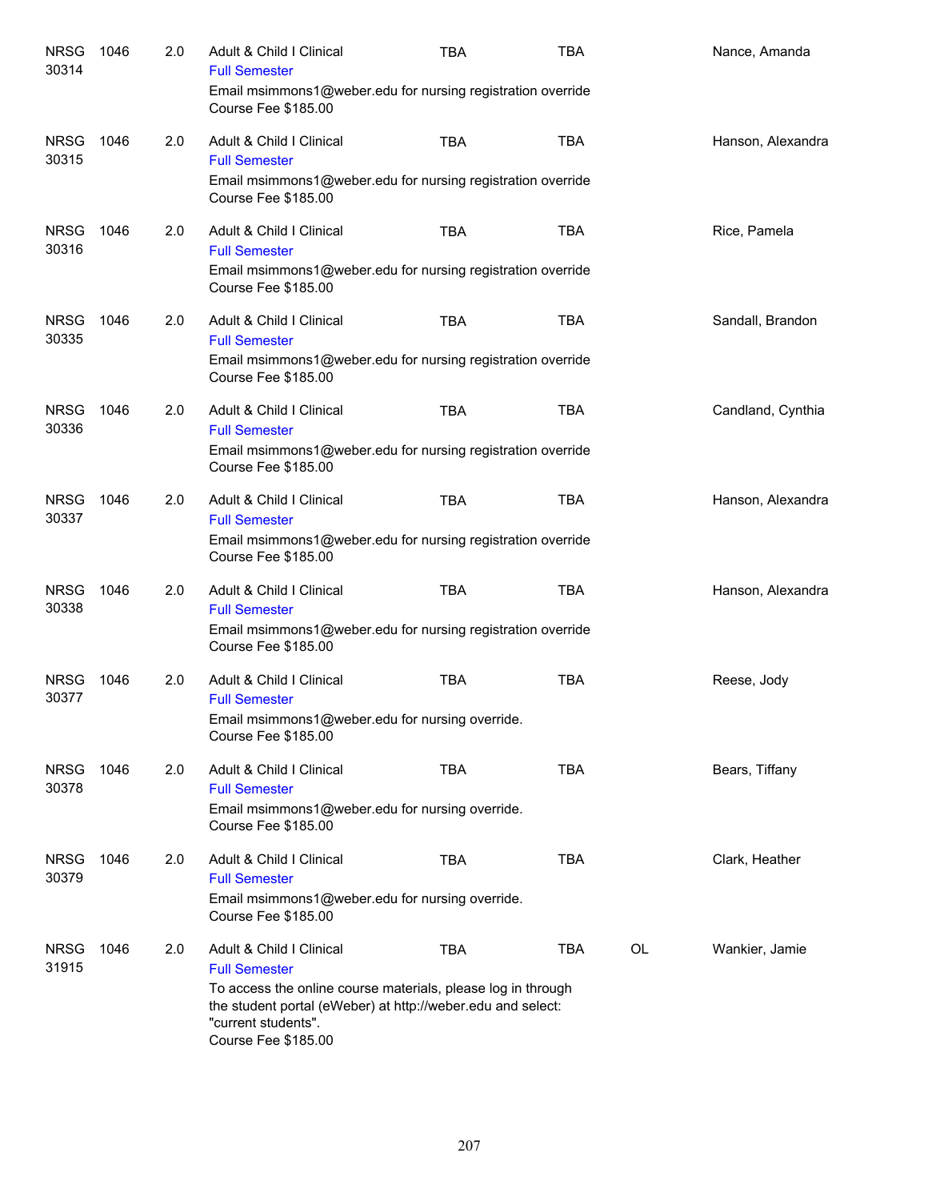| Subject/CRN | Course | Credits | Title | Days | Time | Location | Instructor |
|---|---|---|---|---|---|---|---|
| NRSG 30314 | 1046 | 2.0 | Adult & Child I Clinical<br>Full Semester<br>Email msimmons1@weber.edu for nursing registration override<br>Course Fee $185.00 | TBA | TBA | | Nance, Amanda |
| NRSG 30315 | 1046 | 2.0 | Adult & Child I Clinical<br>Full Semester<br>Email msimmons1@weber.edu for nursing registration override<br>Course Fee $185.00 | TBA | TBA | | Hanson, Alexandra |
| NRSG 30316 | 1046 | 2.0 | Adult & Child I Clinical<br>Full Semester<br>Email msimmons1@weber.edu for nursing registration override<br>Course Fee $185.00 | TBA | TBA | | Rice, Pamela |
| NRSG 30335 | 1046 | 2.0 | Adult & Child I Clinical<br>Full Semester<br>Email msimmons1@weber.edu for nursing registration override<br>Course Fee $185.00 | TBA | TBA | | Sandall, Brandon |
| NRSG 30336 | 1046 | 2.0 | Adult & Child I Clinical<br>Full Semester<br>Email msimmons1@weber.edu for nursing registration override<br>Course Fee $185.00 | TBA | TBA | | Candland, Cynthia |
| NRSG 30337 | 1046 | 2.0 | Adult & Child I Clinical<br>Full Semester<br>Email msimmons1@weber.edu for nursing registration override<br>Course Fee $185.00 | TBA | TBA | | Hanson, Alexandra |
| NRSG 30338 | 1046 | 2.0 | Adult & Child I Clinical<br>Full Semester<br>Email msimmons1@weber.edu for nursing registration override<br>Course Fee $185.00 | TBA | TBA | | Hanson, Alexandra |
| NRSG 30377 | 1046 | 2.0 | Adult & Child I Clinical<br>Full Semester<br>Email msimmons1@weber.edu for nursing override.<br>Course Fee $185.00 | TBA | TBA | | Reese, Jody |
| NRSG 30378 | 1046 | 2.0 | Adult & Child I Clinical<br>Full Semester<br>Email msimmons1@weber.edu for nursing override.<br>Course Fee $185.00 | TBA | TBA | | Bears, Tiffany |
| NRSG 30379 | 1046 | 2.0 | Adult & Child I Clinical<br>Full Semester<br>Email msimmons1@weber.edu for nursing override.<br>Course Fee $185.00 | TBA | TBA | | Clark, Heather |
| NRSG 31915 | 1046 | 2.0 | Adult & Child I Clinical<br>Full Semester<br>To access the online course materials, please log in through the student portal (eWeber) at http://weber.edu and select: "current students".<br>Course Fee $185.00 | TBA | TBA | OL | Wankier, Jamie |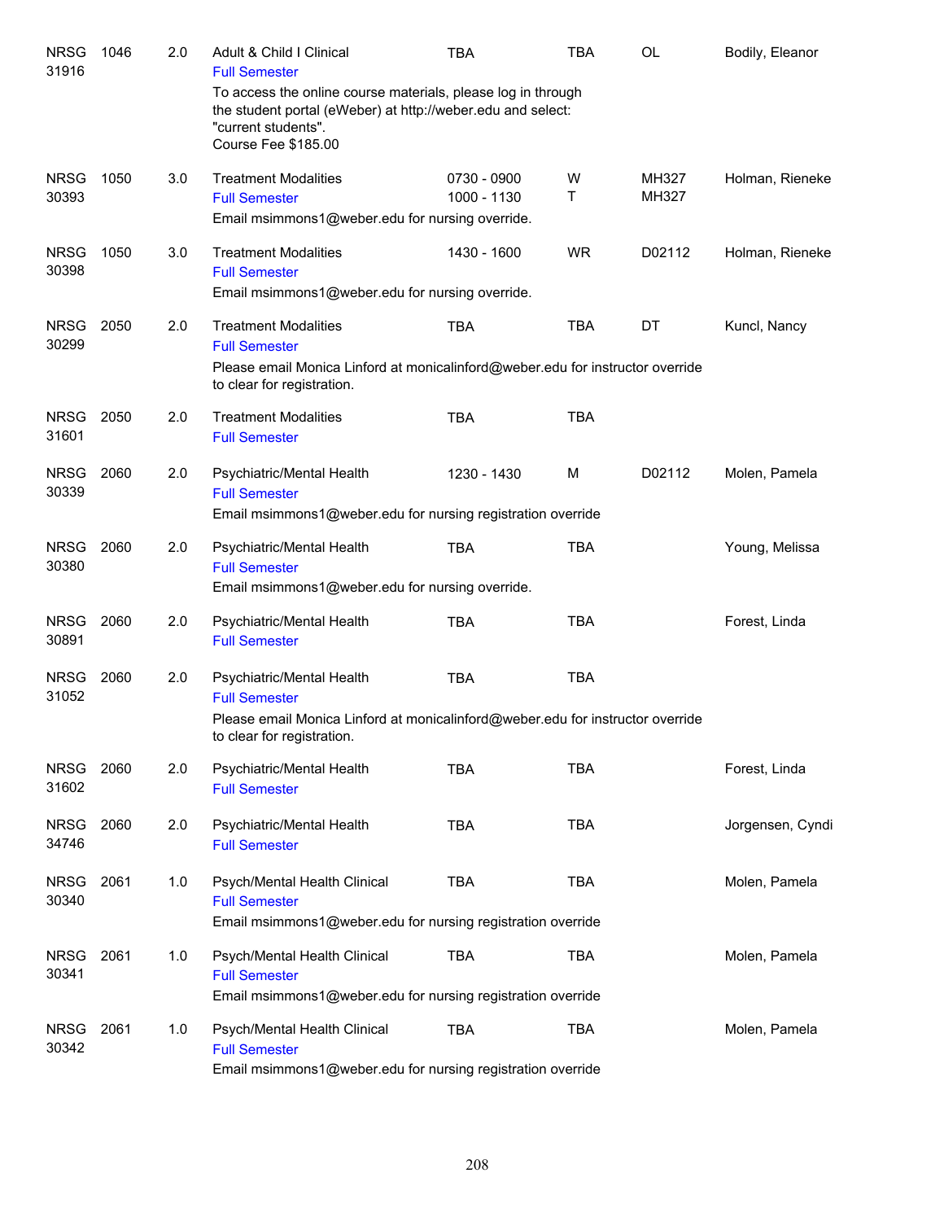| Subject | Course | Credits | Title | Time | Days | Room | Instructor |
|---|---|---|---|---|---|---|---|
| NRSG 31916 | 1046 | 2.0 | Adult & Child I Clinical<br>Full Semester<br>To access the online course materials, please log in through the student portal (eWeber) at http://weber.edu and select: "current students".<br>Course Fee $185.00 | TBA | TBA | OL | Bodily, Eleanor |
| NRSG 30393 | 1050 | 3.0 | Treatment Modalities<br>Full Semester<br>Email msimmons1@weber.edu for nursing override. | 0730 - 0900<br>1000 - 1130 | W<br>T | MH327<br>MH327 | Holman, Rieneke |
| NRSG 30398 | 1050 | 3.0 | Treatment Modalities<br>Full Semester<br>Email msimmons1@weber.edu for nursing override. | 1430 - 1600 | WR | D02112 | Holman, Rieneke |
| NRSG 30299 | 2050 | 2.0 | Treatment Modalities<br>Full Semester<br>Please email Monica Linford at monicalinford@weber.edu for instructor override to clear for registration. | TBA | TBA | DT | Kuncl, Nancy |
| NRSG 31601 | 2050 | 2.0 | Treatment Modalities<br>Full Semester | TBA | TBA | | |
| NRSG 30339 | 2060 | 2.0 | Psychiatric/Mental Health<br>Full Semester<br>Email msimmons1@weber.edu for nursing registration override | 1230 - 1430 | M | D02112 | Molen, Pamela |
| NRSG 30380 | 2060 | 2.0 | Psychiatric/Mental Health<br>Full Semester<br>Email msimmons1@weber.edu for nursing override. | TBA | TBA | | Young, Melissa |
| NRSG 30891 | 2060 | 2.0 | Psychiatric/Mental Health<br>Full Semester | TBA | TBA | | Forest, Linda |
| NRSG 31052 | 2060 | 2.0 | Psychiatric/Mental Health<br>Full Semester<br>Please email Monica Linford at monicalinford@weber.edu for instructor override to clear for registration. | TBA | TBA | | |
| NRSG 31602 | 2060 | 2.0 | Psychiatric/Mental Health<br>Full Semester | TBA | TBA | | Forest, Linda |
| NRSG 34746 | 2060 | 2.0 | Psychiatric/Mental Health<br>Full Semester | TBA | TBA | | Jorgensen, Cyndi |
| NRSG 30340 | 2061 | 1.0 | Psych/Mental Health Clinical<br>Full Semester<br>Email msimmons1@weber.edu for nursing registration override | TBA | TBA | | Molen, Pamela |
| NRSG 30341 | 2061 | 1.0 | Psych/Mental Health Clinical<br>Full Semester<br>Email msimmons1@weber.edu for nursing registration override | TBA | TBA | | Molen, Pamela |
| NRSG 30342 | 2061 | 1.0 | Psych/Mental Health Clinical<br>Full Semester<br>Email msimmons1@weber.edu for nursing registration override | TBA | TBA | | Molen, Pamela |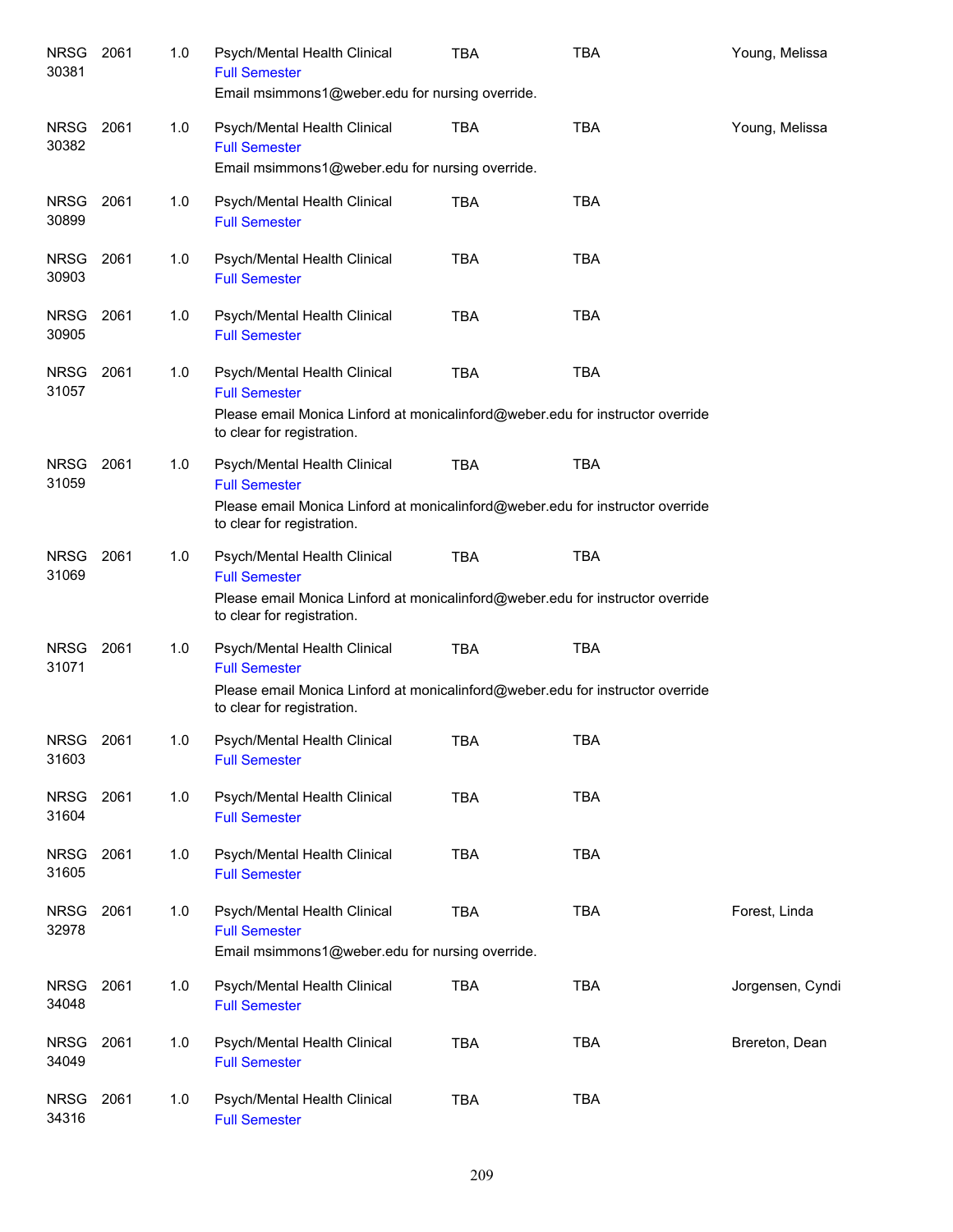| | | | | | | |
|---|---|---|---|---|---|---|
| NRSG 30381 | 2061 | 1.0 | Psych/Mental Health Clinical<br>Full Semester<br>Email msimmons1@weber.edu for nursing override. | TBA | TBA | Young, Melissa |
| NRSG 30382 | 2061 | 1.0 | Psych/Mental Health Clinical<br>Full Semester<br>Email msimmons1@weber.edu for nursing override. | TBA | TBA | Young, Melissa |
| NRSG 30899 | 2061 | 1.0 | Psych/Mental Health Clinical<br>Full Semester | TBA | TBA | |
| NRSG 30903 | 2061 | 1.0 | Psych/Mental Health Clinical<br>Full Semester | TBA | TBA | |
| NRSG 30905 | 2061 | 1.0 | Psych/Mental Health Clinical<br>Full Semester | TBA | TBA | |
| NRSG 31057 | 2061 | 1.0 | Psych/Mental Health Clinical<br>Full Semester<br>Please email Monica Linford at monicalinford@weber.edu for instructor override to clear for registration. | TBA | TBA | |
| NRSG 31059 | 2061 | 1.0 | Psych/Mental Health Clinical<br>Full Semester<br>Please email Monica Linford at monicalinford@weber.edu for instructor override to clear for registration. | TBA | TBA | |
| NRSG 31069 | 2061 | 1.0 | Psych/Mental Health Clinical<br>Full Semester<br>Please email Monica Linford at monicalinford@weber.edu for instructor override to clear for registration. | TBA | TBA | |
| NRSG 31071 | 2061 | 1.0 | Psych/Mental Health Clinical<br>Full Semester<br>Please email Monica Linford at monicalinford@weber.edu for instructor override to clear for registration. | TBA | TBA | |
| NRSG 31603 | 2061 | 1.0 | Psych/Mental Health Clinical<br>Full Semester | TBA | TBA | |
| NRSG 31604 | 2061 | 1.0 | Psych/Mental Health Clinical<br>Full Semester | TBA | TBA | |
| NRSG 31605 | 2061 | 1.0 | Psych/Mental Health Clinical<br>Full Semester | TBA | TBA | |
| NRSG 32978 | 2061 | 1.0 | Psych/Mental Health Clinical<br>Full Semester<br>Email msimmons1@weber.edu for nursing override. | TBA | TBA | Forest, Linda |
| NRSG 34048 | 2061 | 1.0 | Psych/Mental Health Clinical<br>Full Semester | TBA | TBA | Jorgensen, Cyndi |
| NRSG 34049 | 2061 | 1.0 | Psych/Mental Health Clinical<br>Full Semester | TBA | TBA | Brereton, Dean |
| NRSG 34316 | 2061 | 1.0 | Psych/Mental Health Clinical<br>Full Semester | TBA | TBA | |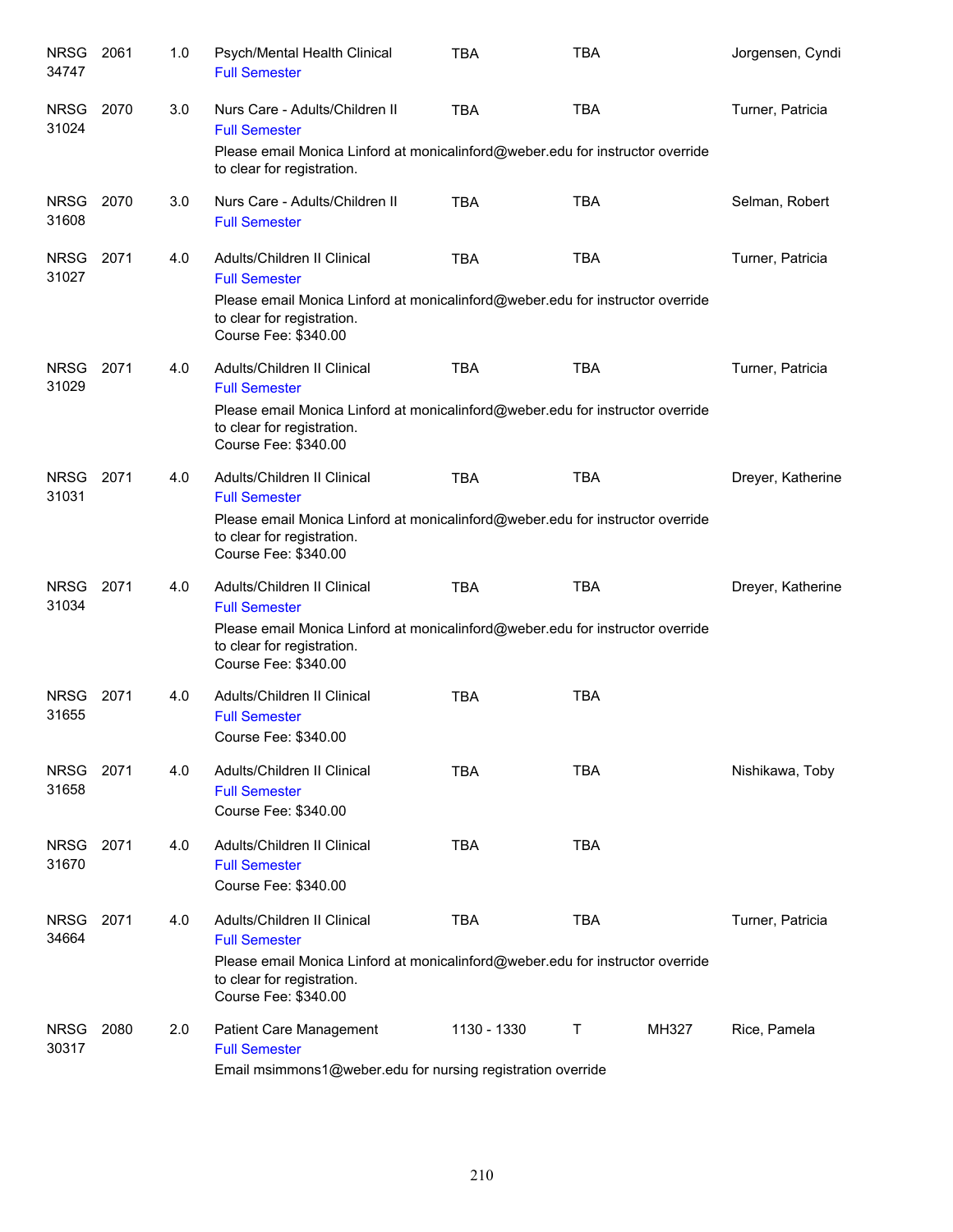| Subject/CRN | Course | Credits | Title | Time | Days | Room | Instructor |
|---|---|---|---|---|---|---|---|
| NRSG 34747 | 2061 | 1.0 | Psych/Mental Health Clinical<br>Full Semester | TBA | TBA | | Jorgensen, Cyndi |
| NRSG 31024 | 2070 | 3.0 | Nurs Care - Adults/Children II<br>Full Semester<br>Please email Monica Linford at monicalinford@weber.edu for instructor override to clear for registration. | TBA | TBA | | Turner, Patricia |
| NRSG 31608 | 2070 | 3.0 | Nurs Care - Adults/Children II<br>Full Semester | TBA | TBA | | Selman, Robert |
| NRSG 31027 | 2071 | 4.0 | Adults/Children II Clinical<br>Full Semester<br>Please email Monica Linford at monicalinford@weber.edu for instructor override to clear for registration.<br>Course Fee: $340.00 | TBA | TBA | | Turner, Patricia |
| NRSG 31029 | 2071 | 4.0 | Adults/Children II Clinical<br>Full Semester<br>Please email Monica Linford at monicalinford@weber.edu for instructor override to clear for registration.<br>Course Fee: $340.00 | TBA | TBA | | Turner, Patricia |
| NRSG 31031 | 2071 | 4.0 | Adults/Children II Clinical<br>Full Semester<br>Please email Monica Linford at monicalinford@weber.edu for instructor override to clear for registration.<br>Course Fee: $340.00 | TBA | TBA | | Dreyer, Katherine |
| NRSG 31034 | 2071 | 4.0 | Adults/Children II Clinical<br>Full Semester<br>Please email Monica Linford at monicalinford@weber.edu for instructor override to clear for registration.<br>Course Fee: $340.00 | TBA | TBA | | Dreyer, Katherine |
| NRSG 31655 | 2071 | 4.0 | Adults/Children II Clinical<br>Full Semester<br>Course Fee: $340.00 | TBA | TBA | | |
| NRSG 31658 | 2071 | 4.0 | Adults/Children II Clinical<br>Full Semester<br>Course Fee: $340.00 | TBA | TBA | | Nishikawa, Toby |
| NRSG 31670 | 2071 | 4.0 | Adults/Children II Clinical<br>Full Semester<br>Course Fee: $340.00 | TBA | TBA | | |
| NRSG 34664 | 2071 | 4.0 | Adults/Children II Clinical<br>Full Semester<br>Please email Monica Linford at monicalinford@weber.edu for instructor override to clear for registration.<br>Course Fee: $340.00 | TBA | TBA | | Turner, Patricia |
| NRSG 30317 | 2080 | 2.0 | Patient Care Management<br>Full Semester<br>Email msimmons1@weber.edu for nursing registration override | 1130 - 1330 | T | MH327 | Rice, Pamela |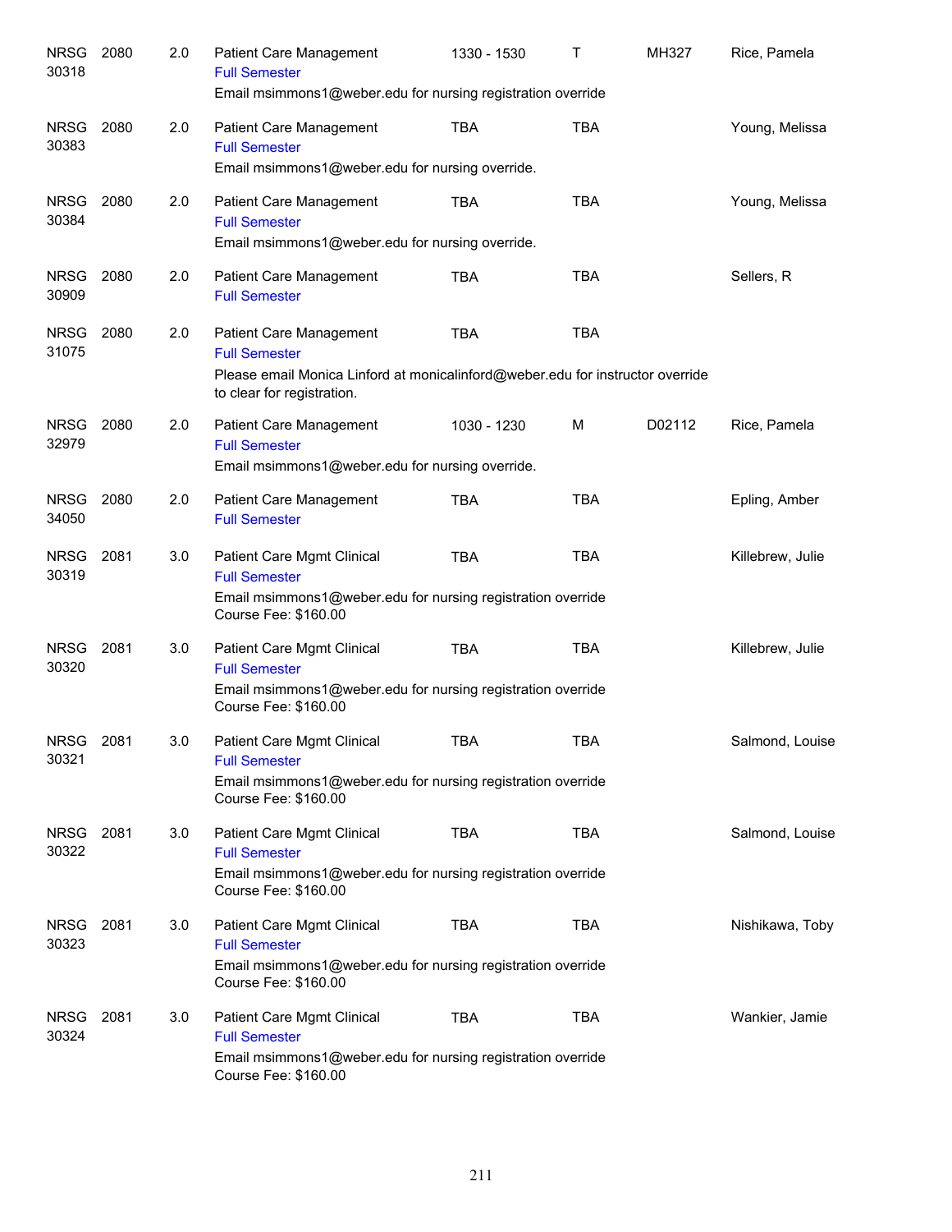| | | | | | | | |
|---|---|---|---|---|---|---|---|
| NRSG 30318 | 2080 | 2.0 | Patient Care Management<br>Full Semester<br>Email msimmons1@weber.edu for nursing registration override | 1330 - 1530 | T | MH327 | Rice, Pamela |
| NRSG 30383 | 2080 | 2.0 | Patient Care Management<br>Full Semester<br>Email msimmons1@weber.edu for nursing override. | TBA | TBA | | Young, Melissa |
| NRSG 30384 | 2080 | 2.0 | Patient Care Management<br>Full Semester<br>Email msimmons1@weber.edu for nursing override. | TBA | TBA | | Young, Melissa |
| NRSG 30909 | 2080 | 2.0 | Patient Care Management<br>Full Semester | TBA | TBA | | Sellers, R |
| NRSG 31075 | 2080 | 2.0 | Patient Care Management<br>Full Semester<br>Please email Monica Linford at monicalinford@weber.edu for instructor override to clear for registration. | TBA | TBA | | |
| NRSG 32979 | 2080 | 2.0 | Patient Care Management<br>Full Semester<br>Email msimmons1@weber.edu for nursing override. | 1030 - 1230 | M | D02112 | Rice, Pamela |
| NRSG 34050 | 2080 | 2.0 | Patient Care Management<br>Full Semester | TBA | TBA | | Epling, Amber |
| NRSG 30319 | 2081 | 3.0 | Patient Care Mgmt Clinical<br>Full Semester<br>Email msimmons1@weber.edu for nursing registration override<br>Course Fee: $160.00 | TBA | TBA | | Killebrew, Julie |
| NRSG 30320 | 2081 | 3.0 | Patient Care Mgmt Clinical<br>Full Semester<br>Email msimmons1@weber.edu for nursing registration override<br>Course Fee: $160.00 | TBA | TBA | | Killebrew, Julie |
| NRSG 30321 | 2081 | 3.0 | Patient Care Mgmt Clinical<br>Full Semester<br>Email msimmons1@weber.edu for nursing registration override<br>Course Fee: $160.00 | TBA | TBA | | Salmond, Louise |
| NRSG 30322 | 2081 | 3.0 | Patient Care Mgmt Clinical<br>Full Semester<br>Email msimmons1@weber.edu for nursing registration override<br>Course Fee: $160.00 | TBA | TBA | | Salmond, Louise |
| NRSG 30323 | 2081 | 3.0 | Patient Care Mgmt Clinical<br>Full Semester<br>Email msimmons1@weber.edu for nursing registration override<br>Course Fee: $160.00 | TBA | TBA | | Nishikawa, Toby |
| NRSG 30324 | 2081 | 3.0 | Patient Care Mgmt Clinical<br>Full Semester<br>Email msimmons1@weber.edu for nursing registration override<br>Course Fee: $160.00 | TBA | TBA | | Wankier, Jamie |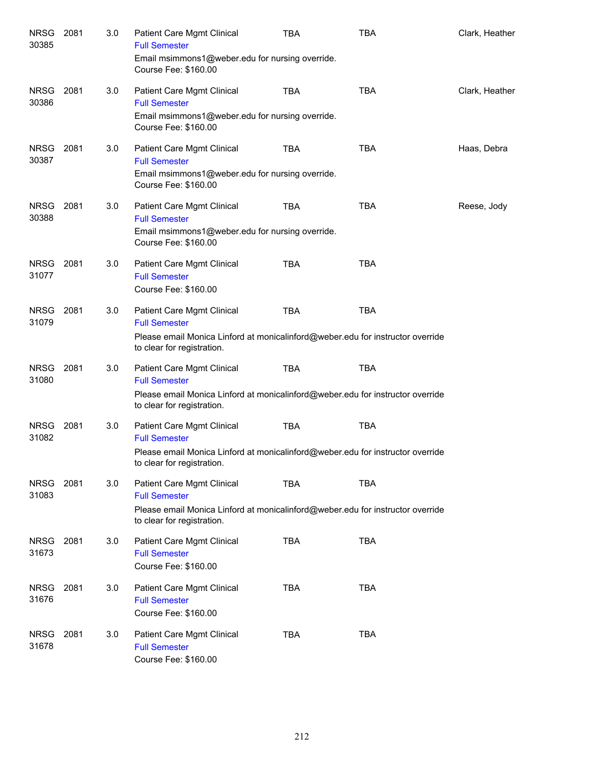| | | | | | | |
|---|---|---|---|---|---|---|
| NRSG 30385 | 2081 | 3.0 | Patient Care Mgmt Clinical<br>Full Semester<br>Email msimmons1@weber.edu for nursing override.<br>Course Fee: $160.00 | TBA | TBA | Clark, Heather |
| NRSG 30386 | 2081 | 3.0 | Patient Care Mgmt Clinical<br>Full Semester<br>Email msimmons1@weber.edu for nursing override.<br>Course Fee: $160.00 | TBA | TBA | Clark, Heather |
| NRSG 30387 | 2081 | 3.0 | Patient Care Mgmt Clinical<br>Full Semester<br>Email msimmons1@weber.edu for nursing override.<br>Course Fee: $160.00 | TBA | TBA | Haas, Debra |
| NRSG 30388 | 2081 | 3.0 | Patient Care Mgmt Clinical<br>Full Semester<br>Email msimmons1@weber.edu for nursing override.<br>Course Fee: $160.00 | TBA | TBA | Reese, Jody |
| NRSG 31077 | 2081 | 3.0 | Patient Care Mgmt Clinical<br>Full Semester<br>Course Fee: $160.00 | TBA | TBA | |
| NRSG 31079 | 2081 | 3.0 | Patient Care Mgmt Clinical<br>Full Semester<br>Please email Monica Linford at monicalinford@weber.edu for instructor override to clear for registration. | TBA | TBA | |
| NRSG 31080 | 2081 | 3.0 | Patient Care Mgmt Clinical<br>Full Semester<br>Please email Monica Linford at monicalinford@weber.edu for instructor override to clear for registration. | TBA | TBA | |
| NRSG 31082 | 2081 | 3.0 | Patient Care Mgmt Clinical<br>Full Semester<br>Please email Monica Linford at monicalinford@weber.edu for instructor override to clear for registration. | TBA | TBA | |
| NRSG 31083 | 2081 | 3.0 | Patient Care Mgmt Clinical<br>Full Semester<br>Please email Monica Linford at monicalinford@weber.edu for instructor override to clear for registration. | TBA | TBA | |
| NRSG 31673 | 2081 | 3.0 | Patient Care Mgmt Clinical<br>Full Semester<br>Course Fee: $160.00 | TBA | TBA | |
| NRSG 31676 | 2081 | 3.0 | Patient Care Mgmt Clinical<br>Full Semester<br>Course Fee: $160.00 | TBA | TBA | |
| NRSG 31678 | 2081 | 3.0 | Patient Care Mgmt Clinical<br>Full Semester<br>Course Fee: $160.00 | TBA | TBA | |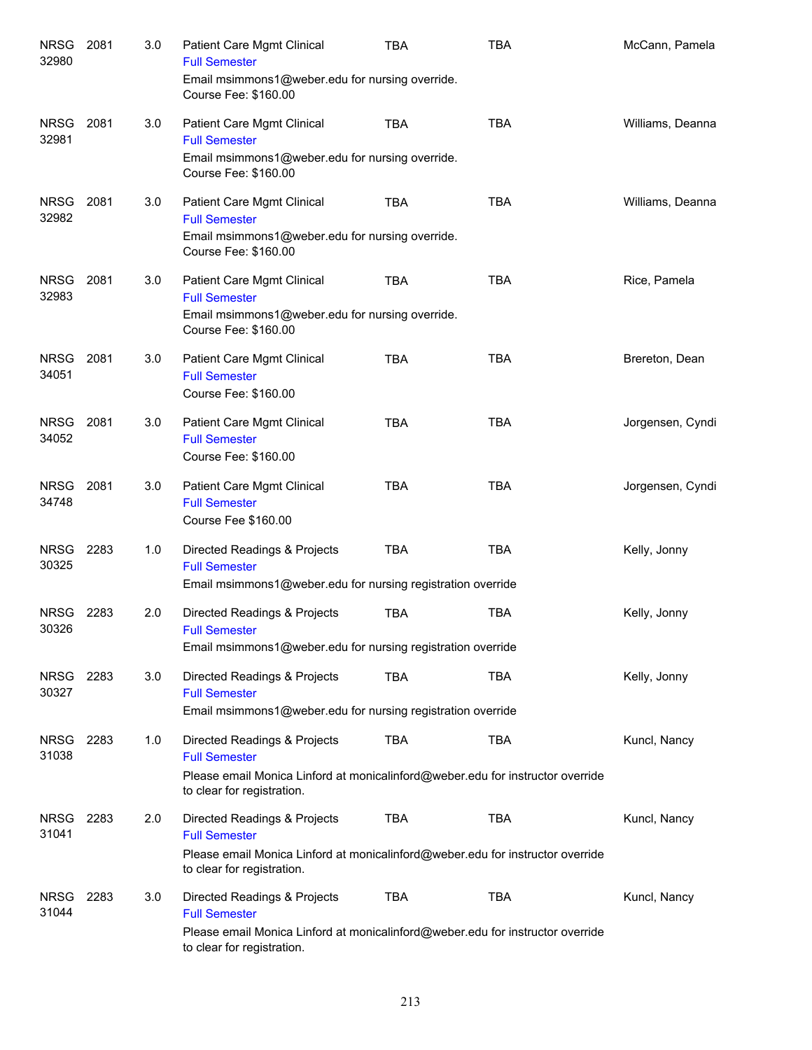| | | | | | | |
|---|---|---|---|---|---|---|
| NRSG 32980 | 2081 | 3.0 | Patient Care Mgmt Clinical<br>Full Semester<br>Email msimmons1@weber.edu for nursing override.<br>Course Fee: $160.00 | TBA | TBA | McCann, Pamela |
| NRSG 32981 | 2081 | 3.0 | Patient Care Mgmt Clinical<br>Full Semester<br>Email msimmons1@weber.edu for nursing override.<br>Course Fee: $160.00 | TBA | TBA | Williams, Deanna |
| NRSG 32982 | 2081 | 3.0 | Patient Care Mgmt Clinical<br>Full Semester<br>Email msimmons1@weber.edu for nursing override.<br>Course Fee: $160.00 | TBA | TBA | Williams, Deanna |
| NRSG 32983 | 2081 | 3.0 | Patient Care Mgmt Clinical<br>Full Semester<br>Email msimmons1@weber.edu for nursing override.<br>Course Fee: $160.00 | TBA | TBA | Rice, Pamela |
| NRSG 34051 | 2081 | 3.0 | Patient Care Mgmt Clinical<br>Full Semester<br>Course Fee: $160.00 | TBA | TBA | Brereton, Dean |
| NRSG 34052 | 2081 | 3.0 | Patient Care Mgmt Clinical<br>Full Semester<br>Course Fee: $160.00 | TBA | TBA | Jorgensen, Cyndi |
| NRSG 34748 | 2081 | 3.0 | Patient Care Mgmt Clinical<br>Full Semester<br>Course Fee $160.00 | TBA | TBA | Jorgensen, Cyndi |
| NRSG 30325 | 2283 | 1.0 | Directed Readings & Projects<br>Full Semester<br>Email msimmons1@weber.edu for nursing registration override | TBA | TBA | Kelly, Jonny |
| NRSG 30326 | 2283 | 2.0 | Directed Readings & Projects<br>Full Semester<br>Email msimmons1@weber.edu for nursing registration override | TBA | TBA | Kelly, Jonny |
| NRSG 30327 | 2283 | 3.0 | Directed Readings & Projects<br>Full Semester<br>Email msimmons1@weber.edu for nursing registration override | TBA | TBA | Kelly, Jonny |
| NRSG 31038 | 2283 | 1.0 | Directed Readings & Projects<br>Full Semester<br>Please email Monica Linford at monicalinford@weber.edu for instructor override to clear for registration. | TBA | TBA | Kuncl, Nancy |
| NRSG 31041 | 2283 | 2.0 | Directed Readings & Projects<br>Full Semester<br>Please email Monica Linford at monicalinford@weber.edu for instructor override to clear for registration. | TBA | TBA | Kuncl, Nancy |
| NRSG 31044 | 2283 | 3.0 | Directed Readings & Projects<br>Full Semester<br>Please email Monica Linford at monicalinford@weber.edu for instructor override to clear for registration. | TBA | TBA | Kuncl, Nancy |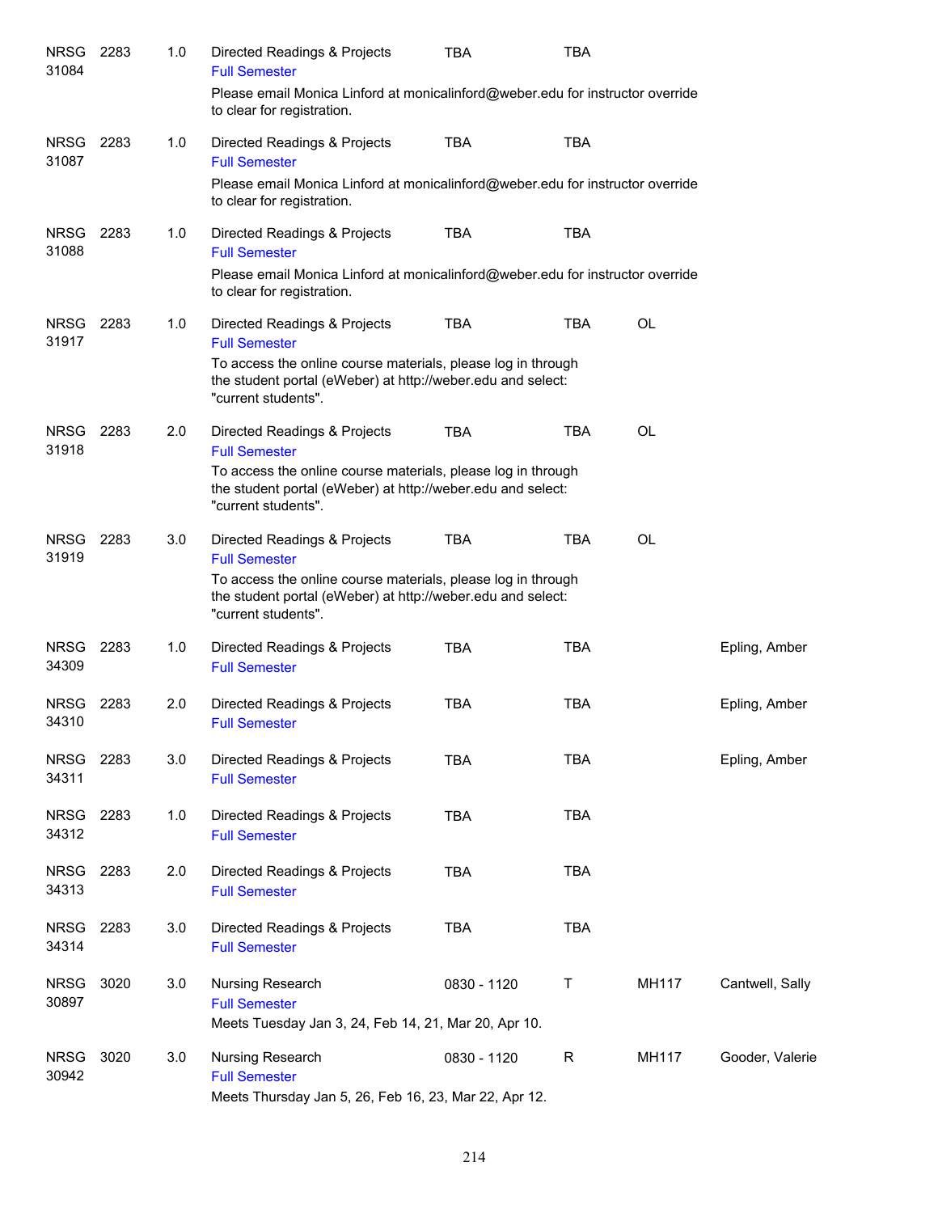| Course | | Credits | Title | Time | Days | Room | Instructor |
|---|---|---|---|---|---|---|---|
| NRSG 31084 | 2283 | 1.0 | Directed Readings & Projects<br>Full Semester<br>Please email Monica Linford at monicalinford@weber.edu for instructor override to clear for registration. | TBA | TBA | | |
| NRSG 31087 | 2283 | 1.0 | Directed Readings & Projects<br>Full Semester<br>Please email Monica Linford at monicalinford@weber.edu for instructor override to clear for registration. | TBA | TBA | | |
| NRSG 31088 | 2283 | 1.0 | Directed Readings & Projects<br>Full Semester<br>Please email Monica Linford at monicalinford@weber.edu for instructor override to clear for registration. | TBA | TBA | | |
| NRSG 31917 | 2283 | 1.0 | Directed Readings & Projects<br>Full Semester<br>To access the online course materials, please log in through the student portal (eWeber) at http://weber.edu and select: "current students". | TBA | TBA | OL | |
| NRSG 31918 | 2283 | 2.0 | Directed Readings & Projects<br>Full Semester<br>To access the online course materials, please log in through the student portal (eWeber) at http://weber.edu and select: "current students". | TBA | TBA | OL | |
| NRSG 31919 | 2283 | 3.0 | Directed Readings & Projects<br>Full Semester<br>To access the online course materials, please log in through the student portal (eWeber) at http://weber.edu and select: "current students". | TBA | TBA | OL | |
| NRSG 34309 | 2283 | 1.0 | Directed Readings & Projects<br>Full Semester | TBA | TBA | | Epling, Amber |
| NRSG 34310 | 2283 | 2.0 | Directed Readings & Projects<br>Full Semester | TBA | TBA | | Epling, Amber |
| NRSG 34311 | 2283 | 3.0 | Directed Readings & Projects<br>Full Semester | TBA | TBA | | Epling, Amber |
| NRSG 34312 | 2283 | 1.0 | Directed Readings & Projects<br>Full Semester | TBA | TBA | | |
| NRSG 34313 | 2283 | 2.0 | Directed Readings & Projects<br>Full Semester | TBA | TBA | | |
| NRSG 34314 | 2283 | 3.0 | Directed Readings & Projects<br>Full Semester | TBA | TBA | | |
| NRSG 30897 | 3020 | 3.0 | Nursing Research<br>Full Semester<br>Meets Tuesday Jan 3, 24, Feb 14, 21, Mar 20, Apr 10. | 0830 - 1120 | T | MH117 | Cantwell, Sally |
| NRSG 30942 | 3020 | 3.0 | Nursing Research<br>Full Semester<br>Meets Thursday Jan 5, 26, Feb 16, 23, Mar 22, Apr 12. | 0830 - 1120 | R | MH117 | Gooder, Valerie |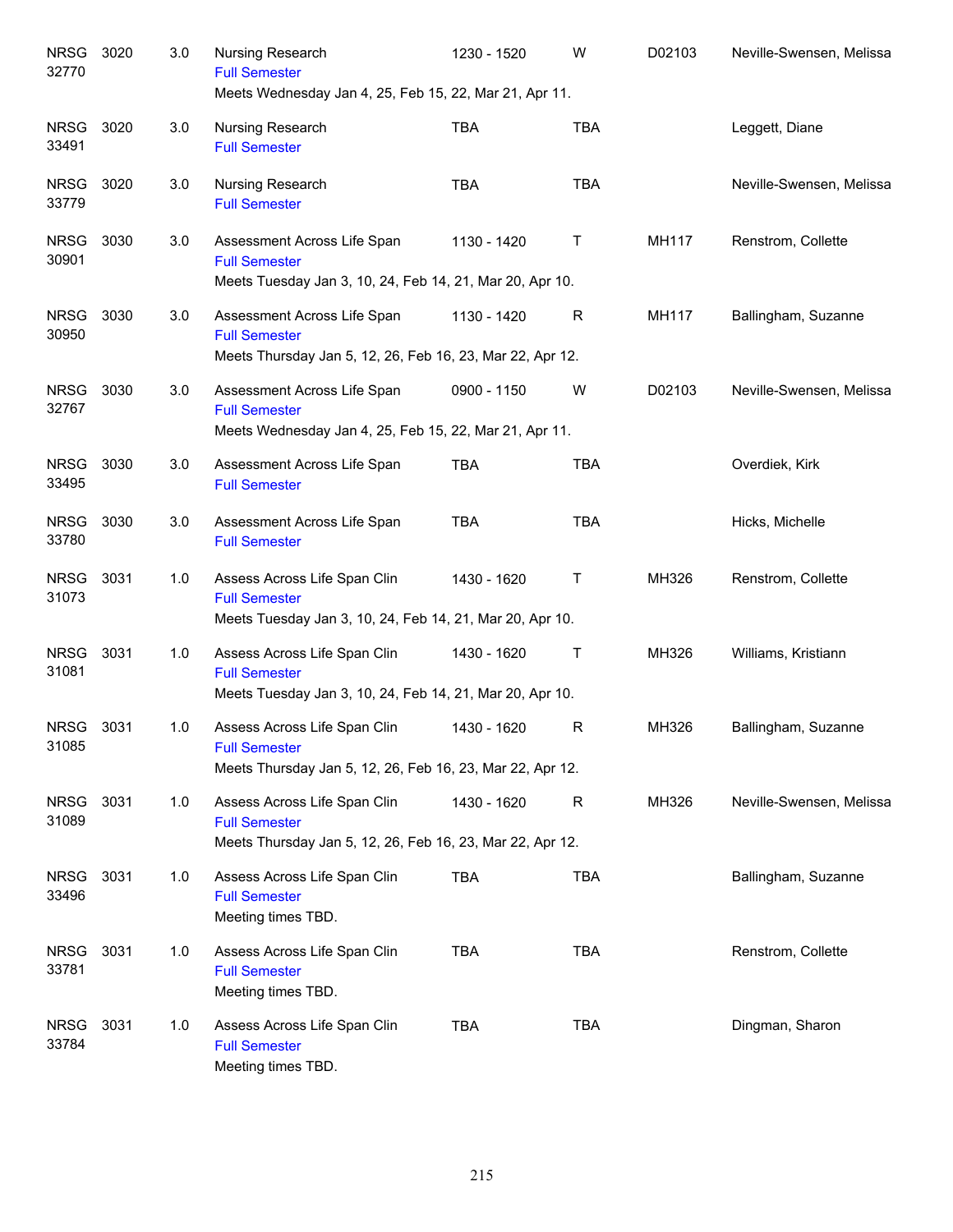| Subject | Course | Credits | Title | Time | Days | Room | Instructor |
|---|---|---|---|---|---|---|---|
| NRSG 32770 | 3020 | 3.0 | Nursing Research<br>Full Semester<br>Meets Wednesday Jan 4, 25, Feb 15, 22, Mar 21, Apr 11. | 1230 - 1520 | W | D02103 | Neville-Swensen, Melissa |
| NRSG 33491 | 3020 | 3.0 | Nursing Research<br>Full Semester | TBA | TBA | | Leggett, Diane |
| NRSG 33779 | 3020 | 3.0 | Nursing Research<br>Full Semester | TBA | TBA | | Neville-Swensen, Melissa |
| NRSG 30901 | 3030 | 3.0 | Assessment Across Life Span<br>Full Semester<br>Meets Tuesday Jan 3, 10, 24, Feb 14, 21, Mar 20, Apr 10. | 1130 - 1420 | T | MH117 | Renstrom, Collette |
| NRSG 30950 | 3030 | 3.0 | Assessment Across Life Span<br>Full Semester<br>Meets Thursday Jan 5, 12, 26, Feb 16, 23, Mar 22, Apr 12. | 1130 - 1420 | R | MH117 | Ballingham, Suzanne |
| NRSG 32767 | 3030 | 3.0 | Assessment Across Life Span<br>Full Semester<br>Meets Wednesday Jan 4, 25, Feb 15, 22, Mar 21, Apr 11. | 0900 - 1150 | W | D02103 | Neville-Swensen, Melissa |
| NRSG 33495 | 3030 | 3.0 | Assessment Across Life Span<br>Full Semester | TBA | TBA | | Overdiek, Kirk |
| NRSG 33780 | 3030 | 3.0 | Assessment Across Life Span<br>Full Semester | TBA | TBA | | Hicks, Michelle |
| NRSG 31073 | 3031 | 1.0 | Assess Across Life Span Clin<br>Full Semester<br>Meets Tuesday Jan 3, 10, 24, Feb 14, 21, Mar 20, Apr 10. | 1430 - 1620 | T | MH326 | Renstrom, Collette |
| NRSG 31081 | 3031 | 1.0 | Assess Across Life Span Clin<br>Full Semester<br>Meets Tuesday Jan 3, 10, 24, Feb 14, 21, Mar 20, Apr 10. | 1430 - 1620 | T | MH326 | Williams, Kristiann |
| NRSG 31085 | 3031 | 1.0 | Assess Across Life Span Clin<br>Full Semester<br>Meets Thursday Jan 5, 12, 26, Feb 16, 23, Mar 22, Apr 12. | 1430 - 1620 | R | MH326 | Ballingham, Suzanne |
| NRSG 31089 | 3031 | 1.0 | Assess Across Life Span Clin<br>Full Semester<br>Meets Thursday Jan 5, 12, 26, Feb 16, 23, Mar 22, Apr 12. | 1430 - 1620 | R | MH326 | Neville-Swensen, Melissa |
| NRSG 33496 | 3031 | 1.0 | Assess Across Life Span Clin<br>Full Semester<br>Meeting times TBD. | TBA | TBA | | Ballingham, Suzanne |
| NRSG 33781 | 3031 | 1.0 | Assess Across Life Span Clin<br>Full Semester<br>Meeting times TBD. | TBA | TBA | | Renstrom, Collette |
| NRSG 33784 | 3031 | 1.0 | Assess Across Life Span Clin<br>Full Semester<br>Meeting times TBD. | TBA | TBA | | Dingman, Sharon |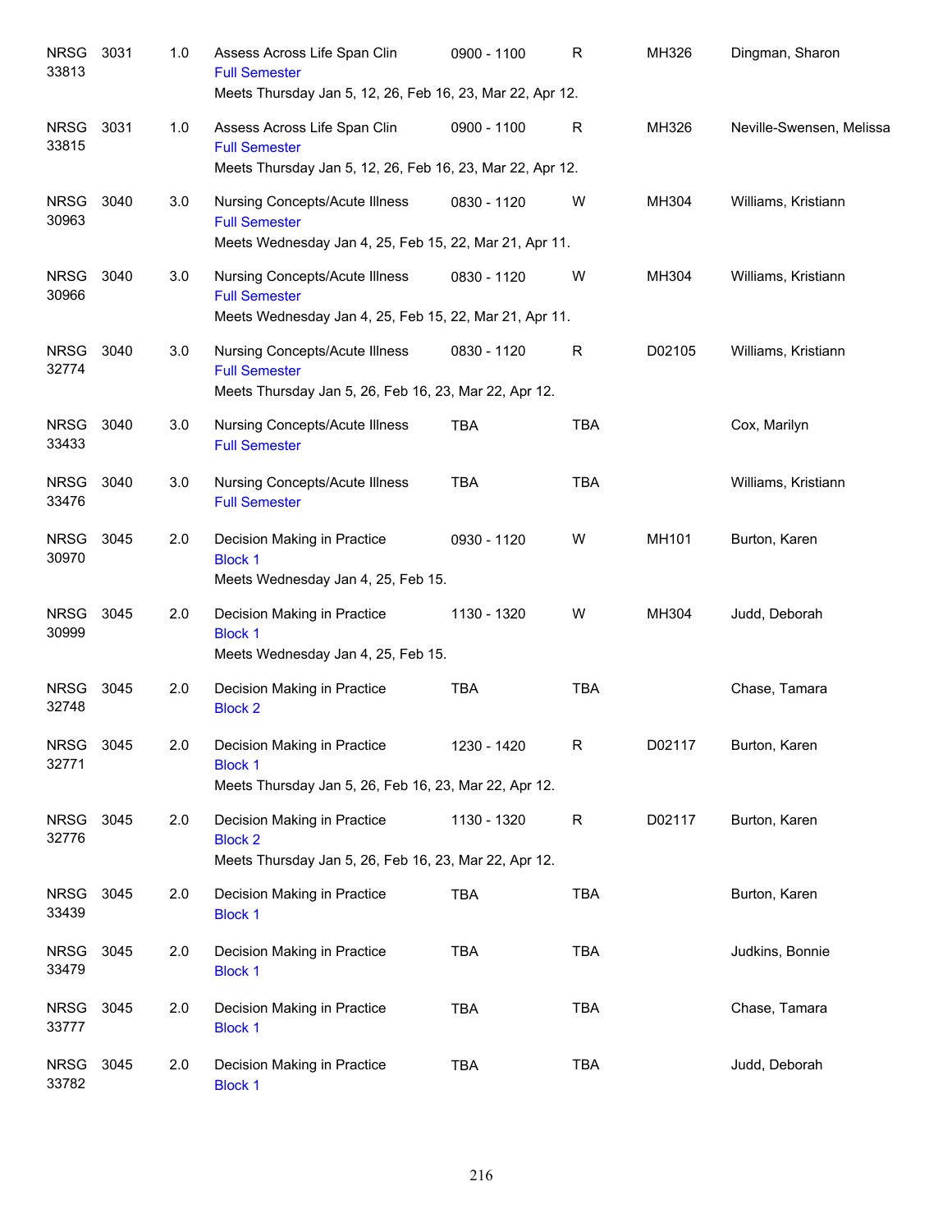| | | | | | | | |
|---|---|---|---|---|---|---|---|
| NRSG 33813 | 3031 | 1.0 | Assess Across Life Span Clin<br>Full Semester<br>Meets Thursday Jan 5, 12, 26, Feb 16, 23, Mar 22, Apr 12. | 0900 - 1100 | R | MH326 | Dingman, Sharon |
| NRSG 33815 | 3031 | 1.0 | Assess Across Life Span Clin<br>Full Semester<br>Meets Thursday Jan 5, 12, 26, Feb 16, 23, Mar 22, Apr 12. | 0900 - 1100 | R | MH326 | Neville-Swensen, Melissa |
| NRSG 30963 | 3040 | 3.0 | Nursing Concepts/Acute Illness<br>Full Semester<br>Meets Wednesday Jan 4, 25, Feb 15, 22, Mar 21, Apr 11. | 0830 - 1120 | W | MH304 | Williams, Kristiann |
| NRSG 30966 | 3040 | 3.0 | Nursing Concepts/Acute Illness<br>Full Semester<br>Meets Wednesday Jan 4, 25, Feb 15, 22, Mar 21, Apr 11. | 0830 - 1120 | W | MH304 | Williams, Kristiann |
| NRSG 32774 | 3040 | 3.0 | Nursing Concepts/Acute Illness<br>Full Semester<br>Meets Thursday Jan 5, 26, Feb 16, 23, Mar 22, Apr 12. | 0830 - 1120 | R | D02105 | Williams, Kristiann |
| NRSG 33433 | 3040 | 3.0 | Nursing Concepts/Acute Illness<br>Full Semester | TBA | TBA | | Cox, Marilyn |
| NRSG 33476 | 3040 | 3.0 | Nursing Concepts/Acute Illness<br>Full Semester | TBA | TBA | | Williams, Kristiann |
| NRSG 30970 | 3045 | 2.0 | Decision Making in Practice<br>Block 1<br>Meets Wednesday Jan 4, 25, Feb 15. | 0930 - 1120 | W | MH101 | Burton, Karen |
| NRSG 30999 | 3045 | 2.0 | Decision Making in Practice<br>Block 1<br>Meets Wednesday Jan 4, 25, Feb 15. | 1130 - 1320 | W | MH304 | Judd, Deborah |
| NRSG 32748 | 3045 | 2.0 | Decision Making in Practice<br>Block 2 | TBA | TBA | | Chase, Tamara |
| NRSG 32771 | 3045 | 2.0 | Decision Making in Practice<br>Block 1<br>Meets Thursday Jan 5, 26, Feb 16, 23, Mar 22, Apr 12. | 1230 - 1420 | R | D02117 | Burton, Karen |
| NRSG 32776 | 3045 | 2.0 | Decision Making in Practice<br>Block 2<br>Meets Thursday Jan 5, 26, Feb 16, 23, Mar 22, Apr 12. | 1130 - 1320 | R | D02117 | Burton, Karen |
| NRSG 33439 | 3045 | 2.0 | Decision Making in Practice<br>Block 1 | TBA | TBA | | Burton, Karen |
| NRSG 33479 | 3045 | 2.0 | Decision Making in Practice<br>Block 1 | TBA | TBA | | Judkins, Bonnie |
| NRSG 33777 | 3045 | 2.0 | Decision Making in Practice<br>Block 1 | TBA | TBA | | Chase, Tamara |
| NRSG 33782 | 3045 | 2.0 | Decision Making in Practice<br>Block 1 | TBA | TBA | | Judd, Deborah |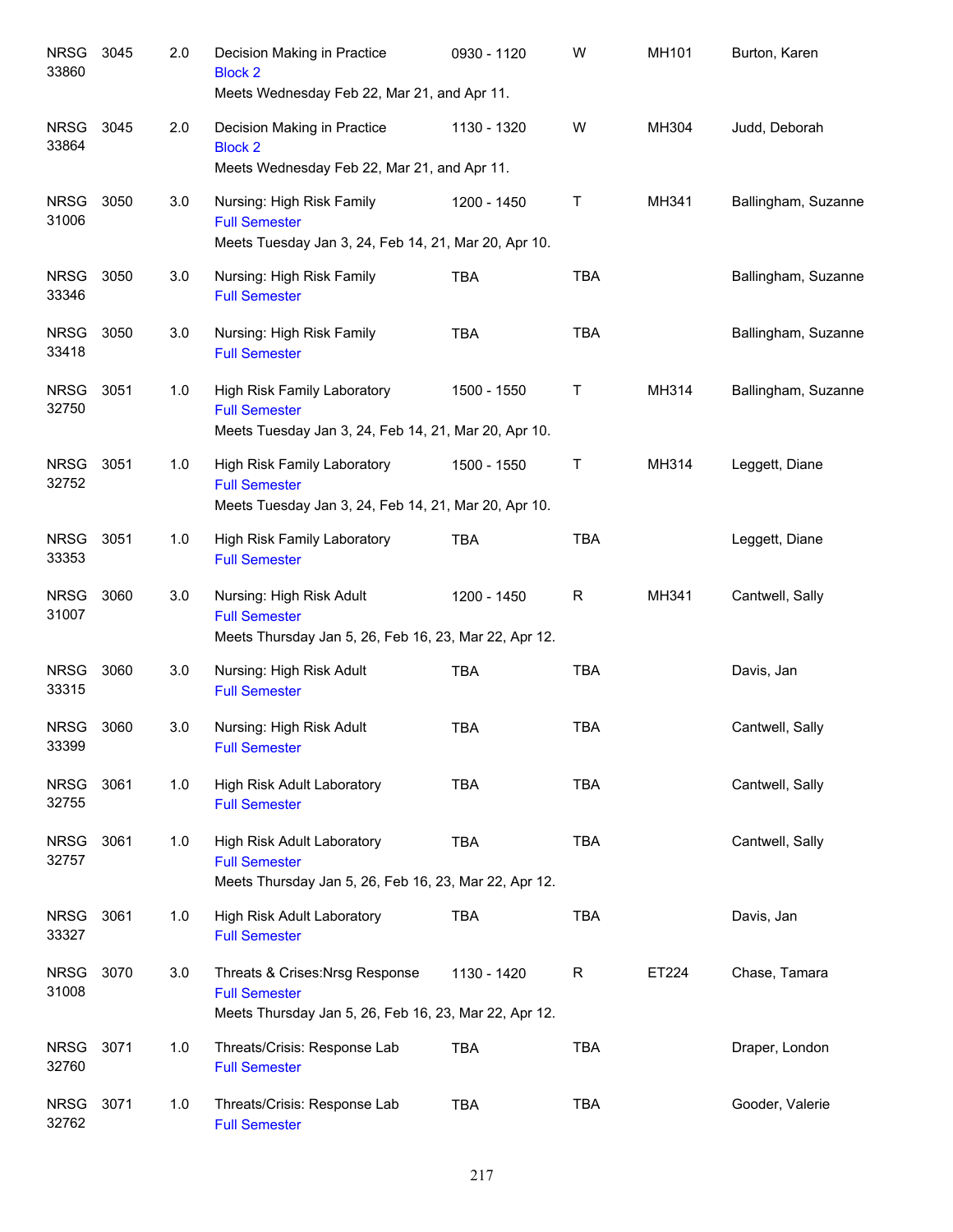| | | | | | | | |
|---|---|---|---|---|---|---|---|
| NRSG 33860 | 3045 | 2.0 | Decision Making in Practice<br>Block 2<br>Meets Wednesday Feb 22, Mar 21, and Apr 11. | 0930 - 1120 | W | MH101 | Burton, Karen |
| NRSG 33864 | 3045 | 2.0 | Decision Making in Practice<br>Block 2<br>Meets Wednesday Feb 22, Mar 21, and Apr 11. | 1130 - 1320 | W | MH304 | Judd, Deborah |
| NRSG 31006 | 3050 | 3.0 | Nursing: High Risk Family<br>Full Semester<br>Meets Tuesday Jan 3, 24, Feb 14, 21, Mar 20, Apr 10. | 1200 - 1450 | T | MH341 | Ballingham, Suzanne |
| NRSG 33346 | 3050 | 3.0 | Nursing: High Risk Family<br>Full Semester | TBA | TBA | | Ballingham, Suzanne |
| NRSG 33418 | 3050 | 3.0 | Nursing: High Risk Family<br>Full Semester | TBA | TBA | | Ballingham, Suzanne |
| NRSG 32750 | 3051 | 1.0 | High Risk Family Laboratory<br>Full Semester<br>Meets Tuesday Jan 3, 24, Feb 14, 21, Mar 20, Apr 10. | 1500 - 1550 | T | MH314 | Ballingham, Suzanne |
| NRSG 32752 | 3051 | 1.0 | High Risk Family Laboratory<br>Full Semester<br>Meets Tuesday Jan 3, 24, Feb 14, 21, Mar 20, Apr 10. | 1500 - 1550 | T | MH314 | Leggett, Diane |
| NRSG 33353 | 3051 | 1.0 | High Risk Family Laboratory<br>Full Semester | TBA | TBA | | Leggett, Diane |
| NRSG 31007 | 3060 | 3.0 | Nursing: High Risk Adult<br>Full Semester<br>Meets Thursday Jan 5, 26, Feb 16, 23, Mar 22, Apr 12. | 1200 - 1450 | R | MH341 | Cantwell, Sally |
| NRSG 33315 | 3060 | 3.0 | Nursing: High Risk Adult<br>Full Semester | TBA | TBA | | Davis, Jan |
| NRSG 33399 | 3060 | 3.0 | Nursing: High Risk Adult<br>Full Semester | TBA | TBA | | Cantwell, Sally |
| NRSG 32755 | 3061 | 1.0 | High Risk Adult Laboratory<br>Full Semester | TBA | TBA | | Cantwell, Sally |
| NRSG 32757 | 3061 | 1.0 | High Risk Adult Laboratory<br>Full Semester<br>Meets Thursday Jan 5, 26, Feb 16, 23, Mar 22, Apr 12. | TBA | TBA | | Cantwell, Sally |
| NRSG 33327 | 3061 | 1.0 | High Risk Adult Laboratory<br>Full Semester | TBA | TBA | | Davis, Jan |
| NRSG 31008 | 3070 | 3.0 | Threats & Crises:Nrsg Response<br>Full Semester<br>Meets Thursday Jan 5, 26, Feb 16, 23, Mar 22, Apr 12. | 1130 - 1420 | R | ET224 | Chase, Tamara |
| NRSG 32760 | 3071 | 1.0 | Threats/Crisis: Response Lab<br>Full Semester | TBA | TBA | | Draper, London |
| NRSG 32762 | 3071 | 1.0 | Threats/Crisis: Response Lab<br>Full Semester | TBA | TBA | | Gooder, Valerie |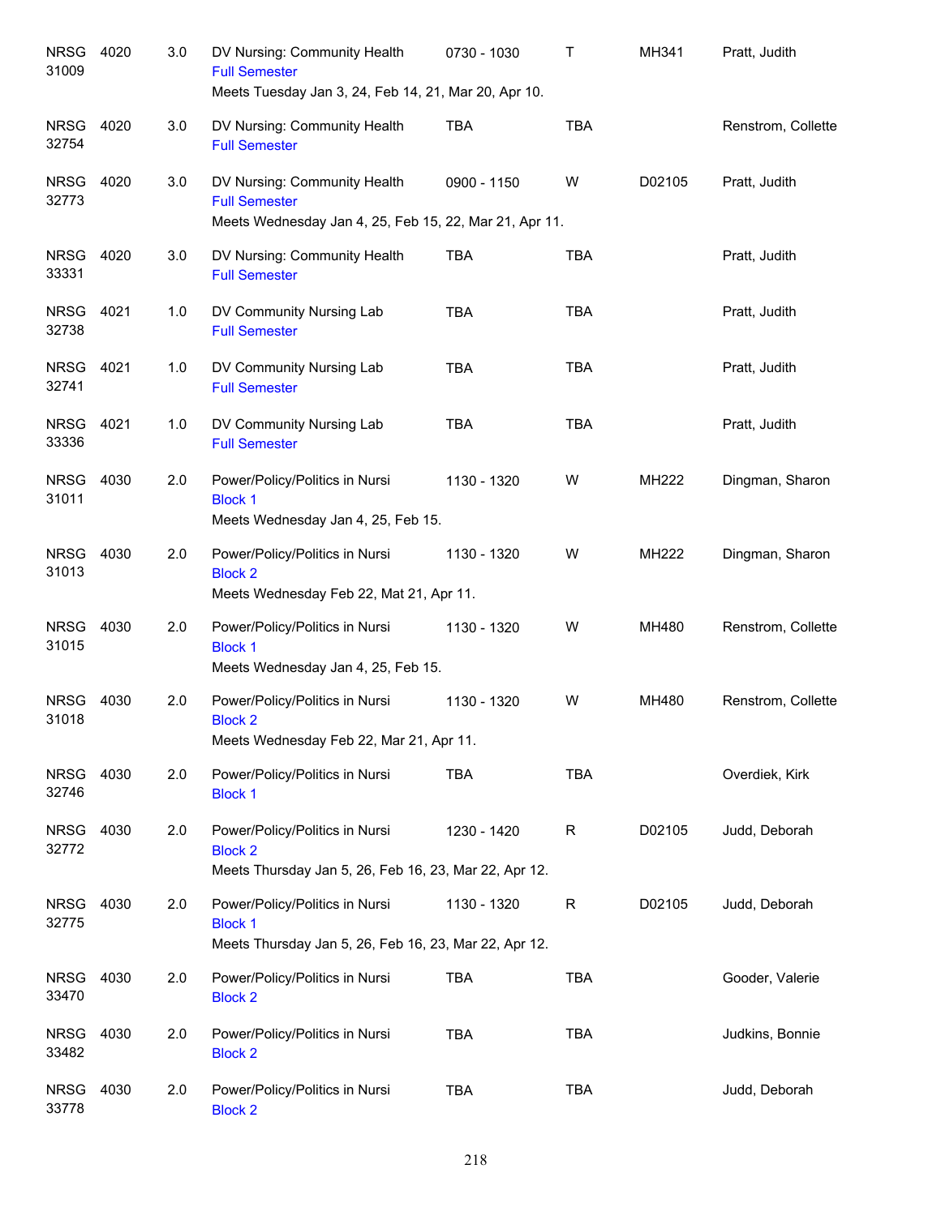| Course | | Credits | Title | Time | Days | Room | Instructor |
|---|---|---|---|---|---|---|---|
| NRSG 31009 | 4020 | 3.0 | DV Nursing: Community Health<br>Full Semester<br>Meets Tuesday Jan 3, 24, Feb 14, 21, Mar 20, Apr 10. | 0730 - 1030 | T | MH341 | Pratt, Judith |
| NRSG 32754 | 4020 | 3.0 | DV Nursing: Community Health<br>Full Semester | TBA | TBA | | Renstrom, Collette |
| NRSG 32773 | 4020 | 3.0 | DV Nursing: Community Health<br>Full Semester<br>Meets Wednesday Jan 4, 25, Feb 15, 22, Mar 21, Apr 11. | 0900 - 1150 | W | D02105 | Pratt, Judith |
| NRSG 33331 | 4020 | 3.0 | DV Nursing: Community Health<br>Full Semester | TBA | TBA | | Pratt, Judith |
| NRSG 32738 | 4021 | 1.0 | DV Community Nursing Lab<br>Full Semester | TBA | TBA | | Pratt, Judith |
| NRSG 32741 | 4021 | 1.0 | DV Community Nursing Lab<br>Full Semester | TBA | TBA | | Pratt, Judith |
| NRSG 33336 | 4021 | 1.0 | DV Community Nursing Lab<br>Full Semester | TBA | TBA | | Pratt, Judith |
| NRSG 31011 | 4030 | 2.0 | Power/Policy/Politics in Nursi<br>Block 1<br>Meets Wednesday Jan 4, 25, Feb 15. | 1130 - 1320 | W | MH222 | Dingman, Sharon |
| NRSG 31013 | 4030 | 2.0 | Power/Policy/Politics in Nursi<br>Block 2<br>Meets Wednesday Feb 22, Mat 21, Apr 11. | 1130 - 1320 | W | MH222 | Dingman, Sharon |
| NRSG 31015 | 4030 | 2.0 | Power/Policy/Politics in Nursi<br>Block 1<br>Meets Wednesday Jan 4, 25, Feb 15. | 1130 - 1320 | W | MH480 | Renstrom, Collette |
| NRSG 31018 | 4030 | 2.0 | Power/Policy/Politics in Nursi<br>Block 2<br>Meets Wednesday Feb 22, Mar 21, Apr 11. | 1130 - 1320 | W | MH480 | Renstrom, Collette |
| NRSG 32746 | 4030 | 2.0 | Power/Policy/Politics in Nursi<br>Block 1 | TBA | TBA | | Overdiek, Kirk |
| NRSG 32772 | 4030 | 2.0 | Power/Policy/Politics in Nursi<br>Block 2<br>Meets Thursday Jan 5, 26, Feb 16, 23, Mar 22, Apr 12. | 1230 - 1420 | R | D02105 | Judd, Deborah |
| NRSG 32775 | 4030 | 2.0 | Power/Policy/Politics in Nursi<br>Block 1<br>Meets Thursday Jan 5, 26, Feb 16, 23, Mar 22, Apr 12. | 1130 - 1320 | R | D02105 | Judd, Deborah |
| NRSG 33470 | 4030 | 2.0 | Power/Policy/Politics in Nursi<br>Block 2 | TBA | TBA | | Gooder, Valerie |
| NRSG 33482 | 4030 | 2.0 | Power/Policy/Politics in Nursi<br>Block 2 | TBA | TBA | | Judkins, Bonnie |
| NRSG 33778 | 4030 | 2.0 | Power/Policy/Politics in Nursi<br>Block 2 | TBA | TBA | | Judd, Deborah |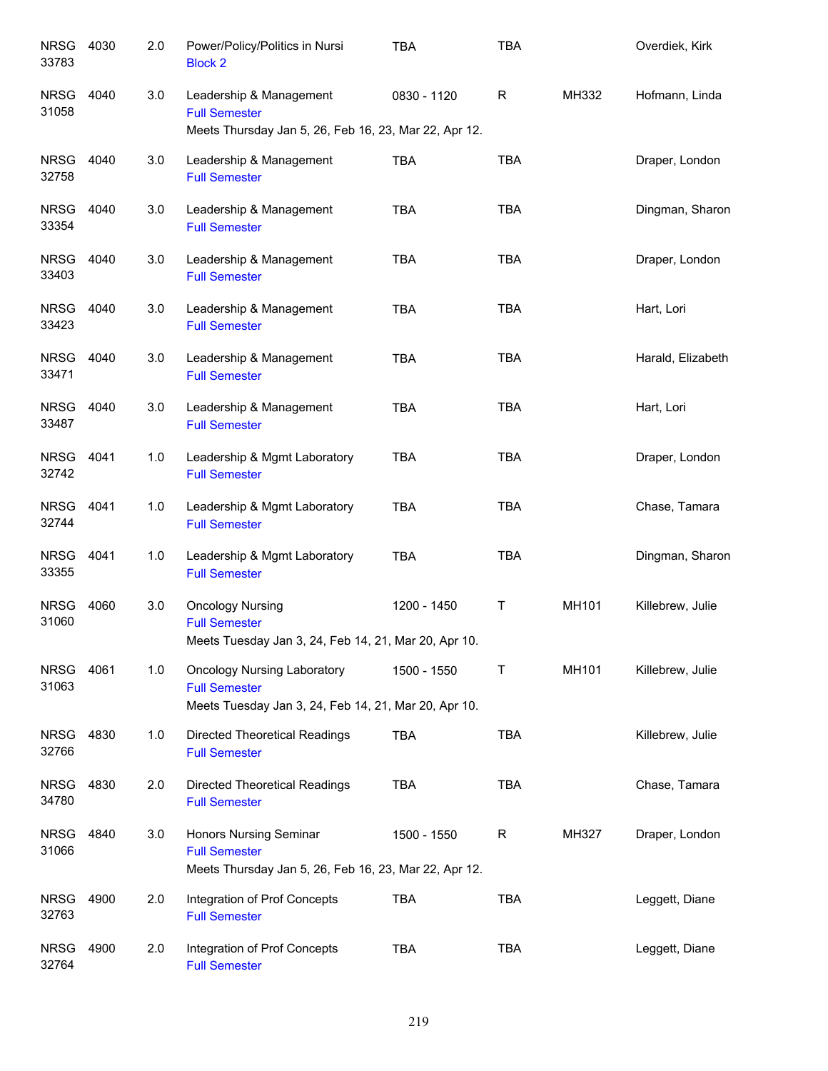| Subject / CRN | Course | Credits | Title | Time | Days | Room | Instructor |
|---|---|---|---|---|---|---|---|
| NRSG 33783 | 4030 | 2.0 | Power/Policy/Politics in Nursi<br>Block 2 | TBA | TBA | | Overdiek, Kirk |
| NRSG 31058 | 4040 | 3.0 | Leadership & Management<br>Full Semester<br>Meets Thursday Jan 5, 26, Feb 16, 23, Mar 22, Apr 12. | 0830 - 1120 | R | MH332 | Hofmann, Linda |
| NRSG 32758 | 4040 | 3.0 | Leadership & Management<br>Full Semester | TBA | TBA | | Draper, London |
| NRSG 33354 | 4040 | 3.0 | Leadership & Management<br>Full Semester | TBA | TBA | | Dingman, Sharon |
| NRSG 33403 | 4040 | 3.0 | Leadership & Management<br>Full Semester | TBA | TBA | | Draper, London |
| NRSG 33423 | 4040 | 3.0 | Leadership & Management<br>Full Semester | TBA | TBA | | Hart, Lori |
| NRSG 33471 | 4040 | 3.0 | Leadership & Management<br>Full Semester | TBA | TBA | | Harald, Elizabeth |
| NRSG 33487 | 4040 | 3.0 | Leadership & Management<br>Full Semester | TBA | TBA | | Hart, Lori |
| NRSG 32742 | 4041 | 1.0 | Leadership & Mgmt Laboratory<br>Full Semester | TBA | TBA | | Draper, London |
| NRSG 32744 | 4041 | 1.0 | Leadership & Mgmt Laboratory<br>Full Semester | TBA | TBA | | Chase, Tamara |
| NRSG 33355 | 4041 | 1.0 | Leadership & Mgmt Laboratory<br>Full Semester | TBA | TBA | | Dingman, Sharon |
| NRSG 31060 | 4060 | 3.0 | Oncology Nursing<br>Full Semester<br>Meets Tuesday Jan 3, 24, Feb 14, 21, Mar 20, Apr 10. | 1200 - 1450 | T | MH101 | Killebrew, Julie |
| NRSG 31063 | 4061 | 1.0 | Oncology Nursing Laboratory<br>Full Semester<br>Meets Tuesday Jan 3, 24, Feb 14, 21, Mar 20, Apr 10. | 1500 - 1550 | T | MH101 | Killebrew, Julie |
| NRSG 32766 | 4830 | 1.0 | Directed Theoretical Readings<br>Full Semester | TBA | TBA | | Killebrew, Julie |
| NRSG 34780 | 4830 | 2.0 | Directed Theoretical Readings<br>Full Semester | TBA | TBA | | Chase, Tamara |
| NRSG 31066 | 4840 | 3.0 | Honors Nursing Seminar<br>Full Semester<br>Meets Thursday Jan 5, 26, Feb 16, 23, Mar 22, Apr 12. | 1500 - 1550 | R | MH327 | Draper, London |
| NRSG 32763 | 4900 | 2.0 | Integration of Prof Concepts<br>Full Semester | TBA | TBA | | Leggett, Diane |
| NRSG 32764 | 4900 | 2.0 | Integration of Prof Concepts<br>Full Semester | TBA | TBA | | Leggett, Diane |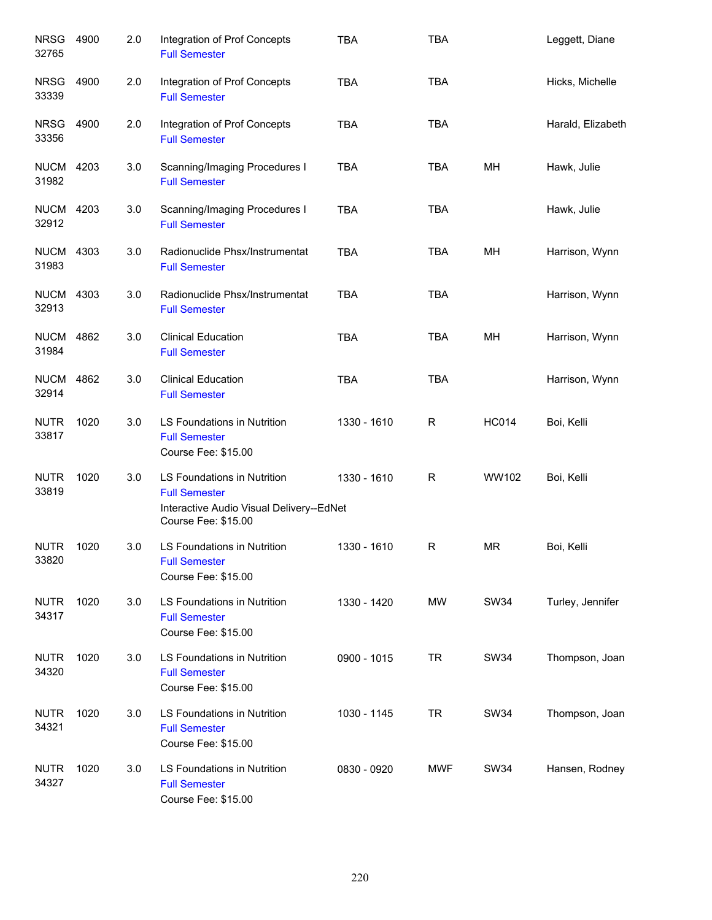| Subject / CRN | Course | Credits | Title | Time | Days | Room | Instructor |
|---|---|---|---|---|---|---|---|
| NRSG 32765 | 4900 | 2.0 | Integration of Prof Concepts<br>Full Semester | TBA | TBA | | Leggett, Diane |
| NRSG 33339 | 4900 | 2.0 | Integration of Prof Concepts<br>Full Semester | TBA | TBA | | Hicks, Michelle |
| NRSG 33356 | 4900 | 2.0 | Integration of Prof Concepts<br>Full Semester | TBA | TBA | | Harald, Elizabeth |
| NUCM 31982 | 4203 | 3.0 | Scanning/Imaging Procedures I<br>Full Semester | TBA | TBA | MH | Hawk, Julie |
| NUCM 32912 | 4203 | 3.0 | Scanning/Imaging Procedures I<br>Full Semester | TBA | TBA | | Hawk, Julie |
| NUCM 31983 | 4303 | 3.0 | Radionuclide Phsx/Instrumentat<br>Full Semester | TBA | TBA | MH | Harrison, Wynn |
| NUCM 32913 | 4303 | 3.0 | Radionuclide Phsx/Instrumentat<br>Full Semester | TBA | TBA | | Harrison, Wynn |
| NUCM 31984 | 4862 | 3.0 | Clinical Education<br>Full Semester | TBA | TBA | MH | Harrison, Wynn |
| NUCM 32914 | 4862 | 3.0 | Clinical Education<br>Full Semester | TBA | TBA | | Harrison, Wynn |
| NUTR 33817 | 1020 | 3.0 | LS Foundations in Nutrition<br>Full Semester<br>Course Fee: $15.00 | 1330 - 1610 | R | HC014 | Boi, Kelli |
| NUTR 33819 | 1020 | 3.0 | LS Foundations in Nutrition<br>Full Semester<br>Interactive Audio Visual Delivery--EdNet<br>Course Fee: $15.00 | 1330 - 1610 | R | WW102 | Boi, Kelli |
| NUTR 33820 | 1020 | 3.0 | LS Foundations in Nutrition<br>Full Semester<br>Course Fee: $15.00 | 1330 - 1610 | R | MR | Boi, Kelli |
| NUTR 34317 | 1020 | 3.0 | LS Foundations in Nutrition<br>Full Semester<br>Course Fee: $15.00 | 1330 - 1420 | MW | SW34 | Turley, Jennifer |
| NUTR 34320 | 1020 | 3.0 | LS Foundations in Nutrition<br>Full Semester<br>Course Fee: $15.00 | 0900 - 1015 | TR | SW34 | Thompson, Joan |
| NUTR 34321 | 1020 | 3.0 | LS Foundations in Nutrition<br>Full Semester<br>Course Fee: $15.00 | 1030 - 1145 | TR | SW34 | Thompson, Joan |
| NUTR 34327 | 1020 | 3.0 | LS Foundations in Nutrition<br>Full Semester<br>Course Fee: $15.00 | 0830 - 0920 | MWF | SW34 | Hansen, Rodney |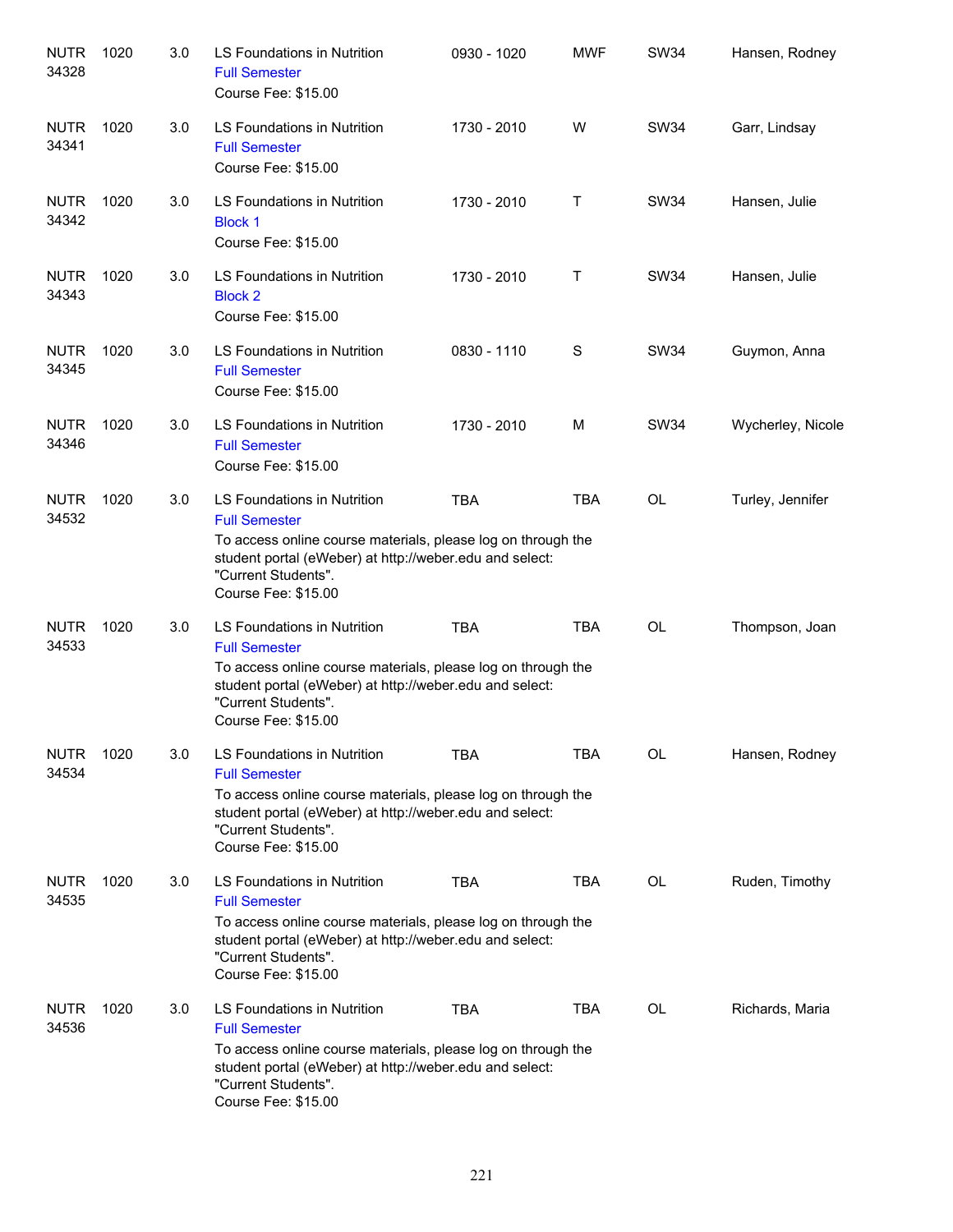| Course | Number | Credits | Title | Time | Days | Room | Instructor |
|---|---|---|---|---|---|---|---|
| NUTR 34328 | 1020 | 3.0 | LS Foundations in Nutrition<br>Full Semester<br>Course Fee: $15.00 | 0930 - 1020 | MWF | SW34 | Hansen, Rodney |
| NUTR 34341 | 1020 | 3.0 | LS Foundations in Nutrition<br>Full Semester<br>Course Fee: $15.00 | 1730 - 2010 | W | SW34 | Garr, Lindsay |
| NUTR 34342 | 1020 | 3.0 | LS Foundations in Nutrition<br>Block 1<br>Course Fee: $15.00 | 1730 - 2010 | T | SW34 | Hansen, Julie |
| NUTR 34343 | 1020 | 3.0 | LS Foundations in Nutrition<br>Block 2<br>Course Fee: $15.00 | 1730 - 2010 | T | SW34 | Hansen, Julie |
| NUTR 34345 | 1020 | 3.0 | LS Foundations in Nutrition<br>Full Semester<br>Course Fee: $15.00 | 0830 - 1110 | S | SW34 | Guymon, Anna |
| NUTR 34346 | 1020 | 3.0 | LS Foundations in Nutrition<br>Full Semester<br>Course Fee: $15.00 | 1730 - 2010 | M | SW34 | Wycherley, Nicole |
| NUTR 34532 | 1020 | 3.0 | LS Foundations in Nutrition<br>Full Semester<br>To access online course materials, please log on through the student portal (eWeber) at http://weber.edu and select: "Current Students".<br>Course Fee: $15.00 | TBA | TBA | OL | Turley, Jennifer |
| NUTR 34533 | 1020 | 3.0 | LS Foundations in Nutrition<br>Full Semester<br>To access online course materials, please log on through the student portal (eWeber) at http://weber.edu and select: "Current Students".<br>Course Fee: $15.00 | TBA | TBA | OL | Thompson, Joan |
| NUTR 34534 | 1020 | 3.0 | LS Foundations in Nutrition<br>Full Semester<br>To access online course materials, please log on through the student portal (eWeber) at http://weber.edu and select: "Current Students".<br>Course Fee: $15.00 | TBA | TBA | OL | Hansen, Rodney |
| NUTR 34535 | 1020 | 3.0 | LS Foundations in Nutrition<br>Full Semester<br>To access online course materials, please log on through the student portal (eWeber) at http://weber.edu and select: "Current Students".<br>Course Fee: $15.00 | TBA | TBA | OL | Ruden, Timothy |
| NUTR 34536 | 1020 | 3.0 | LS Foundations in Nutrition<br>Full Semester<br>To access online course materials, please log on through the student portal (eWeber) at http://weber.edu and select: "Current Students".<br>Course Fee: $15.00 | TBA | TBA | OL | Richards, Maria |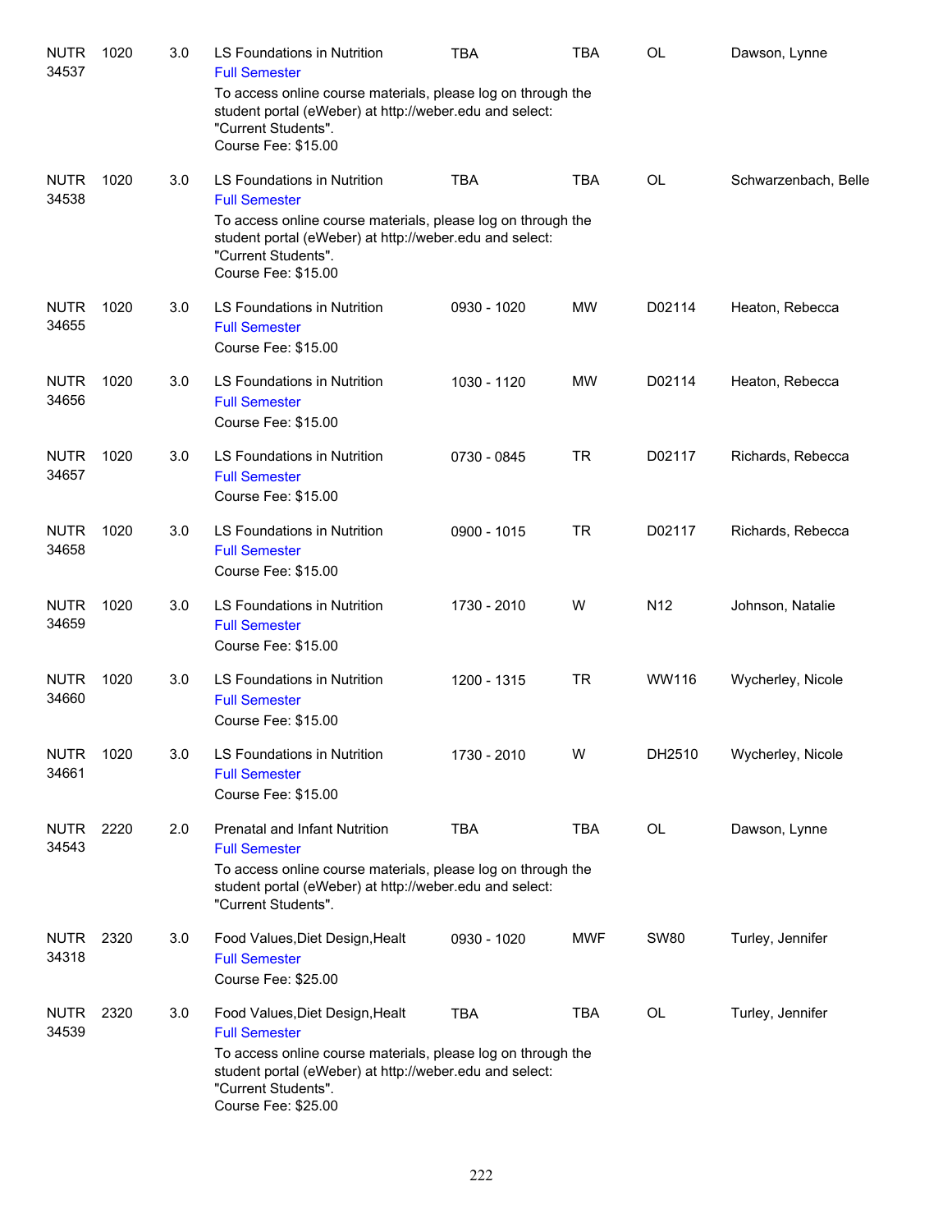| Subject | Course | Credits | Title | Time | Days | Room | Instructor |
|---|---|---|---|---|---|---|---|
| NUTR 34537 | 1020 | 3.0 | LS Foundations in Nutrition<br>Full Semester<br>To access online course materials, please log on through the student portal (eWeber) at http://weber.edu and select: "Current Students".<br>Course Fee: $15.00 | TBA | TBA | OL | Dawson, Lynne |
| NUTR 34538 | 1020 | 3.0 | LS Foundations in Nutrition<br>Full Semester<br>To access online course materials, please log on through the student portal (eWeber) at http://weber.edu and select: "Current Students".<br>Course Fee: $15.00 | TBA | TBA | OL | Schwarzenbach, Belle |
| NUTR 34655 | 1020 | 3.0 | LS Foundations in Nutrition<br>Full Semester<br>Course Fee: $15.00 | 0930 - 1020 | MW | D02114 | Heaton, Rebecca |
| NUTR 34656 | 1020 | 3.0 | LS Foundations in Nutrition<br>Full Semester<br>Course Fee: $15.00 | 1030 - 1120 | MW | D02114 | Heaton, Rebecca |
| NUTR 34657 | 1020 | 3.0 | LS Foundations in Nutrition<br>Full Semester<br>Course Fee: $15.00 | 0730 - 0845 | TR | D02117 | Richards, Rebecca |
| NUTR 34658 | 1020 | 3.0 | LS Foundations in Nutrition<br>Full Semester<br>Course Fee: $15.00 | 0900 - 1015 | TR | D02117 | Richards, Rebecca |
| NUTR 34659 | 1020 | 3.0 | LS Foundations in Nutrition<br>Full Semester<br>Course Fee: $15.00 | 1730 - 2010 | W | N12 | Johnson, Natalie |
| NUTR 34660 | 1020 | 3.0 | LS Foundations in Nutrition<br>Full Semester<br>Course Fee: $15.00 | 1200 - 1315 | TR | WW116 | Wycherley, Nicole |
| NUTR 34661 | 1020 | 3.0 | LS Foundations in Nutrition<br>Full Semester<br>Course Fee: $15.00 | 1730 - 2010 | W | DH2510 | Wycherley, Nicole |
| NUTR 34543 | 2220 | 2.0 | Prenatal and Infant Nutrition<br>Full Semester<br>To access online course materials, please log on through the student portal (eWeber) at http://weber.edu and select: "Current Students". | TBA | TBA | OL | Dawson, Lynne |
| NUTR 34318 | 2320 | 3.0 | Food Values,Diet Design,Healt<br>Full Semester<br>Course Fee: $25.00 | 0930 - 1020 | MWF | SW80 | Turley, Jennifer |
| NUTR 34539 | 2320 | 3.0 | Food Values,Diet Design,Healt<br>Full Semester<br>To access online course materials, please log on through the student portal (eWeber) at http://weber.edu and select: "Current Students".<br>Course Fee: $25.00 | TBA | TBA | OL | Turley, Jennifer |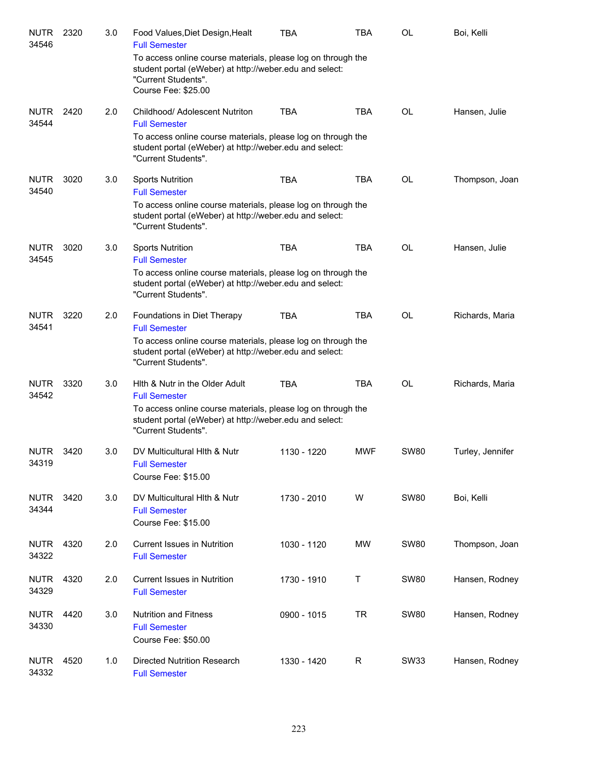| | | | | | | | |
|---|---|---|---|---|---|---|---|
| NUTR 34546 | 2320 | 3.0 | Food Values,Diet Design,Healt<br>Full Semester<br>To access online course materials, please log on through the student portal (eWeber) at http://weber.edu and select: "Current Students".<br>Course Fee: $25.00 | TBA | TBA | OL | Boi, Kelli |
| NUTR 34544 | 2420 | 2.0 | Childhood/ Adolescent Nutriton<br>Full Semester<br>To access online course materials, please log on through the student portal (eWeber) at http://weber.edu and select: "Current Students". | TBA | TBA | OL | Hansen, Julie |
| NUTR 34540 | 3020 | 3.0 | Sports Nutrition<br>Full Semester<br>To access online course materials, please log on through the student portal (eWeber) at http://weber.edu and select: "Current Students". | TBA | TBA | OL | Thompson, Joan |
| NUTR 34545 | 3020 | 3.0 | Sports Nutrition<br>Full Semester<br>To access online course materials, please log on through the student portal (eWeber) at http://weber.edu and select: "Current Students". | TBA | TBA | OL | Hansen, Julie |
| NUTR 34541 | 3220 | 2.0 | Foundations in Diet Therapy<br>Full Semester<br>To access online course materials, please log on through the student portal (eWeber) at http://weber.edu and select: "Current Students". | TBA | TBA | OL | Richards, Maria |
| NUTR 34542 | 3320 | 3.0 | Hlth & Nutr in the Older Adult<br>Full Semester<br>To access online course materials, please log on through the student portal (eWeber) at http://weber.edu and select: "Current Students". | TBA | TBA | OL | Richards, Maria |
| NUTR 34319 | 3420 | 3.0 | DV Multicultural Hlth & Nutr<br>Full Semester<br>Course Fee: $15.00 | 1130 - 1220 | MWF | SW80 | Turley, Jennifer |
| NUTR 34344 | 3420 | 3.0 | DV Multicultural Hlth & Nutr<br>Full Semester<br>Course Fee: $15.00 | 1730 - 2010 | W | SW80 | Boi, Kelli |
| NUTR 34322 | 4320 | 2.0 | Current Issues in Nutrition<br>Full Semester | 1030 - 1120 | MW | SW80 | Thompson, Joan |
| NUTR 34329 | 4320 | 2.0 | Current Issues in Nutrition<br>Full Semester | 1730 - 1910 | T | SW80 | Hansen, Rodney |
| NUTR 34330 | 4420 | 3.0 | Nutrition and Fitness<br>Full Semester<br>Course Fee: $50.00 | 0900 - 1015 | TR | SW80 | Hansen, Rodney |
| NUTR 34332 | 4520 | 1.0 | Directed Nutrition Research<br>Full Semester | 1330 - 1420 | R | SW33 | Hansen, Rodney |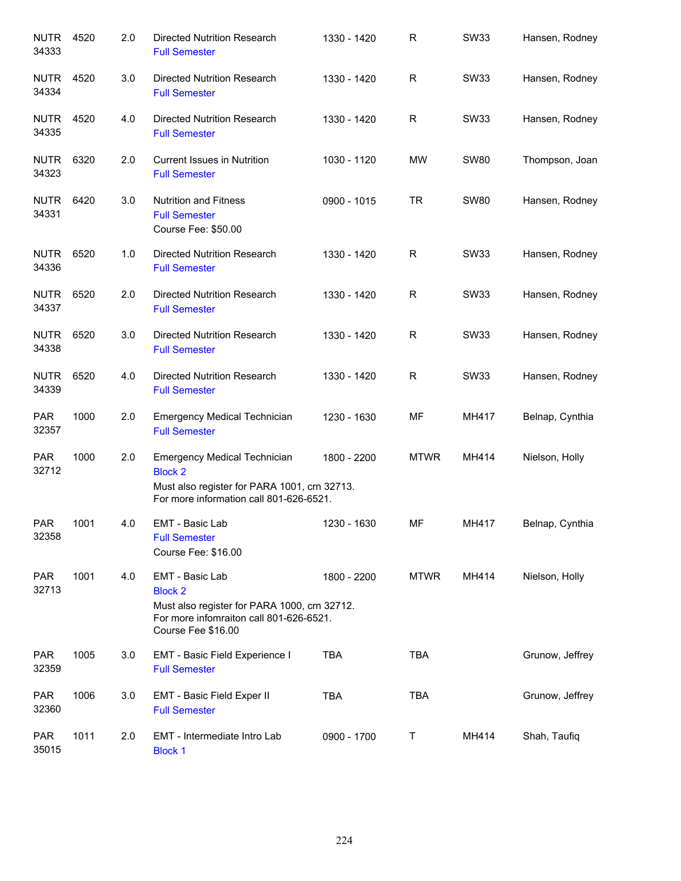| | | | | | | | |
|---|---|---|---|---|---|---|---|
| NUTR 34333 | 4520 | 2.0 | Directed Nutrition Research<br>Full Semester | 1330 - 1420 | R | SW33 | Hansen, Rodney |
| NUTR 34334 | 4520 | 3.0 | Directed Nutrition Research<br>Full Semester | 1330 - 1420 | R | SW33 | Hansen, Rodney |
| NUTR 34335 | 4520 | 4.0 | Directed Nutrition Research<br>Full Semester | 1330 - 1420 | R | SW33 | Hansen, Rodney |
| NUTR 34323 | 6320 | 2.0 | Current Issues in Nutrition<br>Full Semester | 1030 - 1120 | MW | SW80 | Thompson, Joan |
| NUTR 34331 | 6420 | 3.0 | Nutrition and Fitness<br>Full Semester<br>Course Fee: $50.00 | 0900 - 1015 | TR | SW80 | Hansen, Rodney |
| NUTR 34336 | 6520 | 1.0 | Directed Nutrition Research<br>Full Semester | 1330 - 1420 | R | SW33 | Hansen, Rodney |
| NUTR 34337 | 6520 | 2.0 | Directed Nutrition Research<br>Full Semester | 1330 - 1420 | R | SW33 | Hansen, Rodney |
| NUTR 34338 | 6520 | 3.0 | Directed Nutrition Research<br>Full Semester | 1330 - 1420 | R | SW33 | Hansen, Rodney |
| NUTR 34339 | 6520 | 4.0 | Directed Nutrition Research<br>Full Semester | 1330 - 1420 | R | SW33 | Hansen, Rodney |
| PAR 32357 | 1000 | 2.0 | Emergency Medical Technician<br>Full Semester | 1230 - 1630 | MF | MH417 | Belnap, Cynthia |
| PAR 32712 | 1000 | 2.0 | Emergency Medical Technician<br>Block 2<br>Must also register for PARA 1001, crn 32713. For more information call 801-626-6521. | 1800 - 2200 | MTWR | MH414 | Nielson, Holly |
| PAR 32358 | 1001 | 4.0 | EMT - Basic Lab<br>Full Semester<br>Course Fee: $16.00 | 1230 - 1630 | MF | MH417 | Belnap, Cynthia |
| PAR 32713 | 1001 | 4.0 | EMT - Basic Lab<br>Block 2<br>Must also register for PARA 1000, crn 32712. For more infomraiton call 801-626-6521. Course Fee $16.00 | 1800 - 2200 | MTWR | MH414 | Nielson, Holly |
| PAR 32359 | 1005 | 3.0 | EMT - Basic Field Experience I<br>Full Semester | TBA | TBA | | Grunow, Jeffrey |
| PAR 32360 | 1006 | 3.0 | EMT - Basic Field Exper II<br>Full Semester | TBA | TBA | | Grunow, Jeffrey |
| PAR 35015 | 1011 | 2.0 | EMT - Intermediate Intro Lab<br>Block 1 | 0900 - 1700 | T | MH414 | Shah, Taufiq |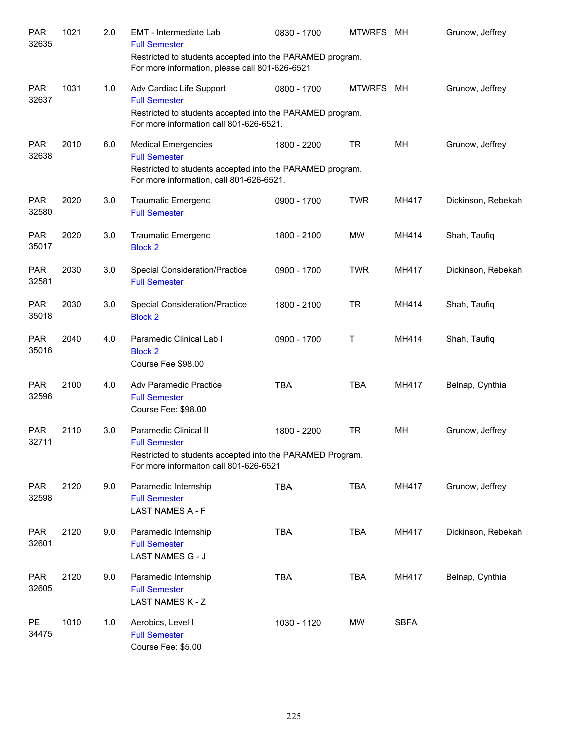| Subject/CRN | Course | Credits | Title | Time | Days | Room | Instructor |
|---|---|---|---|---|---|---|---|
| PAR 32635 | 1021 | 2.0 | EMT - Intermediate Lab<br>Full Semester<br>Restricted to students accepted into the PARAMED program. For more information, please call 801-626-6521 | 0830 - 1700 | MTWRFS | MH | Grunow, Jeffrey |
| PAR 32637 | 1031 | 1.0 | Adv Cardiac Life Support<br>Full Semester<br>Restricted to students accepted into the PARAMED program. For more information call 801-626-6521. | 0800 - 1700 | MTWRFS | MH | Grunow, Jeffrey |
| PAR 32638 | 2010 | 6.0 | Medical Emergencies<br>Full Semester<br>Restricted to students accepted into the PARAMED program. For more information, call 801-626-6521. | 1800 - 2200 | TR | MH | Grunow, Jeffrey |
| PAR 32580 | 2020 | 3.0 | Traumatic Emergenc<br>Full Semester | 0900 - 1700 | TWR | MH417 | Dickinson, Rebekah |
| PAR 35017 | 2020 | 3.0 | Traumatic Emergenc<br>Block 2 | 1800 - 2100 | MW | MH414 | Shah, Taufiq |
| PAR 32581 | 2030 | 3.0 | Special Consideration/Practice<br>Full Semester | 0900 - 1700 | TWR | MH417 | Dickinson, Rebekah |
| PAR 35018 | 2030 | 3.0 | Special Consideration/Practice<br>Block 2 | 1800 - 2100 | TR | MH414 | Shah, Taufiq |
| PAR 35016 | 2040 | 4.0 | Paramedic Clinical Lab I<br>Block 2<br>Course Fee $98.00 | 0900 - 1700 | T | MH414 | Shah, Taufiq |
| PAR 32596 | 2100 | 4.0 | Adv Paramedic Practice<br>Full Semester<br>Course Fee: $98.00 | TBA | TBA | MH417 | Belnap, Cynthia |
| PAR 32711 | 2110 | 3.0 | Paramedic Clinical II<br>Full Semester<br>Restricted to students accepted into the PARAMED Program. For more informaiton call 801-626-6521 | 1800 - 2200 | TR | MH | Grunow, Jeffrey |
| PAR 32598 | 2120 | 9.0 | Paramedic Internship<br>Full Semester<br>LAST NAMES A - F | TBA | TBA | MH417 | Grunow, Jeffrey |
| PAR 32601 | 2120 | 9.0 | Paramedic Internship<br>Full Semester<br>LAST NAMES G - J | TBA | TBA | MH417 | Dickinson, Rebekah |
| PAR 32605 | 2120 | 9.0 | Paramedic Internship<br>Full Semester<br>LAST NAMES K - Z | TBA | TBA | MH417 | Belnap, Cynthia |
| PE 34475 | 1010 | 1.0 | Aerobics, Level I<br>Full Semester<br>Course Fee: $5.00 | 1030 - 1120 | MW | SBFA | |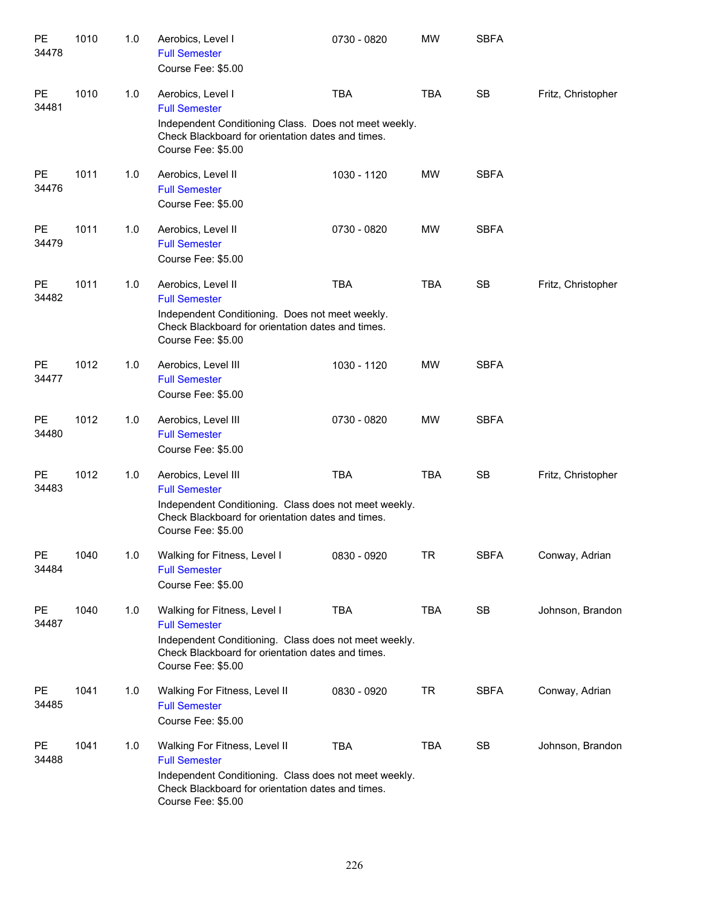| | | | | | | | |
|---|---|---|---|---|---|---|---|
| PE 34478 | 1010 | 1.0 | Aerobics, Level I<br>Full Semester<br>Course Fee: $5.00 | 0730 - 0820 | MW | SBFA | |
| PE 34481 | 1010 | 1.0 | Aerobics, Level I<br>Full Semester<br>Independent Conditioning Class. Does not meet weekly. Check Blackboard for orientation dates and times.<br>Course Fee: $5.00 | TBA | TBA | SB | Fritz, Christopher |
| PE 34476 | 1011 | 1.0 | Aerobics, Level II<br>Full Semester<br>Course Fee: $5.00 | 1030 - 1120 | MW | SBFA | |
| PE 34479 | 1011 | 1.0 | Aerobics, Level II<br>Full Semester<br>Course Fee: $5.00 | 0730 - 0820 | MW | SBFA | |
| PE 34482 | 1011 | 1.0 | Aerobics, Level II<br>Full Semester<br>Independent Conditioning. Does not meet weekly. Check Blackboard for orientation dates and times.<br>Course Fee: $5.00 | TBA | TBA | SB | Fritz, Christopher |
| PE 34477 | 1012 | 1.0 | Aerobics, Level III<br>Full Semester<br>Course Fee: $5.00 | 1030 - 1120 | MW | SBFA | |
| PE 34480 | 1012 | 1.0 | Aerobics, Level III<br>Full Semester<br>Course Fee: $5.00 | 0730 - 0820 | MW | SBFA | |
| PE 34483 | 1012 | 1.0 | Aerobics, Level III<br>Full Semester<br>Independent Conditioning. Class does not meet weekly. Check Blackboard for orientation dates and times.<br>Course Fee: $5.00 | TBA | TBA | SB | Fritz, Christopher |
| PE 34484 | 1040 | 1.0 | Walking for Fitness, Level I<br>Full Semester<br>Course Fee: $5.00 | 0830 - 0920 | TR | SBFA | Conway, Adrian |
| PE 34487 | 1040 | 1.0 | Walking for Fitness, Level I<br>Full Semester<br>Independent Conditioning. Class does not meet weekly. Check Blackboard for orientation dates and times.<br>Course Fee: $5.00 | TBA | TBA | SB | Johnson, Brandon |
| PE 34485 | 1041 | 1.0 | Walking For Fitness, Level II<br>Full Semester<br>Course Fee: $5.00 | 0830 - 0920 | TR | SBFA | Conway, Adrian |
| PE 34488 | 1041 | 1.0 | Walking For Fitness, Level II<br>Full Semester<br>Independent Conditioning. Class does not meet weekly. Check Blackboard for orientation dates and times.<br>Course Fee: $5.00 | TBA | TBA | SB | Johnson, Brandon |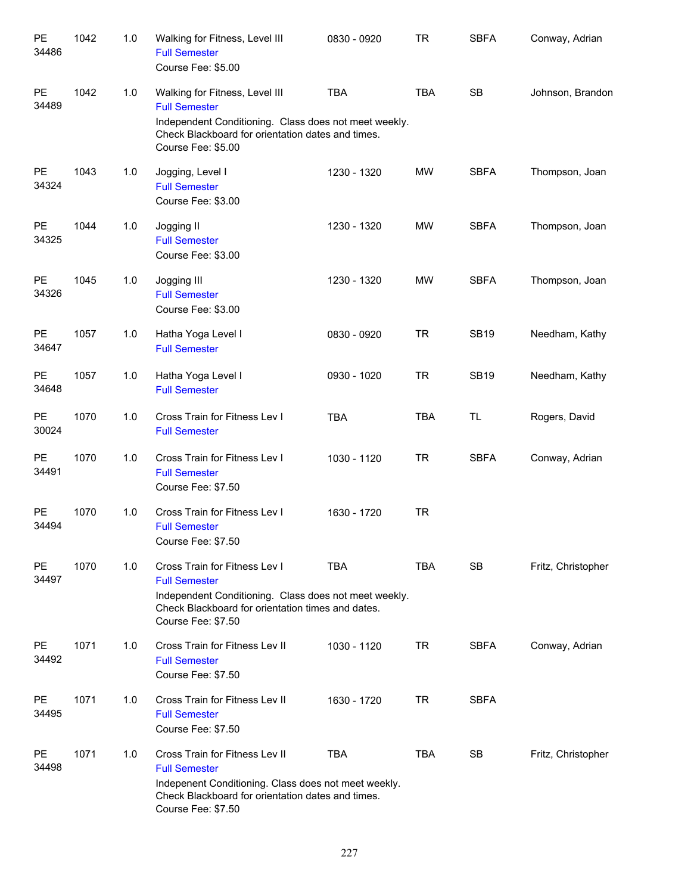| Subject/CRN | Course | Credits | Title | Time | Days | Room | Instructor |
|---|---|---|---|---|---|---|---|
| PE 34486 | 1042 | 1.0 | Walking for Fitness, Level III<br>Full Semester<br>Course Fee: $5.00 | 0830 - 0920 | TR | SBFA | Conway, Adrian |
| PE 34489 | 1042 | 1.0 | Walking for Fitness, Level III<br>Full Semester<br>Independent Conditioning. Class does not meet weekly. Check Blackboard for orientation dates and times.<br>Course Fee: $5.00 | TBA | TBA | SB | Johnson, Brandon |
| PE 34324 | 1043 | 1.0 | Jogging, Level I<br>Full Semester<br>Course Fee: $3.00 | 1230 - 1320 | MW | SBFA | Thompson, Joan |
| PE 34325 | 1044 | 1.0 | Jogging II<br>Full Semester<br>Course Fee: $3.00 | 1230 - 1320 | MW | SBFA | Thompson, Joan |
| PE 34326 | 1045 | 1.0 | Jogging III<br>Full Semester<br>Course Fee: $3.00 | 1230 - 1320 | MW | SBFA | Thompson, Joan |
| PE 34647 | 1057 | 1.0 | Hatha Yoga Level I<br>Full Semester | 0830 - 0920 | TR | SB19 | Needham, Kathy |
| PE 34648 | 1057 | 1.0 | Hatha Yoga Level I<br>Full Semester | 0930 - 1020 | TR | SB19 | Needham, Kathy |
| PE 30024 | 1070 | 1.0 | Cross Train for Fitness Lev I<br>Full Semester | TBA | TBA | TL | Rogers, David |
| PE 34491 | 1070 | 1.0 | Cross Train for Fitness Lev I<br>Full Semester<br>Course Fee: $7.50 | 1030 - 1120 | TR | SBFA | Conway, Adrian |
| PE 34494 | 1070 | 1.0 | Cross Train for Fitness Lev I<br>Full Semester<br>Course Fee: $7.50 | 1630 - 1720 | TR | | |
| PE 34497 | 1070 | 1.0 | Cross Train for Fitness Lev I<br>Full Semester<br>Independent Conditioning. Class does not meet weekly. Check Blackboard for orientation times and dates.<br>Course Fee: $7.50 | TBA | TBA | SB | Fritz, Christopher |
| PE 34492 | 1071 | 1.0 | Cross Train for Fitness Lev II<br>Full Semester<br>Course Fee: $7.50 | 1030 - 1120 | TR | SBFA | Conway, Adrian |
| PE 34495 | 1071 | 1.0 | Cross Train for Fitness Lev II<br>Full Semester<br>Course Fee: $7.50 | 1630 - 1720 | TR | SBFA | |
| PE 34498 | 1071 | 1.0 | Cross Train for Fitness Lev II<br>Full Semester<br>Indepenent Conditioning. Class does not meet weekly. Check Blackboard for orientation dates and times.<br>Course Fee: $7.50 | TBA | TBA | SB | Fritz, Christopher |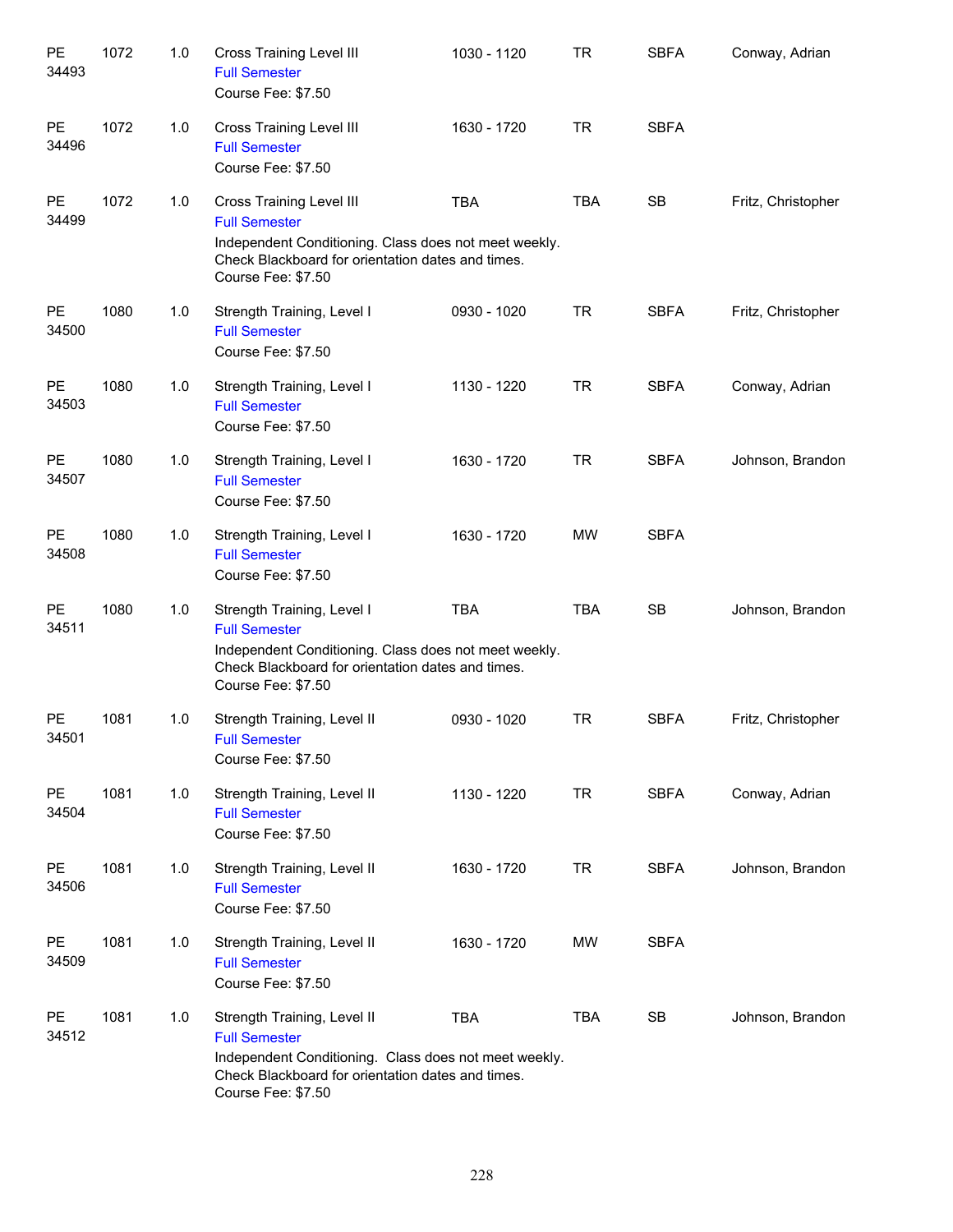| | | | | | | | |
|---|---|---|---|---|---|---|---|
| PE 34493 | 1072 | 1.0 | Cross Training Level III<br>Full Semester<br>Course Fee: $7.50 | 1030 - 1120 | TR | SBFA | Conway, Adrian |
| PE 34496 | 1072 | 1.0 | Cross Training Level III<br>Full Semester<br>Course Fee: $7.50 | 1630 - 1720 | TR | SBFA | |
| PE 34499 | 1072 | 1.0 | Cross Training Level III<br>Full Semester<br>Independent Conditioning. Class does not meet weekly. Check Blackboard for orientation dates and times.<br>Course Fee: $7.50 | TBA | TBA | SB | Fritz, Christopher |
| PE 34500 | 1080 | 1.0 | Strength Training, Level I<br>Full Semester<br>Course Fee: $7.50 | 0930 - 1020 | TR | SBFA | Fritz, Christopher |
| PE 34503 | 1080 | 1.0 | Strength Training, Level I<br>Full Semester<br>Course Fee: $7.50 | 1130 - 1220 | TR | SBFA | Conway, Adrian |
| PE 34507 | 1080 | 1.0 | Strength Training, Level I<br>Full Semester<br>Course Fee: $7.50 | 1630 - 1720 | TR | SBFA | Johnson, Brandon |
| PE 34508 | 1080 | 1.0 | Strength Training, Level I<br>Full Semester<br>Course Fee: $7.50 | 1630 - 1720 | MW | SBFA | |
| PE 34511 | 1080 | 1.0 | Strength Training, Level I<br>Full Semester<br>Independent Conditioning. Class does not meet weekly. Check Blackboard for orientation dates and times.<br>Course Fee: $7.50 | TBA | TBA | SB | Johnson, Brandon |
| PE 34501 | 1081 | 1.0 | Strength Training, Level II<br>Full Semester<br>Course Fee: $7.50 | 0930 - 1020 | TR | SBFA | Fritz, Christopher |
| PE 34504 | 1081 | 1.0 | Strength Training, Level II<br>Full Semester<br>Course Fee: $7.50 | 1130 - 1220 | TR | SBFA | Conway, Adrian |
| PE 34506 | 1081 | 1.0 | Strength Training, Level II<br>Full Semester<br>Course Fee: $7.50 | 1630 - 1720 | TR | SBFA | Johnson, Brandon |
| PE 34509 | 1081 | 1.0 | Strength Training, Level II<br>Full Semester<br>Course Fee: $7.50 | 1630 - 1720 | MW | SBFA | |
| PE 34512 | 1081 | 1.0 | Strength Training, Level II<br>Full Semester<br>Independent Conditioning. Class does not meet weekly. Check Blackboard for orientation dates and times.<br>Course Fee: $7.50 | TBA | TBA | SB | Johnson, Brandon |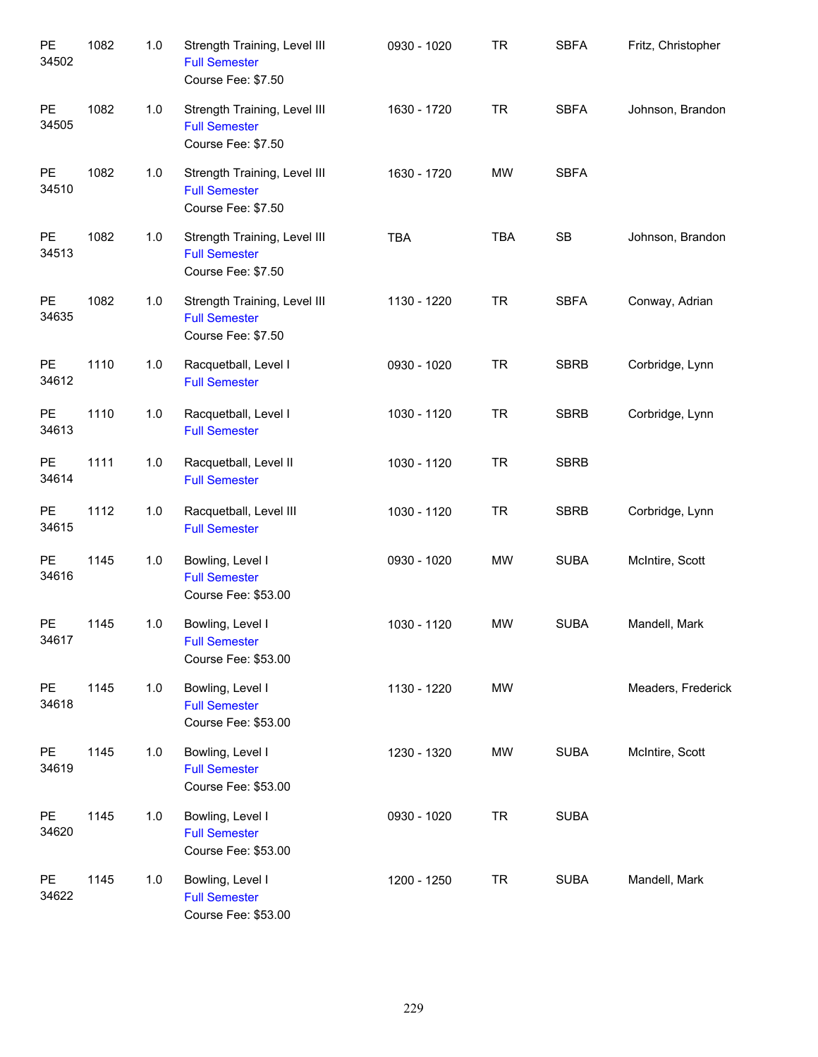| | | | | | | | |
|---|---|---|---|---|---|---|---|
| PE 34502 | 1082 | 1.0 | Strength Training, Level III<br>Full Semester<br>Course Fee: $7.50 | 0930 - 1020 | TR | SBFA | Fritz, Christopher |
| PE 34505 | 1082 | 1.0 | Strength Training, Level III<br>Full Semester<br>Course Fee: $7.50 | 1630 - 1720 | TR | SBFA | Johnson, Brandon |
| PE 34510 | 1082 | 1.0 | Strength Training, Level III<br>Full Semester<br>Course Fee: $7.50 | 1630 - 1720 | MW | SBFA | |
| PE 34513 | 1082 | 1.0 | Strength Training, Level III<br>Full Semester<br>Course Fee: $7.50 | TBA | TBA | SB | Johnson, Brandon |
| PE 34635 | 1082 | 1.0 | Strength Training, Level III<br>Full Semester<br>Course Fee: $7.50 | 1130 - 1220 | TR | SBFA | Conway, Adrian |
| PE 34612 | 1110 | 1.0 | Racquetball, Level I<br>Full Semester | 0930 - 1020 | TR | SBRB | Corbridge, Lynn |
| PE 34613 | 1110 | 1.0 | Racquetball, Level I<br>Full Semester | 1030 - 1120 | TR | SBRB | Corbridge, Lynn |
| PE 34614 | 1111 | 1.0 | Racquetball, Level II<br>Full Semester | 1030 - 1120 | TR | SBRB | |
| PE 34615 | 1112 | 1.0 | Racquetball, Level III<br>Full Semester | 1030 - 1120 | TR | SBRB | Corbridge, Lynn |
| PE 34616 | 1145 | 1.0 | Bowling, Level I<br>Full Semester<br>Course Fee: $53.00 | 0930 - 1020 | MW | SUBA | McIntire, Scott |
| PE 34617 | 1145 | 1.0 | Bowling, Level I<br>Full Semester<br>Course Fee: $53.00 | 1030 - 1120 | MW | SUBA | Mandell, Mark |
| PE 34618 | 1145 | 1.0 | Bowling, Level I<br>Full Semester<br>Course Fee: $53.00 | 1130 - 1220 | MW | | Meaders, Frederick |
| PE 34619 | 1145 | 1.0 | Bowling, Level I<br>Full Semester<br>Course Fee: $53.00 | 1230 - 1320 | MW | SUBA | McIntire, Scott |
| PE 34620 | 1145 | 1.0 | Bowling, Level I<br>Full Semester<br>Course Fee: $53.00 | 0930 - 1020 | TR | SUBA | |
| PE 34622 | 1145 | 1.0 | Bowling, Level I<br>Full Semester<br>Course Fee: $53.00 | 1200 - 1250 | TR | SUBA | Mandell, Mark |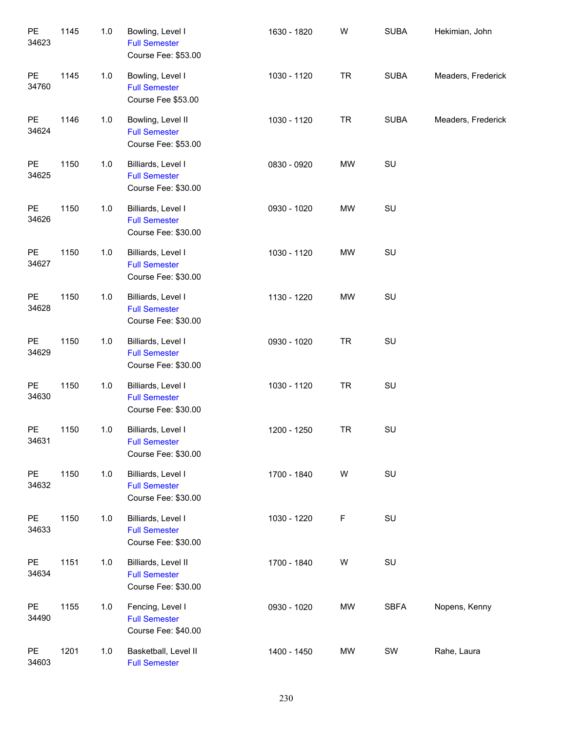| | | | | | | | |
|---|---|---|---|---|---|---|---|
| PE 34623 | 1145 | 1.0 | Bowling, Level I<br>Full Semester<br>Course Fee: $53.00 | 1630 - 1820 | W | SUBA | Hekimian, John |
| PE 34760 | 1145 | 1.0 | Bowling, Level I<br>Full Semester<br>Course Fee $53.00 | 1030 - 1120 | TR | SUBA | Meaders, Frederick |
| PE 34624 | 1146 | 1.0 | Bowling, Level II<br>Full Semester<br>Course Fee: $53.00 | 1030 - 1120 | TR | SUBA | Meaders, Frederick |
| PE 34625 | 1150 | 1.0 | Billiards, Level I<br>Full Semester<br>Course Fee: $30.00 | 0830 - 0920 | MW | SU | |
| PE 34626 | 1150 | 1.0 | Billiards, Level I<br>Full Semester<br>Course Fee: $30.00 | 0930 - 1020 | MW | SU | |
| PE 34627 | 1150 | 1.0 | Billiards, Level I<br>Full Semester<br>Course Fee: $30.00 | 1030 - 1120 | MW | SU | |
| PE 34628 | 1150 | 1.0 | Billiards, Level I<br>Full Semester<br>Course Fee: $30.00 | 1130 - 1220 | MW | SU | |
| PE 34629 | 1150 | 1.0 | Billiards, Level I<br>Full Semester<br>Course Fee: $30.00 | 0930 - 1020 | TR | SU | |
| PE 34630 | 1150 | 1.0 | Billiards, Level I<br>Full Semester<br>Course Fee: $30.00 | 1030 - 1120 | TR | SU | |
| PE 34631 | 1150 | 1.0 | Billiards, Level I<br>Full Semester<br>Course Fee: $30.00 | 1200 - 1250 | TR | SU | |
| PE 34632 | 1150 | 1.0 | Billiards, Level I<br>Full Semester<br>Course Fee: $30.00 | 1700 - 1840 | W | SU | |
| PE 34633 | 1150 | 1.0 | Billiards, Level I<br>Full Semester<br>Course Fee: $30.00 | 1030 - 1220 | F | SU | |
| PE 34634 | 1151 | 1.0 | Billiards, Level II<br>Full Semester<br>Course Fee: $30.00 | 1700 - 1840 | W | SU | |
| PE 34490 | 1155 | 1.0 | Fencing, Level I<br>Full Semester<br>Course Fee: $40.00 | 0930 - 1020 | MW | SBFA | Nopens, Kenny |
| PE 34603 | 1201 | 1.0 | Basketball, Level II<br>Full Semester | 1400 - 1450 | MW | SW | Rahe, Laura |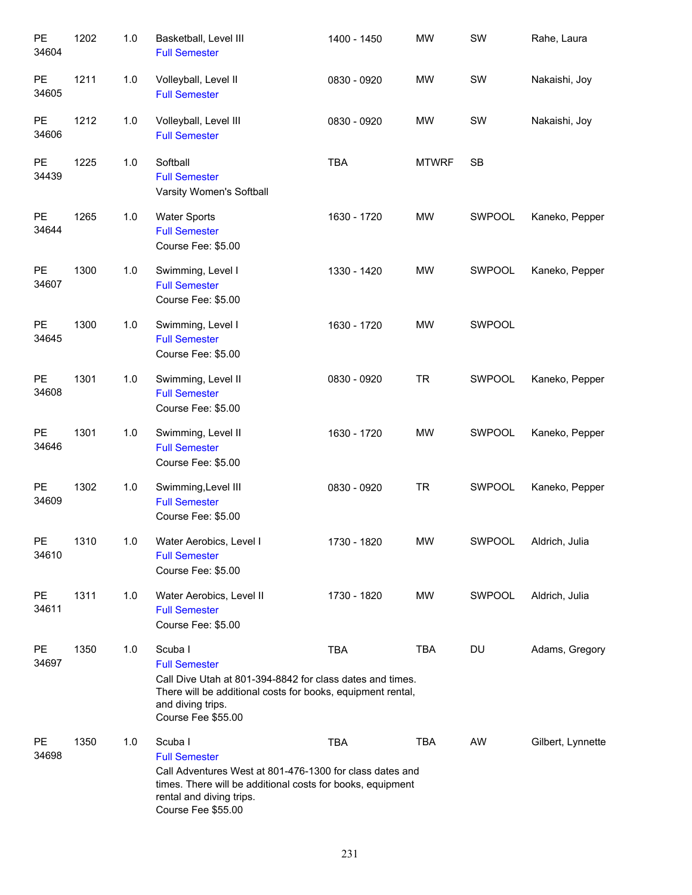| | | | | | | | |
|---|---|---|---|---|---|---|---|
| PE 34604 | 1202 | 1.0 | Basketball, Level III<br>Full Semester | 1400 - 1450 | MW | SW | Rahe, Laura |
| PE 34605 | 1211 | 1.0 | Volleyball, Level II<br>Full Semester | 0830 - 0920 | MW | SW | Nakaishi, Joy |
| PE 34606 | 1212 | 1.0 | Volleyball, Level III<br>Full Semester | 0830 - 0920 | MW | SW | Nakaishi, Joy |
| PE 34439 | 1225 | 1.0 | Softball<br>Full Semester<br>Varsity Women's Softball | TBA | MTWRF | SB | |
| PE 34644 | 1265 | 1.0 | Water Sports<br>Full Semester<br>Course Fee: $5.00 | 1630 - 1720 | MW | SWPOOL | Kaneko, Pepper |
| PE 34607 | 1300 | 1.0 | Swimming, Level I<br>Full Semester<br>Course Fee: $5.00 | 1330 - 1420 | MW | SWPOOL | Kaneko, Pepper |
| PE 34645 | 1300 | 1.0 | Swimming, Level I<br>Full Semester<br>Course Fee: $5.00 | 1630 - 1720 | MW | SWPOOL | |
| PE 34608 | 1301 | 1.0 | Swimming, Level II<br>Full Semester<br>Course Fee: $5.00 | 0830 - 0920 | TR | SWPOOL | Kaneko, Pepper |
| PE 34646 | 1301 | 1.0 | Swimming, Level II<br>Full Semester<br>Course Fee: $5.00 | 1630 - 1720 | MW | SWPOOL | Kaneko, Pepper |
| PE 34609 | 1302 | 1.0 | Swimming,Level III<br>Full Semester<br>Course Fee: $5.00 | 0830 - 0920 | TR | SWPOOL | Kaneko, Pepper |
| PE 34610 | 1310 | 1.0 | Water Aerobics, Level I<br>Full Semester<br>Course Fee: $5.00 | 1730 - 1820 | MW | SWPOOL | Aldrich, Julia |
| PE 34611 | 1311 | 1.0 | Water Aerobics, Level II<br>Full Semester<br>Course Fee: $5.00 | 1730 - 1820 | MW | SWPOOL | Aldrich, Julia |
| PE 34697 | 1350 | 1.0 | Scuba I<br>Full Semester<br>Call Dive Utah at 801-394-8842 for class dates and times. There will be additional costs for books, equipment rental, and diving trips.<br>Course Fee $55.00 | TBA | TBA | DU | Adams, Gregory |
| PE 34698 | 1350 | 1.0 | Scuba I<br>Full Semester<br>Call Adventures West at 801-476-1300 for class dates and times. There will be additional costs for books, equipment rental and diving trips.<br>Course Fee $55.00 | TBA | TBA | AW | Gilbert, Lynnette |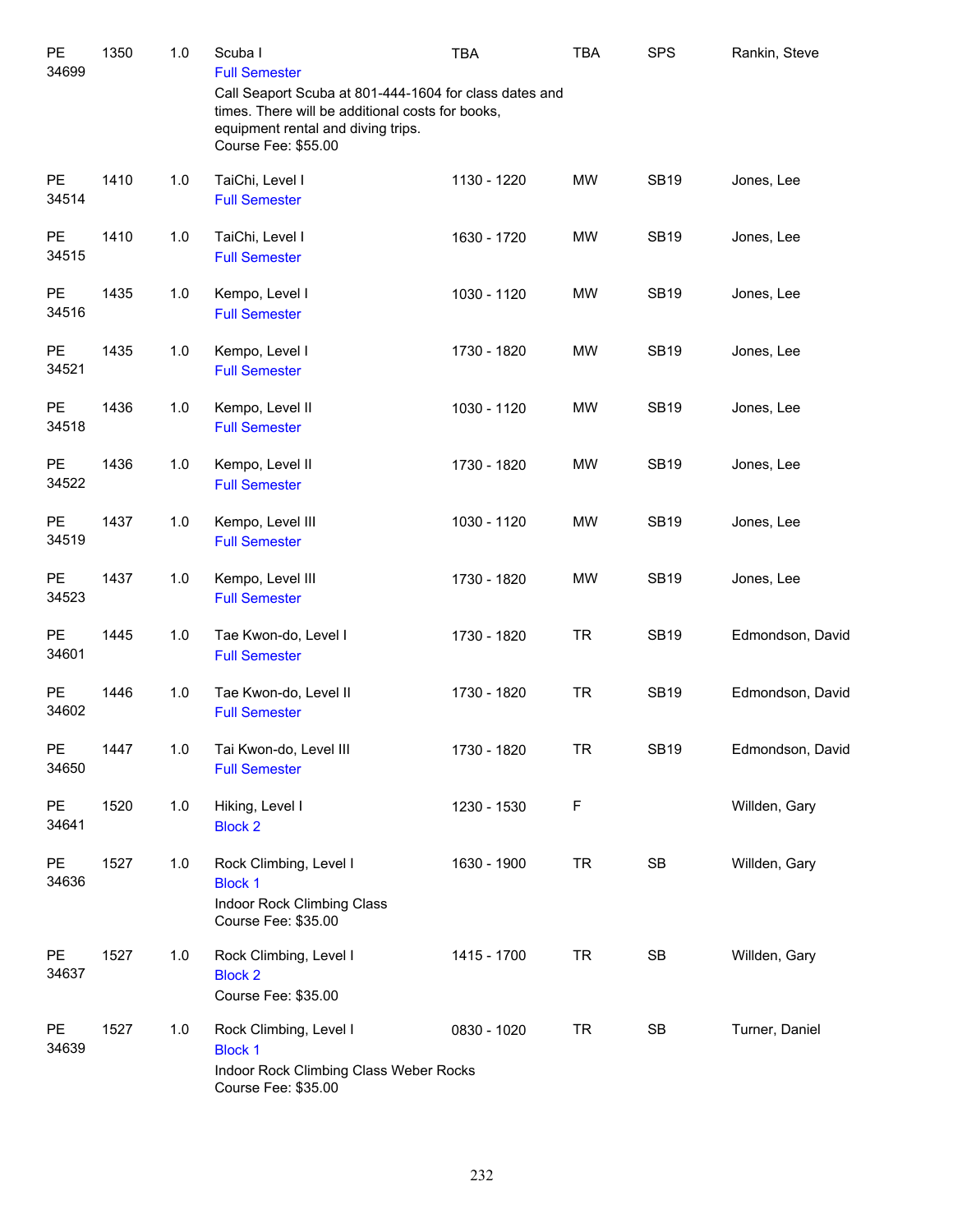| | | | | | | | |
|---|---|---|---|---|---|---|---|
| PE 34699 | 1350 | 1.0 | Scuba I<br>Full Semester<br>Call Seaport Scuba at 801-444-1604 for class dates and times. There will be additional costs for books, equipment rental and diving trips.<br>Course Fee: $55.00 | TBA | TBA | SPS | Rankin, Steve |
| PE 34514 | 1410 | 1.0 | TaiChi, Level I<br>Full Semester | 1130 - 1220 | MW | SB19 | Jones, Lee |
| PE 34515 | 1410 | 1.0 | TaiChi, Level I<br>Full Semester | 1630 - 1720 | MW | SB19 | Jones, Lee |
| PE 34516 | 1435 | 1.0 | Kempo, Level I<br>Full Semester | 1030 - 1120 | MW | SB19 | Jones, Lee |
| PE 34521 | 1435 | 1.0 | Kempo, Level I<br>Full Semester | 1730 - 1820 | MW | SB19 | Jones, Lee |
| PE 34518 | 1436 | 1.0 | Kempo, Level II<br>Full Semester | 1030 - 1120 | MW | SB19 | Jones, Lee |
| PE 34522 | 1436 | 1.0 | Kempo, Level II<br>Full Semester | 1730 - 1820 | MW | SB19 | Jones, Lee |
| PE 34519 | 1437 | 1.0 | Kempo, Level III<br>Full Semester | 1030 - 1120 | MW | SB19 | Jones, Lee |
| PE 34523 | 1437 | 1.0 | Kempo, Level III<br>Full Semester | 1730 - 1820 | MW | SB19 | Jones, Lee |
| PE 34601 | 1445 | 1.0 | Tae Kwon-do, Level I<br>Full Semester | 1730 - 1820 | TR | SB19 | Edmondson, David |
| PE 34602 | 1446 | 1.0 | Tae Kwon-do, Level II<br>Full Semester | 1730 - 1820 | TR | SB19 | Edmondson, David |
| PE 34650 | 1447 | 1.0 | Tai Kwon-do, Level III<br>Full Semester | 1730 - 1820 | TR | SB19 | Edmondson, David |
| PE 34641 | 1520 | 1.0 | Hiking, Level I<br>Block 2 | 1230 - 1530 | F | | Willden, Gary |
| PE 34636 | 1527 | 1.0 | Rock Climbing, Level I<br>Block 1<br>Indoor Rock Climbing Class<br>Course Fee: $35.00 | 1630 - 1900 | TR | SB | Willden, Gary |
| PE 34637 | 1527 | 1.0 | Rock Climbing, Level I<br>Block 2<br>Course Fee: $35.00 | 1415 - 1700 | TR | SB | Willden, Gary |
| PE 34639 | 1527 | 1.0 | Rock Climbing, Level I<br>Block 1<br>Indoor Rock Climbing Class Weber Rocks<br>Course Fee: $35.00 | 0830 - 1020 | TR | SB | Turner, Daniel |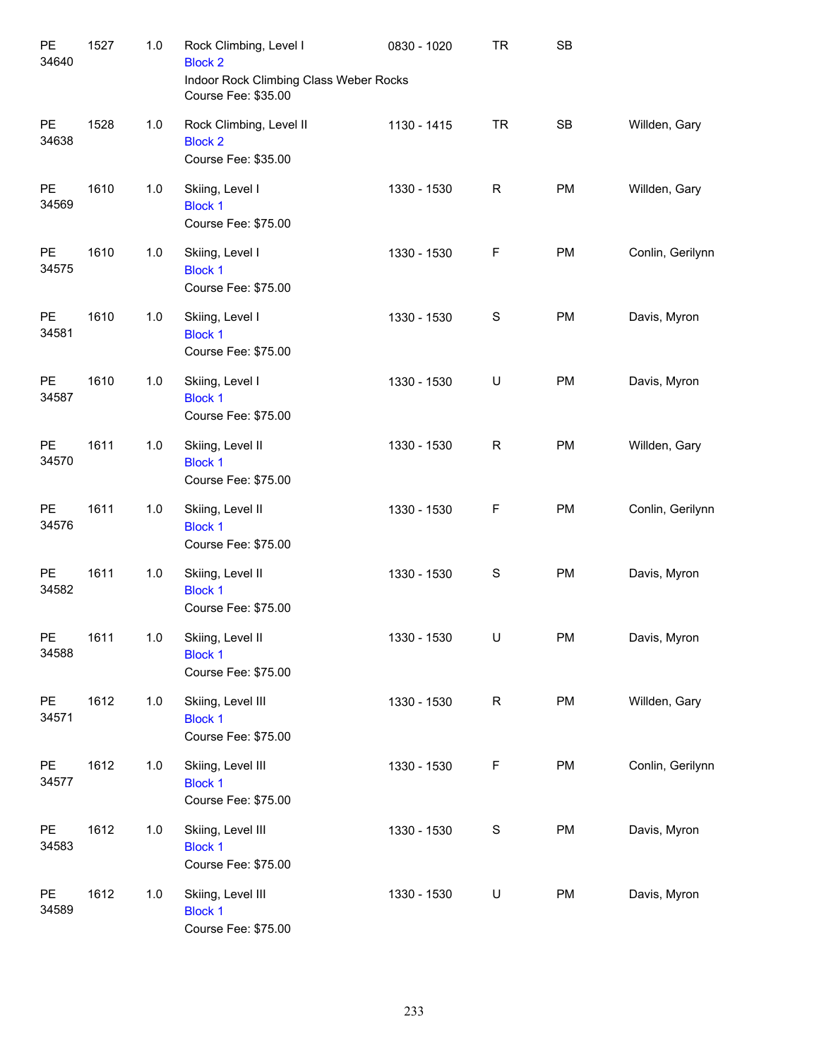| Subject / CRN | Course | Credits | Title / Notes | Time | Days | Location | Instructor |
|---|---|---|---|---|---|---|---|
| PE 34640 | 1527 | 1.0 | Rock Climbing, Level I<br>Block 2<br>Indoor Rock Climbing Class Weber Rocks<br>Course Fee: $35.00 | 0830 - 1020 | TR | SB | |
| PE 34638 | 1528 | 1.0 | Rock Climbing, Level II<br>Block 2<br>Course Fee: $35.00 | 1130 - 1415 | TR | SB | Willden, Gary |
| PE 34569 | 1610 | 1.0 | Skiing, Level I<br>Block 1<br>Course Fee: $75.00 | 1330 - 1530 | R | PM | Willden, Gary |
| PE 34575 | 1610 | 1.0 | Skiing, Level I<br>Block 1<br>Course Fee: $75.00 | 1330 - 1530 | F | PM | Conlin, Gerilynn |
| PE 34581 | 1610 | 1.0 | Skiing, Level I<br>Block 1<br>Course Fee: $75.00 | 1330 - 1530 | S | PM | Davis, Myron |
| PE 34587 | 1610 | 1.0 | Skiing, Level I<br>Block 1<br>Course Fee: $75.00 | 1330 - 1530 | U | PM | Davis, Myron |
| PE 34570 | 1611 | 1.0 | Skiing, Level II<br>Block 1<br>Course Fee: $75.00 | 1330 - 1530 | R | PM | Willden, Gary |
| PE 34576 | 1611 | 1.0 | Skiing, Level II<br>Block 1<br>Course Fee: $75.00 | 1330 - 1530 | F | PM | Conlin, Gerilynn |
| PE 34582 | 1611 | 1.0 | Skiing, Level II<br>Block 1<br>Course Fee: $75.00 | 1330 - 1530 | S | PM | Davis, Myron |
| PE 34588 | 1611 | 1.0 | Skiing, Level II<br>Block 1<br>Course Fee: $75.00 | 1330 - 1530 | U | PM | Davis, Myron |
| PE 34571 | 1612 | 1.0 | Skiing, Level III<br>Block 1<br>Course Fee: $75.00 | 1330 - 1530 | R | PM | Willden, Gary |
| PE 34577 | 1612 | 1.0 | Skiing, Level III<br>Block 1<br>Course Fee: $75.00 | 1330 - 1530 | F | PM | Conlin, Gerilynn |
| PE 34583 | 1612 | 1.0 | Skiing, Level III<br>Block 1<br>Course Fee: $75.00 | 1330 - 1530 | S | PM | Davis, Myron |
| PE 34589 | 1612 | 1.0 | Skiing, Level III<br>Block 1<br>Course Fee: $75.00 | 1330 - 1530 | U | PM | Davis, Myron |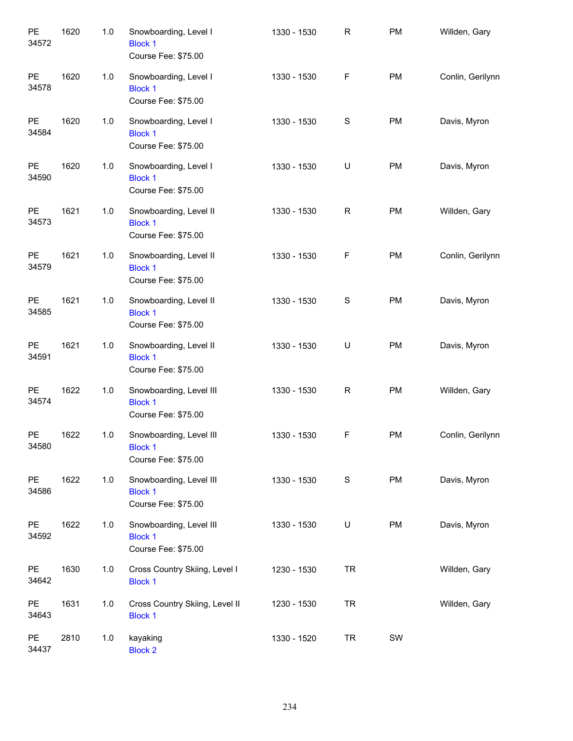| | | | | | | | |
|---|---|---|---|---|---|---|---|
| PE 34572 | 1620 | 1.0 | Snowboarding, Level I<br>Block 1<br>Course Fee: $75.00 | 1330 - 1530 | R | PM | Willden, Gary |
| PE 34578 | 1620 | 1.0 | Snowboarding, Level I<br>Block 1<br>Course Fee: $75.00 | 1330 - 1530 | F | PM | Conlin, Gerilynn |
| PE 34584 | 1620 | 1.0 | Snowboarding, Level I<br>Block 1<br>Course Fee: $75.00 | 1330 - 1530 | S | PM | Davis, Myron |
| PE 34590 | 1620 | 1.0 | Snowboarding, Level I<br>Block 1<br>Course Fee: $75.00 | 1330 - 1530 | U | PM | Davis, Myron |
| PE 34573 | 1621 | 1.0 | Snowboarding, Level II<br>Block 1<br>Course Fee: $75.00 | 1330 - 1530 | R | PM | Willden, Gary |
| PE 34579 | 1621 | 1.0 | Snowboarding, Level II<br>Block 1<br>Course Fee: $75.00 | 1330 - 1530 | F | PM | Conlin, Gerilynn |
| PE 34585 | 1621 | 1.0 | Snowboarding, Level II<br>Block 1<br>Course Fee: $75.00 | 1330 - 1530 | S | PM | Davis, Myron |
| PE 34591 | 1621 | 1.0 | Snowboarding, Level II<br>Block 1<br>Course Fee: $75.00 | 1330 - 1530 | U | PM | Davis, Myron |
| PE 34574 | 1622 | 1.0 | Snowboarding, Level III<br>Block 1<br>Course Fee: $75.00 | 1330 - 1530 | R | PM | Willden, Gary |
| PE 34580 | 1622 | 1.0 | Snowboarding, Level III<br>Block 1<br>Course Fee: $75.00 | 1330 - 1530 | F | PM | Conlin, Gerilynn |
| PE 34586 | 1622 | 1.0 | Snowboarding, Level III<br>Block 1<br>Course Fee: $75.00 | 1330 - 1530 | S | PM | Davis, Myron |
| PE 34592 | 1622 | 1.0 | Snowboarding, Level III<br>Block 1<br>Course Fee: $75.00 | 1330 - 1530 | U | PM | Davis, Myron |
| PE 34642 | 1630 | 1.0 | Cross Country Skiing, Level I<br>Block 1 | 1230 - 1530 | TR | | Willden, Gary |
| PE 34643 | 1631 | 1.0 | Cross Country Skiing, Level II<br>Block 1 | 1230 - 1530 | TR | | Willden, Gary |
| PE 34437 | 2810 | 1.0 | kayaking<br>Block 2 | 1330 - 1520 | TR | SW | |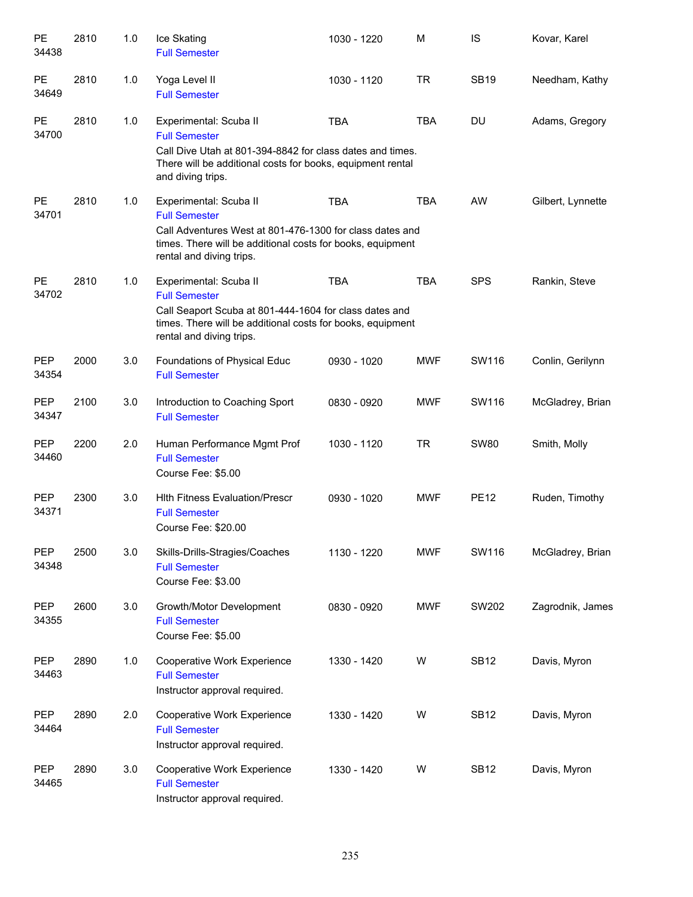| Subject / CRN | Course | Credits | Title | Time | Days | Room | Instructor |
|---|---|---|---|---|---|---|---|
| PE 34438 | 2810 | 1.0 | Ice Skating<br>Full Semester | 1030 - 1220 | M | IS | Kovar, Karel |
| PE 34649 | 2810 | 1.0 | Yoga Level II<br>Full Semester | 1030 - 1120 | TR | SB19 | Needham, Kathy |
| PE 34700 | 2810 | 1.0 | Experimental: Scuba II<br>Full Semester<br>Call Dive Utah at 801-394-8842 for class dates and times. There will be additional costs for books, equipment rental and diving trips. | TBA | TBA | DU | Adams, Gregory |
| PE 34701 | 2810 | 1.0 | Experimental: Scuba II<br>Full Semester<br>Call Adventures West at 801-476-1300 for class dates and times. There will be additional costs for books, equipment rental and diving trips. | TBA | TBA | AW | Gilbert, Lynnette |
| PE 34702 | 2810 | 1.0 | Experimental: Scuba II<br>Full Semester<br>Call Seaport Scuba at 801-444-1604 for class dates and times. There will be additional costs for books, equipment rental and diving trips. | TBA | TBA | SPS | Rankin, Steve |
| PEP 34354 | 2000 | 3.0 | Foundations of Physical Educ<br>Full Semester | 0930 - 1020 | MWF | SW116 | Conlin, Gerilynn |
| PEP 34347 | 2100 | 3.0 | Introduction to Coaching Sport<br>Full Semester | 0830 - 0920 | MWF | SW116 | McGladrey, Brian |
| PEP 34460 | 2200 | 2.0 | Human Performance Mgmt Prof<br>Full Semester<br>Course Fee: $5.00 | 1030 - 1120 | TR | SW80 | Smith, Molly |
| PEP 34371 | 2300 | 3.0 | Hlth Fitness Evaluation/Prescr<br>Full Semester<br>Course Fee: $20.00 | 0930 - 1020 | MWF | PE12 | Ruden, Timothy |
| PEP 34348 | 2500 | 3.0 | Skills-Drills-Stragies/Coaches<br>Full Semester<br>Course Fee: $3.00 | 1130 - 1220 | MWF | SW116 | McGladrey, Brian |
| PEP 34355 | 2600 | 3.0 | Growth/Motor Development<br>Full Semester<br>Course Fee: $5.00 | 0830 - 0920 | MWF | SW202 | Zagrodnik, James |
| PEP 34463 | 2890 | 1.0 | Cooperative Work Experience<br>Full Semester<br>Instructor approval required. | 1330 - 1420 | W | SB12 | Davis, Myron |
| PEP 34464 | 2890 | 2.0 | Cooperative Work Experience<br>Full Semester<br>Instructor approval required. | 1330 - 1420 | W | SB12 | Davis, Myron |
| PEP 34465 | 2890 | 3.0 | Cooperative Work Experience<br>Full Semester<br>Instructor approval required. | 1330 - 1420 | W | SB12 | Davis, Myron |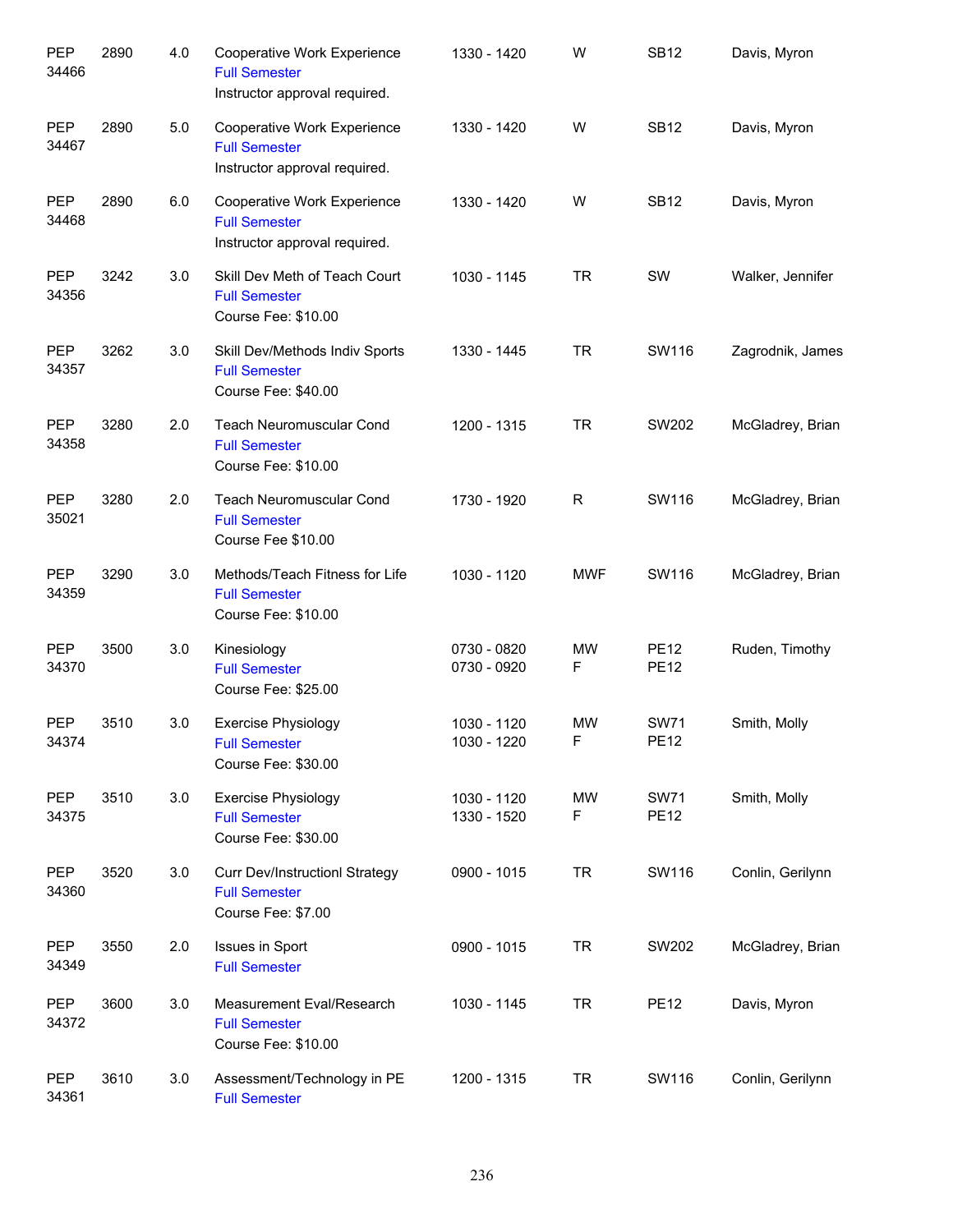| | | | | | | | |
|---|---|---|---|---|---|---|---|
| PEP 34466 | 2890 | 4.0 | Cooperative Work Experience<br>Full Semester<br>Instructor approval required. | 1330 - 1420 | W | SB12 | Davis, Myron |
| PEP 34467 | 2890 | 5.0 | Cooperative Work Experience<br>Full Semester<br>Instructor approval required. | 1330 - 1420 | W | SB12 | Davis, Myron |
| PEP 34468 | 2890 | 6.0 | Cooperative Work Experience<br>Full Semester<br>Instructor approval required. | 1330 - 1420 | W | SB12 | Davis, Myron |
| PEP 34356 | 3242 | 3.0 | Skill Dev Meth of Teach Court<br>Full Semester<br>Course Fee: $10.00 | 1030 - 1145 | TR | SW | Walker, Jennifer |
| PEP 34357 | 3262 | 3.0 | Skill Dev/Methods Indiv Sports<br>Full Semester<br>Course Fee: $40.00 | 1330 - 1445 | TR | SW116 | Zagrodnik, James |
| PEP 34358 | 3280 | 2.0 | Teach Neuromuscular Cond<br>Full Semester<br>Course Fee: $10.00 | 1200 - 1315 | TR | SW202 | McGladrey, Brian |
| PEP 35021 | 3280 | 2.0 | Teach Neuromuscular Cond<br>Full Semester<br>Course Fee $10.00 | 1730 - 1920 | R | SW116 | McGladrey, Brian |
| PEP 34359 | 3290 | 3.0 | Methods/Teach Fitness for Life<br>Full Semester<br>Course Fee: $10.00 | 1030 - 1120 | MWF | SW116 | McGladrey, Brian |
| PEP 34370 | 3500 | 3.0 | Kinesiology<br>Full Semester<br>Course Fee: $25.00 | 0730 - 0820<br>0730 - 0920 | MW<br>F | PE12<br>PE12 | Ruden, Timothy |
| PEP 34374 | 3510 | 3.0 | Exercise Physiology<br>Full Semester<br>Course Fee: $30.00 | 1030 - 1120<br>1030 - 1220 | MW<br>F | SW71<br>PE12 | Smith, Molly |
| PEP 34375 | 3510 | 3.0 | Exercise Physiology<br>Full Semester<br>Course Fee: $30.00 | 1030 - 1120<br>1330 - 1520 | MW<br>F | SW71<br>PE12 | Smith, Molly |
| PEP 34360 | 3520 | 3.0 | Curr Dev/Instructionl Strategy<br>Full Semester<br>Course Fee: $7.00 | 0900 - 1015 | TR | SW116 | Conlin, Gerilynn |
| PEP 34349 | 3550 | 2.0 | Issues in Sport<br>Full Semester | 0900 - 1015 | TR | SW202 | McGladrey, Brian |
| PEP 34372 | 3600 | 3.0 | Measurement Eval/Research<br>Full Semester<br>Course Fee: $10.00 | 1030 - 1145 | TR | PE12 | Davis, Myron |
| PEP 34361 | 3610 | 3.0 | Assessment/Technology in PE<br>Full Semester | 1200 - 1315 | TR | SW116 | Conlin, Gerilynn |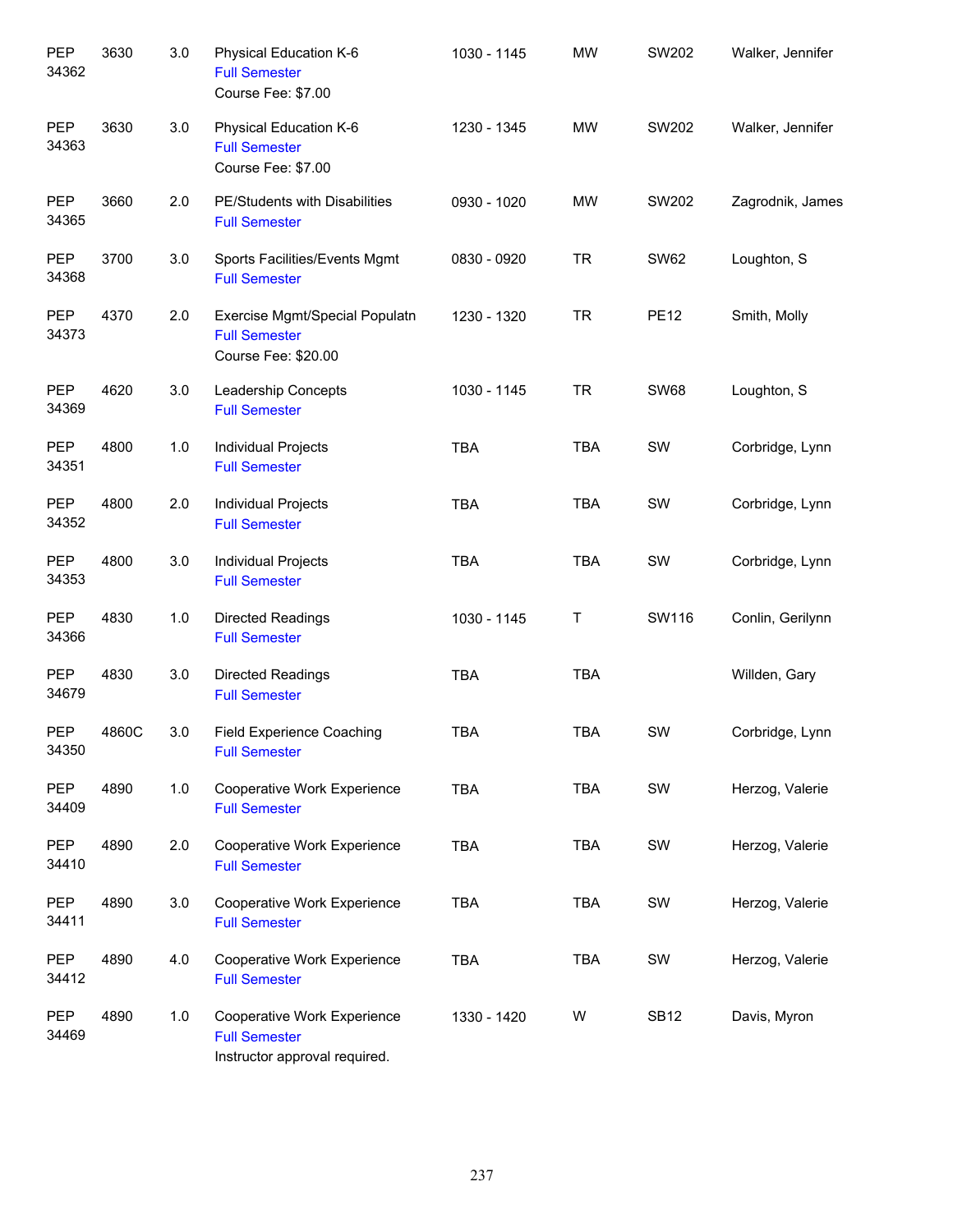| | | | | | | | |
|---|---|---|---|---|---|---|---|
| PEP 34362 | 3630 | 3.0 | Physical Education K-6<br>Full Semester<br>Course Fee: $7.00 | 1030 - 1145 | MW | SW202 | Walker, Jennifer |
| PEP 34363 | 3630 | 3.0 | Physical Education K-6<br>Full Semester<br>Course Fee: $7.00 | 1230 - 1345 | MW | SW202 | Walker, Jennifer |
| PEP 34365 | 3660 | 2.0 | PE/Students with Disabilities<br>Full Semester | 0930 - 1020 | MW | SW202 | Zagrodnik, James |
| PEP 34368 | 3700 | 3.0 | Sports Facilities/Events Mgmt<br>Full Semester | 0830 - 0920 | TR | SW62 | Loughton, S |
| PEP 34373 | 4370 | 2.0 | Exercise Mgmt/Special Populatn<br>Full Semester<br>Course Fee: $20.00 | 1230 - 1320 | TR | PE12 | Smith, Molly |
| PEP 34369 | 4620 | 3.0 | Leadership Concepts<br>Full Semester | 1030 - 1145 | TR | SW68 | Loughton, S |
| PEP 34351 | 4800 | 1.0 | Individual Projects<br>Full Semester | TBA | TBA | SW | Corbridge, Lynn |
| PEP 34352 | 4800 | 2.0 | Individual Projects<br>Full Semester | TBA | TBA | SW | Corbridge, Lynn |
| PEP 34353 | 4800 | 3.0 | Individual Projects<br>Full Semester | TBA | TBA | SW | Corbridge, Lynn |
| PEP 34366 | 4830 | 1.0 | Directed Readings<br>Full Semester | 1030 - 1145 | T | SW116 | Conlin, Gerilynn |
| PEP 34679 | 4830 | 3.0 | Directed Readings<br>Full Semester | TBA | TBA | | Willden, Gary |
| PEP 34350 | 4860C | 3.0 | Field Experience Coaching<br>Full Semester | TBA | TBA | SW | Corbridge, Lynn |
| PEP 34409 | 4890 | 1.0 | Cooperative Work Experience<br>Full Semester | TBA | TBA | SW | Herzog, Valerie |
| PEP 34410 | 4890 | 2.0 | Cooperative Work Experience<br>Full Semester | TBA | TBA | SW | Herzog, Valerie |
| PEP 34411 | 4890 | 3.0 | Cooperative Work Experience<br>Full Semester | TBA | TBA | SW | Herzog, Valerie |
| PEP 34412 | 4890 | 4.0 | Cooperative Work Experience<br>Full Semester | TBA | TBA | SW | Herzog, Valerie |
| PEP 34469 | 4890 | 1.0 | Cooperative Work Experience<br>Full Semester<br>Instructor approval required. | 1330 - 1420 | W | SB12 | Davis, Myron |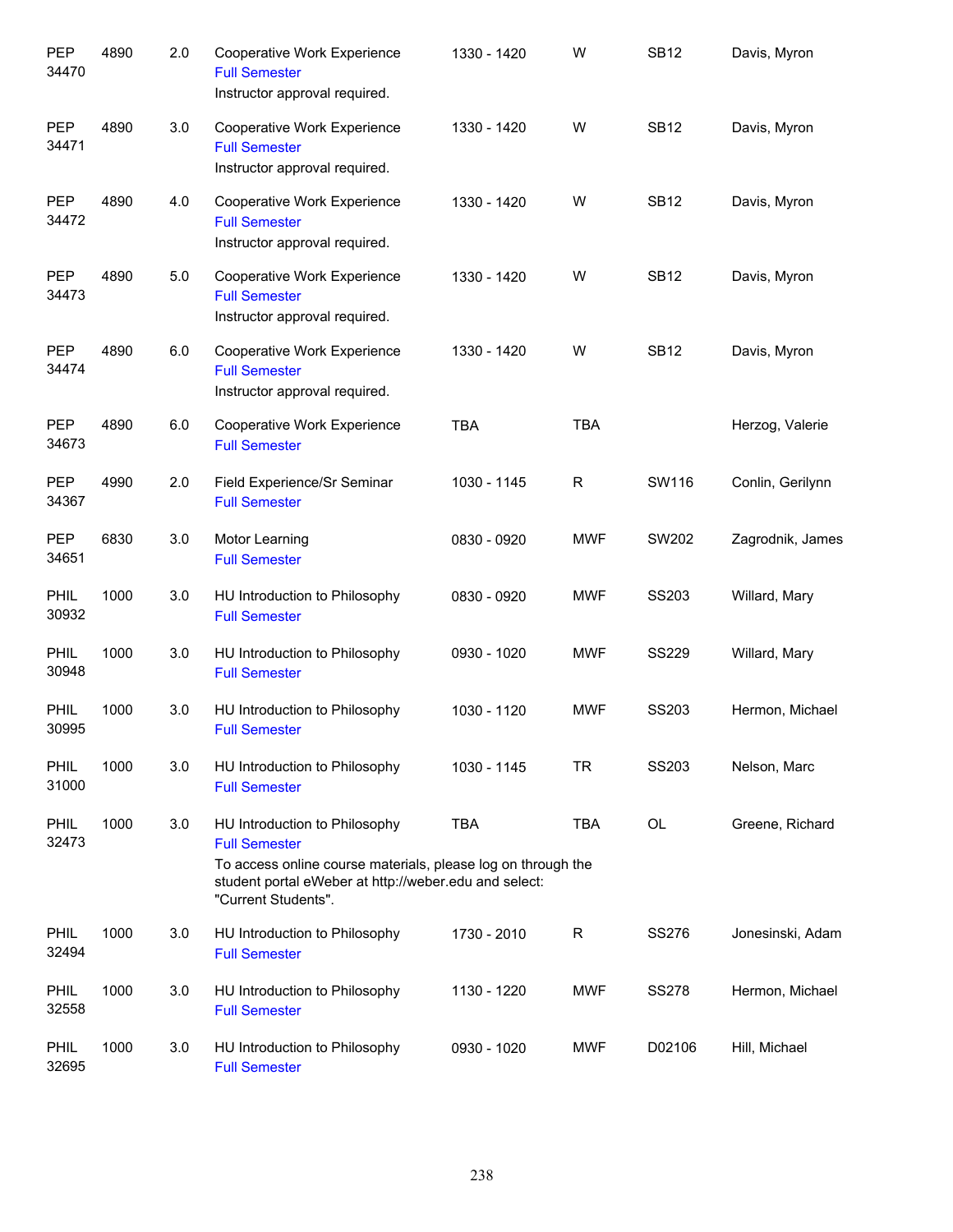| | | | | | | | |
|---|---|---|---|---|---|---|---|
| PEP 34470 | 4890 | 2.0 | Cooperative Work Experience<br>Full Semester<br>Instructor approval required. | 1330 - 1420 | W | SB12 | Davis, Myron |
| PEP 34471 | 4890 | 3.0 | Cooperative Work Experience<br>Full Semester<br>Instructor approval required. | 1330 - 1420 | W | SB12 | Davis, Myron |
| PEP 34472 | 4890 | 4.0 | Cooperative Work Experience<br>Full Semester<br>Instructor approval required. | 1330 - 1420 | W | SB12 | Davis, Myron |
| PEP 34473 | 4890 | 5.0 | Cooperative Work Experience<br>Full Semester<br>Instructor approval required. | 1330 - 1420 | W | SB12 | Davis, Myron |
| PEP 34474 | 4890 | 6.0 | Cooperative Work Experience<br>Full Semester<br>Instructor approval required. | 1330 - 1420 | W | SB12 | Davis, Myron |
| PEP 34673 | 4890 | 6.0 | Cooperative Work Experience<br>Full Semester | TBA | TBA | | Herzog, Valerie |
| PEP 34367 | 4990 | 2.0 | Field Experience/Sr Seminar<br>Full Semester | 1030 - 1145 | R | SW116 | Conlin, Gerilynn |
| PEP 34651 | 6830 | 3.0 | Motor Learning<br>Full Semester | 0830 - 0920 | MWF | SW202 | Zagrodnik, James |
| PHIL 30932 | 1000 | 3.0 | HU Introduction to Philosophy<br>Full Semester | 0830 - 0920 | MWF | SS203 | Willard, Mary |
| PHIL 30948 | 1000 | 3.0 | HU Introduction to Philosophy<br>Full Semester | 0930 - 1020 | MWF | SS229 | Willard, Mary |
| PHIL 30995 | 1000 | 3.0 | HU Introduction to Philosophy<br>Full Semester | 1030 - 1120 | MWF | SS203 | Hermon, Michael |
| PHIL 31000 | 1000 | 3.0 | HU Introduction to Philosophy<br>Full Semester | 1030 - 1145 | TR | SS203 | Nelson, Marc |
| PHIL 32473 | 1000 | 3.0 | HU Introduction to Philosophy<br>Full Semester<br>To access online course materials, please log on through the student portal eWeber at http://weber.edu and select: "Current Students". | TBA | TBA | OL | Greene, Richard |
| PHIL 32494 | 1000 | 3.0 | HU Introduction to Philosophy<br>Full Semester | 1730 - 2010 | R | SS276 | Jonesinski, Adam |
| PHIL 32558 | 1000 | 3.0 | HU Introduction to Philosophy<br>Full Semester | 1130 - 1220 | MWF | SS278 | Hermon, Michael |
| PHIL 32695 | 1000 | 3.0 | HU Introduction to Philosophy<br>Full Semester | 0930 - 1020 | MWF | D02106 | Hill, Michael |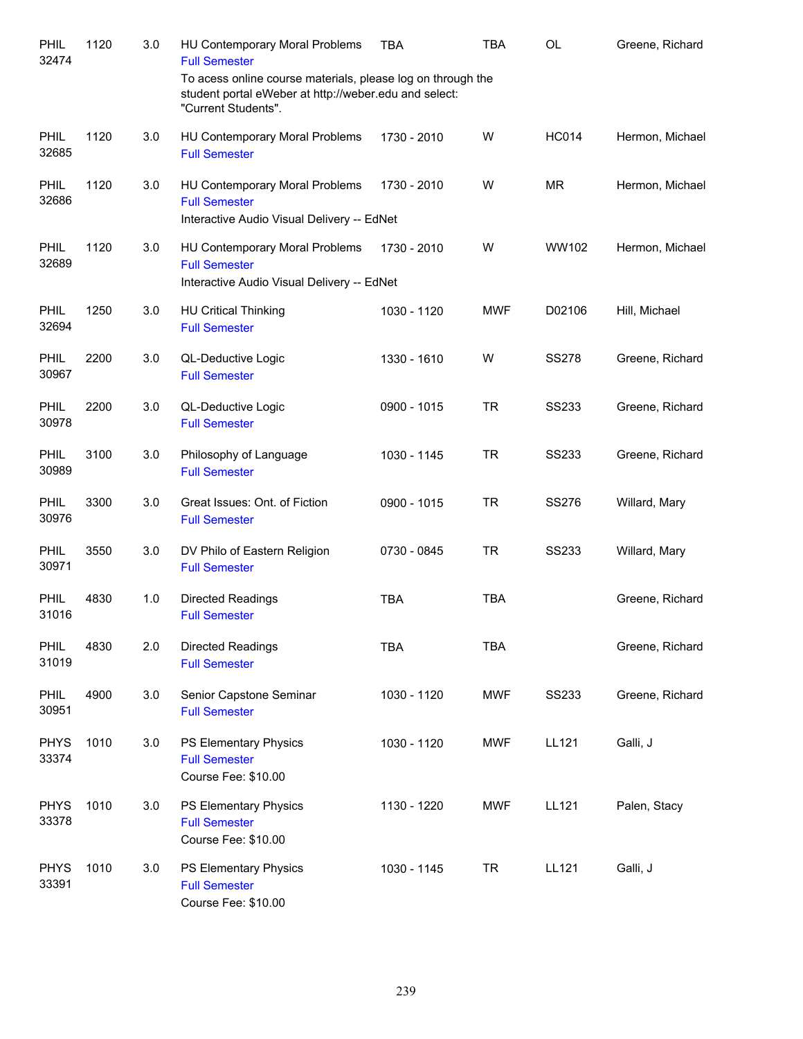| | | | | | | | |
|---|---|---|---|---|---|---|---|
| PHIL 32474 | 1120 | 3.0 | HU Contemporary Moral Problems<br>Full Semester<br>To acess online course materials, please log on through the student portal eWeber at http://weber.edu and select: "Current Students". | TBA | TBA | OL | Greene, Richard |
| PHIL 32685 | 1120 | 3.0 | HU Contemporary Moral Problems<br>Full Semester | 1730 - 2010 | W | HC014 | Hermon, Michael |
| PHIL 32686 | 1120 | 3.0 | HU Contemporary Moral Problems<br>Full Semester<br>Interactive Audio Visual Delivery -- EdNet | 1730 - 2010 | W | MR | Hermon, Michael |
| PHIL 32689 | 1120 | 3.0 | HU Contemporary Moral Problems<br>Full Semester<br>Interactive Audio Visual Delivery -- EdNet | 1730 - 2010 | W | WW102 | Hermon, Michael |
| PHIL 32694 | 1250 | 3.0 | HU Critical Thinking<br>Full Semester | 1030 - 1120 | MWF | D02106 | Hill, Michael |
| PHIL 30967 | 2200 | 3.0 | QL-Deductive Logic<br>Full Semester | 1330 - 1610 | W | SS278 | Greene, Richard |
| PHIL 30978 | 2200 | 3.0 | QL-Deductive Logic<br>Full Semester | 0900 - 1015 | TR | SS233 | Greene, Richard |
| PHIL 30989 | 3100 | 3.0 | Philosophy of Language<br>Full Semester | 1030 - 1145 | TR | SS233 | Greene, Richard |
| PHIL 30976 | 3300 | 3.0 | Great Issues: Ont. of Fiction<br>Full Semester | 0900 - 1015 | TR | SS276 | Willard, Mary |
| PHIL 30971 | 3550 | 3.0 | DV Philo of Eastern Religion<br>Full Semester | 0730 - 0845 | TR | SS233 | Willard, Mary |
| PHIL 31016 | 4830 | 1.0 | Directed Readings<br>Full Semester | TBA | TBA | | Greene, Richard |
| PHIL 31019 | 4830 | 2.0 | Directed Readings<br>Full Semester | TBA | TBA | | Greene, Richard |
| PHIL 30951 | 4900 | 3.0 | Senior Capstone Seminar<br>Full Semester | 1030 - 1120 | MWF | SS233 | Greene, Richard |
| PHYS 33374 | 1010 | 3.0 | PS Elementary Physics<br>Full Semester<br>Course Fee: $10.00 | 1030 - 1120 | MWF | LL121 | Galli, J |
| PHYS 33378 | 1010 | 3.0 | PS Elementary Physics<br>Full Semester<br>Course Fee: $10.00 | 1130 - 1220 | MWF | LL121 | Palen, Stacy |
| PHYS 33391 | 1010 | 3.0 | PS Elementary Physics<br>Full Semester<br>Course Fee: $10.00 | 1030 - 1145 | TR | LL121 | Galli, J |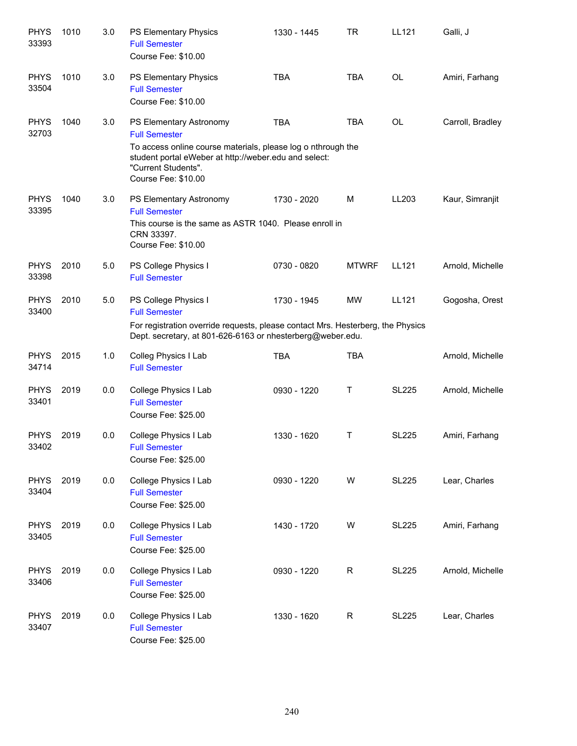| | | | | | | | |
|---|---|---|---|---|---|---|---|
| PHYS 33393 | 1010 | 3.0 | PS Elementary Physics<br>Full Semester<br>Course Fee: $10.00 | 1330 - 1445 | TR | LL121 | Galli, J |
| PHYS 33504 | 1010 | 3.0 | PS Elementary Physics<br>Full Semester<br>Course Fee: $10.00 | TBA | TBA | OL | Amiri, Farhang |
| PHYS 32703 | 1040 | 3.0 | PS Elementary Astronomy<br>Full Semester<br>To access online course materials, please log o nthrough the student portal eWeber at http://weber.edu and select: "Current Students".<br>Course Fee: $10.00 | TBA | TBA | OL | Carroll, Bradley |
| PHYS 33395 | 1040 | 3.0 | PS Elementary Astronomy<br>Full Semester<br>This course is the same as ASTR 1040. Please enroll in CRN 33397.<br>Course Fee: $10.00 | 1730 - 2020 | M | LL203 | Kaur, Simranjit |
| PHYS 33398 | 2010 | 5.0 | PS College Physics I<br>Full Semester | 0730 - 0820 | MTWRF | LL121 | Arnold, Michelle |
| PHYS 33400 | 2010 | 5.0 | PS College Physics I<br>Full Semester<br>For registration override requests, please contact Mrs. Hesterberg, the Physics Dept. secretary, at 801-626-6163 or nhesterberg@weber.edu. | 1730 - 1945 | MW | LL121 | Gogosha, Orest |
| PHYS 34714 | 2015 | 1.0 | Colleg Physics I Lab<br>Full Semester | TBA | TBA | | Arnold, Michelle |
| PHYS 33401 | 2019 | 0.0 | College Physics I Lab<br>Full Semester<br>Course Fee: $25.00 | 0930 - 1220 | T | SL225 | Arnold, Michelle |
| PHYS 33402 | 2019 | 0.0 | College Physics I Lab<br>Full Semester<br>Course Fee: $25.00 | 1330 - 1620 | T | SL225 | Amiri, Farhang |
| PHYS 33404 | 2019 | 0.0 | College Physics I Lab<br>Full Semester<br>Course Fee: $25.00 | 0930 - 1220 | W | SL225 | Lear, Charles |
| PHYS 33405 | 2019 | 0.0 | College Physics I Lab<br>Full Semester<br>Course Fee: $25.00 | 1430 - 1720 | W | SL225 | Amiri, Farhang |
| PHYS 33406 | 2019 | 0.0 | College Physics I Lab<br>Full Semester<br>Course Fee: $25.00 | 0930 - 1220 | R | SL225 | Arnold, Michelle |
| PHYS 33407 | 2019 | 0.0 | College Physics I Lab<br>Full Semester<br>Course Fee: $25.00 | 1330 - 1620 | R | SL225 | Lear, Charles |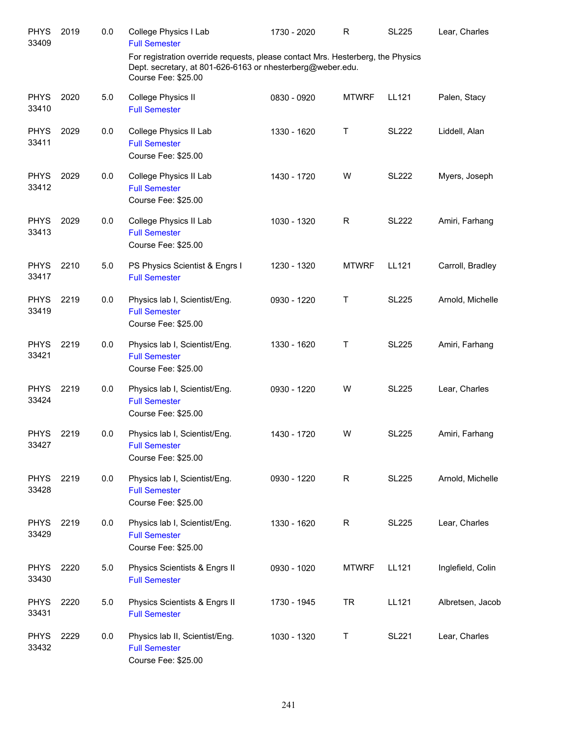| | | | | | | | |
|---|---|---|---|---|---|---|---|
| PHYS 33409 | 2019 | 0.0 | College Physics I Lab<br>Full Semester<br>For registration override requests, please contact Mrs. Hesterberg, the Physics Dept. secretary, at 801-626-6163 or nhesterberg@weber.edu.<br>Course Fee: $25.00 | 1730 - 2020 | R | SL225 | Lear, Charles |
| PHYS 33410 | 2020 | 5.0 | College Physics II<br>Full Semester | 0830 - 0920 | MTWRF | LL121 | Palen, Stacy |
| PHYS 33411 | 2029 | 0.0 | College Physics II Lab<br>Full Semester<br>Course Fee: $25.00 | 1330 - 1620 | T | SL222 | Liddell, Alan |
| PHYS 33412 | 2029 | 0.0 | College Physics II Lab<br>Full Semester<br>Course Fee: $25.00 | 1430 - 1720 | W | SL222 | Myers, Joseph |
| PHYS 33413 | 2029 | 0.0 | College Physics II Lab<br>Full Semester<br>Course Fee: $25.00 | 1030 - 1320 | R | SL222 | Amiri, Farhang |
| PHYS 33417 | 2210 | 5.0 | PS Physics Scientist & Engrs I<br>Full Semester | 1230 - 1320 | MTWRF | LL121 | Carroll, Bradley |
| PHYS 33419 | 2219 | 0.0 | Physics lab I, Scientist/Eng.<br>Full Semester<br>Course Fee: $25.00 | 0930 - 1220 | T | SL225 | Arnold, Michelle |
| PHYS 33421 | 2219 | 0.0 | Physics lab I, Scientist/Eng.<br>Full Semester<br>Course Fee: $25.00 | 1330 - 1620 | T | SL225 | Amiri, Farhang |
| PHYS 33424 | 2219 | 0.0 | Physics lab I, Scientist/Eng.<br>Full Semester<br>Course Fee: $25.00 | 0930 - 1220 | W | SL225 | Lear, Charles |
| PHYS 33427 | 2219 | 0.0 | Physics lab I, Scientist/Eng.<br>Full Semester<br>Course Fee: $25.00 | 1430 - 1720 | W | SL225 | Amiri, Farhang |
| PHYS 33428 | 2219 | 0.0 | Physics lab I, Scientist/Eng.<br>Full Semester<br>Course Fee: $25.00 | 0930 - 1220 | R | SL225 | Arnold, Michelle |
| PHYS 33429 | 2219 | 0.0 | Physics lab I, Scientist/Eng.<br>Full Semester<br>Course Fee: $25.00 | 1330 - 1620 | R | SL225 | Lear, Charles |
| PHYS 33430 | 2220 | 5.0 | Physics Scientists & Engrs II<br>Full Semester | 0930 - 1020 | MTWRF | LL121 | Inglefield, Colin |
| PHYS 33431 | 2220 | 5.0 | Physics Scientists & Engrs II<br>Full Semester | 1730 - 1945 | TR | LL121 | Albretsen, Jacob |
| PHYS 33432 | 2229 | 0.0 | Physics lab II, Scientist/Eng.<br>Full Semester<br>Course Fee: $25.00 | 1030 - 1320 | T | SL221 | Lear, Charles |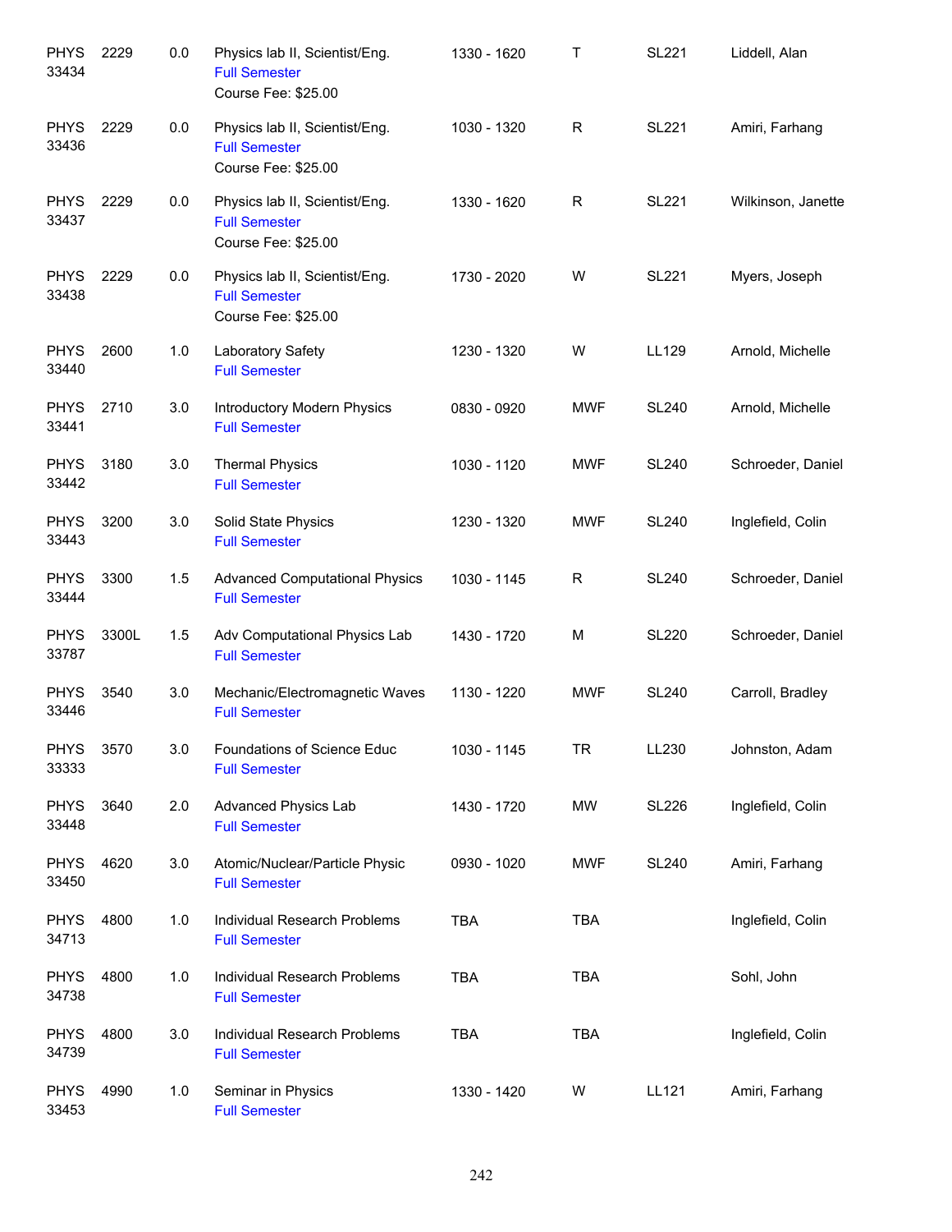| | | | | | | | |
|---|---|---|---|---|---|---|---|
| PHYS 33434 | 2229 | 0.0 | Physics lab II, Scientist/Eng.<br>Full Semester<br>Course Fee: $25.00 | 1330 - 1620 | T | SL221 | Liddell, Alan |
| PHYS 33436 | 2229 | 0.0 | Physics lab II, Scientist/Eng.<br>Full Semester<br>Course Fee: $25.00 | 1030 - 1320 | R | SL221 | Amiri, Farhang |
| PHYS 33437 | 2229 | 0.0 | Physics lab II, Scientist/Eng.<br>Full Semester<br>Course Fee: $25.00 | 1330 - 1620 | R | SL221 | Wilkinson, Janette |
| PHYS 33438 | 2229 | 0.0 | Physics lab II, Scientist/Eng.<br>Full Semester<br>Course Fee: $25.00 | 1730 - 2020 | W | SL221 | Myers, Joseph |
| PHYS 33440 | 2600 | 1.0 | Laboratory Safety<br>Full Semester | 1230 - 1320 | W | LL129 | Arnold, Michelle |
| PHYS 33441 | 2710 | 3.0 | Introductory Modern Physics<br>Full Semester | 0830 - 0920 | MWF | SL240 | Arnold, Michelle |
| PHYS 33442 | 3180 | 3.0 | Thermal Physics<br>Full Semester | 1030 - 1120 | MWF | SL240 | Schroeder, Daniel |
| PHYS 33443 | 3200 | 3.0 | Solid State Physics<br>Full Semester | 1230 - 1320 | MWF | SL240 | Inglefield, Colin |
| PHYS 33444 | 3300 | 1.5 | Advanced Computational Physics<br>Full Semester | 1030 - 1145 | R | SL240 | Schroeder, Daniel |
| PHYS 33787 | 3300L | 1.5 | Adv Computational Physics Lab<br>Full Semester | 1430 - 1720 | M | SL220 | Schroeder, Daniel |
| PHYS 33446 | 3540 | 3.0 | Mechanic/Electromagnetic Waves<br>Full Semester | 1130 - 1220 | MWF | SL240 | Carroll, Bradley |
| PHYS 33333 | 3570 | 3.0 | Foundations of Science Educ<br>Full Semester | 1030 - 1145 | TR | LL230 | Johnston, Adam |
| PHYS 33448 | 3640 | 2.0 | Advanced Physics Lab<br>Full Semester | 1430 - 1720 | MW | SL226 | Inglefield, Colin |
| PHYS 33450 | 4620 | 3.0 | Atomic/Nuclear/Particle Physic<br>Full Semester | 0930 - 1020 | MWF | SL240 | Amiri, Farhang |
| PHYS 34713 | 4800 | 1.0 | Individual Research Problems<br>Full Semester | TBA | TBA | | Inglefield, Colin |
| PHYS 34738 | 4800 | 1.0 | Individual Research Problems<br>Full Semester | TBA | TBA | | Sohl, John |
| PHYS 34739 | 4800 | 3.0 | Individual Research Problems<br>Full Semester | TBA | TBA | | Inglefield, Colin |
| PHYS 33453 | 4990 | 1.0 | Seminar in Physics<br>Full Semester | 1330 - 1420 | W | LL121 | Amiri, Farhang |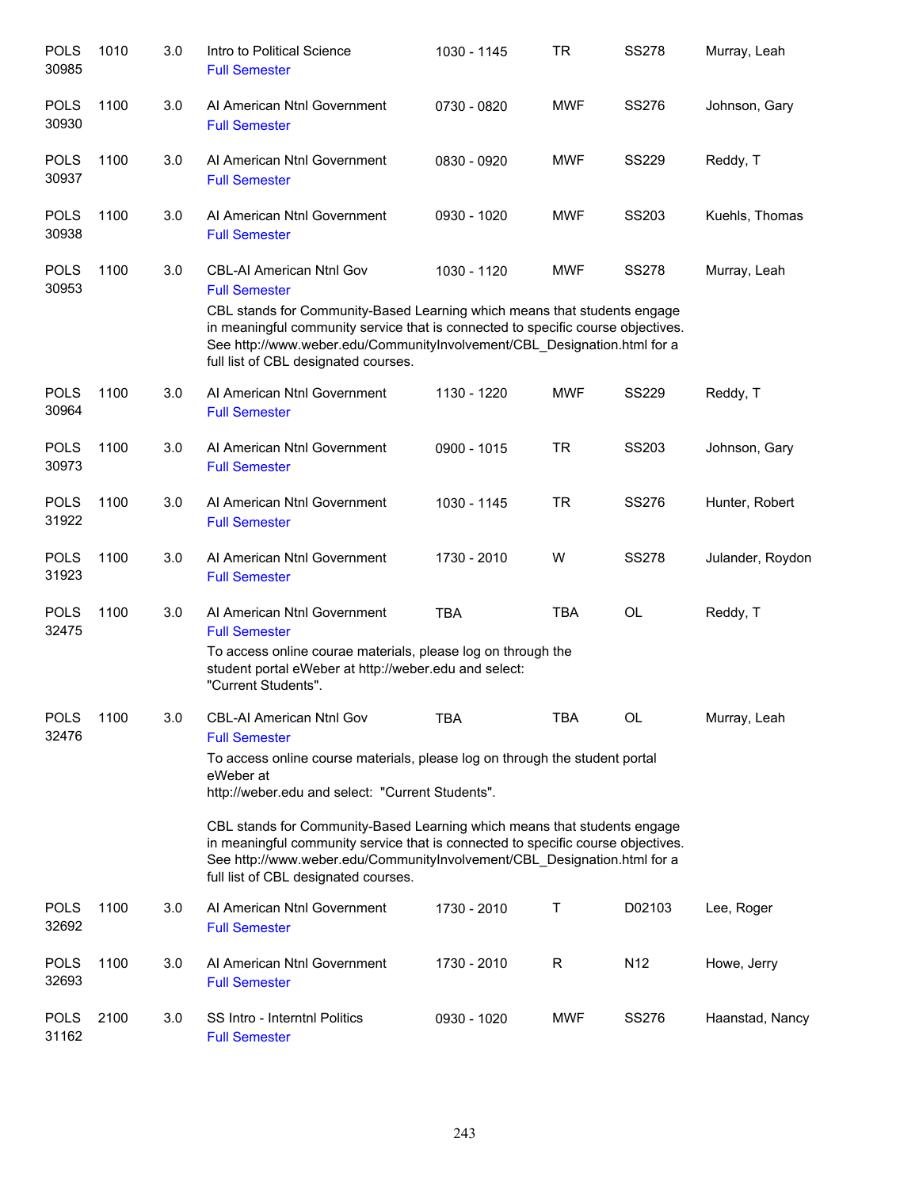| | | | | | | | |
|---|---|---|---|---|---|---|---|
| POLS 30985 | 1010 | 3.0 | Intro to Political Science<br>Full Semester | 1030 - 1145 | TR | SS278 | Murray, Leah |
| POLS 30930 | 1100 | 3.0 | AI American Ntnl Government<br>Full Semester | 0730 - 0820 | MWF | SS276 | Johnson, Gary |
| POLS 30937 | 1100 | 3.0 | AI American Ntnl Government<br>Full Semester | 0830 - 0920 | MWF | SS229 | Reddy, T |
| POLS 30938 | 1100 | 3.0 | AI American Ntnl Government<br>Full Semester | 0930 - 1020 | MWF | SS203 | Kuehls, Thomas |
| POLS 30953 | 1100 | 3.0 | CBL-AI American Ntnl Gov<br>Full Semester<br>CBL stands for Community-Based Learning which means that students engage in meaningful community service that is connected to specific course objectives. See http://www.weber.edu/CommunityInvolvement/CBL_Designation.html for a full list of CBL designated courses. | 1030 - 1120 | MWF | SS278 | Murray, Leah |
| POLS 30964 | 1100 | 3.0 | AI American Ntnl Government<br>Full Semester | 1130 - 1220 | MWF | SS229 | Reddy, T |
| POLS 30973 | 1100 | 3.0 | AI American Ntnl Government<br>Full Semester | 0900 - 1015 | TR | SS203 | Johnson, Gary |
| POLS 31922 | 1100 | 3.0 | AI American Ntnl Government<br>Full Semester | 1030 - 1145 | TR | SS276 | Hunter, Robert |
| POLS 31923 | 1100 | 3.0 | AI American Ntnl Government<br>Full Semester | 1730 - 2010 | W | SS278 | Julander, Roydon |
| POLS 32475 | 1100 | 3.0 | AI American Ntnl Government<br>Full Semester<br>To access online courae materials, please log on through the student portal eWeber at http://weber.edu and select: "Current Students". | TBA | TBA | OL | Reddy, T |
| POLS 32476 | 1100 | 3.0 | CBL-AI American Ntnl Gov<br>Full Semester<br>To access online course materials, please log on through the student portal eWeber at http://weber.edu and select: "Current Students".<br><br>CBL stands for Community-Based Learning which means that students engage in meaningful community service that is connected to specific course objectives. See http://www.weber.edu/CommunityInvolvement/CBL_Designation.html for a full list of CBL designated courses. | TBA | TBA | OL | Murray, Leah |
| POLS 32692 | 1100 | 3.0 | AI American Ntnl Government<br>Full Semester | 1730 - 2010 | T | D02103 | Lee, Roger |
| POLS 32693 | 1100 | 3.0 | AI American Ntnl Government<br>Full Semester | 1730 - 2010 | R | N12 | Howe, Jerry |
| POLS 31162 | 2100 | 3.0 | SS Intro - Interntnl Politics<br>Full Semester | 0930 - 1020 | MWF | SS276 | Haanstad, Nancy |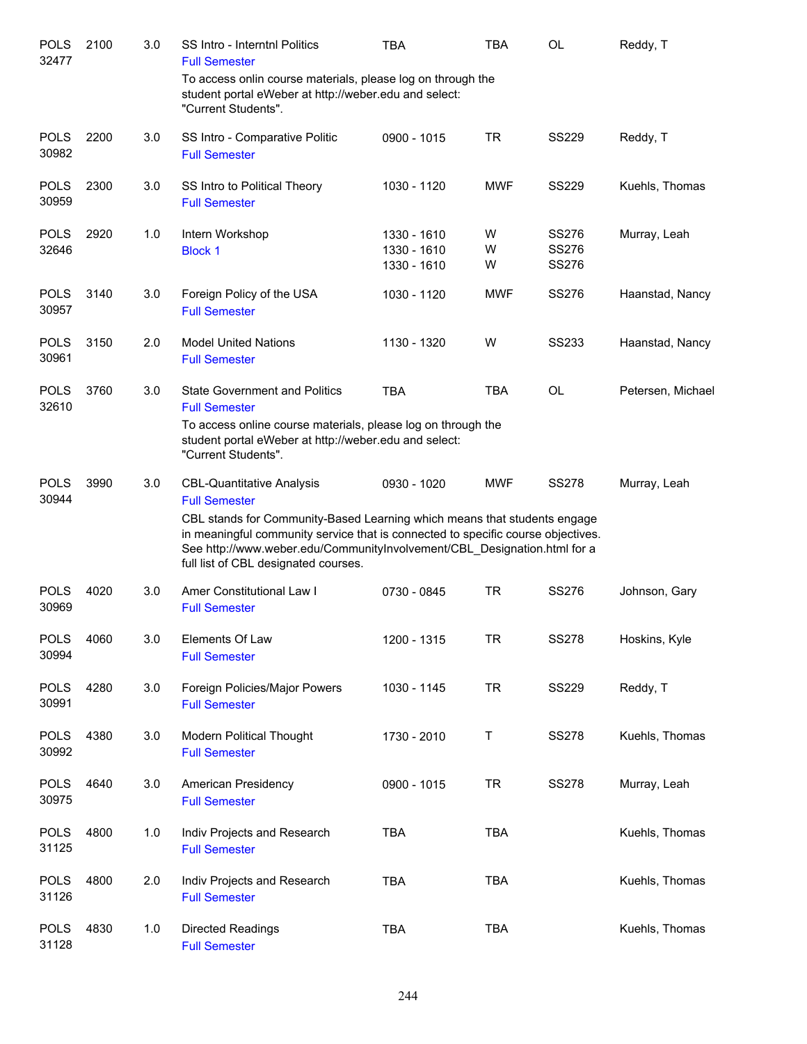| | | | | | | | |
|---|---|---|---|---|---|---|---|
| POLS 32477 | 2100 | 3.0 | SS Intro - Interntnl Politics<br>Full Semester<br>To access onlin course materials, please log on through the student portal eWeber at http://weber.edu and select: "Current Students". | TBA | TBA | OL | Reddy, T |
| POLS 30982 | 2200 | 3.0 | SS Intro - Comparative Politic<br>Full Semester | 0900 - 1015 | TR | SS229 | Reddy, T |
| POLS 30959 | 2300 | 3.0 | SS Intro to Political Theory<br>Full Semester | 1030 - 1120 | MWF | SS229 | Kuehls, Thomas |
| POLS 32646 | 2920 | 1.0 | Intern Workshop<br>Block 1 | 1330 - 1610<br>1330 - 1610<br>1330 - 1610 | W<br>W<br>W | SS276<br>SS276<br>SS276 | Murray, Leah |
| POLS 30957 | 3140 | 3.0 | Foreign Policy of the USA<br>Full Semester | 1030 - 1120 | MWF | SS276 | Haanstad, Nancy |
| POLS 30961 | 3150 | 2.0 | Model United Nations<br>Full Semester | 1130 - 1320 | W | SS233 | Haanstad, Nancy |
| POLS 32610 | 3760 | 3.0 | State Government and Politics<br>Full Semester<br>To access online course materials, please log on through the student portal eWeber at http://weber.edu and select: "Current Students". | TBA | TBA | OL | Petersen, Michael |
| POLS 30944 | 3990 | 3.0 | CBL-Quantitative Analysis<br>Full Semester<br>CBL stands for Community-Based Learning which means that students engage in meaningful community service that is connected to specific course objectives. See http://www.weber.edu/CommunityInvolvement/CBL_Designation.html for a full list of CBL designated courses. | 0930 - 1020 | MWF | SS278 | Murray, Leah |
| POLS 30969 | 4020 | 3.0 | Amer Constitutional Law I<br>Full Semester | 0730 - 0845 | TR | SS276 | Johnson, Gary |
| POLS 30994 | 4060 | 3.0 | Elements Of Law<br>Full Semester | 1200 - 1315 | TR | SS278 | Hoskins, Kyle |
| POLS 30991 | 4280 | 3.0 | Foreign Policies/Major Powers<br>Full Semester | 1030 - 1145 | TR | SS229 | Reddy, T |
| POLS 30992 | 4380 | 3.0 | Modern Political Thought<br>Full Semester | 1730 - 2010 | T | SS278 | Kuehls, Thomas |
| POLS 30975 | 4640 | 3.0 | American Presidency<br>Full Semester | 0900 - 1015 | TR | SS278 | Murray, Leah |
| POLS 31125 | 4800 | 1.0 | Indiv Projects and Research<br>Full Semester | TBA | TBA | | Kuehls, Thomas |
| POLS 31126 | 4800 | 2.0 | Indiv Projects and Research<br>Full Semester | TBA | TBA | | Kuehls, Thomas |
| POLS 31128 | 4830 | 1.0 | Directed Readings<br>Full Semester | TBA | TBA | | Kuehls, Thomas |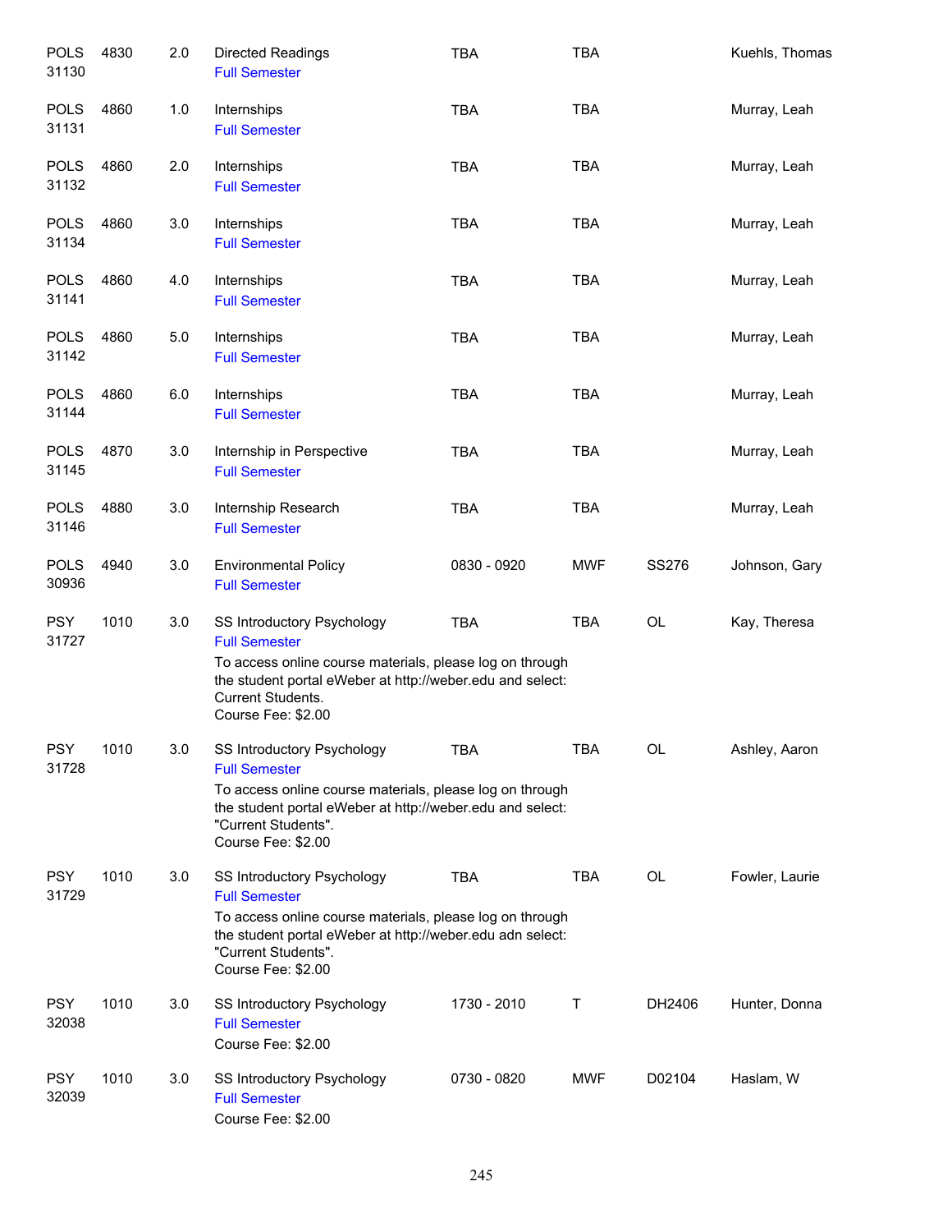| Subject / CRN | Course | Credits | Title | Time | Days | Room | Instructor |
|---|---|---|---|---|---|---|---|
| POLS 31130 | 4830 | 2.0 | Directed Readings<br>Full Semester | TBA | TBA | | Kuehls, Thomas |
| POLS 31131 | 4860 | 1.0 | Internships<br>Full Semester | TBA | TBA | | Murray, Leah |
| POLS 31132 | 4860 | 2.0 | Internships<br>Full Semester | TBA | TBA | | Murray, Leah |
| POLS 31134 | 4860 | 3.0 | Internships<br>Full Semester | TBA | TBA | | Murray, Leah |
| POLS 31141 | 4860 | 4.0 | Internships<br>Full Semester | TBA | TBA | | Murray, Leah |
| POLS 31142 | 4860 | 5.0 | Internships<br>Full Semester | TBA | TBA | | Murray, Leah |
| POLS 31144 | 4860 | 6.0 | Internships<br>Full Semester | TBA | TBA | | Murray, Leah |
| POLS 31145 | 4870 | 3.0 | Internship in Perspective<br>Full Semester | TBA | TBA | | Murray, Leah |
| POLS 31146 | 4880 | 3.0 | Internship Research<br>Full Semester | TBA | TBA | | Murray, Leah |
| POLS 30936 | 4940 | 3.0 | Environmental Policy<br>Full Semester | 0830 - 0920 | MWF | SS276 | Johnson, Gary |
| PSY 31727 | 1010 | 3.0 | SS Introductory Psychology<br>Full Semester<br>To access online course materials, please log on through the student portal eWeber at http://weber.edu and select: Current Students.<br>Course Fee: $2.00 | TBA | TBA | OL | Kay, Theresa |
| PSY 31728 | 1010 | 3.0 | SS Introductory Psychology<br>Full Semester<br>To access online course materials, please log on through the student portal eWeber at http://weber.edu and select: "Current Students".<br>Course Fee: $2.00 | TBA | TBA | OL | Ashley, Aaron |
| PSY 31729 | 1010 | 3.0 | SS Introductory Psychology<br>Full Semester<br>To access online course materials, please log on through the student portal eWeber at http://weber.edu adn select: "Current Students".<br>Course Fee: $2.00 | TBA | TBA | OL | Fowler, Laurie |
| PSY 32038 | 1010 | 3.0 | SS Introductory Psychology<br>Full Semester<br>Course Fee: $2.00 | 1730 - 2010 | T | DH2406 | Hunter, Donna |
| PSY 32039 | 1010 | 3.0 | SS Introductory Psychology<br>Full Semester<br>Course Fee: $2.00 | 0730 - 0820 | MWF | D02104 | Haslam, W |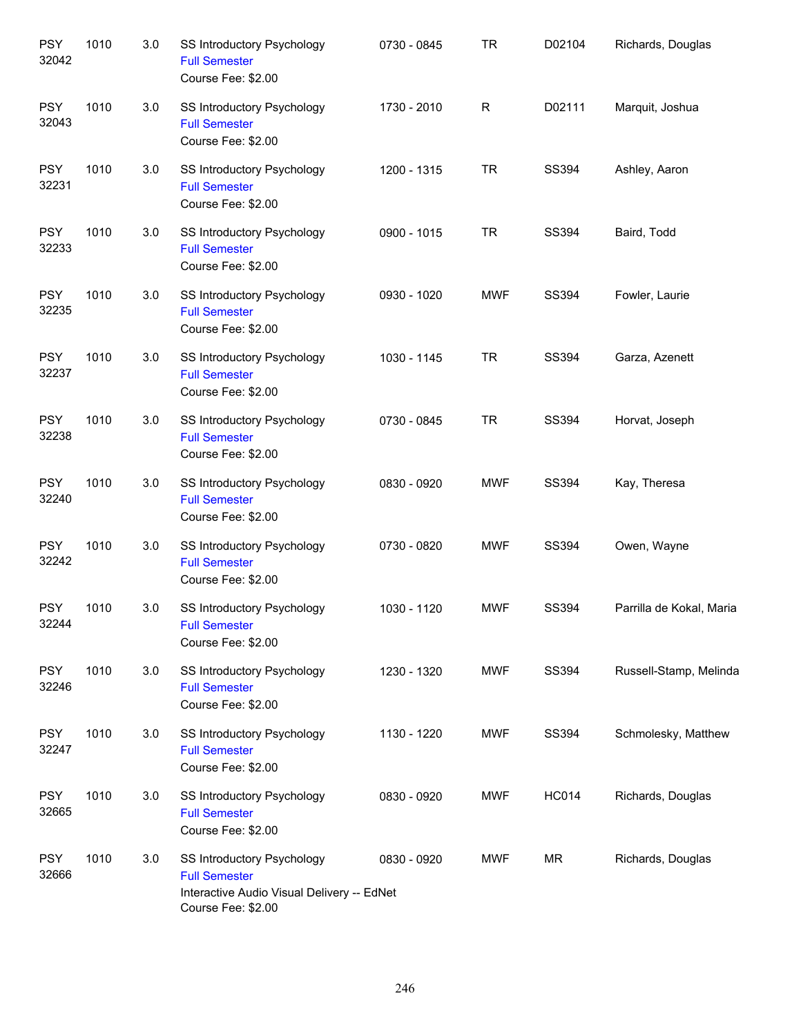| | | | | | | | |
|---|---|---|---|---|---|---|---|
| PSY 32042 | 1010 | 3.0 | SS Introductory Psychology<br>Full Semester<br>Course Fee: $2.00 | 0730 - 0845 | TR | D02104 | Richards, Douglas |
| PSY 32043 | 1010 | 3.0 | SS Introductory Psychology<br>Full Semester<br>Course Fee: $2.00 | 1730 - 2010 | R | D02111 | Marquit, Joshua |
| PSY 32231 | 1010 | 3.0 | SS Introductory Psychology<br>Full Semester<br>Course Fee: $2.00 | 1200 - 1315 | TR | SS394 | Ashley, Aaron |
| PSY 32233 | 1010 | 3.0 | SS Introductory Psychology<br>Full Semester<br>Course Fee: $2.00 | 0900 - 1015 | TR | SS394 | Baird, Todd |
| PSY 32235 | 1010 | 3.0 | SS Introductory Psychology<br>Full Semester<br>Course Fee: $2.00 | 0930 - 1020 | MWF | SS394 | Fowler, Laurie |
| PSY 32237 | 1010 | 3.0 | SS Introductory Psychology<br>Full Semester<br>Course Fee: $2.00 | 1030 - 1145 | TR | SS394 | Garza, Azenett |
| PSY 32238 | 1010 | 3.0 | SS Introductory Psychology<br>Full Semester<br>Course Fee: $2.00 | 0730 - 0845 | TR | SS394 | Horvat, Joseph |
| PSY 32240 | 1010 | 3.0 | SS Introductory Psychology<br>Full Semester<br>Course Fee: $2.00 | 0830 - 0920 | MWF | SS394 | Kay, Theresa |
| PSY 32242 | 1010 | 3.0 | SS Introductory Psychology<br>Full Semester<br>Course Fee: $2.00 | 0730 - 0820 | MWF | SS394 | Owen, Wayne |
| PSY 32244 | 1010 | 3.0 | SS Introductory Psychology<br>Full Semester<br>Course Fee: $2.00 | 1030 - 1120 | MWF | SS394 | Parrilla de Kokal, Maria |
| PSY 32246 | 1010 | 3.0 | SS Introductory Psychology<br>Full Semester<br>Course Fee: $2.00 | 1230 - 1320 | MWF | SS394 | Russell-Stamp, Melinda |
| PSY 32247 | 1010 | 3.0 | SS Introductory Psychology<br>Full Semester<br>Course Fee: $2.00 | 1130 - 1220 | MWF | SS394 | Schmolesky, Matthew |
| PSY 32665 | 1010 | 3.0 | SS Introductory Psychology<br>Full Semester<br>Course Fee: $2.00 | 0830 - 0920 | MWF | HC014 | Richards, Douglas |
| PSY 32666 | 1010 | 3.0 | SS Introductory Psychology<br>Full Semester<br>Interactive Audio Visual Delivery -- EdNet<br>Course Fee: $2.00 | 0830 - 0920 | MWF | MR | Richards, Douglas |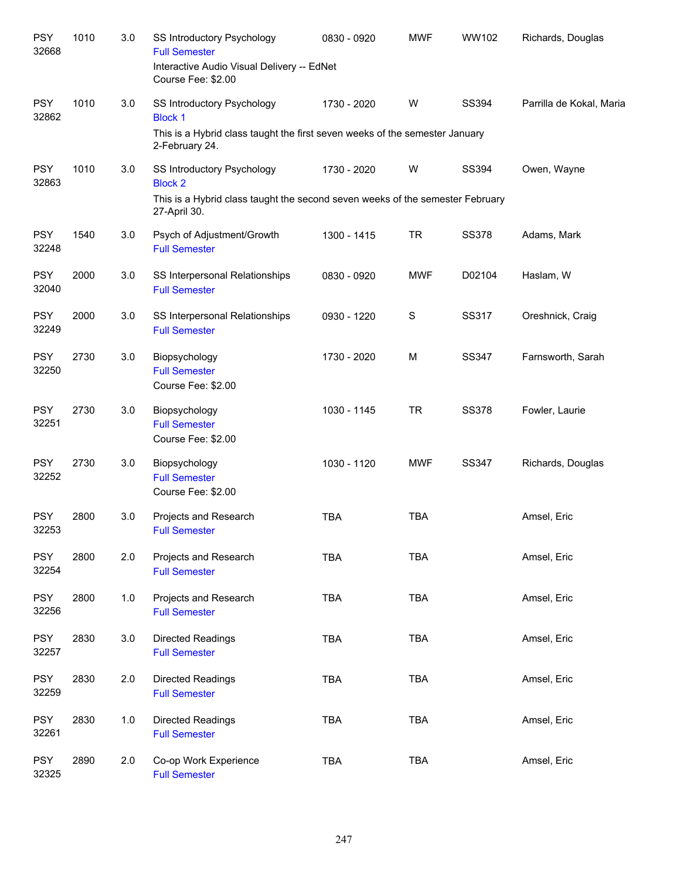| Dept/CRN | Course | Credits | Title | Time | Days | Room | Instructor |
|---|---|---|---|---|---|---|---|
| PSY 32668 | 1010 | 3.0 | SS Introductory Psychology<br>Full Semester<br>Interactive Audio Visual Delivery -- EdNet<br>Course Fee: $2.00 | 0830 - 0920 | MWF | WW102 | Richards, Douglas |
| PSY 32862 | 1010 | 3.0 | SS Introductory Psychology<br>Block 1<br>This is a Hybrid class taught the first seven weeks of the semester January 2-February 24. | 1730 - 2020 | W | SS394 | Parrilla de Kokal, Maria |
| PSY 32863 | 1010 | 3.0 | SS Introductory Psychology<br>Block 2<br>This is a Hybrid class taught the second seven weeks of the semester February 27-April 30. | 1730 - 2020 | W | SS394 | Owen, Wayne |
| PSY 32248 | 1540 | 3.0 | Psych of Adjustment/Growth<br>Full Semester | 1300 - 1415 | TR | SS378 | Adams, Mark |
| PSY 32040 | 2000 | 3.0 | SS Interpersonal Relationships<br>Full Semester | 0830 - 0920 | MWF | D02104 | Haslam, W |
| PSY 32249 | 2000 | 3.0 | SS Interpersonal Relationships<br>Full Semester | 0930 - 1220 | S | SS317 | Oreshnick, Craig |
| PSY 32250 | 2730 | 3.0 | Biopsychology<br>Full Semester<br>Course Fee: $2.00 | 1730 - 2020 | M | SS347 | Farnsworth, Sarah |
| PSY 32251 | 2730 | 3.0 | Biopsychology<br>Full Semester<br>Course Fee: $2.00 | 1030 - 1145 | TR | SS378 | Fowler, Laurie |
| PSY 32252 | 2730 | 3.0 | Biopsychology<br>Full Semester<br>Course Fee: $2.00 | 1030 - 1120 | MWF | SS347 | Richards, Douglas |
| PSY 32253 | 2800 | 3.0 | Projects and Research<br>Full Semester | TBA | TBA | | Amsel, Eric |
| PSY 32254 | 2800 | 2.0 | Projects and Research<br>Full Semester | TBA | TBA | | Amsel, Eric |
| PSY 32256 | 2800 | 1.0 | Projects and Research<br>Full Semester | TBA | TBA | | Amsel, Eric |
| PSY 32257 | 2830 | 3.0 | Directed Readings<br>Full Semester | TBA | TBA | | Amsel, Eric |
| PSY 32259 | 2830 | 2.0 | Directed Readings<br>Full Semester | TBA | TBA | | Amsel, Eric |
| PSY 32261 | 2830 | 1.0 | Directed Readings<br>Full Semester | TBA | TBA | | Amsel, Eric |
| PSY 32325 | 2890 | 2.0 | Co-op Work Experience<br>Full Semester | TBA | TBA | | Amsel, Eric |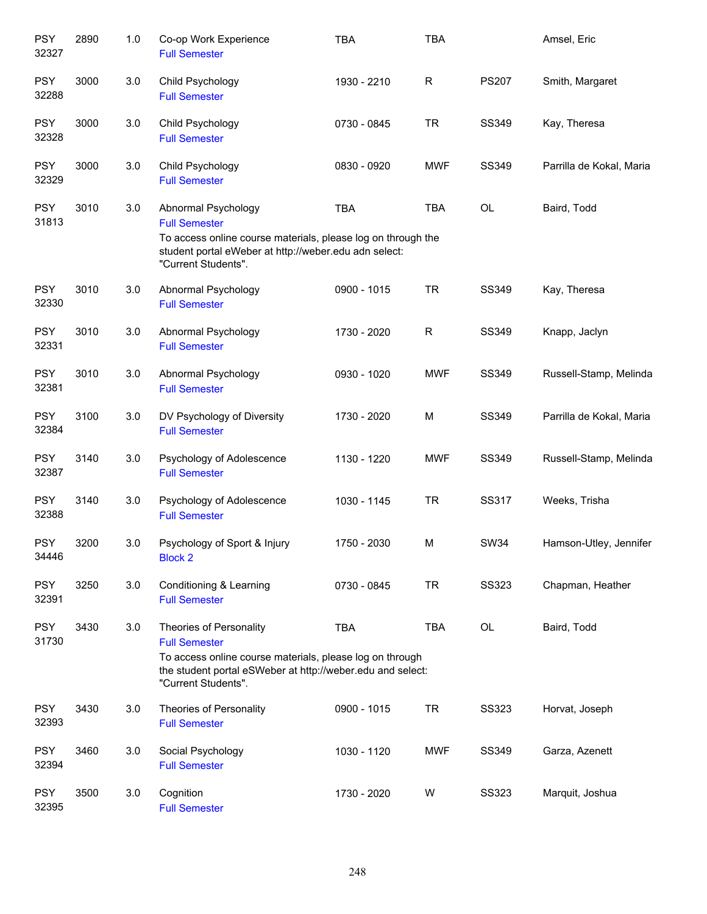| Subject / CRN | Course | Credits | Title | Time | Days | Room | Instructor |
|---|---|---|---|---|---|---|---|
| PSY 32327 | 2890 | 1.0 | Co-op Work Experience<br>Full Semester | TBA | TBA | | Amsel, Eric |
| PSY 32288 | 3000 | 3.0 | Child Psychology<br>Full Semester | 1930 - 2210 | R | PS207 | Smith, Margaret |
| PSY 32328 | 3000 | 3.0 | Child Psychology<br>Full Semester | 0730 - 0845 | TR | SS349 | Kay, Theresa |
| PSY 32329 | 3000 | 3.0 | Child Psychology<br>Full Semester | 0830 - 0920 | MWF | SS349 | Parrilla de Kokal, Maria |
| PSY 31813 | 3010 | 3.0 | Abnormal Psychology<br>Full Semester<br>To access online course materials, please log on through the student portal eWeber at http://weber.edu adn select: "Current Students". | TBA | TBA | OL | Baird, Todd |
| PSY 32330 | 3010 | 3.0 | Abnormal Psychology<br>Full Semester | 0900 - 1015 | TR | SS349 | Kay, Theresa |
| PSY 32331 | 3010 | 3.0 | Abnormal Psychology<br>Full Semester | 1730 - 2020 | R | SS349 | Knapp, Jaclyn |
| PSY 32381 | 3010 | 3.0 | Abnormal Psychology<br>Full Semester | 0930 - 1020 | MWF | SS349 | Russell-Stamp, Melinda |
| PSY 32384 | 3100 | 3.0 | DV Psychology of Diversity<br>Full Semester | 1730 - 2020 | M | SS349 | Parrilla de Kokal, Maria |
| PSY 32387 | 3140 | 3.0 | Psychology of Adolescence<br>Full Semester | 1130 - 1220 | MWF | SS349 | Russell-Stamp, Melinda |
| PSY 32388 | 3140 | 3.0 | Psychology of Adolescence<br>Full Semester | 1030 - 1145 | TR | SS317 | Weeks, Trisha |
| PSY 34446 | 3200 | 3.0 | Psychology of Sport & Injury<br>Block 2 | 1750 - 2030 | M | SW34 | Hamson-Utley, Jennifer |
| PSY 32391 | 3250 | 3.0 | Conditioning & Learning<br>Full Semester | 0730 - 0845 | TR | SS323 | Chapman, Heather |
| PSY 31730 | 3430 | 3.0 | Theories of Personality<br>Full Semester<br>To access online course materials, please log on through the student portal eSWeber at http://weber.edu and select: "Current Students". | TBA | TBA | OL | Baird, Todd |
| PSY 32393 | 3430 | 3.0 | Theories of Personality<br>Full Semester | 0900 - 1015 | TR | SS323 | Horvat, Joseph |
| PSY 32394 | 3460 | 3.0 | Social Psychology<br>Full Semester | 1030 - 1120 | MWF | SS349 | Garza, Azenett |
| PSY 32395 | 3500 | 3.0 | Cognition<br>Full Semester | 1730 - 2020 | W | SS323 | Marquit, Joshua |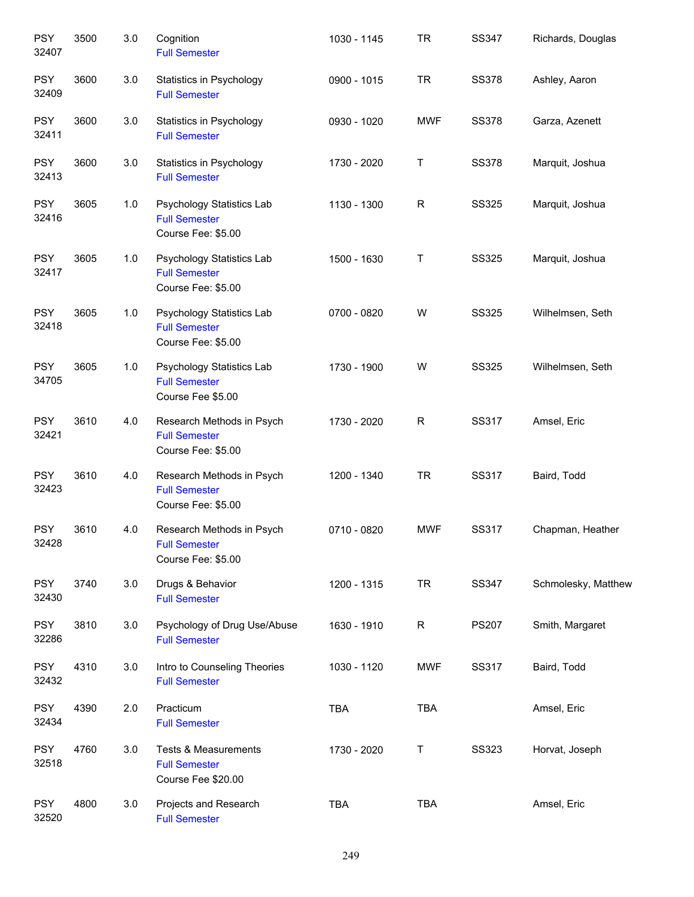| | | | | | | | |
|---|---|---|---|---|---|---|---|
| PSY 32407 | 3500 | 3.0 | Cognition<br>Full Semester | 1030 - 1145 | TR | SS347 | Richards, Douglas |
| PSY 32409 | 3600 | 3.0 | Statistics in Psychology<br>Full Semester | 0900 - 1015 | TR | SS378 | Ashley, Aaron |
| PSY 32411 | 3600 | 3.0 | Statistics in Psychology<br>Full Semester | 0930 - 1020 | MWF | SS378 | Garza, Azenett |
| PSY 32413 | 3600 | 3.0 | Statistics in Psychology<br>Full Semester | 1730 - 2020 | T | SS378 | Marquit, Joshua |
| PSY 32416 | 3605 | 1.0 | Psychology Statistics Lab<br>Full Semester<br>Course Fee: $5.00 | 1130 - 1300 | R | SS325 | Marquit, Joshua |
| PSY 32417 | 3605 | 1.0 | Psychology Statistics Lab<br>Full Semester<br>Course Fee: $5.00 | 1500 - 1630 | T | SS325 | Marquit, Joshua |
| PSY 32418 | 3605 | 1.0 | Psychology Statistics Lab<br>Full Semester<br>Course Fee: $5.00 | 0700 - 0820 | W | SS325 | Wilhelmsen, Seth |
| PSY 34705 | 3605 | 1.0 | Psychology Statistics Lab<br>Full Semester<br>Course Fee $5.00 | 1730 - 1900 | W | SS325 | Wilhelmsen, Seth |
| PSY 32421 | 3610 | 4.0 | Research Methods in Psych<br>Full Semester<br>Course Fee: $5.00 | 1730 - 2020 | R | SS317 | Amsel, Eric |
| PSY 32423 | 3610 | 4.0 | Research Methods in Psych<br>Full Semester<br>Course Fee: $5.00 | 1200 - 1340 | TR | SS317 | Baird, Todd |
| PSY 32428 | 3610 | 4.0 | Research Methods in Psych<br>Full Semester<br>Course Fee: $5.00 | 0710 - 0820 | MWF | SS317 | Chapman, Heather |
| PSY 32430 | 3740 | 3.0 | Drugs & Behavior<br>Full Semester | 1200 - 1315 | TR | SS347 | Schmolesky, Matthew |
| PSY 32286 | 3810 | 3.0 | Psychology of Drug Use/Abuse<br>Full Semester | 1630 - 1910 | R | PS207 | Smith, Margaret |
| PSY 32432 | 4310 | 3.0 | Intro to Counseling Theories<br>Full Semester | 1030 - 1120 | MWF | SS317 | Baird, Todd |
| PSY 32434 | 4390 | 2.0 | Practicum<br>Full Semester | TBA | TBA | | Amsel, Eric |
| PSY 32518 | 4760 | 3.0 | Tests & Measurements<br>Full Semester<br>Course Fee $20.00 | 1730 - 2020 | T | SS323 | Horvat, Joseph |
| PSY 32520 | 4800 | 3.0 | Projects and Research<br>Full Semester | TBA | TBA | | Amsel, Eric |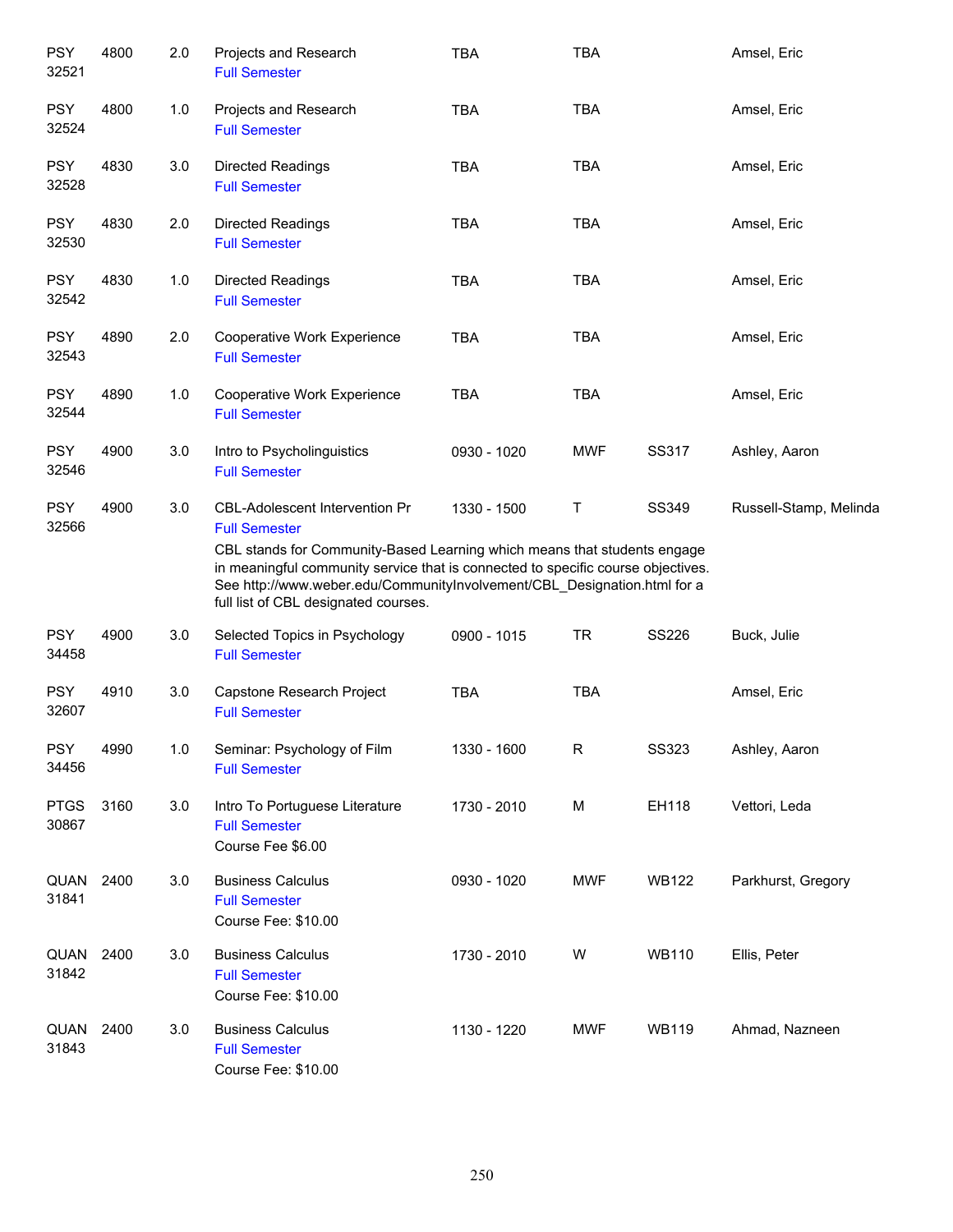| Subject / CRN | Course | Credits | Title | Time | Days | Room | Instructor |
|---|---|---|---|---|---|---|---|
| PSY 32521 | 4800 | 2.0 | Projects and Research<br>Full Semester | TBA | TBA | | Amsel, Eric |
| PSY 32524 | 4800 | 1.0 | Projects and Research<br>Full Semester | TBA | TBA | | Amsel, Eric |
| PSY 32528 | 4830 | 3.0 | Directed Readings<br>Full Semester | TBA | TBA | | Amsel, Eric |
| PSY 32530 | 4830 | 2.0 | Directed Readings<br>Full Semester | TBA | TBA | | Amsel, Eric |
| PSY 32542 | 4830 | 1.0 | Directed Readings<br>Full Semester | TBA | TBA | | Amsel, Eric |
| PSY 32543 | 4890 | 2.0 | Cooperative Work Experience<br>Full Semester | TBA | TBA | | Amsel, Eric |
| PSY 32544 | 4890 | 1.0 | Cooperative Work Experience<br>Full Semester | TBA | TBA | | Amsel, Eric |
| PSY 32546 | 4900 | 3.0 | Intro to Psycholinguistics<br>Full Semester | 0930 - 1020 | MWF | SS317 | Ashley, Aaron |
| PSY 32566 | 4900 | 3.0 | CBL-Adolescent Intervention Pr<br>Full Semester<br>CBL stands for Community-Based Learning which means that students engage in meaningful community service that is connected to specific course objectives. See http://www.weber.edu/CommunityInvolvement/CBL_Designation.html for a full list of CBL designated courses. | 1330 - 1500 | T | SS349 | Russell-Stamp, Melinda |
| PSY 34458 | 4900 | 3.0 | Selected Topics in Psychology<br>Full Semester | 0900 - 1015 | TR | SS226 | Buck, Julie |
| PSY 32607 | 4910 | 3.0 | Capstone Research Project<br>Full Semester | TBA | TBA | | Amsel, Eric |
| PSY 34456 | 4990 | 1.0 | Seminar: Psychology of Film<br>Full Semester | 1330 - 1600 | R | SS323 | Ashley, Aaron |
| PTGS 30867 | 3160 | 3.0 | Intro To Portuguese Literature<br>Full Semester<br>Course Fee $6.00 | 1730 - 2010 | M | EH118 | Vettori, Leda |
| QUAN 31841 | 2400 | 3.0 | Business Calculus<br>Full Semester<br>Course Fee: $10.00 | 0930 - 1020 | MWF | WB122 | Parkhurst, Gregory |
| QUAN 31842 | 2400 | 3.0 | Business Calculus<br>Full Semester<br>Course Fee: $10.00 | 1730 - 2010 | W | WB110 | Ellis, Peter |
| QUAN 31843 | 2400 | 3.0 | Business Calculus<br>Full Semester<br>Course Fee: $10.00 | 1130 - 1220 | MWF | WB119 | Ahmad, Nazneen |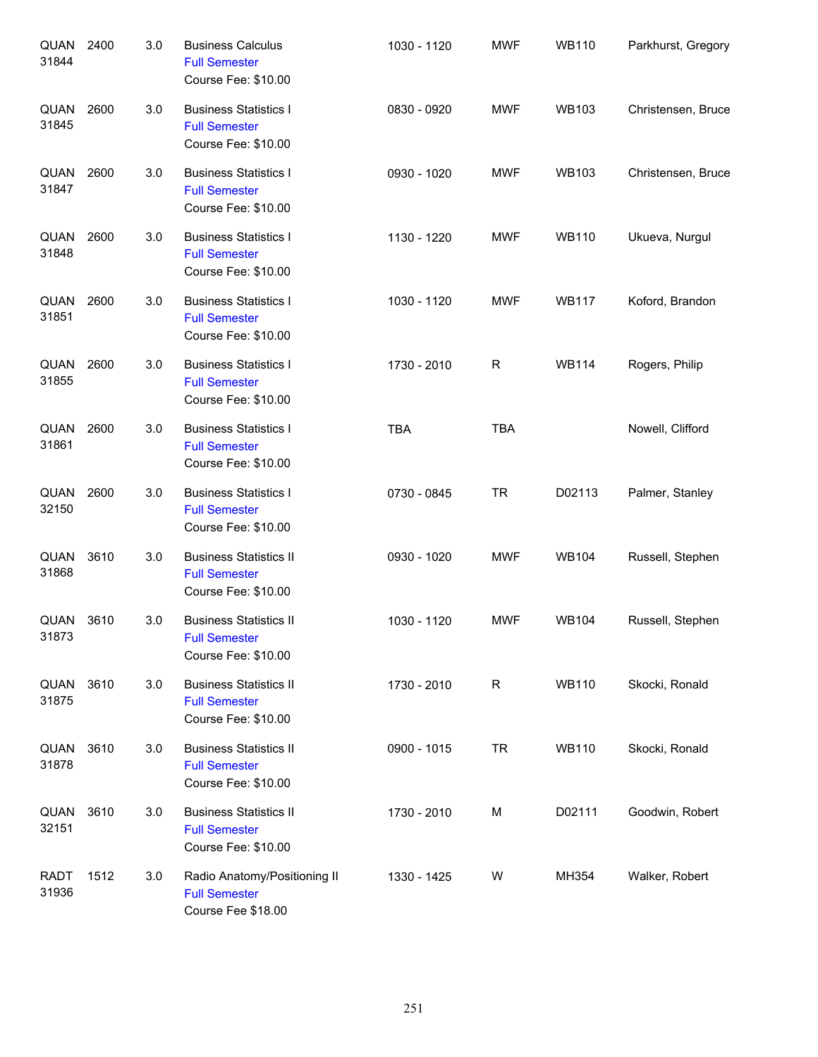| | | | | | | | |
|---|---|---|---|---|---|---|---|
| QUAN 31844 | 2400 | 3.0 | Business Calculus<br>Full Semester<br>Course Fee: $10.00 | 1030 - 1120 | MWF | WB110 | Parkhurst, Gregory |
| QUAN 31845 | 2600 | 3.0 | Business Statistics I<br>Full Semester<br>Course Fee: $10.00 | 0830 - 0920 | MWF | WB103 | Christensen, Bruce |
| QUAN 31847 | 2600 | 3.0 | Business Statistics I<br>Full Semester<br>Course Fee: $10.00 | 0930 - 1020 | MWF | WB103 | Christensen, Bruce |
| QUAN 31848 | 2600 | 3.0 | Business Statistics I<br>Full Semester<br>Course Fee: $10.00 | 1130 - 1220 | MWF | WB110 | Ukueva, Nurgul |
| QUAN 31851 | 2600 | 3.0 | Business Statistics I<br>Full Semester<br>Course Fee: $10.00 | 1030 - 1120 | MWF | WB117 | Koford, Brandon |
| QUAN 31855 | 2600 | 3.0 | Business Statistics I<br>Full Semester<br>Course Fee: $10.00 | 1730 - 2010 | R | WB114 | Rogers, Philip |
| QUAN 31861 | 2600 | 3.0 | Business Statistics I<br>Full Semester<br>Course Fee: $10.00 | TBA | TBA | | Nowell, Clifford |
| QUAN 32150 | 2600 | 3.0 | Business Statistics I<br>Full Semester<br>Course Fee: $10.00 | 0730 - 0845 | TR | D02113 | Palmer, Stanley |
| QUAN 31868 | 3610 | 3.0 | Business Statistics II<br>Full Semester<br>Course Fee: $10.00 | 0930 - 1020 | MWF | WB104 | Russell, Stephen |
| QUAN 31873 | 3610 | 3.0 | Business Statistics II<br>Full Semester<br>Course Fee: $10.00 | 1030 - 1120 | MWF | WB104 | Russell, Stephen |
| QUAN 31875 | 3610 | 3.0 | Business Statistics II<br>Full Semester<br>Course Fee: $10.00 | 1730 - 2010 | R | WB110 | Skocki, Ronald |
| QUAN 31878 | 3610 | 3.0 | Business Statistics II<br>Full Semester<br>Course Fee: $10.00 | 0900 - 1015 | TR | WB110 | Skocki, Ronald |
| QUAN 32151 | 3610 | 3.0 | Business Statistics II<br>Full Semester<br>Course Fee: $10.00 | 1730 - 2010 | M | D02111 | Goodwin, Robert |
| RADT 31936 | 1512 | 3.0 | Radio Anatomy/Positioning II<br>Full Semester<br>Course Fee $18.00 | 1330 - 1425 | W | MH354 | Walker, Robert |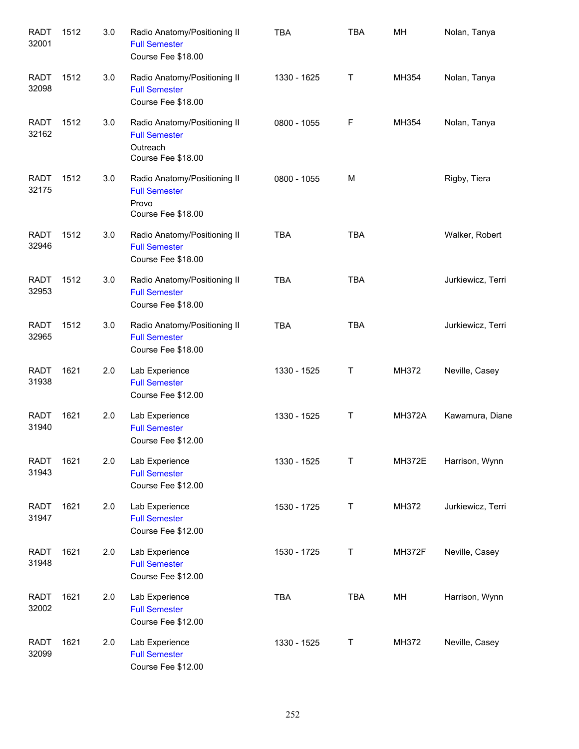| | | | | | | | |
|---|---|---|---|---|---|---|---|
| RADT 32001 | 1512 | 3.0 | Radio Anatomy/Positioning II<br>Full Semester<br>Course Fee $18.00 | TBA | TBA | MH | Nolan, Tanya |
| RADT 32098 | 1512 | 3.0 | Radio Anatomy/Positioning II<br>Full Semester<br>Course Fee $18.00 | 1330 - 1625 | T | MH354 | Nolan, Tanya |
| RADT 32162 | 1512 | 3.0 | Radio Anatomy/Positioning II<br>Full Semester<br>Outreach<br>Course Fee $18.00 | 0800 - 1055 | F | MH354 | Nolan, Tanya |
| RADT 32175 | 1512 | 3.0 | Radio Anatomy/Positioning II<br>Full Semester<br>Provo<br>Course Fee $18.00 | 0800 - 1055 | M | | Rigby, Tiera |
| RADT 32946 | 1512 | 3.0 | Radio Anatomy/Positioning II<br>Full Semester<br>Course Fee $18.00 | TBA | TBA | | Walker, Robert |
| RADT 32953 | 1512 | 3.0 | Radio Anatomy/Positioning II<br>Full Semester<br>Course Fee $18.00 | TBA | TBA | | Jurkiewicz, Terri |
| RADT 32965 | 1512 | 3.0 | Radio Anatomy/Positioning II<br>Full Semester<br>Course Fee $18.00 | TBA | TBA | | Jurkiewicz, Terri |
| RADT 31938 | 1621 | 2.0 | Lab Experience<br>Full Semester<br>Course Fee $12.00 | 1330 - 1525 | T | MH372 | Neville, Casey |
| RADT 31940 | 1621 | 2.0 | Lab Experience<br>Full Semester<br>Course Fee $12.00 | 1330 - 1525 | T | MH372A | Kawamura, Diane |
| RADT 31943 | 1621 | 2.0 | Lab Experience<br>Full Semester<br>Course Fee $12.00 | 1330 - 1525 | T | MH372E | Harrison, Wynn |
| RADT 31947 | 1621 | 2.0 | Lab Experience<br>Full Semester<br>Course Fee $12.00 | 1530 - 1725 | T | MH372 | Jurkiewicz, Terri |
| RADT 31948 | 1621 | 2.0 | Lab Experience<br>Full Semester<br>Course Fee $12.00 | 1530 - 1725 | T | MH372F | Neville, Casey |
| RADT 32002 | 1621 | 2.0 | Lab Experience<br>Full Semester<br>Course Fee $12.00 | TBA | TBA | MH | Harrison, Wynn |
| RADT 32099 | 1621 | 2.0 | Lab Experience<br>Full Semester<br>Course Fee $12.00 | 1330 - 1525 | T | MH372 | Neville, Casey |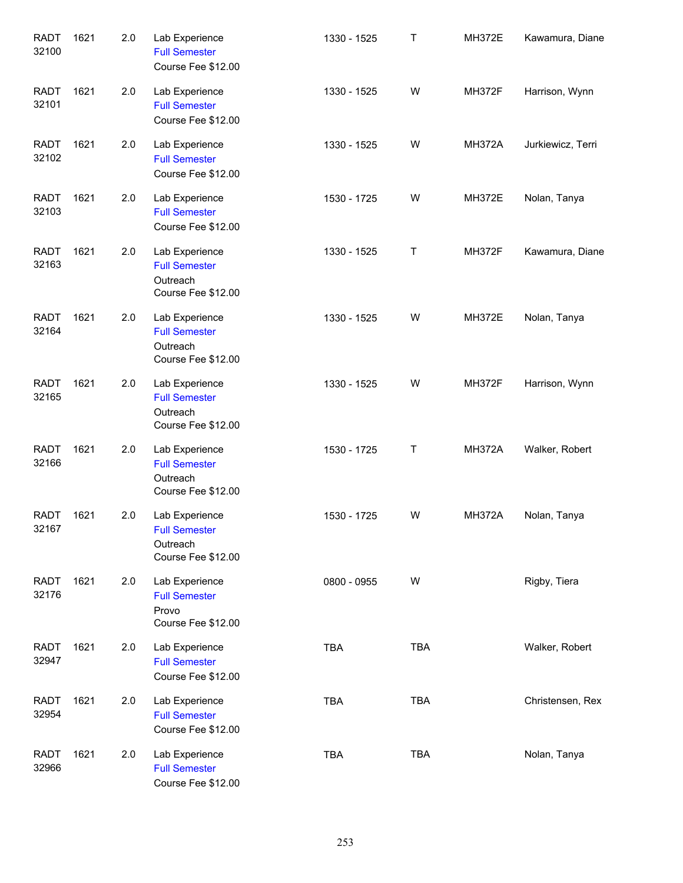| | | | | | | | |
|---|---|---|---|---|---|---|---|
| RADT 32100 | 1621 | 2.0 | Lab Experience<br>Full Semester<br>Course Fee $12.00 | 1330 - 1525 | T | MH372E | Kawamura, Diane |
| RADT 32101 | 1621 | 2.0 | Lab Experience<br>Full Semester<br>Course Fee $12.00 | 1330 - 1525 | W | MH372F | Harrison, Wynn |
| RADT 32102 | 1621 | 2.0 | Lab Experience<br>Full Semester<br>Course Fee $12.00 | 1330 - 1525 | W | MH372A | Jurkiewicz, Terri |
| RADT 32103 | 1621 | 2.0 | Lab Experience<br>Full Semester<br>Course Fee $12.00 | 1530 - 1725 | W | MH372E | Nolan, Tanya |
| RADT 32163 | 1621 | 2.0 | Lab Experience<br>Full Semester<br>Outreach<br>Course Fee $12.00 | 1330 - 1525 | T | MH372F | Kawamura, Diane |
| RADT 32164 | 1621 | 2.0 | Lab Experience<br>Full Semester<br>Outreach<br>Course Fee $12.00 | 1330 - 1525 | W | MH372E | Nolan, Tanya |
| RADT 32165 | 1621 | 2.0 | Lab Experience<br>Full Semester<br>Outreach<br>Course Fee $12.00 | 1330 - 1525 | W | MH372F | Harrison, Wynn |
| RADT 32166 | 1621 | 2.0 | Lab Experience<br>Full Semester<br>Outreach<br>Course Fee $12.00 | 1530 - 1725 | T | MH372A | Walker, Robert |
| RADT 32167 | 1621 | 2.0 | Lab Experience<br>Full Semester<br>Outreach<br>Course Fee $12.00 | 1530 - 1725 | W | MH372A | Nolan, Tanya |
| RADT 32176 | 1621 | 2.0 | Lab Experience<br>Full Semester<br>Provo<br>Course Fee $12.00 | 0800 - 0955 | W | | Rigby, Tiera |
| RADT 32947 | 1621 | 2.0 | Lab Experience<br>Full Semester<br>Course Fee $12.00 | TBA | TBA | | Walker, Robert |
| RADT 32954 | 1621 | 2.0 | Lab Experience<br>Full Semester<br>Course Fee $12.00 | TBA | TBA | | Christensen, Rex |
| RADT 32966 | 1621 | 2.0 | Lab Experience<br>Full Semester<br>Course Fee $12.00 | TBA | TBA | | Nolan, Tanya |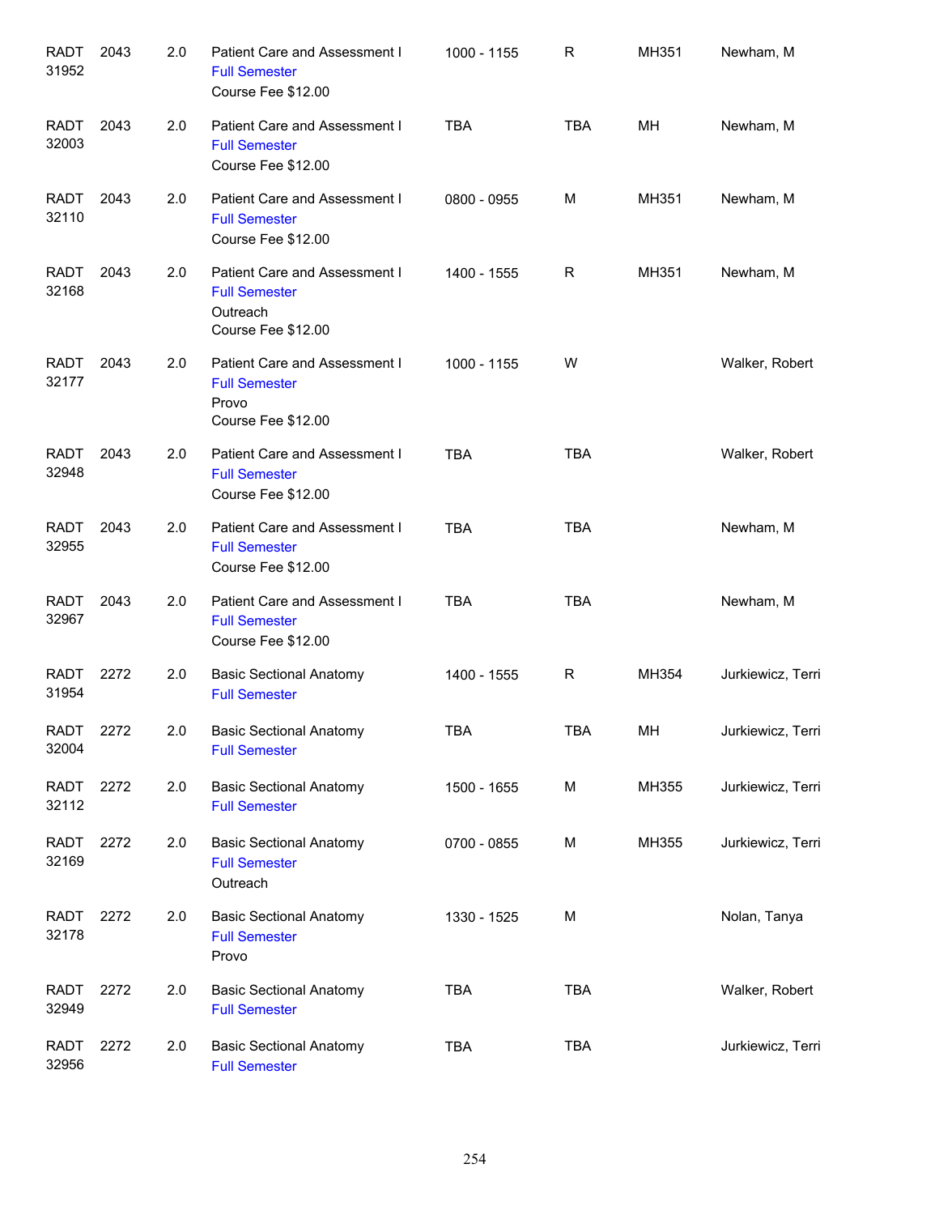| Subject/CRN | Course | Credits | Title | Time | Days | Room | Instructor |
|---|---|---|---|---|---|---|---|
| RADT 31952 | 2043 | 2.0 | Patient Care and Assessment I<br>Full Semester<br>Course Fee $12.00 | 1000 - 1155 | R | MH351 | Newham, M |
| RADT 32003 | 2043 | 2.0 | Patient Care and Assessment I<br>Full Semester<br>Course Fee $12.00 | TBA | TBA | MH | Newham, M |
| RADT 32110 | 2043 | 2.0 | Patient Care and Assessment I<br>Full Semester<br>Course Fee $12.00 | 0800 - 0955 | M | MH351 | Newham, M |
| RADT 32168 | 2043 | 2.0 | Patient Care and Assessment I<br>Full Semester<br>Outreach<br>Course Fee $12.00 | 1400 - 1555 | R | MH351 | Newham, M |
| RADT 32177 | 2043 | 2.0 | Patient Care and Assessment I<br>Full Semester<br>Provo<br>Course Fee $12.00 | 1000 - 1155 | W | | Walker, Robert |
| RADT 32948 | 2043 | 2.0 | Patient Care and Assessment I<br>Full Semester<br>Course Fee $12.00 | TBA | TBA | | Walker, Robert |
| RADT 32955 | 2043 | 2.0 | Patient Care and Assessment I<br>Full Semester<br>Course Fee $12.00 | TBA | TBA | | Newham, M |
| RADT 32967 | 2043 | 2.0 | Patient Care and Assessment I<br>Full Semester<br>Course Fee $12.00 | TBA | TBA | | Newham, M |
| RADT 31954 | 2272 | 2.0 | Basic Sectional Anatomy<br>Full Semester | 1400 - 1555 | R | MH354 | Jurkiewicz, Terri |
| RADT 32004 | 2272 | 2.0 | Basic Sectional Anatomy<br>Full Semester | TBA | TBA | MH | Jurkiewicz, Terri |
| RADT 32112 | 2272 | 2.0 | Basic Sectional Anatomy<br>Full Semester | 1500 - 1655 | M | MH355 | Jurkiewicz, Terri |
| RADT 32169 | 2272 | 2.0 | Basic Sectional Anatomy<br>Full Semester<br>Outreach | 0700 - 0855 | M | MH355 | Jurkiewicz, Terri |
| RADT 32178 | 2272 | 2.0 | Basic Sectional Anatomy<br>Full Semester<br>Provo | 1330 - 1525 | M | | Nolan, Tanya |
| RADT 32949 | 2272 | 2.0 | Basic Sectional Anatomy<br>Full Semester | TBA | TBA | | Walker, Robert |
| RADT 32956 | 2272 | 2.0 | Basic Sectional Anatomy<br>Full Semester | TBA | TBA | | Jurkiewicz, Terri |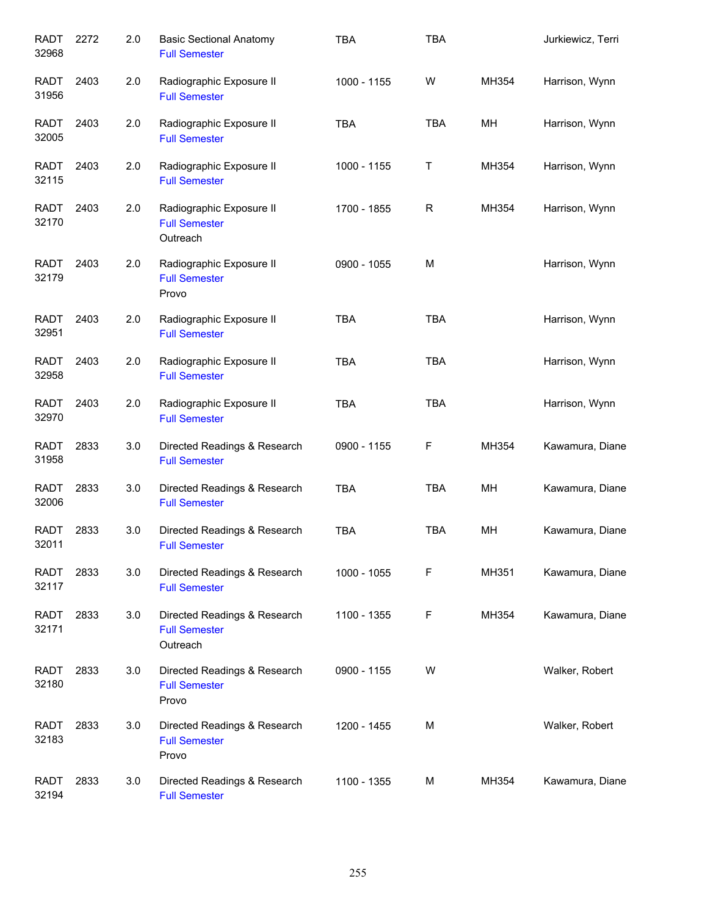| | | | | | | | |
|---|---|---|---|---|---|---|---|
| RADT 32968 | 2272 | 2.0 | Basic Sectional Anatomy<br>Full Semester | TBA | TBA | | Jurkiewicz, Terri |
| RADT 31956 | 2403 | 2.0 | Radiographic Exposure II<br>Full Semester | 1000 - 1155 | W | MH354 | Harrison, Wynn |
| RADT 32005 | 2403 | 2.0 | Radiographic Exposure II<br>Full Semester | TBA | TBA | MH | Harrison, Wynn |
| RADT 32115 | 2403 | 2.0 | Radiographic Exposure II<br>Full Semester | 1000 - 1155 | T | MH354 | Harrison, Wynn |
| RADT 32170 | 2403 | 2.0 | Radiographic Exposure II<br>Full Semester<br>Outreach | 1700 - 1855 | R | MH354 | Harrison, Wynn |
| RADT 32179 | 2403 | 2.0 | Radiographic Exposure II<br>Full Semester<br>Provo | 0900 - 1055 | M | | Harrison, Wynn |
| RADT 32951 | 2403 | 2.0 | Radiographic Exposure II<br>Full Semester | TBA | TBA | | Harrison, Wynn |
| RADT 32958 | 2403 | 2.0 | Radiographic Exposure II<br>Full Semester | TBA | TBA | | Harrison, Wynn |
| RADT 32970 | 2403 | 2.0 | Radiographic Exposure II<br>Full Semester | TBA | TBA | | Harrison, Wynn |
| RADT 31958 | 2833 | 3.0 | Directed Readings & Research<br>Full Semester | 0900 - 1155 | F | MH354 | Kawamura, Diane |
| RADT 32006 | 2833 | 3.0 | Directed Readings & Research<br>Full Semester | TBA | TBA | MH | Kawamura, Diane |
| RADT 32011 | 2833 | 3.0 | Directed Readings & Research<br>Full Semester | TBA | TBA | MH | Kawamura, Diane |
| RADT 32117 | 2833 | 3.0 | Directed Readings & Research<br>Full Semester | 1000 - 1055 | F | MH351 | Kawamura, Diane |
| RADT 32171 | 2833 | 3.0 | Directed Readings & Research<br>Full Semester<br>Outreach | 1100 - 1355 | F | MH354 | Kawamura, Diane |
| RADT 32180 | 2833 | 3.0 | Directed Readings & Research<br>Full Semester<br>Provo | 0900 - 1155 | W | | Walker, Robert |
| RADT 32183 | 2833 | 3.0 | Directed Readings & Research<br>Full Semester<br>Provo | 1200 - 1455 | M | | Walker, Robert |
| RADT 32194 | 2833 | 3.0 | Directed Readings & Research<br>Full Semester | 1100 - 1355 | M | MH354 | Kawamura, Diane |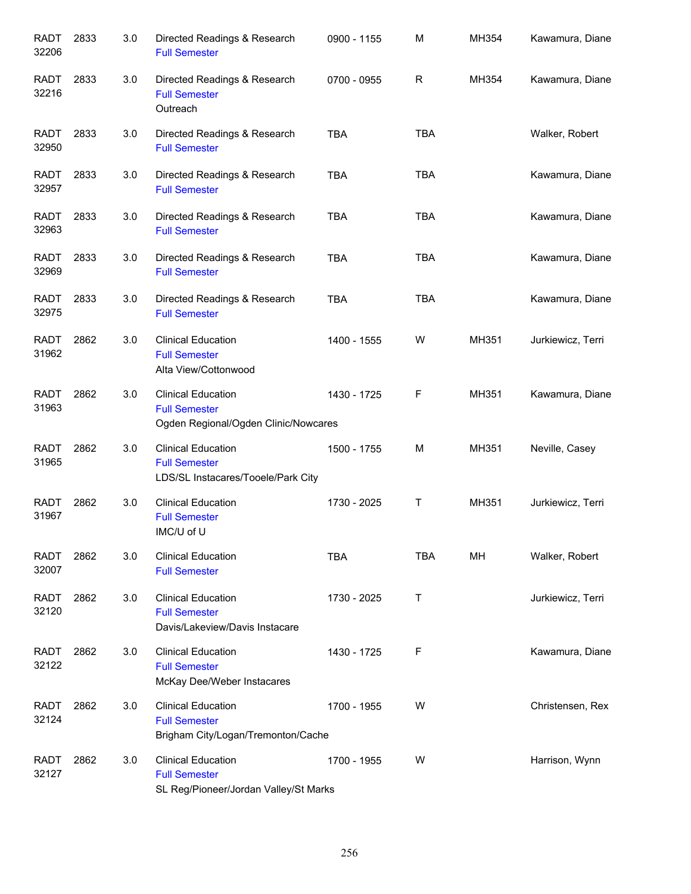| | | | | | | | |
|---|---|---|---|---|---|---|---|
| RADT 32206 | 2833 | 3.0 | Directed Readings & Research<br>Full Semester | 0900 - 1155 | M | MH354 | Kawamura, Diane |
| RADT 32216 | 2833 | 3.0 | Directed Readings & Research<br>Full Semester<br>Outreach | 0700 - 0955 | R | MH354 | Kawamura, Diane |
| RADT 32950 | 2833 | 3.0 | Directed Readings & Research<br>Full Semester | TBA | TBA | | Walker, Robert |
| RADT 32957 | 2833 | 3.0 | Directed Readings & Research<br>Full Semester | TBA | TBA | | Kawamura, Diane |
| RADT 32963 | 2833 | 3.0 | Directed Readings & Research<br>Full Semester | TBA | TBA | | Kawamura, Diane |
| RADT 32969 | 2833 | 3.0 | Directed Readings & Research<br>Full Semester | TBA | TBA | | Kawamura, Diane |
| RADT 32975 | 2833 | 3.0 | Directed Readings & Research<br>Full Semester | TBA | TBA | | Kawamura, Diane |
| RADT 31962 | 2862 | 3.0 | Clinical Education<br>Full Semester<br>Alta View/Cottonwood | 1400 - 1555 | W | MH351 | Jurkiewicz, Terri |
| RADT 31963 | 2862 | 3.0 | Clinical Education<br>Full Semester<br>Ogden Regional/Ogden Clinic/Nowcares | 1430 - 1725 | F | MH351 | Kawamura, Diane |
| RADT 31965 | 2862 | 3.0 | Clinical Education<br>Full Semester<br>LDS/SL Instacares/Tooele/Park City | 1500 - 1755 | M | MH351 | Neville, Casey |
| RADT 31967 | 2862 | 3.0 | Clinical Education<br>Full Semester<br>IMC/U of U | 1730 - 2025 | T | MH351 | Jurkiewicz, Terri |
| RADT 32007 | 2862 | 3.0 | Clinical Education<br>Full Semester | TBA | TBA | MH | Walker, Robert |
| RADT 32120 | 2862 | 3.0 | Clinical Education<br>Full Semester<br>Davis/Lakeview/Davis Instacare | 1730 - 2025 | T | | Jurkiewicz, Terri |
| RADT 32122 | 2862 | 3.0 | Clinical Education<br>Full Semester<br>McKay Dee/Weber Instacares | 1430 - 1725 | F | | Kawamura, Diane |
| RADT 32124 | 2862 | 3.0 | Clinical Education<br>Full Semester<br>Brigham City/Logan/Tremonton/Cache | 1700 - 1955 | W | | Christensen, Rex |
| RADT 32127 | 2862 | 3.0 | Clinical Education<br>Full Semester<br>SL Reg/Pioneer/Jordan Valley/St Marks | 1700 - 1955 | W | | Harrison, Wynn |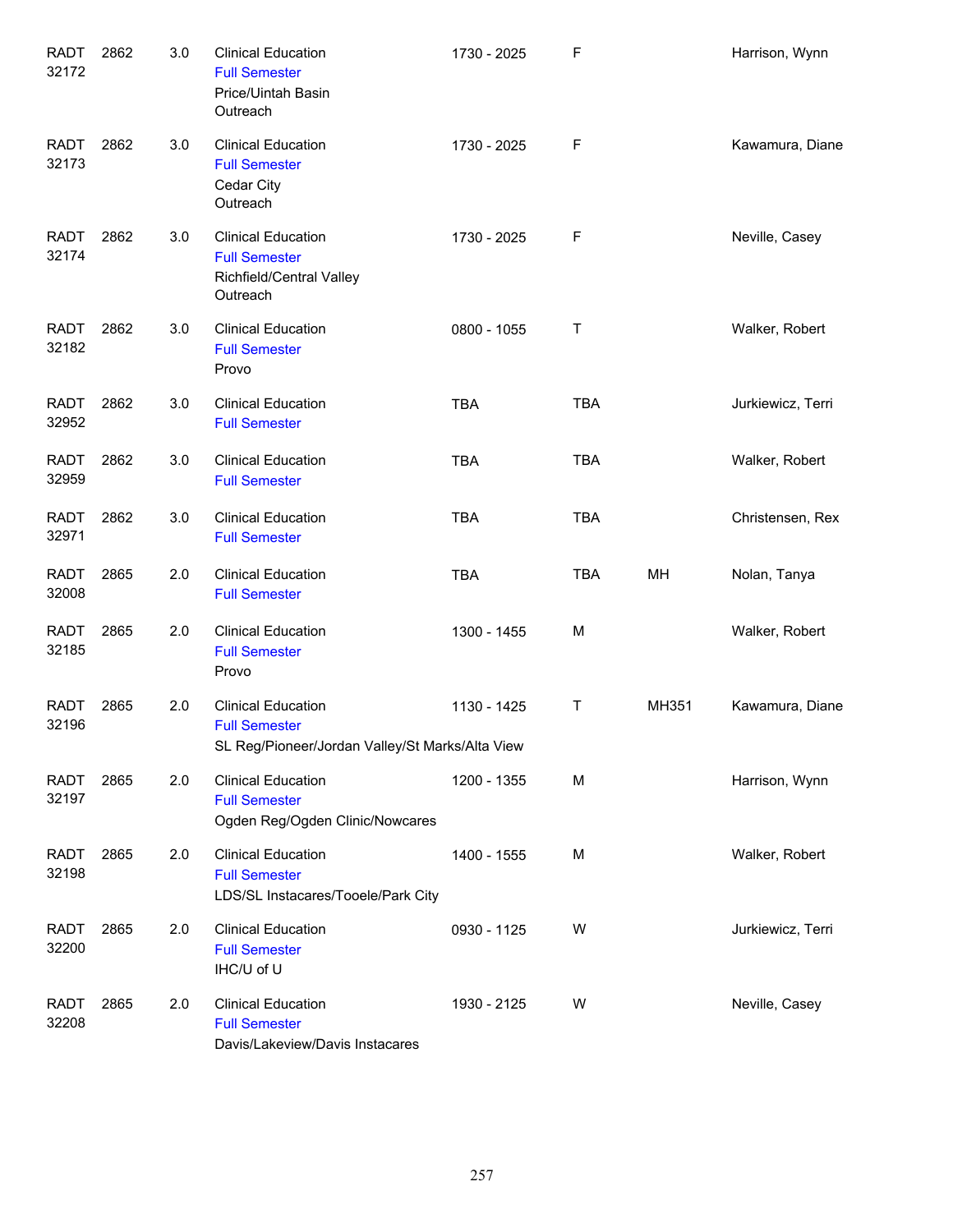| | | | | | | | |
|---|---|---|---|---|---|---|---|
| RADT 32172 | 2862 | 3.0 | Clinical Education<br>Full Semester<br>Price/Uintah Basin Outreach | 1730 - 2025 | F | | Harrison, Wynn |
| RADT 32173 | 2862 | 3.0 | Clinical Education<br>Full Semester<br>Cedar City Outreach | 1730 - 2025 | F | | Kawamura, Diane |
| RADT 32174 | 2862 | 3.0 | Clinical Education<br>Full Semester<br>Richfield/Central Valley Outreach | 1730 - 2025 | F | | Neville, Casey |
| RADT 32182 | 2862 | 3.0 | Clinical Education<br>Full Semester<br>Provo | 0800 - 1055 | T | | Walker, Robert |
| RADT 32952 | 2862 | 3.0 | Clinical Education<br>Full Semester | TBA | TBA | | Jurkiewicz, Terri |
| RADT 32959 | 2862 | 3.0 | Clinical Education<br>Full Semester | TBA | TBA | | Walker, Robert |
| RADT 32971 | 2862 | 3.0 | Clinical Education<br>Full Semester | TBA | TBA | | Christensen, Rex |
| RADT 32008 | 2865 | 2.0 | Clinical Education<br>Full Semester | TBA | TBA | MH | Nolan, Tanya |
| RADT 32185 | 2865 | 2.0 | Clinical Education<br>Full Semester<br>Provo | 1300 - 1455 | M | | Walker, Robert |
| RADT 32196 | 2865 | 2.0 | Clinical Education<br>Full Semester<br>SL Reg/Pioneer/Jordan Valley/St Marks/Alta View | 1130 - 1425 | T | MH351 | Kawamura, Diane |
| RADT 32197 | 2865 | 2.0 | Clinical Education<br>Full Semester<br>Ogden Reg/Ogden Clinic/Nowcares | 1200 - 1355 | M | | Harrison, Wynn |
| RADT 32198 | 2865 | 2.0 | Clinical Education<br>Full Semester<br>LDS/SL Instacares/Tooele/Park City | 1400 - 1555 | M | | Walker, Robert |
| RADT 32200 | 2865 | 2.0 | Clinical Education<br>Full Semester<br>IHC/U of U | 0930 - 1125 | W | | Jurkiewicz, Terri |
| RADT 32208 | 2865 | 2.0 | Clinical Education<br>Full Semester<br>Davis/Lakeview/Davis Instacares | 1930 - 2125 | W | | Neville, Casey |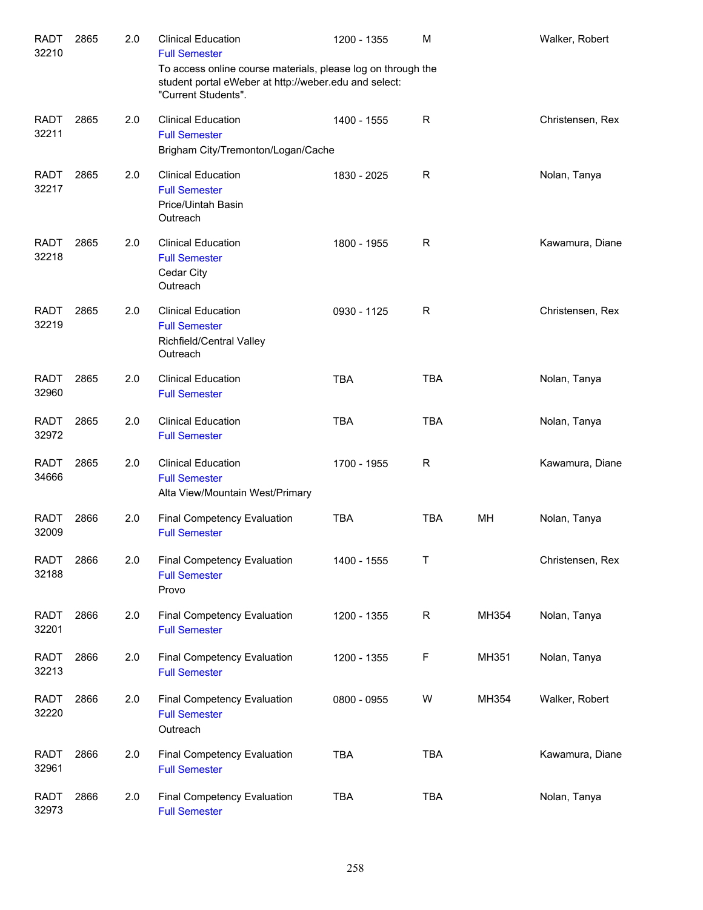| Course | | Credits | Title | Time | Days | Room | Instructor |
|---|---|---|---|---|---|---|---|
| RADT 32210 | 2865 | 2.0 | Clinical Education<br>Full Semester<br>To access online course materials, please log on through the student portal eWeber at http://weber.edu and select: "Current Students". | 1200 - 1355 | M | | Walker, Robert |
| RADT 32211 | 2865 | 2.0 | Clinical Education<br>Full Semester<br>Brigham City/Tremonton/Logan/Cache | 1400 - 1555 | R | | Christensen, Rex |
| RADT 32217 | 2865 | 2.0 | Clinical Education<br>Full Semester<br>Price/Uintah Basin<br>Outreach | 1830 - 2025 | R | | Nolan, Tanya |
| RADT 32218 | 2865 | 2.0 | Clinical Education<br>Full Semester<br>Cedar City<br>Outreach | 1800 - 1955 | R | | Kawamura, Diane |
| RADT 32219 | 2865 | 2.0 | Clinical Education<br>Full Semester<br>Richfield/Central Valley<br>Outreach | 0930 - 1125 | R | | Christensen, Rex |
| RADT 32960 | 2865 | 2.0 | Clinical Education<br>Full Semester | TBA | TBA | | Nolan, Tanya |
| RADT 32972 | 2865 | 2.0 | Clinical Education<br>Full Semester | TBA | TBA | | Nolan, Tanya |
| RADT 34666 | 2865 | 2.0 | Clinical Education<br>Full Semester<br>Alta View/Mountain West/Primary | 1700 - 1955 | R | | Kawamura, Diane |
| RADT 32009 | 2866 | 2.0 | Final Competency Evaluation<br>Full Semester | TBA | TBA | MH | Nolan, Tanya |
| RADT 32188 | 2866 | 2.0 | Final Competency Evaluation<br>Full Semester<br>Provo | 1400 - 1555 | T | | Christensen, Rex |
| RADT 32201 | 2866 | 2.0 | Final Competency Evaluation<br>Full Semester | 1200 - 1355 | R | MH354 | Nolan, Tanya |
| RADT 32213 | 2866 | 2.0 | Final Competency Evaluation<br>Full Semester | 1200 - 1355 | F | MH351 | Nolan, Tanya |
| RADT 32220 | 2866 | 2.0 | Final Competency Evaluation<br>Full Semester<br>Outreach | 0800 - 0955 | W | MH354 | Walker, Robert |
| RADT 32961 | 2866 | 2.0 | Final Competency Evaluation<br>Full Semester | TBA | TBA | | Kawamura, Diane |
| RADT 32973 | 2866 | 2.0 | Final Competency Evaluation<br>Full Semester | TBA | TBA | | Nolan, Tanya |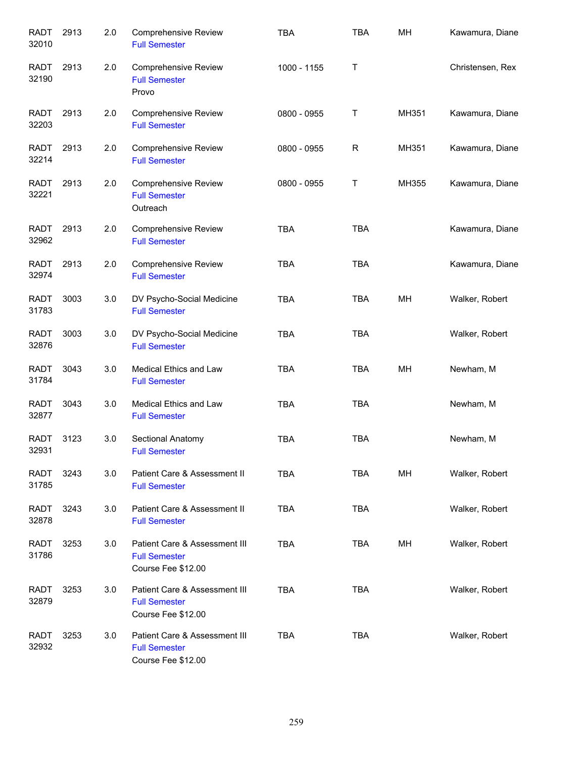| | | | | | | | |
|---|---|---|---|---|---|---|---|
| RADT 32010 | 2913 | 2.0 | Comprehensive Review<br>Full Semester | TBA | TBA | MH | Kawamura, Diane |
| RADT 32190 | 2913 | 2.0 | Comprehensive Review<br>Full Semester<br>Provo | 1000 - 1155 | T | | Christensen, Rex |
| RADT 32203 | 2913 | 2.0 | Comprehensive Review<br>Full Semester | 0800 - 0955 | T | MH351 | Kawamura, Diane |
| RADT 32214 | 2913 | 2.0 | Comprehensive Review<br>Full Semester | 0800 - 0955 | R | MH351 | Kawamura, Diane |
| RADT 32221 | 2913 | 2.0 | Comprehensive Review<br>Full Semester<br>Outreach | 0800 - 0955 | T | MH355 | Kawamura, Diane |
| RADT 32962 | 2913 | 2.0 | Comprehensive Review<br>Full Semester | TBA | TBA | | Kawamura, Diane |
| RADT 32974 | 2913 | 2.0 | Comprehensive Review<br>Full Semester | TBA | TBA | | Kawamura, Diane |
| RADT 31783 | 3003 | 3.0 | DV Psycho-Social Medicine<br>Full Semester | TBA | TBA | MH | Walker, Robert |
| RADT 32876 | 3003 | 3.0 | DV Psycho-Social Medicine<br>Full Semester | TBA | TBA | | Walker, Robert |
| RADT 31784 | 3043 | 3.0 | Medical Ethics and Law<br>Full Semester | TBA | TBA | MH | Newham, M |
| RADT 32877 | 3043 | 3.0 | Medical Ethics and Law<br>Full Semester | TBA | TBA | | Newham, M |
| RADT 32931 | 3123 | 3.0 | Sectional Anatomy<br>Full Semester | TBA | TBA | | Newham, M |
| RADT 31785 | 3243 | 3.0 | Patient Care & Assessment II<br>Full Semester | TBA | TBA | MH | Walker, Robert |
| RADT 32878 | 3243 | 3.0 | Patient Care & Assessment II<br>Full Semester | TBA | TBA | | Walker, Robert |
| RADT 31786 | 3253 | 3.0 | Patient Care & Assessment III<br>Full Semester<br>Course Fee $12.00 | TBA | TBA | MH | Walker, Robert |
| RADT 32879 | 3253 | 3.0 | Patient Care & Assessment III<br>Full Semester<br>Course Fee $12.00 | TBA | TBA | | Walker, Robert |
| RADT 32932 | 3253 | 3.0 | Patient Care & Assessment III<br>Full Semester<br>Course Fee $12.00 | TBA | TBA | | Walker, Robert |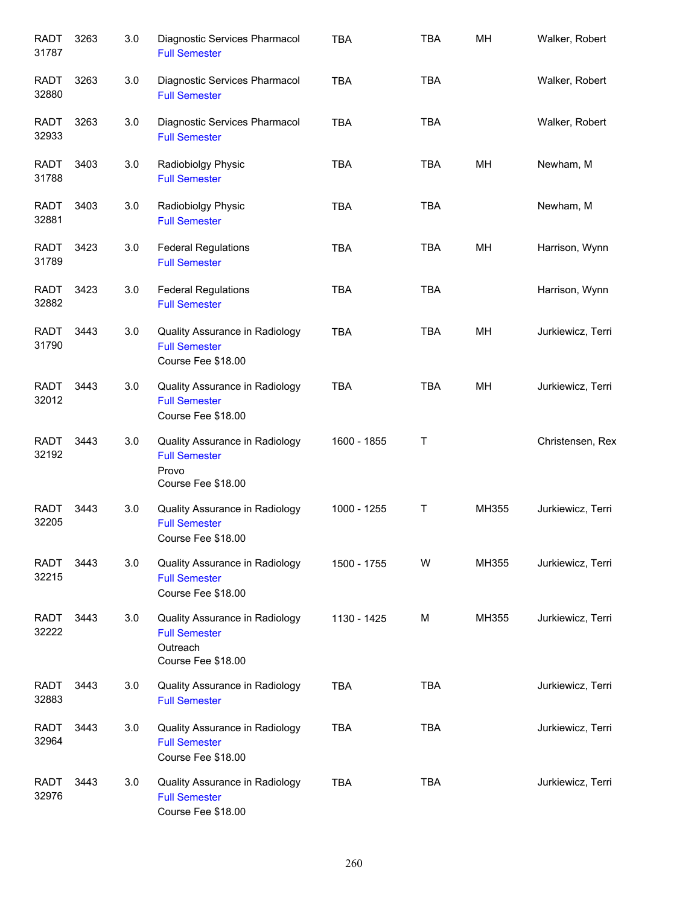| | | | | | | | |
|---|---|---|---|---|---|---|---|
| RADT 31787 | 3263 | 3.0 | Diagnostic Services Pharmacol<br>Full Semester | TBA | TBA | MH | Walker, Robert |
| RADT 32880 | 3263 | 3.0 | Diagnostic Services Pharmacol<br>Full Semester | TBA | TBA | | Walker, Robert |
| RADT 32933 | 3263 | 3.0 | Diagnostic Services Pharmacol<br>Full Semester | TBA | TBA | | Walker, Robert |
| RADT 31788 | 3403 | 3.0 | Radiobiolgy Physic<br>Full Semester | TBA | TBA | MH | Newham, M |
| RADT 32881 | 3403 | 3.0 | Radiobiolgy Physic<br>Full Semester | TBA | TBA | | Newham, M |
| RADT 31789 | 3423 | 3.0 | Federal Regulations<br>Full Semester | TBA | TBA | MH | Harrison, Wynn |
| RADT 32882 | 3423 | 3.0 | Federal Regulations<br>Full Semester | TBA | TBA | | Harrison, Wynn |
| RADT 31790 | 3443 | 3.0 | Quality Assurance in Radiology<br>Full Semester<br>Course Fee $18.00 | TBA | TBA | MH | Jurkiewicz, Terri |
| RADT 32012 | 3443 | 3.0 | Quality Assurance in Radiology<br>Full Semester<br>Course Fee $18.00 | TBA | TBA | MH | Jurkiewicz, Terri |
| RADT 32192 | 3443 | 3.0 | Quality Assurance in Radiology<br>Full Semester<br>Provo<br>Course Fee $18.00 | 1600 - 1855 | T | | Christensen, Rex |
| RADT 32205 | 3443 | 3.0 | Quality Assurance in Radiology<br>Full Semester<br>Course Fee $18.00 | 1000 - 1255 | T | MH355 | Jurkiewicz, Terri |
| RADT 32215 | 3443 | 3.0 | Quality Assurance in Radiology<br>Full Semester<br>Course Fee $18.00 | 1500 - 1755 | W | MH355 | Jurkiewicz, Terri |
| RADT 32222 | 3443 | 3.0 | Quality Assurance in Radiology<br>Full Semester<br>Outreach<br>Course Fee $18.00 | 1130 - 1425 | M | MH355 | Jurkiewicz, Terri |
| RADT 32883 | 3443 | 3.0 | Quality Assurance in Radiology<br>Full Semester | TBA | TBA | | Jurkiewicz, Terri |
| RADT 32964 | 3443 | 3.0 | Quality Assurance in Radiology<br>Full Semester<br>Course Fee $18.00 | TBA | TBA | | Jurkiewicz, Terri |
| RADT 32976 | 3443 | 3.0 | Quality Assurance in Radiology<br>Full Semester<br>Course Fee $18.00 | TBA | TBA | | Jurkiewicz, Terri |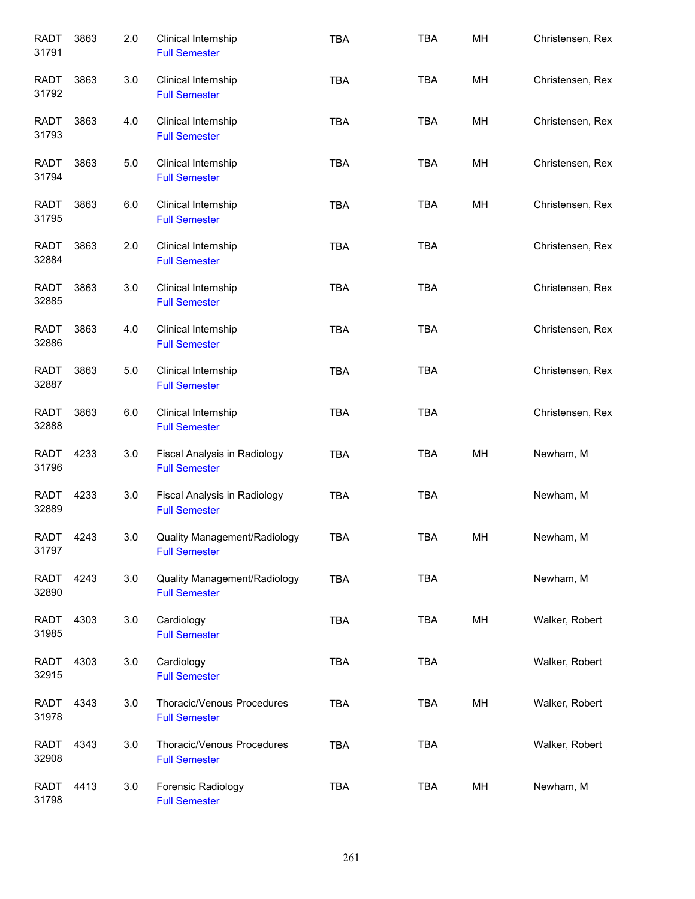| | | | | | | | |
|---|---|---|---|---|---|---|---|
| RADT 31791 | 3863 | 2.0 | Clinical Internship<br>Full Semester | TBA | TBA | MH | Christensen, Rex |
| RADT 31792 | 3863 | 3.0 | Clinical Internship<br>Full Semester | TBA | TBA | MH | Christensen, Rex |
| RADT 31793 | 3863 | 4.0 | Clinical Internship<br>Full Semester | TBA | TBA | MH | Christensen, Rex |
| RADT 31794 | 3863 | 5.0 | Clinical Internship<br>Full Semester | TBA | TBA | MH | Christensen, Rex |
| RADT 31795 | 3863 | 6.0 | Clinical Internship<br>Full Semester | TBA | TBA | MH | Christensen, Rex |
| RADT 32884 | 3863 | 2.0 | Clinical Internship<br>Full Semester | TBA | TBA | | Christensen, Rex |
| RADT 32885 | 3863 | 3.0 | Clinical Internship<br>Full Semester | TBA | TBA | | Christensen, Rex |
| RADT 32886 | 3863 | 4.0 | Clinical Internship<br>Full Semester | TBA | TBA | | Christensen, Rex |
| RADT 32887 | 3863 | 5.0 | Clinical Internship<br>Full Semester | TBA | TBA | | Christensen, Rex |
| RADT 32888 | 3863 | 6.0 | Clinical Internship<br>Full Semester | TBA | TBA | | Christensen, Rex |
| RADT 31796 | 4233 | 3.0 | Fiscal Analysis in Radiology<br>Full Semester | TBA | TBA | MH | Newham, M |
| RADT 32889 | 4233 | 3.0 | Fiscal Analysis in Radiology<br>Full Semester | TBA | TBA | | Newham, M |
| RADT 31797 | 4243 | 3.0 | Quality Management/Radiology<br>Full Semester | TBA | TBA | MH | Newham, M |
| RADT 32890 | 4243 | 3.0 | Quality Management/Radiology<br>Full Semester | TBA | TBA | | Newham, M |
| RADT 31985 | 4303 | 3.0 | Cardiology<br>Full Semester | TBA | TBA | MH | Walker, Robert |
| RADT 32915 | 4303 | 3.0 | Cardiology<br>Full Semester | TBA | TBA | | Walker, Robert |
| RADT 31978 | 4343 | 3.0 | Thoracic/Venous Procedures<br>Full Semester | TBA | TBA | MH | Walker, Robert |
| RADT 32908 | 4343 | 3.0 | Thoracic/Venous Procedures<br>Full Semester | TBA | TBA | | Walker, Robert |
| RADT 31798 | 4413 | 3.0 | Forensic Radiology<br>Full Semester | TBA | TBA | MH | Newham, M |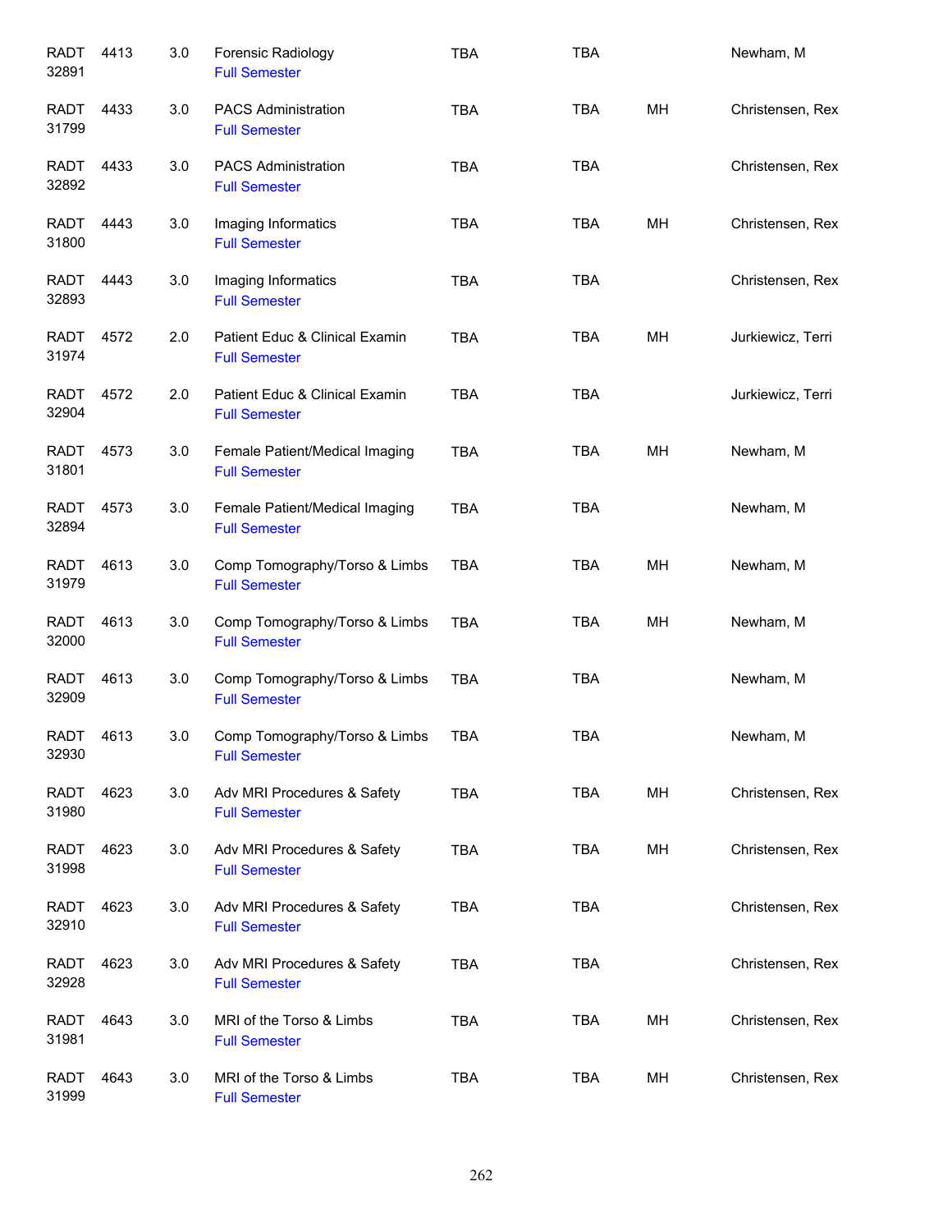| | | | | | | | |
|---|---|---|---|---|---|---|---|
| RADT 32891 | 4413 | 3.0 | Forensic Radiology Full Semester | TBA | TBA | | Newham, M |
| RADT 31799 | 4433 | 3.0 | PACS Administration Full Semester | TBA | TBA | MH | Christensen, Rex |
| RADT 32892 | 4433 | 3.0 | PACS Administration Full Semester | TBA | TBA | | Christensen, Rex |
| RADT 31800 | 4443 | 3.0 | Imaging Informatics Full Semester | TBA | TBA | MH | Christensen, Rex |
| RADT 32893 | 4443 | 3.0 | Imaging Informatics Full Semester | TBA | TBA | | Christensen, Rex |
| RADT 31974 | 4572 | 2.0 | Patient Educ & Clinical Examin Full Semester | TBA | TBA | MH | Jurkiewicz, Terri |
| RADT 32904 | 4572 | 2.0 | Patient Educ & Clinical Examin Full Semester | TBA | TBA | | Jurkiewicz, Terri |
| RADT 31801 | 4573 | 3.0 | Female Patient/Medical Imaging Full Semester | TBA | TBA | MH | Newham, M |
| RADT 32894 | 4573 | 3.0 | Female Patient/Medical Imaging Full Semester | TBA | TBA | | Newham, M |
| RADT 31979 | 4613 | 3.0 | Comp Tomography/Torso & Limbs Full Semester | TBA | TBA | MH | Newham, M |
| RADT 32000 | 4613 | 3.0 | Comp Tomography/Torso & Limbs Full Semester | TBA | TBA | MH | Newham, M |
| RADT 32909 | 4613 | 3.0 | Comp Tomography/Torso & Limbs Full Semester | TBA | TBA | | Newham, M |
| RADT 32930 | 4613 | 3.0 | Comp Tomography/Torso & Limbs Full Semester | TBA | TBA | | Newham, M |
| RADT 31980 | 4623 | 3.0 | Adv MRI Procedures & Safety Full Semester | TBA | TBA | MH | Christensen, Rex |
| RADT 31998 | 4623 | 3.0 | Adv MRI Procedures & Safety Full Semester | TBA | TBA | MH | Christensen, Rex |
| RADT 32910 | 4623 | 3.0 | Adv MRI Procedures & Safety Full Semester | TBA | TBA | | Christensen, Rex |
| RADT 32928 | 4623 | 3.0 | Adv MRI Procedures & Safety Full Semester | TBA | TBA | | Christensen, Rex |
| RADT 31981 | 4643 | 3.0 | MRI of the Torso & Limbs Full Semester | TBA | TBA | MH | Christensen, Rex |
| RADT 31999 | 4643 | 3.0 | MRI of the Torso & Limbs Full Semester | TBA | TBA | MH | Christensen, Rex |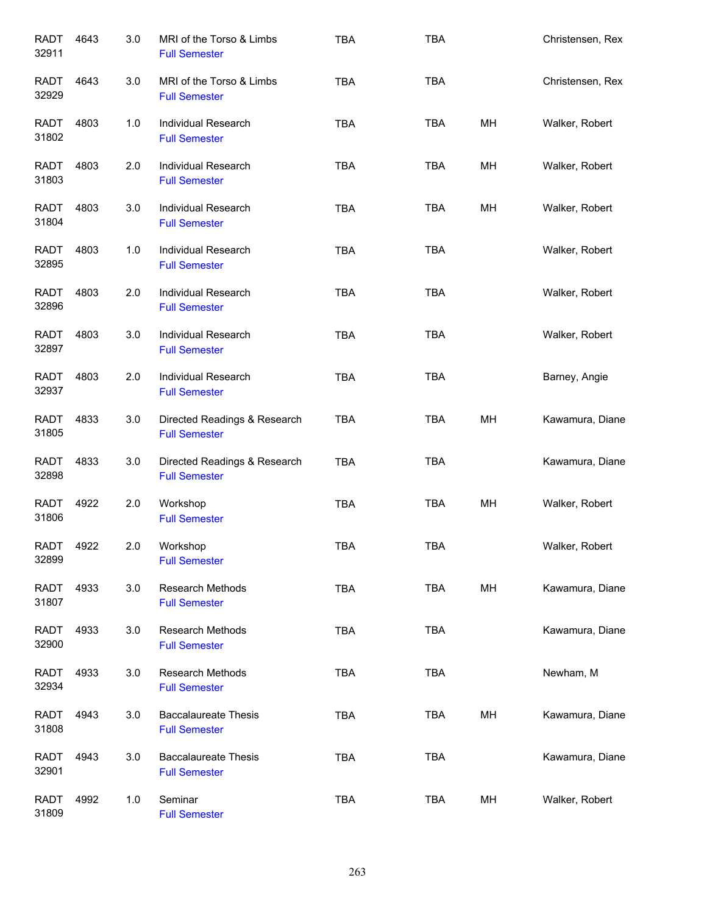| | | | | | | | |
|---|---|---|---|---|---|---|---|
| RADT 32911 | 4643 | 3.0 | MRI of the Torso & Limbs<br>Full Semester | TBA | TBA | | Christensen, Rex |
| RADT 32929 | 4643 | 3.0 | MRI of the Torso & Limbs<br>Full Semester | TBA | TBA | | Christensen, Rex |
| RADT 31802 | 4803 | 1.0 | Individual Research<br>Full Semester | TBA | TBA | MH | Walker, Robert |
| RADT 31803 | 4803 | 2.0 | Individual Research<br>Full Semester | TBA | TBA | MH | Walker, Robert |
| RADT 31804 | 4803 | 3.0 | Individual Research<br>Full Semester | TBA | TBA | MH | Walker, Robert |
| RADT 32895 | 4803 | 1.0 | Individual Research<br>Full Semester | TBA | TBA | | Walker, Robert |
| RADT 32896 | 4803 | 2.0 | Individual Research<br>Full Semester | TBA | TBA | | Walker, Robert |
| RADT 32897 | 4803 | 3.0 | Individual Research<br>Full Semester | TBA | TBA | | Walker, Robert |
| RADT 32937 | 4803 | 2.0 | Individual Research<br>Full Semester | TBA | TBA | | Barney, Angie |
| RADT 31805 | 4833 | 3.0 | Directed Readings & Research<br>Full Semester | TBA | TBA | MH | Kawamura, Diane |
| RADT 32898 | 4833 | 3.0 | Directed Readings & Research<br>Full Semester | TBA | TBA | | Kawamura, Diane |
| RADT 31806 | 4922 | 2.0 | Workshop<br>Full Semester | TBA | TBA | MH | Walker, Robert |
| RADT 32899 | 4922 | 2.0 | Workshop<br>Full Semester | TBA | TBA | | Walker, Robert |
| RADT 31807 | 4933 | 3.0 | Research Methods<br>Full Semester | TBA | TBA | MH | Kawamura, Diane |
| RADT 32900 | 4933 | 3.0 | Research Methods<br>Full Semester | TBA | TBA | | Kawamura, Diane |
| RADT 32934 | 4933 | 3.0 | Research Methods<br>Full Semester | TBA | TBA | | Newham, M |
| RADT 31808 | 4943 | 3.0 | Baccalaureate Thesis<br>Full Semester | TBA | TBA | MH | Kawamura, Diane |
| RADT 32901 | 4943 | 3.0 | Baccalaureate Thesis<br>Full Semester | TBA | TBA | | Kawamura, Diane |
| RADT 31809 | 4992 | 1.0 | Seminar<br>Full Semester | TBA | TBA | MH | Walker, Robert |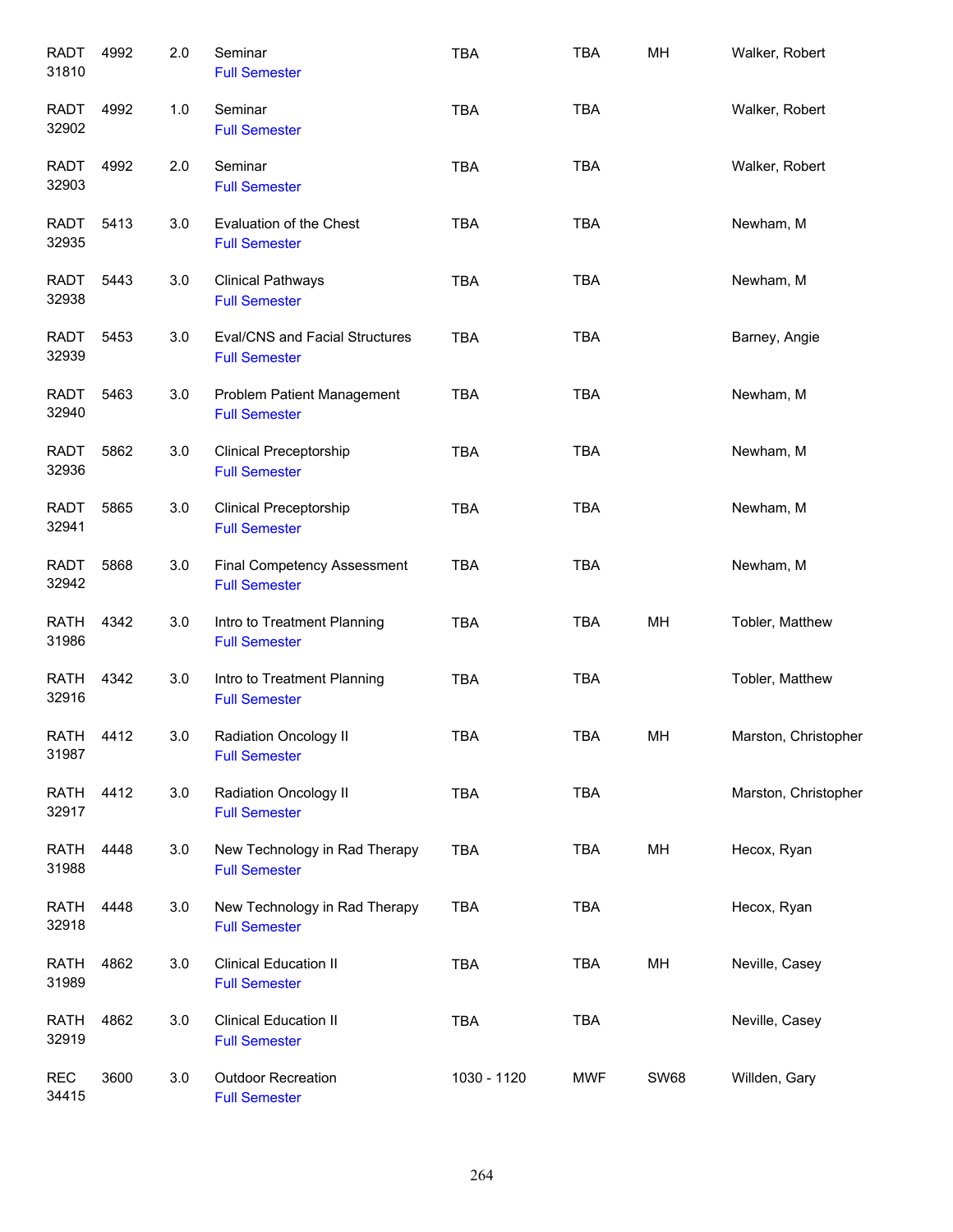| | | | | | | | |
|---|---|---|---|---|---|---|---|
| RADT 31810 | 4992 | 2.0 | Seminar<br>Full Semester | TBA | TBA | MH | Walker, Robert |
| RADT 32902 | 4992 | 1.0 | Seminar<br>Full Semester | TBA | TBA | | Walker, Robert |
| RADT 32903 | 4992 | 2.0 | Seminar<br>Full Semester | TBA | TBA | | Walker, Robert |
| RADT 32935 | 5413 | 3.0 | Evaluation of the Chest<br>Full Semester | TBA | TBA | | Newham, M |
| RADT 32938 | 5443 | 3.0 | Clinical Pathways<br>Full Semester | TBA | TBA | | Newham, M |
| RADT 32939 | 5453 | 3.0 | Eval/CNS and Facial Structures<br>Full Semester | TBA | TBA | | Barney, Angie |
| RADT 32940 | 5463 | 3.0 | Problem Patient Management<br>Full Semester | TBA | TBA | | Newham, M |
| RADT 32936 | 5862 | 3.0 | Clinical Preceptorship<br>Full Semester | TBA | TBA | | Newham, M |
| RADT 32941 | 5865 | 3.0 | Clinical Preceptorship<br>Full Semester | TBA | TBA | | Newham, M |
| RADT 32942 | 5868 | 3.0 | Final Competency Assessment<br>Full Semester | TBA | TBA | | Newham, M |
| RATH 31986 | 4342 | 3.0 | Intro to Treatment Planning<br>Full Semester | TBA | TBA | MH | Tobler, Matthew |
| RATH 32916 | 4342 | 3.0 | Intro to Treatment Planning<br>Full Semester | TBA | TBA | | Tobler, Matthew |
| RATH 31987 | 4412 | 3.0 | Radiation Oncology II<br>Full Semester | TBA | TBA | MH | Marston, Christopher |
| RATH 32917 | 4412 | 3.0 | Radiation Oncology II<br>Full Semester | TBA | TBA | | Marston, Christopher |
| RATH 31988 | 4448 | 3.0 | New Technology in Rad Therapy<br>Full Semester | TBA | TBA | MH | Hecox, Ryan |
| RATH 32918 | 4448 | 3.0 | New Technology in Rad Therapy<br>Full Semester | TBA | TBA | | Hecox, Ryan |
| RATH 31989 | 4862 | 3.0 | Clinical Education II<br>Full Semester | TBA | TBA | MH | Neville, Casey |
| RATH 32919 | 4862 | 3.0 | Clinical Education II<br>Full Semester | TBA | TBA | | Neville, Casey |
| REC 34415 | 3600 | 3.0 | Outdoor Recreation<br>Full Semester | 1030 - 1120 | MWF | SW68 | Willden, Gary |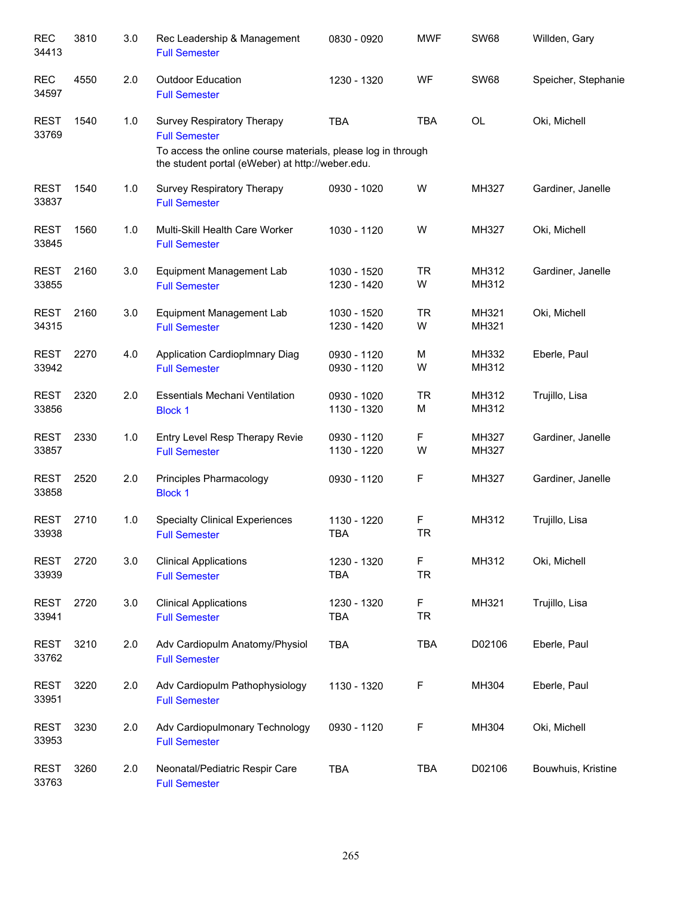| Subject / CRN | Course | Credits | Title | Time | Days | Room | Instructor |
|---|---|---|---|---|---|---|---|
| REC 34413 | 3810 | 3.0 | Rec Leadership & Management<br>Full Semester | 0830 - 0920 | MWF | SW68 | Willden, Gary |
| REC 34597 | 4550 | 2.0 | Outdoor Education<br>Full Semester | 1230 - 1320 | WF | SW68 | Speicher, Stephanie |
| REST 33769 | 1540 | 1.0 | Survey Respiratory Therapy<br>Full Semester<br>To access the online course materials, please log in through the student portal (eWeber) at http://weber.edu. | TBA | TBA | OL | Oki, Michell |
| REST 33837 | 1540 | 1.0 | Survey Respiratory Therapy<br>Full Semester | 0930 - 1020 | W | MH327 | Gardiner, Janelle |
| REST 33845 | 1560 | 1.0 | Multi-Skill Health Care Worker<br>Full Semester | 1030 - 1120 | W | MH327 | Oki, Michell |
| REST 33855 | 2160 | 3.0 | Equipment Management Lab<br>Full Semester | 1030 - 1520<br>1230 - 1420 | TR<br>W | MH312<br>MH312 | Gardiner, Janelle |
| REST 34315 | 2160 | 3.0 | Equipment Management Lab<br>Full Semester | 1030 - 1520<br>1230 - 1420 | TR<br>W | MH321<br>MH321 | Oki, Michell |
| REST 33942 | 2270 | 4.0 | Application Cardioplmnary Diag<br>Full Semester | 0930 - 1120<br>0930 - 1120 | M<br>W | MH332<br>MH312 | Eberle, Paul |
| REST 33856 | 2320 | 2.0 | Essentials Mechani Ventilation<br>Block 1 | 0930 - 1020<br>1130 - 1320 | TR<br>M | MH312<br>MH312 | Trujillo, Lisa |
| REST 33857 | 2330 | 1.0 | Entry Level Resp Therapy Revie<br>Full Semester | 0930 - 1120<br>1130 - 1220 | F<br>W | MH327<br>MH327 | Gardiner, Janelle |
| REST 33858 | 2520 | 2.0 | Principles Pharmacology<br>Block 1 | 0930 - 1120 | F | MH327 | Gardiner, Janelle |
| REST 33938 | 2710 | 1.0 | Specialty Clinical Experiences<br>Full Semester | 1130 - 1220<br>TBA | F<br>TR | MH312 | Trujillo, Lisa |
| REST 33939 | 2720 | 3.0 | Clinical Applications<br>Full Semester | 1230 - 1320<br>TBA | F<br>TR | MH312 | Oki, Michell |
| REST 33941 | 2720 | 3.0 | Clinical Applications<br>Full Semester | 1230 - 1320<br>TBA | F<br>TR | MH321 | Trujillo, Lisa |
| REST 33762 | 3210 | 2.0 | Adv Cardiopulm Anatomy/Physiol<br>Full Semester | TBA | TBA | D02106 | Eberle, Paul |
| REST 33951 | 3220 | 2.0 | Adv Cardiopulm Pathophysiology<br>Full Semester | 1130 - 1320 | F | MH304 | Eberle, Paul |
| REST 33953 | 3230 | 2.0 | Adv Cardiopulmonary Technology<br>Full Semester | 0930 - 1120 | F | MH304 | Oki, Michell |
| REST 33763 | 3260 | 2.0 | Neonatal/Pediatric Respir Care<br>Full Semester | TBA | TBA | D02106 | Bouwhuis, Kristine |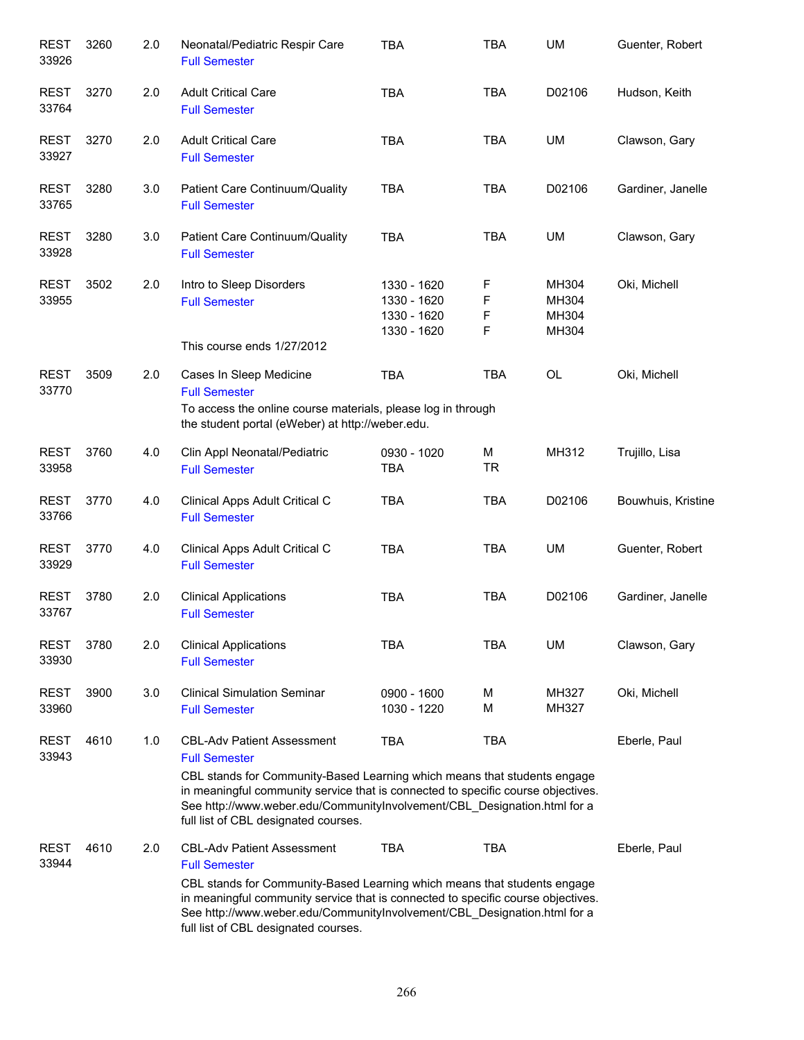| Subject / CRN | Course | Credits | Title | Time | Days | Room | Instructor |
|---|---|---|---|---|---|---|---|
| REST 33926 | 3260 | 2.0 | Neonatal/Pediatric Respir Care<br>Full Semester | TBA | TBA | UM | Guenter, Robert |
| REST 33764 | 3270 | 2.0 | Adult Critical Care<br>Full Semester | TBA | TBA | D02106 | Hudson, Keith |
| REST 33927 | 3270 | 2.0 | Adult Critical Care<br>Full Semester | TBA | TBA | UM | Clawson, Gary |
| REST 33765 | 3280 | 3.0 | Patient Care Continuum/Quality<br>Full Semester | TBA | TBA | D02106 | Gardiner, Janelle |
| REST 33928 | 3280 | 3.0 | Patient Care Continuum/Quality<br>Full Semester | TBA | TBA | UM | Clawson, Gary |
| REST 33955 | 3502 | 2.0 | Intro to Sleep Disorders<br>Full Semester<br>This course ends 1/27/2012 | 1330 - 1620<br>1330 - 1620<br>1330 - 1620<br>1330 - 1620 | F<br>F<br>F<br>F | MH304<br>MH304<br>MH304<br>MH304 | Oki, Michell |
| REST 33770 | 3509 | 2.0 | Cases In Sleep Medicine<br>Full Semester<br>To access the online course materials, please log in through the student portal (eWeber) at http://weber.edu. | TBA | TBA | OL | Oki, Michell |
| REST 33958 | 3760 | 4.0 | Clin Appl Neonatal/Pediatric<br>Full Semester | 0930 - 1020<br>TBA | M<br>TR | MH312 | Trujillo, Lisa |
| REST 33766 | 3770 | 4.0 | Clinical Apps Adult Critical C<br>Full Semester | TBA | TBA | D02106 | Bouwhuis, Kristine |
| REST 33929 | 3770 | 4.0 | Clinical Apps Adult Critical C<br>Full Semester | TBA | TBA | UM | Guenter, Robert |
| REST 33767 | 3780 | 2.0 | Clinical Applications<br>Full Semester | TBA | TBA | D02106 | Gardiner, Janelle |
| REST 33930 | 3780 | 2.0 | Clinical Applications<br>Full Semester | TBA | TBA | UM | Clawson, Gary |
| REST 33960 | 3900 | 3.0 | Clinical Simulation Seminar<br>Full Semester | 0900 - 1600<br>1030 - 1220 | M<br>M | MH327<br>MH327 | Oki, Michell |
| REST 33943 | 4610 | 1.0 | CBL-Adv Patient Assessment<br>Full Semester<br>CBL stands for Community-Based Learning which means that students engage in meaningful community service that is connected to specific course objectives. See http://www.weber.edu/CommunityInvolvement/CBL_Designation.html for a full list of CBL designated courses. | TBA | TBA | | Eberle, Paul |
| REST 33944 | 4610 | 2.0 | CBL-Adv Patient Assessment<br>Full Semester<br>CBL stands for Community-Based Learning which means that students engage in meaningful community service that is connected to specific course objectives. See http://www.weber.edu/CommunityInvolvement/CBL_Designation.html for a full list of CBL designated courses. | TBA | TBA | | Eberle, Paul |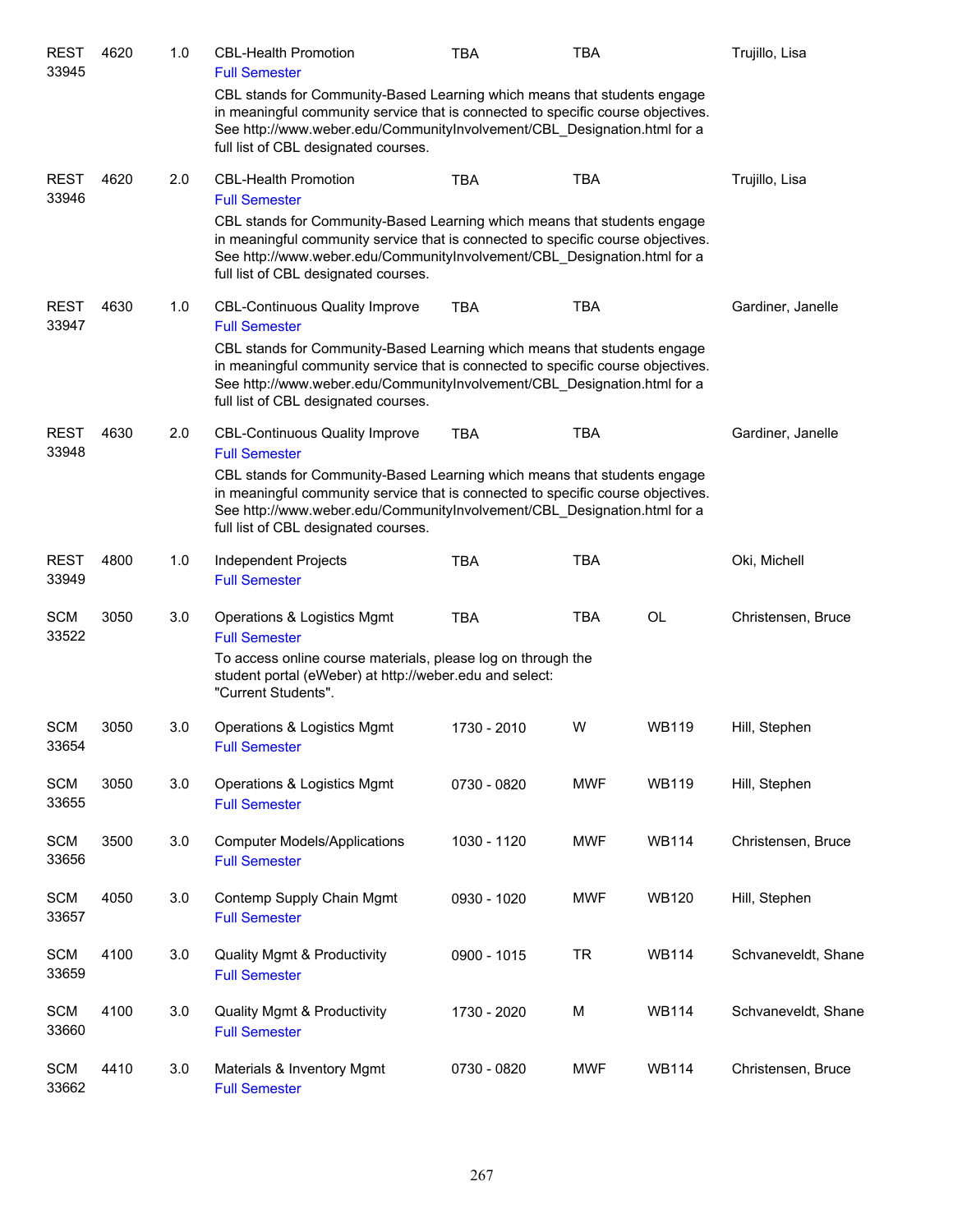| | | | | | | | |
|---|---|---|---|---|---|---|---|
| REST 33945 | 4620 | 1.0 | CBL-Health Promotion<br>Full Semester<br>CBL stands for Community-Based Learning which means that students engage in meaningful community service that is connected to specific course objectives. See http://www.weber.edu/CommunityInvolvement/CBL_Designation.html for a full list of CBL designated courses. | TBA | TBA | | Trujillo, Lisa |
| REST 33946 | 4620 | 2.0 | CBL-Health Promotion<br>Full Semester<br>CBL stands for Community-Based Learning which means that students engage in meaningful community service that is connected to specific course objectives. See http://www.weber.edu/CommunityInvolvement/CBL_Designation.html for a full list of CBL designated courses. | TBA | TBA | | Trujillo, Lisa |
| REST 33947 | 4630 | 1.0 | CBL-Continuous Quality Improve<br>Full Semester<br>CBL stands for Community-Based Learning which means that students engage in meaningful community service that is connected to specific course objectives. See http://www.weber.edu/CommunityInvolvement/CBL_Designation.html for a full list of CBL designated courses. | TBA | TBA | | Gardiner, Janelle |
| REST 33948 | 4630 | 2.0 | CBL-Continuous Quality Improve<br>Full Semester<br>CBL stands for Community-Based Learning which means that students engage in meaningful community service that is connected to specific course objectives. See http://www.weber.edu/CommunityInvolvement/CBL_Designation.html for a full list of CBL designated courses. | TBA | TBA | | Gardiner, Janelle |
| REST 33949 | 4800 | 1.0 | Independent Projects<br>Full Semester | TBA | TBA | | Oki, Michell |
| SCM 33522 | 3050 | 3.0 | Operations & Logistics Mgmt<br>Full Semester<br>To access online course materials, please log on through the student portal (eWeber) at http://weber.edu and select: "Current Students". | TBA | TBA | OL | Christensen, Bruce |
| SCM 33654 | 3050 | 3.0 | Operations & Logistics Mgmt<br>Full Semester | 1730 - 2010 | W | WB119 | Hill, Stephen |
| SCM 33655 | 3050 | 3.0 | Operations & Logistics Mgmt<br>Full Semester | 0730 - 0820 | MWF | WB119 | Hill, Stephen |
| SCM 33656 | 3500 | 3.0 | Computer Models/Applications<br>Full Semester | 1030 - 1120 | MWF | WB114 | Christensen, Bruce |
| SCM 33657 | 4050 | 3.0 | Contemp Supply Chain Mgmt<br>Full Semester | 0930 - 1020 | MWF | WB120 | Hill, Stephen |
| SCM 33659 | 4100 | 3.0 | Quality Mgmt & Productivity<br>Full Semester | 0900 - 1015 | TR | WB114 | Schvaneveldt, Shane |
| SCM 33660 | 4100 | 3.0 | Quality Mgmt & Productivity<br>Full Semester | 1730 - 2020 | M | WB114 | Schvaneveldt, Shane |
| SCM 33662 | 4410 | 3.0 | Materials & Inventory Mgmt<br>Full Semester | 0730 - 0820 | MWF | WB114 | Christensen, Bruce |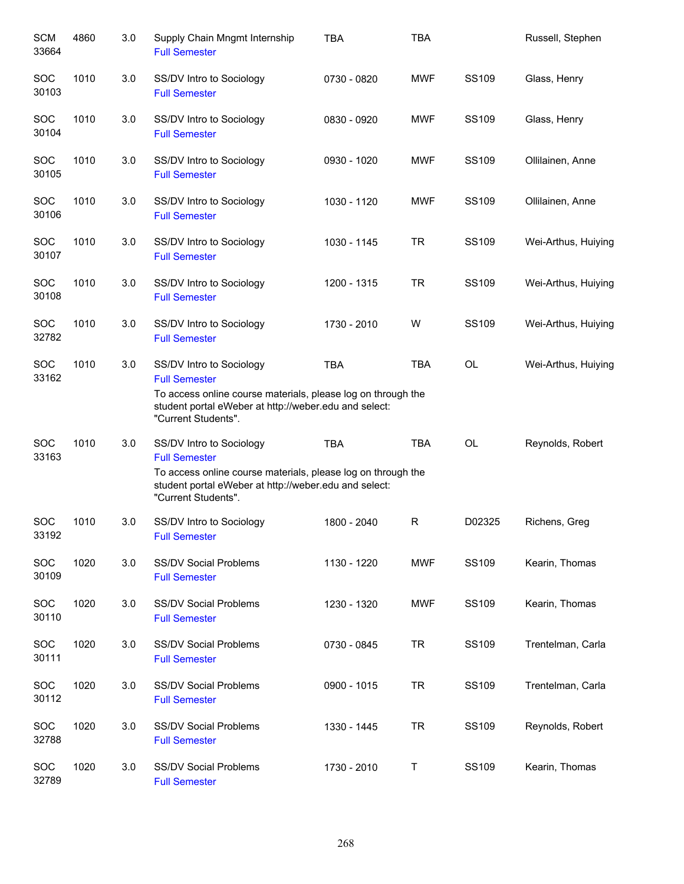| | | | | | | | |
|---|---|---|---|---|---|---|---|
| SCM 33664 | 4860 | 3.0 | Supply Chain Mngmt Internship<br>Full Semester | TBA | TBA | | Russell, Stephen |
| SOC 30103 | 1010 | 3.0 | SS/DV Intro to Sociology<br>Full Semester | 0730 - 0820 | MWF | SS109 | Glass, Henry |
| SOC 30104 | 1010 | 3.0 | SS/DV Intro to Sociology<br>Full Semester | 0830 - 0920 | MWF | SS109 | Glass, Henry |
| SOC 30105 | 1010 | 3.0 | SS/DV Intro to Sociology<br>Full Semester | 0930 - 1020 | MWF | SS109 | Ollilainen, Anne |
| SOC 30106 | 1010 | 3.0 | SS/DV Intro to Sociology<br>Full Semester | 1030 - 1120 | MWF | SS109 | Ollilainen, Anne |
| SOC 30107 | 1010 | 3.0 | SS/DV Intro to Sociology<br>Full Semester | 1030 - 1145 | TR | SS109 | Wei-Arthus, Huiying |
| SOC 30108 | 1010 | 3.0 | SS/DV Intro to Sociology<br>Full Semester | 1200 - 1315 | TR | SS109 | Wei-Arthus, Huiying |
| SOC 32782 | 1010 | 3.0 | SS/DV Intro to Sociology<br>Full Semester | 1730 - 2010 | W | SS109 | Wei-Arthus, Huiying |
| SOC 33162 | 1010 | 3.0 | SS/DV Intro to Sociology<br>Full Semester<br>To access online course materials, please log on through the student portal eWeber at http://weber.edu and select: "Current Students". | TBA | TBA | OL | Wei-Arthus, Huiying |
| SOC 33163 | 1010 | 3.0 | SS/DV Intro to Sociology<br>Full Semester<br>To access online course materials, please log on through the student portal eWeber at http://weber.edu and select: "Current Students". | TBA | TBA | OL | Reynolds, Robert |
| SOC 33192 | 1010 | 3.0 | SS/DV Intro to Sociology<br>Full Semester | 1800 - 2040 | R | D02325 | Richens, Greg |
| SOC 30109 | 1020 | 3.0 | SS/DV Social Problems<br>Full Semester | 1130 - 1220 | MWF | SS109 | Kearin, Thomas |
| SOC 30110 | 1020 | 3.0 | SS/DV Social Problems<br>Full Semester | 1230 - 1320 | MWF | SS109 | Kearin, Thomas |
| SOC 30111 | 1020 | 3.0 | SS/DV Social Problems<br>Full Semester | 0730 - 0845 | TR | SS109 | Trentelman, Carla |
| SOC 30112 | 1020 | 3.0 | SS/DV Social Problems<br>Full Semester | 0900 - 1015 | TR | SS109 | Trentelman, Carla |
| SOC 32788 | 1020 | 3.0 | SS/DV Social Problems<br>Full Semester | 1330 - 1445 | TR | SS109 | Reynolds, Robert |
| SOC 32789 | 1020 | 3.0 | SS/DV Social Problems<br>Full Semester | 1730 - 2010 | T | SS109 | Kearin, Thomas |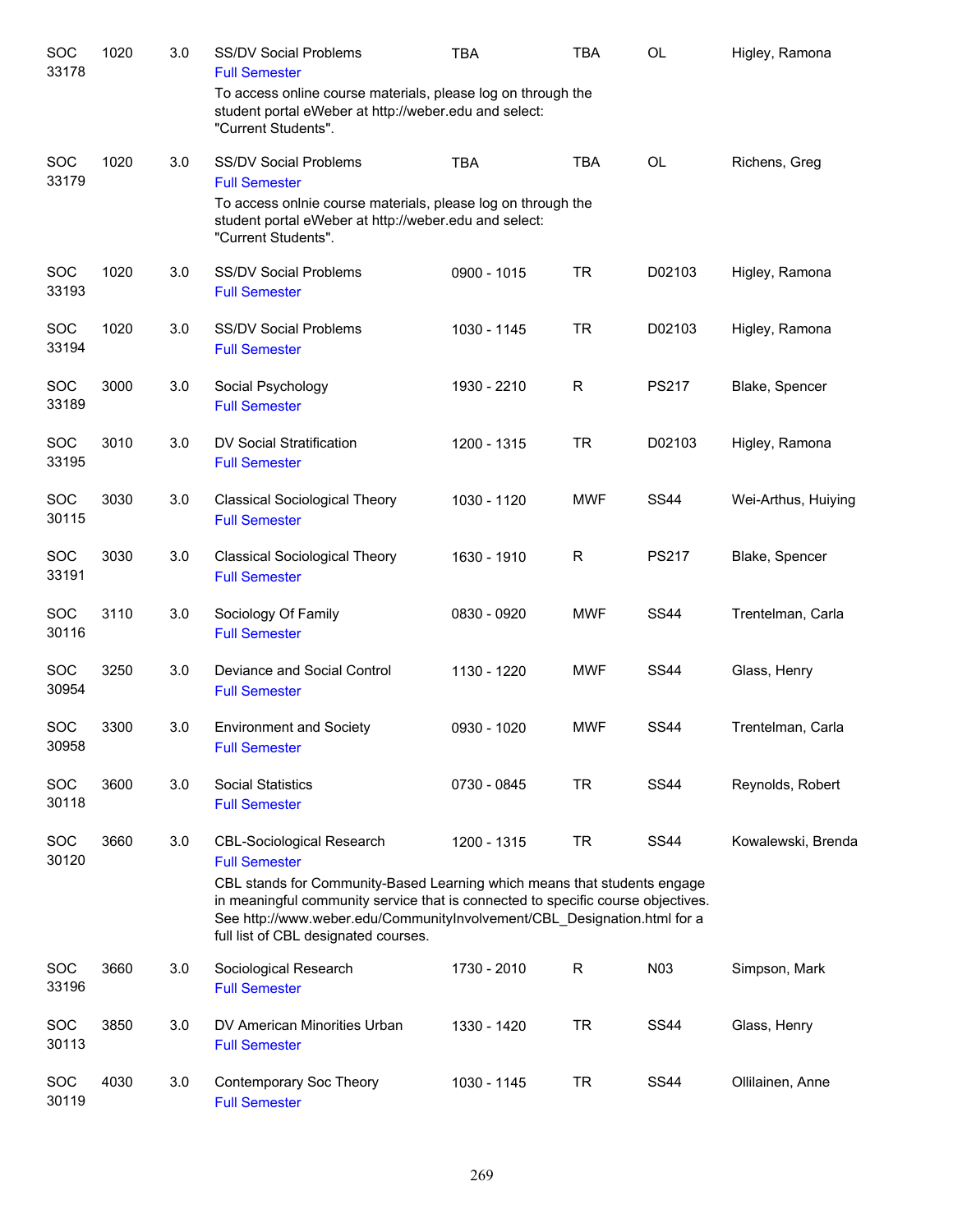| | | | | | | | |
|---|---|---|---|---|---|---|---|
| SOC 33178 | 1020 | 3.0 | SS/DV Social Problems<br>Full Semester<br>To access online course materials, please log on through the student portal eWeber at http://weber.edu and select: "Current Students". | TBA | TBA | OL | Higley, Ramona |
| SOC 33179 | 1020 | 3.0 | SS/DV Social Problems<br>Full Semester<br>To access onlnie course materials, please log on through the student portal eWeber at http://weber.edu and select: "Current Students". | TBA | TBA | OL | Richens, Greg |
| SOC 33193 | 1020 | 3.0 | SS/DV Social Problems<br>Full Semester | 0900 - 1015 | TR | D02103 | Higley, Ramona |
| SOC 33194 | 1020 | 3.0 | SS/DV Social Problems<br>Full Semester | 1030 - 1145 | TR | D02103 | Higley, Ramona |
| SOC 33189 | 3000 | 3.0 | Social Psychology<br>Full Semester | 1930 - 2210 | R | PS217 | Blake, Spencer |
| SOC 33195 | 3010 | 3.0 | DV Social Stratification<br>Full Semester | 1200 - 1315 | TR | D02103 | Higley, Ramona |
| SOC 30115 | 3030 | 3.0 | Classical Sociological Theory<br>Full Semester | 1030 - 1120 | MWF | SS44 | Wei-Arthus, Huiying |
| SOC 33191 | 3030 | 3.0 | Classical Sociological Theory<br>Full Semester | 1630 - 1910 | R | PS217 | Blake, Spencer |
| SOC 30116 | 3110 | 3.0 | Sociology Of Family<br>Full Semester | 0830 - 0920 | MWF | SS44 | Trentelman, Carla |
| SOC 30954 | 3250 | 3.0 | Deviance and Social Control<br>Full Semester | 1130 - 1220 | MWF | SS44 | Glass, Henry |
| SOC 30958 | 3300 | 3.0 | Environment and Society<br>Full Semester | 0930 - 1020 | MWF | SS44 | Trentelman, Carla |
| SOC 30118 | 3600 | 3.0 | Social Statistics<br>Full Semester | 0730 - 0845 | TR | SS44 | Reynolds, Robert |
| SOC 30120 | 3660 | 3.0 | CBL-Sociological Research<br>Full Semester<br>CBL stands for Community-Based Learning which means that students engage in meaningful community service that is connected to specific course objectives. See http://www.weber.edu/CommunityInvolvement/CBL_Designation.html for a full list of CBL designated courses. | 1200 - 1315 | TR | SS44 | Kowalewski, Brenda |
| SOC 33196 | 3660 | 3.0 | Sociological Research<br>Full Semester | 1730 - 2010 | R | N03 | Simpson, Mark |
| SOC 30113 | 3850 | 3.0 | DV American Minorities Urban<br>Full Semester | 1330 - 1420 | TR | SS44 | Glass, Henry |
| SOC 30119 | 4030 | 3.0 | Contemporary Soc Theory<br>Full Semester | 1030 - 1145 | TR | SS44 | Ollilainen, Anne |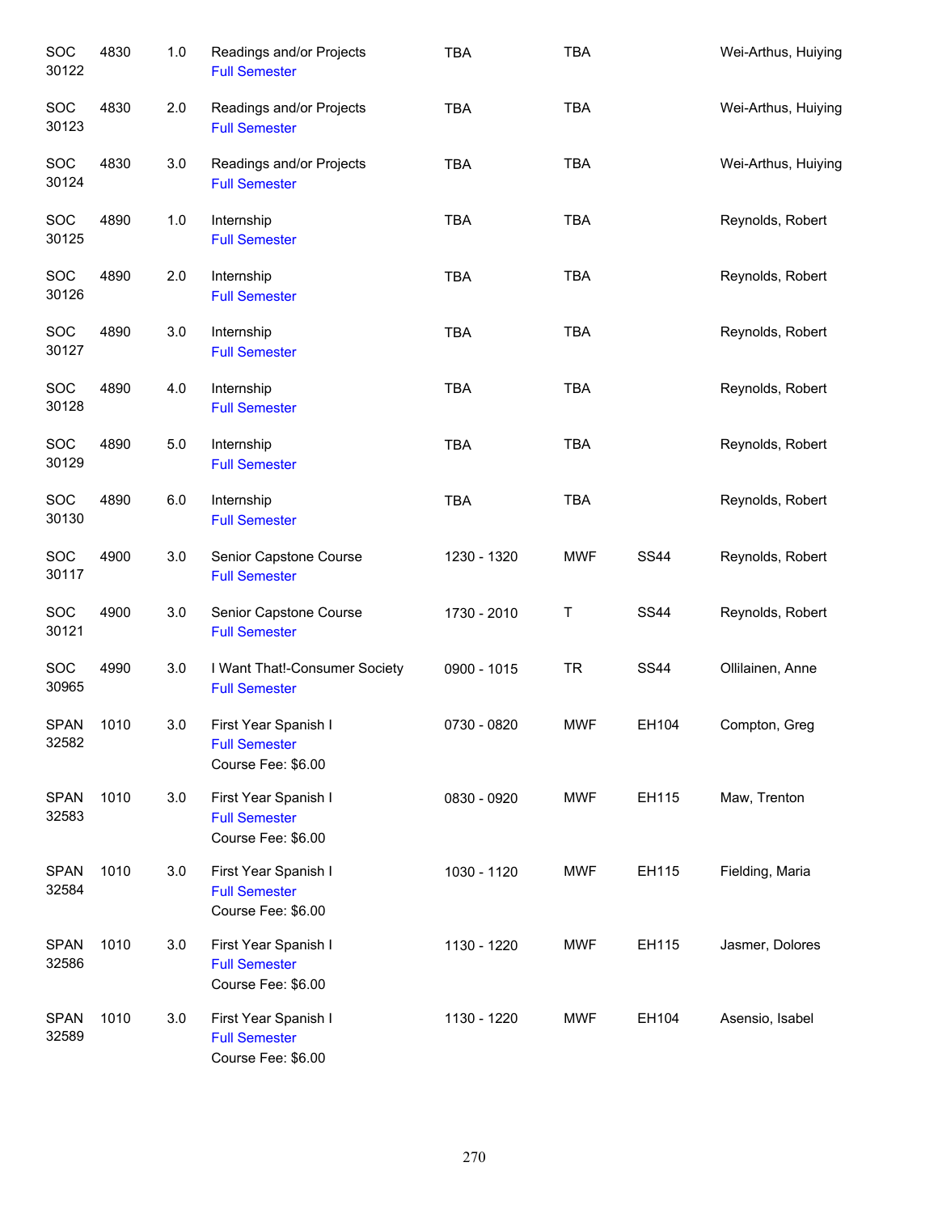| | | | | | | | |
|---|---|---|---|---|---|---|---|
| SOC 30122 | 4830 | 1.0 | Readings and/or Projects<br>Full Semester | TBA | TBA | | Wei-Arthus, Huiying |
| SOC 30123 | 4830 | 2.0 | Readings and/or Projects<br>Full Semester | TBA | TBA | | Wei-Arthus, Huiying |
| SOC 30124 | 4830 | 3.0 | Readings and/or Projects<br>Full Semester | TBA | TBA | | Wei-Arthus, Huiying |
| SOC 30125 | 4890 | 1.0 | Internship<br>Full Semester | TBA | TBA | | Reynolds, Robert |
| SOC 30126 | 4890 | 2.0 | Internship<br>Full Semester | TBA | TBA | | Reynolds, Robert |
| SOC 30127 | 4890 | 3.0 | Internship<br>Full Semester | TBA | TBA | | Reynolds, Robert |
| SOC 30128 | 4890 | 4.0 | Internship<br>Full Semester | TBA | TBA | | Reynolds, Robert |
| SOC 30129 | 4890 | 5.0 | Internship<br>Full Semester | TBA | TBA | | Reynolds, Robert |
| SOC 30130 | 4890 | 6.0 | Internship<br>Full Semester | TBA | TBA | | Reynolds, Robert |
| SOC 30117 | 4900 | 3.0 | Senior Capstone Course<br>Full Semester | 1230 - 1320 | MWF | SS44 | Reynolds, Robert |
| SOC 30121 | 4900 | 3.0 | Senior Capstone Course<br>Full Semester | 1730 - 2010 | T | SS44 | Reynolds, Robert |
| SOC 30965 | 4990 | 3.0 | I Want That!-Consumer Society<br>Full Semester | 0900 - 1015 | TR | SS44 | Ollilainen, Anne |
| SPAN 32582 | 1010 | 3.0 | First Year Spanish I<br>Full Semester<br>Course Fee: $6.00 | 0730 - 0820 | MWF | EH104 | Compton, Greg |
| SPAN 32583 | 1010 | 3.0 | First Year Spanish I<br>Full Semester<br>Course Fee: $6.00 | 0830 - 0920 | MWF | EH115 | Maw, Trenton |
| SPAN 32584 | 1010 | 3.0 | First Year Spanish I<br>Full Semester<br>Course Fee: $6.00 | 1030 - 1120 | MWF | EH115 | Fielding, Maria |
| SPAN 32586 | 1010 | 3.0 | First Year Spanish I<br>Full Semester<br>Course Fee: $6.00 | 1130 - 1220 | MWF | EH115 | Jasmer, Dolores |
| SPAN 32589 | 1010 | 3.0 | First Year Spanish I<br>Full Semester<br>Course Fee: $6.00 | 1130 - 1220 | MWF | EH104 | Asensio, Isabel |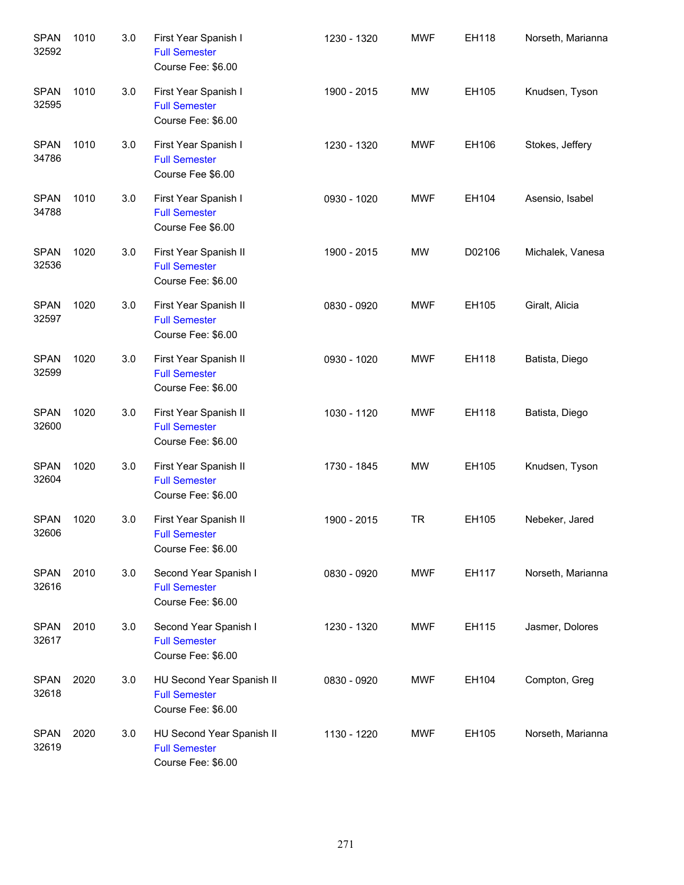| | | | | | | | |
|---|---|---|---|---|---|---|---|
| SPAN 32592 | 1010 | 3.0 | First Year Spanish I<br>Full Semester<br>Course Fee: $6.00 | 1230 - 1320 | MWF | EH118 | Norseth, Marianna |
| SPAN 32595 | 1010 | 3.0 | First Year Spanish I<br>Full Semester<br>Course Fee: $6.00 | 1900 - 2015 | MW | EH105 | Knudsen, Tyson |
| SPAN 34786 | 1010 | 3.0 | First Year Spanish I<br>Full Semester<br>Course Fee $6.00 | 1230 - 1320 | MWF | EH106 | Stokes, Jeffery |
| SPAN 34788 | 1010 | 3.0 | First Year Spanish I<br>Full Semester<br>Course Fee $6.00 | 0930 - 1020 | MWF | EH104 | Asensio, Isabel |
| SPAN 32536 | 1020 | 3.0 | First Year Spanish II<br>Full Semester<br>Course Fee: $6.00 | 1900 - 2015 | MW | D02106 | Michalek, Vanesa |
| SPAN 32597 | 1020 | 3.0 | First Year Spanish II<br>Full Semester<br>Course Fee: $6.00 | 0830 - 0920 | MWF | EH105 | Giralt, Alicia |
| SPAN 32599 | 1020 | 3.0 | First Year Spanish II<br>Full Semester<br>Course Fee: $6.00 | 0930 - 1020 | MWF | EH118 | Batista, Diego |
| SPAN 32600 | 1020 | 3.0 | First Year Spanish II<br>Full Semester<br>Course Fee: $6.00 | 1030 - 1120 | MWF | EH118 | Batista, Diego |
| SPAN 32604 | 1020 | 3.0 | First Year Spanish II<br>Full Semester<br>Course Fee: $6.00 | 1730 - 1845 | MW | EH105 | Knudsen, Tyson |
| SPAN 32606 | 1020 | 3.0 | First Year Spanish II<br>Full Semester<br>Course Fee: $6.00 | 1900 - 2015 | TR | EH105 | Nebeker, Jared |
| SPAN 32616 | 2010 | 3.0 | Second Year Spanish I<br>Full Semester<br>Course Fee: $6.00 | 0830 - 0920 | MWF | EH117 | Norseth, Marianna |
| SPAN 32617 | 2010 | 3.0 | Second Year Spanish I<br>Full Semester<br>Course Fee: $6.00 | 1230 - 1320 | MWF | EH115 | Jasmer, Dolores |
| SPAN 32618 | 2020 | 3.0 | HU Second Year Spanish II<br>Full Semester<br>Course Fee: $6.00 | 0830 - 0920 | MWF | EH104 | Compton, Greg |
| SPAN 32619 | 2020 | 3.0 | HU Second Year Spanish II<br>Full Semester<br>Course Fee: $6.00 | 1130 - 1220 | MWF | EH105 | Norseth, Marianna |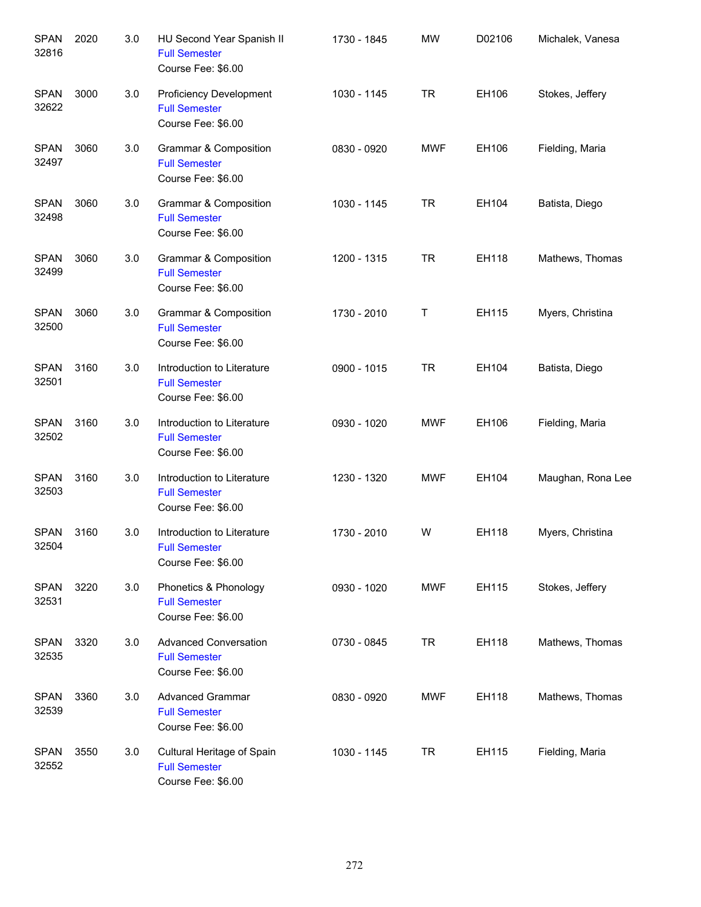| | | | | | | | |
|---|---|---|---|---|---|---|---|
| SPAN 32816 | 2020 | 3.0 | HU Second Year Spanish II<br>Full Semester<br>Course Fee: $6.00 | 1730 - 1845 | MW | D02106 | Michalek, Vanesa |
| SPAN 32622 | 3000 | 3.0 | Proficiency Development<br>Full Semester<br>Course Fee: $6.00 | 1030 - 1145 | TR | EH106 | Stokes, Jeffery |
| SPAN 32497 | 3060 | 3.0 | Grammar & Composition<br>Full Semester<br>Course Fee: $6.00 | 0830 - 0920 | MWF | EH106 | Fielding, Maria |
| SPAN 32498 | 3060 | 3.0 | Grammar & Composition<br>Full Semester<br>Course Fee: $6.00 | 1030 - 1145 | TR | EH104 | Batista, Diego |
| SPAN 32499 | 3060 | 3.0 | Grammar & Composition<br>Full Semester<br>Course Fee: $6.00 | 1200 - 1315 | TR | EH118 | Mathews, Thomas |
| SPAN 32500 | 3060 | 3.0 | Grammar & Composition<br>Full Semester<br>Course Fee: $6.00 | 1730 - 2010 | T | EH115 | Myers, Christina |
| SPAN 32501 | 3160 | 3.0 | Introduction to Literature<br>Full Semester<br>Course Fee: $6.00 | 0900 - 1015 | TR | EH104 | Batista, Diego |
| SPAN 32502 | 3160 | 3.0 | Introduction to Literature<br>Full Semester<br>Course Fee: $6.00 | 0930 - 1020 | MWF | EH106 | Fielding, Maria |
| SPAN 32503 | 3160 | 3.0 | Introduction to Literature<br>Full Semester<br>Course Fee: $6.00 | 1230 - 1320 | MWF | EH104 | Maughan, Rona Lee |
| SPAN 32504 | 3160 | 3.0 | Introduction to Literature<br>Full Semester<br>Course Fee: $6.00 | 1730 - 2010 | W | EH118 | Myers, Christina |
| SPAN 32531 | 3220 | 3.0 | Phonetics & Phonology<br>Full Semester<br>Course Fee: $6.00 | 0930 - 1020 | MWF | EH115 | Stokes, Jeffery |
| SPAN 32535 | 3320 | 3.0 | Advanced Conversation<br>Full Semester<br>Course Fee: $6.00 | 0730 - 0845 | TR | EH118 | Mathews, Thomas |
| SPAN 32539 | 3360 | 3.0 | Advanced Grammar<br>Full Semester<br>Course Fee: $6.00 | 0830 - 0920 | MWF | EH118 | Mathews, Thomas |
| SPAN 32552 | 3550 | 3.0 | Cultural Heritage of Spain<br>Full Semester<br>Course Fee: $6.00 | 1030 - 1145 | TR | EH115 | Fielding, Maria |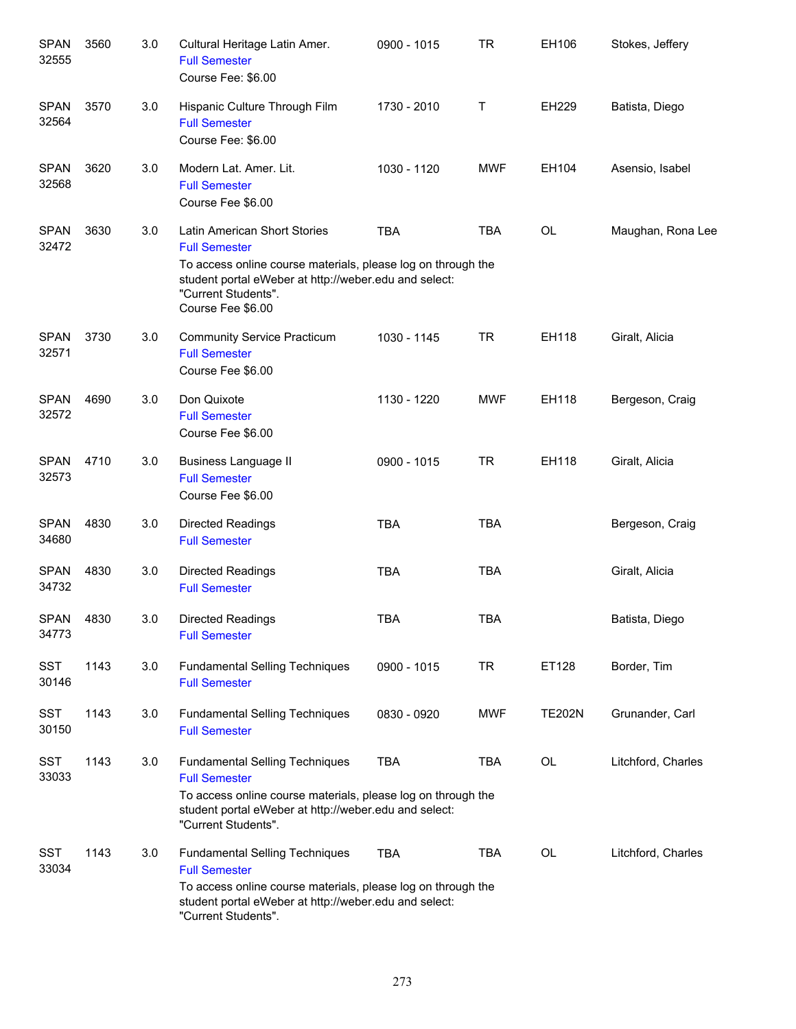| Course | Number | Credits | Title | Time | Days | Room | Instructor |
|---|---|---|---|---|---|---|---|
| SPAN 32555 | 3560 | 3.0 | Cultural Heritage Latin Amer.<br>Full Semester<br>Course Fee: $6.00 | 0900 - 1015 | TR | EH106 | Stokes, Jeffery |
| SPAN 32564 | 3570 | 3.0 | Hispanic Culture Through Film<br>Full Semester<br>Course Fee: $6.00 | 1730 - 2010 | T | EH229 | Batista, Diego |
| SPAN 32568 | 3620 | 3.0 | Modern Lat. Amer. Lit.<br>Full Semester<br>Course Fee $6.00 | 1030 - 1120 | MWF | EH104 | Asensio, Isabel |
| SPAN 32472 | 3630 | 3.0 | Latin American Short Stories<br>Full Semester<br>To access online course materials, please log on through the student portal eWeber at http://weber.edu and select: "Current Students".<br>Course Fee $6.00 | TBA | TBA | OL | Maughan, Rona Lee |
| SPAN 32571 | 3730 | 3.0 | Community Service Practicum<br>Full Semester<br>Course Fee $6.00 | 1030 - 1145 | TR | EH118 | Giralt, Alicia |
| SPAN 32572 | 4690 | 3.0 | Don Quixote<br>Full Semester<br>Course Fee $6.00 | 1130 - 1220 | MWF | EH118 | Bergeson, Craig |
| SPAN 32573 | 4710 | 3.0 | Business Language II<br>Full Semester<br>Course Fee $6.00 | 0900 - 1015 | TR | EH118 | Giralt, Alicia |
| SPAN 34680 | 4830 | 3.0 | Directed Readings<br>Full Semester | TBA | TBA | | Bergeson, Craig |
| SPAN 34732 | 4830 | 3.0 | Directed Readings<br>Full Semester | TBA | TBA | | Giralt, Alicia |
| SPAN 34773 | 4830 | 3.0 | Directed Readings<br>Full Semester | TBA | TBA | | Batista, Diego |
| SST 30146 | 1143 | 3.0 | Fundamental Selling Techniques<br>Full Semester | 0900 - 1015 | TR | ET128 | Border, Tim |
| SST 30150 | 1143 | 3.0 | Fundamental Selling Techniques<br>Full Semester | 0830 - 0920 | MWF | TE202N | Grunander, Carl |
| SST 33033 | 1143 | 3.0 | Fundamental Selling Techniques<br>Full Semester<br>To access online course materials, please log on through the student portal eWeber at http://weber.edu and select: "Current Students". | TBA | TBA | OL | Litchford, Charles |
| SST 33034 | 1143 | 3.0 | Fundamental Selling Techniques<br>Full Semester<br>To access online course materials, please log on through the student portal eWeber at http://weber.edu and select: "Current Students". | TBA | TBA | OL | Litchford, Charles |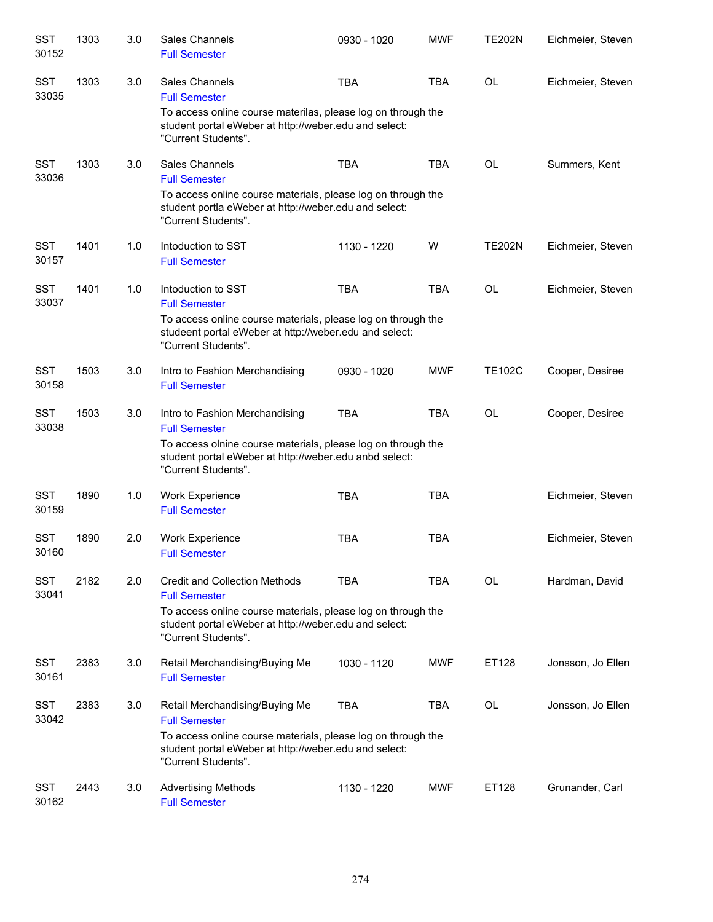| | | | | | | | |
|---|---|---|---|---|---|---|---|
| SST 30152 | 1303 | 3.0 | Sales Channels<br>Full Semester | 0930 - 1020 | MWF | TE202N | Eichmeier, Steven |
| SST 33035 | 1303 | 3.0 | Sales Channels<br>Full Semester<br>To access online course materilas, please log on through the student portal eWeber at http://weber.edu and select: "Current Students". | TBA | TBA | OL | Eichmeier, Steven |
| SST 33036 | 1303 | 3.0 | Sales Channels<br>Full Semester<br>To access online course materials, please log on through the student portla eWeber at http://weber.edu and select: "Current Students". | TBA | TBA | OL | Summers, Kent |
| SST 30157 | 1401 | 1.0 | Intoduction to SST<br>Full Semester | 1130 - 1220 | W | TE202N | Eichmeier, Steven |
| SST 33037 | 1401 | 1.0 | Intoduction to SST<br>Full Semester<br>To access online course materials, please log on through the studeent portal eWeber at http://weber.edu and select: "Current Students". | TBA | TBA | OL | Eichmeier, Steven |
| SST 30158 | 1503 | 3.0 | Intro to Fashion Merchandising<br>Full Semester | 0930 - 1020 | MWF | TE102C | Cooper, Desiree |
| SST 33038 | 1503 | 3.0 | Intro to Fashion Merchandising<br>Full Semester<br>To access olnine course materials, please log on through the student portal eWeber at http://weber.edu anbd select: "Current Students". | TBA | TBA | OL | Cooper, Desiree |
| SST 30159 | 1890 | 1.0 | Work Experience<br>Full Semester | TBA | TBA | | Eichmeier, Steven |
| SST 30160 | 1890 | 2.0 | Work Experience<br>Full Semester | TBA | TBA | | Eichmeier, Steven |
| SST 33041 | 2182 | 2.0 | Credit and Collection Methods<br>Full Semester<br>To access online course materials, please log on through the student portal eWeber at http://weber.edu and select: "Current Students". | TBA | TBA | OL | Hardman, David |
| SST 30161 | 2383 | 3.0 | Retail Merchandising/Buying Me<br>Full Semester | 1030 - 1120 | MWF | ET128 | Jonsson, Jo Ellen |
| SST 33042 | 2383 | 3.0 | Retail Merchandising/Buying Me<br>Full Semester<br>To access online course materials, please log on through the student portal eWeber at http://weber.edu and select: "Current Students". | TBA | TBA | OL | Jonsson, Jo Ellen |
| SST 30162 | 2443 | 3.0 | Advertising Methods<br>Full Semester | 1130 - 1220 | MWF | ET128 | Grunander, Carl |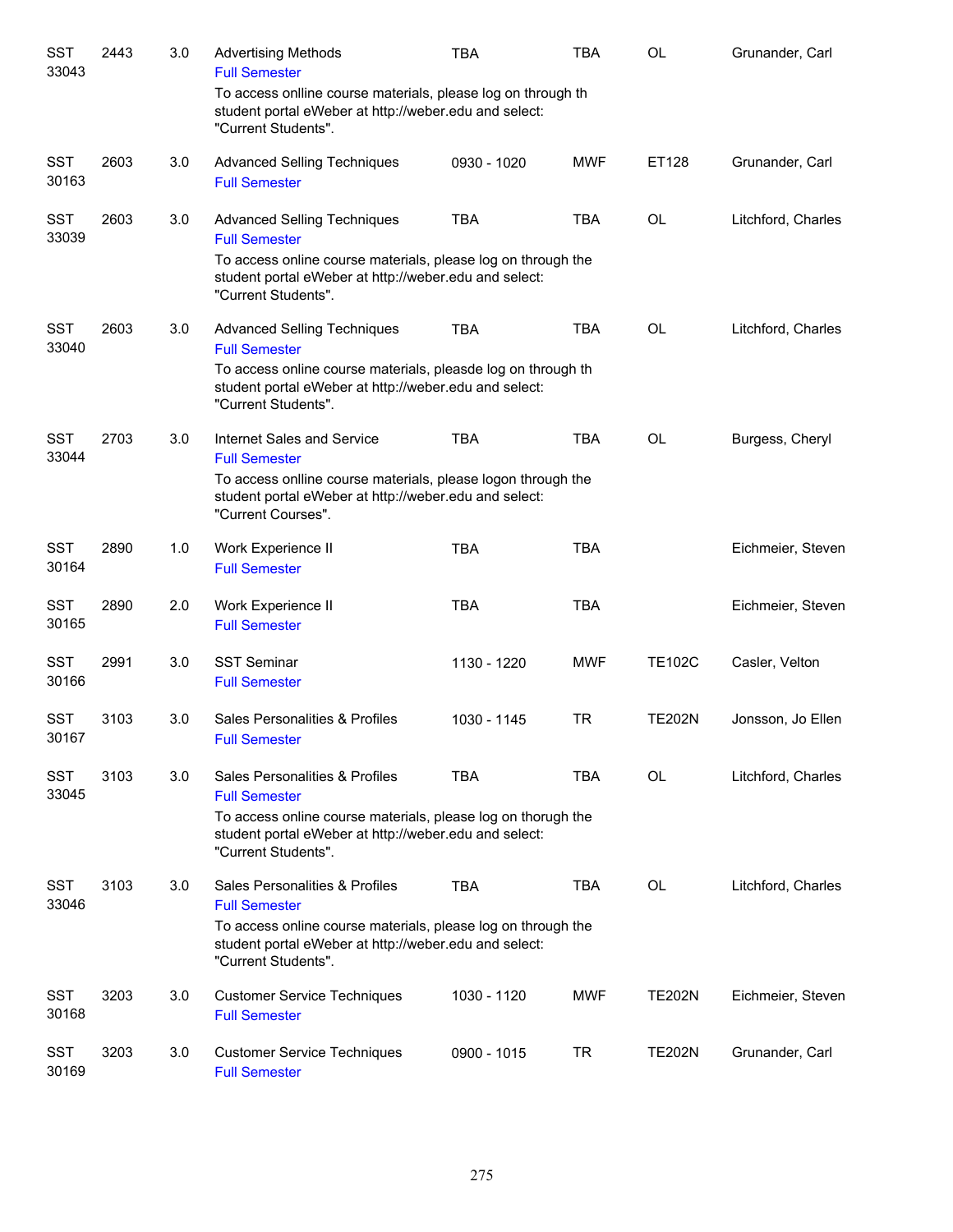| | | | | | | | |
|---|---|---|---|---|---|---|---|
| SST 33043 | 2443 | 3.0 | Advertising Methods<br>Full Semester<br>To access onlline course materials, please log on through th student portal eWeber at http://weber.edu and select: "Current Students". | TBA | TBA | OL | Grunander, Carl |
| SST 30163 | 2603 | 3.0 | Advanced Selling Techniques<br>Full Semester | 0930 - 1020 | MWF | ET128 | Grunander, Carl |
| SST 33039 | 2603 | 3.0 | Advanced Selling Techniques<br>Full Semester<br>To access online course materials, please log on through the student portal eWeber at http://weber.edu and select: "Current Students". | TBA | TBA | OL | Litchford, Charles |
| SST 33040 | 2603 | 3.0 | Advanced Selling Techniques<br>Full Semester<br>To access online course materials, pleasde log on through th student portal eWeber at http://weber.edu and select: "Current Students". | TBA | TBA | OL | Litchford, Charles |
| SST 33044 | 2703 | 3.0 | Internet Sales and Service<br>Full Semester<br>To access onlline course materials, please logon through the student portal eWeber at http://weber.edu and select: "Current Courses". | TBA | TBA | OL | Burgess, Cheryl |
| SST 30164 | 2890 | 1.0 | Work Experience II<br>Full Semester | TBA | TBA | | Eichmeier, Steven |
| SST 30165 | 2890 | 2.0 | Work Experience II<br>Full Semester | TBA | TBA | | Eichmeier, Steven |
| SST 30166 | 2991 | 3.0 | SST Seminar<br>Full Semester | 1130 - 1220 | MWF | TE102C | Casler, Velton |
| SST 30167 | 3103 | 3.0 | Sales Personalities & Profiles<br>Full Semester | 1030 - 1145 | TR | TE202N | Jonsson, Jo Ellen |
| SST 33045 | 3103 | 3.0 | Sales Personalities & Profiles<br>Full Semester<br>To access online course materials, please log on thorugh the student portal eWeber at http://weber.edu and select: "Current Students". | TBA | TBA | OL | Litchford, Charles |
| SST 33046 | 3103 | 3.0 | Sales Personalities & Profiles<br>Full Semester<br>To access online course materials, please log on through the student portal eWeber at http://weber.edu and select: "Current Students". | TBA | TBA | OL | Litchford, Charles |
| SST 30168 | 3203 | 3.0 | Customer Service Techniques<br>Full Semester | 1030 - 1120 | MWF | TE202N | Eichmeier, Steven |
| SST 30169 | 3203 | 3.0 | Customer Service Techniques<br>Full Semester | 0900 - 1015 | TR | TE202N | Grunander, Carl |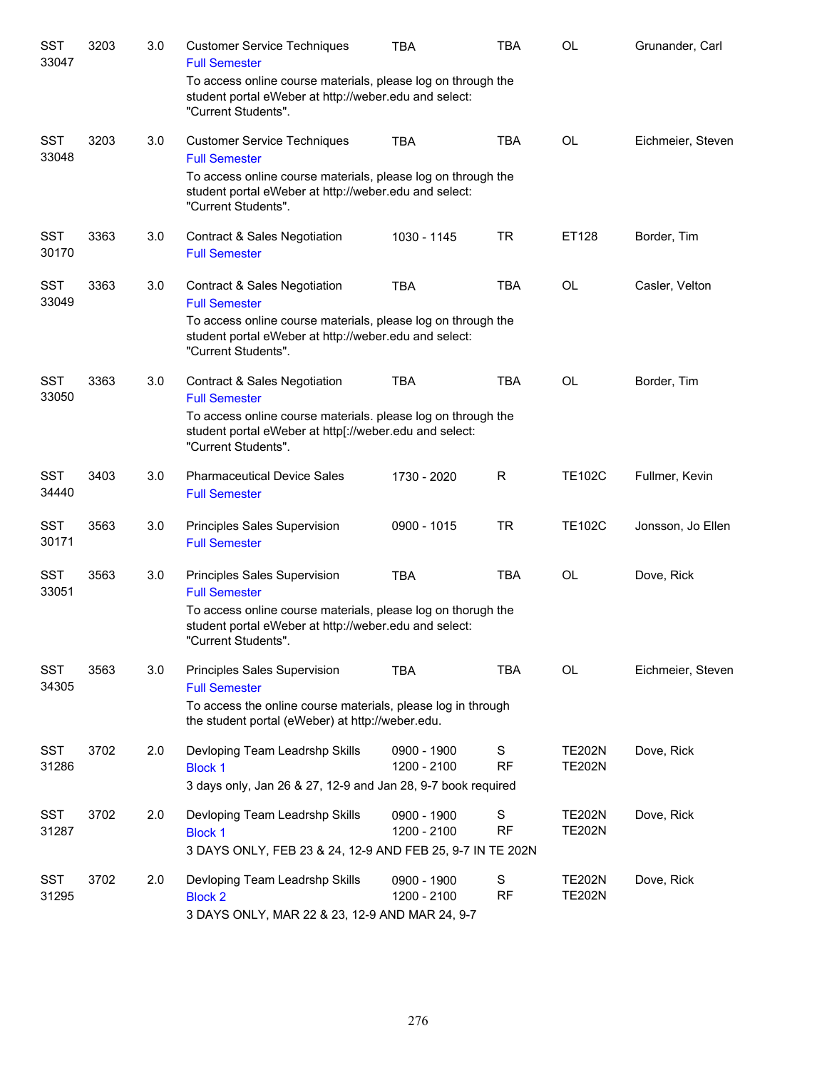| Subject / CRN | Course | Credits | Title | Time | Days | Room | Instructor |
|---|---|---|---|---|---|---|---|
| SST 33047 | 3203 | 3.0 | Customer Service Techniques<br>Full Semester<br>To access online course materials, please log on through the student portal eWeber at http://weber.edu and select: "Current Students". | TBA | TBA | OL | Grunander, Carl |
| SST 33048 | 3203 | 3.0 | Customer Service Techniques<br>Full Semester<br>To access online course materials, please log on through the student portal eWeber at http://weber.edu and select: "Current Students". | TBA | TBA | OL | Eichmeier, Steven |
| SST 30170 | 3363 | 3.0 | Contract & Sales Negotiation<br>Full Semester | 1030 - 1145 | TR | ET128 | Border, Tim |
| SST 33049 | 3363 | 3.0 | Contract & Sales Negotiation<br>Full Semester<br>To access online course materials, please log on through the student portal eWeber at http://weber.edu and select: "Current Students". | TBA | TBA | OL | Casler, Velton |
| SST 33050 | 3363 | 3.0 | Contract & Sales Negotiation<br>Full Semester<br>To access online course materials. please log on through the student portal eWeber at http[://weber.edu and select: "Current Students". | TBA | TBA | OL | Border, Tim |
| SST 34440 | 3403 | 3.0 | Pharmaceutical Device Sales<br>Full Semester | 1730 - 2020 | R | TE102C | Fullmer, Kevin |
| SST 30171 | 3563 | 3.0 | Principles Sales Supervision<br>Full Semester | 0900 - 1015 | TR | TE102C | Jonsson, Jo Ellen |
| SST 33051 | 3563 | 3.0 | Principles Sales Supervision<br>Full Semester<br>To access online course materials, please log on thorugh the student portal eWeber at http://weber.edu and select: "Current Students". | TBA | TBA | OL | Dove, Rick |
| SST 34305 | 3563 | 3.0 | Principles Sales Supervision<br>Full Semester<br>To access the online course materials, please log in through the student portal (eWeber) at http://weber.edu. | TBA | TBA | OL | Eichmeier, Steven |
| SST 31286 | 3702 | 2.0 | Devloping Team Leadrshp Skills<br>Block 1<br>3 days only, Jan 26 & 27, 12-9 and Jan 28, 9-7 book required | 0900 - 1900<br>1200 - 2100 | S<br>RF | TE202N<br>TE202N | Dove, Rick |
| SST 31287 | 3702 | 2.0 | Devloping Team Leadrshp Skills<br>Block 1<br>3 DAYS ONLY, FEB 23 & 24, 12-9 AND FEB 25, 9-7 IN TE 202N | 0900 - 1900<br>1200 - 2100 | S<br>RF | TE202N<br>TE202N | Dove, Rick |
| SST 31295 | 3702 | 2.0 | Devloping Team Leadrshp Skills<br>Block 2<br>3 DAYS ONLY, MAR 22 & 23, 12-9 AND MAR 24, 9-7 | 0900 - 1900<br>1200 - 2100 | S<br>RF | TE202N<br>TE202N | Dove, Rick |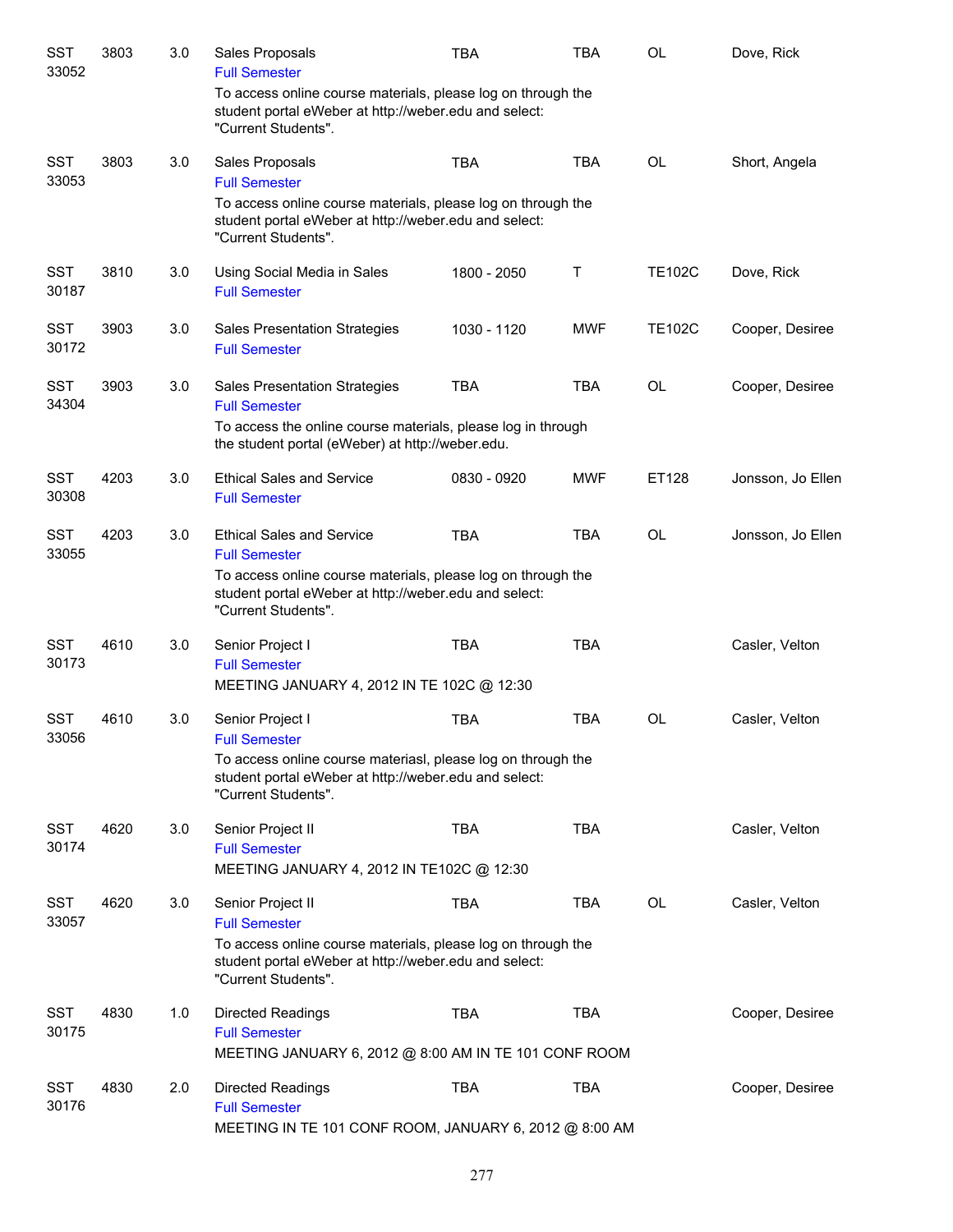| | | | | | | | |
|---|---|---|---|---|---|---|---|
| SST 33052 | 3803 | 3.0 | Sales Proposals<br>Full Semester<br>To access online course materials, please log on through the student portal eWeber at http://weber.edu and select: "Current Students". | TBA | TBA | OL | Dove, Rick |
| SST 33053 | 3803 | 3.0 | Sales Proposals<br>Full Semester<br>To access online course materials, please log on through the student portal eWeber at http://weber.edu and select: "Current Students". | TBA | TBA | OL | Short, Angela |
| SST 30187 | 3810 | 3.0 | Using Social Media in Sales<br>Full Semester | 1800 - 2050 | T | TE102C | Dove, Rick |
| SST 30172 | 3903 | 3.0 | Sales Presentation Strategies<br>Full Semester | 1030 - 1120 | MWF | TE102C | Cooper, Desiree |
| SST 34304 | 3903 | 3.0 | Sales Presentation Strategies<br>Full Semester<br>To access the online course materials, please log in through the student portal (eWeber) at http://weber.edu. | TBA | TBA | OL | Cooper, Desiree |
| SST 30308 | 4203 | 3.0 | Ethical Sales and Service<br>Full Semester | 0830 - 0920 | MWF | ET128 | Jonsson, Jo Ellen |
| SST 33055 | 4203 | 3.0 | Ethical Sales and Service<br>Full Semester<br>To access online course materials, please log on through the student portal eWeber at http://weber.edu and select: "Current Students". | TBA | TBA | OL | Jonsson, Jo Ellen |
| SST 30173 | 4610 | 3.0 | Senior Project I<br>Full Semester<br>MEETING JANUARY 4, 2012 IN TE 102C @ 12:30 | TBA | TBA | | Casler, Velton |
| SST 33056 | 4610 | 3.0 | Senior Project I<br>Full Semester<br>To access online course materiasl, please log on through the student portal eWeber at http://weber.edu and select: "Current Students". | TBA | TBA | OL | Casler, Velton |
| SST 30174 | 4620 | 3.0 | Senior Project II<br>Full Semester<br>MEETING JANUARY 4, 2012 IN TE102C @ 12:30 | TBA | TBA | | Casler, Velton |
| SST 33057 | 4620 | 3.0 | Senior Project II<br>Full Semester<br>To access online course materials, please log on through the student portal eWeber at http://weber.edu and select: "Current Students". | TBA | TBA | OL | Casler, Velton |
| SST 30175 | 4830 | 1.0 | Directed Readings<br>Full Semester<br>MEETING JANUARY 6, 2012 @ 8:00 AM IN TE 101 CONF ROOM | TBA | TBA | | Cooper, Desiree |
| SST 30176 | 4830 | 2.0 | Directed Readings<br>Full Semester<br>MEETING IN TE 101 CONF ROOM, JANUARY 6, 2012 @ 8:00 AM | TBA | TBA | | Cooper, Desiree |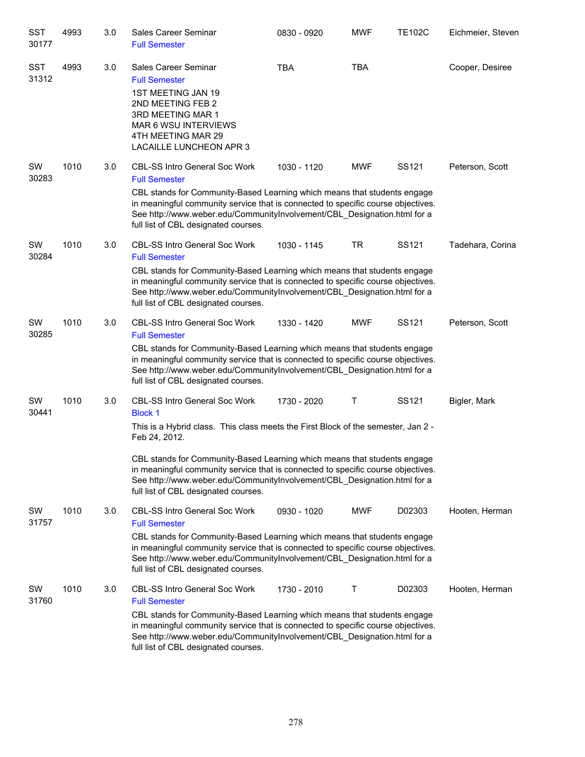| Subject / CRN | Course | Credits | Title | Time | Days | Room | Instructor |
|---|---|---|---|---|---|---|---|
| SST 30177 | 4993 | 3.0 | Sales Career Seminar<br>Full Semester | 0830 - 0920 | MWF | TE102C | Eichmeier, Steven |
| SST 31312 | 4993 | 3.0 | Sales Career Seminar<br>Full Semester<br>1ST MEETING JAN 19<br>2ND MEETING FEB 2<br>3RD MEETING MAR 1<br>MAR 6 WSU INTERVIEWS<br>4TH MEETING MAR 29<br>LACAILLE LUNCHEON APR 3 | TBA | TBA | | Cooper, Desiree |
| SW 30283 | 1010 | 3.0 | CBL-SS Intro General Soc Work<br>Full Semester<br>CBL stands for Community-Based Learning which means that students engage in meaningful community service that is connected to specific course objectives. See http://www.weber.edu/CommunityInvolvement/CBL_Designation.html for a full list of CBL designated courses. | 1030 - 1120 | MWF | SS121 | Peterson, Scott |
| SW 30284 | 1010 | 3.0 | CBL-SS Intro General Soc Work<br>Full Semester<br>CBL stands for Community-Based Learning which means that students engage in meaningful community service that is connected to specific course objectives. See http://www.weber.edu/CommunityInvolvement/CBL_Designation.html for a full list of CBL designated courses. | 1030 - 1145 | TR | SS121 | Tadehara, Corina |
| SW 30285 | 1010 | 3.0 | CBL-SS Intro General Soc Work<br>Full Semester<br>CBL stands for Community-Based Learning which means that students engage in meaningful community service that is connected to specific course objectives. See http://www.weber.edu/CommunityInvolvement/CBL_Designation.html for a full list of CBL designated courses. | 1330 - 1420 | MWF | SS121 | Peterson, Scott |
| SW 30441 | 1010 | 3.0 | CBL-SS Intro General Soc Work<br>Block 1<br>This is a Hybrid class. This class meets the First Block of the semester, Jan 2 - Feb 24, 2012.<br><br>CBL stands for Community-Based Learning which means that students engage in meaningful community service that is connected to specific course objectives. See http://www.weber.edu/CommunityInvolvement/CBL_Designation.html for a full list of CBL designated courses. | 1730 - 2020 | T | SS121 | Bigler, Mark |
| SW 31757 | 1010 | 3.0 | CBL-SS Intro General Soc Work<br>Full Semester<br>CBL stands for Community-Based Learning which means that students engage in meaningful community service that is connected to specific course objectives. See http://www.weber.edu/CommunityInvolvement/CBL_Designation.html for a full list of CBL designated courses. | 0930 - 1020 | MWF | D02303 | Hooten, Herman |
| SW 31760 | 1010 | 3.0 | CBL-SS Intro General Soc Work<br>Full Semester<br>CBL stands for Community-Based Learning which means that students engage in meaningful community service that is connected to specific course objectives. See http://www.weber.edu/CommunityInvolvement/CBL_Designation.html for a full list of CBL designated courses. | 1730 - 2010 | T | D02303 | Hooten, Herman |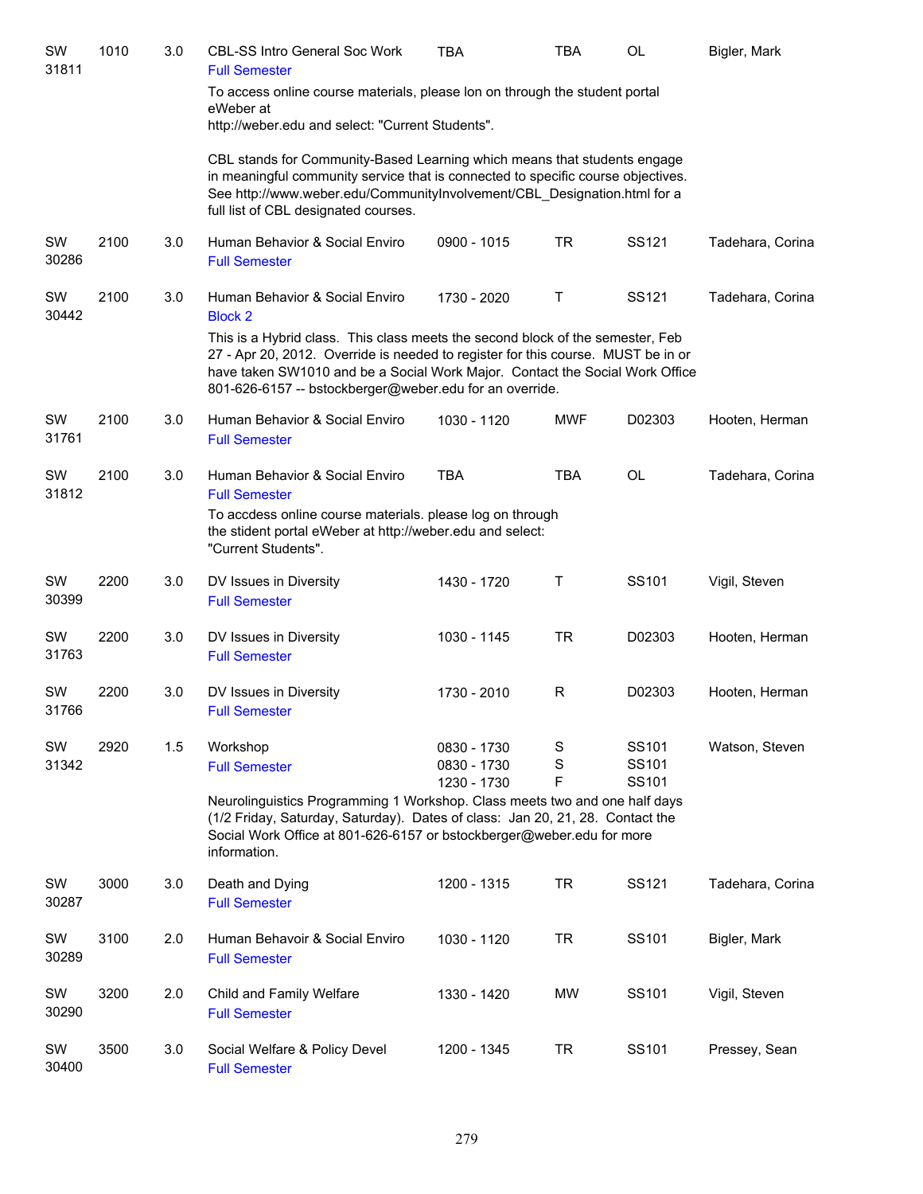| | | | | | | | |
|---|---|---|---|---|---|---|---|
| SW 31811 | 1010 | 3.0 | CBL-SS Intro General Soc Work<br>Full Semester | TBA | TBA | OL | Bigler, Mark |

To access online course materials, please lon on through the student portal eWeber at
http://weber.edu and select: "Current Students".

CBL stands for Community-Based Learning which means that students engage in meaningful community service that is connected to specific course objectives. See http://www.weber.edu/CommunityInvolvement/CBL_Designation.html for a full list of CBL designated courses.

| | | | | | | | |
|---|---|---|---|---|---|---|---|
| SW 30286 | 2100 | 3.0 | Human Behavior & Social Enviro<br>Full Semester | 0900 - 1015 | TR | SS121 | Tadehara, Corina |
| SW 30442 | 2100 | 3.0 | Human Behavior & Social Enviro<br>Block 2 | 1730 - 2020 | T | SS121 | Tadehara, Corina |

This is a Hybrid class. This class meets the second block of the semester, Feb 27 - Apr 20, 2012. Override is needed to register for this course. MUST be in or have taken SW1010 and be a Social Work Major. Contact the Social Work Office 801-626-6157 -- bstockberger@weber.edu for an override.

| | | | | | | | |
|---|---|---|---|---|---|---|---|
| SW 31761 | 2100 | 3.0 | Human Behavior & Social Enviro<br>Full Semester | 1030 - 1120 | MWF | D02303 | Hooten, Herman |
| SW 31812 | 2100 | 3.0 | Human Behavior & Social Enviro<br>Full Semester | TBA | TBA | OL | Tadehara, Corina |

To accdess online course materials. please log on through the stident portal eWeber at http://weber.edu and select: "Current Students".

| | | | | | | | |
|---|---|---|---|---|---|---|---|
| SW 30399 | 2200 | 3.0 | DV Issues in Diversity<br>Full Semester | 1430 - 1720 | T | SS101 | Vigil, Steven |
| SW 31763 | 2200 | 3.0 | DV Issues in Diversity<br>Full Semester | 1030 - 1145 | TR | D02303 | Hooten, Herman |
| SW 31766 | 2200 | 3.0 | DV Issues in Diversity<br>Full Semester | 1730 - 2010 | R | D02303 | Hooten, Herman |
| SW 31342 | 2920 | 1.5 | Workshop<br>Full Semester | 0830 - 1730<br>0830 - 1730<br>1230 - 1730 | S<br>S<br>F | SS101<br>SS101<br>SS101 | Watson, Steven |

Neurolinguistics Programming 1 Workshop. Class meets two and one half days (1/2 Friday, Saturday, Saturday). Dates of class: Jan 20, 21, 28. Contact the Social Work Office at 801-626-6157 or bstockberger@weber.edu for more information.

| | | | | | | | |
|---|---|---|---|---|---|---|---|
| SW 30287 | 3000 | 3.0 | Death and Dying<br>Full Semester | 1200 - 1315 | TR | SS121 | Tadehara, Corina |
| SW 30289 | 3100 | 2.0 | Human Behavoir & Social Enviro<br>Full Semester | 1030 - 1120 | TR | SS101 | Bigler, Mark |
| SW 30290 | 3200 | 2.0 | Child and Family Welfare<br>Full Semester | 1330 - 1420 | MW | SS101 | Vigil, Steven |
| SW 30400 | 3500 | 3.0 | Social Welfare & Policy Devel<br>Full Semester | 1200 - 1345 | TR | SS101 | Pressey, Sean |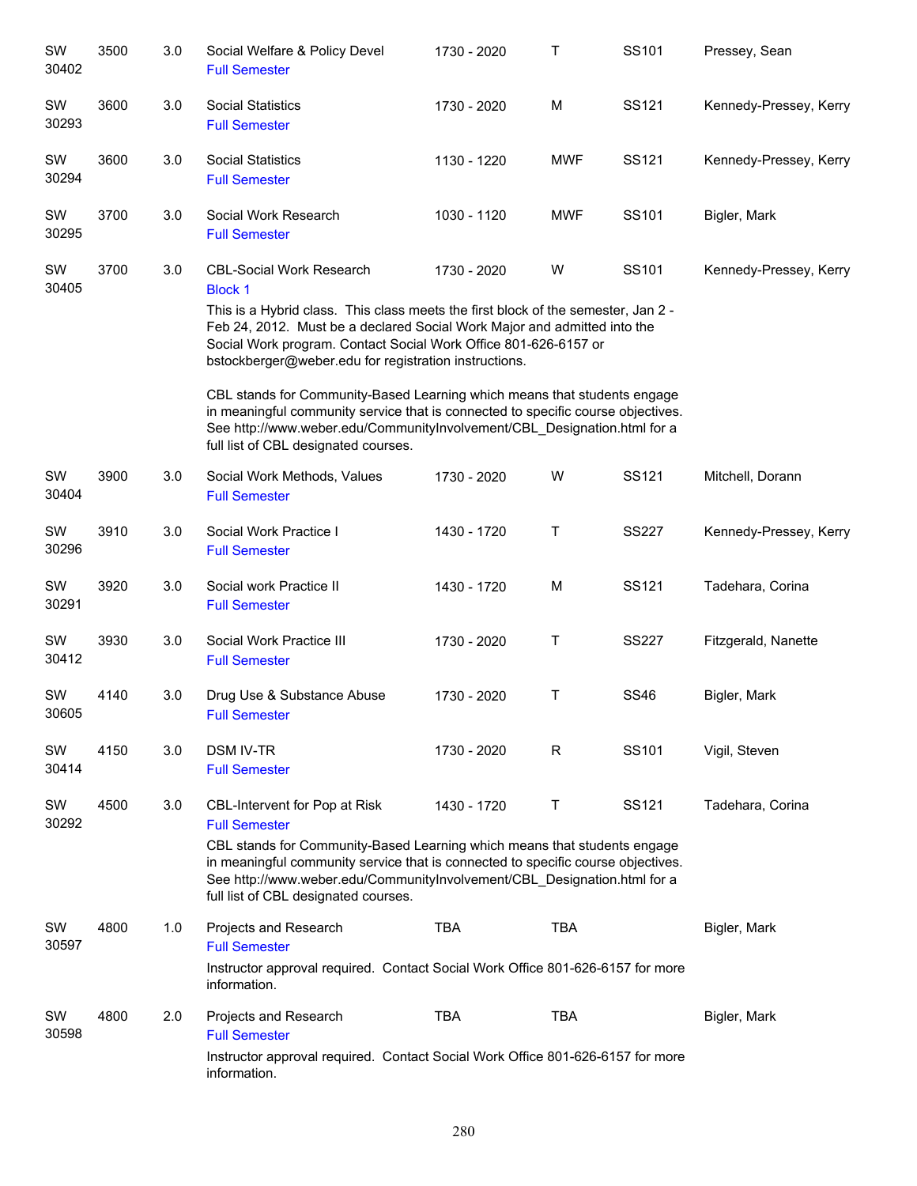| Subject / CRN | Course | Credits | Title | Time | Days | Room | Instructor |
|---|---|---|---|---|---|---|---|
| SW 30402 | 3500 | 3.0 | Social Welfare & Policy Devel<br>Full Semester | 1730 - 2020 | T | SS101 | Pressey, Sean |
| SW 30293 | 3600 | 3.0 | Social Statistics<br>Full Semester | 1730 - 2020 | M | SS121 | Kennedy-Pressey, Kerry |
| SW 30294 | 3600 | 3.0 | Social Statistics<br>Full Semester | 1130 - 1220 | MWF | SS121 | Kennedy-Pressey, Kerry |
| SW 30295 | 3700 | 3.0 | Social Work Research<br>Full Semester | 1030 - 1120 | MWF | SS101 | Bigler, Mark |
| SW 30405 | 3700 | 3.0 | CBL-Social Work Research<br>Block 1<br>This is a Hybrid class. This class meets the first block of the semester, Jan 2 - Feb 24, 2012. Must be a declared Social Work Major and admitted into the Social Work program. Contact Social Work Office 801-626-6157 or bstockberger@weber.edu for registration instructions.<br><br>CBL stands for Community-Based Learning which means that students engage in meaningful community service that is connected to specific course objectives. See http://www.weber.edu/CommunityInvolvement/CBL_Designation.html for a full list of CBL designated courses. | 1730 - 2020 | W | SS101 | Kennedy-Pressey, Kerry |
| SW 30404 | 3900 | 3.0 | Social Work Methods, Values<br>Full Semester | 1730 - 2020 | W | SS121 | Mitchell, Dorann |
| SW 30296 | 3910 | 3.0 | Social Work Practice I<br>Full Semester | 1430 - 1720 | T | SS227 | Kennedy-Pressey, Kerry |
| SW 30291 | 3920 | 3.0 | Social work Practice II<br>Full Semester | 1430 - 1720 | M | SS121 | Tadehara, Corina |
| SW 30412 | 3930 | 3.0 | Social Work Practice III<br>Full Semester | 1730 - 2020 | T | SS227 | Fitzgerald, Nanette |
| SW 30605 | 4140 | 3.0 | Drug Use & Substance Abuse<br>Full Semester | 1730 - 2020 | T | SS46 | Bigler, Mark |
| SW 30414 | 4150 | 3.0 | DSM IV-TR<br>Full Semester | 1730 - 2020 | R | SS101 | Vigil, Steven |
| SW 30292 | 4500 | 3.0 | CBL-Intervent for Pop at Risk<br>Full Semester<br>CBL stands for Community-Based Learning which means that students engage in meaningful community service that is connected to specific course objectives. See http://www.weber.edu/CommunityInvolvement/CBL_Designation.html for a full list of CBL designated courses. | 1430 - 1720 | T | SS121 | Tadehara, Corina |
| SW 30597 | 4800 | 1.0 | Projects and Research<br>Full Semester<br>Instructor approval required. Contact Social Work Office 801-626-6157 for more information. | TBA | TBA | | Bigler, Mark |
| SW 30598 | 4800 | 2.0 | Projects and Research<br>Full Semester<br>Instructor approval required. Contact Social Work Office 801-626-6157 for more information. | TBA | TBA | | Bigler, Mark |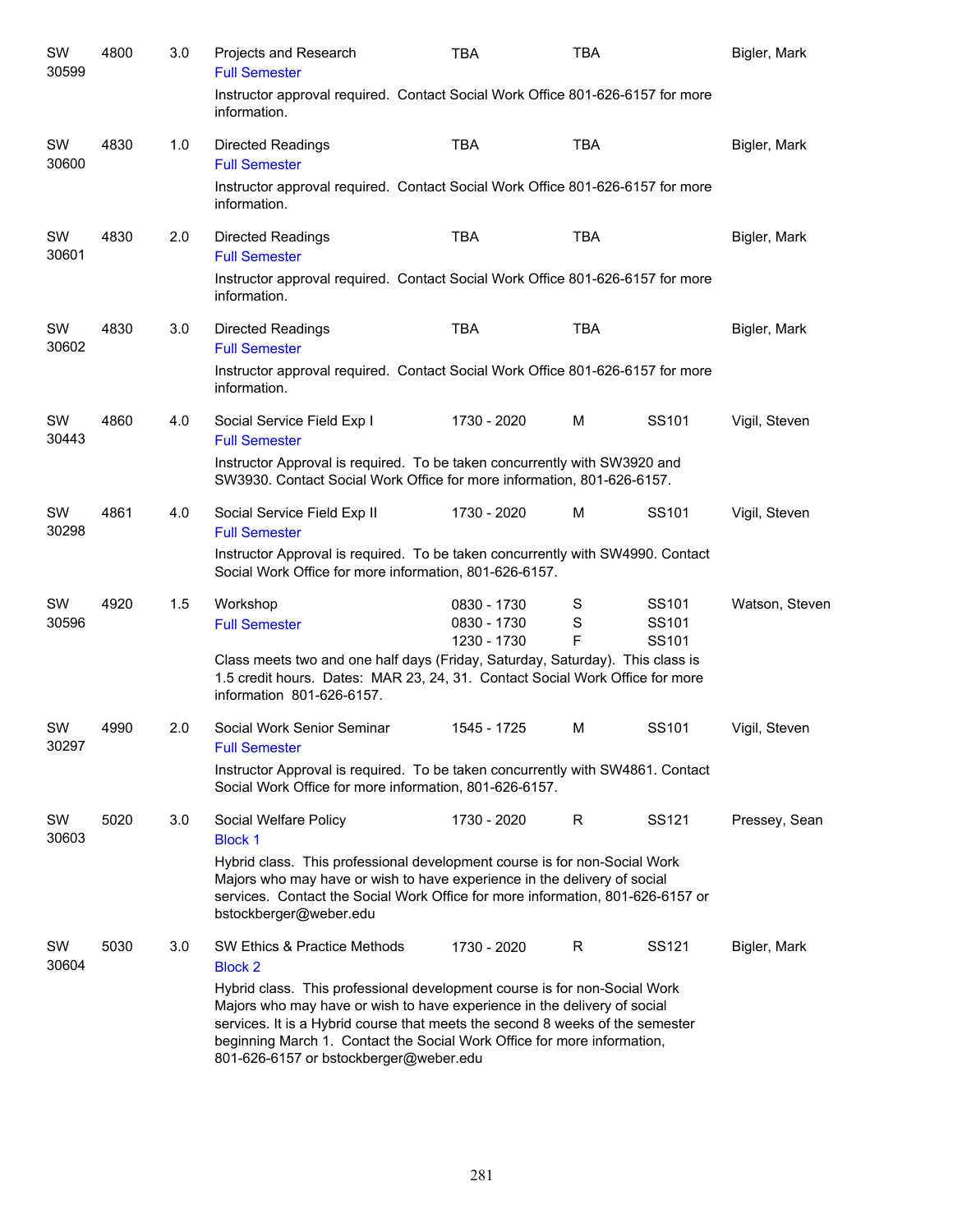| | | | | | | | |
|---|---|---|---|---|---|---|---|
| SW 30599 | 4800 | 3.0 | Projects and Research<br>Full Semester<br>Instructor approval required. Contact Social Work Office 801-626-6157 for more information. | TBA | TBA | | Bigler, Mark |
| SW 30600 | 4830 | 1.0 | Directed Readings<br>Full Semester<br>Instructor approval required. Contact Social Work Office 801-626-6157 for more information. | TBA | TBA | | Bigler, Mark |
| SW 30601 | 4830 | 2.0 | Directed Readings<br>Full Semester<br>Instructor approval required. Contact Social Work Office 801-626-6157 for more information. | TBA | TBA | | Bigler, Mark |
| SW 30602 | 4830 | 3.0 | Directed Readings<br>Full Semester<br>Instructor approval required. Contact Social Work Office 801-626-6157 for more information. | TBA | TBA | | Bigler, Mark |
| SW 30443 | 4860 | 4.0 | Social Service Field Exp I<br>Full Semester<br>Instructor Approval is required. To be taken concurrently with SW3920 and SW3930. Contact Social Work Office for more information, 801-626-6157. | 1730 - 2020 | M | SS101 | Vigil, Steven |
| SW 30298 | 4861 | 4.0 | Social Service Field Exp II<br>Full Semester<br>Instructor Approval is required. To be taken concurrently with SW4990. Contact Social Work Office for more information, 801-626-6157. | 1730 - 2020 | M | SS101 | Vigil, Steven |
| SW 30596 | 4920 | 1.5 | Workshop<br>Full Semester<br>Class meets two and one half days (Friday, Saturday, Saturday). This class is 1.5 credit hours. Dates: MAR 23, 24, 31. Contact Social Work Office for more information 801-626-6157. | 0830 - 1730<br>0830 - 1730<br>1230 - 1730 | S<br>S<br>F | SS101<br>SS101<br>SS101 | Watson, Steven |
| SW 30297 | 4990 | 2.0 | Social Work Senior Seminar<br>Full Semester<br>Instructor Approval is required. To be taken concurrently with SW4861. Contact Social Work Office for more information, 801-626-6157. | 1545 - 1725 | M | SS101 | Vigil, Steven |
| SW 30603 | 5020 | 3.0 | Social Welfare Policy<br>Block 1<br>Hybrid class. This professional development course is for non-Social Work Majors who may have or wish to have experience in the delivery of social services. Contact the Social Work Office for more information, 801-626-6157 or bstockberger@weber.edu | 1730 - 2020 | R | SS121 | Pressey, Sean |
| SW 30604 | 5030 | 3.0 | SW Ethics & Practice Methods<br>Block 2<br>Hybrid class. This professional development course is for non-Social Work Majors who may have or wish to have experience in the delivery of social services. It is a Hybrid course that meets the second 8 weeks of the semester beginning March 1. Contact the Social Work Office for more information, 801-626-6157 or bstockberger@weber.edu | 1730 - 2020 | R | SS121 | Bigler, Mark |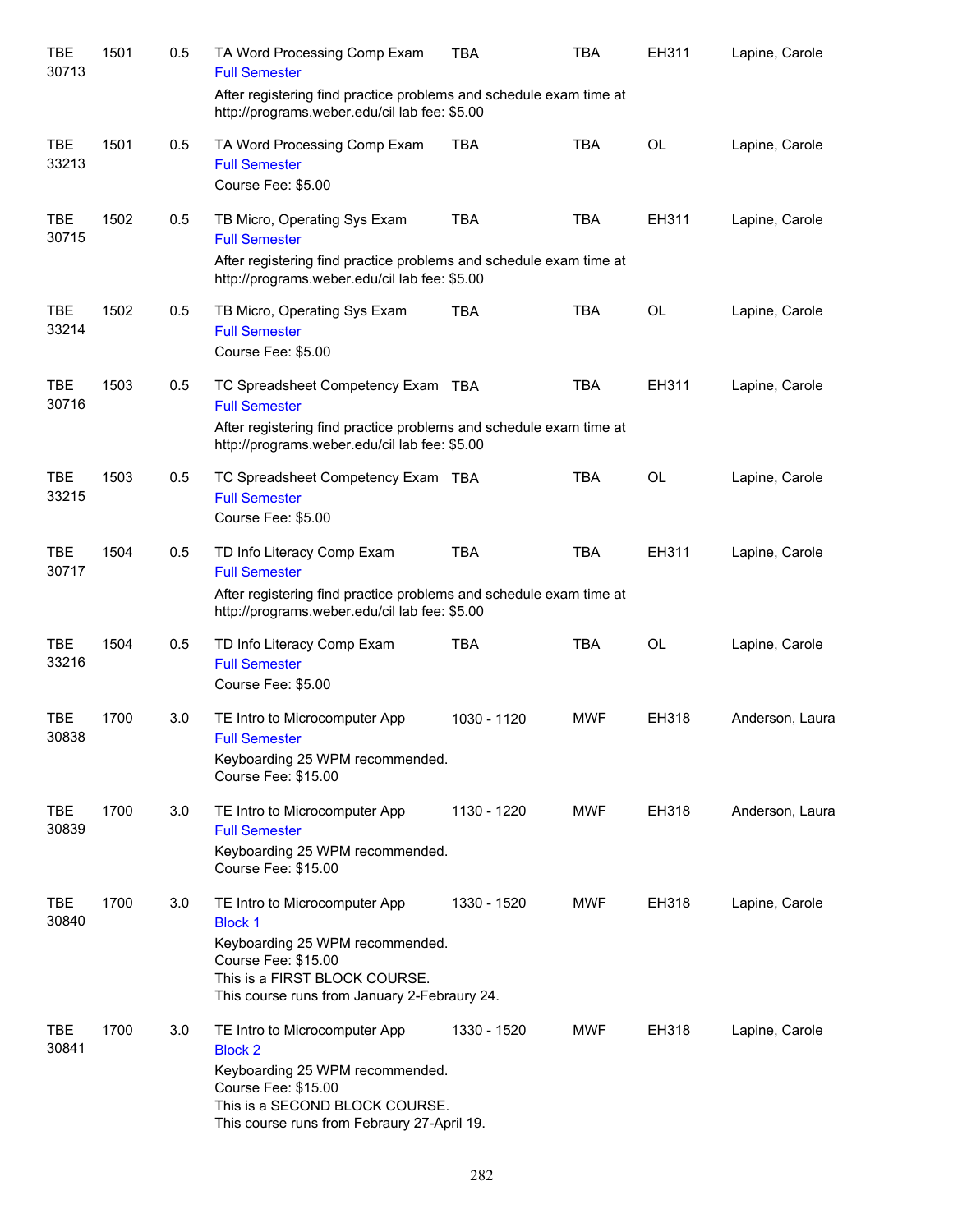| Subject / CRN | Course | Credits | Title / Notes | Time | Days | Room | Instructor |
|---|---|---|---|---|---|---|---|
| TBE 30713 | 1501 | 0.5 | TA Word Processing Comp Exam<br>Full Semester<br>After registering find practice problems and schedule exam time at http://programs.weber.edu/cil lab fee: $5.00 | TBA | TBA | EH311 | Lapine, Carole |
| TBE 33213 | 1501 | 0.5 | TA Word Processing Comp Exam<br>Full Semester<br>Course Fee: $5.00 | TBA | TBA | OL | Lapine, Carole |
| TBE 30715 | 1502 | 0.5 | TB Micro, Operating Sys Exam<br>Full Semester<br>After registering find practice problems and schedule exam time at http://programs.weber.edu/cil lab fee: $5.00 | TBA | TBA | EH311 | Lapine, Carole |
| TBE 33214 | 1502 | 0.5 | TB Micro, Operating Sys Exam<br>Full Semester<br>Course Fee: $5.00 | TBA | TBA | OL | Lapine, Carole |
| TBE 30716 | 1503 | 0.5 | TC Spreadsheet Competency Exam<br>Full Semester<br>After registering find practice problems and schedule exam time at http://programs.weber.edu/cil lab fee: $5.00 | TBA | TBA | EH311 | Lapine, Carole |
| TBE 33215 | 1503 | 0.5 | TC Spreadsheet Competency Exam<br>Full Semester<br>Course Fee: $5.00 | TBA | TBA | OL | Lapine, Carole |
| TBE 30717 | 1504 | 0.5 | TD Info Literacy Comp Exam<br>Full Semester<br>After registering find practice problems and schedule exam time at http://programs.weber.edu/cil lab fee: $5.00 | TBA | TBA | EH311 | Lapine, Carole |
| TBE 33216 | 1504 | 0.5 | TD Info Literacy Comp Exam<br>Full Semester<br>Course Fee: $5.00 | TBA | TBA | OL | Lapine, Carole |
| TBE 30838 | 1700 | 3.0 | TE Intro to Microcomputer App<br>Full Semester<br>Keyboarding 25 WPM recommended.<br>Course Fee: $15.00 | 1030 - 1120 | MWF | EH318 | Anderson, Laura |
| TBE 30839 | 1700 | 3.0 | TE Intro to Microcomputer App<br>Full Semester<br>Keyboarding 25 WPM recommended.<br>Course Fee: $15.00 | 1130 - 1220 | MWF | EH318 | Anderson, Laura |
| TBE 30840 | 1700 | 3.0 | TE Intro to Microcomputer App<br>Block 1<br>Keyboarding 25 WPM recommended.<br>Course Fee: $15.00<br>This is a FIRST BLOCK COURSE.<br>This course runs from January 2-Febraury 24. | 1330 - 1520 | MWF | EH318 | Lapine, Carole |
| TBE 30841 | 1700 | 3.0 | TE Intro to Microcomputer App<br>Block 2<br>Keyboarding 25 WPM recommended.<br>Course Fee: $15.00<br>This is a SECOND BLOCK COURSE.<br>This course runs from Febraury 27-April 19. | 1330 - 1520 | MWF | EH318 | Lapine, Carole |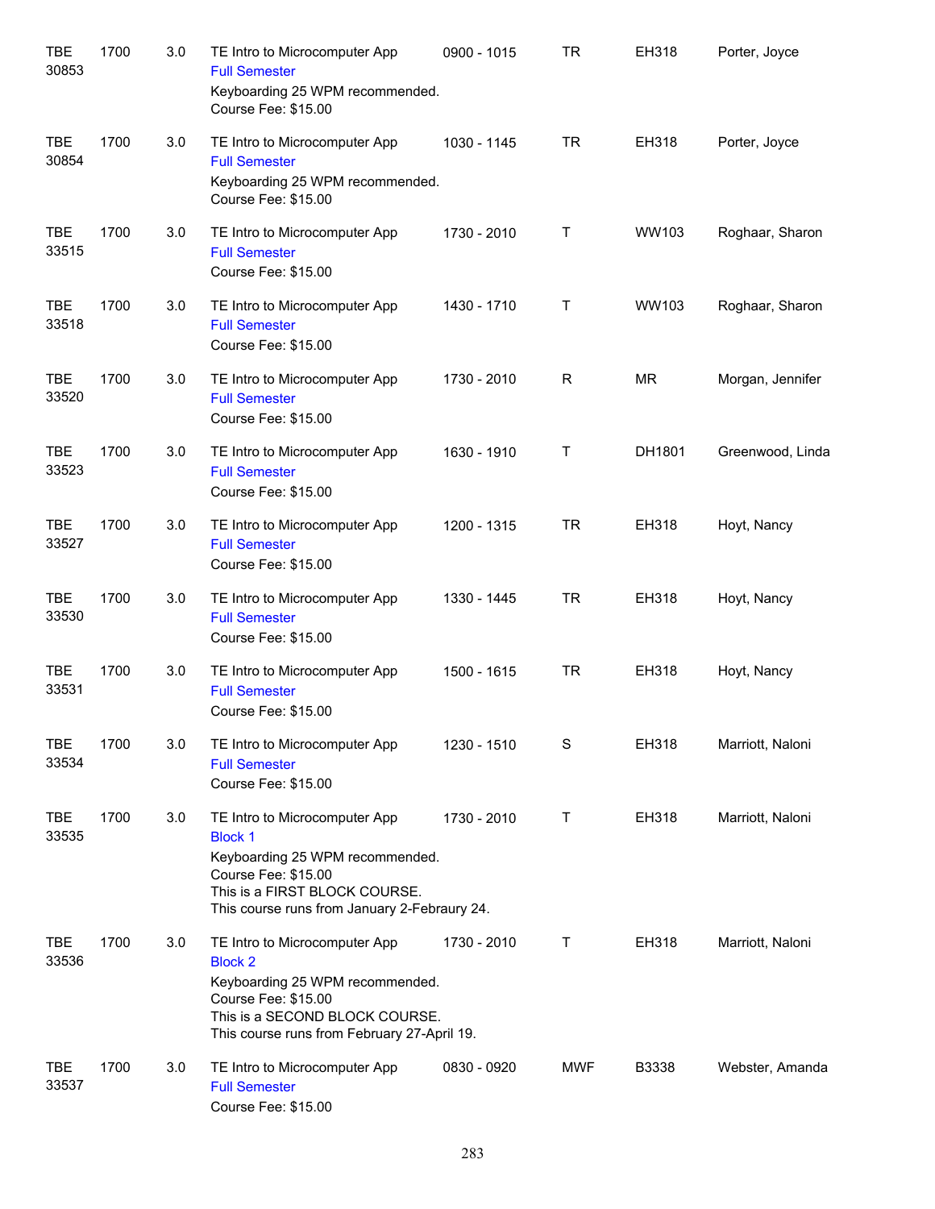| | | | | | | | |
|---|---|---|---|---|---|---|---|
| TBE 30853 | 1700 | 3.0 | TE Intro to Microcomputer App<br>Full Semester<br>Keyboarding 25 WPM recommended.<br>Course Fee: $15.00 | 0900 - 1015 | TR | EH318 | Porter, Joyce |
| TBE 30854 | 1700 | 3.0 | TE Intro to Microcomputer App<br>Full Semester<br>Keyboarding 25 WPM recommended.<br>Course Fee: $15.00 | 1030 - 1145 | TR | EH318 | Porter, Joyce |
| TBE 33515 | 1700 | 3.0 | TE Intro to Microcomputer App<br>Full Semester<br>Course Fee: $15.00 | 1730 - 2010 | T | WW103 | Roghaar, Sharon |
| TBE 33518 | 1700 | 3.0 | TE Intro to Microcomputer App<br>Full Semester<br>Course Fee: $15.00 | 1430 - 1710 | T | WW103 | Roghaar, Sharon |
| TBE 33520 | 1700 | 3.0 | TE Intro to Microcomputer App<br>Full Semester<br>Course Fee: $15.00 | 1730 - 2010 | R | MR | Morgan, Jennifer |
| TBE 33523 | 1700 | 3.0 | TE Intro to Microcomputer App<br>Full Semester<br>Course Fee: $15.00 | 1630 - 1910 | T | DH1801 | Greenwood, Linda |
| TBE 33527 | 1700 | 3.0 | TE Intro to Microcomputer App<br>Full Semester<br>Course Fee: $15.00 | 1200 - 1315 | TR | EH318 | Hoyt, Nancy |
| TBE 33530 | 1700 | 3.0 | TE Intro to Microcomputer App<br>Full Semester<br>Course Fee: $15.00 | 1330 - 1445 | TR | EH318 | Hoyt, Nancy |
| TBE 33531 | 1700 | 3.0 | TE Intro to Microcomputer App<br>Full Semester<br>Course Fee: $15.00 | 1500 - 1615 | TR | EH318 | Hoyt, Nancy |
| TBE 33534 | 1700 | 3.0 | TE Intro to Microcomputer App<br>Full Semester<br>Course Fee: $15.00 | 1230 - 1510 | S | EH318 | Marriott, Naloni |
| TBE 33535 | 1700 | 3.0 | TE Intro to Microcomputer App<br>Block 1<br>Keyboarding 25 WPM recommended.<br>Course Fee: $15.00<br>This is a FIRST BLOCK COURSE.<br>This course runs from January 2-Febraury 24. | 1730 - 2010 | T | EH318 | Marriott, Naloni |
| TBE 33536 | 1700 | 3.0 | TE Intro to Microcomputer App<br>Block 2<br>Keyboarding 25 WPM recommended.<br>Course Fee: $15.00<br>This is a SECOND BLOCK COURSE.<br>This course runs from February 27-April 19. | 1730 - 2010 | T | EH318 | Marriott, Naloni |
| TBE 33537 | 1700 | 3.0 | TE Intro to Microcomputer App<br>Full Semester<br>Course Fee: $15.00 | 0830 - 0920 | MWF | B3338 | Webster, Amanda |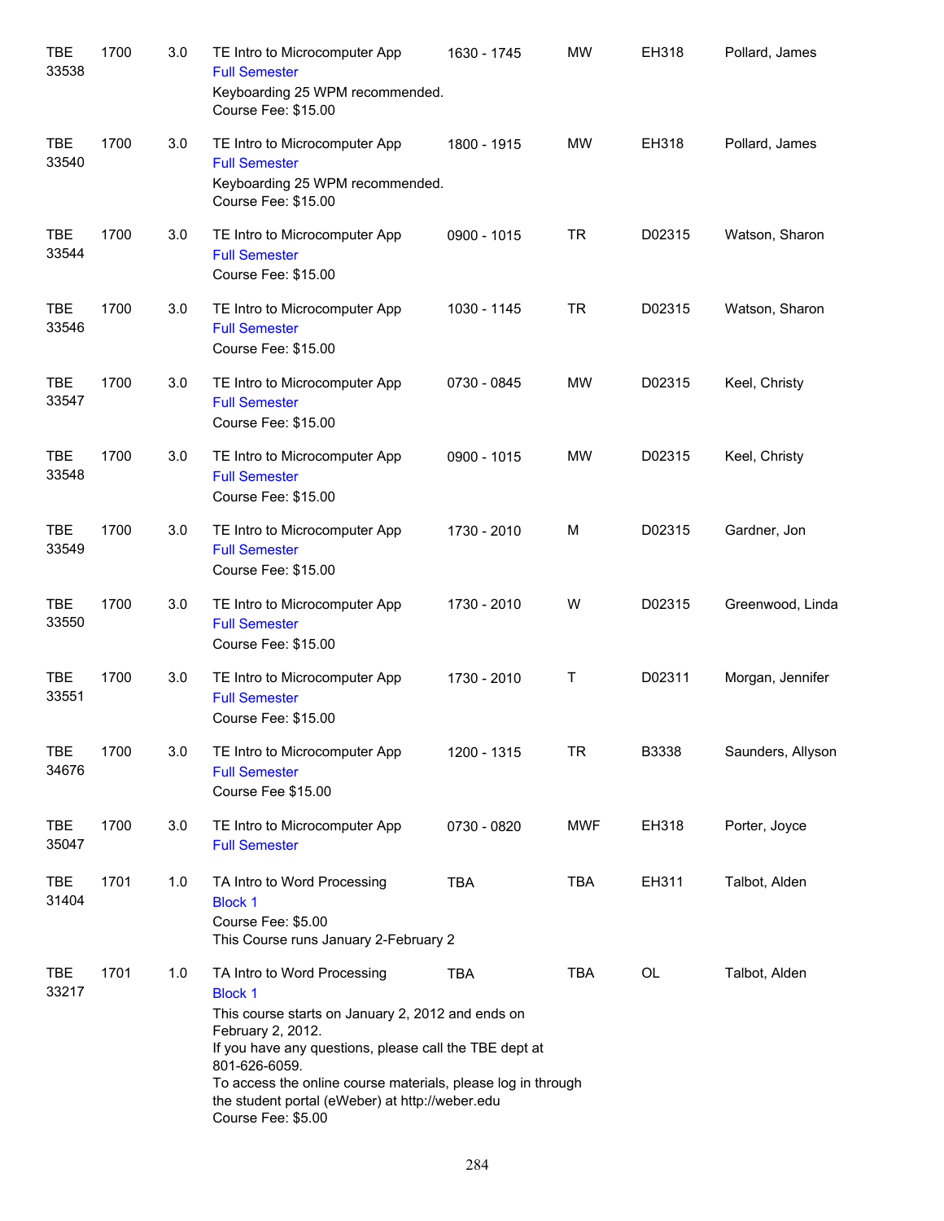| | | | | | | | |
|---|---|---|---|---|---|---|---|
| TBE 33538 | 1700 | 3.0 | TE Intro to Microcomputer App<br>Full Semester<br>Keyboarding 25 WPM recommended.<br>Course Fee: $15.00 | 1630 - 1745 | MW | EH318 | Pollard, James |
| TBE 33540 | 1700 | 3.0 | TE Intro to Microcomputer App<br>Full Semester<br>Keyboarding 25 WPM recommended.<br>Course Fee: $15.00 | 1800 - 1915 | MW | EH318 | Pollard, James |
| TBE 33544 | 1700 | 3.0 | TE Intro to Microcomputer App<br>Full Semester<br>Course Fee: $15.00 | 0900 - 1015 | TR | D02315 | Watson, Sharon |
| TBE 33546 | 1700 | 3.0 | TE Intro to Microcomputer App<br>Full Semester<br>Course Fee: $15.00 | 1030 - 1145 | TR | D02315 | Watson, Sharon |
| TBE 33547 | 1700 | 3.0 | TE Intro to Microcomputer App<br>Full Semester<br>Course Fee: $15.00 | 0730 - 0845 | MW | D02315 | Keel, Christy |
| TBE 33548 | 1700 | 3.0 | TE Intro to Microcomputer App<br>Full Semester<br>Course Fee: $15.00 | 0900 - 1015 | MW | D02315 | Keel, Christy |
| TBE 33549 | 1700 | 3.0 | TE Intro to Microcomputer App<br>Full Semester<br>Course Fee: $15.00 | 1730 - 2010 | M | D02315 | Gardner, Jon |
| TBE 33550 | 1700 | 3.0 | TE Intro to Microcomputer App<br>Full Semester<br>Course Fee: $15.00 | 1730 - 2010 | W | D02315 | Greenwood, Linda |
| TBE 33551 | 1700 | 3.0 | TE Intro to Microcomputer App<br>Full Semester<br>Course Fee: $15.00 | 1730 - 2010 | T | D02311 | Morgan, Jennifer |
| TBE 34676 | 1700 | 3.0 | TE Intro to Microcomputer App<br>Full Semester<br>Course Fee $15.00 | 1200 - 1315 | TR | B3338 | Saunders, Allyson |
| TBE 35047 | 1700 | 3.0 | TE Intro to Microcomputer App<br>Full Semester | 0730 - 0820 | MWF | EH318 | Porter, Joyce |
| TBE 31404 | 1701 | 1.0 | TA Intro to Word Processing<br>Block 1<br>Course Fee: $5.00<br>This Course runs January 2-February 2 | TBA | TBA | EH311 | Talbot, Alden |
| TBE 33217 | 1701 | 1.0 | TA Intro to Word Processing<br>Block 1<br>This course starts on January 2, 2012 and ends on February 2, 2012.<br>If you have any questions, please call the TBE dept at 801-626-6059.<br>To access the online course materials, please log in through the student portal (eWeber) at http://weber.edu<br>Course Fee: $5.00 | TBA | TBA | OL | Talbot, Alden |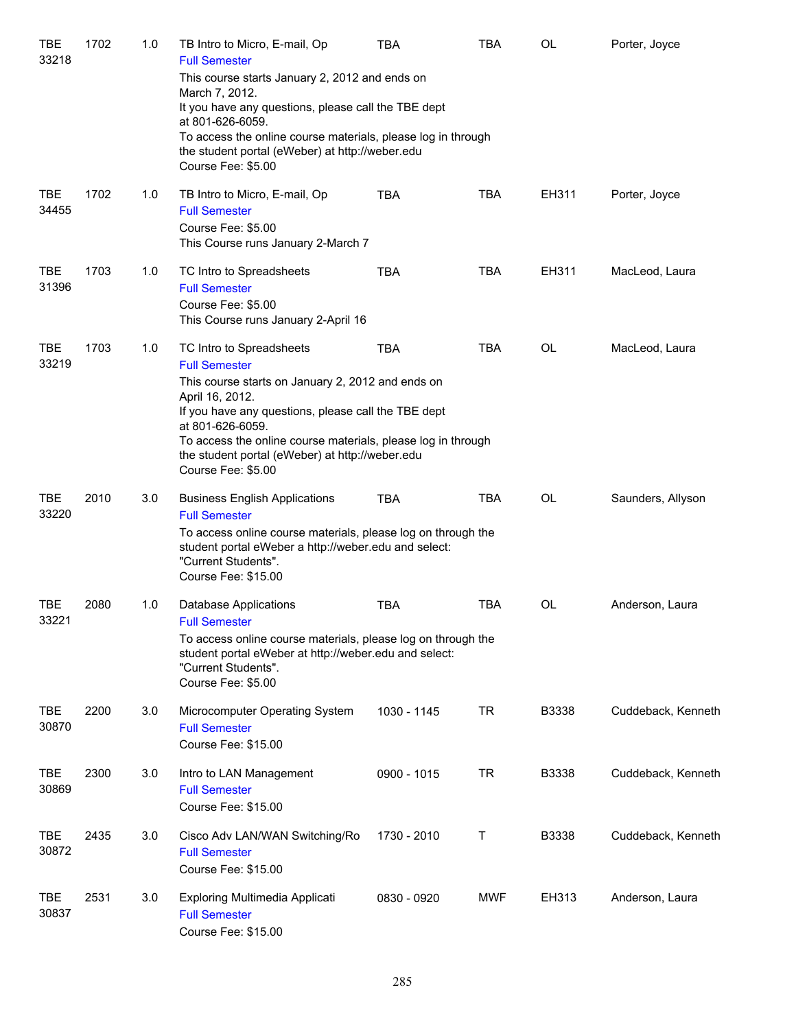| | | | | | | | |
|---|---|---|---|---|---|---|---|
| TBE 33218 | 1702 | 1.0 | TB Intro to Micro, E-mail, Op<br>Full Semester<br>This course starts January 2, 2012 and ends on March 7, 2012.<br>It you have any questions, please call the TBE dept at 801-626-6059.<br>To access the online course materials, please log in through the student portal (eWeber) at http://weber.edu<br>Course Fee: $5.00 | TBA | TBA | OL | Porter, Joyce |
| TBE 34455 | 1702 | 1.0 | TB Intro to Micro, E-mail, Op<br>Full Semester<br>Course Fee: $5.00<br>This Course runs January 2-March 7 | TBA | TBA | EH311 | Porter, Joyce |
| TBE 31396 | 1703 | 1.0 | TC Intro to Spreadsheets<br>Full Semester<br>Course Fee: $5.00<br>This Course runs January 2-April 16 | TBA | TBA | EH311 | MacLeod, Laura |
| TBE 33219 | 1703 | 1.0 | TC Intro to Spreadsheets<br>Full Semester<br>This course starts on January 2, 2012 and ends on April 16, 2012.<br>If you have any questions, please call the TBE dept at 801-626-6059.<br>To access the online course materials, please log in through the student portal (eWeber) at http://weber.edu<br>Course Fee: $5.00 | TBA | TBA | OL | MacLeod, Laura |
| TBE 33220 | 2010 | 3.0 | Business English Applications<br>Full Semester<br>To access online course materials, please log on through the student portal eWeber a http://weber.edu and select: "Current Students".<br>Course Fee: $15.00 | TBA | TBA | OL | Saunders, Allyson |
| TBE 33221 | 2080 | 1.0 | Database Applications<br>Full Semester<br>To access online course materials, please log on through the student portal eWeber at http://weber.edu and select: "Current Students".<br>Course Fee: $5.00 | TBA | TBA | OL | Anderson, Laura |
| TBE 30870 | 2200 | 3.0 | Microcomputer Operating System<br>Full Semester<br>Course Fee: $15.00 | 1030 - 1145 | TR | B3338 | Cuddeback, Kenneth |
| TBE 30869 | 2300 | 3.0 | Intro to LAN Management<br>Full Semester<br>Course Fee: $15.00 | 0900 - 1015 | TR | B3338 | Cuddeback, Kenneth |
| TBE 30872 | 2435 | 3.0 | Cisco Adv LAN/WAN Switching/Ro<br>Full Semester<br>Course Fee: $15.00 | 1730 - 2010 | T | B3338 | Cuddeback, Kenneth |
| TBE 30837 | 2531 | 3.0 | Exploring Multimedia Applicati<br>Full Semester<br>Course Fee: $15.00 | 0830 - 0920 | MWF | EH313 | Anderson, Laura |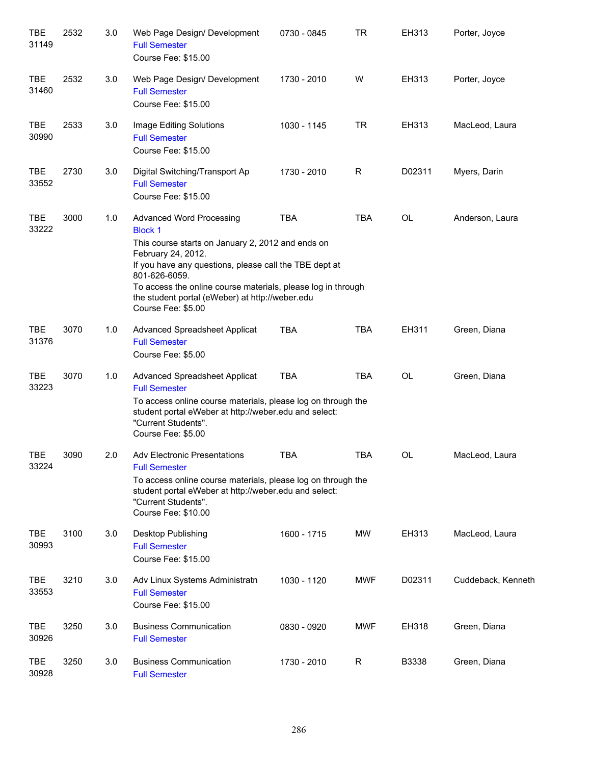| | | | | | | | |
|---|---|---|---|---|---|---|---|
| TBE 31149 | 2532 | 3.0 | Web Page Design/ Development<br>Full Semester<br>Course Fee: $15.00 | 0730 - 0845 | TR | EH313 | Porter, Joyce |
| TBE 31460 | 2532 | 3.0 | Web Page Design/ Development<br>Full Semester<br>Course Fee: $15.00 | 1730 - 2010 | W | EH313 | Porter, Joyce |
| TBE 30990 | 2533 | 3.0 | Image Editing Solutions<br>Full Semester<br>Course Fee: $15.00 | 1030 - 1145 | TR | EH313 | MacLeod, Laura |
| TBE 33552 | 2730 | 3.0 | Digital Switching/Transport Ap<br>Full Semester<br>Course Fee: $15.00 | 1730 - 2010 | R | D02311 | Myers, Darin |
| TBE 33222 | 3000 | 1.0 | Advanced Word Processing<br>Block 1<br>This course starts on January 2, 2012 and ends on February 24, 2012.<br>If you have any questions, please call the TBE dept at 801-626-6059.<br>To access the online course materials, please log in through the student portal (eWeber) at http://weber.edu<br>Course Fee: $5.00 | TBA | TBA | OL | Anderson, Laura |
| TBE 31376 | 3070 | 1.0 | Advanced Spreadsheet Applicat<br>Full Semester<br>Course Fee: $5.00 | TBA | TBA | EH311 | Green, Diana |
| TBE 33223 | 3070 | 1.0 | Advanced Spreadsheet Applicat<br>Full Semester<br>To access online course materials, please log on through the student portal eWeber at http://weber.edu and select: "Current Students".<br>Course Fee: $5.00 | TBA | TBA | OL | Green, Diana |
| TBE 33224 | 3090 | 2.0 | Adv Electronic Presentations<br>Full Semester<br>To access online course materials, please log on through the student portal eWeber at http://weber.edu and select: "Current Students".<br>Course Fee: $10.00 | TBA | TBA | OL | MacLeod, Laura |
| TBE 30993 | 3100 | 3.0 | Desktop Publishing<br>Full Semester<br>Course Fee: $15.00 | 1600 - 1715 | MW | EH313 | MacLeod, Laura |
| TBE 33553 | 3210 | 3.0 | Adv Linux Systems Administratn<br>Full Semester<br>Course Fee: $15.00 | 1030 - 1120 | MWF | D02311 | Cuddeback, Kenneth |
| TBE 30926 | 3250 | 3.0 | Business Communication<br>Full Semester | 0830 - 0920 | MWF | EH318 | Green, Diana |
| TBE 30928 | 3250 | 3.0 | Business Communication<br>Full Semester | 1730 - 2010 | R | B3338 | Green, Diana |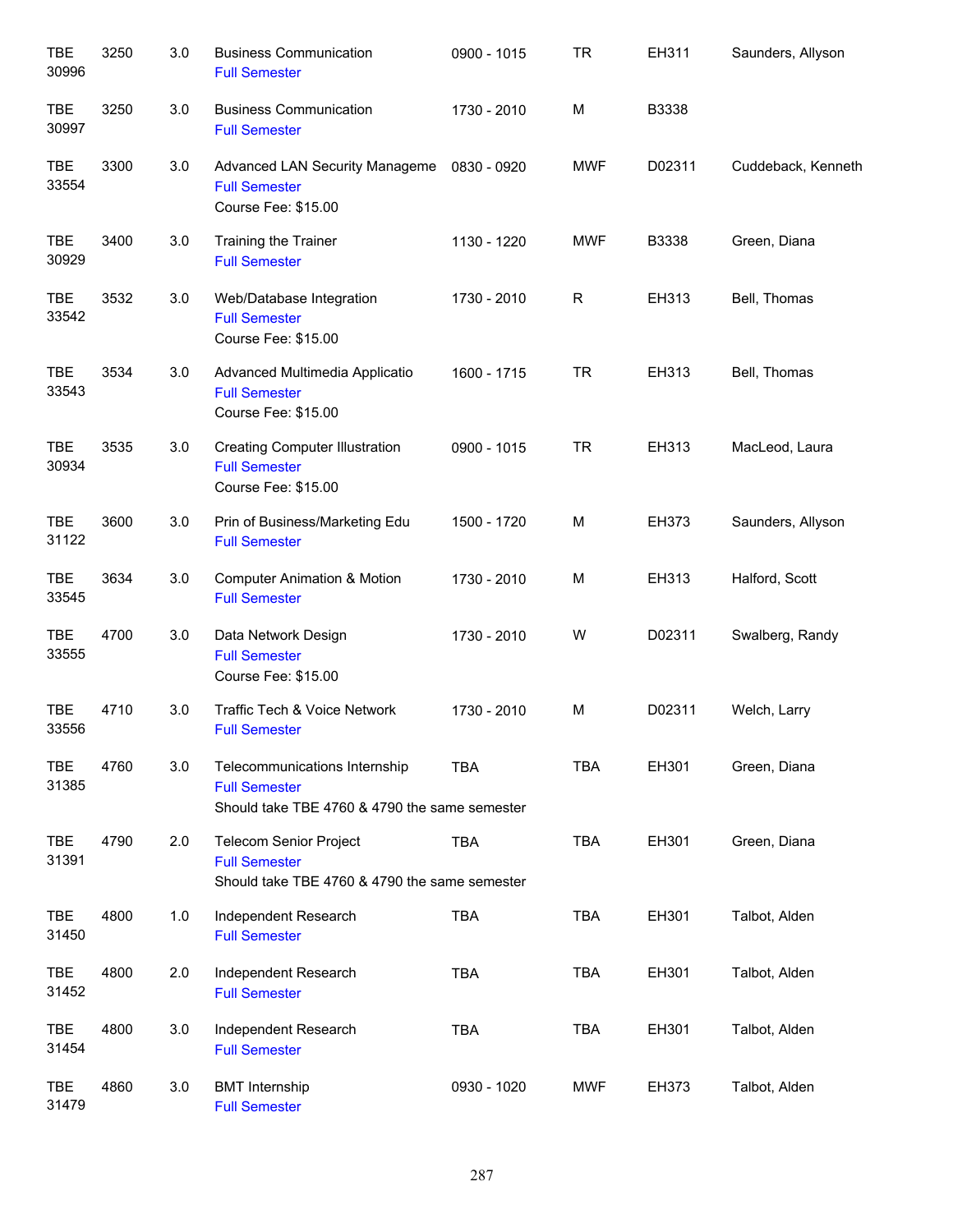| Subject / CRN | Course | Credits | Title | Time | Days | Room | Instructor |
|---|---|---|---|---|---|---|---|
| TBE 30996 | 3250 | 3.0 | Business Communication<br>Full Semester | 0900 - 1015 | TR | EH311 | Saunders, Allyson |
| TBE 30997 | 3250 | 3.0 | Business Communication<br>Full Semester | 1730 - 2010 | M | B3338 | |
| TBE 33554 | 3300 | 3.0 | Advanced LAN Security Manageme<br>Full Semester<br>Course Fee: $15.00 | 0830 - 0920 | MWF | D02311 | Cuddeback, Kenneth |
| TBE 30929 | 3400 | 3.0 | Training the Trainer<br>Full Semester | 1130 - 1220 | MWF | B3338 | Green, Diana |
| TBE 33542 | 3532 | 3.0 | Web/Database Integration<br>Full Semester<br>Course Fee: $15.00 | 1730 - 2010 | R | EH313 | Bell, Thomas |
| TBE 33543 | 3534 | 3.0 | Advanced Multimedia Applicatio<br>Full Semester<br>Course Fee: $15.00 | 1600 - 1715 | TR | EH313 | Bell, Thomas |
| TBE 30934 | 3535 | 3.0 | Creating Computer Illustration<br>Full Semester<br>Course Fee: $15.00 | 0900 - 1015 | TR | EH313 | MacLeod, Laura |
| TBE 31122 | 3600 | 3.0 | Prin of Business/Marketing Edu<br>Full Semester | 1500 - 1720 | M | EH373 | Saunders, Allyson |
| TBE 33545 | 3634 | 3.0 | Computer Animation & Motion<br>Full Semester | 1730 - 2010 | M | EH313 | Halford, Scott |
| TBE 33555 | 4700 | 3.0 | Data Network Design<br>Full Semester<br>Course Fee: $15.00 | 1730 - 2010 | W | D02311 | Swalberg, Randy |
| TBE 33556 | 4710 | 3.0 | Traffic Tech & Voice Network<br>Full Semester | 1730 - 2010 | M | D02311 | Welch, Larry |
| TBE 31385 | 4760 | 3.0 | Telecommunications Internship<br>Full Semester<br>Should take TBE 4760 & 4790 the same semester | TBA | TBA | EH301 | Green, Diana |
| TBE 31391 | 4790 | 2.0 | Telecom Senior Project<br>Full Semester<br>Should take TBE 4760 & 4790 the same semester | TBA | TBA | EH301 | Green, Diana |
| TBE 31450 | 4800 | 1.0 | Independent Research<br>Full Semester | TBA | TBA | EH301 | Talbot, Alden |
| TBE 31452 | 4800 | 2.0 | Independent Research<br>Full Semester | TBA | TBA | EH301 | Talbot, Alden |
| TBE 31454 | 4800 | 3.0 | Independent Research<br>Full Semester | TBA | TBA | EH301 | Talbot, Alden |
| TBE 31479 | 4860 | 3.0 | BMT Internship<br>Full Semester | 0930 - 1020 | MWF | EH373 | Talbot, Alden |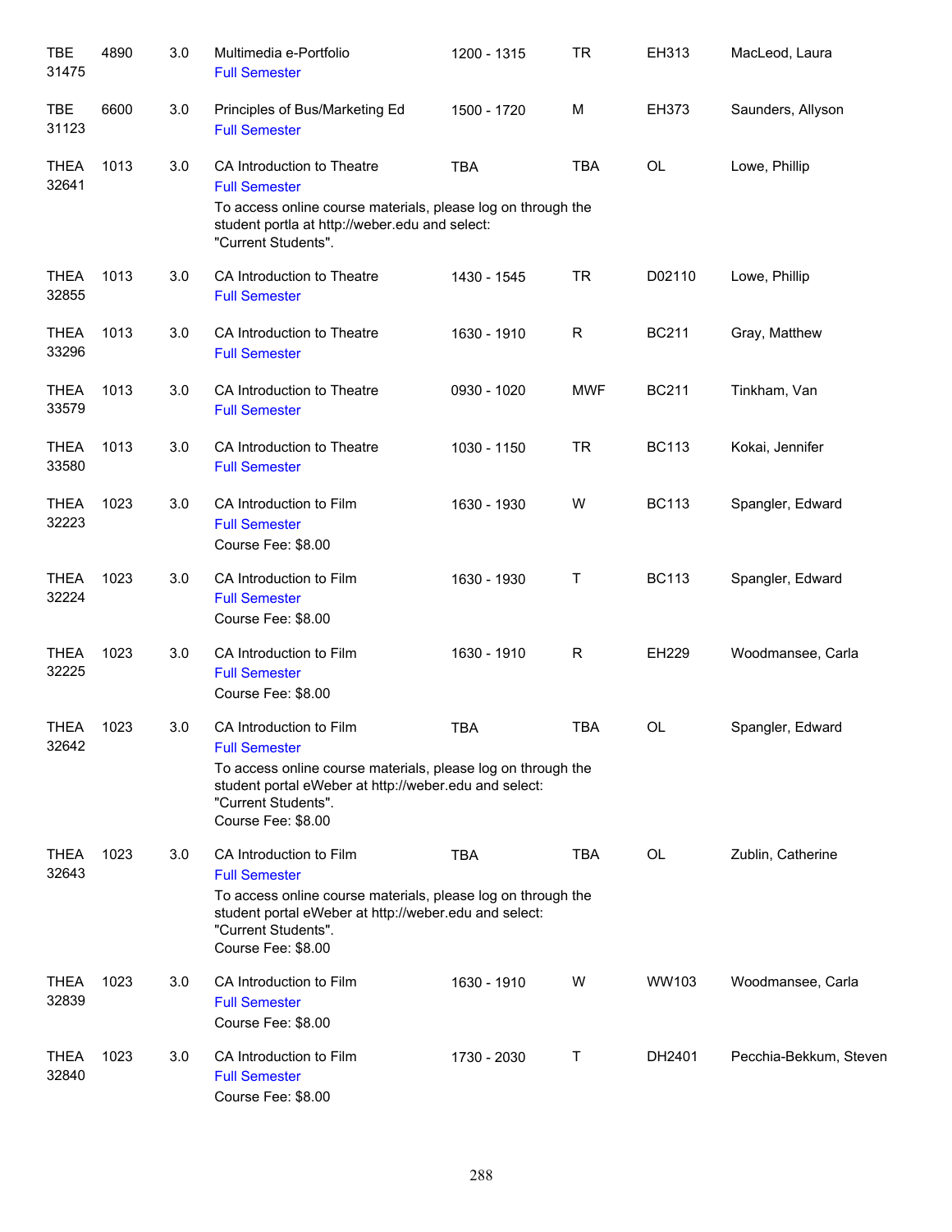| | | | | | | | |
|---|---|---|---|---|---|---|---|
| TBE 31475 | 4890 | 3.0 | Multimedia e-Portfolio<br>Full Semester | 1200 - 1315 | TR | EH313 | MacLeod, Laura |
| TBE 31123 | 6600 | 3.0 | Principles of Bus/Marketing Ed<br>Full Semester | 1500 - 1720 | M | EH373 | Saunders, Allyson |
| THEA 32641 | 1013 | 3.0 | CA Introduction to Theatre<br>Full Semester<br>To access online course materials, please log on through the student portla at http://weber.edu and select: "Current Students". | TBA | TBA | OL | Lowe, Phillip |
| THEA 32855 | 1013 | 3.0 | CA Introduction to Theatre<br>Full Semester | 1430 - 1545 | TR | D02110 | Lowe, Phillip |
| THEA 33296 | 1013 | 3.0 | CA Introduction to Theatre<br>Full Semester | 1630 - 1910 | R | BC211 | Gray, Matthew |
| THEA 33579 | 1013 | 3.0 | CA Introduction to Theatre<br>Full Semester | 0930 - 1020 | MWF | BC211 | Tinkham, Van |
| THEA 33580 | 1013 | 3.0 | CA Introduction to Theatre<br>Full Semester | 1030 - 1150 | TR | BC113 | Kokai, Jennifer |
| THEA 32223 | 1023 | 3.0 | CA Introduction to Film<br>Full Semester<br>Course Fee: $8.00 | 1630 - 1930 | W | BC113 | Spangler, Edward |
| THEA 32224 | 1023 | 3.0 | CA Introduction to Film<br>Full Semester<br>Course Fee: $8.00 | 1630 - 1930 | T | BC113 | Spangler, Edward |
| THEA 32225 | 1023 | 3.0 | CA Introduction to Film<br>Full Semester<br>Course Fee: $8.00 | 1630 - 1910 | R | EH229 | Woodmansee, Carla |
| THEA 32642 | 1023 | 3.0 | CA Introduction to Film<br>Full Semester<br>To access online course materials, please log on through the student portal eWeber at http://weber.edu and select: "Current Students".<br>Course Fee: $8.00 | TBA | TBA | OL | Spangler, Edward |
| THEA 32643 | 1023 | 3.0 | CA Introduction to Film<br>Full Semester<br>To access online course materials, please log on through the student portal eWeber at http://weber.edu and select: "Current Students".<br>Course Fee: $8.00 | TBA | TBA | OL | Zublin, Catherine |
| THEA 32839 | 1023 | 3.0 | CA Introduction to Film<br>Full Semester<br>Course Fee: $8.00 | 1630 - 1910 | W | WW103 | Woodmansee, Carla |
| THEA 32840 | 1023 | 3.0 | CA Introduction to Film<br>Full Semester<br>Course Fee: $8.00 | 1730 - 2030 | T | DH2401 | Pecchia-Bekkum, Steven |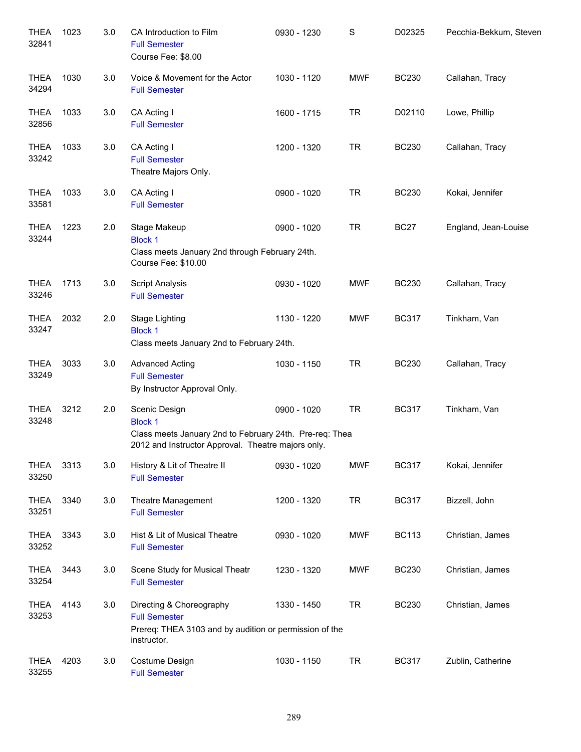| | | | | | | | |
|---|---|---|---|---|---|---|---|
| THEA 32841 | 1023 | 3.0 | CA Introduction to Film<br>Full Semester<br>Course Fee: $8.00 | 0930 - 1230 | S | D02325 | Pecchia-Bekkum, Steven |
| THEA 34294 | 1030 | 3.0 | Voice & Movement for the Actor<br>Full Semester | 1030 - 1120 | MWF | BC230 | Callahan, Tracy |
| THEA 32856 | 1033 | 3.0 | CA Acting I<br>Full Semester | 1600 - 1715 | TR | D02110 | Lowe, Phillip |
| THEA 33242 | 1033 | 3.0 | CA Acting I<br>Full Semester<br>Theatre Majors Only. | 1200 - 1320 | TR | BC230 | Callahan, Tracy |
| THEA 33581 | 1033 | 3.0 | CA Acting I<br>Full Semester | 0900 - 1020 | TR | BC230 | Kokai, Jennifer |
| THEA 33244 | 1223 | 2.0 | Stage Makeup<br>Block 1<br>Class meets January 2nd through February 24th.<br>Course Fee: $10.00 | 0900 - 1020 | TR | BC27 | England, Jean-Louise |
| THEA 33246 | 1713 | 3.0 | Script Analysis<br>Full Semester | 0930 - 1020 | MWF | BC230 | Callahan, Tracy |
| THEA 33247 | 2032 | 2.0 | Stage Lighting<br>Block 1<br>Class meets January 2nd to February 24th. | 1130 - 1220 | MWF | BC317 | Tinkham, Van |
| THEA 33249 | 3033 | 3.0 | Advanced Acting<br>Full Semester<br>By Instructor Approval Only. | 1030 - 1150 | TR | BC230 | Callahan, Tracy |
| THEA 33248 | 3212 | 2.0 | Scenic Design<br>Block 1<br>Class meets January 2nd to February 24th. Pre-req: Thea 2012 and Instructor Approval. Theatre majors only. | 0900 - 1020 | TR | BC317 | Tinkham, Van |
| THEA 33250 | 3313 | 3.0 | History & Lit of Theatre II<br>Full Semester | 0930 - 1020 | MWF | BC317 | Kokai, Jennifer |
| THEA 33251 | 3340 | 3.0 | Theatre Management<br>Full Semester | 1200 - 1320 | TR | BC317 | Bizzell, John |
| THEA 33252 | 3343 | 3.0 | Hist & Lit of Musical Theatre<br>Full Semester | 0930 - 1020 | MWF | BC113 | Christian, James |
| THEA 33254 | 3443 | 3.0 | Scene Study for Musical Theatr<br>Full Semester | 1230 - 1320 | MWF | BC230 | Christian, James |
| THEA 33253 | 4143 | 3.0 | Directing & Choreography<br>Full Semester<br>Prereq: THEA 3103 and by audition or permission of the instructor. | 1330 - 1450 | TR | BC230 | Christian, James |
| THEA 33255 | 4203 | 3.0 | Costume Design<br>Full Semester | 1030 - 1150 | TR | BC317 | Zublin, Catherine |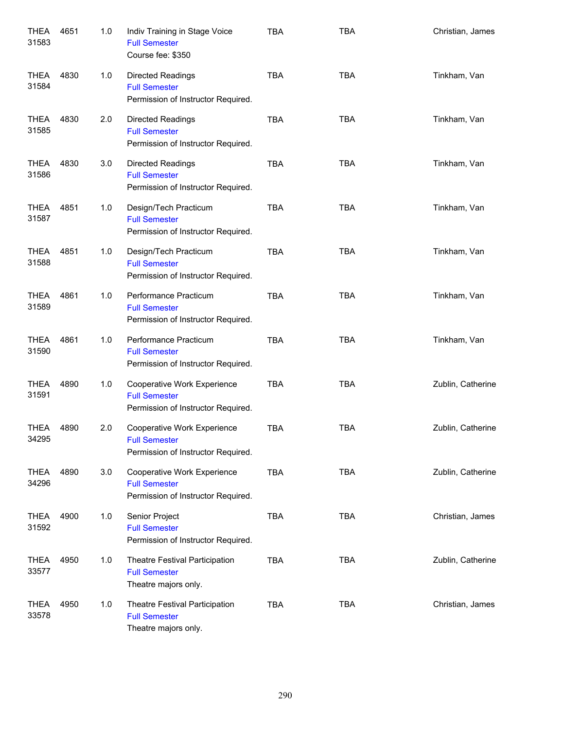| | | | | | | |
|---|---|---|---|---|---|---|
| THEA 31583 | 4651 | 1.0 | Indiv Training in Stage Voice<br>Full Semester<br>Course fee: $350 | TBA | TBA | Christian, James |
| THEA 31584 | 4830 | 1.0 | Directed Readings<br>Full Semester<br>Permission of Instructor Required. | TBA | TBA | Tinkham, Van |
| THEA 31585 | 4830 | 2.0 | Directed Readings<br>Full Semester<br>Permission of Instructor Required. | TBA | TBA | Tinkham, Van |
| THEA 31586 | 4830 | 3.0 | Directed Readings<br>Full Semester<br>Permission of Instructor Required. | TBA | TBA | Tinkham, Van |
| THEA 31587 | 4851 | 1.0 | Design/Tech Practicum<br>Full Semester<br>Permission of Instructor Required. | TBA | TBA | Tinkham, Van |
| THEA 31588 | 4851 | 1.0 | Design/Tech Practicum<br>Full Semester<br>Permission of Instructor Required. | TBA | TBA | Tinkham, Van |
| THEA 31589 | 4861 | 1.0 | Performance Practicum<br>Full Semester<br>Permission of Instructor Required. | TBA | TBA | Tinkham, Van |
| THEA 31590 | 4861 | 1.0 | Performance Practicum<br>Full Semester<br>Permission of Instructor Required. | TBA | TBA | Tinkham, Van |
| THEA 31591 | 4890 | 1.0 | Cooperative Work Experience<br>Full Semester<br>Permission of Instructor Required. | TBA | TBA | Zublin, Catherine |
| THEA 34295 | 4890 | 2.0 | Cooperative Work Experience<br>Full Semester<br>Permission of Instructor Required. | TBA | TBA | Zublin, Catherine |
| THEA 34296 | 4890 | 3.0 | Cooperative Work Experience<br>Full Semester<br>Permission of Instructor Required. | TBA | TBA | Zublin, Catherine |
| THEA 31592 | 4900 | 1.0 | Senior Project<br>Full Semester<br>Permission of Instructor Required. | TBA | TBA | Christian, James |
| THEA 33577 | 4950 | 1.0 | Theatre Festival Participation<br>Full Semester<br>Theatre majors only. | TBA | TBA | Zublin, Catherine |
| THEA 33578 | 4950 | 1.0 | Theatre Festival Participation<br>Full Semester<br>Theatre majors only. | TBA | TBA | Christian, James |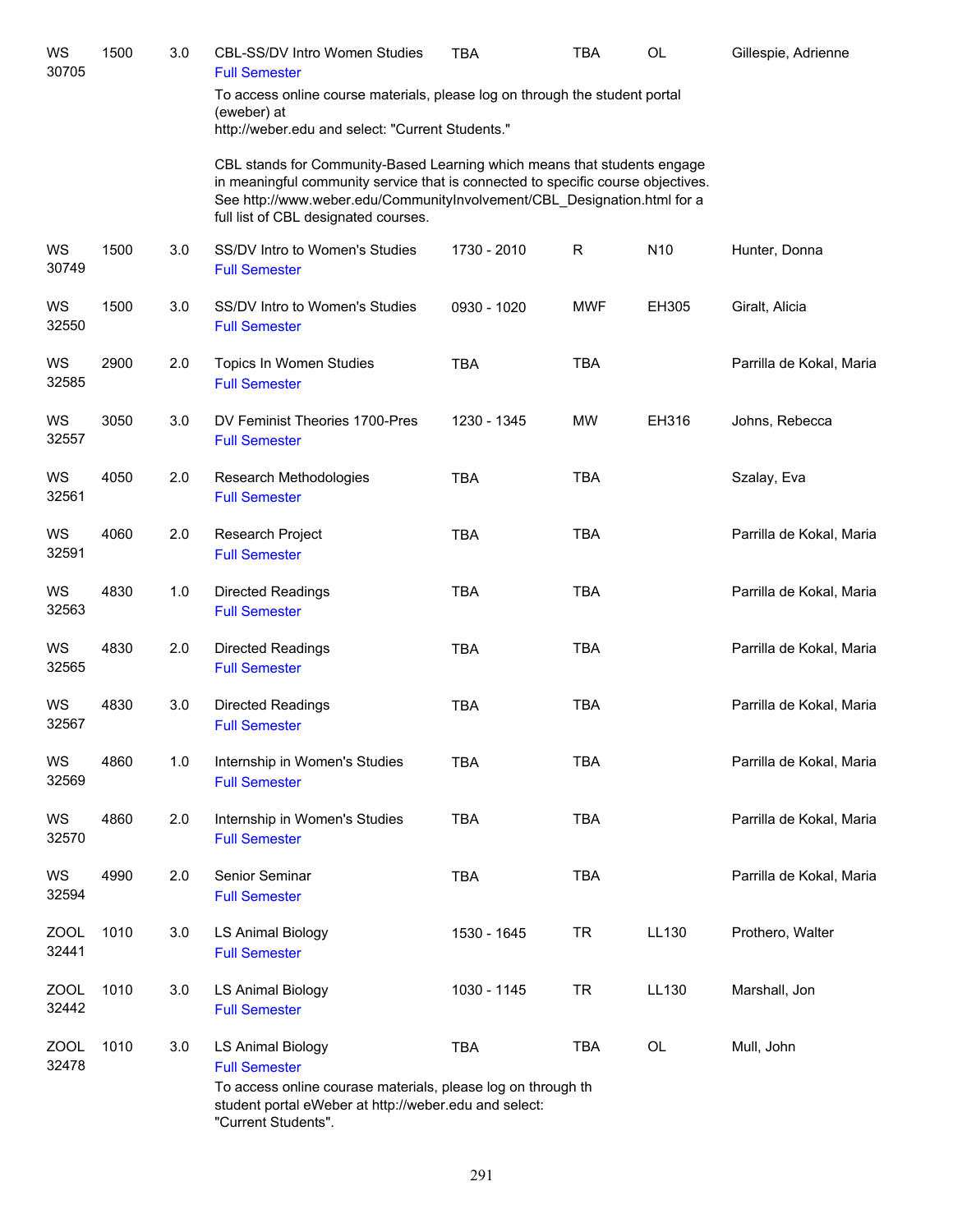| Subject / CRN | Course | Credits | Title | Time | Days | Room | Instructor |
|---|---|---|---|---|---|---|---|
| WS 30705 | 1500 | 3.0 | CBL-SS/DV Intro Women Studies<br>Full Semester<br>To access online course materials, please log on through the student portal (eweber) at http://weber.edu and select: "Current Students."<br><br>CBL stands for Community-Based Learning which means that students engage in meaningful community service that is connected to specific course objectives. See http://www.weber.edu/CommunityInvolvement/CBL_Designation.html for a full list of CBL designated courses. | TBA | TBA | OL | Gillespie, Adrienne |
| WS 30749 | 1500 | 3.0 | SS/DV Intro to Women's Studies<br>Full Semester | 1730 - 2010 | R | N10 | Hunter, Donna |
| WS 32550 | 1500 | 3.0 | SS/DV Intro to Women's Studies<br>Full Semester | 0930 - 1020 | MWF | EH305 | Giralt, Alicia |
| WS 32585 | 2900 | 2.0 | Topics In Women Studies<br>Full Semester | TBA | TBA | | Parrilla de Kokal, Maria |
| WS 32557 | 3050 | 3.0 | DV Feminist Theories 1700-Pres<br>Full Semester | 1230 - 1345 | MW | EH316 | Johns, Rebecca |
| WS 32561 | 4050 | 2.0 | Research Methodologies<br>Full Semester | TBA | TBA | | Szalay, Eva |
| WS 32591 | 4060 | 2.0 | Research Project<br>Full Semester | TBA | TBA | | Parrilla de Kokal, Maria |
| WS 32563 | 4830 | 1.0 | Directed Readings<br>Full Semester | TBA | TBA | | Parrilla de Kokal, Maria |
| WS 32565 | 4830 | 2.0 | Directed Readings<br>Full Semester | TBA | TBA | | Parrilla de Kokal, Maria |
| WS 32567 | 4830 | 3.0 | Directed Readings<br>Full Semester | TBA | TBA | | Parrilla de Kokal, Maria |
| WS 32569 | 4860 | 1.0 | Internship in Women's Studies<br>Full Semester | TBA | TBA | | Parrilla de Kokal, Maria |
| WS 32570 | 4860 | 2.0 | Internship in Women's Studies<br>Full Semester | TBA | TBA | | Parrilla de Kokal, Maria |
| WS 32594 | 4990 | 2.0 | Senior Seminar<br>Full Semester | TBA | TBA | | Parrilla de Kokal, Maria |
| ZOOL 32441 | 1010 | 3.0 | LS Animal Biology<br>Full Semester | 1530 - 1645 | TR | LL130 | Prothero, Walter |
| ZOOL 32442 | 1010 | 3.0 | LS Animal Biology<br>Full Semester | 1030 - 1145 | TR | LL130 | Marshall, Jon |
| ZOOL 32478 | 1010 | 3.0 | LS Animal Biology<br>Full Semester<br>To access online courase materials, please log on through th student portal eWeber at http://weber.edu and select: "Current Students". | TBA | TBA | OL | Mull, John |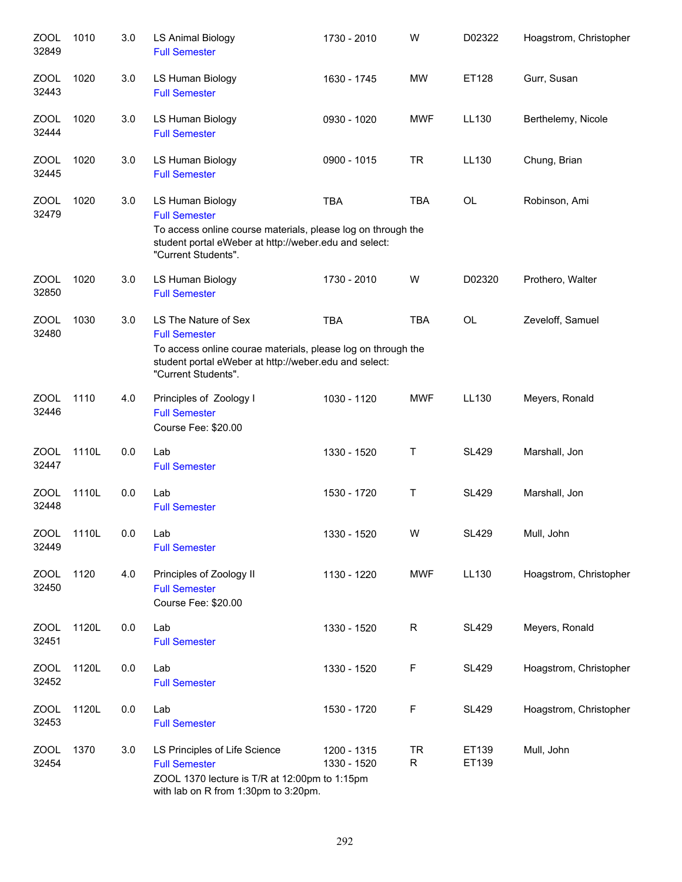| Subject / CRN | Course | Credits | Title | Time | Days | Room | Instructor |
|---|---|---|---|---|---|---|---|
| ZOOL 32849 | 1010 | 3.0 | LS Animal Biology<br>Full Semester | 1730 - 2010 | W | D02322 | Hoagstrom, Christopher |
| ZOOL 32443 | 1020 | 3.0 | LS Human Biology<br>Full Semester | 1630 - 1745 | MW | ET128 | Gurr, Susan |
| ZOOL 32444 | 1020 | 3.0 | LS Human Biology<br>Full Semester | 0930 - 1020 | MWF | LL130 | Berthelemy, Nicole |
| ZOOL 32445 | 1020 | 3.0 | LS Human Biology<br>Full Semester | 0900 - 1015 | TR | LL130 | Chung, Brian |
| ZOOL 32479 | 1020 | 3.0 | LS Human Biology<br>Full Semester<br>To access online course materials, please log on through the student portal eWeber at http://weber.edu and select: "Current Students". | TBA | TBA | OL | Robinson, Ami |
| ZOOL 32850 | 1020 | 3.0 | LS Human Biology<br>Full Semester | 1730 - 2010 | W | D02320 | Prothero, Walter |
| ZOOL 32480 | 1030 | 3.0 | LS The Nature of Sex<br>Full Semester<br>To access online courae materials, please log on through the student portal eWeber at http://weber.edu and select: "Current Students". | TBA | TBA | OL | Zeveloff, Samuel |
| ZOOL 32446 | 1110 | 4.0 | Principles of Zoology I<br>Full Semester<br>Course Fee: $20.00 | 1030 - 1120 | MWF | LL130 | Meyers, Ronald |
| ZOOL 32447 | 1110L | 0.0 | Lab<br>Full Semester | 1330 - 1520 | T | SL429 | Marshall, Jon |
| ZOOL 32448 | 1110L | 0.0 | Lab<br>Full Semester | 1530 - 1720 | T | SL429 | Marshall, Jon |
| ZOOL 32449 | 1110L | 0.0 | Lab<br>Full Semester | 1330 - 1520 | W | SL429 | Mull, John |
| ZOOL 32450 | 1120 | 4.0 | Principles of Zoology II<br>Full Semester<br>Course Fee: $20.00 | 1130 - 1220 | MWF | LL130 | Hoagstrom, Christopher |
| ZOOL 32451 | 1120L | 0.0 | Lab<br>Full Semester | 1330 - 1520 | R | SL429 | Meyers, Ronald |
| ZOOL 32452 | 1120L | 0.0 | Lab<br>Full Semester | 1330 - 1520 | F | SL429 | Hoagstrom, Christopher |
| ZOOL 32453 | 1120L | 0.0 | Lab<br>Full Semester | 1530 - 1720 | F | SL429 | Hoagstrom, Christopher |
| ZOOL 32454 | 1370 | 3.0 | LS Principles of Life Science<br>Full Semester<br>ZOOL 1370 lecture is T/R at 12:00pm to 1:15pm with lab on R from 1:30pm to 3:20pm. | 1200 - 1315<br>1330 - 1520 | TR<br>R | ET139<br>ET139 | Mull, John |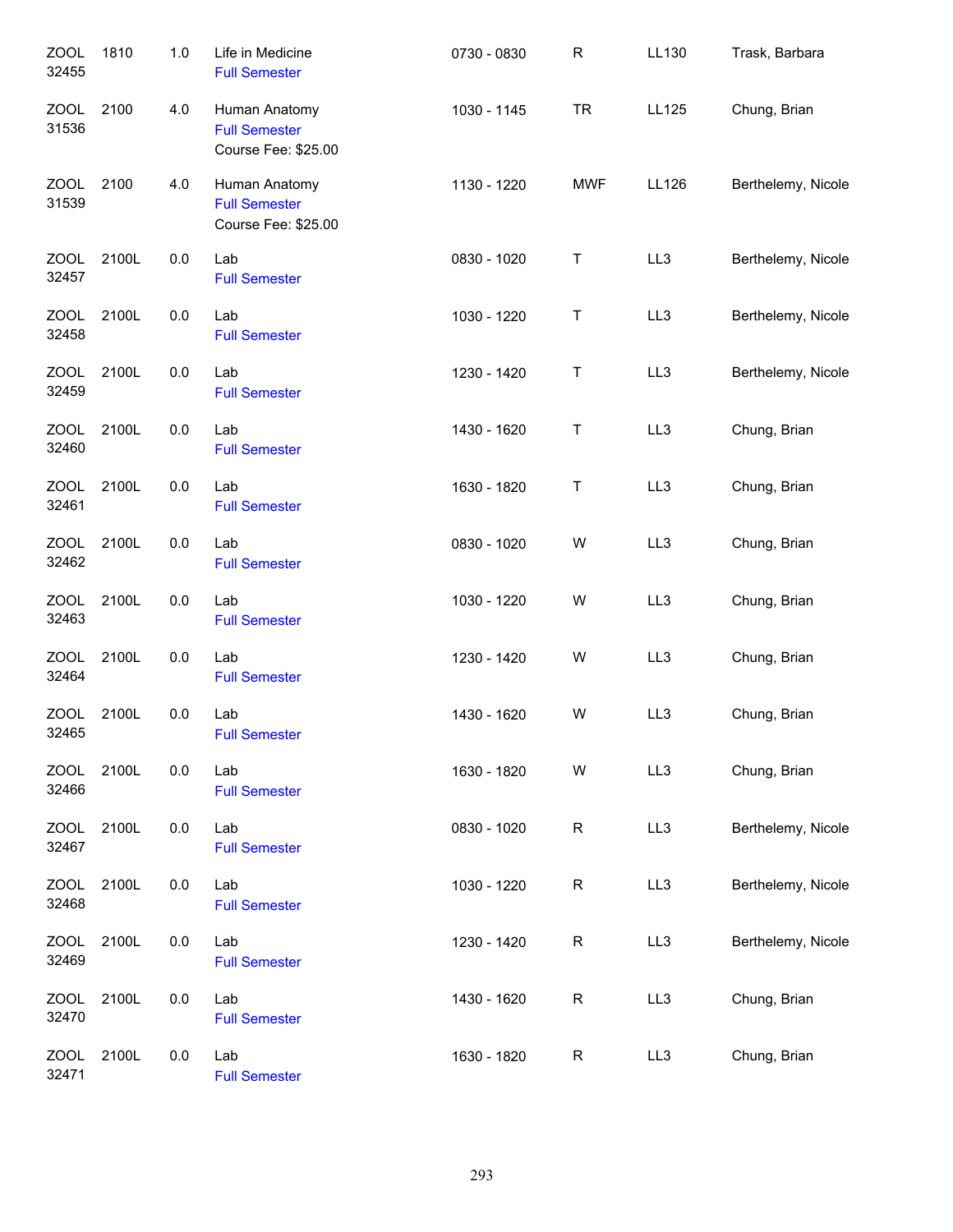| | | | | | | | |
|---|---|---|---|---|---|---|---|
| ZOOL 32455 | 1810 | 1.0 | Life in Medicine<br>Full Semester | 0730 - 0830 | R | LL130 | Trask, Barbara |
| ZOOL 31536 | 2100 | 4.0 | Human Anatomy<br>Full Semester<br>Course Fee: $25.00 | 1030 - 1145 | TR | LL125 | Chung, Brian |
| ZOOL 31539 | 2100 | 4.0 | Human Anatomy<br>Full Semester<br>Course Fee: $25.00 | 1130 - 1220 | MWF | LL126 | Berthelemy, Nicole |
| ZOOL 32457 | 2100L | 0.0 | Lab<br>Full Semester | 0830 - 1020 | T | LL3 | Berthelemy, Nicole |
| ZOOL 32458 | 2100L | 0.0 | Lab<br>Full Semester | 1030 - 1220 | T | LL3 | Berthelemy, Nicole |
| ZOOL 32459 | 2100L | 0.0 | Lab<br>Full Semester | 1230 - 1420 | T | LL3 | Berthelemy, Nicole |
| ZOOL 32460 | 2100L | 0.0 | Lab<br>Full Semester | 1430 - 1620 | T | LL3 | Chung, Brian |
| ZOOL 32461 | 2100L | 0.0 | Lab<br>Full Semester | 1630 - 1820 | T | LL3 | Chung, Brian |
| ZOOL 32462 | 2100L | 0.0 | Lab<br>Full Semester | 0830 - 1020 | W | LL3 | Chung, Brian |
| ZOOL 32463 | 2100L | 0.0 | Lab<br>Full Semester | 1030 - 1220 | W | LL3 | Chung, Brian |
| ZOOL 32464 | 2100L | 0.0 | Lab<br>Full Semester | 1230 - 1420 | W | LL3 | Chung, Brian |
| ZOOL 32465 | 2100L | 0.0 | Lab<br>Full Semester | 1430 - 1620 | W | LL3 | Chung, Brian |
| ZOOL 32466 | 2100L | 0.0 | Lab<br>Full Semester | 1630 - 1820 | W | LL3 | Chung, Brian |
| ZOOL 32467 | 2100L | 0.0 | Lab<br>Full Semester | 0830 - 1020 | R | LL3 | Berthelemy, Nicole |
| ZOOL 32468 | 2100L | 0.0 | Lab<br>Full Semester | 1030 - 1220 | R | LL3 | Berthelemy, Nicole |
| ZOOL 32469 | 2100L | 0.0 | Lab<br>Full Semester | 1230 - 1420 | R | LL3 | Berthelemy, Nicole |
| ZOOL 32470 | 2100L | 0.0 | Lab<br>Full Semester | 1430 - 1620 | R | LL3 | Chung, Brian |
| ZOOL 32471 | 2100L | 0.0 | Lab<br>Full Semester | 1630 - 1820 | R | LL3 | Chung, Brian |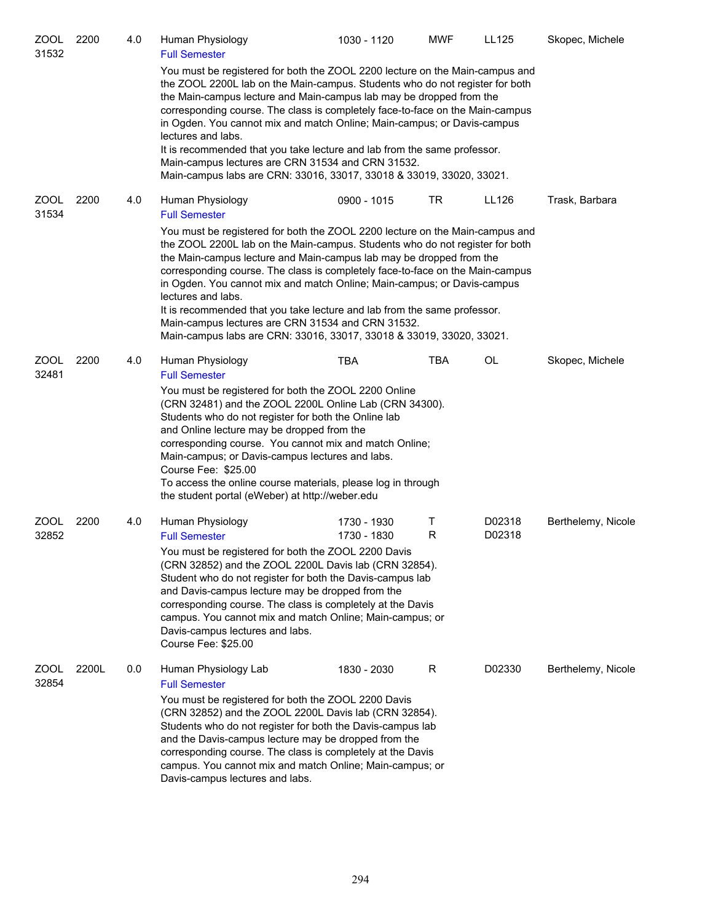| | | | | | | | |
|---|---|---|---|---|---|---|---|
| ZOOL 31532 | 2200 | 4.0 | Human Physiology<br>Full Semester | 1030 - 1120 | MWF | LL125 | Skopec, Michele |

You must be registered for both the ZOOL 2200 lecture on the Main-campus and the ZOOL 2200L lab on the Main-campus. Students who do not register for both the Main-campus lecture and Main-campus lab may be dropped from the corresponding course. The class is completely face-to-face on the Main-campus in Ogden. You cannot mix and match Online; Main-campus; or Davis-campus lectures and labs.
It is recommended that you take lecture and lab from the same professor.
Main-campus lectures are CRN 31534 and CRN 31532.
Main-campus labs are CRN: 33016, 33017, 33018 & 33019, 33020, 33021.

| | | | | | | | |
|---|---|---|---|---|---|---|---|
| ZOOL 31534 | 2200 | 4.0 | Human Physiology<br>Full Semester | 0900 - 1015 | TR | LL126 | Trask, Barbara |

You must be registered for both the ZOOL 2200 lecture on the Main-campus and the ZOOL 2200L lab on the Main-campus. Students who do not register for both the Main-campus lecture and Main-campus lab may be dropped from the corresponding course. The class is completely face-to-face on the Main-campus in Ogden. You cannot mix and match Online; Main-campus; or Davis-campus lectures and labs.
It is recommended that you take lecture and lab from the same professor.
Main-campus lectures are CRN 31534 and CRN 31532.
Main-campus labs are CRN: 33016, 33017, 33018 & 33019, 33020, 33021.

| | | | | | | | |
|---|---|---|---|---|---|---|---|
| ZOOL 32481 | 2200 | 4.0 | Human Physiology<br>Full Semester | TBA | TBA | OL | Skopec, Michele |

You must be registered for both the ZOOL 2200 Online (CRN 32481) and the ZOOL 2200L Online Lab (CRN 34300). Students who do not register for both the Online lab and Online lecture may be dropped from the corresponding course. You cannot mix and match Online; Main-campus; or Davis-campus lectures and labs.
Course Fee: $25.00
To access the online course materials, please log in through the student portal (eWeber) at http://weber.edu

| | | | | | | | |
|---|---|---|---|---|---|---|---|
| ZOOL 32852 | 2200 | 4.0 | Human Physiology<br>Full Semester | 1730 - 1930<br>1730 - 1830 | T<br>R | D02318<br>D02318 | Berthelemy, Nicole |

You must be registered for both the ZOOL 2200 Davis (CRN 32852) and the ZOOL 2200L Davis lab (CRN 32854). Student who do not register for both the Davis-campus lab and Davis-campus lecture may be dropped from the corresponding course. The class is completely at the Davis campus. You cannot mix and match Online; Main-campus; or Davis-campus lectures and labs.
Course Fee: $25.00

| | | | | | | | |
|---|---|---|---|---|---|---|---|
| ZOOL 32854 | 2200L | 0.0 | Human Physiology Lab<br>Full Semester | 1830 - 2030 | R | D02330 | Berthelemy, Nicole |

You must be registered for both the ZOOL 2200 Davis (CRN 32852) and the ZOOL 2200L Davis lab (CRN 32854). Students who do not register for both the Davis-campus lab and the Davis-campus lecture may be dropped from the corresponding course. The class is completely at the Davis campus. You cannot mix and match Online; Main-campus; or Davis-campus lectures and labs.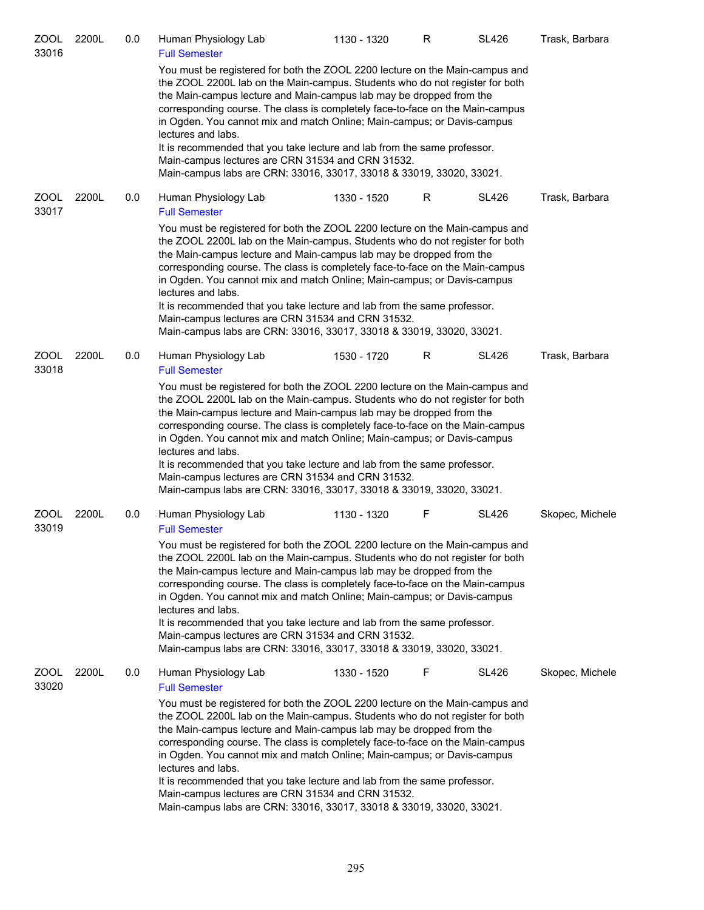| ZOOL 33016 | 2200L | 0.0 | Human Physiology Lab | 1130 - 1320 | R | SL426 | Trask, Barbara |
|---|---|---|---|---|---|---|---|

Full Semester

You must be registered for both the ZOOL 2200 lecture on the Main-campus and the ZOOL 2200L lab on the Main-campus. Students who do not register for both the Main-campus lecture and Main-campus lab may be dropped from the corresponding course. The class is completely face-to-face on the Main-campus in Ogden. You cannot mix and match Online; Main-campus; or Davis-campus lectures and labs.
It is recommended that you take lecture and lab from the same professor.
Main-campus lectures are CRN 31534 and CRN 31532.
Main-campus labs are CRN: 33016, 33017, 33018 & 33019, 33020, 33021.

| ZOOL 33017 | 2200L | 0.0 | Human Physiology Lab | 1330 - 1520 | R | SL426 | Trask, Barbara |
|---|---|---|---|---|---|---|---|

Full Semester

You must be registered for both the ZOOL 2200 lecture on the Main-campus and the ZOOL 2200L lab on the Main-campus. Students who do not register for both the Main-campus lecture and Main-campus lab may be dropped from the corresponding course. The class is completely face-to-face on the Main-campus in Ogden. You cannot mix and match Online; Main-campus; or Davis-campus lectures and labs.
It is recommended that you take lecture and lab from the same professor.
Main-campus lectures are CRN 31534 and CRN 31532.
Main-campus labs are CRN: 33016, 33017, 33018 & 33019, 33020, 33021.

| ZOOL 33018 | 2200L | 0.0 | Human Physiology Lab | 1530 - 1720 | R | SL426 | Trask, Barbara |
|---|---|---|---|---|---|---|---|

Full Semester

You must be registered for both the ZOOL 2200 lecture on the Main-campus and the ZOOL 2200L lab on the Main-campus. Students who do not register for both the Main-campus lecture and Main-campus lab may be dropped from the corresponding course. The class is completely face-to-face on the Main-campus in Ogden. You cannot mix and match Online; Main-campus; or Davis-campus lectures and labs.
It is recommended that you take lecture and lab from the same professor.
Main-campus lectures are CRN 31534 and CRN 31532.
Main-campus labs are CRN: 33016, 33017, 33018 & 33019, 33020, 33021.

| ZOOL 33019 | 2200L | 0.0 | Human Physiology Lab | 1130 - 1320 | F | SL426 | Skopec, Michele |
|---|---|---|---|---|---|---|---|

Full Semester

You must be registered for both the ZOOL 2200 lecture on the Main-campus and the ZOOL 2200L lab on the Main-campus. Students who do not register for both the Main-campus lecture and Main-campus lab may be dropped from the corresponding course. The class is completely face-to-face on the Main-campus in Ogden. You cannot mix and match Online; Main-campus; or Davis-campus lectures and labs.
It is recommended that you take lecture and lab from the same professor.
Main-campus lectures are CRN 31534 and CRN 31532.
Main-campus labs are CRN: 33016, 33017, 33018 & 33019, 33020, 33021.

| ZOOL 33020 | 2200L | 0.0 | Human Physiology Lab | 1330 - 1520 | F | SL426 | Skopec, Michele |
|---|---|---|---|---|---|---|---|

Full Semester

You must be registered for both the ZOOL 2200 lecture on the Main-campus and the ZOOL 2200L lab on the Main-campus. Students who do not register for both the Main-campus lecture and Main-campus lab may be dropped from the corresponding course. The class is completely face-to-face on the Main-campus in Ogden. You cannot mix and match Online; Main-campus; or Davis-campus lectures and labs.
It is recommended that you take lecture and lab from the same professor.
Main-campus lectures are CRN 31534 and CRN 31532.
Main-campus labs are CRN: 33016, 33017, 33018 & 33019, 33020, 33021.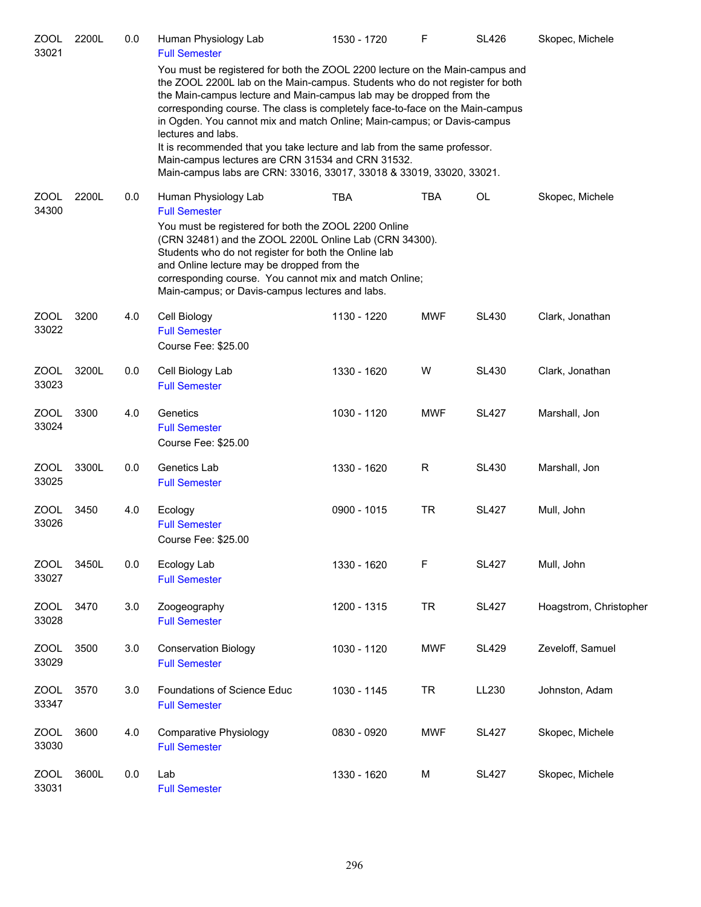| Subject / CRN | Course | Credits | Title | Time | Days | Room | Instructor |
|---|---|---|---|---|---|---|---|
| ZOOL 33021 | 2200L | 0.0 | Human Physiology Lab<br>Full Semester<br>You must be registered for both the ZOOL 2200 lecture on the Main-campus and the ZOOL 2200L lab on the Main-campus. Students who do not register for both the Main-campus lecture and Main-campus lab may be dropped from the corresponding course. The class is completely face-to-face on the Main-campus in Ogden. You cannot mix and match Online; Main-campus; or Davis-campus lectures and labs.<br>It is recommended that you take lecture and lab from the same professor.<br>Main-campus lectures are CRN 31534 and CRN 31532.<br>Main-campus labs are CRN: 33016, 33017, 33018 & 33019, 33020, 33021. | 1530 - 1720 | F | SL426 | Skopec, Michele |
| ZOOL 34300 | 2200L | 0.0 | Human Physiology Lab<br>Full Semester<br>You must be registered for both the ZOOL 2200 Online (CRN 32481) and the ZOOL 2200L Online Lab (CRN 34300). Students who do not register for both the Online lab and Online lecture may be dropped from the corresponding course. You cannot mix and match Online; Main-campus; or Davis-campus lectures and labs. | TBA | TBA | OL | Skopec, Michele |
| ZOOL 33022 | 3200 | 4.0 | Cell Biology<br>Full Semester<br>Course Fee: $25.00 | 1130 - 1220 | MWF | SL430 | Clark, Jonathan |
| ZOOL 33023 | 3200L | 0.0 | Cell Biology Lab<br>Full Semester | 1330 - 1620 | W | SL430 | Clark, Jonathan |
| ZOOL 33024 | 3300 | 4.0 | Genetics<br>Full Semester<br>Course Fee: $25.00 | 1030 - 1120 | MWF | SL427 | Marshall, Jon |
| ZOOL 33025 | 3300L | 0.0 | Genetics Lab<br>Full Semester | 1330 - 1620 | R | SL430 | Marshall, Jon |
| ZOOL 33026 | 3450 | 4.0 | Ecology<br>Full Semester<br>Course Fee: $25.00 | 0900 - 1015 | TR | SL427 | Mull, John |
| ZOOL 33027 | 3450L | 0.0 | Ecology Lab<br>Full Semester | 1330 - 1620 | F | SL427 | Mull, John |
| ZOOL 33028 | 3470 | 3.0 | Zoogeography<br>Full Semester | 1200 - 1315 | TR | SL427 | Hoagstrom, Christopher |
| ZOOL 33029 | 3500 | 3.0 | Conservation Biology<br>Full Semester | 1030 - 1120 | MWF | SL429 | Zeveloff, Samuel |
| ZOOL 33347 | 3570 | 3.0 | Foundations of Science Educ<br>Full Semester | 1030 - 1145 | TR | LL230 | Johnston, Adam |
| ZOOL 33030 | 3600 | 4.0 | Comparative Physiology<br>Full Semester | 0830 - 0920 | MWF | SL427 | Skopec, Michele |
| ZOOL 33031 | 3600L | 0.0 | Lab<br>Full Semester | 1330 - 1620 | M | SL427 | Skopec, Michele |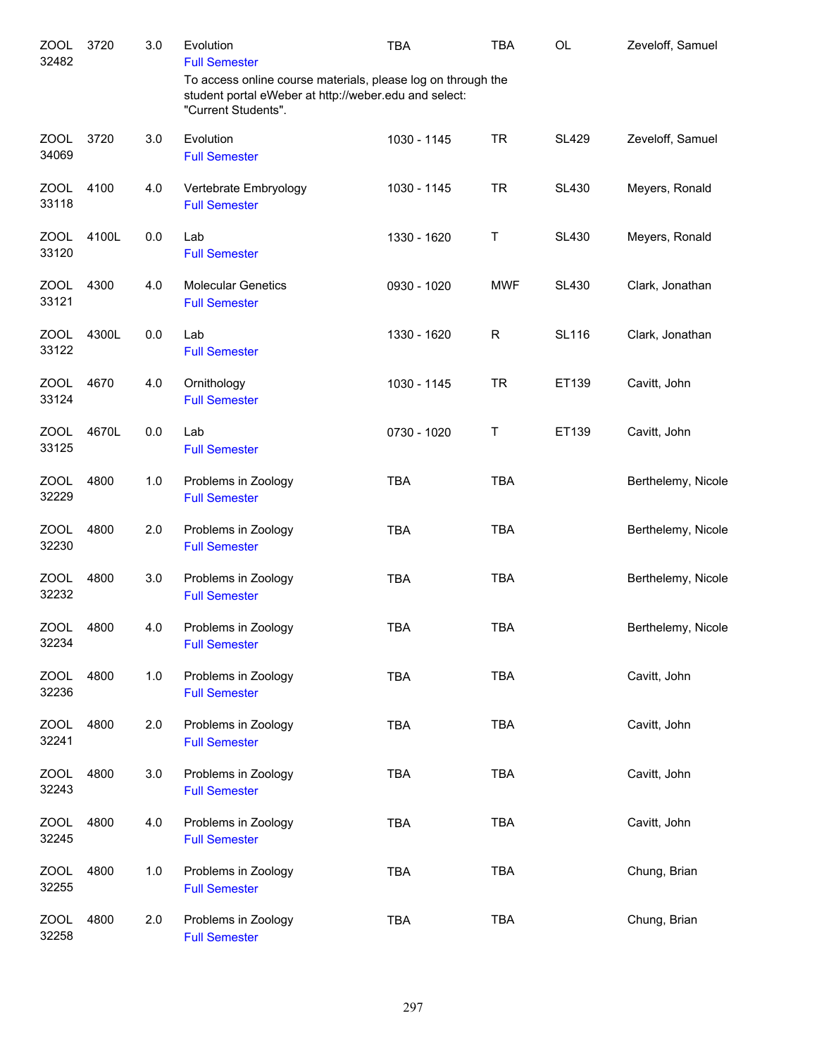| | | | | | | | |
|---|---|---|---|---|---|---|---|
| ZOOL 32482 | 3720 | 3.0 | Evolution<br>Full Semester<br>To access online course materials, please log on through the student portal eWeber at http://weber.edu and select: "Current Students". | TBA | TBA | OL | Zeveloff, Samuel |
| ZOOL 34069 | 3720 | 3.0 | Evolution<br>Full Semester | 1030 - 1145 | TR | SL429 | Zeveloff, Samuel |
| ZOOL 33118 | 4100 | 4.0 | Vertebrate Embryology<br>Full Semester | 1030 - 1145 | TR | SL430 | Meyers, Ronald |
| ZOOL 33120 | 4100L | 0.0 | Lab<br>Full Semester | 1330 - 1620 | T | SL430 | Meyers, Ronald |
| ZOOL 33121 | 4300 | 4.0 | Molecular Genetics<br>Full Semester | 0930 - 1020 | MWF | SL430 | Clark, Jonathan |
| ZOOL 33122 | 4300L | 0.0 | Lab<br>Full Semester | 1330 - 1620 | R | SL116 | Clark, Jonathan |
| ZOOL 33124 | 4670 | 4.0 | Ornithology<br>Full Semester | 1030 - 1145 | TR | ET139 | Cavitt, John |
| ZOOL 33125 | 4670L | 0.0 | Lab<br>Full Semester | 0730 - 1020 | T | ET139 | Cavitt, John |
| ZOOL 32229 | 4800 | 1.0 | Problems in Zoology<br>Full Semester | TBA | TBA | | Berthelemy, Nicole |
| ZOOL 32230 | 4800 | 2.0 | Problems in Zoology<br>Full Semester | TBA | TBA | | Berthelemy, Nicole |
| ZOOL 32232 | 4800 | 3.0 | Problems in Zoology<br>Full Semester | TBA | TBA | | Berthelemy, Nicole |
| ZOOL 32234 | 4800 | 4.0 | Problems in Zoology<br>Full Semester | TBA | TBA | | Berthelemy, Nicole |
| ZOOL 32236 | 4800 | 1.0 | Problems in Zoology<br>Full Semester | TBA | TBA | | Cavitt, John |
| ZOOL 32241 | 4800 | 2.0 | Problems in Zoology<br>Full Semester | TBA | TBA | | Cavitt, John |
| ZOOL 32243 | 4800 | 3.0 | Problems in Zoology<br>Full Semester | TBA | TBA | | Cavitt, John |
| ZOOL 32245 | 4800 | 4.0 | Problems in Zoology<br>Full Semester | TBA | TBA | | Cavitt, John |
| ZOOL 32255 | 4800 | 1.0 | Problems in Zoology<br>Full Semester | TBA | TBA | | Chung, Brian |
| ZOOL 32258 | 4800 | 2.0 | Problems in Zoology<br>Full Semester | TBA | TBA | | Chung, Brian |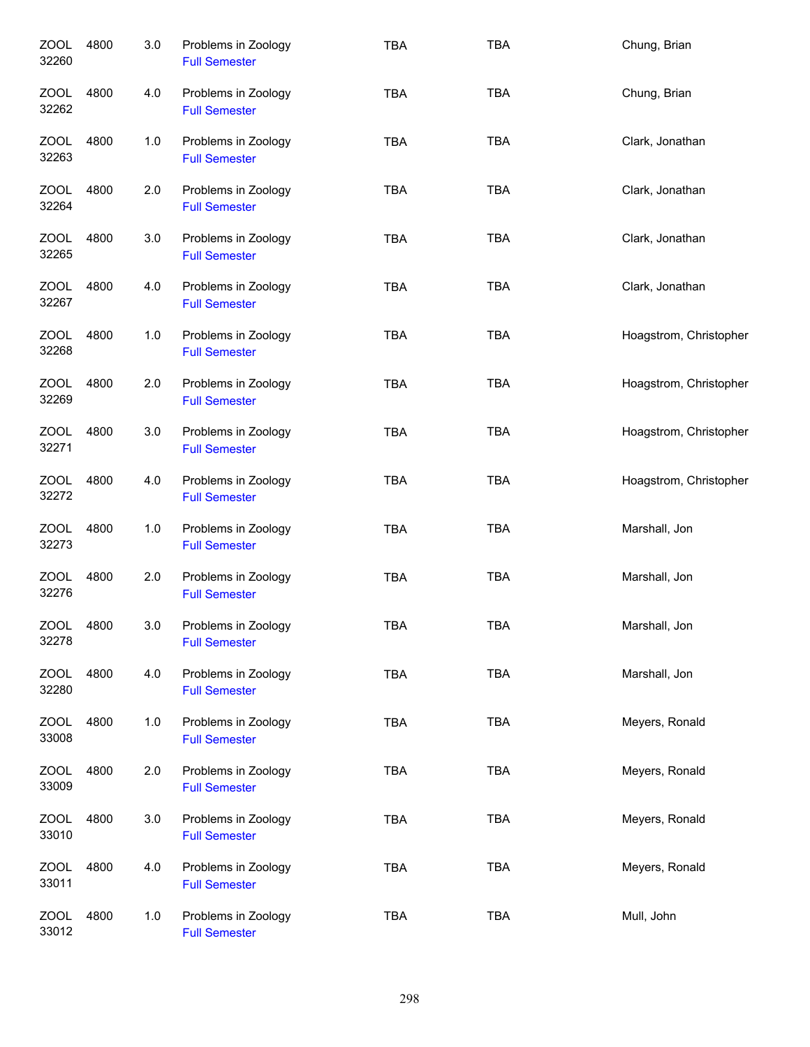| | | | | | | |
|---|---|---|---|---|---|---|
| ZOOL 32260 | 4800 | 3.0 | Problems in Zoology<br>Full Semester | TBA | TBA | Chung, Brian |
| ZOOL 32262 | 4800 | 4.0 | Problems in Zoology<br>Full Semester | TBA | TBA | Chung, Brian |
| ZOOL 32263 | 4800 | 1.0 | Problems in Zoology<br>Full Semester | TBA | TBA | Clark, Jonathan |
| ZOOL 32264 | 4800 | 2.0 | Problems in Zoology<br>Full Semester | TBA | TBA | Clark, Jonathan |
| ZOOL 32265 | 4800 | 3.0 | Problems in Zoology<br>Full Semester | TBA | TBA | Clark, Jonathan |
| ZOOL 32267 | 4800 | 4.0 | Problems in Zoology<br>Full Semester | TBA | TBA | Clark, Jonathan |
| ZOOL 32268 | 4800 | 1.0 | Problems in Zoology<br>Full Semester | TBA | TBA | Hoagstrom, Christopher |
| ZOOL 32269 | 4800 | 2.0 | Problems in Zoology<br>Full Semester | TBA | TBA | Hoagstrom, Christopher |
| ZOOL 32271 | 4800 | 3.0 | Problems in Zoology<br>Full Semester | TBA | TBA | Hoagstrom, Christopher |
| ZOOL 32272 | 4800 | 4.0 | Problems in Zoology<br>Full Semester | TBA | TBA | Hoagstrom, Christopher |
| ZOOL 32273 | 4800 | 1.0 | Problems in Zoology<br>Full Semester | TBA | TBA | Marshall, Jon |
| ZOOL 32276 | 4800 | 2.0 | Problems in Zoology<br>Full Semester | TBA | TBA | Marshall, Jon |
| ZOOL 32278 | 4800 | 3.0 | Problems in Zoology<br>Full Semester | TBA | TBA | Marshall, Jon |
| ZOOL 32280 | 4800 | 4.0 | Problems in Zoology<br>Full Semester | TBA | TBA | Marshall, Jon |
| ZOOL 33008 | 4800 | 1.0 | Problems in Zoology<br>Full Semester | TBA | TBA | Meyers, Ronald |
| ZOOL 33009 | 4800 | 2.0 | Problems in Zoology<br>Full Semester | TBA | TBA | Meyers, Ronald |
| ZOOL 33010 | 4800 | 3.0 | Problems in Zoology<br>Full Semester | TBA | TBA | Meyers, Ronald |
| ZOOL 33011 | 4800 | 4.0 | Problems in Zoology<br>Full Semester | TBA | TBA | Meyers, Ronald |
| ZOOL 33012 | 4800 | 1.0 | Problems in Zoology<br>Full Semester | TBA | TBA | Mull, John |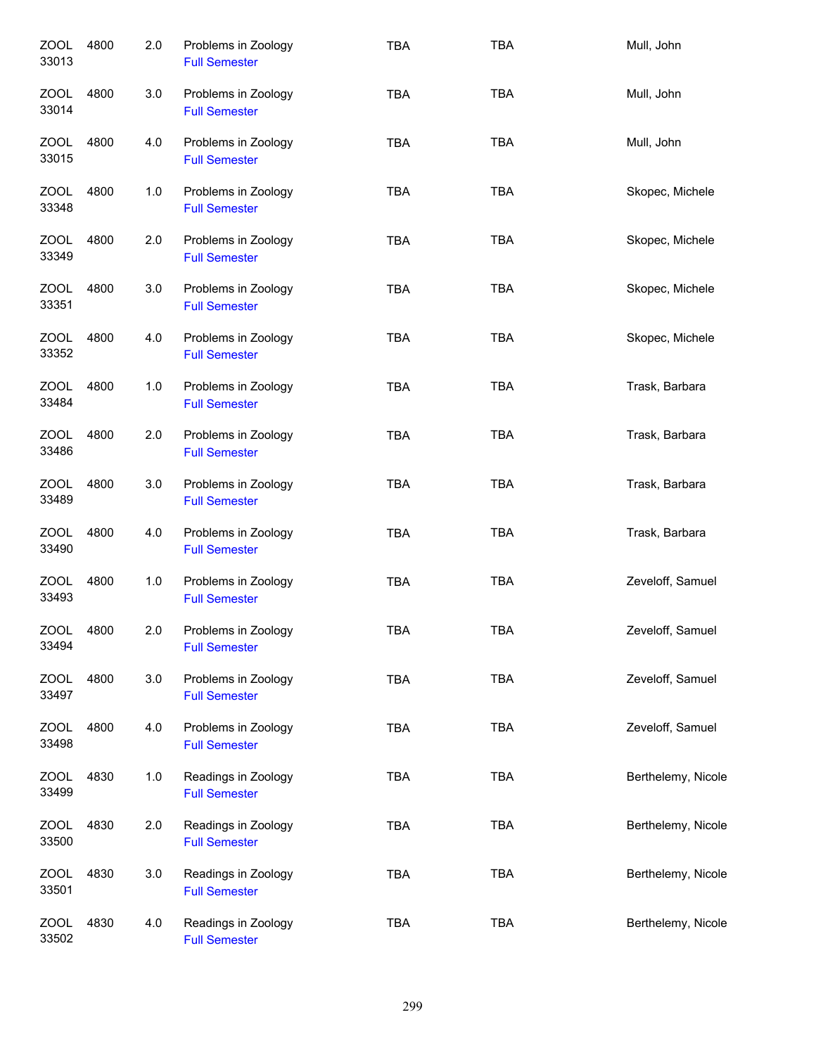| | | | | | | |
|---|---|---|---|---|---|---|
| ZOOL 33013 | 4800 | 2.0 | Problems in Zoology<br>Full Semester | TBA | TBA | Mull, John |
| ZOOL 33014 | 4800 | 3.0 | Problems in Zoology<br>Full Semester | TBA | TBA | Mull, John |
| ZOOL 33015 | 4800 | 4.0 | Problems in Zoology<br>Full Semester | TBA | TBA | Mull, John |
| ZOOL 33348 | 4800 | 1.0 | Problems in Zoology<br>Full Semester | TBA | TBA | Skopec, Michele |
| ZOOL 33349 | 4800 | 2.0 | Problems in Zoology<br>Full Semester | TBA | TBA | Skopec, Michele |
| ZOOL 33351 | 4800 | 3.0 | Problems in Zoology<br>Full Semester | TBA | TBA | Skopec, Michele |
| ZOOL 33352 | 4800 | 4.0 | Problems in Zoology<br>Full Semester | TBA | TBA | Skopec, Michele |
| ZOOL 33484 | 4800 | 1.0 | Problems in Zoology<br>Full Semester | TBA | TBA | Trask, Barbara |
| ZOOL 33486 | 4800 | 2.0 | Problems in Zoology<br>Full Semester | TBA | TBA | Trask, Barbara |
| ZOOL 33489 | 4800 | 3.0 | Problems in Zoology<br>Full Semester | TBA | TBA | Trask, Barbara |
| ZOOL 33490 | 4800 | 4.0 | Problems in Zoology<br>Full Semester | TBA | TBA | Trask, Barbara |
| ZOOL 33493 | 4800 | 1.0 | Problems in Zoology<br>Full Semester | TBA | TBA | Zeveloff, Samuel |
| ZOOL 33494 | 4800 | 2.0 | Problems in Zoology<br>Full Semester | TBA | TBA | Zeveloff, Samuel |
| ZOOL 33497 | 4800 | 3.0 | Problems in Zoology<br>Full Semester | TBA | TBA | Zeveloff, Samuel |
| ZOOL 33498 | 4800 | 4.0 | Problems in Zoology<br>Full Semester | TBA | TBA | Zeveloff, Samuel |
| ZOOL 33499 | 4830 | 1.0 | Readings in Zoology<br>Full Semester | TBA | TBA | Berthelemy, Nicole |
| ZOOL 33500 | 4830 | 2.0 | Readings in Zoology<br>Full Semester | TBA | TBA | Berthelemy, Nicole |
| ZOOL 33501 | 4830 | 3.0 | Readings in Zoology<br>Full Semester | TBA | TBA | Berthelemy, Nicole |
| ZOOL 33502 | 4830 | 4.0 | Readings in Zoology<br>Full Semester | TBA | TBA | Berthelemy, Nicole |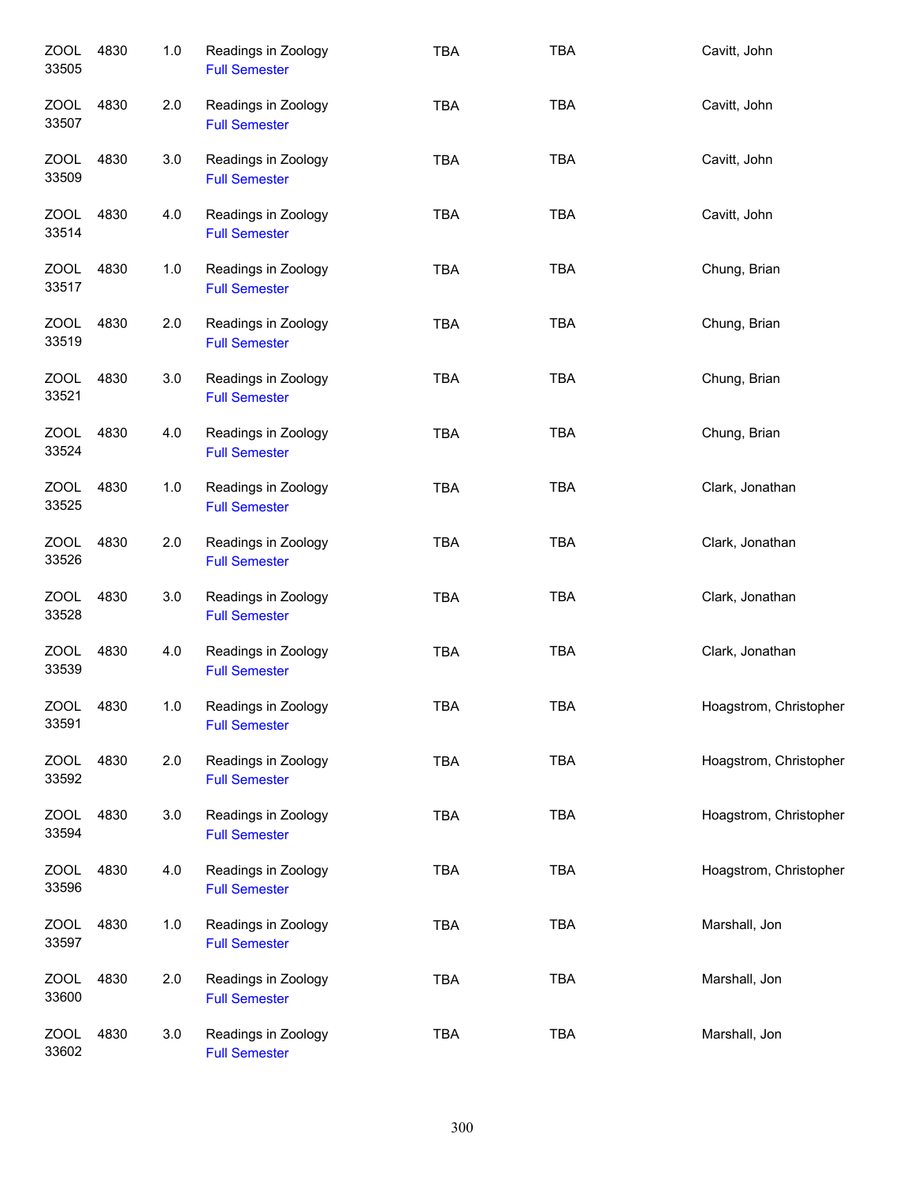| | | | | | | |
|---|---|---|---|---|---|---|
| ZOOL 33505 | 4830 | 1.0 | Readings in Zoology Full Semester | TBA | TBA | Cavitt, John |
| ZOOL 33507 | 4830 | 2.0 | Readings in Zoology Full Semester | TBA | TBA | Cavitt, John |
| ZOOL 33509 | 4830 | 3.0 | Readings in Zoology Full Semester | TBA | TBA | Cavitt, John |
| ZOOL 33514 | 4830 | 4.0 | Readings in Zoology Full Semester | TBA | TBA | Cavitt, John |
| ZOOL 33517 | 4830 | 1.0 | Readings in Zoology Full Semester | TBA | TBA | Chung, Brian |
| ZOOL 33519 | 4830 | 2.0 | Readings in Zoology Full Semester | TBA | TBA | Chung, Brian |
| ZOOL 33521 | 4830 | 3.0 | Readings in Zoology Full Semester | TBA | TBA | Chung, Brian |
| ZOOL 33524 | 4830 | 4.0 | Readings in Zoology Full Semester | TBA | TBA | Chung, Brian |
| ZOOL 33525 | 4830 | 1.0 | Readings in Zoology Full Semester | TBA | TBA | Clark, Jonathan |
| ZOOL 33526 | 4830 | 2.0 | Readings in Zoology Full Semester | TBA | TBA | Clark, Jonathan |
| ZOOL 33528 | 4830 | 3.0 | Readings in Zoology Full Semester | TBA | TBA | Clark, Jonathan |
| ZOOL 33539 | 4830 | 4.0 | Readings in Zoology Full Semester | TBA | TBA | Clark, Jonathan |
| ZOOL 33591 | 4830 | 1.0 | Readings in Zoology Full Semester | TBA | TBA | Hoagstrom, Christopher |
| ZOOL 33592 | 4830 | 2.0 | Readings in Zoology Full Semester | TBA | TBA | Hoagstrom, Christopher |
| ZOOL 33594 | 4830 | 3.0 | Readings in Zoology Full Semester | TBA | TBA | Hoagstrom, Christopher |
| ZOOL 33596 | 4830 | 4.0 | Readings in Zoology Full Semester | TBA | TBA | Hoagstrom, Christopher |
| ZOOL 33597 | 4830 | 1.0 | Readings in Zoology Full Semester | TBA | TBA | Marshall, Jon |
| ZOOL 33600 | 4830 | 2.0 | Readings in Zoology Full Semester | TBA | TBA | Marshall, Jon |
| ZOOL 33602 | 4830 | 3.0 | Readings in Zoology Full Semester | TBA | TBA | Marshall, Jon |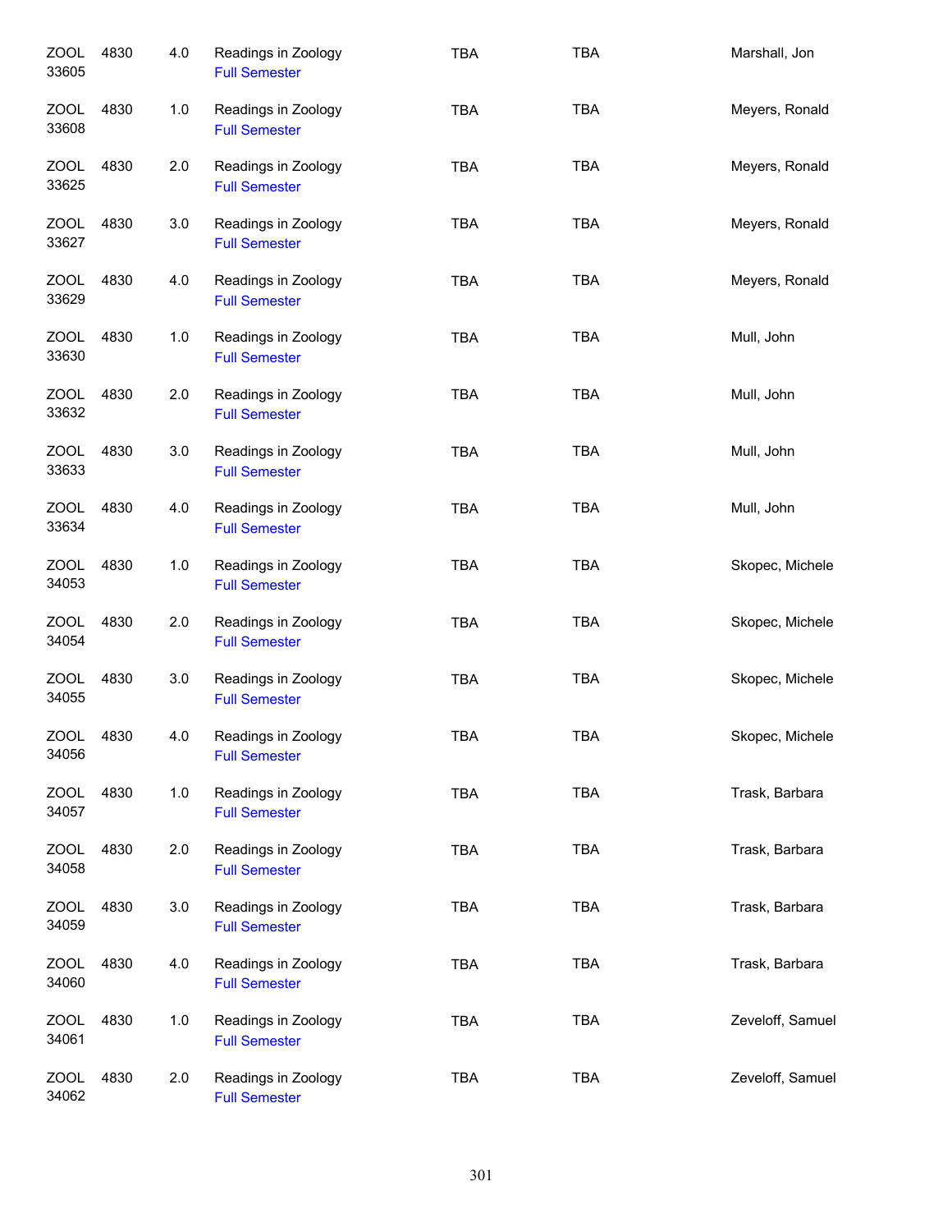| | | | | | | |
|---|---|---|---|---|---|---|
| ZOOL 33605 | 4830 | 4.0 | Readings in Zoology Full Semester | TBA | TBA | Marshall, Jon |
| ZOOL 33608 | 4830 | 1.0 | Readings in Zoology Full Semester | TBA | TBA | Meyers, Ronald |
| ZOOL 33625 | 4830 | 2.0 | Readings in Zoology Full Semester | TBA | TBA | Meyers, Ronald |
| ZOOL 33627 | 4830 | 3.0 | Readings in Zoology Full Semester | TBA | TBA | Meyers, Ronald |
| ZOOL 33629 | 4830 | 4.0 | Readings in Zoology Full Semester | TBA | TBA | Meyers, Ronald |
| ZOOL 33630 | 4830 | 1.0 | Readings in Zoology Full Semester | TBA | TBA | Mull, John |
| ZOOL 33632 | 4830 | 2.0 | Readings in Zoology Full Semester | TBA | TBA | Mull, John |
| ZOOL 33633 | 4830 | 3.0 | Readings in Zoology Full Semester | TBA | TBA | Mull, John |
| ZOOL 33634 | 4830 | 4.0 | Readings in Zoology Full Semester | TBA | TBA | Mull, John |
| ZOOL 34053 | 4830 | 1.0 | Readings in Zoology Full Semester | TBA | TBA | Skopec, Michele |
| ZOOL 34054 | 4830 | 2.0 | Readings in Zoology Full Semester | TBA | TBA | Skopec, Michele |
| ZOOL 34055 | 4830 | 3.0 | Readings in Zoology Full Semester | TBA | TBA | Skopec, Michele |
| ZOOL 34056 | 4830 | 4.0 | Readings in Zoology Full Semester | TBA | TBA | Skopec, Michele |
| ZOOL 34057 | 4830 | 1.0 | Readings in Zoology Full Semester | TBA | TBA | Trask, Barbara |
| ZOOL 34058 | 4830 | 2.0 | Readings in Zoology Full Semester | TBA | TBA | Trask, Barbara |
| ZOOL 34059 | 4830 | 3.0 | Readings in Zoology Full Semester | TBA | TBA | Trask, Barbara |
| ZOOL 34060 | 4830 | 4.0 | Readings in Zoology Full Semester | TBA | TBA | Trask, Barbara |
| ZOOL 34061 | 4830 | 1.0 | Readings in Zoology Full Semester | TBA | TBA | Zeveloff, Samuel |
| ZOOL 34062 | 4830 | 2.0 | Readings in Zoology Full Semester | TBA | TBA | Zeveloff, Samuel |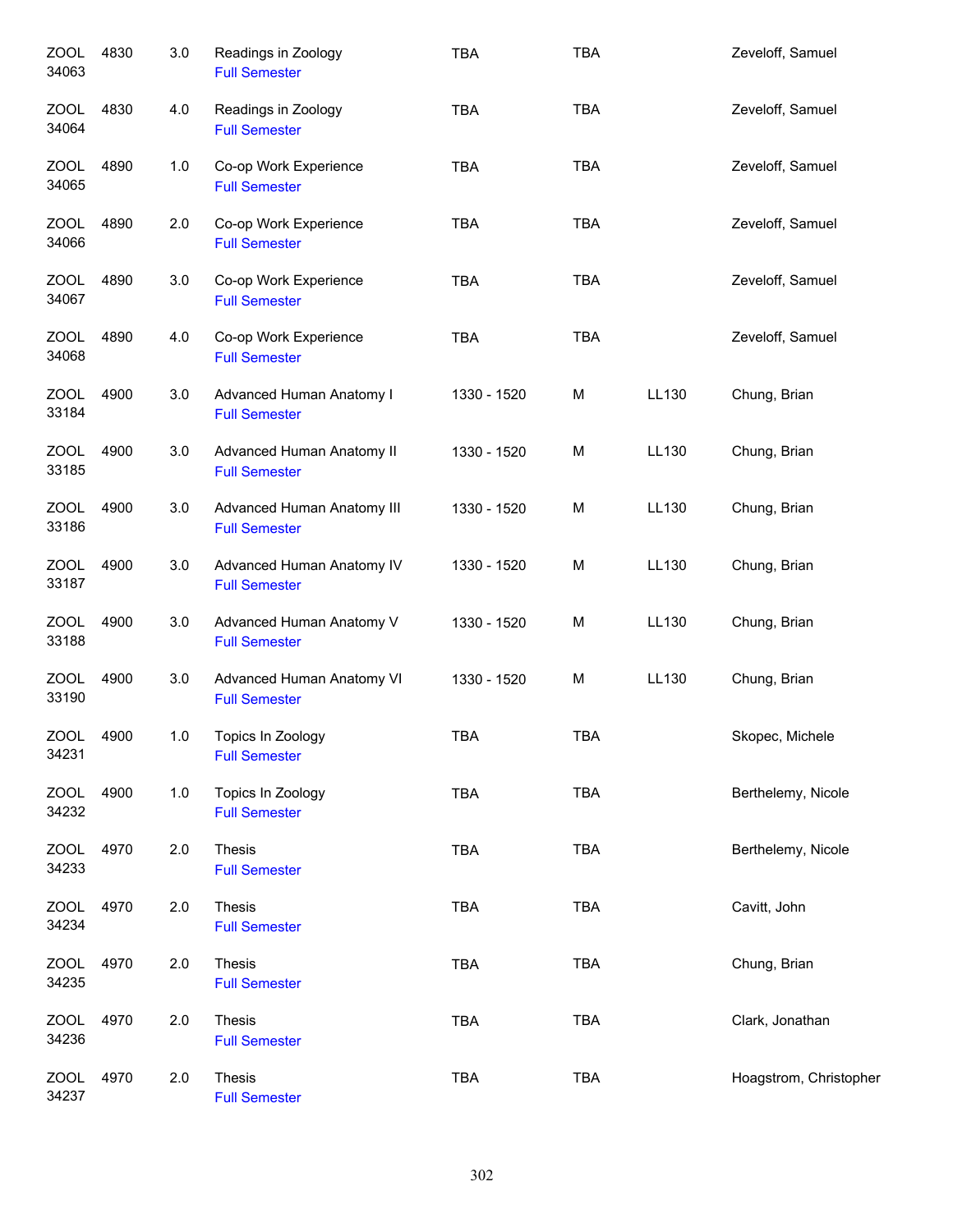| Subject / CRN | Course | Credits | Title | Time | Days | Room | Instructor |
|---|---|---|---|---|---|---|---|
| ZOOL 34063 | 4830 | 3.0 | Readings in Zoology<br>Full Semester | TBA | TBA | | Zeveloff, Samuel |
| ZOOL 34064 | 4830 | 4.0 | Readings in Zoology<br>Full Semester | TBA | TBA | | Zeveloff, Samuel |
| ZOOL 34065 | 4890 | 1.0 | Co-op Work Experience<br>Full Semester | TBA | TBA | | Zeveloff, Samuel |
| ZOOL 34066 | 4890 | 2.0 | Co-op Work Experience<br>Full Semester | TBA | TBA | | Zeveloff, Samuel |
| ZOOL 34067 | 4890 | 3.0 | Co-op Work Experience<br>Full Semester | TBA | TBA | | Zeveloff, Samuel |
| ZOOL 34068 | 4890 | 4.0 | Co-op Work Experience<br>Full Semester | TBA | TBA | | Zeveloff, Samuel |
| ZOOL 33184 | 4900 | 3.0 | Advanced Human Anatomy I<br>Full Semester | 1330 - 1520 | M | LL130 | Chung, Brian |
| ZOOL 33185 | 4900 | 3.0 | Advanced Human Anatomy II<br>Full Semester | 1330 - 1520 | M | LL130 | Chung, Brian |
| ZOOL 33186 | 4900 | 3.0 | Advanced Human Anatomy III<br>Full Semester | 1330 - 1520 | M | LL130 | Chung, Brian |
| ZOOL 33187 | 4900 | 3.0 | Advanced Human Anatomy IV<br>Full Semester | 1330 - 1520 | M | LL130 | Chung, Brian |
| ZOOL 33188 | 4900 | 3.0 | Advanced Human Anatomy V<br>Full Semester | 1330 - 1520 | M | LL130 | Chung, Brian |
| ZOOL 33190 | 4900 | 3.0 | Advanced Human Anatomy VI<br>Full Semester | 1330 - 1520 | M | LL130 | Chung, Brian |
| ZOOL 34231 | 4900 | 1.0 | Topics In Zoology<br>Full Semester | TBA | TBA | | Skopec, Michele |
| ZOOL 34232 | 4900 | 1.0 | Topics In Zoology<br>Full Semester | TBA | TBA | | Berthelemy, Nicole |
| ZOOL 34233 | 4970 | 2.0 | Thesis<br>Full Semester | TBA | TBA | | Berthelemy, Nicole |
| ZOOL 34234 | 4970 | 2.0 | Thesis<br>Full Semester | TBA | TBA | | Cavitt, John |
| ZOOL 34235 | 4970 | 2.0 | Thesis<br>Full Semester | TBA | TBA | | Chung, Brian |
| ZOOL 34236 | 4970 | 2.0 | Thesis<br>Full Semester | TBA | TBA | | Clark, Jonathan |
| ZOOL 34237 | 4970 | 2.0 | Thesis<br>Full Semester | TBA | TBA | | Hoagstrom, Christopher |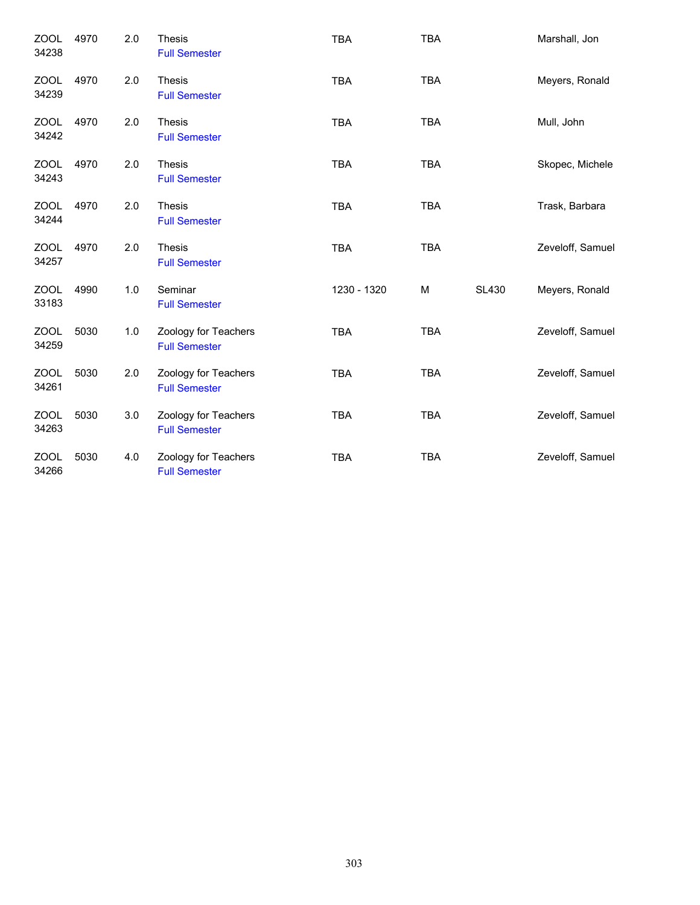| | | | | | | | |
|---|---|---|---|---|---|---|---|
| ZOOL 34238 | 4970 | 2.0 | Thesis<br>Full Semester | TBA | TBA | | Marshall, Jon |
| ZOOL 34239 | 4970 | 2.0 | Thesis<br>Full Semester | TBA | TBA | | Meyers, Ronald |
| ZOOL 34242 | 4970 | 2.0 | Thesis<br>Full Semester | TBA | TBA | | Mull, John |
| ZOOL 34243 | 4970 | 2.0 | Thesis<br>Full Semester | TBA | TBA | | Skopec, Michele |
| ZOOL 34244 | 4970 | 2.0 | Thesis<br>Full Semester | TBA | TBA | | Trask, Barbara |
| ZOOL 34257 | 4970 | 2.0 | Thesis<br>Full Semester | TBA | TBA | | Zeveloff, Samuel |
| ZOOL 33183 | 4990 | 1.0 | Seminar<br>Full Semester | 1230 - 1320 | M | SL430 | Meyers, Ronald |
| ZOOL 34259 | 5030 | 1.0 | Zoology for Teachers<br>Full Semester | TBA | TBA | | Zeveloff, Samuel |
| ZOOL 34261 | 5030 | 2.0 | Zoology for Teachers<br>Full Semester | TBA | TBA | | Zeveloff, Samuel |
| ZOOL 34263 | 5030 | 3.0 | Zoology for Teachers<br>Full Semester | TBA | TBA | | Zeveloff, Samuel |
| ZOOL 34266 | 5030 | 4.0 | Zoology for Teachers<br>Full Semester | TBA | TBA | | Zeveloff, Samuel |